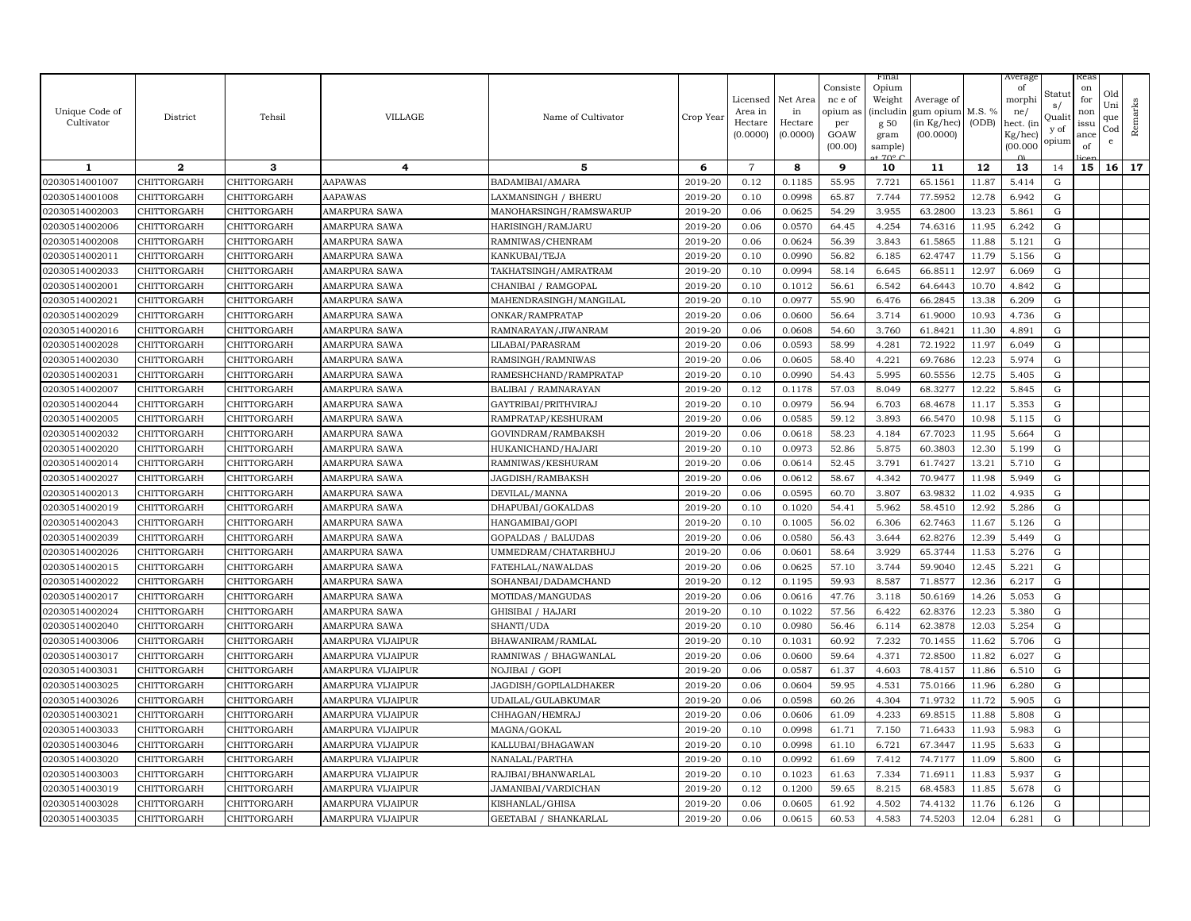| Unique Code of Cultivator | District | Tehsil | VILLAGE | Name of Cultivator | Crop Year | Licensed Area in Hectare (0.0000) | Net Area in Hectare (0.0000) | Consistence of opium as per GOAW (00.00) | Final Opium Weight (including 50 gram sample) at 70° C | Average of gum opium (in Kg/hec) (00.0000) | M.S. % (ODB) | Average of morphine/ hect. (in Kg/hec) (00.0000) | Status/ Quality of opium | Reason for non issuance of licence | Old Unique Code | Remarks |
|---|---|---|---|---|---|---|---|---|---|---|---|---|---|---|---|---|
| 1 | 2 | 3 | 4 | 5 | 6 | 7 | 8 | 9 | 10 | 11 | 12 | 13 | 14 | 15 | 16 | 17 |
| 02030514001007 | CHITTORGARH | CHITTORGARH | AAPAWAS | BADAMIBAI/AMARA | 2019-20 | 0.12 | 0.1185 | 55.95 | 7.721 | 65.1561 | 11.87 | 5.414 | G | | | |
| 02030514001008 | CHITTORGARH | CHITTORGARH | AAPAWAS | LAXMANSINGH / BHERU | 2019-20 | 0.10 | 0.0998 | 65.87 | 7.744 | 77.5952 | 12.78 | 6.942 | G | | | |
| 02030514002003 | CHITTORGARH | CHITTORGARH | AMARPURA SAWA | MANOHARSINGH/RAMSWARUP | 2019-20 | 0.06 | 0.0625 | 54.29 | 3.955 | 63.2800 | 13.23 | 5.861 | G | | | |
| 02030514002006 | CHITTORGARH | CHITTORGARH | AMARPURA SAWA | HARISINGH/RAMJARU | 2019-20 | 0.06 | 0.0570 | 64.45 | 4.254 | 74.6316 | 11.95 | 6.242 | G | | | |
| 02030514002008 | CHITTORGARH | CHITTORGARH | AMARPURA SAWA | RAMNIWAS/CHENRAM | 2019-20 | 0.06 | 0.0624 | 56.39 | 3.843 | 61.5865 | 11.88 | 5.121 | G | | | |
| 02030514002011 | CHITTORGARH | CHITTORGARH | AMARPURA SAWA | KANKUBAI/TEJA | 2019-20 | 0.10 | 0.0990 | 56.82 | 6.185 | 62.4747 | 11.79 | 5.156 | G | | | |
| 02030514002033 | CHITTORGARH | CHITTORGARH | AMARPURA SAWA | TAKHATSINGH/AMRATRAM | 2019-20 | 0.10 | 0.0994 | 58.14 | 6.645 | 66.8511 | 12.97 | 6.069 | G | | | |
| 02030514002001 | CHITTORGARH | CHITTORGARH | AMARPURA SAWA | CHANIBAI / RAMGOPAL | 2019-20 | 0.10 | 0.1012 | 56.61 | 6.542 | 64.6443 | 10.70 | 4.842 | G | | | |
| 02030514002021 | CHITTORGARH | CHITTORGARH | AMARPURA SAWA | MAHENDRASINGH/MANGILAL | 2019-20 | 0.10 | 0.0977 | 55.90 | 6.476 | 66.2845 | 13.38 | 6.209 | G | | | |
| 02030514002029 | CHITTORGARH | CHITTORGARH | AMARPURA SAWA | ONKAR/RAMPRATAP | 2019-20 | 0.06 | 0.0600 | 56.64 | 3.714 | 61.9000 | 10.93 | 4.736 | G | | | |
| 02030514002016 | CHITTORGARH | CHITTORGARH | AMARPURA SAWA | RAMNARAYAN/JIWANRAM | 2019-20 | 0.06 | 0.0608 | 54.60 | 3.760 | 61.8421 | 11.30 | 4.891 | G | | | |
| 02030514002028 | CHITTORGARH | CHITTORGARH | AMARPURA SAWA | LILABAI/PARASRAM | 2019-20 | 0.06 | 0.0593 | 58.99 | 4.281 | 72.1922 | 11.97 | 6.049 | G | | | |
| 02030514002030 | CHITTORGARH | CHITTORGARH | AMARPURA SAWA | RAMSINGH/RAMNIWAS | 2019-20 | 0.06 | 0.0605 | 58.40 | 4.221 | 69.7686 | 12.23 | 5.974 | G | | | |
| 02030514002031 | CHITTORGARH | CHITTORGARH | AMARPURA SAWA | RAMESHCHAND/RAMPRATAP | 2019-20 | 0.10 | 0.0990 | 54.43 | 5.995 | 60.5556 | 12.75 | 5.405 | G | | | |
| 02030514002007 | CHITTORGARH | CHITTORGARH | AMARPURA SAWA | BALIBAI / RAMNARAYAN | 2019-20 | 0.12 | 0.1178 | 57.03 | 8.049 | 68.3277 | 12.22 | 5.845 | G | | | |
| 02030514002044 | CHITTORGARH | CHITTORGARH | AMARPURA SAWA | GAYTRIBAI/PRITHVIRAJ | 2019-20 | 0.10 | 0.0979 | 56.94 | 6.703 | 68.4678 | 11.17 | 5.353 | G | | | |
| 02030514002005 | CHITTORGARH | CHITTORGARH | AMARPURA SAWA | RAMPRATAP/KESHURAM | 2019-20 | 0.06 | 0.0585 | 59.12 | 3.893 | 66.5470 | 10.98 | 5.115 | G | | | |
| 02030514002032 | CHITTORGARH | CHITTORGARH | AMARPURA SAWA | GOVINDRAM/RAMBAKSH | 2019-20 | 0.06 | 0.0618 | 58.23 | 4.184 | 67.7023 | 11.95 | 5.664 | G | | | |
| 02030514002020 | CHITTORGARH | CHITTORGARH | AMARPURA SAWA | HUKANICHAND/HAJARI | 2019-20 | 0.10 | 0.0973 | 52.86 | 5.875 | 60.3803 | 12.30 | 5.199 | G | | | |
| 02030514002014 | CHITTORGARH | CHITTORGARH | AMARPURA SAWA | RAMNIWAS/KESHURAM | 2019-20 | 0.06 | 0.0614 | 52.45 | 3.791 | 61.7427 | 13.21 | 5.710 | G | | | |
| 02030514002027 | CHITTORGARH | CHITTORGARH | AMARPURA SAWA | JAGDISH/RAMBAKSH | 2019-20 | 0.06 | 0.0612 | 58.67 | 4.342 | 70.9477 | 11.98 | 5.949 | G | | | |
| 02030514002013 | CHITTORGARH | CHITTORGARH | AMARPURA SAWA | DEVILAL/MANNA | 2019-20 | 0.06 | 0.0595 | 60.70 | 3.807 | 63.9832 | 11.02 | 4.935 | G | | | |
| 02030514002019 | CHITTORGARH | CHITTORGARH | AMARPURA SAWA | DHAPUBAI/GOKALDAS | 2019-20 | 0.10 | 0.1020 | 54.41 | 5.962 | 58.4510 | 12.92 | 5.286 | G | | | |
| 02030514002043 | CHITTORGARH | CHITTORGARH | AMARPURA SAWA | HANGAMIBAI/GOPI | 2019-20 | 0.10 | 0.1005 | 56.02 | 6.306 | 62.7463 | 11.67 | 5.126 | G | | | |
| 02030514002039 | CHITTORGARH | CHITTORGARH | AMARPURA SAWA | GOPALDAS / BALUDAS | 2019-20 | 0.06 | 0.0580 | 56.43 | 3.644 | 62.8276 | 12.39 | 5.449 | G | | | |
| 02030514002026 | CHITTORGARH | CHITTORGARH | AMARPURA SAWA | UMMEDRAM/CHATARBHUJ | 2019-20 | 0.06 | 0.0601 | 58.64 | 3.929 | 65.3744 | 11.53 | 5.276 | G | | | |
| 02030514002015 | CHITTORGARH | CHITTORGARH | AMARPURA SAWA | FATEHLAL/NAWALDAS | 2019-20 | 0.06 | 0.0625 | 57.10 | 3.744 | 59.9040 | 12.45 | 5.221 | G | | | |
| 02030514002022 | CHITTORGARH | CHITTORGARH | AMARPURA SAWA | SOHANBAI/DADAMCHAND | 2019-20 | 0.12 | 0.1195 | 59.93 | 8.587 | 71.8577 | 12.36 | 6.217 | G | | | |
| 02030514002017 | CHITTORGARH | CHITTORGARH | AMARPURA SAWA | MOTIDAS/MANGUDAS | 2019-20 | 0.06 | 0.0616 | 47.76 | 3.118 | 50.6169 | 14.26 | 5.053 | G | | | |
| 02030514002024 | CHITTORGARH | CHITTORGARH | AMARPURA SAWA | GHISIBAI / HAJARI | 2019-20 | 0.10 | 0.1022 | 57.56 | 6.422 | 62.8376 | 12.23 | 5.380 | G | | | |
| 02030514002040 | CHITTORGARH | CHITTORGARH | AMARPURA SAWA | SHANTI/UDA | 2019-20 | 0.10 | 0.0980 | 56.46 | 6.114 | 62.3878 | 12.03 | 5.254 | G | | | |
| 02030514003006 | CHITTORGARH | CHITTORGARH | AMARPURA VIJAIPUR | BHAWANIRAM/RAMLAL | 2019-20 | 0.10 | 0.1031 | 60.92 | 7.232 | 70.1455 | 11.62 | 5.706 | G | | | |
| 02030514003017 | CHITTORGARH | CHITTORGARH | AMARPURA VIJAIPUR | RAMNIWAS / BHAGWANLAL | 2019-20 | 0.06 | 0.0600 | 59.64 | 4.371 | 72.8500 | 11.82 | 6.027 | G | | | |
| 02030514003031 | CHITTORGARH | CHITTORGARH | AMARPURA VIJAIPUR | NOJIBAI / GOPI | 2019-20 | 0.06 | 0.0587 | 61.37 | 4.603 | 78.4157 | 11.86 | 6.510 | G | | | |
| 02030514003025 | CHITTORGARH | CHITTORGARH | AMARPURA VIJAIPUR | JAGDISH/GOPILALDHAKER | 2019-20 | 0.06 | 0.0604 | 59.95 | 4.531 | 75.0166 | 11.96 | 6.280 | G | | | |
| 02030514003026 | CHITTORGARH | CHITTORGARH | AMARPURA VIJAIPUR | UDAILAL/GULABKUMAR | 2019-20 | 0.06 | 0.0598 | 60.26 | 4.304 | 71.9732 | 11.72 | 5.905 | G | | | |
| 02030514003021 | CHITTORGARH | CHITTORGARH | AMARPURA VIJAIPUR | CHHAGAN/HEMRAJ | 2019-20 | 0.06 | 0.0606 | 61.09 | 4.233 | 69.8515 | 11.88 | 5.808 | G | | | |
| 02030514003033 | CHITTORGARH | CHITTORGARH | AMARPURA VIJAIPUR | MAGNA/GOKAL | 2019-20 | 0.10 | 0.0998 | 61.71 | 7.150 | 71.6433 | 11.93 | 5.983 | G | | | |
| 02030514003046 | CHITTORGARH | CHITTORGARH | AMARPURA VIJAIPUR | KALLUBAI/BHAGAWAN | 2019-20 | 0.10 | 0.0998 | 61.10 | 6.721 | 67.3447 | 11.95 | 5.633 | G | | | |
| 02030514003020 | CHITTORGARH | CHITTORGARH | AMARPURA VIJAIPUR | NANALAL/PARTHA | 2019-20 | 0.10 | 0.0992 | 61.69 | 7.412 | 74.7177 | 11.09 | 5.800 | G | | | |
| 02030514003003 | CHITTORGARH | CHITTORGARH | AMARPURA VIJAIPUR | RAJIBAI/BHANWARLAL | 2019-20 | 0.10 | 0.1023 | 61.63 | 7.334 | 71.6911 | 11.83 | 5.937 | G | | | |
| 02030514003019 | CHITTORGARH | CHITTORGARH | AMARPURA VIJAIPUR | JAMANIBAI/VARDICHAN | 2019-20 | 0.12 | 0.1200 | 59.65 | 8.215 | 68.4583 | 11.85 | 5.678 | G | | | |
| 02030514003028 | CHITTORGARH | CHITTORGARH | AMARPURA VIJAIPUR | KISHANLAL/GHISA | 2019-20 | 0.06 | 0.0605 | 61.92 | 4.502 | 74.4132 | 11.76 | 6.126 | G | | | |
| 02030514003035 | CHITTORGARH | CHITTORGARH | AMARPURA VIJAIPUR | GEETABAI / SHANKARLAL | 2019-20 | 0.06 | 0.0615 | 60.53 | 4.583 | 74.5203 | 12.04 | 6.281 | G | | | |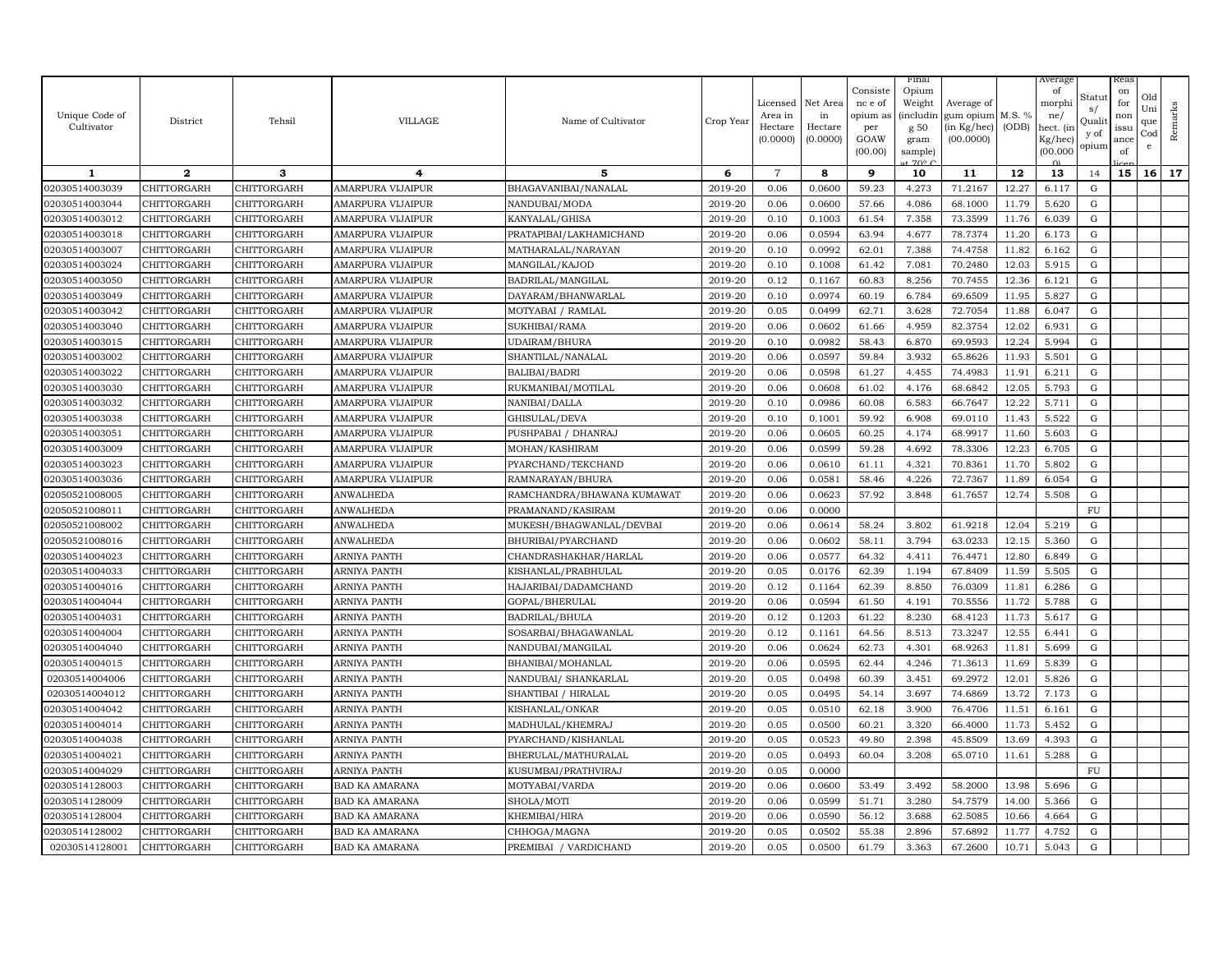| Unique Code of Cultivator | District | Tehsil | VILLAGE | Name of Cultivator | Crop Year | Licensed Area in Hectare (0.0000) | Net Area in Hectare (0.0000) | Consistence of opium as per GOAW (00.00) | Final Opium Weight (including 50 gram sample) at 70° C | Average of gum opium (in Kg/hec) (00.0000) | M.S. % (ODB) | Average of morphine/ hect. (in Kg/hec) (00.0000) | Status/ Quality of opium | Reason for non issuance of licence | Old Unique Code | Remarks |
|---|---|---|---|---|---|---|---|---|---|---|---|---|---|---|---|---|
| 1 | 2 | 3 | 4 | 5 | 6 | 7 | 8 | 9 | 10 | 11 | 12 | 13 | 14 | 15 | 16 | 17 |
| 02030514003039 | CHITTORGARH | CHITTORGARH | AMARPURA VIJAIPUR | BHAGAVANIBAI/NANALAL | 2019-20 | 0.06 | 0.0600 | 59.23 | 4.273 | 71.2167 | 12.27 | 6.117 | G | | | |
| 02030514003044 | CHITTORGARH | CHITTORGARH | AMARPURA VIJAIPUR | NANDUBAI/MODA | 2019-20 | 0.06 | 0.0600 | 57.66 | 4.086 | 68.1000 | 11.79 | 5.620 | G | | | |
| 02030514003012 | CHITTORGARH | CHITTORGARH | AMARPURA VIJAIPUR | KANYALAL/GHISA | 2019-20 | 0.10 | 0.1003 | 61.54 | 7.358 | 73.3599 | 11.76 | 6.039 | G | | | |
| 02030514003018 | CHITTORGARH | CHITTORGARH | AMARPURA VIJAIPUR | PRATAPIBAI/LAKHAMICHAND | 2019-20 | 0.06 | 0.0594 | 63.94 | 4.677 | 78.7374 | 11.20 | 6.173 | G | | | |
| 02030514003007 | CHITTORGARH | CHITTORGARH | AMARPURA VIJAIPUR | MATHARALAL/NARAYAN | 2019-20 | 0.10 | 0.0992 | 62.01 | 7.388 | 74.4758 | 11.82 | 6.162 | G | | | |
| 02030514003024 | CHITTORGARH | CHITTORGARH | AMARPURA VIJAIPUR | MANGILAL/KAJOD | 2019-20 | 0.10 | 0.1008 | 61.42 | 7.081 | 70.2480 | 12.03 | 5.915 | G | | | |
| 02030514003050 | CHITTORGARH | CHITTORGARH | AMARPURA VIJAIPUR | BADRILAL/MANGILAL | 2019-20 | 0.12 | 0.1167 | 60.83 | 8.256 | 70.7455 | 12.36 | 6.121 | G | | | |
| 02030514003049 | CHITTORGARH | CHITTORGARH | AMARPURA VIJAIPUR | DAYARAM/BHANWARLAL | 2019-20 | 0.10 | 0.0974 | 60.19 | 6.784 | 69.6509 | 11.95 | 5.827 | G | | | |
| 02030514003042 | CHITTORGARH | CHITTORGARH | AMARPURA VIJAIPUR | MOTYABAI / RAMLAL | 2019-20 | 0.05 | 0.0499 | 62.71 | 3.628 | 72.7054 | 11.88 | 6.047 | G | | | |
| 02030514003040 | CHITTORGARH | CHITTORGARH | AMARPURA VIJAIPUR | SUKHIBAI/RAMA | 2019-20 | 0.06 | 0.0602 | 61.66 | 4.959 | 82.3754 | 12.02 | 6.931 | G | | | |
| 02030514003015 | CHITTORGARH | CHITTORGARH | AMARPURA VIJAIPUR | UDAIRAM/BHURA | 2019-20 | 0.10 | 0.0982 | 58.43 | 6.870 | 69.9593 | 12.24 | 5.994 | G | | | |
| 02030514003002 | CHITTORGARH | CHITTORGARH | AMARPURA VIJAIPUR | SHANTILAL/NANALAL | 2019-20 | 0.06 | 0.0597 | 59.84 | 3.932 | 65.8626 | 11.93 | 5.501 | G | | | |
| 02030514003022 | CHITTORGARH | CHITTORGARH | AMARPURA VIJAIPUR | BALIBAI/BADRI | 2019-20 | 0.06 | 0.0598 | 61.27 | 4.455 | 74.4983 | 11.91 | 6.211 | G | | | |
| 02030514003030 | CHITTORGARH | CHITTORGARH | AMARPURA VIJAIPUR | RUKMANIBAI/MOTILAL | 2019-20 | 0.06 | 0.0608 | 61.02 | 4.176 | 68.6842 | 12.05 | 5.793 | G | | | |
| 02030514003032 | CHITTORGARH | CHITTORGARH | AMARPURA VIJAIPUR | NANIBAI/DALLA | 2019-20 | 0.10 | 0.0986 | 60.08 | 6.583 | 66.7647 | 12.22 | 5.711 | G | | | |
| 02030514003038 | CHITTORGARH | CHITTORGARH | AMARPURA VIJAIPUR | GHISULAL/DEVA | 2019-20 | 0.10 | 0.1001 | 59.92 | 6.908 | 69.0110 | 11.43 | 5.522 | G | | | |
| 02030514003051 | CHITTORGARH | CHITTORGARH | AMARPURA VIJAIPUR | PUSHPABAI / DHANRAJ | 2019-20 | 0.06 | 0.0605 | 60.25 | 4.174 | 68.9917 | 11.60 | 5.603 | G | | | |
| 02030514003009 | CHITTORGARH | CHITTORGARH | AMARPURA VIJAIPUR | MOHAN/KASHIRAM | 2019-20 | 0.06 | 0.0599 | 59.28 | 4.692 | 78.3306 | 12.23 | 6.705 | G | | | |
| 02030514003023 | CHITTORGARH | CHITTORGARH | AMARPURA VIJAIPUR | PYARCHAND/TEKCHAND | 2019-20 | 0.06 | 0.0610 | 61.11 | 4.321 | 70.8361 | 11.70 | 5.802 | G | | | |
| 02030514003036 | CHITTORGARH | CHITTORGARH | AMARPURA VIJAIPUR | RAMNARAYAN/BHURA | 2019-20 | 0.06 | 0.0581 | 58.46 | 4.226 | 72.7367 | 11.89 | 6.054 | G | | | |
| 02050521008005 | CHITTORGARH | CHITTORGARH | ANWALHEDA | RAMCHANDRA/BHAWANA KUMAWAT | 2019-20 | 0.06 | 0.0623 | 57.92 | 3.848 | 61.7657 | 12.74 | 5.508 | G | | | |
| 02050521008011 | CHITTORGARH | CHITTORGARH | ANWALHEDA | PRAMANAND/KASIRAM | 2019-20 | 0.06 | 0.0000 | | | | | | FU | | | |
| 02050521008002 | CHITTORGARH | CHITTORGARH | ANWALHEDA | MUKESH/BHAGWANLAL/DEVBAI | 2019-20 | 0.06 | 0.0614 | 58.24 | 3.802 | 61.9218 | 12.04 | 5.219 | G | | | |
| 02050521008016 | CHITTORGARH | CHITTORGARH | ANWALHEDA | BHURIBAI/PYARCHAND | 2019-20 | 0.06 | 0.0602 | 58.11 | 3.794 | 63.0233 | 12.15 | 5.360 | G | | | |
| 02030514004023 | CHITTORGARH | CHITTORGARH | ARNIYA PANTH | CHANDRASHAKHAR/HARLAL | 2019-20 | 0.06 | 0.0577 | 64.32 | 4.411 | 76.4471 | 12.80 | 6.849 | G | | | |
| 02030514004033 | CHITTORGARH | CHITTORGARH | ARNIYA PANTH | KISHANLAL/PRABHULAL | 2019-20 | 0.05 | 0.0176 | 62.39 | 1.194 | 67.8409 | 11.59 | 5.505 | G | | | |
| 02030514004016 | CHITTORGARH | CHITTORGARH | ARNIYA PANTH | HAJARIBAI/DADAMCHAND | 2019-20 | 0.12 | 0.1164 | 62.39 | 8.850 | 76.0309 | 11.81 | 6.286 | G | | | |
| 02030514004044 | CHITTORGARH | CHITTORGARH | ARNIYA PANTH | GOPAL/BHERULAL | 2019-20 | 0.06 | 0.0594 | 61.50 | 4.191 | 70.5556 | 11.72 | 5.788 | G | | | |
| 02030514004031 | CHITTORGARH | CHITTORGARH | ARNIYA PANTH | BADRILAL/BHULA | 2019-20 | 0.12 | 0.1203 | 61.22 | 8.230 | 68.4123 | 11.73 | 5.617 | G | | | |
| 02030514004004 | CHITTORGARH | CHITTORGARH | ARNIYA PANTH | SOSARBAI/BHAGAWANLAL | 2019-20 | 0.12 | 0.1161 | 64.56 | 8.513 | 73.3247 | 12.55 | 6.441 | G | | | |
| 02030514004040 | CHITTORGARH | CHITTORGARH | ARNIYA PANTH | NANDUBAI/MANGILAL | 2019-20 | 0.06 | 0.0624 | 62.73 | 4.301 | 68.9263 | 11.81 | 5.699 | G | | | |
| 02030514004015 | CHITTORGARH | CHITTORGARH | ARNIYA PANTH | BHANIBAI/MOHANLAL | 2019-20 | 0.06 | 0.0595 | 62.44 | 4.246 | 71.3613 | 11.69 | 5.839 | G | | | |
| 02030514004006 | CHITTORGARH | CHITTORGARH | ARNIYA PANTH | NANDUBAI/ SHANKARLAL | 2019-20 | 0.05 | 0.0498 | 60.39 | 3.451 | 69.2972 | 12.01 | 5.826 | G | | | |
| 02030514004012 | CHITTORGARH | CHITTORGARH | ARNIYA PANTH | SHANTIBAI / HIRALAL | 2019-20 | 0.05 | 0.0495 | 54.14 | 3.697 | 74.6869 | 13.72 | 7.173 | G | | | |
| 02030514004042 | CHITTORGARH | CHITTORGARH | ARNIYA PANTH | KISHANLAL/ONKAR | 2019-20 | 0.05 | 0.0510 | 62.18 | 3.900 | 76.4706 | 11.51 | 6.161 | G | | | |
| 02030514004014 | CHITTORGARH | CHITTORGARH | ARNIYA PANTH | MADHULAL/KHEMRAJ | 2019-20 | 0.05 | 0.0500 | 60.21 | 3.320 | 66.4000 | 11.73 | 5.452 | G | | | |
| 02030514004038 | CHITTORGARH | CHITTORGARH | ARNIYA PANTH | PYARCHAND/KISHANLAL | 2019-20 | 0.05 | 0.0523 | 49.80 | 2.398 | 45.8509 | 13.69 | 4.393 | G | | | |
| 02030514004021 | CHITTORGARH | CHITTORGARH | ARNIYA PANTH | BHERULAL/MATHURALAL | 2019-20 | 0.05 | 0.0493 | 60.04 | 3.208 | 65.0710 | 11.61 | 5.288 | G | | | |
| 02030514004029 | CHITTORGARH | CHITTORGARH | ARNIYA PANTH | KUSUMBAI/PRATHVIRAJ | 2019-20 | 0.05 | 0.0000 | | | | | | FU | | | |
| 02030514128003 | CHITTORGARH | CHITTORGARH | BAD KA AMARANA | MOTYABAI/VARDA | 2019-20 | 0.06 | 0.0600 | 53.49 | 3.492 | 58.2000 | 13.98 | 5.696 | G | | | |
| 02030514128009 | CHITTORGARH | CHITTORGARH | BAD KA AMARANA | SHOLA/MOTI | 2019-20 | 0.06 | 0.0599 | 51.71 | 3.280 | 54.7579 | 14.00 | 5.366 | G | | | |
| 02030514128004 | CHITTORGARH | CHITTORGARH | BAD KA AMARANA | KHEMIBAI/HIRA | 2019-20 | 0.06 | 0.0590 | 56.12 | 3.688 | 62.5085 | 10.66 | 4.664 | G | | | |
| 02030514128002 | CHITTORGARH | CHITTORGARH | BAD KA AMARANA | CHHOGA/MAGNA | 2019-20 | 0.05 | 0.0502 | 55.38 | 2.896 | 57.6892 | 11.77 | 4.752 | G | | | |
| 02030514128001 | CHITTORGARH | CHITTORGARH | BAD KA AMARANA | PREMIBAI / VARDICHAND | 2019-20 | 0.05 | 0.0500 | 61.79 | 3.363 | 67.2600 | 10.71 | 5.043 | G | | | |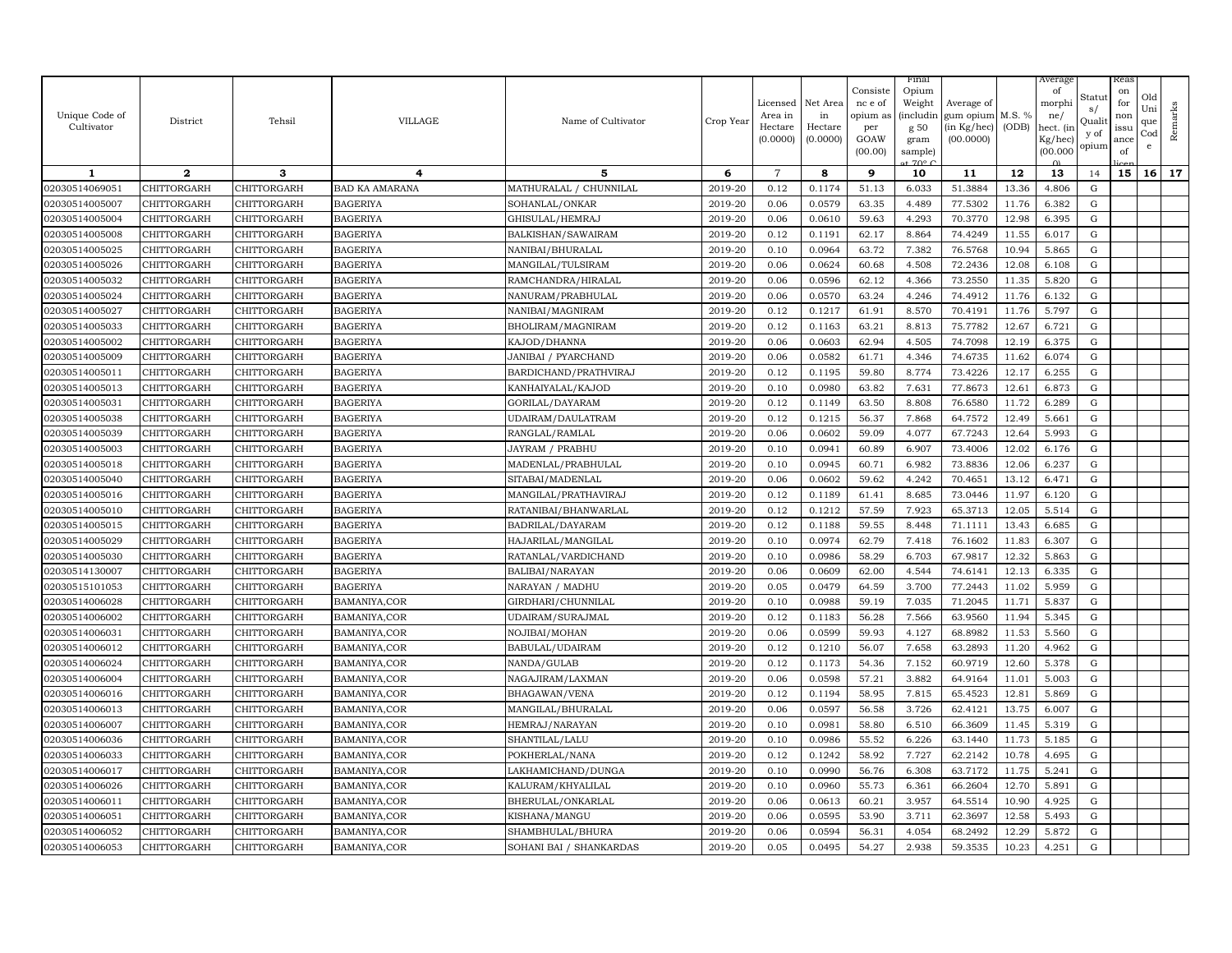| Unique Code of Cultivator | District | Tehsil | VILLAGE | Name of Cultivator | Crop Year | Licensed Area in Hectare (0.0000) | Net Area in Hectare (0.0000) | Consistence of opium as per GOAW (00.00) | Final Opium Weight (including 50 gram sample) at 70° C | Average of gum opium (in Kg/hec) (00.0000) | M.S. % (ODB) | Average of morphine/ hect. (in Kg/hec) (00.0000) | Status/ Quality of opium | Reason for non issuance of licence | Old Unique Code | Remarks |
|---|---|---|---|---|---|---|---|---|---|---|---|---|---|---|---|---|
| 1 | 2 | 3 | 4 | 5 | 6 | 7 | 8 | 9 | 10 | 11 | 12 | 13 | 14 | 15 | 16 | 17 |
| 02030514069051 | CHITTORGARH | CHITTORGARH | BAD KA AMARANA | MATHURALAL / CHUNNILAL | 2019-20 | 0.12 | 0.1174 | 51.13 | 6.033 | 51.3884 | 13.36 | 4.806 | G | | | |
| 02030514005007 | CHITTORGARH | CHITTORGARH | BAGERIYA | SOHANLAL/ONKAR | 2019-20 | 0.06 | 0.0579 | 63.35 | 4.489 | 77.5302 | 11.76 | 6.382 | G | | | |
| 02030514005004 | CHITTORGARH | CHITTORGARH | BAGERIYA | GHISULAL/HEMRAJ | 2019-20 | 0.06 | 0.0610 | 59.63 | 4.293 | 70.3770 | 12.98 | 6.395 | G | | | |
| 02030514005008 | CHITTORGARH | CHITTORGARH | BAGERIYA | BALKISHAN/SAWAIRAM | 2019-20 | 0.12 | 0.1191 | 62.17 | 8.864 | 74.4249 | 11.55 | 6.017 | G | | | |
| 02030514005025 | CHITTORGARH | CHITTORGARH | BAGERIYA | NANIBAI/BHURALAL | 2019-20 | 0.10 | 0.0964 | 63.72 | 7.382 | 76.5768 | 10.94 | 5.865 | G | | | |
| 02030514005026 | CHITTORGARH | CHITTORGARH | BAGERIYA | MANGILAL/TULSIRAM | 2019-20 | 0.06 | 0.0624 | 60.68 | 4.508 | 72.2436 | 12.08 | 6.108 | G | | | |
| 02030514005032 | CHITTORGARH | CHITTORGARH | BAGERIYA | RAMCHANDRA/HIRALAL | 2019-20 | 0.06 | 0.0596 | 62.12 | 4.366 | 73.2550 | 11.35 | 5.820 | G | | | |
| 02030514005024 | CHITTORGARH | CHITTORGARH | BAGERIYA | NANURAM/PRABHULAL | 2019-20 | 0.06 | 0.0570 | 63.24 | 4.246 | 74.4912 | 11.76 | 6.132 | G | | | |
| 02030514005027 | CHITTORGARH | CHITTORGARH | BAGERIYA | NANIBAI/MAGNIRAM | 2019-20 | 0.12 | 0.1217 | 61.91 | 8.570 | 70.4191 | 11.76 | 5.797 | G | | | |
| 02030514005033 | CHITTORGARH | CHITTORGARH | BAGERIYA | BHOLIRAM/MAGNIRAM | 2019-20 | 0.12 | 0.1163 | 63.21 | 8.813 | 75.7782 | 12.67 | 6.721 | G | | | |
| 02030514005002 | CHITTORGARH | CHITTORGARH | BAGERIYA | KAJOD/DHANNA | 2019-20 | 0.06 | 0.0603 | 62.94 | 4.505 | 74.7098 | 12.19 | 6.375 | G | | | |
| 02030514005009 | CHITTORGARH | CHITTORGARH | BAGERIYA | JANIBAI / PYARCHAND | 2019-20 | 0.06 | 0.0582 | 61.71 | 4.346 | 74.6735 | 11.62 | 6.074 | G | | | |
| 02030514005011 | CHITTORGARH | CHITTORGARH | BAGERIYA | BARDICHAND/PRATHVIRAJ | 2019-20 | 0.12 | 0.1195 | 59.80 | 8.774 | 73.4226 | 12.17 | 6.255 | G | | | |
| 02030514005013 | CHITTORGARH | CHITTORGARH | BAGERIYA | KANHAIYALAL/KAJOD | 2019-20 | 0.10 | 0.0980 | 63.82 | 7.631 | 77.8673 | 12.61 | 6.873 | G | | | |
| 02030514005031 | CHITTORGARH | CHITTORGARH | BAGERIYA | GORILAL/DAYARAM | 2019-20 | 0.12 | 0.1149 | 63.50 | 8.808 | 76.6580 | 11.72 | 6.289 | G | | | |
| 02030514005038 | CHITTORGARH | CHITTORGARH | BAGERIYA | UDAIRAM/DAULATRAM | 2019-20 | 0.12 | 0.1215 | 56.37 | 7.868 | 64.7572 | 12.49 | 5.661 | G | | | |
| 02030514005039 | CHITTORGARH | CHITTORGARH | BAGERIYA | RANGLAL/RAMLAL | 2019-20 | 0.06 | 0.0602 | 59.09 | 4.077 | 67.7243 | 12.64 | 5.993 | G | | | |
| 02030514005003 | CHITTORGARH | CHITTORGARH | BAGERIYA | JAYRAM / PRABHU | 2019-20 | 0.10 | 0.0941 | 60.89 | 6.907 | 73.4006 | 12.02 | 6.176 | G | | | |
| 02030514005018 | CHITTORGARH | CHITTORGARH | BAGERIYA | MADENLAL/PRABHULAL | 2019-20 | 0.10 | 0.0945 | 60.71 | 6.982 | 73.8836 | 12.06 | 6.237 | G | | | |
| 02030514005040 | CHITTORGARH | CHITTORGARH | BAGERIYA | SITABAI/MADENLAL | 2019-20 | 0.06 | 0.0602 | 59.62 | 4.242 | 70.4651 | 13.12 | 6.471 | G | | | |
| 02030514005016 | CHITTORGARH | CHITTORGARH | BAGERIYA | MANGILAL/PRATHAVIRAJ | 2019-20 | 0.12 | 0.1189 | 61.41 | 8.685 | 73.0446 | 11.97 | 6.120 | G | | | |
| 02030514005010 | CHITTORGARH | CHITTORGARH | BAGERIYA | RATANIBAI/BHANWARLAL | 2019-20 | 0.12 | 0.1212 | 57.59 | 7.923 | 65.3713 | 12.05 | 5.514 | G | | | |
| 02030514005015 | CHITTORGARH | CHITTORGARH | BAGERIYA | BADRILAL/DAYARAM | 2019-20 | 0.12 | 0.1188 | 59.55 | 8.448 | 71.1111 | 13.43 | 6.685 | G | | | |
| 02030514005029 | CHITTORGARH | CHITTORGARH | BAGERIYA | HAJARILAL/MANGILAL | 2019-20 | 0.10 | 0.0974 | 62.79 | 7.418 | 76.1602 | 11.83 | 6.307 | G | | | |
| 02030514005030 | CHITTORGARH | CHITTORGARH | BAGERIYA | RATANLAL/VARDICHAND | 2019-20 | 0.10 | 0.0986 | 58.29 | 6.703 | 67.9817 | 12.32 | 5.863 | G | | | |
| 02030514130007 | CHITTORGARH | CHITTORGARH | BAGERIYA | BALIBAI/NARAYAN | 2019-20 | 0.06 | 0.0609 | 62.00 | 4.544 | 74.6141 | 12.13 | 6.335 | G | | | |
| 02030515101053 | CHITTORGARH | CHITTORGARH | BAGERIYA | NARAYAN / MADHU | 2019-20 | 0.05 | 0.0479 | 64.59 | 3.700 | 77.2443 | 11.02 | 5.959 | G | | | |
| 02030514006028 | CHITTORGARH | CHITTORGARH | BAMANIYA,COR | GIRDHARI/CHUNNILAL | 2019-20 | 0.10 | 0.0988 | 59.19 | 7.035 | 71.2045 | 11.71 | 5.837 | G | | | |
| 02030514006002 | CHITTORGARH | CHITTORGARH | BAMANIYA,COR | UDAIRAM/SURAJMAL | 2019-20 | 0.12 | 0.1183 | 56.28 | 7.566 | 63.9560 | 11.94 | 5.345 | G | | | |
| 02030514006031 | CHITTORGARH | CHITTORGARH | BAMANIYA,COR | NOJIBAI/MOHAN | 2019-20 | 0.06 | 0.0599 | 59.93 | 4.127 | 68.8982 | 11.53 | 5.560 | G | | | |
| 02030514006012 | CHITTORGARH | CHITTORGARH | BAMANIYA,COR | BABULAL/UDAIRAM | 2019-20 | 0.12 | 0.1210 | 56.07 | 7.658 | 63.2893 | 11.20 | 4.962 | G | | | |
| 02030514006024 | CHITTORGARH | CHITTORGARH | BAMANIYA,COR | NANDA/GULAB | 2019-20 | 0.12 | 0.1173 | 54.36 | 7.152 | 60.9719 | 12.60 | 5.378 | G | | | |
| 02030514006004 | CHITTORGARH | CHITTORGARH | BAMANIYA,COR | NAGAJIRAM/LAXMAN | 2019-20 | 0.06 | 0.0598 | 57.21 | 3.882 | 64.9164 | 11.01 | 5.003 | G | | | |
| 02030514006016 | CHITTORGARH | CHITTORGARH | BAMANIYA,COR | BHAGAWAN/VENA | 2019-20 | 0.12 | 0.1194 | 58.95 | 7.815 | 65.4523 | 12.81 | 5.869 | G | | | |
| 02030514006013 | CHITTORGARH | CHITTORGARH | BAMANIYA,COR | MANGILAL/BHURALAL | 2019-20 | 0.06 | 0.0597 | 56.58 | 3.726 | 62.4121 | 13.75 | 6.007 | G | | | |
| 02030514006007 | CHITTORGARH | CHITTORGARH | BAMANIYA,COR | HEMRAJ/NARAYAN | 2019-20 | 0.10 | 0.0981 | 58.80 | 6.510 | 66.3609 | 11.45 | 5.319 | G | | | |
| 02030514006036 | CHITTORGARH | CHITTORGARH | BAMANIYA,COR | SHANTILAL/LALU | 2019-20 | 0.10 | 0.0986 | 55.52 | 6.226 | 63.1440 | 11.73 | 5.185 | G | | | |
| 02030514006033 | CHITTORGARH | CHITTORGARH | BAMANIYA,COR | POKHERLAL/NANA | 2019-20 | 0.12 | 0.1242 | 58.92 | 7.727 | 62.2142 | 10.78 | 4.695 | G | | | |
| 02030514006017 | CHITTORGARH | CHITTORGARH | BAMANIYA,COR | LAKHAMICHAND/DUNGA | 2019-20 | 0.10 | 0.0990 | 56.76 | 6.308 | 63.7172 | 11.75 | 5.241 | G | | | |
| 02030514006026 | CHITTORGARH | CHITTORGARH | BAMANIYA,COR | KALURAM/KHYALILAL | 2019-20 | 0.10 | 0.0960 | 55.73 | 6.361 | 66.2604 | 12.70 | 5.891 | G | | | |
| 02030514006011 | CHITTORGARH | CHITTORGARH | BAMANIYA,COR | BHERULAL/ONKARLAL | 2019-20 | 0.06 | 0.0613 | 60.21 | 3.957 | 64.5514 | 10.90 | 4.925 | G | | | |
| 02030514006051 | CHITTORGARH | CHITTORGARH | BAMANIYA,COR | KISHANA/MANGU | 2019-20 | 0.06 | 0.0595 | 53.90 | 3.711 | 62.3697 | 12.58 | 5.493 | G | | | |
| 02030514006052 | CHITTORGARH | CHITTORGARH | BAMANIYA,COR | SHAMBHULAL/BHURA | 2019-20 | 0.06 | 0.0594 | 56.31 | 4.054 | 68.2492 | 12.29 | 5.872 | G | | | |
| 02030514006053 | CHITTORGARH | CHITTORGARH | BAMANIYA,COR | SOHANI BAI / SHANKARDAS | 2019-20 | 0.05 | 0.0495 | 54.27 | 2.938 | 59.3535 | 10.23 | 4.251 | G | | | |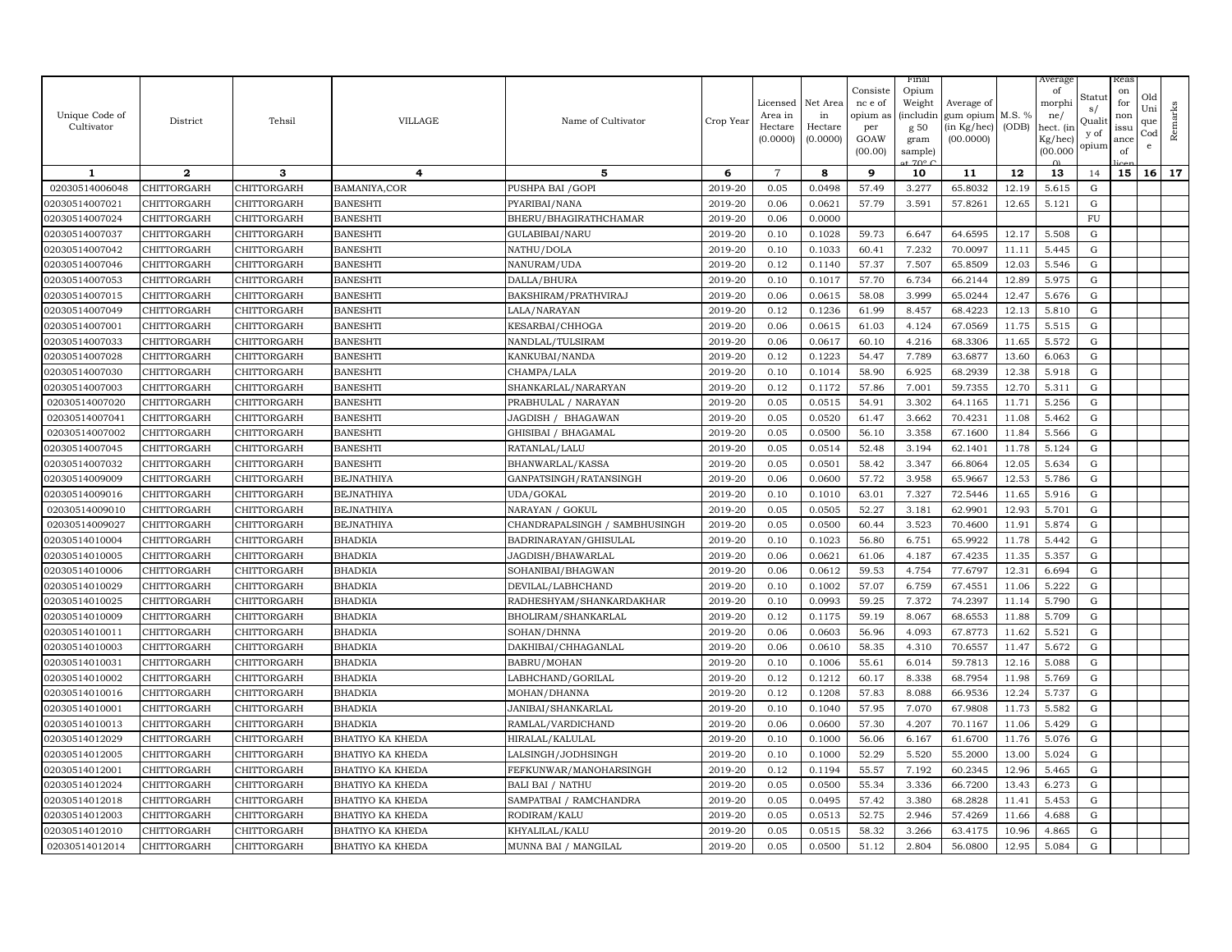| Unique Code of Cultivator | District | Tehsil | VILLAGE | Name of Cultivator | Crop Year | Licensed Area in Hectare (0.0000) | Net Area in Hectare (0.0000) | Consistence of opium as per GOAW (00.00) | Final Opium Weight (including 50 gram sample) at 70° C | Average of gum opium (in Kg/hec) (00.0000) | M.S. % (ODB) | Average of morphine/ hect. (in Kg/hec) (00.000) | Status/ Quality of opium | Reason for non issuance of licence | Old Unique Code | Remarks |
|---|---|---|---|---|---|---|---|---|---|---|---|---|---|---|---|---|
| 1 | 2 | 3 | 4 | 5 | 6 | 7 | 8 | 9 | 10 | 11 | 12 | 13 | 14 | 15 | 16 | 17 |
| 02030514006048 | CHITTORGARH | CHITTORGARH | BAMANIYA,COR | PUSHPA BAI /GOPI | 2019-20 | 0.05 | 0.0498 | 57.49 | 3.277 | 65.8032 | 12.19 | 5.615 | G | | | |
| 02030514007021 | CHITTORGARH | CHITTORGARH | BANESHTI | PYARIBAI/NANA | 2019-20 | 0.06 | 0.0621 | 57.79 | 3.591 | 57.8261 | 12.65 | 5.121 | G | | | |
| 02030514007024 | CHITTORGARH | CHITTORGARH | BANESHTI | BHERU/BHAGIRATHCHAMAR | 2019-20 | 0.06 | 0.0000 | | | | | | FU | | | |
| 02030514007037 | CHITTORGARH | CHITTORGARH | BANESHTI | GULABIBAI/NARU | 2019-20 | 0.10 | 0.1028 | 59.73 | 6.647 | 64.6595 | 12.17 | 5.508 | G | | | |
| 02030514007042 | CHITTORGARH | CHITTORGARH | BANESHTI | NATHU/DOLA | 2019-20 | 0.10 | 0.1033 | 60.41 | 7.232 | 70.0097 | 11.11 | 5.445 | G | | | |
| 02030514007046 | CHITTORGARH | CHITTORGARH | BANESHTI | NANURAM/UDA | 2019-20 | 0.12 | 0.1140 | 57.37 | 7.507 | 65.8509 | 12.03 | 5.546 | G | | | |
| 02030514007053 | CHITTORGARH | CHITTORGARH | BANESHTI | DALLA/BHURA | 2019-20 | 0.10 | 0.1017 | 57.70 | 6.734 | 66.2144 | 12.89 | 5.975 | G | | | |
| 02030514007015 | CHITTORGARH | CHITTORGARH | BANESHTI | BAKSHIRAM/PRATHVIRAJ | 2019-20 | 0.06 | 0.0615 | 58.08 | 3.999 | 65.0244 | 12.47 | 5.676 | G | | | |
| 02030514007049 | CHITTORGARH | CHITTORGARH | BANESHTI | LALA/NARAYAN | 2019-20 | 0.12 | 0.1236 | 61.99 | 8.457 | 68.4223 | 12.13 | 5.810 | G | | | |
| 02030514007001 | CHITTORGARH | CHITTORGARH | BANESHTI | KESARBAI/CHHOGA | 2019-20 | 0.06 | 0.0615 | 61.03 | 4.124 | 67.0569 | 11.75 | 5.515 | G | | | |
| 02030514007033 | CHITTORGARH | CHITTORGARH | BANESHTI | NANDLAL/TULSIRAM | 2019-20 | 0.06 | 0.0617 | 60.10 | 4.216 | 68.3306 | 11.65 | 5.572 | G | | | |
| 02030514007028 | CHITTORGARH | CHITTORGARH | BANESHTI | KANKUBAI/NANDA | 2019-20 | 0.12 | 0.1223 | 54.47 | 7.789 | 63.6877 | 13.60 | 6.063 | G | | | |
| 02030514007030 | CHITTORGARH | CHITTORGARH | BANESHTI | CHAMPA/LALA | 2019-20 | 0.10 | 0.1014 | 58.90 | 6.925 | 68.2939 | 12.38 | 5.918 | G | | | |
| 02030514007003 | CHITTORGARH | CHITTORGARH | BANESHTI | SHANKARLAL/NARARYAN | 2019-20 | 0.12 | 0.1172 | 57.86 | 7.001 | 59.7355 | 12.70 | 5.311 | G | | | |
| 02030514007020 | CHITTORGARH | CHITTORGARH | BANESHTI | PRABHULAL / NARAYAN | 2019-20 | 0.05 | 0.0515 | 54.91 | 3.302 | 64.1165 | 11.71 | 5.256 | G | | | |
| 02030514007041 | CHITTORGARH | CHITTORGARH | BANESHTI | JAGDISH / BHAGAWAN | 2019-20 | 0.05 | 0.0520 | 61.47 | 3.662 | 70.4231 | 11.08 | 5.462 | G | | | |
| 02030514007002 | CHITTORGARH | CHITTORGARH | BANESHTI | GHISIBAI / BHAGAMAL | 2019-20 | 0.05 | 0.0500 | 56.10 | 3.358 | 67.1600 | 11.84 | 5.566 | G | | | |
| 02030514007045 | CHITTORGARH | CHITTORGARH | BANESHTI | RATANLAL/LALU | 2019-20 | 0.05 | 0.0514 | 52.48 | 3.194 | 62.1401 | 11.78 | 5.124 | G | | | |
| 02030514007032 | CHITTORGARH | CHITTORGARH | BANESHTI | BHANWARLAL/KASSA | 2019-20 | 0.05 | 0.0501 | 58.42 | 3.347 | 66.8064 | 12.05 | 5.634 | G | | | |
| 02030514009009 | CHITTORGARH | CHITTORGARH | BEJNATHIYA | GANPATSINGH/RATANSINGH | 2019-20 | 0.06 | 0.0600 | 57.72 | 3.958 | 65.9667 | 12.53 | 5.786 | G | | | |
| 02030514009016 | CHITTORGARH | CHITTORGARH | BEJNATHIYA | UDA/GOKAL | 2019-20 | 0.10 | 0.1010 | 63.01 | 7.327 | 72.5446 | 11.65 | 5.916 | G | | | |
| 02030514009010 | CHITTORGARH | CHITTORGARH | BEJNATHIYA | NARAYAN / GOKUL | 2019-20 | 0.05 | 0.0505 | 52.27 | 3.181 | 62.9901 | 12.93 | 5.701 | G | | | |
| 02030514009027 | CHITTORGARH | CHITTORGARH | BEJNATHIYA | CHANDRAPALSINGH / SAMBHUSINGH | 2019-20 | 0.05 | 0.0500 | 60.44 | 3.523 | 70.4600 | 11.91 | 5.874 | G | | | |
| 02030514010004 | CHITTORGARH | CHITTORGARH | BHADKIA | BADRINARAYAN/GHISULAL | 2019-20 | 0.10 | 0.1023 | 56.80 | 6.751 | 65.9922 | 11.78 | 5.442 | G | | | |
| 02030514010005 | CHITTORGARH | CHITTORGARH | BHADKIA | JAGDISH/BHAWARLAL | 2019-20 | 0.06 | 0.0621 | 61.06 | 4.187 | 67.4235 | 11.35 | 5.357 | G | | | |
| 02030514010006 | CHITTORGARH | CHITTORGARH | BHADKIA | SOHANIBAI/BHAGWAN | 2019-20 | 0.06 | 0.0612 | 59.53 | 4.754 | 77.6797 | 12.31 | 6.694 | G | | | |
| 02030514010029 | CHITTORGARH | CHITTORGARH | BHADKIA | DEVILAL/LABHCHAND | 2019-20 | 0.10 | 0.1002 | 57.07 | 6.759 | 67.4551 | 11.06 | 5.222 | G | | | |
| 02030514010025 | CHITTORGARH | CHITTORGARH | BHADKIA | RADHESHYAM/SHANKARDAKHAR | 2019-20 | 0.10 | 0.0993 | 59.25 | 7.372 | 74.2397 | 11.14 | 5.790 | G | | | |
| 02030514010009 | CHITTORGARH | CHITTORGARH | BHADKIA | BHOLIRAM/SHANKARLAL | 2019-20 | 0.12 | 0.1175 | 59.19 | 8.067 | 68.6553 | 11.88 | 5.709 | G | | | |
| 02030514010011 | CHITTORGARH | CHITTORGARH | BHADKIA | SOHAN/DHNNA | 2019-20 | 0.06 | 0.0603 | 56.96 | 4.093 | 67.8773 | 11.62 | 5.521 | G | | | |
| 02030514010003 | CHITTORGARH | CHITTORGARH | BHADKIA | DAKHIBAI/CHHAGANLAL | 2019-20 | 0.06 | 0.0610 | 58.35 | 4.310 | 70.6557 | 11.47 | 5.672 | G | | | |
| 02030514010031 | CHITTORGARH | CHITTORGARH | BHADKIA | BABRU/MOHAN | 2019-20 | 0.10 | 0.1006 | 55.61 | 6.014 | 59.7813 | 12.16 | 5.088 | G | | | |
| 02030514010002 | CHITTORGARH | CHITTORGARH | BHADKIA | LABHCHAND/GORILAL | 2019-20 | 0.12 | 0.1212 | 60.17 | 8.338 | 68.7954 | 11.98 | 5.769 | G | | | |
| 02030514010016 | CHITTORGARH | CHITTORGARH | BHADKIA | MOHAN/DHANNA | 2019-20 | 0.12 | 0.1208 | 57.83 | 8.088 | 66.9536 | 12.24 | 5.737 | G | | | |
| 02030514010001 | CHITTORGARH | CHITTORGARH | BHADKIA | JANIBAI/SHANKARLAL | 2019-20 | 0.10 | 0.1040 | 57.95 | 7.070 | 67.9808 | 11.73 | 5.582 | G | | | |
| 02030514010013 | CHITTORGARH | CHITTORGARH | BHADKIA | RAMLAL/VARDICHAND | 2019-20 | 0.06 | 0.0600 | 57.30 | 4.207 | 70.1167 | 11.06 | 5.429 | G | | | |
| 02030514012029 | CHITTORGARH | CHITTORGARH | BHATIYO KA KHEDA | HIRALAL/KALULAL | 2019-20 | 0.10 | 0.1000 | 56.06 | 6.167 | 61.6700 | 11.76 | 5.076 | G | | | |
| 02030514012005 | CHITTORGARH | CHITTORGARH | BHATIYO KA KHEDA | LALSINGH/JODHSINGH | 2019-20 | 0.10 | 0.1000 | 52.29 | 5.520 | 55.2000 | 13.00 | 5.024 | G | | | |
| 02030514012001 | CHITTORGARH | CHITTORGARH | BHATIYO KA KHEDA | FEFKUNWAR/MANOHARSINGH | 2019-20 | 0.12 | 0.1194 | 55.57 | 7.192 | 60.2345 | 12.96 | 5.465 | G | | | |
| 02030514012024 | CHITTORGARH | CHITTORGARH | BHATIYO KA KHEDA | BALI BAI / NATHU | 2019-20 | 0.05 | 0.0500 | 55.34 | 3.336 | 66.7200 | 13.43 | 6.273 | G | | | |
| 02030514012018 | CHITTORGARH | CHITTORGARH | BHATIYO KA KHEDA | SAMPATBAI / RAMCHANDRA | 2019-20 | 0.05 | 0.0495 | 57.42 | 3.380 | 68.2828 | 11.41 | 5.453 | G | | | |
| 02030514012003 | CHITTORGARH | CHITTORGARH | BHATIYO KA KHEDA | RODIRAM/KALU | 2019-20 | 0.05 | 0.0513 | 52.75 | 2.946 | 57.4269 | 11.66 | 4.688 | G | | | |
| 02030514012010 | CHITTORGARH | CHITTORGARH | BHATIYO KA KHEDA | KHYALILAL/KALU | 2019-20 | 0.05 | 0.0515 | 58.32 | 3.266 | 63.4175 | 10.96 | 4.865 | G | | | |
| 02030514012014 | CHITTORGARH | CHITTORGARH | BHATIYO KA KHEDA | MUNNA BAI / MANGILAL | 2019-20 | 0.05 | 0.0500 | 51.12 | 2.804 | 56.0800 | 12.95 | 5.084 | G | | | |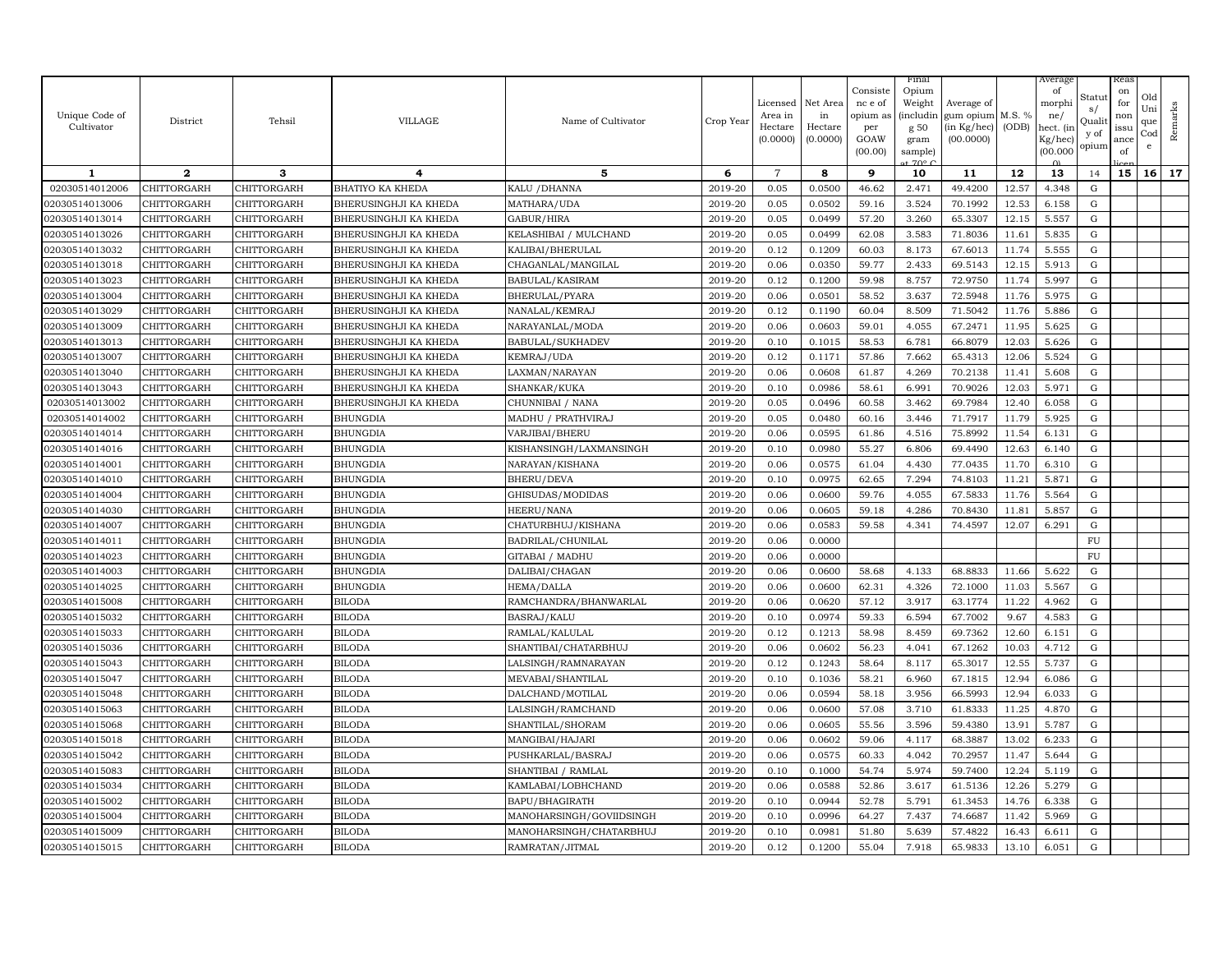| Unique Code of Cultivator | District | Tehsil | VILLAGE | Name of Cultivator | Crop Year | Licensed Area in Hectare (0.0000) | Net Area in Hectare (0.0000) | Consistence of opium as per GOAW (00.00) | Final Opium Weight (including 50 gram sample) at 70° C | Average of gum opium (in Kg/hec) (00.0000) | M.S. % (ODB) | Average of morphine/hect. (in Kg/hec) (00.000) | Status/Quality of opium | Reason for non issuance of licence | Old Unique Code | Remarks |
|---|---|---|---|---|---|---|---|---|---|---|---|---|---|---|---|---|
| 1 | 2 | 3 | 4 | 5 | 6 | 7 | 8 | 9 | 10 | 11 | 12 | 13 | 14 | 15 | 16 | 17 |
| 02030514012006 | CHITTORGARH | CHITTORGARH | BHATIYO KA KHEDA | KALU /DHANNA | 2019-20 | 0.05 | 0.0500 | 46.62 | 2.471 | 49.4200 | 12.57 | 4.348 | G | | | |
| 02030514013006 | CHITTORGARH | CHITTORGARH | BHERUSINGHJI KA KHEDA | MATHARA/UDA | 2019-20 | 0.05 | 0.0502 | 59.16 | 3.524 | 70.1992 | 12.53 | 6.158 | G | | | |
| 02030514013014 | CHITTORGARH | CHITTORGARH | BHERUSINGHJI KA KHEDA | GABUR/HIRA | 2019-20 | 0.05 | 0.0499 | 57.20 | 3.260 | 65.3307 | 12.15 | 5.557 | G | | | |
| 02030514013026 | CHITTORGARH | CHITTORGARH | BHERUSINGHJI KA KHEDA | KELASHIBAI / MULCHAND | 2019-20 | 0.05 | 0.0499 | 62.08 | 3.583 | 71.8036 | 11.61 | 5.835 | G | | | |
| 02030514013032 | CHITTORGARH | CHITTORGARH | BHERUSINGHJI KA KHEDA | KALIBAI/BHERULAL | 2019-20 | 0.12 | 0.1209 | 60.03 | 8.173 | 67.6013 | 11.74 | 5.555 | G | | | |
| 02030514013018 | CHITTORGARH | CHITTORGARH | BHERUSINGHJI KA KHEDA | CHAGANLAL/MANGILAL | 2019-20 | 0.06 | 0.0350 | 59.77 | 2.433 | 69.5143 | 12.15 | 5.913 | G | | | |
| 02030514013023 | CHITTORGARH | CHITTORGARH | BHERUSINGHJI KA KHEDA | BABULAL/KASIRAM | 2019-20 | 0.12 | 0.1200 | 59.98 | 8.757 | 72.9750 | 11.74 | 5.997 | G | | | |
| 02030514013004 | CHITTORGARH | CHITTORGARH | BHERUSINGHJI KA KHEDA | BHERULAL/PYARA | 2019-20 | 0.06 | 0.0501 | 58.52 | 3.637 | 72.5948 | 11.76 | 5.975 | G | | | |
| 02030514013029 | CHITTORGARH | CHITTORGARH | BHERUSINGHJI KA KHEDA | NANALAL/KEMRAJ | 2019-20 | 0.12 | 0.1190 | 60.04 | 8.509 | 71.5042 | 11.76 | 5.886 | G | | | |
| 02030514013009 | CHITTORGARH | CHITTORGARH | BHERUSINGHJI KA KHEDA | NARAYANLAL/MODA | 2019-20 | 0.06 | 0.0603 | 59.01 | 4.055 | 67.2471 | 11.95 | 5.625 | G | | | |
| 02030514013013 | CHITTORGARH | CHITTORGARH | BHERUSINGHJI KA KHEDA | BABULAL/SUKHADEV | 2019-20 | 0.10 | 0.1015 | 58.53 | 6.781 | 66.8079 | 12.03 | 5.626 | G | | | |
| 02030514013007 | CHITTORGARH | CHITTORGARH | BHERUSINGHJI KA KHEDA | KEMRAJ/UDA | 2019-20 | 0.12 | 0.1171 | 57.86 | 7.662 | 65.4313 | 12.06 | 5.524 | G | | | |
| 02030514013040 | CHITTORGARH | CHITTORGARH | BHERUSINGHJI KA KHEDA | LAXMAN/NARAYAN | 2019-20 | 0.06 | 0.0608 | 61.87 | 4.269 | 70.2138 | 11.41 | 5.608 | G | | | |
| 02030514013043 | CHITTORGARH | CHITTORGARH | BHERUSINGHJI KA KHEDA | SHANKAR/KUKA | 2019-20 | 0.10 | 0.0986 | 58.61 | 6.991 | 70.9026 | 12.03 | 5.971 | G | | | |
| 02030514013002 | CHITTORGARH | CHITTORGARH | BHERUSINGHJI KA KHEDA | CHUNNIBAI / NANA | 2019-20 | 0.05 | 0.0496 | 60.58 | 3.462 | 69.7984 | 12.40 | 6.058 | G | | | |
| 02030514014002 | CHITTORGARH | CHITTORGARH | BHUNGDIA | MADHU / PRATHVIRAJ | 2019-20 | 0.05 | 0.0480 | 60.16 | 3.446 | 71.7917 | 11.79 | 5.925 | G | | | |
| 02030514014014 | CHITTORGARH | CHITTORGARH | BHUNGDIA | VARJIBAI/BHERU | 2019-20 | 0.06 | 0.0595 | 61.86 | 4.516 | 75.8992 | 11.54 | 6.131 | G | | | |
| 02030514014016 | CHITTORGARH | CHITTORGARH | BHUNGDIA | KISHANSINGH/LAXMANSINGH | 2019-20 | 0.10 | 0.0980 | 55.27 | 6.806 | 69.4490 | 12.63 | 6.140 | G | | | |
| 02030514014001 | CHITTORGARH | CHITTORGARH | BHUNGDIA | NARAYAN/KISHANA | 2019-20 | 0.06 | 0.0575 | 61.04 | 4.430 | 77.0435 | 11.70 | 6.310 | G | | | |
| 02030514014010 | CHITTORGARH | CHITTORGARH | BHUNGDIA | BHERU/DEVA | 2019-20 | 0.10 | 0.0975 | 62.65 | 7.294 | 74.8103 | 11.21 | 5.871 | G | | | |
| 02030514014004 | CHITTORGARH | CHITTORGARH | BHUNGDIA | GHISUDAS/MODIDAS | 2019-20 | 0.06 | 0.0600 | 59.76 | 4.055 | 67.5833 | 11.76 | 5.564 | G | | | |
| 02030514014030 | CHITTORGARH | CHITTORGARH | BHUNGDIA | HEERU/NANA | 2019-20 | 0.06 | 0.0605 | 59.18 | 4.286 | 70.8430 | 11.81 | 5.857 | G | | | |
| 02030514014007 | CHITTORGARH | CHITTORGARH | BHUNGDIA | CHATURBHUJ/KISHANA | 2019-20 | 0.06 | 0.0583 | 59.58 | 4.341 | 74.4597 | 12.07 | 6.291 | G | | | |
| 02030514014011 | CHITTORGARH | CHITTORGARH | BHUNGDIA | BADRILAL/CHUNILAL | 2019-20 | 0.06 | 0.0000 | | | | | | FU | | | |
| 02030514014023 | CHITTORGARH | CHITTORGARH | BHUNGDIA | GITABAI / MADHU | 2019-20 | 0.06 | 0.0000 | | | | | | FU | | | |
| 02030514014003 | CHITTORGARH | CHITTORGARH | BHUNGDIA | DALIBAI/CHAGAN | 2019-20 | 0.06 | 0.0600 | 58.68 | 4.133 | 68.8833 | 11.66 | 5.622 | G | | | |
| 02030514014025 | CHITTORGARH | CHITTORGARH | BHUNGDIA | HEMA/DALLA | 2019-20 | 0.06 | 0.0600 | 62.31 | 4.326 | 72.1000 | 11.03 | 5.567 | G | | | |
| 02030514015008 | CHITTORGARH | CHITTORGARH | BILODA | RAMCHANDRA/BHANWARLAL | 2019-20 | 0.06 | 0.0620 | 57.12 | 3.917 | 63.1774 | 11.22 | 4.962 | G | | | |
| 02030514015032 | CHITTORGARH | CHITTORGARH | BILODA | BASRAJ/KALU | 2019-20 | 0.10 | 0.0974 | 59.33 | 6.594 | 67.7002 | 9.67 | 4.583 | G | | | |
| 02030514015033 | CHITTORGARH | CHITTORGARH | BILODA | RAMLAL/KALULAL | 2019-20 | 0.12 | 0.1213 | 58.98 | 8.459 | 69.7362 | 12.60 | 6.151 | G | | | |
| 02030514015036 | CHITTORGARH | CHITTORGARH | BILODA | SHANTIBAI/CHATARBHUJ | 2019-20 | 0.06 | 0.0602 | 56.23 | 4.041 | 67.1262 | 10.03 | 4.712 | G | | | |
| 02030514015043 | CHITTORGARH | CHITTORGARH | BILODA | LALSINGH/RAMNARAYAN | 2019-20 | 0.12 | 0.1243 | 58.64 | 8.117 | 65.3017 | 12.55 | 5.737 | G | | | |
| 02030514015047 | CHITTORGARH | CHITTORGARH | BILODA | MEVABAI/SHANTILAL | 2019-20 | 0.10 | 0.1036 | 58.21 | 6.960 | 67.1815 | 12.94 | 6.086 | G | | | |
| 02030514015048 | CHITTORGARH | CHITTORGARH | BILODA | DALCHAND/MOTILAL | 2019-20 | 0.06 | 0.0594 | 58.18 | 3.956 | 66.5993 | 12.94 | 6.033 | G | | | |
| 02030514015063 | CHITTORGARH | CHITTORGARH | BILODA | LALSINGH/RAMCHAND | 2019-20 | 0.06 | 0.0600 | 57.08 | 3.710 | 61.8333 | 11.25 | 4.870 | G | | | |
| 02030514015068 | CHITTORGARH | CHITTORGARH | BILODA | SHANTILAL/SHORAM | 2019-20 | 0.06 | 0.0605 | 55.56 | 3.596 | 59.4380 | 13.91 | 5.787 | G | | | |
| 02030514015018 | CHITTORGARH | CHITTORGARH | BILODA | MANGIBAI/HAJARI | 2019-20 | 0.06 | 0.0602 | 59.06 | 4.117 | 68.3887 | 13.02 | 6.233 | G | | | |
| 02030514015042 | CHITTORGARH | CHITTORGARH | BILODA | PUSHKARLAL/BASRAJ | 2019-20 | 0.06 | 0.0575 | 60.33 | 4.042 | 70.2957 | 11.47 | 5.644 | G | | | |
| 02030514015083 | CHITTORGARH | CHITTORGARH | BILODA | SHANTIBAI / RAMLAL | 2019-20 | 0.10 | 0.1000 | 54.74 | 5.974 | 59.7400 | 12.24 | 5.119 | G | | | |
| 02030514015034 | CHITTORGARH | CHITTORGARH | BILODA | KAMLABAI/LOBHCHAND | 2019-20 | 0.06 | 0.0588 | 52.86 | 3.617 | 61.5136 | 12.26 | 5.279 | G | | | |
| 02030514015002 | CHITTORGARH | CHITTORGARH | BILODA | BAPU/BHAGIRATH | 2019-20 | 0.10 | 0.0944 | 52.78 | 5.791 | 61.3453 | 14.76 | 6.338 | G | | | |
| 02030514015004 | CHITTORGARH | CHITTORGARH | BILODA | MANOHARSINGH/GOVIIDSINGH | 2019-20 | 0.10 | 0.0996 | 64.27 | 7.437 | 74.6687 | 11.42 | 5.969 | G | | | |
| 02030514015009 | CHITTORGARH | CHITTORGARH | BILODA | MANOHARSINGH/CHATARBHUJ | 2019-20 | 0.10 | 0.0981 | 51.80 | 5.639 | 57.4822 | 16.43 | 6.611 | G | | | |
| 02030514015015 | CHITTORGARH | CHITTORGARH | BILODA | RAMRATAN/JITMAL | 2019-20 | 0.12 | 0.1200 | 55.04 | 7.918 | 65.9833 | 13.10 | 6.051 | G | | | |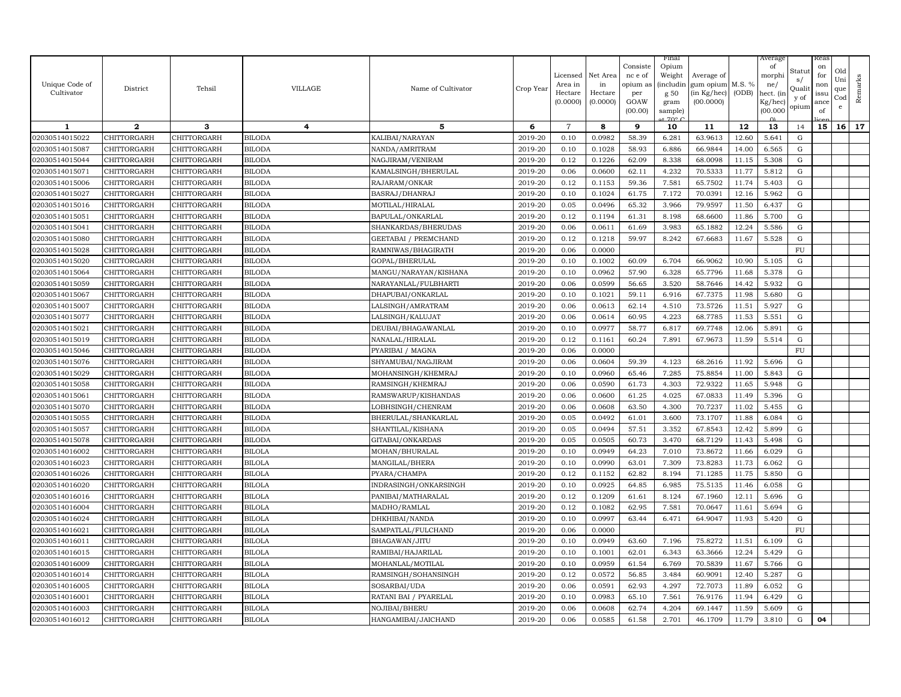| Unique Code of Cultivator | District | Tehsil | VILLAGE | Name of Cultivator | Crop Year | Licensed Area in Hectare (0.0000) | Net Area in Hectare (0.0000) | Consistence of opium as per GOAW (00.00) | Final Opium Weight (including 50 gram sample) at 70° C | Average of gum opium (in Kg/hec) (00.0000) | M.S. % (ODB) | Average of morphine/ hect. (in Kg/hec) (00.000) | Status/ Quality of opium | Reason for non issuance of licence | Old Unique Code | Remarks |
|---|---|---|---|---|---|---|---|---|---|---|---|---|---|---|---|---|
| 1 | 2 | 3 | 4 | 5 | 6 | 7 | 8 | 9 | 10 | 11 | 12 | 13 | 14 | 15 | 16 | 17 |
| 02030514015022 | CHITTORGARH | CHITTORGARH | BILODA | KALIBAI/NARAYAN | 2019-20 | 0.10 | 0.0982 | 58.39 | 6.281 | 63.9613 | 12.60 | 5.641 | G | | | |
| 02030514015087 | CHITTORGARH | CHITTORGARH | BILODA | NANDA/AMRITRAM | 2019-20 | 0.10 | 0.1028 | 58.93 | 6.886 | 66.9844 | 14.00 | 6.565 | G | | | |
| 02030514015044 | CHITTORGARH | CHITTORGARH | BILODA | NAGJIRAM/VENIRAM | 2019-20 | 0.12 | 0.1226 | 62.09 | 8.338 | 68.0098 | 11.15 | 5.308 | G | | | |
| 02030514015071 | CHITTORGARH | CHITTORGARH | BILODA | KAMALSINGH/BHERULAL | 2019-20 | 0.06 | 0.0600 | 62.11 | 4.232 | 70.5333 | 11.77 | 5.812 | G | | | |
| 02030514015006 | CHITTORGARH | CHITTORGARH | BILODA | RAJARAM/ONKAR | 2019-20 | 0.12 | 0.1153 | 59.36 | 7.581 | 65.7502 | 11.74 | 5.403 | G | | | |
| 02030514015027 | CHITTORGARH | CHITTORGARH | BILODA | BASRAJ/DHANRAJ | 2019-20 | 0.10 | 0.1024 | 61.75 | 7.172 | 70.0391 | 12.16 | 5.962 | G | | | |
| 02030514015016 | CHITTORGARH | CHITTORGARH | BILODA | MOTILAL/HIRALAL | 2019-20 | 0.05 | 0.0496 | 65.32 | 3.966 | 79.9597 | 11.50 | 6.437 | G | | | |
| 02030514015051 | CHITTORGARH | CHITTORGARH | BILODA | BAPULAL/ONKARLAL | 2019-20 | 0.12 | 0.1194 | 61.31 | 8.198 | 68.6600 | 11.86 | 5.700 | G | | | |
| 02030514015041 | CHITTORGARH | CHITTORGARH | BILODA | SHANKARDAS/BHERUDAS | 2019-20 | 0.06 | 0.0611 | 61.69 | 3.983 | 65.1882 | 12.24 | 5.586 | G | | | |
| 02030514015080 | CHITTORGARH | CHITTORGARH | BILODA | GEETABAI / PREMCHAND | 2019-20 | 0.12 | 0.1218 | 59.97 | 8.242 | 67.6683 | 11.67 | 5.528 | G | | | |
| 02030514015028 | CHITTORGARH | CHITTORGARH | BILODA | RAMNIWAS/BHAGIRATH | 2019-20 | 0.06 | 0.0000 | | | | | | FU | | | |
| 02030514015020 | CHITTORGARH | CHITTORGARH | BILODA | GOPAL/BHERULAL | 2019-20 | 0.10 | 0.1002 | 60.09 | 6.704 | 66.9062 | 10.90 | 5.105 | G | | | |
| 02030514015064 | CHITTORGARH | CHITTORGARH | BILODA | MANGU/NARAYAN/KISHANA | 2019-20 | 0.10 | 0.0962 | 57.90 | 6.328 | 65.7796 | 11.68 | 5.378 | G | | | |
| 02030514015059 | CHITTORGARH | CHITTORGARH | BILODA | NARAYANLAL/FULBHARTI | 2019-20 | 0.06 | 0.0599 | 56.65 | 3.520 | 58.7646 | 14.42 | 5.932 | G | | | |
| 02030514015067 | CHITTORGARH | CHITTORGARH | BILODA | DHAPUBAI/ONKARLAL | 2019-20 | 0.10 | 0.1021 | 59.11 | 6.916 | 67.7375 | 11.98 | 5.680 | G | | | |
| 02030514015007 | CHITTORGARH | CHITTORGARH | BILODA | LALSINGH/AMRATRAM | 2019-20 | 0.06 | 0.0613 | 62.14 | 4.510 | 73.5726 | 11.51 | 5.927 | G | | | |
| 02030514015077 | CHITTORGARH | CHITTORGARH | BILODA | LALSINGH/KALUJAT | 2019-20 | 0.06 | 0.0614 | 60.95 | 4.223 | 68.7785 | 11.53 | 5.551 | G | | | |
| 02030514015021 | CHITTORGARH | CHITTORGARH | BILODA | DEUBAI/BHAGAWANLAL | 2019-20 | 0.10 | 0.0977 | 58.77 | 6.817 | 69.7748 | 12.06 | 5.891 | G | | | |
| 02030514015019 | CHITTORGARH | CHITTORGARH | BILODA | NANALAL/HIRALAL | 2019-20 | 0.12 | 0.1161 | 60.24 | 7.891 | 67.9673 | 11.59 | 5.514 | G | | | |
| 02030514015046 | CHITTORGARH | CHITTORGARH | BILODA | PYARIBAI / MAGNA | 2019-20 | 0.06 | 0.0000 | | | | | | FU | | | |
| 02030514015076 | CHITTORGARH | CHITTORGARH | BILODA | SHYAMUBAI/NAGJIRAM | 2019-20 | 0.06 | 0.0604 | 59.39 | 4.123 | 68.2616 | 11.92 | 5.696 | G | | | |
| 02030514015029 | CHITTORGARH | CHITTORGARH | BILODA | MOHANSINGH/KHEMRAJ | 2019-20 | 0.10 | 0.0960 | 65.46 | 7.285 | 75.8854 | 11.00 | 5.843 | G | | | |
| 02030514015058 | CHITTORGARH | CHITTORGARH | BILODA | RAMSINGH/KHEMRAJ | 2019-20 | 0.06 | 0.0590 | 61.73 | 4.303 | 72.9322 | 11.65 | 5.948 | G | | | |
| 02030514015061 | CHITTORGARH | CHITTORGARH | BILODA | RAMSWARUP/KISHANDAS | 2019-20 | 0.06 | 0.0600 | 61.25 | 4.025 | 67.0833 | 11.49 | 5.396 | G | | | |
| 02030514015070 | CHITTORGARH | CHITTORGARH | BILODA | LOBHSINGH/CHENRAM | 2019-20 | 0.06 | 0.0608 | 63.50 | 4.300 | 70.7237 | 11.02 | 5.455 | G | | | |
| 02030514015055 | CHITTORGARH | CHITTORGARH | BILODA | BHERULAL/SHANKARLAL | 2019-20 | 0.05 | 0.0492 | 61.01 | 3.600 | 73.1707 | 11.88 | 6.084 | G | | | |
| 02030514015057 | CHITTORGARH | CHITTORGARH | BILODA | SHANTILAL/KISHANA | 2019-20 | 0.05 | 0.0494 | 57.51 | 3.352 | 67.8543 | 12.42 | 5.899 | G | | | |
| 02030514015078 | CHITTORGARH | CHITTORGARH | BILODA | GITABAI/ONKARDAS | 2019-20 | 0.05 | 0.0505 | 60.73 | 3.470 | 68.7129 | 11.43 | 5.498 | G | | | |
| 02030514016002 | CHITTORGARH | CHITTORGARH | BILOLA | MOHAN/BHURALAL | 2019-20 | 0.10 | 0.0949 | 64.23 | 7.010 | 73.8672 | 11.66 | 6.029 | G | | | |
| 02030514016023 | CHITTORGARH | CHITTORGARH | BILOLA | MANGILAL/BHERA | 2019-20 | 0.10 | 0.0990 | 63.01 | 7.309 | 73.8283 | 11.73 | 6.062 | G | | | |
| 02030514016026 | CHITTORGARH | CHITTORGARH | BILOLA | PYARA/CHAMPA | 2019-20 | 0.12 | 0.1152 | 62.82 | 8.194 | 71.1285 | 11.75 | 5.850 | G | | | |
| 02030514016020 | CHITTORGARH | CHITTORGARH | BILOLA | INDRASINGH/ONKARSINGH | 2019-20 | 0.10 | 0.0925 | 64.85 | 6.985 | 75.5135 | 11.46 | 6.058 | G | | | |
| 02030514016016 | CHITTORGARH | CHITTORGARH | BILOLA | PANIBAI/MATHARALAL | 2019-20 | 0.12 | 0.1209 | 61.61 | 8.124 | 67.1960 | 12.11 | 5.696 | G | | | |
| 02030514016004 | CHITTORGARH | CHITTORGARH | BILOLA | MADHO/RAMLAL | 2019-20 | 0.12 | 0.1082 | 62.95 | 7.581 | 70.0647 | 11.61 | 5.694 | G | | | |
| 02030514016024 | CHITTORGARH | CHITTORGARH | BILOLA | DHKHIBAI/NANDA | 2019-20 | 0.10 | 0.0997 | 63.44 | 6.471 | 64.9047 | 11.93 | 5.420 | G | | | |
| 02030514016021 | CHITTORGARH | CHITTORGARH | BILOLA | SAMPATLAL/FULCHAND | 2019-20 | 0.06 | 0.0000 | | | | | | FU | | | |
| 02030514016011 | CHITTORGARH | CHITTORGARH | BILOLA | BHAGAWAN/JITU | 2019-20 | 0.10 | 0.0949 | 63.60 | 7.196 | 75.8272 | 11.51 | 6.109 | G | | | |
| 02030514016015 | CHITTORGARH | CHITTORGARH | BILOLA | RAMIBAI/HAJARILAL | 2019-20 | 0.10 | 0.1001 | 62.01 | 6.343 | 63.3666 | 12.24 | 5.429 | G | | | |
| 02030514016009 | CHITTORGARH | CHITTORGARH | BILOLA | MOHANLAL/MOTILAL | 2019-20 | 0.10 | 0.0959 | 61.54 | 6.769 | 70.5839 | 11.67 | 5.766 | G | | | |
| 02030514016014 | CHITTORGARH | CHITTORGARH | BILOLA | RAMSINGH/SOHANSINGH | 2019-20 | 0.12 | 0.0572 | 56.85 | 3.484 | 60.9091 | 12.40 | 5.287 | G | | | |
| 02030514016005 | CHITTORGARH | CHITTORGARH | BILOLA | SOSARBAI/UDA | 2019-20 | 0.06 | 0.0591 | 62.93 | 4.297 | 72.7073 | 11.89 | 6.052 | G | | | |
| 02030514016001 | CHITTORGARH | CHITTORGARH | BILOLA | RATANI BAI / PYARELAL | 2019-20 | 0.10 | 0.0983 | 65.10 | 7.561 | 76.9176 | 11.94 | 6.429 | G | | | |
| 02030514016003 | CHITTORGARH | CHITTORGARH | BILOLA | NOJIBAI/BHERU | 2019-20 | 0.06 | 0.0608 | 62.74 | 4.204 | 69.1447 | 11.59 | 5.609 | G | | | |
| 02030514016012 | CHITTORGARH | CHITTORGARH | BILOLA | HANGAMIBAI/JAICHAND | 2019-20 | 0.06 | 0.0585 | 61.58 | 2.701 | 46.1709 | 11.79 | 3.810 | G | 04 | | |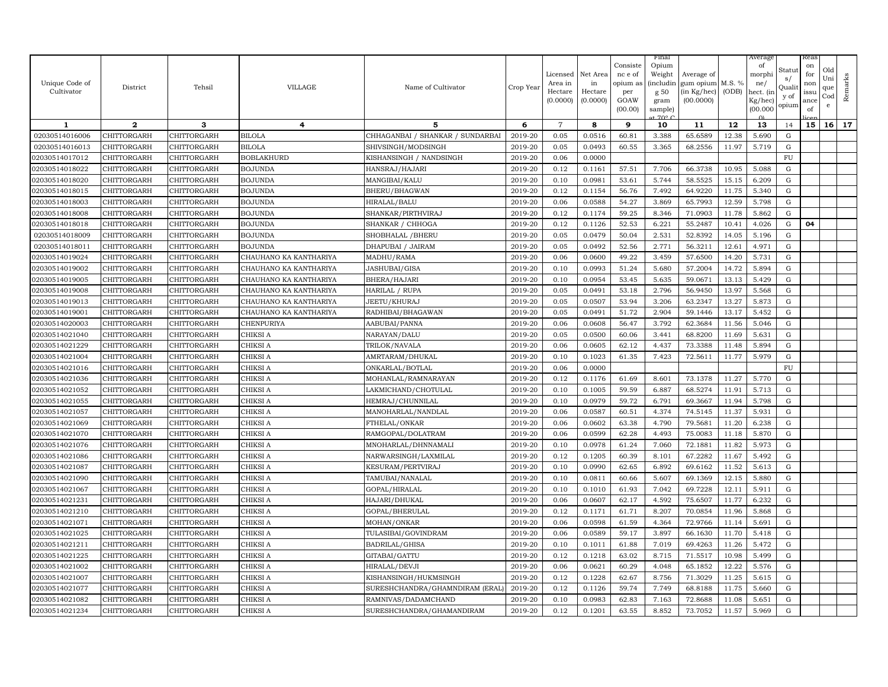| Unique Code of Cultivator | District | Tehsil | VILLAGE | Name of Cultivator | Crop Year | Licensed Area in Hectare (0.0000) | Net Area in Hectare (0.0000) | Consistence of opium as per GOAW (00.00) | Final Opium Weight (including g 50 gram sample) at 70° C | Average of gum opium (in Kg/hec) (00.0000) | M.S. % (ODB) | Average of morphine/ hect. (in Kg/hec) (00.0000) | Status/ Quality of opium | Reason for non issuance of licence | Old Unique Code | Remarks |
|---|---|---|---|---|---|---|---|---|---|---|---|---|---|---|---|---|
| 1 | 2 | 3 | 4 | 5 | 6 | 7 | 8 | 9 | 10 | 11 | 12 | 13 | 14 | 15 | 16 | 17 |
| 02030514016006 | CHITTORGARH | CHITTORGARH | BILOLA | CHHAGANBAI / SHANKAR / SUNDARBAI | 2019-20 | 0.05 | 0.0516 | 60.81 | 3.388 | 65.6589 | 12.38 | 5.690 | G | | | |
| 02030514016013 | CHITTORGARH | CHITTORGARH | BILOLA | SHIVSINGH/MODSINGH | 2019-20 | 0.05 | 0.0493 | 60.55 | 3.365 | 68.2556 | 11.97 | 5.719 | G | | | |
| 02030514017012 | CHITTORGARH | CHITTORGARH | BOBLAKHURD | KISHANSINGH / NANDSINGH | 2019-20 | 0.06 | 0.0000 | | | | | | FU | | | |
| 02030514018022 | CHITTORGARH | CHITTORGARH | BOJUNDA | HANSRAJ/HAJARI | 2019-20 | 0.12 | 0.1161 | 57.51 | 7.706 | 66.3738 | 10.95 | 5.088 | G | | | |
| 02030514018020 | CHITTORGARH | CHITTORGARH | BOJUNDA | MANGIBAI/KALU | 2019-20 | 0.10 | 0.0981 | 53.61 | 5.744 | 58.5525 | 15.15 | 6.209 | G | | | |
| 02030514018015 | CHITTORGARH | CHITTORGARH | BOJUNDA | BHERU/BHAGWAN | 2019-20 | 0.12 | 0.1154 | 56.76 | 7.492 | 64.9220 | 11.75 | 5.340 | G | | | |
| 02030514018003 | CHITTORGARH | CHITTORGARH | BOJUNDA | HIRALAL/BALU | 2019-20 | 0.06 | 0.0588 | 54.27 | 3.869 | 65.7993 | 12.59 | 5.798 | G | | | |
| 02030514018008 | CHITTORGARH | CHITTORGARH | BOJUNDA | SHANKAR/PIRTHVIRAJ | 2019-20 | 0.12 | 0.1174 | 59.25 | 8.346 | 71.0903 | 11.78 | 5.862 | G | | | |
| 02030514018018 | CHITTORGARH | CHITTORGARH | BOJUNDA | SHANKAR / CHHOGA | 2019-20 | 0.12 | 0.1126 | 52.53 | 6.221 | 55.2487 | 10.41 | 4.026 | G | 04 | | |
| 02030514018009 | CHITTORGARH | CHITTORGARH | BOJUNDA | SHOBHALAL /BHERU | 2019-20 | 0.05 | 0.0479 | 50.04 | 2.531 | 52.8392 | 14.05 | 5.196 | G | | | |
| 02030514018011 | CHITTORGARH | CHITTORGARH | BOJUNDA | DHAPUBAI / JAIRAM | 2019-20 | 0.05 | 0.0492 | 52.56 | 2.771 | 56.3211 | 12.61 | 4.971 | G | | | |
| 02030514019024 | CHITTORGARH | CHITTORGARH | CHAUHANO KA KANTHARIYA | MADHU/RAMA | 2019-20 | 0.06 | 0.0600 | 49.22 | 3.459 | 57.6500 | 14.20 | 5.731 | G | | | |
| 02030514019002 | CHITTORGARH | CHITTORGARH | CHAUHANO KA KANTHARIYA | JASHUBAI/GISA | 2019-20 | 0.10 | 0.0993 | 51.24 | 5.680 | 57.2004 | 14.72 | 5.894 | G | | | |
| 02030514019005 | CHITTORGARH | CHITTORGARH | CHAUHANO KA KANTHARIYA | BHERA/HAJARI | 2019-20 | 0.10 | 0.0954 | 53.45 | 5.635 | 59.0671 | 13.13 | 5.429 | G | | | |
| 02030514019008 | CHITTORGARH | CHITTORGARH | CHAUHANO KA KANTHARIYA | HARILAL / RUPA | 2019-20 | 0.05 | 0.0491 | 53.18 | 2.796 | 56.9450 | 13.97 | 5.568 | G | | | |
| 02030514019013 | CHITTORGARH | CHITTORGARH | CHAUHANO KA KANTHARIYA | JEETU/KHURAJ | 2019-20 | 0.05 | 0.0507 | 53.94 | 3.206 | 63.2347 | 13.27 | 5.873 | G | | | |
| 02030514019001 | CHITTORGARH | CHITTORGARH | CHAUHANO KA KANTHARIYA | RADHIBAI/BHAGAWAN | 2019-20 | 0.05 | 0.0491 | 51.72 | 2.904 | 59.1446 | 13.17 | 5.452 | G | | | |
| 02030514020003 | CHITTORGARH | CHITTORGARH | CHENPURIYA | AABUBAI/PANNA | 2019-20 | 0.06 | 0.0608 | 56.47 | 3.792 | 62.3684 | 11.56 | 5.046 | G | | | |
| 02030514021040 | CHITTORGARH | CHITTORGARH | CHIKSI A | NARAYAN/DALU | 2019-20 | 0.05 | 0.0500 | 60.06 | 3.441 | 68.8200 | 11.69 | 5.631 | G | | | |
| 02030514021229 | CHITTORGARH | CHITTORGARH | CHIKSI A | TRILOK/NAVALA | 2019-20 | 0.06 | 0.0605 | 62.12 | 4.437 | 73.3388 | 11.48 | 5.894 | G | | | |
| 02030514021004 | CHITTORGARH | CHITTORGARH | CHIKSI A | AMRTARAM/DHUKAL | 2019-20 | 0.10 | 0.1023 | 61.35 | 7.423 | 72.5611 | 11.77 | 5.979 | G | | | |
| 02030514021016 | CHITTORGARH | CHITTORGARH | CHIKSI A | ONKARLAL/BOTLAL | 2019-20 | 0.06 | 0.0000 | | | | | | FU | | | |
| 02030514021036 | CHITTORGARH | CHITTORGARH | CHIKSI A | MOHANLAL/RAMNARAYAN | 2019-20 | 0.12 | 0.1176 | 61.69 | 8.601 | 73.1378 | 11.27 | 5.770 | G | | | |
| 02030514021052 | CHITTORGARH | CHITTORGARH | CHIKSI A | LAKMICHAND/CHOTULAL | 2019-20 | 0.10 | 0.1005 | 59.59 | 6.887 | 68.5274 | 11.91 | 5.713 | G | | | |
| 02030514021055 | CHITTORGARH | CHITTORGARH | CHIKSI A | HEMRAJ/CHUNNILAL | 2019-20 | 0.10 | 0.0979 | 59.72 | 6.791 | 69.3667 | 11.94 | 5.798 | G | | | |
| 02030514021057 | CHITTORGARH | CHITTORGARH | CHIKSI A | MANOHARLAL/NANDLAL | 2019-20 | 0.06 | 0.0587 | 60.51 | 4.374 | 74.5145 | 11.37 | 5.931 | G | | | |
| 02030514021069 | CHITTORGARH | CHITTORGARH | CHIKSI A | FTHELAL/ONKAR | 2019-20 | 0.06 | 0.0602 | 63.38 | 4.790 | 79.5681 | 11.20 | 6.238 | G | | | |
| 02030514021070 | CHITTORGARH | CHITTORGARH | CHIKSI A | RAMGOPAL/DOLATRAM | 2019-20 | 0.06 | 0.0599 | 62.28 | 4.493 | 75.0083 | 11.18 | 5.870 | G | | | |
| 02030514021076 | CHITTORGARH | CHITTORGARH | CHIKSI A | MNOHARLAL/DHNNAMALI | 2019-20 | 0.10 | 0.0978 | 61.24 | 7.060 | 72.1881 | 11.82 | 5.973 | G | | | |
| 02030514021086 | CHITTORGARH | CHITTORGARH | CHIKSI A | NARWARSINGH/LAXMILAL | 2019-20 | 0.12 | 0.1205 | 60.39 | 8.101 | 67.2282 | 11.67 | 5.492 | G | | | |
| 02030514021087 | CHITTORGARH | CHITTORGARH | CHIKSI A | KESURAM/PERTVIRAJ | 2019-20 | 0.10 | 0.0990 | 62.65 | 6.892 | 69.6162 | 11.52 | 5.613 | G | | | |
| 02030514021090 | CHITTORGARH | CHITTORGARH | CHIKSI A | TAMUBAI/NANALAL | 2019-20 | 0.10 | 0.0811 | 60.66 | 5.607 | 69.1369 | 12.15 | 5.880 | G | | | |
| 02030514021067 | CHITTORGARH | CHITTORGARH | CHIKSI A | GOPAL/HIRALAL | 2019-20 | 0.10 | 0.1010 | 61.93 | 7.042 | 69.7228 | 12.11 | 5.911 | G | | | |
| 02030514021231 | CHITTORGARH | CHITTORGARH | CHIKSI A | HAJARI/DHUKAL | 2019-20 | 0.06 | 0.0607 | 62.17 | 4.592 | 75.6507 | 11.77 | 6.232 | G | | | |
| 02030514021210 | CHITTORGARH | CHITTORGARH | CHIKSI A | GOPAL/BHERULAL | 2019-20 | 0.12 | 0.1171 | 61.71 | 8.207 | 70.0854 | 11.96 | 5.868 | G | | | |
| 02030514021071 | CHITTORGARH | CHITTORGARH | CHIKSI A | MOHAN/ONKAR | 2019-20 | 0.06 | 0.0598 | 61.59 | 4.364 | 72.9766 | 11.14 | 5.691 | G | | | |
| 02030514021025 | CHITTORGARH | CHITTORGARH | CHIKSI A | TULASIBAI/GOVINDRAM | 2019-20 | 0.06 | 0.0589 | 59.17 | 3.897 | 66.1630 | 11.70 | 5.418 | G | | | |
| 02030514021211 | CHITTORGARH | CHITTORGARH | CHIKSI A | BADRILAL/GHISA | 2019-20 | 0.10 | 0.1011 | 61.88 | 7.019 | 69.4263 | 11.26 | 5.472 | G | | | |
| 02030514021225 | CHITTORGARH | CHITTORGARH | CHIKSI A | GITABAI/GATTU | 2019-20 | 0.12 | 0.1218 | 63.02 | 8.715 | 71.5517 | 10.98 | 5.499 | G | | | |
| 02030514021002 | CHITTORGARH | CHITTORGARH | CHIKSI A | HIRALAL/DEVJI | 2019-20 | 0.06 | 0.0621 | 60.29 | 4.048 | 65.1852 | 12.22 | 5.576 | G | | | |
| 02030514021007 | CHITTORGARH | CHITTORGARH | CHIKSI A | KISHANSINGH/HUKMSINGH | 2019-20 | 0.12 | 0.1228 | 62.67 | 8.756 | 71.3029 | 11.25 | 5.615 | G | | | |
| 02030514021077 | CHITTORGARH | CHITTORGARH | CHIKSI A | SURESHCHANDRA/GHAMNDIRAM (ERAL) | 2019-20 | 0.12 | 0.1126 | 59.74 | 7.749 | 68.8188 | 11.75 | 5.660 | G | | | |
| 02030514021082 | CHITTORGARH | CHITTORGARH | CHIKSI A | RAMNIVAS/DADAMCHAND | 2019-20 | 0.10 | 0.0983 | 62.83 | 7.163 | 72.8688 | 11.08 | 5.651 | G | | | |
| 02030514021234 | CHITTORGARH | CHITTORGARH | CHIKSI A | SURESHCHANDRA/GHAMANDIRAM | 2019-20 | 0.12 | 0.1201 | 63.55 | 8.852 | 73.7052 | 11.57 | 5.969 | G | | | |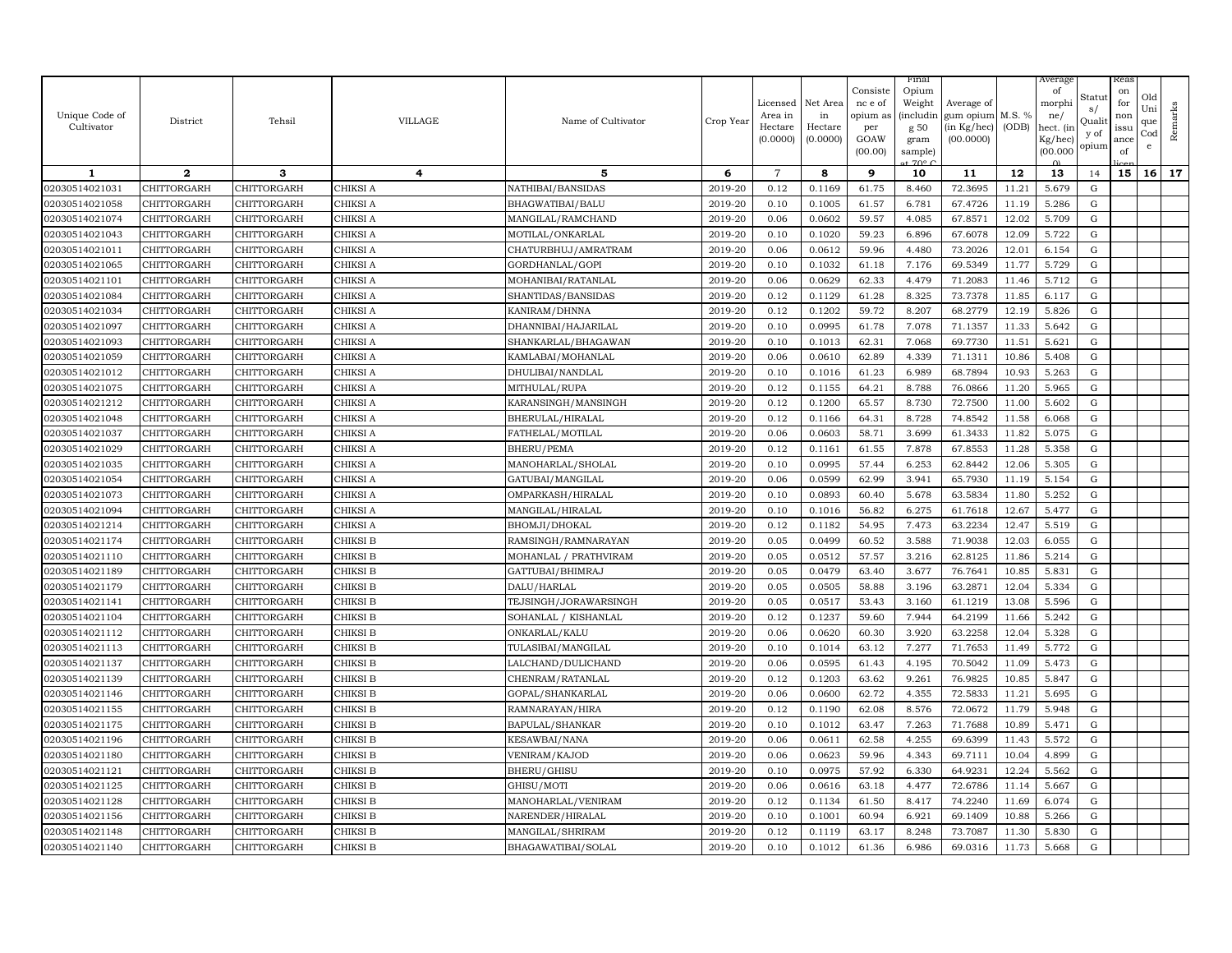| Unique Code of Cultivator | District | Tehsil | VILLAGE | Name of Cultivator | Crop Year | Licensed Area in Hectare (0.0000) | Net Area in Hectare (0.0000) | Consistence of opium as per GOAW (00.00) | Final Opium Weight (including 50 gram sample) at 70° C | Average of gum opium (in Kg/hec) (00.0000) | M.S. % (ODB) | Average of morphine/hect. (in Kg/hec) (00.000) | Status/Quality of opium | Reason for non issuance of licence | Old Unique Code | Remarks |
|---|---|---|---|---|---|---|---|---|---|---|---|---|---|---|---|---|
| 1 | 2 | 3 | 4 | 5 | 6 | 7 | 8 | 9 | 10 | 11 | 12 | 13 | 14 | 15 | 16 | 17 |
| 02030514021031 | CHITTORGARH | CHITTORGARH | CHIKSI A | NATHIBAI/BANSIDAS | 2019-20 | 0.12 | 0.1169 | 61.75 | 8.460 | 72.3695 | 11.21 | 5.679 | G | | | |
| 02030514021058 | CHITTORGARH | CHITTORGARH | CHIKSI A | BHAGWATIBAI/BALU | 2019-20 | 0.10 | 0.1005 | 61.57 | 6.781 | 67.4726 | 11.19 | 5.286 | G | | | |
| 02030514021074 | CHITTORGARH | CHITTORGARH | CHIKSI A | MANGILAL/RAMCHAND | 2019-20 | 0.06 | 0.0602 | 59.57 | 4.085 | 67.8571 | 12.02 | 5.709 | G | | | |
| 02030514021043 | CHITTORGARH | CHITTORGARH | CHIKSI A | MOTILAL/ONKARLAL | 2019-20 | 0.10 | 0.1020 | 59.23 | 6.896 | 67.6078 | 12.09 | 5.722 | G | | | |
| 02030514021011 | CHITTORGARH | CHITTORGARH | CHIKSI A | CHATURBHUJ/AMRATRAM | 2019-20 | 0.06 | 0.0612 | 59.96 | 4.480 | 73.2026 | 12.01 | 6.154 | G | | | |
| 02030514021065 | CHITTORGARH | CHITTORGARH | CHIKSI A | GORDHANLAL/GOPI | 2019-20 | 0.10 | 0.1032 | 61.18 | 7.176 | 69.5349 | 11.77 | 5.729 | G | | | |
| 02030514021101 | CHITTORGARH | CHITTORGARH | CHIKSI A | MOHANIBAI/RATANLAL | 2019-20 | 0.06 | 0.0629 | 62.33 | 4.479 | 71.2083 | 11.46 | 5.712 | G | | | |
| 02030514021084 | CHITTORGARH | CHITTORGARH | CHIKSI A | SHANTIDAS/BANSIDAS | 2019-20 | 0.12 | 0.1129 | 61.28 | 8.325 | 73.7378 | 11.85 | 6.117 | G | | | |
| 02030514021034 | CHITTORGARH | CHITTORGARH | CHIKSI A | KANIRAM/DHNNA | 2019-20 | 0.12 | 0.1202 | 59.72 | 8.207 | 68.2779 | 12.19 | 5.826 | G | | | |
| 02030514021097 | CHITTORGARH | CHITTORGARH | CHIKSI A | DHANNIBAI/HAJARILAL | 2019-20 | 0.10 | 0.0995 | 61.78 | 7.078 | 71.1357 | 11.33 | 5.642 | G | | | |
| 02030514021093 | CHITTORGARH | CHITTORGARH | CHIKSI A | SHANKARLAL/BHAGAWAN | 2019-20 | 0.10 | 0.1013 | 62.31 | 7.068 | 69.7730 | 11.51 | 5.621 | G | | | |
| 02030514021059 | CHITTORGARH | CHITTORGARH | CHIKSI A | KAMLABAI/MOHANLAL | 2019-20 | 0.06 | 0.0610 | 62.89 | 4.339 | 71.1311 | 10.86 | 5.408 | G | | | |
| 02030514021012 | CHITTORGARH | CHITTORGARH | CHIKSI A | DHULIBAI/NANDLAL | 2019-20 | 0.10 | 0.1016 | 61.23 | 6.989 | 68.7894 | 10.93 | 5.263 | G | | | |
| 02030514021075 | CHITTORGARH | CHITTORGARH | CHIKSI A | MITHULAL/RUPA | 2019-20 | 0.12 | 0.1155 | 64.21 | 8.788 | 76.0866 | 11.20 | 5.965 | G | | | |
| 02030514021212 | CHITTORGARH | CHITTORGARH | CHIKSI A | KARANSINGH/MANSINGH | 2019-20 | 0.12 | 0.1200 | 65.57 | 8.730 | 72.7500 | 11.00 | 5.602 | G | | | |
| 02030514021048 | CHITTORGARH | CHITTORGARH | CHIKSI A | BHERULAL/HIRALAL | 2019-20 | 0.12 | 0.1166 | 64.31 | 8.728 | 74.8542 | 11.58 | 6.068 | G | | | |
| 02030514021037 | CHITTORGARH | CHITTORGARH | CHIKSI A | FATHELAL/MOTILAL | 2019-20 | 0.06 | 0.0603 | 58.71 | 3.699 | 61.3433 | 11.82 | 5.075 | G | | | |
| 02030514021029 | CHITTORGARH | CHITTORGARH | CHIKSI A | BHERU/PEMA | 2019-20 | 0.12 | 0.1161 | 61.55 | 7.878 | 67.8553 | 11.28 | 5.358 | G | | | |
| 02030514021035 | CHITTORGARH | CHITTORGARH | CHIKSI A | MANOHARLAL/SHOLAL | 2019-20 | 0.10 | 0.0995 | 57.44 | 6.253 | 62.8442 | 12.06 | 5.305 | G | | | |
| 02030514021054 | CHITTORGARH | CHITTORGARH | CHIKSI A | GATUBAI/MANGILAL | 2019-20 | 0.06 | 0.0599 | 62.99 | 3.941 | 65.7930 | 11.19 | 5.154 | G | | | |
| 02030514021073 | CHITTORGARH | CHITTORGARH | CHIKSI A | OMPARKASH/HIRALAL | 2019-20 | 0.10 | 0.0893 | 60.40 | 5.678 | 63.5834 | 11.80 | 5.252 | G | | | |
| 02030514021094 | CHITTORGARH | CHITTORGARH | CHIKSI A | MANGILAL/HIRALAL | 2019-20 | 0.10 | 0.1016 | 56.82 | 6.275 | 61.7618 | 12.67 | 5.477 | G | | | |
| 02030514021214 | CHITTORGARH | CHITTORGARH | CHIKSI A | BHOMJI/DHOKAL | 2019-20 | 0.12 | 0.1182 | 54.95 | 7.473 | 63.2234 | 12.47 | 5.519 | G | | | |
| 02030514021174 | CHITTORGARH | CHITTORGARH | CHIKSI B | RAMSINGH/RAMNARAYAN | 2019-20 | 0.05 | 0.0499 | 60.52 | 3.588 | 71.9038 | 12.03 | 6.055 | G | | | |
| 02030514021110 | CHITTORGARH | CHITTORGARH | CHIKSI B | MOHANLAL / PRATHVIRAM | 2019-20 | 0.05 | 0.0512 | 57.57 | 3.216 | 62.8125 | 11.86 | 5.214 | G | | | |
| 02030514021189 | CHITTORGARH | CHITTORGARH | CHIKSI B | GATTUBAI/BHIMRAJ | 2019-20 | 0.05 | 0.0479 | 63.40 | 3.677 | 76.7641 | 10.85 | 5.831 | G | | | |
| 02030514021179 | CHITTORGARH | CHITTORGARH | CHIKSI B | DALU/HARLAL | 2019-20 | 0.05 | 0.0505 | 58.88 | 3.196 | 63.2871 | 12.04 | 5.334 | G | | | |
| 02030514021141 | CHITTORGARH | CHITTORGARH | CHIKSI B | TEJSINGH/JORAWARSINGH | 2019-20 | 0.05 | 0.0517 | 53.43 | 3.160 | 61.1219 | 13.08 | 5.596 | G | | | |
| 02030514021104 | CHITTORGARH | CHITTORGARH | CHIKSI B | SOHANLAL / KISHANLAL | 2019-20 | 0.12 | 0.1237 | 59.60 | 7.944 | 64.2199 | 11.66 | 5.242 | G | | | |
| 02030514021112 | CHITTORGARH | CHITTORGARH | CHIKSI B | ONKARLAL/KALU | 2019-20 | 0.06 | 0.0620 | 60.30 | 3.920 | 63.2258 | 12.04 | 5.328 | G | | | |
| 02030514021113 | CHITTORGARH | CHITTORGARH | CHIKSI B | TULASIBAI/MANGILAL | 2019-20 | 0.10 | 0.1014 | 63.12 | 7.277 | 71.7653 | 11.49 | 5.772 | G | | | |
| 02030514021137 | CHITTORGARH | CHITTORGARH | CHIKSI B | LALCHAND/DULICHAND | 2019-20 | 0.06 | 0.0595 | 61.43 | 4.195 | 70.5042 | 11.09 | 5.473 | G | | | |
| 02030514021139 | CHITTORGARH | CHITTORGARH | CHIKSI B | CHENRAM/RATANLAL | 2019-20 | 0.12 | 0.1203 | 63.62 | 9.261 | 76.9825 | 10.85 | 5.847 | G | | | |
| 02030514021146 | CHITTORGARH | CHITTORGARH | CHIKSI B | GOPAL/SHANKARLAL | 2019-20 | 0.06 | 0.0600 | 62.72 | 4.355 | 72.5833 | 11.21 | 5.695 | G | | | |
| 02030514021155 | CHITTORGARH | CHITTORGARH | CHIKSI B | RAMNARAYAN/HIRA | 2019-20 | 0.12 | 0.1190 | 62.08 | 8.576 | 72.0672 | 11.79 | 5.948 | G | | | |
| 02030514021175 | CHITTORGARH | CHITTORGARH | CHIKSI B | BAPULAL/SHANKAR | 2019-20 | 0.10 | 0.1012 | 63.47 | 7.263 | 71.7688 | 10.89 | 5.471 | G | | | |
| 02030514021196 | CHITTORGARH | CHITTORGARH | CHIKSI B | KESAWBAI/NANA | 2019-20 | 0.06 | 0.0611 | 62.58 | 4.255 | 69.6399 | 11.43 | 5.572 | G | | | |
| 02030514021180 | CHITTORGARH | CHITTORGARH | CHIKSI B | VENIRAM/KAJOD | 2019-20 | 0.06 | 0.0623 | 59.96 | 4.343 | 69.7111 | 10.04 | 4.899 | G | | | |
| 02030514021121 | CHITTORGARH | CHITTORGARH | CHIKSI B | BHERU/GHISU | 2019-20 | 0.10 | 0.0975 | 57.92 | 6.330 | 64.9231 | 12.24 | 5.562 | G | | | |
| 02030514021125 | CHITTORGARH | CHITTORGARH | CHIKSI B | GHISU/MOTI | 2019-20 | 0.06 | 0.0616 | 63.18 | 4.477 | 72.6786 | 11.14 | 5.667 | G | | | |
| 02030514021128 | CHITTORGARH | CHITTORGARH | CHIKSI B | MANOHARLAL/VENIRAM | 2019-20 | 0.12 | 0.1134 | 61.50 | 8.417 | 74.2240 | 11.69 | 6.074 | G | | | |
| 02030514021156 | CHITTORGARH | CHITTORGARH | CHIKSI B | NARENDER/HIRALAL | 2019-20 | 0.10 | 0.1001 | 60.94 | 6.921 | 69.1409 | 10.88 | 5.266 | G | | | |
| 02030514021148 | CHITTORGARH | CHITTORGARH | CHIKSI B | MANGILAL/SHRIRAM | 2019-20 | 0.12 | 0.1119 | 63.17 | 8.248 | 73.7087 | 11.30 | 5.830 | G | | | |
| 02030514021140 | CHITTORGARH | CHITTORGARH | CHIKSI B | BHAGAWATIBAI/SOLAL | 2019-20 | 0.10 | 0.1012 | 61.36 | 6.986 | 69.0316 | 11.73 | 5.668 | G | | | |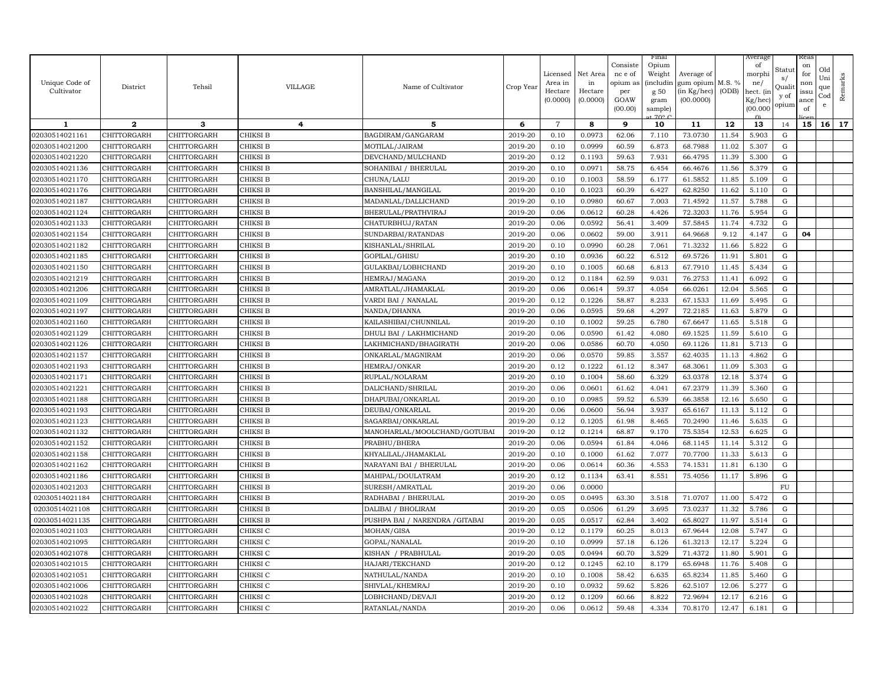| Unique Code of Cultivator | District | Tehsil | VILLAGE | Name of Cultivator | Crop Year | Licensed Area in Hectare (0.0000) | Net Area in Hectare (0.0000) | Consistence of opium as per GOAW (00.00) | Final Opium Weight (including 50 gram sample) at 70° C | Average of gum opium (in Kg/hec) (00.0000) | M.S. % (ODB) | Average of morphine/ hect. (in Kg/hec) (00.0000) | Status/ Quality of opium | Reason for non issuance of licence | Old Unique Code | Remarks |
|---|---|---|---|---|---|---|---|---|---|---|---|---|---|---|---|---|
| 1 | 2 | 3 | 4 | 5 | 6 | 7 | 8 | 9 | 10 | 11 | 12 | 13 | 14 | 15 | 16 | 17 |
| 02030514021161 | CHITTORGARH | CHITTORGARH | CHIKSI B | BAGDIRAM/GANGARAM | 2019-20 | 0.10 | 0.0973 | 62.06 | 7.110 | 73.0730 | 11.54 | 5.903 | G | | | |
| 02030514021200 | CHITTORGARH | CHITTORGARH | CHIKSI B | MOTILAL/JAIRAM | 2019-20 | 0.10 | 0.0999 | 60.59 | 6.873 | 68.7988 | 11.02 | 5.307 | G | | | |
| 02030514021220 | CHITTORGARH | CHITTORGARH | CHIKSI B | DEVCHAND/MULCHAND | 2019-20 | 0.12 | 0.1193 | 59.63 | 7.931 | 66.4795 | 11.39 | 5.300 | G | | | |
| 02030514021136 | CHITTORGARH | CHITTORGARH | CHIKSI B | SOHANIBAI / BHERULAL | 2019-20 | 0.10 | 0.0971 | 58.75 | 6.454 | 66.4676 | 11.56 | 5.379 | G | | | |
| 02030514021170 | CHITTORGARH | CHITTORGARH | CHIKSI B | CHUNA/LALU | 2019-20 | 0.10 | 0.1003 | 58.59 | 6.177 | 61.5852 | 11.85 | 5.109 | G | | | |
| 02030514021176 | CHITTORGARH | CHITTORGARH | CHIKSI B | BANSHILAL/MANGILAL | 2019-20 | 0.10 | 0.1023 | 60.39 | 6.427 | 62.8250 | 11.62 | 5.110 | G | | | |
| 02030514021187 | CHITTORGARH | CHITTORGARH | CHIKSI B | MADANLAL/DALLICHAND | 2019-20 | 0.10 | 0.0980 | 60.67 | 7.003 | 71.4592 | 11.57 | 5.788 | G | | | |
| 02030514021124 | CHITTORGARH | CHITTORGARH | CHIKSI B | BHERULAL/PRATHVIRAJ | 2019-20 | 0.06 | 0.0612 | 60.28 | 4.426 | 72.3203 | 11.76 | 5.954 | G | | | |
| 02030514021133 | CHITTORGARH | CHITTORGARH | CHIKSI B | CHATURBHUJ/RATAN | 2019-20 | 0.06 | 0.0592 | 56.41 | 3.409 | 57.5845 | 11.74 | 4.732 | G | | | |
| 02030514021154 | CHITTORGARH | CHITTORGARH | CHIKSI B | SUNDARBAI/RATANDAS | 2019-20 | 0.06 | 0.0602 | 59.00 | 3.911 | 64.9668 | 9.12 | 4.147 | G | 04 | | |
| 02030514021182 | CHITTORGARH | CHITTORGARH | CHIKSI B | KISHANLAL/SHRILAL | 2019-20 | 0.10 | 0.0990 | 60.28 | 7.061 | 71.3232 | 11.66 | 5.822 | G | | | |
| 02030514021185 | CHITTORGARH | CHITTORGARH | CHIKSI B | GOPILAL/GHISU | 2019-20 | 0.10 | 0.0936 | 60.22 | 6.512 | 69.5726 | 11.91 | 5.801 | G | | | |
| 02030514021150 | CHITTORGARH | CHITTORGARH | CHIKSI B | GULAKBAI/LOBHCHAND | 2019-20 | 0.10 | 0.1005 | 60.68 | 6.813 | 67.7910 | 11.45 | 5.434 | G | | | |
| 02030514021219 | CHITTORGARH | CHITTORGARH | CHIKSI B | HEMRAJ/MAGANA | 2019-20 | 0.12 | 0.1184 | 62.59 | 9.031 | 76.2753 | 11.41 | 6.092 | G | | | |
| 02030514021206 | CHITTORGARH | CHITTORGARH | CHIKSI B | AMRATLAL/JHAMAKLAL | 2019-20 | 0.06 | 0.0614 | 59.37 | 4.054 | 66.0261 | 12.04 | 5.565 | G | | | |
| 02030514021109 | CHITTORGARH | CHITTORGARH | CHIKSI B | VARDI BAI / NANALAL | 2019-20 | 0.12 | 0.1226 | 58.87 | 8.233 | 67.1533 | 11.69 | 5.495 | G | | | |
| 02030514021197 | CHITTORGARH | CHITTORGARH | CHIKSI B | NANDA/DHANNA | 2019-20 | 0.06 | 0.0595 | 59.68 | 4.297 | 72.2185 | 11.63 | 5.879 | G | | | |
| 02030514021160 | CHITTORGARH | CHITTORGARH | CHIKSI B | KAILASHIBAI/CHUNNILAL | 2019-20 | 0.10 | 0.1002 | 59.25 | 6.780 | 67.6647 | 11.65 | 5.518 | G | | | |
| 02030514021129 | CHITTORGARH | CHITTORGARH | CHIKSI B | DHULI BAI / LAKHMICHAND | 2019-20 | 0.06 | 0.0590 | 61.42 | 4.080 | 69.1525 | 11.59 | 5.610 | G | | | |
| 02030514021126 | CHITTORGARH | CHITTORGARH | CHIKSI B | LAKHMICHAND/BHAGIRATH | 2019-20 | 0.06 | 0.0586 | 60.70 | 4.050 | 69.1126 | 11.81 | 5.713 | G | | | |
| 02030514021157 | CHITTORGARH | CHITTORGARH | CHIKSI B | ONKARLAL/MAGNIRAM | 2019-20 | 0.06 | 0.0570 | 59.85 | 3.557 | 62.4035 | 11.13 | 4.862 | G | | | |
| 02030514021193 | CHITTORGARH | CHITTORGARH | CHIKSI B | HEMRAJ/ONKAR | 2019-20 | 0.12 | 0.1222 | 61.12 | 8.347 | 68.3061 | 11.09 | 5.303 | G | | | |
| 02030514021171 | CHITTORGARH | CHITTORGARH | CHIKSI B | RUPLAL/NOLARAM | 2019-20 | 0.10 | 0.1004 | 58.60 | 6.329 | 63.0378 | 12.18 | 5.374 | G | | | |
| 02030514021221 | CHITTORGARH | CHITTORGARH | CHIKSI B | DALICHAND/SHRILAL | 2019-20 | 0.06 | 0.0601 | 61.62 | 4.041 | 67.2379 | 11.39 | 5.360 | G | | | |
| 02030514021188 | CHITTORGARH | CHITTORGARH | CHIKSI B | DHAPUBAI/ONKARLAL | 2019-20 | 0.10 | 0.0985 | 59.52 | 6.539 | 66.3858 | 12.16 | 5.650 | G | | | |
| 02030514021193 | CHITTORGARH | CHITTORGARH | CHIKSI B | DEUBAI/ONKARLAL | 2019-20 | 0.06 | 0.0600 | 56.94 | 3.937 | 65.6167 | 11.13 | 5.112 | G | | | |
| 02030514021123 | CHITTORGARH | CHITTORGARH | CHIKSI B | SAGARBAI/ONKARLAL | 2019-20 | 0.12 | 0.1205 | 61.98 | 8.465 | 70.2490 | 11.46 | 5.635 | G | | | |
| 02030514021132 | CHITTORGARH | CHITTORGARH | CHIKSI B | MANOHARLAL/MOOLCHAND/GOTUBAI | 2019-20 | 0.12 | 0.1214 | 68.87 | 9.170 | 75.5354 | 12.53 | 6.625 | G | | | |
| 02030514021152 | CHITTORGARH | CHITTORGARH | CHIKSI B | PRABHU/BHERA | 2019-20 | 0.06 | 0.0594 | 61.84 | 4.046 | 68.1145 | 11.14 | 5.312 | G | | | |
| 02030514021158 | CHITTORGARH | CHITTORGARH | CHIKSI B | KHYALILAL/JHAMAKLAL | 2019-20 | 0.10 | 0.1000 | 61.62 | 7.077 | 70.7700 | 11.33 | 5.613 | G | | | |
| 02030514021162 | CHITTORGARH | CHITTORGARH | CHIKSI B | NARAYANI BAI / BHERULAL | 2019-20 | 0.06 | 0.0614 | 60.36 | 4.553 | 74.1531 | 11.81 | 6.130 | G | | | |
| 02030514021186 | CHITTORGARH | CHITTORGARH | CHIKSI B | MAHIPAL/DOULATRAM | 2019-20 | 0.12 | 0.1134 | 63.41 | 8.551 | 75.4056 | 11.17 | 5.896 | G | | | |
| 02030514021203 | CHITTORGARH | CHITTORGARH | CHIKSI B | SURESH/AMRATLAL | 2019-20 | 0.06 | 0.0000 | | | | | | FU | | | |
| 02030514021184 | CHITTORGARH | CHITTORGARH | CHIKSI B | RADHABAI / BHERULAL | 2019-20 | 0.05 | 0.0495 | 63.30 | 3.518 | 71.0707 | 11.00 | 5.472 | G | | | |
| 02030514021108 | CHITTORGARH | CHITTORGARH | CHIKSI B | DALIBAI / BHOLIRAM | 2019-20 | 0.05 | 0.0506 | 61.29 | 3.695 | 73.0237 | 11.32 | 5.786 | G | | | |
| 02030514021135 | CHITTORGARH | CHITTORGARH | CHIKSI B | PUSHPA BAI / NARENDRA /GITABAI | 2019-20 | 0.05 | 0.0517 | 62.84 | 3.402 | 65.8027 | 11.97 | 5.514 | G | | | |
| 02030514021103 | CHITTORGARH | CHITTORGARH | CHIKSI C | MOHAN/GISA | 2019-20 | 0.12 | 0.1179 | 60.25 | 8.013 | 67.9644 | 12.08 | 5.747 | G | | | |
| 02030514021095 | CHITTORGARH | CHITTORGARH | CHIKSI C | GOPAL/NANALAL | 2019-20 | 0.10 | 0.0999 | 57.18 | 6.126 | 61.3213 | 12.17 | 5.224 | G | | | |
| 02030514021078 | CHITTORGARH | CHITTORGARH | CHIKSI C | KISHAN / PRABHULAL | 2019-20 | 0.05 | 0.0494 | 60.70 | 3.529 | 71.4372 | 11.80 | 5.901 | G | | | |
| 02030514021015 | CHITTORGARH | CHITTORGARH | CHIKSI C | HAJARI/TEKCHAND | 2019-20 | 0.12 | 0.1245 | 62.10 | 8.179 | 65.6948 | 11.76 | 5.408 | G | | | |
| 02030514021051 | CHITTORGARH | CHITTORGARH | CHIKSI C | NATHULAL/NANDA | 2019-20 | 0.10 | 0.1008 | 58.42 | 6.635 | 65.8234 | 11.85 | 5.460 | G | | | |
| 02030514021006 | CHITTORGARH | CHITTORGARH | CHIKSI C | SHIVLAL/KHEMRAJ | 2019-20 | 0.10 | 0.0932 | 59.62 | 5.826 | 62.5107 | 12.06 | 5.277 | G | | | |
| 02030514021028 | CHITTORGARH | CHITTORGARH | CHIKSI C | LOBHCHAND/DEVAJI | 2019-20 | 0.12 | 0.1209 | 60.66 | 8.822 | 72.9694 | 12.17 | 6.216 | G | | | |
| 02030514021022 | CHITTORGARH | CHITTORGARH | CHIKSI C | RATANLAL/NANDA | 2019-20 | 0.06 | 0.0612 | 59.48 | 4.334 | 70.8170 | 12.47 | 6.181 | G | | | |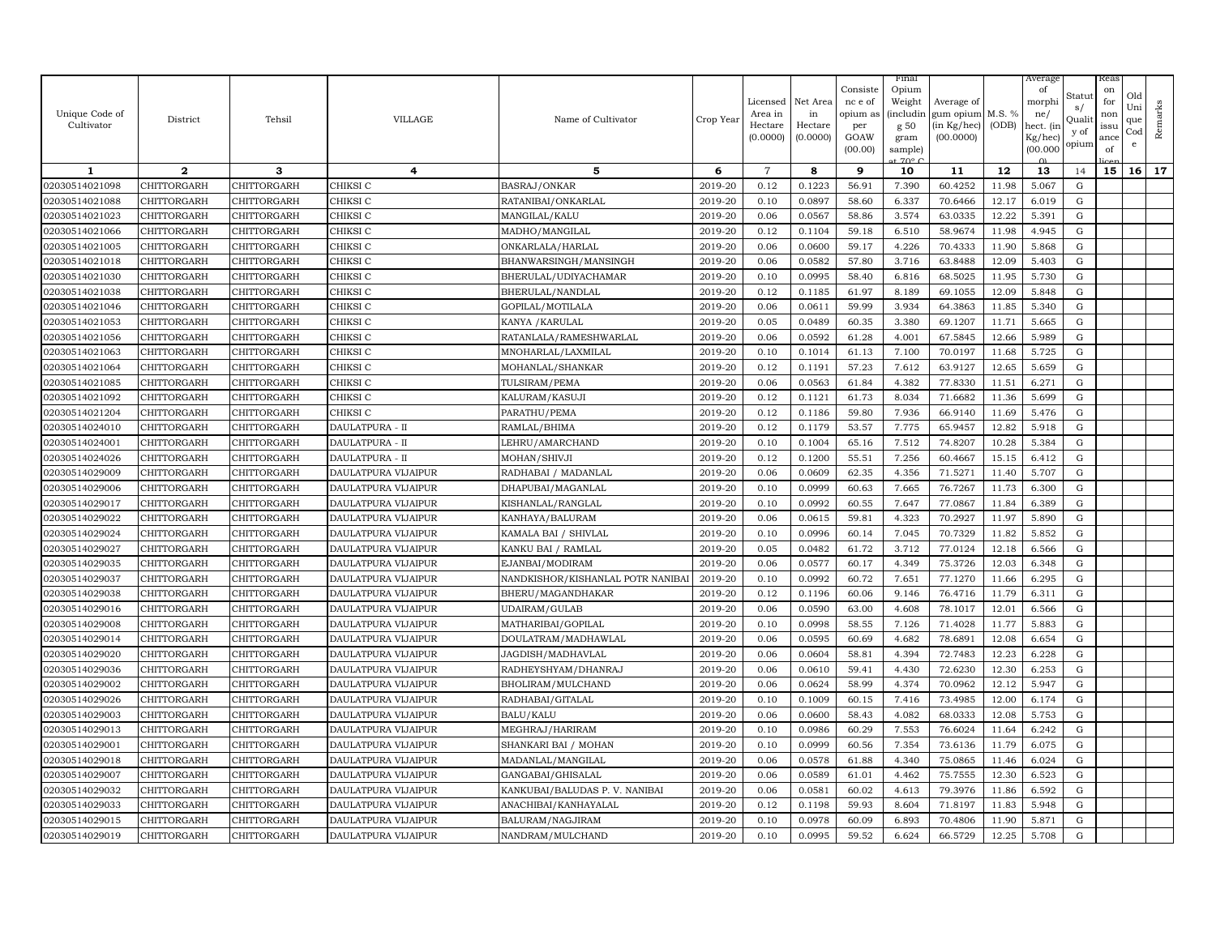| Unique Code of Cultivator | District | Tehsil | VILLAGE | Name of Cultivator | Crop Year | Licensed Area in Hectare (0.0000) | Net Area in Hectare (0.0000) | Consistence of opium as per GOAW (00.00) | Final Opium Weight (including 50 gram sample) at 70° C | Average of gum opium (in Kg/hec) (00.0000) | M.S. % (ODB) | Average of morphine/ hect. (in Kg/hec) (00.0000) | Status/ Quality of opium | Reason for non issuance of licence | Old Unique Code | Remarks |
|---|---|---|---|---|---|---|---|---|---|---|---|---|---|---|---|---|
| 1 | 2 | 3 | 4 | 5 | 6 | 7 | 8 | 9 | 10 | 11 | 12 | 13 | 14 | 15 | 16 | 17 |
| 02030514021098 | CHITTORGARH | CHITTORGARH | CHIKSI C | BASRAJ/ONKAR | 2019-20 | 0.12 | 0.1223 | 56.91 | 7.390 | 60.4252 | 11.98 | 5.067 | G | | | |
| 02030514021088 | CHITTORGARH | CHITTORGARH | CHIKSI C | RATANIBAI/ONKARLAL | 2019-20 | 0.10 | 0.0897 | 58.60 | 6.337 | 70.6466 | 12.17 | 6.019 | G | | | |
| 02030514021023 | CHITTORGARH | CHITTORGARH | CHIKSI C | MANGILAL/KALU | 2019-20 | 0.06 | 0.0567 | 58.86 | 3.574 | 63.0335 | 12.22 | 5.391 | G | | | |
| 02030514021066 | CHITTORGARH | CHITTORGARH | CHIKSI C | MADHO/MANGILAL | 2019-20 | 0.12 | 0.1104 | 59.18 | 6.510 | 58.9674 | 11.98 | 4.945 | G | | | |
| 02030514021005 | CHITTORGARH | CHITTORGARH | CHIKSI C | ONKARLALA/HARLAL | 2019-20 | 0.06 | 0.0600 | 59.17 | 4.226 | 70.4333 | 11.90 | 5.868 | G | | | |
| 02030514021018 | CHITTORGARH | CHITTORGARH | CHIKSI C | BHANWARSINGH/MANSINGH | 2019-20 | 0.06 | 0.0582 | 57.80 | 3.716 | 63.8488 | 12.09 | 5.403 | G | | | |
| 02030514021030 | CHITTORGARH | CHITTORGARH | CHIKSI C | BHERULAL/UDIYACHAMAR | 2019-20 | 0.10 | 0.0995 | 58.40 | 6.816 | 68.5025 | 11.95 | 5.730 | G | | | |
| 02030514021038 | CHITTORGARH | CHITTORGARH | CHIKSI C | BHERULAL/NANDLAL | 2019-20 | 0.12 | 0.1185 | 61.97 | 8.189 | 69.1055 | 12.09 | 5.848 | G | | | |
| 02030514021046 | CHITTORGARH | CHITTORGARH | CHIKSI C | GOPILAL/MOTILALA | 2019-20 | 0.06 | 0.0611 | 59.99 | 3.934 | 64.3863 | 11.85 | 5.340 | G | | | |
| 02030514021053 | CHITTORGARH | CHITTORGARH | CHIKSI C | KANYA /KARULAL | 2019-20 | 0.05 | 0.0489 | 60.35 | 3.380 | 69.1207 | 11.71 | 5.665 | G | | | |
| 02030514021056 | CHITTORGARH | CHITTORGARH | CHIKSI C | RATANLALA/RAMESHWARLAL | 2019-20 | 0.06 | 0.0592 | 61.28 | 4.001 | 67.5845 | 12.66 | 5.989 | G | | | |
| 02030514021063 | CHITTORGARH | CHITTORGARH | CHIKSI C | MNOHARLAL/LAXMILAL | 2019-20 | 0.10 | 0.1014 | 61.13 | 7.100 | 70.0197 | 11.68 | 5.725 | G | | | |
| 02030514021064 | CHITTORGARH | CHITTORGARH | CHIKSI C | MOHANLAL/SHANKAR | 2019-20 | 0.12 | 0.1191 | 57.23 | 7.612 | 63.9127 | 12.65 | 5.659 | G | | | |
| 02030514021085 | CHITTORGARH | CHITTORGARH | CHIKSI C | TULSIRAM/PEMA | 2019-20 | 0.06 | 0.0563 | 61.84 | 4.382 | 77.8330 | 11.51 | 6.271 | G | | | |
| 02030514021092 | CHITTORGARH | CHITTORGARH | CHIKSI C | KALURAM/KASUJI | 2019-20 | 0.12 | 0.1121 | 61.73 | 8.034 | 71.6682 | 11.36 | 5.699 | G | | | |
| 02030514021204 | CHITTORGARH | CHITTORGARH | CHIKSI C | PARATHU/PEMA | 2019-20 | 0.12 | 0.1186 | 59.80 | 7.936 | 66.9140 | 11.69 | 5.476 | G | | | |
| 02030514024010 | CHITTORGARH | CHITTORGARH | DAULATPURA - II | RAMLAL/BHIMA | 2019-20 | 0.12 | 0.1179 | 53.57 | 7.775 | 65.9457 | 12.82 | 5.918 | G | | | |
| 02030514024001 | CHITTORGARH | CHITTORGARH | DAULATPURA - II | LEHRU/AMARCHAND | 2019-20 | 0.10 | 0.1004 | 65.16 | 7.512 | 74.8207 | 10.28 | 5.384 | G | | | |
| 02030514024026 | CHITTORGARH | CHITTORGARH | DAULATPURA - II | MOHAN/SHIVJI | 2019-20 | 0.12 | 0.1200 | 55.51 | 7.256 | 60.4667 | 15.15 | 6.412 | G | | | |
| 02030514029009 | CHITTORGARH | CHITTORGARH | DAULATPURA VIJAIPUR | RADHABAI / MADANLAL | 2019-20 | 0.06 | 0.0609 | 62.35 | 4.356 | 71.5271 | 11.40 | 5.707 | G | | | |
| 02030514029006 | CHITTORGARH | CHITTORGARH | DAULATPURA VIJAIPUR | DHAPUBAI/MAGANLAL | 2019-20 | 0.10 | 0.0999 | 60.63 | 7.665 | 76.7267 | 11.73 | 6.300 | G | | | |
| 02030514029017 | CHITTORGARH | CHITTORGARH | DAULATPURA VIJAIPUR | KISHANLAL/RANGLAL | 2019-20 | 0.10 | 0.0992 | 60.55 | 7.647 | 77.0867 | 11.84 | 6.389 | G | | | |
| 02030514029022 | CHITTORGARH | CHITTORGARH | DAULATPURA VIJAIPUR | KANHAYA/BALURAM | 2019-20 | 0.06 | 0.0615 | 59.81 | 4.323 | 70.2927 | 11.97 | 5.890 | G | | | |
| 02030514029024 | CHITTORGARH | CHITTORGARH | DAULATPURA VIJAIPUR | KAMALA BAI / SHIVLAL | 2019-20 | 0.10 | 0.0996 | 60.14 | 7.045 | 70.7329 | 11.82 | 5.852 | G | | | |
| 02030514029027 | CHITTORGARH | CHITTORGARH | DAULATPURA VIJAIPUR | KANKU BAI / RAMLAL | 2019-20 | 0.05 | 0.0482 | 61.72 | 3.712 | 77.0124 | 12.18 | 6.566 | G | | | |
| 02030514029035 | CHITTORGARH | CHITTORGARH | DAULATPURA VIJAIPUR | EJANBAI/MODIRAM | 2019-20 | 0.06 | 0.0577 | 60.17 | 4.349 | 75.3726 | 12.03 | 6.348 | G | | | |
| 02030514029037 | CHITTORGARH | CHITTORGARH | DAULATPURA VIJAIPUR | NANDKISHOR/KISHANLAL POTR NANIBAI | 2019-20 | 0.10 | 0.0992 | 60.72 | 7.651 | 77.1270 | 11.66 | 6.295 | G | | | |
| 02030514029038 | CHITTORGARH | CHITTORGARH | DAULATPURA VIJAIPUR | BHERU/MAGANDHAKAR | 2019-20 | 0.12 | 0.1196 | 60.06 | 9.146 | 76.4716 | 11.79 | 6.311 | G | | | |
| 02030514029016 | CHITTORGARH | CHITTORGARH | DAULATPURA VIJAIPUR | UDAIRAM/GULAB | 2019-20 | 0.06 | 0.0590 | 63.00 | 4.608 | 78.1017 | 12.01 | 6.566 | G | | | |
| 02030514029008 | CHITTORGARH | CHITTORGARH | DAULATPURA VIJAIPUR | MATHARIBAI/GOPILAL | 2019-20 | 0.10 | 0.0998 | 58.55 | 7.126 | 71.4028 | 11.77 | 5.883 | G | | | |
| 02030514029014 | CHITTORGARH | CHITTORGARH | DAULATPURA VIJAIPUR | DOULATRAM/MADHAWLAL | 2019-20 | 0.06 | 0.0595 | 60.69 | 4.682 | 78.6891 | 12.08 | 6.654 | G | | | |
| 02030514029020 | CHITTORGARH | CHITTORGARH | DAULATPURA VIJAIPUR | JAGDISH/MADHAVLAL | 2019-20 | 0.06 | 0.0604 | 58.81 | 4.394 | 72.7483 | 12.23 | 6.228 | G | | | |
| 02030514029036 | CHITTORGARH | CHITTORGARH | DAULATPURA VIJAIPUR | RADHEYSHYAM/DHANRAJ | 2019-20 | 0.06 | 0.0610 | 59.41 | 4.430 | 72.6230 | 12.30 | 6.253 | G | | | |
| 02030514029002 | CHITTORGARH | CHITTORGARH | DAULATPURA VIJAIPUR | BHOLIRAM/MULCHAND | 2019-20 | 0.06 | 0.0624 | 58.99 | 4.374 | 70.0962 | 12.12 | 5.947 | G | | | |
| 02030514029026 | CHITTORGARH | CHITTORGARH | DAULATPURA VIJAIPUR | RADHABAI/GITALAL | 2019-20 | 0.10 | 0.1009 | 60.15 | 7.416 | 73.4985 | 12.00 | 6.174 | G | | | |
| 02030514029003 | CHITTORGARH | CHITTORGARH | DAULATPURA VIJAIPUR | BALU/KALU | 2019-20 | 0.06 | 0.0600 | 58.43 | 4.082 | 68.0333 | 12.08 | 5.753 | G | | | |
| 02030514029013 | CHITTORGARH | CHITTORGARH | DAULATPURA VIJAIPUR | MEGHRAJ/HARIRAM | 2019-20 | 0.10 | 0.0986 | 60.29 | 7.553 | 76.6024 | 11.64 | 6.242 | G | | | |
| 02030514029001 | CHITTORGARH | CHITTORGARH | DAULATPURA VIJAIPUR | SHANKARI BAI / MOHAN | 2019-20 | 0.10 | 0.0999 | 60.56 | 7.354 | 73.6136 | 11.79 | 6.075 | G | | | |
| 02030514029018 | CHITTORGARH | CHITTORGARH | DAULATPURA VIJAIPUR | MADANLAL/MANGILAL | 2019-20 | 0.06 | 0.0578 | 61.88 | 4.340 | 75.0865 | 11.46 | 6.024 | G | | | |
| 02030514029007 | CHITTORGARH | CHITTORGARH | DAULATPURA VIJAIPUR | GANGABAI/GHISALAL | 2019-20 | 0.06 | 0.0589 | 61.01 | 4.462 | 75.7555 | 12.30 | 6.523 | G | | | |
| 02030514029032 | CHITTORGARH | CHITTORGARH | DAULATPURA VIJAIPUR | KANKUBAI/BALUDAS P. V. NANIBAI | 2019-20 | 0.06 | 0.0581 | 60.02 | 4.613 | 79.3976 | 11.86 | 6.592 | G | | | |
| 02030514029033 | CHITTORGARH | CHITTORGARH | DAULATPURA VIJAIPUR | ANACHIBAI/KANHAYALAL | 2019-20 | 0.12 | 0.1198 | 59.93 | 8.604 | 71.8197 | 11.83 | 5.948 | G | | | |
| 02030514029015 | CHITTORGARH | CHITTORGARH | DAULATPURA VIJAIPUR | BALURAM/NAGJIRAM | 2019-20 | 0.10 | 0.0978 | 60.09 | 6.893 | 70.4806 | 11.90 | 5.871 | G | | | |
| 02030514029019 | CHITTORGARH | CHITTORGARH | DAULATPURA VIJAIPUR | NANDRAM/MULCHAND | 2019-20 | 0.10 | 0.0995 | 59.52 | 6.624 | 66.5729 | 12.25 | 5.708 | G | | | |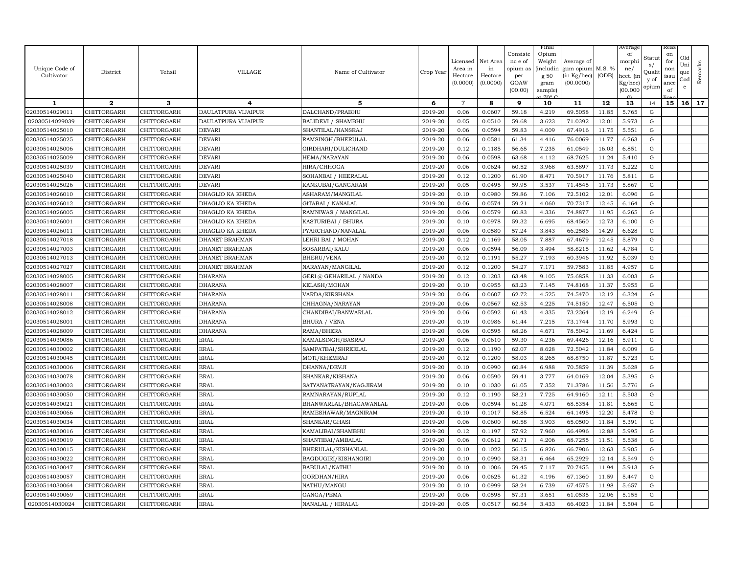| Unique Code of Cultivator | District | Tehsil | VILLAGE | Name of Cultivator | Crop Year | Licensed Area in Hectare (0.0000) | Net Area in Hectare (0.0000) | Consistence of opium as per GOAW (00.00) | Final Opium Weight (including 50 gram sample) at 70° C | Average of gum opium (in Kg/hec) (00.0000) | M.S. % (ODB) | Average of morphine/ hect. (in Kg/hec) (00.0000) | Status/ Quality of opium | Reason for non issuance of licence | Old Unique Code | Remarks |
|---|---|---|---|---|---|---|---|---|---|---|---|---|---|---|---|---|
| 1 | 2 | 3 | 4 | 5 | 6 | 7 | 8 | 9 | 10 | 11 | 12 | 13 | 14 | 15 | 16 | 17 |
| 02030514029011 | CHITTORGARH | CHITTORGARH | DAULATPURA VIJAIPUR | DALCHAND/PRABHU | 2019-20 | 0.06 | 0.0607 | 59.18 | 4.219 | 69.5058 | 11.85 | 5.765 | G | | | |
| 02030514029039 | CHITTORGARH | CHITTORGARH | DAULATPURA VIJAIPUR | BALIDEVI / SHAMBHU | 2019-20 | 0.05 | 0.0510 | 59.68 | 3.623 | 71.0392 | 12.01 | 5.973 | G | | | |
| 02030514025010 | CHITTORGARH | CHITTORGARH | DEVARI | SHANTILAL/HANSRAJ | 2019-20 | 0.06 | 0.0594 | 59.83 | 4.009 | 67.4916 | 11.75 | 5.551 | G | | | |
| 02030514025025 | CHITTORGARH | CHITTORGARH | DEVARI | RAMSINGH/BHERULAL | 2019-20 | 0.06 | 0.0581 | 61.34 | 4.416 | 76.0069 | 11.77 | 6.263 | G | | | |
| 02030514025006 | CHITTORGARH | CHITTORGARH | DEVARI | GIRDHARI/DULICHAND | 2019-20 | 0.12 | 0.1185 | 56.65 | 7.235 | 61.0549 | 16.03 | 6.851 | G | | | |
| 02030514025009 | CHITTORGARH | CHITTORGARH | DEVARI | HEMA/NARAYAN | 2019-20 | 0.06 | 0.0598 | 63.68 | 4.112 | 68.7625 | 11.24 | 5.410 | G | | | |
| 02030514025039 | CHITTORGARH | CHITTORGARH | DEVARI | HIRA/CHHOGA | 2019-20 | 0.06 | 0.0624 | 60.52 | 3.968 | 63.5897 | 11.73 | 5.222 | G | | | |
| 02030514025040 | CHITTORGARH | CHITTORGARH | DEVARI | SOHANBAI / HEERALAL | 2019-20 | 0.12 | 0.1200 | 61.90 | 8.471 | 70.5917 | 11.76 | 5.811 | G | | | |
| 02030514025026 | CHITTORGARH | CHITTORGARH | DEVARI | KANKUBAI/GANGARAM | 2019-20 | 0.05 | 0.0495 | 59.95 | 3.537 | 71.4545 | 11.73 | 5.867 | G | | | |
| 02030514026010 | CHITTORGARH | CHITTORGARH | DHAGLIO KA KHEDA | ASHARAM/MANGILAL | 2019-20 | 0.10 | 0.0980 | 59.86 | 7.106 | 72.5102 | 12.01 | 6.096 | G | | | |
| 02030514026012 | CHITTORGARH | CHITTORGARH | DHAGLIO KA KHEDA | GITABAI / NANALAL | 2019-20 | 0.06 | 0.0574 | 59.21 | 4.060 | 70.7317 | 12.45 | 6.164 | G | | | |
| 02030514026005 | CHITTORGARH | CHITTORGARH | DHAGLIO KA KHEDA | RAMNIWAS / MANGILAL | 2019-20 | 0.06 | 0.0579 | 60.83 | 4.336 | 74.8877 | 11.95 | 6.265 | G | | | |
| 02030514026001 | CHITTORGARH | CHITTORGARH | DHAGLIO KA KHEDA | KASTURIBAI / BHURA | 2019-20 | 0.10 | 0.0978 | 59.32 | 6.695 | 68.4560 | 12.73 | 6.100 | G | | | |
| 02030514026011 | CHITTORGARH | CHITTORGARH | DHAGLIO KA KHEDA | PYARCHAND/NANALAL | 2019-20 | 0.06 | 0.0580 | 57.24 | 3.843 | 66.2586 | 14.29 | 6.628 | G | | | |
| 02030514027018 | CHITTORGARH | CHITTORGARH | DHANET BRAHMAN | LEHRI BAI / MOHAN | 2019-20 | 0.12 | 0.1169 | 58.05 | 7.887 | 67.4679 | 12.45 | 5.879 | G | | | |
| 02030514027003 | CHITTORGARH | CHITTORGARH | DHANET BRAHMAN | SOSARBAI/KALU | 2019-20 | 0.06 | 0.0594 | 56.09 | 3.494 | 58.8215 | 11.62 | 4.784 | G | | | |
| 02030514027013 | CHITTORGARH | CHITTORGARH | DHANET BRAHMAN | BHERU/VENA | 2019-20 | 0.12 | 0.1191 | 55.27 | 7.193 | 60.3946 | 11.92 | 5.039 | G | | | |
| 02030514027027 | CHITTORGARH | CHITTORGARH | DHANET BRAHMAN | NARAYAN/MANGILAL | 2019-20 | 0.12 | 0.1200 | 54.27 | 7.171 | 59.7583 | 11.85 | 4.957 | G | | | |
| 02030514028005 | CHITTORGARH | CHITTORGARH | DHARANA | GERI @ GEHARILAL / NANDA | 2019-20 | 0.12 | 0.1203 | 63.48 | 9.105 | 75.6858 | 11.33 | 6.003 | G | | | |
| 02030514028007 | CHITTORGARH | CHITTORGARH | DHARANA | KELASH/MOHAN | 2019-20 | 0.10 | 0.0955 | 63.23 | 7.145 | 74.8168 | 11.37 | 5.955 | G | | | |
| 02030514028011 | CHITTORGARH | CHITTORGARH | DHARANA | VARDA/KIRSHANA | 2019-20 | 0.06 | 0.0607 | 62.72 | 4.525 | 74.5470 | 12.12 | 6.324 | G | | | |
| 02030514028008 | CHITTORGARH | CHITTORGARH | DHARANA | CHHAGNA/NARAYAN | 2019-20 | 0.06 | 0.0567 | 62.53 | 4.225 | 74.5150 | 12.47 | 6.505 | G | | | |
| 02030514028012 | CHITTORGARH | CHITTORGARH | DHARANA | CHANDIBAI/BANWARLAL | 2019-20 | 0.06 | 0.0592 | 61.43 | 4.335 | 73.2264 | 12.19 | 6.249 | G | | | |
| 02030514028001 | CHITTORGARH | CHITTORGARH | DHARANA | BHURA / VENA | 2019-20 | 0.10 | 0.0986 | 61.44 | 7.215 | 73.1744 | 11.70 | 5.993 | G | | | |
| 02030514028009 | CHITTORGARH | CHITTORGARH | DHARANA | RAMA/BHERA | 2019-20 | 0.06 | 0.0595 | 68.26 | 4.671 | 78.5042 | 11.69 | 6.424 | G | | | |
| 02030514030086 | CHITTORGARH | CHITTORGARH | ERAL | KAMALSINGH/BASRAJ | 2019-20 | 0.06 | 0.0610 | 59.30 | 4.236 | 69.4426 | 12.16 | 5.911 | G | | | |
| 02030514030002 | CHITTORGARH | CHITTORGARH | ERAL | SAMPATBAI/SHREELAL | 2019-20 | 0.12 | 0.1190 | 62.07 | 8.628 | 72.5042 | 11.84 | 6.009 | G | | | |
| 02030514030045 | CHITTORGARH | CHITTORGARH | ERAL | MOTI/KHEMRAJ | 2019-20 | 0.12 | 0.1200 | 58.03 | 8.265 | 68.8750 | 11.87 | 5.723 | G | | | |
| 02030514030006 | CHITTORGARH | CHITTORGARH | ERAL | DHANNA/DEVJI | 2019-20 | 0.10 | 0.0990 | 60.84 | 6.988 | 70.5859 | 11.39 | 5.628 | G | | | |
| 02030514030078 | CHITTORGARH | CHITTORGARH | ERAL | SHANKAR/KISHANA | 2019-20 | 0.06 | 0.0590 | 59.41 | 3.777 | 64.0169 | 12.04 | 5.395 | G | | | |
| 02030514030003 | CHITTORGARH | CHITTORGARH | ERAL | SATYANATRAYAN/NAGJIRAM | 2019-20 | 0.10 | 0.1030 | 61.05 | 7.352 | 71.3786 | 11.56 | 5.776 | G | | | |
| 02030514030050 | CHITTORGARH | CHITTORGARH | ERAL | RAMNARAYAN/RUPLAL | 2019-20 | 0.12 | 0.1190 | 58.21 | 7.725 | 64.9160 | 12.11 | 5.503 | G | | | |
| 02030514030021 | CHITTORGARH | CHITTORGARH | ERAL | BHANWARLAL/BHAGAWANLAL | 2019-20 | 0.06 | 0.0594 | 61.28 | 4.071 | 68.5354 | 11.81 | 5.665 | G | | | |
| 02030514030066 | CHITTORGARH | CHITTORGARH | ERAL | RAMESHAWAR/MAGNIRAM | 2019-20 | 0.10 | 0.1017 | 58.85 | 6.524 | 64.1495 | 12.20 | 5.478 | G | | | |
| 02030514030034 | CHITTORGARH | CHITTORGARH | ERAL | SHANKAR/GHASI | 2019-20 | 0.06 | 0.0600 | 60.58 | 3.903 | 65.0500 | 11.84 | 5.391 | G | | | |
| 02030514030016 | CHITTORGARH | CHITTORGARH | ERAL | KAMALIBAI/SHAMBHU | 2019-20 | 0.12 | 0.1197 | 57.92 | 7.960 | 66.4996 | 12.88 | 5.995 | G | | | |
| 02030514030019 | CHITTORGARH | CHITTORGARH | ERAL | SHANTIBAI/AMBALAL | 2019-20 | 0.06 | 0.0612 | 60.71 | 4.206 | 68.7255 | 11.51 | 5.538 | G | | | |
| 02030514030015 | CHITTORGARH | CHITTORGARH | ERAL | BHERULAL/KISHANLAL | 2019-20 | 0.10 | 0.1022 | 56.15 | 6.826 | 66.7906 | 12.63 | 5.905 | G | | | |
| 02030514030022 | CHITTORGARH | CHITTORGARH | ERAL | BAGDUGIRI/KISHANGIRI | 2019-20 | 0.10 | 0.0990 | 58.31 | 6.464 | 65.2929 | 12.14 | 5.549 | G | | | |
| 02030514030047 | CHITTORGARH | CHITTORGARH | ERAL | BABULAL/NATHU | 2019-20 | 0.10 | 0.1006 | 59.45 | 7.117 | 70.7455 | 11.94 | 5.913 | G | | | |
| 02030514030057 | CHITTORGARH | CHITTORGARH | ERAL | GORDHAN/HIRA | 2019-20 | 0.06 | 0.0625 | 61.32 | 4.196 | 67.1360 | 11.59 | 5.447 | G | | | |
| 02030514030064 | CHITTORGARH | CHITTORGARH | ERAL | NATHU/MANGU | 2019-20 | 0.10 | 0.0999 | 58.24 | 6.739 | 67.4575 | 11.98 | 5.657 | G | | | |
| 02030514030069 | CHITTORGARH | CHITTORGARH | ERAL | GANGA/PEMA | 2019-20 | 0.06 | 0.0598 | 57.31 | 3.651 | 61.0535 | 12.06 | 5.155 | G | | | |
| 02030514030024 | CHITTORGARH | CHITTORGARH | ERAL | NANALAL / HIRALAL | 2019-20 | 0.05 | 0.0517 | 60.54 | 3.433 | 66.4023 | 11.84 | 5.504 | G | | | |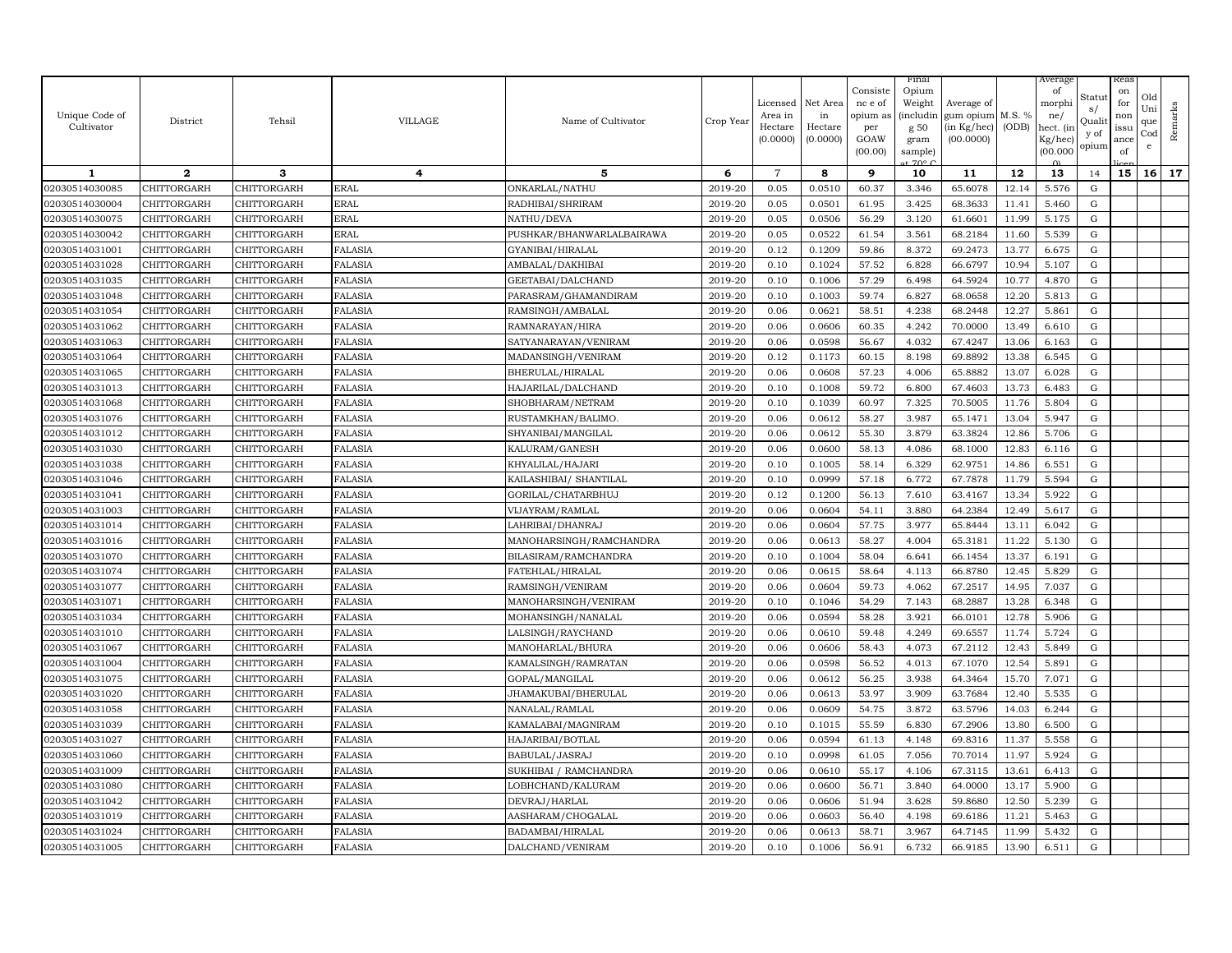| Unique Code of Cultivator | District | Tehsil | VILLAGE | Name of Cultivator | Crop Year | Licensed Area in Hectare (0.0000) | Net Area in Hectare (0.0000) | Consistence of opium as per GOAW (00.00) | Final Opium Weight (including g 50 gram sample) at 70° C | Average of gum opium (in Kg/hec) (00.0000) | M.S. % (ODB) | Average of morphine/ hect. (in Kg/hec) (00.000) | Status/ Quality of opium | Reason for non issuance of licence | Old Unique Code | Remarks |
|---|---|---|---|---|---|---|---|---|---|---|---|---|---|---|---|---|
| 1 | 2 | 3 | 4 | 5 | 6 | 7 | 8 | 9 | 10 | 11 | 12 | 13 | 14 | 15 | 16 | 17 |
| 02030514030085 | CHITTORGARH | CHITTORGARH | ERAL | ONKARLAL/NATHU | 2019-20 | 0.05 | 0.0510 | 60.37 | 3.346 | 65.6078 | 12.14 | 5.576 | G | | | |
| 02030514030004 | CHITTORGARH | CHITTORGARH | ERAL | RADHIBAI/SHRIRAM | 2019-20 | 0.05 | 0.0501 | 61.95 | 3.425 | 68.3633 | 11.41 | 5.460 | G | | | |
| 02030514030075 | CHITTORGARH | CHITTORGARH | ERAL | NATHU/DEVA | 2019-20 | 0.05 | 0.0506 | 56.29 | 3.120 | 61.6601 | 11.99 | 5.175 | G | | | |
| 02030514030042 | CHITTORGARH | CHITTORGARH | ERAL | PUSHKAR/BHANWARLALBAIRAWA | 2019-20 | 0.05 | 0.0522 | 61.54 | 3.561 | 68.2184 | 11.60 | 5.539 | G | | | |
| 02030514031001 | CHITTORGARH | CHITTORGARH | FALASIA | GYANIBAI/HIRALAL | 2019-20 | 0.12 | 0.1209 | 59.86 | 8.372 | 69.2473 | 13.77 | 6.675 | G | | | |
| 02030514031028 | CHITTORGARH | CHITTORGARH | FALASIA | AMBALAL/DAKHIBAI | 2019-20 | 0.10 | 0.1024 | 57.52 | 6.828 | 66.6797 | 10.94 | 5.107 | G | | | |
| 02030514031035 | CHITTORGARH | CHITTORGARH | FALASIA | GEETABAI/DALCHAND | 2019-20 | 0.10 | 0.1006 | 57.29 | 6.498 | 64.5924 | 10.77 | 4.870 | G | | | |
| 02030514031048 | CHITTORGARH | CHITTORGARH | FALASIA | PARASRAM/GHAMANDIRAM | 2019-20 | 0.10 | 0.1003 | 59.74 | 6.827 | 68.0658 | 12.20 | 5.813 | G | | | |
| 02030514031054 | CHITTORGARH | CHITTORGARH | FALASIA | RAMSINGH/AMBALAL | 2019-20 | 0.06 | 0.0621 | 58.51 | 4.238 | 68.2448 | 12.27 | 5.861 | G | | | |
| 02030514031062 | CHITTORGARH | CHITTORGARH | FALASIA | RAMNARAYAN/HIRA | 2019-20 | 0.06 | 0.0606 | 60.35 | 4.242 | 70.0000 | 13.49 | 6.610 | G | | | |
| 02030514031063 | CHITTORGARH | CHITTORGARH | FALASIA | SATYANARAYAN/VENIRAM | 2019-20 | 0.06 | 0.0598 | 56.67 | 4.032 | 67.4247 | 13.06 | 6.163 | G | | | |
| 02030514031064 | CHITTORGARH | CHITTORGARH | FALASIA | MADANSINGH/VENIRAM | 2019-20 | 0.12 | 0.1173 | 60.15 | 8.198 | 69.8892 | 13.38 | 6.545 | G | | | |
| 02030514031065 | CHITTORGARH | CHITTORGARH | FALASIA | BHERULAL/HIRALAL | 2019-20 | 0.06 | 0.0608 | 57.23 | 4.006 | 65.8882 | 13.07 | 6.028 | G | | | |
| 02030514031013 | CHITTORGARH | CHITTORGARH | FALASIA | HAJARILAL/DALCHAND | 2019-20 | 0.10 | 0.1008 | 59.72 | 6.800 | 67.4603 | 13.73 | 6.483 | G | | | |
| 02030514031068 | CHITTORGARH | CHITTORGARH | FALASIA | SHOBHARAM/NETRAM | 2019-20 | 0.10 | 0.1039 | 60.97 | 7.325 | 70.5005 | 11.76 | 5.804 | G | | | |
| 02030514031076 | CHITTORGARH | CHITTORGARH | FALASIA | RUSTAMKHAN/BALIMO. | 2019-20 | 0.06 | 0.0612 | 58.27 | 3.987 | 65.1471 | 13.04 | 5.947 | G | | | |
| 02030514031012 | CHITTORGARH | CHITTORGARH | FALASIA | SHYANIBAI/MANGILAL | 2019-20 | 0.06 | 0.0612 | 55.30 | 3.879 | 63.3824 | 12.86 | 5.706 | G | | | |
| 02030514031030 | CHITTORGARH | CHITTORGARH | FALASIA | KALURAM/GANESH | 2019-20 | 0.06 | 0.0600 | 58.13 | 4.086 | 68.1000 | 12.83 | 6.116 | G | | | |
| 02030514031038 | CHITTORGARH | CHITTORGARH | FALASIA | KHYALILAL/HAJARI | 2019-20 | 0.10 | 0.1005 | 58.14 | 6.329 | 62.9751 | 14.86 | 6.551 | G | | | |
| 02030514031046 | CHITTORGARH | CHITTORGARH | FALASIA | KAILASHIBAI/ SHANTILAL | 2019-20 | 0.10 | 0.0999 | 57.18 | 6.772 | 67.7878 | 11.79 | 5.594 | G | | | |
| 02030514031041 | CHITTORGARH | CHITTORGARH | FALASIA | GORILAL/CHATARBHUJ | 2019-20 | 0.12 | 0.1200 | 56.13 | 7.610 | 63.4167 | 13.34 | 5.922 | G | | | |
| 02030514031003 | CHITTORGARH | CHITTORGARH | FALASIA | VIJAYRAM/RAMLAL | 2019-20 | 0.06 | 0.0604 | 54.11 | 3.880 | 64.2384 | 12.49 | 5.617 | G | | | |
| 02030514031014 | CHITTORGARH | CHITTORGARH | FALASIA | LAHRIBAI/DHANRAJ | 2019-20 | 0.06 | 0.0604 | 57.75 | 3.977 | 65.8444 | 13.11 | 6.042 | G | | | |
| 02030514031016 | CHITTORGARH | CHITTORGARH | FALASIA | MANOHARSINGH/RAMCHANDRA | 2019-20 | 0.06 | 0.0613 | 58.27 | 4.004 | 65.3181 | 11.22 | 5.130 | G | | | |
| 02030514031070 | CHITTORGARH | CHITTORGARH | FALASIA | BILASIRAM/RAMCHANDRA | 2019-20 | 0.10 | 0.1004 | 58.04 | 6.641 | 66.1454 | 13.37 | 6.191 | G | | | |
| 02030514031074 | CHITTORGARH | CHITTORGARH | FALASIA | FATEHLAL/HIRALAL | 2019-20 | 0.06 | 0.0615 | 58.64 | 4.113 | 66.8780 | 12.45 | 5.829 | G | | | |
| 02030514031077 | CHITTORGARH | CHITTORGARH | FALASIA | RAMSINGH/VENIRAM | 2019-20 | 0.06 | 0.0604 | 59.73 | 4.062 | 67.2517 | 14.95 | 7.037 | G | | | |
| 02030514031071 | CHITTORGARH | CHITTORGARH | FALASIA | MANOHARSINGH/VENIRAM | 2019-20 | 0.10 | 0.1046 | 54.29 | 7.143 | 68.2887 | 13.28 | 6.348 | G | | | |
| 02030514031034 | CHITTORGARH | CHITTORGARH | FALASIA | MOHANSINGH/NANALAL | 2019-20 | 0.06 | 0.0594 | 58.28 | 3.921 | 66.0101 | 12.78 | 5.906 | G | | | |
| 02030514031010 | CHITTORGARH | CHITTORGARH | FALASIA | LALSINGH/RAYCHAND | 2019-20 | 0.06 | 0.0610 | 59.48 | 4.249 | 69.6557 | 11.74 | 5.724 | G | | | |
| 02030514031067 | CHITTORGARH | CHITTORGARH | FALASIA | MANOHARLAL/BHURA | 2019-20 | 0.06 | 0.0606 | 58.43 | 4.073 | 67.2112 | 12.43 | 5.849 | G | | | |
| 02030514031004 | CHITTORGARH | CHITTORGARH | FALASIA | KAMALSINGH/RAMRATAN | 2019-20 | 0.06 | 0.0598 | 56.52 | 4.013 | 67.1070 | 12.54 | 5.891 | G | | | |
| 02030514031075 | CHITTORGARH | CHITTORGARH | FALASIA | GOPAL/MANGILAL | 2019-20 | 0.06 | 0.0612 | 56.25 | 3.938 | 64.3464 | 15.70 | 7.071 | G | | | |
| 02030514031020 | CHITTORGARH | CHITTORGARH | FALASIA | JHAMAKUBAI/BHERULAL | 2019-20 | 0.06 | 0.0613 | 53.97 | 3.909 | 63.7684 | 12.40 | 5.535 | G | | | |
| 02030514031058 | CHITTORGARH | CHITTORGARH | FALASIA | NANALAL/RAMLAL | 2019-20 | 0.06 | 0.0609 | 54.75 | 3.872 | 63.5796 | 14.03 | 6.244 | G | | | |
| 02030514031039 | CHITTORGARH | CHITTORGARH | FALASIA | KAMALABAI/MAGNIRAM | 2019-20 | 0.10 | 0.1015 | 55.59 | 6.830 | 67.2906 | 13.80 | 6.500 | G | | | |
| 02030514031027 | CHITTORGARH | CHITTORGARH | FALASIA | HAJARIBAI/BOTLAL | 2019-20 | 0.06 | 0.0594 | 61.13 | 4.148 | 69.8316 | 11.37 | 5.558 | G | | | |
| 02030514031060 | CHITTORGARH | CHITTORGARH | FALASIA | BABULAL/JASRAJ | 2019-20 | 0.10 | 0.0998 | 61.05 | 7.056 | 70.7014 | 11.97 | 5.924 | G | | | |
| 02030514031009 | CHITTORGARH | CHITTORGARH | FALASIA | SUKHIBAI / RAMCHANDRA | 2019-20 | 0.06 | 0.0610 | 55.17 | 4.106 | 67.3115 | 13.61 | 6.413 | G | | | |
| 02030514031080 | CHITTORGARH | CHITTORGARH | FALASIA | LOBHCHAND/KALURAM | 2019-20 | 0.06 | 0.0600 | 56.71 | 3.840 | 64.0000 | 13.17 | 5.900 | G | | | |
| 02030514031042 | CHITTORGARH | CHITTORGARH | FALASIA | DEVRAJ/HARLAL | 2019-20 | 0.06 | 0.0606 | 51.94 | 3.628 | 59.8680 | 12.50 | 5.239 | G | | | |
| 02030514031019 | CHITTORGARH | CHITTORGARH | FALASIA | AASHARAM/CHOGALAL | 2019-20 | 0.06 | 0.0603 | 56.40 | 4.198 | 69.6186 | 11.21 | 5.463 | G | | | |
| 02030514031024 | CHITTORGARH | CHITTORGARH | FALASIA | BADAMBAI/HIRALAL | 2019-20 | 0.06 | 0.0613 | 58.71 | 3.967 | 64.7145 | 11.99 | 5.432 | G | | | |
| 02030514031005 | CHITTORGARH | CHITTORGARH | FALASIA | DALCHAND/VENIRAM | 2019-20 | 0.10 | 0.1006 | 56.91 | 6.732 | 66.9185 | 13.90 | 6.511 | G | | | |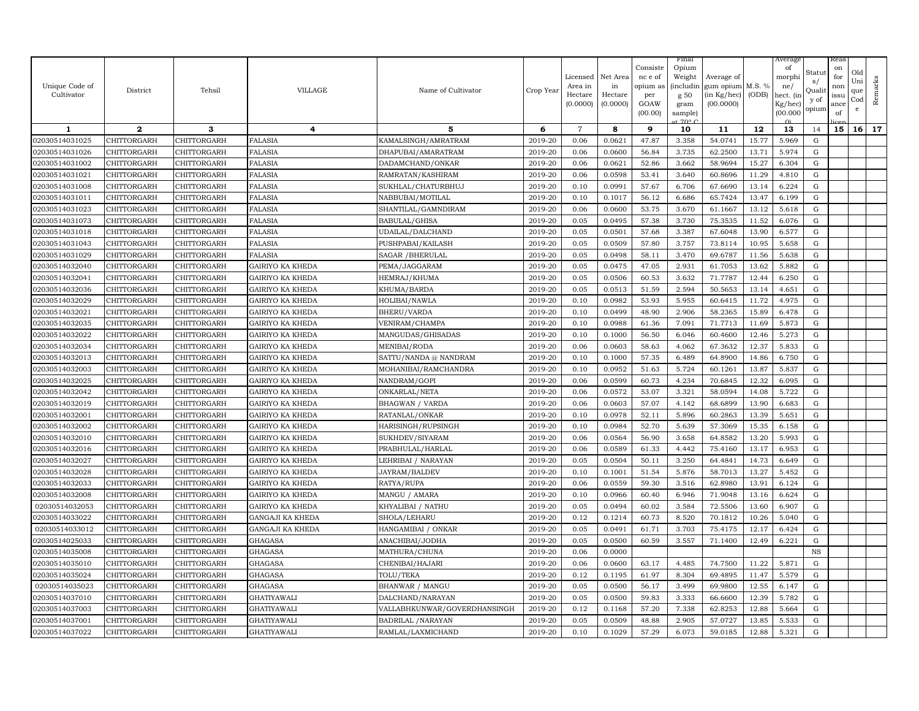| Unique Code of Cultivator | District | Tehsil | VILLAGE | Name of Cultivator | Crop Year | Licensed Area in Hectare (0.0000) | Net Area in Hectare (0.0000) | Consistence of opium as per GOAW (00.00) | Final Opium Weight (including g 50 gram sample) at 70° C | Average of gum opium (in Kg/hec) (00.0000) | M.S. % (ODB) | Average of morphine/ hect. (in Kg/hec) (00.000 0) | Status/ Quality of opium | Reason for non issuance of licence | Old Unique Code | Remarks |
|---|---|---|---|---|---|---|---|---|---|---|---|---|---|---|---|---|
| 1 | 2 | 3 | 4 | 5 | 6 | 7 | 8 | 9 | 10 | 11 | 12 | 13 | 14 | 15 | 16 | 17 |
| 02030514031025 | CHITTORGARH | CHITTORGARH | FALASIA | KAMALSINGH/AMRATRAM | 2019-20 | 0.06 | 0.0621 | 47.87 | 3.358 | 54.0741 | 15.77 | 5.969 | G | | | |
| 02030514031026 | CHITTORGARH | CHITTORGARH | FALASIA | DHAPUBAI/AMARATRAM | 2019-20 | 0.06 | 0.0600 | 56.84 | 3.735 | 62.2500 | 13.71 | 5.974 | G | | | |
| 02030514031002 | CHITTORGARH | CHITTORGARH | FALASIA | DADAMCHAND/ONKAR | 2019-20 | 0.06 | 0.0621 | 52.86 | 3.662 | 58.9694 | 15.27 | 6.304 | G | | | |
| 02030514031021 | CHITTORGARH | CHITTORGARH | FALASIA | RAMRATAN/KASHIRAM | 2019-20 | 0.06 | 0.0598 | 53.41 | 3.640 | 60.8696 | 11.29 | 4.810 | G | | | |
| 02030514031008 | CHITTORGARH | CHITTORGARH | FALASIA | SUKHLAL/CHATURBHUJ | 2019-20 | 0.10 | 0.0991 | 57.67 | 6.706 | 67.6690 | 13.14 | 6.224 | G | | | |
| 02030514031011 | CHITTORGARH | CHITTORGARH | FALASIA | NABBUBAI/MOTILAL | 2019-20 | 0.10 | 0.1017 | 56.12 | 6.686 | 65.7424 | 13.47 | 6.199 | G | | | |
| 02030514031023 | CHITTORGARH | CHITTORGARH | FALASIA | SHANTILAL/GAMNDIRAM | 2019-20 | 0.06 | 0.0600 | 53.75 | 3.670 | 61.1667 | 13.12 | 5.618 | G | | | |
| 02030514031073 | CHITTORGARH | CHITTORGARH | FALASIA | BABULAL/GHISA | 2019-20 | 0.05 | 0.0495 | 57.38 | 3.730 | 75.3535 | 11.52 | 6.076 | G | | | |
| 02030514031018 | CHITTORGARH | CHITTORGARH | FALASIA | UDAILAL/DALCHAND | 2019-20 | 0.05 | 0.0501 | 57.68 | 3.387 | 67.6048 | 13.90 | 6.577 | G | | | |
| 02030514031043 | CHITTORGARH | CHITTORGARH | FALASIA | PUSHPABAI/KAILASH | 2019-20 | 0.05 | 0.0509 | 57.80 | 3.757 | 73.8114 | 10.95 | 5.658 | G | | | |
| 02030514031029 | CHITTORGARH | CHITTORGARH | FALASIA | SAGAR /BHERULAL | 2019-20 | 0.05 | 0.0498 | 58.11 | 3.470 | 69.6787 | 11.56 | 5.638 | G | | | |
| 02030514032040 | CHITTORGARH | CHITTORGARH | GAIRIYO KA KHEDA | PEMA/JAGGARAM | 2019-20 | 0.05 | 0.0475 | 47.05 | 2.931 | 61.7053 | 13.62 | 5.882 | G | | | |
| 02030514032041 | CHITTORGARH | CHITTORGARH | GAIRIYO KA KHEDA | HEMRAJ/KHUMA | 2019-20 | 0.05 | 0.0506 | 60.53 | 3.632 | 71.7787 | 12.44 | 6.250 | G | | | |
| 02030514032036 | CHITTORGARH | CHITTORGARH | GAIRIYO KA KHEDA | KHUMA/BARDA | 2019-20 | 0.05 | 0.0513 | 51.59 | 2.594 | 50.5653 | 13.14 | 4.651 | G | | | |
| 02030514032029 | CHITTORGARH | CHITTORGARH | GAIRIYO KA KHEDA | HOLIBAI/NAWLA | 2019-20 | 0.10 | 0.0982 | 53.93 | 5.955 | 60.6415 | 11.72 | 4.975 | G | | | |
| 02030514032021 | CHITTORGARH | CHITTORGARH | GAIRIYO KA KHEDA | BHERU/VARDA | 2019-20 | 0.10 | 0.0499 | 48.90 | 2.906 | 58.2365 | 15.89 | 6.478 | G | | | |
| 02030514032035 | CHITTORGARH | CHITTORGARH | GAIRIYO KA KHEDA | VENIRAM/CHAMPA | 2019-20 | 0.10 | 0.0988 | 61.36 | 7.091 | 71.7713 | 11.69 | 5.873 | G | | | |
| 02030514032022 | CHITTORGARH | CHITTORGARH | GAIRIYO KA KHEDA | MANGUDAS/GHISADAS | 2019-20 | 0.10 | 0.1000 | 56.50 | 6.046 | 60.4600 | 12.46 | 5.273 | G | | | |
| 02030514032034 | CHITTORGARH | CHITTORGARH | GAIRIYO KA KHEDA | MENIBAI/RODA | 2019-20 | 0.06 | 0.0603 | 58.63 | 4.062 | 67.3632 | 12.37 | 5.833 | G | | | |
| 02030514032013 | CHITTORGARH | CHITTORGARH | GAIRIYO KA KHEDA | SATTU/NANDA @ NANDRAM | 2019-20 | 0.10 | 0.1000 | 57.35 | 6.489 | 64.8900 | 14.86 | 6.750 | G | | | |
| 02030514032003 | CHITTORGARH | CHITTORGARH | GAIRIYO KA KHEDA | MOHANIBAI/RAMCHANDRA | 2019-20 | 0.10 | 0.0952 | 51.63 | 5.724 | 60.1261 | 13.87 | 5.837 | G | | | |
| 02030514032025 | CHITTORGARH | CHITTORGARH | GAIRIYO KA KHEDA | NANDRAM/GOPI | 2019-20 | 0.06 | 0.0599 | 60.73 | 4.234 | 70.6845 | 12.32 | 6.095 | G | | | |
| 02030514032042 | CHITTORGARH | CHITTORGARH | GAIRIYO KA KHEDA | ONKARLAL/NETA | 2019-20 | 0.06 | 0.0572 | 53.07 | 3.321 | 58.0594 | 14.08 | 5.722 | G | | | |
| 02030514032019 | CHITTORGARH | CHITTORGARH | GAIRIYO KA KHEDA | BHAGWAN / VARDA | 2019-20 | 0.06 | 0.0603 | 57.07 | 4.142 | 68.6899 | 13.90 | 6.683 | G | | | |
| 02030514032001 | CHITTORGARH | CHITTORGARH | GAIRIYO KA KHEDA | RATANLAL/ONKAR | 2019-20 | 0.10 | 0.0978 | 52.11 | 5.896 | 60.2863 | 13.39 | 5.651 | G | | | |
| 02030514032002 | CHITTORGARH | CHITTORGARH | GAIRIYO KA KHEDA | HARISINGH/RUPSINGH | 2019-20 | 0.10 | 0.0984 | 52.70 | 5.639 | 57.3069 | 15.35 | 6.158 | G | | | |
| 02030514032010 | CHITTORGARH | CHITTORGARH | GAIRIYO KA KHEDA | SUKHDEV/SIYARAM | 2019-20 | 0.06 | 0.0564 | 56.90 | 3.658 | 64.8582 | 13.20 | 5.993 | G | | | |
| 02030514032016 | CHITTORGARH | CHITTORGARH | GAIRIYO KA KHEDA | PRABHULAL/HARLAL | 2019-20 | 0.06 | 0.0589 | 61.33 | 4.442 | 75.4160 | 13.17 | 6.953 | G | | | |
| 02030514032027 | CHITTORGARH | CHITTORGARH | GAIRIYO KA KHEDA | LEHRIBAI / NARAYAN | 2019-20 | 0.05 | 0.0504 | 50.11 | 3.250 | 64.4841 | 14.73 | 6.649 | G | | | |
| 02030514032028 | CHITTORGARH | CHITTORGARH | GAIRIYO KA KHEDA | JAYRAM/BALDEV | 2019-20 | 0.10 | 0.1001 | 51.54 | 5.876 | 58.7013 | 13.27 | 5.452 | G | | | |
| 02030514032033 | CHITTORGARH | CHITTORGARH | GAIRIYO KA KHEDA | RATYA/RUPA | 2019-20 | 0.06 | 0.0559 | 59.30 | 3.516 | 62.8980 | 13.91 | 6.124 | G | | | |
| 02030514032008 | CHITTORGARH | CHITTORGARH | GAIRIYO KA KHEDA | MANGU / AMARA | 2019-20 | 0.10 | 0.0966 | 60.40 | 6.946 | 71.9048 | 13.16 | 6.624 | G | | | |
| 02030514032053 | CHITTORGARH | CHITTORGARH | GAIRIYO KA KHEDA | KHYALIBAI / NATHU | 2019-20 | 0.05 | 0.0494 | 60.02 | 3.584 | 72.5506 | 13.60 | 6.907 | G | | | |
| 02030514033022 | CHITTORGARH | CHITTORGARH | GANGAJI KA KHEDA | SHOLA/LEHARU | 2019-20 | 0.12 | 0.1214 | 60.73 | 8.520 | 70.1812 | 10.26 | 5.040 | G | | | |
| 02030514033012 | CHITTORGARH | CHITTORGARH | GANGAJI KA KHEDA | HANGAMIBAI / ONKAR | 2019-20 | 0.05 | 0.0491 | 61.71 | 3.703 | 75.4175 | 12.17 | 6.424 | G | | | |
| 02030514025033 | CHITTORGARH | CHITTORGARH | GHAGASA | ANACHIBAI/JODHA | 2019-20 | 0.05 | 0.0500 | 60.59 | 3.557 | 71.1400 | 12.49 | 6.221 | G | | | |
| 02030514035008 | CHITTORGARH | CHITTORGARH | GHAGASA | MATHURA/CHUNA | 2019-20 | 0.06 | 0.0000 | | | | | | NS | | | |
| 02030514035010 | CHITTORGARH | CHITTORGARH | GHAGASA | CHENIBAI/HAJARI | 2019-20 | 0.06 | 0.0600 | 63.17 | 4.485 | 74.7500 | 11.22 | 5.871 | G | | | |
| 02030514035024 | CHITTORGARH | CHITTORGARH | GHAGASA | TOLU/TEKA | 2019-20 | 0.12 | 0.1195 | 61.97 | 8.304 | 69.4895 | 11.47 | 5.579 | G | | | |
| 02030514035023 | CHITTORGARH | CHITTORGARH | GHAGASA | BHANWAR / MANGU | 2019-20 | 0.05 | 0.0500 | 56.17 | 3.499 | 69.9800 | 12.55 | 6.147 | G | | | |
| 02030514037010 | CHITTORGARH | CHITTORGARH | GHATIYAWALI | DALCHAND/NARAYAN | 2019-20 | 0.05 | 0.0500 | 59.83 | 3.333 | 66.6600 | 12.39 | 5.782 | G | | | |
| 02030514037003 | CHITTORGARH | CHITTORGARH | GHATIYAWALI | VALLABHKUNWAR/GOVERDHANSINGH | 2019-20 | 0.12 | 0.1168 | 57.20 | 7.338 | 62.8253 | 12.88 | 5.664 | G | | | |
| 02030514037001 | CHITTORGARH | CHITTORGARH | GHATIYAWALI | BADRILAL /NARAYAN | 2019-20 | 0.05 | 0.0509 | 48.88 | 2.905 | 57.0727 | 13.85 | 5.533 | G | | | |
| 02030514037022 | CHITTORGARH | CHITTORGARH | GHATIYAWALI | RAMLAL/LAXMICHAND | 2019-20 | 0.10 | 0.1029 | 57.29 | 6.073 | 59.0185 | 12.88 | 5.321 | G | | | |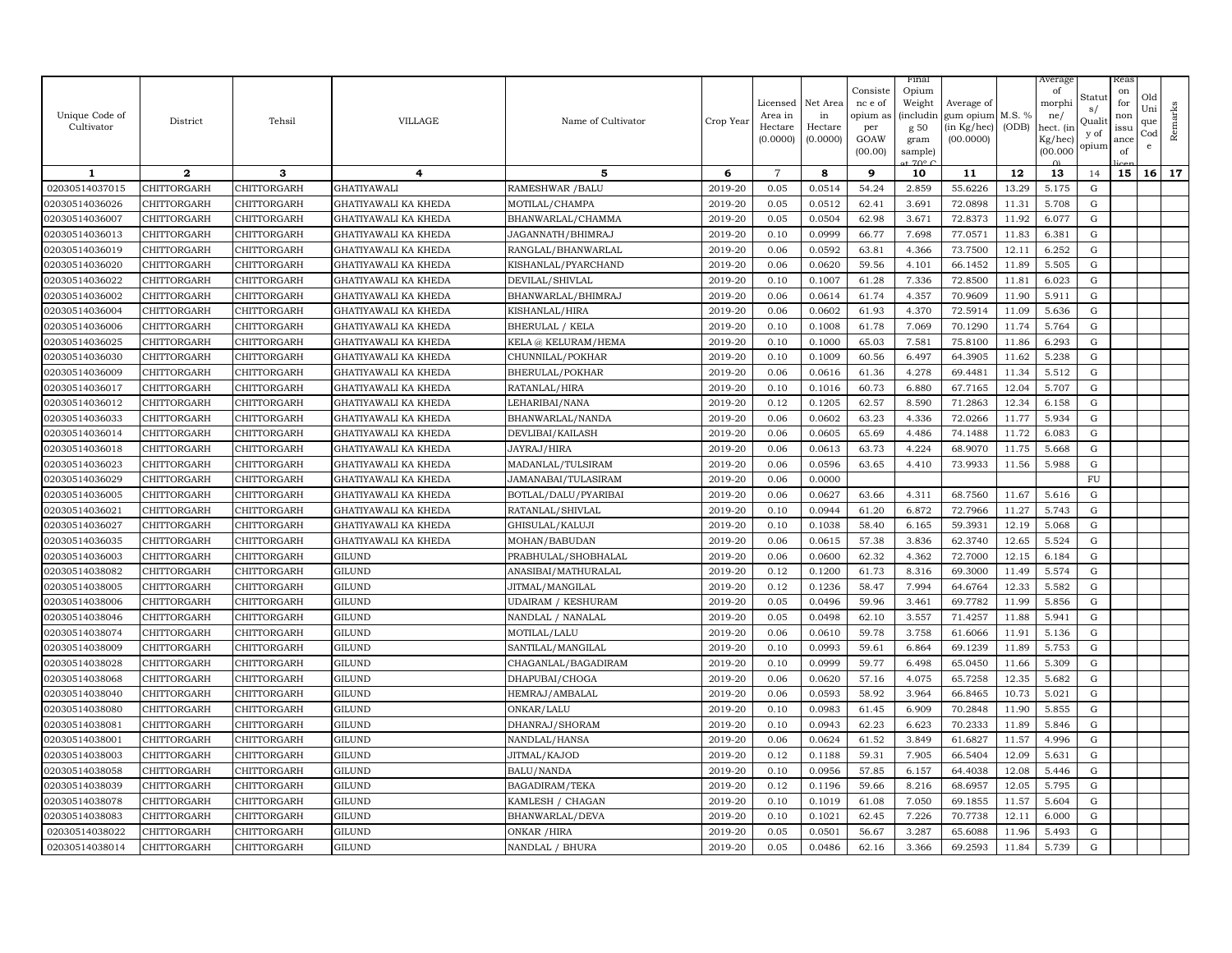| Unique Code of Cultivator | District | Tehsil | VILLAGE | Name of Cultivator | Crop Year | Licensed Area in Hectare (0.0000) | Net Area in Hectare (0.0000) | Consistence of opium as per GOAW (00.00) | Final Opium Weight (including g 50 gram sample) at 70° C | Average of gum opium (in Kg/hec) (00.0000) | M.S. % (ODB) | Average of morphine/ hect. (in Kg/hec) (00.0000) | Status/ Quality of opium | Reason for non issuance of licence | Old Unique Code | Remarks |
|---|---|---|---|---|---|---|---|---|---|---|---|---|---|---|---|---|
| 1 | 2 | 3 | 4 | 5 | 6 | 7 | 8 | 9 | 10 | 11 | 12 | 13 | 14 | 15 | 16 | 17 |
| 02030514037015 | CHITTORGARH | CHITTORGARH | GHATIYAWALI | RAMESHWAR /BALU | 2019-20 | 0.05 | 0.0514 | 54.24 | 2.859 | 55.6226 | 13.29 | 5.175 | G | | | |
| 02030514036026 | CHITTORGARH | CHITTORGARH | GHATIYAWALI KA KHEDA | MOTILAL/CHAMPA | 2019-20 | 0.05 | 0.0512 | 62.41 | 3.691 | 72.0898 | 11.31 | 5.708 | G | | | |
| 02030514036007 | CHITTORGARH | CHITTORGARH | GHATIYAWALI KA KHEDA | BHANWARLAL/CHAMMA | 2019-20 | 0.05 | 0.0504 | 62.98 | 3.671 | 72.8373 | 11.92 | 6.077 | G | | | |
| 02030514036013 | CHITTORGARH | CHITTORGARH | GHATIYAWALI KA KHEDA | JAGANNATH/BHIMRAJ | 2019-20 | 0.10 | 0.0999 | 66.77 | 7.698 | 77.0571 | 11.83 | 6.381 | G | | | |
| 02030514036019 | CHITTORGARH | CHITTORGARH | GHATIYAWALI KA KHEDA | RANGLAL/BHANWARLAL | 2019-20 | 0.06 | 0.0592 | 63.81 | 4.366 | 73.7500 | 12.11 | 6.252 | G | | | |
| 02030514036020 | CHITTORGARH | CHITTORGARH | GHATIYAWALI KA KHEDA | KISHANLAL/PYARCHAND | 2019-20 | 0.06 | 0.0620 | 59.56 | 4.101 | 66.1452 | 11.89 | 5.505 | G | | | |
| 02030514036022 | CHITTORGARH | CHITTORGARH | GHATIYAWALI KA KHEDA | DEVILAL/SHIVLAL | 2019-20 | 0.10 | 0.1007 | 61.28 | 7.336 | 72.8500 | 11.81 | 6.023 | G | | | |
| 02030514036002 | CHITTORGARH | CHITTORGARH | GHATIYAWALI KA KHEDA | BHANWARLAL/BHIMRAJ | 2019-20 | 0.06 | 0.0614 | 61.74 | 4.357 | 70.9609 | 11.90 | 5.911 | G | | | |
| 02030514036004 | CHITTORGARH | CHITTORGARH | GHATIYAWALI KA KHEDA | KISHANLAL/HIRA | 2019-20 | 0.06 | 0.0602 | 61.93 | 4.370 | 72.5914 | 11.09 | 5.636 | G | | | |
| 02030514036006 | CHITTORGARH | CHITTORGARH | GHATIYAWALI KA KHEDA | BHERULAL / KELA | 2019-20 | 0.10 | 0.1008 | 61.78 | 7.069 | 70.1290 | 11.74 | 5.764 | G | | | |
| 02030514036025 | CHITTORGARH | CHITTORGARH | GHATIYAWALI KA KHEDA | KELA @ KELURAM/HEMA | 2019-20 | 0.10 | 0.1000 | 65.03 | 7.581 | 75.8100 | 11.86 | 6.293 | G | | | |
| 02030514036030 | CHITTORGARH | CHITTORGARH | GHATIYAWALI KA KHEDA | CHUNNILAL/POKHAR | 2019-20 | 0.10 | 0.1009 | 60.56 | 6.497 | 64.3905 | 11.62 | 5.238 | G | | | |
| 02030514036009 | CHITTORGARH | CHITTORGARH | GHATIYAWALI KA KHEDA | BHERULAL/POKHAR | 2019-20 | 0.06 | 0.0616 | 61.36 | 4.278 | 69.4481 | 11.34 | 5.512 | G | | | |
| 02030514036017 | CHITTORGARH | CHITTORGARH | GHATIYAWALI KA KHEDA | RATANLAL/HIRA | 2019-20 | 0.10 | 0.1016 | 60.73 | 6.880 | 67.7165 | 12.04 | 5.707 | G | | | |
| 02030514036012 | CHITTORGARH | CHITTORGARH | GHATIYAWALI KA KHEDA | LEHARIBAI/NANA | 2019-20 | 0.12 | 0.1205 | 62.57 | 8.590 | 71.2863 | 12.34 | 6.158 | G | | | |
| 02030514036033 | CHITTORGARH | CHITTORGARH | GHATIYAWALI KA KHEDA | BHANWARLAL/NANDA | 2019-20 | 0.06 | 0.0602 | 63.23 | 4.336 | 72.0266 | 11.77 | 5.934 | G | | | |
| 02030514036014 | CHITTORGARH | CHITTORGARH | GHATIYAWALI KA KHEDA | DEVLIBAI/KAILASH | 2019-20 | 0.06 | 0.0605 | 65.69 | 4.486 | 74.1488 | 11.72 | 6.083 | G | | | |
| 02030514036018 | CHITTORGARH | CHITTORGARH | GHATIYAWALI KA KHEDA | JAYRAJ/HIRA | 2019-20 | 0.06 | 0.0613 | 63.73 | 4.224 | 68.9070 | 11.75 | 5.668 | G | | | |
| 02030514036023 | CHITTORGARH | CHITTORGARH | GHATIYAWALI KA KHEDA | MADANLAL/TULSIRAM | 2019-20 | 0.06 | 0.0596 | 63.65 | 4.410 | 73.9933 | 11.56 | 5.988 | G | | | |
| 02030514036029 | CHITTORGARH | CHITTORGARH | GHATIYAWALI KA KHEDA | JAMANABAI/TULASIRAM | 2019-20 | 0.06 | 0.0000 | | | | | | FU | | | |
| 02030514036005 | CHITTORGARH | CHITTORGARH | GHATIYAWALI KA KHEDA | BOTLAL/DALU/PYARIBAI | 2019-20 | 0.06 | 0.0627 | 63.66 | 4.311 | 68.7560 | 11.67 | 5.616 | G | | | |
| 02030514036021 | CHITTORGARH | CHITTORGARH | GHATIYAWALI KA KHEDA | RATANLAL/SHIVLAL | 2019-20 | 0.10 | 0.0944 | 61.20 | 6.872 | 72.7966 | 11.27 | 5.743 | G | | | |
| 02030514036027 | CHITTORGARH | CHITTORGARH | GHATIYAWALI KA KHEDA | GHISULAL/KALUJI | 2019-20 | 0.10 | 0.1038 | 58.40 | 6.165 | 59.3931 | 12.19 | 5.068 | G | | | |
| 02030514036035 | CHITTORGARH | CHITTORGARH | GHATIYAWALI KA KHEDA | MOHAN/BABUDAN | 2019-20 | 0.06 | 0.0615 | 57.38 | 3.836 | 62.3740 | 12.65 | 5.524 | G | | | |
| 02030514036003 | CHITTORGARH | CHITTORGARH | GILUND | PRABHULAL/SHOBHALAL | 2019-20 | 0.06 | 0.0600 | 62.32 | 4.362 | 72.7000 | 12.15 | 6.184 | G | | | |
| 02030514038082 | CHITTORGARH | CHITTORGARH | GILUND | ANASIBAI/MATHURALAL | 2019-20 | 0.12 | 0.1200 | 61.73 | 8.316 | 69.3000 | 11.49 | 5.574 | G | | | |
| 02030514038005 | CHITTORGARH | CHITTORGARH | GILUND | JITMAL/MANGILAL | 2019-20 | 0.12 | 0.1236 | 58.47 | 7.994 | 64.6764 | 12.33 | 5.582 | G | | | |
| 02030514038006 | CHITTORGARH | CHITTORGARH | GILUND | UDAIRAM / KESHURAM | 2019-20 | 0.05 | 0.0496 | 59.96 | 3.461 | 69.7782 | 11.99 | 5.856 | G | | | |
| 02030514038046 | CHITTORGARH | CHITTORGARH | GILUND | NANDLAL / NANALAL | 2019-20 | 0.05 | 0.0498 | 62.10 | 3.557 | 71.4257 | 11.88 | 5.941 | G | | | |
| 02030514038074 | CHITTORGARH | CHITTORGARH | GILUND | MOTILAL/LALU | 2019-20 | 0.06 | 0.0610 | 59.78 | 3.758 | 61.6066 | 11.91 | 5.136 | G | | | |
| 02030514038009 | CHITTORGARH | CHITTORGARH | GILUND | SANTILAL/MANGILAL | 2019-20 | 0.10 | 0.0993 | 59.61 | 6.864 | 69.1239 | 11.89 | 5.753 | G | | | |
| 02030514038028 | CHITTORGARH | CHITTORGARH | GILUND | CHAGANLAL/BAGADIRAM | 2019-20 | 0.10 | 0.0999 | 59.77 | 6.498 | 65.0450 | 11.66 | 5.309 | G | | | |
| 02030514038068 | CHITTORGARH | CHITTORGARH | GILUND | DHAPUBAI/CHOGA | 2019-20 | 0.06 | 0.0620 | 57.16 | 4.075 | 65.7258 | 12.35 | 5.682 | G | | | |
| 02030514038040 | CHITTORGARH | CHITTORGARH | GILUND | HEMRAJ/AMBALAL | 2019-20 | 0.06 | 0.0593 | 58.92 | 3.964 | 66.8465 | 10.73 | 5.021 | G | | | |
| 02030514038080 | CHITTORGARH | CHITTORGARH | GILUND | ONKAR/LALU | 2019-20 | 0.10 | 0.0983 | 61.45 | 6.909 | 70.2848 | 11.90 | 5.855 | G | | | |
| 02030514038081 | CHITTORGARH | CHITTORGARH | GILUND | DHANRAJ/SHORAM | 2019-20 | 0.10 | 0.0943 | 62.23 | 6.623 | 70.2333 | 11.89 | 5.846 | G | | | |
| 02030514038001 | CHITTORGARH | CHITTORGARH | GILUND | NANDLAL/HANSA | 2019-20 | 0.06 | 0.0624 | 61.52 | 3.849 | 61.6827 | 11.57 | 4.996 | G | | | |
| 02030514038003 | CHITTORGARH | CHITTORGARH | GILUND | JITMAL/KAJOD | 2019-20 | 0.12 | 0.1188 | 59.31 | 7.905 | 66.5404 | 12.09 | 5.631 | G | | | |
| 02030514038058 | CHITTORGARH | CHITTORGARH | GILUND | BALU/NANDA | 2019-20 | 0.10 | 0.0956 | 57.85 | 6.157 | 64.4038 | 12.08 | 5.446 | G | | | |
| 02030514038039 | CHITTORGARH | CHITTORGARH | GILUND | BAGADIRAM/TEKA | 2019-20 | 0.12 | 0.1196 | 59.66 | 8.216 | 68.6957 | 12.05 | 5.795 | G | | | |
| 02030514038078 | CHITTORGARH | CHITTORGARH | GILUND | KAMLESH / CHAGAN | 2019-20 | 0.10 | 0.1019 | 61.08 | 7.050 | 69.1855 | 11.57 | 5.604 | G | | | |
| 02030514038083 | CHITTORGARH | CHITTORGARH | GILUND | BHANWARLAL/DEVA | 2019-20 | 0.10 | 0.1021 | 62.45 | 7.226 | 70.7738 | 12.11 | 6.000 | G | | | |
| 02030514038022 | CHITTORGARH | CHITTORGARH | GILUND | ONKAR /HIRA | 2019-20 | 0.05 | 0.0501 | 56.67 | 3.287 | 65.6088 | 11.96 | 5.493 | G | | | |
| 02030514038014 | CHITTORGARH | CHITTORGARH | GILUND | NANDLAL / BHURA | 2019-20 | 0.05 | 0.0486 | 62.16 | 3.366 | 69.2593 | 11.84 | 5.739 | G | | | |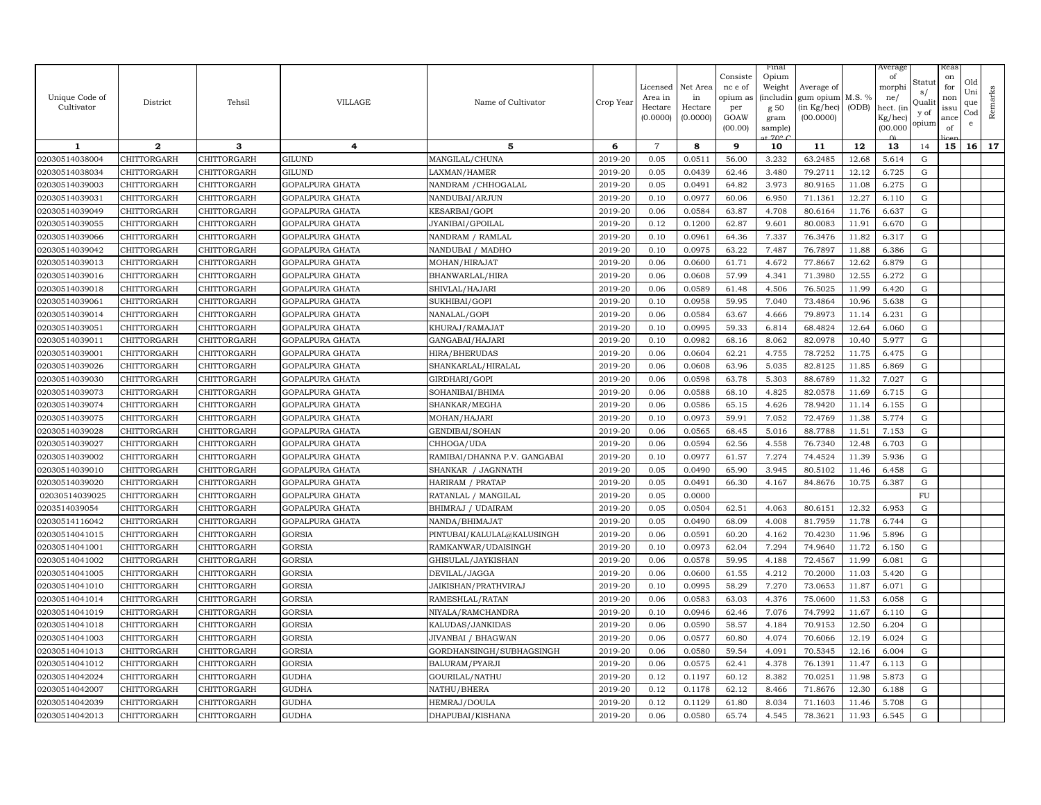| Unique Code of Cultivator | District | Tehsil | VILLAGE | Name of Cultivator | Crop Year | Licensed Area in Hectare (0.0000) | Net Area in Hectare (0.0000) | Consistence of opium as per GOAW (00.00) | Final Opium Weight (including 50 gram sample) at 70° C | Average of gum opium (in Kg/hec) (00.0000) | M.S. % (ODB) | Average of morphine/ hect. (in Kg/hec) (00.000) | Status/ Quality of opium | Reason for non issuance of licence | Old Unique Code | Remarks |
|---|---|---|---|---|---|---|---|---|---|---|---|---|---|---|---|---|
| 1 | 2 | 3 | 4 | 5 | 6 | 7 | 8 | 9 | 10 | 11 | 12 | 13 | 14 | 15 | 16 | 17 |
| 02030514038004 | CHITTORGARH | CHITTORGARH | GILUND | MANGILAL/CHUNA | 2019-20 | 0.05 | 0.0511 | 56.00 | 3.232 | 63.2485 | 12.68 | 5.614 | G | | | |
| 02030514038034 | CHITTORGARH | CHITTORGARH | GILUND | LAXMAN/HAMER | 2019-20 | 0.05 | 0.0439 | 62.46 | 3.480 | 79.2711 | 12.12 | 6.725 | G | | | |
| 02030514039003 | CHITTORGARH | CHITTORGARH | GOPALPURA GHATA | NANDRAM /CHHOGALAL | 2019-20 | 0.05 | 0.0491 | 64.82 | 3.973 | 80.9165 | 11.08 | 6.275 | G | | | |
| 02030514039031 | CHITTORGARH | CHITTORGARH | GOPALPURA GHATA | NANDUBAI/ARJUN | 2019-20 | 0.10 | 0.0977 | 60.06 | 6.950 | 71.1361 | 12.27 | 6.110 | G | | | |
| 02030514039049 | CHITTORGARH | CHITTORGARH | GOPALPURA GHATA | KESARBAI/GOPI | 2019-20 | 0.06 | 0.0584 | 63.87 | 4.708 | 80.6164 | 11.76 | 6.637 | G | | | |
| 02030514039055 | CHITTORGARH | CHITTORGARH | GOPALPURA GHATA | JYANIBAI/GPOILAL | 2019-20 | 0.12 | 0.1200 | 62.87 | 9.601 | 80.0083 | 11.91 | 6.670 | G | | | |
| 02030514039066 | CHITTORGARH | CHITTORGARH | GOPALPURA GHATA | NANDRAM / RAMLAL | 2019-20 | 0.10 | 0.0961 | 64.36 | 7.337 | 76.3476 | 11.82 | 6.317 | G | | | |
| 02030514039042 | CHITTORGARH | CHITTORGARH | GOPALPURA GHATA | NANDUBAI / MADHO | 2019-20 | 0.10 | 0.0975 | 63.22 | 7.487 | 76.7897 | 11.88 | 6.386 | G | | | |
| 02030514039013 | CHITTORGARH | CHITTORGARH | GOPALPURA GHATA | MOHAN/HIRAJAT | 2019-20 | 0.06 | 0.0600 | 61.71 | 4.672 | 77.8667 | 12.62 | 6.879 | G | | | |
| 02030514039016 | CHITTORGARH | CHITTORGARH | GOPALPURA GHATA | BHANWARLAL/HIRA | 2019-20 | 0.06 | 0.0608 | 57.99 | 4.341 | 71.3980 | 12.55 | 6.272 | G | | | |
| 02030514039018 | CHITTORGARH | CHITTORGARH | GOPALPURA GHATA | SHIVLAL/HAJARI | 2019-20 | 0.06 | 0.0589 | 61.48 | 4.506 | 76.5025 | 11.99 | 6.420 | G | | | |
| 02030514039061 | CHITTORGARH | CHITTORGARH | GOPALPURA GHATA | SUKHIBAI/GOPI | 2019-20 | 0.10 | 0.0958 | 59.95 | 7.040 | 73.4864 | 10.96 | 5.638 | G | | | |
| 02030514039014 | CHITTORGARH | CHITTORGARH | GOPALPURA GHATA | NANALAL/GOPI | 2019-20 | 0.06 | 0.0584 | 63.67 | 4.666 | 79.8973 | 11.14 | 6.231 | G | | | |
| 02030514039051 | CHITTORGARH | CHITTORGARH | GOPALPURA GHATA | KHURAJ/RAMAJAT | 2019-20 | 0.10 | 0.0995 | 59.33 | 6.814 | 68.4824 | 12.64 | 6.060 | G | | | |
| 02030514039011 | CHITTORGARH | CHITTORGARH | GOPALPURA GHATA | GANGABAI/HAJARI | 2019-20 | 0.10 | 0.0982 | 68.16 | 8.062 | 82.0978 | 10.40 | 5.977 | G | | | |
| 02030514039001 | CHITTORGARH | CHITTORGARH | GOPALPURA GHATA | HIRA/BHERUDAS | 2019-20 | 0.06 | 0.0604 | 62.21 | 4.755 | 78.7252 | 11.75 | 6.475 | G | | | |
| 02030514039026 | CHITTORGARH | CHITTORGARH | GOPALPURA GHATA | SHANKARLAL/HIRALAL | 2019-20 | 0.06 | 0.0608 | 63.96 | 5.035 | 82.8125 | 11.85 | 6.869 | G | | | |
| 02030514039030 | CHITTORGARH | CHITTORGARH | GOPALPURA GHATA | GIRDHARI/GOPI | 2019-20 | 0.06 | 0.0598 | 63.78 | 5.303 | 88.6789 | 11.32 | 7.027 | G | | | |
| 02030514039073 | CHITTORGARH | CHITTORGARH | GOPALPURA GHATA | SOHANIBAI/BHIMA | 2019-20 | 0.06 | 0.0588 | 68.10 | 4.825 | 82.0578 | 11.69 | 6.715 | G | | | |
| 02030514039074 | CHITTORGARH | CHITTORGARH | GOPALPURA GHATA | SHANKAR/MEGHA | 2019-20 | 0.06 | 0.0586 | 65.15 | 4.626 | 78.9420 | 11.14 | 6.155 | G | | | |
| 02030514039075 | CHITTORGARH | CHITTORGARH | GOPALPURA GHATA | MOHAN/HAJARI | 2019-20 | 0.10 | 0.0973 | 59.91 | 7.052 | 72.4769 | 11.38 | 5.774 | G | | | |
| 02030514039028 | CHITTORGARH | CHITTORGARH | GOPALPURA GHATA | GENDIBAI/SOHAN | 2019-20 | 0.06 | 0.0565 | 68.45 | 5.016 | 88.7788 | 11.51 | 7.153 | G | | | |
| 02030514039027 | CHITTORGARH | CHITTORGARH | GOPALPURA GHATA | CHHOGA/UDA | 2019-20 | 0.06 | 0.0594 | 62.56 | 4.558 | 76.7340 | 12.48 | 6.703 | G | | | |
| 02030514039002 | CHITTORGARH | CHITTORGARH | GOPALPURA GHATA | RAMIBAI/DHANNA P.V. GANGABAI | 2019-20 | 0.10 | 0.0977 | 61.57 | 7.274 | 74.4524 | 11.39 | 5.936 | G | | | |
| 02030514039010 | CHITTORGARH | CHITTORGARH | GOPALPURA GHATA | SHANKAR / JAGNNATH | 2019-20 | 0.05 | 0.0490 | 65.90 | 3.945 | 80.5102 | 11.46 | 6.458 | G | | | |
| 02030514039020 | CHITTORGARH | CHITTORGARH | GOPALPURA GHATA | HARIRAM / PRATAP | 2019-20 | 0.05 | 0.0491 | 66.30 | 4.167 | 84.8676 | 10.75 | 6.387 | G | | | |
| 02030514039025 | CHITTORGARH | CHITTORGARH | GOPALPURA GHATA | RATANLAL / MANGILAL | 2019-20 | 0.05 | 0.0000 | | | | | | FU | | | |
| 0203514039054 | CHITTORGARH | CHITTORGARH | GOPALPURA GHATA | BHIMRAJ / UDAIRAM | 2019-20 | 0.05 | 0.0504 | 62.51 | 4.063 | 80.6151 | 12.32 | 6.953 | G | | | |
| 02030514116042 | CHITTORGARH | CHITTORGARH | GOPALPURA GHATA | NANDA/BHIMAJAT | 2019-20 | 0.05 | 0.0490 | 68.09 | 4.008 | 81.7959 | 11.78 | 6.744 | G | | | |
| 02030514041015 | CHITTORGARH | CHITTORGARH | GORSIA | PINTUBAI/KALULAL@KALUSINGH | 2019-20 | 0.06 | 0.0591 | 60.20 | 4.162 | 70.4230 | 11.96 | 5.896 | G | | | |
| 02030514041001 | CHITTORGARH | CHITTORGARH | GORSIA | RAMKANWAR/UDAISINGH | 2019-20 | 0.10 | 0.0973 | 62.04 | 7.294 | 74.9640 | 11.72 | 6.150 | G | | | |
| 02030514041002 | CHITTORGARH | CHITTORGARH | GORSIA | GHISULAL/JAYKISHAN | 2019-20 | 0.06 | 0.0578 | 59.95 | 4.188 | 72.4567 | 11.99 | 6.081 | G | | | |
| 02030514041005 | CHITTORGARH | CHITTORGARH | GORSIA | DEVILAL/JAGGA | 2019-20 | 0.06 | 0.0600 | 61.55 | 4.212 | 70.2000 | 11.03 | 5.420 | G | | | |
| 02030514041010 | CHITTORGARH | CHITTORGARH | GORSIA | JAIKISHAN/PRATHVIRAJ | 2019-20 | 0.10 | 0.0995 | 58.29 | 7.270 | 73.0653 | 11.87 | 6.071 | G | | | |
| 02030514041014 | CHITTORGARH | CHITTORGARH | GORSIA | RAMESHLAL/RATAN | 2019-20 | 0.06 | 0.0583 | 63.03 | 4.376 | 75.0600 | 11.53 | 6.058 | G | | | |
| 02030514041019 | CHITTORGARH | CHITTORGARH | GORSIA | NIYALA/RAMCHANDRA | 2019-20 | 0.10 | 0.0946 | 62.46 | 7.076 | 74.7992 | 11.67 | 6.110 | G | | | |
| 02030514041018 | CHITTORGARH | CHITTORGARH | GORSIA | KALUDAS/JANKIDAS | 2019-20 | 0.06 | 0.0590 | 58.57 | 4.184 | 70.9153 | 12.50 | 6.204 | G | | | |
| 02030514041003 | CHITTORGARH | CHITTORGARH | GORSIA | JIVANBAI / BHAGWAN | 2019-20 | 0.06 | 0.0577 | 60.80 | 4.074 | 70.6066 | 12.19 | 6.024 | G | | | |
| 02030514041013 | CHITTORGARH | CHITTORGARH | GORSIA | GORDHANSINGH/SUBHAGSINGH | 2019-20 | 0.06 | 0.0580 | 59.54 | 4.091 | 70.5345 | 12.16 | 6.004 | G | | | |
| 02030514041012 | CHITTORGARH | CHITTORGARH | GORSIA | BALURAM/PYARJI | 2019-20 | 0.06 | 0.0575 | 62.41 | 4.378 | 76.1391 | 11.47 | 6.113 | G | | | |
| 02030514042024 | CHITTORGARH | CHITTORGARH | GUDHA | GOURILAL/NATHU | 2019-20 | 0.12 | 0.1197 | 60.12 | 8.382 | 70.0251 | 11.98 | 5.873 | G | | | |
| 02030514042007 | CHITTORGARH | CHITTORGARH | GUDHA | NATHU/BHERA | 2019-20 | 0.12 | 0.1178 | 62.12 | 8.466 | 71.8676 | 12.30 | 6.188 | G | | | |
| 02030514042039 | CHITTORGARH | CHITTORGARH | GUDHA | HEMRAJ/DOULA | 2019-20 | 0.12 | 0.1129 | 61.80 | 8.034 | 71.1603 | 11.46 | 5.708 | G | | | |
| 02030514042013 | CHITTORGARH | CHITTORGARH | GUDHA | DHAPUBAI/KISHANA | 2019-20 | 0.06 | 0.0580 | 65.74 | 4.545 | 78.3621 | 11.93 | 6.545 | G | | | |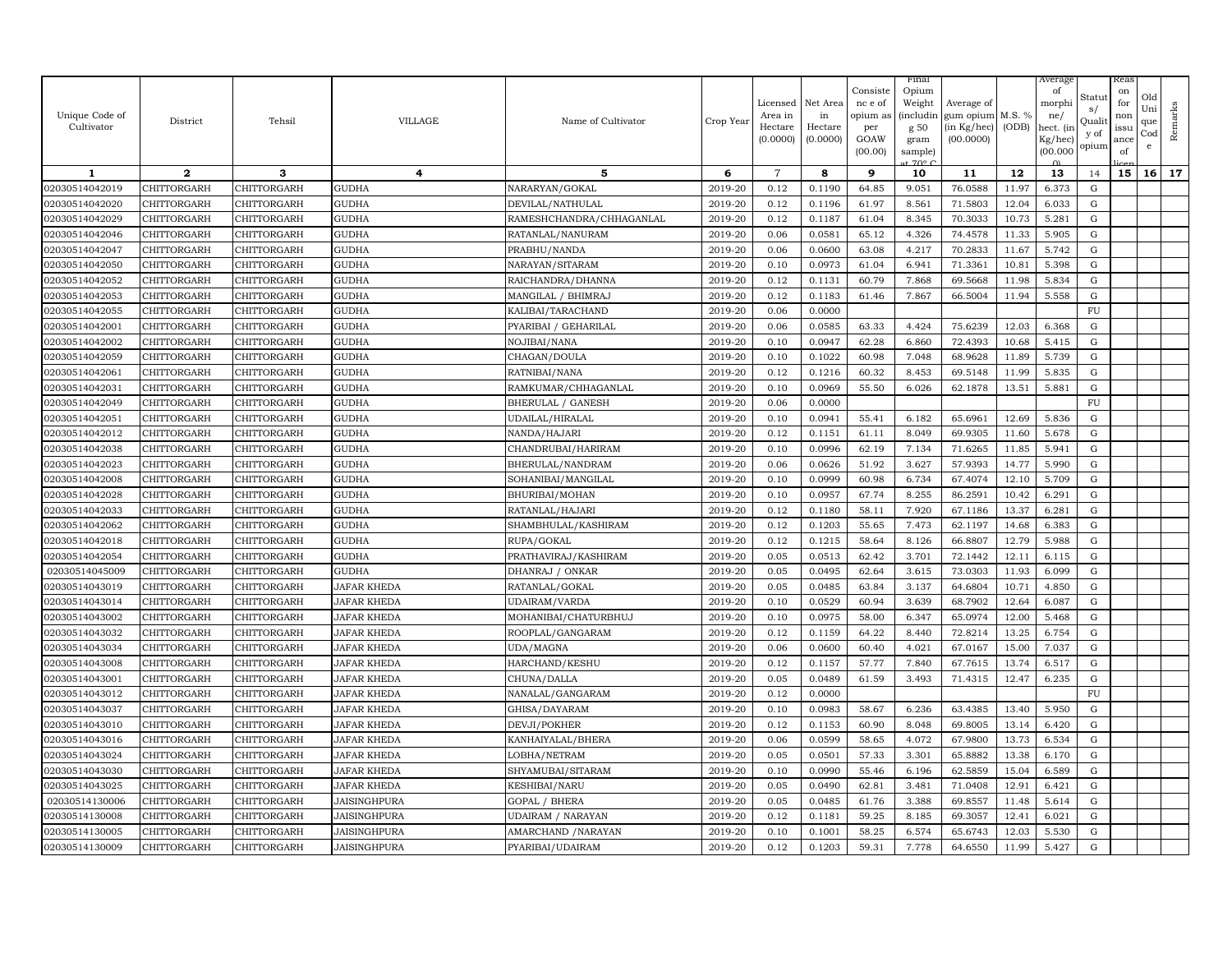| Unique Code of Cultivator | District | Tehsil | VILLAGE | Name of Cultivator | Crop Year | Licensed Area in Hectare (0.0000) | Net Area in Hectare (0.0000) | Consistence of opium as per GOAW (00.00) | Final Opium Weight (including 50 gram sample) at 70° C | Average of gum opium (in Kg/hec) (00.0000) | M.S. % (ODB) | Average of morphine/ hect. (in Kg/hec) (00.000 0) | Status/ Quality of opium | Reason for non issuance of licence | Old Unique Code | Remarks |
|---|---|---|---|---|---|---|---|---|---|---|---|---|---|---|---|---|
| 1 | 2 | 3 | 4 | 5 | 6 | 7 | 8 | 9 | 10 | 11 | 12 | 13 | 14 | 15 | 16 | 17 |
| 02030514042019 | CHITTORGARH | CHITTORGARH | GUDHA | NARARYAN/GOKAL | 2019-20 | 0.12 | 0.1190 | 64.85 | 9.051 | 76.0588 | 11.97 | 6.373 | G | | | |
| 02030514042020 | CHITTORGARH | CHITTORGARH | GUDHA | DEVILAL/NATHULAL | 2019-20 | 0.12 | 0.1196 | 61.97 | 8.561 | 71.5803 | 12.04 | 6.033 | G | | | |
| 02030514042029 | CHITTORGARH | CHITTORGARH | GUDHA | RAMESHCHANDRA/CHHAGANLAL | 2019-20 | 0.12 | 0.1187 | 61.04 | 8.345 | 70.3033 | 10.73 | 5.281 | G | | | |
| 02030514042046 | CHITTORGARH | CHITTORGARH | GUDHA | RATANLAL/NANURAM | 2019-20 | 0.06 | 0.0581 | 65.12 | 4.326 | 74.4578 | 11.33 | 5.905 | G | | | |
| 02030514042047 | CHITTORGARH | CHITTORGARH | GUDHA | PRABHU/NANDA | 2019-20 | 0.06 | 0.0600 | 63.08 | 4.217 | 70.2833 | 11.67 | 5.742 | G | | | |
| 02030514042050 | CHITTORGARH | CHITTORGARH | GUDHA | NARAYAN/SITARAM | 2019-20 | 0.10 | 0.0973 | 61.04 | 6.941 | 71.3361 | 10.81 | 5.398 | G | | | |
| 02030514042052 | CHITTORGARH | CHITTORGARH | GUDHA | RAICHANDRA/DHANNA | 2019-20 | 0.12 | 0.1131 | 60.79 | 7.868 | 69.5668 | 11.98 | 5.834 | G | | | |
| 02030514042053 | CHITTORGARH | CHITTORGARH | GUDHA | MANGILAL / BHIMRAJ | 2019-20 | 0.12 | 0.1183 | 61.46 | 7.867 | 66.5004 | 11.94 | 5.558 | G | | | |
| 02030514042055 | CHITTORGARH | CHITTORGARH | GUDHA | KALIBAI/TARACHAND | 2019-20 | 0.06 | 0.0000 | | | | | | FU | | | |
| 02030514042001 | CHITTORGARH | CHITTORGARH | GUDHA | PYARIBAI / GEHARILAL | 2019-20 | 0.06 | 0.0585 | 63.33 | 4.424 | 75.6239 | 12.03 | 6.368 | G | | | |
| 02030514042002 | CHITTORGARH | CHITTORGARH | GUDHA | NOJIBAI/NANA | 2019-20 | 0.10 | 0.0947 | 62.28 | 6.860 | 72.4393 | 10.68 | 5.415 | G | | | |
| 02030514042059 | CHITTORGARH | CHITTORGARH | GUDHA | CHAGAN/DOULA | 2019-20 | 0.10 | 0.1022 | 60.98 | 7.048 | 68.9628 | 11.89 | 5.739 | G | | | |
| 02030514042061 | CHITTORGARH | CHITTORGARH | GUDHA | RATNIBAI/NANA | 2019-20 | 0.12 | 0.1216 | 60.32 | 8.453 | 69.5148 | 11.99 | 5.835 | G | | | |
| 02030514042031 | CHITTORGARH | CHITTORGARH | GUDHA | RAMKUMAR/CHHAGANLAL | 2019-20 | 0.10 | 0.0969 | 55.50 | 6.026 | 62.1878 | 13.51 | 5.881 | G | | | |
| 02030514042049 | CHITTORGARH | CHITTORGARH | GUDHA | BHERULAL / GANESH | 2019-20 | 0.06 | 0.0000 | | | | | | FU | | | |
| 02030514042051 | CHITTORGARH | CHITTORGARH | GUDHA | UDAILAL/HIRALAL | 2019-20 | 0.10 | 0.0941 | 55.41 | 6.182 | 65.6961 | 12.69 | 5.836 | G | | | |
| 02030514042012 | CHITTORGARH | CHITTORGARH | GUDHA | NANDA/HAJARI | 2019-20 | 0.12 | 0.1151 | 61.11 | 8.049 | 69.9305 | 11.60 | 5.678 | G | | | |
| 02030514042038 | CHITTORGARH | CHITTORGARH | GUDHA | CHANDRUBAI/HARIRAM | 2019-20 | 0.10 | 0.0996 | 62.19 | 7.134 | 71.6265 | 11.85 | 5.941 | G | | | |
| 02030514042023 | CHITTORGARH | CHITTORGARH | GUDHA | BHERULAL/NANDRAM | 2019-20 | 0.06 | 0.0626 | 51.92 | 3.627 | 57.9393 | 14.77 | 5.990 | G | | | |
| 02030514042008 | CHITTORGARH | CHITTORGARH | GUDHA | SOHANIBAI/MANGILAL | 2019-20 | 0.10 | 0.0999 | 60.98 | 6.734 | 67.4074 | 12.10 | 5.709 | G | | | |
| 02030514042028 | CHITTORGARH | CHITTORGARH | GUDHA | BHURIBAI/MOHAN | 2019-20 | 0.10 | 0.0957 | 67.74 | 8.255 | 86.2591 | 10.42 | 6.291 | G | | | |
| 02030514042033 | CHITTORGARH | CHITTORGARH | GUDHA | RATANLAL/HAJARI | 2019-20 | 0.12 | 0.1180 | 58.11 | 7.920 | 67.1186 | 13.37 | 6.281 | G | | | |
| 02030514042062 | CHITTORGARH | CHITTORGARH | GUDHA | SHAMBHULAL/KASHIRAM | 2019-20 | 0.12 | 0.1203 | 55.65 | 7.473 | 62.1197 | 14.68 | 6.383 | G | | | |
| 02030514042018 | CHITTORGARH | CHITTORGARH | GUDHA | RUPA/GOKAL | 2019-20 | 0.12 | 0.1215 | 58.64 | 8.126 | 66.8807 | 12.79 | 5.988 | G | | | |
| 02030514042054 | CHITTORGARH | CHITTORGARH | GUDHA | PRATHAVIRAJ/KASHIRAM | 2019-20 | 0.05 | 0.0513 | 62.42 | 3.701 | 72.1442 | 12.11 | 6.115 | G | | | |
| 02030514045009 | CHITTORGARH | CHITTORGARH | GUDHA | DHANRAJ / ONKAR | 2019-20 | 0.05 | 0.0495 | 62.64 | 3.615 | 73.0303 | 11.93 | 6.099 | G | | | |
| 02030514043019 | CHITTORGARH | CHITTORGARH | JAFAR KHEDA | RATANLAL/GOKAL | 2019-20 | 0.05 | 0.0485 | 63.84 | 3.137 | 64.6804 | 10.71 | 4.850 | G | | | |
| 02030514043014 | CHITTORGARH | CHITTORGARH | JAFAR KHEDA | UDAIRAM/VARDA | 2019-20 | 0.10 | 0.0529 | 60.94 | 3.639 | 68.7902 | 12.64 | 6.087 | G | | | |
| 02030514043002 | CHITTORGARH | CHITTORGARH | JAFAR KHEDA | MOHANIBAI/CHATURBHUJ | 2019-20 | 0.10 | 0.0975 | 58.00 | 6.347 | 65.0974 | 12.00 | 5.468 | G | | | |
| 02030514043032 | CHITTORGARH | CHITTORGARH | JAFAR KHEDA | ROOPLAL/GANGARAM | 2019-20 | 0.12 | 0.1159 | 64.22 | 8.440 | 72.8214 | 13.25 | 6.754 | G | | | |
| 02030514043034 | CHITTORGARH | CHITTORGARH | JAFAR KHEDA | UDA/MAGNA | 2019-20 | 0.06 | 0.0600 | 60.40 | 4.021 | 67.0167 | 15.00 | 7.037 | G | | | |
| 02030514043008 | CHITTORGARH | CHITTORGARH | JAFAR KHEDA | HARCHAND/KESHU | 2019-20 | 0.12 | 0.1157 | 57.77 | 7.840 | 67.7615 | 13.74 | 6.517 | G | | | |
| 02030514043001 | CHITTORGARH | CHITTORGARH | JAFAR KHEDA | CHUNA/DALLA | 2019-20 | 0.05 | 0.0489 | 61.59 | 3.493 | 71.4315 | 12.47 | 6.235 | G | | | |
| 02030514043012 | CHITTORGARH | CHITTORGARH | JAFAR KHEDA | NANALAL/GANGARAM | 2019-20 | 0.12 | 0.0000 | | | | | | FU | | | |
| 02030514043037 | CHITTORGARH | CHITTORGARH | JAFAR KHEDA | GHISA/DAYARAM | 2019-20 | 0.10 | 0.0983 | 58.67 | 6.236 | 63.4385 | 13.40 | 5.950 | G | | | |
| 02030514043010 | CHITTORGARH | CHITTORGARH | JAFAR KHEDA | DEVJI/POKHER | 2019-20 | 0.12 | 0.1153 | 60.90 | 8.048 | 69.8005 | 13.14 | 6.420 | G | | | |
| 02030514043016 | CHITTORGARH | CHITTORGARH | JAFAR KHEDA | KANHAIYALAL/BHERA | 2019-20 | 0.06 | 0.0599 | 58.65 | 4.072 | 67.9800 | 13.73 | 6.534 | G | | | |
| 02030514043024 | CHITTORGARH | CHITTORGARH | JAFAR KHEDA | LOBHA/NETRAM | 2019-20 | 0.05 | 0.0501 | 57.33 | 3.301 | 65.8882 | 13.38 | 6.170 | G | | | |
| 02030514043030 | CHITTORGARH | CHITTORGARH | JAFAR KHEDA | SHYAMUBAI/SITARAM | 2019-20 | 0.10 | 0.0990 | 55.46 | 6.196 | 62.5859 | 15.04 | 6.589 | G | | | |
| 02030514043025 | CHITTORGARH | CHITTORGARH | JAFAR KHEDA | KESHIBAI/NARU | 2019-20 | 0.05 | 0.0490 | 62.81 | 3.481 | 71.0408 | 12.91 | 6.421 | G | | | |
| 02030514130006 | CHITTORGARH | CHITTORGARH | JAISINGHPURA | GOPAL / BHERA | 2019-20 | 0.05 | 0.0485 | 61.76 | 3.388 | 69.8557 | 11.48 | 5.614 | G | | | |
| 02030514130008 | CHITTORGARH | CHITTORGARH | JAISINGHPURA | UDAIRAM / NARAYAN | 2019-20 | 0.12 | 0.1181 | 59.25 | 8.185 | 69.3057 | 12.41 | 6.021 | G | | | |
| 02030514130005 | CHITTORGARH | CHITTORGARH | JAISINGHPURA | AMARCHAND /NARAYAN | 2019-20 | 0.10 | 0.1001 | 58.25 | 6.574 | 65.6743 | 12.03 | 5.530 | G | | | |
| 02030514130009 | CHITTORGARH | CHITTORGARH | JAISINGHPURA | PYARIBAI/UDAIRAM | 2019-20 | 0.12 | 0.1203 | 59.31 | 7.778 | 64.6550 | 11.99 | 5.427 | G | | | |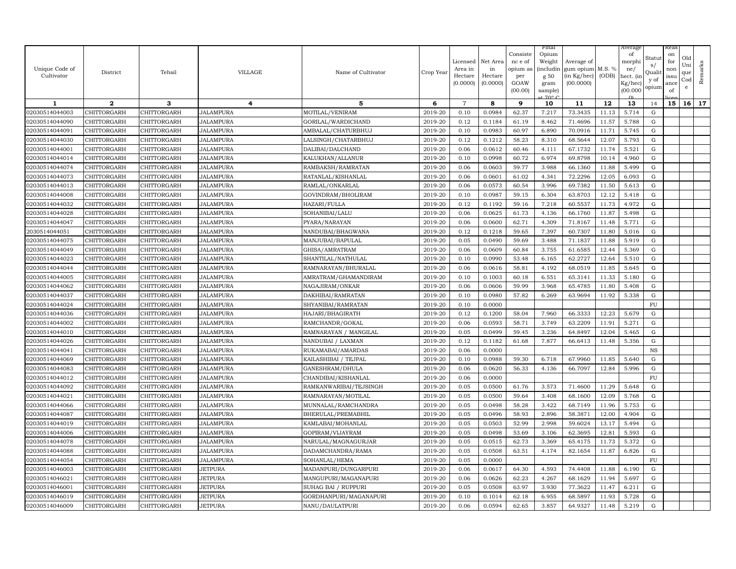| Unique Code of Cultivator | District | Tehsil | VILLAGE | Name of Cultivator | Crop Year | Licensed Area in Hectare (0.0000) | Net Area in Hectare (0.0000) | Consistence of opium as per GOAW (00.00) | Final Opium Weight (including g 50 gram sample) at 70° C | Average of gum opium (in Kg/hec) (00.0000) | M.S. % (ODB) | Average of morphine/ hect. (in Kg/hec) (00.000) | Status/ Quality of opium | Reason for non issuance of licence | Old Unique Code | Remarks |
|---|---|---|---|---|---|---|---|---|---|---|---|---|---|---|---|---|
| 1 | 2 | 3 | 4 | 5 | 6 | 7 | 8 | 9 | 10 | 11 | 12 | 13 | 14 | 15 | 16 | 17 |
| 02030514044003 | CHITTORGARH | CHITTORGARH | JALAMPURA | MOTILAL/VENIRAM | 2019-20 | 0.10 | 0.0984 | 62.37 | 7.217 | 73.3435 | 11.13 | 5.714 | G | | | |
| 02030514044090 | CHITTORGARH | CHITTORGARH | JALAMPURA | GORILAL/WARDICHAND | 2019-20 | 0.12 | 0.1184 | 61.19 | 8.462 | 71.4696 | 11.57 | 5.788 | G | | | |
| 02030514044091 | CHITTORGARH | CHITTORGARH | JALAMPURA | AMBALAL/CHATURBHUJ | 2019-20 | 0.10 | 0.0983 | 60.97 | 6.890 | 70.0916 | 11.71 | 5.745 | G | | | |
| 02030514044030 | CHITTORGARH | CHITTORGARH | JALAMPURA | LALSINGH/CHATARBHUJ | 2019-20 | 0.12 | 0.1212 | 58.23 | 8.310 | 68.5644 | 12.07 | 5.793 | G | | | |
| 02030514044001 | CHITTORGARH | CHITTORGARH | JALAMPURA | DALIBAI/DALCHAND | 2019-20 | 0.06 | 0.0612 | 60.46 | 4.111 | 67.1732 | 11.74 | 5.521 | G | | | |
| 02030514044014 | CHITTORGARH | CHITTORGARH | JALAMPURA | KALUKHAN/ALLANUR | 2019-20 | 0.10 | 0.0998 | 60.72 | 6.974 | 69.8798 | 10.14 | 4.960 | G | | | |
| 02030514044074 | CHITTORGARH | CHITTORGARH | JALAMPURA | RAMBAKSH/RAMRATAN | 2019-20 | 0.06 | 0.0603 | 59.77 | 3.988 | 66.1360 | 11.88 | 5.499 | G | | | |
| 02030514044073 | CHITTORGARH | CHITTORGARH | JALAMPURA | RATANLAL/KISHANLAL | 2019-20 | 0.06 | 0.0601 | 61.02 | 4.341 | 72.2296 | 12.05 | 6.093 | G | | | |
| 02030514044013 | CHITTORGARH | CHITTORGARH | JALAMPURA | RAMLAL/ONKARLAL | 2019-20 | 0.06 | 0.0573 | 60.54 | 3.996 | 69.7382 | 11.50 | 5.613 | G | | | |
| 02030514044008 | CHITTORGARH | CHITTORGARH | JALAMPURA | GOVINDRAM/BHOLIRAM | 2019-20 | 0.10 | 0.0987 | 59.15 | 6.304 | 63.8703 | 12.12 | 5.418 | G | | | |
| 02030514044032 | CHITTORGARH | CHITTORGARH | JALAMPURA | HAZARI/FULLA | 2019-20 | 0.12 | 0.1192 | 59.16 | 7.218 | 60.5537 | 11.73 | 4.972 | G | | | |
| 02030514044028 | CHITTORGARH | CHITTORGARH | JALAMPURA | SOHANIBAI/LALU | 2019-20 | 0.06 | 0.0625 | 61.73 | 4.136 | 66.1760 | 11.87 | 5.498 | G | | | |
| 02030514044047 | CHITTORGARH | CHITTORGARH | JALAMPURA | PYARA/NARAYAN | 2019-20 | 0.06 | 0.0600 | 62.71 | 4.309 | 71.8167 | 11.48 | 5.771 | G | | | |
| 2030514044051 | CHITTORGARH | CHITTORGARH | JALAMPURA | NANDUBAI/BHAGWANA | 2019-20 | 0.12 | 0.1218 | 59.65 | 7.397 | 60.7307 | 11.80 | 5.016 | G | | | |
| 02030514044075 | CHITTORGARH | CHITTORGARH | JALAMPURA | MANJUBAI/BAPULAL | 2019-20 | 0.05 | 0.0490 | 59.69 | 3.488 | 71.1837 | 11.88 | 5.919 | G | | | |
| 02030514044049 | CHITTORGARH | CHITTORGARH | JALAMPURA | GHISA/AMRATRAM | 2019-20 | 0.06 | 0.0609 | 60.84 | 3.755 | 61.6585 | 12.44 | 5.369 | G | | | |
| 02030514044023 | CHITTORGARH | CHITTORGARH | JALAMPURA | SHANTILAL/NATHULAL | 2019-20 | 0.10 | 0.0990 | 53.48 | 6.165 | 62.2727 | 12.64 | 5.510 | G | | | |
| 02030514044044 | CHITTORGARH | CHITTORGARH | JALAMPURA | RAMNARAYAN/BHURALAL | 2019-20 | 0.06 | 0.0616 | 58.81 | 4.192 | 68.0519 | 11.85 | 5.645 | G | | | |
| 02030514044005 | CHITTORGARH | CHITTORGARH | JALAMPURA | AMRATRAM/GHAMANDIRAM | 2019-20 | 0.10 | 0.1003 | 60.18 | 6.551 | 65.3141 | 11.33 | 5.180 | G | | | |
| 02030514044062 | CHITTORGARH | CHITTORGARH | JALAMPURA | NAGAJIRAM/ONKAR | 2019-20 | 0.06 | 0.0606 | 59.99 | 3.968 | 65.4785 | 11.80 | 5.408 | G | | | |
| 02030514044037 | CHITTORGARH | CHITTORGARH | JALAMPURA | DAKHIBAI/RAMRATAN | 2019-20 | 0.10 | 0.0980 | 57.82 | 6.269 | 63.9694 | 11.92 | 5.338 | G | | | |
| 02030514044024 | CHITTORGARH | CHITTORGARH | JALAMPURA | SHYANIBAI/RAMRATAN | 2019-20 | 0.10 | 0.0000 | | | | | | FU | | | |
| 02030514044036 | CHITTORGARH | CHITTORGARH | JALAMPURA | HAJARI/BHAGIRATH | 2019-20 | 0.12 | 0.1200 | 58.04 | 7.960 | 66.3333 | 12.23 | 5.679 | G | | | |
| 02030514044002 | CHITTORGARH | CHITTORGARH | JALAMPURA | RAMCHANDR/GOKAL | 2019-20 | 0.06 | 0.0593 | 58.71 | 3.749 | 63.2209 | 11.91 | 5.271 | G | | | |
| 02030514044010 | CHITTORGARH | CHITTORGARH | JALAMPURA | RAMNARAYAN / MANGILAL | 2019-20 | 0.05 | 0.0499 | 59.45 | 3.236 | 64.8497 | 12.04 | 5.465 | G | | | |
| 02030514044026 | CHITTORGARH | CHITTORGARH | JALAMPURA | NANDUBAI / LAXMAN | 2019-20 | 0.12 | 0.1182 | 61.68 | 7.877 | 66.6413 | 11.48 | 5.356 | G | | | |
| 02030514044041 | CHITTORGARH | CHITTORGARH | JALAMPURA | RUKAMABAI/AMARDAS | 2019-20 | 0.06 | 0.0000 | | | | | | NS | | | |
| 02030514044069 | CHITTORGARH | CHITTORGARH | JALAMPURA | KAILASHIBAI / TEJPAL | 2019-20 | 0.10 | 0.0988 | 59.30 | 6.718 | 67.9960 | 11.85 | 5.640 | G | | | |
| 02030514044083 | CHITTORGARH | CHITTORGARH | JALAMPURA | GANESHRAM/DHULA | 2019-20 | 0.06 | 0.0620 | 56.33 | 4.136 | 66.7097 | 12.84 | 5.996 | G | | | |
| 02030514044012 | CHITTORGARH | CHITTORGARH | JALAMPURA | CHANDIBAI/KISHANLAL | 2019-20 | 0.06 | 0.0000 | | | | | | FU | | | |
| 02030514044092 | CHITTORGARH | CHITTORGARH | JALAMPURA | RAMKANWARIBAI/TEJSINGH | 2019-20 | 0.05 | 0.0500 | 61.76 | 3.573 | 71.4600 | 11.29 | 5.648 | G | | | |
| 02030514044021 | CHITTORGARH | CHITTORGARH | JALAMPURA | RAMNARAYAN/MOTILAL | 2019-20 | 0.05 | 0.0500 | 59.64 | 3.408 | 68.1600 | 12.09 | 5.768 | G | | | |
| 02030514044066 | CHITTORGARH | CHITTORGARH | JALAMPURA | MUNNALAL/RAMCHANDRA | 2019-20 | 0.05 | 0.0498 | 58.28 | 3.422 | 68.7149 | 11.96 | 5.753 | G | | | |
| 02030514044087 | CHITTORGARH | CHITTORGARH | JALAMPURA | BHERULAL/PREMABHIL | 2019-20 | 0.05 | 0.0496 | 58.93 | 2.896 | 58.3871 | 12.00 | 4.904 | G | | | |
| 02030514044019 | CHITTORGARH | CHITTORGARH | JALAMPURA | KAMLABAI/MOHANLAL | 2019-20 | 0.05 | 0.0503 | 52.99 | 2.998 | 59.6024 | 13.17 | 5.494 | G | | | |
| 02030514044006 | CHITTORGARH | CHITTORGARH | JALAMPURA | GOPIRAM/VIJAYRAM | 2019-20 | 0.05 | 0.0498 | 53.69 | 3.106 | 62.3695 | 12.81 | 5.593 | G | | | |
| 02030514044078 | CHITTORGARH | CHITTORGARH | JALAMPURA | NARULAL/MAGNAGURJAR | 2019-20 | 0.05 | 0.0515 | 62.73 | 3.369 | 65.4175 | 11.73 | 5.372 | G | | | |
| 02030514044088 | CHITTORGARH | CHITTORGARH | JALAMPURA | DADAMCHANDRA/RAMA | 2019-20 | 0.05 | 0.0508 | 63.51 | 4.174 | 82.1654 | 11.87 | 6.826 | G | | | |
| 02030514044054 | CHITTORGARH | CHITTORGARH | JALAMPURA | SOHANLAL/HEMA | 2019-20 | 0.05 | 0.0000 | | | | | | FU | | | |
| 02030514046003 | CHITTORGARH | CHITTORGARH | JETPURA | MADANPURI/DUNGARPURI | 2019-20 | 0.06 | 0.0617 | 64.30 | 4.593 | 74.4408 | 11.88 | 6.190 | G | | | |
| 02030514046021 | CHITTORGARH | CHITTORGARH | JETPURA | MANGUPURI/MAGANAPURI | 2019-20 | 0.06 | 0.0626 | 62.23 | 4.267 | 68.1629 | 11.94 | 5.697 | G | | | |
| 02030514046001 | CHITTORGARH | CHITTORGARH | JETPURA | SUHAG BAI / RUPPURI | 2019-20 | 0.05 | 0.0508 | 63.97 | 3.930 | 77.3622 | 11.47 | 6.211 | G | | | |
| 02030514046019 | CHITTORGARH | CHITTORGARH | JETPURA | GORDHANPURI/MAGANAPURI | 2019-20 | 0.10 | 0.1014 | 62.18 | 6.955 | 68.5897 | 11.93 | 5.728 | G | | | |
| 02030514046009 | CHITTORGARH | CHITTORGARH | JETPURA | NANU/DAULATPURI | 2019-20 | 0.06 | 0.0594 | 62.65 | 3.857 | 64.9327 | 11.48 | 5.219 | G | | | |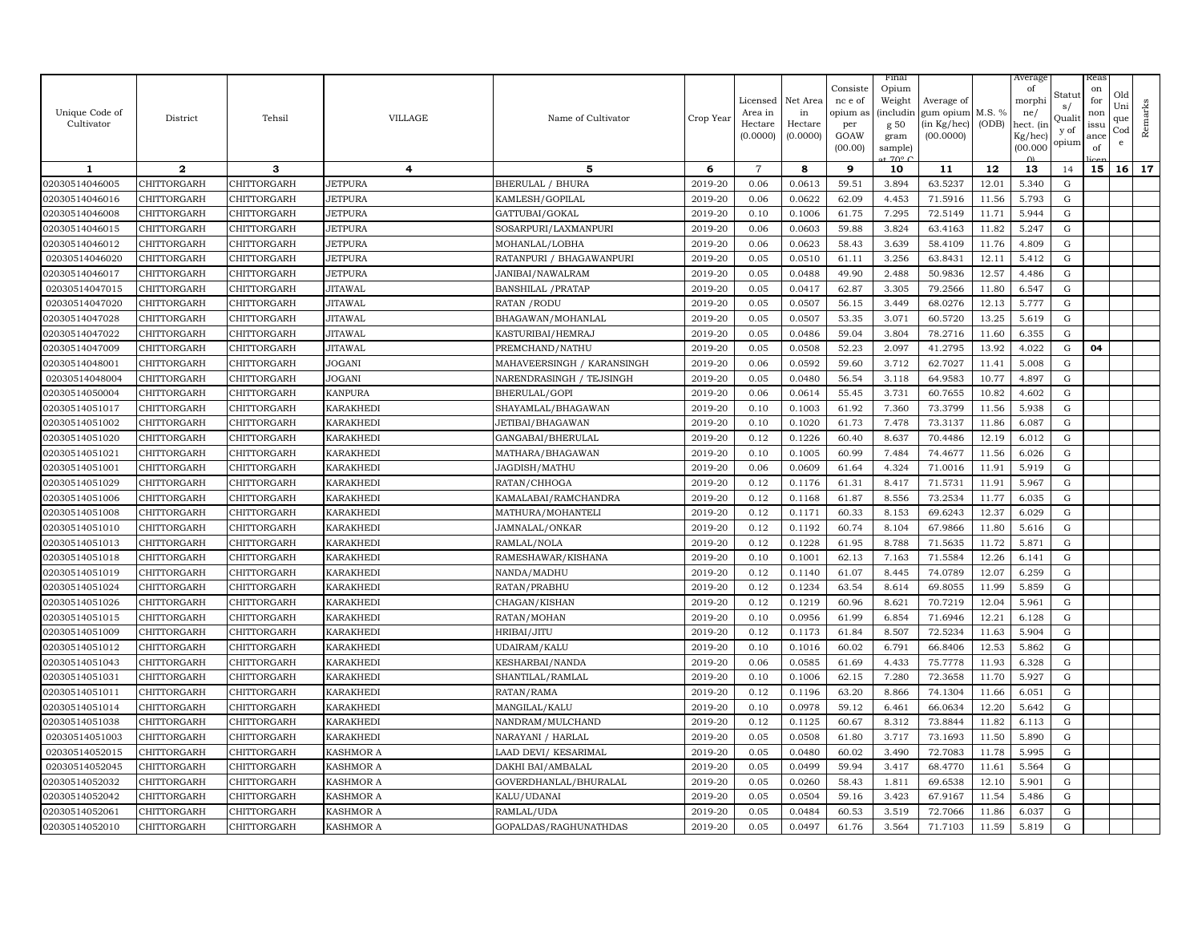| Unique Code of Cultivator | District | Tehsil | VILLAGE | Name of Cultivator | Crop Year | Licensed Area in Hectare (0.0000) | Net Area in Hectare (0.0000) | Consistence of opium as per GOAW (00.00) | Final Opium Weight (including 50 gram sample) at 70° C | Average of gum opium (in Kg/hec) (00.0000) | M.S. % (ODB) | Average of morphine/ hect. (in Kg/hec) (00.000) | Status/ Quality of opium | Reason for non issuance of licence | Old Unique Code | Remarks |
|---|---|---|---|---|---|---|---|---|---|---|---|---|---|---|---|---|
| 1 | 2 | 3 | 4 | 5 | 6 | 7 | 8 | 9 | 10 | 11 | 12 | 13 | 14 | 15 | 16 | 17 |
| 02030514046005 | CHITTORGARH | CHITTORGARH | JETPURA | BHERULAL / BHURA | 2019-20 | 0.06 | 0.0613 | 59.51 | 3.894 | 63.5237 | 12.01 | 5.340 | G | | | |
| 02030514046016 | CHITTORGARH | CHITTORGARH | JETPURA | KAMLESH/GOPILAL | 2019-20 | 0.06 | 0.0622 | 62.09 | 4.453 | 71.5916 | 11.56 | 5.793 | G | | | |
| 02030514046008 | CHITTORGARH | CHITTORGARH | JETPURA | GATTUBAI/GOKAL | 2019-20 | 0.10 | 0.1006 | 61.75 | 7.295 | 72.5149 | 11.71 | 5.944 | G | | | |
| 02030514046015 | CHITTORGARH | CHITTORGARH | JETPURA | SOSARPURI/LAXMANPURI | 2019-20 | 0.06 | 0.0603 | 59.88 | 3.824 | 63.4163 | 11.82 | 5.247 | G | | | |
| 02030514046012 | CHITTORGARH | CHITTORGARH | JETPURA | MOHANLAL/LOBHA | 2019-20 | 0.06 | 0.0623 | 58.43 | 3.639 | 58.4109 | 11.76 | 4.809 | G | | | |
| 02030514046020 | CHITTORGARH | CHITTORGARH | JETPURA | RATANPURI / BHAGAWANPURI | 2019-20 | 0.05 | 0.0510 | 61.11 | 3.256 | 63.8431 | 12.11 | 5.412 | G | | | |
| 02030514046017 | CHITTORGARH | CHITTORGARH | JETPURA | JANIBAI/NAWALRAM | 2019-20 | 0.05 | 0.0488 | 49.90 | 2.488 | 50.9836 | 12.57 | 4.486 | G | | | |
| 02030514047015 | CHITTORGARH | CHITTORGARH | JITAWAL | BANSHILAL /PRATAP | 2019-20 | 0.05 | 0.0417 | 62.87 | 3.305 | 79.2566 | 11.80 | 6.547 | G | | | |
| 02030514047020 | CHITTORGARH | CHITTORGARH | JITAWAL | RATAN /RODU | 2019-20 | 0.05 | 0.0507 | 56.15 | 3.449 | 68.0276 | 12.13 | 5.777 | G | | | |
| 02030514047028 | CHITTORGARH | CHITTORGARH | JITAWAL | BHAGAWAN/MOHANLAL | 2019-20 | 0.05 | 0.0507 | 53.35 | 3.071 | 60.5720 | 13.25 | 5.619 | G | | | |
| 02030514047022 | CHITTORGARH | CHITTORGARH | JITAWAL | KASTURIBAI/HEMRAJ | 2019-20 | 0.05 | 0.0486 | 59.04 | 3.804 | 78.2716 | 11.60 | 6.355 | G | | | |
| 02030514047009 | CHITTORGARH | CHITTORGARH | JITAWAL | PREMCHAND/NATHU | 2019-20 | 0.05 | 0.0508 | 52.23 | 2.097 | 41.2795 | 13.92 | 4.022 | G | 04 | | |
| 02030514048001 | CHITTORGARH | CHITTORGARH | JOGANI | MAHAVEERSINGH / KARANSINGH | 2019-20 | 0.06 | 0.0592 | 59.60 | 3.712 | 62.7027 | 11.41 | 5.008 | G | | | |
| 02030514048004 | CHITTORGARH | CHITTORGARH | JOGANI | NARENDRASINGH / TEJSINGH | 2019-20 | 0.05 | 0.0480 | 56.54 | 3.118 | 64.9583 | 10.77 | 4.897 | G | | | |
| 02030514050004 | CHITTORGARH | CHITTORGARH | KANPURA | BHERULAL/GOPI | 2019-20 | 0.06 | 0.0614 | 55.45 | 3.731 | 60.7655 | 10.82 | 4.602 | G | | | |
| 02030514051017 | CHITTORGARH | CHITTORGARH | KARAKHEDI | SHAYAMLAL/BHAGAWAN | 2019-20 | 0.10 | 0.1003 | 61.92 | 7.360 | 73.3799 | 11.56 | 5.938 | G | | | |
| 02030514051002 | CHITTORGARH | CHITTORGARH | KARAKHEDI | JETIBAI/BHAGAWAN | 2019-20 | 0.10 | 0.1020 | 61.73 | 7.478 | 73.3137 | 11.86 | 6.087 | G | | | |
| 02030514051020 | CHITTORGARH | CHITTORGARH | KARAKHEDI | GANGABAI/BHERULAL | 2019-20 | 0.12 | 0.1226 | 60.40 | 8.637 | 70.4486 | 12.19 | 6.012 | G | | | |
| 02030514051021 | CHITTORGARH | CHITTORGARH | KARAKHEDI | MATHARA/BHAGAWAN | 2019-20 | 0.10 | 0.1005 | 60.99 | 7.484 | 74.4677 | 11.56 | 6.026 | G | | | |
| 02030514051001 | CHITTORGARH | CHITTORGARH | KARAKHEDI | JAGDISH/MATHU | 2019-20 | 0.06 | 0.0609 | 61.64 | 4.324 | 71.0016 | 11.91 | 5.919 | G | | | |
| 02030514051029 | CHITTORGARH | CHITTORGARH | KARAKHEDI | RATAN/CHHOGA | 2019-20 | 0.12 | 0.1176 | 61.31 | 8.417 | 71.5731 | 11.91 | 5.967 | G | | | |
| 02030514051006 | CHITTORGARH | CHITTORGARH | KARAKHEDI | KAMALABAI/RAMCHANDRA | 2019-20 | 0.12 | 0.1168 | 61.87 | 8.556 | 73.2534 | 11.77 | 6.035 | G | | | |
| 02030514051008 | CHITTORGARH | CHITTORGARH | KARAKHEDI | MATHURA/MOHANTELI | 2019-20 | 0.12 | 0.1171 | 60.33 | 8.153 | 69.6243 | 12.37 | 6.029 | G | | | |
| 02030514051010 | CHITTORGARH | CHITTORGARH | KARAKHEDI | JAMNALAL/ONKAR | 2019-20 | 0.12 | 0.1192 | 60.74 | 8.104 | 67.9866 | 11.80 | 5.616 | G | | | |
| 02030514051013 | CHITTORGARH | CHITTORGARH | KARAKHEDI | RAMLAL/NOLA | 2019-20 | 0.12 | 0.1228 | 61.95 | 8.788 | 71.5635 | 11.72 | 5.871 | G | | | |
| 02030514051018 | CHITTORGARH | CHITTORGARH | KARAKHEDI | RAMESHAWAR/KISHANA | 2019-20 | 0.10 | 0.1001 | 62.13 | 7.163 | 71.5584 | 12.26 | 6.141 | G | | | |
| 02030514051019 | CHITTORGARH | CHITTORGARH | KARAKHEDI | NANDA/MADHU | 2019-20 | 0.12 | 0.1140 | 61.07 | 8.445 | 74.0789 | 12.07 | 6.259 | G | | | |
| 02030514051024 | CHITTORGARH | CHITTORGARH | KARAKHEDI | RATAN/PRABHU | 2019-20 | 0.12 | 0.1234 | 63.54 | 8.614 | 69.8055 | 11.99 | 5.859 | G | | | |
| 02030514051026 | CHITTORGARH | CHITTORGARH | KARAKHEDI | CHAGAN/KISHAN | 2019-20 | 0.12 | 0.1219 | 60.96 | 8.621 | 70.7219 | 12.04 | 5.961 | G | | | |
| 02030514051015 | CHITTORGARH | CHITTORGARH | KARAKHEDI | RATAN/MOHAN | 2019-20 | 0.10 | 0.0956 | 61.99 | 6.854 | 71.6946 | 12.21 | 6.128 | G | | | |
| 02030514051009 | CHITTORGARH | CHITTORGARH | KARAKHEDI | HRIBAI/JITU | 2019-20 | 0.12 | 0.1173 | 61.84 | 8.507 | 72.5234 | 11.63 | 5.904 | G | | | |
| 02030514051012 | CHITTORGARH | CHITTORGARH | KARAKHEDI | UDAIRAM/KALU | 2019-20 | 0.10 | 0.1016 | 60.02 | 6.791 | 66.8406 | 12.53 | 5.862 | G | | | |
| 02030514051043 | CHITTORGARH | CHITTORGARH | KARAKHEDI | KESHARBAI/NANDA | 2019-20 | 0.06 | 0.0585 | 61.69 | 4.433 | 75.7778 | 11.93 | 6.328 | G | | | |
| 02030514051031 | CHITTORGARH | CHITTORGARH | KARAKHEDI | SHANTILAL/RAMLAL | 2019-20 | 0.10 | 0.1006 | 62.15 | 7.280 | 72.3658 | 11.70 | 5.927 | G | | | |
| 02030514051011 | CHITTORGARH | CHITTORGARH | KARAKHEDI | RATAN/RAMA | 2019-20 | 0.12 | 0.1196 | 63.20 | 8.866 | 74.1304 | 11.66 | 6.051 | G | | | |
| 02030514051014 | CHITTORGARH | CHITTORGARH | KARAKHEDI | MANGILAL/KALU | 2019-20 | 0.10 | 0.0978 | 59.12 | 6.461 | 66.0634 | 12.20 | 5.642 | G | | | |
| 02030514051038 | CHITTORGARH | CHITTORGARH | KARAKHEDI | NANDRAM/MULCHAND | 2019-20 | 0.12 | 0.1125 | 60.67 | 8.312 | 73.8844 | 11.82 | 6.113 | G | | | |
| 02030514051003 | CHITTORGARH | CHITTORGARH | KARAKHEDI | NARAYANI / HARLAL | 2019-20 | 0.05 | 0.0508 | 61.80 | 3.717 | 73.1693 | 11.50 | 5.890 | G | | | |
| 02030514052015 | CHITTORGARH | CHITTORGARH | KASHMOR A | LAAD DEVI/ KESARIMAL | 2019-20 | 0.05 | 0.0480 | 60.02 | 3.490 | 72.7083 | 11.78 | 5.995 | G | | | |
| 02030514052045 | CHITTORGARH | CHITTORGARH | KASHMOR A | DAKHI BAI/AMBALAL | 2019-20 | 0.05 | 0.0499 | 59.94 | 3.417 | 68.4770 | 11.61 | 5.564 | G | | | |
| 02030514052032 | CHITTORGARH | CHITTORGARH | KASHMOR A | GOVERDHANLAL/BHURALAL | 2019-20 | 0.05 | 0.0260 | 58.43 | 1.811 | 69.6538 | 12.10 | 5.901 | G | | | |
| 02030514052042 | CHITTORGARH | CHITTORGARH | KASHMOR A | KALU/UDANAI | 2019-20 | 0.05 | 0.0504 | 59.16 | 3.423 | 67.9167 | 11.54 | 5.486 | G | | | |
| 02030514052061 | CHITTORGARH | CHITTORGARH | KASHMOR A | RAMLAL/UDA | 2019-20 | 0.05 | 0.0484 | 60.53 | 3.519 | 72.7066 | 11.86 | 6.037 | G | | | |
| 02030514052010 | CHITTORGARH | CHITTORGARH | KASHMOR A | GOPALDAS/RAGHUNATHDAS | 2019-20 | 0.05 | 0.0497 | 61.76 | 3.564 | 71.7103 | 11.59 | 5.819 | G | | | |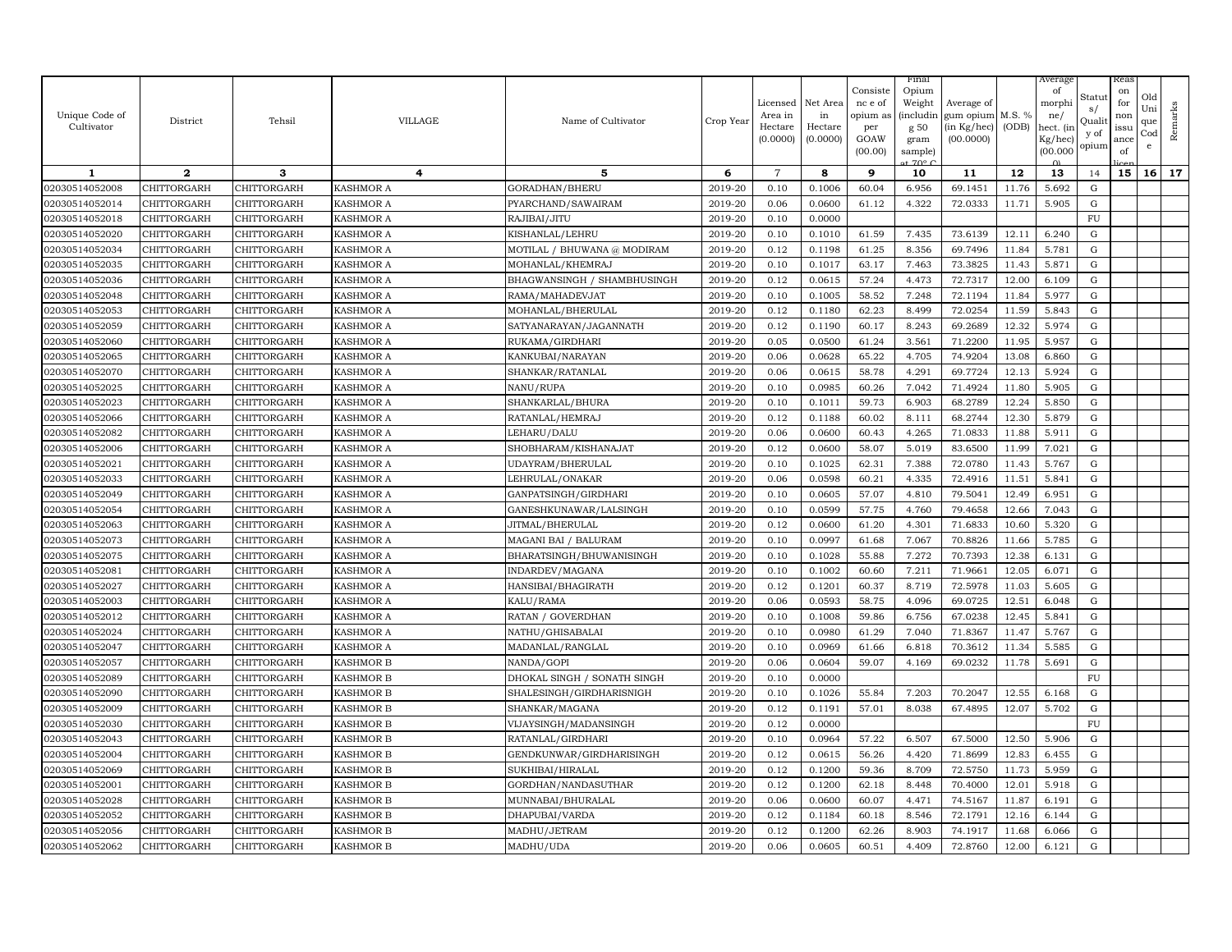| Unique Code of Cultivator | District | Tehsil | VILLAGE | Name of Cultivator | Crop Year | Licensed Area in Hectare (0.0000) | Net Area in Hectare (0.0000) | Consistence of opium as per GOAW (00.00) | Final Opium Weight (including 50 gram sample) at 70° C | Average of gum opium (in Kg/hec) (00.0000) | M.S. % (ODB) | Average of morphine/hect. (in Kg/hec) (00.000) | Status/Quality of opium | Reason for non issuance of licence | Old Unique Code | Remarks |
|---|---|---|---|---|---|---|---|---|---|---|---|---|---|---|---|---|
| 1 | 2 | 3 | 4 | 5 | 6 | 7 | 8 | 9 | 10 | 11 | 12 | 13 | 14 | 15 | 16 | 17 |
| 02030514052008 | CHITTORGARH | CHITTORGARH | KASHMOR A | GORADHAN/BHERU | 2019-20 | 0.10 | 0.1006 | 60.04 | 6.956 | 69.1451 | 11.76 | 5.692 | G | | | |
| 02030514052014 | CHITTORGARH | CHITTORGARH | KASHMOR A | PYARCHAND/SAWAIRAM | 2019-20 | 0.06 | 0.0600 | 61.12 | 4.322 | 72.0333 | 11.71 | 5.905 | G | | | |
| 02030514052018 | CHITTORGARH | CHITTORGARH | KASHMOR A | RAJIBAI/JITU | 2019-20 | 0.10 | 0.0000 | | | | | | FU | | | |
| 02030514052020 | CHITTORGARH | CHITTORGARH | KASHMOR A | KISHANLAL/LEHRU | 2019-20 | 0.10 | 0.1010 | 61.59 | 7.435 | 73.6139 | 12.11 | 6.240 | G | | | |
| 02030514052034 | CHITTORGARH | CHITTORGARH | KASHMOR A | MOTILAL / BHUWANA @ MODIRAM | 2019-20 | 0.12 | 0.1198 | 61.25 | 8.356 | 69.7496 | 11.84 | 5.781 | G | | | |
| 02030514052035 | CHITTORGARH | CHITTORGARH | KASHMOR A | MOHANLAL/KHEMRAJ | 2019-20 | 0.10 | 0.1017 | 63.17 | 7.463 | 73.3825 | 11.43 | 5.871 | G | | | |
| 02030514052036 | CHITTORGARH | CHITTORGARH | KASHMOR A | BHAGWANSINGH / SHAMBHUSINGH | 2019-20 | 0.12 | 0.0615 | 57.24 | 4.473 | 72.7317 | 12.00 | 6.109 | G | | | |
| 02030514052048 | CHITTORGARH | CHITTORGARH | KASHMOR A | RAMA/MAHADEVJAT | 2019-20 | 0.10 | 0.1005 | 58.52 | 7.248 | 72.1194 | 11.84 | 5.977 | G | | | |
| 02030514052053 | CHITTORGARH | CHITTORGARH | KASHMOR A | MOHANLAL/BHERULAL | 2019-20 | 0.12 | 0.1180 | 62.23 | 8.499 | 72.0254 | 11.59 | 5.843 | G | | | |
| 02030514052059 | CHITTORGARH | CHITTORGARH | KASHMOR A | SATYANARAYAN/JAGANNATH | 2019-20 | 0.12 | 0.1190 | 60.17 | 8.243 | 69.2689 | 12.32 | 5.974 | G | | | |
| 02030514052060 | CHITTORGARH | CHITTORGARH | KASHMOR A | RUKAMA/GIRDHARI | 2019-20 | 0.05 | 0.0500 | 61.24 | 3.561 | 71.2200 | 11.95 | 5.957 | G | | | |
| 02030514052065 | CHITTORGARH | CHITTORGARH | KASHMOR A | KANKUBAI/NARAYAN | 2019-20 | 0.06 | 0.0628 | 65.22 | 4.705 | 74.9204 | 13.08 | 6.860 | G | | | |
| 02030514052070 | CHITTORGARH | CHITTORGARH | KASHMOR A | SHANKAR/RATANLAL | 2019-20 | 0.06 | 0.0615 | 58.78 | 4.291 | 69.7724 | 12.13 | 5.924 | G | | | |
| 02030514052025 | CHITTORGARH | CHITTORGARH | KASHMOR A | NANU/RUPA | 2019-20 | 0.10 | 0.0985 | 60.26 | 7.042 | 71.4924 | 11.80 | 5.905 | G | | | |
| 02030514052023 | CHITTORGARH | CHITTORGARH | KASHMOR A | SHANKARLAL/BHURA | 2019-20 | 0.10 | 0.1011 | 59.73 | 6.903 | 68.2789 | 12.24 | 5.850 | G | | | |
| 02030514052066 | CHITTORGARH | CHITTORGARH | KASHMOR A | RATANLAL/HEMRAJ | 2019-20 | 0.12 | 0.1188 | 60.02 | 8.111 | 68.2744 | 12.30 | 5.879 | G | | | |
| 02030514052082 | CHITTORGARH | CHITTORGARH | KASHMOR A | LEHARU/DALU | 2019-20 | 0.06 | 0.0600 | 60.43 | 4.265 | 71.0833 | 11.88 | 5.911 | G | | | |
| 02030514052006 | CHITTORGARH | CHITTORGARH | KASHMOR A | SHOBHARAM/KISHANAJAT | 2019-20 | 0.12 | 0.0600 | 58.07 | 5.019 | 83.6500 | 11.99 | 7.021 | G | | | |
| 02030514052021 | CHITTORGARH | CHITTORGARH | KASHMOR A | UDAYRAM/BHERULAL | 2019-20 | 0.10 | 0.1025 | 62.31 | 7.388 | 72.0780 | 11.43 | 5.767 | G | | | |
| 02030514052033 | CHITTORGARH | CHITTORGARH | KASHMOR A | LEHRULAL/ONAKAR | 2019-20 | 0.06 | 0.0598 | 60.21 | 4.335 | 72.4916 | 11.51 | 5.841 | G | | | |
| 02030514052049 | CHITTORGARH | CHITTORGARH | KASHMOR A | GANPATSINGH/GIRDHARI | 2019-20 | 0.10 | 0.0605 | 57.07 | 4.810 | 79.5041 | 12.49 | 6.951 | G | | | |
| 02030514052054 | CHITTORGARH | CHITTORGARH | KASHMOR A | GANESHKUNAWAR/LALSINGH | 2019-20 | 0.10 | 0.0599 | 57.75 | 4.760 | 79.4658 | 12.66 | 7.043 | G | | | |
| 02030514052063 | CHITTORGARH | CHITTORGARH | KASHMOR A | JITMAL/BHERULAL | 2019-20 | 0.12 | 0.0600 | 61.20 | 4.301 | 71.6833 | 10.60 | 5.320 | G | | | |
| 02030514052073 | CHITTORGARH | CHITTORGARH | KASHMOR A | MAGANI BAI / BALURAM | 2019-20 | 0.10 | 0.0997 | 61.68 | 7.067 | 70.8826 | 11.66 | 5.785 | G | | | |
| 02030514052075 | CHITTORGARH | CHITTORGARH | KASHMOR A | BHARATSINGH/BHUWANISINGH | 2019-20 | 0.10 | 0.1028 | 55.88 | 7.272 | 70.7393 | 12.38 | 6.131 | G | | | |
| 02030514052081 | CHITTORGARH | CHITTORGARH | KASHMOR A | INDARDEV/MAGANA | 2019-20 | 0.10 | 0.1002 | 60.60 | 7.211 | 71.9661 | 12.05 | 6.071 | G | | | |
| 02030514052027 | CHITTORGARH | CHITTORGARH | KASHMOR A | HANSIBAI/BHAGIRATH | 2019-20 | 0.12 | 0.1201 | 60.37 | 8.719 | 72.5978 | 11.03 | 5.605 | G | | | |
| 02030514052003 | CHITTORGARH | CHITTORGARH | KASHMOR A | KALU/RAMA | 2019-20 | 0.06 | 0.0593 | 58.75 | 4.096 | 69.0725 | 12.51 | 6.048 | G | | | |
| 02030514052012 | CHITTORGARH | CHITTORGARH | KASHMOR A | RATAN / GOVERDHAN | 2019-20 | 0.10 | 0.1008 | 59.86 | 6.756 | 67.0238 | 12.45 | 5.841 | G | | | |
| 02030514052024 | CHITTORGARH | CHITTORGARH | KASHMOR A | NATHU/GHISABALAI | 2019-20 | 0.10 | 0.0980 | 61.29 | 7.040 | 71.8367 | 11.47 | 5.767 | G | | | |
| 02030514052047 | CHITTORGARH | CHITTORGARH | KASHMOR A | MADANLAL/RANGLAL | 2019-20 | 0.10 | 0.0969 | 61.66 | 6.818 | 70.3612 | 11.34 | 5.585 | G | | | |
| 02030514052057 | CHITTORGARH | CHITTORGARH | KASHMOR B | NANDA/GOPI | 2019-20 | 0.06 | 0.0604 | 59.07 | 4.169 | 69.0232 | 11.78 | 5.691 | G | | | |
| 02030514052089 | CHITTORGARH | CHITTORGARH | KASHMOR B | DHOKAL SINGH / SONATH SINGH | 2019-20 | 0.10 | 0.0000 | | | | | | FU | | | |
| 02030514052090 | CHITTORGARH | CHITTORGARH | KASHMOR B | SHALESINGH/GIRDHARISNIGH | 2019-20 | 0.10 | 0.1026 | 55.84 | 7.203 | 70.2047 | 12.55 | 6.168 | G | | | |
| 02030514052009 | CHITTORGARH | CHITTORGARH | KASHMOR B | SHANKAR/MAGANA | 2019-20 | 0.12 | 0.1191 | 57.01 | 8.038 | 67.4895 | 12.07 | 5.702 | G | | | |
| 02030514052030 | CHITTORGARH | CHITTORGARH | KASHMOR B | VIJAYSINGH/MADANSINGH | 2019-20 | 0.12 | 0.0000 | | | | | | FU | | | |
| 02030514052043 | CHITTORGARH | CHITTORGARH | KASHMOR B | RATANLAL/GIRDHARI | 2019-20 | 0.10 | 0.0964 | 57.22 | 6.507 | 67.5000 | 12.50 | 5.906 | G | | | |
| 02030514052004 | CHITTORGARH | CHITTORGARH | KASHMOR B | GENDKUNWAR/GIRDHARISINGH | 2019-20 | 0.12 | 0.0615 | 56.26 | 4.420 | 71.8699 | 12.83 | 6.455 | G | | | |
| 02030514052069 | CHITTORGARH | CHITTORGARH | KASHMOR B | SUKHIBAI/HIRALAL | 2019-20 | 0.12 | 0.1200 | 59.36 | 8.709 | 72.5750 | 11.73 | 5.959 | G | | | |
| 02030514052001 | CHITTORGARH | CHITTORGARH | KASHMOR B | GORDHAN/NANDASUTHAR | 2019-20 | 0.12 | 0.1200 | 62.18 | 8.448 | 70.4000 | 12.01 | 5.918 | G | | | |
| 02030514052028 | CHITTORGARH | CHITTORGARH | KASHMOR B | MUNNABAI/BHURALAL | 2019-20 | 0.06 | 0.0600 | 60.07 | 4.471 | 74.5167 | 11.87 | 6.191 | G | | | |
| 02030514052052 | CHITTORGARH | CHITTORGARH | KASHMOR B | DHAPUBAI/VARDA | 2019-20 | 0.12 | 0.1184 | 60.18 | 8.546 | 72.1791 | 12.16 | 6.144 | G | | | |
| 02030514052056 | CHITTORGARH | CHITTORGARH | KASHMOR B | MADHU/JETRAM | 2019-20 | 0.12 | 0.1200 | 62.26 | 8.903 | 74.1917 | 11.68 | 6.066 | G | | | |
| 02030514052062 | CHITTORGARH | CHITTORGARH | KASHMOR B | MADHU/UDA | 2019-20 | 0.06 | 0.0605 | 60.51 | 4.409 | 72.8760 | 12.00 | 6.121 | G | | | |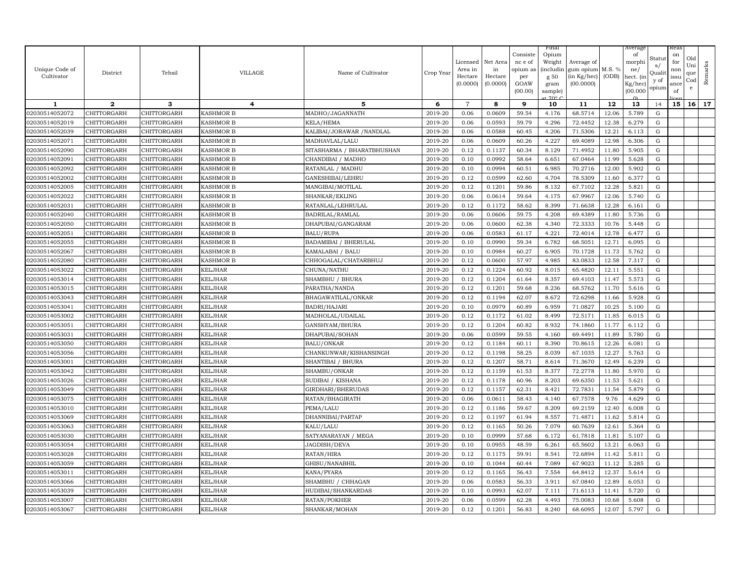| Unique Code of Cultivator | District | Tehsil | VILLAGE | Name of Cultivator | Crop Year | Licensed Area in Hectare (0.0000) | Net Area in Hectare (0.0000) | Consistence of opium as per GOAW (00.00) | Final Opium Weight (including 50 gram sample) at 70° C | Average of gum opium (in Kg/hec) (00.0000) | M.S. % (ODB) | Average of morphine/ hect. (in Kg/hec) (00.0000) | Status/ Quality of opium | Reason for non issuance of licence | Old Unique Code | Remarks |
|---|---|---|---|---|---|---|---|---|---|---|---|---|---|---|---|---|
| 1 | 2 | 3 | 4 | 5 | 6 | 7 | 8 | 9 | 10 | 11 | 12 | 13 | 14 | 15 | 16 | 17 |
| 02030514052072 | CHITTORGARH | CHITTORGARH | KASHMOR B | MADHO/JAGANNATH | 2019-20 | 0.06 | 0.0609 | 59.54 | 4.176 | 68.5714 | 12.06 | 5.789 | G | | | |
| 02030514052019 | CHITTORGARH | CHITTORGARH | KASHMOR B | KELA/HEMA | 2019-20 | 0.06 | 0.0593 | 59.79 | 4.296 | 72.4452 | 12.38 | 6.279 | G | | | |
| 02030514052039 | CHITTORGARH | CHITTORGARH | KASHMOR B | KALIBAI/JORAWAR /NANDLAL | 2019-20 | 0.06 | 0.0588 | 60.45 | 4.206 | 71.5306 | 12.21 | 6.113 | G | | | |
| 02030514052071 | CHITTORGARH | CHITTORGARH | KASHMOR B | MADHAVLAL/LALU | 2019-20 | 0.06 | 0.0609 | 60.26 | 4.227 | 69.4089 | 12.98 | 6.306 | G | | | |
| 02030514052090 | CHITTORGARH | CHITTORGARH | KASHMOR B | SITASHARMA / BHARATBHUSHAN | 2019-20 | 0.12 | 0.1137 | 60.34 | 8.129 | 71.4952 | 11.80 | 5.905 | G | | | |
| 02030514052091 | CHITTORGARH | CHITTORGARH | KASHMOR B | CHANDIBAI / MADHO | 2019-20 | 0.10 | 0.0992 | 58.64 | 6.651 | 67.0464 | 11.99 | 5.628 | G | | | |
| 02030514052092 | CHITTORGARH | CHITTORGARH | KASHMOR B | RATANLAL / MADHU | 2019-20 | 0.10 | 0.0994 | 60.51 | 6.985 | 70.2716 | 12.00 | 5.902 | G | | | |
| 02030514052002 | CHITTORGARH | CHITTORGARH | KASHMOR B | GANESHIBAI/LEHRU | 2019-20 | 0.12 | 0.0599 | 62.60 | 4.704 | 78.5309 | 11.60 | 6.377 | G | | | |
| 02030514052005 | CHITTORGARH | CHITTORGARH | KASHMOR B | MANGIBAI/MOTILAL | 2019-20 | 0.12 | 0.1201 | 59.86 | 8.132 | 67.7102 | 12.28 | 5.821 | G | | | |
| 02030514052022 | CHITTORGARH | CHITTORGARH | KASHMOR B | SHANKAR/EKLING | 2019-20 | 0.06 | 0.0614 | 59.64 | 4.175 | 67.9967 | 12.06 | 5.740 | G | | | |
| 02030514052031 | CHITTORGARH | CHITTORGARH | KASHMOR B | RATANLAL/LEHRULAL | 2019-20 | 0.12 | 0.1172 | 58.62 | 8.399 | 71.6638 | 12.28 | 6.161 | G | | | |
| 02030514052040 | CHITTORGARH | CHITTORGARH | KASHMOR B | BADRILAL/RAMLAL | 2019-20 | 0.06 | 0.0606 | 59.75 | 4.208 | 69.4389 | 11.80 | 5.736 | G | | | |
| 02030514052050 | CHITTORGARH | CHITTORGARH | KASHMOR B | DHAPUBAI/GANGARAM | 2019-20 | 0.06 | 0.0600 | 62.38 | 4.340 | 72.3333 | 10.76 | 5.448 | G | | | |
| 02030514052051 | CHITTORGARH | CHITTORGARH | KASHMOR B | BALU/RUPA | 2019-20 | 0.06 | 0.0583 | 61.17 | 4.221 | 72.4014 | 12.78 | 6.477 | G | | | |
| 02030514052055 | CHITTORGARH | CHITTORGARH | KASHMOR B | BADAMIBAI / BHERULAL | 2019-20 | 0.10 | 0.0990 | 59.34 | 6.782 | 68.5051 | 12.71 | 6.095 | G | | | |
| 02030514052067 | CHITTORGARH | CHITTORGARH | KASHMOR B | KAMALABAI / BALU | 2019-20 | 0.10 | 0.0984 | 60.27 | 6.905 | 70.1728 | 11.73 | 5.762 | G | | | |
| 02030514052080 | CHITTORGARH | CHITTORGARH | KASHMOR B | CHHOGALAL/CHATARBHUJ | 2019-20 | 0.12 | 0.0600 | 57.97 | 4.985 | 83.0833 | 12.58 | 7.317 | G | | | |
| 02030514053022 | CHITTORGARH | CHITTORGARH | KELJHAR | CHUNA/NATHU | 2019-20 | 0.12 | 0.1224 | 60.92 | 8.015 | 65.4820 | 12.11 | 5.551 | G | | | |
| 02030514053014 | CHITTORGARH | CHITTORGARH | KELJHAR | SHAMBHU / BHURA | 2019-20 | 0.12 | 0.1204 | 61.64 | 8.357 | 69.4103 | 11.47 | 5.573 | G | | | |
| 02030514053015 | CHITTORGARH | CHITTORGARH | KELJHAR | PARATHA/NANDA | 2019-20 | 0.12 | 0.1201 | 59.68 | 8.236 | 68.5762 | 11.70 | 5.616 | G | | | |
| 02030514053043 | CHITTORGARH | CHITTORGARH | KELJHAR | BHAGAWATILAL/ONKAR | 2019-20 | 0.12 | 0.1194 | 62.07 | 8.672 | 72.6298 | 11.66 | 5.928 | G | | | |
| 02030514053041 | CHITTORGARH | CHITTORGARH | KELJHAR | BADRI/HAJARI | 2019-20 | 0.10 | 0.0979 | 60.89 | 6.959 | 71.0827 | 10.25 | 5.100 | G | | | |
| 02030514053002 | CHITTORGARH | CHITTORGARH | KELJHAR | MADHOLAL/UDAILAL | 2019-20 | 0.12 | 0.1172 | 61.02 | 8.499 | 72.5171 | 11.85 | 6.015 | G | | | |
| 02030514053051 | CHITTORGARH | CHITTORGARH | KELJHAR | GANSHYAM/BHURA | 2019-20 | 0.12 | 0.1204 | 60.82 | 8.932 | 74.1860 | 11.77 | 6.112 | G | | | |
| 02030514053031 | CHITTORGARH | CHITTORGARH | KELJHAR | DHAPUBAI/SOHAN | 2019-20 | 0.06 | 0.0599 | 59.55 | 4.160 | 69.4491 | 11.89 | 5.780 | G | | | |
| 02030514053050 | CHITTORGARH | CHITTORGARH | KELJHAR | BALU/ONKAR | 2019-20 | 0.12 | 0.1184 | 60.11 | 8.390 | 70.8615 | 12.26 | 6.081 | G | | | |
| 02030514053056 | CHITTORGARH | CHITTORGARH | KELJHAR | CHANKUNWAR/KISHANSINGH | 2019-20 | 0.12 | 0.1198 | 58.25 | 8.039 | 67.1035 | 12.27 | 5.763 | G | | | |
| 02030514053001 | CHITTORGARH | CHITTORGARH | KELJHAR | SHANTIBAI / BHURA | 2019-20 | 0.12 | 0.1207 | 58.71 | 8.614 | 71.3670 | 12.49 | 6.239 | G | | | |
| 02030514053042 | CHITTORGARH | CHITTORGARH | KELJHAR | SHAMBU/ONKAR | 2019-20 | 0.12 | 0.1159 | 61.53 | 8.377 | 72.2778 | 11.80 | 5.970 | G | | | |
| 02030514053026 | CHITTORGARH | CHITTORGARH | KELJHAR | SUDIBAI / KISHANA | 2019-20 | 0.12 | 0.1178 | 60.96 | 8.203 | 69.6350 | 11.53 | 5.621 | G | | | |
| 02030514053049 | CHITTORGARH | CHITTORGARH | KELJHAR | GIRDHARI/BHERUDAS | 2019-20 | 0.12 | 0.1157 | 62.31 | 8.421 | 72.7831 | 11.54 | 5.879 | G | | | |
| 02030514053075 | CHITTORGARH | CHITTORGARH | KELJHAR | RATAN/BHAGIRATH | 2019-20 | 0.06 | 0.0611 | 58.43 | 4.140 | 67.7578 | 9.76 | 4.629 | G | | | |
| 02030514053010 | CHITTORGARH | CHITTORGARH | KELJHAR | PEMA/LALU | 2019-20 | 0.12 | 0.1186 | 59.67 | 8.209 | 69.2159 | 12.40 | 6.008 | G | | | |
| 02030514053069 | CHITTORGARH | CHITTORGARH | KELJHAR | DHANNIBAI/PARTAP | 2019-20 | 0.12 | 0.1197 | 61.94 | 8.557 | 71.4871 | 11.62 | 5.814 | G | | | |
| 02030514053063 | CHITTORGARH | CHITTORGARH | KELJHAR | KALU/LALU | 2019-20 | 0.12 | 0.1165 | 50.26 | 7.079 | 60.7639 | 12.61 | 5.364 | G | | | |
| 02030514053030 | CHITTORGARH | CHITTORGARH | KELJHAR | SATYANARAYAN / MEGA | 2019-20 | 0.10 | 0.0999 | 57.68 | 6.172 | 61.7818 | 11.81 | 5.107 | G | | | |
| 02030514053054 | CHITTORGARH | CHITTORGARH | KELJHAR | JAGDISH/DEVA | 2019-20 | 0.10 | 0.0955 | 48.59 | 6.261 | 65.5602 | 13.21 | 6.063 | G | | | |
| 02030514053028 | CHITTORGARH | CHITTORGARH | KELJHAR | RATAN/HIRA | 2019-20 | 0.12 | 0.1175 | 59.91 | 8.541 | 72.6894 | 11.42 | 5.811 | G | | | |
| 02030514053059 | CHITTORGARH | CHITTORGARH | KELJHAR | GHISU/NANABHIL | 2019-20 | 0.10 | 0.1044 | 60.44 | 7.089 | 67.9023 | 11.12 | 5.285 | G | | | |
| 02030514053011 | CHITTORGARH | CHITTORGARH | KELJHAR | KANA/PYARA | 2019-20 | 0.12 | 0.1165 | 56.43 | 7.554 | 64.8412 | 12.37 | 5.614 | G | | | |
| 02030514053066 | CHITTORGARH | CHITTORGARH | KELJHAR | SHAMBHU / CHHAGAN | 2019-20 | 0.06 | 0.0583 | 56.33 | 3.911 | 67.0840 | 12.89 | 6.053 | G | | | |
| 02030514053039 | CHITTORGARH | CHITTORGARH | KELJHAR | HUDIBAI/SHANKARDAS | 2019-20 | 0.10 | 0.0993 | 62.07 | 7.111 | 71.6113 | 11.41 | 5.720 | G | | | |
| 02030514053007 | CHITTORGARH | CHITTORGARH | KELJHAR | RATAN/POKHER | 2019-20 | 0.06 | 0.0599 | 62.28 | 4.493 | 75.0083 | 10.68 | 5.608 | G | | | |
| 02030514053067 | CHITTORGARH | CHITTORGARH | KELJHAR | SHANKAR/MOHAN | 2019-20 | 0.12 | 0.1201 | 56.83 | 8.240 | 68.6095 | 12.07 | 5.797 | G | | | |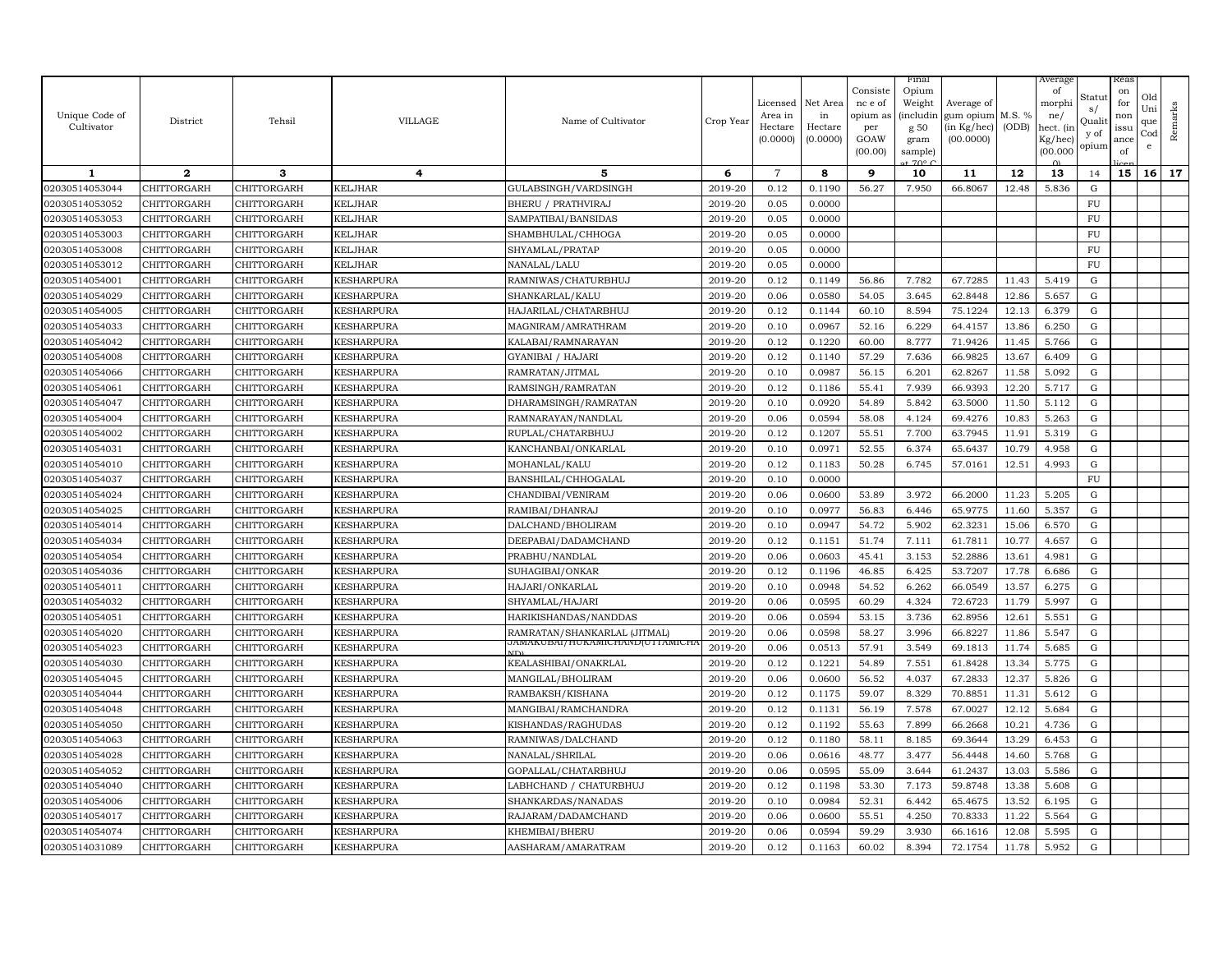| Unique Code of Cultivator | District | Tehsil | VILLAGE | Name of Cultivator | Crop Year | Licensed Area in Hectare (0.0000) | Net Area in Hectare (0.0000) | Consistence of opium as per GOAW (00.00) | Final Opium Weight (including 50 gram sample) at 70° C | Average of gum opium (in Kg/hec) (00.0000) | M.S. % (ODB) | Average of morphine/ hect. (in Kg/hec) (00.000) | Status/ Quality of opium | Reason for non issuance of licence | Old Unique Code | Remarks |
|---|---|---|---|---|---|---|---|---|---|---|---|---|---|---|---|---|
| 1 | 2 | 3 | 4 | 5 | 6 | 7 | 8 | 9 | 10 | 11 | 12 | 13 | 14 | 15 | 16 | 17 |
| 02030514053044 | CHITTORGARH | CHITTORGARH | KELJHAR | GULABSINGH/VARDSINGH | 2019-20 | 0.12 | 0.1190 | 56.27 | 7.950 | 66.8067 | 12.48 | 5.836 | G | | | |
| 02030514053052 | CHITTORGARH | CHITTORGARH | KELJHAR | BHERU / PRATHVIRAJ | 2019-20 | 0.05 | 0.0000 | | | | | | FU | | | |
| 02030514053053 | CHITTORGARH | CHITTORGARH | KELJHAR | SAMPATIBAI/BANSIDAS | 2019-20 | 0.05 | 0.0000 | | | | | | FU | | | |
| 02030514053003 | CHITTORGARH | CHITTORGARH | KELJHAR | SHAMBHULAL/CHHOGA | 2019-20 | 0.05 | 0.0000 | | | | | | FU | | | |
| 02030514053008 | CHITTORGARH | CHITTORGARH | KELJHAR | SHYAMLAL/PRATAP | 2019-20 | 0.05 | 0.0000 | | | | | | FU | | | |
| 02030514053012 | CHITTORGARH | CHITTORGARH | KELJHAR | NANALAL/LALU | 2019-20 | 0.05 | 0.0000 | | | | | | FU | | | |
| 02030514054001 | CHITTORGARH | CHITTORGARH | KESHARPURA | RAMNIWAS/CHATURBHUJ | 2019-20 | 0.12 | 0.1149 | 56.86 | 7.782 | 67.7285 | 11.43 | 5.419 | G | | | |
| 02030514054029 | CHITTORGARH | CHITTORGARH | KESHARPURA | SHANKARLAL/KALU | 2019-20 | 0.06 | 0.0580 | 54.05 | 3.645 | 62.8448 | 12.86 | 5.657 | G | | | |
| 02030514054005 | CHITTORGARH | CHITTORGARH | KESHARPURA | HAJARILAL/CHATARBHUJ | 2019-20 | 0.12 | 0.1144 | 60.10 | 8.594 | 75.1224 | 12.13 | 6.379 | G | | | |
| 02030514054033 | CHITTORGARH | CHITTORGARH | KESHARPURA | MAGNIRAM/AMRATHRAM | 2019-20 | 0.10 | 0.0967 | 52.16 | 6.229 | 64.4157 | 13.86 | 6.250 | G | | | |
| 02030514054042 | CHITTORGARH | CHITTORGARH | KESHARPURA | KALABAI/RAMNARAYAN | 2019-20 | 0.12 | 0.1220 | 60.00 | 8.777 | 71.9426 | 11.45 | 5.766 | G | | | |
| 02030514054008 | CHITTORGARH | CHITTORGARH | KESHARPURA | GYANIBAI / HAJARI | 2019-20 | 0.12 | 0.1140 | 57.29 | 7.636 | 66.9825 | 13.67 | 6.409 | G | | | |
| 02030514054066 | CHITTORGARH | CHITTORGARH | KESHARPURA | RAMRATAN/JITMAL | 2019-20 | 0.10 | 0.0987 | 56.15 | 6.201 | 62.8267 | 11.58 | 5.092 | G | | | |
| 02030514054061 | CHITTORGARH | CHITTORGARH | KESHARPURA | RAMSINGH/RAMRATAN | 2019-20 | 0.12 | 0.1186 | 55.41 | 7.939 | 66.9393 | 12.20 | 5.717 | G | | | |
| 02030514054047 | CHITTORGARH | CHITTORGARH | KESHARPURA | DHARAMSINGH/RAMRATAN | 2019-20 | 0.10 | 0.0920 | 54.89 | 5.842 | 63.5000 | 11.50 | 5.112 | G | | | |
| 02030514054004 | CHITTORGARH | CHITTORGARH | KESHARPURA | RAMNARAYAN/NANDLAL | 2019-20 | 0.06 | 0.0594 | 58.08 | 4.124 | 69.4276 | 10.83 | 5.263 | G | | | |
| 02030514054002 | CHITTORGARH | CHITTORGARH | KESHARPURA | RUPLAL/CHATARBHUJ | 2019-20 | 0.12 | 0.1207 | 55.51 | 7.700 | 63.7945 | 11.91 | 5.319 | G | | | |
| 02030514054031 | CHITTORGARH | CHITTORGARH | KESHARPURA | KANCHANBAI/ONKARLAL | 2019-20 | 0.10 | 0.0971 | 52.55 | 6.374 | 65.6437 | 10.79 | 4.958 | G | | | |
| 02030514054010 | CHITTORGARH | CHITTORGARH | KESHARPURA | MOHANLAL/KALU | 2019-20 | 0.12 | 0.1183 | 50.28 | 6.745 | 57.0161 | 12.51 | 4.993 | G | | | |
| 02030514054037 | CHITTORGARH | CHITTORGARH | KESHARPURA | BANSHILAL/CHHOGALAL | 2019-20 | 0.10 | 0.0000 | | | | | | FU | | | |
| 02030514054024 | CHITTORGARH | CHITTORGARH | KESHARPURA | CHANDIBAI/VENIRAM | 2019-20 | 0.06 | 0.0600 | 53.89 | 3.972 | 66.2000 | 11.23 | 5.205 | G | | | |
| 02030514054025 | CHITTORGARH | CHITTORGARH | KESHARPURA | RAMIBAI/DHANRAJ | 2019-20 | 0.10 | 0.0977 | 56.83 | 6.446 | 65.9775 | 11.60 | 5.357 | G | | | |
| 02030514054014 | CHITTORGARH | CHITTORGARH | KESHARPURA | DALCHAND/BHOLIRAM | 2019-20 | 0.10 | 0.0947 | 54.72 | 5.902 | 62.3231 | 15.06 | 6.570 | G | | | |
| 02030514054034 | CHITTORGARH | CHITTORGARH | KESHARPURA | DEEPABAI/DADAMCHAND | 2019-20 | 0.12 | 0.1151 | 51.74 | 7.111 | 61.7811 | 10.77 | 4.657 | G | | | |
| 02030514054054 | CHITTORGARH | CHITTORGARH | KESHARPURA | PRABHU/NANDLAL | 2019-20 | 0.06 | 0.0603 | 45.41 | 3.153 | 52.2886 | 13.61 | 4.981 | G | | | |
| 02030514054036 | CHITTORGARH | CHITTORGARH | KESHARPURA | SUHAGIBAI/ONKAR | 2019-20 | 0.12 | 0.1196 | 46.85 | 6.425 | 53.7207 | 17.78 | 6.686 | G | | | |
| 02030514054011 | CHITTORGARH | CHITTORGARH | KESHARPURA | HAJARI/ONKARLAL | 2019-20 | 0.10 | 0.0948 | 54.52 | 6.262 | 66.0549 | 13.57 | 6.275 | G | | | |
| 02030514054032 | CHITTORGARH | CHITTORGARH | KESHARPURA | SHYAMLAL/HAJARI | 2019-20 | 0.06 | 0.0595 | 60.29 | 4.324 | 72.6723 | 11.79 | 5.997 | G | | | |
| 02030514054051 | CHITTORGARH | CHITTORGARH | KESHARPURA | HARIKISHANDAS/NANDDAS | 2019-20 | 0.06 | 0.0594 | 53.15 | 3.736 | 62.8956 | 12.61 | 5.551 | G | | | |
| 02030514054020 | CHITTORGARH | CHITTORGARH | KESHARPURA | RAMRATAN/SHANKARLAL (JITMAL) | 2019-20 | 0.06 | 0.0598 | 58.27 | 3.996 | 66.8227 | 11.86 | 5.547 | G | | | |
| 02030514054023 | CHITTORGARH | CHITTORGARH | KESHARPURA | JAMAKUBAI/HUKAMICHAND(UTTAMICHAND) | 2019-20 | 0.06 | 0.0513 | 57.91 | 3.549 | 69.1813 | 11.74 | 5.685 | G | | | |
| 02030514054030 | CHITTORGARH | CHITTORGARH | KESHARPURA | KEALASHIBAI/ONAKRLAL | 2019-20 | 0.12 | 0.1221 | 54.89 | 7.551 | 61.8428 | 13.34 | 5.775 | G | | | |
| 02030514054045 | CHITTORGARH | CHITTORGARH | KESHARPURA | MANGILAL/BHOLIRAM | 2019-20 | 0.06 | 0.0600 | 56.52 | 4.037 | 67.2833 | 12.37 | 5.826 | G | | | |
| 02030514054044 | CHITTORGARH | CHITTORGARH | KESHARPURA | RAMBAKSH/KISHANA | 2019-20 | 0.12 | 0.1175 | 59.07 | 8.329 | 70.8851 | 11.31 | 5.612 | G | | | |
| 02030514054048 | CHITTORGARH | CHITTORGARH | KESHARPURA | MANGIBAI/RAMCHANDRA | 2019-20 | 0.12 | 0.1131 | 56.19 | 7.578 | 67.0027 | 12.12 | 5.684 | G | | | |
| 02030514054050 | CHITTORGARH | CHITTORGARH | KESHARPURA | KISHANDAS/RAGHUDAS | 2019-20 | 0.12 | 0.1192 | 55.63 | 7.899 | 66.2668 | 10.21 | 4.736 | G | | | |
| 02030514054063 | CHITTORGARH | CHITTORGARH | KESHARPURA | RAMNIWAS/DALCHAND | 2019-20 | 0.12 | 0.1180 | 58.11 | 8.185 | 69.3644 | 13.29 | 6.453 | G | | | |
| 02030514054028 | CHITTORGARH | CHITTORGARH | KESHARPURA | NANALAL/SHRILAL | 2019-20 | 0.06 | 0.0616 | 48.77 | 3.477 | 56.4448 | 14.60 | 5.768 | G | | | |
| 02030514054052 | CHITTORGARH | CHITTORGARH | KESHARPURA | GOPALLAL/CHATARBHUJ | 2019-20 | 0.06 | 0.0595 | 55.09 | 3.644 | 61.2437 | 13.03 | 5.586 | G | | | |
| 02030514054040 | CHITTORGARH | CHITTORGARH | KESHARPURA | LABHCHAND / CHATURBHUJ | 2019-20 | 0.12 | 0.1198 | 53.30 | 7.173 | 59.8748 | 13.38 | 5.608 | G | | | |
| 02030514054006 | CHITTORGARH | CHITTORGARH | KESHARPURA | SHANKARDAS/NANADAS | 2019-20 | 0.10 | 0.0984 | 52.31 | 6.442 | 65.4675 | 13.52 | 6.195 | G | | | |
| 02030514054017 | CHITTORGARH | CHITTORGARH | KESHARPURA | RAJARAM/DADAMCHAND | 2019-20 | 0.06 | 0.0600 | 55.51 | 4.250 | 70.8333 | 11.22 | 5.564 | G | | | |
| 02030514054074 | CHITTORGARH | CHITTORGARH | KESHARPURA | KHEMIBAI/BHERU | 2019-20 | 0.06 | 0.0594 | 59.29 | 3.930 | 66.1616 | 12.08 | 5.595 | G | | | |
| 02030514031089 | CHITTORGARH | CHITTORGARH | KESHARPURA | AASHARAM/AMARATRAM | 2019-20 | 0.12 | 0.1163 | 60.02 | 8.394 | 72.1754 | 11.78 | 5.952 | G | | | |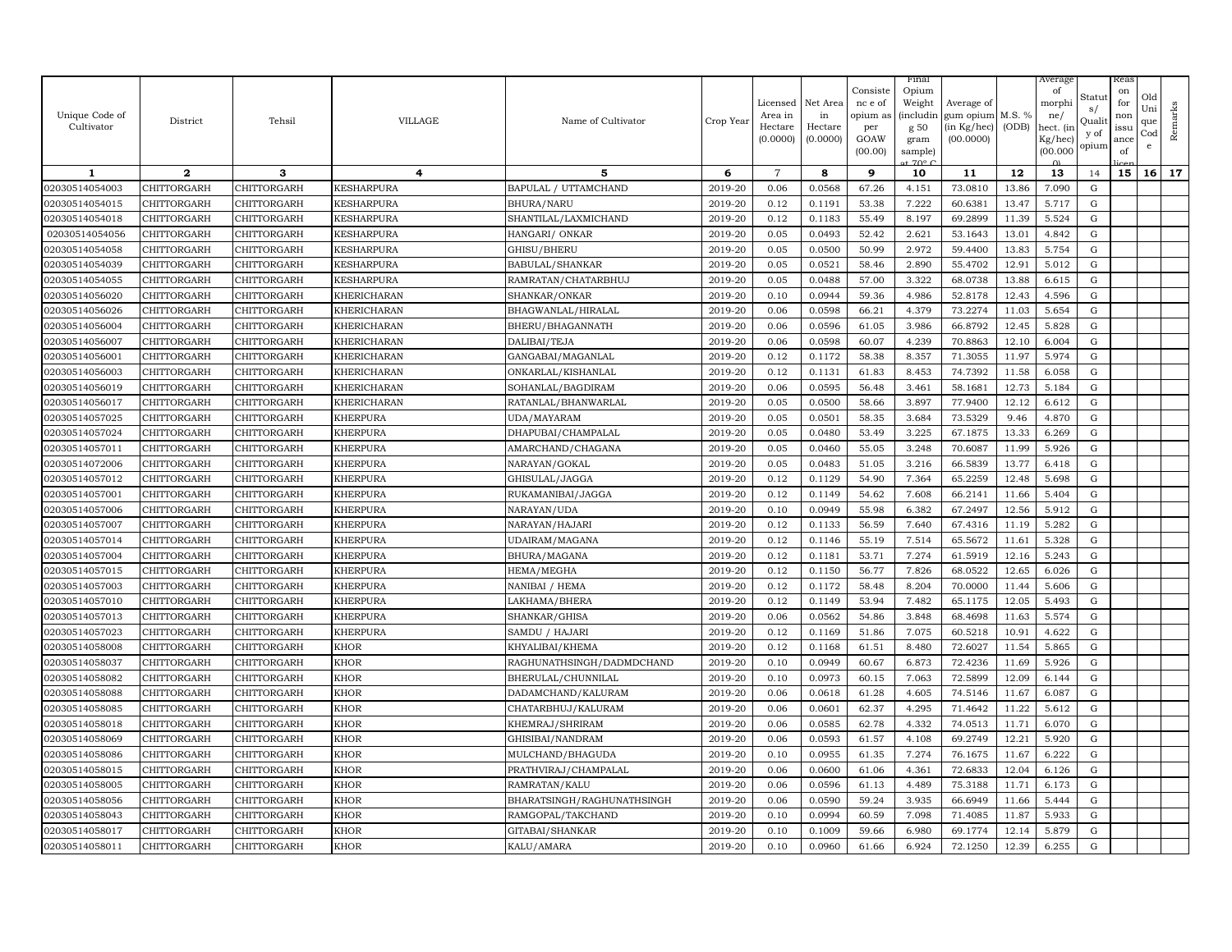| Unique Code of Cultivator | District | Tehsil | VILLAGE | Name of Cultivator | Crop Year | Licensed Area in Hectare (0.0000) | Net Area in Hectare (0.0000) | Consistence of opium as per GOAW (00.00) | Final Opium Weight (including 50 gram sample) at 70° C | Average of gum opium (in Kg/hec) (00.0000) | M.S. % (ODB) | Average of morphine/ hect. (in Kg/hec) (00.000 0) | Status/ Quality of opium | Reason for non issuance of licence | Old Unique Code | Remarks |
|---|---|---|---|---|---|---|---|---|---|---|---|---|---|---|---|---|
| 1 | 2 | 3 | 4 | 5 | 6 | 7 | 8 | 9 | 10 | 11 | 12 | 13 | 14 | 15 | 16 | 17 |
| 02030514054003 | CHITTORGARH | CHITTORGARH | KESHARPURA | BAPULAL / UTTAMCHAND | 2019-20 | 0.06 | 0.0568 | 67.26 | 4.151 | 73.0810 | 13.86 | 7.090 | G | | | |
| 02030514054015 | CHITTORGARH | CHITTORGARH | KESHARPURA | BHURA/NARU | 2019-20 | 0.12 | 0.1191 | 53.38 | 7.222 | 60.6381 | 13.47 | 5.717 | G | | | |
| 02030514054018 | CHITTORGARH | CHITTORGARH | KESHARPURA | SHANTILAL/LAXMICHAND | 2019-20 | 0.12 | 0.1183 | 55.49 | 8.197 | 69.2899 | 11.39 | 5.524 | G | | | |
| 02030514054056 | CHITTORGARH | CHITTORGARH | KESHARPURA | HANGARI/ ONKAR | 2019-20 | 0.05 | 0.0493 | 52.42 | 2.621 | 53.1643 | 13.01 | 4.842 | G | | | |
| 02030514054058 | CHITTORGARH | CHITTORGARH | KESHARPURA | GHISU/BHERU | 2019-20 | 0.05 | 0.0500 | 50.99 | 2.972 | 59.4400 | 13.83 | 5.754 | G | | | |
| 02030514054039 | CHITTORGARH | CHITTORGARH | KESHARPURA | BABULAL/SHANKAR | 2019-20 | 0.05 | 0.0521 | 58.46 | 2.890 | 55.4702 | 12.91 | 5.012 | G | | | |
| 02030514054055 | CHITTORGARH | CHITTORGARH | KESHARPURA | RAMRATAN/CHATARBHUJ | 2019-20 | 0.05 | 0.0488 | 57.00 | 3.322 | 68.0738 | 13.88 | 6.615 | G | | | |
| 02030514056020 | CHITTORGARH | CHITTORGARH | KHERICHARAN | SHANKAR/ONKAR | 2019-20 | 0.10 | 0.0944 | 59.36 | 4.986 | 52.8178 | 12.43 | 4.596 | G | | | |
| 02030514056026 | CHITTORGARH | CHITTORGARH | KHERICHARAN | BHAGWANLAL/HIRALAL | 2019-20 | 0.06 | 0.0598 | 66.21 | 4.379 | 73.2274 | 11.03 | 5.654 | G | | | |
| 02030514056004 | CHITTORGARH | CHITTORGARH | KHERICHARAN | BHERU/BHAGANNATH | 2019-20 | 0.06 | 0.0596 | 61.05 | 3.986 | 66.8792 | 12.45 | 5.828 | G | | | |
| 02030514056007 | CHITTORGARH | CHITTORGARH | KHERICHARAN | DALIBAI/TEJA | 2019-20 | 0.06 | 0.0598 | 60.07 | 4.239 | 70.8863 | 12.10 | 6.004 | G | | | |
| 02030514056001 | CHITTORGARH | CHITTORGARH | KHERICHARAN | GANGABAI/MAGANLAL | 2019-20 | 0.12 | 0.1172 | 58.38 | 8.357 | 71.3055 | 11.97 | 5.974 | G | | | |
| 02030514056003 | CHITTORGARH | CHITTORGARH | KHERICHARAN | ONKARLAL/KISHANLAL | 2019-20 | 0.12 | 0.1131 | 61.83 | 8.453 | 74.7392 | 11.58 | 6.058 | G | | | |
| 02030514056019 | CHITTORGARH | CHITTORGARH | KHERICHARAN | SOHANLAL/BAGDIRAM | 2019-20 | 0.06 | 0.0595 | 56.48 | 3.461 | 58.1681 | 12.73 | 5.184 | G | | | |
| 02030514056017 | CHITTORGARH | CHITTORGARH | KHERICHARAN | RATANLAL/BHANWARLAL | 2019-20 | 0.05 | 0.0500 | 58.66 | 3.897 | 77.9400 | 12.12 | 6.612 | G | | | |
| 02030514057025 | CHITTORGARH | CHITTORGARH | KHERPURA | UDA/MAYARAM | 2019-20 | 0.05 | 0.0501 | 58.35 | 3.684 | 73.5329 | 9.46 | 4.870 | G | | | |
| 02030514057024 | CHITTORGARH | CHITTORGARH | KHERPURA | DHAPUBAI/CHAMPALAL | 2019-20 | 0.05 | 0.0480 | 53.49 | 3.225 | 67.1875 | 13.33 | 6.269 | G | | | |
| 02030514057011 | CHITTORGARH | CHITTORGARH | KHERPURA | AMARCHAND/CHAGANA | 2019-20 | 0.05 | 0.0460 | 55.05 | 3.248 | 70.6087 | 11.99 | 5.926 | G | | | |
| 02030514072006 | CHITTORGARH | CHITTORGARH | KHERPURA | NARAYAN/GOKAL | 2019-20 | 0.05 | 0.0483 | 51.05 | 3.216 | 66.5839 | 13.77 | 6.418 | G | | | |
| 02030514057012 | CHITTORGARH | CHITTORGARH | KHERPURA | GHISULAL/JAGGA | 2019-20 | 0.12 | 0.1129 | 54.90 | 7.364 | 65.2259 | 12.48 | 5.698 | G | | | |
| 02030514057001 | CHITTORGARH | CHITTORGARH | KHERPURA | RUKAMANIBAI/JAGGA | 2019-20 | 0.12 | 0.1149 | 54.62 | 7.608 | 66.2141 | 11.66 | 5.404 | G | | | |
| 02030514057006 | CHITTORGARH | CHITTORGARH | KHERPURA | NARAYAN/UDA | 2019-20 | 0.10 | 0.0949 | 55.98 | 6.382 | 67.2497 | 12.56 | 5.912 | G | | | |
| 02030514057007 | CHITTORGARH | CHITTORGARH | KHERPURA | NARAYAN/HAJARI | 2019-20 | 0.12 | 0.1133 | 56.59 | 7.640 | 67.4316 | 11.19 | 5.282 | G | | | |
| 02030514057014 | CHITTORGARH | CHITTORGARH | KHERPURA | UDAIRAM/MAGANA | 2019-20 | 0.12 | 0.1146 | 55.19 | 7.514 | 65.5672 | 11.61 | 5.328 | G | | | |
| 02030514057004 | CHITTORGARH | CHITTORGARH | KHERPURA | BHURA/MAGANA | 2019-20 | 0.12 | 0.1181 | 53.71 | 7.274 | 61.5919 | 12.16 | 5.243 | G | | | |
| 02030514057015 | CHITTORGARH | CHITTORGARH | KHERPURA | HEMA/MEGHA | 2019-20 | 0.12 | 0.1150 | 56.77 | 7.826 | 68.0522 | 12.65 | 6.026 | G | | | |
| 02030514057003 | CHITTORGARH | CHITTORGARH | KHERPURA | NANIBAI / HEMA | 2019-20 | 0.12 | 0.1172 | 58.48 | 8.204 | 70.0000 | 11.44 | 5.606 | G | | | |
| 02030514057010 | CHITTORGARH | CHITTORGARH | KHERPURA | LAKHAMA/BHERA | 2019-20 | 0.12 | 0.1149 | 53.94 | 7.482 | 65.1175 | 12.05 | 5.493 | G | | | |
| 02030514057013 | CHITTORGARH | CHITTORGARH | KHERPURA | SHANKAR/GHISA | 2019-20 | 0.06 | 0.0562 | 54.86 | 3.848 | 68.4698 | 11.63 | 5.574 | G | | | |
| 02030514057023 | CHITTORGARH | CHITTORGARH | KHERPURA | SAMDU / HAJARI | 2019-20 | 0.12 | 0.1169 | 51.86 | 7.075 | 60.5218 | 10.91 | 4.622 | G | | | |
| 02030514058008 | CHITTORGARH | CHITTORGARH | KHOR | KHYALIBAI/KHEMA | 2019-20 | 0.12 | 0.1168 | 61.51 | 8.480 | 72.6027 | 11.54 | 5.865 | G | | | |
| 02030514058037 | CHITTORGARH | CHITTORGARH | KHOR | RAGHUNATHSINGH/DADMDCHAND | 2019-20 | 0.10 | 0.0949 | 60.67 | 6.873 | 72.4236 | 11.69 | 5.926 | G | | | |
| 02030514058082 | CHITTORGARH | CHITTORGARH | KHOR | BHERULAL/CHUNNILAL | 2019-20 | 0.10 | 0.0973 | 60.15 | 7.063 | 72.5899 | 12.09 | 6.144 | G | | | |
| 02030514058088 | CHITTORGARH | CHITTORGARH | KHOR | DADAMCHAND/KALURAM | 2019-20 | 0.06 | 0.0618 | 61.28 | 4.605 | 74.5146 | 11.67 | 6.087 | G | | | |
| 02030514058085 | CHITTORGARH | CHITTORGARH | KHOR | CHATARBHUJ/KALURAM | 2019-20 | 0.06 | 0.0601 | 62.37 | 4.295 | 71.4642 | 11.22 | 5.612 | G | | | |
| 02030514058018 | CHITTORGARH | CHITTORGARH | KHOR | KHEMRAJ/SHRIRAM | 2019-20 | 0.06 | 0.0585 | 62.78 | 4.332 | 74.0513 | 11.71 | 6.070 | G | | | |
| 02030514058069 | CHITTORGARH | CHITTORGARH | KHOR | GHISIBAI/NANDRAM | 2019-20 | 0.06 | 0.0593 | 61.57 | 4.108 | 69.2749 | 12.21 | 5.920 | G | | | |
| 02030514058086 | CHITTORGARH | CHITTORGARH | KHOR | MULCHAND/BHAGUDA | 2019-20 | 0.10 | 0.0955 | 61.35 | 7.274 | 76.1675 | 11.67 | 6.222 | G | | | |
| 02030514058015 | CHITTORGARH | CHITTORGARH | KHOR | PRATHVIRAJ/CHAMPALAL | 2019-20 | 0.06 | 0.0600 | 61.06 | 4.361 | 72.6833 | 12.04 | 6.126 | G | | | |
| 02030514058005 | CHITTORGARH | CHITTORGARH | KHOR | RAMRATAN/KALU | 2019-20 | 0.06 | 0.0596 | 61.13 | 4.489 | 75.3188 | 11.71 | 6.173 | G | | | |
| 02030514058056 | CHITTORGARH | CHITTORGARH | KHOR | BHARATSINGH/RAGHUNATHSINGH | 2019-20 | 0.06 | 0.0590 | 59.24 | 3.935 | 66.6949 | 11.66 | 5.444 | G | | | |
| 02030514058043 | CHITTORGARH | CHITTORGARH | KHOR | RAMGOPAL/TAKCHAND | 2019-20 | 0.10 | 0.0994 | 60.59 | 7.098 | 71.4085 | 11.87 | 5.933 | G | | | |
| 02030514058017 | CHITTORGARH | CHITTORGARH | KHOR | GITABAI/SHANKAR | 2019-20 | 0.10 | 0.1009 | 59.66 | 6.980 | 69.1774 | 12.14 | 5.879 | G | | | |
| 02030514058011 | CHITTORGARH | CHITTORGARH | KHOR | KALU/AMARA | 2019-20 | 0.10 | 0.0960 | 61.66 | 6.924 | 72.1250 | 12.39 | 6.255 | G | | | |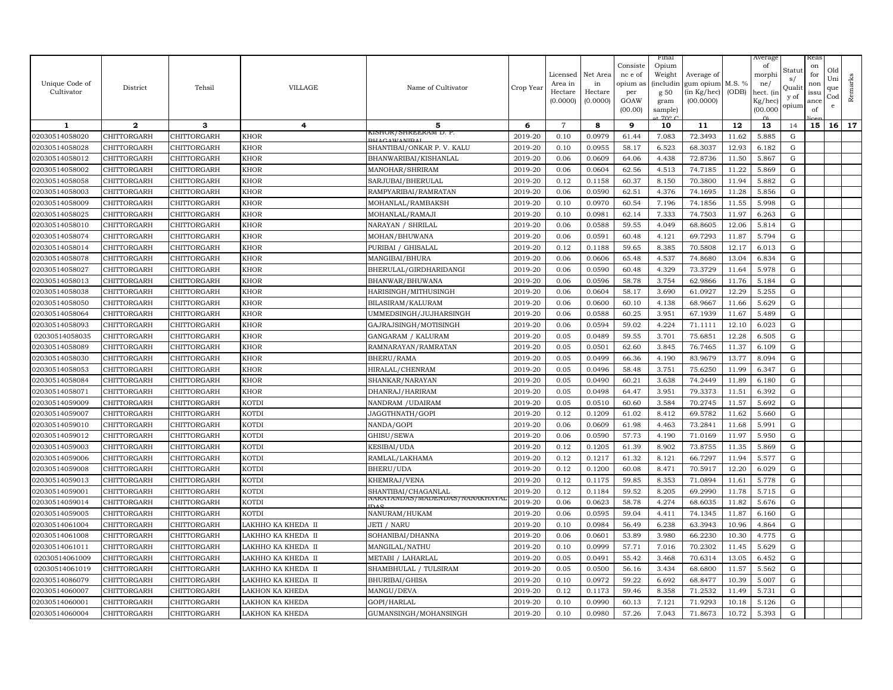| Unique Code of Cultivator | District | Tehsil | VILLAGE | Name of Cultivator | Crop Year | Licensed Area in Hectare (0.0000) | Net Area in Hectare (0.0000) | Consistence of opium as per GOAW (00.00) | Final Opium Weight (including 50 gram sample) at 70° C | Average of gum opium (in Kg/hec) (00.0000) | M.S. % (ODB) | Average of morphine/hect. (in Kg/hec) (00.000) | Status/Quality of opium | Reason for non issuance of licence | Old Unique Code | Remarks |
|---|---|---|---|---|---|---|---|---|---|---|---|---|---|---|---|---|
| 1 | 2 | 3 | 4 | 5 | 6 | 7 | 8 | 9 | 10 | 11 | 12 | 13 | 14 | 15 | 16 | 17 |
| 02030514058020 | CHITTORGARH | CHITTORGARH | KHOR | KISHOR/SHREERAM D. P. BHAGAWANIBAI | 2019-20 | 0.10 | 0.0979 | 61.44 | 7.083 | 72.3493 | 11.62 | 5.885 | G | | | |
| 02030514058028 | CHITTORGARH | CHITTORGARH | KHOR | SHANTIBAI/ONKAR P. V. KALU | 2019-20 | 0.10 | 0.0955 | 58.17 | 6.523 | 68.3037 | 12.93 | 6.182 | G | | | |
| 02030514058012 | CHITTORGARH | CHITTORGARH | KHOR | BHANWARIBAI/KISHANLAL | 2019-20 | 0.06 | 0.0609 | 64.06 | 4.438 | 72.8736 | 11.50 | 5.867 | G | | | |
| 02030514058002 | CHITTORGARH | CHITTORGARH | KHOR | MANOHAR/SHRIRAM | 2019-20 | 0.06 | 0.0604 | 62.56 | 4.513 | 74.7185 | 11.22 | 5.869 | G | | | |
| 02030514058058 | CHITTORGARH | CHITTORGARH | KHOR | SARJUBAI/BHERULAL | 2019-20 | 0.12 | 0.1158 | 60.37 | 8.150 | 70.3800 | 11.94 | 5.882 | G | | | |
| 02030514058003 | CHITTORGARH | CHITTORGARH | KHOR | RAMPYARIBAI/RAMRATAN | 2019-20 | 0.06 | 0.0590 | 62.51 | 4.376 | 74.1695 | 11.28 | 5.856 | G | | | |
| 02030514058009 | CHITTORGARH | CHITTORGARH | KHOR | MOHANLAL/RAMBAKSH | 2019-20 | 0.10 | 0.0970 | 60.54 | 7.196 | 74.1856 | 11.55 | 5.998 | G | | | |
| 02030514058025 | CHITTORGARH | CHITTORGARH | KHOR | MOHANLAL/RAMAJI | 2019-20 | 0.10 | 0.0981 | 62.14 | 7.333 | 74.7503 | 11.97 | 6.263 | G | | | |
| 02030514058010 | CHITTORGARH | CHITTORGARH | KHOR | NARAYAN / SHRILAL | 2019-20 | 0.06 | 0.0588 | 59.55 | 4.049 | 68.8605 | 12.06 | 5.814 | G | | | |
| 02030514058074 | CHITTORGARH | CHITTORGARH | KHOR | MOHAN/BHUWANA | 2019-20 | 0.06 | 0.0591 | 60.48 | 4.121 | 69.7293 | 11.87 | 5.794 | G | | | |
| 02030514058014 | CHITTORGARH | CHITTORGARH | KHOR | PURIBAI / GHISALAL | 2019-20 | 0.12 | 0.1188 | 59.65 | 8.385 | 70.5808 | 12.17 | 6.013 | G | | | |
| 02030514058078 | CHITTORGARH | CHITTORGARH | KHOR | MANGIBAI/BHURA | 2019-20 | 0.06 | 0.0606 | 65.48 | 4.537 | 74.8680 | 13.04 | 6.834 | G | | | |
| 02030514058027 | CHITTORGARH | CHITTORGARH | KHOR | BHERULAL/GIRDHARIDANGI | 2019-20 | 0.06 | 0.0590 | 60.48 | 4.329 | 73.3729 | 11.64 | 5.978 | G | | | |
| 02030514058013 | CHITTORGARH | CHITTORGARH | KHOR | BHANWAR/BHUWANA | 2019-20 | 0.06 | 0.0596 | 58.78 | 3.754 | 62.9866 | 11.76 | 5.184 | G | | | |
| 02030514058038 | CHITTORGARH | CHITTORGARH | KHOR | HARISINGH/MITHUSINGH | 2019-20 | 0.06 | 0.0604 | 58.17 | 3.690 | 61.0927 | 12.29 | 5.255 | G | | | |
| 02030514058050 | CHITTORGARH | CHITTORGARH | KHOR | BILASIRAM/KALURAM | 2019-20 | 0.06 | 0.0600 | 60.10 | 4.138 | 68.9667 | 11.66 | 5.629 | G | | | |
| 02030514058064 | CHITTORGARH | CHITTORGARH | KHOR | UMMEDSINGH/JUJHARSINGH | 2019-20 | 0.06 | 0.0588 | 60.25 | 3.951 | 67.1939 | 11.67 | 5.489 | G | | | |
| 02030514058093 | CHITTORGARH | CHITTORGARH | KHOR | GAJRAJSINGH/MOTISINGH | 2019-20 | 0.06 | 0.0594 | 59.02 | 4.224 | 71.1111 | 12.10 | 6.023 | G | | | |
| 02030514058035 | CHITTORGARH | CHITTORGARH | KHOR | GANGARAM / KALURAM | 2019-20 | 0.05 | 0.0489 | 59.55 | 3.701 | 75.6851 | 12.28 | 6.505 | G | | | |
| 02030514058089 | CHITTORGARH | CHITTORGARH | KHOR | RAMNARAYAN/RAMRATAN | 2019-20 | 0.05 | 0.0501 | 62.60 | 3.845 | 76.7465 | 11.37 | 6.109 | G | | | |
| 02030514058030 | CHITTORGARH | CHITTORGARH | KHOR | BHERU/RAMA | 2019-20 | 0.05 | 0.0499 | 66.36 | 4.190 | 83.9679 | 13.77 | 8.094 | G | | | |
| 02030514058053 | CHITTORGARH | CHITTORGARH | KHOR | HIRALAL/CHENRAM | 2019-20 | 0.05 | 0.0496 | 58.48 | 3.751 | 75.6250 | 11.99 | 6.347 | G | | | |
| 02030514058084 | CHITTORGARH | CHITTORGARH | KHOR | SHANKAR/NARAYAN | 2019-20 | 0.05 | 0.0490 | 60.21 | 3.638 | 74.2449 | 11.89 | 6.180 | G | | | |
| 02030514058071 | CHITTORGARH | CHITTORGARH | KHOR | DHANRAJ/HARIRAM | 2019-20 | 0.05 | 0.0498 | 64.47 | 3.951 | 79.3373 | 11.51 | 6.392 | G | | | |
| 02030514059009 | CHITTORGARH | CHITTORGARH | KOTDI | NANDRAM /UDAIRAM | 2019-20 | 0.05 | 0.0510 | 60.60 | 3.584 | 70.2745 | 11.57 | 5.692 | G | | | |
| 02030514059007 | CHITTORGARH | CHITTORGARH | KOTDI | JAGGTHNATH/GOPI | 2019-20 | 0.12 | 0.1209 | 61.02 | 8.412 | 69.5782 | 11.62 | 5.660 | G | | | |
| 02030514059010 | CHITTORGARH | CHITTORGARH | KOTDI | NANDA/GOPI | 2019-20 | 0.06 | 0.0609 | 61.98 | 4.463 | 73.2841 | 11.68 | 5.991 | G | | | |
| 02030514059012 | CHITTORGARH | CHITTORGARH | KOTDI | GHISU/SEWA | 2019-20 | 0.06 | 0.0590 | 57.73 | 4.190 | 71.0169 | 11.97 | 5.950 | G | | | |
| 02030514059003 | CHITTORGARH | CHITTORGARH | KOTDI | KESIBAI/UDA | 2019-20 | 0.12 | 0.1205 | 61.39 | 8.902 | 73.8755 | 11.35 | 5.869 | G | | | |
| 02030514059006 | CHITTORGARH | CHITTORGARH | KOTDI | RAMLAL/LAKHAMA | 2019-20 | 0.12 | 0.1217 | 61.32 | 8.121 | 66.7297 | 11.94 | 5.577 | G | | | |
| 02030514059008 | CHITTORGARH | CHITTORGARH | KOTDI | BHERU/UDA | 2019-20 | 0.12 | 0.1200 | 60.08 | 8.471 | 70.5917 | 12.20 | 6.029 | G | | | |
| 02030514059013 | CHITTORGARH | CHITTORGARH | KOTDI | KHEMRAJ/VENA | 2019-20 | 0.12 | 0.1175 | 59.85 | 8.353 | 71.0894 | 11.61 | 5.778 | G | | | |
| 02030514059001 | CHITTORGARH | CHITTORGARH | KOTDI | SHANTIBAI/CHAGANLAL | 2019-20 | 0.12 | 0.1184 | 59.52 | 8.205 | 69.2990 | 11.78 | 5.715 | G | | | |
| 02030514059014 | CHITTORGARH | CHITTORGARH | KOTDI | NARAYANDAS/MADENDAS/NANAKHAYALIDAS | 2019-20 | 0.06 | 0.0623 | 58.78 | 4.274 | 68.6035 | 11.82 | 5.676 | G | | | |
| 02030514059005 | CHITTORGARH | CHITTORGARH | KOTDI | NANURAM/HUKAM | 2019-20 | 0.06 | 0.0595 | 59.04 | 4.411 | 74.1345 | 11.87 | 6.160 | G | | | |
| 02030514061004 | CHITTORGARH | CHITTORGARH | LAKHHO KA KHEDA II | JETI / NARU | 2019-20 | 0.10 | 0.0984 | 56.49 | 6.238 | 63.3943 | 10.96 | 4.864 | G | | | |
| 02030514061008 | CHITTORGARH | CHITTORGARH | LAKHHO KA KHEDA II | SOHANIBAI/DHANNA | 2019-20 | 0.06 | 0.0601 | 53.89 | 3.980 | 66.2230 | 10.30 | 4.775 | G | | | |
| 02030514061011 | CHITTORGARH | CHITTORGARH | LAKHHO KA KHEDA II | MANGILAL/NATHU | 2019-20 | 0.10 | 0.0999 | 57.71 | 7.016 | 70.2302 | 11.45 | 5.629 | G | | | |
| 02030514061009 | CHITTORGARH | CHITTORGARH | LAKHHO KA KHEDA II | METABI / LAHARLAL | 2019-20 | 0.05 | 0.0491 | 55.42 | 3.468 | 70.6314 | 13.05 | 6.452 | G | | | |
| 02030514061019 | CHITTORGARH | CHITTORGARH | LAKHHO KA KHEDA II | SHAMBHULAL / TULSIRAM | 2019-20 | 0.05 | 0.0500 | 56.16 | 3.434 | 68.6800 | 11.57 | 5.562 | G | | | |
| 02030514086079 | CHITTORGARH | CHITTORGARH | LAKHHO KA KHEDA II | BHURIBAI/GHISA | 2019-20 | 0.10 | 0.0972 | 59.22 | 6.692 | 68.8477 | 10.39 | 5.007 | G | | | |
| 02030514060007 | CHITTORGARH | CHITTORGARH | LAKHON KA KHEDA | MANGU/DEVA | 2019-20 | 0.12 | 0.1173 | 59.46 | 8.358 | 71.2532 | 11.49 | 5.731 | G | | | |
| 02030514060001 | CHITTORGARH | CHITTORGARH | LAKHON KA KHEDA | GOPI/HARLAL | 2019-20 | 0.10 | 0.0990 | 60.13 | 7.121 | 71.9293 | 10.18 | 5.126 | G | | | |
| 02030514060004 | CHITTORGARH | CHITTORGARH | LAKHON KA KHEDA | GUMANSINGH/MOHANSINGH | 2019-20 | 0.10 | 0.0980 | 57.26 | 7.043 | 71.8673 | 10.72 | 5.393 | G | | | |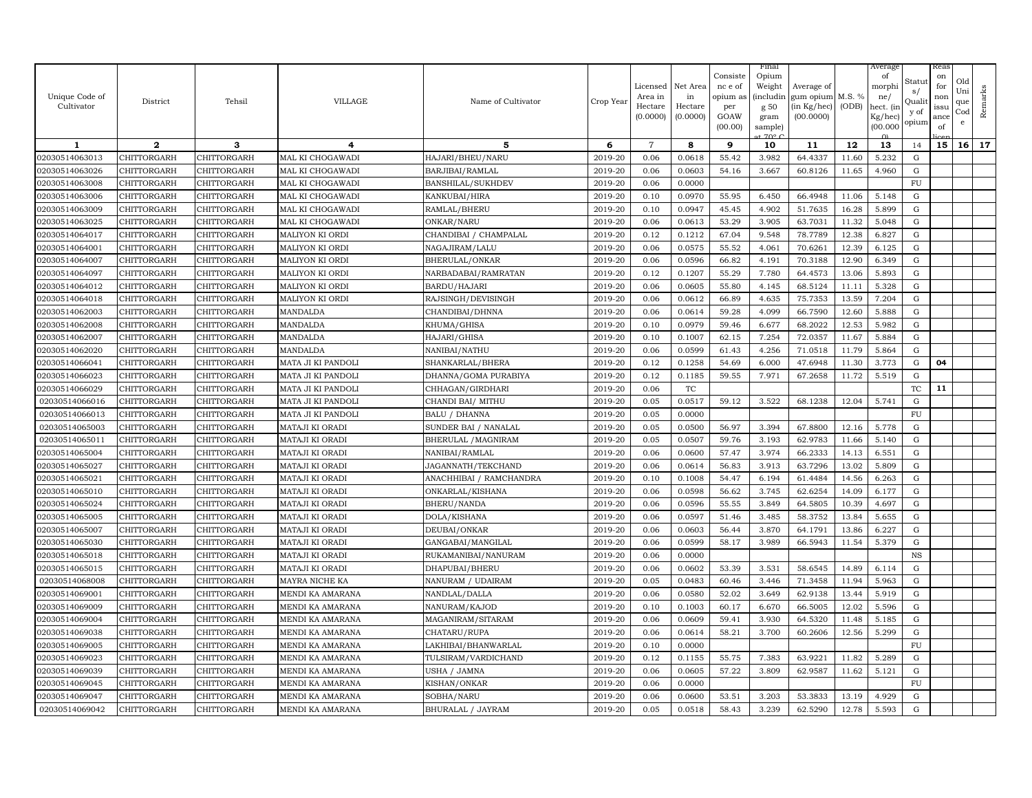| Unique Code of Cultivator | District | Tehsil | VILLAGE | Name of Cultivator | Crop Year | Licensed Area in Hectare (0.0000) | Net Area in Hectare (0.0000) | Consistence of opium as per GOAW (00.00) | Final Opium Weight (including 50 gram sample) at 70° C | Average of gum opium (in Kg/hec) (00.0000) | M.S. % (ODB) | Average of morphine/ hect. (in Kg/hec) (00.000) | Status/ Quality of opium | Reason for non issuance of licence | Old Unique Code | Remarks |
|---|---|---|---|---|---|---|---|---|---|---|---|---|---|---|---|---|
| 1 | 2 | 3 | 4 | 5 | 6 | 7 | 8 | 9 | 10 | 11 | 12 | 13 | 14 | 15 | 16 | 17 |
| 02030514063013 | CHITTORGARH | CHITTORGARH | MAL KI CHOGAWADI | HAJARI/BHEU/NARU | 2019-20 | 0.06 | 0.0618 | 55.42 | 3.982 | 64.4337 | 11.60 | 5.232 | G | | | |
| 02030514063026 | CHITTORGARH | CHITTORGARH | MAL KI CHOGAWADI | BARJIBAI/RAMLAL | 2019-20 | 0.06 | 0.0603 | 54.16 | 3.667 | 60.8126 | 11.65 | 4.960 | G | | | |
| 02030514063008 | CHITTORGARH | CHITTORGARH | MAL KI CHOGAWADI | BANSHILAL/SUKHDEV | 2019-20 | 0.06 | 0.0000 | | | | | | FU | | | |
| 02030514063006 | CHITTORGARH | CHITTORGARH | MAL KI CHOGAWADI | KANKUBAI/HIRA | 2019-20 | 0.10 | 0.0970 | 55.95 | 6.450 | 66.4948 | 11.06 | 5.148 | G | | | |
| 02030514063009 | CHITTORGARH | CHITTORGARH | MAL KI CHOGAWADI | RAMLAL/BHERU | 2019-20 | 0.10 | 0.0947 | 45.45 | 4.902 | 51.7635 | 16.28 | 5.899 | G | | | |
| 02030514063025 | CHITTORGARH | CHITTORGARH | MAL KI CHOGAWADI | ONKAR/NARU | 2019-20 | 0.06 | 0.0613 | 53.29 | 3.905 | 63.7031 | 11.32 | 5.048 | G | | | |
| 02030514064017 | CHITTORGARH | CHITTORGARH | MALIYON KI ORDI | CHANDIBAI / CHAMPALAL | 2019-20 | 0.12 | 0.1212 | 67.04 | 9.548 | 78.7789 | 12.38 | 6.827 | G | | | |
| 02030514064001 | CHITTORGARH | CHITTORGARH | MALIYON KI ORDI | NAGAJIRAM/LALU | 2019-20 | 0.06 | 0.0575 | 55.52 | 4.061 | 70.6261 | 12.39 | 6.125 | G | | | |
| 02030514064007 | CHITTORGARH | CHITTORGARH | MALIYON KI ORDI | BHERULAL/ONKAR | 2019-20 | 0.06 | 0.0596 | 66.82 | 4.191 | 70.3188 | 12.90 | 6.349 | G | | | |
| 02030514064097 | CHITTORGARH | CHITTORGARH | MALIYON KI ORDI | NARBADABAI/RAMRATAN | 2019-20 | 0.12 | 0.1207 | 55.29 | 7.780 | 64.4573 | 13.06 | 5.893 | G | | | |
| 02030514064012 | CHITTORGARH | CHITTORGARH | MALIYON KI ORDI | BARDU/HAJARI | 2019-20 | 0.06 | 0.0605 | 55.80 | 4.145 | 68.5124 | 11.11 | 5.328 | G | | | |
| 02030514064018 | CHITTORGARH | CHITTORGARH | MALIYON KI ORDI | RAJSINGH/DEVISINGH | 2019-20 | 0.06 | 0.0612 | 66.89 | 4.635 | 75.7353 | 13.59 | 7.204 | G | | | |
| 02030514062003 | CHITTORGARH | CHITTORGARH | MANDALDA | CHANDIBAI/DHNNA | 2019-20 | 0.06 | 0.0614 | 59.28 | 4.099 | 66.7590 | 12.60 | 5.888 | G | | | |
| 02030514062008 | CHITTORGARH | CHITTORGARH | MANDALDA | KHUMA/GHISA | 2019-20 | 0.10 | 0.0979 | 59.46 | 6.677 | 68.2022 | 12.53 | 5.982 | G | | | |
| 02030514062007 | CHITTORGARH | CHITTORGARH | MANDALDA | HAJARI/GHISA | 2019-20 | 0.10 | 0.1007 | 62.15 | 7.254 | 72.0357 | 11.67 | 5.884 | G | | | |
| 02030514062020 | CHITTORGARH | CHITTORGARH | MANDALDA | NANIBAI/NATHU | 2019-20 | 0.06 | 0.0599 | 61.43 | 4.256 | 71.0518 | 11.79 | 5.864 | G | | | |
| 02030514066041 | CHITTORGARH | CHITTORGARH | MATA JI KI PANDOLI | SHANKARLAL/BHERA | 2019-20 | 0.12 | 0.1258 | 54.69 | 6.000 | 47.6948 | 11.30 | 3.773 | G | 04 | | |
| 02030514066023 | CHITTORGARH | CHITTORGARH | MATA JI KI PANDOLI | DHANNA/GOMA PURABIYA | 2019-20 | 0.12 | 0.1185 | 59.55 | 7.971 | 67.2658 | 11.72 | 5.519 | G | | | |
| 02030514066029 | CHITTORGARH | CHITTORGARH | MATA JI KI PANDOLI | CHHAGAN/GIRDHARI | 2019-20 | 0.06 | TC | | | | | | TC | 11 | | |
| 02030514066016 | CHITTORGARH | CHITTORGARH | MATA JI KI PANDOLI | CHANDI BAI/ MITHU | 2019-20 | 0.05 | 0.0517 | 59.12 | 3.522 | 68.1238 | 12.04 | 5.741 | G | | | |
| 02030514066013 | CHITTORGARH | CHITTORGARH | MATA JI KI PANDOLI | BALU / DHANNA | 2019-20 | 0.05 | 0.0000 | | | | | | FU | | | |
| 02030514065003 | CHITTORGARH | CHITTORGARH | MATAJI KI ORADI | SUNDER BAI / NANALAL | 2019-20 | 0.05 | 0.0500 | 56.97 | 3.394 | 67.8800 | 12.16 | 5.778 | G | | | |
| 02030514065011 | CHITTORGARH | CHITTORGARH | MATAJI KI ORADI | BHERULAL /MAGNIRAM | 2019-20 | 0.05 | 0.0507 | 59.76 | 3.193 | 62.9783 | 11.66 | 5.140 | G | | | |
| 02030514065004 | CHITTORGARH | CHITTORGARH | MATAJI KI ORADI | NANIBAI/RAMLAL | 2019-20 | 0.06 | 0.0600 | 57.47 | 3.974 | 66.2333 | 14.13 | 6.551 | G | | | |
| 02030514065027 | CHITTORGARH | CHITTORGARH | MATAJI KI ORADI | JAGANNATH/TEKCHAND | 2019-20 | 0.06 | 0.0614 | 56.83 | 3.913 | 63.7296 | 13.02 | 5.809 | G | | | |
| 02030514065021 | CHITTORGARH | CHITTORGARH | MATAJI KI ORADI | ANACHHIBAI / RAMCHANDRA | 2019-20 | 0.10 | 0.1008 | 54.47 | 6.194 | 61.4484 | 14.56 | 6.263 | G | | | |
| 02030514065010 | CHITTORGARH | CHITTORGARH | MATAJI KI ORADI | ONKARLAL/KISHANA | 2019-20 | 0.06 | 0.0598 | 56.62 | 3.745 | 62.6254 | 14.09 | 6.177 | G | | | |
| 02030514065024 | CHITTORGARH | CHITTORGARH | MATAJI KI ORADI | BHERU/NANDA | 2019-20 | 0.06 | 0.0596 | 55.55 | 3.849 | 64.5805 | 10.39 | 4.697 | G | | | |
| 02030514065005 | CHITTORGARH | CHITTORGARH | MATAJI KI ORADI | DOLA/KISHANA | 2019-20 | 0.06 | 0.0597 | 51.46 | 3.485 | 58.3752 | 13.84 | 5.655 | G | | | |
| 02030514065007 | CHITTORGARH | CHITTORGARH | MATAJI KI ORADI | DEUBAI/ONKAR | 2019-20 | 0.06 | 0.0603 | 56.44 | 3.870 | 64.1791 | 13.86 | 6.227 | G | | | |
| 02030514065030 | CHITTORGARH | CHITTORGARH | MATAJI KI ORADI | GANGABAI/MANGILAL | 2019-20 | 0.06 | 0.0599 | 58.17 | 3.989 | 66.5943 | 11.54 | 5.379 | G | | | |
| 02030514065018 | CHITTORGARH | CHITTORGARH | MATAJI KI ORADI | RUKAMANIBAI/NANURAM | 2019-20 | 0.06 | 0.0000 | | | | | | NS | | | |
| 02030514065015 | CHITTORGARH | CHITTORGARH | MATAJI KI ORADI | DHAPUBAI/BHERU | 2019-20 | 0.06 | 0.0602 | 53.39 | 3.531 | 58.6545 | 14.89 | 6.114 | G | | | |
| 02030514068008 | CHITTORGARH | CHITTORGARH | MAYRA NICHE KA | NANURAM / UDAIRAM | 2019-20 | 0.05 | 0.0483 | 60.46 | 3.446 | 71.3458 | 11.94 | 5.963 | G | | | |
| 02030514069001 | CHITTORGARH | CHITTORGARH | MENDI KA AMARANA | NANDLAL/DALLA | 2019-20 | 0.06 | 0.0580 | 52.02 | 3.649 | 62.9138 | 13.44 | 5.919 | G | | | |
| 02030514069009 | CHITTORGARH | CHITTORGARH | MENDI KA AMARANA | NANURAM/KAJOD | 2019-20 | 0.10 | 0.1003 | 60.17 | 6.670 | 66.5005 | 12.02 | 5.596 | G | | | |
| 02030514069004 | CHITTORGARH | CHITTORGARH | MENDI KA AMARANA | MAGANIRAM/SITARAM | 2019-20 | 0.06 | 0.0609 | 59.41 | 3.930 | 64.5320 | 11.48 | 5.185 | G | | | |
| 02030514069038 | CHITTORGARH | CHITTORGARH | MENDI KA AMARANA | CHATARU/RUPA | 2019-20 | 0.06 | 0.0614 | 58.21 | 3.700 | 60.2606 | 12.56 | 5.299 | G | | | |
| 02030514069005 | CHITTORGARH | CHITTORGARH | MENDI KA AMARANA | LAKHIBAI/BHANWARLAL | 2019-20 | 0.10 | 0.0000 | | | | | | FU | | | |
| 02030514069023 | CHITTORGARH | CHITTORGARH | MENDI KA AMARANA | TULSIRAM/VARDICHAND | 2019-20 | 0.12 | 0.1155 | 55.75 | 7.383 | 63.9221 | 11.82 | 5.289 | G | | | |
| 02030514069039 | CHITTORGARH | CHITTORGARH | MENDI KA AMARANA | USHA / JAMNA | 2019-20 | 0.06 | 0.0605 | 57.22 | 3.809 | 62.9587 | 11.62 | 5.121 | G | | | |
| 02030514069045 | CHITTORGARH | CHITTORGARH | MENDI KA AMARANA | KISHAN/ONKAR | 2019-20 | 0.06 | 0.0000 | | | | | | FU | | | |
| 02030514069047 | CHITTORGARH | CHITTORGARH | MENDI KA AMARANA | SOBHA/NARU | 2019-20 | 0.06 | 0.0600 | 53.51 | 3.203 | 53.3833 | 13.19 | 4.929 | G | | | |
| 02030514069042 | CHITTORGARH | CHITTORGARH | MENDI KA AMARANA | BHURALAL / JAYRAM | 2019-20 | 0.05 | 0.0518 | 58.43 | 3.239 | 62.5290 | 12.78 | 5.593 | G | | | |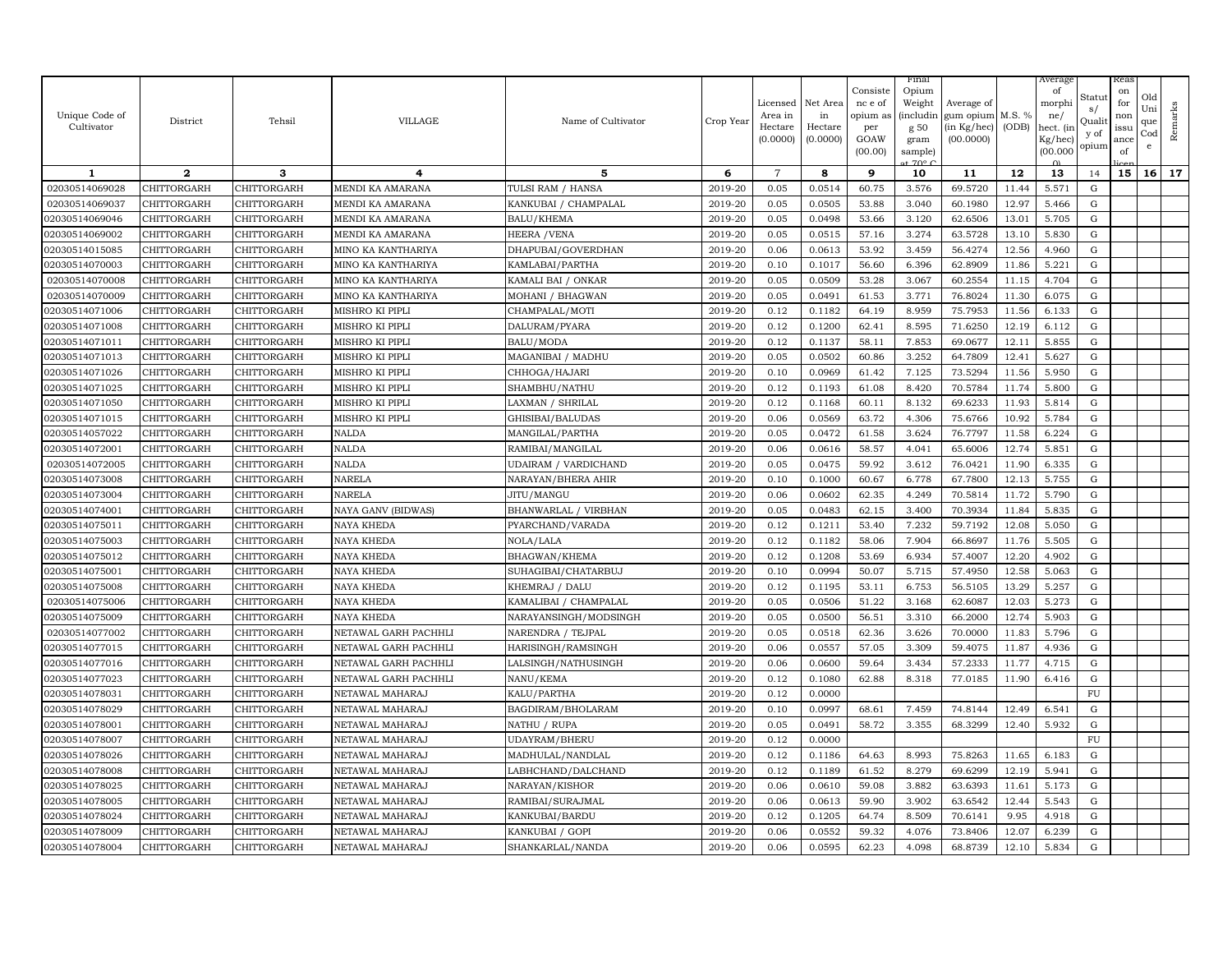| Unique Code of Cultivator | District | Tehsil | VILLAGE | Name of Cultivator | Crop Year | Licensed Area in Hectare (0.0000) | Net Area in Hectare (0.0000) | Consistence of opium as per GOAW (00.00) | Final Opium Weight (including 50 gram sample) at 70° C | Average of gum opium (in Kg/hec) (00.0000) | M.S. % (ODB) | Average of morphine/ hect. (in Kg/hec) (00.000) | Status/ Quality of opium | Reason for non issuance of licence | Old Unique Code | Remarks |
|---|---|---|---|---|---|---|---|---|---|---|---|---|---|---|---|---|
| 1 | 2 | 3 | 4 | 5 | 6 | 7 | 8 | 9 | 10 | 11 | 12 | 13 | 14 | 15 | 16 | 17 |
| 02030514069028 | CHITTORGARH | CHITTORGARH | MENDI KA AMARANA | TULSI RAM / HANSA | 2019-20 | 0.05 | 0.0514 | 60.75 | 3.576 | 69.5720 | 11.44 | 5.571 | G | | | |
| 02030514069037 | CHITTORGARH | CHITTORGARH | MENDI KA AMARANA | KANKUBAI / CHAMPALAL | 2019-20 | 0.05 | 0.0505 | 53.88 | 3.040 | 60.1980 | 12.97 | 5.466 | G | | | |
| 02030514069046 | CHITTORGARH | CHITTORGARH | MENDI KA AMARANA | BALU/KHEMA | 2019-20 | 0.05 | 0.0498 | 53.66 | 3.120 | 62.6506 | 13.01 | 5.705 | G | | | |
| 02030514069002 | CHITTORGARH | CHITTORGARH | MENDI KA AMARANA | HEERA /VENA | 2019-20 | 0.05 | 0.0515 | 57.16 | 3.274 | 63.5728 | 13.10 | 5.830 | G | | | |
| 02030514015085 | CHITTORGARH | CHITTORGARH | MINO KA KANTHARIYA | DHAPUBAI/GOVERDHAN | 2019-20 | 0.06 | 0.0613 | 53.92 | 3.459 | 56.4274 | 12.56 | 4.960 | G | | | |
| 02030514070003 | CHITTORGARH | CHITTORGARH | MINO KA KANTHARIYA | KAMLABAI/PARTHA | 2019-20 | 0.10 | 0.1017 | 56.60 | 6.396 | 62.8909 | 11.86 | 5.221 | G | | | |
| 02030514070008 | CHITTORGARH | CHITTORGARH | MINO KA KANTHARIYA | KAMALI BAI / ONKAR | 2019-20 | 0.05 | 0.0509 | 53.28 | 3.067 | 60.2554 | 11.15 | 4.704 | G | | | |
| 02030514070009 | CHITTORGARH | CHITTORGARH | MINO KA KANTHARIYA | MOHANI / BHAGWAN | 2019-20 | 0.05 | 0.0491 | 61.53 | 3.771 | 76.8024 | 11.30 | 6.075 | G | | | |
| 02030514071006 | CHITTORGARH | CHITTORGARH | MISHRO KI PIPLI | CHAMPALAL/MOTI | 2019-20 | 0.12 | 0.1182 | 64.19 | 8.959 | 75.7953 | 11.56 | 6.133 | G | | | |
| 02030514071008 | CHITTORGARH | CHITTORGARH | MISHRO KI PIPLI | DALURAM/PYARA | 2019-20 | 0.12 | 0.1200 | 62.41 | 8.595 | 71.6250 | 12.19 | 6.112 | G | | | |
| 02030514071011 | CHITTORGARH | CHITTORGARH | MISHRO KI PIPLI | BALU/MODA | 2019-20 | 0.12 | 0.1137 | 58.11 | 7.853 | 69.0677 | 12.11 | 5.855 | G | | | |
| 02030514071013 | CHITTORGARH | CHITTORGARH | MISHRO KI PIPLI | MAGANIBAI / MADHU | 2019-20 | 0.05 | 0.0502 | 60.86 | 3.252 | 64.7809 | 12.41 | 5.627 | G | | | |
| 02030514071026 | CHITTORGARH | CHITTORGARH | MISHRO KI PIPLI | CHHOGA/HAJARI | 2019-20 | 0.10 | 0.0969 | 61.42 | 7.125 | 73.5294 | 11.56 | 5.950 | G | | | |
| 02030514071025 | CHITTORGARH | CHITTORGARH | MISHRO KI PIPLI | SHAMBHU/NATHU | 2019-20 | 0.12 | 0.1193 | 61.08 | 8.420 | 70.5784 | 11.74 | 5.800 | G | | | |
| 02030514071050 | CHITTORGARH | CHITTORGARH | MISHRO KI PIPLI | LAXMAN / SHRILAL | 2019-20 | 0.12 | 0.1168 | 60.11 | 8.132 | 69.6233 | 11.93 | 5.814 | G | | | |
| 02030514071015 | CHITTORGARH | CHITTORGARH | MISHRO KI PIPLI | GHISIBAI/BALUDAS | 2019-20 | 0.06 | 0.0569 | 63.72 | 4.306 | 75.6766 | 10.92 | 5.784 | G | | | |
| 02030514057022 | CHITTORGARH | CHITTORGARH | NALDA | MANGILAL/PARTHA | 2019-20 | 0.05 | 0.0472 | 61.58 | 3.624 | 76.7797 | 11.58 | 6.224 | G | | | |
| 02030514072001 | CHITTORGARH | CHITTORGARH | NALDA | RAMIBAI/MANGILAL | 2019-20 | 0.06 | 0.0616 | 58.57 | 4.041 | 65.6006 | 12.74 | 5.851 | G | | | |
| 02030514072005 | CHITTORGARH | CHITTORGARH | NALDA | UDAIRAM / VARDICHAND | 2019-20 | 0.05 | 0.0475 | 59.92 | 3.612 | 76.0421 | 11.90 | 6.335 | G | | | |
| 02030514073008 | CHITTORGARH | CHITTORGARH | NARELA | NARAYAN/BHERA AHIR | 2019-20 | 0.10 | 0.1000 | 60.67 | 6.778 | 67.7800 | 12.13 | 5.755 | G | | | |
| 02030514073004 | CHITTORGARH | CHITTORGARH | NARELA | JITU/MANGU | 2019-20 | 0.06 | 0.0602 | 62.35 | 4.249 | 70.5814 | 11.72 | 5.790 | G | | | |
| 02030514074001 | CHITTORGARH | CHITTORGARH | NAYA GANV (BIDWAS) | BHANWARLAL / VIRBHAN | 2019-20 | 0.05 | 0.0483 | 62.15 | 3.400 | 70.3934 | 11.84 | 5.835 | G | | | |
| 02030514075011 | CHITTORGARH | CHITTORGARH | NAYA KHEDA | PYARCHAND/VARADA | 2019-20 | 0.12 | 0.1211 | 53.40 | 7.232 | 59.7192 | 12.08 | 5.050 | G | | | |
| 02030514075003 | CHITTORGARH | CHITTORGARH | NAYA KHEDA | NOLA/LALA | 2019-20 | 0.12 | 0.1182 | 58.06 | 7.904 | 66.8697 | 11.76 | 5.505 | G | | | |
| 02030514075012 | CHITTORGARH | CHITTORGARH | NAYA KHEDA | BHAGWAN/KHEMA | 2019-20 | 0.12 | 0.1208 | 53.69 | 6.934 | 57.4007 | 12.20 | 4.902 | G | | | |
| 02030514075001 | CHITTORGARH | CHITTORGARH | NAYA KHEDA | SUHAGIBAI/CHATARBUJ | 2019-20 | 0.10 | 0.0994 | 50.07 | 5.715 | 57.4950 | 12.58 | 5.063 | G | | | |
| 02030514075008 | CHITTORGARH | CHITTORGARH | NAYA KHEDA | KHEMRAJ / DALU | 2019-20 | 0.12 | 0.1195 | 53.11 | 6.753 | 56.5105 | 13.29 | 5.257 | G | | | |
| 02030514075006 | CHITTORGARH | CHITTORGARH | NAYA KHEDA | KAMALIBAI / CHAMPALAL | 2019-20 | 0.05 | 0.0506 | 51.22 | 3.168 | 62.6087 | 12.03 | 5.273 | G | | | |
| 02030514075009 | CHITTORGARH | CHITTORGARH | NAYA KHEDA | NARAYANSINGH/MODSINGH | 2019-20 | 0.05 | 0.0500 | 56.51 | 3.310 | 66.2000 | 12.74 | 5.903 | G | | | |
| 02030514077002 | CHITTORGARH | CHITTORGARH | NETAWAL GARH PACHHLI | NARENDRA / TEJPAL | 2019-20 | 0.05 | 0.0518 | 62.36 | 3.626 | 70.0000 | 11.83 | 5.796 | G | | | |
| 02030514077015 | CHITTORGARH | CHITTORGARH | NETAWAL GARH PACHHLI | HARISINGH/RAMSINGH | 2019-20 | 0.06 | 0.0557 | 57.05 | 3.309 | 59.4075 | 11.87 | 4.936 | G | | | |
| 02030514077016 | CHITTORGARH | CHITTORGARH | NETAWAL GARH PACHHLI | LALSINGH/NATHUSINGH | 2019-20 | 0.06 | 0.0600 | 59.64 | 3.434 | 57.2333 | 11.77 | 4.715 | G | | | |
| 02030514077023 | CHITTORGARH | CHITTORGARH | NETAWAL GARH PACHHLI | NANU/KEMA | 2019-20 | 0.12 | 0.1080 | 62.88 | 8.318 | 77.0185 | 11.90 | 6.416 | G | | | |
| 02030514078031 | CHITTORGARH | CHITTORGARH | NETAWAL MAHARAJ | KALU/PARTHA | 2019-20 | 0.12 | 0.0000 | | | | | | FU | | | |
| 02030514078029 | CHITTORGARH | CHITTORGARH | NETAWAL MAHARAJ | BAGDIRAM/BHOLARAM | 2019-20 | 0.10 | 0.0997 | 68.61 | 7.459 | 74.8144 | 12.49 | 6.541 | G | | | |
| 02030514078001 | CHITTORGARH | CHITTORGARH | NETAWAL MAHARAJ | NATHU / RUPA | 2019-20 | 0.05 | 0.0491 | 58.72 | 3.355 | 68.3299 | 12.40 | 5.932 | G | | | |
| 02030514078007 | CHITTORGARH | CHITTORGARH | NETAWAL MAHARAJ | UDAYRAM/BHERU | 2019-20 | 0.12 | 0.0000 | | | | | | FU | | | |
| 02030514078026 | CHITTORGARH | CHITTORGARH | NETAWAL MAHARAJ | MADHULAL/NANDLAL | 2019-20 | 0.12 | 0.1186 | 64.63 | 8.993 | 75.8263 | 11.65 | 6.183 | G | | | |
| 02030514078008 | CHITTORGARH | CHITTORGARH | NETAWAL MAHARAJ | LABHCHAND/DALCHAND | 2019-20 | 0.12 | 0.1189 | 61.52 | 8.279 | 69.6299 | 12.19 | 5.941 | G | | | |
| 02030514078025 | CHITTORGARH | CHITTORGARH | NETAWAL MAHARAJ | NARAYAN/KISHOR | 2019-20 | 0.06 | 0.0610 | 59.08 | 3.882 | 63.6393 | 11.61 | 5.173 | G | | | |
| 02030514078005 | CHITTORGARH | CHITTORGARH | NETAWAL MAHARAJ | RAMIBAI/SURAJMAL | 2019-20 | 0.06 | 0.0613 | 59.90 | 3.902 | 63.6542 | 12.44 | 5.543 | G | | | |
| 02030514078024 | CHITTORGARH | CHITTORGARH | NETAWAL MAHARAJ | KANKUBAI/BARDU | 2019-20 | 0.12 | 0.1205 | 64.74 | 8.509 | 70.6141 | 9.95 | 4.918 | G | | | |
| 02030514078009 | CHITTORGARH | CHITTORGARH | NETAWAL MAHARAJ | KANKUBAI / GOPI | 2019-20 | 0.06 | 0.0552 | 59.32 | 4.076 | 73.8406 | 12.07 | 6.239 | G | | | |
| 02030514078004 | CHITTORGARH | CHITTORGARH | NETAWAL MAHARAJ | SHANKARLAL/NANDA | 2019-20 | 0.06 | 0.0595 | 62.23 | 4.098 | 68.8739 | 12.10 | 5.834 | G | | | |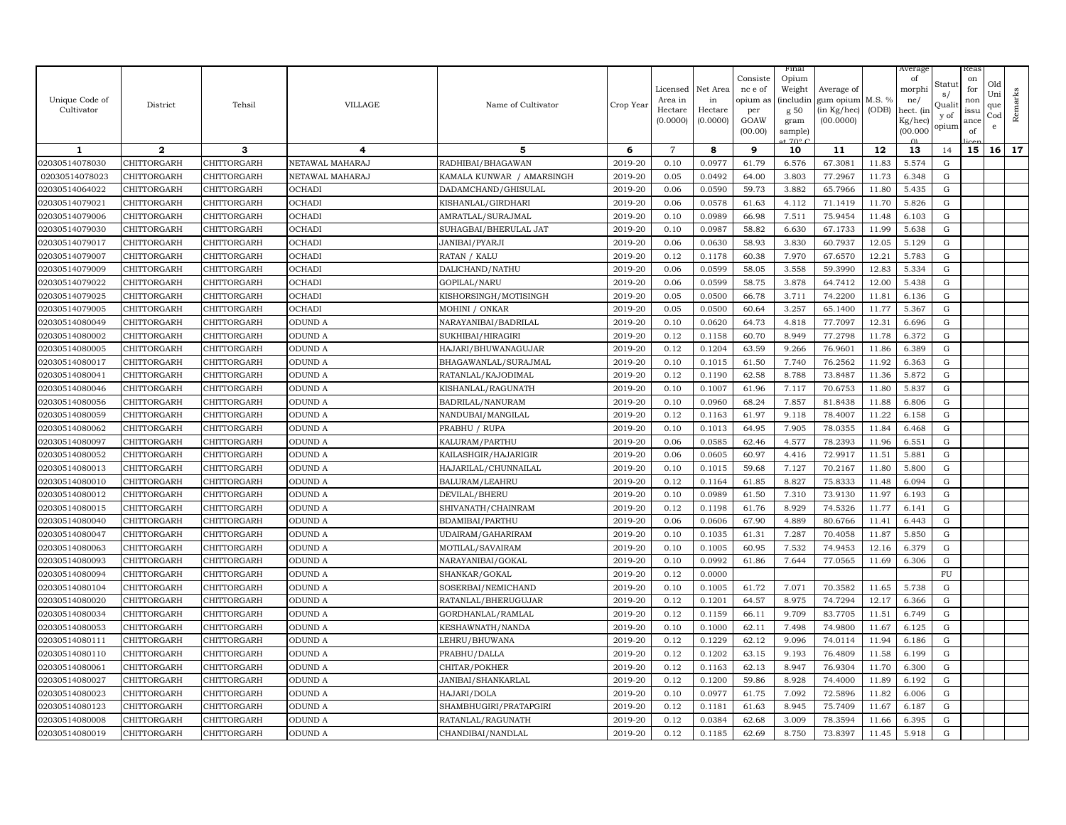| Unique Code of Cultivator | District | Tehsil | VILLAGE | Name of Cultivator | Crop Year | Licensed Area in Hectare (0.0000) | Net Area in Hectare (0.0000) | Consistence of opium as per GOAW (00.00) | Final Opium Weight (including 50 gram sample) at 70° C | Average of gum opium (in Kg/hec) (00.0000) | M.S. % (ODB) | Average of morphine/ hect. (in Kg/hec) (00.0000) | Status/ Quality of opium | Reason for non issuance of licence | Old Unique Code | Remarks |
|---|---|---|---|---|---|---|---|---|---|---|---|---|---|---|---|---|
| 1 | 2 | 3 | 4 | 5 | 6 | 7 | 8 | 9 | 10 | 11 | 12 | 13 | 14 | 15 | 16 | 17 |
| 02030514078030 | CHITTORGARH | CHITTORGARH | NETAWAL MAHARAJ | RADHIBAI/BHAGAWAN | 2019-20 | 0.10 | 0.0977 | 61.79 | 6.576 | 67.3081 | 11.83 | 5.574 | G | | | |
| 02030514078023 | CHITTORGARH | CHITTORGARH | NETAWAL MAHARAJ | KAMALA KUNWAR / AMARSINGH | 2019-20 | 0.05 | 0.0492 | 64.00 | 3.803 | 77.2967 | 11.73 | 6.348 | G | | | |
| 02030514064022 | CHITTORGARH | CHITTORGARH | OCHADI | DADAMCHAND/GHISULAL | 2019-20 | 0.06 | 0.0590 | 59.73 | 3.882 | 65.7966 | 11.80 | 5.435 | G | | | |
| 02030514079021 | CHITTORGARH | CHITTORGARH | OCHADI | KISHANLAL/GIRDHARI | 2019-20 | 0.06 | 0.0578 | 61.63 | 4.112 | 71.1419 | 11.70 | 5.826 | G | | | |
| 02030514079006 | CHITTORGARH | CHITTORGARH | OCHADI | AMRATLAL/SURAJMAL | 2019-20 | 0.10 | 0.0989 | 66.98 | 7.511 | 75.9454 | 11.48 | 6.103 | G | | | |
| 02030514079030 | CHITTORGARH | CHITTORGARH | OCHADI | SUHAGBAI/BHERULAL JAT | 2019-20 | 0.10 | 0.0987 | 58.82 | 6.630 | 67.1733 | 11.99 | 5.638 | G | | | |
| 02030514079017 | CHITTORGARH | CHITTORGARH | OCHADI | JANIBAI/PYARJI | 2019-20 | 0.06 | 0.0630 | 58.93 | 3.830 | 60.7937 | 12.05 | 5.129 | G | | | |
| 02030514079007 | CHITTORGARH | CHITTORGARH | OCHADI | RATAN / KALU | 2019-20 | 0.12 | 0.1178 | 60.38 | 7.970 | 67.6570 | 12.21 | 5.783 | G | | | |
| 02030514079009 | CHITTORGARH | CHITTORGARH | OCHADI | DALICHAND/NATHU | 2019-20 | 0.06 | 0.0599 | 58.05 | 3.558 | 59.3990 | 12.83 | 5.334 | G | | | |
| 02030514079022 | CHITTORGARH | CHITTORGARH | OCHADI | GOPILAL/NARU | 2019-20 | 0.06 | 0.0599 | 58.75 | 3.878 | 64.7412 | 12.00 | 5.438 | G | | | |
| 02030514079025 | CHITTORGARH | CHITTORGARH | OCHADI | KISHORSINGH/MOTISINGH | 2019-20 | 0.05 | 0.0500 | 66.78 | 3.711 | 74.2200 | 11.81 | 6.136 | G | | | |
| 02030514079005 | CHITTORGARH | CHITTORGARH | OCHADI | MOHINI / ONKAR | 2019-20 | 0.05 | 0.0500 | 60.64 | 3.257 | 65.1400 | 11.77 | 5.367 | G | | | |
| 02030514080049 | CHITTORGARH | CHITTORGARH | ODUND A | NARAYANIBAI/BADRILAL | 2019-20 | 0.10 | 0.0620 | 64.73 | 4.818 | 77.7097 | 12.31 | 6.696 | G | | | |
| 02030514080002 | CHITTORGARH | CHITTORGARH | ODUND A | SUKHIBAI/HIRAGIRI | 2019-20 | 0.12 | 0.1158 | 60.70 | 8.949 | 77.2798 | 11.78 | 6.372 | G | | | |
| 02030514080005 | CHITTORGARH | CHITTORGARH | ODUND A | HAJARI/BHUWANAGUJAR | 2019-20 | 0.12 | 0.1204 | 63.59 | 9.266 | 76.9601 | 11.86 | 6.389 | G | | | |
| 02030514080017 | CHITTORGARH | CHITTORGARH | ODUND A | BHAGAWANLAL/SURAJMAL | 2019-20 | 0.10 | 0.1015 | 61.50 | 7.740 | 76.2562 | 11.92 | 6.363 | G | | | |
| 02030514080041 | CHITTORGARH | CHITTORGARH | ODUND A | RATANLAL/KAJODIMAL | 2019-20 | 0.12 | 0.1190 | 62.58 | 8.788 | 73.8487 | 11.36 | 5.872 | G | | | |
| 02030514080046 | CHITTORGARH | CHITTORGARH | ODUND A | KISHANLAL/RAGUNATH | 2019-20 | 0.10 | 0.1007 | 61.96 | 7.117 | 70.6753 | 11.80 | 5.837 | G | | | |
| 02030514080056 | CHITTORGARH | CHITTORGARH | ODUND A | BADRILAL/NANURAM | 2019-20 | 0.10 | 0.0960 | 68.24 | 7.857 | 81.8438 | 11.88 | 6.806 | G | | | |
| 02030514080059 | CHITTORGARH | CHITTORGARH | ODUND A | NANDUBAI/MANGILAL | 2019-20 | 0.12 | 0.1163 | 61.97 | 9.118 | 78.4007 | 11.22 | 6.158 | G | | | |
| 02030514080062 | CHITTORGARH | CHITTORGARH | ODUND A | PRABHU / RUPA | 2019-20 | 0.10 | 0.1013 | 64.95 | 7.905 | 78.0355 | 11.84 | 6.468 | G | | | |
| 02030514080097 | CHITTORGARH | CHITTORGARH | ODUND A | KALURAM/PARTHU | 2019-20 | 0.06 | 0.0585 | 62.46 | 4.577 | 78.2393 | 11.96 | 6.551 | G | | | |
| 02030514080052 | CHITTORGARH | CHITTORGARH | ODUND A | KAILASHGIR/HAJARIGIR | 2019-20 | 0.06 | 0.0605 | 60.97 | 4.416 | 72.9917 | 11.51 | 5.881 | G | | | |
| 02030514080013 | CHITTORGARH | CHITTORGARH | ODUND A | HAJARILAL/CHUNNAILAL | 2019-20 | 0.10 | 0.1015 | 59.68 | 7.127 | 70.2167 | 11.80 | 5.800 | G | | | |
| 02030514080010 | CHITTORGARH | CHITTORGARH | ODUND A | BALURAM/LEAHRU | 2019-20 | 0.12 | 0.1164 | 61.85 | 8.827 | 75.8333 | 11.48 | 6.094 | G | | | |
| 02030514080012 | CHITTORGARH | CHITTORGARH | ODUND A | DEVILAL/BHERU | 2019-20 | 0.10 | 0.0989 | 61.50 | 7.310 | 73.9130 | 11.97 | 6.193 | G | | | |
| 02030514080015 | CHITTORGARH | CHITTORGARH | ODUND A | SHIVANATH/CHAINRAM | 2019-20 | 0.12 | 0.1198 | 61.76 | 8.929 | 74.5326 | 11.77 | 6.141 | G | | | |
| 02030514080040 | CHITTORGARH | CHITTORGARH | ODUND A | BDAMIBAI/PARTHU | 2019-20 | 0.06 | 0.0606 | 67.90 | 4.889 | 80.6766 | 11.41 | 6.443 | G | | | |
| 02030514080047 | CHITTORGARH | CHITTORGARH | ODUND A | UDAIRAM/GAHARIRAM | 2019-20 | 0.10 | 0.1035 | 61.31 | 7.287 | 70.4058 | 11.87 | 5.850 | G | | | |
| 02030514080063 | CHITTORGARH | CHITTORGARH | ODUND A | MOTILAL/SAVAIRAM | 2019-20 | 0.10 | 0.1005 | 60.95 | 7.532 | 74.9453 | 12.16 | 6.379 | G | | | |
| 02030514080093 | CHITTORGARH | CHITTORGARH | ODUND A | NARAYANIBAI/GOKAL | 2019-20 | 0.10 | 0.0992 | 61.86 | 7.644 | 77.0565 | 11.69 | 6.306 | G | | | |
| 02030514080094 | CHITTORGARH | CHITTORGARH | ODUND A | SHANKAR/GOKAL | 2019-20 | 0.12 | 0.0000 | | | | | | FU | | | |
| 02030514080104 | CHITTORGARH | CHITTORGARH | ODUND A | SOSERBAI/NEMICHAND | 2019-20 | 0.10 | 0.1005 | 61.72 | 7.071 | 70.3582 | 11.65 | 5.738 | G | | | |
| 02030514080020 | CHITTORGARH | CHITTORGARH | ODUND A | RATANLAL/BHERUGUJAR | 2019-20 | 0.12 | 0.1201 | 64.57 | 8.975 | 74.7294 | 12.17 | 6.366 | G | | | |
| 02030514080034 | CHITTORGARH | CHITTORGARH | ODUND A | GORDHANLAL/RAMLAL | 2019-20 | 0.12 | 0.1159 | 66.11 | 9.709 | 83.7705 | 11.51 | 6.749 | G | | | |
| 02030514080053 | CHITTORGARH | CHITTORGARH | ODUND A | KESHAWNATH/NANDA | 2019-20 | 0.10 | 0.1000 | 62.11 | 7.498 | 74.9800 | 11.67 | 6.125 | G | | | |
| 02030514080111 | CHITTORGARH | CHITTORGARH | ODUND A | LEHRU/BHUWANA | 2019-20 | 0.12 | 0.1229 | 62.12 | 9.096 | 74.0114 | 11.94 | 6.186 | G | | | |
| 02030514080110 | CHITTORGARH | CHITTORGARH | ODUND A | PRABHU/DALLA | 2019-20 | 0.12 | 0.1202 | 63.15 | 9.193 | 76.4809 | 11.58 | 6.199 | G | | | |
| 02030514080061 | CHITTORGARH | CHITTORGARH | ODUND A | CHITAR/POKHER | 2019-20 | 0.12 | 0.1163 | 62.13 | 8.947 | 76.9304 | 11.70 | 6.300 | G | | | |
| 02030514080027 | CHITTORGARH | CHITTORGARH | ODUND A | JANIBAI/SHANKARLAL | 2019-20 | 0.12 | 0.1200 | 59.86 | 8.928 | 74.4000 | 11.89 | 6.192 | G | | | |
| 02030514080023 | CHITTORGARH | CHITTORGARH | ODUND A | HAJARI/DOLA | 2019-20 | 0.10 | 0.0977 | 61.75 | 7.092 | 72.5896 | 11.82 | 6.006 | G | | | |
| 02030514080123 | CHITTORGARH | CHITTORGARH | ODUND A | SHAMBHUGIRI/PRATAPGIRI | 2019-20 | 0.12 | 0.1181 | 61.63 | 8.945 | 75.7409 | 11.67 | 6.187 | G | | | |
| 02030514080008 | CHITTORGARH | CHITTORGARH | ODUND A | RATANLAL/RAGUNATH | 2019-20 | 0.12 | 0.0384 | 62.68 | 3.009 | 78.3594 | 11.66 | 6.395 | G | | | |
| 02030514080019 | CHITTORGARH | CHITTORGARH | ODUND A | CHANDIBAI/NANDLAL | 2019-20 | 0.12 | 0.1185 | 62.69 | 8.750 | 73.8397 | 11.45 | 5.918 | G | | | |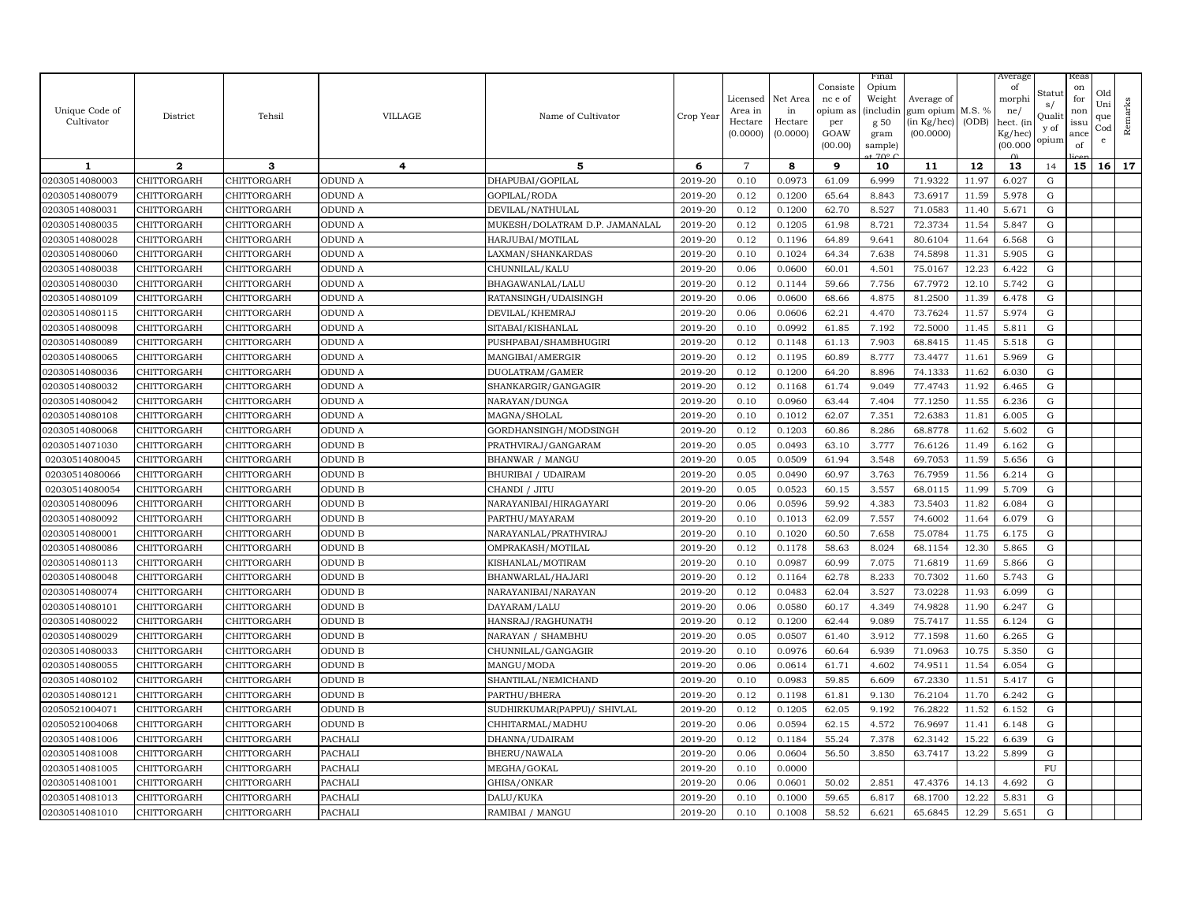| Unique Code of Cultivator | District | Tehsil | VILLAGE | Name of Cultivator | Crop Year | Licensed Area in Hectare (0.0000) | Net Area in Hectare (0.0000) | Consistence of opium as per GOAW (00.00) | Final Opium Weight (including 50 gram sample) at 70° C | Average of gum opium (in Kg/hec) (00.0000) | M.S. % (ODB) | Average of morphine/ hect. (in Kg/hec) (00.000) | Status/ Quality of opium | Reason for non issuance of licence | Old Unique Code | Remarks |
|---|---|---|---|---|---|---|---|---|---|---|---|---|---|---|---|---|
| 1 | 2 | 3 | 4 | 5 | 6 | 7 | 8 | 9 | 10 | 11 | 12 | 13 | 14 | 15 | 16 | 17 |
| 02030514080003 | CHITTORGARH | CHITTORGARH | ODUND A | DHAPUBAI/GOPILAL | 2019-20 | 0.10 | 0.0973 | 61.09 | 6.999 | 71.9322 | 11.97 | 6.027 | G | | | |
| 02030514080079 | CHITTORGARH | CHITTORGARH | ODUND A | GOPILAL/RODA | 2019-20 | 0.12 | 0.1200 | 65.64 | 8.843 | 73.6917 | 11.59 | 5.978 | G | | | |
| 02030514080031 | CHITTORGARH | CHITTORGARH | ODUND A | DEVILAL/NATHULAL | 2019-20 | 0.12 | 0.1200 | 62.70 | 8.527 | 71.0583 | 11.40 | 5.671 | G | | | |
| 02030514080035 | CHITTORGARH | CHITTORGARH | ODUND A | MUKESH/DOLATRAM D.P. JAMANALAL | 2019-20 | 0.12 | 0.1205 | 61.98 | 8.721 | 72.3734 | 11.54 | 5.847 | G | | | |
| 02030514080028 | CHITTORGARH | CHITTORGARH | ODUND A | HARJUBAI/MOTILAL | 2019-20 | 0.12 | 0.1196 | 64.89 | 9.641 | 80.6104 | 11.64 | 6.568 | G | | | |
| 02030514080060 | CHITTORGARH | CHITTORGARH | ODUND A | LAXMAN/SHANKARDAS | 2019-20 | 0.10 | 0.1024 | 64.34 | 7.638 | 74.5898 | 11.31 | 5.905 | G | | | |
| 02030514080038 | CHITTORGARH | CHITTORGARH | ODUND A | CHUNNILAL/KALU | 2019-20 | 0.06 | 0.0600 | 60.01 | 4.501 | 75.0167 | 12.23 | 6.422 | G | | | |
| 02030514080030 | CHITTORGARH | CHITTORGARH | ODUND A | BHAGAWANLAL/LALU | 2019-20 | 0.12 | 0.1144 | 59.66 | 7.756 | 67.7972 | 12.10 | 5.742 | G | | | |
| 02030514080109 | CHITTORGARH | CHITTORGARH | ODUND A | RATANSINGH/UDAISINGH | 2019-20 | 0.06 | 0.0600 | 68.66 | 4.875 | 81.2500 | 11.39 | 6.478 | G | | | |
| 02030514080115 | CHITTORGARH | CHITTORGARH | ODUND A | DEVILAL/KHEMRAJ | 2019-20 | 0.06 | 0.0606 | 62.21 | 4.470 | 73.7624 | 11.57 | 5.974 | G | | | |
| 02030514080098 | CHITTORGARH | CHITTORGARH | ODUND A | SITABAI/KISHANLAL | 2019-20 | 0.10 | 0.0992 | 61.85 | 7.192 | 72.5000 | 11.45 | 5.811 | G | | | |
| 02030514080089 | CHITTORGARH | CHITTORGARH | ODUND A | PUSHPABAI/SHAMBHUGIRI | 2019-20 | 0.12 | 0.1148 | 61.13 | 7.903 | 68.8415 | 11.45 | 5.518 | G | | | |
| 02030514080065 | CHITTORGARH | CHITTORGARH | ODUND A | MANGIBAI/AMERGIR | 2019-20 | 0.12 | 0.1195 | 60.89 | 8.777 | 73.4477 | 11.61 | 5.969 | G | | | |
| 02030514080036 | CHITTORGARH | CHITTORGARH | ODUND A | DUOLATRAM/GAMER | 2019-20 | 0.12 | 0.1200 | 64.20 | 8.896 | 74.1333 | 11.62 | 6.030 | G | | | |
| 02030514080032 | CHITTORGARH | CHITTORGARH | ODUND A | SHANKARGIR/GANGAGIR | 2019-20 | 0.12 | 0.1168 | 61.74 | 9.049 | 77.4743 | 11.92 | 6.465 | G | | | |
| 02030514080042 | CHITTORGARH | CHITTORGARH | ODUND A | NARAYAN/DUNGA | 2019-20 | 0.10 | 0.0960 | 63.44 | 7.404 | 77.1250 | 11.55 | 6.236 | G | | | |
| 02030514080108 | CHITTORGARH | CHITTORGARH | ODUND A | MAGNA/SHOLAL | 2019-20 | 0.10 | 0.1012 | 62.07 | 7.351 | 72.6383 | 11.81 | 6.005 | G | | | |
| 02030514080068 | CHITTORGARH | CHITTORGARH | ODUND A | GORDHANSINGH/MODSINGH | 2019-20 | 0.12 | 0.1203 | 60.86 | 8.286 | 68.8778 | 11.62 | 5.602 | G | | | |
| 02030514071030 | CHITTORGARH | CHITTORGARH | ODUND B | PRATHVIRAJ/GANGARAM | 2019-20 | 0.05 | 0.0493 | 63.10 | 3.777 | 76.6126 | 11.49 | 6.162 | G | | | |
| 02030514080045 | CHITTORGARH | CHITTORGARH | ODUND B | BHANWAR / MANGU | 2019-20 | 0.05 | 0.0509 | 61.94 | 3.548 | 69.7053 | 11.59 | 5.656 | G | | | |
| 02030514080066 | CHITTORGARH | CHITTORGARH | ODUND B | BHURIBAI / UDAIRAM | 2019-20 | 0.05 | 0.0490 | 60.97 | 3.763 | 76.7959 | 11.56 | 6.214 | G | | | |
| 02030514080054 | CHITTORGARH | CHITTORGARH | ODUND B | CHANDI / JITU | 2019-20 | 0.05 | 0.0523 | 60.15 | 3.557 | 68.0115 | 11.99 | 5.709 | G | | | |
| 02030514080096 | CHITTORGARH | CHITTORGARH | ODUND B | NARAYANIBAI/HIRAGAYARI | 2019-20 | 0.06 | 0.0596 | 59.92 | 4.383 | 73.5403 | 11.82 | 6.084 | G | | | |
| 02030514080092 | CHITTORGARH | CHITTORGARH | ODUND B | PARTHU/MAYARAM | 2019-20 | 0.10 | 0.1013 | 62.09 | 7.557 | 74.6002 | 11.64 | 6.079 | G | | | |
| 02030514080001 | CHITTORGARH | CHITTORGARH | ODUND B | NARAYANLAL/PRATHVIRAJ | 2019-20 | 0.10 | 0.1020 | 60.50 | 7.658 | 75.0784 | 11.75 | 6.175 | G | | | |
| 02030514080086 | CHITTORGARH | CHITTORGARH | ODUND B | OMPRAKASH/MOTILAL | 2019-20 | 0.12 | 0.1178 | 58.63 | 8.024 | 68.1154 | 12.30 | 5.865 | G | | | |
| 02030514080113 | CHITTORGARH | CHITTORGARH | ODUND B | KISHANLAL/MOTIRAM | 2019-20 | 0.10 | 0.0987 | 60.99 | 7.075 | 71.6819 | 11.69 | 5.866 | G | | | |
| 02030514080048 | CHITTORGARH | CHITTORGARH | ODUND B | BHANWARLAL/HAJARI | 2019-20 | 0.12 | 0.1164 | 62.78 | 8.233 | 70.7302 | 11.60 | 5.743 | G | | | |
| 02030514080074 | CHITTORGARH | CHITTORGARH | ODUND B | NARAYANIBAI/NARAYAN | 2019-20 | 0.12 | 0.0483 | 62.04 | 3.527 | 73.0228 | 11.93 | 6.099 | G | | | |
| 02030514080101 | CHITTORGARH | CHITTORGARH | ODUND B | DAYARAM/LALU | 2019-20 | 0.06 | 0.0580 | 60.17 | 4.349 | 74.9828 | 11.90 | 6.247 | G | | | |
| 02030514080022 | CHITTORGARH | CHITTORGARH | ODUND B | HANSRAJ/RAGHUNATH | 2019-20 | 0.12 | 0.1200 | 62.44 | 9.089 | 75.7417 | 11.55 | 6.124 | G | | | |
| 02030514080029 | CHITTORGARH | CHITTORGARH | ODUND B | NARAYAN / SHAMBHU | 2019-20 | 0.05 | 0.0507 | 61.40 | 3.912 | 77.1598 | 11.60 | 6.265 | G | | | |
| 02030514080033 | CHITTORGARH | CHITTORGARH | ODUND B | CHUNNILAL/GANGAGIR | 2019-20 | 0.10 | 0.0976 | 60.64 | 6.939 | 71.0963 | 10.75 | 5.350 | G | | | |
| 02030514080055 | CHITTORGARH | CHITTORGARH | ODUND B | MANGU/MODA | 2019-20 | 0.06 | 0.0614 | 61.71 | 4.602 | 74.9511 | 11.54 | 6.054 | G | | | |
| 02030514080102 | CHITTORGARH | CHITTORGARH | ODUND B | SHANTILAL/NEMICHAND | 2019-20 | 0.10 | 0.0983 | 59.85 | 6.609 | 67.2330 | 11.51 | 5.417 | G | | | |
| 02030514080121 | CHITTORGARH | CHITTORGARH | ODUND B | PARTHU/BHERA | 2019-20 | 0.12 | 0.1198 | 61.81 | 9.130 | 76.2104 | 11.70 | 6.242 | G | | | |
| 02050521004071 | CHITTORGARH | CHITTORGARH | ODUND B | SUDHIRKUMAR(PAPPU)/ SHIVLAL | 2019-20 | 0.12 | 0.1205 | 62.05 | 9.192 | 76.2822 | 11.52 | 6.152 | G | | | |
| 02050521004068 | CHITTORGARH | CHITTORGARH | ODUND B | CHHITARMAL/MADHU | 2019-20 | 0.06 | 0.0594 | 62.15 | 4.572 | 76.9697 | 11.41 | 6.148 | G | | | |
| 02030514081006 | CHITTORGARH | CHITTORGARH | PACHALI | DHANNA/UDAIRAM | 2019-20 | 0.12 | 0.1184 | 55.24 | 7.378 | 62.3142 | 15.22 | 6.639 | G | | | |
| 02030514081008 | CHITTORGARH | CHITTORGARH | PACHALI | BHERU/NAWALA | 2019-20 | 0.06 | 0.0604 | 56.50 | 3.850 | 63.7417 | 13.22 | 5.899 | G | | | |
| 02030514081005 | CHITTORGARH | CHITTORGARH | PACHALI | MEGHA/GOKAL | 2019-20 | 0.10 | 0.0000 | | | | | | FU | | | |
| 02030514081001 | CHITTORGARH | CHITTORGARH | PACHALI | GHISA/ONKAR | 2019-20 | 0.06 | 0.0601 | 50.02 | 2.851 | 47.4376 | 14.13 | 4.692 | G | | | |
| 02030514081013 | CHITTORGARH | CHITTORGARH | PACHALI | DALU/KUKA | 2019-20 | 0.10 | 0.1000 | 59.65 | 6.817 | 68.1700 | 12.22 | 5.831 | G | | | |
| 02030514081010 | CHITTORGARH | CHITTORGARH | PACHALI | RAMIBAI / MANGU | 2019-20 | 0.10 | 0.1008 | 58.52 | 6.621 | 65.6845 | 12.29 | 5.651 | G | | | |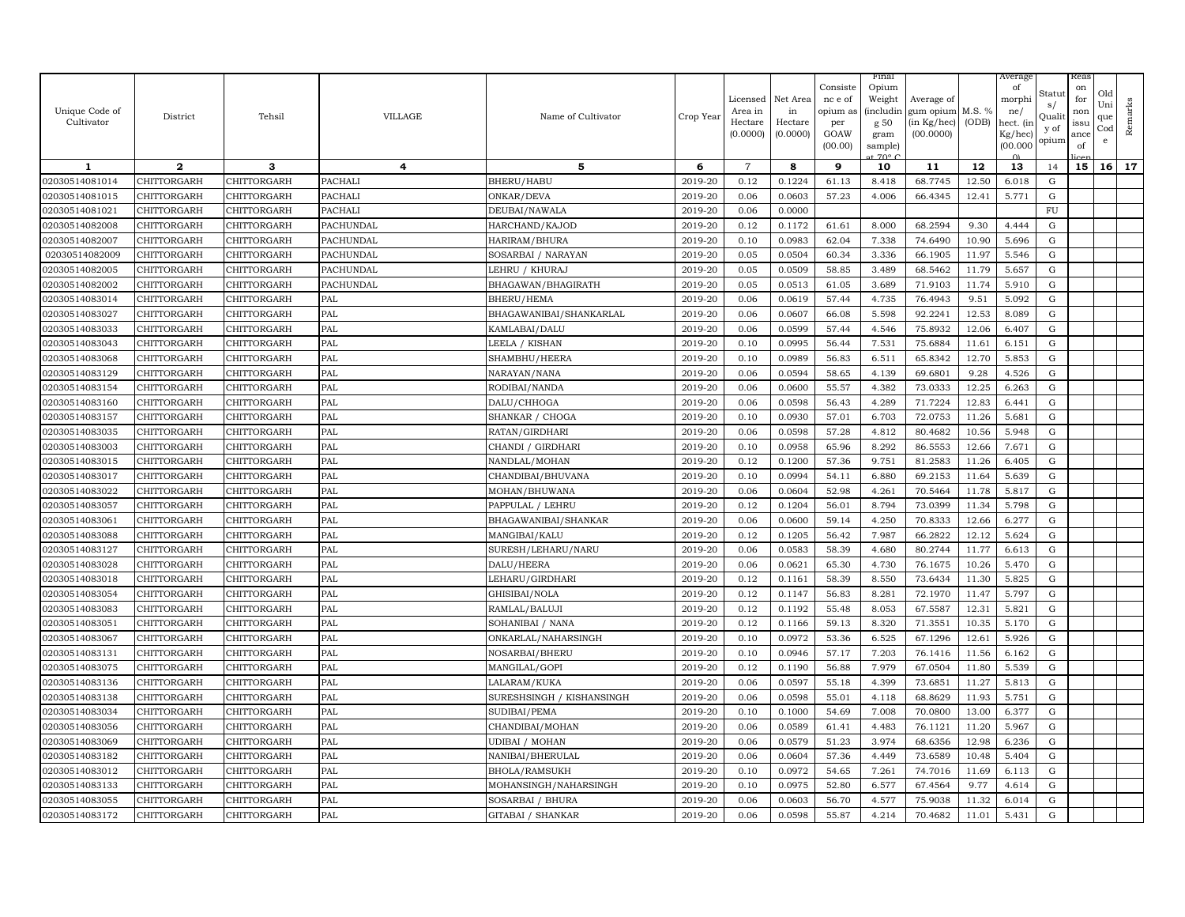| Unique Code of Cultivator | District | Tehsil | VILLAGE | Name of Cultivator | Crop Year | Licensed Area in Hectare (0.0000) | Net Area in Hectare (0.0000) | Consistence of opium as per GOAW (00.00) | Final Opium Weight (including 50 gram sample) at 70° C | Average of gum opium (in Kg/hec) (00.0000) | M.S. % (ODB) | Average of morphine/hect. (in Kg/hec) (00.0000) | Status/Quality of opium | Reason for non issuance of licence | Old Unique Code | Remarks |
|---|---|---|---|---|---|---|---|---|---|---|---|---|---|---|---|---|
| 1 | 2 | 3 | 4 | 5 | 6 | 7 | 8 | 9 | 10 | 11 | 12 | 13 | 14 | 15 | 16 | 17 |
| 02030514081014 | CHITTORGARH | CHITTORGARH | PACHALI | BHERU/HABU | 2019-20 | 0.12 | 0.1224 | 61.13 | 8.418 | 68.7745 | 12.50 | 6.018 | G | | | |
| 02030514081015 | CHITTORGARH | CHITTORGARH | PACHALI | ONKAR/DEVA | 2019-20 | 0.06 | 0.0603 | 57.23 | 4.006 | 66.4345 | 12.41 | 5.771 | G | | | |
| 02030514081021 | CHITTORGARH | CHITTORGARH | PACHALI | DEUBAI/NAWALA | 2019-20 | 0.06 | 0.0000 | | | | | | FU | | | |
| 02030514082008 | CHITTORGARH | CHITTORGARH | PACHUNDAL | HARCHAND/KAJOD | 2019-20 | 0.12 | 0.1172 | 61.61 | 8.000 | 68.2594 | 9.30 | 4.444 | G | | | |
| 02030514082007 | CHITTORGARH | CHITTORGARH | PACHUNDAL | HARIRAM/BHURA | 2019-20 | 0.10 | 0.0983 | 62.04 | 7.338 | 74.6490 | 10.90 | 5.696 | G | | | |
| 02030514082009 | CHITTORGARH | CHITTORGARH | PACHUNDAL | SOSARBAI / NARAYAN | 2019-20 | 0.05 | 0.0504 | 60.34 | 3.336 | 66.1905 | 11.97 | 5.546 | G | | | |
| 02030514082005 | CHITTORGARH | CHITTORGARH | PACHUNDAL | LEHRU / KHURAJ | 2019-20 | 0.05 | 0.0509 | 58.85 | 3.489 | 68.5462 | 11.79 | 5.657 | G | | | |
| 02030514082002 | CHITTORGARH | CHITTORGARH | PACHUNDAL | BHAGAWAN/BHAGIRATH | 2019-20 | 0.05 | 0.0513 | 61.05 | 3.689 | 71.9103 | 11.74 | 5.910 | G | | | |
| 02030514083014 | CHITTORGARH | CHITTORGARH | PAL | BHERU/HEMA | 2019-20 | 0.06 | 0.0619 | 57.44 | 4.735 | 76.4943 | 9.51 | 5.092 | G | | | |
| 02030514083027 | CHITTORGARH | CHITTORGARH | PAL | BHAGAWANIBAI/SHANKARLAL | 2019-20 | 0.06 | 0.0607 | 66.08 | 5.598 | 92.2241 | 12.53 | 8.089 | G | | | |
| 02030514083033 | CHITTORGARH | CHITTORGARH | PAL | KAMLABAI/DALU | 2019-20 | 0.06 | 0.0599 | 57.44 | 4.546 | 75.8932 | 12.06 | 6.407 | G | | | |
| 02030514083043 | CHITTORGARH | CHITTORGARH | PAL | LEELA / KISHAN | 2019-20 | 0.10 | 0.0995 | 56.44 | 7.531 | 75.6884 | 11.61 | 6.151 | G | | | |
| 02030514083068 | CHITTORGARH | CHITTORGARH | PAL | SHAMBHU/HEERA | 2019-20 | 0.10 | 0.0989 | 56.83 | 6.511 | 65.8342 | 12.70 | 5.853 | G | | | |
| 02030514083129 | CHITTORGARH | CHITTORGARH | PAL | NARAYAN/NANA | 2019-20 | 0.06 | 0.0594 | 58.65 | 4.139 | 69.6801 | 9.28 | 4.526 | G | | | |
| 02030514083154 | CHITTORGARH | CHITTORGARH | PAL | RODIBAI/NANDA | 2019-20 | 0.06 | 0.0600 | 55.57 | 4.382 | 73.0333 | 12.25 | 6.263 | G | | | |
| 02030514083160 | CHITTORGARH | CHITTORGARH | PAL | DALU/CHHOGA | 2019-20 | 0.06 | 0.0598 | 56.43 | 4.289 | 71.7224 | 12.83 | 6.441 | G | | | |
| 02030514083157 | CHITTORGARH | CHITTORGARH | PAL | SHANKAR / CHOGA | 2019-20 | 0.10 | 0.0930 | 57.01 | 6.703 | 72.0753 | 11.26 | 5.681 | G | | | |
| 02030514083035 | CHITTORGARH | CHITTORGARH | PAL | RATAN/GIRDHARI | 2019-20 | 0.06 | 0.0598 | 57.28 | 4.812 | 80.4682 | 10.56 | 5.948 | G | | | |
| 02030514083003 | CHITTORGARH | CHITTORGARH | PAL | CHANDI / GIRDHARI | 2019-20 | 0.10 | 0.0958 | 65.96 | 8.292 | 86.5553 | 12.66 | 7.671 | G | | | |
| 02030514083015 | CHITTORGARH | CHITTORGARH | PAL | NANDLAL/MOHAN | 2019-20 | 0.12 | 0.1200 | 57.36 | 9.751 | 81.2583 | 11.26 | 6.405 | G | | | |
| 02030514083017 | CHITTORGARH | CHITTORGARH | PAL | CHANDIBAI/BHUVANA | 2019-20 | 0.10 | 0.0994 | 54.11 | 6.880 | 69.2153 | 11.64 | 5.639 | G | | | |
| 02030514083022 | CHITTORGARH | CHITTORGARH | PAL | MOHAN/BHUWANA | 2019-20 | 0.06 | 0.0604 | 52.98 | 4.261 | 70.5464 | 11.78 | 5.817 | G | | | |
| 02030514083057 | CHITTORGARH | CHITTORGARH | PAL | PAPPULAL / LEHRU | 2019-20 | 0.12 | 0.1204 | 56.01 | 8.794 | 73.0399 | 11.34 | 5.798 | G | | | |
| 02030514083061 | CHITTORGARH | CHITTORGARH | PAL | BHAGAWANIBAI/SHANKAR | 2019-20 | 0.06 | 0.0600 | 59.14 | 4.250 | 70.8333 | 12.66 | 6.277 | G | | | |
| 02030514083088 | CHITTORGARH | CHITTORGARH | PAL | MANGIBAI/KALU | 2019-20 | 0.12 | 0.1205 | 56.42 | 7.987 | 66.2822 | 12.12 | 5.624 | G | | | |
| 02030514083127 | CHITTORGARH | CHITTORGARH | PAL | SURESH/LEHARU/NARU | 2019-20 | 0.06 | 0.0583 | 58.39 | 4.680 | 80.2744 | 11.77 | 6.613 | G | | | |
| 02030514083028 | CHITTORGARH | CHITTORGARH | PAL | DALU/HEERA | 2019-20 | 0.06 | 0.0621 | 65.30 | 4.730 | 76.1675 | 10.26 | 5.470 | G | | | |
| 02030514083018 | CHITTORGARH | CHITTORGARH | PAL | LEHARU/GIRDHARI | 2019-20 | 0.12 | 0.1161 | 58.39 | 8.550 | 73.6434 | 11.30 | 5.825 | G | | | |
| 02030514083054 | CHITTORGARH | CHITTORGARH | PAL | GHISIBAI/NOLA | 2019-20 | 0.12 | 0.1147 | 56.83 | 8.281 | 72.1970 | 11.47 | 5.797 | G | | | |
| 02030514083083 | CHITTORGARH | CHITTORGARH | PAL | RAMLAL/BALUJI | 2019-20 | 0.12 | 0.1192 | 55.48 | 8.053 | 67.5587 | 12.31 | 5.821 | G | | | |
| 02030514083051 | CHITTORGARH | CHITTORGARH | PAL | SOHANIBAI / NANA | 2019-20 | 0.12 | 0.1166 | 59.13 | 8.320 | 71.3551 | 10.35 | 5.170 | G | | | |
| 02030514083067 | CHITTORGARH | CHITTORGARH | PAL | ONKARLAL/NAHARSINGH | 2019-20 | 0.10 | 0.0972 | 53.36 | 6.525 | 67.1296 | 12.61 | 5.926 | G | | | |
| 02030514083131 | CHITTORGARH | CHITTORGARH | PAL | NOSARBAI/BHERU | 2019-20 | 0.10 | 0.0946 | 57.17 | 7.203 | 76.1416 | 11.56 | 6.162 | G | | | |
| 02030514083075 | CHITTORGARH | CHITTORGARH | PAL | MANGILAL/GOPI | 2019-20 | 0.12 | 0.1190 | 56.88 | 7.979 | 67.0504 | 11.80 | 5.539 | G | | | |
| 02030514083136 | CHITTORGARH | CHITTORGARH | PAL | LALARAM/KUKA | 2019-20 | 0.06 | 0.0597 | 55.18 | 4.399 | 73.6851 | 11.27 | 5.813 | G | | | |
| 02030514083138 | CHITTORGARH | CHITTORGARH | PAL | SURESHSINGH / KISHANSINGH | 2019-20 | 0.06 | 0.0598 | 55.01 | 4.118 | 68.8629 | 11.93 | 5.751 | G | | | |
| 02030514083034 | CHITTORGARH | CHITTORGARH | PAL | SUDIBAI/PEMA | 2019-20 | 0.10 | 0.1000 | 54.69 | 7.008 | 70.0800 | 13.00 | 6.377 | G | | | |
| 02030514083056 | CHITTORGARH | CHITTORGARH | PAL | CHANDIBAI/MOHAN | 2019-20 | 0.06 | 0.0589 | 61.41 | 4.483 | 76.1121 | 11.20 | 5.967 | G | | | |
| 02030514083069 | CHITTORGARH | CHITTORGARH | PAL | UDIBAI / MOHAN | 2019-20 | 0.06 | 0.0579 | 51.23 | 3.974 | 68.6356 | 12.98 | 6.236 | G | | | |
| 02030514083182 | CHITTORGARH | CHITTORGARH | PAL | NANIBAI/BHERULAL | 2019-20 | 0.06 | 0.0604 | 57.36 | 4.449 | 73.6589 | 10.48 | 5.404 | G | | | |
| 02030514083012 | CHITTORGARH | CHITTORGARH | PAL | BHOLA/RAMSUKH | 2019-20 | 0.10 | 0.0972 | 54.65 | 7.261 | 74.7016 | 11.69 | 6.113 | G | | | |
| 02030514083133 | CHITTORGARH | CHITTORGARH | PAL | MOHANSINGH/NAHARSINGH | 2019-20 | 0.10 | 0.0975 | 52.80 | 6.577 | 67.4564 | 9.77 | 4.614 | G | | | |
| 02030514083055 | CHITTORGARH | CHITTORGARH | PAL | SOSARBAI / BHURA | 2019-20 | 0.06 | 0.0603 | 56.70 | 4.577 | 75.9038 | 11.32 | 6.014 | G | | | |
| 02030514083172 | CHITTORGARH | CHITTORGARH | PAL | GITABAI / SHANKAR | 2019-20 | 0.06 | 0.0598 | 55.87 | 4.214 | 70.4682 | 11.01 | 5.431 | G | | | |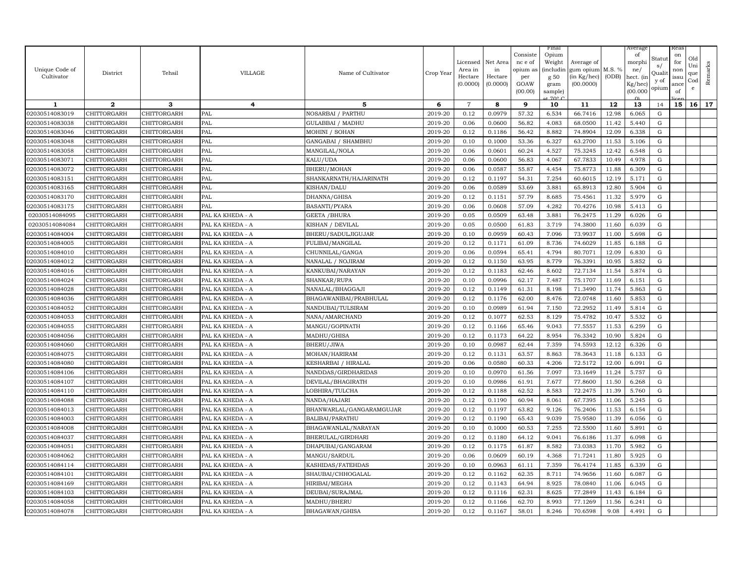| Unique Code of Cultivator | District | Tehsil | VILLAGE | Name of Cultivator | Crop Year | Licensed Area in Hectare (0.0000) | Net Area in Hectare (0.0000) | Consistence of opium as per GOAW (00.00) | Final Opium Weight (including 50 gram sample) at 70° C | Average of gum opium (in Kg/hec) (00.0000) | M.S. % (ODB) | Average of morphine/ hect. (in Kg/hec) (00.0000) | Status/ Quality of opium | Reason for non issuance of licence | Old Unique Code | Remarks |
|---|---|---|---|---|---|---|---|---|---|---|---|---|---|---|---|---|
| 1 | 2 | 3 | 4 | 5 | 6 | 7 | 8 | 9 | 10 | 11 | 12 | 13 | 14 | 15 | 16 | 17 |
| 02030514083019 | CHITTORGARH | CHITTORGARH | PAL | NOSARBAI / PARTHU | 2019-20 | 0.12 | 0.0979 | 57.32 | 6.534 | 66.7416 | 12.98 | 6.065 | G | | | |
| 02030514083038 | CHITTORGARH | CHITTORGARH | PAL | GULABBAI / MADHU | 2019-20 | 0.06 | 0.0600 | 56.82 | 4.083 | 68.0500 | 11.42 | 5.440 | G | | | |
| 02030514083046 | CHITTORGARH | CHITTORGARH | PAL | MOHINI / SOHAN | 2019-20 | 0.12 | 0.1186 | 56.42 | 8.882 | 74.8904 | 12.09 | 6.338 | G | | | |
| 02030514083048 | CHITTORGARH | CHITTORGARH | PAL | GANGABAI / SHAMBHU | 2019-20 | 0.10 | 0.1000 | 53.36 | 6.327 | 63.2700 | 11.53 | 5.106 | G | | | |
| 02030514083058 | CHITTORGARH | CHITTORGARH | PAL | MANGILAL/NOLA | 2019-20 | 0.06 | 0.0601 | 60.24 | 4.527 | 75.3245 | 12.42 | 6.548 | G | | | |
| 02030514083071 | CHITTORGARH | CHITTORGARH | PAL | KALU/UDA | 2019-20 | 0.06 | 0.0600 | 56.83 | 4.067 | 67.7833 | 10.49 | 4.978 | G | | | |
| 02030514083072 | CHITTORGARH | CHITTORGARH | PAL | BHERU/MOHAN | 2019-20 | 0.06 | 0.0587 | 55.87 | 4.454 | 75.8773 | 11.88 | 6.309 | G | | | |
| 02030514083151 | CHITTORGARH | CHITTORGARH | PAL | SHANKARNATH/HAJARINATH | 2019-20 | 0.12 | 0.1197 | 54.31 | 7.254 | 60.6015 | 12.19 | 5.171 | G | | | |
| 02030514083165 | CHITTORGARH | CHITTORGARH | PAL | KISHAN/DALU | 2019-20 | 0.06 | 0.0589 | 53.69 | 3.881 | 65.8913 | 12.80 | 5.904 | G | | | |
| 02030514083170 | CHITTORGARH | CHITTORGARH | PAL | DHANNA/GHISA | 2019-20 | 0.12 | 0.1151 | 57.79 | 8.685 | 75.4561 | 11.32 | 5.979 | G | | | |
| 02030514083175 | CHITTORGARH | CHITTORGARH | PAL | BASANTI/PYARA | 2019-20 | 0.06 | 0.0608 | 57.09 | 4.282 | 70.4276 | 10.98 | 5.413 | G | | | |
| 02030514084095 | CHITTORGARH | CHITTORGARH | PAL KA KHEDA - A | GEETA /BHURA | 2019-20 | 0.05 | 0.0509 | 63.48 | 3.881 | 76.2475 | 11.29 | 6.026 | G | | | |
| 02030514084084 | CHITTORGARH | CHITTORGARH | PAL KA KHEDA - A | KISHAN / DEVILAL | 2019-20 | 0.05 | 0.0500 | 61.83 | 3.719 | 74.3800 | 11.60 | 6.039 | G | | | |
| 02030514084004 | CHITTORGARH | CHITTORGARH | PAL KA KHEDA - A | BHERU/SADULJIGUJAR | 2019-20 | 0.10 | 0.0959 | 60.43 | 7.096 | 73.9937 | 11.00 | 5.698 | G | | | |
| 02030514084005 | CHITTORGARH | CHITTORGARH | PAL KA KHEDA - A | FULIBAI/MANGILAL | 2019-20 | 0.12 | 0.1171 | 61.09 | 8.736 | 74.6029 | 11.85 | 6.188 | G | | | |
| 02030514084010 | CHITTORGARH | CHITTORGARH | PAL KA KHEDA - A | CHUNNILAL/GANGA | 2019-20 | 0.06 | 0.0594 | 65.41 | 4.794 | 80.7071 | 12.09 | 6.830 | G | | | |
| 02030514084012 | CHITTORGARH | CHITTORGARH | PAL KA KHEDA - A | NANALAL / NOJIRAM | 2019-20 | 0.12 | 0.1150 | 63.95 | 8.779 | 76.3391 | 10.95 | 5.852 | G | | | |
| 02030514084016 | CHITTORGARH | CHITTORGARH | PAL KA KHEDA - A | KANKUBAI/NARAYAN | 2019-20 | 0.12 | 0.1183 | 62.46 | 8.602 | 72.7134 | 11.54 | 5.874 | G | | | |
| 02030514084024 | CHITTORGARH | CHITTORGARH | PAL KA KHEDA - A | SHANKAR/RUPA | 2019-20 | 0.10 | 0.0996 | 62.17 | 7.487 | 75.1707 | 11.69 | 6.151 | G | | | |
| 02030514084028 | CHITTORGARH | CHITTORGARH | PAL KA KHEDA - A | NANALAL/BHAGGAJI | 2019-20 | 0.12 | 0.1149 | 61.31 | 8.198 | 71.3490 | 11.74 | 5.863 | G | | | |
| 02030514084036 | CHITTORGARH | CHITTORGARH | PAL KA KHEDA - A | BHAGAWANIBAI/PRABHULAL | 2019-20 | 0.12 | 0.1176 | 62.00 | 8.476 | 72.0748 | 11.60 | 5.853 | G | | | |
| 02030514084052 | CHITTORGARH | CHITTORGARH | PAL KA KHEDA - A | NANDUBAI/TULSIRAM | 2019-20 | 0.10 | 0.0989 | 61.94 | 7.150 | 72.2952 | 11.49 | 5.814 | G | | | |
| 02030514084053 | CHITTORGARH | CHITTORGARH | PAL KA KHEDA - A | NANA/AMARCHAND | 2019-20 | 0.12 | 0.1077 | 62.53 | 8.129 | 75.4782 | 10.47 | 5.532 | G | | | |
| 02030514084055 | CHITTORGARH | CHITTORGARH | PAL KA KHEDA - A | MANGU/GOPINATH | 2019-20 | 0.12 | 0.1166 | 65.46 | 9.043 | 77.5557 | 11.53 | 6.259 | G | | | |
| 02030514084056 | CHITTORGARH | CHITTORGARH | PAL KA KHEDA - A | MADHU/GHISA | 2019-20 | 0.12 | 0.1173 | 64.22 | 8.954 | 76.3342 | 10.90 | 5.824 | G | | | |
| 02030514084060 | CHITTORGARH | CHITTORGARH | PAL KA KHEDA - A | BHERU/JIWA | 2019-20 | 0.10 | 0.0987 | 62.44 | 7.359 | 74.5593 | 12.12 | 6.326 | G | | | |
| 02030514084075 | CHITTORGARH | CHITTORGARH | PAL KA KHEDA - A | MOHAN/HARIRAM | 2019-20 | 0.12 | 0.1131 | 63.57 | 8.863 | 78.3643 | 11.18 | 6.133 | G | | | |
| 02030514084080 | CHITTORGARH | CHITTORGARH | PAL KA KHEDA - A | KESHARBAI / HIRALAL | 2019-20 | 0.06 | 0.0580 | 60.33 | 4.206 | 72.5172 | 12.00 | 6.091 | G | | | |
| 02030514084106 | CHITTORGARH | CHITTORGARH | PAL KA KHEDA - A | NANDDAS/GIRDHARIDAS | 2019-20 | 0.10 | 0.0970 | 61.56 | 7.097 | 73.1649 | 11.24 | 5.757 | G | | | |
| 02030514084107 | CHITTORGARH | CHITTORGARH | PAL KA KHEDA - A | DEVILAL/BHAGIRATH | 2019-20 | 0.10 | 0.0986 | 61.91 | 7.677 | 77.8600 | 11.50 | 6.268 | G | | | |
| 02030514084110 | CHITTORGARH | CHITTORGARH | PAL KA KHEDA - A | LOBHIRA/TULCHA | 2019-20 | 0.12 | 0.1188 | 62.52 | 8.583 | 72.2475 | 11.39 | 5.760 | G | | | |
| 02030514084088 | CHITTORGARH | CHITTORGARH | PAL KA KHEDA - A | NANDA/HAJARI | 2019-20 | 0.12 | 0.1190 | 60.94 | 8.061 | 67.7395 | 11.06 | 5.245 | G | | | |
| 02030514084013 | CHITTORGARH | CHITTORGARH | PAL KA KHEDA - A | BHANWARLAL/GANGARAMGUJAR | 2019-20 | 0.12 | 0.1197 | 63.82 | 9.126 | 76.2406 | 11.53 | 6.154 | G | | | |
| 02030514084003 | CHITTORGARH | CHITTORGARH | PAL KA KHEDA - A | BALIBAI/PARATHU | 2019-20 | 0.12 | 0.1190 | 65.43 | 9.039 | 75.9580 | 11.39 | 6.056 | G | | | |
| 02030514084008 | CHITTORGARH | CHITTORGARH | PAL KA KHEDA - A | BHAGAWANLAL/NARAYAN | 2019-20 | 0.10 | 0.1000 | 60.53 | 7.255 | 72.5500 | 11.60 | 5.891 | G | | | |
| 02030514084037 | CHITTORGARH | CHITTORGARH | PAL KA KHEDA - A | BHERULAL/GIRDHARI | 2019-20 | 0.12 | 0.1180 | 64.12 | 9.041 | 76.6186 | 11.37 | 6.098 | G | | | |
| 02030514084051 | CHITTORGARH | CHITTORGARH | PAL KA KHEDA - A | DHAPUBAI/GANGARAM | 2019-20 | 0.12 | 0.1175 | 61.87 | 8.582 | 73.0383 | 11.70 | 5.982 | G | | | |
| 02030514084062 | CHITTORGARH | CHITTORGARH | PAL KA KHEDA - A | MANGU/SARDUL | 2019-20 | 0.06 | 0.0609 | 60.19 | 4.368 | 71.7241 | 11.80 | 5.925 | G | | | |
| 02030514084114 | CHITTORGARH | CHITTORGARH | PAL KA KHEDA - A | KASHIDAS/FATEHDAS | 2019-20 | 0.10 | 0.0963 | 61.11 | 7.359 | 76.4174 | 11.85 | 6.339 | G | | | |
| 02030514084101 | CHITTORGARH | CHITTORGARH | PAL KA KHEDA - A | SHAUBAI/CHHOGALAL | 2019-20 | 0.12 | 0.1162 | 62.35 | 8.711 | 74.9656 | 11.60 | 6.087 | G | | | |
| 02030514084169 | CHITTORGARH | CHITTORGARH | PAL KA KHEDA - A | HIRIBAI/MEGHA | 2019-20 | 0.12 | 0.1143 | 64.94 | 8.925 | 78.0840 | 11.06 | 6.045 | G | | | |
| 02030514084103 | CHITTORGARH | CHITTORGARH | PAL KA KHEDA - A | DEUBAI/SURAJMAL | 2019-20 | 0.12 | 0.1116 | 62.31 | 8.625 | 77.2849 | 11.43 | 6.184 | G | | | |
| 02030514084058 | CHITTORGARH | CHITTORGARH | PAL KA KHEDA - A | MADHU/BHERU | 2019-20 | 0.12 | 0.1166 | 62.70 | 8.993 | 77.1269 | 11.56 | 6.241 | G | | | |
| 02030514084078 | CHITTORGARH | CHITTORGARH | PAL KA KHEDA - A | BHAGAWAN/GHISA | 2019-20 | 0.12 | 0.1167 | 58.01 | 8.246 | 70.6598 | 9.08 | 4.491 | G | | | |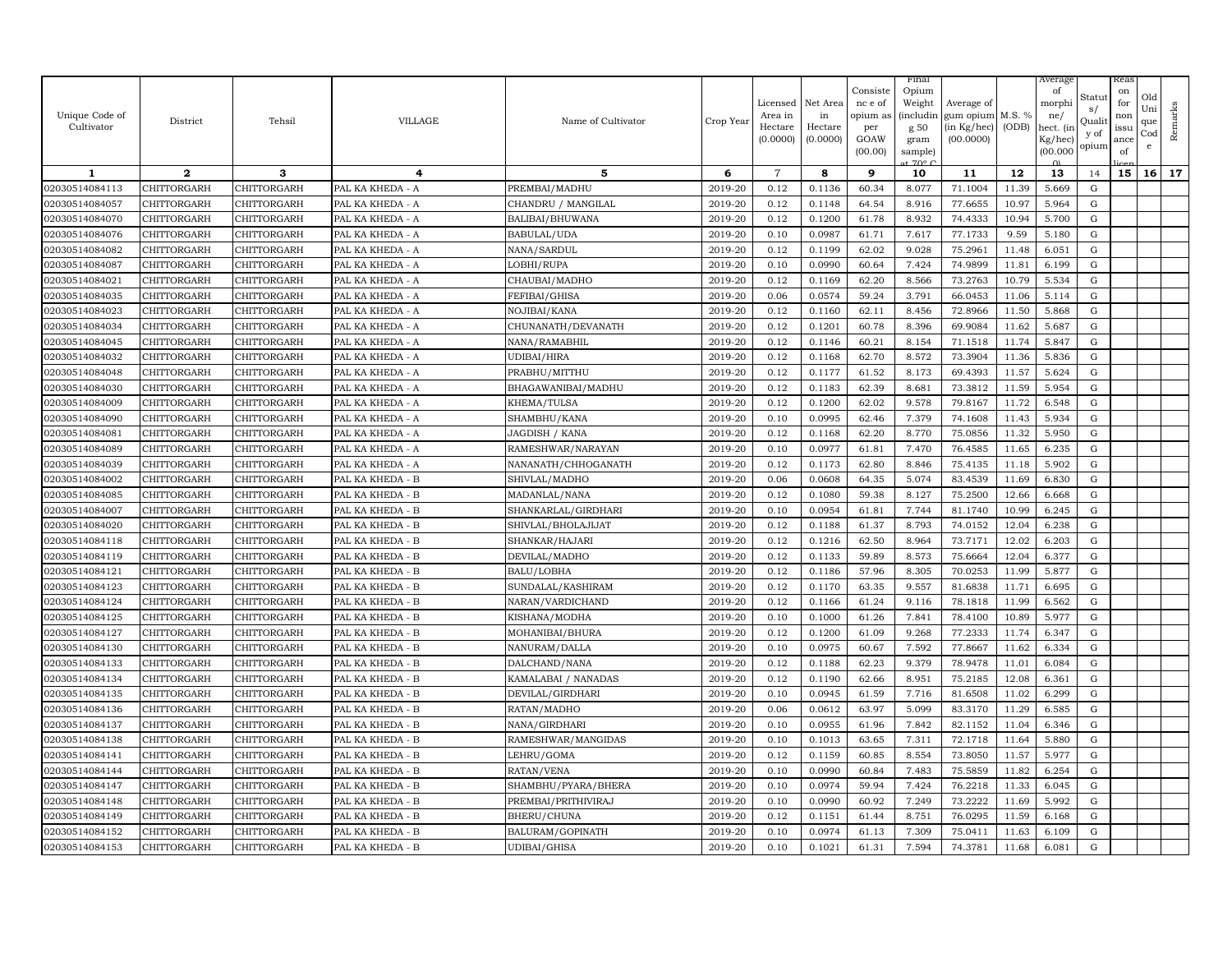| Unique Code of Cultivator | District | Tehsil | VILLAGE | Name of Cultivator | Crop Year | Licensed Area in Hectare (0.0000) | Net Area in Hectare (0.0000) | Consistence of opium as per GOAW (00.00) | Final Opium Weight (including 50 gram sample) at 70° C | Average of gum opium (in Kg/hec) (00.0000) | M.S. % (ODB) | Average of morphine/ hect. (in Kg/hec) (00.000) | Status/ Quality of opium | Reason for non issuance of licence | Old Unique Code | Remarks |
|---|---|---|---|---|---|---|---|---|---|---|---|---|---|---|---|---|
| 1 | 2 | 3 | 4 | 5 | 6 | 7 | 8 | 9 | 10 | 11 | 12 | 13 | 14 | 15 | 16 | 17 |
| 02030514084113 | CHITTORGARH | CHITTORGARH | PAL KA KHEDA - A | PREMBAI/MADHU | 2019-20 | 0.12 | 0.1136 | 60.34 | 8.077 | 71.1004 | 11.39 | 5.669 | G | | | |
| 02030514084057 | CHITTORGARH | CHITTORGARH | PAL KA KHEDA - A | CHANDRU / MANGILAL | 2019-20 | 0.12 | 0.1148 | 64.54 | 8.916 | 77.6655 | 10.97 | 5.964 | G | | | |
| 02030514084070 | CHITTORGARH | CHITTORGARH | PAL KA KHEDA - A | BALIBAI/BHUWANA | 2019-20 | 0.12 | 0.1200 | 61.78 | 8.932 | 74.4333 | 10.94 | 5.700 | G | | | |
| 02030514084076 | CHITTORGARH | CHITTORGARH | PAL KA KHEDA - A | BABULAL/UDA | 2019-20 | 0.10 | 0.0987 | 61.71 | 7.617 | 77.1733 | 9.59 | 5.180 | G | | | |
| 02030514084082 | CHITTORGARH | CHITTORGARH | PAL KA KHEDA - A | NANA/SARDUL | 2019-20 | 0.12 | 0.1199 | 62.02 | 9.028 | 75.2961 | 11.48 | 6.051 | G | | | |
| 02030514084087 | CHITTORGARH | CHITTORGARH | PAL KA KHEDA - A | LOBHI/RUPA | 2019-20 | 0.10 | 0.0990 | 60.64 | 7.424 | 74.9899 | 11.81 | 6.199 | G | | | |
| 02030514084021 | CHITTORGARH | CHITTORGARH | PAL KA KHEDA - A | CHAUBAI/MADHO | 2019-20 | 0.12 | 0.1169 | 62.20 | 8.566 | 73.2763 | 10.79 | 5.534 | G | | | |
| 02030514084035 | CHITTORGARH | CHITTORGARH | PAL KA KHEDA - A | FEFIBAI/GHISA | 2019-20 | 0.06 | 0.0574 | 59.24 | 3.791 | 66.0453 | 11.06 | 5.114 | G | | | |
| 02030514084023 | CHITTORGARH | CHITTORGARH | PAL KA KHEDA - A | NOJIBAI/KANA | 2019-20 | 0.12 | 0.1160 | 62.11 | 8.456 | 72.8966 | 11.50 | 5.868 | G | | | |
| 02030514084034 | CHITTORGARH | CHITTORGARH | PAL KA KHEDA - A | CHUNANATH/DEVANATH | 2019-20 | 0.12 | 0.1201 | 60.78 | 8.396 | 69.9084 | 11.62 | 5.687 | G | | | |
| 02030514084045 | CHITTORGARH | CHITTORGARH | PAL KA KHEDA - A | NANA/RAMABHIL | 2019-20 | 0.12 | 0.1146 | 60.21 | 8.154 | 71.1518 | 11.74 | 5.847 | G | | | |
| 02030514084032 | CHITTORGARH | CHITTORGARH | PAL KA KHEDA - A | UDIBAI/HIRA | 2019-20 | 0.12 | 0.1168 | 62.70 | 8.572 | 73.3904 | 11.36 | 5.836 | G | | | |
| 02030514084048 | CHITTORGARH | CHITTORGARH | PAL KA KHEDA - A | PRABHU/MITTHU | 2019-20 | 0.12 | 0.1177 | 61.52 | 8.173 | 69.4393 | 11.57 | 5.624 | G | | | |
| 02030514084030 | CHITTORGARH | CHITTORGARH | PAL KA KHEDA - A | BHAGAWANIBAI/MADHU | 2019-20 | 0.12 | 0.1183 | 62.39 | 8.681 | 73.3812 | 11.59 | 5.954 | G | | | |
| 02030514084009 | CHITTORGARH | CHITTORGARH | PAL KA KHEDA - A | KHEMA/TULSA | 2019-20 | 0.12 | 0.1200 | 62.02 | 9.578 | 79.8167 | 11.72 | 6.548 | G | | | |
| 02030514084090 | CHITTORGARH | CHITTORGARH | PAL KA KHEDA - A | SHAMBHU/KANA | 2019-20 | 0.10 | 0.0995 | 62.46 | 7.379 | 74.1608 | 11.43 | 5.934 | G | | | |
| 02030514084081 | CHITTORGARH | CHITTORGARH | PAL KA KHEDA - A | JAGDISH / KANA | 2019-20 | 0.12 | 0.1168 | 62.20 | 8.770 | 75.0856 | 11.32 | 5.950 | G | | | |
| 02030514084089 | CHITTORGARH | CHITTORGARH | PAL KA KHEDA - A | RAMESHWAR/NARAYAN | 2019-20 | 0.10 | 0.0977 | 61.81 | 7.470 | 76.4585 | 11.65 | 6.235 | G | | | |
| 02030514084039 | CHITTORGARH | CHITTORGARH | PAL KA KHEDA - A | NANANATH/CHHOGANATH | 2019-20 | 0.12 | 0.1173 | 62.80 | 8.846 | 75.4135 | 11.18 | 5.902 | G | | | |
| 02030514084002 | CHITTORGARH | CHITTORGARH | PAL KA KHEDA - B | SHIVLAL/MADHO | 2019-20 | 0.06 | 0.0608 | 64.35 | 5.074 | 83.4539 | 11.69 | 6.830 | G | | | |
| 02030514084085 | CHITTORGARH | CHITTORGARH | PAL KA KHEDA - B | MADANLAL/NANA | 2019-20 | 0.12 | 0.1080 | 59.38 | 8.127 | 75.2500 | 12.66 | 6.668 | G | | | |
| 02030514084007 | CHITTORGARH | CHITTORGARH | PAL KA KHEDA - B | SHANKARLAL/GIRDHARI | 2019-20 | 0.10 | 0.0954 | 61.81 | 7.744 | 81.1740 | 10.99 | 6.245 | G | | | |
| 02030514084020 | CHITTORGARH | CHITTORGARH | PAL KA KHEDA - B | SHIVLAL/BHOLAJIJAT | 2019-20 | 0.12 | 0.1188 | 61.37 | 8.793 | 74.0152 | 12.04 | 6.238 | G | | | |
| 02030514084118 | CHITTORGARH | CHITTORGARH | PAL KA KHEDA - B | SHANKAR/HAJARI | 2019-20 | 0.12 | 0.1216 | 62.50 | 8.964 | 73.7171 | 12.02 | 6.203 | G | | | |
| 02030514084119 | CHITTORGARH | CHITTORGARH | PAL KA KHEDA - B | DEVILAL/MADHO | 2019-20 | 0.12 | 0.1133 | 59.89 | 8.573 | 75.6664 | 12.04 | 6.377 | G | | | |
| 02030514084121 | CHITTORGARH | CHITTORGARH | PAL KA KHEDA - B | BALU/LOBHA | 2019-20 | 0.12 | 0.1186 | 57.96 | 8.305 | 70.0253 | 11.99 | 5.877 | G | | | |
| 02030514084123 | CHITTORGARH | CHITTORGARH | PAL KA KHEDA - B | SUNDALAL/KASHIRAM | 2019-20 | 0.12 | 0.1170 | 63.35 | 9.557 | 81.6838 | 11.71 | 6.695 | G | | | |
| 02030514084124 | CHITTORGARH | CHITTORGARH | PAL KA KHEDA - B | NARAN/VARDICHAND | 2019-20 | 0.12 | 0.1166 | 61.24 | 9.116 | 78.1818 | 11.99 | 6.562 | G | | | |
| 02030514084125 | CHITTORGARH | CHITTORGARH | PAL KA KHEDA - B | KISHANA/MODHA | 2019-20 | 0.10 | 0.1000 | 61.26 | 7.841 | 78.4100 | 10.89 | 5.977 | G | | | |
| 02030514084127 | CHITTORGARH | CHITTORGARH | PAL KA KHEDA - B | MOHANIBAI/BHURA | 2019-20 | 0.12 | 0.1200 | 61.09 | 9.268 | 77.2333 | 11.74 | 6.347 | G | | | |
| 02030514084130 | CHITTORGARH | CHITTORGARH | PAL KA KHEDA - B | NANURAM/DALLA | 2019-20 | 0.10 | 0.0975 | 60.67 | 7.592 | 77.8667 | 11.62 | 6.334 | G | | | |
| 02030514084133 | CHITTORGARH | CHITTORGARH | PAL KA KHEDA - B | DALCHAND/NANA | 2019-20 | 0.12 | 0.1188 | 62.23 | 9.379 | 78.9478 | 11.01 | 6.084 | G | | | |
| 02030514084134 | CHITTORGARH | CHITTORGARH | PAL KA KHEDA - B | KAMALABAI / NANADAS | 2019-20 | 0.12 | 0.1190 | 62.66 | 8.951 | 75.2185 | 12.08 | 6.361 | G | | | |
| 02030514084135 | CHITTORGARH | CHITTORGARH | PAL KA KHEDA - B | DEVILAL/GIRDHARI | 2019-20 | 0.10 | 0.0945 | 61.59 | 7.716 | 81.6508 | 11.02 | 6.299 | G | | | |
| 02030514084136 | CHITTORGARH | CHITTORGARH | PAL KA KHEDA - B | RATAN/MADHO | 2019-20 | 0.06 | 0.0612 | 63.97 | 5.099 | 83.3170 | 11.29 | 6.585 | G | | | |
| 02030514084137 | CHITTORGARH | CHITTORGARH | PAL KA KHEDA - B | NANA/GIRDHARI | 2019-20 | 0.10 | 0.0955 | 61.96 | 7.842 | 82.1152 | 11.04 | 6.346 | G | | | |
| 02030514084138 | CHITTORGARH | CHITTORGARH | PAL KA KHEDA - B | RAMESHWAR/MANGIDAS | 2019-20 | 0.10 | 0.1013 | 63.65 | 7.311 | 72.1718 | 11.64 | 5.880 | G | | | |
| 02030514084141 | CHITTORGARH | CHITTORGARH | PAL KA KHEDA - B | LEHRU/GOMA | 2019-20 | 0.12 | 0.1159 | 60.85 | 8.554 | 73.8050 | 11.57 | 5.977 | G | | | |
| 02030514084144 | CHITTORGARH | CHITTORGARH | PAL KA KHEDA - B | RATAN/VENA | 2019-20 | 0.10 | 0.0990 | 60.84 | 7.483 | 75.5859 | 11.82 | 6.254 | G | | | |
| 02030514084147 | CHITTORGARH | CHITTORGARH | PAL KA KHEDA - B | SHAMBHU/PYARA/BHERA | 2019-20 | 0.10 | 0.0974 | 59.94 | 7.424 | 76.2218 | 11.33 | 6.045 | G | | | |
| 02030514084148 | CHITTORGARH | CHITTORGARH | PAL KA KHEDA - B | PREMBAI/PRITHIVIRAJ | 2019-20 | 0.10 | 0.0990 | 60.92 | 7.249 | 73.2222 | 11.69 | 5.992 | G | | | |
| 02030514084149 | CHITTORGARH | CHITTORGARH | PAL KA KHEDA - B | BHERU/CHUNA | 2019-20 | 0.12 | 0.1151 | 61.44 | 8.751 | 76.0295 | 11.59 | 6.168 | G | | | |
| 02030514084152 | CHITTORGARH | CHITTORGARH | PAL KA KHEDA - B | BALURAM/GOPINATH | 2019-20 | 0.10 | 0.0974 | 61.13 | 7.309 | 75.0411 | 11.63 | 6.109 | G | | | |
| 02030514084153 | CHITTORGARH | CHITTORGARH | PAL KA KHEDA - B | UDIBAI/GHISA | 2019-20 | 0.10 | 0.1021 | 61.31 | 7.594 | 74.3781 | 11.68 | 6.081 | G | | | |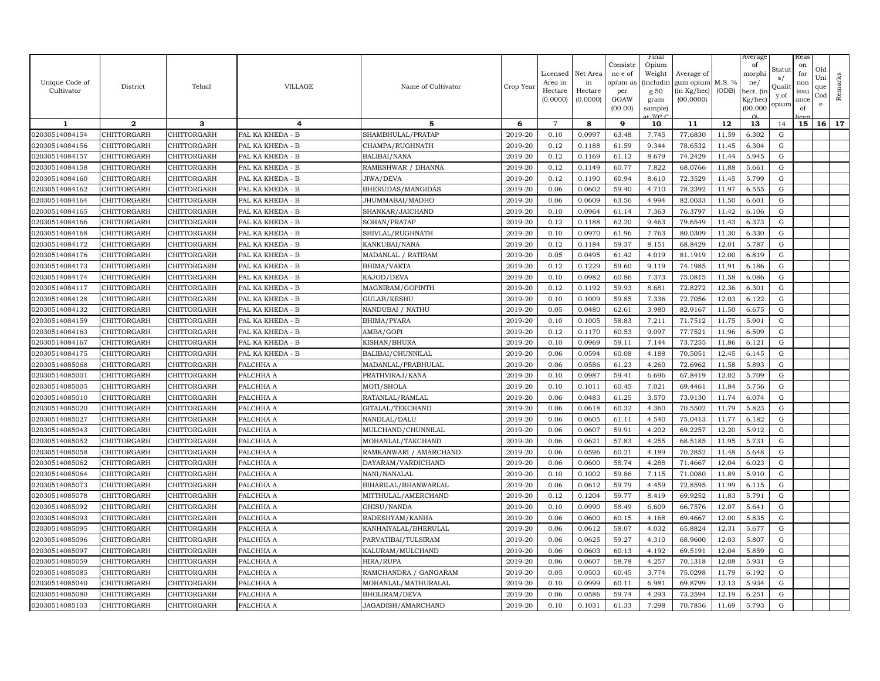| Unique Code of Cultivator | District | Tehsil | VILLAGE | Name of Cultivator | Crop Year | Licensed Area in Hectare (0.0000) | Net Area in Hectare (0.0000) | Consistence of opium as per GOAW (00.00) | Final Opium Weight (including g 50 gram sample) at 70° C | Average of gum opium (in Kg/hec) (00.0000) | M.S. % (ODB) | Average of morphine/ hect. (in Kg/hec) (00.000 0) | Status/ Quality of opium | Reason for non issuance of licence | Old Unique Code | Remarks |
|---|---|---|---|---|---|---|---|---|---|---|---|---|---|---|---|---|
| 1 | 2 | 3 | 4 | 5 | 6 | 7 | 8 | 9 | 10 | 11 | 12 | 13 | 14 | 15 | 16 | 17 |
| 02030514084154 | CHITTORGARH | CHITTORGARH | PAL KA KHEDA - B | SHAMBHULAL/PRATAP | 2019-20 | 0.10 | 0.0997 | 63.48 | 7.745 | 77.6830 | 11.59 | 6.302 | G | | | |
| 02030514084156 | CHITTORGARH | CHITTORGARH | PAL KA KHEDA - B | CHAMPA/RUGHNATH | 2019-20 | 0.12 | 0.1188 | 61.59 | 9.344 | 78.6532 | 11.45 | 6.304 | G | | | |
| 02030514084157 | CHITTORGARH | CHITTORGARH | PAL KA KHEDA - B | BALIBAI/NANA | 2019-20 | 0.12 | 0.1169 | 61.12 | 8.679 | 74.2429 | 11.44 | 5.945 | G | | | |
| 02030514084158 | CHITTORGARH | CHITTORGARH | PAL KA KHEDA - B | RAMESHWAR / DHANNA | 2019-20 | 0.12 | 0.1149 | 60.77 | 7.822 | 68.0766 | 11.88 | 5.661 | G | | | |
| 02030514084160 | CHITTORGARH | CHITTORGARH | PAL KA KHEDA - B | JIWA/DEVA | 2019-20 | 0.12 | 0.1190 | 60.94 | 8.610 | 72.3529 | 11.45 | 5.799 | G | | | |
| 02030514084162 | CHITTORGARH | CHITTORGARH | PAL KA KHEDA - B | BHERUDAS/MANGIDAS | 2019-20 | 0.06 | 0.0602 | 59.40 | 4.710 | 78.2392 | 11.97 | 6.555 | G | | | |
| 02030514084164 | CHITTORGARH | CHITTORGARH | PAL KA KHEDA - B | JHUMMABAI/MADHO | 2019-20 | 0.06 | 0.0609 | 63.56 | 4.994 | 82.0033 | 11.50 | 6.601 | G | | | |
| 02030514084165 | CHITTORGARH | CHITTORGARH | PAL KA KHEDA - B | SHANKAR/JAICHAND | 2019-20 | 0.10 | 0.0964 | 61.14 | 7.363 | 76.3797 | 11.42 | 6.106 | G | | | |
| 02030514084166 | CHITTORGARH | CHITTORGARH | PAL KA KHEDA - B | SOHAN/PRATAP | 2019-20 | 0.12 | 0.1188 | 62.20 | 9.463 | 79.6549 | 11.43 | 6.373 | G | | | |
| 02030514084168 | CHITTORGARH | CHITTORGARH | PAL KA KHEDA - B | SHIVLAL/RUGHNATH | 2019-20 | 0.10 | 0.0970 | 61.96 | 7.763 | 80.0309 | 11.30 | 6.330 | G | | | |
| 02030514084172 | CHITTORGARH | CHITTORGARH | PAL KA KHEDA - B | KANKUBAI/NANA | 2019-20 | 0.12 | 0.1184 | 59.37 | 8.151 | 68.8429 | 12.01 | 5.787 | G | | | |
| 02030514084176 | CHITTORGARH | CHITTORGARH | PAL KA KHEDA - B | MADANLAL / RATIRAM | 2019-20 | 0.05 | 0.0495 | 61.42 | 4.019 | 81.1919 | 12.00 | 6.819 | G | | | |
| 02030514084173 | CHITTORGARH | CHITTORGARH | PAL KA KHEDA - B | BHIMA/VAKTA | 2019-20 | 0.12 | 0.1229 | 59.60 | 9.119 | 74.1985 | 11.91 | 6.186 | G | | | |
| 02030514084174 | CHITTORGARH | CHITTORGARH | PAL KA KHEDA - B | KAJOD/DEVA | 2019-20 | 0.10 | 0.0982 | 60.86 | 7.373 | 75.0815 | 11.58 | 6.086 | G | | | |
| 02030514084117 | CHITTORGARH | CHITTORGARH | PAL KA KHEDA - B | MAGNIRAM/GOPINTH | 2019-20 | 0.12 | 0.1192 | 59.93 | 8.681 | 72.8272 | 12.36 | 6.301 | G | | | |
| 02030514084128 | CHITTORGARH | CHITTORGARH | PAL KA KHEDA - B | GULAB/KESHU | 2019-20 | 0.10 | 0.1009 | 59.85 | 7.336 | 72.7056 | 12.03 | 6.122 | G | | | |
| 02030514084132 | CHITTORGARH | CHITTORGARH | PAL KA KHEDA - B | NANDUBAI / NATHU | 2019-20 | 0.05 | 0.0480 | 62.61 | 3.980 | 82.9167 | 11.50 | 6.675 | G | | | |
| 02030514084159 | CHITTORGARH | CHITTORGARH | PAL KA KHEDA - B | BHIMA/PYARA | 2019-20 | 0.10 | 0.1005 | 58.83 | 7.211 | 71.7512 | 11.75 | 5.901 | G | | | |
| 02030514084163 | CHITTORGARH | CHITTORGARH | PAL KA KHEDA - B | AMBA/GOPI | 2019-20 | 0.12 | 0.1170 | 60.53 | 9.097 | 77.7521 | 11.96 | 6.509 | G | | | |
| 02030514084167 | CHITTORGARH | CHITTORGARH | PAL KA KHEDA - B | KISHAN/BHURA | 2019-20 | 0.10 | 0.0969 | 59.11 | 7.144 | 73.7255 | 11.86 | 6.121 | G | | | |
| 02030514084175 | CHITTORGARH | CHITTORGARH | PAL KA KHEDA - B | BALIBAI/CHUNNILAL | 2019-20 | 0.06 | 0.0594 | 60.08 | 4.188 | 70.5051 | 12.45 | 6.145 | G | | | |
| 02030514085068 | CHITTORGARH | CHITTORGARH | PALCHHA A | MADANLAL/PRABHULAL | 2019-20 | 0.06 | 0.0586 | 61.23 | 4.260 | 72.6962 | 11.58 | 5.893 | G | | | |
| 02030514085001 | CHITTORGARH | CHITTORGARH | PALCHHA A | PRATHVIRAJ/KANA | 2019-20 | 0.10 | 0.0987 | 59.41 | 6.696 | 67.8419 | 12.02 | 5.709 | G | | | |
| 02030514085005 | CHITTORGARH | CHITTORGARH | PALCHHA A | MOTI/SHOLA | 2019-20 | 0.10 | 0.1011 | 60.45 | 7.021 | 69.4461 | 11.84 | 5.756 | G | | | |
| 02030514085010 | CHITTORGARH | CHITTORGARH | PALCHHA A | RATANLAL/RAMLAL | 2019-20 | 0.06 | 0.0483 | 61.25 | 3.570 | 73.9130 | 11.74 | 6.074 | G | | | |
| 02030514085020 | CHITTORGARH | CHITTORGARH | PALCHHA A | GITALAL/TEKCHAND | 2019-20 | 0.06 | 0.0618 | 60.32 | 4.360 | 70.5502 | 11.79 | 5.823 | G | | | |
| 02030514085027 | CHITTORGARH | CHITTORGARH | PALCHHA A | NANDLAL/DALU | 2019-20 | 0.06 | 0.0605 | 61.11 | 4.540 | 75.0413 | 11.77 | 6.182 | G | | | |
| 02030514085043 | CHITTORGARH | CHITTORGARH | PALCHHA A | MULCHAND/CHUNNILAL | 2019-20 | 0.06 | 0.0607 | 59.91 | 4.202 | 69.2257 | 12.20 | 5.912 | G | | | |
| 02030514085052 | CHITTORGARH | CHITTORGARH | PALCHHA A | MOHANLAL/TAKCHAND | 2019-20 | 0.06 | 0.0621 | 57.83 | 4.255 | 68.5185 | 11.95 | 5.731 | G | | | |
| 02030514085058 | CHITTORGARH | CHITTORGARH | PALCHHA A | RAMKANWARI / AMARCHAND | 2019-20 | 0.06 | 0.0596 | 60.21 | 4.189 | 70.2852 | 11.48 | 5.648 | G | | | |
| 02030514085062 | CHITTORGARH | CHITTORGARH | PALCHHA A | DAYARAM/VARDICHAND | 2019-20 | 0.06 | 0.0600 | 58.74 | 4.288 | 71.4667 | 12.04 | 6.023 | G | | | |
| 02030514085064 | CHITTORGARH | CHITTORGARH | PALCHHA A | NANI/NANALAL | 2019-20 | 0.10 | 0.1002 | 59.86 | 7.115 | 71.0080 | 11.89 | 5.910 | G | | | |
| 02030514085073 | CHITTORGARH | CHITTORGARH | PALCHHA A | BIHARILAL/BHANWARLAL | 2019-20 | 0.06 | 0.0612 | 59.79 | 4.459 | 72.8595 | 11.99 | 6.115 | G | | | |
| 02030514085078 | CHITTORGARH | CHITTORGARH | PALCHHA A | MITTHULAL/AMERCHAND | 2019-20 | 0.12 | 0.1204 | 59.77 | 8.419 | 69.9252 | 11.83 | 5.791 | G | | | |
| 02030514085092 | CHITTORGARH | CHITTORGARH | PALCHHA A | GHISU/NANDA | 2019-20 | 0.10 | 0.0990 | 58.49 | 6.609 | 66.7576 | 12.07 | 5.641 | G | | | |
| 02030514085093 | CHITTORGARH | CHITTORGARH | PALCHHA A | RADESHYAM/KANHA | 2019-20 | 0.06 | 0.0600 | 60.15 | 4.168 | 69.4667 | 12.00 | 5.835 | G | | | |
| 02030514085095 | CHITTORGARH | CHITTORGARH | PALCHHA A | KANHAIYALAL/BHERULAL | 2019-20 | 0.06 | 0.0612 | 58.07 | 4.032 | 65.8824 | 12.31 | 5.677 | G | | | |
| 02030514085096 | CHITTORGARH | CHITTORGARH | PALCHHA A | PARVATIBAI/TULSIRAM | 2019-20 | 0.06 | 0.0625 | 59.27 | 4.310 | 68.9600 | 12.03 | 5.807 | G | | | |
| 02030514085097 | CHITTORGARH | CHITTORGARH | PALCHHA A | KALURAM/MULCHAND | 2019-20 | 0.06 | 0.0603 | 60.13 | 4.192 | 69.5191 | 12.04 | 5.859 | G | | | |
| 02030514085059 | CHITTORGARH | CHITTORGARH | PALCHHA A | HIRA/RUPA | 2019-20 | 0.06 | 0.0607 | 58.78 | 4.257 | 70.1318 | 12.08 | 5.931 | G | | | |
| 02030514085085 | CHITTORGARH | CHITTORGARH | PALCHHA A | RAMCHANDRA / GANGARAM | 2019-20 | 0.05 | 0.0503 | 60.45 | 3.774 | 75.0298 | 11.79 | 6.192 | G | | | |
| 02030514085040 | CHITTORGARH | CHITTORGARH | PALCHHA A | MOHANLAL/MATHURALAL | 2019-20 | 0.10 | 0.0999 | 60.11 | 6.981 | 69.8799 | 12.13 | 5.934 | G | | | |
| 02030514085080 | CHITTORGARH | CHITTORGARH | PALCHHA A | BHOLIRAM/DEVA | 2019-20 | 0.06 | 0.0586 | 59.74 | 4.293 | 73.2594 | 12.19 | 6.251 | G | | | |
| 02030514085103 | CHITTORGARH | CHITTORGARH | PALCHHA A | JAGADISH/AMARCHAND | 2019-20 | 0.10 | 0.1031 | 61.33 | 7.298 | 70.7856 | 11.69 | 5.793 | G | | | |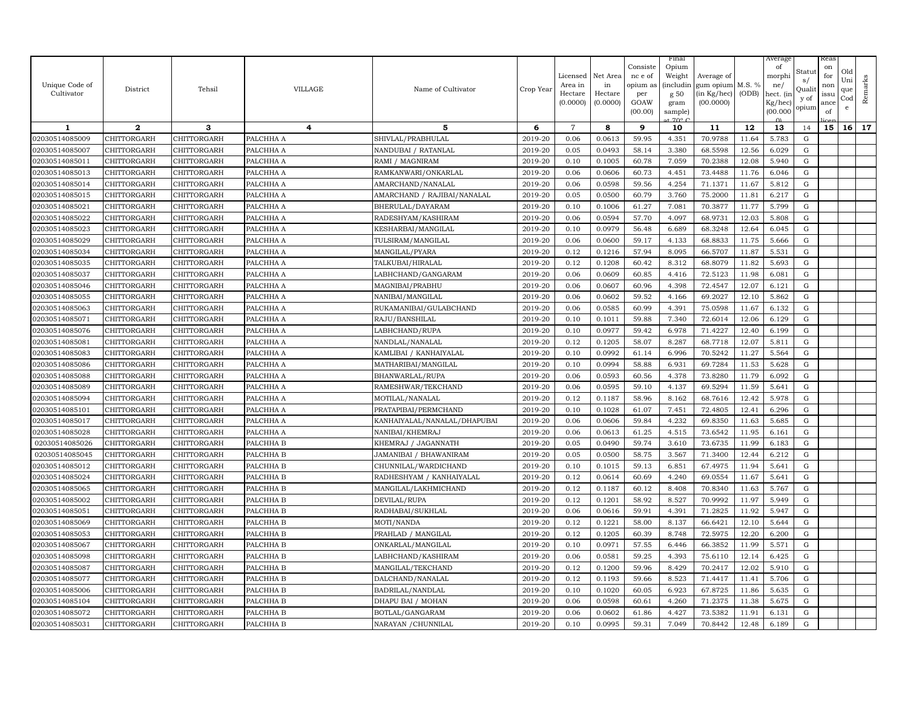| Unique Code of Cultivator | District | Tehsil | VILLAGE | Name of Cultivator | Crop Year | Licensed Area in Hectare (0.0000) | Net Area in Hectare (0.0000) | Consistence of opium as per GOAW (00.00) | Final Opium Weight (including 50 gram sample) at 70° C | Average of gum opium (in Kg/hec) (00.0000) | M.S. % (ODB) | Average of morphine/ hect. (in Kg/hec) (00.000) | Status/ Quality of opium | Reason for non issuance of licence | Old Unique Code | Remarks |
|---|---|---|---|---|---|---|---|---|---|---|---|---|---|---|---|---|
| 1 | 2 | 3 | 4 | 5 | 6 | 7 | 8 | 9 | 10 | 11 | 12 | 13 | 14 | 15 | 16 | 17 |
| 02030514085009 | CHITTORGARH | CHITTORGARH | PALCHHA A | SHIVLAL/PRABHULAL | 2019-20 | 0.06 | 0.0613 | 59.95 | 4.351 | 70.9788 | 11.64 | 5.783 | G | | | |
| 02030514085007 | CHITTORGARH | CHITTORGARH | PALCHHA A | NANDUBAI / RATANLAL | 2019-20 | 0.05 | 0.0493 | 58.14 | 3.380 | 68.5598 | 12.56 | 6.029 | G | | | |
| 02030514085011 | CHITTORGARH | CHITTORGARH | PALCHHA A | RAMI / MAGNIRAM | 2019-20 | 0.10 | 0.1005 | 60.78 | 7.059 | 70.2388 | 12.08 | 5.940 | G | | | |
| 02030514085013 | CHITTORGARH | CHITTORGARH | PALCHHA A | RAMKANWARI/ONKARLAL | 2019-20 | 0.06 | 0.0606 | 60.73 | 4.451 | 73.4488 | 11.76 | 6.046 | G | | | |
| 02030514085014 | CHITTORGARH | CHITTORGARH | PALCHHA A | AMARCHAND/NANALAL | 2019-20 | 0.06 | 0.0598 | 59.56 | 4.254 | 71.1371 | 11.67 | 5.812 | G | | | |
| 02030514085015 | CHITTORGARH | CHITTORGARH | PALCHHA A | AMARCHAND / RAJIBAI/NANALAL | 2019-20 | 0.05 | 0.0500 | 60.79 | 3.760 | 75.2000 | 11.81 | 6.217 | G | | | |
| 02030514085021 | CHITTORGARH | CHITTORGARH | PALCHHA A | BHERULAL/DAYARAM | 2019-20 | 0.10 | 0.1006 | 61.27 | 7.081 | 70.3877 | 11.77 | 5.799 | G | | | |
| 02030514085022 | CHITTORGARH | CHITTORGARH | PALCHHA A | RADESHYAM/KASHIRAM | 2019-20 | 0.06 | 0.0594 | 57.70 | 4.097 | 68.9731 | 12.03 | 5.808 | G | | | |
| 02030514085023 | CHITTORGARH | CHITTORGARH | PALCHHA A | KESHARBAI/MANGILAL | 2019-20 | 0.10 | 0.0979 | 56.48 | 6.689 | 68.3248 | 12.64 | 6.045 | G | | | |
| 02030514085029 | CHITTORGARH | CHITTORGARH | PALCHHA A | TULSIRAM/MANGILAL | 2019-20 | 0.06 | 0.0600 | 59.17 | 4.133 | 68.8833 | 11.75 | 5.666 | G | | | |
| 02030514085034 | CHITTORGARH | CHITTORGARH | PALCHHA A | MANGILAL/PYARA | 2019-20 | 0.12 | 0.1216 | 57.94 | 8.095 | 66.5707 | 11.87 | 5.531 | G | | | |
| 02030514085035 | CHITTORGARH | CHITTORGARH | PALCHHA A | TALKUBAI/HIRALAL | 2019-20 | 0.12 | 0.1208 | 60.42 | 8.312 | 68.8079 | 11.82 | 5.693 | G | | | |
| 02030514085037 | CHITTORGARH | CHITTORGARH | PALCHHA A | LABHCHAND/GANGARAM | 2019-20 | 0.06 | 0.0609 | 60.85 | 4.416 | 72.5123 | 11.98 | 6.081 | G | | | |
| 02030514085046 | CHITTORGARH | CHITTORGARH | PALCHHA A | MAGNIBAI/PRABHU | 2019-20 | 0.06 | 0.0607 | 60.96 | 4.398 | 72.4547 | 12.07 | 6.121 | G | | | |
| 02030514085055 | CHITTORGARH | CHITTORGARH | PALCHHA A | NANIBAI/MANGILAL | 2019-20 | 0.06 | 0.0602 | 59.52 | 4.166 | 69.2027 | 12.10 | 5.862 | G | | | |
| 02030514085063 | CHITTORGARH | CHITTORGARH | PALCHHA A | RUKAMANIBAI/GULABCHAND | 2019-20 | 0.06 | 0.0585 | 60.99 | 4.391 | 75.0598 | 11.67 | 6.132 | G | | | |
| 02030514085071 | CHITTORGARH | CHITTORGARH | PALCHHA A | RAJU/BANSHILAL | 2019-20 | 0.10 | 0.1011 | 59.88 | 7.340 | 72.6014 | 12.06 | 6.129 | G | | | |
| 02030514085076 | CHITTORGARH | CHITTORGARH | PALCHHA A | LABHCHAND/RUPA | 2019-20 | 0.10 | 0.0977 | 59.42 | 6.978 | 71.4227 | 12.40 | 6.199 | G | | | |
| 02030514085081 | CHITTORGARH | CHITTORGARH | PALCHHA A | NANDLAL/NANALAL | 2019-20 | 0.12 | 0.1205 | 58.07 | 8.287 | 68.7718 | 12.07 | 5.811 | G | | | |
| 02030514085083 | CHITTORGARH | CHITTORGARH | PALCHHA A | KAMLIBAI / KANHAIYALAL | 2019-20 | 0.10 | 0.0992 | 61.14 | 6.996 | 70.5242 | 11.27 | 5.564 | G | | | |
| 02030514085086 | CHITTORGARH | CHITTORGARH | PALCHHA A | MATHARIBAI/MANGILAL | 2019-20 | 0.10 | 0.0994 | 58.88 | 6.931 | 69.7284 | 11.53 | 5.628 | G | | | |
| 02030514085088 | CHITTORGARH | CHITTORGARH | PALCHHA A | BHANWARLAL/RUPA | 2019-20 | 0.06 | 0.0593 | 60.56 | 4.378 | 73.8280 | 11.79 | 6.092 | G | | | |
| 02030514085089 | CHITTORGARH | CHITTORGARH | PALCHHA A | RAMESHWAR/TEKCHAND | 2019-20 | 0.06 | 0.0595 | 59.10 | 4.137 | 69.5294 | 11.59 | 5.641 | G | | | |
| 02030514085094 | CHITTORGARH | CHITTORGARH | PALCHHA A | MOTILAL/NANALAL | 2019-20 | 0.12 | 0.1187 | 58.96 | 8.162 | 68.7616 | 12.42 | 5.978 | G | | | |
| 02030514085101 | CHITTORGARH | CHITTORGARH | PALCHHA A | PRATAPIBAI/PERMCHAND | 2019-20 | 0.10 | 0.1028 | 61.07 | 7.451 | 72.4805 | 12.41 | 6.296 | G | | | |
| 02030514085017 | CHITTORGARH | CHITTORGARH | PALCHHA A | KANHAIYALAL/NANALAL/DHAPUBAI | 2019-20 | 0.06 | 0.0606 | 59.84 | 4.232 | 69.8350 | 11.63 | 5.685 | G | | | |
| 02030514085028 | CHITTORGARH | CHITTORGARH | PALCHHA A | NANIBAI/KHEMRAJ | 2019-20 | 0.06 | 0.0613 | 61.25 | 4.515 | 73.6542 | 11.95 | 6.161 | G | | | |
| 02030514085026 | CHITTORGARH | CHITTORGARH | PALCHHA B | KHEMRAJ / JAGANNATH | 2019-20 | 0.05 | 0.0490 | 59.74 | 3.610 | 73.6735 | 11.99 | 6.183 | G | | | |
| 02030514085045 | CHITTORGARH | CHITTORGARH | PALCHHA B | JAMANIBAI / BHAWANIRAM | 2019-20 | 0.05 | 0.0500 | 58.75 | 3.567 | 71.3400 | 12.44 | 6.212 | G | | | |
| 02030514085012 | CHITTORGARH | CHITTORGARH | PALCHHA B | CHUNNILAL/WARDICHAND | 2019-20 | 0.10 | 0.1015 | 59.13 | 6.851 | 67.4975 | 11.94 | 5.641 | G | | | |
| 02030514085024 | CHITTORGARH | CHITTORGARH | PALCHHA B | RADHESHYAM / KANHAIYALAL | 2019-20 | 0.12 | 0.0614 | 60.69 | 4.240 | 69.0554 | 11.67 | 5.641 | G | | | |
| 02030514085065 | CHITTORGARH | CHITTORGARH | PALCHHA B | MANGILAL/LAKHMICHAND | 2019-20 | 0.12 | 0.1187 | 60.12 | 8.408 | 70.8340 | 11.63 | 5.767 | G | | | |
| 02030514085002 | CHITTORGARH | CHITTORGARH | PALCHHA B | DEVILAL/RUPA | 2019-20 | 0.12 | 0.1201 | 58.92 | 8.527 | 70.9992 | 11.97 | 5.949 | G | | | |
| 02030514085051 | CHITTORGARH | CHITTORGARH | PALCHHA B | RADHABAI/SUKHLAL | 2019-20 | 0.06 | 0.0616 | 59.91 | 4.391 | 71.2825 | 11.92 | 5.947 | G | | | |
| 02030514085069 | CHITTORGARH | CHITTORGARH | PALCHHA B | MOTI/NANDA | 2019-20 | 0.12 | 0.1221 | 58.00 | 8.137 | 66.6421 | 12.10 | 5.644 | G | | | |
| 02030514085053 | CHITTORGARH | CHITTORGARH | PALCHHA B | PRAHLAD / MANGILAL | 2019-20 | 0.12 | 0.1205 | 60.39 | 8.748 | 72.5975 | 12.20 | 6.200 | G | | | |
| 02030514085067 | CHITTORGARH | CHITTORGARH | PALCHHA B | ONKARLAL/MANGILAL | 2019-20 | 0.10 | 0.0971 | 57.55 | 6.446 | 66.3852 | 11.99 | 5.571 | G | | | |
| 02030514085098 | CHITTORGARH | CHITTORGARH | PALCHHA B | LABHCHAND/KASHIRAM | 2019-20 | 0.06 | 0.0581 | 59.25 | 4.393 | 75.6110 | 12.14 | 6.425 | G | | | |
| 02030514085087 | CHITTORGARH | CHITTORGARH | PALCHHA B | MANGILAL/TEKCHAND | 2019-20 | 0.12 | 0.1200 | 59.96 | 8.429 | 70.2417 | 12.02 | 5.910 | G | | | |
| 02030514085077 | CHITTORGARH | CHITTORGARH | PALCHHA B | DALCHAND/NANALAL | 2019-20 | 0.12 | 0.1193 | 59.66 | 8.523 | 71.4417 | 11.41 | 5.706 | G | | | |
| 02030514085006 | CHITTORGARH | CHITTORGARH | PALCHHA B | BADRILAL/NANDLAL | 2019-20 | 0.10 | 0.1020 | 60.05 | 6.923 | 67.8725 | 11.86 | 5.635 | G | | | |
| 02030514085104 | CHITTORGARH | CHITTORGARH | PALCHHA B | DHAPU BAI / MOHAN | 2019-20 | 0.06 | 0.0598 | 60.61 | 4.260 | 71.2375 | 11.38 | 5.675 | G | | | |
| 02030514085072 | CHITTORGARH | CHITTORGARH | PALCHHA B | BOTLAL/GANGARAM | 2019-20 | 0.06 | 0.0602 | 61.86 | 4.427 | 73.5382 | 11.91 | 6.131 | G | | | |
| 02030514085031 | CHITTORGARH | CHITTORGARH | PALCHHA B | NARAYAN /CHUNNILAL | 2019-20 | 0.10 | 0.0995 | 59.31 | 7.049 | 70.8442 | 12.48 | 6.189 | G | | | |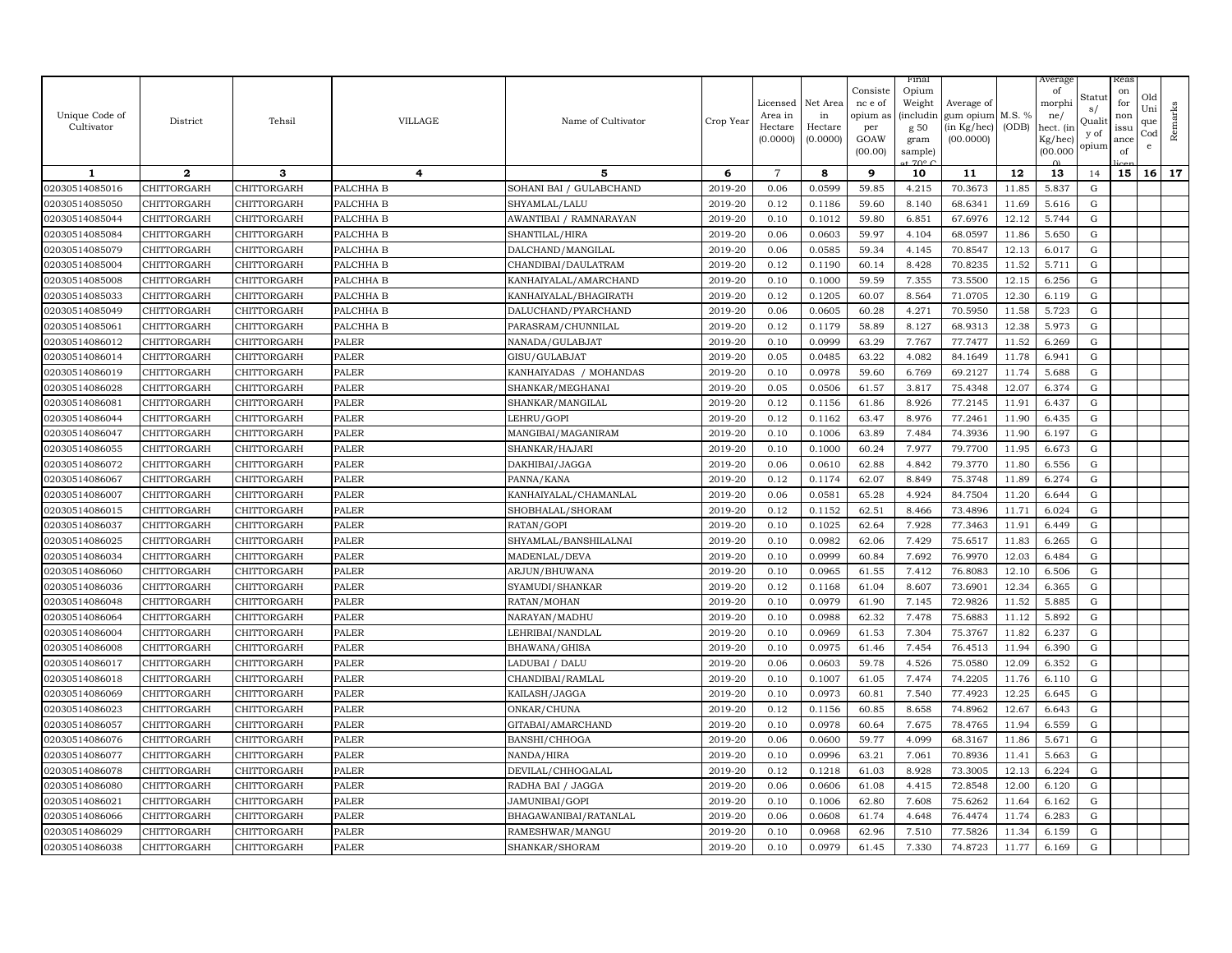| Unique Code of Cultivator | District | Tehsil | VILLAGE | Name of Cultivator | Crop Year | Licensed Area in Hectare (0.0000) | Net Area in Hectare (0.0000) | Consistence of opium as per GOAW (00.00) | Final Opium Weight (including 50 gram sample) at 70° C | Average of gum opium (in Kg/hec) (00.0000) | M.S. % (ODB) | Average of morphine/ hect. (in Kg/hec) (00.0000) | Status/ Quality of opium | Reason for non issuance of licence | Old Unique Code | Remarks |
|---|---|---|---|---|---|---|---|---|---|---|---|---|---|---|---|---|
| 1 | 2 | 3 | 4 | 5 | 6 | 7 | 8 | 9 | 10 | 11 | 12 | 13 | 14 | 15 | 16 | 17 |
| 02030514085016 | CHITTORGARH | CHITTORGARH | PALCHHA B | SOHANI BAI / GULABCHAND | 2019-20 | 0.06 | 0.0599 | 59.85 | 4.215 | 70.3673 | 11.85 | 5.837 | G | | | |
| 02030514085050 | CHITTORGARH | CHITTORGARH | PALCHHA B | SHYAMLAL/LALU | 2019-20 | 0.12 | 0.1186 | 59.60 | 8.140 | 68.6341 | 11.69 | 5.616 | G | | | |
| 02030514085044 | CHITTORGARH | CHITTORGARH | PALCHHA B | AWANTIBAI / RAMNARAYAN | 2019-20 | 0.10 | 0.1012 | 59.80 | 6.851 | 67.6976 | 12.12 | 5.744 | G | | | |
| 02030514085084 | CHITTORGARH | CHITTORGARH | PALCHHA B | SHANTILAL/HIRA | 2019-20 | 0.06 | 0.0603 | 59.97 | 4.104 | 68.0597 | 11.86 | 5.650 | G | | | |
| 02030514085079 | CHITTORGARH | CHITTORGARH | PALCHHA B | DALCHAND/MANGILAL | 2019-20 | 0.06 | 0.0585 | 59.34 | 4.145 | 70.8547 | 12.13 | 6.017 | G | | | |
| 02030514085004 | CHITTORGARH | CHITTORGARH | PALCHHA B | CHANDIBAI/DAULATRAM | 2019-20 | 0.12 | 0.1190 | 60.14 | 8.428 | 70.8235 | 11.52 | 5.711 | G | | | |
| 02030514085008 | CHITTORGARH | CHITTORGARH | PALCHHA B | KANHAIYALAL/AMARCHAND | 2019-20 | 0.10 | 0.1000 | 59.59 | 7.355 | 73.5500 | 12.15 | 6.256 | G | | | |
| 02030514085033 | CHITTORGARH | CHITTORGARH | PALCHHA B | KANHAIYALAL/BHAGIRATH | 2019-20 | 0.12 | 0.1205 | 60.07 | 8.564 | 71.0705 | 12.30 | 6.119 | G | | | |
| 02030514085049 | CHITTORGARH | CHITTORGARH | PALCHHA B | DALUCHAND/PYARCHAND | 2019-20 | 0.06 | 0.0605 | 60.28 | 4.271 | 70.5950 | 11.58 | 5.723 | G | | | |
| 02030514085061 | CHITTORGARH | CHITTORGARH | PALCHHA B | PARASRAM/CHUNNILAL | 2019-20 | 0.12 | 0.1179 | 58.89 | 8.127 | 68.9313 | 12.38 | 5.973 | G | | | |
| 02030514086012 | CHITTORGARH | CHITTORGARH | PALER | NANADA/GULABJAT | 2019-20 | 0.10 | 0.0999 | 63.29 | 7.767 | 77.7477 | 11.52 | 6.269 | G | | | |
| 02030514086014 | CHITTORGARH | CHITTORGARH | PALER | GISU/GULABJAT | 2019-20 | 0.05 | 0.0485 | 63.22 | 4.082 | 84.1649 | 11.78 | 6.941 | G | | | |
| 02030514086019 | CHITTORGARH | CHITTORGARH | PALER | KANHAIYADAS / MOHANDAS | 2019-20 | 0.10 | 0.0978 | 59.60 | 6.769 | 69.2127 | 11.74 | 5.688 | G | | | |
| 02030514086028 | CHITTORGARH | CHITTORGARH | PALER | SHANKAR/MEGHANAI | 2019-20 | 0.05 | 0.0506 | 61.57 | 3.817 | 75.4348 | 12.07 | 6.374 | G | | | |
| 02030514086081 | CHITTORGARH | CHITTORGARH | PALER | SHANKAR/MANGILAL | 2019-20 | 0.12 | 0.1156 | 61.86 | 8.926 | 77.2145 | 11.91 | 6.437 | G | | | |
| 02030514086044 | CHITTORGARH | CHITTORGARH | PALER | LEHRU/GOPI | 2019-20 | 0.12 | 0.1162 | 63.47 | 8.976 | 77.2461 | 11.90 | 6.435 | G | | | |
| 02030514086047 | CHITTORGARH | CHITTORGARH | PALER | MANGIBAI/MAGANIRAM | 2019-20 | 0.10 | 0.1006 | 63.89 | 7.484 | 74.3936 | 11.90 | 6.197 | G | | | |
| 02030514086055 | CHITTORGARH | CHITTORGARH | PALER | SHANKAR/HAJARI | 2019-20 | 0.10 | 0.1000 | 60.24 | 7.977 | 79.7700 | 11.95 | 6.673 | G | | | |
| 02030514086072 | CHITTORGARH | CHITTORGARH | PALER | DAKHIBAI/JAGGA | 2019-20 | 0.06 | 0.0610 | 62.88 | 4.842 | 79.3770 | 11.80 | 6.556 | G | | | |
| 02030514086067 | CHITTORGARH | CHITTORGARH | PALER | PANNA/KANA | 2019-20 | 0.12 | 0.1174 | 62.07 | 8.849 | 75.3748 | 11.89 | 6.274 | G | | | |
| 02030514086007 | CHITTORGARH | CHITTORGARH | PALER | KANHAIYALAL/CHAMANLAL | 2019-20 | 0.06 | 0.0581 | 65.28 | 4.924 | 84.7504 | 11.20 | 6.644 | G | | | |
| 02030514086015 | CHITTORGARH | CHITTORGARH | PALER | SHOBHALAL/SHORAM | 2019-20 | 0.12 | 0.1152 | 62.51 | 8.466 | 73.4896 | 11.71 | 6.024 | G | | | |
| 02030514086037 | CHITTORGARH | CHITTORGARH | PALER | RATAN/GOPI | 2019-20 | 0.10 | 0.1025 | 62.64 | 7.928 | 77.3463 | 11.91 | 6.449 | G | | | |
| 02030514086025 | CHITTORGARH | CHITTORGARH | PALER | SHYAMLAL/BANSHILALNAI | 2019-20 | 0.10 | 0.0982 | 62.06 | 7.429 | 75.6517 | 11.83 | 6.265 | G | | | |
| 02030514086034 | CHITTORGARH | CHITTORGARH | PALER | MADENLAL/DEVA | 2019-20 | 0.10 | 0.0999 | 60.84 | 7.692 | 76.9970 | 12.03 | 6.484 | G | | | |
| 02030514086060 | CHITTORGARH | CHITTORGARH | PALER | ARJUN/BHUWANA | 2019-20 | 0.10 | 0.0965 | 61.55 | 7.412 | 76.8083 | 12.10 | 6.506 | G | | | |
| 02030514086036 | CHITTORGARH | CHITTORGARH | PALER | SYAMUDI/SHANKAR | 2019-20 | 0.12 | 0.1168 | 61.04 | 8.607 | 73.6901 | 12.34 | 6.365 | G | | | |
| 02030514086048 | CHITTORGARH | CHITTORGARH | PALER | RATAN/MOHAN | 2019-20 | 0.10 | 0.0979 | 61.90 | 7.145 | 72.9826 | 11.52 | 5.885 | G | | | |
| 02030514086064 | CHITTORGARH | CHITTORGARH | PALER | NARAYAN/MADHU | 2019-20 | 0.10 | 0.0988 | 62.32 | 7.478 | 75.6883 | 11.12 | 5.892 | G | | | |
| 02030514086004 | CHITTORGARH | CHITTORGARH | PALER | LEHRIBAI/NANDLAL | 2019-20 | 0.10 | 0.0969 | 61.53 | 7.304 | 75.3767 | 11.82 | 6.237 | G | | | |
| 02030514086008 | CHITTORGARH | CHITTORGARH | PALER | BHAWANA/GHISA | 2019-20 | 0.10 | 0.0975 | 61.46 | 7.454 | 76.4513 | 11.94 | 6.390 | G | | | |
| 02030514086017 | CHITTORGARH | CHITTORGARH | PALER | LADUBAI / DALU | 2019-20 | 0.06 | 0.0603 | 59.78 | 4.526 | 75.0580 | 12.09 | 6.352 | G | | | |
| 02030514086018 | CHITTORGARH | CHITTORGARH | PALER | CHANDIBAI/RAMLAL | 2019-20 | 0.10 | 0.1007 | 61.05 | 7.474 | 74.2205 | 11.76 | 6.110 | G | | | |
| 02030514086069 | CHITTORGARH | CHITTORGARH | PALER | KAILASH/JAGGA | 2019-20 | 0.10 | 0.0973 | 60.81 | 7.540 | 77.4923 | 12.25 | 6.645 | G | | | |
| 02030514086023 | CHITTORGARH | CHITTORGARH | PALER | ONKAR/CHUNA | 2019-20 | 0.12 | 0.1156 | 60.85 | 8.658 | 74.8962 | 12.67 | 6.643 | G | | | |
| 02030514086057 | CHITTORGARH | CHITTORGARH | PALER | GITABAI/AMARCHAND | 2019-20 | 0.10 | 0.0978 | 60.64 | 7.675 | 78.4765 | 11.94 | 6.559 | G | | | |
| 02030514086076 | CHITTORGARH | CHITTORGARH | PALER | BANSHI/CHHOGA | 2019-20 | 0.06 | 0.0600 | 59.77 | 4.099 | 68.3167 | 11.86 | 5.671 | G | | | |
| 02030514086077 | CHITTORGARH | CHITTORGARH | PALER | NANDA/HIRA | 2019-20 | 0.10 | 0.0996 | 63.21 | 7.061 | 70.8936 | 11.41 | 5.663 | G | | | |
| 02030514086078 | CHITTORGARH | CHITTORGARH | PALER | DEVILAL/CHHOGALAL | 2019-20 | 0.12 | 0.1218 | 61.03 | 8.928 | 73.3005 | 12.13 | 6.224 | G | | | |
| 02030514086080 | CHITTORGARH | CHITTORGARH | PALER | RADHA BAI / JAGGA | 2019-20 | 0.06 | 0.0606 | 61.08 | 4.415 | 72.8548 | 12.00 | 6.120 | G | | | |
| 02030514086021 | CHITTORGARH | CHITTORGARH | PALER | JAMUNIBAI/GOPI | 2019-20 | 0.10 | 0.1006 | 62.80 | 7.608 | 75.6262 | 11.64 | 6.162 | G | | | |
| 02030514086066 | CHITTORGARH | CHITTORGARH | PALER | BHAGAWANIBAI/RATANLAL | 2019-20 | 0.06 | 0.0608 | 61.74 | 4.648 | 76.4474 | 11.74 | 6.283 | G | | | |
| 02030514086029 | CHITTORGARH | CHITTORGARH | PALER | RAMESHWAR/MANGU | 2019-20 | 0.10 | 0.0968 | 62.96 | 7.510 | 77.5826 | 11.34 | 6.159 | G | | | |
| 02030514086038 | CHITTORGARH | CHITTORGARH | PALER | SHANKAR/SHORAM | 2019-20 | 0.10 | 0.0979 | 61.45 | 7.330 | 74.8723 | 11.77 | 6.169 | G | | | |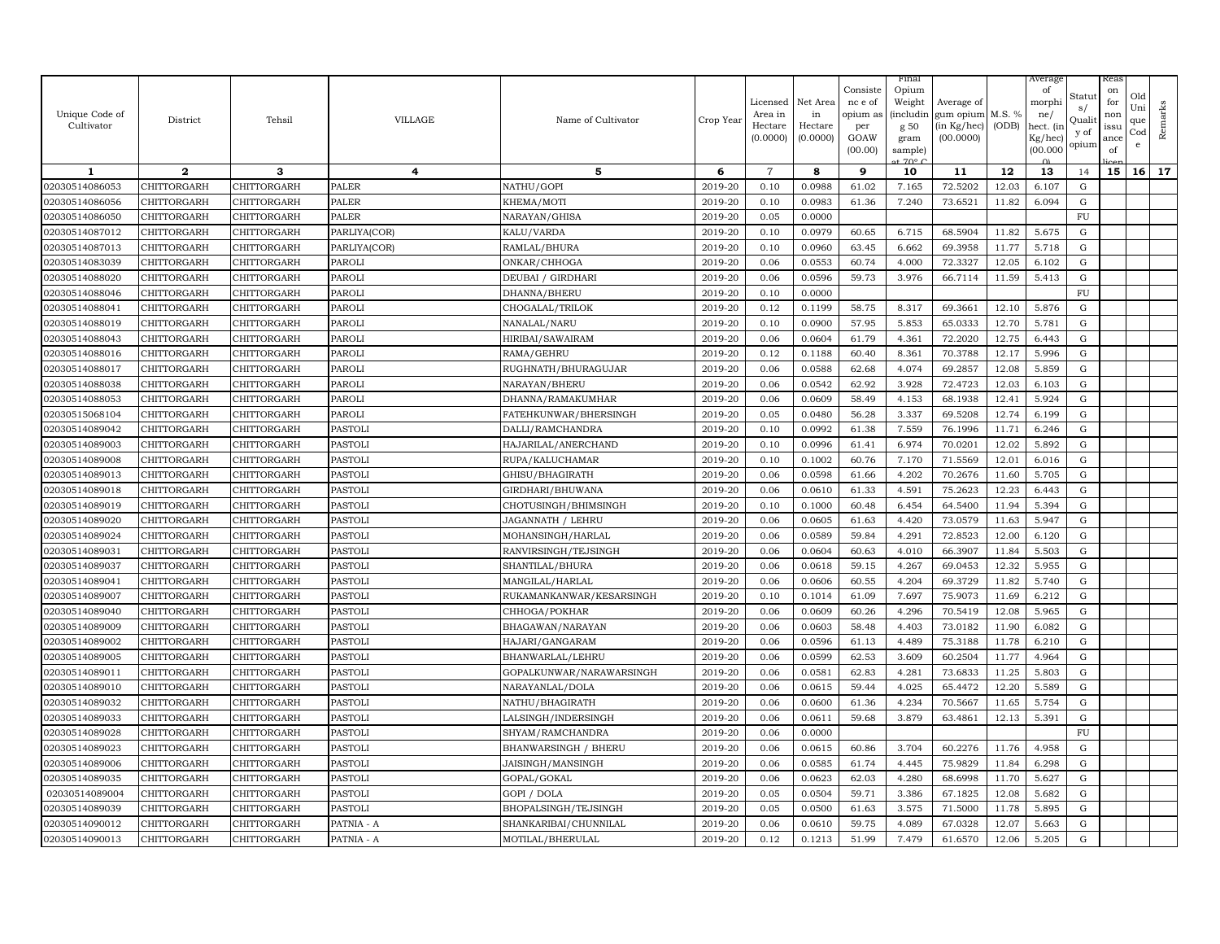| Unique Code of Cultivator | District | Tehsil | VILLAGE | Name of Cultivator | Crop Year | Licensed Area in Hectare (0.0000) | Net Area in Hectare (0.0000) | Consistence of opium as per GOAW (00.00) | Final Opium Weight (including 50 gram sample) at 70° C | Average of gum opium (in Kg/hec) (00.0000) | M.S. % (ODB) | Average of morphine/ hect. (in Kg/hec) (00.0000) | Status/ Quality of opium | Reason for non issuance of licence | Old Unique Code | Remarks |
|---|---|---|---|---|---|---|---|---|---|---|---|---|---|---|---|---|
| 1 | 2 | 3 | 4 | 5 | 6 | 7 | 8 | 9 | 10 | 11 | 12 | 13 | 14 | 15 | 16 | 17 |
| 02030514086053 | CHITTORGARH | CHITTORGARH | PALER | NATHU/GOPI | 2019-20 | 0.10 | 0.0988 | 61.02 | 7.165 | 72.5202 | 12.03 | 6.107 | G | | | |
| 02030514086056 | CHITTORGARH | CHITTORGARH | PALER | KHEMA/MOTI | 2019-20 | 0.10 | 0.0983 | 61.36 | 7.240 | 73.6521 | 11.82 | 6.094 | G | | | |
| 02030514086050 | CHITTORGARH | CHITTORGARH | PALER | NARAYAN/GHISA | 2019-20 | 0.05 | 0.0000 | | | | | | FU | | | |
| 02030514087012 | CHITTORGARH | CHITTORGARH | PARLIYA(COR) | KALU/VARDA | 2019-20 | 0.10 | 0.0979 | 60.65 | 6.715 | 68.5904 | 11.82 | 5.675 | G | | | |
| 02030514087013 | CHITTORGARH | CHITTORGARH | PARLIYA(COR) | RAMLAL/BHURA | 2019-20 | 0.10 | 0.0960 | 63.45 | 6.662 | 69.3958 | 11.77 | 5.718 | G | | | |
| 02030514083039 | CHITTORGARH | CHITTORGARH | PAROLI | ONKAR/CHHOGA | 2019-20 | 0.06 | 0.0553 | 60.74 | 4.000 | 72.3327 | 12.05 | 6.102 | G | | | |
| 02030514088020 | CHITTORGARH | CHITTORGARH | PAROLI | DEUBAI / GIRDHARI | 2019-20 | 0.06 | 0.0596 | 59.73 | 3.976 | 66.7114 | 11.59 | 5.413 | G | | | |
| 02030514088046 | CHITTORGARH | CHITTORGARH | PAROLI | DHANNA/BHERU | 2019-20 | 0.10 | 0.0000 | | | | | | FU | | | |
| 02030514088041 | CHITTORGARH | CHITTORGARH | PAROLI | CHOGALAL/TRILOK | 2019-20 | 0.12 | 0.1199 | 58.75 | 8.317 | 69.3661 | 12.10 | 5.876 | G | | | |
| 02030514088019 | CHITTORGARH | CHITTORGARH | PAROLI | NANALAL/NARU | 2019-20 | 0.10 | 0.0900 | 57.95 | 5.853 | 65.0333 | 12.70 | 5.781 | G | | | |
| 02030514088043 | CHITTORGARH | CHITTORGARH | PAROLI | HIRIBAI/SAWAIRAM | 2019-20 | 0.06 | 0.0604 | 61.79 | 4.361 | 72.2020 | 12.75 | 6.443 | G | | | |
| 02030514088016 | CHITTORGARH | CHITTORGARH | PAROLI | RAMA/GEHRU | 2019-20 | 0.12 | 0.1188 | 60.40 | 8.361 | 70.3788 | 12.17 | 5.996 | G | | | |
| 02030514088017 | CHITTORGARH | CHITTORGARH | PAROLI | RUGHNATH/BHURAGUJAR | 2019-20 | 0.06 | 0.0588 | 62.68 | 4.074 | 69.2857 | 12.08 | 5.859 | G | | | |
| 02030514088038 | CHITTORGARH | CHITTORGARH | PAROLI | NARAYAN/BHERU | 2019-20 | 0.06 | 0.0542 | 62.92 | 3.928 | 72.4723 | 12.03 | 6.103 | G | | | |
| 02030514088053 | CHITTORGARH | CHITTORGARH | PAROLI | DHANNA/RAMAKUMHAR | 2019-20 | 0.06 | 0.0609 | 58.49 | 4.153 | 68.1938 | 12.41 | 5.924 | G | | | |
| 02030515068104 | CHITTORGARH | CHITTORGARH | PAROLI | FATEHKUNWAR/BHERSINGH | 2019-20 | 0.05 | 0.0480 | 56.28 | 3.337 | 69.5208 | 12.74 | 6.199 | G | | | |
| 02030514089042 | CHITTORGARH | CHITTORGARH | PASTOLI | DALLI/RAMCHANDRA | 2019-20 | 0.10 | 0.0992 | 61.38 | 7.559 | 76.1996 | 11.71 | 6.246 | G | | | |
| 02030514089003 | CHITTORGARH | CHITTORGARH | PASTOLI | HAJARILAL/ANERCHAND | 2019-20 | 0.10 | 0.0996 | 61.41 | 6.974 | 70.0201 | 12.02 | 5.892 | G | | | |
| 02030514089008 | CHITTORGARH | CHITTORGARH | PASTOLI | RUPA/KALUCHAMAR | 2019-20 | 0.10 | 0.1002 | 60.76 | 7.170 | 71.5569 | 12.01 | 6.016 | G | | | |
| 02030514089013 | CHITTORGARH | CHITTORGARH | PASTOLI | GHISU/BHAGIRATH | 2019-20 | 0.06 | 0.0598 | 61.66 | 4.202 | 70.2676 | 11.60 | 5.705 | G | | | |
| 02030514089018 | CHITTORGARH | CHITTORGARH | PASTOLI | GIRDHARI/BHUWANA | 2019-20 | 0.06 | 0.0610 | 61.33 | 4.591 | 75.2623 | 12.23 | 6.443 | G | | | |
| 02030514089019 | CHITTORGARH | CHITTORGARH | PASTOLI | CHOTUSINGH/BHIMSINGH | 2019-20 | 0.10 | 0.1000 | 60.48 | 6.454 | 64.5400 | 11.94 | 5.394 | G | | | |
| 02030514089020 | CHITTORGARH | CHITTORGARH | PASTOLI | JAGANNATH / LEHRU | 2019-20 | 0.06 | 0.0605 | 61.63 | 4.420 | 73.0579 | 11.63 | 5.947 | G | | | |
| 02030514089024 | CHITTORGARH | CHITTORGARH | PASTOLI | MOHANSINGH/HARLAL | 2019-20 | 0.06 | 0.0589 | 59.84 | 4.291 | 72.8523 | 12.00 | 6.120 | G | | | |
| 02030514089031 | CHITTORGARH | CHITTORGARH | PASTOLI | RANVIRSINGH/TEJSINGH | 2019-20 | 0.06 | 0.0604 | 60.63 | 4.010 | 66.3907 | 11.84 | 5.503 | G | | | |
| 02030514089037 | CHITTORGARH | CHITTORGARH | PASTOLI | SHANTILAL/BHURA | 2019-20 | 0.06 | 0.0618 | 59.15 | 4.267 | 69.0453 | 12.32 | 5.955 | G | | | |
| 02030514089041 | CHITTORGARH | CHITTORGARH | PASTOLI | MANGILAL/HARLAL | 2019-20 | 0.06 | 0.0606 | 60.55 | 4.204 | 69.3729 | 11.82 | 5.740 | G | | | |
| 02030514089007 | CHITTORGARH | CHITTORGARH | PASTOLI | RUKAMANKANWAR/KESARSINGH | 2019-20 | 0.10 | 0.1014 | 61.09 | 7.697 | 75.9073 | 11.69 | 6.212 | G | | | |
| 02030514089040 | CHITTORGARH | CHITTORGARH | PASTOLI | CHHOGA/POKHAR | 2019-20 | 0.06 | 0.0609 | 60.26 | 4.296 | 70.5419 | 12.08 | 5.965 | G | | | |
| 02030514089009 | CHITTORGARH | CHITTORGARH | PASTOLI | BHAGAWAN/NARAYAN | 2019-20 | 0.06 | 0.0603 | 58.48 | 4.403 | 73.0182 | 11.90 | 6.082 | G | | | |
| 02030514089002 | CHITTORGARH | CHITTORGARH | PASTOLI | HAJARI/GANGARAM | 2019-20 | 0.06 | 0.0596 | 61.13 | 4.489 | 75.3188 | 11.78 | 6.210 | G | | | |
| 02030514089005 | CHITTORGARH | CHITTORGARH | PASTOLI | BHANWARLAL/LEHRU | 2019-20 | 0.06 | 0.0599 | 62.53 | 3.609 | 60.2504 | 11.77 | 4.964 | G | | | |
| 02030514089011 | CHITTORGARH | CHITTORGARH | PASTOLI | GOPALKUNWAR/NARAWARSINGH | 2019-20 | 0.06 | 0.0581 | 62.83 | 4.281 | 73.6833 | 11.25 | 5.803 | G | | | |
| 02030514089010 | CHITTORGARH | CHITTORGARH | PASTOLI | NARAYANLAL/DOLA | 2019-20 | 0.06 | 0.0615 | 59.44 | 4.025 | 65.4472 | 12.20 | 5.589 | G | | | |
| 02030514089032 | CHITTORGARH | CHITTORGARH | PASTOLI | NATHU/BHAGIRATH | 2019-20 | 0.06 | 0.0600 | 61.36 | 4.234 | 70.5667 | 11.65 | 5.754 | G | | | |
| 02030514089033 | CHITTORGARH | CHITTORGARH | PASTOLI | LALSINGH/INDERSINGH | 2019-20 | 0.06 | 0.0611 | 59.68 | 3.879 | 63.4861 | 12.13 | 5.391 | G | | | |
| 02030514089028 | CHITTORGARH | CHITTORGARH | PASTOLI | SHYAM/RAMCHANDRA | 2019-20 | 0.06 | 0.0000 | | | | | | FU | | | |
| 02030514089023 | CHITTORGARH | CHITTORGARH | PASTOLI | BHANWARSINGH / BHERU | 2019-20 | 0.06 | 0.0615 | 60.86 | 3.704 | 60.2276 | 11.76 | 4.958 | G | | | |
| 02030514089006 | CHITTORGARH | CHITTORGARH | PASTOLI | JAISINGH/MANSINGH | 2019-20 | 0.06 | 0.0585 | 61.74 | 4.445 | 75.9829 | 11.84 | 6.298 | G | | | |
| 02030514089035 | CHITTORGARH | CHITTORGARH | PASTOLI | GOPAL/GOKAL | 2019-20 | 0.06 | 0.0623 | 62.03 | 4.280 | 68.6998 | 11.70 | 5.627 | G | | | |
| 02030514089004 | CHITTORGARH | CHITTORGARH | PASTOLI | GOPI / DOLA | 2019-20 | 0.05 | 0.0504 | 59.71 | 3.386 | 67.1825 | 12.08 | 5.682 | G | | | |
| 02030514089039 | CHITTORGARH | CHITTORGARH | PASTOLI | BHOPALSINGH/TEJSINGH | 2019-20 | 0.05 | 0.0500 | 61.63 | 3.575 | 71.5000 | 11.78 | 5.895 | G | | | |
| 02030514090012 | CHITTORGARH | CHITTORGARH | PATNIA - A | SHANKARIBAI/CHUNNILAL | 2019-20 | 0.06 | 0.0610 | 59.75 | 4.089 | 67.0328 | 12.07 | 5.663 | G | | | |
| 02030514090013 | CHITTORGARH | CHITTORGARH | PATNIA - A | MOTILAL/BHERULAL | 2019-20 | 0.12 | 0.1213 | 51.99 | 7.479 | 61.6570 | 12.06 | 5.205 | G | | | |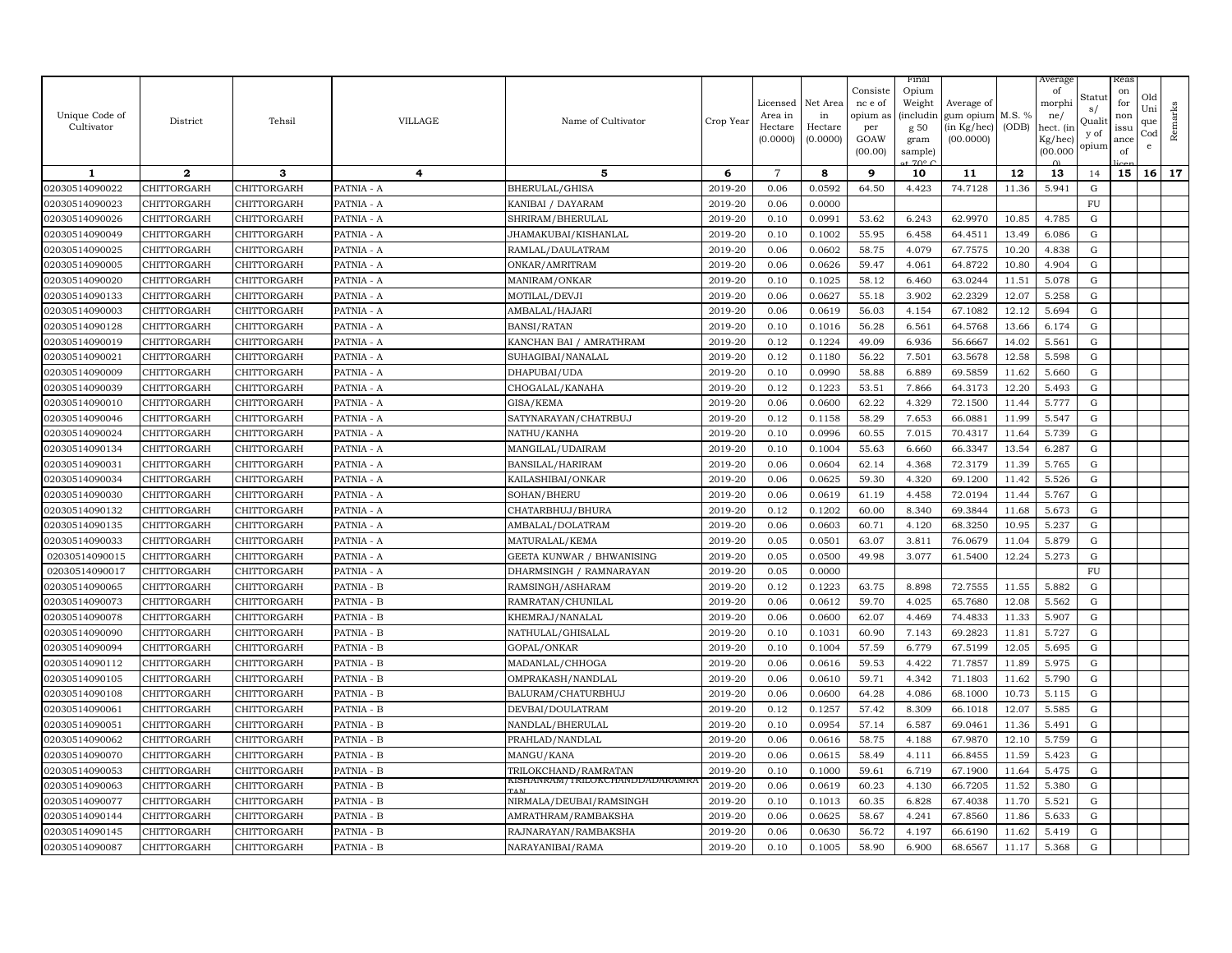| Unique Code of Cultivator | District | Tehsil | VILLAGE | Name of Cultivator | Crop Year | Licensed Area in Hectare (0.0000) | Net Area in Hectare (0.0000) | Consistence of opium as per GOAW (00.00) | Final Opium Weight (including 50 gram sample) at 70° C | Average of gum opium (in Kg/hec) (00.0000) | M.S. % (ODB) | Average of morphine/ hect. (in Kg/hec) (00.000) | Status/ Quality of opium | Reason for non issuance of licence | Old Unique Code | Remarks |
|---|---|---|---|---|---|---|---|---|---|---|---|---|---|---|---|---|
| 1 | 2 | 3 | 4 | 5 | 6 | 7 | 8 | 9 | 10 | 11 | 12 | 13 | 14 | 15 | 16 | 17 |
| 02030514090022 | CHITTORGARH | CHITTORGARH | PATNIA - A | BHERULAL/GHISA | 2019-20 | 0.06 | 0.0592 | 64.50 | 4.423 | 74.7128 | 11.36 | 5.941 | G | | | |
| 02030514090023 | CHITTORGARH | CHITTORGARH | PATNIA - A | KANIBAI / DAYARAM | 2019-20 | 0.06 | 0.0000 | | | | | | FU | | | |
| 02030514090026 | CHITTORGARH | CHITTORGARH | PATNIA - A | SHRIRAM/BHERULAL | 2019-20 | 0.10 | 0.0991 | 53.62 | 6.243 | 62.9970 | 10.85 | 4.785 | G | | | |
| 02030514090049 | CHITTORGARH | CHITTORGARH | PATNIA - A | JHAMAKUBAI/KISHANLAL | 2019-20 | 0.10 | 0.1002 | 55.95 | 6.458 | 64.4511 | 13.49 | 6.086 | G | | | |
| 02030514090025 | CHITTORGARH | CHITTORGARH | PATNIA - A | RAMLAL/DAULATRAM | 2019-20 | 0.06 | 0.0602 | 58.75 | 4.079 | 67.7575 | 10.20 | 4.838 | G | | | |
| 02030514090005 | CHITTORGARH | CHITTORGARH | PATNIA - A | ONKAR/AMRITRAM | 2019-20 | 0.06 | 0.0626 | 59.47 | 4.061 | 64.8722 | 10.80 | 4.904 | G | | | |
| 02030514090020 | CHITTORGARH | CHITTORGARH | PATNIA - A | MANIRAM/ONKAR | 2019-20 | 0.10 | 0.1025 | 58.12 | 6.460 | 63.0244 | 11.51 | 5.078 | G | | | |
| 02030514090133 | CHITTORGARH | CHITTORGARH | PATNIA - A | MOTILAL/DEVJI | 2019-20 | 0.06 | 0.0627 | 55.18 | 3.902 | 62.2329 | 12.07 | 5.258 | G | | | |
| 02030514090003 | CHITTORGARH | CHITTORGARH | PATNIA - A | AMBALAL/HAJARI | 2019-20 | 0.06 | 0.0619 | 56.03 | 4.154 | 67.1082 | 12.12 | 5.694 | G | | | |
| 02030514090128 | CHITTORGARH | CHITTORGARH | PATNIA - A | BANSI/RATAN | 2019-20 | 0.10 | 0.1016 | 56.28 | 6.561 | 64.5768 | 13.66 | 6.174 | G | | | |
| 02030514090019 | CHITTORGARH | CHITTORGARH | PATNIA - A | KANCHAN BAI / AMRATHRAM | 2019-20 | 0.12 | 0.1224 | 49.09 | 6.936 | 56.6667 | 14.02 | 5.561 | G | | | |
| 02030514090021 | CHITTORGARH | CHITTORGARH | PATNIA - A | SUHAGIBAI/NANALAL | 2019-20 | 0.12 | 0.1180 | 56.22 | 7.501 | 63.5678 | 12.58 | 5.598 | G | | | |
| 02030514090009 | CHITTORGARH | CHITTORGARH | PATNIA - A | DHAPUBAI/UDA | 2019-20 | 0.10 | 0.0990 | 58.88 | 6.889 | 69.5859 | 11.62 | 5.660 | G | | | |
| 02030514090039 | CHITTORGARH | CHITTORGARH | PATNIA - A | CHOGALAL/KANAHA | 2019-20 | 0.12 | 0.1223 | 53.51 | 7.866 | 64.3173 | 12.20 | 5.493 | G | | | |
| 02030514090010 | CHITTORGARH | CHITTORGARH | PATNIA - A | GISA/KEMA | 2019-20 | 0.06 | 0.0600 | 62.22 | 4.329 | 72.1500 | 11.44 | 5.777 | G | | | |
| 02030514090046 | CHITTORGARH | CHITTORGARH | PATNIA - A | SATYNARAYAN/CHATRBUJ | 2019-20 | 0.12 | 0.1158 | 58.29 | 7.653 | 66.0881 | 11.99 | 5.547 | G | | | |
| 02030514090024 | CHITTORGARH | CHITTORGARH | PATNIA - A | NATHU/KANHA | 2019-20 | 0.10 | 0.0996 | 60.55 | 7.015 | 70.4317 | 11.64 | 5.739 | G | | | |
| 02030514090134 | CHITTORGARH | CHITTORGARH | PATNIA - A | MANGILAL/UDAIRAM | 2019-20 | 0.10 | 0.1004 | 55.63 | 6.660 | 66.3347 | 13.54 | 6.287 | G | | | |
| 02030514090031 | CHITTORGARH | CHITTORGARH | PATNIA - A | BANSILAL/HARIRAM | 2019-20 | 0.06 | 0.0604 | 62.14 | 4.368 | 72.3179 | 11.39 | 5.765 | G | | | |
| 02030514090034 | CHITTORGARH | CHITTORGARH | PATNIA - A | KAILASHIBAI/ONKAR | 2019-20 | 0.06 | 0.0625 | 59.30 | 4.320 | 69.1200 | 11.42 | 5.526 | G | | | |
| 02030514090030 | CHITTORGARH | CHITTORGARH | PATNIA - A | SOHAN/BHERU | 2019-20 | 0.06 | 0.0619 | 61.19 | 4.458 | 72.0194 | 11.44 | 5.767 | G | | | |
| 02030514090132 | CHITTORGARH | CHITTORGARH | PATNIA - A | CHATARBHUJ/BHURA | 2019-20 | 0.12 | 0.1202 | 60.00 | 8.340 | 69.3844 | 11.68 | 5.673 | G | | | |
| 02030514090135 | CHITTORGARH | CHITTORGARH | PATNIA - A | AMBALAL/DOLATRAM | 2019-20 | 0.06 | 0.0603 | 60.71 | 4.120 | 68.3250 | 10.95 | 5.237 | G | | | |
| 02030514090033 | CHITTORGARH | CHITTORGARH | PATNIA - A | MATURALAL/KEMA | 2019-20 | 0.05 | 0.0501 | 63.07 | 3.811 | 76.0679 | 11.04 | 5.879 | G | | | |
| 02030514090015 | CHITTORGARH | CHITTORGARH | PATNIA - A | GEETA KUNWAR / BHWANISING | 2019-20 | 0.05 | 0.0500 | 49.98 | 3.077 | 61.5400 | 12.24 | 5.273 | G | | | |
| 02030514090017 | CHITTORGARH | CHITTORGARH | PATNIA - A | DHARMSINGH / RAMNARAYAN | 2019-20 | 0.05 | 0.0000 | | | | | | FU | | | |
| 02030514090065 | CHITTORGARH | CHITTORGARH | PATNIA - B | RAMSINGH/ASHARAM | 2019-20 | 0.12 | 0.1223 | 63.75 | 8.898 | 72.7555 | 11.55 | 5.882 | G | | | |
| 02030514090073 | CHITTORGARH | CHITTORGARH | PATNIA - B | RAMRATAN/CHUNILAL | 2019-20 | 0.06 | 0.0612 | 59.70 | 4.025 | 65.7680 | 12.08 | 5.562 | G | | | |
| 02030514090078 | CHITTORGARH | CHITTORGARH | PATNIA - B | KHEMRAJ/NANALAL | 2019-20 | 0.06 | 0.0600 | 62.07 | 4.469 | 74.4833 | 11.33 | 5.907 | G | | | |
| 02030514090090 | CHITTORGARH | CHITTORGARH | PATNIA - B | NATHULAL/GHISALAL | 2019-20 | 0.10 | 0.1031 | 60.90 | 7.143 | 69.2823 | 11.81 | 5.727 | G | | | |
| 02030514090094 | CHITTORGARH | CHITTORGARH | PATNIA - B | GOPAL/ONKAR | 2019-20 | 0.10 | 0.1004 | 57.59 | 6.779 | 67.5199 | 12.05 | 5.695 | G | | | |
| 02030514090112 | CHITTORGARH | CHITTORGARH | PATNIA - B | MADANLAL/CHHOGA | 2019-20 | 0.06 | 0.0616 | 59.53 | 4.422 | 71.7857 | 11.89 | 5.975 | G | | | |
| 02030514090105 | CHITTORGARH | CHITTORGARH | PATNIA - B | OMPRAKASH/NANDLAL | 2019-20 | 0.06 | 0.0610 | 59.71 | 4.342 | 71.1803 | 11.62 | 5.790 | G | | | |
| 02030514090108 | CHITTORGARH | CHITTORGARH | PATNIA - B | BALURAM/CHATURBHUJ | 2019-20 | 0.06 | 0.0600 | 64.28 | 4.086 | 68.1000 | 10.73 | 5.115 | G | | | |
| 02030514090061 | CHITTORGARH | CHITTORGARH | PATNIA - B | DEVBAI/DOULATRAM | 2019-20 | 0.12 | 0.1257 | 57.42 | 8.309 | 66.1018 | 12.07 | 5.585 | G | | | |
| 02030514090051 | CHITTORGARH | CHITTORGARH | PATNIA - B | NANDLAL/BHERULAL | 2019-20 | 0.10 | 0.0954 | 57.14 | 6.587 | 69.0461 | 11.36 | 5.491 | G | | | |
| 02030514090062 | CHITTORGARH | CHITTORGARH | PATNIA - B | PRAHLAD/NANDLAL | 2019-20 | 0.06 | 0.0616 | 58.75 | 4.188 | 67.9870 | 12.10 | 5.759 | G | | | |
| 02030514090070 | CHITTORGARH | CHITTORGARH | PATNIA - B | MANGU/KANA | 2019-20 | 0.06 | 0.0615 | 58.49 | 4.111 | 66.8455 | 11.59 | 5.423 | G | | | |
| 02030514090053 | CHITTORGARH | CHITTORGARH | PATNIA - B | TRILOKCHAND/RAMRATAN | 2019-20 | 0.10 | 0.1000 | 59.61 | 6.719 | 67.1900 | 11.64 | 5.475 | G | | | |
| 02030514090063 | CHITTORGARH | CHITTORGARH | PATNIA - B | KISHANRAM/TRILOKCHANDDADARAMRATAN | 2019-20 | 0.06 | 0.0619 | 60.23 | 4.130 | 66.7205 | 11.52 | 5.380 | G | | | |
| 02030514090077 | CHITTORGARH | CHITTORGARH | PATNIA - B | NIRMALA/DEUBAI/RAMSINGH | 2019-20 | 0.10 | 0.1013 | 60.35 | 6.828 | 67.4038 | 11.70 | 5.521 | G | | | |
| 02030514090144 | CHITTORGARH | CHITTORGARH | PATNIA - B | AMRATHRAM/RAMBAKSHA | 2019-20 | 0.06 | 0.0625 | 58.67 | 4.241 | 67.8560 | 11.86 | 5.633 | G | | | |
| 02030514090145 | CHITTORGARH | CHITTORGARH | PATNIA - B | RAJNARAYAN/RAMBAKSHA | 2019-20 | 0.06 | 0.0630 | 56.72 | 4.197 | 66.6190 | 11.62 | 5.419 | G | | | |
| 02030514090087 | CHITTORGARH | CHITTORGARH | PATNIA - B | NARAYANIBAI/RAMA | 2019-20 | 0.10 | 0.1005 | 58.90 | 6.900 | 68.6567 | 11.17 | 5.368 | G | | | |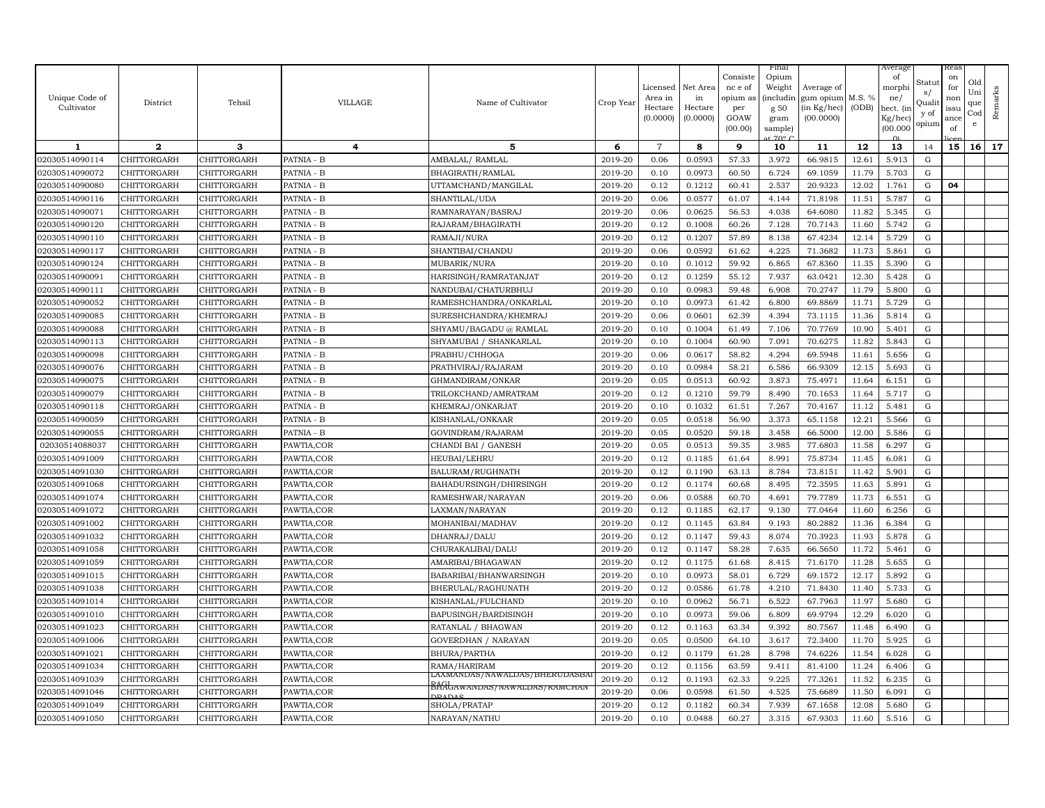| Unique Code of Cultivator | District | Tehsil | VILLAGE | Name of Cultivator | Crop Year | Licensed Area in Hectare (0.0000) | Net Area in Hectare (0.0000) | Consistence of opium as per GOAW (00.00) | Final Opium Weight (including 50 gram sample) at 70° C | Average of gum opium (in Kg/hec) (00.0000) | M.S. % (ODB) | Average of morphine/ hect. (in Kg/hec) (00.000) | Status/ Quality of opium | Reason for non issuance of licence | Old Unique Code | Remarks |
|---|---|---|---|---|---|---|---|---|---|---|---|---|---|---|---|---|
| 1 | 2 | 3 | 4 | 5 | 6 | 7 | 8 | 9 | 10 | 11 | 12 | 13 | 14 | 15 | 16 | 17 |
| 02030514090114 | CHITTORGARH | CHITTORGARH | PATNIA - B | AMBALAL/ RAMLAL | 2019-20 | 0.06 | 0.0593 | 57.33 | 3.972 | 66.9815 | 12.61 | 5.913 | G | | | |
| 02030514090072 | CHITTORGARH | CHITTORGARH | PATNIA - B | BHAGIRATH/RAMLAL | 2019-20 | 0.10 | 0.0973 | 60.50 | 6.724 | 69.1059 | 11.79 | 5.703 | G | | | |
| 02030514090080 | CHITTORGARH | CHITTORGARH | PATNIA - B | UTTAMCHAND/MANGILAL | 2019-20 | 0.12 | 0.1212 | 60.41 | 2.537 | 20.9323 | 12.02 | 1.761 | G | 04 | | |
| 02030514090116 | CHITTORGARH | CHITTORGARH | PATNIA - B | SHANTILAL/UDA | 2019-20 | 0.06 | 0.0577 | 61.07 | 4.144 | 71.8198 | 11.51 | 5.787 | G | | | |
| 02030514090071 | CHITTORGARH | CHITTORGARH | PATNIA - B | RAMNARAYAN/BASRAJ | 2019-20 | 0.06 | 0.0625 | 56.53 | 4.038 | 64.6080 | 11.82 | 5.345 | G | | | |
| 02030514090120 | CHITTORGARH | CHITTORGARH | PATNIA - B | RAJARAM/BHAGIRATH | 2019-20 | 0.12 | 0.1008 | 60.26 | 7.128 | 70.7143 | 11.60 | 5.742 | G | | | |
| 02030514090110 | CHITTORGARH | CHITTORGARH | PATNIA - B | RAMAJI/NURA | 2019-20 | 0.12 | 0.1207 | 57.89 | 8.138 | 67.4234 | 12.14 | 5.729 | G | | | |
| 02030514090117 | CHITTORGARH | CHITTORGARH | PATNIA - B | SHANTIBAI/CHANDU | 2019-20 | 0.06 | 0.0592 | 61.62 | 4.225 | 71.3682 | 11.73 | 5.861 | G | | | |
| 02030514090124 | CHITTORGARH | CHITTORGARH | PATNIA - B | MUBARIK/NURA | 2019-20 | 0.10 | 0.1012 | 59.92 | 6.865 | 67.8360 | 11.35 | 5.390 | G | | | |
| 02030514090091 | CHITTORGARH | CHITTORGARH | PATNIA - B | HARISINGH/RAMRATANJAT | 2019-20 | 0.12 | 0.1259 | 55.12 | 7.937 | 63.0421 | 12.30 | 5.428 | G | | | |
| 02030514090111 | CHITTORGARH | CHITTORGARH | PATNIA - B | NANDUBAI/CHATURBHUJ | 2019-20 | 0.10 | 0.0983 | 59.48 | 6.908 | 70.2747 | 11.79 | 5.800 | G | | | |
| 02030514090052 | CHITTORGARH | CHITTORGARH | PATNIA - B | RAMESHCHANDRA/ONKARLAL | 2019-20 | 0.10 | 0.0973 | 61.42 | 6.800 | 69.8869 | 11.71 | 5.729 | G | | | |
| 02030514090085 | CHITTORGARH | CHITTORGARH | PATNIA - B | SURESHCHANDRA/KHEMRAJ | 2019-20 | 0.06 | 0.0601 | 62.39 | 4.394 | 73.1115 | 11.36 | 5.814 | G | | | |
| 02030514090088 | CHITTORGARH | CHITTORGARH | PATNIA - B | SHYAMU/BAGADU @ RAMLAL | 2019-20 | 0.10 | 0.1004 | 61.49 | 7.106 | 70.7769 | 10.90 | 5.401 | G | | | |
| 02030514090113 | CHITTORGARH | CHITTORGARH | PATNIA - B | SHYAMUBAI / SHANKARLAL | 2019-20 | 0.10 | 0.1004 | 60.90 | 7.091 | 70.6275 | 11.82 | 5.843 | G | | | |
| 02030514090098 | CHITTORGARH | CHITTORGARH | PATNIA - B | PRABHU/CHHOGA | 2019-20 | 0.06 | 0.0617 | 58.82 | 4.294 | 69.5948 | 11.61 | 5.656 | G | | | |
| 02030514090076 | CHITTORGARH | CHITTORGARH | PATNIA - B | PRATHVIRAJ/RAJARAM | 2019-20 | 0.10 | 0.0984 | 58.21 | 6.586 | 66.9309 | 12.15 | 5.693 | G | | | |
| 02030514090075 | CHITTORGARH | CHITTORGARH | PATNIA - B | GHMANDIRAM/ONKAR | 2019-20 | 0.05 | 0.0513 | 60.92 | 3.873 | 75.4971 | 11.64 | 6.151 | G | | | |
| 02030514090079 | CHITTORGARH | CHITTORGARH | PATNIA - B | TRILOKCHAND/AMRATRAM | 2019-20 | 0.12 | 0.1210 | 59.79 | 8.490 | 70.1653 | 11.64 | 5.717 | G | | | |
| 02030514090118 | CHITTORGARH | CHITTORGARH | PATNIA - B | KHEMRAJ/ONKARJAT | 2019-20 | 0.10 | 0.1032 | 61.51 | 7.267 | 70.4167 | 11.12 | 5.481 | G | | | |
| 02030514090059 | CHITTORGARH | CHITTORGARH | PATNIA - B | KISHANLAL/ONKAAR | 2019-20 | 0.05 | 0.0518 | 56.90 | 3.373 | 65.1158 | 12.21 | 5.566 | G | | | |
| 02030514090055 | CHITTORGARH | CHITTORGARH | PATNIA - B | GOVINDRAM/RAJARAM | 2019-20 | 0.05 | 0.0520 | 59.18 | 3.458 | 66.5000 | 12.00 | 5.586 | G | | | |
| 02030514088037 | CHITTORGARH | CHITTORGARH | PAWTIA,COR | CHANDI BAI / GANESH | 2019-20 | 0.05 | 0.0513 | 59.35 | 3.985 | 77.6803 | 11.58 | 6.297 | G | | | |
| 02030514091009 | CHITTORGARH | CHITTORGARH | PAWTIA,COR | HEUBAI/LEHRU | 2019-20 | 0.12 | 0.1185 | 61.64 | 8.991 | 75.8734 | 11.45 | 6.081 | G | | | |
| 02030514091030 | CHITTORGARH | CHITTORGARH | PAWTIA,COR | BALURAM/RUGHNATH | 2019-20 | 0.12 | 0.1190 | 63.13 | 8.784 | 73.8151 | 11.42 | 5.901 | G | | | |
| 02030514091068 | CHITTORGARH | CHITTORGARH | PAWTIA,COR | BAHADURSINGH/DHIRSINGH | 2019-20 | 0.12 | 0.1174 | 60.68 | 8.495 | 72.3595 | 11.63 | 5.891 | G | | | |
| 02030514091074 | CHITTORGARH | CHITTORGARH | PAWTIA,COR | RAMESHWAR/NARAYAN | 2019-20 | 0.06 | 0.0588 | 60.70 | 4.691 | 79.7789 | 11.73 | 6.551 | G | | | |
| 02030514091072 | CHITTORGARH | CHITTORGARH | PAWTIA,COR | LAXMAN/NARAYAN | 2019-20 | 0.12 | 0.1185 | 62.17 | 9.130 | 77.0464 | 11.60 | 6.256 | G | | | |
| 02030514091002 | CHITTORGARH | CHITTORGARH | PAWTIA,COR | MOHANIBAI/MADHAV | 2019-20 | 0.12 | 0.1145 | 63.84 | 9.193 | 80.2882 | 11.36 | 6.384 | G | | | |
| 02030514091032 | CHITTORGARH | CHITTORGARH | PAWTIA,COR | DHANRAJ/DALU | 2019-20 | 0.12 | 0.1147 | 59.43 | 8.074 | 70.3923 | 11.93 | 5.878 | G | | | |
| 02030514091058 | CHITTORGARH | CHITTORGARH | PAWTIA,COR | CHURAKALIBAI/DALU | 2019-20 | 0.12 | 0.1147 | 58.28 | 7.635 | 66.5650 | 11.72 | 5.461 | G | | | |
| 02030514091059 | CHITTORGARH | CHITTORGARH | PAWTIA,COR | AMARIBAI/BHAGAWAN | 2019-20 | 0.12 | 0.1175 | 61.68 | 8.415 | 71.6170 | 11.28 | 5.655 | G | | | |
| 02030514091015 | CHITTORGARH | CHITTORGARH | PAWTIA,COR | BABARIBAI/BHANWARSINGH | 2019-20 | 0.10 | 0.0973 | 58.01 | 6.729 | 69.1572 | 12.17 | 5.892 | G | | | |
| 02030514091038 | CHITTORGARH | CHITTORGARH | PAWTIA,COR | BHERULAL/RAGHUNATH | 2019-20 | 0.12 | 0.0586 | 61.78 | 4.210 | 71.8430 | 11.40 | 5.733 | G | | | |
| 02030514091014 | CHITTORGARH | CHITTORGARH | PAWTIA,COR | KISHANLAL/FULCHAND | 2019-20 | 0.10 | 0.0962 | 56.71 | 6.522 | 67.7963 | 11.97 | 5.680 | G | | | |
| 02030514091010 | CHITTORGARH | CHITTORGARH | PAWTIA,COR | BAPUSINGH/BARDISINGH | 2019-20 | 0.10 | 0.0973 | 59.06 | 6.809 | 69.9794 | 12.29 | 6.020 | G | | | |
| 02030514091023 | CHITTORGARH | CHITTORGARH | PAWTIA,COR | RATANLAL / BHAGWAN | 2019-20 | 0.12 | 0.1163 | 63.34 | 9.392 | 80.7567 | 11.48 | 6.490 | G | | | |
| 02030514091006 | CHITTORGARH | CHITTORGARH | PAWTIA,COR | GOVERDHAN / NARAYAN | 2019-20 | 0.05 | 0.0500 | 64.10 | 3.617 | 72.3400 | 11.70 | 5.925 | G | | | |
| 02030514091021 | CHITTORGARH | CHITTORGARH | PAWTIA,COR | BHURA/PARTHA | 2019-20 | 0.12 | 0.1179 | 61.28 | 8.798 | 74.6226 | 11.54 | 6.028 | G | | | |
| 02030514091034 | CHITTORGARH | CHITTORGARH | PAWTIA,COR | RAMA/HARIRAM | 2019-20 | 0.12 | 0.1156 | 63.59 | 9.411 | 81.4100 | 11.24 | 6.406 | G | | | |
| 02030514091039 | CHITTORGARH | CHITTORGARH | PAWTIA,COR | LAXMANDAS/NAWALDAS/BHERUDASBAI RAGI | 2019-20 | 0.12 | 0.1193 | 62.33 | 9.225 | 77.3261 | 11.52 | 6.235 | G | | | |
| 02030514091046 | CHITTORGARH | CHITTORGARH | PAWTIA,COR | BHAGAWANDAS/NAWALDAS/RAMCHANDRADAS | 2019-20 | 0.06 | 0.0598 | 61.50 | 4.525 | 75.6689 | 11.50 | 6.091 | G | | | |
| 02030514091049 | CHITTORGARH | CHITTORGARH | PAWTIA,COR | SHOLA/PRATAP | 2019-20 | 0.12 | 0.1182 | 60.34 | 7.939 | 67.1658 | 12.08 | 5.680 | G | | | |
| 02030514091050 | CHITTORGARH | CHITTORGARH | PAWTIA,COR | NARAYAN/NATHU | 2019-20 | 0.10 | 0.0488 | 60.27 | 3.315 | 67.9303 | 11.60 | 5.516 | G | | | |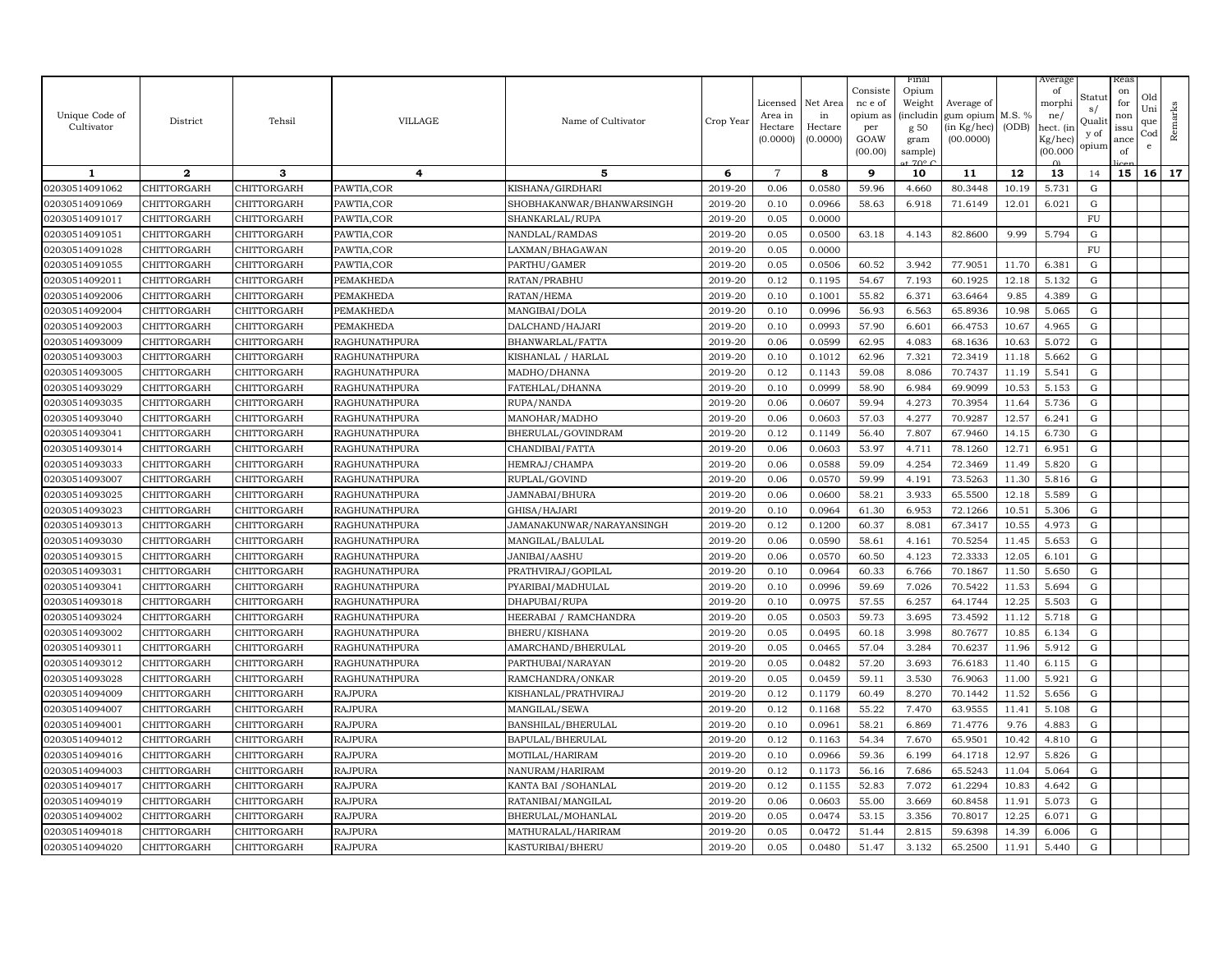| Unique Code of Cultivator | District | Tehsil | VILLAGE | Name of Cultivator | Crop Year | Licensed Area in Hectare (0.0000) | Net Area in Hectare (0.0000) | Consistence of opium as per GOAW (00.00) | Final Opium Weight (including 50 gram sample) at 70° C | Average of gum opium (in Kg/hec) (00.0000) | M.S. % (ODB) | Average of morphine/ hect. (in Kg/hec) (00.000 0) | Status/ Quality of opium | Reason for non issuance of licence | Old Unique Code | Remarks |
|---|---|---|---|---|---|---|---|---|---|---|---|---|---|---|---|---|
| 1 | 2 | 3 | 4 | 5 | 6 | 7 | 8 | 9 | 10 | 11 | 12 | 13 | 14 | 15 | 16 | 17 |
| 02030514091062 | CHITTORGARH | CHITTORGARH | PAWTIA,COR | KISHANA/GIRDHARI | 2019-20 | 0.06 | 0.0580 | 59.96 | 4.660 | 80.3448 | 10.19 | 5.731 | G | | | |
| 02030514091069 | CHITTORGARH | CHITTORGARH | PAWTIA,COR | SHOBHAKANWAR/BHANWARSINGH | 2019-20 | 0.10 | 0.0966 | 58.63 | 6.918 | 71.6149 | 12.01 | 6.021 | G | | | |
| 02030514091017 | CHITTORGARH | CHITTORGARH | PAWTIA,COR | SHANKARLAL/RUPA | 2019-20 | 0.05 | 0.0000 | | | | | | FU | | | |
| 02030514091051 | CHITTORGARH | CHITTORGARH | PAWTIA,COR | NANDLAL/RAMDAS | 2019-20 | 0.05 | 0.0500 | 63.18 | 4.143 | 82.8600 | 9.99 | 5.794 | G | | | |
| 02030514091028 | CHITTORGARH | CHITTORGARH | PAWTIA,COR | LAXMAN/BHAGAWAN | 2019-20 | 0.05 | 0.0000 | | | | | | FU | | | |
| 02030514091055 | CHITTORGARH | CHITTORGARH | PAWTIA,COR | PARTHU/GAMER | 2019-20 | 0.05 | 0.0506 | 60.52 | 3.942 | 77.9051 | 11.70 | 6.381 | G | | | |
| 02030514092011 | CHITTORGARH | CHITTORGARH | PEMAKHEDA | RATAN/PRABHU | 2019-20 | 0.12 | 0.1195 | 54.67 | 7.193 | 60.1925 | 12.18 | 5.132 | G | | | |
| 02030514092006 | CHITTORGARH | CHITTORGARH | PEMAKHEDA | RATAN/HEMA | 2019-20 | 0.10 | 0.1001 | 55.82 | 6.371 | 63.6464 | 9.85 | 4.389 | G | | | |
| 02030514092004 | CHITTORGARH | CHITTORGARH | PEMAKHEDA | MANGIBAI/DOLA | 2019-20 | 0.10 | 0.0996 | 56.93 | 6.563 | 65.8936 | 10.98 | 5.065 | G | | | |
| 02030514092003 | CHITTORGARH | CHITTORGARH | PEMAKHEDA | DALCHAND/HAJARI | 2019-20 | 0.10 | 0.0993 | 57.90 | 6.601 | 66.4753 | 10.67 | 4.965 | G | | | |
| 02030514093009 | CHITTORGARH | CHITTORGARH | RAGHUNATHPURA | BHANWARLAL/FATTA | 2019-20 | 0.06 | 0.0599 | 62.95 | 4.083 | 68.1636 | 10.63 | 5.072 | G | | | |
| 02030514093003 | CHITTORGARH | CHITTORGARH | RAGHUNATHPURA | KISHANLAL / HARLAL | 2019-20 | 0.10 | 0.1012 | 62.96 | 7.321 | 72.3419 | 11.18 | 5.662 | G | | | |
| 02030514093005 | CHITTORGARH | CHITTORGARH | RAGHUNATHPURA | MADHO/DHANNA | 2019-20 | 0.12 | 0.1143 | 59.08 | 8.086 | 70.7437 | 11.19 | 5.541 | G | | | |
| 02030514093029 | CHITTORGARH | CHITTORGARH | RAGHUNATHPURA | FATEHLAL/DHANNA | 2019-20 | 0.10 | 0.0999 | 58.90 | 6.984 | 69.9099 | 10.53 | 5.153 | G | | | |
| 02030514093035 | CHITTORGARH | CHITTORGARH | RAGHUNATHPURA | RUPA/NANDA | 2019-20 | 0.06 | 0.0607 | 59.94 | 4.273 | 70.3954 | 11.64 | 5.736 | G | | | |
| 02030514093040 | CHITTORGARH | CHITTORGARH | RAGHUNATHPURA | MANOHAR/MADHO | 2019-20 | 0.06 | 0.0603 | 57.03 | 4.277 | 70.9287 | 12.57 | 6.241 | G | | | |
| 02030514093041 | CHITTORGARH | CHITTORGARH | RAGHUNATHPURA | BHERULAL/GOVINDRAM | 2019-20 | 0.12 | 0.1149 | 56.40 | 7.807 | 67.9460 | 14.15 | 6.730 | G | | | |
| 02030514093014 | CHITTORGARH | CHITTORGARH | RAGHUNATHPURA | CHANDIBAI/FATTA | 2019-20 | 0.06 | 0.0603 | 53.97 | 4.711 | 78.1260 | 12.71 | 6.951 | G | | | |
| 02030514093033 | CHITTORGARH | CHITTORGARH | RAGHUNATHPURA | HEMRAJ/CHAMPA | 2019-20 | 0.06 | 0.0588 | 59.09 | 4.254 | 72.3469 | 11.49 | 5.820 | G | | | |
| 02030514093007 | CHITTORGARH | CHITTORGARH | RAGHUNATHPURA | RUPLAL/GOVIND | 2019-20 | 0.06 | 0.0570 | 59.99 | 4.191 | 73.5263 | 11.30 | 5.816 | G | | | |
| 02030514093025 | CHITTORGARH | CHITTORGARH | RAGHUNATHPURA | JAMNABAI/BHURA | 2019-20 | 0.06 | 0.0600 | 58.21 | 3.933 | 65.5500 | 12.18 | 5.589 | G | | | |
| 02030514093023 | CHITTORGARH | CHITTORGARH | RAGHUNATHPURA | GHISA/HAJARI | 2019-20 | 0.10 | 0.0964 | 61.30 | 6.953 | 72.1266 | 10.51 | 5.306 | G | | | |
| 02030514093013 | CHITTORGARH | CHITTORGARH | RAGHUNATHPURA | JAMANAKUNWAR/NARAYANSINGH | 2019-20 | 0.12 | 0.1200 | 60.37 | 8.081 | 67.3417 | 10.55 | 4.973 | G | | | |
| 02030514093030 | CHITTORGARH | CHITTORGARH | RAGHUNATHPURA | MANGILAL/BALULAL | 2019-20 | 0.06 | 0.0590 | 58.61 | 4.161 | 70.5254 | 11.45 | 5.653 | G | | | |
| 02030514093015 | CHITTORGARH | CHITTORGARH | RAGHUNATHPURA | JANIBAI/AASHU | 2019-20 | 0.06 | 0.0570 | 60.50 | 4.123 | 72.3333 | 12.05 | 6.101 | G | | | |
| 02030514093031 | CHITTORGARH | CHITTORGARH | RAGHUNATHPURA | PRATHVIRAJ/GOPILAL | 2019-20 | 0.10 | 0.0964 | 60.33 | 6.766 | 70.1867 | 11.50 | 5.650 | G | | | |
| 02030514093041 | CHITTORGARH | CHITTORGARH | RAGHUNATHPURA | PYARIBAI/MADHULAL | 2019-20 | 0.10 | 0.0996 | 59.69 | 7.026 | 70.5422 | 11.53 | 5.694 | G | | | |
| 02030514093018 | CHITTORGARH | CHITTORGARH | RAGHUNATHPURA | DHAPUBAI/RUPA | 2019-20 | 0.10 | 0.0975 | 57.55 | 6.257 | 64.1744 | 12.25 | 5.503 | G | | | |
| 02030514093024 | CHITTORGARH | CHITTORGARH | RAGHUNATHPURA | HEERABAI / RAMCHANDRA | 2019-20 | 0.05 | 0.0503 | 59.73 | 3.695 | 73.4592 | 11.12 | 5.718 | G | | | |
| 02030514093002 | CHITTORGARH | CHITTORGARH | RAGHUNATHPURA | BHERU/KISHANA | 2019-20 | 0.05 | 0.0495 | 60.18 | 3.998 | 80.7677 | 10.85 | 6.134 | G | | | |
| 02030514093011 | CHITTORGARH | CHITTORGARH | RAGHUNATHPURA | AMARCHAND/BHERULAL | 2019-20 | 0.05 | 0.0465 | 57.04 | 3.284 | 70.6237 | 11.96 | 5.912 | G | | | |
| 02030514093012 | CHITTORGARH | CHITTORGARH | RAGHUNATHPURA | PARTHUBAI/NARAYAN | 2019-20 | 0.05 | 0.0482 | 57.20 | 3.693 | 76.6183 | 11.40 | 6.115 | G | | | |
| 02030514093028 | CHITTORGARH | CHITTORGARH | RAGHUNATHPURA | RAMCHANDRA/ONKAR | 2019-20 | 0.05 | 0.0459 | 59.11 | 3.530 | 76.9063 | 11.00 | 5.921 | G | | | |
| 02030514094009 | CHITTORGARH | CHITTORGARH | RAJPURA | KISHANLAL/PRATHVIRAJ | 2019-20 | 0.12 | 0.1179 | 60.49 | 8.270 | 70.1442 | 11.52 | 5.656 | G | | | |
| 02030514094007 | CHITTORGARH | CHITTORGARH | RAJPURA | MANGILAL/SEWA | 2019-20 | 0.12 | 0.1168 | 55.22 | 7.470 | 63.9555 | 11.41 | 5.108 | G | | | |
| 02030514094001 | CHITTORGARH | CHITTORGARH | RAJPURA | BANSHILAL/BHERULAL | 2019-20 | 0.10 | 0.0961 | 58.21 | 6.869 | 71.4776 | 9.76 | 4.883 | G | | | |
| 02030514094012 | CHITTORGARH | CHITTORGARH | RAJPURA | BAPULAL/BHERULAL | 2019-20 | 0.12 | 0.1163 | 54.34 | 7.670 | 65.9501 | 10.42 | 4.810 | G | | | |
| 02030514094016 | CHITTORGARH | CHITTORGARH | RAJPURA | MOTILAL/HARIRAM | 2019-20 | 0.10 | 0.0966 | 59.36 | 6.199 | 64.1718 | 12.97 | 5.826 | G | | | |
| 02030514094003 | CHITTORGARH | CHITTORGARH | RAJPURA | NANURAM/HARIRAM | 2019-20 | 0.12 | 0.1173 | 56.16 | 7.686 | 65.5243 | 11.04 | 5.064 | G | | | |
| 02030514094017 | CHITTORGARH | CHITTORGARH | RAJPURA | KANTA BAI /SOHANLAL | 2019-20 | 0.12 | 0.1155 | 52.83 | 7.072 | 61.2294 | 10.83 | 4.642 | G | | | |
| 02030514094019 | CHITTORGARH | CHITTORGARH | RAJPURA | RATANIBAI/MANGILAL | 2019-20 | 0.06 | 0.0603 | 55.00 | 3.669 | 60.8458 | 11.91 | 5.073 | G | | | |
| 02030514094002 | CHITTORGARH | CHITTORGARH | RAJPURA | BHERULAL/MOHANLAL | 2019-20 | 0.05 | 0.0474 | 53.15 | 3.356 | 70.8017 | 12.25 | 6.071 | G | | | |
| 02030514094018 | CHITTORGARH | CHITTORGARH | RAJPURA | MATHURALAL/HARIRAM | 2019-20 | 0.05 | 0.0472 | 51.44 | 2.815 | 59.6398 | 14.39 | 6.006 | G | | | |
| 02030514094020 | CHITTORGARH | CHITTORGARH | RAJPURA | KASTURIBAI/BHERU | 2019-20 | 0.05 | 0.0480 | 51.47 | 3.132 | 65.2500 | 11.91 | 5.440 | G | | | |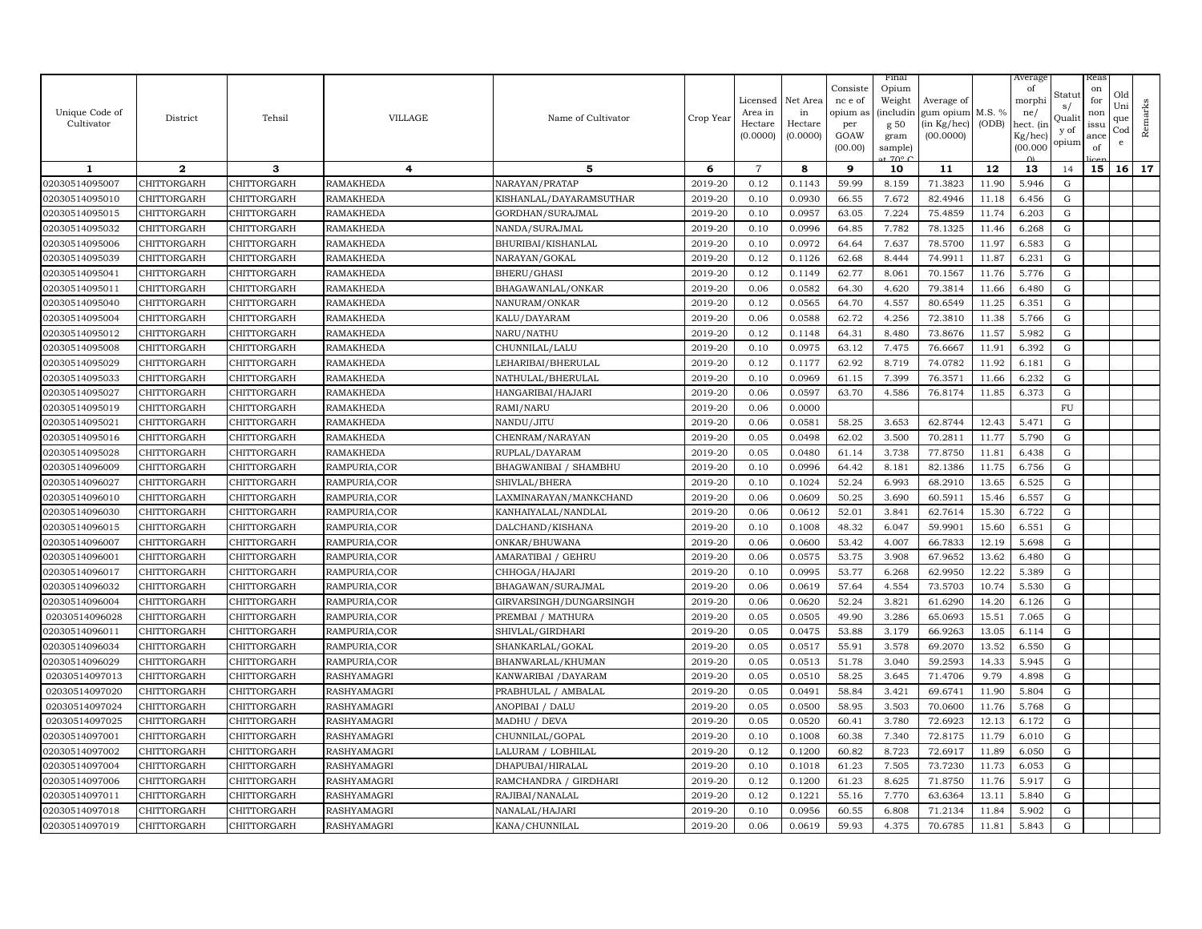| Unique Code of Cultivator | District | Tehsil | VILLAGE | Name of Cultivator | Crop Year | Licensed Area in Hectare (0.0000) | Net Area in Hectare (0.0000) | Consistence of opium as per GOAW (00.00) | Final Opium Weight (including 50 gram sample) at 70° C | Average of gum opium (in Kg/hec) (00.0000) | M.S. % (ODB) | Average of morphine/hect. (in Kg/hec) (00.000) | Status/Quality of opium | Reason for non issuance of licence | Old Unique Code | Remarks |
|---|---|---|---|---|---|---|---|---|---|---|---|---|---|---|---|---|
| 1 | 2 | 3 | 4 | 5 | 6 | 7 | 8 | 9 | 10 | 11 | 12 | 13 | 14 | 15 | 16 | 17 |
| 02030514095007 | CHITTORGARH | CHITTORGARH | RAMAKHEDA | NARAYAN/PRATAP | 2019-20 | 0.12 | 0.1143 | 59.99 | 8.159 | 71.3823 | 11.90 | 5.946 | G | | | |
| 02030514095010 | CHITTORGARH | CHITTORGARH | RAMAKHEDA | KISHANLAL/DAYARAMSUTHAR | 2019-20 | 0.10 | 0.0930 | 66.55 | 7.672 | 82.4946 | 11.18 | 6.456 | G | | | |
| 02030514095015 | CHITTORGARH | CHITTORGARH | RAMAKHEDA | GORDHAN/SURAJMAL | 2019-20 | 0.10 | 0.0957 | 63.05 | 7.224 | 75.4859 | 11.74 | 6.203 | G | | | |
| 02030514095032 | CHITTORGARH | CHITTORGARH | RAMAKHEDA | NANDA/SURAJMAL | 2019-20 | 0.10 | 0.0996 | 64.85 | 7.782 | 78.1325 | 11.46 | 6.268 | G | | | |
| 02030514095006 | CHITTORGARH | CHITTORGARH | RAMAKHEDA | BHURIBAI/KISHANLAL | 2019-20 | 0.10 | 0.0972 | 64.64 | 7.637 | 78.5700 | 11.97 | 6.583 | G | | | |
| 02030514095039 | CHITTORGARH | CHITTORGARH | RAMAKHEDA | NARAYAN/GOKAL | 2019-20 | 0.12 | 0.1126 | 62.68 | 8.444 | 74.9911 | 11.87 | 6.231 | G | | | |
| 02030514095041 | CHITTORGARH | CHITTORGARH | RAMAKHEDA | BHERU/GHASI | 2019-20 | 0.12 | 0.1149 | 62.77 | 8.061 | 70.1567 | 11.76 | 5.776 | G | | | |
| 02030514095011 | CHITTORGARH | CHITTORGARH | RAMAKHEDA | BHAGAWANLAL/ONKAR | 2019-20 | 0.06 | 0.0582 | 64.30 | 4.620 | 79.3814 | 11.66 | 6.480 | G | | | |
| 02030514095040 | CHITTORGARH | CHITTORGARH | RAMAKHEDA | NANURAM/ONKAR | 2019-20 | 0.12 | 0.0565 | 64.70 | 4.557 | 80.6549 | 11.25 | 6.351 | G | | | |
| 02030514095004 | CHITTORGARH | CHITTORGARH | RAMAKHEDA | KALU/DAYARAM | 2019-20 | 0.06 | 0.0588 | 62.72 | 4.256 | 72.3810 | 11.38 | 5.766 | G | | | |
| 02030514095012 | CHITTORGARH | CHITTORGARH | RAMAKHEDA | NARU/NATHU | 2019-20 | 0.12 | 0.1148 | 64.31 | 8.480 | 73.8676 | 11.57 | 5.982 | G | | | |
| 02030514095008 | CHITTORGARH | CHITTORGARH | RAMAKHEDA | CHUNNILAL/LALU | 2019-20 | 0.10 | 0.0975 | 63.12 | 7.475 | 76.6667 | 11.91 | 6.392 | G | | | |
| 02030514095029 | CHITTORGARH | CHITTORGARH | RAMAKHEDA | LEHARIBAI/BHERULAL | 2019-20 | 0.12 | 0.1177 | 62.92 | 8.719 | 74.0782 | 11.92 | 6.181 | G | | | |
| 02030514095033 | CHITTORGARH | CHITTORGARH | RAMAKHEDA | NATHULAL/BHERULAL | 2019-20 | 0.10 | 0.0969 | 61.15 | 7.399 | 76.3571 | 11.66 | 6.232 | G | | | |
| 02030514095027 | CHITTORGARH | CHITTORGARH | RAMAKHEDA | HANGARIBAI/HAJARI | 2019-20 | 0.06 | 0.0597 | 63.70 | 4.586 | 76.8174 | 11.85 | 6.373 | G | | | |
| 02030514095019 | CHITTORGARH | CHITTORGARH | RAMAKHEDA | RAMI/NARU | 2019-20 | 0.06 | 0.0000 | | | | | | FU | | | |
| 02030514095021 | CHITTORGARH | CHITTORGARH | RAMAKHEDA | NANDU/JITU | 2019-20 | 0.06 | 0.0581 | 58.25 | 3.653 | 62.8744 | 12.43 | 5.471 | G | | | |
| 02030514095016 | CHITTORGARH | CHITTORGARH | RAMAKHEDA | CHENRAM/NARAYAN | 2019-20 | 0.05 | 0.0498 | 62.02 | 3.500 | 70.2811 | 11.77 | 5.790 | G | | | |
| 02030514095028 | CHITTORGARH | CHITTORGARH | RAMAKHEDA | RUPLAL/DAYARAM | 2019-20 | 0.05 | 0.0480 | 61.14 | 3.738 | 77.8750 | 11.81 | 6.438 | G | | | |
| 02030514096009 | CHITTORGARH | CHITTORGARH | RAMPURIA,COR | BHAGWANIBAI / SHAMBHU | 2019-20 | 0.10 | 0.0996 | 64.42 | 8.181 | 82.1386 | 11.75 | 6.756 | G | | | |
| 02030514096027 | CHITTORGARH | CHITTORGARH | RAMPURIA,COR | SHIVLAL/BHERA | 2019-20 | 0.10 | 0.1024 | 52.24 | 6.993 | 68.2910 | 13.65 | 6.525 | G | | | |
| 02030514096010 | CHITTORGARH | CHITTORGARH | RAMPURIA,COR | LAXMINARAYAN/MANKCHAND | 2019-20 | 0.06 | 0.0609 | 50.25 | 3.690 | 60.5911 | 15.46 | 6.557 | G | | | |
| 02030514096030 | CHITTORGARH | CHITTORGARH | RAMPURIA,COR | KANHAIYALAL/NANDLAL | 2019-20 | 0.06 | 0.0612 | 52.01 | 3.841 | 62.7614 | 15.30 | 6.722 | G | | | |
| 02030514096015 | CHITTORGARH | CHITTORGARH | RAMPURIA,COR | DALCHAND/KISHANA | 2019-20 | 0.10 | 0.1008 | 48.32 | 6.047 | 59.9901 | 15.60 | 6.551 | G | | | |
| 02030514096007 | CHITTORGARH | CHITTORGARH | RAMPURIA,COR | ONKAR/BHUWANA | 2019-20 | 0.06 | 0.0600 | 53.42 | 4.007 | 66.7833 | 12.19 | 5.698 | G | | | |
| 02030514096001 | CHITTORGARH | CHITTORGARH | RAMPURIA,COR | AMARATIBAI / GEHRU | 2019-20 | 0.06 | 0.0575 | 53.75 | 3.908 | 67.9652 | 13.62 | 6.480 | G | | | |
| 02030514096017 | CHITTORGARH | CHITTORGARH | RAMPURIA,COR | CHHOGA/HAJARI | 2019-20 | 0.10 | 0.0995 | 53.77 | 6.268 | 62.9950 | 12.22 | 5.389 | G | | | |
| 02030514096032 | CHITTORGARH | CHITTORGARH | RAMPURIA,COR | BHAGAWAN/SURAJMAL | 2019-20 | 0.06 | 0.0619 | 57.64 | 4.554 | 73.5703 | 10.74 | 5.530 | G | | | |
| 02030514096004 | CHITTORGARH | CHITTORGARH | RAMPURIA,COR | GIRVARSINGH/DUNGARSINGH | 2019-20 | 0.06 | 0.0620 | 52.24 | 3.821 | 61.6290 | 14.20 | 6.126 | G | | | |
| 02030514096028 | CHITTORGARH | CHITTORGARH | RAMPURIA,COR | PREMBAI / MATHURA | 2019-20 | 0.05 | 0.0505 | 49.90 | 3.286 | 65.0693 | 15.51 | 7.065 | G | | | |
| 02030514096011 | CHITTORGARH | CHITTORGARH | RAMPURIA,COR | SHIVLAL/GIRDHARI | 2019-20 | 0.05 | 0.0475 | 53.88 | 3.179 | 66.9263 | 13.05 | 6.114 | G | | | |
| 02030514096034 | CHITTORGARH | CHITTORGARH | RAMPURIA,COR | SHANKARLAL/GOKAL | 2019-20 | 0.05 | 0.0517 | 55.91 | 3.578 | 69.2070 | 13.52 | 6.550 | G | | | |
| 02030514096029 | CHITTORGARH | CHITTORGARH | RAMPURIA,COR | BHANWARLAL/KHUMAN | 2019-20 | 0.05 | 0.0513 | 51.78 | 3.040 | 59.2593 | 14.33 | 5.945 | G | | | |
| 02030514097013 | CHITTORGARH | CHITTORGARH | RASHYAMAGRI | KANWARIBAI /DAYARAM | 2019-20 | 0.05 | 0.0510 | 58.25 | 3.645 | 71.4706 | 9.79 | 4.898 | G | | | |
| 02030514097020 | CHITTORGARH | CHITTORGARH | RASHYAMAGRI | PRABHULAL / AMBALAL | 2019-20 | 0.05 | 0.0491 | 58.84 | 3.421 | 69.6741 | 11.90 | 5.804 | G | | | |
| 02030514097024 | CHITTORGARH | CHITTORGARH | RASHYAMAGRI | ANOPIBAI / DALU | 2019-20 | 0.05 | 0.0500 | 58.95 | 3.503 | 70.0600 | 11.76 | 5.768 | G | | | |
| 02030514097025 | CHITTORGARH | CHITTORGARH | RASHYAMAGRI | MADHU / DEVA | 2019-20 | 0.05 | 0.0520 | 60.41 | 3.780 | 72.6923 | 12.13 | 6.172 | G | | | |
| 02030514097001 | CHITTORGARH | CHITTORGARH | RASHYAMAGRI | CHUNNILAL/GOPAL | 2019-20 | 0.10 | 0.1008 | 60.38 | 7.340 | 72.8175 | 11.79 | 6.010 | G | | | |
| 02030514097002 | CHITTORGARH | CHITTORGARH | RASHYAMAGRI | LALURAM / LOBHILAL | 2019-20 | 0.12 | 0.1200 | 60.82 | 8.723 | 72.6917 | 11.89 | 6.050 | G | | | |
| 02030514097004 | CHITTORGARH | CHITTORGARH | RASHYAMAGRI | DHAPUBAI/HIRALAL | 2019-20 | 0.10 | 0.1018 | 61.23 | 7.505 | 73.7230 | 11.73 | 6.053 | G | | | |
| 02030514097006 | CHITTORGARH | CHITTORGARH | RASHYAMAGRI | RAMCHANDRA / GIRDHARI | 2019-20 | 0.12 | 0.1200 | 61.23 | 8.625 | 71.8750 | 11.76 | 5.917 | G | | | |
| 02030514097011 | CHITTORGARH | CHITTORGARH | RASHYAMAGRI | RAJIBAI/NANALAL | 2019-20 | 0.12 | 0.1221 | 55.16 | 7.770 | 63.6364 | 13.11 | 5.840 | G | | | |
| 02030514097018 | CHITTORGARH | CHITTORGARH | RASHYAMAGRI | NANALAL/HAJARI | 2019-20 | 0.10 | 0.0956 | 60.55 | 6.808 | 71.2134 | 11.84 | 5.902 | G | | | |
| 02030514097019 | CHITTORGARH | CHITTORGARH | RASHYAMAGRI | KANA/CHUNNILAL | 2019-20 | 0.06 | 0.0619 | 59.93 | 4.375 | 70.6785 | 11.81 | 5.843 | G | | | |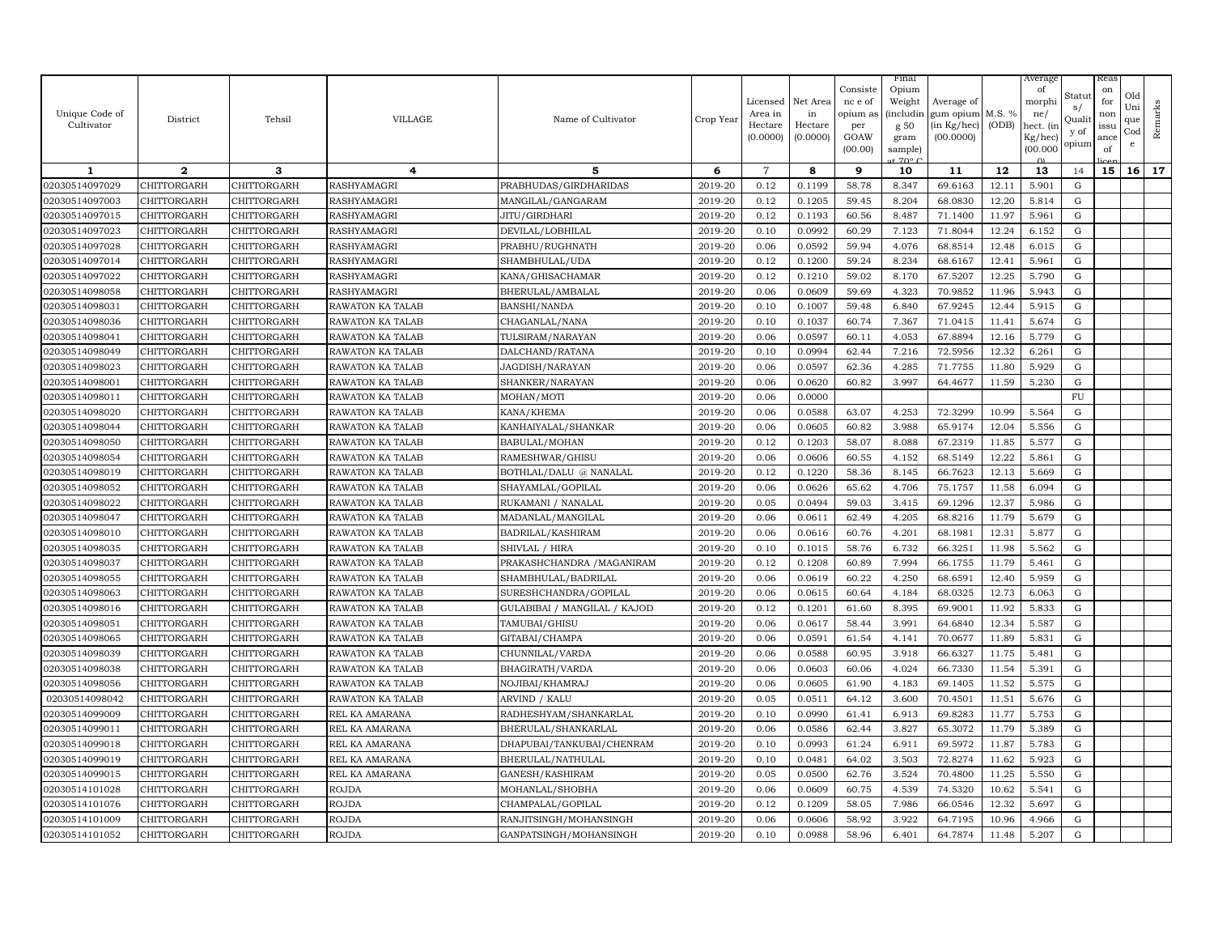| Unique Code of Cultivator | District | Tehsil | VILLAGE | Name of Cultivator | Crop Year | Licensed Area in Hectare (0.0000) | Net Area in Hectare (0.0000) | Consistence of opium as per GOAW (00.00) | Final Opium Weight (including 50 gram sample) at 70° C | Average of gum opium (in Kg/hec) (00.0000) | M.S. % (ODB) | Average of morphine/ hect. (in Kg/hec) (00.000) | Status/ Quality of opium | Reason for non issuance of licence | Old Unique Code | Remarks |
|---|---|---|---|---|---|---|---|---|---|---|---|---|---|---|---|---|
| 1 | 2 | 3 | 4 | 5 | 6 | 7 | 8 | 9 | 10 | 11 | 12 | 13 | 14 | 15 | 16 | 17 |
| 02030514097029 | CHITTORGARH | CHITTORGARH | RASHYAMAGRI | PRABHUDAS/GIRDHARIDAS | 2019-20 | 0.12 | 0.1199 | 58.78 | 8.347 | 69.6163 | 12.11 | 5.901 | G | | | |
| 02030514097003 | CHITTORGARH | CHITTORGARH | RASHYAMAGRI | MANGILAL/GANGARAM | 2019-20 | 0.12 | 0.1205 | 59.45 | 8.204 | 68.0830 | 12.20 | 5.814 | G | | | |
| 02030514097015 | CHITTORGARH | CHITTORGARH | RASHYAMAGRI | JITU/GIRDHARI | 2019-20 | 0.12 | 0.1193 | 60.56 | 8.487 | 71.1400 | 11.97 | 5.961 | G | | | |
| 02030514097023 | CHITTORGARH | CHITTORGARH | RASHYAMAGRI | DEVILAL/LOBHILAL | 2019-20 | 0.10 | 0.0992 | 60.29 | 7.123 | 71.8044 | 12.24 | 6.152 | G | | | |
| 02030514097028 | CHITTORGARH | CHITTORGARH | RASHYAMAGRI | PRABHU/RUGHNATH | 2019-20 | 0.06 | 0.0592 | 59.94 | 4.076 | 68.8514 | 12.48 | 6.015 | G | | | |
| 02030514097014 | CHITTORGARH | CHITTORGARH | RASHYAMAGRI | SHAMBHULAL/UDA | 2019-20 | 0.12 | 0.1200 | 59.24 | 8.234 | 68.6167 | 12.41 | 5.961 | G | | | |
| 02030514097022 | CHITTORGARH | CHITTORGARH | RASHYAMAGRI | KANA/GHISACHAMAR | 2019-20 | 0.12 | 0.1210 | 59.02 | 8.170 | 67.5207 | 12.25 | 5.790 | G | | | |
| 02030514098058 | CHITTORGARH | CHITTORGARH | RASHYAMAGRI | BHERULAL/AMBALAL | 2019-20 | 0.06 | 0.0609 | 59.69 | 4.323 | 70.9852 | 11.96 | 5.943 | G | | | |
| 02030514098031 | CHITTORGARH | CHITTORGARH | RAWATON KA TALAB | BANSHI/NANDA | 2019-20 | 0.10 | 0.1007 | 59.48 | 6.840 | 67.9245 | 12.44 | 5.915 | G | | | |
| 02030514098036 | CHITTORGARH | CHITTORGARH | RAWATON KA TALAB | CHAGANLAL/NANA | 2019-20 | 0.10 | 0.1037 | 60.74 | 7.367 | 71.0415 | 11.41 | 5.674 | G | | | |
| 02030514098041 | CHITTORGARH | CHITTORGARH | RAWATON KA TALAB | TULSIRAM/NARAYAN | 2019-20 | 0.06 | 0.0597 | 60.11 | 4.053 | 67.8894 | 12.16 | 5.779 | G | | | |
| 02030514098049 | CHITTORGARH | CHITTORGARH | RAWATON KA TALAB | DALCHAND/RATANA | 2019-20 | 0.10 | 0.0994 | 62.44 | 7.216 | 72.5956 | 12.32 | 6.261 | G | | | |
| 02030514098023 | CHITTORGARH | CHITTORGARH | RAWATON KA TALAB | JAGDISH/NARAYAN | 2019-20 | 0.06 | 0.0597 | 62.36 | 4.285 | 71.7755 | 11.80 | 5.929 | G | | | |
| 02030514098001 | CHITTORGARH | CHITTORGARH | RAWATON KA TALAB | SHANKER/NARAYAN | 2019-20 | 0.06 | 0.0620 | 60.82 | 3.997 | 64.4677 | 11.59 | 5.230 | G | | | |
| 02030514098011 | CHITTORGARH | CHITTORGARH | RAWATON KA TALAB | MOHAN/MOTI | 2019-20 | 0.06 | 0.0000 | | | | | | FU | | | |
| 02030514098020 | CHITTORGARH | CHITTORGARH | RAWATON KA TALAB | KANA/KHEMA | 2019-20 | 0.06 | 0.0588 | 63.07 | 4.253 | 72.3299 | 10.99 | 5.564 | G | | | |
| 02030514098044 | CHITTORGARH | CHITTORGARH | RAWATON KA TALAB | KANHAIYALAL/SHANKAR | 2019-20 | 0.06 | 0.0605 | 60.82 | 3.988 | 65.9174 | 12.04 | 5.556 | G | | | |
| 02030514098050 | CHITTORGARH | CHITTORGARH | RAWATON KA TALAB | BABULAL/MOHAN | 2019-20 | 0.12 | 0.1203 | 58.07 | 8.088 | 67.2319 | 11.85 | 5.577 | G | | | |
| 02030514098054 | CHITTORGARH | CHITTORGARH | RAWATON KA TALAB | RAMESHWAR/GHISU | 2019-20 | 0.06 | 0.0606 | 60.55 | 4.152 | 68.5149 | 12.22 | 5.861 | G | | | |
| 02030514098019 | CHITTORGARH | CHITTORGARH | RAWATON KA TALAB | BOTHLAL/DALU @ NANALAL | 2019-20 | 0.12 | 0.1220 | 58.36 | 8.145 | 66.7623 | 12.13 | 5.669 | G | | | |
| 02030514098052 | CHITTORGARH | CHITTORGARH | RAWATON KA TALAB | SHAYAMLAL/GOPILAL | 2019-20 | 0.06 | 0.0626 | 65.62 | 4.706 | 75.1757 | 11.58 | 6.094 | G | | | |
| 02030514098022 | CHITTORGARH | CHITTORGARH | RAWATON KA TALAB | RUKAMANI / NANALAL | 2019-20 | 0.05 | 0.0494 | 59.03 | 3.415 | 69.1296 | 12.37 | 5.986 | G | | | |
| 02030514098047 | CHITTORGARH | CHITTORGARH | RAWATON KA TALAB | MADANLAL/MANGILAL | 2019-20 | 0.06 | 0.0611 | 62.49 | 4.205 | 68.8216 | 11.79 | 5.679 | G | | | |
| 02030514098010 | CHITTORGARH | CHITTORGARH | RAWATON KA TALAB | BADRILAL/KASHIRAM | 2019-20 | 0.06 | 0.0616 | 60.76 | 4.201 | 68.1981 | 12.31 | 5.877 | G | | | |
| 02030514098035 | CHITTORGARH | CHITTORGARH | RAWATON KA TALAB | SHIVLAL / HIRA | 2019-20 | 0.10 | 0.1015 | 58.76 | 6.732 | 66.3251 | 11.98 | 5.562 | G | | | |
| 02030514098037 | CHITTORGARH | CHITTORGARH | RAWATON KA TALAB | PRAKASHCHANDRA /MAGANIRAM | 2019-20 | 0.12 | 0.1208 | 60.89 | 7.994 | 66.1755 | 11.79 | 5.461 | G | | | |
| 02030514098055 | CHITTORGARH | CHITTORGARH | RAWATON KA TALAB | SHAMBHULAL/BADRILAL | 2019-20 | 0.06 | 0.0619 | 60.22 | 4.250 | 68.6591 | 12.40 | 5.959 | G | | | |
| 02030514098063 | CHITTORGARH | CHITTORGARH | RAWATON KA TALAB | SURESHCHANDRA/GOPILAL | 2019-20 | 0.06 | 0.0615 | 60.64 | 4.184 | 68.0325 | 12.73 | 6.063 | G | | | |
| 02030514098016 | CHITTORGARH | CHITTORGARH | RAWATON KA TALAB | GULABIBAI / MANGILAL / KAJOD | 2019-20 | 0.12 | 0.1201 | 61.60 | 8.395 | 69.9001 | 11.92 | 5.833 | G | | | |
| 02030514098051 | CHITTORGARH | CHITTORGARH | RAWATON KA TALAB | TAMUBAI/GHISU | 2019-20 | 0.06 | 0.0617 | 58.44 | 3.991 | 64.6840 | 12.34 | 5.587 | G | | | |
| 02030514098065 | CHITTORGARH | CHITTORGARH | RAWATON KA TALAB | GITABAI/CHAMPA | 2019-20 | 0.06 | 0.0591 | 61.54 | 4.141 | 70.0677 | 11.89 | 5.831 | G | | | |
| 02030514098039 | CHITTORGARH | CHITTORGARH | RAWATON KA TALAB | CHUNNILAL/VARDA | 2019-20 | 0.06 | 0.0588 | 60.95 | 3.918 | 66.6327 | 11.75 | 5.481 | G | | | |
| 02030514098038 | CHITTORGARH | CHITTORGARH | RAWATON KA TALAB | BHAGIRATH/VARDA | 2019-20 | 0.06 | 0.0603 | 60.06 | 4.024 | 66.7330 | 11.54 | 5.391 | G | | | |
| 02030514098056 | CHITTORGARH | CHITTORGARH | RAWATON KA TALAB | NOJIBAI/KHAMRAJ | 2019-20 | 0.06 | 0.0605 | 61.90 | 4.183 | 69.1405 | 11.52 | 5.575 | G | | | |
| 02030514098042 | CHITTORGARH | CHITTORGARH | RAWATON KA TALAB | ARVIND / KALU | 2019-20 | 0.05 | 0.0511 | 64.12 | 3.600 | 70.4501 | 11.51 | 5.676 | G | | | |
| 02030514099009 | CHITTORGARH | CHITTORGARH | REL KA AMARANA | RADHESHYAM/SHANKARLAL | 2019-20 | 0.10 | 0.0990 | 61.41 | 6.913 | 69.8283 | 11.77 | 5.753 | G | | | |
| 02030514099011 | CHITTORGARH | CHITTORGARH | REL KA AMARANA | BHERULAL/SHANKARLAL | 2019-20 | 0.06 | 0.0586 | 62.44 | 3.827 | 65.3072 | 11.79 | 5.389 | G | | | |
| 02030514099018 | CHITTORGARH | CHITTORGARH | REL KA AMARANA | DHAPUBAI/TANKUBAI/CHENRAM | 2019-20 | 0.10 | 0.0993 | 61.24 | 6.911 | 69.5972 | 11.87 | 5.783 | G | | | |
| 02030514099019 | CHITTORGARH | CHITTORGARH | REL KA AMARANA | BHERULAL/NATHULAL | 2019-20 | 0.10 | 0.0481 | 64.02 | 3.503 | 72.8274 | 11.62 | 5.923 | G | | | |
| 02030514099015 | CHITTORGARH | CHITTORGARH | REL KA AMARANA | GANESH/KASHIRAM | 2019-20 | 0.05 | 0.0500 | 62.76 | 3.524 | 70.4800 | 11.25 | 5.550 | G | | | |
| 02030514101028 | CHITTORGARH | CHITTORGARH | ROJDA | MOHANLAL/SHOBHA | 2019-20 | 0.06 | 0.0609 | 60.75 | 4.539 | 74.5320 | 10.62 | 5.541 | G | | | |
| 02030514101076 | CHITTORGARH | CHITTORGARH | ROJDA | CHAMPALAL/GOPILAL | 2019-20 | 0.12 | 0.1209 | 58.05 | 7.986 | 66.0546 | 12.32 | 5.697 | G | | | |
| 02030514101009 | CHITTORGARH | CHITTORGARH | ROJDA | RANJITSINGH/MOHANSINGH | 2019-20 | 0.06 | 0.0606 | 58.92 | 3.922 | 64.7195 | 10.96 | 4.966 | G | | | |
| 02030514101052 | CHITTORGARH | CHITTORGARH | ROJDA | GANPATSINGH/MOHANSINGH | 2019-20 | 0.10 | 0.0988 | 58.96 | 6.401 | 64.7874 | 11.48 | 5.207 | G | | | |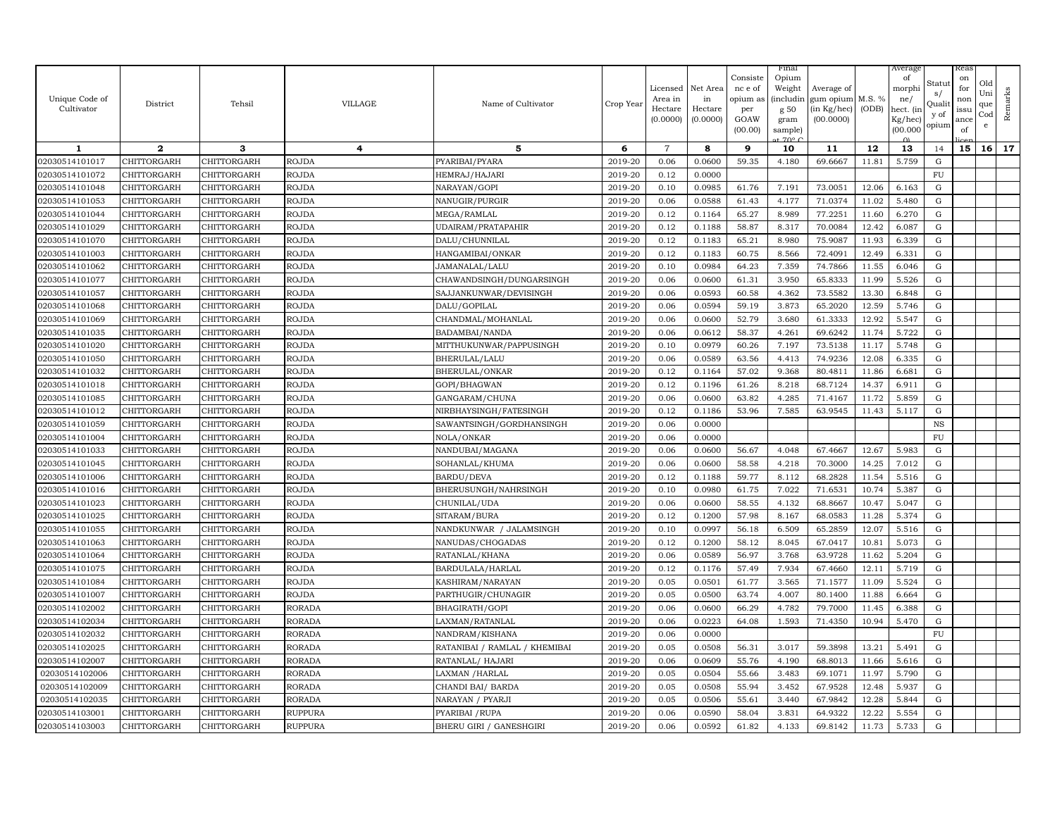| Unique Code of Cultivator | District | Tehsil | VILLAGE | Name of Cultivator | Crop Year | Licensed Area in Hectare (0.0000) | Net Area in Hectare (0.0000) | Consistence of opium as per GOAW (00.00) | Final Opium Weight (including 50 gram sample) at 70° C | Average of gum opium (in Kg/hec) (00.0000) | M.S. % (ODB) | Average of morphine/ hect. (in Kg/hec) (00.0000) | Status/ Quality of opium | Reason for non issuance of licence | Old Unique Code | Remarks |
|---|---|---|---|---|---|---|---|---|---|---|---|---|---|---|---|---|
| 1 | 2 | 3 | 4 | 5 | 6 | 7 | 8 | 9 | 10 | 11 | 12 | 13 | 14 | 15 | 16 | 17 |
| 02030514101017 | CHITTORGARH | CHITTORGARH | ROJDA | PYARIBAI/PYARA | 2019-20 | 0.06 | 0.0600 | 59.35 | 4.180 | 69.6667 | 11.81 | 5.759 | G | | | |
| 02030514101072 | CHITTORGARH | CHITTORGARH | ROJDA | HEMRAJ/HAJARI | 2019-20 | 0.12 | 0.0000 | | | | | | FU | | | |
| 02030514101048 | CHITTORGARH | CHITTORGARH | ROJDA | NARAYAN/GOPI | 2019-20 | 0.10 | 0.0985 | 61.76 | 7.191 | 73.0051 | 12.06 | 6.163 | G | | | |
| 02030514101053 | CHITTORGARH | CHITTORGARH | ROJDA | NANUGIR/PURGIR | 2019-20 | 0.06 | 0.0588 | 61.43 | 4.177 | 71.0374 | 11.02 | 5.480 | G | | | |
| 02030514101044 | CHITTORGARH | CHITTORGARH | ROJDA | MEGA/RAMLAL | 2019-20 | 0.12 | 0.1164 | 65.27 | 8.989 | 77.2251 | 11.60 | 6.270 | G | | | |
| 02030514101029 | CHITTORGARH | CHITTORGARH | ROJDA | UDAIRAM/PRATAPAHIR | 2019-20 | 0.12 | 0.1188 | 58.87 | 8.317 | 70.0084 | 12.42 | 6.087 | G | | | |
| 02030514101070 | CHITTORGARH | CHITTORGARH | ROJDA | DALU/CHUNNILAL | 2019-20 | 0.12 | 0.1183 | 65.21 | 8.980 | 75.9087 | 11.93 | 6.339 | G | | | |
| 02030514101003 | CHITTORGARH | CHITTORGARH | ROJDA | HANGAMIBAI/ONKAR | 2019-20 | 0.12 | 0.1183 | 60.75 | 8.566 | 72.4091 | 12.49 | 6.331 | G | | | |
| 02030514101062 | CHITTORGARH | CHITTORGARH | ROJDA | JAMANALAL/LALU | 2019-20 | 0.10 | 0.0984 | 64.23 | 7.359 | 74.7866 | 11.55 | 6.046 | G | | | |
| 02030514101077 | CHITTORGARH | CHITTORGARH | ROJDA | CHAWANDSINGH/DUNGARSINGH | 2019-20 | 0.06 | 0.0600 | 61.31 | 3.950 | 65.8333 | 11.99 | 5.526 | G | | | |
| 02030514101057 | CHITTORGARH | CHITTORGARH | ROJDA | SAJJANKUNWAR/DEVISINGH | 2019-20 | 0.06 | 0.0593 | 60.58 | 4.362 | 73.5582 | 13.30 | 6.848 | G | | | |
| 02030514101068 | CHITTORGARH | CHITTORGARH | ROJDA | DALU/GOPILAL | 2019-20 | 0.06 | 0.0594 | 59.19 | 3.873 | 65.2020 | 12.59 | 5.746 | G | | | |
| 02030514101069 | CHITTORGARH | CHITTORGARH | ROJDA | CHANDMAL/MOHANLAL | 2019-20 | 0.06 | 0.0600 | 52.79 | 3.680 | 61.3333 | 12.92 | 5.547 | G | | | |
| 02030514101035 | CHITTORGARH | CHITTORGARH | ROJDA | BADAMBAI/NANDA | 2019-20 | 0.06 | 0.0612 | 58.37 | 4.261 | 69.6242 | 11.74 | 5.722 | G | | | |
| 02030514101020 | CHITTORGARH | CHITTORGARH | ROJDA | MITTHUKUNWAR/PAPPUSINGH | 2019-20 | 0.10 | 0.0979 | 60.26 | 7.197 | 73.5138 | 11.17 | 5.748 | G | | | |
| 02030514101050 | CHITTORGARH | CHITTORGARH | ROJDA | BHERULAL/LALU | 2019-20 | 0.06 | 0.0589 | 63.56 | 4.413 | 74.9236 | 12.08 | 6.335 | G | | | |
| 02030514101032 | CHITTORGARH | CHITTORGARH | ROJDA | BHERULAL/ONKAR | 2019-20 | 0.12 | 0.1164 | 57.02 | 9.368 | 80.4811 | 11.86 | 6.681 | G | | | |
| 02030514101018 | CHITTORGARH | CHITTORGARH | ROJDA | GOPI/BHAGWAN | 2019-20 | 0.12 | 0.1196 | 61.26 | 8.218 | 68.7124 | 14.37 | 6.911 | G | | | |
| 02030514101085 | CHITTORGARH | CHITTORGARH | ROJDA | GANGARAM/CHUNA | 2019-20 | 0.06 | 0.0600 | 63.82 | 4.285 | 71.4167 | 11.72 | 5.859 | G | | | |
| 02030514101012 | CHITTORGARH | CHITTORGARH | ROJDA | NIRBHAYSINGH/FATESINGH | 2019-20 | 0.12 | 0.1186 | 53.96 | 7.585 | 63.9545 | 11.43 | 5.117 | G | | | |
| 02030514101059 | CHITTORGARH | CHITTORGARH | ROJDA | SAWANTSINGH/GORDHANSINGH | 2019-20 | 0.06 | 0.0000 | | | | | | NS | | | |
| 02030514101004 | CHITTORGARH | CHITTORGARH | ROJDA | NOLA/ONKAR | 2019-20 | 0.06 | 0.0000 | | | | | | FU | | | |
| 02030514101033 | CHITTORGARH | CHITTORGARH | ROJDA | NANDUBAI/MAGANA | 2019-20 | 0.06 | 0.0600 | 56.67 | 4.048 | 67.4667 | 12.67 | 5.983 | G | | | |
| 02030514101045 | CHITTORGARH | CHITTORGARH | ROJDA | SOHANLAL/KHUMA | 2019-20 | 0.06 | 0.0600 | 58.58 | 4.218 | 70.3000 | 14.25 | 7.012 | G | | | |
| 02030514101006 | CHITTORGARH | CHITTORGARH | ROJDA | BARDU/DEVA | 2019-20 | 0.12 | 0.1188 | 59.77 | 8.112 | 68.2828 | 11.54 | 5.516 | G | | | |
| 02030514101016 | CHITTORGARH | CHITTORGARH | ROJDA | BHERUSUNGH/NAHRSINGH | 2019-20 | 0.10 | 0.0980 | 61.75 | 7.022 | 71.6531 | 10.74 | 5.387 | G | | | |
| 02030514101023 | CHITTORGARH | CHITTORGARH | ROJDA | CHUNILAL/UDA | 2019-20 | 0.06 | 0.0600 | 58.55 | 4.132 | 68.8667 | 10.47 | 5.047 | G | | | |
| 02030514101025 | CHITTORGARH | CHITTORGARH | ROJDA | SITARAM/BURA | 2019-20 | 0.12 | 0.1200 | 57.98 | 8.167 | 68.0583 | 11.28 | 5.374 | G | | | |
| 02030514101055 | CHITTORGARH | CHITTORGARH | ROJDA | NANDKUNWAR / JALAMSINGH | 2019-20 | 0.10 | 0.0997 | 56.18 | 6.509 | 65.2859 | 12.07 | 5.516 | G | | | |
| 02030514101063 | CHITTORGARH | CHITTORGARH | ROJDA | NANUDAS/CHOGADAS | 2019-20 | 0.12 | 0.1200 | 58.12 | 8.045 | 67.0417 | 10.81 | 5.073 | G | | | |
| 02030514101064 | CHITTORGARH | CHITTORGARH | ROJDA | RATANLAL/KHANA | 2019-20 | 0.06 | 0.0589 | 56.97 | 3.768 | 63.9728 | 11.62 | 5.204 | G | | | |
| 02030514101075 | CHITTORGARH | CHITTORGARH | ROJDA | BARDULALA/HARLAL | 2019-20 | 0.12 | 0.1176 | 57.49 | 7.934 | 67.4660 | 12.11 | 5.719 | G | | | |
| 02030514101084 | CHITTORGARH | CHITTORGARH | ROJDA | KASHIRAM/NARAYAN | 2019-20 | 0.05 | 0.0501 | 61.77 | 3.565 | 71.1577 | 11.09 | 5.524 | G | | | |
| 02030514101007 | CHITTORGARH | CHITTORGARH | ROJDA | PARTHUGIR/CHUNAGIR | 2019-20 | 0.05 | 0.0500 | 63.74 | 4.007 | 80.1400 | 11.88 | 6.664 | G | | | |
| 02030514102002 | CHITTORGARH | CHITTORGARH | RORADA | BHAGIRATH/GOPI | 2019-20 | 0.06 | 0.0600 | 66.29 | 4.782 | 79.7000 | 11.45 | 6.388 | G | | | |
| 02030514102034 | CHITTORGARH | CHITTORGARH | RORADA | LAXMAN/RATANLAL | 2019-20 | 0.06 | 0.0223 | 64.08 | 1.593 | 71.4350 | 10.94 | 5.470 | G | | | |
| 02030514102032 | CHITTORGARH | CHITTORGARH | RORADA | NANDRAM/KISHANA | 2019-20 | 0.06 | 0.0000 | | | | | | FU | | | |
| 02030514102025 | CHITTORGARH | CHITTORGARH | RORADA | RATANIBAI / RAMLAL / KHEMIBAI | 2019-20 | 0.05 | 0.0508 | 56.31 | 3.017 | 59.3898 | 13.21 | 5.491 | G | | | |
| 02030514102007 | CHITTORGARH | CHITTORGARH | RORADA | RATANLAL/ HAJARI | 2019-20 | 0.06 | 0.0609 | 55.76 | 4.190 | 68.8013 | 11.66 | 5.616 | G | | | |
| 02030514102006 | CHITTORGARH | CHITTORGARH | RORADA | LAXMAN /HARLAL | 2019-20 | 0.05 | 0.0504 | 55.66 | 3.483 | 69.1071 | 11.97 | 5.790 | G | | | |
| 02030514102009 | CHITTORGARH | CHITTORGARH | RORADA | CHANDI BAI/ BARDA | 2019-20 | 0.05 | 0.0508 | 55.94 | 3.452 | 67.9528 | 12.48 | 5.937 | G | | | |
| 02030514102035 | CHITTORGARH | CHITTORGARH | RORADA | NARAYAN / PYARJI | 2019-20 | 0.05 | 0.0506 | 55.61 | 3.440 | 67.9842 | 12.28 | 5.844 | G | | | |
| 02030514103001 | CHITTORGARH | CHITTORGARH | RUPPURA | PYARIBAI /RUPA | 2019-20 | 0.06 | 0.0590 | 58.04 | 3.831 | 64.9322 | 12.22 | 5.554 | G | | | |
| 02030514103003 | CHITTORGARH | CHITTORGARH | RUPPURA | BHERU GIRI / GANESHGIRI | 2019-20 | 0.06 | 0.0592 | 61.82 | 4.133 | 69.8142 | 11.73 | 5.733 | G | | | |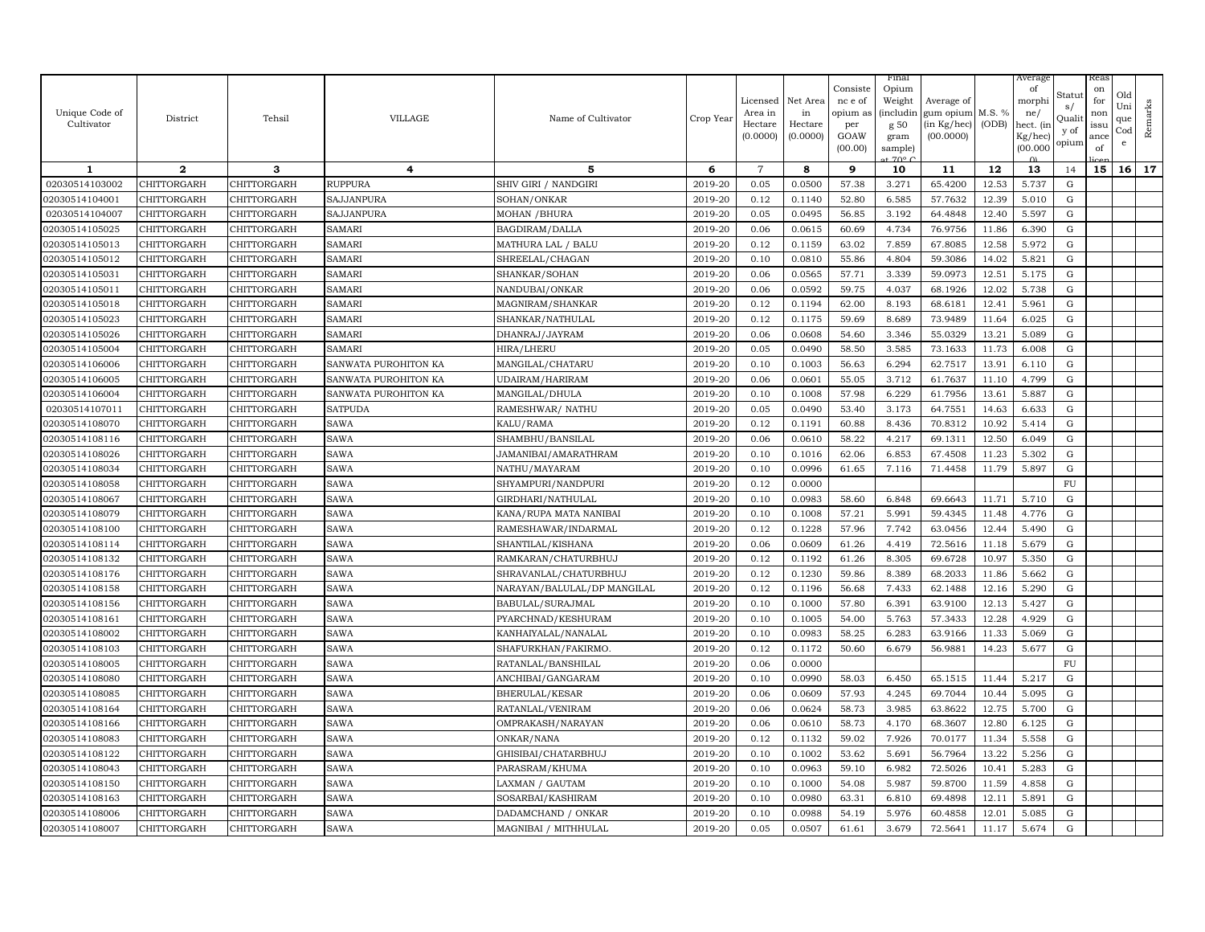| Unique Code of Cultivator | District | Tehsil | VILLAGE | Name of Cultivator | Crop Year | Licensed Area in Hectare (0.0000) | Net Area in Hectare (0.0000) | Consistence of opium as per GOAW (00.00) | Final Opium Weight (including 50 gram sample) at 70° C | Average of gum opium (in Kg/hec) (00.0000) | M.S. % (ODB) | Average of morphine/ hect. (in Kg/hec) (00.000) | Status/ Quality of opium | Reason for non issuance of licence | Old Unique Code | Remarks |
|---|---|---|---|---|---|---|---|---|---|---|---|---|---|---|---|---|
| 1 | 2 | 3 | 4 | 5 | 6 | 7 | 8 | 9 | 10 | 11 | 12 | 13 | 14 | 15 | 16 | 17 |
| 02030514103002 | CHITTORGARH | CHITTORGARH | RUPPURA | SHIV GIRI / NANDGIRI | 2019-20 | 0.05 | 0.0500 | 57.38 | 3.271 | 65.4200 | 12.53 | 5.737 | G | | | |
| 02030514104001 | CHITTORGARH | CHITTORGARH | SAJJANPURA | SOHAN/ONKAR | 2019-20 | 0.12 | 0.1140 | 52.80 | 6.585 | 57.7632 | 12.39 | 5.010 | G | | | |
| 02030514104007 | CHITTORGARH | CHITTORGARH | SAJJANPURA | MOHAN /BHURA | 2019-20 | 0.05 | 0.0495 | 56.85 | 3.192 | 64.4848 | 12.40 | 5.597 | G | | | |
| 02030514105025 | CHITTORGARH | CHITTORGARH | SAMARI | BAGDIRAM/DALLA | 2019-20 | 0.06 | 0.0615 | 60.69 | 4.734 | 76.9756 | 11.86 | 6.390 | G | | | |
| 02030514105013 | CHITTORGARH | CHITTORGARH | SAMARI | MATHURA LAL / BALU | 2019-20 | 0.12 | 0.1159 | 63.02 | 7.859 | 67.8085 | 12.58 | 5.972 | G | | | |
| 02030514105012 | CHITTORGARH | CHITTORGARH | SAMARI | SHREELAL/CHAGAN | 2019-20 | 0.10 | 0.0810 | 55.86 | 4.804 | 59.3086 | 14.02 | 5.821 | G | | | |
| 02030514105031 | CHITTORGARH | CHITTORGARH | SAMARI | SHANKAR/SOHAN | 2019-20 | 0.06 | 0.0565 | 57.71 | 3.339 | 59.0973 | 12.51 | 5.175 | G | | | |
| 02030514105011 | CHITTORGARH | CHITTORGARH | SAMARI | NANDUBAI/ONKAR | 2019-20 | 0.06 | 0.0592 | 59.75 | 4.037 | 68.1926 | 12.02 | 5.738 | G | | | |
| 02030514105018 | CHITTORGARH | CHITTORGARH | SAMARI | MAGNIRAM/SHANKAR | 2019-20 | 0.12 | 0.1194 | 62.00 | 8.193 | 68.6181 | 12.41 | 5.961 | G | | | |
| 02030514105023 | CHITTORGARH | CHITTORGARH | SAMARI | SHANKAR/NATHULAL | 2019-20 | 0.12 | 0.1175 | 59.69 | 8.689 | 73.9489 | 11.64 | 6.025 | G | | | |
| 02030514105026 | CHITTORGARH | CHITTORGARH | SAMARI | DHANRAJ/JAYRAM | 2019-20 | 0.06 | 0.0608 | 54.60 | 3.346 | 55.0329 | 13.21 | 5.089 | G | | | |
| 02030514105004 | CHITTORGARH | CHITTORGARH | SAMARI | HIRA/LHERU | 2019-20 | 0.05 | 0.0490 | 58.50 | 3.585 | 73.1633 | 11.73 | 6.008 | G | | | |
| 02030514106006 | CHITTORGARH | CHITTORGARH | SANWATA PUROHITON KA | MANGILAL/CHATARU | 2019-20 | 0.10 | 0.1003 | 56.63 | 6.294 | 62.7517 | 13.91 | 6.110 | G | | | |
| 02030514106005 | CHITTORGARH | CHITTORGARH | SANWATA PUROHITON KA | UDAIRAM/HARIRAM | 2019-20 | 0.06 | 0.0601 | 55.05 | 3.712 | 61.7637 | 11.10 | 4.799 | G | | | |
| 02030514106004 | CHITTORGARH | CHITTORGARH | SANWATA PUROHITON KA | MANGILAL/DHULA | 2019-20 | 0.10 | 0.1008 | 57.98 | 6.229 | 61.7956 | 13.61 | 5.887 | G | | | |
| 02030514107011 | CHITTORGARH | CHITTORGARH | SATPUDA | RAMESHWAR/ NATHU | 2019-20 | 0.05 | 0.0490 | 53.40 | 3.173 | 64.7551 | 14.63 | 6.633 | G | | | |
| 02030514108070 | CHITTORGARH | CHITTORGARH | SAWA | KALU/RAMA | 2019-20 | 0.12 | 0.1191 | 60.88 | 8.436 | 70.8312 | 10.92 | 5.414 | G | | | |
| 02030514108116 | CHITTORGARH | CHITTORGARH | SAWA | SHAMBHU/BANSILAL | 2019-20 | 0.06 | 0.0610 | 58.22 | 4.217 | 69.1311 | 12.50 | 6.049 | G | | | |
| 02030514108026 | CHITTORGARH | CHITTORGARH | SAWA | JAMANIBAI/AMARATHRAM | 2019-20 | 0.10 | 0.1016 | 62.06 | 6.853 | 67.4508 | 11.23 | 5.302 | G | | | |
| 02030514108034 | CHITTORGARH | CHITTORGARH | SAWA | NATHU/MAYARAM | 2019-20 | 0.10 | 0.0996 | 61.65 | 7.116 | 71.4458 | 11.79 | 5.897 | G | | | |
| 02030514108058 | CHITTORGARH | CHITTORGARH | SAWA | SHYAMPURI/NANDPURI | 2019-20 | 0.12 | 0.0000 | | | | | | FU | | | |
| 02030514108067 | CHITTORGARH | CHITTORGARH | SAWA | GIRDHARI/NATHULAL | 2019-20 | 0.10 | 0.0983 | 58.60 | 6.848 | 69.6643 | 11.71 | 5.710 | G | | | |
| 02030514108079 | CHITTORGARH | CHITTORGARH | SAWA | KANA/RUPA MATA NANIBAI | 2019-20 | 0.10 | 0.1008 | 57.21 | 5.991 | 59.4345 | 11.48 | 4.776 | G | | | |
| 02030514108100 | CHITTORGARH | CHITTORGARH | SAWA | RAMESHAWAR/INDARMAL | 2019-20 | 0.12 | 0.1228 | 57.96 | 7.742 | 63.0456 | 12.44 | 5.490 | G | | | |
| 02030514108114 | CHITTORGARH | CHITTORGARH | SAWA | SHANTILAL/KISHANA | 2019-20 | 0.06 | 0.0609 | 61.26 | 4.419 | 72.5616 | 11.18 | 5.679 | G | | | |
| 02030514108132 | CHITTORGARH | CHITTORGARH | SAWA | RAMKARAN/CHATURBHUJ | 2019-20 | 0.12 | 0.1192 | 61.26 | 8.305 | 69.6728 | 10.97 | 5.350 | G | | | |
| 02030514108176 | CHITTORGARH | CHITTORGARH | SAWA | SHRAVANLAL/CHATURBHUJ | 2019-20 | 0.12 | 0.1230 | 59.86 | 8.389 | 68.2033 | 11.86 | 5.662 | G | | | |
| 02030514108158 | CHITTORGARH | CHITTORGARH | SAWA | NARAYAN/BALULAL/DP MANGILAL | 2019-20 | 0.12 | 0.1196 | 56.68 | 7.433 | 62.1488 | 12.16 | 5.290 | G | | | |
| 02030514108156 | CHITTORGARH | CHITTORGARH | SAWA | BABULAL/SURAJMAL | 2019-20 | 0.10 | 0.1000 | 57.80 | 6.391 | 63.9100 | 12.13 | 5.427 | G | | | |
| 02030514108161 | CHITTORGARH | CHITTORGARH | SAWA | PYARCHNAD/KESHURAM | 2019-20 | 0.10 | 0.1005 | 54.00 | 5.763 | 57.3433 | 12.28 | 4.929 | G | | | |
| 02030514108002 | CHITTORGARH | CHITTORGARH | SAWA | KANHAIYALAL/NANALAL | 2019-20 | 0.10 | 0.0983 | 58.25 | 6.283 | 63.9166 | 11.33 | 5.069 | G | | | |
| 02030514108103 | CHITTORGARH | CHITTORGARH | SAWA | SHAFURKHAN/FAKIRMO. | 2019-20 | 0.12 | 0.1172 | 50.60 | 6.679 | 56.9881 | 14.23 | 5.677 | G | | | |
| 02030514108005 | CHITTORGARH | CHITTORGARH | SAWA | RATANLAL/BANSHILAL | 2019-20 | 0.06 | 0.0000 | | | | | | FU | | | |
| 02030514108080 | CHITTORGARH | CHITTORGARH | SAWA | ANCHIBAI/GANGARAM | 2019-20 | 0.10 | 0.0990 | 58.03 | 6.450 | 65.1515 | 11.44 | 5.217 | G | | | |
| 02030514108085 | CHITTORGARH | CHITTORGARH | SAWA | BHERULAL/KESAR | 2019-20 | 0.06 | 0.0609 | 57.93 | 4.245 | 69.7044 | 10.44 | 5.095 | G | | | |
| 02030514108164 | CHITTORGARH | CHITTORGARH | SAWA | RATANLAL/VENIRAM | 2019-20 | 0.06 | 0.0624 | 58.73 | 3.985 | 63.8622 | 12.75 | 5.700 | G | | | |
| 02030514108166 | CHITTORGARH | CHITTORGARH | SAWA | OMPRAKASH/NARAYAN | 2019-20 | 0.06 | 0.0610 | 58.73 | 4.170 | 68.3607 | 12.80 | 6.125 | G | | | |
| 02030514108083 | CHITTORGARH | CHITTORGARH | SAWA | ONKAR/NANA | 2019-20 | 0.12 | 0.1132 | 59.02 | 7.926 | 70.0177 | 11.34 | 5.558 | G | | | |
| 02030514108122 | CHITTORGARH | CHITTORGARH | SAWA | GHISIBAI/CHATARBHUJ | 2019-20 | 0.10 | 0.1002 | 53.62 | 5.691 | 56.7964 | 13.22 | 5.256 | G | | | |
| 02030514108043 | CHITTORGARH | CHITTORGARH | SAWA | PARASRAM/KHUMA | 2019-20 | 0.10 | 0.0963 | 59.10 | 6.982 | 72.5026 | 10.41 | 5.283 | G | | | |
| 02030514108150 | CHITTORGARH | CHITTORGARH | SAWA | LAXMAN / GAUTAM | 2019-20 | 0.10 | 0.1000 | 54.08 | 5.987 | 59.8700 | 11.59 | 4.858 | G | | | |
| 02030514108163 | CHITTORGARH | CHITTORGARH | SAWA | SOSARBAI/KASHIRAM | 2019-20 | 0.10 | 0.0980 | 63.31 | 6.810 | 69.4898 | 12.11 | 5.891 | G | | | |
| 02030514108006 | CHITTORGARH | CHITTORGARH | SAWA | DADAMCHAND / ONKAR | 2019-20 | 0.10 | 0.0988 | 54.19 | 5.976 | 60.4858 | 12.01 | 5.085 | G | | | |
| 02030514108007 | CHITTORGARH | CHITTORGARH | SAWA | MAGNIBAI / MITHHULAL | 2019-20 | 0.05 | 0.0507 | 61.61 | 3.679 | 72.5641 | 11.17 | 5.674 | G | | | |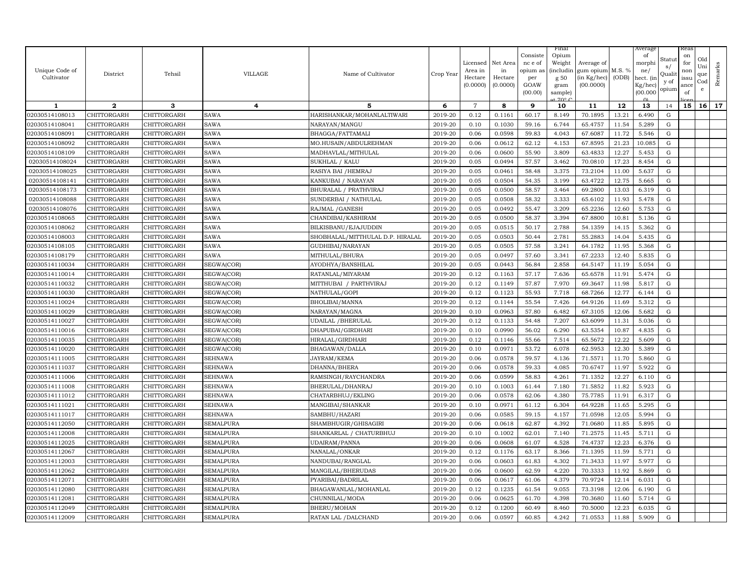| Unique Code of Cultivator | District | Tehsil | VILLAGE | Name of Cultivator | Crop Year | Licensed Area in Hectare (0.0000) | Net Area in Hectare (0.0000) | Consistence of opium as per GOAW (00.00) | Final Opium Weight (including 50 gram sample) at 70° C | Average of gum opium (in Kg/hec) (00.0000) | M.S. % (ODB) | Average of morphine/ hect. (in Kg/hec) (00.0000) | Status/ Quality of opium | Reason for non issuance of licence | Old Unique Code | Remarks |
|---|---|---|---|---|---|---|---|---|---|---|---|---|---|---|---|---|
| 1 | 2 | 3 | 4 | 5 | 6 | 7 | 8 | 9 | 10 | 11 | 12 | 13 | 14 | 15 | 16 | 17 |
| 02030514108013 | CHITTORGARH | CHITTORGARH | SAWA | HARISHANKAR/MOHANLALTIWARI | 2019-20 | 0.12 | 0.1161 | 60.17 | 8.149 | 70.1895 | 13.21 | 6.490 | G | | | |
| 02030514108041 | CHITTORGARH | CHITTORGARH | SAWA | NARAYAN/MANGU | 2019-20 | 0.10 | 0.1030 | 59.16 | 6.744 | 65.4757 | 11.54 | 5.289 | G | | | |
| 02030514108091 | CHITTORGARH | CHITTORGARH | SAWA | BHAGGA/FATTAMALI | 2019-20 | 0.06 | 0.0598 | 59.83 | 4.043 | 67.6087 | 11.72 | 5.546 | G | | | |
| 02030514108092 | CHITTORGARH | CHITTORGARH | SAWA | MO.HUSAIN/ABDULREHMAN | 2019-20 | 0.06 | 0.0612 | 62.12 | 4.153 | 67.8595 | 21.23 | 10.085 | G | | | |
| 02030514108109 | CHITTORGARH | CHITTORGARH | SAWA | MADHAVLAL/MITHULAL | 2019-20 | 0.06 | 0.0600 | 55.90 | 3.809 | 63.4833 | 12.27 | 5.453 | G | | | |
| 02030514108024 | CHITTORGARH | CHITTORGARH | SAWA | SUKHLAL / KALU | 2019-20 | 0.05 | 0.0494 | 57.57 | 3.462 | 70.0810 | 17.23 | 8.454 | G | | | |
| 02030514108025 | CHITTORGARH | CHITTORGARH | SAWA | RASIYA BAI /HEMRAJ | 2019-20 | 0.05 | 0.0461 | 58.48 | 3.375 | 73.2104 | 11.00 | 5.637 | G | | | |
| 02030514108141 | CHITTORGARH | CHITTORGARH | SAWA | KANKUBAI / NARAYAN | 2019-20 | 0.05 | 0.0504 | 54.35 | 3.199 | 63.4722 | 12.75 | 5.665 | G | | | |
| 02030514108173 | CHITTORGARH | CHITTORGARH | SAWA | BHURALAL / PRATHVIRAJ | 2019-20 | 0.05 | 0.0500 | 58.57 | 3.464 | 69.2800 | 13.03 | 6.319 | G | | | |
| 02030514108088 | CHITTORGARH | CHITTORGARH | SAWA | SUNDERBAI / NATHULAL | 2019-20 | 0.05 | 0.0508 | 58.32 | 3.333 | 65.6102 | 11.93 | 5.478 | G | | | |
| 02030514108076 | CHITTORGARH | CHITTORGARH | SAWA | RAJMAL /GANESH | 2019-20 | 0.05 | 0.0492 | 55.47 | 3.209 | 65.2236 | 12.60 | 5.753 | G | | | |
| 02030514108065 | CHITTORGARH | CHITTORGARH | SAWA | CHANDIBAI/KASHIRAM | 2019-20 | 0.05 | 0.0500 | 58.37 | 3.394 | 67.8800 | 10.81 | 5.136 | G | | | |
| 02030514108062 | CHITTORGARH | CHITTORGARH | SAWA | BILKISBANU/EJAJUDDIN | 2019-20 | 0.05 | 0.0515 | 50.17 | 2.788 | 54.1359 | 14.15 | 5.362 | G | | | |
| 02030514108003 | CHITTORGARH | CHITTORGARH | SAWA | SHOBHALAL/MITTHULAL D.P. HIRALAL | 2019-20 | 0.05 | 0.0503 | 50.44 | 2.781 | 55.2883 | 14.04 | 5.435 | G | | | |
| 02030514108105 | CHITTORGARH | CHITTORGARH | SAWA | GUDHIBAI/NARAYAN | 2019-20 | 0.05 | 0.0505 | 57.58 | 3.241 | 64.1782 | 11.95 | 5.368 | G | | | |
| 02030514108179 | CHITTORGARH | CHITTORGARH | SAWA | MITHULAL/BHURA | 2019-20 | 0.05 | 0.0497 | 57.60 | 3.341 | 67.2233 | 12.40 | 5.835 | G | | | |
| 02030514110034 | CHITTORGARH | CHITTORGARH | SEGWA(COR) | AYODHYA/BANSHILAL | 2019-20 | 0.05 | 0.0443 | 56.84 | 2.858 | 64.5147 | 11.19 | 5.054 | G | | | |
| 02030514110014 | CHITTORGARH | CHITTORGARH | SEGWA(COR) | RATANLAL/MIYARAM | 2019-20 | 0.12 | 0.1163 | 57.17 | 7.636 | 65.6578 | 11.91 | 5.474 | G | | | |
| 02030514110032 | CHITTORGARH | CHITTORGARH | SEGWA(COR) | MITTHUBAI / PARTHVIRAJ | 2019-20 | 0.12 | 0.1149 | 57.87 | 7.970 | 69.3647 | 11.98 | 5.817 | G | | | |
| 02030514110030 | CHITTORGARH | CHITTORGARH | SEGWA(COR) | NATHULAL/GOPI | 2019-20 | 0.12 | 0.1123 | 55.93 | 7.718 | 68.7266 | 12.77 | 6.144 | G | | | |
| 02030514110024 | CHITTORGARH | CHITTORGARH | SEGWA(COR) | BHOLIBAI/MANNA | 2019-20 | 0.12 | 0.1144 | 55.54 | 7.426 | 64.9126 | 11.69 | 5.312 | G | | | |
| 02030514110029 | CHITTORGARH | CHITTORGARH | SEGWA(COR) | NARAYAN/MAGNA | 2019-20 | 0.10 | 0.0963 | 57.80 | 6.482 | 67.3105 | 12.06 | 5.682 | G | | | |
| 02030514110027 | CHITTORGARH | CHITTORGARH | SEGWA(COR) | UDAILAL /BHERULAL | 2019-20 | 0.12 | 0.1133 | 54.48 | 7.207 | 63.6099 | 11.31 | 5.036 | G | | | |
| 02030514110016 | CHITTORGARH | CHITTORGARH | SEGWA(COR) | DHAPUBAI/GIRDHARI | 2019-20 | 0.10 | 0.0990 | 56.02 | 6.290 | 63.5354 | 10.87 | 4.835 | G | | | |
| 02030514110035 | CHITTORGARH | CHITTORGARH | SEGWA(COR) | HIRALAL/GIRDHARI | 2019-20 | 0.12 | 0.1146 | 55.66 | 7.514 | 65.5672 | 12.22 | 5.609 | G | | | |
| 02030514110020 | CHITTORGARH | CHITTORGARH | SEGWA(COR) | BHAGAWAN/DALLA | 2019-20 | 0.10 | 0.0971 | 53.72 | 6.078 | 62.5953 | 12.30 | 5.389 | G | | | |
| 02030514111005 | CHITTORGARH | CHITTORGARH | SEHNAWA | JAYRAM/KEMA | 2019-20 | 0.06 | 0.0578 | 59.57 | 4.136 | 71.5571 | 11.70 | 5.860 | G | | | |
| 02030514111037 | CHITTORGARH | CHITTORGARH | SEHNAWA | DHANNA/BHERA | 2019-20 | 0.06 | 0.0578 | 59.33 | 4.085 | 70.6747 | 11.97 | 5.922 | G | | | |
| 02030514111006 | CHITTORGARH | CHITTORGARH | SEHNAWA | RAMSINGH/RAYCHANDRA | 2019-20 | 0.06 | 0.0599 | 58.83 | 4.261 | 71.1352 | 12.27 | 6.110 | G | | | |
| 02030514111008 | CHITTORGARH | CHITTORGARH | SEHNAWA | BHERULAL/DHANRAJ | 2019-20 | 0.10 | 0.1003 | 61.44 | 7.180 | 71.5852 | 11.82 | 5.923 | G | | | |
| 02030514111012 | CHITTORGARH | CHITTORGARH | SEHNAWA | CHATARBHUJ/EKLING | 2019-20 | 0.06 | 0.0578 | 62.06 | 4.380 | 75.7785 | 11.91 | 6.317 | G | | | |
| 02030514111021 | CHITTORGARH | CHITTORGARH | SEHNAWA | MANGIBAI/SHANKAR | 2019-20 | 0.10 | 0.0971 | 61.12 | 6.304 | 64.9228 | 11.65 | 5.295 | G | | | |
| 02030514111017 | CHITTORGARH | CHITTORGARH | SEHNAWA | SAMBHU/HAZARI | 2019-20 | 0.06 | 0.0585 | 59.15 | 4.157 | 71.0598 | 12.05 | 5.994 | G | | | |
| 02030514112050 | CHITTORGARH | CHITTORGARH | SEMALPURA | SHAMBHUGIR/GHISAGIRI | 2019-20 | 0.06 | 0.0618 | 62.87 | 4.392 | 71.0680 | 11.85 | 5.895 | G | | | |
| 02030514112008 | CHITTORGARH | CHITTORGARH | SEMALPURA | SHANKARLAL / CHATURBHUJ | 2019-20 | 0.10 | 0.1002 | 62.01 | 7.140 | 71.2575 | 11.45 | 5.711 | G | | | |
| 02030514112025 | CHITTORGARH | CHITTORGARH | SEMALPURA | UDAIRAM/PANNA | 2019-20 | 0.06 | 0.0608 | 61.07 | 4.528 | 74.4737 | 12.23 | 6.376 | G | | | |
| 02030514112067 | CHITTORGARH | CHITTORGARH | SEMALPURA | NANALAL/ONKAR | 2019-20 | 0.12 | 0.1176 | 63.17 | 8.366 | 71.1395 | 11.59 | 5.771 | G | | | |
| 02030514112003 | CHITTORGARH | CHITTORGARH | SEMALPURA | NANDUBAI/RANGLAL | 2019-20 | 0.06 | 0.0603 | 61.83 | 4.302 | 71.3433 | 11.97 | 5.977 | G | | | |
| 02030514112062 | CHITTORGARH | CHITTORGARH | SEMALPURA | MANGILAL/BHERUDAS | 2019-20 | 0.06 | 0.0600 | 62.59 | 4.220 | 70.3333 | 11.92 | 5.869 | G | | | |
| 02030514112071 | CHITTORGARH | CHITTORGARH | SEMALPURA | PYARIBAI/BADRILAL | 2019-20 | 0.06 | 0.0617 | 61.06 | 4.379 | 70.9724 | 12.14 | 6.031 | G | | | |
| 02030514112080 | CHITTORGARH | CHITTORGARH | SEMALPURA | BHAGAWANLAL/MOHANLAL | 2019-20 | 0.12 | 0.1235 | 61.54 | 9.055 | 73.3198 | 12.06 | 6.190 | G | | | |
| 02030514112081 | CHITTORGARH | CHITTORGARH | SEMALPURA | CHUNNILAL/MODA | 2019-20 | 0.06 | 0.0625 | 61.70 | 4.398 | 70.3680 | 11.60 | 5.714 | G | | | |
| 02030514112049 | CHITTORGARH | CHITTORGARH | SEMALPURA | BHERU/MOHAN | 2019-20 | 0.12 | 0.1200 | 60.49 | 8.460 | 70.5000 | 12.23 | 6.035 | G | | | |
| 02030514112009 | CHITTORGARH | CHITTORGARH | SEMALPURA | RATAN LAL /DALCHAND | 2019-20 | 0.06 | 0.0597 | 60.85 | 4.242 | 71.0553 | 11.88 | 5.909 | G | | | |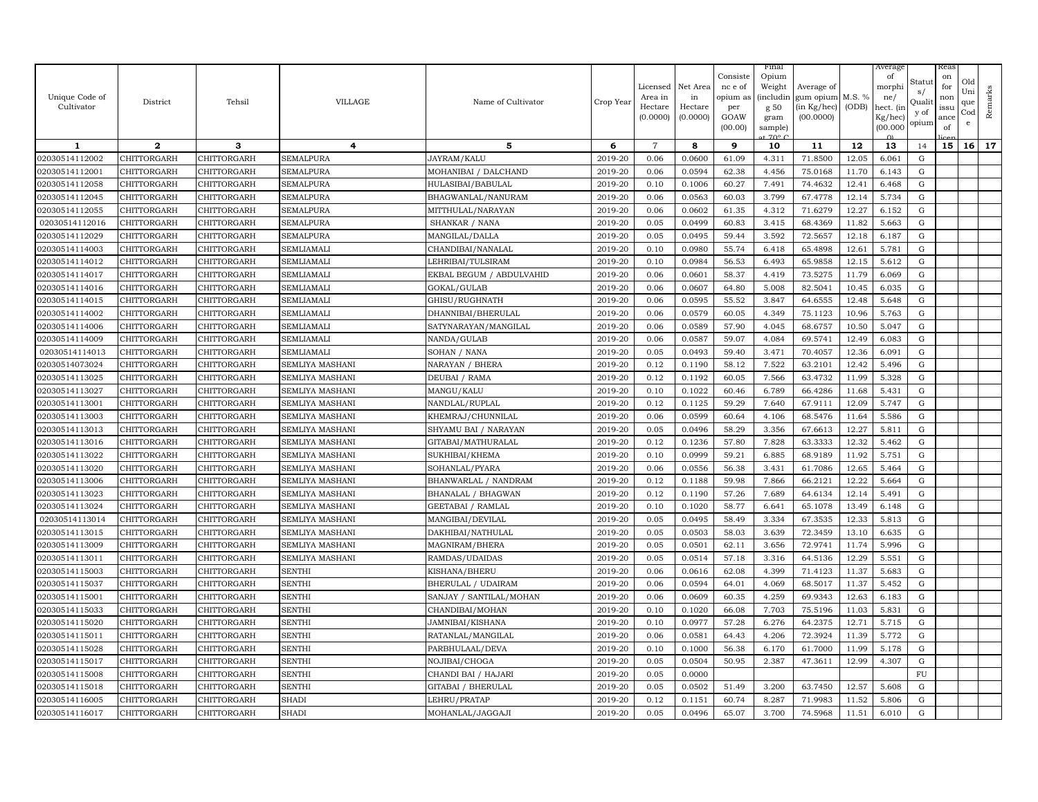| Unique Code of Cultivator | District | Tehsil | VILLAGE | Name of Cultivator | Crop Year | Licensed Area in Hectare (0.0000) | Net Area in Hectare (0.0000) | Consistence of opium as per GOAW (00.00) | Final Opium Weight (including 50 gram sample) at 70° C | Average of gum opium (in Kg/hec) (00.0000) | M.S. % (ODB) | Average of morphine/ hect. (in Kg/hec) (00.000) | Status/ Quality of opium | Reason for non issuance of licence | Old Unique Code | Remarks |
|---|---|---|---|---|---|---|---|---|---|---|---|---|---|---|---|---|
| 1 | 2 | 3 | 4 | 5 | 6 | 7 | 8 | 9 | 10 | 11 | 12 | 13 | 14 | 15 | 16 | 17 |
| 02030514112002 | CHITTORGARH | CHITTORGARH | SEMALPURA | JAYRAM/KALU | 2019-20 | 0.06 | 0.0600 | 61.09 | 4.311 | 71.8500 | 12.05 | 6.061 | G | | | |
| 02030514112001 | CHITTORGARH | CHITTORGARH | SEMALPURA | MOHANIBAI / DALCHAND | 2019-20 | 0.06 | 0.0594 | 62.38 | 4.456 | 75.0168 | 11.70 | 6.143 | G | | | |
| 02030514112058 | CHITTORGARH | CHITTORGARH | SEMALPURA | HULASIBAI/BABULAL | 2019-20 | 0.10 | 0.1006 | 60.27 | 7.491 | 74.4632 | 12.41 | 6.468 | G | | | |
| 02030514112045 | CHITTORGARH | CHITTORGARH | SEMALPURA | BHAGWANLAL/NANURAM | 2019-20 | 0.06 | 0.0563 | 60.03 | 3.799 | 67.4778 | 12.14 | 5.734 | G | | | |
| 02030514112055 | CHITTORGARH | CHITTORGARH | SEMALPURA | MITTHULAL/NARAYAN | 2019-20 | 0.06 | 0.0602 | 61.35 | 4.312 | 71.6279 | 12.27 | 6.152 | G | | | |
| 02030514112016 | CHITTORGARH | CHITTORGARH | SEMALPURA | SHANKAR / NANA | 2019-20 | 0.05 | 0.0499 | 60.83 | 3.415 | 68.4369 | 11.82 | 5.663 | G | | | |
| 02030514112029 | CHITTORGARH | CHITTORGARH | SEMALPURA | MANGILAL/DALLA | 2019-20 | 0.05 | 0.0495 | 59.44 | 3.592 | 72.5657 | 12.18 | 6.187 | G | | | |
| 02030514114003 | CHITTORGARH | CHITTORGARH | SEMLIAMALI | CHANDIBAI/NANALAL | 2019-20 | 0.10 | 0.0980 | 55.74 | 6.418 | 65.4898 | 12.61 | 5.781 | G | | | |
| 02030514114012 | CHITTORGARH | CHITTORGARH | SEMLIAMALI | LEHRIBAI/TULSIRAM | 2019-20 | 0.10 | 0.0984 | 56.53 | 6.493 | 65.9858 | 12.15 | 5.612 | G | | | |
| 02030514114017 | CHITTORGARH | CHITTORGARH | SEMLIAMALI | EKBAL BEGUM / ABDULVAHID | 2019-20 | 0.06 | 0.0601 | 58.37 | 4.419 | 73.5275 | 11.79 | 6.069 | G | | | |
| 02030514114016 | CHITTORGARH | CHITTORGARH | SEMLIAMALI | GOKAL/GULAB | 2019-20 | 0.06 | 0.0607 | 64.80 | 5.008 | 82.5041 | 10.45 | 6.035 | G | | | |
| 02030514114015 | CHITTORGARH | CHITTORGARH | SEMLIAMALI | GHISU/RUGHNATH | 2019-20 | 0.06 | 0.0595 | 55.52 | 3.847 | 64.6555 | 12.48 | 5.648 | G | | | |
| 02030514114002 | CHITTORGARH | CHITTORGARH | SEMLIAMALI | DHANNIBAI/BHERULAL | 2019-20 | 0.06 | 0.0579 | 60.05 | 4.349 | 75.1123 | 10.96 | 5.763 | G | | | |
| 02030514114006 | CHITTORGARH | CHITTORGARH | SEMLIAMALI | SATYNARAYAN/MANGILAL | 2019-20 | 0.06 | 0.0589 | 57.90 | 4.045 | 68.6757 | 10.50 | 5.047 | G | | | |
| 02030514114009 | CHITTORGARH | CHITTORGARH | SEMLIAMALI | NANDA/GULAB | 2019-20 | 0.06 | 0.0587 | 59.07 | 4.084 | 69.5741 | 12.49 | 6.083 | G | | | |
| 02030514114013 | CHITTORGARH | CHITTORGARH | SEMLIAMALI | SOHAN / NANA | 2019-20 | 0.05 | 0.0493 | 59.40 | 3.471 | 70.4057 | 12.36 | 6.091 | G | | | |
| 02030514073024 | CHITTORGARH | CHITTORGARH | SEMLIYA MASHANI | NARAYAN / BHERA | 2019-20 | 0.12 | 0.1190 | 58.12 | 7.522 | 63.2101 | 12.42 | 5.496 | G | | | |
| 02030514113025 | CHITTORGARH | CHITTORGARH | SEMLIYA MASHANI | DEUBAI / RAMA | 2019-20 | 0.12 | 0.1192 | 60.05 | 7.566 | 63.4732 | 11.99 | 5.328 | G | | | |
| 02030514113027 | CHITTORGARH | CHITTORGARH | SEMLIYA MASHANI | MANGU/KALU | 2019-20 | 0.10 | 0.1022 | 60.46 | 6.789 | 66.4286 | 11.68 | 5.431 | G | | | |
| 02030514113001 | CHITTORGARH | CHITTORGARH | SEMLIYA MASHANI | NANDLAL/RUPLAL | 2019-20 | 0.12 | 0.1125 | 59.29 | 7.640 | 67.9111 | 12.09 | 5.747 | G | | | |
| 02030514113003 | CHITTORGARH | CHITTORGARH | SEMLIYA MASHANI | KHEMRAJ/CHUNNILAL | 2019-20 | 0.06 | 0.0599 | 60.64 | 4.106 | 68.5476 | 11.64 | 5.586 | G | | | |
| 02030514113013 | CHITTORGARH | CHITTORGARH | SEMLIYA MASHANI | SHYAMU BAI / NARAYAN | 2019-20 | 0.05 | 0.0496 | 58.29 | 3.356 | 67.6613 | 12.27 | 5.811 | G | | | |
| 02030514113016 | CHITTORGARH | CHITTORGARH | SEMLIYA MASHANI | GITABAI/MATHURALAL | 2019-20 | 0.12 | 0.1236 | 57.80 | 7.828 | 63.3333 | 12.32 | 5.462 | G | | | |
| 02030514113022 | CHITTORGARH | CHITTORGARH | SEMLIYA MASHANI | SUKHIBAI/KHEMA | 2019-20 | 0.10 | 0.0999 | 59.21 | 6.885 | 68.9189 | 11.92 | 5.751 | G | | | |
| 02030514113020 | CHITTORGARH | CHITTORGARH | SEMLIYA MASHANI | SOHANLAL/PYARA | 2019-20 | 0.06 | 0.0556 | 56.38 | 3.431 | 61.7086 | 12.65 | 5.464 | G | | | |
| 02030514113006 | CHITTORGARH | CHITTORGARH | SEMLIYA MASHANI | BHANWARLAL / NANDRAM | 2019-20 | 0.12 | 0.1188 | 59.98 | 7.866 | 66.2121 | 12.22 | 5.664 | G | | | |
| 02030514113023 | CHITTORGARH | CHITTORGARH | SEMLIYA MASHANI | BHANALAL / BHAGWAN | 2019-20 | 0.12 | 0.1190 | 57.26 | 7.689 | 64.6134 | 12.14 | 5.491 | G | | | |
| 02030514113024 | CHITTORGARH | CHITTORGARH | SEMLIYA MASHANI | GEETABAI / RAMLAL | 2019-20 | 0.10 | 0.1020 | 58.77 | 6.641 | 65.1078 | 13.49 | 6.148 | G | | | |
| 02030514113014 | CHITTORGARH | CHITTORGARH | SEMLIYA MASHANI | MANGIBAI/DEVILAL | 2019-20 | 0.05 | 0.0495 | 58.49 | 3.334 | 67.3535 | 12.33 | 5.813 | G | | | |
| 02030514113015 | CHITTORGARH | CHITTORGARH | SEMLIYA MASHANI | DAKHIBAI/NATHULAL | 2019-20 | 0.05 | 0.0503 | 58.03 | 3.639 | 72.3459 | 13.10 | 6.635 | G | | | |
| 02030514113009 | CHITTORGARH | CHITTORGARH | SEMLIYA MASHANI | MAGNIRAM/BHERA | 2019-20 | 0.05 | 0.0501 | 62.11 | 3.656 | 72.9741 | 11.74 | 5.996 | G | | | |
| 02030514113011 | CHITTORGARH | CHITTORGARH | SEMLIYA MASHANI | RAMDAS/UDAIDAS | 2019-20 | 0.05 | 0.0514 | 57.18 | 3.316 | 64.5136 | 12.29 | 5.551 | G | | | |
| 02030514115003 | CHITTORGARH | CHITTORGARH | SENTHI | KISHANA/BHERU | 2019-20 | 0.06 | 0.0616 | 62.08 | 4.399 | 71.4123 | 11.37 | 5.683 | G | | | |
| 02030514115037 | CHITTORGARH | CHITTORGARH | SENTHI | BHERULAL / UDAIRAM | 2019-20 | 0.06 | 0.0594 | 64.01 | 4.069 | 68.5017 | 11.37 | 5.452 | G | | | |
| 02030514115001 | CHITTORGARH | CHITTORGARH | SENTHI | SANJAY / SANTILAL/MOHAN | 2019-20 | 0.06 | 0.0609 | 60.35 | 4.259 | 69.9343 | 12.63 | 6.183 | G | | | |
| 02030514115033 | CHITTORGARH | CHITTORGARH | SENTHI | CHANDIBAI/MOHAN | 2019-20 | 0.10 | 0.1020 | 66.08 | 7.703 | 75.5196 | 11.03 | 5.831 | G | | | |
| 02030514115020 | CHITTORGARH | CHITTORGARH | SENTHI | JAMNIBAI/KISHANA | 2019-20 | 0.10 | 0.0977 | 57.28 | 6.276 | 64.2375 | 12.71 | 5.715 | G | | | |
| 02030514115011 | CHITTORGARH | CHITTORGARH | SENTHI | RATANLAL/MANGILAL | 2019-20 | 0.06 | 0.0581 | 64.43 | 4.206 | 72.3924 | 11.39 | 5.772 | G | | | |
| 02030514115028 | CHITTORGARH | CHITTORGARH | SENTHI | PARBHULAAL/DEVA | 2019-20 | 0.10 | 0.1000 | 56.38 | 6.170 | 61.7000 | 11.99 | 5.178 | G | | | |
| 02030514115017 | CHITTORGARH | CHITTORGARH | SENTHI | NOJIBAI/CHOGA | 2019-20 | 0.05 | 0.0504 | 50.95 | 2.387 | 47.3611 | 12.99 | 4.307 | G | | | |
| 02030514115008 | CHITTORGARH | CHITTORGARH | SENTHI | CHANDI BAI / HAJARI | 2019-20 | 0.05 | 0.0000 | | | | | | FU | | | |
| 02030514115018 | CHITTORGARH | CHITTORGARH | SENTHI | GITABAI / BHERULAL | 2019-20 | 0.05 | 0.0502 | 51.49 | 3.200 | 63.7450 | 12.57 | 5.608 | G | | | |
| 02030514116005 | CHITTORGARH | CHITTORGARH | SHADI | LEHRU/PRATAP | 2019-20 | 0.12 | 0.1151 | 60.74 | 8.287 | 71.9983 | 11.52 | 5.806 | G | | | |
| 02030514116017 | CHITTORGARH | CHITTORGARH | SHADI | MOHANLAL/JAGGAJI | 2019-20 | 0.05 | 0.0496 | 65.07 | 3.700 | 74.5968 | 11.51 | 6.010 | G | | | |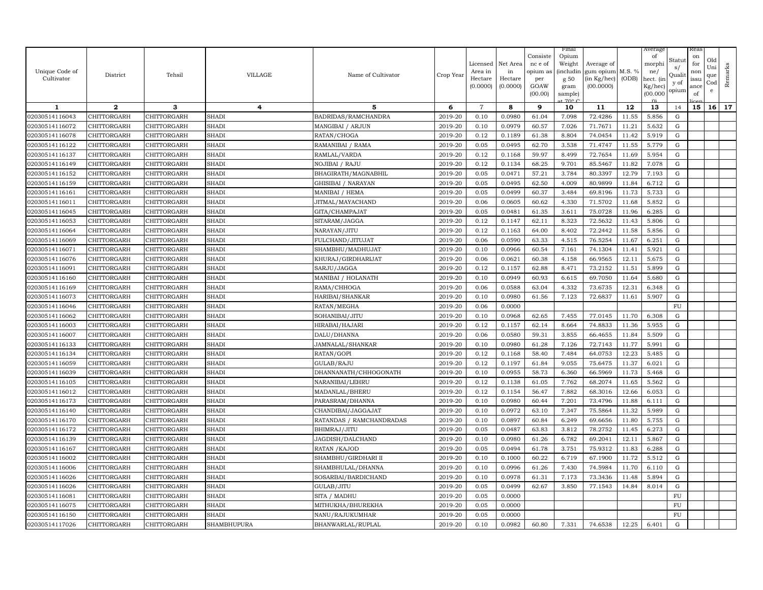| Unique Code of Cultivator | District | Tehsil | VILLAGE | Name of Cultivator | Crop Year | Licensed Area in Hectare (0.0000) | Net Area in Hectare (0.0000) | Consistence of opium as per GOAW (00.00) | Final Opium Weight (including 50 gram sample) at 70° C | Average of gum opium (in Kg/hec) (00.0000) | M.S. % (ODB) | Average of morphine/ hect. (in Kg/hec) (00.000) | Status/ Quality of opium | Reason for non issuance of licence | Old Unique Code | Remarks |
|---|---|---|---|---|---|---|---|---|---|---|---|---|---|---|---|---|
| 1 | 2 | 3 | 4 | 5 | 6 | 7 | 8 | 9 | 10 | 11 | 12 | 13 | 14 | 15 | 16 | 17 |
| 02030514116043 | CHITTORGARH | CHITTORGARH | SHADI | BADRIDAS/RAMCHANDRA | 2019-20 | 0.10 | 0.0980 | 61.04 | 7.098 | 72.4286 | 11.55 | 5.856 | G | | | |
| 02030514116072 | CHITTORGARH | CHITTORGARH | SHADI | MANGIBAI / ARJUN | 2019-20 | 0.10 | 0.0979 | 60.57 | 7.026 | 71.7671 | 11.21 | 5.632 | G | | | |
| 02030514116078 | CHITTORGARH | CHITTORGARH | SHADI | RATAN/CHOGA | 2019-20 | 0.12 | 0.1189 | 61.38 | 8.804 | 74.0454 | 11.42 | 5.919 | G | | | |
| 02030514116122 | CHITTORGARH | CHITTORGARH | SHADI | RAMANIBAI / RAMA | 2019-20 | 0.05 | 0.0495 | 62.70 | 3.538 | 71.4747 | 11.55 | 5.779 | G | | | |
| 02030514116137 | CHITTORGARH | CHITTORGARH | SHADI | RAMLAL/VARDA | 2019-20 | 0.12 | 0.1168 | 59.97 | 8.499 | 72.7654 | 11.69 | 5.954 | G | | | |
| 02030514116149 | CHITTORGARH | CHITTORGARH | SHADI | NOJIBAI / RAJU | 2019-20 | 0.12 | 0.1134 | 68.25 | 9.701 | 85.5467 | 11.82 | 7.078 | G | | | |
| 02030514116152 | CHITTORGARH | CHITTORGARH | SHADI | BHAGIRATH/MAGNABHIL | 2019-20 | 0.05 | 0.0471 | 57.21 | 3.784 | 80.3397 | 12.79 | 7.193 | G | | | |
| 02030514116159 | CHITTORGARH | CHITTORGARH | SHADI | GHISIBAI / NARAYAN | 2019-20 | 0.05 | 0.0495 | 62.50 | 4.009 | 80.9899 | 11.84 | 6.712 | G | | | |
| 02030514116161 | CHITTORGARH | CHITTORGARH | SHADI | MANIBAI / HEMA | 2019-20 | 0.05 | 0.0499 | 60.37 | 3.484 | 69.8196 | 11.73 | 5.733 | G | | | |
| 02030514116011 | CHITTORGARH | CHITTORGARH | SHADI | JITMAL/MAYACHAND | 2019-20 | 0.06 | 0.0605 | 60.62 | 4.330 | 71.5702 | 11.68 | 5.852 | G | | | |
| 02030514116045 | CHITTORGARH | CHITTORGARH | SHADI | GITA/CHAMPAJAT | 2019-20 | 0.05 | 0.0481 | 61.35 | 3.611 | 75.0728 | 11.96 | 6.285 | G | | | |
| 02030514116053 | CHITTORGARH | CHITTORGARH | SHADI | SITARAM/JAGGA | 2019-20 | 0.12 | 0.1147 | 62.11 | 8.323 | 72.5632 | 11.43 | 5.806 | G | | | |
| 02030514116064 | CHITTORGARH | CHITTORGARH | SHADI | NARAYAN/JITU | 2019-20 | 0.12 | 0.1163 | 64.00 | 8.402 | 72.2442 | 11.58 | 5.856 | G | | | |
| 02030514116069 | CHITTORGARH | CHITTORGARH | SHADI | FULCHAND/JITUJAT | 2019-20 | 0.06 | 0.0590 | 63.33 | 4.515 | 76.5254 | 11.67 | 6.251 | G | | | |
| 02030514116071 | CHITTORGARH | CHITTORGARH | SHADI | SHAMBHU/MADHUJAT | 2019-20 | 0.10 | 0.0966 | 60.54 | 7.161 | 74.1304 | 11.41 | 5.921 | G | | | |
| 02030514116076 | CHITTORGARH | CHITTORGARH | SHADI | KHURAJ/GIRDHARIJAT | 2019-20 | 0.06 | 0.0621 | 60.38 | 4.158 | 66.9565 | 12.11 | 5.675 | G | | | |
| 02030514116091 | CHITTORGARH | CHITTORGARH | SHADI | SARJU/JAGGA | 2019-20 | 0.12 | 0.1157 | 62.88 | 8.471 | 73.2152 | 11.51 | 5.899 | G | | | |
| 02030514116160 | CHITTORGARH | CHITTORGARH | SHADI | MANIBAI / HOLANATH | 2019-20 | 0.10 | 0.0949 | 60.93 | 6.615 | 69.7050 | 11.64 | 5.680 | G | | | |
| 02030514116169 | CHITTORGARH | CHITTORGARH | SHADI | RAMA/CHHOGA | 2019-20 | 0.06 | 0.0588 | 63.04 | 4.332 | 73.6735 | 12.31 | 6.348 | G | | | |
| 02030514116073 | CHITTORGARH | CHITTORGARH | SHADI | HARIBAI/SHANKAR | 2019-20 | 0.10 | 0.0980 | 61.56 | 7.123 | 72.6837 | 11.61 | 5.907 | G | | | |
| 02030514116046 | CHITTORGARH | CHITTORGARH | SHADI | RATAN/MEGHA | 2019-20 | 0.06 | 0.0000 | | | | | | FU | | | |
| 02030514116062 | CHITTORGARH | CHITTORGARH | SHADI | SOHANIBAI/JITU | 2019-20 | 0.10 | 0.0968 | 62.65 | 7.455 | 77.0145 | 11.70 | 6.308 | G | | | |
| 02030514116003 | CHITTORGARH | CHITTORGARH | SHADI | HIRABAI/HAJARI | 2019-20 | 0.12 | 0.1157 | 62.14 | 8.664 | 74.8833 | 11.36 | 5.955 | G | | | |
| 02030514116007 | CHITTORGARH | CHITTORGARH | SHADI | DALU/DHANNA | 2019-20 | 0.06 | 0.0580 | 59.31 | 3.855 | 66.4655 | 11.84 | 5.509 | G | | | |
| 02030514116133 | CHITTORGARH | CHITTORGARH | SHADI | JAMNALAL/SHANKAR | 2019-20 | 0.10 | 0.0980 | 61.28 | 7.126 | 72.7143 | 11.77 | 5.991 | G | | | |
| 02030514116134 | CHITTORGARH | CHITTORGARH | SHADI | RATAN/GOPI | 2019-20 | 0.12 | 0.1168 | 58.40 | 7.484 | 64.0753 | 12.23 | 5.485 | G | | | |
| 02030514116059 | CHITTORGARH | CHITTORGARH | SHADI | GULAB/RAJU | 2019-20 | 0.12 | 0.1197 | 61.84 | 9.055 | 75.6475 | 11.37 | 6.021 | G | | | |
| 02030514116039 | CHITTORGARH | CHITTORGARH | SHADI | DHANNANATH/CHHOGONATH | 2019-20 | 0.10 | 0.0955 | 58.73 | 6.360 | 66.5969 | 11.73 | 5.468 | G | | | |
| 02030514116105 | CHITTORGARH | CHITTORGARH | SHADI | NARANIBAI/LEHRU | 2019-20 | 0.12 | 0.1138 | 61.05 | 7.762 | 68.2074 | 11.65 | 5.562 | G | | | |
| 02030514116012 | CHITTORGARH | CHITTORGARH | SHADI | MADANLAL/BHERU | 2019-20 | 0.12 | 0.1154 | 56.47 | 7.882 | 68.3016 | 12.66 | 6.053 | G | | | |
| 02030514116173 | CHITTORGARH | CHITTORGARH | SHADI | PARASRAM/DHANNA | 2019-20 | 0.10 | 0.0980 | 60.44 | 7.201 | 73.4796 | 11.88 | 6.111 | G | | | |
| 02030514116140 | CHITTORGARH | CHITTORGARH | SHADI | CHANDIBAI/JAGGAJAT | 2019-20 | 0.10 | 0.0972 | 63.10 | 7.347 | 75.5864 | 11.32 | 5.989 | G | | | |
| 02030514116170 | CHITTORGARH | CHITTORGARH | SHADI | RATANDAS / RAMCHANDRADAS | 2019-20 | 0.10 | 0.0897 | 60.84 | 6.249 | 69.6656 | 11.80 | 5.755 | G | | | |
| 02030514116172 | CHITTORGARH | CHITTORGARH | SHADI | BHIMRAJ/JITU | 2019-20 | 0.05 | 0.0487 | 63.83 | 3.812 | 78.2752 | 11.45 | 6.273 | G | | | |
| 02030514116139 | CHITTORGARH | CHITTORGARH | SHADI | JAGDISH/DALCHAND | 2019-20 | 0.10 | 0.0980 | 61.26 | 6.782 | 69.2041 | 12.11 | 5.867 | G | | | |
| 02030514116167 | CHITTORGARH | CHITTORGARH | SHADI | RATAN /KAJOD | 2019-20 | 0.05 | 0.0494 | 61.78 | 3.751 | 75.9312 | 11.83 | 6.288 | G | | | |
| 02030514116002 | CHITTORGARH | CHITTORGARH | SHADI | SHAMBHU/GIRDHARI II | 2019-20 | 0.10 | 0.1000 | 60.22 | 6.719 | 67.1900 | 11.72 | 5.512 | G | | | |
| 02030514116006 | CHITTORGARH | CHITTORGARH | SHADI | SHAMBHULAL/DHANNA | 2019-20 | 0.10 | 0.0996 | 61.26 | 7.430 | 74.5984 | 11.70 | 6.110 | G | | | |
| 02030514116026 | CHITTORGARH | CHITTORGARH | SHADI | SOSARBAI/BARDICHAND | 2019-20 | 0.10 | 0.0978 | 61.31 | 7.173 | 73.3436 | 11.48 | 5.894 | G | | | |
| 02030514116026 | CHITTORGARH | CHITTORGARH | SHADI | GULAB/JITU | 2019-20 | 0.05 | 0.0499 | 62.67 | 3.850 | 77.1543 | 14.84 | 8.014 | G | | | |
| 02030514116081 | CHITTORGARH | CHITTORGARH | SHADI | SITA / MADHU | 2019-20 | 0.05 | 0.0000 | | | | | | FU | | | |
| 02030514116075 | CHITTORGARH | CHITTORGARH | SHADI | MITHUKHA/BHUREKHA | 2019-20 | 0.05 | 0.0000 | | | | | | FU | | | |
| 02030514116150 | CHITTORGARH | CHITTORGARH | SHADI | NANU/RAJUKUMHAR | 2019-20 | 0.05 | 0.0000 | | | | | | FU | | | |
| 02030514117026 | CHITTORGARH | CHITTORGARH | SHAMBHUPURA | BHANWARLAL/RUPLAL | 2019-20 | 0.10 | 0.0982 | 60.80 | 7.331 | 74.6538 | 12.25 | 6.401 | G | | | |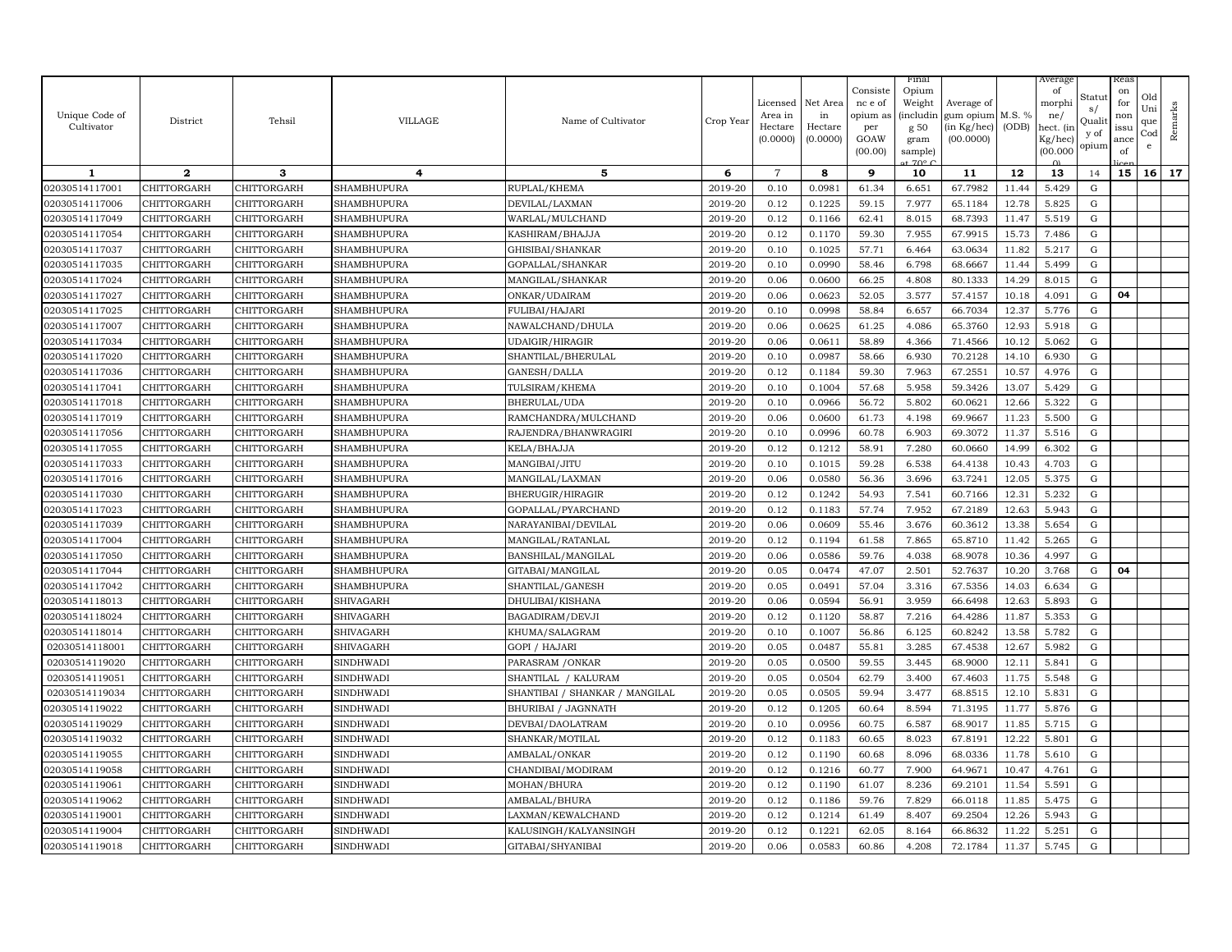| Unique Code of Cultivator | District | Tehsil | VILLAGE | Name of Cultivator | Crop Year | Licensed Area in Hectare (0.0000) | Net Area in Hectare (0.0000) | Consistence of opium as per GOAW (00.00) | Final Opium Weight (including 50 gram sample) at 70° C | Average of gum opium (in Kg/hec) (00.0000) | M.S. % (ODB) | Average of morphine/ hect. (in Kg/hec) (00.000) | Status/ Quality of opium | Reason for non issuance of licence | Old Unique Code | Remarks |
|---|---|---|---|---|---|---|---|---|---|---|---|---|---|---|---|---|
| 1 | 2 | 3 | 4 | 5 | 6 | 7 | 8 | 9 | 10 | 11 | 12 | 13 | 14 | 15 | 16 | 17 |
| 02030514117001 | CHITTORGARH | CHITTORGARH | SHAMBHUPURA | RUPLAL/KHEMA | 2019-20 | 0.10 | 0.0981 | 61.34 | 6.651 | 67.7982 | 11.44 | 5.429 | G | | | |
| 02030514117006 | CHITTORGARH | CHITTORGARH | SHAMBHUPURA | DEVILAL/LAXMAN | 2019-20 | 0.12 | 0.1225 | 59.15 | 7.977 | 65.1184 | 12.78 | 5.825 | G | | | |
| 02030514117049 | CHITTORGARH | CHITTORGARH | SHAMBHUPURA | WARLAL/MULCHAND | 2019-20 | 0.12 | 0.1166 | 62.41 | 8.015 | 68.7393 | 11.47 | 5.519 | G | | | |
| 02030514117054 | CHITTORGARH | CHITTORGARH | SHAMBHUPURA | KASHIRAM/BHAJJA | 2019-20 | 0.12 | 0.1170 | 59.30 | 7.955 | 67.9915 | 15.73 | 7.486 | G | | | |
| 02030514117037 | CHITTORGARH | CHITTORGARH | SHAMBHUPURA | GHISIBAI/SHANKAR | 2019-20 | 0.10 | 0.1025 | 57.71 | 6.464 | 63.0634 | 11.82 | 5.217 | G | | | |
| 02030514117035 | CHITTORGARH | CHITTORGARH | SHAMBHUPURA | GOPALLAL/SHANKAR | 2019-20 | 0.10 | 0.0990 | 58.46 | 6.798 | 68.6667 | 11.44 | 5.499 | G | | | |
| 02030514117024 | CHITTORGARH | CHITTORGARH | SHAMBHUPURA | MANGILAL/SHANKAR | 2019-20 | 0.06 | 0.0600 | 66.25 | 4.808 | 80.1333 | 14.29 | 8.015 | G | | | |
| 02030514117027 | CHITTORGARH | CHITTORGARH | SHAMBHUPURA | ONKAR/UDAIRAM | 2019-20 | 0.06 | 0.0623 | 52.05 | 3.577 | 57.4157 | 10.18 | 4.091 | G | 04 | | |
| 02030514117025 | CHITTORGARH | CHITTORGARH | SHAMBHUPURA | FULIBAI/HAJARI | 2019-20 | 0.10 | 0.0998 | 58.84 | 6.657 | 66.7034 | 12.37 | 5.776 | G | | | |
| 02030514117007 | CHITTORGARH | CHITTORGARH | SHAMBHUPURA | NAWALCHAND/DHULA | 2019-20 | 0.06 | 0.0625 | 61.25 | 4.086 | 65.3760 | 12.93 | 5.918 | G | | | |
| 02030514117034 | CHITTORGARH | CHITTORGARH | SHAMBHUPURA | UDAIGIR/HIRAGIR | 2019-20 | 0.06 | 0.0611 | 58.89 | 4.366 | 71.4566 | 10.12 | 5.062 | G | | | |
| 02030514117020 | CHITTORGARH | CHITTORGARH | SHAMBHUPURA | SHANTILAL/BHERULAL | 2019-20 | 0.10 | 0.0987 | 58.66 | 6.930 | 70.2128 | 14.10 | 6.930 | G | | | |
| 02030514117036 | CHITTORGARH | CHITTORGARH | SHAMBHUPURA | GANESH/DALLA | 2019-20 | 0.12 | 0.1184 | 59.30 | 7.963 | 67.2551 | 10.57 | 4.976 | G | | | |
| 02030514117041 | CHITTORGARH | CHITTORGARH | SHAMBHUPURA | TULSIRAM/KHEMA | 2019-20 | 0.10 | 0.1004 | 57.68 | 5.958 | 59.3426 | 13.07 | 5.429 | G | | | |
| 02030514117018 | CHITTORGARH | CHITTORGARH | SHAMBHUPURA | BHERULAL/UDA | 2019-20 | 0.10 | 0.0966 | 56.72 | 5.802 | 60.0621 | 12.66 | 5.322 | G | | | |
| 02030514117019 | CHITTORGARH | CHITTORGARH | SHAMBHUPURA | RAMCHANDRA/MULCHAND | 2019-20 | 0.06 | 0.0600 | 61.73 | 4.198 | 69.9667 | 11.23 | 5.500 | G | | | |
| 02030514117056 | CHITTORGARH | CHITTORGARH | SHAMBHUPURA | RAJENDRA/BHANWRAGIRI | 2019-20 | 0.10 | 0.0996 | 60.78 | 6.903 | 69.3072 | 11.37 | 5.516 | G | | | |
| 02030514117055 | CHITTORGARH | CHITTORGARH | SHAMBHUPURA | KELA/BHAJJA | 2019-20 | 0.12 | 0.1212 | 58.91 | 7.280 | 60.0660 | 14.99 | 6.302 | G | | | |
| 02030514117033 | CHITTORGARH | CHITTORGARH | SHAMBHUPURA | MANGIBAI/JITU | 2019-20 | 0.10 | 0.1015 | 59.28 | 6.538 | 64.4138 | 10.43 | 4.703 | G | | | |
| 02030514117016 | CHITTORGARH | CHITTORGARH | SHAMBHUPURA | MANGILAL/LAXMAN | 2019-20 | 0.06 | 0.0580 | 56.36 | 3.696 | 63.7241 | 12.05 | 5.375 | G | | | |
| 02030514117030 | CHITTORGARH | CHITTORGARH | SHAMBHUPURA | BHERUGIR/HIRAGIR | 2019-20 | 0.12 | 0.1242 | 54.93 | 7.541 | 60.7166 | 12.31 | 5.232 | G | | | |
| 02030514117023 | CHITTORGARH | CHITTORGARH | SHAMBHUPURA | GOPALLAL/PYARCHAND | 2019-20 | 0.12 | 0.1183 | 57.74 | 7.952 | 67.2189 | 12.63 | 5.943 | G | | | |
| 02030514117039 | CHITTORGARH | CHITTORGARH | SHAMBHUPURA | NARAYANIBAI/DEVILAL | 2019-20 | 0.06 | 0.0609 | 55.46 | 3.676 | 60.3612 | 13.38 | 5.654 | G | | | |
| 02030514117004 | CHITTORGARH | CHITTORGARH | SHAMBHUPURA | MANGILAL/RATANLAL | 2019-20 | 0.12 | 0.1194 | 61.58 | 7.865 | 65.8710 | 11.42 | 5.265 | G | | | |
| 02030514117050 | CHITTORGARH | CHITTORGARH | SHAMBHUPURA | BANSHILAL/MANGILAL | 2019-20 | 0.06 | 0.0586 | 59.76 | 4.038 | 68.9078 | 10.36 | 4.997 | G | | | |
| 02030514117044 | CHITTORGARH | CHITTORGARH | SHAMBHUPURA | GITABAI/MANGILAL | 2019-20 | 0.05 | 0.0474 | 47.07 | 2.501 | 52.7637 | 10.20 | 3.768 | G | 04 | | |
| 02030514117042 | CHITTORGARH | CHITTORGARH | SHAMBHUPURA | SHANTILAL/GANESH | 2019-20 | 0.05 | 0.0491 | 57.04 | 3.316 | 67.5356 | 14.03 | 6.634 | G | | | |
| 02030514118013 | CHITTORGARH | CHITTORGARH | SHIVAGARH | DHULIBAI/KISHANA | 2019-20 | 0.06 | 0.0594 | 56.91 | 3.959 | 66.6498 | 12.63 | 5.893 | G | | | |
| 02030514118024 | CHITTORGARH | CHITTORGARH | SHIVAGARH | BAGADIRAM/DEVJI | 2019-20 | 0.12 | 0.1120 | 58.87 | 7.216 | 64.4286 | 11.87 | 5.353 | G | | | |
| 02030514118014 | CHITTORGARH | CHITTORGARH | SHIVAGARH | KHUMA/SALAGRAM | 2019-20 | 0.10 | 0.1007 | 56.86 | 6.125 | 60.8242 | 13.58 | 5.782 | G | | | |
| 02030514118001 | CHITTORGARH | CHITTORGARH | SHIVAGARH | GOPI / HAJARI | 2019-20 | 0.05 | 0.0487 | 55.81 | 3.285 | 67.4538 | 12.67 | 5.982 | G | | | |
| 02030514119020 | CHITTORGARH | CHITTORGARH | SINDHWADI | PARASRAM /ONKAR | 2019-20 | 0.05 | 0.0500 | 59.55 | 3.445 | 68.9000 | 12.11 | 5.841 | G | | | |
| 02030514119051 | CHITTORGARH | CHITTORGARH | SINDHWADI | SHANTILAL / KALURAM | 2019-20 | 0.05 | 0.0504 | 62.79 | 3.400 | 67.4603 | 11.75 | 5.548 | G | | | |
| 02030514119034 | CHITTORGARH | CHITTORGARH | SINDHWADI | SHANTIBAI / SHANKAR / MANGILAL | 2019-20 | 0.05 | 0.0505 | 59.94 | 3.477 | 68.8515 | 12.10 | 5.831 | G | | | |
| 02030514119022 | CHITTORGARH | CHITTORGARH | SINDHWADI | BHURIBAI / JAGNNATH | 2019-20 | 0.12 | 0.1205 | 60.64 | 8.594 | 71.3195 | 11.77 | 5.876 | G | | | |
| 02030514119029 | CHITTORGARH | CHITTORGARH | SINDHWADI | DEVBAI/DAOLATRAM | 2019-20 | 0.10 | 0.0956 | 60.75 | 6.587 | 68.9017 | 11.85 | 5.715 | G | | | |
| 02030514119032 | CHITTORGARH | CHITTORGARH | SINDHWADI | SHANKAR/MOTILAL | 2019-20 | 0.12 | 0.1183 | 60.65 | 8.023 | 67.8191 | 12.22 | 5.801 | G | | | |
| 02030514119055 | CHITTORGARH | CHITTORGARH | SINDHWADI | AMBALAL/ONKAR | 2019-20 | 0.12 | 0.1190 | 60.68 | 8.096 | 68.0336 | 11.78 | 5.610 | G | | | |
| 02030514119058 | CHITTORGARH | CHITTORGARH | SINDHWADI | CHANDIBAI/MODIRAM | 2019-20 | 0.12 | 0.1216 | 60.77 | 7.900 | 64.9671 | 10.47 | 4.761 | G | | | |
| 02030514119061 | CHITTORGARH | CHITTORGARH | SINDHWADI | MOHAN/BHURA | 2019-20 | 0.12 | 0.1190 | 61.07 | 8.236 | 69.2101 | 11.54 | 5.591 | G | | | |
| 02030514119062 | CHITTORGARH | CHITTORGARH | SINDHWADI | AMBALAL/BHURA | 2019-20 | 0.12 | 0.1186 | 59.76 | 7.829 | 66.0118 | 11.85 | 5.475 | G | | | |
| 02030514119001 | CHITTORGARH | CHITTORGARH | SINDHWADI | LAXMAN/KEWALCHAND | 2019-20 | 0.12 | 0.1214 | 61.49 | 8.407 | 69.2504 | 12.26 | 5.943 | G | | | |
| 02030514119004 | CHITTORGARH | CHITTORGARH | SINDHWADI | KALUSINGH/KALYANSINGH | 2019-20 | 0.12 | 0.1221 | 62.05 | 8.164 | 66.8632 | 11.22 | 5.251 | G | | | |
| 02030514119018 | CHITTORGARH | CHITTORGARH | SINDHWADI | GITABAI/SHYANIBAI | 2019-20 | 0.06 | 0.0583 | 60.86 | 4.208 | 72.1784 | 11.37 | 5.745 | G | | | |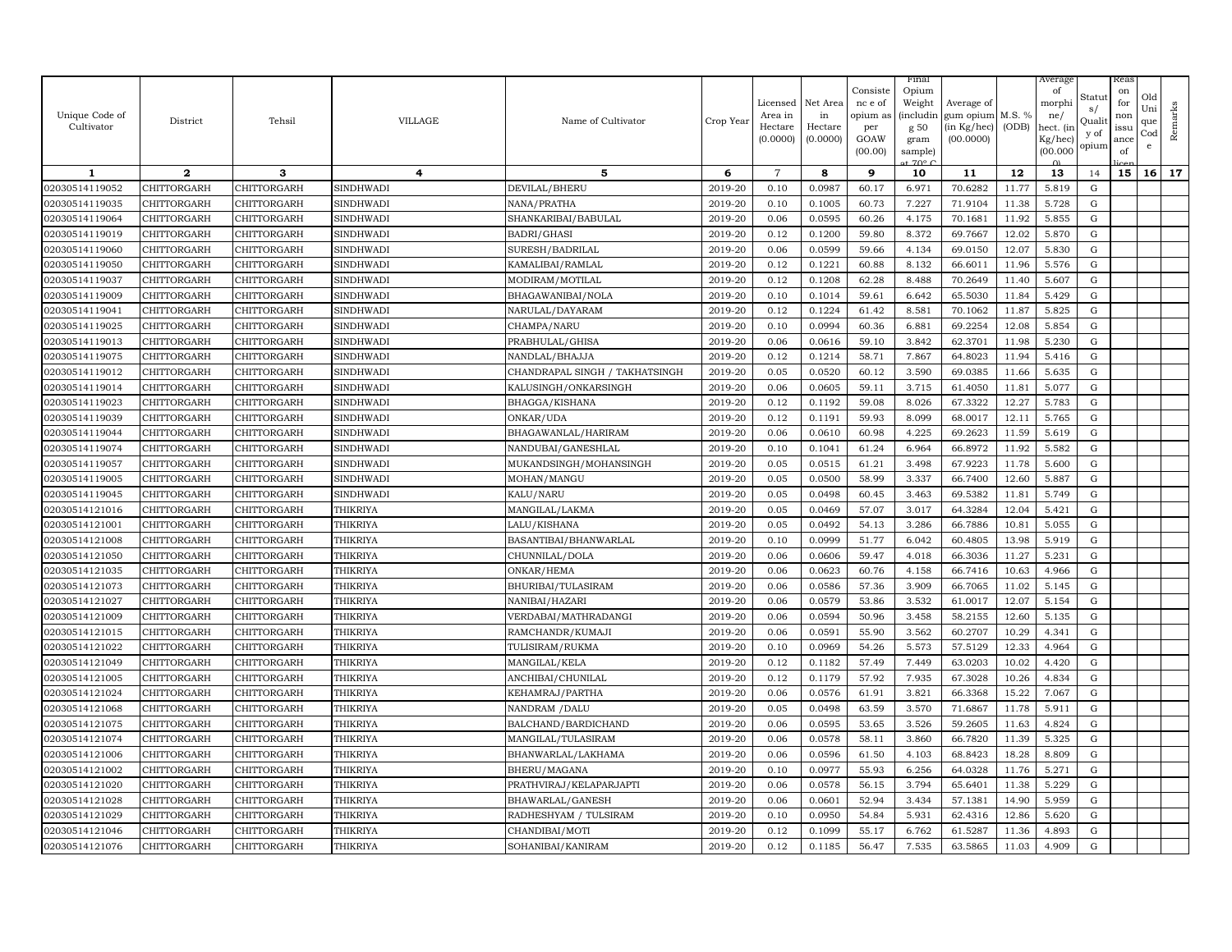| Unique Code of Cultivator | District | Tehsil | VILLAGE | Name of Cultivator | Crop Year | Licensed Area in Hectare (0.0000) | Net Area in Hectare (0.0000) | Consistence of opium as per GOAW (00.00) | Final Opium Weight (including g 50 gram sample) at 70° C | Average of gum opium (in Kg/hec) (00.0000) | M.S. % (ODB) | Average of morphine/ hect. (in Kg/hec) (00.000 0) | Status/ Quality of opium | Reason for non issuance of licence | Old Unique Code | Remarks |
|---|---|---|---|---|---|---|---|---|---|---|---|---|---|---|---|---|
| 1 | 2 | 3 | 4 | 5 | 6 | 7 | 8 | 9 | 10 | 11 | 12 | 13 | 14 | 15 | 16 | 17 |
| 02030514119052 | CHITTORGARH | CHITTORGARH | SINDHWADI | DEVILAL/BHERU | 2019-20 | 0.10 | 0.0987 | 60.17 | 6.971 | 70.6282 | 11.77 | 5.819 | G | | | |
| 02030514119035 | CHITTORGARH | CHITTORGARH | SINDHWADI | NANA/PRATHA | 2019-20 | 0.10 | 0.1005 | 60.73 | 7.227 | 71.9104 | 11.38 | 5.728 | G | | | |
| 02030514119064 | CHITTORGARH | CHITTORGARH | SINDHWADI | SHANKARIBAI/BABULAL | 2019-20 | 0.06 | 0.0595 | 60.26 | 4.175 | 70.1681 | 11.92 | 5.855 | G | | | |
| 02030514119019 | CHITTORGARH | CHITTORGARH | SINDHWADI | BADRI/GHASI | 2019-20 | 0.12 | 0.1200 | 59.80 | 8.372 | 69.7667 | 12.02 | 5.870 | G | | | |
| 02030514119060 | CHITTORGARH | CHITTORGARH | SINDHWADI | SURESH/BADRILAL | 2019-20 | 0.06 | 0.0599 | 59.66 | 4.134 | 69.0150 | 12.07 | 5.830 | G | | | |
| 02030514119050 | CHITTORGARH | CHITTORGARH | SINDHWADI | KAMALIBAI/RAMLAL | 2019-20 | 0.12 | 0.1221 | 60.88 | 8.132 | 66.6011 | 11.96 | 5.576 | G | | | |
| 02030514119037 | CHITTORGARH | CHITTORGARH | SINDHWADI | MODIRAM/MOTILAL | 2019-20 | 0.12 | 0.1208 | 62.28 | 8.488 | 70.2649 | 11.40 | 5.607 | G | | | |
| 02030514119009 | CHITTORGARH | CHITTORGARH | SINDHWADI | BHAGAWANIBAI/NOLA | 2019-20 | 0.10 | 0.1014 | 59.61 | 6.642 | 65.5030 | 11.84 | 5.429 | G | | | |
| 02030514119041 | CHITTORGARH | CHITTORGARH | SINDHWADI | NARULAL/DAYARAM | 2019-20 | 0.12 | 0.1224 | 61.42 | 8.581 | 70.1062 | 11.87 | 5.825 | G | | | |
| 02030514119025 | CHITTORGARH | CHITTORGARH | SINDHWADI | CHAMPA/NARU | 2019-20 | 0.10 | 0.0994 | 60.36 | 6.881 | 69.2254 | 12.08 | 5.854 | G | | | |
| 02030514119013 | CHITTORGARH | CHITTORGARH | SINDHWADI | PRABHULAL/GHISA | 2019-20 | 0.06 | 0.0616 | 59.10 | 3.842 | 62.3701 | 11.98 | 5.230 | G | | | |
| 02030514119075 | CHITTORGARH | CHITTORGARH | SINDHWADI | NANDLAL/BHAJJA | 2019-20 | 0.12 | 0.1214 | 58.71 | 7.867 | 64.8023 | 11.94 | 5.416 | G | | | |
| 02030514119012 | CHITTORGARH | CHITTORGARH | SINDHWADI | CHANDRAPAL SINGH / TAKHATSINGH | 2019-20 | 0.05 | 0.0520 | 60.12 | 3.590 | 69.0385 | 11.66 | 5.635 | G | | | |
| 02030514119014 | CHITTORGARH | CHITTORGARH | SINDHWADI | KALUSINGH/ONKARSINGH | 2019-20 | 0.06 | 0.0605 | 59.11 | 3.715 | 61.4050 | 11.81 | 5.077 | G | | | |
| 02030514119023 | CHITTORGARH | CHITTORGARH | SINDHWADI | BHAGGA/KISHANA | 2019-20 | 0.12 | 0.1192 | 59.08 | 8.026 | 67.3322 | 12.27 | 5.783 | G | | | |
| 02030514119039 | CHITTORGARH | CHITTORGARH | SINDHWADI | ONKAR/UDA | 2019-20 | 0.12 | 0.1191 | 59.93 | 8.099 | 68.0017 | 12.11 | 5.765 | G | | | |
| 02030514119044 | CHITTORGARH | CHITTORGARH | SINDHWADI | BHAGAWANLAL/HARIRAM | 2019-20 | 0.06 | 0.0610 | 60.98 | 4.225 | 69.2623 | 11.59 | 5.619 | G | | | |
| 02030514119074 | CHITTORGARH | CHITTORGARH | SINDHWADI | NANDUBAI/GANESHLAL | 2019-20 | 0.10 | 0.1041 | 61.24 | 6.964 | 66.8972 | 11.92 | 5.582 | G | | | |
| 02030514119057 | CHITTORGARH | CHITTORGARH | SINDHWADI | MUKANDSINGH/MOHANSINGH | 2019-20 | 0.05 | 0.0515 | 61.21 | 3.498 | 67.9223 | 11.78 | 5.600 | G | | | |
| 02030514119005 | CHITTORGARH | CHITTORGARH | SINDHWADI | MOHAN/MANGU | 2019-20 | 0.05 | 0.0500 | 58.99 | 3.337 | 66.7400 | 12.60 | 5.887 | G | | | |
| 02030514119045 | CHITTORGARH | CHITTORGARH | SINDHWADI | KALU/NARU | 2019-20 | 0.05 | 0.0498 | 60.45 | 3.463 | 69.5382 | 11.81 | 5.749 | G | | | |
| 02030514121016 | CHITTORGARH | CHITTORGARH | THIKRIYA | MANGILAL/LAKMA | 2019-20 | 0.05 | 0.0469 | 57.07 | 3.017 | 64.3284 | 12.04 | 5.421 | G | | | |
| 02030514121001 | CHITTORGARH | CHITTORGARH | THIKRIYA | LALU/KISHANA | 2019-20 | 0.05 | 0.0492 | 54.13 | 3.286 | 66.7886 | 10.81 | 5.055 | G | | | |
| 02030514121008 | CHITTORGARH | CHITTORGARH | THIKRIYA | BASANTIBAI/BHANWARLAL | 2019-20 | 0.10 | 0.0999 | 51.77 | 6.042 | 60.4805 | 13.98 | 5.919 | G | | | |
| 02030514121050 | CHITTORGARH | CHITTORGARH | THIKRIYA | CHUNNILAL/DOLA | 2019-20 | 0.06 | 0.0606 | 59.47 | 4.018 | 66.3036 | 11.27 | 5.231 | G | | | |
| 02030514121035 | CHITTORGARH | CHITTORGARH | THIKRIYA | ONKAR/HEMA | 2019-20 | 0.06 | 0.0623 | 60.76 | 4.158 | 66.7416 | 10.63 | 4.966 | G | | | |
| 02030514121073 | CHITTORGARH | CHITTORGARH | THIKRIYA | BHURIBAI/TULASIRAM | 2019-20 | 0.06 | 0.0586 | 57.36 | 3.909 | 66.7065 | 11.02 | 5.145 | G | | | |
| 02030514121027 | CHITTORGARH | CHITTORGARH | THIKRIYA | NANIBAI/HAZARI | 2019-20 | 0.06 | 0.0579 | 53.86 | 3.532 | 61.0017 | 12.07 | 5.154 | G | | | |
| 02030514121009 | CHITTORGARH | CHITTORGARH | THIKRIYA | VERDABAI/MATHRADANGI | 2019-20 | 0.06 | 0.0594 | 50.96 | 3.458 | 58.2155 | 12.60 | 5.135 | G | | | |
| 02030514121015 | CHITTORGARH | CHITTORGARH | THIKRIYA | RAMCHANDR/KUMAJI | 2019-20 | 0.06 | 0.0591 | 55.90 | 3.562 | 60.2707 | 10.29 | 4.341 | G | | | |
| 02030514121022 | CHITTORGARH | CHITTORGARH | THIKRIYA | TULISIRAM/RUKMA | 2019-20 | 0.10 | 0.0969 | 54.26 | 5.573 | 57.5129 | 12.33 | 4.964 | G | | | |
| 02030514121049 | CHITTORGARH | CHITTORGARH | THIKRIYA | MANGILAL/KELA | 2019-20 | 0.12 | 0.1182 | 57.49 | 7.449 | 63.0203 | 10.02 | 4.420 | G | | | |
| 02030514121005 | CHITTORGARH | CHITTORGARH | THIKRIYA | ANCHIBAI/CHUNILAL | 2019-20 | 0.12 | 0.1179 | 57.92 | 7.935 | 67.3028 | 10.26 | 4.834 | G | | | |
| 02030514121024 | CHITTORGARH | CHITTORGARH | THIKRIYA | KEHAMRAJ/PARTHA | 2019-20 | 0.06 | 0.0576 | 61.91 | 3.821 | 66.3368 | 15.22 | 7.067 | G | | | |
| 02030514121068 | CHITTORGARH | CHITTORGARH | THIKRIYA | NANDRAM /DALU | 2019-20 | 0.05 | 0.0498 | 63.59 | 3.570 | 71.6867 | 11.78 | 5.911 | G | | | |
| 02030514121075 | CHITTORGARH | CHITTORGARH | THIKRIYA | BALCHAND/BARDICHAND | 2019-20 | 0.06 | 0.0595 | 53.65 | 3.526 | 59.2605 | 11.63 | 4.824 | G | | | |
| 02030514121074 | CHITTORGARH | CHITTORGARH | THIKRIYA | MANGILAL/TULASIRAM | 2019-20 | 0.06 | 0.0578 | 58.11 | 3.860 | 66.7820 | 11.39 | 5.325 | G | | | |
| 02030514121006 | CHITTORGARH | CHITTORGARH | THIKRIYA | BHANWARLAL/LAKHAMA | 2019-20 | 0.06 | 0.0596 | 61.50 | 4.103 | 68.8423 | 18.28 | 8.809 | G | | | |
| 02030514121002 | CHITTORGARH | CHITTORGARH | THIKRIYA | BHERU/MAGANA | 2019-20 | 0.10 | 0.0977 | 55.93 | 6.256 | 64.0328 | 11.76 | 5.271 | G | | | |
| 02030514121020 | CHITTORGARH | CHITTORGARH | THIKRIYA | PRATHVIRAJ/KELAPARJAPTI | 2019-20 | 0.06 | 0.0578 | 56.15 | 3.794 | 65.6401 | 11.38 | 5.229 | G | | | |
| 02030514121028 | CHITTORGARH | CHITTORGARH | THIKRIYA | BHAWARLAL/GANESH | 2019-20 | 0.06 | 0.0601 | 52.94 | 3.434 | 57.1381 | 14.90 | 5.959 | G | | | |
| 02030514121029 | CHITTORGARH | CHITTORGARH | THIKRIYA | RADHESHYAM / TULSIRAM | 2019-20 | 0.10 | 0.0950 | 54.84 | 5.931 | 62.4316 | 12.86 | 5.620 | G | | | |
| 02030514121046 | CHITTORGARH | CHITTORGARH | THIKRIYA | CHANDIBAI/MOTI | 2019-20 | 0.12 | 0.1099 | 55.17 | 6.762 | 61.5287 | 11.36 | 4.893 | G | | | |
| 02030514121076 | CHITTORGARH | CHITTORGARH | THIKRIYA | SOHANIBAI/KANIRAM | 2019-20 | 0.12 | 0.1185 | 56.47 | 7.535 | 63.5865 | 11.03 | 4.909 | G | | | |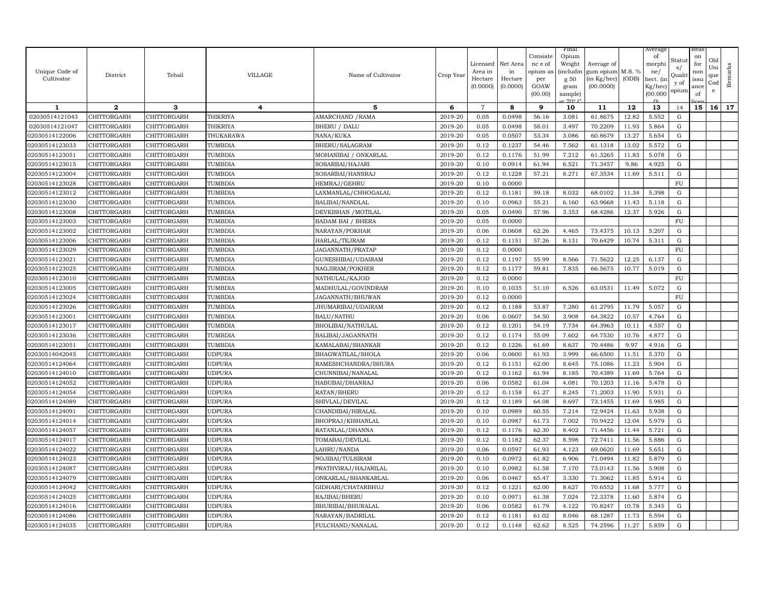| Unique Code of Cultivator | District | Tehsil | VILLAGE | Name of Cultivator | Crop Year | Licensed Area in Hectare (0.0000) | Net Area in Hectare (0.0000) | Consistence of opium as per GOAW (00.00) | Final Opium Weight (including g 50 gram sample) at 70° C | Average of gum opium (in Kg/hec) (00.0000) | M.S. % (ODB) | Average of morphine/ hect. (in Kg/hec) (00.000 0) | Status/ Quality of opium | Reason for non issuance of licence | Old Unique Code | Remarks |
|---|---|---|---|---|---|---|---|---|---|---|---|---|---|---|---|---|
| 1 | 2 | 3 | 4 | 5 | 6 | 7 | 8 | 9 | 10 | 11 | 12 | 13 | 14 | 15 | 16 | 17 |
| 02030514121043 | CHITTORGARH | CHITTORGARH | THIKRIYA | AMARCHAND /RAMA | 2019-20 | 0.05 | 0.0498 | 56.16 | 3.081 | 61.8675 | 12.82 | 5.552 | G | | | |
| 02030514121047 | CHITTORGARH | CHITTORGARH | THIKRIYA | BHERU / DALU | 2019-20 | 0.05 | 0.0498 | 58.01 | 3.497 | 70.2209 | 11.93 | 5.864 | G | | | |
| 02030514122006 | CHITTORGARH | CHITTORGARH | THUKARAWA | NANA/KUKA | 2019-20 | 0.05 | 0.0507 | 53.34 | 3.086 | 60.8679 | 13.27 | 5.654 | G | | | |
| 02030514123033 | CHITTORGARH | CHITTORGARH | TUMBDIA | BHERU/SALAGRAM | 2019-20 | 0.12 | 0.1237 | 54.46 | 7.562 | 61.1318 | 13.02 | 5.572 | G | | | |
| 02030514123051 | CHITTORGARH | CHITTORGARH | TUMBDIA | MOHANIBAI / ONKARLAL | 2019-20 | 0.12 | 0.1176 | 51.99 | 7.212 | 61.3265 | 11.83 | 5.078 | G | | | |
| 02030514123015 | CHITTORGARH | CHITTORGARH | TUMBDIA | SOSARBAI/HAJARI | 2019-20 | 0.10 | 0.0914 | 61.94 | 6.521 | 71.3457 | 9.86 | 4.925 | G | | | |
| 02030514123004 | CHITTORGARH | CHITTORGARH | TUMBDIA | SOSARBAI/HANSRAJ | 2019-20 | 0.12 | 0.1228 | 57.21 | 8.271 | 67.3534 | 11.69 | 5.511 | G | | | |
| 02030514123028 | CHITTORGARH | CHITTORGARH | TUMBDIA | HEMRAJ/GEHRU | 2019-20 | 0.10 | 0.0000 | | | | | | FU | | | |
| 02030514123012 | CHITTORGARH | CHITTORGARH | TUMBDIA | LAXMANLAL/CHHOGALAL | 2019-20 | 0.12 | 0.1181 | 59.18 | 8.032 | 68.0102 | 11.34 | 5.398 | G | | | |
| 02030514123030 | CHITTORGARH | CHITTORGARH | TUMBDIA | BALIBAI/NANDLAL | 2019-20 | 0.10 | 0.0963 | 55.21 | 6.160 | 63.9668 | 11.43 | 5.118 | G | | | |
| 02030514123008 | CHITTORGARH | CHITTORGARH | TUMBDIA | DEVKISHAN /MOTILAL | 2019-20 | 0.05 | 0.0490 | 57.96 | 3.353 | 68.4286 | 12.37 | 5.926 | G | | | |
| 02030514123003 | CHITTORGARH | CHITTORGARH | TUMBDIA | BADAM BAI / BHERA | 2019-20 | 0.05 | 0.0000 | | | | | | FU | | | |
| 02030514123002 | CHITTORGARH | CHITTORGARH | TUMBDIA | NARAYAN/POKHAR | 2019-20 | 0.06 | 0.0608 | 62.26 | 4.465 | 73.4375 | 10.13 | 5.207 | G | | | |
| 02030514123006 | CHITTORGARH | CHITTORGARH | TUMBDIA | HARLAL/TEJRAM | 2019-20 | 0.12 | 0.1151 | 57.26 | 8.131 | 70.6429 | 10.74 | 5.311 | G | | | |
| 02030514123029 | CHITTORGARH | CHITTORGARH | TUMBDIA | JAGANNATH/PRATAP | 2019-20 | 0.12 | 0.0000 | | | | | | FU | | | |
| 02030514123021 | CHITTORGARH | CHITTORGARH | TUMBDIA | GUNESHIBAI/UDAIRAM | 2019-20 | 0.12 | 0.1197 | 55.99 | 8.566 | 71.5622 | 12.25 | 6.137 | G | | | |
| 02030514123025 | CHITTORGARH | CHITTORGARH | TUMBDIA | NAGJIRAM/POKHER | 2019-20 | 0.12 | 0.1177 | 59.81 | 7.835 | 66.5675 | 10.77 | 5.019 | G | | | |
| 02030514123010 | CHITTORGARH | CHITTORGARH | TUMBDIA | NATHULAL/KAJOD | 2019-20 | 0.12 | 0.0000 | | | | | | FU | | | |
| 02030514123005 | CHITTORGARH | CHITTORGARH | TUMBDIA | MADHULAL/GOVINDRAM | 2019-20 | 0.10 | 0.1035 | 51.10 | 6.526 | 63.0531 | 11.49 | 5.072 | G | | | |
| 02030514123024 | CHITTORGARH | CHITTORGARH | TUMBDIA | JAGANNATH/BHUWAN | 2019-20 | 0.12 | 0.0000 | | | | | | FU | | | |
| 02030514123026 | CHITTORGARH | CHITTORGARH | TUMBDIA | JHUMARIBAI/UDAIRAM | 2019-20 | 0.12 | 0.1188 | 53.87 | 7.280 | 61.2795 | 11.79 | 5.057 | G | | | |
| 02030514123001 | CHITTORGARH | CHITTORGARH | TUMBDIA | BALU/NATHU | 2019-20 | 0.06 | 0.0607 | 54.50 | 3.908 | 64.3822 | 10.57 | 4.764 | G | | | |
| 02030514123017 | CHITTORGARH | CHITTORGARH | TUMBDIA | BHOLIBAI/NATHULAL | 2019-20 | 0.12 | 0.1201 | 54.19 | 7.734 | 64.3963 | 10.11 | 4.557 | G | | | |
| 02030514123036 | CHITTORGARH | CHITTORGARH | TUMBDIA | BALIBAI/JAGANNATH | 2019-20 | 0.12 | 0.1174 | 55.09 | 7.602 | 64.7530 | 10.76 | 4.877 | G | | | |
| 02030514123051 | CHITTORGARH | CHITTORGARH | TUMBDIA | KAMALABAI/SHANKAR | 2019-20 | 0.12 | 0.1226 | 61.69 | 8.637 | 70.4486 | 9.97 | 4.916 | G | | | |
| 02030514042045 | CHITTORGARH | CHITTORGARH | UDPURA | BHAGWATILAL/SHOLA | 2019-20 | 0.06 | 0.0600 | 61.93 | 3.999 | 66.6500 | 11.51 | 5.370 | G | | | |
| 02030514124064 | CHITTORGARH | CHITTORGARH | UDPURA | RAMESHCHANDRA/BHURA | 2019-20 | 0.12 | 0.1151 | 62.00 | 8.645 | 75.1086 | 11.23 | 5.904 | G | | | |
| 02030514124010 | CHITTORGARH | CHITTORGARH | UDPURA | CHUNNIBAI/NANALAL | 2019-20 | 0.12 | 0.1162 | 61.94 | 8.185 | 70.4389 | 11.69 | 5.764 | G | | | |
| 02030514124052 | CHITTORGARH | CHITTORGARH | UDPURA | HABUBAI/DHANRAJ | 2019-20 | 0.06 | 0.0582 | 61.04 | 4.081 | 70.1203 | 11.16 | 5.478 | G | | | |
| 02030514124054 | CHITTORGARH | CHITTORGARH | UDPURA | RATAN/BHERU | 2019-20 | 0.12 | 0.1158 | 61.27 | 8.245 | 71.2003 | 11.90 | 5.931 | G | | | |
| 02030514124089 | CHITTORGARH | CHITTORGARH | UDPURA | SHIVLAL/DEVILAL | 2019-20 | 0.12 | 0.1189 | 64.08 | 8.697 | 73.1455 | 11.69 | 5.985 | G | | | |
| 02030514124091 | CHITTORGARH | CHITTORGARH | UDPURA | CHANDIBAI/HIRALAL | 2019-20 | 0.10 | 0.0989 | 60.55 | 7.214 | 72.9424 | 11.63 | 5.938 | G | | | |
| 02030514124014 | CHITTORGARH | CHITTORGARH | UDPURA | BHOPRAJ/KISHANLAL | 2019-20 | 0.10 | 0.0987 | 61.73 | 7.002 | 70.9422 | 12.04 | 5.979 | G | | | |
| 02030514124057 | CHITTORGARH | CHITTORGARH | UDPURA | RATANLAL/DHANNA | 2019-20 | 0.12 | 0.1176 | 62.30 | 8.402 | 71.4456 | 11.44 | 5.721 | G | | | |
| 02030514124017 | CHITTORGARH | CHITTORGARH | UDPURA | TOMABAI/DEVILAL | 2019-20 | 0.12 | 0.1182 | 62.37 | 8.598 | 72.7411 | 11.56 | 5.886 | G | | | |
| 02030514124022 | CHITTORGARH | CHITTORGARH | UDPURA | LAHRU/NANDA | 2019-20 | 0.06 | 0.0597 | 61.93 | 4.123 | 69.0620 | 11.69 | 5.651 | G | | | |
| 02030514124023 | CHITTORGARH | CHITTORGARH | UDPURA | NOJIBAI/TULSIRAM | 2019-20 | 0.10 | 0.0972 | 61.82 | 6.906 | 71.0494 | 11.82 | 5.879 | G | | | |
| 02030514124087 | CHITTORGARH | CHITTORGARH | UDPURA | PRATHVIRAJ/HAJARILAL | 2019-20 | 0.10 | 0.0982 | 61.58 | 7.170 | 73.0143 | 11.56 | 5.908 | G | | | |
| 02030514124079 | CHITTORGARH | CHITTORGARH | UDPURA | ONKARLAL/SHANKARLAL | 2019-20 | 0.06 | 0.0467 | 65.47 | 3.330 | 71.3062 | 11.85 | 5.914 | G | | | |
| 02030514124042 | CHITTORGARH | CHITTORGARH | UDPURA | GIDHARI/CHATARBHUJ | 2019-20 | 0.12 | 0.1221 | 62.00 | 8.627 | 70.6552 | 11.68 | 5.777 | G | | | |
| 02030514124025 | CHITTORGARH | CHITTORGARH | UDPURA | RAJIBAI/BHERU | 2019-20 | 0.10 | 0.0971 | 61.38 | 7.024 | 72.3378 | 11.60 | 5.874 | G | | | |
| 02030514124016 | CHITTORGARH | CHITTORGARH | UDPURA | BHURIBAI/BHURALAL | 2019-20 | 0.06 | 0.0582 | 61.79 | 4.122 | 70.8247 | 10.78 | 5.345 | G | | | |
| 02030514124086 | CHITTORGARH | CHITTORGARH | UDPURA | NARAYAN/BADRILAL | 2019-20 | 0.12 | 0.1181 | 61.02 | 8.046 | 68.1287 | 11.73 | 5.594 | G | | | |
| 02030514124035 | CHITTORGARH | CHITTORGARH | UDPURA | FULCHAND/NANALAL | 2019-20 | 0.12 | 0.1148 | 62.62 | 8.525 | 74.2596 | 11.27 | 5.859 | G | | | |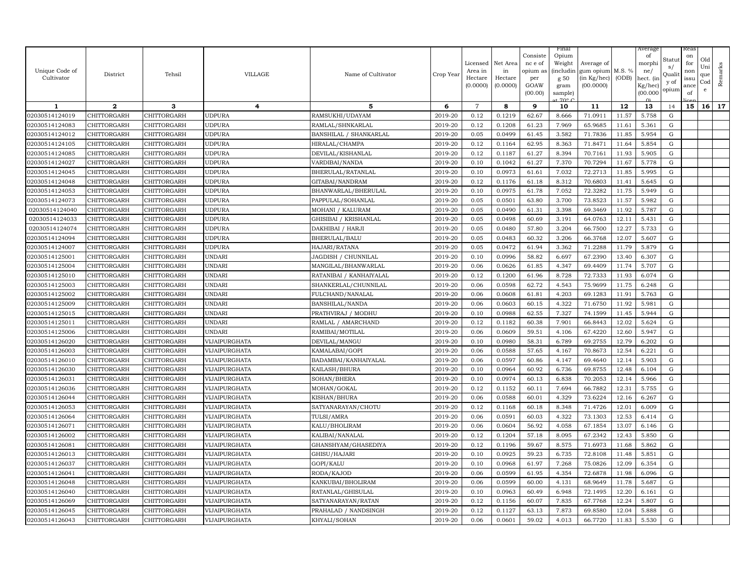| Unique Code of Cultivator | District | Tehsil | VILLAGE | Name of Cultivator | Crop Year | Licensed Area in Hectare (0.0000) | Net Area in Hectare (0.0000) | Consistence of opium as per GOAW (00.00) | Final Opium Weight (including 50 gram sample) at 70° C | Average of gum opium (in Kg/hec) (00.0000) | M.S. % (ODB) | Average of morphine/hect. (in Kg/hec) (00.000) | Status/Quality of opium | Reason for non issuance of licence | Old Unique Code | Remarks |
|---|---|---|---|---|---|---|---|---|---|---|---|---|---|---|---|---|
| 1 | 2 | 3 | 4 | 5 | 6 | 7 | 8 | 9 | 10 | 11 | 12 | 13 | 14 | 15 | 16 | 17 |
| 02030514124019 | CHITTORGARH | CHITTORGARH | UDPURA | RAMSUKHI/UDAYAM | 2019-20 | 0.12 | 0.1219 | 62.67 | 8.666 | 71.0911 | 11.57 | 5.758 | G | | | |
| 02030514124083 | CHITTORGARH | CHITTORGARH | UDPURA | RAMLAL/SHNKARLAL | 2019-20 | 0.12 | 0.1208 | 61.23 | 7.969 | 65.9685 | 11.61 | 5.361 | G | | | |
| 02030514124012 | CHITTORGARH | CHITTORGARH | UDPURA | BANSHILAL / SHANKARLAL | 2019-20 | 0.05 | 0.0499 | 61.45 | 3.582 | 71.7836 | 11.85 | 5.954 | G | | | |
| 02030514124105 | CHITTORGARH | CHITTORGARH | UDPURA | HIRALAL/CHAMPA | 2019-20 | 0.12 | 0.1164 | 62.95 | 8.363 | 71.8471 | 11.64 | 5.854 | G | | | |
| 02030514124085 | CHITTORGARH | CHITTORGARH | UDPURA | DEVILAL/KISHANLAL | 2019-20 | 0.12 | 0.1187 | 61.27 | 8.394 | 70.7161 | 11.93 | 5.905 | G | | | |
| 02030514124027 | CHITTORGARH | CHITTORGARH | UDPURA | VARDIBAI/NANDA | 2019-20 | 0.10 | 0.1042 | 61.27 | 7.370 | 70.7294 | 11.67 | 5.778 | G | | | |
| 02030514124045 | CHITTORGARH | CHITTORGARH | UDPURA | BHERULAL/RATANLAL | 2019-20 | 0.10 | 0.0973 | 61.61 | 7.032 | 72.2713 | 11.85 | 5.995 | G | | | |
| 02030514124048 | CHITTORGARH | CHITTORGARH | UDPURA | GITABAI/NANDRAM | 2019-20 | 0.12 | 0.1176 | 61.18 | 8.312 | 70.6803 | 11.41 | 5.645 | G | | | |
| 02030514124053 | CHITTORGARH | CHITTORGARH | UDPURA | BHANWARLAL/BHERULAL | 2019-20 | 0.10 | 0.0975 | 61.78 | 7.052 | 72.3282 | 11.75 | 5.949 | G | | | |
| 02030514124073 | CHITTORGARH | CHITTORGARH | UDPURA | PAPPULAL/SOHANLAL | 2019-20 | 0.05 | 0.0501 | 63.80 | 3.700 | 73.8523 | 11.57 | 5.982 | G | | | |
| 02030514124040 | CHITTORGARH | CHITTORGARH | UDPURA | MOHANI / KALURAM | 2019-20 | 0.05 | 0.0490 | 61.31 | 3.398 | 69.3469 | 11.92 | 5.787 | G | | | |
| 02030514124033 | CHITTORGARH | CHITTORGARH | UDPURA | GHISIBAI / KRISHANLAL | 2019-20 | 0.05 | 0.0498 | 60.69 | 3.191 | 64.0763 | 12.11 | 5.431 | G | | | |
| 02030514124074 | CHITTORGARH | CHITTORGARH | UDPURA | DAKHIBAI / HARJI | 2019-20 | 0.05 | 0.0480 | 57.80 | 3.204 | 66.7500 | 12.27 | 5.733 | G | | | |
| 02030514124094 | CHITTORGARH | CHITTORGARH | UDPURA | BHERULAL/BALU | 2019-20 | 0.05 | 0.0483 | 60.32 | 3.206 | 66.3768 | 12.07 | 5.607 | G | | | |
| 02030514124007 | CHITTORGARH | CHITTORGARH | UDPURA | HAJARI/RATANA | 2019-20 | 0.05 | 0.0472 | 61.94 | 3.362 | 71.2288 | 11.79 | 5.879 | G | | | |
| 02030514125001 | CHITTORGARH | CHITTORGARH | UNDARI | JAGDISH / CHUNNILAL | 2019-20 | 0.10 | 0.0996 | 58.82 | 6.697 | 67.2390 | 13.40 | 6.307 | G | | | |
| 02030514125004 | CHITTORGARH | CHITTORGARH | UNDARI | MANGILAL/BHANWARLAL | 2019-20 | 0.06 | 0.0626 | 61.85 | 4.347 | 69.4409 | 11.74 | 5.707 | G | | | |
| 02030514125010 | CHITTORGARH | CHITTORGARH | UNDARI | RATANIBAI / KANHAIYALAL | 2019-20 | 0.12 | 0.1200 | 61.96 | 8.728 | 72.7333 | 11.93 | 6.074 | G | | | |
| 02030514125003 | CHITTORGARH | CHITTORGARH | UNDARI | SHANKERLAL/CHUNNILAL | 2019-20 | 0.06 | 0.0598 | 62.72 | 4.543 | 75.9699 | 11.75 | 6.248 | G | | | |
| 02030514125002 | CHITTORGARH | CHITTORGARH | UNDARI | FULCHAND/NANALAL | 2019-20 | 0.06 | 0.0608 | 61.81 | 4.203 | 69.1283 | 11.91 | 5.763 | G | | | |
| 02030514125009 | CHITTORGARH | CHITTORGARH | UNDARI | BANSHILAL/NANDA | 2019-20 | 0.06 | 0.0603 | 60.15 | 4.322 | 71.6750 | 11.92 | 5.981 | G | | | |
| 02030514125015 | CHITTORGARH | CHITTORGARH | UNDARI | PRATHVIRAJ / MODHU | 2019-20 | 0.10 | 0.0988 | 62.55 | 7.327 | 74.1599 | 11.45 | 5.944 | G | | | |
| 02030514125011 | CHITTORGARH | CHITTORGARH | UNDARI | RAMLAL / AMARCHAND | 2019-20 | 0.12 | 0.1182 | 60.38 | 7.901 | 66.8443 | 12.02 | 5.624 | G | | | |
| 02030514125006 | CHITTORGARH | CHITTORGARH | UNDARI | RAMIBAI/MOTILAL | 2019-20 | 0.06 | 0.0609 | 59.51 | 4.106 | 67.4220 | 12.60 | 5.947 | G | | | |
| 02030514126020 | CHITTORGARH | CHITTORGARH | VIJAIPURGHATA | DEVILAL/MANGU | 2019-20 | 0.10 | 0.0980 | 58.31 | 6.789 | 69.2755 | 12.79 | 6.202 | G | | | |
| 02030514126003 | CHITTORGARH | CHITTORGARH | VIJAIPURGHATA | KAMALABAI/GOPI | 2019-20 | 0.06 | 0.0588 | 57.65 | 4.167 | 70.8673 | 12.54 | 6.221 | G | | | |
| 02030514126010 | CHITTORGARH | CHITTORGARH | VIJAIPURGHATA | BADAMBAI/KANHAIYALAL | 2019-20 | 0.06 | 0.0597 | 60.86 | 4.147 | 69.4640 | 12.14 | 5.903 | G | | | |
| 02030514126030 | CHITTORGARH | CHITTORGARH | VIJAIPURGHATA | KAILASH/BHURA | 2019-20 | 0.10 | 0.0964 | 60.92 | 6.736 | 69.8755 | 12.48 | 6.104 | G | | | |
| 02030514126031 | CHITTORGARH | CHITTORGARH | VIJAIPURGHATA | SOHAN/BHERA | 2019-20 | 0.10 | 0.0974 | 60.13 | 6.838 | 70.2053 | 12.14 | 5.966 | G | | | |
| 02030514126036 | CHITTORGARH | CHITTORGARH | VIJAIPURGHATA | MOHAN/GOKAL | 2019-20 | 0.12 | 0.1152 | 60.11 | 7.694 | 66.7882 | 12.31 | 5.755 | G | | | |
| 02030514126044 | CHITTORGARH | CHITTORGARH | VIJAIPURGHATA | KISHAN/BHURA | 2019-20 | 0.06 | 0.0588 | 60.01 | 4.329 | 73.6224 | 12.16 | 6.267 | G | | | |
| 02030514126053 | CHITTORGARH | CHITTORGARH | VIJAIPURGHATA | SATYANARAYAN/CHOTU | 2019-20 | 0.12 | 0.1168 | 60.18 | 8.348 | 71.4726 | 12.01 | 6.009 | G | | | |
| 02030514126064 | CHITTORGARH | CHITTORGARH | VIJAIPURGHATA | TULSI/AMRA | 2019-20 | 0.06 | 0.0591 | 60.03 | 4.322 | 73.1303 | 12.53 | 6.414 | G | | | |
| 02030514126071 | CHITTORGARH | CHITTORGARH | VIJAIPURGHATA | KALU/BHOLIRAM | 2019-20 | 0.06 | 0.0604 | 56.92 | 4.058 | 67.1854 | 13.07 | 6.146 | G | | | |
| 02030514126002 | CHITTORGARH | CHITTORGARH | VIJAIPURGHATA | KALIBAI/NANALAL | 2019-20 | 0.12 | 0.1204 | 57.18 | 8.095 | 67.2342 | 12.43 | 5.850 | G | | | |
| 02030514126081 | CHITTORGARH | CHITTORGARH | VIJAIPURGHATA | GHANSHYAM/GHASEDIYA | 2019-20 | 0.12 | 0.1196 | 59.67 | 8.575 | 71.6973 | 11.68 | 5.862 | G | | | |
| 02030514126013 | CHITTORGARH | CHITTORGARH | VIJAIPURGHATA | GHISU/HAJARI | 2019-20 | 0.10 | 0.0925 | 59.23 | 6.735 | 72.8108 | 11.48 | 5.851 | G | | | |
| 02030514126037 | CHITTORGARH | CHITTORGARH | VIJAIPURGHATA | GOPI/KALU | 2019-20 | 0.10 | 0.0968 | 61.97 | 7.268 | 75.0826 | 12.09 | 6.354 | G | | | |
| 02030514126041 | CHITTORGARH | CHITTORGARH | VIJAIPURGHATA | RODA/KAJOD | 2019-20 | 0.06 | 0.0599 | 61.95 | 4.354 | 72.6878 | 11.98 | 6.096 | G | | | |
| 02030514126048 | CHITTORGARH | CHITTORGARH | VIJAIPURGHATA | KANKUBAI/BHOLIRAM | 2019-20 | 0.06 | 0.0599 | 60.00 | 4.131 | 68.9649 | 11.78 | 5.687 | G | | | |
| 02030514126040 | CHITTORGARH | CHITTORGARH | VIJAIPURGHATA | RATANLAL/GHISULAL | 2019-20 | 0.10 | 0.0963 | 60.49 | 6.948 | 72.1495 | 12.20 | 6.161 | G | | | |
| 02030514126069 | CHITTORGARH | CHITTORGARH | VIJAIPURGHATA | SATYANARAYAN/RATAN | 2019-20 | 0.12 | 0.1156 | 60.07 | 7.835 | 67.7768 | 12.24 | 5.807 | G | | | |
| 02030514126045 | CHITTORGARH | CHITTORGARH | VIJAIPURGHATA | PRAHALAD / NANDSINGH | 2019-20 | 0.12 | 0.1127 | 63.13 | 7.873 | 69.8580 | 12.04 | 5.888 | G | | | |
| 02030514126043 | CHITTORGARH | CHITTORGARH | VIJAIPURGHATA | KHYALI/SOHAN | 2019-20 | 0.06 | 0.0601 | 59.02 | 4.013 | 66.7720 | 11.83 | 5.530 | G | | | |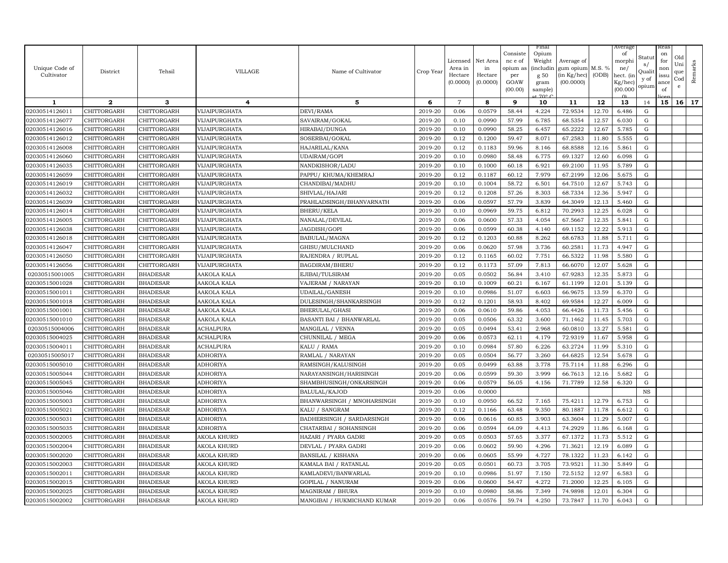| Unique Code of Cultivator | District | Tehsil | VILLAGE | Name of Cultivator | Crop Year | Licensed Area in Hectare (0.0000) | Net Area in Hectare (0.0000) | Consistence of opium as per GOAW (00.00) | Final Opium Weight (including 50 gram sample) at 70° C | Average of gum opium (in Kg/hec) (00.0000) | M.S. % (ODB) | Average of morphine/ hect. (in Kg/hec) (00.0000) | Status/ Quality of opium | Reason for non issuance of licence | Old Unique Code | Remarks |
|---|---|---|---|---|---|---|---|---|---|---|---|---|---|---|---|---|
| 1 | 2 | 3 | 4 | 5 | 6 | 7 | 8 | 9 | 10 | 11 | 12 | 13 | 14 | 15 | 16 | 17 |
| 02030514126011 | CHITTORGARH | CHITTORGARH | VIJAIPURGHATA | DEVI/RAMA | 2019-20 | 0.06 | 0.0579 | 58.44 | 4.224 | 72.9534 | 12.70 | 6.486 | G | | | |
| 02030514126077 | CHITTORGARH | CHITTORGARH | VIJAIPURGHATA | SAVAIRAM/GOKAL | 2019-20 | 0.10 | 0.0990 | 57.99 | 6.785 | 68.5354 | 12.57 | 6.030 | G | | | |
| 02030514126016 | CHITTORGARH | CHITTORGARH | VIJAIPURGHATA | HIRABAI/DUNGA | 2019-20 | 0.10 | 0.0990 | 58.25 | 6.457 | 65.2222 | 12.67 | 5.785 | G | | | |
| 02030514126012 | CHITTORGARH | CHITTORGARH | VIJAIPURGHATA | SOSERBAI/GOKAL | 2019-20 | 0.12 | 0.1200 | 59.47 | 8.071 | 67.2583 | 11.80 | 5.555 | G | | | |
| 02030514126008 | CHITTORGARH | CHITTORGARH | VIJAIPURGHATA | HAJARILAL/KANA | 2019-20 | 0.12 | 0.1183 | 59.96 | 8.146 | 68.8588 | 12.16 | 5.861 | G | | | |
| 02030514126060 | CHITTORGARH | CHITTORGARH | VIJAIPURGHATA | UDAIRAM/GOPI | 2019-20 | 0.10 | 0.0980 | 58.48 | 6.775 | 69.1327 | 12.60 | 6.098 | G | | | |
| 02030514126035 | CHITTORGARH | CHITTORGARH | VIJAIPURGHATA | NANDKISHOR/LADU | 2019-20 | 0.10 | 0.1000 | 60.18 | 6.921 | 69.2100 | 11.95 | 5.789 | G | | | |
| 02030514126059 | CHITTORGARH | CHITTORGARH | VIJAIPURGHATA | PAPPU/ KHUMA/KHEMRAJ | 2019-20 | 0.12 | 0.1187 | 60.12 | 7.979 | 67.2199 | 12.06 | 5.675 | G | | | |
| 02030514126019 | CHITTORGARH | CHITTORGARH | VIJAIPURGHATA | CHANDIBAI/MADHU | 2019-20 | 0.10 | 0.1004 | 58.72 | 6.501 | 64.7510 | 12.67 | 5.743 | G | | | |
| 02030514126032 | CHITTORGARH | CHITTORGARH | VIJAIPURGHATA | SHIVLAL/HAJARI | 2019-20 | 0.12 | 0.1208 | 57.26 | 8.303 | 68.7334 | 12.36 | 5.947 | G | | | |
| 02030514126039 | CHITTORGARH | CHITTORGARH | VIJAIPURGHATA | PRAHLADSINGH/BHANVARNATH | 2019-20 | 0.06 | 0.0597 | 57.79 | 3.839 | 64.3049 | 12.13 | 5.460 | G | | | |
| 02030514126014 | CHITTORGARH | CHITTORGARH | VIJAIPURGHATA | BHERU/KELA | 2019-20 | 0.10 | 0.0969 | 59.75 | 6.812 | 70.2993 | 12.25 | 6.028 | G | | | |
| 02030514126005 | CHITTORGARH | CHITTORGARH | VIJAIPURGHATA | NANALAL/DEVILAL | 2019-20 | 0.06 | 0.0600 | 57.33 | 4.054 | 67.5667 | 12.35 | 5.841 | G | | | |
| 02030514126038 | CHITTORGARH | CHITTORGARH | VIJAIPURGHATA | JAGDISH/GOPI | 2019-20 | 0.06 | 0.0599 | 60.38 | 4.140 | 69.1152 | 12.22 | 5.913 | G | | | |
| 02030514126018 | CHITTORGARH | CHITTORGARH | VIJAIPURGHATA | BABULAL/MAGNA | 2019-20 | 0.12 | 0.1203 | 60.88 | 8.262 | 68.6783 | 11.88 | 5.711 | G | | | |
| 02030514126047 | CHITTORGARH | CHITTORGARH | VIJAIPURGHATA | GHISU/MULCHAND | 2019-20 | 0.06 | 0.0620 | 57.98 | 3.736 | 60.2581 | 11.73 | 4.947 | G | | | |
| 02030514126050 | CHITTORGARH | CHITTORGARH | VIJAIPURGHATA | RAJENDRA / RUPLAL | 2019-20 | 0.12 | 0.1165 | 60.02 | 7.751 | 66.5322 | 11.98 | 5.580 | G | | | |
| 02030514126056 | CHITTORGARH | CHITTORGARH | VIJAIPURGHATA | BAGDIRAM/BHERU | 2019-20 | 0.12 | 0.1173 | 57.09 | 7.813 | 66.6070 | 12.07 | 5.628 | G | | | |
| 02030515001005 | CHITTORGARH | BHADESAR | AAKOLA KALA | EJIBAI/TULSIRAM | 2019-20 | 0.05 | 0.0502 | 56.84 | 3.410 | 67.9283 | 12.35 | 5.873 | G | | | |
| 02030515001028 | CHITTORGARH | BHADESAR | AAKOLA KALA | VAJERAM / NARAYAN | 2019-20 | 0.10 | 0.1009 | 60.21 | 6.167 | 61.1199 | 12.01 | 5.139 | G | | | |
| 02030515001011 | CHITTORGARH | BHADESAR | AAKOLA KALA | UDAILAL/GANESH | 2019-20 | 0.10 | 0.0986 | 51.07 | 6.603 | 66.9675 | 13.59 | 6.370 | G | | | |
| 02030515001018 | CHITTORGARH | BHADESAR | AAKOLA KALA | DULESINGH/SHANKARSINGH | 2019-20 | 0.12 | 0.1201 | 58.93 | 8.402 | 69.9584 | 12.27 | 6.009 | G | | | |
| 02030515001001 | CHITTORGARH | BHADESAR | AAKOLA KALA | BHERULAL/GHASI | 2019-20 | 0.06 | 0.0610 | 59.86 | 4.053 | 66.4426 | 11.73 | 5.456 | G | | | |
| 02030515001010 | CHITTORGARH | BHADESAR | AAKOLA KALA | BASANTI BAI / BHANWARLAL | 2019-20 | 0.05 | 0.0506 | 63.32 | 3.600 | 71.1462 | 11.45 | 5.703 | G | | | |
| 02030515004006 | CHITTORGARH | BHADESAR | ACHALPURA | MANGILAL / VENNA | 2019-20 | 0.05 | 0.0494 | 53.41 | 2.968 | 60.0810 | 13.27 | 5.581 | G | | | |
| 02030515004025 | CHITTORGARH | BHADESAR | ACHALPURA | CHUNNILAL / MEGA | 2019-20 | 0.06 | 0.0573 | 62.11 | 4.179 | 72.9319 | 11.67 | 5.958 | G | | | |
| 02030515004011 | CHITTORGARH | BHADESAR | ACHALPURA | KALU / RAMA | 2019-20 | 0.10 | 0.0984 | 57.80 | 6.226 | 63.2724 | 11.99 | 5.310 | G | | | |
| 02030515005017 | CHITTORGARH | BHADESAR | ADHORIYA | RAMLAL / NARAYAN | 2019-20 | 0.05 | 0.0504 | 56.77 | 3.260 | 64.6825 | 12.54 | 5.678 | G | | | |
| 02030515005010 | CHITTORGARH | BHADESAR | ADHORIYA | RAMSINGH/KALUSINGH | 2019-20 | 0.05 | 0.0499 | 63.88 | 3.778 | 75.7114 | 11.88 | 6.296 | G | | | |
| 02030515005044 | CHITTORGARH | BHADESAR | ADHORIYA | NARAYANSINGH/HARISINGH | 2019-20 | 0.06 | 0.0599 | 59.30 | 3.999 | 66.7613 | 12.16 | 5.682 | G | | | |
| 02030515005045 | CHITTORGARH | BHADESAR | ADHORIYA | SHAMBHUSINGH/ONKARSINGH | 2019-20 | 0.06 | 0.0579 | 56.05 | 4.156 | 71.7789 | 12.58 | 6.320 | G | | | |
| 02030515005046 | CHITTORGARH | BHADESAR | ADHORIYA | BALULAL/KAJOD | 2019-20 | 0.06 | 0.0000 | | | | | | NS | | | |
| 02030515005003 | CHITTORGARH | BHADESAR | ADHORIYA | BHANWARSINGH / MNOHARSINGH | 2019-20 | 0.10 | 0.0950 | 66.52 | 7.165 | 75.4211 | 12.79 | 6.753 | G | | | |
| 02030515005021 | CHITTORGARH | BHADESAR | ADHORIYA | KALU / SANGRAM | 2019-20 | 0.12 | 0.1166 | 63.48 | 9.350 | 80.1887 | 11.78 | 6.612 | G | | | |
| 02030515005031 | CHITTORGARH | BHADESAR | ADHORIYA | BADHERSINGH / SARDARSINGH | 2019-20 | 0.06 | 0.0616 | 60.85 | 3.903 | 63.3604 | 11.29 | 5.007 | G | | | |
| 02030515005035 | CHITTORGARH | BHADESAR | ADHORIYA | CHATARBAI / SOHANSINGH | 2019-20 | 0.06 | 0.0594 | 64.09 | 4.413 | 74.2929 | 11.86 | 6.168 | G | | | |
| 02030515002005 | CHITTORGARH | BHADESAR | AKOLA KHURD | HAZARI / PYARA GADRI | 2019-20 | 0.05 | 0.0503 | 57.65 | 3.377 | 67.1372 | 11.73 | 5.512 | G | | | |
| 02030515002004 | CHITTORGARH | BHADESAR | AKOLA KHURD | DEVLAL / PYARA GADRI | 2019-20 | 0.06 | 0.0602 | 59.90 | 4.296 | 71.3621 | 12.19 | 6.089 | G | | | |
| 02030515002020 | CHITTORGARH | BHADESAR | AKOLA KHURD | BANSILAL / KISHANA | 2019-20 | 0.06 | 0.0605 | 55.99 | 4.727 | 78.1322 | 11.23 | 6.142 | G | | | |
| 02030515002003 | CHITTORGARH | BHADESAR | AKOLA KHURD | KAMALA BAI / RATANLAL | 2019-20 | 0.05 | 0.0501 | 60.73 | 3.705 | 73.9521 | 11.30 | 5.849 | G | | | |
| 02030515002011 | CHITTORGARH | BHADESAR | AKOLA KHURD | KAMLADEVI/BANWARLAL | 2019-20 | 0.10 | 0.0986 | 51.97 | 7.150 | 72.5152 | 12.97 | 6.583 | G | | | |
| 02030515002015 | CHITTORGARH | BHADESAR | AKOLA KHURD | GOPILAL / NANURAM | 2019-20 | 0.06 | 0.0600 | 54.47 | 4.272 | 71.2000 | 12.25 | 6.105 | G | | | |
| 02030515002025 | CHITTORGARH | BHADESAR | AKOLA KHURD | MAGNIRAM / BHURA | 2019-20 | 0.10 | 0.0980 | 58.86 | 7.349 | 74.9898 | 12.01 | 6.304 | G | | | |
| 02030515002002 | CHITTORGARH | BHADESAR | AKOLA KHURD | MANGIBAI / HUKMICHAND KUMAR | 2019-20 | 0.06 | 0.0576 | 59.74 | 4.250 | 73.7847 | 11.70 | 6.043 | G | | | |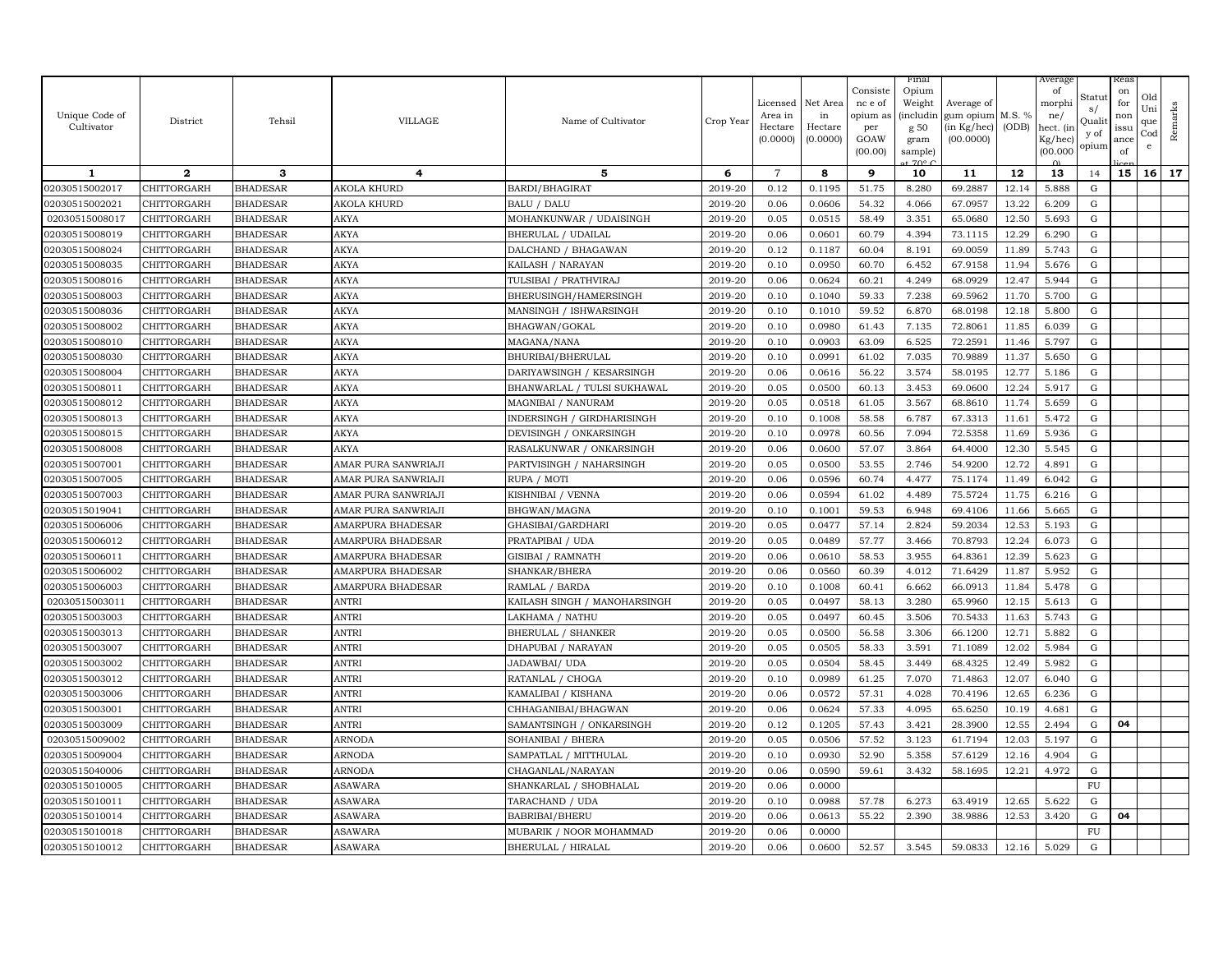| Unique Code of Cultivator | District | Tehsil | VILLAGE | Name of Cultivator | Crop Year | Licensed Area in Hectare (0.0000) | Net Area in Hectare (0.0000) | Consistence of opium as per GOAW (00.00) | Final Opium Weight (including 50 gram sample) at 70° C | Average of gum opium (in Kg/hec) (00.0000) | M.S. % (ODB) | Average of morphine/ hect. (in Kg/hec) (00.0000) | Status/ Quality of opium | Reason for non issuance of licence | Old Unique Code | Remarks |
|---|---|---|---|---|---|---|---|---|---|---|---|---|---|---|---|---|
| 1 | 2 | 3 | 4 | 5 | 6 | 7 | 8 | 9 | 10 | 11 | 12 | 13 | 14 | 15 | 16 | 17 |
| 02030515002017 | CHITTORGARH | BHADESAR | AKOLA KHURD | BARDI/BHAGIRAT | 2019-20 | 0.12 | 0.1195 | 51.75 | 8.280 | 69.2887 | 12.14 | 5.888 | G | | | |
| 02030515002021 | CHITTORGARH | BHADESAR | AKOLA KHURD | BALU / DALU | 2019-20 | 0.06 | 0.0606 | 54.32 | 4.066 | 67.0957 | 13.22 | 6.209 | G | | | |
| 02030515008017 | CHITTORGARH | BHADESAR | AKYA | MOHANKUNWAR / UDAISINGH | 2019-20 | 0.05 | 0.0515 | 58.49 | 3.351 | 65.0680 | 12.50 | 5.693 | G | | | |
| 02030515008019 | CHITTORGARH | BHADESAR | AKYA | BHERULAL / UDAILAL | 2019-20 | 0.06 | 0.0601 | 60.79 | 4.394 | 73.1115 | 12.29 | 6.290 | G | | | |
| 02030515008024 | CHITTORGARH | BHADESAR | AKYA | DALCHAND / BHAGAWAN | 2019-20 | 0.12 | 0.1187 | 60.04 | 8.191 | 69.0059 | 11.89 | 5.743 | G | | | |
| 02030515008035 | CHITTORGARH | BHADESAR | AKYA | KAILASH / NARAYAN | 2019-20 | 0.10 | 0.0950 | 60.70 | 6.452 | 67.9158 | 11.94 | 5.676 | G | | | |
| 02030515008016 | CHITTORGARH | BHADESAR | AKYA | TULSIBAI / PRATHVIRAJ | 2019-20 | 0.06 | 0.0624 | 60.21 | 4.249 | 68.0929 | 12.47 | 5.944 | G | | | |
| 02030515008003 | CHITTORGARH | BHADESAR | AKYA | BHERUSINGH/HAMERSINGH | 2019-20 | 0.10 | 0.1040 | 59.33 | 7.238 | 69.5962 | 11.70 | 5.700 | G | | | |
| 02030515008036 | CHITTORGARH | BHADESAR | AKYA | MANSINGH / ISHWARSINGH | 2019-20 | 0.10 | 0.1010 | 59.52 | 6.870 | 68.0198 | 12.18 | 5.800 | G | | | |
| 02030515008002 | CHITTORGARH | BHADESAR | AKYA | BHAGWAN/GOKAL | 2019-20 | 0.10 | 0.0980 | 61.43 | 7.135 | 72.8061 | 11.85 | 6.039 | G | | | |
| 02030515008010 | CHITTORGARH | BHADESAR | AKYA | MAGANA/NANA | 2019-20 | 0.10 | 0.0903 | 63.09 | 6.525 | 72.2591 | 11.46 | 5.797 | G | | | |
| 02030515008030 | CHITTORGARH | BHADESAR | AKYA | BHURIBAI/BHERULAL | 2019-20 | 0.10 | 0.0991 | 61.02 | 7.035 | 70.9889 | 11.37 | 5.650 | G | | | |
| 02030515008004 | CHITTORGARH | BHADESAR | AKYA | DARIYAWSINGH / KESARSINGH | 2019-20 | 0.06 | 0.0616 | 56.22 | 3.574 | 58.0195 | 12.77 | 5.186 | G | | | |
| 02030515008011 | CHITTORGARH | BHADESAR | AKYA | BHANWARLAL / TULSI SUKHAWAL | 2019-20 | 0.05 | 0.0500 | 60.13 | 3.453 | 69.0600 | 12.24 | 5.917 | G | | | |
| 02030515008012 | CHITTORGARH | BHADESAR | AKYA | MAGNIBAI / NANURAM | 2019-20 | 0.05 | 0.0518 | 61.05 | 3.567 | 68.8610 | 11.74 | 5.659 | G | | | |
| 02030515008013 | CHITTORGARH | BHADESAR | AKYA | INDERSINGH / GIRDHARISINGH | 2019-20 | 0.10 | 0.1008 | 58.58 | 6.787 | 67.3313 | 11.61 | 5.472 | G | | | |
| 02030515008015 | CHITTORGARH | BHADESAR | AKYA | DEVISINGH / ONKARSINGH | 2019-20 | 0.10 | 0.0978 | 60.56 | 7.094 | 72.5358 | 11.69 | 5.936 | G | | | |
| 02030515008008 | CHITTORGARH | BHADESAR | AKYA | RASALKUNWAR / ONKARSINGH | 2019-20 | 0.06 | 0.0600 | 57.07 | 3.864 | 64.4000 | 12.30 | 5.545 | G | | | |
| 02030515007001 | CHITTORGARH | BHADESAR | AMAR PURA SANWRIAJI | PARTVISINGH / NAHARSINGH | 2019-20 | 0.05 | 0.0500 | 53.55 | 2.746 | 54.9200 | 12.72 | 4.891 | G | | | |
| 02030515007005 | CHITTORGARH | BHADESAR | AMAR PURA SANWRIAJI | RUPA / MOTI | 2019-20 | 0.06 | 0.0596 | 60.74 | 4.477 | 75.1174 | 11.49 | 6.042 | G | | | |
| 02030515007003 | CHITTORGARH | BHADESAR | AMAR PURA SANWRIAJI | KISHNIBAI / VENNA | 2019-20 | 0.06 | 0.0594 | 61.02 | 4.489 | 75.5724 | 11.75 | 6.216 | G | | | |
| 02030515019041 | CHITTORGARH | BHADESAR | AMAR PURA SANWRIAJI | BHGWAN/MAGNA | 2019-20 | 0.10 | 0.1001 | 59.53 | 6.948 | 69.4106 | 11.66 | 5.665 | G | | | |
| 02030515006006 | CHITTORGARH | BHADESAR | AMARPURA BHADESAR | GHASIBAI/GARDHARI | 2019-20 | 0.05 | 0.0477 | 57.14 | 2.824 | 59.2034 | 12.53 | 5.193 | G | | | |
| 02030515006012 | CHITTORGARH | BHADESAR | AMARPURA BHADESAR | PRATAPIBAI / UDA | 2019-20 | 0.05 | 0.0489 | 57.77 | 3.466 | 70.8793 | 12.24 | 6.073 | G | | | |
| 02030515006011 | CHITTORGARH | BHADESAR | AMARPURA BHADESAR | GISIBAI / RAMNATH | 2019-20 | 0.06 | 0.0610 | 58.53 | 3.955 | 64.8361 | 12.39 | 5.623 | G | | | |
| 02030515006002 | CHITTORGARH | BHADESAR | AMARPURA BHADESAR | SHANKAR/BHERA | 2019-20 | 0.06 | 0.0560 | 60.39 | 4.012 | 71.6429 | 11.87 | 5.952 | G | | | |
| 02030515006003 | CHITTORGARH | BHADESAR | AMARPURA BHADESAR | RAMLAL / BARDA | 2019-20 | 0.10 | 0.1008 | 60.41 | 6.662 | 66.0913 | 11.84 | 5.478 | G | | | |
| 02030515003011 | CHITTORGARH | BHADESAR | ANTRI | KAILASH SINGH / MANOHARSINGH | 2019-20 | 0.05 | 0.0497 | 58.13 | 3.280 | 65.9960 | 12.15 | 5.613 | G | | | |
| 02030515003003 | CHITTORGARH | BHADESAR | ANTRI | LAKHAMA / NATHU | 2019-20 | 0.05 | 0.0497 | 60.45 | 3.506 | 70.5433 | 11.63 | 5.743 | G | | | |
| 02030515003013 | CHITTORGARH | BHADESAR | ANTRI | BHERULAL / SHANKER | 2019-20 | 0.05 | 0.0500 | 56.58 | 3.306 | 66.1200 | 12.71 | 5.882 | G | | | |
| 02030515003007 | CHITTORGARH | BHADESAR | ANTRI | DHAPUBAI / NARAYAN | 2019-20 | 0.05 | 0.0505 | 58.33 | 3.591 | 71.1089 | 12.02 | 5.984 | G | | | |
| 02030515003002 | CHITTORGARH | BHADESAR | ANTRI | JADAWBAI/ UDA | 2019-20 | 0.05 | 0.0504 | 58.45 | 3.449 | 68.4325 | 12.49 | 5.982 | G | | | |
| 02030515003012 | CHITTORGARH | BHADESAR | ANTRI | RATANLAL / CHOGA | 2019-20 | 0.10 | 0.0989 | 61.25 | 7.070 | 71.4863 | 12.07 | 6.040 | G | | | |
| 02030515003006 | CHITTORGARH | BHADESAR | ANTRI | KAMALIBAI / KISHANA | 2019-20 | 0.06 | 0.0572 | 57.31 | 4.028 | 70.4196 | 12.65 | 6.236 | G | | | |
| 02030515003001 | CHITTORGARH | BHADESAR | ANTRI | CHHAGANIBAI/BHAGWAN | 2019-20 | 0.06 | 0.0624 | 57.33 | 4.095 | 65.6250 | 10.19 | 4.681 | G | | | |
| 02030515003009 | CHITTORGARH | BHADESAR | ANTRI | SAMANTSINGH / ONKARSINGH | 2019-20 | 0.12 | 0.1205 | 57.43 | 3.421 | 28.3900 | 12.55 | 2.494 | G | 04 | | |
| 02030515009002 | CHITTORGARH | BHADESAR | ARNODA | SOHANIBAI / BHERA | 2019-20 | 0.05 | 0.0506 | 57.52 | 3.123 | 61.7194 | 12.03 | 5.197 | G | | | |
| 02030515009004 | CHITTORGARH | BHADESAR | ARNODA | SAMPATLAL / MITTHULAL | 2019-20 | 0.10 | 0.0930 | 52.90 | 5.358 | 57.6129 | 12.16 | 4.904 | G | | | |
| 02030515040006 | CHITTORGARH | BHADESAR | ARNODA | CHAGANLAL/NARAYAN | 2019-20 | 0.06 | 0.0590 | 59.61 | 3.432 | 58.1695 | 12.21 | 4.972 | G | | | |
| 02030515010005 | CHITTORGARH | BHADESAR | ASAWARA | SHANKARLAL / SHOBHALAL | 2019-20 | 0.06 | 0.0000 | | | | | | FU | | | |
| 02030515010011 | CHITTORGARH | BHADESAR | ASAWARA | TARACHAND / UDA | 2019-20 | 0.10 | 0.0988 | 57.78 | 6.273 | 63.4919 | 12.65 | 5.622 | G | | | |
| 02030515010014 | CHITTORGARH | BHADESAR | ASAWARA | BABRIBAI/BHERU | 2019-20 | 0.06 | 0.0613 | 55.22 | 2.390 | 38.9886 | 12.53 | 3.420 | G | 04 | | |
| 02030515010018 | CHITTORGARH | BHADESAR | ASAWARA | MUBARIK / NOOR MOHAMMAD | 2019-20 | 0.06 | 0.0000 | | | | | | FU | | | |
| 02030515010012 | CHITTORGARH | BHADESAR | ASAWARA | BHERULAL / HIRALAL | 2019-20 | 0.06 | 0.0600 | 52.57 | 3.545 | 59.0833 | 12.16 | 5.029 | G | | | |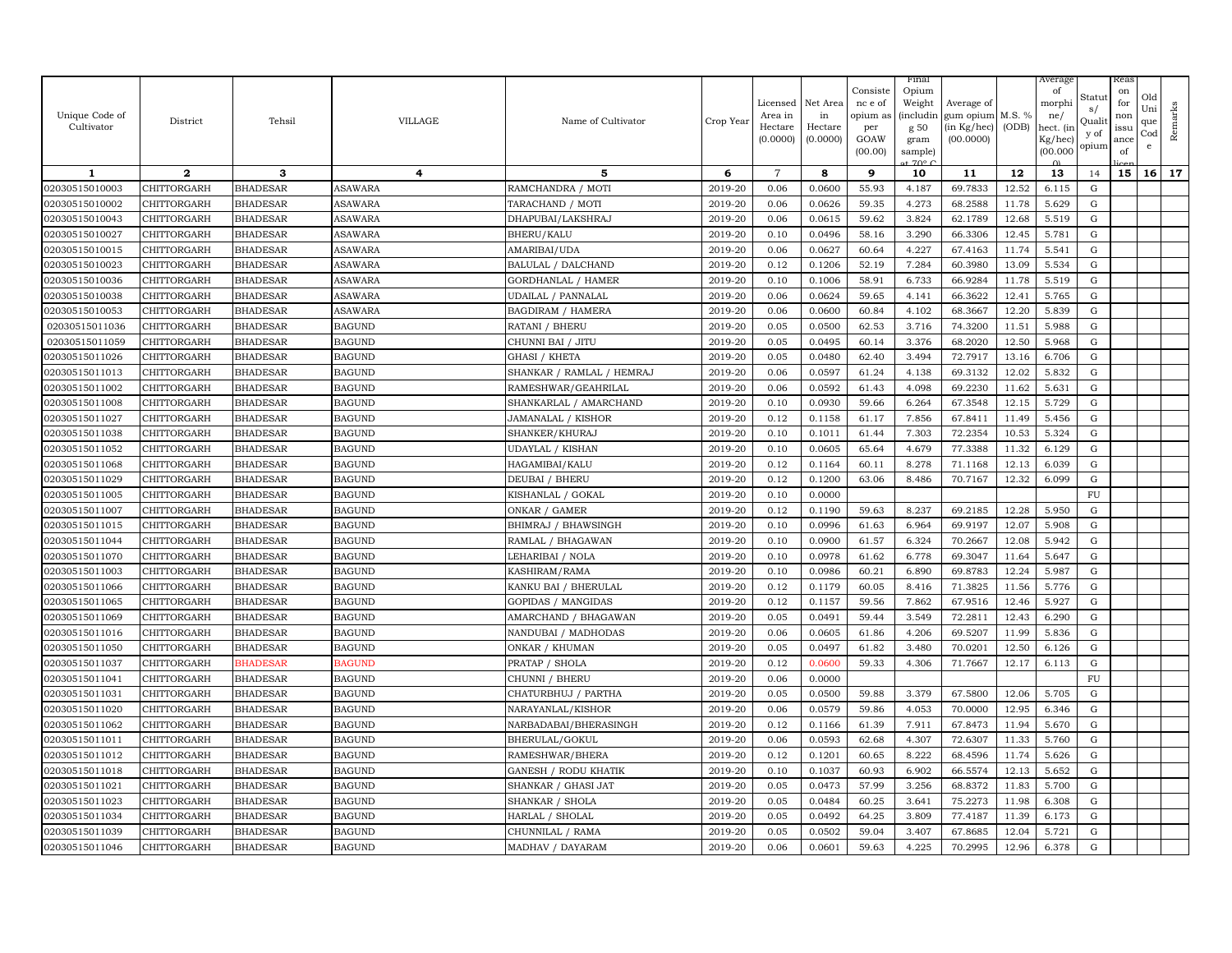| Unique Code of Cultivator | District | Tehsil | VILLAGE | Name of Cultivator | Crop Year | Licensed Area in Hectare (0.0000) | Net Area in Hectare (0.0000) | Consistence of opium as per GOAW (00.00) | Final Opium Weight (including 50 gram sample) at 70° C | Average of gum opium (in Kg/hec) (00.0000) | M.S. % (ODB) | Average of morphine/hect. (in Kg/hec) (00.0000) | Status/Quality of opium | Reason for non issuance of licence | Old Unique Code | Remarks |
|---|---|---|---|---|---|---|---|---|---|---|---|---|---|---|---|---|
| 1 | 2 | 3 | 4 | 5 | 6 | 7 | 8 | 9 | 10 | 11 | 12 | 13 | 14 | 15 | 16 | 17 |
| 02030515010003 | CHITTORGARH | BHADESAR | ASAWARA | RAMCHANDRA / MOTI | 2019-20 | 0.06 | 0.0600 | 55.93 | 4.187 | 69.7833 | 12.52 | 6.115 | G | | | |
| 02030515010002 | CHITTORGARH | BHADESAR | ASAWARA | TARACHAND / MOTI | 2019-20 | 0.06 | 0.0626 | 59.35 | 4.273 | 68.2588 | 11.78 | 5.629 | G | | | |
| 02030515010043 | CHITTORGARH | BHADESAR | ASAWARA | DHAPUBAI/LAKSHRAJ | 2019-20 | 0.06 | 0.0615 | 59.62 | 3.824 | 62.1789 | 12.68 | 5.519 | G | | | |
| 02030515010027 | CHITTORGARH | BHADESAR | ASAWARA | BHERU/KALU | 2019-20 | 0.10 | 0.0496 | 58.16 | 3.290 | 66.3306 | 12.45 | 5.781 | G | | | |
| 02030515010015 | CHITTORGARH | BHADESAR | ASAWARA | AMARIBAI/UDA | 2019-20 | 0.06 | 0.0627 | 60.64 | 4.227 | 67.4163 | 11.74 | 5.541 | G | | | |
| 02030515010023 | CHITTORGARH | BHADESAR | ASAWARA | BALULAL / DALCHAND | 2019-20 | 0.12 | 0.1206 | 52.19 | 7.284 | 60.3980 | 13.09 | 5.534 | G | | | |
| 02030515010036 | CHITTORGARH | BHADESAR | ASAWARA | GORDHANLAL / HAMER | 2019-20 | 0.10 | 0.1006 | 58.91 | 6.733 | 66.9284 | 11.78 | 5.519 | G | | | |
| 02030515010038 | CHITTORGARH | BHADESAR | ASAWARA | UDAILAL / PANNALAL | 2019-20 | 0.06 | 0.0624 | 59.65 | 4.141 | 66.3622 | 12.41 | 5.765 | G | | | |
| 02030515010053 | CHITTORGARH | BHADESAR | ASAWARA | BAGDIRAM / HAMERA | 2019-20 | 0.06 | 0.0600 | 60.84 | 4.102 | 68.3667 | 12.20 | 5.839 | G | | | |
| 02030515011036 | CHITTORGARH | BHADESAR | BAGUND | RATANI / BHERU | 2019-20 | 0.05 | 0.0500 | 62.53 | 3.716 | 74.3200 | 11.51 | 5.988 | G | | | |
| 02030515011059 | CHITTORGARH | BHADESAR | BAGUND | CHUNNI BAI / JITU | 2019-20 | 0.05 | 0.0495 | 60.14 | 3.376 | 68.2020 | 12.50 | 5.968 | G | | | |
| 02030515011026 | CHITTORGARH | BHADESAR | BAGUND | GHASI / KHETA | 2019-20 | 0.05 | 0.0480 | 62.40 | 3.494 | 72.7917 | 13.16 | 6.706 | G | | | |
| 02030515011013 | CHITTORGARH | BHADESAR | BAGUND | SHANKAR / RAMLAL / HEMRAJ | 2019-20 | 0.06 | 0.0597 | 61.24 | 4.138 | 69.3132 | 12.02 | 5.832 | G | | | |
| 02030515011002 | CHITTORGARH | BHADESAR | BAGUND | RAMESHWAR/GEAHRILAL | 2019-20 | 0.06 | 0.0592 | 61.43 | 4.098 | 69.2230 | 11.62 | 5.631 | G | | | |
| 02030515011008 | CHITTORGARH | BHADESAR | BAGUND | SHANKARLAL / AMARCHAND | 2019-20 | 0.10 | 0.0930 | 59.66 | 6.264 | 67.3548 | 12.15 | 5.729 | G | | | |
| 02030515011027 | CHITTORGARH | BHADESAR | BAGUND | JAMANALAL / KISHOR | 2019-20 | 0.12 | 0.1158 | 61.17 | 7.856 | 67.8411 | 11.49 | 5.456 | G | | | |
| 02030515011038 | CHITTORGARH | BHADESAR | BAGUND | SHANKER/KHURAJ | 2019-20 | 0.10 | 0.1011 | 61.44 | 7.303 | 72.2354 | 10.53 | 5.324 | G | | | |
| 02030515011052 | CHITTORGARH | BHADESAR | BAGUND | UDAYLAL / KISHAN | 2019-20 | 0.10 | 0.0605 | 65.64 | 4.679 | 77.3388 | 11.32 | 6.129 | G | | | |
| 02030515011068 | CHITTORGARH | BHADESAR | BAGUND | HAGAMIBAI/KALU | 2019-20 | 0.12 | 0.1164 | 60.11 | 8.278 | 71.1168 | 12.13 | 6.039 | G | | | |
| 02030515011029 | CHITTORGARH | BHADESAR | BAGUND | DEUBAI / BHERU | 2019-20 | 0.12 | 0.1200 | 63.06 | 8.486 | 70.7167 | 12.32 | 6.099 | G | | | |
| 02030515011005 | CHITTORGARH | BHADESAR | BAGUND | KISHANLAL / GOKAL | 2019-20 | 0.10 | 0.0000 | | | | | | FU | | | |
| 02030515011007 | CHITTORGARH | BHADESAR | BAGUND | ONKAR / GAMER | 2019-20 | 0.12 | 0.1190 | 59.63 | 8.237 | 69.2185 | 12.28 | 5.950 | G | | | |
| 02030515011015 | CHITTORGARH | BHADESAR | BAGUND | BHIMRAJ / BHAWSINGH | 2019-20 | 0.10 | 0.0996 | 61.63 | 6.964 | 69.9197 | 12.07 | 5.908 | G | | | |
| 02030515011044 | CHITTORGARH | BHADESAR | BAGUND | RAMLAL / BHAGAWAN | 2019-20 | 0.10 | 0.0900 | 61.57 | 6.324 | 70.2667 | 12.08 | 5.942 | G | | | |
| 02030515011070 | CHITTORGARH | BHADESAR | BAGUND | LEHARIBAI / NOLA | 2019-20 | 0.10 | 0.0978 | 61.62 | 6.778 | 69.3047 | 11.64 | 5.647 | G | | | |
| 02030515011003 | CHITTORGARH | BHADESAR | BAGUND | KASHIRAM/RAMA | 2019-20 | 0.10 | 0.0986 | 60.21 | 6.890 | 69.8783 | 12.24 | 5.987 | G | | | |
| 02030515011066 | CHITTORGARH | BHADESAR | BAGUND | KANKU BAI / BHERULAL | 2019-20 | 0.12 | 0.1179 | 60.05 | 8.416 | 71.3825 | 11.56 | 5.776 | G | | | |
| 02030515011065 | CHITTORGARH | BHADESAR | BAGUND | GOPIDAS / MANGIDAS | 2019-20 | 0.12 | 0.1157 | 59.56 | 7.862 | 67.9516 | 12.46 | 5.927 | G | | | |
| 02030515011069 | CHITTORGARH | BHADESAR | BAGUND | AMARCHAND / BHAGAWAN | 2019-20 | 0.05 | 0.0491 | 59.44 | 3.549 | 72.2811 | 12.43 | 6.290 | G | | | |
| 02030515011016 | CHITTORGARH | BHADESAR | BAGUND | NANDUBAI / MADHODAS | 2019-20 | 0.06 | 0.0605 | 61.86 | 4.206 | 69.5207 | 11.99 | 5.836 | G | | | |
| 02030515011050 | CHITTORGARH | BHADESAR | BAGUND | ONKAR / KHUMAN | 2019-20 | 0.05 | 0.0497 | 61.82 | 3.480 | 70.0201 | 12.50 | 6.126 | G | | | |
| 02030515011037 | CHITTORGARH | BHADESAR | BAGUND | PRATAP / SHOLA | 2019-20 | 0.12 | 0.0600 | 59.33 | 4.306 | 71.7667 | 12.17 | 6.113 | G | | | |
| 02030515011041 | CHITTORGARH | BHADESAR | BAGUND | CHUNNI / BHERU | 2019-20 | 0.06 | 0.0000 | | | | | | FU | | | |
| 02030515011031 | CHITTORGARH | BHADESAR | BAGUND | CHATURBHUJ / PARTHA | 2019-20 | 0.05 | 0.0500 | 59.88 | 3.379 | 67.5800 | 12.06 | 5.705 | G | | | |
| 02030515011020 | CHITTORGARH | BHADESAR | BAGUND | NARAYANLAL/KISHOR | 2019-20 | 0.06 | 0.0579 | 59.86 | 4.053 | 70.0000 | 12.95 | 6.346 | G | | | |
| 02030515011062 | CHITTORGARH | BHADESAR | BAGUND | NARBADABAI/BHERASINGH | 2019-20 | 0.12 | 0.1166 | 61.39 | 7.911 | 67.8473 | 11.94 | 5.670 | G | | | |
| 02030515011011 | CHITTORGARH | BHADESAR | BAGUND | BHERULAL/GOKUL | 2019-20 | 0.06 | 0.0593 | 62.68 | 4.307 | 72.6307 | 11.33 | 5.760 | G | | | |
| 02030515011012 | CHITTORGARH | BHADESAR | BAGUND | RAMESHWAR/BHERA | 2019-20 | 0.12 | 0.1201 | 60.65 | 8.222 | 68.4596 | 11.74 | 5.626 | G | | | |
| 02030515011018 | CHITTORGARH | BHADESAR | BAGUND | GANESH / RODU KHATIK | 2019-20 | 0.10 | 0.1037 | 60.93 | 6.902 | 66.5574 | 12.13 | 5.652 | G | | | |
| 02030515011021 | CHITTORGARH | BHADESAR | BAGUND | SHANKAR / GHASI JAT | 2019-20 | 0.05 | 0.0473 | 57.99 | 3.256 | 68.8372 | 11.83 | 5.700 | G | | | |
| 02030515011023 | CHITTORGARH | BHADESAR | BAGUND | SHANKAR / SHOLA | 2019-20 | 0.05 | 0.0484 | 60.25 | 3.641 | 75.2273 | 11.98 | 6.308 | G | | | |
| 02030515011034 | CHITTORGARH | BHADESAR | BAGUND | HARLAL / SHOLAL | 2019-20 | 0.05 | 0.0492 | 64.25 | 3.809 | 77.4187 | 11.39 | 6.173 | G | | | |
| 02030515011039 | CHITTORGARH | BHADESAR | BAGUND | CHUNNILAL / RAMA | 2019-20 | 0.05 | 0.0502 | 59.04 | 3.407 | 67.8685 | 12.04 | 5.721 | G | | | |
| 02030515011046 | CHITTORGARH | BHADESAR | BAGUND | MADHAV / DAYARAM | 2019-20 | 0.06 | 0.0601 | 59.63 | 4.225 | 70.2995 | 12.96 | 6.378 | G | | | |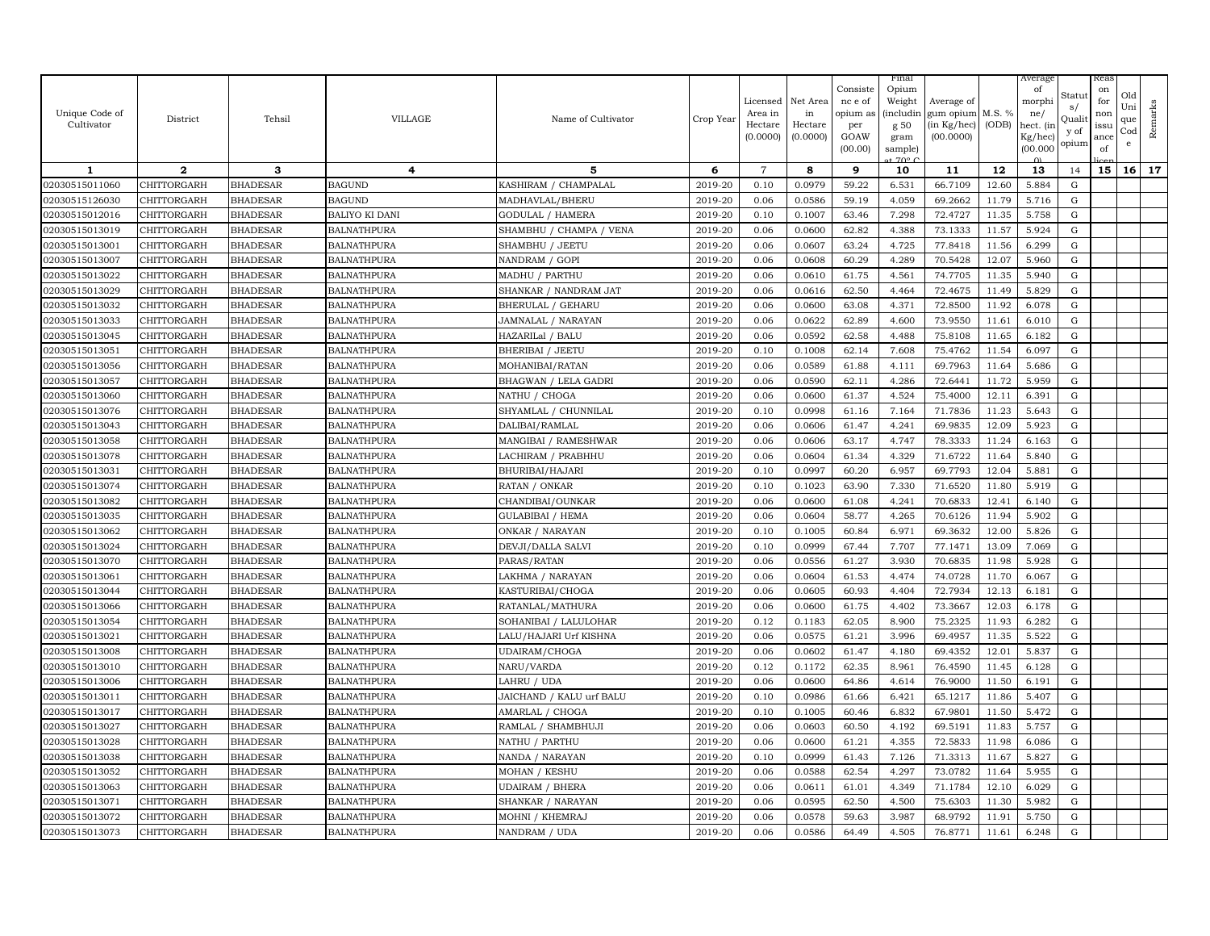| Unique Code of Cultivator | District | Tehsil | VILLAGE | Name of Cultivator | Crop Year | Licensed Area in Hectare (0.0000) | Net Area in Hectare (0.0000) | Consistence of opium as per GOAW (00.00) | Final Opium Weight (including 50 gram sample) at 70° C | Average of gum opium (in Kg/hec) (00.0000) | M.S. % (ODB) | Average of morphine/ hect. (in Kg/hec) (00.000) | Status/ Quality of opium | Reason for non issuance of licence | Old Unique Code | Remarks |
|---|---|---|---|---|---|---|---|---|---|---|---|---|---|---|---|---|
| 1 | 2 | 3 | 4 | 5 | 6 | 7 | 8 | 9 | 10 | 11 | 12 | 13 | 14 | 15 | 16 | 17 |
| 02030515011060 | CHITTORGARH | BHADESAR | BAGUND | KASHIRAM / CHAMPALAL | 2019-20 | 0.10 | 0.0979 | 59.22 | 6.531 | 66.7109 | 12.60 | 5.884 | G | | | |
| 02030515126030 | CHITTORGARH | BHADESAR | BAGUND | MADHAVLAL/BHERU | 2019-20 | 0.06 | 0.0586 | 59.19 | 4.059 | 69.2662 | 11.79 | 5.716 | G | | | |
| 02030515012016 | CHITTORGARH | BHADESAR | BALIYO KI DANI | GODULAL / HAMERA | 2019-20 | 0.10 | 0.1007 | 63.46 | 7.298 | 72.4727 | 11.35 | 5.758 | G | | | |
| 02030515013019 | CHITTORGARH | BHADESAR | BALNATHPURA | SHAMBHU / CHAMPA / VENA | 2019-20 | 0.06 | 0.0600 | 62.82 | 4.388 | 73.1333 | 11.57 | 5.924 | G | | | |
| 02030515013001 | CHITTORGARH | BHADESAR | BALNATHPURA | SHAMBHU / JEETU | 2019-20 | 0.06 | 0.0607 | 63.24 | 4.725 | 77.8418 | 11.56 | 6.299 | G | | | |
| 02030515013007 | CHITTORGARH | BHADESAR | BALNATHPURA | NANDRAM / GOPI | 2019-20 | 0.06 | 0.0608 | 60.29 | 4.289 | 70.5428 | 12.07 | 5.960 | G | | | |
| 02030515013022 | CHITTORGARH | BHADESAR | BALNATHPURA | MADHU / PARTHU | 2019-20 | 0.06 | 0.0610 | 61.75 | 4.561 | 74.7705 | 11.35 | 5.940 | G | | | |
| 02030515013029 | CHITTORGARH | BHADESAR | BALNATHPURA | SHANKAR / NANDRAM JAT | 2019-20 | 0.06 | 0.0616 | 62.50 | 4.464 | 72.4675 | 11.49 | 5.829 | G | | | |
| 02030515013032 | CHITTORGARH | BHADESAR | BALNATHPURA | BHERULAL / GEHARU | 2019-20 | 0.06 | 0.0600 | 63.08 | 4.371 | 72.8500 | 11.92 | 6.078 | G | | | |
| 02030515013033 | CHITTORGARH | BHADESAR | BALNATHPURA | JAMNALAL / NARAYAN | 2019-20 | 0.06 | 0.0622 | 62.89 | 4.600 | 73.9550 | 11.61 | 6.010 | G | | | |
| 02030515013045 | CHITTORGARH | BHADESAR | BALNATHPURA | HAZARILal / BALU | 2019-20 | 0.06 | 0.0592 | 62.58 | 4.488 | 75.8108 | 11.65 | 6.182 | G | | | |
| 02030515013051 | CHITTORGARH | BHADESAR | BALNATHPURA | BHERIBAI / JEETU | 2019-20 | 0.10 | 0.1008 | 62.14 | 7.608 | 75.4762 | 11.54 | 6.097 | G | | | |
| 02030515013056 | CHITTORGARH | BHADESAR | BALNATHPURA | MOHANIBAI/RATAN | 2019-20 | 0.06 | 0.0589 | 61.88 | 4.111 | 69.7963 | 11.64 | 5.686 | G | | | |
| 02030515013057 | CHITTORGARH | BHADESAR | BALNATHPURA | BHAGWAN / LELA GADRI | 2019-20 | 0.06 | 0.0590 | 62.11 | 4.286 | 72.6441 | 11.72 | 5.959 | G | | | |
| 02030515013060 | CHITTORGARH | BHADESAR | BALNATHPURA | NATHU / CHOGA | 2019-20 | 0.06 | 0.0600 | 61.37 | 4.524 | 75.4000 | 12.11 | 6.391 | G | | | |
| 02030515013076 | CHITTORGARH | BHADESAR | BALNATHPURA | SHYAMLAL / CHUNNILAL | 2019-20 | 0.10 | 0.0998 | 61.16 | 7.164 | 71.7836 | 11.23 | 5.643 | G | | | |
| 02030515013043 | CHITTORGARH | BHADESAR | BALNATHPURA | DALIBAI/RAMLAL | 2019-20 | 0.06 | 0.0606 | 61.47 | 4.241 | 69.9835 | 12.09 | 5.923 | G | | | |
| 02030515013058 | CHITTORGARH | BHADESAR | BALNATHPURA | MANGIBAI / RAMESHWAR | 2019-20 | 0.06 | 0.0606 | 63.17 | 4.747 | 78.3333 | 11.24 | 6.163 | G | | | |
| 02030515013078 | CHITTORGARH | BHADESAR | BALNATHPURA | LACHIRAM / PRABHHU | 2019-20 | 0.06 | 0.0604 | 61.34 | 4.329 | 71.6722 | 11.64 | 5.840 | G | | | |
| 02030515013031 | CHITTORGARH | BHADESAR | BALNATHPURA | BHURIBAI/HAJARI | 2019-20 | 0.10 | 0.0997 | 60.20 | 6.957 | 69.7793 | 12.04 | 5.881 | G | | | |
| 02030515013074 | CHITTORGARH | BHADESAR | BALNATHPURA | RATAN / ONKAR | 2019-20 | 0.10 | 0.1023 | 63.90 | 7.330 | 71.6520 | 11.80 | 5.919 | G | | | |
| 02030515013082 | CHITTORGARH | BHADESAR | BALNATHPURA | CHANDIBAI/OUNKAR | 2019-20 | 0.06 | 0.0600 | 61.08 | 4.241 | 70.6833 | 12.41 | 6.140 | G | | | |
| 02030515013035 | CHITTORGARH | BHADESAR | BALNATHPURA | GULABIBAI / HEMA | 2019-20 | 0.06 | 0.0604 | 58.77 | 4.265 | 70.6126 | 11.94 | 5.902 | G | | | |
| 02030515013062 | CHITTORGARH | BHADESAR | BALNATHPURA | ONKAR / NARAYAN | 2019-20 | 0.10 | 0.1005 | 60.84 | 6.971 | 69.3632 | 12.00 | 5.826 | G | | | |
| 02030515013024 | CHITTORGARH | BHADESAR | BALNATHPURA | DEVJI/DALLA SALVI | 2019-20 | 0.10 | 0.0999 | 67.44 | 7.707 | 77.1471 | 13.09 | 7.069 | G | | | |
| 02030515013070 | CHITTORGARH | BHADESAR | BALNATHPURA | PARAS/RATAN | 2019-20 | 0.06 | 0.0556 | 61.27 | 3.930 | 70.6835 | 11.98 | 5.928 | G | | | |
| 02030515013061 | CHITTORGARH | BHADESAR | BALNATHPURA | LAKHMA / NARAYAN | 2019-20 | 0.06 | 0.0604 | 61.53 | 4.474 | 74.0728 | 11.70 | 6.067 | G | | | |
| 02030515013044 | CHITTORGARH | BHADESAR | BALNATHPURA | KASTURIBAI/CHOGA | 2019-20 | 0.06 | 0.0605 | 60.93 | 4.404 | 72.7934 | 12.13 | 6.181 | G | | | |
| 02030515013066 | CHITTORGARH | BHADESAR | BALNATHPURA | RATANLAL/MATHURA | 2019-20 | 0.06 | 0.0600 | 61.75 | 4.402 | 73.3667 | 12.03 | 6.178 | G | | | |
| 02030515013054 | CHITTORGARH | BHADESAR | BALNATHPURA | SOHANIBAI / LALULOHAR | 2019-20 | 0.12 | 0.1183 | 62.05 | 8.900 | 75.2325 | 11.93 | 6.282 | G | | | |
| 02030515013021 | CHITTORGARH | BHADESAR | BALNATHPURA | LALU/HAJARI Urf KISHNA | 2019-20 | 0.06 | 0.0575 | 61.21 | 3.996 | 69.4957 | 11.35 | 5.522 | G | | | |
| 02030515013008 | CHITTORGARH | BHADESAR | BALNATHPURA | UDAIRAM/CHOGA | 2019-20 | 0.06 | 0.0602 | 61.47 | 4.180 | 69.4352 | 12.01 | 5.837 | G | | | |
| 02030515013010 | CHITTORGARH | BHADESAR | BALNATHPURA | NARU/VARDA | 2019-20 | 0.12 | 0.1172 | 62.35 | 8.961 | 76.4590 | 11.45 | 6.128 | G | | | |
| 02030515013006 | CHITTORGARH | BHADESAR | BALNATHPURA | LAHRU / UDA | 2019-20 | 0.06 | 0.0600 | 64.86 | 4.614 | 76.9000 | 11.50 | 6.191 | G | | | |
| 02030515013011 | CHITTORGARH | BHADESAR | BALNATHPURA | JAICHAND / KALU urf BALU | 2019-20 | 0.10 | 0.0986 | 61.66 | 6.421 | 65.1217 | 11.86 | 5.407 | G | | | |
| 02030515013017 | CHITTORGARH | BHADESAR | BALNATHPURA | AMARLAL / CHOGA | 2019-20 | 0.10 | 0.1005 | 60.46 | 6.832 | 67.9801 | 11.50 | 5.472 | G | | | |
| 02030515013027 | CHITTORGARH | BHADESAR | BALNATHPURA | RAMLAL / SHAMBHUJI | 2019-20 | 0.06 | 0.0603 | 60.50 | 4.192 | 69.5191 | 11.83 | 5.757 | G | | | |
| 02030515013028 | CHITTORGARH | BHADESAR | BALNATHPURA | NATHU / PARTHU | 2019-20 | 0.06 | 0.0600 | 61.21 | 4.355 | 72.5833 | 11.98 | 6.086 | G | | | |
| 02030515013038 | CHITTORGARH | BHADESAR | BALNATHPURA | NANDA / NARAYAN | 2019-20 | 0.10 | 0.0999 | 61.43 | 7.126 | 71.3313 | 11.67 | 5.827 | G | | | |
| 02030515013052 | CHITTORGARH | BHADESAR | BALNATHPURA | MOHAN / KESHU | 2019-20 | 0.06 | 0.0588 | 62.54 | 4.297 | 73.0782 | 11.64 | 5.955 | G | | | |
| 02030515013063 | CHITTORGARH | BHADESAR | BALNATHPURA | UDAIRAM / BHERA | 2019-20 | 0.06 | 0.0611 | 61.01 | 4.349 | 71.1784 | 12.10 | 6.029 | G | | | |
| 02030515013071 | CHITTORGARH | BHADESAR | BALNATHPURA | SHANKAR / NARAYAN | 2019-20 | 0.06 | 0.0595 | 62.50 | 4.500 | 75.6303 | 11.30 | 5.982 | G | | | |
| 02030515013072 | CHITTORGARH | BHADESAR | BALNATHPURA | MOHNI / KHEMRAJ | 2019-20 | 0.06 | 0.0578 | 59.63 | 3.987 | 68.9792 | 11.91 | 5.750 | G | | | |
| 02030515013073 | CHITTORGARH | BHADESAR | BALNATHPURA | NANDRAM / UDA | 2019-20 | 0.06 | 0.0586 | 64.49 | 4.505 | 76.8771 | 11.61 | 6.248 | G | | | |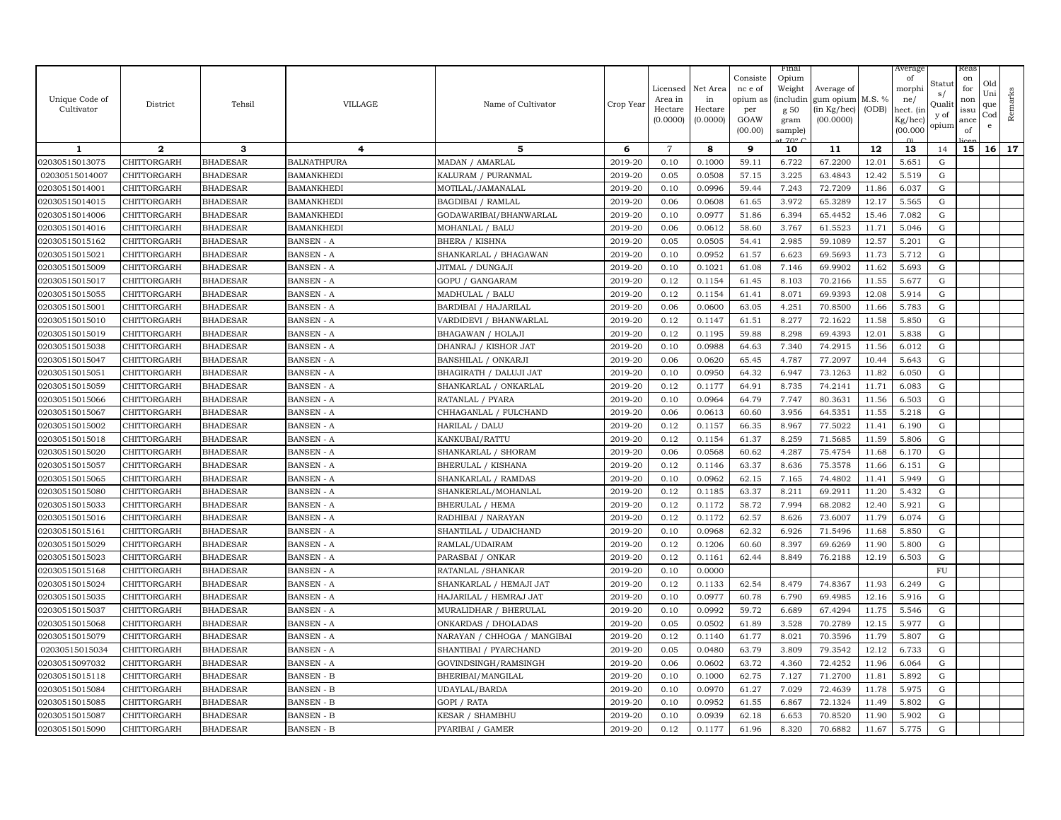| Unique Code of Cultivator | District | Tehsil | VILLAGE | Name of Cultivator | Crop Year | Licensed Area in Hectare (0.0000) | Net Area in Hectare (0.0000) | Consistence of opium as per GOAW (00.00) | Final Opium Weight (including 50 gram sample) at 70° C | Average of gum opium (in Kg/hec) (00.0000) | M.S. % (ODB) | Average of morphine/ hect. (in Kg/hec) (00.0000) | Status/ Quality of opium | Reason for non issuance of licence | Old Unique Code | Remarks |
|---|---|---|---|---|---|---|---|---|---|---|---|---|---|---|---|---|
| 1 | 2 | 3 | 4 | 5 | 6 | 7 | 8 | 9 | 10 | 11 | 12 | 13 | 14 | 15 | 16 | 17 |
| 02030515013075 | CHITTORGARH | BHADESAR | BALNATHPURA | MADAN / AMARLAL | 2019-20 | 0.10 | 0.1000 | 59.11 | 6.722 | 67.2200 | 12.01 | 5.651 | G | | | |
| 02030515014007 | CHITTORGARH | BHADESAR | BAMANKHEDI | KALURAM / PURANMAL | 2019-20 | 0.05 | 0.0508 | 57.15 | 3.225 | 63.4843 | 12.42 | 5.519 | G | | | |
| 02030515014001 | CHITTORGARH | BHADESAR | BAMANKHEDI | MOTILAL/JAMANALAL | 2019-20 | 0.10 | 0.0996 | 59.44 | 7.243 | 72.7209 | 11.86 | 6.037 | G | | | |
| 02030515014015 | CHITTORGARH | BHADESAR | BAMANKHEDI | BAGDIBAI / RAMLAL | 2019-20 | 0.06 | 0.0608 | 61.65 | 3.972 | 65.3289 | 12.17 | 5.565 | G | | | |
| 02030515014006 | CHITTORGARH | BHADESAR | BAMANKHEDI | GODAWARIBAI/BHANWARLAL | 2019-20 | 0.10 | 0.0977 | 51.86 | 6.394 | 65.4452 | 15.46 | 7.082 | G | | | |
| 02030515014016 | CHITTORGARH | BHADESAR | BAMANKHEDI | MOHANLAL / BALU | 2019-20 | 0.06 | 0.0612 | 58.60 | 3.767 | 61.5523 | 11.71 | 5.046 | G | | | |
| 02030515015162 | CHITTORGARH | BHADESAR | BANSEN - A | BHERA / KISHNA | 2019-20 | 0.05 | 0.0505 | 54.41 | 2.985 | 59.1089 | 12.57 | 5.201 | G | | | |
| 02030515015021 | CHITTORGARH | BHADESAR | BANSEN - A | SHANKARLAL / BHAGAWAN | 2019-20 | 0.10 | 0.0952 | 61.57 | 6.623 | 69.5693 | 11.73 | 5.712 | G | | | |
| 02030515015009 | CHITTORGARH | BHADESAR | BANSEN - A | JITMAL / DUNGAJI | 2019-20 | 0.10 | 0.1021 | 61.08 | 7.146 | 69.9902 | 11.62 | 5.693 | G | | | |
| 02030515015017 | CHITTORGARH | BHADESAR | BANSEN - A | GOPU / GANGARAM | 2019-20 | 0.12 | 0.1154 | 61.45 | 8.103 | 70.2166 | 11.55 | 5.677 | G | | | |
| 02030515015055 | CHITTORGARH | BHADESAR | BANSEN - A | MADHULAL / BALU | 2019-20 | 0.12 | 0.1154 | 61.41 | 8.071 | 69.9393 | 12.08 | 5.914 | G | | | |
| 02030515015001 | CHITTORGARH | BHADESAR | BANSEN - A | BARDIBAI / HAJARILAL | 2019-20 | 0.06 | 0.0600 | 63.05 | 4.251 | 70.8500 | 11.66 | 5.783 | G | | | |
| 02030515015010 | CHITTORGARH | BHADESAR | BANSEN - A | VARDIDEVI / BHANWARLAL | 2019-20 | 0.12 | 0.1147 | 61.51 | 8.277 | 72.1622 | 11.58 | 5.850 | G | | | |
| 02030515015019 | CHITTORGARH | BHADESAR | BANSEN - A | BHAGAWAN / HOLAJI | 2019-20 | 0.12 | 0.1195 | 59.88 | 8.298 | 69.4393 | 12.01 | 5.838 | G | | | |
| 02030515015038 | CHITTORGARH | BHADESAR | BANSEN - A | DHANRAJ / KISHOR JAT | 2019-20 | 0.10 | 0.0988 | 64.63 | 7.340 | 74.2915 | 11.56 | 6.012 | G | | | |
| 02030515015047 | CHITTORGARH | BHADESAR | BANSEN - A | BANSHILAL / ONKARJI | 2019-20 | 0.06 | 0.0620 | 65.45 | 4.787 | 77.2097 | 10.44 | 5.643 | G | | | |
| 02030515015051 | CHITTORGARH | BHADESAR | BANSEN - A | BHAGIRATH / DALUJI JAT | 2019-20 | 0.10 | 0.0950 | 64.32 | 6.947 | 73.1263 | 11.82 | 6.050 | G | | | |
| 02030515015059 | CHITTORGARH | BHADESAR | BANSEN - A | SHANKARLAL / ONKARLAL | 2019-20 | 0.12 | 0.1177 | 64.91 | 8.735 | 74.2141 | 11.71 | 6.083 | G | | | |
| 02030515015066 | CHITTORGARH | BHADESAR | BANSEN - A | RATANLAL / PYARA | 2019-20 | 0.10 | 0.0964 | 64.79 | 7.747 | 80.3631 | 11.56 | 6.503 | G | | | |
| 02030515015067 | CHITTORGARH | BHADESAR | BANSEN - A | CHHAGANLAL / FULCHAND | 2019-20 | 0.06 | 0.0613 | 60.60 | 3.956 | 64.5351 | 11.55 | 5.218 | G | | | |
| 02030515015002 | CHITTORGARH | BHADESAR | BANSEN - A | HARILAL / DALU | 2019-20 | 0.12 | 0.1157 | 66.35 | 8.967 | 77.5022 | 11.41 | 6.190 | G | | | |
| 02030515015018 | CHITTORGARH | BHADESAR | BANSEN - A | KANKUBAI/RATTU | 2019-20 | 0.12 | 0.1154 | 61.37 | 8.259 | 71.5685 | 11.59 | 5.806 | G | | | |
| 02030515015020 | CHITTORGARH | BHADESAR | BANSEN - A | SHANKARLAL / SHORAM | 2019-20 | 0.06 | 0.0568 | 60.62 | 4.287 | 75.4754 | 11.68 | 6.170 | G | | | |
| 02030515015057 | CHITTORGARH | BHADESAR | BANSEN - A | BHERULAL / KISHANA | 2019-20 | 0.12 | 0.1146 | 63.37 | 8.636 | 75.3578 | 11.66 | 6.151 | G | | | |
| 02030515015065 | CHITTORGARH | BHADESAR | BANSEN - A | SHANKARLAL / RAMDAS | 2019-20 | 0.10 | 0.0962 | 62.15 | 7.165 | 74.4802 | 11.41 | 5.949 | G | | | |
| 02030515015080 | CHITTORGARH | BHADESAR | BANSEN - A | SHANKERLAL/MOHANLAL | 2019-20 | 0.12 | 0.1185 | 63.37 | 8.211 | 69.2911 | 11.20 | 5.432 | G | | | |
| 02030515015033 | CHITTORGARH | BHADESAR | BANSEN - A | BHERULAL / HEMA | 2019-20 | 0.12 | 0.1172 | 58.72 | 7.994 | 68.2082 | 12.40 | 5.921 | G | | | |
| 02030515015016 | CHITTORGARH | BHADESAR | BANSEN - A | RADHIBAI / NARAYAN | 2019-20 | 0.12 | 0.1172 | 62.57 | 8.626 | 73.6007 | 11.79 | 6.074 | G | | | |
| 02030515015161 | CHITTORGARH | BHADESAR | BANSEN - A | SHANTILAL / UDAICHAND | 2019-20 | 0.10 | 0.0968 | 62.32 | 6.926 | 71.5496 | 11.68 | 5.850 | G | | | |
| 02030515015029 | CHITTORGARH | BHADESAR | BANSEN - A | RAMLAL/UDAIRAM | 2019-20 | 0.12 | 0.1206 | 60.60 | 8.397 | 69.6269 | 11.90 | 5.800 | G | | | |
| 02030515015023 | CHITTORGARH | BHADESAR | BANSEN - A | PARASBAI / ONKAR | 2019-20 | 0.12 | 0.1161 | 62.44 | 8.849 | 76.2188 | 12.19 | 6.503 | G | | | |
| 02030515015168 | CHITTORGARH | BHADESAR | BANSEN - A | RATANLAL /SHANKAR | 2019-20 | 0.10 | 0.0000 | | | | | | FU | | | |
| 02030515015024 | CHITTORGARH | BHADESAR | BANSEN - A | SHANKARLAL / HEMAJI JAT | 2019-20 | 0.12 | 0.1133 | 62.54 | 8.479 | 74.8367 | 11.93 | 6.249 | G | | | |
| 02030515015035 | CHITTORGARH | BHADESAR | BANSEN - A | HAJARILAL / HEMRAJ JAT | 2019-20 | 0.10 | 0.0977 | 60.78 | 6.790 | 69.4985 | 12.16 | 5.916 | G | | | |
| 02030515015037 | CHITTORGARH | BHADESAR | BANSEN - A | MURALIDHAR / BHERULAL | 2019-20 | 0.10 | 0.0992 | 59.72 | 6.689 | 67.4294 | 11.75 | 5.546 | G | | | |
| 02030515015068 | CHITTORGARH | BHADESAR | BANSEN - A | ONKARDAS / DHOLADAS | 2019-20 | 0.05 | 0.0502 | 61.89 | 3.528 | 70.2789 | 12.15 | 5.977 | G | | | |
| 02030515015079 | CHITTORGARH | BHADESAR | BANSEN - A | NARAYAN / CHHOGA / MANGIBAI | 2019-20 | 0.12 | 0.1140 | 61.77 | 8.021 | 70.3596 | 11.79 | 5.807 | G | | | |
| 02030515015034 | CHITTORGARH | BHADESAR | BANSEN - A | SHANTIBAI / PYARCHAND | 2019-20 | 0.05 | 0.0480 | 63.79 | 3.809 | 79.3542 | 12.12 | 6.733 | G | | | |
| 02030515097032 | CHITTORGARH | BHADESAR | BANSEN - A | GOVINDSINGH/RAMSINGH | 2019-20 | 0.06 | 0.0602 | 63.72 | 4.360 | 72.4252 | 11.96 | 6.064 | G | | | |
| 02030515015118 | CHITTORGARH | BHADESAR | BANSEN - B | BHERIBAI/MANGILAL | 2019-20 | 0.10 | 0.1000 | 62.75 | 7.127 | 71.2700 | 11.81 | 5.892 | G | | | |
| 02030515015084 | CHITTORGARH | BHADESAR | BANSEN - B | UDAYLAL/BARDA | 2019-20 | 0.10 | 0.0970 | 61.27 | 7.029 | 72.4639 | 11.78 | 5.975 | G | | | |
| 02030515015085 | CHITTORGARH | BHADESAR | BANSEN - B | GOPI / RATA | 2019-20 | 0.10 | 0.0952 | 61.55 | 6.867 | 72.1324 | 11.49 | 5.802 | G | | | |
| 02030515015087 | CHITTORGARH | BHADESAR | BANSEN - B | KESAR / SHAMBHU | 2019-20 | 0.10 | 0.0939 | 62.18 | 6.653 | 70.8520 | 11.90 | 5.902 | G | | | |
| 02030515015090 | CHITTORGARH | BHADESAR | BANSEN - B | PYARIBAI / GAMER | 2019-20 | 0.12 | 0.1177 | 61.96 | 8.320 | 70.6882 | 11.67 | 5.775 | G | | | |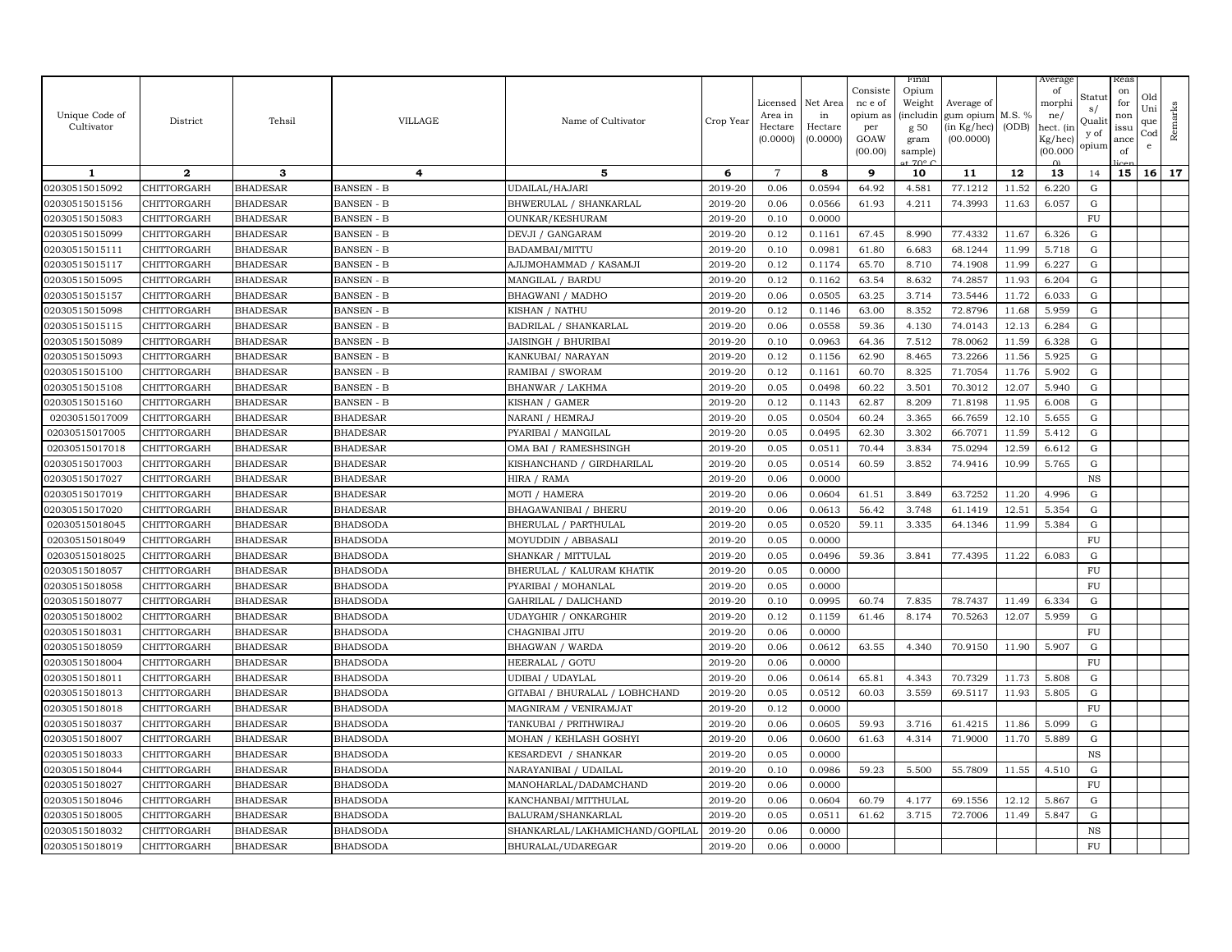| Unique Code of Cultivator | District | Tehsil | VILLAGE | Name of Cultivator | Crop Year | Licensed Area in Hectare (0.0000) | Net Area in Hectare (0.0000) | Consistence of opium as per GOAW (00.00) | Final Opium Weight (including 50 gram sample) at 70° C | Average of gum opium (in Kg/hec) (00.0000) | M.S. % (ODB) | Average of morphine/ hect. (in Kg/hec) (00.0000) | Status/ Quality of opium | Reason for non issuance of licence | Old Unique Code | Remarks |
|---|---|---|---|---|---|---|---|---|---|---|---|---|---|---|---|---|
| 1 | 2 | 3 | 4 | 5 | 6 | 7 | 8 | 9 | 10 | 11 | 12 | 13 | 14 | 15 | 16 | 17 |
| 02030515015092 | CHITTORGARH | BHADESAR | BANSEN - B | UDAILAL/HAJARI | 2019-20 | 0.06 | 0.0594 | 64.92 | 4.581 | 77.1212 | 11.52 | 6.220 | G | | | |
| 02030515015156 | CHITTORGARH | BHADESAR | BANSEN - B | BHWERULAL / SHANKARLAL | 2019-20 | 0.06 | 0.0566 | 61.93 | 4.211 | 74.3993 | 11.63 | 6.057 | G | | | |
| 02030515015083 | CHITTORGARH | BHADESAR | BANSEN - B | OUNKAR/KESHURAM | 2019-20 | 0.10 | 0.0000 | | | | | | FU | | | |
| 02030515015099 | CHITTORGARH | BHADESAR | BANSEN - B | DEVJI / GANGARAM | 2019-20 | 0.12 | 0.1161 | 67.45 | 8.990 | 77.4332 | 11.67 | 6.326 | G | | | |
| 02030515015111 | CHITTORGARH | BHADESAR | BANSEN - B | BADAMBAI/MITTU | 2019-20 | 0.10 | 0.0981 | 61.80 | 6.683 | 68.1244 | 11.99 | 5.718 | G | | | |
| 02030515015117 | CHITTORGARH | BHADESAR | BANSEN - B | AJIJMOHAMMAD / KASAMJI | 2019-20 | 0.12 | 0.1174 | 65.70 | 8.710 | 74.1908 | 11.99 | 6.227 | G | | | |
| 02030515015095 | CHITTORGARH | BHADESAR | BANSEN - B | MANGILAL / BARDU | 2019-20 | 0.12 | 0.1162 | 63.54 | 8.632 | 74.2857 | 11.93 | 6.204 | G | | | |
| 02030515015157 | CHITTORGARH | BHADESAR | BANSEN - B | BHAGWANI / MADHO | 2019-20 | 0.06 | 0.0505 | 63.25 | 3.714 | 73.5446 | 11.72 | 6.033 | G | | | |
| 02030515015098 | CHITTORGARH | BHADESAR | BANSEN - B | KISHAN / NATHU | 2019-20 | 0.12 | 0.1146 | 63.00 | 8.352 | 72.8796 | 11.68 | 5.959 | G | | | |
| 02030515015115 | CHITTORGARH | BHADESAR | BANSEN - B | BADRILAL / SHANKARLAL | 2019-20 | 0.06 | 0.0558 | 59.36 | 4.130 | 74.0143 | 12.13 | 6.284 | G | | | |
| 02030515015089 | CHITTORGARH | BHADESAR | BANSEN - B | JAISINGH / BHURIBAI | 2019-20 | 0.10 | 0.0963 | 64.36 | 7.512 | 78.0062 | 11.59 | 6.328 | G | | | |
| 02030515015093 | CHITTORGARH | BHADESAR | BANSEN - B | KANKUBAI/ NARAYAN | 2019-20 | 0.12 | 0.1156 | 62.90 | 8.465 | 73.2266 | 11.56 | 5.925 | G | | | |
| 02030515015100 | CHITTORGARH | BHADESAR | BANSEN - B | RAMIBAI / SWORAM | 2019-20 | 0.12 | 0.1161 | 60.70 | 8.325 | 71.7054 | 11.76 | 5.902 | G | | | |
| 02030515015108 | CHITTORGARH | BHADESAR | BANSEN - B | BHANWAR / LAKHMA | 2019-20 | 0.05 | 0.0498 | 60.22 | 3.501 | 70.3012 | 12.07 | 5.940 | G | | | |
| 02030515015160 | CHITTORGARH | BHADESAR | BANSEN - B | KISHAN / GAMER | 2019-20 | 0.12 | 0.1143 | 62.87 | 8.209 | 71.8198 | 11.95 | 6.008 | G | | | |
| 02030515017009 | CHITTORGARH | BHADESAR | BHADESAR | NARANI / HEMRAJ | 2019-20 | 0.05 | 0.0504 | 60.24 | 3.365 | 66.7659 | 12.10 | 5.655 | G | | | |
| 02030515017005 | CHITTORGARH | BHADESAR | BHADESAR | PYARIBAI / MANGILAL | 2019-20 | 0.05 | 0.0495 | 62.30 | 3.302 | 66.7071 | 11.59 | 5.412 | G | | | |
| 02030515017018 | CHITTORGARH | BHADESAR | BHADESAR | OMA BAI / RAMESHSINGH | 2019-20 | 0.05 | 0.0511 | 70.44 | 3.834 | 75.0294 | 12.59 | 6.612 | G | | | |
| 02030515017003 | CHITTORGARH | BHADESAR | BHADESAR | KISHANCHAND / GIRDHARILAL | 2019-20 | 0.05 | 0.0514 | 60.59 | 3.852 | 74.9416 | 10.99 | 5.765 | G | | | |
| 02030515017027 | CHITTORGARH | BHADESAR | BHADESAR | HIRA / RAMA | 2019-20 | 0.06 | 0.0000 | | | | | | NS | | | |
| 02030515017019 | CHITTORGARH | BHADESAR | BHADESAR | MOTI / HAMERA | 2019-20 | 0.06 | 0.0604 | 61.51 | 3.849 | 63.7252 | 11.20 | 4.996 | G | | | |
| 02030515017020 | CHITTORGARH | BHADESAR | BHADESAR | BHAGAWANIBAI / BHERU | 2019-20 | 0.06 | 0.0613 | 56.42 | 3.748 | 61.1419 | 12.51 | 5.354 | G | | | |
| 02030515018045 | CHITTORGARH | BHADESAR | BHADSODA | BHERULAL / PARTHULAL | 2019-20 | 0.05 | 0.0520 | 59.11 | 3.335 | 64.1346 | 11.99 | 5.384 | G | | | |
| 02030515018049 | CHITTORGARH | BHADESAR | BHADSODA | MOYUDDIN / ABBASALI | 2019-20 | 0.05 | 0.0000 | | | | | | FU | | | |
| 02030515018025 | CHITTORGARH | BHADESAR | BHADSODA | SHANKAR / MITTULAL | 2019-20 | 0.05 | 0.0496 | 59.36 | 3.841 | 77.4395 | 11.22 | 6.083 | G | | | |
| 02030515018057 | CHITTORGARH | BHADESAR | BHADSODA | BHERULAL / KALURAM KHATIK | 2019-20 | 0.05 | 0.0000 | | | | | | FU | | | |
| 02030515018058 | CHITTORGARH | BHADESAR | BHADSODA | PYARIBAI / MOHANLAL | 2019-20 | 0.05 | 0.0000 | | | | | | FU | | | |
| 02030515018077 | CHITTORGARH | BHADESAR | BHADSODA | GAHRILAL / DALICHAND | 2019-20 | 0.10 | 0.0995 | 60.74 | 7.835 | 78.7437 | 11.49 | 6.334 | G | | | |
| 02030515018002 | CHITTORGARH | BHADESAR | BHADSODA | UDAYGHIR / ONKARGHIR | 2019-20 | 0.12 | 0.1159 | 61.46 | 8.174 | 70.5263 | 12.07 | 5.959 | G | | | |
| 02030515018031 | CHITTORGARH | BHADESAR | BHADSODA | CHAGNIBAI JITU | 2019-20 | 0.06 | 0.0000 | | | | | | FU | | | |
| 02030515018059 | CHITTORGARH | BHADESAR | BHADSODA | BHAGWAN / WARDA | 2019-20 | 0.06 | 0.0612 | 63.55 | 4.340 | 70.9150 | 11.90 | 5.907 | G | | | |
| 02030515018004 | CHITTORGARH | BHADESAR | BHADSODA | HEERALAL / GOTU | 2019-20 | 0.06 | 0.0000 | | | | | | FU | | | |
| 02030515018011 | CHITTORGARH | BHADESAR | BHADSODA | UDIBAI / UDAYLAL | 2019-20 | 0.06 | 0.0614 | 65.81 | 4.343 | 70.7329 | 11.73 | 5.808 | G | | | |
| 02030515018013 | CHITTORGARH | BHADESAR | BHADSODA | GITABAI / BHURALAL / LOBHCHAND | 2019-20 | 0.05 | 0.0512 | 60.03 | 3.559 | 69.5117 | 11.93 | 5.805 | G | | | |
| 02030515018018 | CHITTORGARH | BHADESAR | BHADSODA | MAGNIRAM / VENIRAMJAT | 2019-20 | 0.12 | 0.0000 | | | | | | FU | | | |
| 02030515018037 | CHITTORGARH | BHADESAR | BHADSODA | TANKUBAI / PRITHWIRAJ | 2019-20 | 0.06 | 0.0605 | 59.93 | 3.716 | 61.4215 | 11.86 | 5.099 | G | | | |
| 02030515018007 | CHITTORGARH | BHADESAR | BHADSODA | MOHAN / KEHLASH GOSHYI | 2019-20 | 0.06 | 0.0600 | 61.63 | 4.314 | 71.9000 | 11.70 | 5.889 | G | | | |
| 02030515018033 | CHITTORGARH | BHADESAR | BHADSODA | KESARDEVI / SHANKAR | 2019-20 | 0.05 | 0.0000 | | | | | | NS | | | |
| 02030515018044 | CHITTORGARH | BHADESAR | BHADSODA | NARAYANIBAI / UDAILAL | 2019-20 | 0.10 | 0.0986 | 59.23 | 5.500 | 55.7809 | 11.55 | 4.510 | G | | | |
| 02030515018027 | CHITTORGARH | BHADESAR | BHADSODA | MANOHARLAL/DADAMCHAND | 2019-20 | 0.06 | 0.0000 | | | | | | FU | | | |
| 02030515018046 | CHITTORGARH | BHADESAR | BHADSODA | KANCHANBAI/MITTHULAL | 2019-20 | 0.06 | 0.0604 | 60.79 | 4.177 | 69.1556 | 12.12 | 5.867 | G | | | |
| 02030515018005 | CHITTORGARH | BHADESAR | BHADSODA | BALURAM/SHANKARLAL | 2019-20 | 0.05 | 0.0511 | 61.62 | 3.715 | 72.7006 | 11.49 | 5.847 | G | | | |
| 02030515018032 | CHITTORGARH | BHADESAR | BHADSODA | SHANKARLAL/LAKHAMICHAND/GOPILAL | 2019-20 | 0.06 | 0.0000 | | | | | | NS | | | |
| 02030515018019 | CHITTORGARH | BHADESAR | BHADSODA | BHURALAL/UDAREGAR | 2019-20 | 0.06 | 0.0000 | | | | | | FU | | | |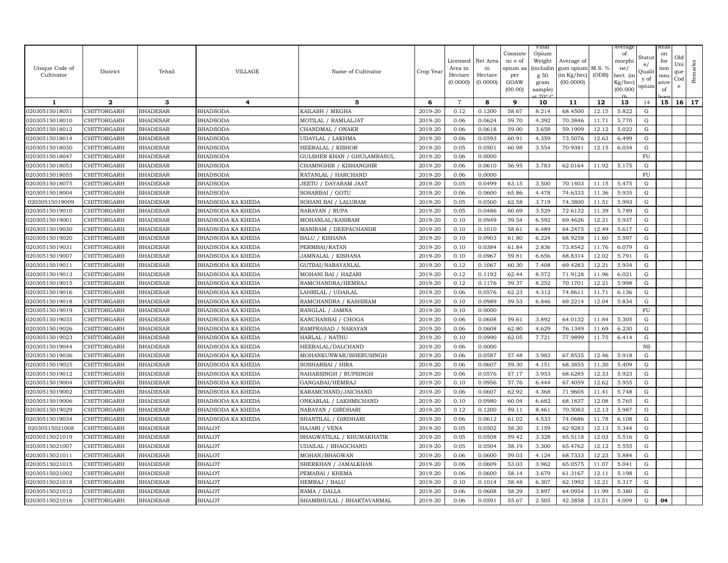| Unique Code of Cultivator | District | Tehsil | VILLAGE | Name of Cultivator | Crop Year | Licensed Area in Hectare (0.0000) | Net Area in Hectare (0.0000) | Consistence of opium as per GOAW (00.00) | Final Opium Weight (including 50 gram sample) at 70° C | Average of gum opium (in Kg/hec) (00.0000) | M.S. % (ODB) | Average of morphine/ hect. (in Kg/hec) (00.0000) | Status/ Quality of opium | Reason for non issuance of licence | Old Unique Code | Remarks |
|---|---|---|---|---|---|---|---|---|---|---|---|---|---|---|---|---|
| 1 | 2 | 3 | 4 | 5 | 6 | 7 | 8 | 9 | 10 | 11 | 12 | 13 | 14 | 15 | 16 | 17 |
| 02030515018051 | CHITTORGARH | BHADESAR | BHADSODA | KAILASH / MEGHA | 2019-20 | 0.12 | 0.1200 | 58.67 | 8.214 | 68.4500 | 12.15 | 5.822 | G | | | |
| 02030515018010 | CHITTORGARH | BHADESAR | BHADSODA | MOTILAL / RAMLALJAT | 2019-20 | 0.06 | 0.0624 | 59.70 | 4.392 | 70.3846 | 11.71 | 5.770 | G | | | |
| 02030515018012 | CHITTORGARH | BHADESAR | BHADSODA | CHANDMAL / ONAKR | 2019-20 | 0.06 | 0.0618 | 59.00 | 3.658 | 59.1909 | 12.12 | 5.022 | G | | | |
| 02030515018014 | CHITTORGARH | BHADESAR | BHADSODA | UDAYLAL / LAKHMA | 2019-20 | 0.06 | 0.0593 | 60.91 | 4.359 | 73.5076 | 12.63 | 6.499 | G | | | |
| 02030515018030 | CHITTORGARH | BHADESAR | BHADSODA | HEERALAL / KISHOR | 2019-20 | 0.05 | 0.0501 | 60.98 | 3.554 | 70.9381 | 12.15 | 6.034 | G | | | |
| 02030515018047 | CHITTORGARH | BHADESAR | BHADSODA | GULSHER KHAN / GHULAMRASUL | 2019-20 | 0.06 | 0.0000 | | | | | | FU | | | |
| 02030515018053 | CHITTORGARH | BHADESAR | BHADSODA | CHAMNGHIR / KISHANGHIR | 2019-20 | 0.06 | 0.0610 | 56.95 | 3.783 | 62.0164 | 11.92 | 5.175 | G | | | |
| 02030515018055 | CHITTORGARH | BHADESAR | BHADSODA | RATANLAL / HARCHAND | 2019-20 | 0.06 | 0.0000 | | | | | | FU | | | |
| 02030515018075 | CHITTORGARH | BHADESAR | BHADSODA | JEETU / DAYARAM JAAT | 2019-20 | 0.05 | 0.0499 | 63.15 | 3.500 | 70.1403 | 11.15 | 5.475 | G | | | |
| 02030515018004 | CHITTORGARH | BHADESAR | BHADSODA | SOSARBAI / GOTU | 2019-20 | 0.06 | 0.0600 | 65.86 | 4.478 | 74.6333 | 11.36 | 5.935 | G | | | |
| 02030515019009 | CHITTORGARH | BHADESAR | BHADSODA KA KHEDA | SOHANI BAI / LALURAM | 2019-20 | 0.05 | 0.0500 | 62.58 | 3.719 | 74.3800 | 11.51 | 5.993 | G | | | |
| 02030515019010 | CHITTORGARH | BHADESAR | BHADSODA KA KHEDA | NARAYAN / RUPA | 2019-20 | 0.05 | 0.0486 | 60.69 | 3.529 | 72.6132 | 11.39 | 5.789 | G | | | |
| 02030515019001 | CHITTORGARH | BHADESAR | BHADSODA KA KHEDA | MOHANLAL/KASIRAM | 2019-20 | 0.10 | 0.0949 | 59.54 | 6.592 | 69.4626 | 12.21 | 5.937 | G | | | |
| 02030515019030 | CHITTORGARH | BHADESAR | BHADSODA KA KHEDA | MANIRAM / DEEPACHANDR | 2019-20 | 0.10 | 0.1010 | 58.61 | 6.489 | 64.2475 | 12.49 | 5.617 | G | | | |
| 02030515019020 | CHITTORGARH | BHADESAR | BHADSODA KA KHEDA | BALU / KISHANA | 2019-20 | 0.10 | 0.0903 | 61.80 | 6.224 | 68.9258 | 11.60 | 5.597 | G | | | |
| 02030515019031 | CHITTORGARH | BHADESAR | BHADSODA KA KHEDA | PERMBAI/RATAN | 2019-20 | 0.10 | 0.0384 | 61.84 | 2.836 | 73.8542 | 11.76 | 6.079 | G | | | |
| 02030515019007 | CHITTORGARH | BHADESAR | BHADSODA KA KHEDA | JAMNALAL / KISHANA | 2019-20 | 0.10 | 0.0967 | 59.81 | 6.656 | 68.8314 | 12.02 | 5.791 | G | | | |
| 02030515019011 | CHITTORGARH | BHADESAR | BHADSODA KA KHEDA | GUTBAI/NARAYANLAL | 2019-20 | 0.12 | 0.1067 | 60.30 | 7.408 | 69.4283 | 12.21 | 5.934 | G | | | |
| 02030515019013 | CHITTORGARH | BHADESAR | BHADSODA KA KHEDA | MOHANI BAI / HAZARI | 2019-20 | 0.12 | 0.1192 | 62.44 | 8.572 | 71.9128 | 11.96 | 6.021 | G | | | |
| 02030515019015 | CHITTORGARH | BHADESAR | BHADSODA KA KHEDA | RAMCHANDRA/HEMRAJ | 2019-20 | 0.12 | 0.1176 | 59.37 | 8.252 | 70.1701 | 12.21 | 5.998 | G | | | |
| 02030515019016 | CHITTORGARH | BHADESAR | BHADSODA KA KHEDA | LAHRILAL / UDAILAL | 2019-20 | 0.06 | 0.0576 | 62.23 | 4.312 | 74.8611 | 11.71 | 6.136 | G | | | |
| 02030515019018 | CHITTORGARH | BHADESAR | BHADSODA KA KHEDA | RAMCHANDRA / KASHIRAM | 2019-20 | 0.10 | 0.0989 | 59.53 | 6.846 | 69.2214 | 12.04 | 5.834 | G | | | |
| 02030515019019 | CHITTORGARH | BHADESAR | BHADSODA KA KHEDA | RANGLAL / JAMNA | 2019-20 | 0.10 | 0.0000 | | | | | | FU | | | |
| 02030515019035 | CHITTORGARH | BHADESAR | BHADSODA KA KHEDA | KANCHANBAI / CHOGA | 2019-20 | 0.06 | 0.0608 | 59.61 | 3.892 | 64.0132 | 11.84 | 5.305 | G | | | |
| 02030515019026 | CHITTORGARH | BHADESAR | BHADSODA KA KHEDA | RAMPRASAD / NARAYAN | 2019-20 | 0.06 | 0.0608 | 62.80 | 4.629 | 76.1349 | 11.69 | 6.230 | G | | | |
| 02030515019023 | CHITTORGARH | BHADESAR | BHADSODA KA KHEDA | HARLAL / NATHU | 2019-20 | 0.10 | 0.0990 | 62.05 | 7.721 | 77.9899 | 11.75 | 6.414 | G | | | |
| 02030515019044 | CHITTORGARH | BHADESAR | BHADSODA KA KHEDA | HEERALAL/DALCHAND | 2019-20 | 0.06 | 0.0000 | | | | | | NS | | | |
| 02030515019036 | CHITTORGARH | BHADESAR | BHADSODA KA KHEDA | MOHANKUNWAR/BHERUSINGH | 2019-20 | 0.06 | 0.0587 | 57.48 | 3.983 | 67.8535 | 12.46 | 5.918 | G | | | |
| 02030515019025 | CHITTORGARH | BHADESAR | BHADSODA KA KHEDA | SOSHARBAI / HIRA | 2019-20 | 0.06 | 0.0607 | 59.30 | 4.151 | 68.3855 | 11.30 | 5.409 | G | | | |
| 02030515019012 | CHITTORGARH | BHADESAR | BHADSODA KA KHEDA | NAHARSINGH / RUPSINGH | 2019-20 | 0.06 | 0.0576 | 57.17 | 3.953 | 68.6285 | 12.33 | 5.923 | G | | | |
| 02030515019004 | CHITTORGARH | BHADESAR | BHADSODA KA KHEDA | GANGABAI/HEMRAJ | 2019-20 | 0.10 | 0.0956 | 57.76 | 6.444 | 67.4059 | 12.62 | 5.955 | G | | | |
| 02030515019002 | CHITTORGARH | BHADESAR | BHADSODA KA KHEDA | KARAMCHAND/JAICHAND | 2019-20 | 0.06 | 0.0607 | 62.92 | 4.368 | 71.9605 | 11.41 | 5.748 | G | | | |
| 02030515019006 | CHITTORGARH | BHADESAR | BHADSODA KA KHEDA | ONKARLAL / LAKHMICHAND | 2019-20 | 0.10 | 0.0980 | 60.04 | 6.682 | 68.1837 | 12.08 | 5.765 | G | | | |
| 02030515019029 | CHITTORGARH | BHADESAR | BHADSODA KA KHEDA | NARAYAN / GIRDHARI | 2019-20 | 0.12 | 0.1200 | 59.11 | 8.461 | 70.5083 | 12.13 | 5.987 | G | | | |
| 02030515019034 | CHITTORGARH | BHADESAR | BHADSODA KA KHEDA | SHANTILAL / GIRDHARI | 2019-20 | 0.06 | 0.0612 | 61.02 | 4.533 | 74.0686 | 11.78 | 6.108 | G | | | |
| 02030515021008 | CHITTORGARH | BHADESAR | BHALOT | HAJARI / VENA | 2019-20 | 0.05 | 0.0502 | 58.20 | 3.159 | 62.9283 | 12.13 | 5.344 | G | | | |
| 02030515021019 | CHITTORGARH | BHADESAR | BHALOT | BHAGWATILAL / KHUMAKHATIK | 2019-20 | 0.05 | 0.0508 | 59.42 | 3.328 | 65.5118 | 12.03 | 5.516 | G | | | |
| 02030515021007 | CHITTORGARH | BHADESAR | BHALOT | UDAILAL / BHAGCHAND | 2019-20 | 0.05 | 0.0504 | 58.19 | 3.300 | 65.4762 | 12.12 | 5.555 | G | | | |
| 02030515021011 | CHITTORGARH | BHADESAR | BHALOT | MOHAN/BHAGWAN | 2019-20 | 0.06 | 0.0600 | 59.03 | 4.124 | 68.7333 | 12.23 | 5.884 | G | | | |
| 02030515021015 | CHITTORGARH | BHADESAR | BHALOT | SHERKHAN / JAMALKHAN | 2019-20 | 0.06 | 0.0609 | 53.03 | 3.962 | 65.0575 | 11.07 | 5.041 | G | | | |
| 02030515021002 | CHITTORGARH | BHADESAR | BHALOT | PEMABAI / KHEMA | 2019-20 | 0.06 | 0.0600 | 58.14 | 3.679 | 61.3167 | 12.11 | 5.198 | G | | | |
| 02030515021018 | CHITTORGARH | BHADESAR | BHALOT | HEMRAJ / BALU | 2019-20 | 0.10 | 0.1014 | 58.48 | 6.307 | 62.1992 | 12.21 | 5.317 | G | | | |
| 02030515021012 | CHITTORGARH | BHADESAR | BHALOT | RAMA / DALLA | 2019-20 | 0.06 | 0.0608 | 58.29 | 3.897 | 64.0954 | 11.99 | 5.380 | G | | | |
| 02030515021016 | CHITTORGARH | BHADESAR | BHALOT | SHAMBHULAL / BHAKTAVARMAL | 2019-20 | 0.06 | 0.0591 | 55.67 | 2.505 | 42.3858 | 13.51 | 4.009 | G | 04 | | |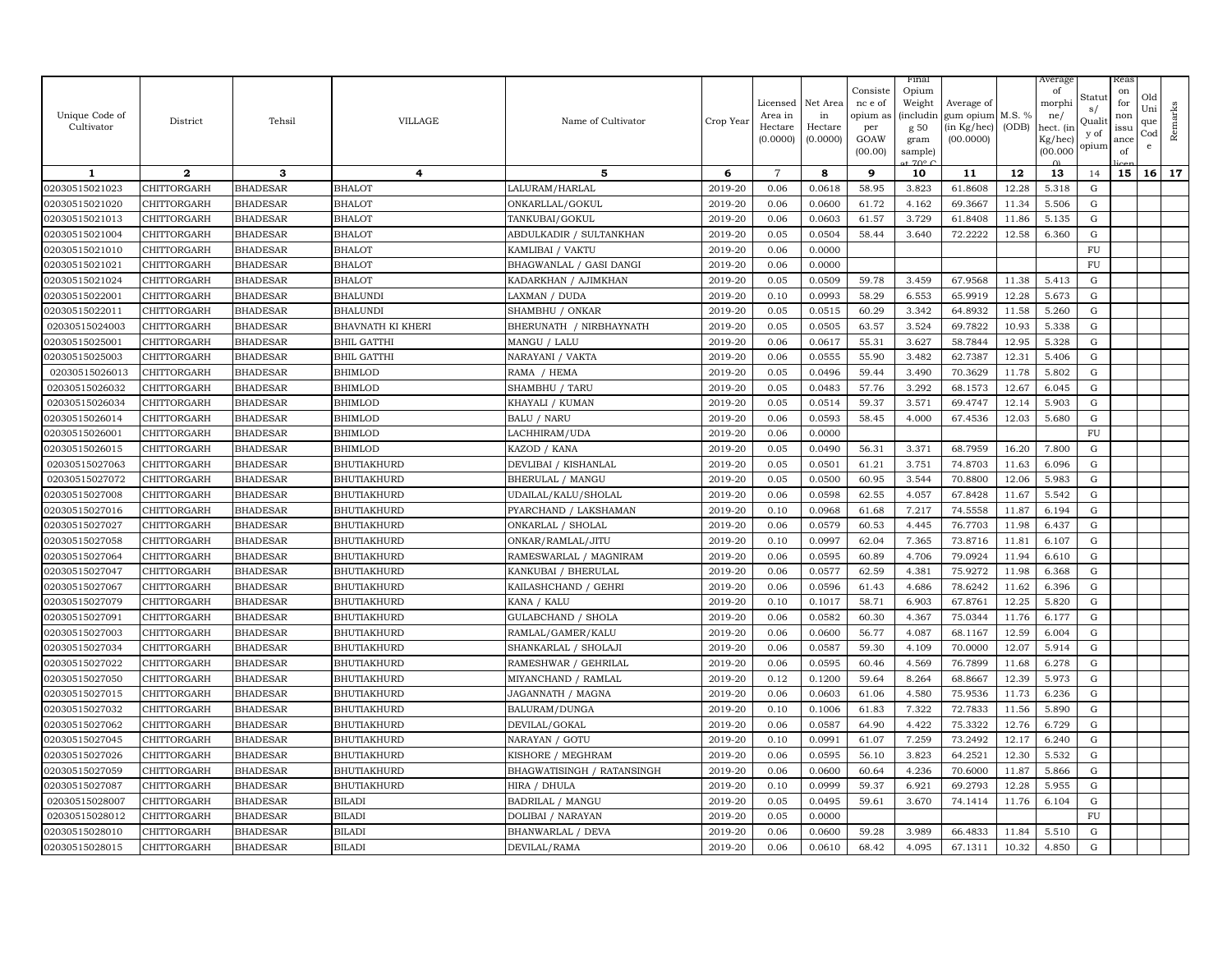| Unique Code of Cultivator | District | Tehsil | VILLAGE | Name of Cultivator | Crop Year | Licensed Area in Hectare (0.0000) | Net Area in Hectare (0.0000) | Consistence of opium as per GOAW (00.00) | Final Opium Weight (including 50 gram sample) at 70° C | Average of gum opium (in Kg/hec) (00.0000) | M.S. % (ODB) | Average of morphine/ hect. (in Kg/hec) (00.0000) | Status/ Quality of opium | Reason for non issuance of licence | Old Unique Code | Remarks |
|---|---|---|---|---|---|---|---|---|---|---|---|---|---|---|---|---|
| 1 | 2 | 3 | 4 | 5 | 6 | 7 | 8 | 9 | 10 | 11 | 12 | 13 | 14 | 15 | 16 | 17 |
| 02030515021023 | CHITTORGARH | BHADESAR | BHALOT | LALURAM/HARLAL | 2019-20 | 0.06 | 0.0618 | 58.95 | 3.823 | 61.8608 | 12.28 | 5.318 | G | | | |
| 02030515021020 | CHITTORGARH | BHADESAR | BHALOT | ONKARLLAL/GOKUL | 2019-20 | 0.06 | 0.0600 | 61.72 | 4.162 | 69.3667 | 11.34 | 5.506 | G | | | |
| 02030515021013 | CHITTORGARH | BHADESAR | BHALOT | TANKUBAI/GOKUL | 2019-20 | 0.06 | 0.0603 | 61.57 | 3.729 | 61.8408 | 11.86 | 5.135 | G | | | |
| 02030515021004 | CHITTORGARH | BHADESAR | BHALOT | ABDULKADIR / SULTANKHAN | 2019-20 | 0.05 | 0.0504 | 58.44 | 3.640 | 72.2222 | 12.58 | 6.360 | G | | | |
| 02030515021010 | CHITTORGARH | BHADESAR | BHALOT | KAMLIBAI / VAKTU | 2019-20 | 0.06 | 0.0000 | | | | | | FU | | | |
| 02030515021021 | CHITTORGARH | BHADESAR | BHALOT | BHAGWANLAL / GASI DANGI | 2019-20 | 0.06 | 0.0000 | | | | | | FU | | | |
| 02030515021024 | CHITTORGARH | BHADESAR | BHALOT | KADARKHAN / AJIMKHAN | 2019-20 | 0.05 | 0.0509 | 59.78 | 3.459 | 67.9568 | 11.38 | 5.413 | G | | | |
| 02030515022001 | CHITTORGARH | BHADESAR | BHALUNDI | LAXMAN / DUDA | 2019-20 | 0.10 | 0.0993 | 58.29 | 6.553 | 65.9919 | 12.28 | 5.673 | G | | | |
| 02030515022011 | CHITTORGARH | BHADESAR | BHALUNDI | SHAMBHU / ONKAR | 2019-20 | 0.05 | 0.0515 | 60.29 | 3.342 | 64.8932 | 11.58 | 5.260 | G | | | |
| 02030515024003 | CHITTORGARH | BHADESAR | BHAVNATH KI KHERI | BHERUNATH / NIRBHAYNATH | 2019-20 | 0.05 | 0.0505 | 63.57 | 3.524 | 69.7822 | 10.93 | 5.338 | G | | | |
| 02030515025001 | CHITTORGARH | BHADESAR | BHIL GATTHI | MANGU / LALU | 2019-20 | 0.06 | 0.0617 | 55.31 | 3.627 | 58.7844 | 12.95 | 5.328 | G | | | |
| 02030515025003 | CHITTORGARH | BHADESAR | BHIL GATTHI | NARAYANI / VAKTA | 2019-20 | 0.06 | 0.0555 | 55.90 | 3.482 | 62.7387 | 12.31 | 5.406 | G | | | |
| 02030515026013 | CHITTORGARH | BHADESAR | BHIMLOD | RAMA / HEMA | 2019-20 | 0.05 | 0.0496 | 59.44 | 3.490 | 70.3629 | 11.78 | 5.802 | G | | | |
| 02030515026032 | CHITTORGARH | BHADESAR | BHIMLOD | SHAMBHU / TARU | 2019-20 | 0.05 | 0.0483 | 57.76 | 3.292 | 68.1573 | 12.67 | 6.045 | G | | | |
| 02030515026034 | CHITTORGARH | BHADESAR | BHIMLOD | KHAYALI / KUMAN | 2019-20 | 0.05 | 0.0514 | 59.37 | 3.571 | 69.4747 | 12.14 | 5.903 | G | | | |
| 02030515026014 | CHITTORGARH | BHADESAR | BHIMLOD | BALU / NARU | 2019-20 | 0.06 | 0.0593 | 58.45 | 4.000 | 67.4536 | 12.03 | 5.680 | G | | | |
| 02030515026001 | CHITTORGARH | BHADESAR | BHIMLOD | LACHHIRAM/UDA | 2019-20 | 0.06 | 0.0000 | | | | | | FU | | | |
| 02030515026015 | CHITTORGARH | BHADESAR | BHIMLOD | KAZOD / KANA | 2019-20 | 0.05 | 0.0490 | 56.31 | 3.371 | 68.7959 | 16.20 | 7.800 | G | | | |
| 02030515027063 | CHITTORGARH | BHADESAR | BHUTIAKHURD | DEVLIBAI / KISHANLAL | 2019-20 | 0.05 | 0.0501 | 61.21 | 3.751 | 74.8703 | 11.63 | 6.096 | G | | | |
| 02030515027072 | CHITTORGARH | BHADESAR | BHUTIAKHURD | BHERULAL / MANGU | 2019-20 | 0.05 | 0.0500 | 60.95 | 3.544 | 70.8800 | 12.06 | 5.983 | G | | | |
| 02030515027008 | CHITTORGARH | BHADESAR | BHUTIAKHURD | UDAILAL/KALU/SHOLAL | 2019-20 | 0.06 | 0.0598 | 62.55 | 4.057 | 67.8428 | 11.67 | 5.542 | G | | | |
| 02030515027016 | CHITTORGARH | BHADESAR | BHUTIAKHURD | PYARCHAND / LAKSHAMAN | 2019-20 | 0.10 | 0.0968 | 61.68 | 7.217 | 74.5558 | 11.87 | 6.194 | G | | | |
| 02030515027027 | CHITTORGARH | BHADESAR | BHUTIAKHURD | ONKARLAL / SHOLAL | 2019-20 | 0.06 | 0.0579 | 60.53 | 4.445 | 76.7703 | 11.98 | 6.437 | G | | | |
| 02030515027058 | CHITTORGARH | BHADESAR | BHUTIAKHURD | ONKAR/RAMLAL/JITU | 2019-20 | 0.10 | 0.0997 | 62.04 | 7.365 | 73.8716 | 11.81 | 6.107 | G | | | |
| 02030515027064 | CHITTORGARH | BHADESAR | BHUTIAKHURD | RAMESWARLAL / MAGNIRAM | 2019-20 | 0.06 | 0.0595 | 60.89 | 4.706 | 79.0924 | 11.94 | 6.610 | G | | | |
| 02030515027047 | CHITTORGARH | BHADESAR | BHUTIAKHURD | KANKUBAI / BHERULAL | 2019-20 | 0.06 | 0.0577 | 62.59 | 4.381 | 75.9272 | 11.98 | 6.368 | G | | | |
| 02030515027067 | CHITTORGARH | BHADESAR | BHUTIAKHURD | KAILASHCHAND / GEHRI | 2019-20 | 0.06 | 0.0596 | 61.43 | 4.686 | 78.6242 | 11.62 | 6.396 | G | | | |
| 02030515027079 | CHITTORGARH | BHADESAR | BHUTIAKHURD | KANA / KALU | 2019-20 | 0.10 | 0.1017 | 58.71 | 6.903 | 67.8761 | 12.25 | 5.820 | G | | | |
| 02030515027091 | CHITTORGARH | BHADESAR | BHUTIAKHURD | GULABCHAND / SHOLA | 2019-20 | 0.06 | 0.0582 | 60.30 | 4.367 | 75.0344 | 11.76 | 6.177 | G | | | |
| 02030515027003 | CHITTORGARH | BHADESAR | BHUTIAKHURD | RAMLAL/GAMER/KALU | 2019-20 | 0.06 | 0.0600 | 56.77 | 4.087 | 68.1167 | 12.59 | 6.004 | G | | | |
| 02030515027034 | CHITTORGARH | BHADESAR | BHUTIAKHURD | SHANKARLAL / SHOLAJI | 2019-20 | 0.06 | 0.0587 | 59.30 | 4.109 | 70.0000 | 12.07 | 5.914 | G | | | |
| 02030515027022 | CHITTORGARH | BHADESAR | BHUTIAKHURD | RAMESHWAR / GEHRILAL | 2019-20 | 0.06 | 0.0595 | 60.46 | 4.569 | 76.7899 | 11.68 | 6.278 | G | | | |
| 02030515027050 | CHITTORGARH | BHADESAR | BHUTIAKHURD | MIYANCHAND / RAMLAL | 2019-20 | 0.12 | 0.1200 | 59.64 | 8.264 | 68.8667 | 12.39 | 5.973 | G | | | |
| 02030515027015 | CHITTORGARH | BHADESAR | BHUTIAKHURD | JAGANNATH / MAGNA | 2019-20 | 0.06 | 0.0603 | 61.06 | 4.580 | 75.9536 | 11.73 | 6.236 | G | | | |
| 02030515027032 | CHITTORGARH | BHADESAR | BHUTIAKHURD | BALURAM/DUNGA | 2019-20 | 0.10 | 0.1006 | 61.83 | 7.322 | 72.7833 | 11.56 | 5.890 | G | | | |
| 02030515027062 | CHITTORGARH | BHADESAR | BHUTIAKHURD | DEVILAL/GOKAL | 2019-20 | 0.06 | 0.0587 | 64.90 | 4.422 | 75.3322 | 12.76 | 6.729 | G | | | |
| 02030515027045 | CHITTORGARH | BHADESAR | BHUTIAKHURD | NARAYAN / GOTU | 2019-20 | 0.10 | 0.0991 | 61.07 | 7.259 | 73.2492 | 12.17 | 6.240 | G | | | |
| 02030515027026 | CHITTORGARH | BHADESAR | BHUTIAKHURD | KISHORE / MEGHRAM | 2019-20 | 0.06 | 0.0595 | 56.10 | 3.823 | 64.2521 | 12.30 | 5.532 | G | | | |
| 02030515027059 | CHITTORGARH | BHADESAR | BHUTIAKHURD | BHAGWATISINGH / RATANSINGH | 2019-20 | 0.06 | 0.0600 | 60.64 | 4.236 | 70.6000 | 11.87 | 5.866 | G | | | |
| 02030515027087 | CHITTORGARH | BHADESAR | BHUTIAKHURD | HIRA / DHULA | 2019-20 | 0.10 | 0.0999 | 59.37 | 6.921 | 69.2793 | 12.28 | 5.955 | G | | | |
| 02030515028007 | CHITTORGARH | BHADESAR | BILADI | BADRILAL / MANGU | 2019-20 | 0.05 | 0.0495 | 59.61 | 3.670 | 74.1414 | 11.76 | 6.104 | G | | | |
| 02030515028012 | CHITTORGARH | BHADESAR | BILADI | DOLIBAI / NARAYAN | 2019-20 | 0.05 | 0.0000 | | | | | | FU | | | |
| 02030515028010 | CHITTORGARH | BHADESAR | BILADI | BHANWARLAL / DEVA | 2019-20 | 0.06 | 0.0600 | 59.28 | 3.989 | 66.4833 | 11.84 | 5.510 | G | | | |
| 02030515028015 | CHITTORGARH | BHADESAR | BILADI | DEVILAL/RAMA | 2019-20 | 0.06 | 0.0610 | 68.42 | 4.095 | 67.1311 | 10.32 | 4.850 | G | | | |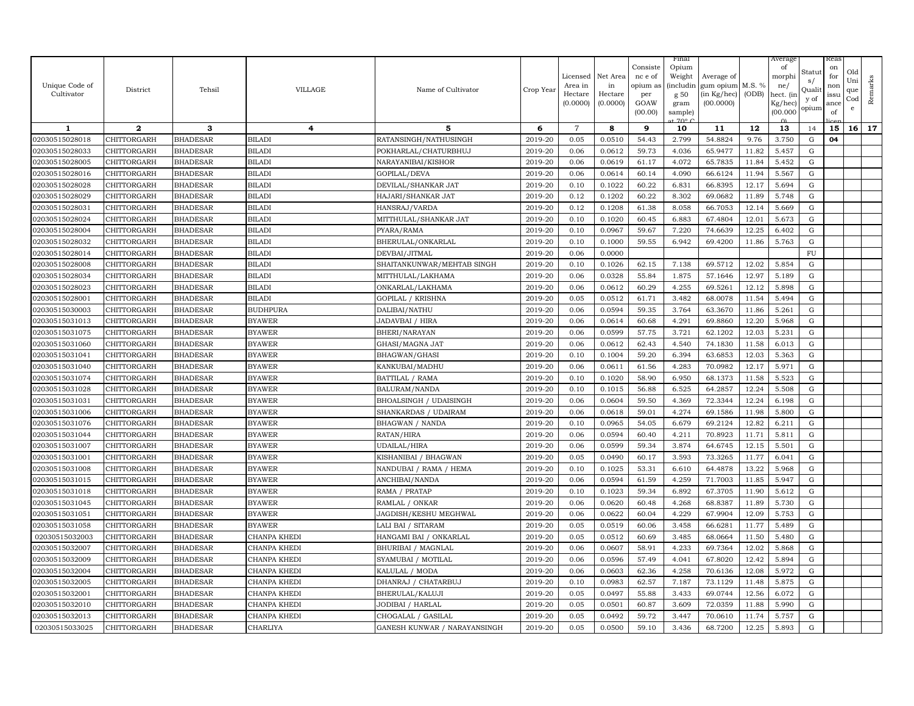| Unique Code of Cultivator | District | Tehsil | VILLAGE | Name of Cultivator | Crop Year | Licensed Area in Hectare (0.0000) | Net Area in Hectare (0.0000) | Consistence of opium as per GOAW (00.00) | Final Opium Weight (including 50 gram sample) at 70° C | Average of gum opium (in Kg/hec) (00.0000) | M.S. % (ODB) | Average of morphine/ hect. (in Kg/hec) (00.000) | Status/ Quality of opium | Reason for non issuance of licence | Old Unique Code | Remarks |
|---|---|---|---|---|---|---|---|---|---|---|---|---|---|---|---|---|
| 1 | 2 | 3 | 4 | 5 | 6 | 7 | 8 | 9 | 10 | 11 | 12 | 13 | 14 | 15 | 16 | 17 |
| 02030515028018 | CHITTORGARH | BHADESAR | BILADI | RATANSINGH/NATHUSINGH | 2019-20 | 0.05 | 0.0510 | 54.43 | 2.799 | 54.8824 | 9.76 | 3.750 | G | 04 | | |
| 02030515028033 | CHITTORGARH | BHADESAR | BILADI | POKHARLAL/CHATURBHUJ | 2019-20 | 0.06 | 0.0612 | 59.73 | 4.036 | 65.9477 | 11.82 | 5.457 | G | | | |
| 02030515028005 | CHITTORGARH | BHADESAR | BILADI | NARAYANIBAI/KISHOR | 2019-20 | 0.06 | 0.0619 | 61.17 | 4.072 | 65.7835 | 11.84 | 5.452 | G | | | |
| 02030515028016 | CHITTORGARH | BHADESAR | BILADI | GOPILAL/DEVA | 2019-20 | 0.06 | 0.0614 | 60.14 | 4.090 | 66.6124 | 11.94 | 5.567 | G | | | |
| 02030515028028 | CHITTORGARH | BHADESAR | BILADI | DEVILAL/SHANKAR JAT | 2019-20 | 0.10 | 0.1022 | 60.22 | 6.831 | 66.8395 | 12.17 | 5.694 | G | | | |
| 02030515028029 | CHITTORGARH | BHADESAR | BILADI | HAJARI/SHANKAR JAT | 2019-20 | 0.12 | 0.1202 | 60.22 | 8.302 | 69.0682 | 11.89 | 5.748 | G | | | |
| 02030515028031 | CHITTORGARH | BHADESAR | BILADI | HANSRAJ/VARDA | 2019-20 | 0.12 | 0.1208 | 61.38 | 8.058 | 66.7053 | 12.14 | 5.669 | G | | | |
| 02030515028024 | CHITTORGARH | BHADESAR | BILADI | MITTHULAL/SHANKAR JAT | 2019-20 | 0.10 | 0.1020 | 60.45 | 6.883 | 67.4804 | 12.01 | 5.673 | G | | | |
| 02030515028004 | CHITTORGARH | BHADESAR | BILADI | PYARA/RAMA | 2019-20 | 0.10 | 0.0967 | 59.67 | 7.220 | 74.6639 | 12.25 | 6.402 | G | | | |
| 02030515028032 | CHITTORGARH | BHADESAR | BILADI | BHERULAL/ONKARLAL | 2019-20 | 0.10 | 0.1000 | 59.55 | 6.942 | 69.4200 | 11.86 | 5.763 | G | | | |
| 02030515028014 | CHITTORGARH | BHADESAR | BILADI | DEVBAI/JITMAL | 2019-20 | 0.06 | 0.0000 | | | | | | FU | | | |
| 02030515028008 | CHITTORGARH | BHADESAR | BILADI | SHAITANKUNWAR/MEHTAB SINGH | 2019-20 | 0.10 | 0.1026 | 62.15 | 7.138 | 69.5712 | 12.02 | 5.854 | G | | | |
| 02030515028034 | CHITTORGARH | BHADESAR | BILADI | MITTHULAL/LAKHAMA | 2019-20 | 0.06 | 0.0328 | 55.84 | 1.875 | 57.1646 | 12.97 | 5.189 | G | | | |
| 02030515028023 | CHITTORGARH | BHADESAR | BILADI | ONKARLAL/LAKHAMA | 2019-20 | 0.06 | 0.0612 | 60.29 | 4.255 | 69.5261 | 12.12 | 5.898 | G | | | |
| 02030515028001 | CHITTORGARH | BHADESAR | BILADI | GOPILAL / KRISHNA | 2019-20 | 0.05 | 0.0512 | 61.71 | 3.482 | 68.0078 | 11.54 | 5.494 | G | | | |
| 02030515030003 | CHITTORGARH | BHADESAR | BUDHPURA | DALIBAI/NATHU | 2019-20 | 0.06 | 0.0594 | 59.35 | 3.764 | 63.3670 | 11.86 | 5.261 | G | | | |
| 02030515031013 | CHITTORGARH | BHADESAR | BYAWER | JADAVBAI / HIRA | 2019-20 | 0.06 | 0.0614 | 60.68 | 4.291 | 69.8860 | 12.20 | 5.968 | G | | | |
| 02030515031075 | CHITTORGARH | BHADESAR | BYAWER | BHERI/NARAYAN | 2019-20 | 0.06 | 0.0599 | 57.75 | 3.721 | 62.1202 | 12.03 | 5.231 | G | | | |
| 02030515031060 | CHITTORGARH | BHADESAR | BYAWER | GHASI/MAGNA JAT | 2019-20 | 0.06 | 0.0612 | 62.43 | 4.540 | 74.1830 | 11.58 | 6.013 | G | | | |
| 02030515031041 | CHITTORGARH | BHADESAR | BYAWER | BHAGWAN/GHASI | 2019-20 | 0.10 | 0.1004 | 59.20 | 6.394 | 63.6853 | 12.03 | 5.363 | G | | | |
| 02030515031040 | CHITTORGARH | BHADESAR | BYAWER | KANKUBAI/MADHU | 2019-20 | 0.06 | 0.0611 | 61.56 | 4.283 | 70.0982 | 12.17 | 5.971 | G | | | |
| 02030515031074 | CHITTORGARH | BHADESAR | BYAWER | BATTILAL / RAMA | 2019-20 | 0.10 | 0.1020 | 58.90 | 6.950 | 68.1373 | 11.58 | 5.523 | G | | | |
| 02030515031028 | CHITTORGARH | BHADESAR | BYAWER | BALURAM/NANDA | 2019-20 | 0.10 | 0.1015 | 56.88 | 6.525 | 64.2857 | 12.24 | 5.508 | G | | | |
| 02030515031031 | CHITTORGARH | BHADESAR | BYAWER | BHOALSINGH / UDAISINGH | 2019-20 | 0.06 | 0.0604 | 59.50 | 4.369 | 72.3344 | 12.24 | 6.198 | G | | | |
| 02030515031006 | CHITTORGARH | BHADESAR | BYAWER | SHANKARDAS / UDAIRAM | 2019-20 | 0.06 | 0.0618 | 59.01 | 4.274 | 69.1586 | 11.98 | 5.800 | G | | | |
| 02030515031076 | CHITTORGARH | BHADESAR | BYAWER | BHAGWAN / NANDA | 2019-20 | 0.10 | 0.0965 | 54.05 | 6.679 | 69.2124 | 12.82 | 6.211 | G | | | |
| 02030515031044 | CHITTORGARH | BHADESAR | BYAWER | RATAN/HIRA | 2019-20 | 0.06 | 0.0594 | 60.40 | 4.211 | 70.8923 | 11.71 | 5.811 | G | | | |
| 02030515031007 | CHITTORGARH | BHADESAR | BYAWER | UDAILAL/HIRA | 2019-20 | 0.06 | 0.0599 | 59.34 | 3.874 | 64.6745 | 12.15 | 5.501 | G | | | |
| 02030515031001 | CHITTORGARH | BHADESAR | BYAWER | KISHANIBAI / BHAGWAN | 2019-20 | 0.05 | 0.0490 | 60.17 | 3.593 | 73.3265 | 11.77 | 6.041 | G | | | |
| 02030515031008 | CHITTORGARH | BHADESAR | BYAWER | NANDUBAI / RAMA / HEMA | 2019-20 | 0.10 | 0.1025 | 53.31 | 6.610 | 64.4878 | 13.22 | 5.968 | G | | | |
| 02030515031015 | CHITTORGARH | BHADESAR | BYAWER | ANCHIBAI/NANDA | 2019-20 | 0.06 | 0.0594 | 61.59 | 4.259 | 71.7003 | 11.85 | 5.947 | G | | | |
| 02030515031018 | CHITTORGARH | BHADESAR | BYAWER | RAMA / PRATAP | 2019-20 | 0.10 | 0.1023 | 59.34 | 6.892 | 67.3705 | 11.90 | 5.612 | G | | | |
| 02030515031045 | CHITTORGARH | BHADESAR | BYAWER | RAMLAL / ONKAR | 2019-20 | 0.06 | 0.0620 | 60.48 | 4.268 | 68.8387 | 11.89 | 5.730 | G | | | |
| 02030515031051 | CHITTORGARH | BHADESAR | BYAWER | JAGDISH/KESHU MEGHWAL | 2019-20 | 0.06 | 0.0622 | 60.04 | 4.229 | 67.9904 | 12.09 | 5.753 | G | | | |
| 02030515031058 | CHITTORGARH | BHADESAR | BYAWER | LALI BAI / SITARAM | 2019-20 | 0.05 | 0.0519 | 60.06 | 3.458 | 66.6281 | 11.77 | 5.489 | G | | | |
| 02030515032003 | CHITTORGARH | BHADESAR | CHANPA KHEDI | HANGAMI BAI / ONKARLAL | 2019-20 | 0.05 | 0.0512 | 60.69 | 3.485 | 68.0664 | 11.50 | 5.480 | G | | | |
| 02030515032007 | CHITTORGARH | BHADESAR | CHANPA KHEDI | BHURIBAI / MAGNLAL | 2019-20 | 0.06 | 0.0607 | 58.91 | 4.233 | 69.7364 | 12.02 | 5.868 | G | | | |
| 02030515032009 | CHITTORGARH | BHADESAR | CHANPA KHEDI | SYAMUBAI / MOTILAL | 2019-20 | 0.06 | 0.0596 | 57.49 | 4.041 | 67.8020 | 12.42 | 5.894 | G | | | |
| 02030515032004 | CHITTORGARH | BHADESAR | CHANPA KHEDI | KALULAL / MODA | 2019-20 | 0.06 | 0.0603 | 62.36 | 4.258 | 70.6136 | 12.08 | 5.972 | G | | | |
| 02030515032005 | CHITTORGARH | BHADESAR | CHANPA KHEDI | DHANRAJ / CHATARBUJ | 2019-20 | 0.10 | 0.0983 | 62.57 | 7.187 | 73.1129 | 11.48 | 5.875 | G | | | |
| 02030515032001 | CHITTORGARH | BHADESAR | CHANPA KHEDI | BHERULAL/KALUJI | 2019-20 | 0.05 | 0.0497 | 55.88 | 3.433 | 69.0744 | 12.56 | 6.072 | G | | | |
| 02030515032010 | CHITTORGARH | BHADESAR | CHANPA KHEDI | JODIBAI / HARLAL | 2019-20 | 0.05 | 0.0501 | 60.87 | 3.609 | 72.0359 | 11.88 | 5.990 | G | | | |
| 02030515032013 | CHITTORGARH | BHADESAR | CHANPA KHEDI | CHOGALAL / GASILAL | 2019-20 | 0.05 | 0.0492 | 59.72 | 3.447 | 70.0610 | 11.74 | 5.757 | G | | | |
| 02030515033025 | CHITTORGARH | BHADESAR | CHARLIYA | GANESH KUNWAR / NARAYANSINGH | 2019-20 | 0.05 | 0.0500 | 59.10 | 3.436 | 68.7200 | 12.25 | 5.893 | G | | | |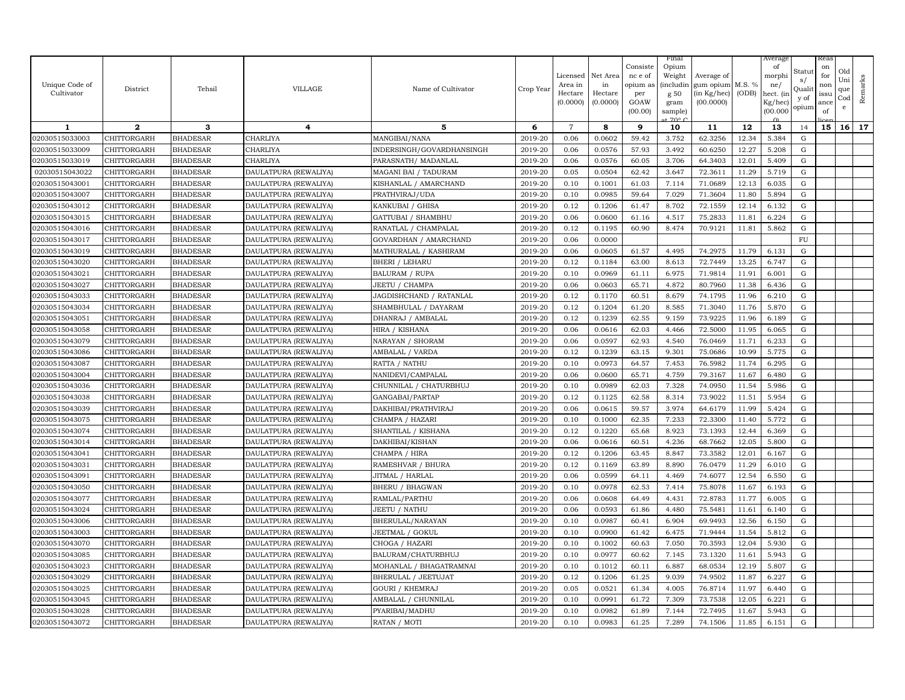| Unique Code of Cultivator | District | Tehsil | VILLAGE | Name of Cultivator | Crop Year | Licensed Area in Hectare (0.0000) | Net Area in Hectare (0.0000) | Consistence of opium as per GOAW (00.00) | Final Opium Weight (including 50 gram sample) at 70° C | Average of gum opium (in Kg/hec) (00.0000) | M.S. % (ODB) | Average of morphine/ hect. (in Kg/hec) (00.000) | Status/ Quality of opium | Reason for non issuance of licence | Old Unique Code | Remarks |
|---|---|---|---|---|---|---|---|---|---|---|---|---|---|---|---|---|
| 1 | 2 | 3 | 4 | 5 | 6 | 7 | 8 | 9 | 10 | 11 | 12 | 13 | 14 | 15 | 16 | 17 |
| 02030515033003 | CHITTORGARH | BHADESAR | CHARLIYA | MANGIBAI/NANA | 2019-20 | 0.06 | 0.0602 | 59.42 | 3.752 | 62.3256 | 12.34 | 5.384 | G | | | |
| 02030515033009 | CHITTORGARH | BHADESAR | CHARLIYA | INDERSINGH/GOVARDHANSINGH | 2019-20 | 0.06 | 0.0576 | 57.93 | 3.492 | 60.6250 | 12.27 | 5.208 | G | | | |
| 02030515033019 | CHITTORGARH | BHADESAR | CHARLIYA | PARASNATH/ MADANLAL | 2019-20 | 0.06 | 0.0576 | 60.05 | 3.706 | 64.3403 | 12.01 | 5.409 | G | | | |
| 02030515043022 | CHITTORGARH | BHADESAR | DAULATPURA (REWALIYA) | MAGANI BAI / TADURAM | 2019-20 | 0.05 | 0.0504 | 62.42 | 3.647 | 72.3611 | 11.29 | 5.719 | G | | | |
| 02030515043001 | CHITTORGARH | BHADESAR | DAULATPURA (REWALIYA) | KISHANLAL / AMARCHAND | 2019-20 | 0.10 | 0.1001 | 61.03 | 7.114 | 71.0689 | 12.13 | 6.035 | G | | | |
| 02030515043007 | CHITTORGARH | BHADESAR | DAULATPURA (REWALIYA) | PRATHVIRAJ/UDA | 2019-20 | 0.10 | 0.0985 | 59.64 | 7.029 | 71.3604 | 11.80 | 5.894 | G | | | |
| 02030515043012 | CHITTORGARH | BHADESAR | DAULATPURA (REWALIYA) | KANKUBAI / GHISA | 2019-20 | 0.12 | 0.1206 | 61.47 | 8.702 | 72.1559 | 12.14 | 6.132 | G | | | |
| 02030515043015 | CHITTORGARH | BHADESAR | DAULATPURA (REWALIYA) | GATTUBAI / SHAMBHU | 2019-20 | 0.06 | 0.0600 | 61.16 | 4.517 | 75.2833 | 11.81 | 6.224 | G | | | |
| 02030515043016 | CHITTORGARH | BHADESAR | DAULATPURA (REWALIYA) | RANATLAL / CHAMPALAL | 2019-20 | 0.12 | 0.1195 | 60.90 | 8.474 | 70.9121 | 11.81 | 5.862 | G | | | |
| 02030515043017 | CHITTORGARH | BHADESAR | DAULATPURA (REWALIYA) | GOVARDHAN / AMARCHAND | 2019-20 | 0.06 | 0.0000 | | | | | | FU | | | |
| 02030515043019 | CHITTORGARH | BHADESAR | DAULATPURA (REWALIYA) | MATHURALAL / KASHIRAM | 2019-20 | 0.06 | 0.0605 | 61.57 | 4.495 | 74.2975 | 11.79 | 6.131 | G | | | |
| 02030515043020 | CHITTORGARH | BHADESAR | DAULATPURA (REWALIYA) | BHERI / LEHARU | 2019-20 | 0.12 | 0.1184 | 63.00 | 8.613 | 72.7449 | 13.25 | 6.747 | G | | | |
| 02030515043021 | CHITTORGARH | BHADESAR | DAULATPURA (REWALIYA) | BALURAM / RUPA | 2019-20 | 0.10 | 0.0969 | 61.11 | 6.975 | 71.9814 | 11.91 | 6.001 | G | | | |
| 02030515043027 | CHITTORGARH | BHADESAR | DAULATPURA (REWALIYA) | JEETU / CHAMPA | 2019-20 | 0.06 | 0.0603 | 65.71 | 4.872 | 80.7960 | 11.38 | 6.436 | G | | | |
| 02030515043033 | CHITTORGARH | BHADESAR | DAULATPURA (REWALIYA) | JAGDISHCHAND / RATANLAL | 2019-20 | 0.12 | 0.1170 | 60.51 | 8.679 | 74.1795 | 11.96 | 6.210 | G | | | |
| 02030515043034 | CHITTORGARH | BHADESAR | DAULATPURA (REWALIYA) | SHAMBHULAL / DAYARAM | 2019-20 | 0.12 | 0.1204 | 61.20 | 8.585 | 71.3040 | 11.76 | 5.870 | G | | | |
| 02030515043051 | CHITTORGARH | BHADESAR | DAULATPURA (REWALIYA) | DHANRAJ / AMBALAL | 2019-20 | 0.12 | 0.1239 | 62.55 | 9.159 | 73.9225 | 11.96 | 6.189 | G | | | |
| 02030515043058 | CHITTORGARH | BHADESAR | DAULATPURA (REWALIYA) | HIRA / KISHANA | 2019-20 | 0.06 | 0.0616 | 62.03 | 4.466 | 72.5000 | 11.95 | 6.065 | G | | | |
| 02030515043079 | CHITTORGARH | BHADESAR | DAULATPURA (REWALIYA) | NARAYAN / SHORAM | 2019-20 | 0.06 | 0.0597 | 62.93 | 4.540 | 76.0469 | 11.71 | 6.233 | G | | | |
| 02030515043086 | CHITTORGARH | BHADESAR | DAULATPURA (REWALIYA) | AMBALAL / VARDA | 2019-20 | 0.12 | 0.1239 | 63.15 | 9.301 | 75.0686 | 10.99 | 5.775 | G | | | |
| 02030515043087 | CHITTORGARH | BHADESAR | DAULATPURA (REWALIYA) | RATTA / NATHU | 2019-20 | 0.10 | 0.0973 | 64.57 | 7.453 | 76.5982 | 11.74 | 6.295 | G | | | |
| 02030515043004 | CHITTORGARH | BHADESAR | DAULATPURA (REWALIYA) | NANIDEVI/CAMPALAL | 2019-20 | 0.06 | 0.0600 | 65.71 | 4.759 | 79.3167 | 11.67 | 6.480 | G | | | |
| 02030515043036 | CHITTORGARH | BHADESAR | DAULATPURA (REWALIYA) | CHUNNILAL / CHATURBHUJ | 2019-20 | 0.10 | 0.0989 | 62.03 | 7.328 | 74.0950 | 11.54 | 5.986 | G | | | |
| 02030515043038 | CHITTORGARH | BHADESAR | DAULATPURA (REWALIYA) | GANGABAI/PARTAP | 2019-20 | 0.12 | 0.1125 | 62.58 | 8.314 | 73.9022 | 11.51 | 5.954 | G | | | |
| 02030515043039 | CHITTORGARH | BHADESAR | DAULATPURA (REWALIYA) | DAKHIBAI/PRATHVIRAJ | 2019-20 | 0.06 | 0.0615 | 59.57 | 3.974 | 64.6179 | 11.99 | 5.424 | G | | | |
| 02030515043075 | CHITTORGARH | BHADESAR | DAULATPURA (REWALIYA) | CHAMPA / HAZARI | 2019-20 | 0.10 | 0.1000 | 62.35 | 7.233 | 72.3300 | 11.40 | 5.772 | G | | | |
| 02030515043074 | CHITTORGARH | BHADESAR | DAULATPURA (REWALIYA) | SHANTILAL / KISHANA | 2019-20 | 0.12 | 0.1220 | 65.68 | 8.923 | 73.1393 | 12.44 | 6.369 | G | | | |
| 02030515043014 | CHITTORGARH | BHADESAR | DAULATPURA (REWALIYA) | DAKHIBAI/KISHAN | 2019-20 | 0.06 | 0.0616 | 60.51 | 4.236 | 68.7662 | 12.05 | 5.800 | G | | | |
| 02030515043041 | CHITTORGARH | BHADESAR | DAULATPURA (REWALIYA) | CHAMPA / HIRA | 2019-20 | 0.12 | 0.1206 | 63.45 | 8.847 | 73.3582 | 12.01 | 6.167 | G | | | |
| 02030515043031 | CHITTORGARH | BHADESAR | DAULATPURA (REWALIYA) | RAMESHVAR / BHURA | 2019-20 | 0.12 | 0.1169 | 63.89 | 8.890 | 76.0479 | 11.29 | 6.010 | G | | | |
| 02030515043091 | CHITTORGARH | BHADESAR | DAULATPURA (REWALIYA) | JITMAL / HARLAL | 2019-20 | 0.06 | 0.0599 | 64.11 | 4.469 | 74.6077 | 12.54 | 6.550 | G | | | |
| 02030515043050 | CHITTORGARH | BHADESAR | DAULATPURA (REWALIYA) | BHERU / BHAGWAN | 2019-20 | 0.10 | 0.0978 | 62.53 | 7.414 | 75.8078 | 11.67 | 6.193 | G | | | |
| 02030515043077 | CHITTORGARH | BHADESAR | DAULATPURA (REWALIYA) | RAMLAL/PARTHU | 2019-20 | 0.06 | 0.0608 | 64.49 | 4.431 | 72.8783 | 11.77 | 6.005 | G | | | |
| 02030515043024 | CHITTORGARH | BHADESAR | DAULATPURA (REWALIYA) | JEETU / NATHU | 2019-20 | 0.06 | 0.0593 | 61.86 | 4.480 | 75.5481 | 11.61 | 6.140 | G | | | |
| 02030515043006 | CHITTORGARH | BHADESAR | DAULATPURA (REWALIYA) | BHERULAL/NARAYAN | 2019-20 | 0.10 | 0.0987 | 60.41 | 6.904 | 69.9493 | 12.56 | 6.150 | G | | | |
| 02030515043003 | CHITTORGARH | BHADESAR | DAULATPURA (REWALIYA) | JEETMAL / GOKUL | 2019-20 | 0.10 | 0.0900 | 61.42 | 6.475 | 71.9444 | 11.54 | 5.812 | G | | | |
| 02030515043070 | CHITTORGARH | BHADESAR | DAULATPURA (REWALIYA) | CHOGA / HAZARI | 2019-20 | 0.10 | 0.1002 | 60.63 | 7.050 | 70.3593 | 12.04 | 5.930 | G | | | |
| 02030515043085 | CHITTORGARH | BHADESAR | DAULATPURA (REWALIYA) | BALURAM/CHATURBHUJ | 2019-20 | 0.10 | 0.0977 | 60.62 | 7.145 | 73.1320 | 11.61 | 5.943 | G | | | |
| 02030515043023 | CHITTORGARH | BHADESAR | DAULATPURA (REWALIYA) | MOHANLAL / BHAGATRAMNAI | 2019-20 | 0.10 | 0.1012 | 60.11 | 6.887 | 68.0534 | 12.19 | 5.807 | G | | | |
| 02030515043029 | CHITTORGARH | BHADESAR | DAULATPURA (REWALIYA) | BHERULAL / JEETUJAT | 2019-20 | 0.12 | 0.1206 | 61.25 | 9.039 | 74.9502 | 11.87 | 6.227 | G | | | |
| 02030515043025 | CHITTORGARH | BHADESAR | DAULATPURA (REWALIYA) | GOURI / KHEMRAJ | 2019-20 | 0.05 | 0.0521 | 61.34 | 4.005 | 76.8714 | 11.97 | 6.440 | G | | | |
| 02030515043045 | CHITTORGARH | BHADESAR | DAULATPURA (REWALIYA) | AMBALAL / CHUNNILAL | 2019-20 | 0.10 | 0.0991 | 61.72 | 7.309 | 73.7538 | 12.05 | 6.221 | G | | | |
| 02030515043028 | CHITTORGARH | BHADESAR | DAULATPURA (REWALIYA) | PYARIBAI/MADHU | 2019-20 | 0.10 | 0.0982 | 61.89 | 7.144 | 72.7495 | 11.67 | 5.943 | G | | | |
| 02030515043072 | CHITTORGARH | BHADESAR | DAULATPURA (REWALIYA) | RATAN / MOTI | 2019-20 | 0.10 | 0.0983 | 61.25 | 7.289 | 74.1506 | 11.85 | 6.151 | G | | | |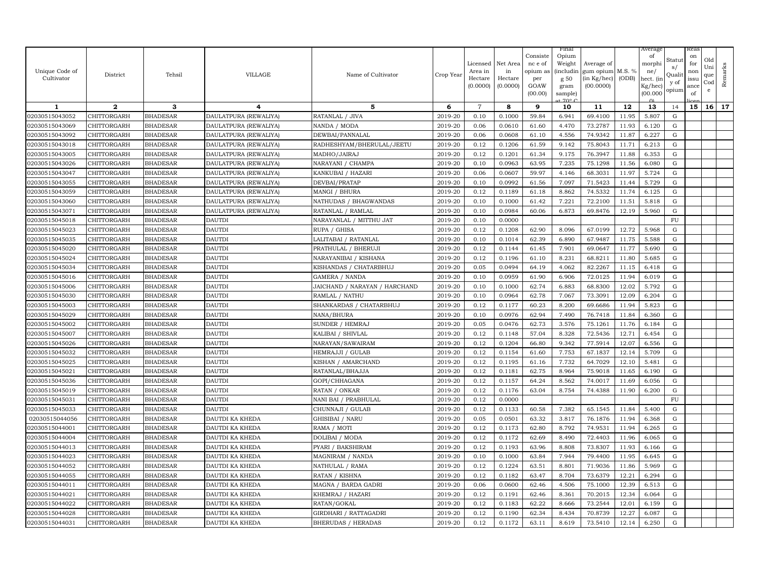| Unique Code of Cultivator | District | Tehsil | VILLAGE | Name of Cultivator | Crop Year | Licensed Area in Hectare (0.0000) | Net Area in Hectare (0.0000) | Consistence of opium as per GOAW (00.00) | Final Opium Weight (including 50 gram sample) at 70° C | Average of gum opium (in Kg/hec) (00.0000) | M.S. % (ODB) | Average of morphine/ hect. (in Kg/hec) (00.0000) | Status/ Quality of opium | Reason for non issuance of licence | Old Unique Code | Remarks |
|---|---|---|---|---|---|---|---|---|---|---|---|---|---|---|---|---|
| 1 | 2 | 3 | 4 | 5 | 6 | 7 | 8 | 9 | 10 | 11 | 12 | 13 | 14 | 15 | 16 | 17 |
| 02030515043052 | CHITTORGARH | BHADESAR | DAULATPURA (REWALIYA) | RATANLAL / JIVA | 2019-20 | 0.10 | 0.1000 | 59.84 | 6.941 | 69.4100 | 11.95 | 5.807 | G | | | |
| 02030515043069 | CHITTORGARH | BHADESAR | DAULATPURA (REWALIYA) | NANDA / MODA | 2019-20 | 0.06 | 0.0610 | 61.60 | 4.470 | 73.2787 | 11.93 | 6.120 | G | | | |
| 02030515043092 | CHITTORGARH | BHADESAR | DAULATPURA (REWALIYA) | DEWBAI/PANNALAL | 2019-20 | 0.06 | 0.0608 | 61.10 | 4.556 | 74.9342 | 11.87 | 6.227 | G | | | |
| 02030515043018 | CHITTORGARH | BHADESAR | DAULATPURA (REWALIYA) | RADHESHYAM/BHERULAL/JEETU | 2019-20 | 0.12 | 0.1206 | 61.59 | 9.142 | 75.8043 | 11.71 | 6.213 | G | | | |
| 02030515043005 | CHITTORGARH | BHADESAR | DAULATPURA (REWALIYA) | MADHO/JAIRAJ | 2019-20 | 0.12 | 0.1201 | 61.34 | 9.175 | 76.3947 | 11.88 | 6.353 | G | | | |
| 02030515043026 | CHITTORGARH | BHADESAR | DAULATPURA (REWALIYA) | NARAYANI / CHAMPA | 2019-20 | 0.10 | 0.0963 | 63.95 | 7.235 | 75.1298 | 11.56 | 6.080 | G | | | |
| 02030515043047 | CHITTORGARH | BHADESAR | DAULATPURA (REWALIYA) | KANKUBAI / HAZARI | 2019-20 | 0.06 | 0.0607 | 59.97 | 4.146 | 68.3031 | 11.97 | 5.724 | G | | | |
| 02030515043055 | CHITTORGARH | BHADESAR | DAULATPURA (REWALIYA) | DEVBAI/PRATAP | 2019-20 | 0.10 | 0.0992 | 61.56 | 7.097 | 71.5423 | 11.44 | 5.729 | G | | | |
| 02030515043059 | CHITTORGARH | BHADESAR | DAULATPURA (REWALIYA) | MANGI / BHURA | 2019-20 | 0.12 | 0.1189 | 61.18 | 8.862 | 74.5332 | 11.74 | 6.125 | G | | | |
| 02030515043060 | CHITTORGARH | BHADESAR | DAULATPURA (REWALIYA) | NATHUDAS / BHAGWANDAS | 2019-20 | 0.10 | 0.1000 | 61.42 | 7.221 | 72.2100 | 11.51 | 5.818 | G | | | |
| 02030515043071 | CHITTORGARH | BHADESAR | DAULATPURA (REWALIYA) | RATANLAL / RAMLAL | 2019-20 | 0.10 | 0.0984 | 60.06 | 6.873 | 69.8476 | 12.19 | 5.960 | G | | | |
| 02030515045018 | CHITTORGARH | BHADESAR | DAUTDI | NARAYANLAL / MITTHU JAT | 2019-20 | 0.10 | 0.0000 | | | | | | FU | | | |
| 02030515045023 | CHITTORGARH | BHADESAR | DAUTDI | RUPA / GHISA | 2019-20 | 0.12 | 0.1208 | 62.90 | 8.096 | 67.0199 | 12.72 | 5.968 | G | | | |
| 02030515045035 | CHITTORGARH | BHADESAR | DAUTDI | LALITABAI / RATANLAL | 2019-20 | 0.10 | 0.1014 | 62.39 | 6.890 | 67.9487 | 11.75 | 5.588 | G | | | |
| 02030515045020 | CHITTORGARH | BHADESAR | DAUTDI | PRATHULAL / BHERUJI | 2019-20 | 0.12 | 0.1144 | 61.45 | 7.901 | 69.0647 | 11.77 | 5.690 | G | | | |
| 02030515045024 | CHITTORGARH | BHADESAR | DAUTDI | NARAYANIBAI / KISHANA | 2019-20 | 0.12 | 0.1196 | 61.10 | 8.231 | 68.8211 | 11.80 | 5.685 | G | | | |
| 02030515045034 | CHITTORGARH | BHADESAR | DAUTDI | KISHANDAS / CHATARBHUJ | 2019-20 | 0.05 | 0.0494 | 64.19 | 4.062 | 82.2267 | 11.15 | 6.418 | G | | | |
| 02030515045016 | CHITTORGARH | BHADESAR | DAUTDI | GAMERA / NANDA | 2019-20 | 0.10 | 0.0959 | 61.90 | 6.906 | 72.0125 | 11.94 | 6.019 | G | | | |
| 02030515045006 | CHITTORGARH | BHADESAR | DAUTDI | JAICHAND / NARAYAN / HARCHAND | 2019-20 | 0.10 | 0.1000 | 62.74 | 6.883 | 68.8300 | 12.02 | 5.792 | G | | | |
| 02030515045030 | CHITTORGARH | BHADESAR | DAUTDI | RAMLAL / NATHU | 2019-20 | 0.10 | 0.0964 | 62.78 | 7.067 | 73.3091 | 12.09 | 6.204 | G | | | |
| 02030515045003 | CHITTORGARH | BHADESAR | DAUTDI | SHANKARDAS / CHATARBHUJ | 2019-20 | 0.12 | 0.1177 | 60.23 | 8.200 | 69.6686 | 11.94 | 5.823 | G | | | |
| 02030515045029 | CHITTORGARH | BHADESAR | DAUTDI | NANA/BHURA | 2019-20 | 0.10 | 0.0976 | 62.94 | 7.490 | 76.7418 | 11.84 | 6.360 | G | | | |
| 02030515045002 | CHITTORGARH | BHADESAR | DAUTDI | SUNDER / HEMRAJ | 2019-20 | 0.05 | 0.0476 | 62.73 | 3.576 | 75.1261 | 11.76 | 6.184 | G | | | |
| 02030515045007 | CHITTORGARH | BHADESAR | DAUTDI | KALIBAI / SHIVLAL | 2019-20 | 0.12 | 0.1148 | 57.04 | 8.328 | 72.5436 | 12.71 | 6.454 | G | | | |
| 02030515045026 | CHITTORGARH | BHADESAR | DAUTDI | NARAYAN/SAWAIRAM | 2019-20 | 0.12 | 0.1204 | 66.80 | 9.342 | 77.5914 | 12.07 | 6.556 | G | | | |
| 02030515045032 | CHITTORGARH | BHADESAR | DAUTDI | HEMRAJJI / GULAB | 2019-20 | 0.12 | 0.1154 | 61.60 | 7.753 | 67.1837 | 12.14 | 5.709 | G | | | |
| 02030515045025 | CHITTORGARH | BHADESAR | DAUTDI | KISHAN / AMARCHAND | 2019-20 | 0.12 | 0.1195 | 61.16 | 7.732 | 64.7029 | 12.10 | 5.481 | G | | | |
| 02030515045021 | CHITTORGARH | BHADESAR | DAUTDI | RATANLAL/BHAJJA | 2019-20 | 0.12 | 0.1181 | 62.75 | 8.964 | 75.9018 | 11.65 | 6.190 | G | | | |
| 02030515045036 | CHITTORGARH | BHADESAR | DAUTDI | GOPI/CHHAGANA | 2019-20 | 0.12 | 0.1157 | 64.24 | 8.562 | 74.0017 | 11.69 | 6.056 | G | | | |
| 02030515045019 | CHITTORGARH | BHADESAR | DAUTDI | RATAN / ONKAR | 2019-20 | 0.12 | 0.1176 | 63.04 | 8.754 | 74.4388 | 11.90 | 6.200 | G | | | |
| 02030515045031 | CHITTORGARH | BHADESAR | DAUTDI | NANI BAI / PRABHULAL | 2019-20 | 0.12 | 0.0000 | | | | | | FU | | | |
| 02030515045033 | CHITTORGARH | BHADESAR | DAUTDI | CHUNNAJI / GULAB | 2019-20 | 0.12 | 0.1133 | 60.58 | 7.382 | 65.1545 | 11.84 | 5.400 | G | | | |
| 02030515044056 | CHITTORGARH | BHADESAR | DAUTDI KA KHEDA | GHISIBAI / NARU | 2019-20 | 0.05 | 0.0501 | 63.32 | 3.817 | 76.1876 | 11.94 | 6.368 | G | | | |
| 02030515044001 | CHITTORGARH | BHADESAR | DAUTDI KA KHEDA | RAMA / MOTI | 2019-20 | 0.12 | 0.1173 | 62.80 | 8.792 | 74.9531 | 11.94 | 6.265 | G | | | |
| 02030515044004 | CHITTORGARH | BHADESAR | DAUTDI KA KHEDA | DOLIBAI / MODA | 2019-20 | 0.12 | 0.1172 | 62.69 | 8.490 | 72.4403 | 11.96 | 6.065 | G | | | |
| 02030515044013 | CHITTORGARH | BHADESAR | DAUTDI KA KHEDA | PYARI / BAKSHIRAM | 2019-20 | 0.12 | 0.1193 | 63.96 | 8.808 | 73.8307 | 11.93 | 6.166 | G | | | |
| 02030515044023 | CHITTORGARH | BHADESAR | DAUTDI KA KHEDA | MAGNIRAM / NANDA | 2019-20 | 0.10 | 0.1000 | 63.84 | 7.944 | 79.4400 | 11.95 | 6.645 | G | | | |
| 02030515044052 | CHITTORGARH | BHADESAR | DAUTDI KA KHEDA | NATHULAL / RAMA | 2019-20 | 0.12 | 0.1224 | 63.51 | 8.801 | 71.9036 | 11.86 | 5.969 | G | | | |
| 02030515044055 | CHITTORGARH | BHADESAR | DAUTDI KA KHEDA | RATAN / KISHNA | 2019-20 | 0.12 | 0.1182 | 63.47 | 8.704 | 73.6379 | 12.21 | 6.294 | G | | | |
| 02030515044011 | CHITTORGARH | BHADESAR | DAUTDI KA KHEDA | MAGNA / BARDA GADRI | 2019-20 | 0.06 | 0.0600 | 62.46 | 4.506 | 75.1000 | 12.39 | 6.513 | G | | | |
| 02030515044021 | CHITTORGARH | BHADESAR | DAUTDI KA KHEDA | KHEMRAJ / HAZARI | 2019-20 | 0.12 | 0.1191 | 62.46 | 8.361 | 70.2015 | 12.34 | 6.064 | G | | | |
| 02030515044022 | CHITTORGARH | BHADESAR | DAUTDI KA KHEDA | RATAN/GOKAL | 2019-20 | 0.12 | 0.1183 | 62.22 | 8.666 | 73.2544 | 12.01 | 6.159 | G | | | |
| 02030515044028 | CHITTORGARH | BHADESAR | DAUTDI KA KHEDA | GIRDHARI / RATTAGADRI | 2019-20 | 0.12 | 0.1190 | 62.34 | 8.434 | 70.8739 | 12.27 | 6.087 | G | | | |
| 02030515044031 | CHITTORGARH | BHADESAR | DAUTDI KA KHEDA | BHERUDAS / HERADAS | 2019-20 | 0.12 | 0.1172 | 63.11 | 8.619 | 73.5410 | 12.14 | 6.250 | G | | | |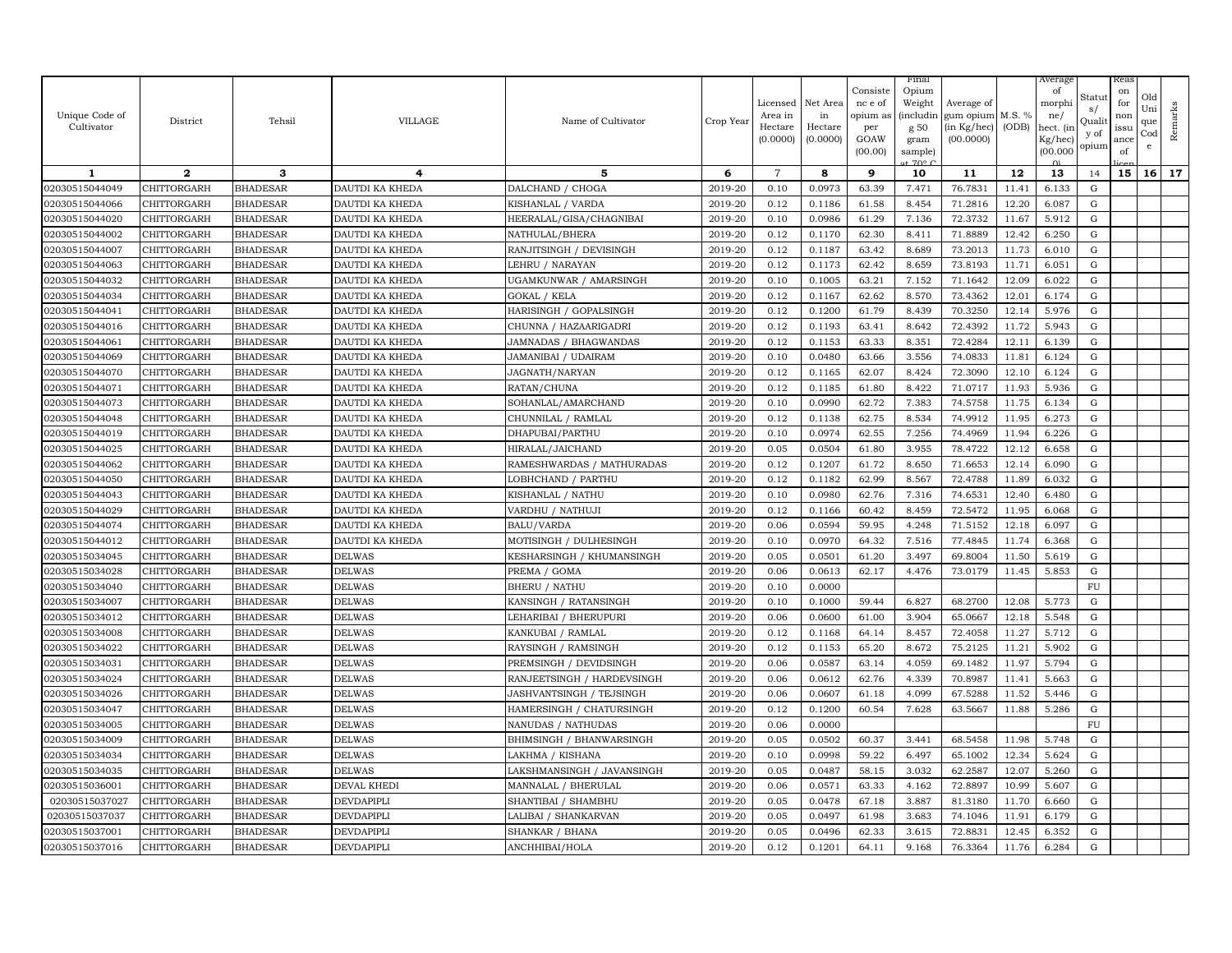| Unique Code of Cultivator | District | Tehsil | VILLAGE | Name of Cultivator | Crop Year | Licensed Area in Hectare (0.0000) | Net Area in Hectare (0.0000) | Consistence of opium as per GOAW (00.00) | Final Opium Weight (including g 50 gram sample) at 70° C | Average of gum opium (in Kg/hec) (00.0000) | M.S. % (ODB) | Average of morphine/ hect. (in Kg/hec) (00.0000) | Status/ Quality of opium | Reason for non issuance of licence | Old Unique Code | Remarks |
|---|---|---|---|---|---|---|---|---|---|---|---|---|---|---|---|---|
| 1 | 2 | 3 | 4 | 5 | 6 | 7 | 8 | 9 | 10 | 11 | 12 | 13 | 14 | 15 | 16 | 17 |
| 02030515044049 | CHITTORGARH | BHADESAR | DAUTDI KA KHEDA | DALCHAND / CHOGA | 2019-20 | 0.10 | 0.0973 | 63.39 | 7.471 | 76.7831 | 11.41 | 6.133 | G | | | |
| 02030515044066 | CHITTORGARH | BHADESAR | DAUTDI KA KHEDA | KISHANLAL / VARDA | 2019-20 | 0.12 | 0.1186 | 61.58 | 8.454 | 71.2816 | 12.20 | 6.087 | G | | | |
| 02030515044020 | CHITTORGARH | BHADESAR | DAUTDI KA KHEDA | HEERALAL/GISA/CHAGNIBAI | 2019-20 | 0.10 | 0.0986 | 61.29 | 7.136 | 72.3732 | 11.67 | 5.912 | G | | | |
| 02030515044002 | CHITTORGARH | BHADESAR | DAUTDI KA KHEDA | NATHULAL/BHERA | 2019-20 | 0.12 | 0.1170 | 62.30 | 8.411 | 71.8889 | 12.42 | 6.250 | G | | | |
| 02030515044007 | CHITTORGARH | BHADESAR | DAUTDI KA KHEDA | RANJITSINGH / DEVISINGH | 2019-20 | 0.12 | 0.1187 | 63.42 | 8.689 | 73.2013 | 11.73 | 6.010 | G | | | |
| 02030515044063 | CHITTORGARH | BHADESAR | DAUTDI KA KHEDA | LEHRU / NARAYAN | 2019-20 | 0.12 | 0.1173 | 62.42 | 8.659 | 73.8193 | 11.71 | 6.051 | G | | | |
| 02030515044032 | CHITTORGARH | BHADESAR | DAUTDI KA KHEDA | UGAMKUNWAR / AMARSINGH | 2019-20 | 0.10 | 0.1005 | 63.21 | 7.152 | 71.1642 | 12.09 | 6.022 | G | | | |
| 02030515044034 | CHITTORGARH | BHADESAR | DAUTDI KA KHEDA | GOKAL / KELA | 2019-20 | 0.12 | 0.1167 | 62.62 | 8.570 | 73.4362 | 12.01 | 6.174 | G | | | |
| 02030515044041 | CHITTORGARH | BHADESAR | DAUTDI KA KHEDA | HARISINGH / GOPALSINGH | 2019-20 | 0.12 | 0.1200 | 61.79 | 8.439 | 70.3250 | 12.14 | 5.976 | G | | | |
| 02030515044016 | CHITTORGARH | BHADESAR | DAUTDI KA KHEDA | CHUNNA / HAZAARIGADRI | 2019-20 | 0.12 | 0.1193 | 63.41 | 8.642 | 72.4392 | 11.72 | 5.943 | G | | | |
| 02030515044061 | CHITTORGARH | BHADESAR | DAUTDI KA KHEDA | JAMNADAS / BHAGWANDAS | 2019-20 | 0.12 | 0.1153 | 63.33 | 8.351 | 72.4284 | 12.11 | 6.139 | G | | | |
| 02030515044069 | CHITTORGARH | BHADESAR | DAUTDI KA KHEDA | JAMANIBAI / UDAIRAM | 2019-20 | 0.10 | 0.0480 | 63.66 | 3.556 | 74.0833 | 11.81 | 6.124 | G | | | |
| 02030515044070 | CHITTORGARH | BHADESAR | DAUTDI KA KHEDA | JAGNATH/NARYAN | 2019-20 | 0.12 | 0.1165 | 62.07 | 8.424 | 72.3090 | 12.10 | 6.124 | G | | | |
| 02030515044071 | CHITTORGARH | BHADESAR | DAUTDI KA KHEDA | RATAN/CHUNA | 2019-20 | 0.12 | 0.1185 | 61.80 | 8.422 | 71.0717 | 11.93 | 5.936 | G | | | |
| 02030515044073 | CHITTORGARH | BHADESAR | DAUTDI KA KHEDA | SOHANLAL/AMARCHAND | 2019-20 | 0.10 | 0.0990 | 62.72 | 7.383 | 74.5758 | 11.75 | 6.134 | G | | | |
| 02030515044048 | CHITTORGARH | BHADESAR | DAUTDI KA KHEDA | CHUNNILAL / RAMLAL | 2019-20 | 0.12 | 0.1138 | 62.75 | 8.534 | 74.9912 | 11.95 | 6.273 | G | | | |
| 02030515044019 | CHITTORGARH | BHADESAR | DAUTDI KA KHEDA | DHAPUBAI/PARTHU | 2019-20 | 0.10 | 0.0974 | 62.55 | 7.256 | 74.4969 | 11.94 | 6.226 | G | | | |
| 02030515044025 | CHITTORGARH | BHADESAR | DAUTDI KA KHEDA | HIRALAL/JAICHAND | 2019-20 | 0.05 | 0.0504 | 61.80 | 3.955 | 78.4722 | 12.12 | 6.658 | G | | | |
| 02030515044062 | CHITTORGARH | BHADESAR | DAUTDI KA KHEDA | RAMESHWARDAS / MATHURADAS | 2019-20 | 0.12 | 0.1207 | 61.72 | 8.650 | 71.6653 | 12.14 | 6.090 | G | | | |
| 02030515044050 | CHITTORGARH | BHADESAR | DAUTDI KA KHEDA | LOBHCHAND / PARTHU | 2019-20 | 0.12 | 0.1182 | 62.99 | 8.567 | 72.4788 | 11.89 | 6.032 | G | | | |
| 02030515044043 | CHITTORGARH | BHADESAR | DAUTDI KA KHEDA | KISHANLAL / NATHU | 2019-20 | 0.10 | 0.0980 | 62.76 | 7.316 | 74.6531 | 12.40 | 6.480 | G | | | |
| 02030515044029 | CHITTORGARH | BHADESAR | DAUTDI KA KHEDA | VARDHU / NATHUJI | 2019-20 | 0.12 | 0.1166 | 60.42 | 8.459 | 72.5472 | 11.95 | 6.068 | G | | | |
| 02030515044074 | CHITTORGARH | BHADESAR | DAUTDI KA KHEDA | BALU/VARDA | 2019-20 | 0.06 | 0.0594 | 59.95 | 4.248 | 71.5152 | 12.18 | 6.097 | G | | | |
| 02030515044012 | CHITTORGARH | BHADESAR | DAUTDI KA KHEDA | MOTISINGH / DULHESINGH | 2019-20 | 0.10 | 0.0970 | 64.32 | 7.516 | 77.4845 | 11.74 | 6.368 | G | | | |
| 02030515034045 | CHITTORGARH | BHADESAR | DELWAS | KESHARSINGH / KHUMANSINGH | 2019-20 | 0.05 | 0.0501 | 61.20 | 3.497 | 69.8004 | 11.50 | 5.619 | G | | | |
| 02030515034028 | CHITTORGARH | BHADESAR | DELWAS | PREMA / GOMA | 2019-20 | 0.06 | 0.0613 | 62.17 | 4.476 | 73.0179 | 11.45 | 5.853 | G | | | |
| 02030515034040 | CHITTORGARH | BHADESAR | DELWAS | BHERU / NATHU | 2019-20 | 0.10 | 0.0000 | | | | | | FU | | | |
| 02030515034007 | CHITTORGARH | BHADESAR | DELWAS | KANSINGH / RATANSINGH | 2019-20 | 0.10 | 0.1000 | 59.44 | 6.827 | 68.2700 | 12.08 | 5.773 | G | | | |
| 02030515034012 | CHITTORGARH | BHADESAR | DELWAS | LEHARIBAI / BHERUPURI | 2019-20 | 0.06 | 0.0600 | 61.00 | 3.904 | 65.0667 | 12.18 | 5.548 | G | | | |
| 02030515034008 | CHITTORGARH | BHADESAR | DELWAS | KANKUBAI / RAMLAL | 2019-20 | 0.12 | 0.1168 | 64.14 | 8.457 | 72.4058 | 11.27 | 5.712 | G | | | |
| 02030515034022 | CHITTORGARH | BHADESAR | DELWAS | RAYSINGH / RAMSINGH | 2019-20 | 0.12 | 0.1153 | 65.20 | 8.672 | 75.2125 | 11.21 | 5.902 | G | | | |
| 02030515034031 | CHITTORGARH | BHADESAR | DELWAS | PREMSINGH / DEVIDSINGH | 2019-20 | 0.06 | 0.0587 | 63.14 | 4.059 | 69.1482 | 11.97 | 5.794 | G | | | |
| 02030515034024 | CHITTORGARH | BHADESAR | DELWAS | RANJEETSINGH / HARDEVSINGH | 2019-20 | 0.06 | 0.0612 | 62.76 | 4.339 | 70.8987 | 11.41 | 5.663 | G | | | |
| 02030515034026 | CHITTORGARH | BHADESAR | DELWAS | JASHVANTSINGH / TEJSINGH | 2019-20 | 0.06 | 0.0607 | 61.18 | 4.099 | 67.5288 | 11.52 | 5.446 | G | | | |
| 02030515034047 | CHITTORGARH | BHADESAR | DELWAS | HAMERSINGH / CHATURSINGH | 2019-20 | 0.12 | 0.1200 | 60.54 | 7.628 | 63.5667 | 11.88 | 5.286 | G | | | |
| 02030515034005 | CHITTORGARH | BHADESAR | DELWAS | NANUDAS / NATHUDAS | 2019-20 | 0.06 | 0.0000 | | | | | | FU | | | |
| 02030515034009 | CHITTORGARH | BHADESAR | DELWAS | BHIMSINGH / BHANWARSINGH | 2019-20 | 0.05 | 0.0502 | 60.37 | 3.441 | 68.5458 | 11.98 | 5.748 | G | | | |
| 02030515034034 | CHITTORGARH | BHADESAR | DELWAS | LAKHMA / KISHANA | 2019-20 | 0.10 | 0.0998 | 59.22 | 6.497 | 65.1002 | 12.34 | 5.624 | G | | | |
| 02030515034035 | CHITTORGARH | BHADESAR | DELWAS | LAKSHMANSINGH / JAVANSINGH | 2019-20 | 0.05 | 0.0487 | 58.15 | 3.032 | 62.2587 | 12.07 | 5.260 | G | | | |
| 02030515036001 | CHITTORGARH | BHADESAR | DEVAL KHEDI | MANNALAL / BHERULAL | 2019-20 | 0.06 | 0.0571 | 63.33 | 4.162 | 72.8897 | 10.99 | 5.607 | G | | | |
| 02030515037027 | CHITTORGARH | BHADESAR | DEVDAPIPLI | SHANTIBAI / SHAMBHU | 2019-20 | 0.05 | 0.0478 | 67.18 | 3.887 | 81.3180 | 11.70 | 6.660 | G | | | |
| 02030515037037 | CHITTORGARH | BHADESAR | DEVDAPIPLI | LALIBAI / SHANKARVAN | 2019-20 | 0.05 | 0.0497 | 61.98 | 3.683 | 74.1046 | 11.91 | 6.179 | G | | | |
| 02030515037001 | CHITTORGARH | BHADESAR | DEVDAPIPLI | SHANKAR / BHANA | 2019-20 | 0.05 | 0.0496 | 62.33 | 3.615 | 72.8831 | 12.45 | 6.352 | G | | | |
| 02030515037016 | CHITTORGARH | BHADESAR | DEVDAPIPLI | ANCHHIBAI/HOLA | 2019-20 | 0.12 | 0.1201 | 64.11 | 9.168 | 76.3364 | 11.76 | 6.284 | G | | | |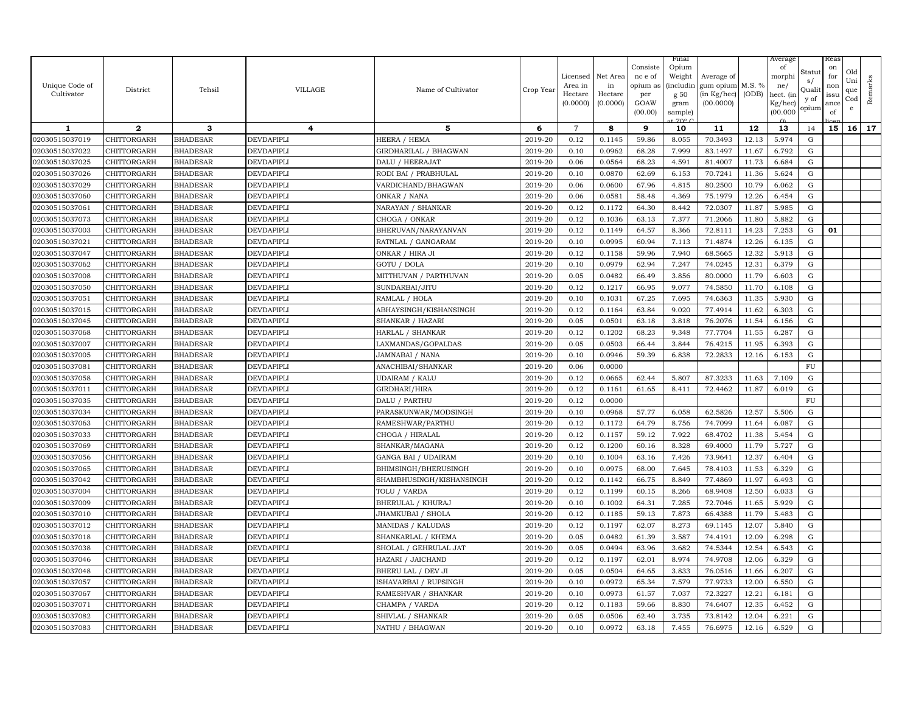| Unique Code of Cultivator | District | Tehsil | VILLAGE | Name of Cultivator | Crop Year | Licensed Area in Hectare (0.0000) | Net Area in Hectare (0.0000) | Consistence of opium as per GOAW (00.00) | Final Opium Weight (including 50 gram sample) at 70° C | Average of gum opium (in Kg/hec) (00.0000) | M.S. % (ODB) | Average of morphine/ hect. (in Kg/hec) (00.0000) | Status/ Quality of opium | Reason for non issuance of licence | Old Unique Code | Remarks |
|---|---|---|---|---|---|---|---|---|---|---|---|---|---|---|---|---|
| 1 | 2 | 3 | 4 | 5 | 6 | 7 | 8 | 9 | 10 | 11 | 12 | 13 | 14 | 15 | 16 | 17 |
| 02030515037019 | CHITTORGARH | BHADESAR | DEVDAPIPLI | HEERA / HEMA | 2019-20 | 0.12 | 0.1145 | 59.86 | 8.055 | 70.3493 | 12.13 | 5.974 | G | | | |
| 02030515037022 | CHITTORGARH | BHADESAR | DEVDAPIPLI | GIRDHARILAL / BHAGWAN | 2019-20 | 0.10 | 0.0962 | 68.28 | 7.999 | 83.1497 | 11.67 | 6.792 | G | | | |
| 02030515037025 | CHITTORGARH | BHADESAR | DEVDAPIPLI | DALU / HEERAJAT | 2019-20 | 0.06 | 0.0564 | 68.23 | 4.591 | 81.4007 | 11.73 | 6.684 | G | | | |
| 02030515037026 | CHITTORGARH | BHADESAR | DEVDAPIPLI | RODI BAI / PRABHULAL | 2019-20 | 0.10 | 0.0870 | 62.69 | 6.153 | 70.7241 | 11.36 | 5.624 | G | | | |
| 02030515037029 | CHITTORGARH | BHADESAR | DEVDAPIPLI | VARDICHAND/BHAGWAN | 2019-20 | 0.06 | 0.0600 | 67.96 | 4.815 | 80.2500 | 10.79 | 6.062 | G | | | |
| 02030515037060 | CHITTORGARH | BHADESAR | DEVDAPIPLI | ONKAR / NANA | 2019-20 | 0.06 | 0.0581 | 58.48 | 4.369 | 75.1979 | 12.26 | 6.454 | G | | | |
| 02030515037061 | CHITTORGARH | BHADESAR | DEVDAPIPLI | NARAYAN / SHANKAR | 2019-20 | 0.12 | 0.1172 | 64.30 | 8.442 | 72.0307 | 11.87 | 5.985 | G | | | |
| 02030515037073 | CHITTORGARH | BHADESAR | DEVDAPIPLI | CHOGA / ONKAR | 2019-20 | 0.12 | 0.1036 | 63.13 | 7.377 | 71.2066 | 11.80 | 5.882 | G | | | |
| 02030515037003 | CHITTORGARH | BHADESAR | DEVDAPIPLI | BHERUVAN/NARAYANVAN | 2019-20 | 0.12 | 0.1149 | 64.57 | 8.366 | 72.8111 | 14.23 | 7.253 | G | 01 | | |
| 02030515037021 | CHITTORGARH | BHADESAR | DEVDAPIPLI | RATNLAL / GANGARAM | 2019-20 | 0.10 | 0.0995 | 60.94 | 7.113 | 71.4874 | 12.26 | 6.135 | G | | | |
| 02030515037047 | CHITTORGARH | BHADESAR | DEVDAPIPLI | ONKAR / HIRA JI | 2019-20 | 0.12 | 0.1158 | 59.96 | 7.940 | 68.5665 | 12.32 | 5.913 | G | | | |
| 02030515037062 | CHITTORGARH | BHADESAR | DEVDAPIPLI | GOTU / DOLA | 2019-20 | 0.10 | 0.0979 | 62.94 | 7.247 | 74.0245 | 12.31 | 6.379 | G | | | |
| 02030515037008 | CHITTORGARH | BHADESAR | DEVDAPIPLI | MITTHUVAN / PARTHUVAN | 2019-20 | 0.05 | 0.0482 | 66.49 | 3.856 | 80.0000 | 11.79 | 6.603 | G | | | |
| 02030515037050 | CHITTORGARH | BHADESAR | DEVDAPIPLI | SUNDARBAI/JITU | 2019-20 | 0.12 | 0.1217 | 66.95 | 9.077 | 74.5850 | 11.70 | 6.108 | G | | | |
| 02030515037051 | CHITTORGARH | BHADESAR | DEVDAPIPLI | RAMLAL / HOLA | 2019-20 | 0.10 | 0.1031 | 67.25 | 7.695 | 74.6363 | 11.35 | 5.930 | G | | | |
| 02030515037015 | CHITTORGARH | BHADESAR | DEVDAPIPLI | ABHAYSINGH/KISHANSINGH | 2019-20 | 0.12 | 0.1164 | 63.84 | 9.020 | 77.4914 | 11.62 | 6.303 | G | | | |
| 02030515037045 | CHITTORGARH | BHADESAR | DEVDAPIPLI | SHANKAR / HAZARI | 2019-20 | 0.05 | 0.0501 | 63.18 | 3.818 | 76.2076 | 11.54 | 6.156 | G | | | |
| 02030515037068 | CHITTORGARH | BHADESAR | DEVDAPIPLI | HARLAL / SHANKAR | 2019-20 | 0.12 | 0.1202 | 68.23 | 9.348 | 77.7704 | 11.55 | 6.287 | G | | | |
| 02030515037007 | CHITTORGARH | BHADESAR | DEVDAPIPLI | LAXMANDAS/GOPALDAS | 2019-20 | 0.05 | 0.0503 | 66.44 | 3.844 | 76.4215 | 11.95 | 6.393 | G | | | |
| 02030515037005 | CHITTORGARH | BHADESAR | DEVDAPIPLI | JAMNABAI / NANA | 2019-20 | 0.10 | 0.0946 | 59.39 | 6.838 | 72.2833 | 12.16 | 6.153 | G | | | |
| 02030515037081 | CHITTORGARH | BHADESAR | DEVDAPIPLI | ANACHIBAI/SHANKAR | 2019-20 | 0.06 | 0.0000 | | | | | | FU | | | |
| 02030515037058 | CHITTORGARH | BHADESAR | DEVDAPIPLI | UDAIRAM / KALU | 2019-20 | 0.12 | 0.0665 | 62.44 | 5.807 | 87.3233 | 11.63 | 7.109 | G | | | |
| 02030515037011 | CHITTORGARH | BHADESAR | DEVDAPIPLI | GIRDHARI/HIRA | 2019-20 | 0.12 | 0.1161 | 61.65 | 8.411 | 72.4462 | 11.87 | 6.019 | G | | | |
| 02030515037035 | CHITTORGARH | BHADESAR | DEVDAPIPLI | DALU / PARTHU | 2019-20 | 0.12 | 0.0000 | | | | | | FU | | | |
| 02030515037034 | CHITTORGARH | BHADESAR | DEVDAPIPLI | PARASKUNWAR/MODSINGH | 2019-20 | 0.10 | 0.0968 | 57.77 | 6.058 | 62.5826 | 12.57 | 5.506 | G | | | |
| 02030515037063 | CHITTORGARH | BHADESAR | DEVDAPIPLI | RAMESHWAR/PARTHU | 2019-20 | 0.12 | 0.1172 | 64.79 | 8.756 | 74.7099 | 11.64 | 6.087 | G | | | |
| 02030515037033 | CHITTORGARH | BHADESAR | DEVDAPIPLI | CHOGA / HIRALAL | 2019-20 | 0.12 | 0.1157 | 59.12 | 7.922 | 68.4702 | 11.38 | 5.454 | G | | | |
| 02030515037069 | CHITTORGARH | BHADESAR | DEVDAPIPLI | SHANKAR/MAGANA | 2019-20 | 0.12 | 0.1200 | 60.16 | 8.328 | 69.4000 | 11.79 | 5.727 | G | | | |
| 02030515037056 | CHITTORGARH | BHADESAR | DEVDAPIPLI | GANGA BAI / UDAIRAM | 2019-20 | 0.10 | 0.1004 | 63.16 | 7.426 | 73.9641 | 12.37 | 6.404 | G | | | |
| 02030515037065 | CHITTORGARH | BHADESAR | DEVDAPIPLI | BHIMSINGH/BHERUSINGH | 2019-20 | 0.10 | 0.0975 | 68.00 | 7.645 | 78.4103 | 11.53 | 6.329 | G | | | |
| 02030515037042 | CHITTORGARH | BHADESAR | DEVDAPIPLI | SHAMBHUSINGH/KISHANSINGH | 2019-20 | 0.12 | 0.1142 | 66.75 | 8.849 | 77.4869 | 11.97 | 6.493 | G | | | |
| 02030515037004 | CHITTORGARH | BHADESAR | DEVDAPIPLI | TOLU / VARDA | 2019-20 | 0.12 | 0.1199 | 60.15 | 8.266 | 68.9408 | 12.50 | 6.033 | G | | | |
| 02030515037009 | CHITTORGARH | BHADESAR | DEVDAPIPLI | BHERULAL / KHURAJ | 2019-20 | 0.10 | 0.1002 | 64.31 | 7.285 | 72.7046 | 11.65 | 5.929 | G | | | |
| 02030515037010 | CHITTORGARH | BHADESAR | DEVDAPIPLI | JHAMKUBAI / SHOLA | 2019-20 | 0.12 | 0.1185 | 59.13 | 7.873 | 66.4388 | 11.79 | 5.483 | G | | | |
| 02030515037012 | CHITTORGARH | BHADESAR | DEVDAPIPLI | MANIDAS / KALUDAS | 2019-20 | 0.12 | 0.1197 | 62.07 | 8.273 | 69.1145 | 12.07 | 5.840 | G | | | |
| 02030515037018 | CHITTORGARH | BHADESAR | DEVDAPIPLI | SHANKARLAL / KHEMA | 2019-20 | 0.05 | 0.0482 | 61.39 | 3.587 | 74.4191 | 12.09 | 6.298 | G | | | |
| 02030515037038 | CHITTORGARH | BHADESAR | DEVDAPIPLI | SHOLAL / GEHRULAL JAT | 2019-20 | 0.05 | 0.0494 | 63.96 | 3.682 | 74.5344 | 12.54 | 6.543 | G | | | |
| 02030515037046 | CHITTORGARH | BHADESAR | DEVDAPIPLI | HAZARI / JAICHAND | 2019-20 | 0.12 | 0.1197 | 62.01 | 8.974 | 74.9708 | 12.06 | 6.329 | G | | | |
| 02030515037048 | CHITTORGARH | BHADESAR | DEVDAPIPLI | BHERU LAL / DEV JI | 2019-20 | 0.05 | 0.0504 | 64.65 | 3.833 | 76.0516 | 11.66 | 6.207 | G | | | |
| 02030515037057 | CHITTORGARH | BHADESAR | DEVDAPIPLI | ISHAVARBAI / RUPSINGH | 2019-20 | 0.10 | 0.0972 | 65.34 | 7.579 | 77.9733 | 12.00 | 6.550 | G | | | |
| 02030515037067 | CHITTORGARH | BHADESAR | DEVDAPIPLI | RAMESHVAR / SHANKAR | 2019-20 | 0.10 | 0.0973 | 61.57 | 7.037 | 72.3227 | 12.21 | 6.181 | G | | | |
| 02030515037071 | CHITTORGARH | BHADESAR | DEVDAPIPLI | CHAMPA / VARDA | 2019-20 | 0.12 | 0.1183 | 59.66 | 8.830 | 74.6407 | 12.35 | 6.452 | G | | | |
| 02030515037082 | CHITTORGARH | BHADESAR | DEVDAPIPLI | SHIVLAL / SHANKAR | 2019-20 | 0.05 | 0.0506 | 62.40 | 3.735 | 73.8142 | 12.04 | 6.221 | G | | | |
| 02030515037083 | CHITTORGARH | BHADESAR | DEVDAPIPLI | NATHU / BHAGWAN | 2019-20 | 0.10 | 0.0972 | 63.18 | 7.455 | 76.6975 | 12.16 | 6.529 | G | | | |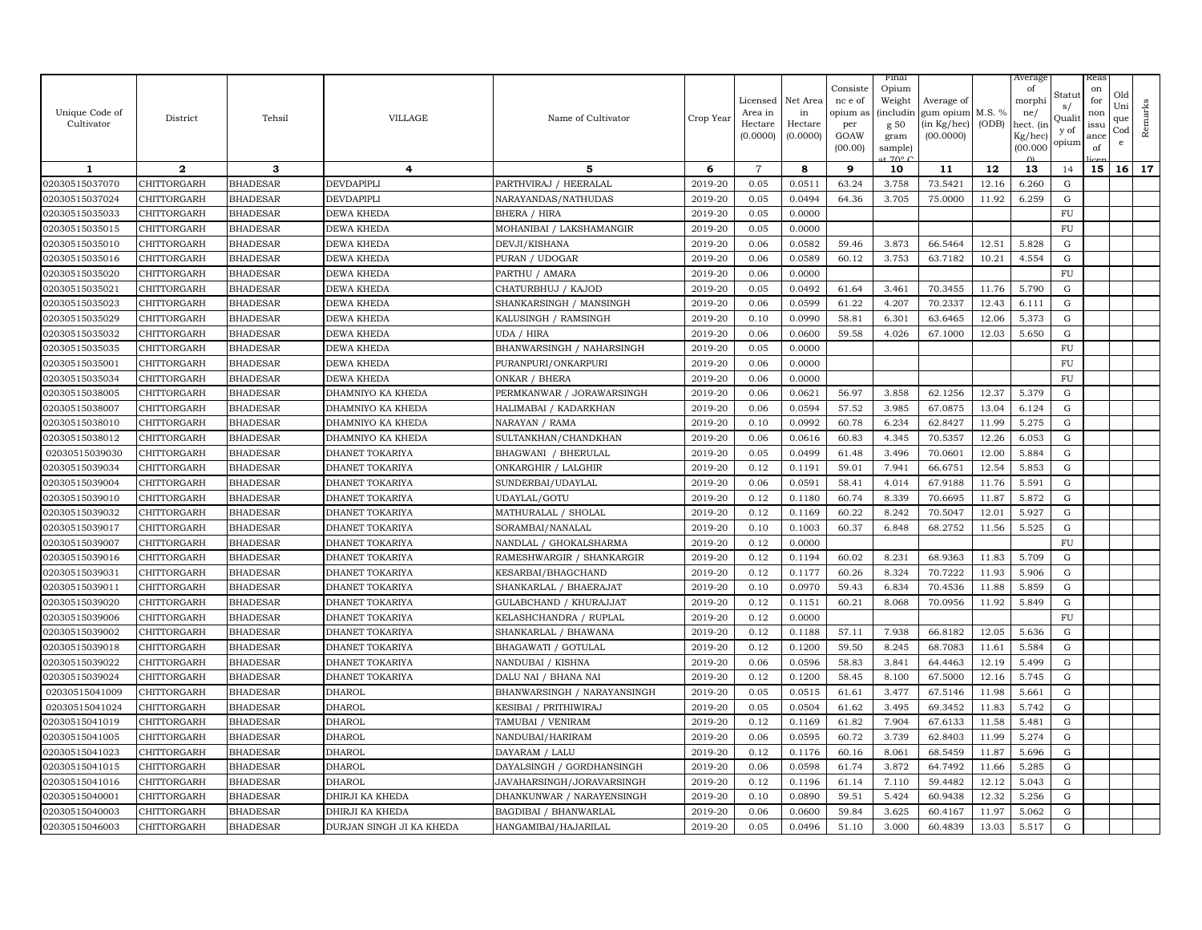| Unique Code of Cultivator | District | Tehsil | VILLAGE | Name of Cultivator | Crop Year | Licensed Area in Hectare (0.0000) | Net Area in Hectare (0.0000) | Consistence of opium as per GOAW (00.00) | Final Opium Weight (including 50 gram sample) at 70° C | Average of gum opium (in Kg/hec) (00.0000) | M.S. % (ODB) | Average of morphine/ hect. (in Kg/hec) (00.000) | Status/ Quality of opium | Reason for non issuance of licence | Old Unique Code | Remarks |
|---|---|---|---|---|---|---|---|---|---|---|---|---|---|---|---|---|
| 1 | 2 | 3 | 4 | 5 | 6 | 7 | 8 | 9 | 10 | 11 | 12 | 13 | 14 | 15 | 16 | 17 |
| 02030515037070 | CHITTORGARH | BHADESAR | DEVDAPIPLI | PARTHVIRAJ / HEERALAL | 2019-20 | 0.05 | 0.0511 | 63.24 | 3.758 | 73.5421 | 12.16 | 6.260 | G | | | |
| 02030515037024 | CHITTORGARH | BHADESAR | DEVDAPIPLI | NARAYANDAS/NATHUDAS | 2019-20 | 0.05 | 0.0494 | 64.36 | 3.705 | 75.0000 | 11.92 | 6.259 | G | | | |
| 02030515035033 | CHITTORGARH | BHADESAR | DEWA KHEDA | BHERA / HIRA | 2019-20 | 0.05 | 0.0000 | | | | | | FU | | | |
| 02030515035015 | CHITTORGARH | BHADESAR | DEWA KHEDA | MOHANIBAI / LAKSHAMANGIR | 2019-20 | 0.05 | 0.0000 | | | | | | FU | | | |
| 02030515035010 | CHITTORGARH | BHADESAR | DEWA KHEDA | DEVJI/KISHANA | 2019-20 | 0.06 | 0.0582 | 59.46 | 3.873 | 66.5464 | 12.51 | 5.828 | G | | | |
| 02030515035016 | CHITTORGARH | BHADESAR | DEWA KHEDA | PURAN / UDOGAR | 2019-20 | 0.06 | 0.0589 | 60.12 | 3.753 | 63.7182 | 10.21 | 4.554 | G | | | |
| 02030515035020 | CHITTORGARH | BHADESAR | DEWA KHEDA | PARTHU / AMARA | 2019-20 | 0.06 | 0.0000 | | | | | | FU | | | |
| 02030515035021 | CHITTORGARH | BHADESAR | DEWA KHEDA | CHATURBHUJ / KAJOD | 2019-20 | 0.05 | 0.0492 | 61.64 | 3.461 | 70.3455 | 11.76 | 5.790 | G | | | |
| 02030515035023 | CHITTORGARH | BHADESAR | DEWA KHEDA | SHANKARSINGH / MANSINGH | 2019-20 | 0.06 | 0.0599 | 61.22 | 4.207 | 70.2337 | 12.43 | 6.111 | G | | | |
| 02030515035029 | CHITTORGARH | BHADESAR | DEWA KHEDA | KALUSINGH / RAMSINGH | 2019-20 | 0.10 | 0.0990 | 58.81 | 6.301 | 63.6465 | 12.06 | 5.373 | G | | | |
| 02030515035032 | CHITTORGARH | BHADESAR | DEWA KHEDA | UDA / HIRA | 2019-20 | 0.06 | 0.0600 | 59.58 | 4.026 | 67.1000 | 12.03 | 5.650 | G | | | |
| 02030515035035 | CHITTORGARH | BHADESAR | DEWA KHEDA | BHANWARSINGH / NAHARSINGH | 2019-20 | 0.05 | 0.0000 | | | | | | FU | | | |
| 02030515035001 | CHITTORGARH | BHADESAR | DEWA KHEDA | PURANPURI/ONKARPURI | 2019-20 | 0.06 | 0.0000 | | | | | | FU | | | |
| 02030515035034 | CHITTORGARH | BHADESAR | DEWA KHEDA | ONKAR / BHERA | 2019-20 | 0.06 | 0.0000 | | | | | | FU | | | |
| 02030515038005 | CHITTORGARH | BHADESAR | DHAMNIYO KA KHEDA | PERMKANWAR / JORAWARSINGH | 2019-20 | 0.06 | 0.0621 | 56.97 | 3.858 | 62.1256 | 12.37 | 5.379 | G | | | |
| 02030515038007 | CHITTORGARH | BHADESAR | DHAMNIYO KA KHEDA | HALIMABAI / KADARKHAN | 2019-20 | 0.06 | 0.0594 | 57.52 | 3.985 | 67.0875 | 13.04 | 6.124 | G | | | |
| 02030515038010 | CHITTORGARH | BHADESAR | DHAMNIYO KA KHEDA | NARAYAN / RAMA | 2019-20 | 0.10 | 0.0992 | 60.78 | 6.234 | 62.8427 | 11.99 | 5.275 | G | | | |
| 02030515038012 | CHITTORGARH | BHADESAR | DHAMNIYO KA KHEDA | SULTANKHAN/CHANDKHAN | 2019-20 | 0.06 | 0.0616 | 60.83 | 4.345 | 70.5357 | 12.26 | 6.053 | G | | | |
| 02030515039030 | CHITTORGARH | BHADESAR | DHANET TOKARIYA | BHAGWANI / BHERULAL | 2019-20 | 0.05 | 0.0499 | 61.48 | 3.496 | 70.0601 | 12.00 | 5.884 | G | | | |
| 02030515039034 | CHITTORGARH | BHADESAR | DHANET TOKARIYA | ONKARGHIR / LALGHIR | 2019-20 | 0.12 | 0.1191 | 59.01 | 7.941 | 66.6751 | 12.54 | 5.853 | G | | | |
| 02030515039004 | CHITTORGARH | BHADESAR | DHANET TOKARIYA | SUNDERBAI/UDAYLAL | 2019-20 | 0.06 | 0.0591 | 58.41 | 4.014 | 67.9188 | 11.76 | 5.591 | G | | | |
| 02030515039010 | CHITTORGARH | BHADESAR | DHANET TOKARIYA | UDAYLAL/GOTU | 2019-20 | 0.12 | 0.1180 | 60.74 | 8.339 | 70.6695 | 11.87 | 5.872 | G | | | |
| 02030515039032 | CHITTORGARH | BHADESAR | DHANET TOKARIYA | MATHURALAL / SHOLAL | 2019-20 | 0.12 | 0.1169 | 60.22 | 8.242 | 70.5047 | 12.01 | 5.927 | G | | | |
| 02030515039017 | CHITTORGARH | BHADESAR | DHANET TOKARIYA | SORAMBAI/NANALAL | 2019-20 | 0.10 | 0.1003 | 60.37 | 6.848 | 68.2752 | 11.56 | 5.525 | G | | | |
| 02030515039007 | CHITTORGARH | BHADESAR | DHANET TOKARIYA | NANDLAL / GHOKALSHARMA | 2019-20 | 0.12 | 0.0000 | | | | | | FU | | | |
| 02030515039016 | CHITTORGARH | BHADESAR | DHANET TOKARIYA | RAMESHWARGIR / SHANKARGIR | 2019-20 | 0.12 | 0.1194 | 60.02 | 8.231 | 68.9363 | 11.83 | 5.709 | G | | | |
| 02030515039031 | CHITTORGARH | BHADESAR | DHANET TOKARIYA | KESARBAI/BHAGCHAND | 2019-20 | 0.12 | 0.1177 | 60.26 | 8.324 | 70.7222 | 11.93 | 5.906 | G | | | |
| 02030515039011 | CHITTORGARH | BHADESAR | DHANET TOKARIYA | SHANKARLAL / BHAERAJAT | 2019-20 | 0.10 | 0.0970 | 59.43 | 6.834 | 70.4536 | 11.88 | 5.859 | G | | | |
| 02030515039020 | CHITTORGARH | BHADESAR | DHANET TOKARIYA | GULABCHAND / KHURAJJAT | 2019-20 | 0.12 | 0.1151 | 60.21 | 8.068 | 70.0956 | 11.92 | 5.849 | G | | | |
| 02030515039006 | CHITTORGARH | BHADESAR | DHANET TOKARIYA | KELASHCHANDRA / RUPLAL | 2019-20 | 0.12 | 0.0000 | | | | | | FU | | | |
| 02030515039002 | CHITTORGARH | BHADESAR | DHANET TOKARIYA | SHANKARLAL / BHAWANA | 2019-20 | 0.12 | 0.1188 | 57.11 | 7.938 | 66.8182 | 12.05 | 5.636 | G | | | |
| 02030515039018 | CHITTORGARH | BHADESAR | DHANET TOKARIYA | BHAGAWATI / GOTULAL | 2019-20 | 0.12 | 0.1200 | 59.50 | 8.245 | 68.7083 | 11.61 | 5.584 | G | | | |
| 02030515039022 | CHITTORGARH | BHADESAR | DHANET TOKARIYA | NANDUBAI / KISHNA | 2019-20 | 0.06 | 0.0596 | 58.83 | 3.841 | 64.4463 | 12.19 | 5.499 | G | | | |
| 02030515039024 | CHITTORGARH | BHADESAR | DHANET TOKARIYA | DALU NAI / BHANA NAI | 2019-20 | 0.12 | 0.1200 | 58.45 | 8.100 | 67.5000 | 12.16 | 5.745 | G | | | |
| 02030515041009 | CHITTORGARH | BHADESAR | DHAROL | BHANWARSINGH / NARAYANSINGH | 2019-20 | 0.05 | 0.0515 | 61.61 | 3.477 | 67.5146 | 11.98 | 5.661 | G | | | |
| 02030515041024 | CHITTORGARH | BHADESAR | DHAROL | KESIBAI / PRITHIWIRAJ | 2019-20 | 0.05 | 0.0504 | 61.62 | 3.495 | 69.3452 | 11.83 | 5.742 | G | | | |
| 02030515041019 | CHITTORGARH | BHADESAR | DHAROL | TAMUBAI / VENIRAM | 2019-20 | 0.12 | 0.1169 | 61.82 | 7.904 | 67.6133 | 11.58 | 5.481 | G | | | |
| 02030515041005 | CHITTORGARH | BHADESAR | DHAROL | NANDUBAI/HARIRAM | 2019-20 | 0.06 | 0.0595 | 60.72 | 3.739 | 62.8403 | 11.99 | 5.274 | G | | | |
| 02030515041023 | CHITTORGARH | BHADESAR | DHAROL | DAYARAM / LALU | 2019-20 | 0.12 | 0.1176 | 60.16 | 8.061 | 68.5459 | 11.87 | 5.696 | G | | | |
| 02030515041015 | CHITTORGARH | BHADESAR | DHAROL | DAYALSINGH / GORDHANSINGH | 2019-20 | 0.06 | 0.0598 | 61.74 | 3.872 | 64.7492 | 11.66 | 5.285 | G | | | |
| 02030515041016 | CHITTORGARH | BHADESAR | DHAROL | JAVAHARSINGH/JORAVARSINGH | 2019-20 | 0.12 | 0.1196 | 61.14 | 7.110 | 59.4482 | 12.12 | 5.043 | G | | | |
| 02030515040001 | CHITTORGARH | BHADESAR | DHIRJI KA KHEDA | DHANKUNWAR / NARAYENSINGH | 2019-20 | 0.10 | 0.0890 | 59.51 | 5.424 | 60.9438 | 12.32 | 5.256 | G | | | |
| 02030515040003 | CHITTORGARH | BHADESAR | DHIRJI KA KHEDA | BAGDIBAI / BHANWARLAL | 2019-20 | 0.06 | 0.0600 | 59.84 | 3.625 | 60.4167 | 11.97 | 5.062 | G | | | |
| 02030515046003 | CHITTORGARH | BHADESAR | DURJAN SINGH JI KA KHEDA | HANGAMIBAI/HAJARILAL | 2019-20 | 0.05 | 0.0496 | 51.10 | 3.000 | 60.4839 | 13.03 | 5.517 | G | | | |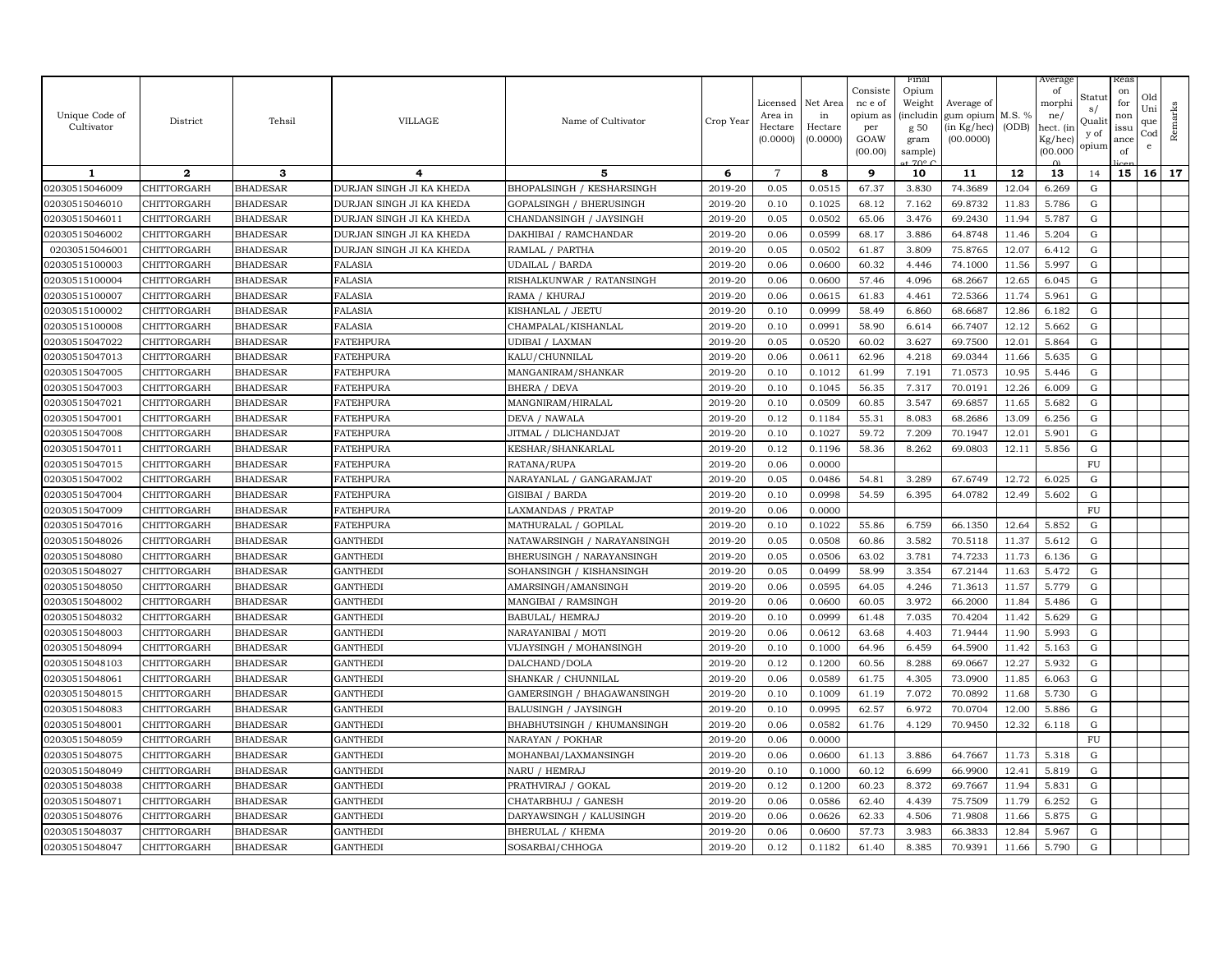| Unique Code of Cultivator | District | Tehsil | VILLAGE | Name of Cultivator | Crop Year | Licensed Area in Hectare (0.0000) | Net Area in Hectare (0.0000) | Consistence of opium as per GOAW (00.00) | Final Opium Weight (including 50 gram sample) at 70° C | Average of gum opium (in Kg/hec) (00.0000) | M.S. % (ODB) | Average of morphine/ hect. (in Kg/hec) (00.000) | Status/ Quality of opium | Reason for non issuance of licence | Old Unique Code | Remarks |
|---|---|---|---|---|---|---|---|---|---|---|---|---|---|---|---|---|
| 1 | 2 | 3 | 4 | 5 | 6 | 7 | 8 | 9 | 10 | 11 | 12 | 13 | 14 | 15 | 16 | 17 |
| 02030515046009 | CHITTORGARH | BHADESAR | DURJAN SINGH JI KA KHEDA | BHOPALSINGH / KESHARSINGH | 2019-20 | 0.05 | 0.0515 | 67.37 | 3.830 | 74.3689 | 12.04 | 6.269 | G | | | |
| 02030515046010 | CHITTORGARH | BHADESAR | DURJAN SINGH JI KA KHEDA | GOPALSINGH / BHERUSINGH | 2019-20 | 0.10 | 0.1025 | 68.12 | 7.162 | 69.8732 | 11.83 | 5.786 | G | | | |
| 02030515046011 | CHITTORGARH | BHADESAR | DURJAN SINGH JI KA KHEDA | CHANDANSINGH / JAYSINGH | 2019-20 | 0.05 | 0.0502 | 65.06 | 3.476 | 69.2430 | 11.94 | 5.787 | G | | | |
| 02030515046002 | CHITTORGARH | BHADESAR | DURJAN SINGH JI KA KHEDA | DAKHIBAI / RAMCHANDAR | 2019-20 | 0.06 | 0.0599 | 68.17 | 3.886 | 64.8748 | 11.46 | 5.204 | G | | | |
| 02030515046001 | CHITTORGARH | BHADESAR | DURJAN SINGH JI KA KHEDA | RAMLAL / PARTHA | 2019-20 | 0.05 | 0.0502 | 61.87 | 3.809 | 75.8765 | 12.07 | 6.412 | G | | | |
| 02030515100003 | CHITTORGARH | BHADESAR | FALASIA | UDAILAL / BARDA | 2019-20 | 0.06 | 0.0600 | 60.32 | 4.446 | 74.1000 | 11.56 | 5.997 | G | | | |
| 02030515100004 | CHITTORGARH | BHADESAR | FALASIA | RISHALKUNWAR / RATANSINGH | 2019-20 | 0.06 | 0.0600 | 57.46 | 4.096 | 68.2667 | 12.65 | 6.045 | G | | | |
| 02030515100007 | CHITTORGARH | BHADESAR | FALASIA | RAMA / KHURAJ | 2019-20 | 0.06 | 0.0615 | 61.83 | 4.461 | 72.5366 | 11.74 | 5.961 | G | | | |
| 02030515100002 | CHITTORGARH | BHADESAR | FALASIA | KISHANLAL / JEETU | 2019-20 | 0.10 | 0.0999 | 58.49 | 6.860 | 68.6687 | 12.86 | 6.182 | G | | | |
| 02030515100008 | CHITTORGARH | BHADESAR | FALASIA | CHAMPALAL/KISHANLAL | 2019-20 | 0.10 | 0.0991 | 58.90 | 6.614 | 66.7407 | 12.12 | 5.662 | G | | | |
| 02030515047022 | CHITTORGARH | BHADESAR | FATEHPURA | UDIBAI / LAXMAN | 2019-20 | 0.05 | 0.0520 | 60.02 | 3.627 | 69.7500 | 12.01 | 5.864 | G | | | |
| 02030515047013 | CHITTORGARH | BHADESAR | FATEHPURA | KALU/CHUNNILAL | 2019-20 | 0.06 | 0.0611 | 62.96 | 4.218 | 69.0344 | 11.66 | 5.635 | G | | | |
| 02030515047005 | CHITTORGARH | BHADESAR | FATEHPURA | MANGANIRAM/SHANKAR | 2019-20 | 0.10 | 0.1012 | 61.99 | 7.191 | 71.0573 | 10.95 | 5.446 | G | | | |
| 02030515047003 | CHITTORGARH | BHADESAR | FATEHPURA | BHERA / DEVA | 2019-20 | 0.10 | 0.1045 | 56.35 | 7.317 | 70.0191 | 12.26 | 6.009 | G | | | |
| 02030515047021 | CHITTORGARH | BHADESAR | FATEHPURA | MANGNIRAM/HIRALAL | 2019-20 | 0.10 | 0.0509 | 60.85 | 3.547 | 69.6857 | 11.65 | 5.682 | G | | | |
| 02030515047001 | CHITTORGARH | BHADESAR | FATEHPURA | DEVA / NAWALA | 2019-20 | 0.12 | 0.1184 | 55.31 | 8.083 | 68.2686 | 13.09 | 6.256 | G | | | |
| 02030515047008 | CHITTORGARH | BHADESAR | FATEHPURA | JITMAL / DLICHANDJAT | 2019-20 | 0.10 | 0.1027 | 59.72 | 7.209 | 70.1947 | 12.01 | 5.901 | G | | | |
| 02030515047011 | CHITTORGARH | BHADESAR | FATEHPURA | KESHAR/SHANKARLAL | 2019-20 | 0.12 | 0.1196 | 58.36 | 8.262 | 69.0803 | 12.11 | 5.856 | G | | | |
| 02030515047015 | CHITTORGARH | BHADESAR | FATEHPURA | RATANA/RUPA | 2019-20 | 0.06 | 0.0000 | | | | | | FU | | | |
| 02030515047002 | CHITTORGARH | BHADESAR | FATEHPURA | NARAYANLAL / GANGARAMJAT | 2019-20 | 0.05 | 0.0486 | 54.81 | 3.289 | 67.6749 | 12.72 | 6.025 | G | | | |
| 02030515047004 | CHITTORGARH | BHADESAR | FATEHPURA | GISIBAI / BARDA | 2019-20 | 0.10 | 0.0998 | 54.59 | 6.395 | 64.0782 | 12.49 | 5.602 | G | | | |
| 02030515047009 | CHITTORGARH | BHADESAR | FATEHPURA | LAXMANDAS / PRATAP | 2019-20 | 0.06 | 0.0000 | | | | | | FU | | | |
| 02030515047016 | CHITTORGARH | BHADESAR | FATEHPURA | MATHURALAL / GOPILAL | 2019-20 | 0.10 | 0.1022 | 55.86 | 6.759 | 66.1350 | 12.64 | 5.852 | G | | | |
| 02030515048026 | CHITTORGARH | BHADESAR | GANTHEDI | NATAWARSINGH / NARAYANSINGH | 2019-20 | 0.05 | 0.0508 | 60.86 | 3.582 | 70.5118 | 11.37 | 5.612 | G | | | |
| 02030515048080 | CHITTORGARH | BHADESAR | GANTHEDI | BHERUSINGH / NARAYANSINGH | 2019-20 | 0.05 | 0.0506 | 63.02 | 3.781 | 74.7233 | 11.73 | 6.136 | G | | | |
| 02030515048027 | CHITTORGARH | BHADESAR | GANTHEDI | SOHANSINGH / KISHANSINGH | 2019-20 | 0.05 | 0.0499 | 58.99 | 3.354 | 67.2144 | 11.63 | 5.472 | G | | | |
| 02030515048050 | CHITTORGARH | BHADESAR | GANTHEDI | AMARSINGH/AMANSINGH | 2019-20 | 0.06 | 0.0595 | 64.05 | 4.246 | 71.3613 | 11.57 | 5.779 | G | | | |
| 02030515048002 | CHITTORGARH | BHADESAR | GANTHEDI | MANGIBAI / RAMSINGH | 2019-20 | 0.06 | 0.0600 | 60.05 | 3.972 | 66.2000 | 11.84 | 5.486 | G | | | |
| 02030515048032 | CHITTORGARH | BHADESAR | GANTHEDI | BABULAL/ HEMRAJ | 2019-20 | 0.10 | 0.0999 | 61.48 | 7.035 | 70.4204 | 11.42 | 5.629 | G | | | |
| 02030515048003 | CHITTORGARH | BHADESAR | GANTHEDI | NARAYANIBAI / MOTI | 2019-20 | 0.06 | 0.0612 | 63.68 | 4.403 | 71.9444 | 11.90 | 5.993 | G | | | |
| 02030515048094 | CHITTORGARH | BHADESAR | GANTHEDI | VIJAYSINGH / MOHANSINGH | 2019-20 | 0.10 | 0.1000 | 64.96 | 6.459 | 64.5900 | 11.42 | 5.163 | G | | | |
| 02030515048103 | CHITTORGARH | BHADESAR | GANTHEDI | DALCHAND/DOLA | 2019-20 | 0.12 | 0.1200 | 60.56 | 8.288 | 69.0667 | 12.27 | 5.932 | G | | | |
| 02030515048061 | CHITTORGARH | BHADESAR | GANTHEDI | SHANKAR / CHUNNILAL | 2019-20 | 0.06 | 0.0589 | 61.75 | 4.305 | 73.0900 | 11.85 | 6.063 | G | | | |
| 02030515048015 | CHITTORGARH | BHADESAR | GANTHEDI | GAMERSINGH / BHAGAWANSINGH | 2019-20 | 0.10 | 0.1009 | 61.19 | 7.072 | 70.0892 | 11.68 | 5.730 | G | | | |
| 02030515048083 | CHITTORGARH | BHADESAR | GANTHEDI | BALUSINGH / JAYSINGH | 2019-20 | 0.10 | 0.0995 | 62.57 | 6.972 | 70.0704 | 12.00 | 5.886 | G | | | |
| 02030515048001 | CHITTORGARH | BHADESAR | GANTHEDI | BHABHUTSINGH / KHUMANSINGH | 2019-20 | 0.06 | 0.0582 | 61.76 | 4.129 | 70.9450 | 12.32 | 6.118 | G | | | |
| 02030515048059 | CHITTORGARH | BHADESAR | GANTHEDI | NARAYAN / POKHAR | 2019-20 | 0.06 | 0.0000 | | | | | | FU | | | |
| 02030515048075 | CHITTORGARH | BHADESAR | GANTHEDI | MOHANBAI/LAXMANSINGH | 2019-20 | 0.06 | 0.0600 | 61.13 | 3.886 | 64.7667 | 11.73 | 5.318 | G | | | |
| 02030515048049 | CHITTORGARH | BHADESAR | GANTHEDI | NARU / HEMRAJ | 2019-20 | 0.10 | 0.1000 | 60.12 | 6.699 | 66.9900 | 12.41 | 5.819 | G | | | |
| 02030515048038 | CHITTORGARH | BHADESAR | GANTHEDI | PRATHVIRAJ / GOKAL | 2019-20 | 0.12 | 0.1200 | 60.23 | 8.372 | 69.7667 | 11.94 | 5.831 | G | | | |
| 02030515048071 | CHITTORGARH | BHADESAR | GANTHEDI | CHATARBHUJ / GANESH | 2019-20 | 0.06 | 0.0586 | 62.40 | 4.439 | 75.7509 | 11.79 | 6.252 | G | | | |
| 02030515048076 | CHITTORGARH | BHADESAR | GANTHEDI | DARYAWSINGH / KALUSINGH | 2019-20 | 0.06 | 0.0626 | 62.33 | 4.506 | 71.9808 | 11.66 | 5.875 | G | | | |
| 02030515048037 | CHITTORGARH | BHADESAR | GANTHEDI | BHERULAL / KHEMA | 2019-20 | 0.06 | 0.0600 | 57.73 | 3.983 | 66.3833 | 12.84 | 5.967 | G | | | |
| 02030515048047 | CHITTORGARH | BHADESAR | GANTHEDI | SOSARBAI/CHHOGA | 2019-20 | 0.12 | 0.1182 | 61.40 | 8.385 | 70.9391 | 11.66 | 5.790 | G | | | |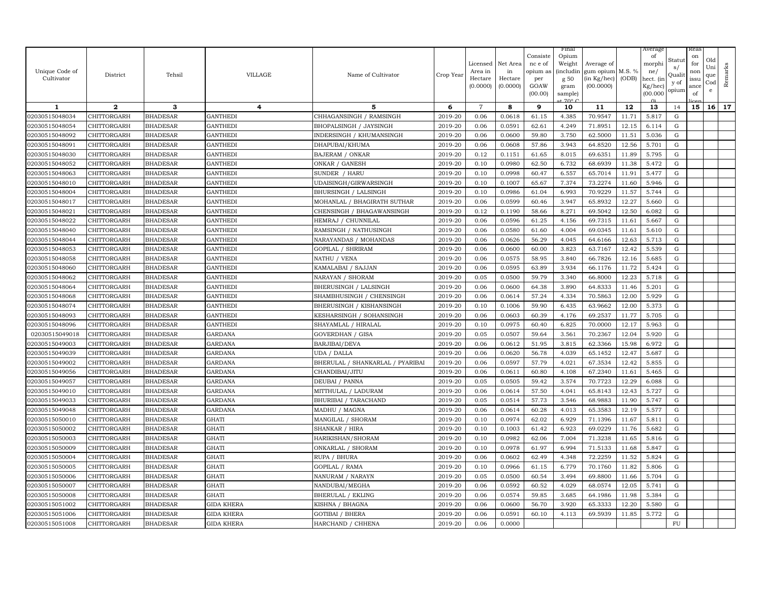| Unique Code of Cultivator | District | Tehsil | VILLAGE | Name of Cultivator | Crop Year | Licensed Area in Hectare (0.0000) | Net Area in Hectare (0.0000) | Consistence of opium as per GOAW (00.00) | Final Opium Weight (including 50 gram sample) at 70° C | Average of gum opium (in Kg/hec) (00.0000) | M.S. % (ODB) | Average of morphine/ hect. (in Kg/hec) (00.000) | Status/ Quality of opium | Reason for non issuance of licence | Old Unique Code | Remarks |
|---|---|---|---|---|---|---|---|---|---|---|---|---|---|---|---|---|
| 1 | 2 | 3 | 4 | 5 | 6 | 7 | 8 | 9 | 10 | 11 | 12 | 13 | 14 | 15 | 16 | 17 |
| 02030515048034 | CHITTORGARH | BHADESAR | GANTHEDI | CHHAGANSINGH / RAMSINGH | 2019-20 | 0.06 | 0.0618 | 61.15 | 4.385 | 70.9547 | 11.71 | 5.817 | G | | | |
| 02030515048054 | CHITTORGARH | BHADESAR | GANTHEDI | BHOPALSINGH / JAYSINGH | 2019-20 | 0.06 | 0.0591 | 62.61 | 4.249 | 71.8951 | 12.15 | 6.114 | G | | | |
| 02030515048092 | CHITTORGARH | BHADESAR | GANTHEDI | INDERSINGH / KHUMANSINGH | 2019-20 | 0.06 | 0.0600 | 59.80 | 3.750 | 62.5000 | 11.51 | 5.036 | G | | | |
| 02030515048091 | CHITTORGARH | BHADESAR | GANTHEDI | DHAPUBAI/KHUMA | 2019-20 | 0.06 | 0.0608 | 57.86 | 3.943 | 64.8520 | 12.56 | 5.701 | G | | | |
| 02030515048030 | CHITTORGARH | BHADESAR | GANTHEDI | BAJERAM / ONKAR | 2019-20 | 0.12 | 0.1151 | 61.65 | 8.015 | 69.6351 | 11.89 | 5.795 | G | | | |
| 02030515048052 | CHITTORGARH | BHADESAR | GANTHEDI | ONKAR / GANESH | 2019-20 | 0.10 | 0.0980 | 62.50 | 6.732 | 68.6939 | 11.38 | 5.472 | G | | | |
| 02030515048063 | CHITTORGARH | BHADESAR | GANTHEDI | SUNDER / HARU | 2019-20 | 0.10 | 0.0998 | 60.47 | 6.557 | 65.7014 | 11.91 | 5.477 | G | | | |
| 02030515048010 | CHITTORGARH | BHADESAR | GANTHEDI | UDAISINGH/GIRWARSINGH | 2019-20 | 0.10 | 0.1007 | 65.67 | 7.374 | 73.2274 | 11.60 | 5.946 | G | | | |
| 02030515048004 | CHITTORGARH | BHADESAR | GANTHEDI | BHURSINGH / LALSINGH | 2019-20 | 0.10 | 0.0986 | 61.04 | 6.993 | 70.9229 | 11.57 | 5.744 | G | | | |
| 02030515048017 | CHITTORGARH | BHADESAR | GANTHEDI | MOHANLAL / BHAGIRATH SUTHAR | 2019-20 | 0.06 | 0.0599 | 60.46 | 3.947 | 65.8932 | 12.27 | 5.660 | G | | | |
| 02030515048021 | CHITTORGARH | BHADESAR | GANTHEDI | CHENSINGH / BHAGAWANSINGH | 2019-20 | 0.12 | 0.1190 | 58.66 | 8.271 | 69.5042 | 12.50 | 6.082 | G | | | |
| 02030515048022 | CHITTORGARH | BHADESAR | GANTHEDI | HEMRAJ / CHUNNILAL | 2019-20 | 0.06 | 0.0596 | 61.25 | 4.156 | 69.7315 | 11.61 | 5.667 | G | | | |
| 02030515048040 | CHITTORGARH | BHADESAR | GANTHEDI | RAMSINGH / NATHUSINGH | 2019-20 | 0.06 | 0.0580 | 61.60 | 4.004 | 69.0345 | 11.61 | 5.610 | G | | | |
| 02030515048044 | CHITTORGARH | BHADESAR | GANTHEDI | NARAYANDAS / MOHANDAS | 2019-20 | 0.06 | 0.0626 | 56.29 | 4.045 | 64.6166 | 12.63 | 5.713 | G | | | |
| 02030515048053 | CHITTORGARH | BHADESAR | GANTHEDI | GOPILAL / SHRIRAM | 2019-20 | 0.06 | 0.0600 | 60.00 | 3.823 | 63.7167 | 12.42 | 5.539 | G | | | |
| 02030515048058 | CHITTORGARH | BHADESAR | GANTHEDI | NATHU / VENA | 2019-20 | 0.06 | 0.0575 | 58.95 | 3.840 | 66.7826 | 12.16 | 5.685 | G | | | |
| 02030515048060 | CHITTORGARH | BHADESAR | GANTHEDI | KAMALABAI / SAJJAN | 2019-20 | 0.06 | 0.0595 | 63.89 | 3.934 | 66.1176 | 11.72 | 5.424 | G | | | |
| 02030515048062 | CHITTORGARH | BHADESAR | GANTHEDI | NARAYAN / SHORAM | 2019-20 | 0.05 | 0.0500 | 59.79 | 3.340 | 66.8000 | 12.23 | 5.718 | G | | | |
| 02030515048064 | CHITTORGARH | BHADESAR | GANTHEDI | BHERUSINGH / LALSINGH | 2019-20 | 0.06 | 0.0600 | 64.38 | 3.890 | 64.8333 | 11.46 | 5.201 | G | | | |
| 02030515048068 | CHITTORGARH | BHADESAR | GANTHEDI | SHAMBHUSINGH / CHENSINGH | 2019-20 | 0.06 | 0.0614 | 57.24 | 4.334 | 70.5863 | 12.00 | 5.929 | G | | | |
| 02030515048074 | CHITTORGARH | BHADESAR | GANTHEDI | BHERUSINGH / KISHANSINGH | 2019-20 | 0.10 | 0.1006 | 59.90 | 6.435 | 63.9662 | 12.00 | 5.373 | G | | | |
| 02030515048093 | CHITTORGARH | BHADESAR | GANTHEDI | KESHARSINGH / SOHANSINGH | 2019-20 | 0.06 | 0.0603 | 60.39 | 4.176 | 69.2537 | 11.77 | 5.705 | G | | | |
| 02030515048096 | CHITTORGARH | BHADESAR | GANTHEDI | SHAYAMLAL / HIRALAL | 2019-20 | 0.10 | 0.0975 | 60.40 | 6.825 | 70.0000 | 12.17 | 5.963 | G | | | |
| 02030515049018 | CHITTORGARH | BHADESAR | GARDANA | GOVERDHAN / GISA | 2019-20 | 0.05 | 0.0507 | 59.64 | 3.561 | 70.2367 | 12.04 | 5.920 | G | | | |
| 02030515049003 | CHITTORGARH | BHADESAR | GARDANA | BARJIBAI/DEVA | 2019-20 | 0.06 | 0.0612 | 51.95 | 3.815 | 62.3366 | 15.98 | 6.972 | G | | | |
| 02030515049039 | CHITTORGARH | BHADESAR | GARDANA | UDA / DALLA | 2019-20 | 0.06 | 0.0620 | 56.78 | 4.039 | 65.1452 | 12.47 | 5.687 | G | | | |
| 02030515049002 | CHITTORGARH | BHADESAR | GARDANA | BHERULAL / SHANKARLAL / PYARIBAI | 2019-20 | 0.06 | 0.0597 | 57.79 | 4.021 | 67.3534 | 12.42 | 5.855 | G | | | |
| 02030515049056 | CHITTORGARH | BHADESAR | GARDANA | CHANDIBAI/JITU | 2019-20 | 0.06 | 0.0611 | 60.80 | 4.108 | 67.2340 | 11.61 | 5.465 | G | | | |
| 02030515049057 | CHITTORGARH | BHADESAR | GARDANA | DEUBAI / PANNA | 2019-20 | 0.05 | 0.0505 | 59.42 | 3.574 | 70.7723 | 12.29 | 6.088 | G | | | |
| 02030515049010 | CHITTORGARH | BHADESAR | GARDANA | MITTHULAL / LADURAM | 2019-20 | 0.06 | 0.0614 | 57.50 | 4.041 | 65.8143 | 12.43 | 5.727 | G | | | |
| 02030515049033 | CHITTORGARH | BHADESAR | GARDANA | BHURIBAI / TARACHAND | 2019-20 | 0.05 | 0.0514 | 57.73 | 3.546 | 68.9883 | 11.90 | 5.747 | G | | | |
| 02030515049048 | CHITTORGARH | BHADESAR | GARDANA | MADHU / MAGNA | 2019-20 | 0.06 | 0.0614 | 60.28 | 4.013 | 65.3583 | 12.19 | 5.577 | G | | | |
| 02030515050010 | CHITTORGARH | BHADESAR | GHATI | MANGILAL / SHORAM | 2019-20 | 0.10 | 0.0974 | 62.02 | 6.929 | 71.1396 | 11.67 | 5.811 | G | | | |
| 02030515050002 | CHITTORGARH | BHADESAR | GHATI | SHANKAR / HIRA | 2019-20 | 0.10 | 0.1003 | 61.42 | 6.923 | 69.0229 | 11.76 | 5.682 | G | | | |
| 02030515050003 | CHITTORGARH | BHADESAR | GHATI | HARIKISHAN/SHORAM | 2019-20 | 0.10 | 0.0982 | 62.06 | 7.004 | 71.3238 | 11.65 | 5.816 | G | | | |
| 02030515050009 | CHITTORGARH | BHADESAR | GHATI | ONKARLAL / SHORAM | 2019-20 | 0.10 | 0.0978 | 61.97 | 6.994 | 71.5133 | 11.68 | 5.847 | G | | | |
| 02030515050004 | CHITTORGARH | BHADESAR | GHATI | RUPA / BHURA | 2019-20 | 0.06 | 0.0602 | 62.49 | 4.348 | 72.2259 | 11.52 | 5.824 | G | | | |
| 02030515050005 | CHITTORGARH | BHADESAR | GHATI | GOPILAL / RAMA | 2019-20 | 0.10 | 0.0966 | 61.15 | 6.779 | 70.1760 | 11.82 | 5.806 | G | | | |
| 02030515050006 | CHITTORGARH | BHADESAR | GHATI | NANURAM / NARAYN | 2019-20 | 0.05 | 0.0500 | 60.54 | 3.494 | 69.8800 | 11.66 | 5.704 | G | | | |
| 02030515050007 | CHITTORGARH | BHADESAR | GHATI | NANDUBAI/MEGHA | 2019-20 | 0.06 | 0.0592 | 60.52 | 4.029 | 68.0574 | 12.05 | 5.741 | G | | | |
| 02030515050008 | CHITTORGARH | BHADESAR | GHATI | BHERULAL / EKLING | 2019-20 | 0.06 | 0.0574 | 59.85 | 3.685 | 64.1986 | 11.98 | 5.384 | G | | | |
| 02030515051002 | CHITTORGARH | BHADESAR | GIDA KHERA | KISHNA / BHAGNA | 2019-20 | 0.06 | 0.0600 | 56.70 | 3.920 | 65.3333 | 12.20 | 5.580 | G | | | |
| 02030515051006 | CHITTORGARH | BHADESAR | GIDA KHERA | GOTIBAI / BHERA | 2019-20 | 0.06 | 0.0591 | 60.10 | 4.113 | 69.5939 | 11.85 | 5.772 | G | | | |
| 02030515051008 | CHITTORGARH | BHADESAR | GIDA KHERA | HARCHAND / CHHENA | 2019-20 | 0.06 | 0.0000 | | | | | | FU | | | |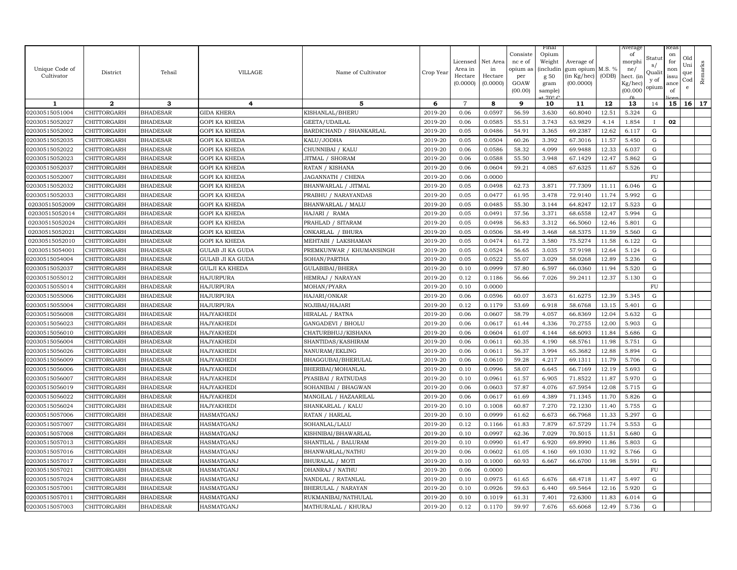| Unique Code of Cultivator | District | Tehsil | VILLAGE | Name of Cultivator | Crop Year | Licensed Area in Hectare (0.0000) | Net Area in Hectare (0.0000) | Consistence of opium as per GOAW (00.00) | Final Opium Weight (including 50 gram sample) at 70° C | Average of gum opium (in Kg/hec) (00.0000) | M.S. % (ODB) | Average of morphine/ hect. (in Kg/hec) (00.000) | Status/ Quality of opium | Reason for non issuance of licence | Old Unique Code | Remarks |
|---|---|---|---|---|---|---|---|---|---|---|---|---|---|---|---|---|
| 1 | 2 | 3 | 4 | 5 | 6 | 7 | 8 | 9 | 10 | 11 | 12 | 13 | 14 | 15 | 16 | 17 |
| 02030515051004 | CHITTORGARH | BHADESAR | GIDA KHERA | KISHANLAL/BHERU | 2019-20 | 0.06 | 0.0597 | 56.59 | 3.630 | 60.8040 | 12.51 | 5.324 | G | | | |
| 02030515052027 | CHITTORGARH | BHADESAR | GOPI KA KHEDA | GEETA/UDAILAL | 2019-20 | 0.06 | 0.0585 | 55.51 | 3.743 | 63.9829 | 4.14 | 1.854 | I | 02 | | |
| 02030515052002 | CHITTORGARH | BHADESAR | GOPI KA KHEDA | BARDICHAND / SHANKARLAL | 2019-20 | 0.05 | 0.0486 | 54.91 | 3.365 | 69.2387 | 12.62 | 6.117 | G | | | |
| 02030515052035 | CHITTORGARH | BHADESAR | GOPI KA KHEDA | KALU/JODHA | 2019-20 | 0.05 | 0.0504 | 60.26 | 3.392 | 67.3016 | 11.57 | 5.450 | G | | | |
| 02030515052022 | CHITTORGARH | BHADESAR | GOPI KA KHEDA | CHUNNIBAI / KALU | 2019-20 | 0.06 | 0.0586 | 58.32 | 4.099 | 69.9488 | 12.33 | 6.037 | G | | | |
| 02030515052023 | CHITTORGARH | BHADESAR | GOPI KA KHEDA | JITMAL / SHORAM | 2019-20 | 0.06 | 0.0588 | 55.50 | 3.948 | 67.1429 | 12.47 | 5.862 | G | | | |
| 02030515052037 | CHITTORGARH | BHADESAR | GOPI KA KHEDA | RATAN / KISHANA | 2019-20 | 0.06 | 0.0604 | 59.21 | 4.085 | 67.6325 | 11.67 | 5.526 | G | | | |
| 02030515052007 | CHITTORGARH | BHADESAR | GOPI KA KHEDA | JAGANNATH / CHENA | 2019-20 | 0.06 | 0.0000 | | | | | | FU | | | |
| 02030515052032 | CHITTORGARH | BHADESAR | GOPI KA KHEDA | BHANWARLAL / JITMAL | 2019-20 | 0.05 | 0.0498 | 62.73 | 3.871 | 77.7309 | 11.11 | 6.046 | G | | | |
| 02030515052033 | CHITTORGARH | BHADESAR | GOPI KA KHEDA | PRABHU / NARAYANDAS | 2019-20 | 0.05 | 0.0477 | 61.95 | 3.478 | 72.9140 | 11.74 | 5.992 | G | | | |
| 02030515052009 | CHITTORGARH | BHADESAR | GOPI KA KHEDA | BHANWARLAL / MALU | 2019-20 | 0.05 | 0.0485 | 55.30 | 3.144 | 64.8247 | 12.17 | 5.523 | G | | | |
| 02030515052014 | CHITTORGARH | BHADESAR | GOPI KA KHEDA | HAJARI / RAMA | 2019-20 | 0.05 | 0.0491 | 57.56 | 3.371 | 68.6558 | 12.47 | 5.994 | G | | | |
| 02030515052024 | CHITTORGARH | BHADESAR | GOPI KA KHEDA | PRAHLAD / SITARAM | 2019-20 | 0.05 | 0.0498 | 56.83 | 3.312 | 66.5060 | 12.46 | 5.801 | G | | | |
| 02030515052021 | CHITTORGARH | BHADESAR | GOPI KA KHEDA | ONKARLAL / BHURA | 2019-20 | 0.05 | 0.0506 | 58.49 | 3.468 | 68.5375 | 11.59 | 5.560 | G | | | |
| 02030515052010 | CHITTORGARH | BHADESAR | GOPI KA KHEDA | MEHTABI / LAKSHAMAN | 2019-20 | 0.05 | 0.0474 | 61.72 | 3.580 | 75.5274 | 11.58 | 6.122 | G | | | |
| 02030515054001 | CHITTORGARH | BHADESAR | GULAB JI KA GUDA | PREMKUNWAR / KHUMANSINGH | 2019-20 | 0.05 | 0.0524 | 56.65 | 3.035 | 57.9198 | 12.64 | 5.124 | G | | | |
| 02030515054004 | CHITTORGARH | BHADESAR | GULAB JI KA GUDA | SOHAN/PARTHA | 2019-20 | 0.05 | 0.0522 | 55.07 | 3.029 | 58.0268 | 12.89 | 5.236 | G | | | |
| 02030515052037 | CHITTORGARH | BHADESAR | GULJI KA KHEDA | GULABIBAI/BHERA | 2019-20 | 0.10 | 0.0999 | 57.80 | 6.597 | 66.0360 | 11.94 | 5.520 | G | | | |
| 02030515055012 | CHITTORGARH | BHADESAR | HAJURPURA | HEMRAJ / NARAYAN | 2019-20 | 0.12 | 0.1186 | 56.66 | 7.026 | 59.2411 | 12.37 | 5.130 | G | | | |
| 02030515055014 | CHITTORGARH | BHADESAR | HAJURPURA | MOHAN/PYARA | 2019-20 | 0.10 | 0.0000 | | | | | | FU | | | |
| 02030515055006 | CHITTORGARH | BHADESAR | HAJURPURA | HAJARI/ONKAR | 2019-20 | 0.06 | 0.0596 | 60.07 | 3.673 | 61.6275 | 12.39 | 5.345 | G | | | |
| 02030515055004 | CHITTORGARH | BHADESAR | HAJURPURA | NOJIBAI/HAJARI | 2019-20 | 0.12 | 0.1179 | 53.69 | 6.918 | 58.6768 | 13.15 | 5.401 | G | | | |
| 02030515056008 | CHITTORGARH | BHADESAR | HAJYAKHEDI | HIRALAL / RATNA | 2019-20 | 0.06 | 0.0607 | 58.79 | 4.057 | 66.8369 | 12.04 | 5.632 | G | | | |
| 02030515056023 | CHITTORGARH | BHADESAR | HAJYAKHEDI | GANGADEVI / BHOLU | 2019-20 | 0.06 | 0.0617 | 61.44 | 4.336 | 70.2755 | 12.00 | 5.903 | G | | | |
| 02030515056010 | CHITTORGARH | BHADESAR | HAJYAKHEDI | CHATURBHUJ/KISHANA | 2019-20 | 0.06 | 0.0604 | 61.07 | 4.144 | 68.6093 | 11.84 | 5.686 | G | | | |
| 02030515056004 | CHITTORGARH | BHADESAR | HAJYAKHEDI | SHANTIDAS/KASHIRAM | 2019-20 | 0.06 | 0.0611 | 60.35 | 4.190 | 68.5761 | 11.98 | 5.751 | G | | | |
| 02030515056026 | CHITTORGARH | BHADESAR | HAJYAKHEDI | NANURAM/EKLING | 2019-20 | 0.06 | 0.0611 | 56.37 | 3.994 | 65.3682 | 12.88 | 5.894 | G | | | |
| 02030515056009 | CHITTORGARH | BHADESAR | HAJYAKHEDI | BHAGGUBAI/BHERULAL | 2019-20 | 0.06 | 0.0610 | 59.28 | 4.217 | 69.1311 | 11.79 | 5.706 | G | | | |
| 02030515056006 | CHITTORGARH | BHADESAR | HAJYAKHEDI | BHERIBAI/MOHANLAL | 2019-20 | 0.10 | 0.0996 | 58.07 | 6.645 | 66.7169 | 12.19 | 5.693 | G | | | |
| 02030515056007 | CHITTORGARH | BHADESAR | HAJYAKHEDI | PYASIBAI / RATNUDAS | 2019-20 | 0.10 | 0.0961 | 61.57 | 6.905 | 71.8522 | 11.87 | 5.970 | G | | | |
| 02030515056019 | CHITTORGARH | BHADESAR | HAJYAKHEDI | SOHANIBAI / BHAGWAN | 2019-20 | 0.06 | 0.0603 | 57.87 | 4.076 | 67.5954 | 12.08 | 5.715 | G | | | |
| 02030515056022 | CHITTORGARH | BHADESAR | HAJYAKHEDI | MANGILAL / HAZAARILAL | 2019-20 | 0.06 | 0.0617 | 61.69 | 4.389 | 71.1345 | 11.70 | 5.826 | G | | | |
| 02030515056024 | CHITTORGARH | BHADESAR | HAJYAKHEDI | SHANKARLAL / KALU | 2019-20 | 0.10 | 0.1008 | 60.87 | 7.270 | 72.1230 | 11.40 | 5.755 | G | | | |
| 02030515057006 | CHITTORGARH | BHADESAR | HASMATGANJ | RATAN / HARLAL | 2019-20 | 0.10 | 0.0999 | 61.62 | 6.673 | 66.7968 | 11.33 | 5.297 | G | | | |
| 02030515057007 | CHITTORGARH | BHADESAR | HASMATGANJ | SOHANLAL/LALU | 2019-20 | 0.12 | 0.1166 | 61.83 | 7.879 | 67.5729 | 11.74 | 5.553 | G | | | |
| 02030515057008 | CHITTORGARH | BHADESAR | HASMATGANJ | KISHNIBAI/BHAWARLAL | 2019-20 | 0.10 | 0.0997 | 62.36 | 7.029 | 70.5015 | 11.51 | 5.680 | G | | | |
| 02030515057013 | CHITTORGARH | BHADESAR | HASMATGANJ | SHANTILAL / BALURAM | 2019-20 | 0.10 | 0.0990 | 61.47 | 6.920 | 69.8990 | 11.86 | 5.803 | G | | | |
| 02030515057016 | CHITTORGARH | BHADESAR | HASMATGANJ | BHANWARLAL/NATHU | 2019-20 | 0.06 | 0.0602 | 61.05 | 4.160 | 69.1030 | 11.92 | 5.766 | G | | | |
| 02030515057017 | CHITTORGARH | BHADESAR | HASMATGANJ | BHURALAL / MOTI | 2019-20 | 0.10 | 0.1000 | 60.93 | 6.667 | 66.6700 | 11.98 | 5.591 | G | | | |
| 02030515057021 | CHITTORGARH | BHADESAR | HASMATGANJ | DHANRAJ / NATHU | 2019-20 | 0.06 | 0.0000 | | | | | | FU | | | |
| 02030515057024 | CHITTORGARH | BHADESAR | HASMATGANJ | NANDLAL / RATANLAL | 2019-20 | 0.10 | 0.0975 | 61.65 | 6.676 | 68.4718 | 11.47 | 5.497 | G | | | |
| 02030515057001 | CHITTORGARH | BHADESAR | HASMATGANJ | BHERULAL / NARAYAN | 2019-20 | 0.10 | 0.0926 | 59.63 | 6.440 | 69.5464 | 12.16 | 5.920 | G | | | |
| 02030515057011 | CHITTORGARH | BHADESAR | HASMATGANJ | RUKMANIBAI/NATHULAL | 2019-20 | 0.10 | 0.1019 | 61.31 | 7.401 | 72.6300 | 11.83 | 6.014 | G | | | |
| 02030515057003 | CHITTORGARH | BHADESAR | HASMATGANJ | MATHURALAL / KHURAJ | 2019-20 | 0.12 | 0.1170 | 59.97 | 7.676 | 65.6068 | 12.49 | 5.736 | G | | | |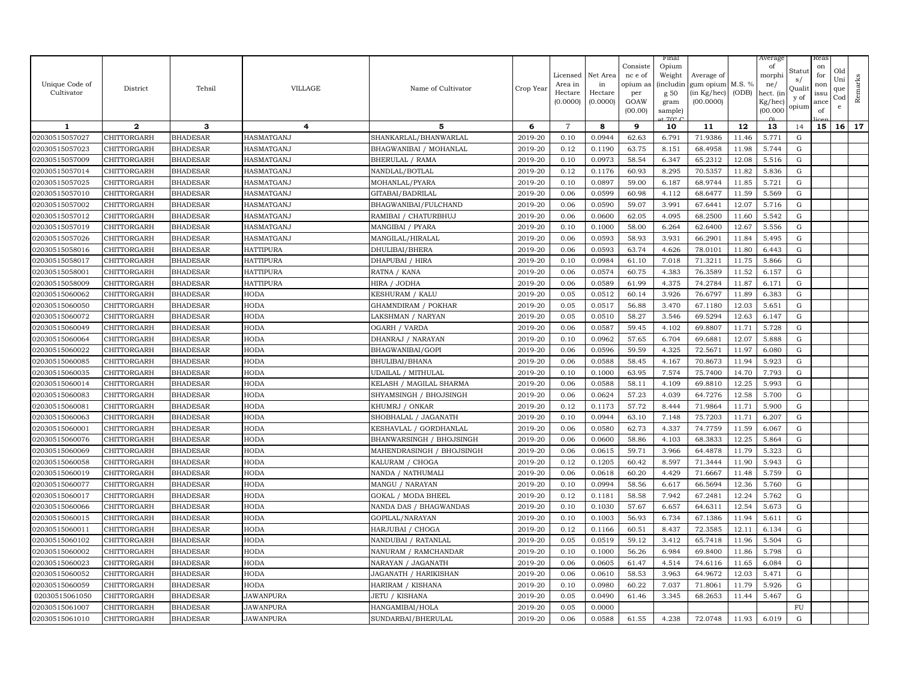| Unique Code of Cultivator | District | Tehsil | VILLAGE | Name of Cultivator | Crop Year | Licensed Area in Hectare (0.0000) | Net Area in Hectare (0.0000) | Consistence of opium as per GOAW (00.00) | Final Opium Weight (including 50 gram sample) at 70° C | Average of gum opium (in Kg/hec) (00.0000) | M.S. % (ODB) | Average of morphine/hect. (in Kg/hec) (00.0000) | Status/Quality of opium | Reason for non issuance of licence | Old Unique Code | Remarks |
|---|---|---|---|---|---|---|---|---|---|---|---|---|---|---|---|---|
| 1 | 2 | 3 | 4 | 5 | 6 | 7 | 8 | 9 | 10 | 11 | 12 | 13 | 14 | 15 | 16 | 17 |
| 02030515057027 | CHITTORGARH | BHADESAR | HASMATGANJ | SHANKARLAL/BHANWARLAL | 2019-20 | 0.10 | 0.0944 | 62.63 | 6.791 | 71.9386 | 11.46 | 5.771 | G | | | |
| 02030515057023 | CHITTORGARH | BHADESAR | HASMATGANJ | BHAGWANIBAI / MOHANLAL | 2019-20 | 0.12 | 0.1190 | 63.75 | 8.151 | 68.4958 | 11.98 | 5.744 | G | | | |
| 02030515057009 | CHITTORGARH | BHADESAR | HASMATGANJ | BHERULAL / RAMA | 2019-20 | 0.10 | 0.0973 | 58.54 | 6.347 | 65.2312 | 12.08 | 5.516 | G | | | |
| 02030515057014 | CHITTORGARH | BHADESAR | HASMATGANJ | NANDLAL/BOTLAL | 2019-20 | 0.12 | 0.1176 | 60.93 | 8.295 | 70.5357 | 11.82 | 5.836 | G | | | |
| 02030515057025 | CHITTORGARH | BHADESAR | HASMATGANJ | MOHANLAL/PYARA | 2019-20 | 0.10 | 0.0897 | 59.00 | 6.187 | 68.9744 | 11.85 | 5.721 | G | | | |
| 02030515057010 | CHITTORGARH | BHADESAR | HASMATGANJ | GITABAI/BADRILAL | 2019-20 | 0.06 | 0.0599 | 60.98 | 4.112 | 68.6477 | 11.59 | 5.569 | G | | | |
| 02030515057002 | CHITTORGARH | BHADESAR | HASMATGANJ | BHAGWANIBAI/FULCHAND | 2019-20 | 0.06 | 0.0590 | 59.07 | 3.991 | 67.6441 | 12.07 | 5.716 | G | | | |
| 02030515057012 | CHITTORGARH | BHADESAR | HASMATGANJ | RAMIBAI / CHATURBHUJ | 2019-20 | 0.06 | 0.0600 | 62.05 | 4.095 | 68.2500 | 11.60 | 5.542 | G | | | |
| 02030515057019 | CHITTORGARH | BHADESAR | HASMATGANJ | MANGIBAI / PYARA | 2019-20 | 0.10 | 0.1000 | 58.00 | 6.264 | 62.6400 | 12.67 | 5.556 | G | | | |
| 02030515057026 | CHITTORGARH | BHADESAR | HASMATGANJ | MANGILAL/HIRALAL | 2019-20 | 0.06 | 0.0593 | 58.93 | 3.931 | 66.2901 | 11.84 | 5.495 | G | | | |
| 02030515058016 | CHITTORGARH | BHADESAR | HATTIPURA | DHULIBAI/BHERA | 2019-20 | 0.06 | 0.0593 | 63.74 | 4.626 | 78.0101 | 11.80 | 6.443 | G | | | |
| 02030515058017 | CHITTORGARH | BHADESAR | HATTIPURA | DHAPUBAI / HIRA | 2019-20 | 0.10 | 0.0984 | 61.10 | 7.018 | 71.3211 | 11.75 | 5.866 | G | | | |
| 02030515058001 | CHITTORGARH | BHADESAR | HATTIPURA | RATNA / KANA | 2019-20 | 0.06 | 0.0574 | 60.75 | 4.383 | 76.3589 | 11.52 | 6.157 | G | | | |
| 02030515058009 | CHITTORGARH | BHADESAR | HATTIPURA | HIRA / JODHA | 2019-20 | 0.06 | 0.0589 | 61.99 | 4.375 | 74.2784 | 11.87 | 6.171 | G | | | |
| 02030515060062 | CHITTORGARH | BHADESAR | HODA | KESHURAM / KALU | 2019-20 | 0.05 | 0.0512 | 60.14 | 3.926 | 76.6797 | 11.89 | 6.383 | G | | | |
| 02030515060050 | CHITTORGARH | BHADESAR | HODA | GHAMNDIRAM / POKHAR | 2019-20 | 0.05 | 0.0517 | 56.88 | 3.470 | 67.1180 | 12.03 | 5.651 | G | | | |
| 02030515060072 | CHITTORGARH | BHADESAR | HODA | LAKSHMAN / NARYAN | 2019-20 | 0.05 | 0.0510 | 58.27 | 3.546 | 69.5294 | 12.63 | 6.147 | G | | | |
| 02030515060049 | CHITTORGARH | BHADESAR | HODA | OGARH / VARDA | 2019-20 | 0.06 | 0.0587 | 59.45 | 4.102 | 69.8807 | 11.71 | 5.728 | G | | | |
| 02030515060064 | CHITTORGARH | BHADESAR | HODA | DHANRAJ / NARAYAN | 2019-20 | 0.10 | 0.0962 | 57.65 | 6.704 | 69.6881 | 12.07 | 5.888 | G | | | |
| 02030515060022 | CHITTORGARH | BHADESAR | HODA | BHAGWANIBAI/GOPI | 2019-20 | 0.06 | 0.0596 | 59.59 | 4.325 | 72.5671 | 11.97 | 6.080 | G | | | |
| 02030515060085 | CHITTORGARH | BHADESAR | HODA | BHULIBAI/BHANA | 2019-20 | 0.06 | 0.0588 | 58.45 | 4.167 | 70.8673 | 11.94 | 5.923 | G | | | |
| 02030515060035 | CHITTORGARH | BHADESAR | HODA | UDAILAL / MITHULAL | 2019-20 | 0.10 | 0.1000 | 63.95 | 7.574 | 75.7400 | 14.70 | 7.793 | G | | | |
| 02030515060014 | CHITTORGARH | BHADESAR | HODA | KELASH / MAGILAL SHARMA | 2019-20 | 0.06 | 0.0588 | 58.11 | 4.109 | 69.8810 | 12.25 | 5.993 | G | | | |
| 02030515060083 | CHITTORGARH | BHADESAR | HODA | SHYAMSINGH / BHOJSINGH | 2019-20 | 0.06 | 0.0624 | 57.23 | 4.039 | 64.7276 | 12.58 | 5.700 | G | | | |
| 02030515060081 | CHITTORGARH | BHADESAR | HODA | KHUMRJ / ONKAR | 2019-20 | 0.12 | 0.1173 | 57.72 | 8.444 | 71.9864 | 11.71 | 5.900 | G | | | |
| 02030515060063 | CHITTORGARH | BHADESAR | HODA | SHOBHALAL / JAGANATH | 2019-20 | 0.10 | 0.0944 | 63.10 | 7.148 | 75.7203 | 11.71 | 6.207 | G | | | |
| 02030515060001 | CHITTORGARH | BHADESAR | HODA | KESHAVLAL / GORDHANLAL | 2019-20 | 0.06 | 0.0580 | 62.73 | 4.337 | 74.7759 | 11.59 | 6.067 | G | | | |
| 02030515060076 | CHITTORGARH | BHADESAR | HODA | BHANWARSINGH / BHOJSINGH | 2019-20 | 0.06 | 0.0600 | 58.86 | 4.103 | 68.3833 | 12.25 | 5.864 | G | | | |
| 02030515060069 | CHITTORGARH | BHADESAR | HODA | MAHENDRASINGH / BHOJSINGH | 2019-20 | 0.06 | 0.0615 | 59.71 | 3.966 | 64.4878 | 11.79 | 5.323 | G | | | |
| 02030515060058 | CHITTORGARH | BHADESAR | HODA | KALURAM / CHOGA | 2019-20 | 0.12 | 0.1205 | 60.42 | 8.597 | 71.3444 | 11.90 | 5.943 | G | | | |
| 02030515060019 | CHITTORGARH | BHADESAR | HODA | NANDA / NATHUMALI | 2019-20 | 0.06 | 0.0618 | 60.20 | 4.429 | 71.6667 | 11.48 | 5.759 | G | | | |
| 02030515060077 | CHITTORGARH | BHADESAR | HODA | MANGU / NARAYAN | 2019-20 | 0.10 | 0.0994 | 58.56 | 6.617 | 66.5694 | 12.36 | 5.760 | G | | | |
| 02030515060017 | CHITTORGARH | BHADESAR | HODA | GOKAL / MODA BHEEL | 2019-20 | 0.12 | 0.1181 | 58.58 | 7.942 | 67.2481 | 12.24 | 5.762 | G | | | |
| 02030515060066 | CHITTORGARH | BHADESAR | HODA | NANDA DAS / BHAGWANDAS | 2019-20 | 0.10 | 0.1030 | 57.67 | 6.657 | 64.6311 | 12.54 | 5.673 | G | | | |
| 02030515060015 | CHITTORGARH | BHADESAR | HODA | GOPILAL/NARAYAN | 2019-20 | 0.10 | 0.1003 | 56.93 | 6.734 | 67.1386 | 11.94 | 5.611 | G | | | |
| 02030515060011 | CHITTORGARH | BHADESAR | HODA | HARJUBAI / CHOGA | 2019-20 | 0.12 | 0.1166 | 60.51 | 8.437 | 72.3585 | 12.11 | 6.134 | G | | | |
| 02030515060102 | CHITTORGARH | BHADESAR | HODA | NANDUBAI / RATANLAL | 2019-20 | 0.05 | 0.0519 | 59.12 | 3.412 | 65.7418 | 11.96 | 5.504 | G | | | |
| 02030515060002 | CHITTORGARH | BHADESAR | HODA | NANURAM / RAMCHANDAR | 2019-20 | 0.10 | 0.1000 | 56.26 | 6.984 | 69.8400 | 11.86 | 5.798 | G | | | |
| 02030515060023 | CHITTORGARH | BHADESAR | HODA | NARAYAN / JAGANATH | 2019-20 | 0.06 | 0.0605 | 61.47 | 4.514 | 74.6116 | 11.65 | 6.084 | G | | | |
| 02030515060052 | CHITTORGARH | BHADESAR | HODA | JAGANATH / HARIKISHAN | 2019-20 | 0.06 | 0.0610 | 58.53 | 3.963 | 64.9672 | 12.03 | 5.471 | G | | | |
| 02030515060059 | CHITTORGARH | BHADESAR | HODA | HARIRAM / KISHANA | 2019-20 | 0.10 | 0.0980 | 60.22 | 7.037 | 71.8061 | 11.79 | 5.926 | G | | | |
| 02030515061050 | CHITTORGARH | BHADESAR | JAWANPURA | JETU / KISHANA | 2019-20 | 0.05 | 0.0490 | 61.46 | 3.345 | 68.2653 | 11.44 | 5.467 | G | | | |
| 02030515061007 | CHITTORGARH | BHADESAR | JAWANPURA | HANGAMIBAI/HOLA | 2019-20 | 0.05 | 0.0000 | | | | | | FU | | | |
| 02030515061010 | CHITTORGARH | BHADESAR | JAWANPURA | SUNDARBAI/BHERULAL | 2019-20 | 0.06 | 0.0588 | 61.55 | 4.238 | 72.0748 | 11.93 | 6.019 | G | | | |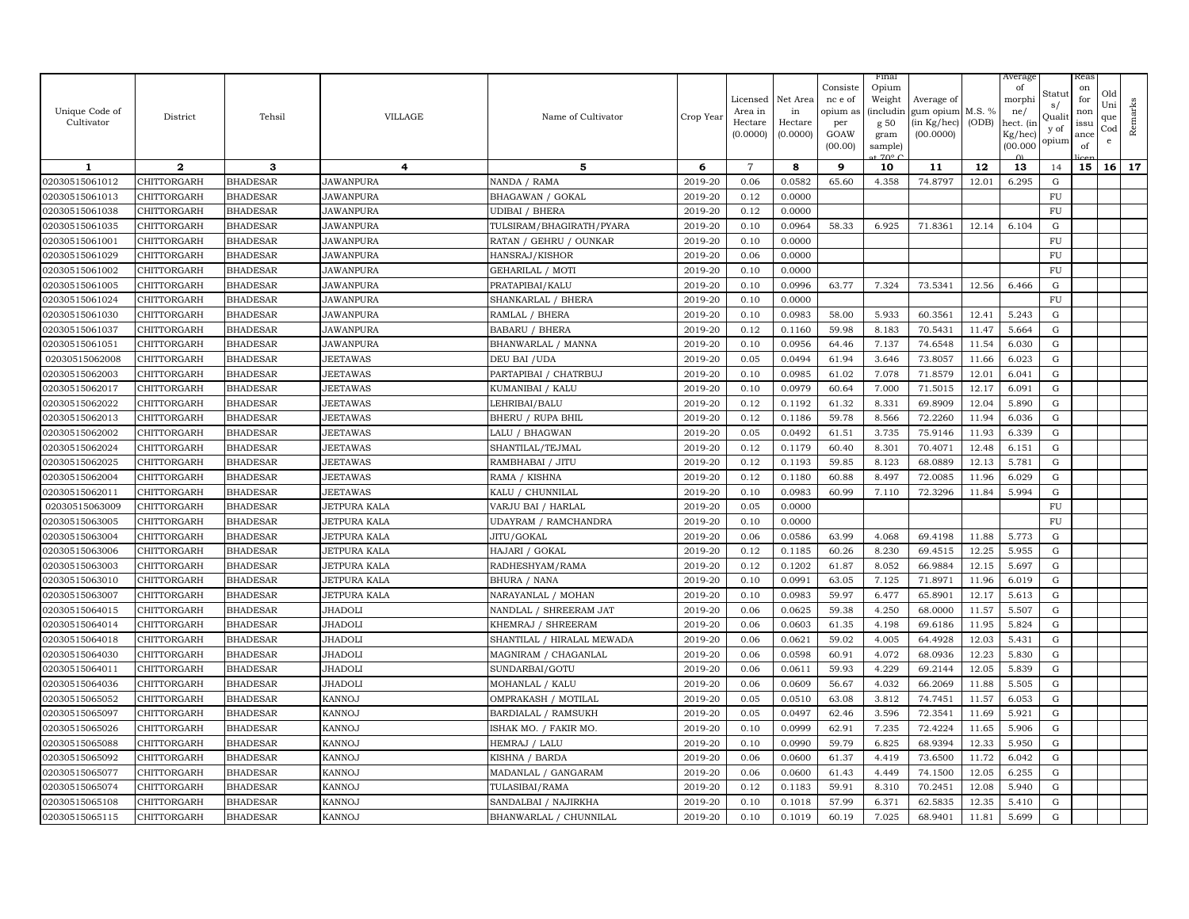| Unique Code of Cultivator | District | Tehsil | VILLAGE | Name of Cultivator | Crop Year | Licensed Area in Hectare (0.0000) | Net Area in Hectare (0.0000) | Consistence of opium as per GOAW (00.00) | Final Opium Weight (including 50 gram sample) at 70° C | Average of gum opium (in Kg/hec) (00.0000) | M.S. % (ODB) | Average of morphine/ hect. (in Kg/hec) (00.0000) | Status/ Quality of opium | Reason for non issuance of licence | Old Unique Code | Remarks |
|---|---|---|---|---|---|---|---|---|---|---|---|---|---|---|---|---|
| 1 | 2 | 3 | 4 | 5 | 6 | 7 | 8 | 9 | 10 | 11 | 12 | 13 | 14 | 15 | 16 | 17 |
| 02030515061012 | CHITTORGARH | BHADESAR | JAWANPURA | NANDA / RAMA | 2019-20 | 0.06 | 0.0582 | 65.60 | 4.358 | 74.8797 | 12.01 | 6.295 | G | | | |
| 02030515061013 | CHITTORGARH | BHADESAR | JAWANPURA | BHAGAWAN / GOKAL | 2019-20 | 0.12 | 0.0000 | | | | | | FU | | | |
| 02030515061038 | CHITTORGARH | BHADESAR | JAWANPURA | UDIBAI / BHERA | 2019-20 | 0.12 | 0.0000 | | | | | | FU | | | |
| 02030515061035 | CHITTORGARH | BHADESAR | JAWANPURA | TULSIRAM/BHAGIRATH/PYARA | 2019-20 | 0.10 | 0.0964 | 58.33 | 6.925 | 71.8361 | 12.14 | 6.104 | G | | | |
| 02030515061001 | CHITTORGARH | BHADESAR | JAWANPURA | RATAN / GEHRU / OUNKAR | 2019-20 | 0.10 | 0.0000 | | | | | | FU | | | |
| 02030515061029 | CHITTORGARH | BHADESAR | JAWANPURA | HANSRAJ/KISHOR | 2019-20 | 0.06 | 0.0000 | | | | | | FU | | | |
| 02030515061002 | CHITTORGARH | BHADESAR | JAWANPURA | GEHARILAL / MOTI | 2019-20 | 0.10 | 0.0000 | | | | | | FU | | | |
| 02030515061005 | CHITTORGARH | BHADESAR | JAWANPURA | PRATAPIBAI/KALU | 2019-20 | 0.10 | 0.0996 | 63.77 | 7.324 | 73.5341 | 12.56 | 6.466 | G | | | |
| 02030515061024 | CHITTORGARH | BHADESAR | JAWANPURA | SHANKARLAL / BHERA | 2019-20 | 0.10 | 0.0000 | | | | | | FU | | | |
| 02030515061030 | CHITTORGARH | BHADESAR | JAWANPURA | RAMLAL / BHERA | 2019-20 | 0.10 | 0.0983 | 58.00 | 5.933 | 60.3561 | 12.41 | 5.243 | G | | | |
| 02030515061037 | CHITTORGARH | BHADESAR | JAWANPURA | BABARU / BHERA | 2019-20 | 0.12 | 0.1160 | 59.98 | 8.183 | 70.5431 | 11.47 | 5.664 | G | | | |
| 02030515061051 | CHITTORGARH | BHADESAR | JAWANPURA | BHANWARLAL / MANNA | 2019-20 | 0.10 | 0.0956 | 64.46 | 7.137 | 74.6548 | 11.54 | 6.030 | G | | | |
| 02030515062008 | CHITTORGARH | BHADESAR | JEETAWAS | DEU BAI /UDA | 2019-20 | 0.05 | 0.0494 | 61.94 | 3.646 | 73.8057 | 11.66 | 6.023 | G | | | |
| 02030515062003 | CHITTORGARH | BHADESAR | JEETAWAS | PARTAPIBAI / CHATRBUJ | 2019-20 | 0.10 | 0.0985 | 61.02 | 7.078 | 71.8579 | 12.01 | 6.041 | G | | | |
| 02030515062017 | CHITTORGARH | BHADESAR | JEETAWAS | KUMANIBAI / KALU | 2019-20 | 0.10 | 0.0979 | 60.64 | 7.000 | 71.5015 | 12.17 | 6.091 | G | | | |
| 02030515062022 | CHITTORGARH | BHADESAR | JEETAWAS | LEHRIBAI/BALU | 2019-20 | 0.12 | 0.1192 | 61.32 | 8.331 | 69.8909 | 12.04 | 5.890 | G | | | |
| 02030515062013 | CHITTORGARH | BHADESAR | JEETAWAS | BHERU / RUPA BHIL | 2019-20 | 0.12 | 0.1186 | 59.78 | 8.566 | 72.2260 | 11.94 | 6.036 | G | | | |
| 02030515062002 | CHITTORGARH | BHADESAR | JEETAWAS | LALU / BHAGWAN | 2019-20 | 0.05 | 0.0492 | 61.51 | 3.735 | 75.9146 | 11.93 | 6.339 | G | | | |
| 02030515062024 | CHITTORGARH | BHADESAR | JEETAWAS | SHANTILAL/TEJMAL | 2019-20 | 0.12 | 0.1179 | 60.40 | 8.301 | 70.4071 | 12.48 | 6.151 | G | | | |
| 02030515062025 | CHITTORGARH | BHADESAR | JEETAWAS | RAMBHABAI / JITU | 2019-20 | 0.12 | 0.1193 | 59.85 | 8.123 | 68.0889 | 12.13 | 5.781 | G | | | |
| 02030515062004 | CHITTORGARH | BHADESAR | JEETAWAS | RAMA / KISHNA | 2019-20 | 0.12 | 0.1180 | 60.88 | 8.497 | 72.0085 | 11.96 | 6.029 | G | | | |
| 02030515062011 | CHITTORGARH | BHADESAR | JEETAWAS | KALU / CHUNNILAL | 2019-20 | 0.10 | 0.0983 | 60.99 | 7.110 | 72.3296 | 11.84 | 5.994 | G | | | |
| 02030515063009 | CHITTORGARH | BHADESAR | JETPURA KALA | VARJU BAI / HARLAL | 2019-20 | 0.05 | 0.0000 | | | | | | FU | | | |
| 02030515063005 | CHITTORGARH | BHADESAR | JETPURA KALA | UDAYRAM / RAMCHANDRA | 2019-20 | 0.10 | 0.0000 | | | | | | FU | | | |
| 02030515063004 | CHITTORGARH | BHADESAR | JETPURA KALA | JITU/GOKAL | 2019-20 | 0.06 | 0.0586 | 63.99 | 4.068 | 69.4198 | 11.88 | 5.773 | G | | | |
| 02030515063006 | CHITTORGARH | BHADESAR | JETPURA KALA | HAJARI / GOKAL | 2019-20 | 0.12 | 0.1185 | 60.26 | 8.230 | 69.4515 | 12.25 | 5.955 | G | | | |
| 02030515063003 | CHITTORGARH | BHADESAR | JETPURA KALA | RADHESHYAM/RAMA | 2019-20 | 0.12 | 0.1202 | 61.87 | 8.052 | 66.9884 | 12.15 | 5.697 | G | | | |
| 02030515063010 | CHITTORGARH | BHADESAR | JETPURA KALA | BHURA / NANA | 2019-20 | 0.10 | 0.0991 | 63.05 | 7.125 | 71.8971 | 11.96 | 6.019 | G | | | |
| 02030515063007 | CHITTORGARH | BHADESAR | JETPURA KALA | NARAYANLAL / MOHAN | 2019-20 | 0.10 | 0.0983 | 59.97 | 6.477 | 65.8901 | 12.17 | 5.613 | G | | | |
| 02030515064015 | CHITTORGARH | BHADESAR | JHADOLI | NANDLAL / SHREERAM JAT | 2019-20 | 0.06 | 0.0625 | 59.38 | 4.250 | 68.0000 | 11.57 | 5.507 | G | | | |
| 02030515064014 | CHITTORGARH | BHADESAR | JHADOLI | KHEMRAJ / SHREERAM | 2019-20 | 0.06 | 0.0603 | 61.35 | 4.198 | 69.6186 | 11.95 | 5.824 | G | | | |
| 02030515064018 | CHITTORGARH | BHADESAR | JHADOLI | SHANTILAL / HIRALAL MEWADA | 2019-20 | 0.06 | 0.0621 | 59.02 | 4.005 | 64.4928 | 12.03 | 5.431 | G | | | |
| 02030515064030 | CHITTORGARH | BHADESAR | JHADOLI | MAGNIRAM / CHAGANLAL | 2019-20 | 0.06 | 0.0598 | 60.91 | 4.072 | 68.0936 | 12.23 | 5.830 | G | | | |
| 02030515064011 | CHITTORGARH | BHADESAR | JHADOLI | SUNDARBAI/GOTU | 2019-20 | 0.06 | 0.0611 | 59.93 | 4.229 | 69.2144 | 12.05 | 5.839 | G | | | |
| 02030515064036 | CHITTORGARH | BHADESAR | JHADOLI | MOHANLAL / KALU | 2019-20 | 0.06 | 0.0609 | 56.67 | 4.032 | 66.2069 | 11.88 | 5.505 | G | | | |
| 02030515065052 | CHITTORGARH | BHADESAR | KANNOJ | OMPRAKASH / MOTILAL | 2019-20 | 0.05 | 0.0510 | 63.08 | 3.812 | 74.7451 | 11.57 | 6.053 | G | | | |
| 02030515065097 | CHITTORGARH | BHADESAR | KANNOJ | BARDIALAL / RAMSUKH | 2019-20 | 0.05 | 0.0497 | 62.46 | 3.596 | 72.3541 | 11.69 | 5.921 | G | | | |
| 02030515065026 | CHITTORGARH | BHADESAR | KANNOJ | ISHAK MO. / FAKIR MO. | 2019-20 | 0.10 | 0.0999 | 62.91 | 7.235 | 72.4224 | 11.65 | 5.906 | G | | | |
| 02030515065088 | CHITTORGARH | BHADESAR | KANNOJ | HEMRAJ / LALU | 2019-20 | 0.10 | 0.0990 | 59.79 | 6.825 | 68.9394 | 12.33 | 5.950 | G | | | |
| 02030515065092 | CHITTORGARH | BHADESAR | KANNOJ | KISHNA / BARDA | 2019-20 | 0.06 | 0.0600 | 61.37 | 4.419 | 73.6500 | 11.72 | 6.042 | G | | | |
| 02030515065077 | CHITTORGARH | BHADESAR | KANNOJ | MADANLAL / GANGARAM | 2019-20 | 0.06 | 0.0600 | 61.43 | 4.449 | 74.1500 | 12.05 | 6.255 | G | | | |
| 02030515065074 | CHITTORGARH | BHADESAR | KANNOJ | TULASIBAI/RAMA | 2019-20 | 0.12 | 0.1183 | 59.91 | 8.310 | 70.2451 | 12.08 | 5.940 | G | | | |
| 02030515065108 | CHITTORGARH | BHADESAR | KANNOJ | SANDALBAI / NAJIRKHA | 2019-20 | 0.10 | 0.1018 | 57.99 | 6.371 | 62.5835 | 12.35 | 5.410 | G | | | |
| 02030515065115 | CHITTORGARH | BHADESAR | KANNOJ | BHANWARLAL / CHUNNILAL | 2019-20 | 0.10 | 0.1019 | 60.19 | 7.025 | 68.9401 | 11.81 | 5.699 | G | | | |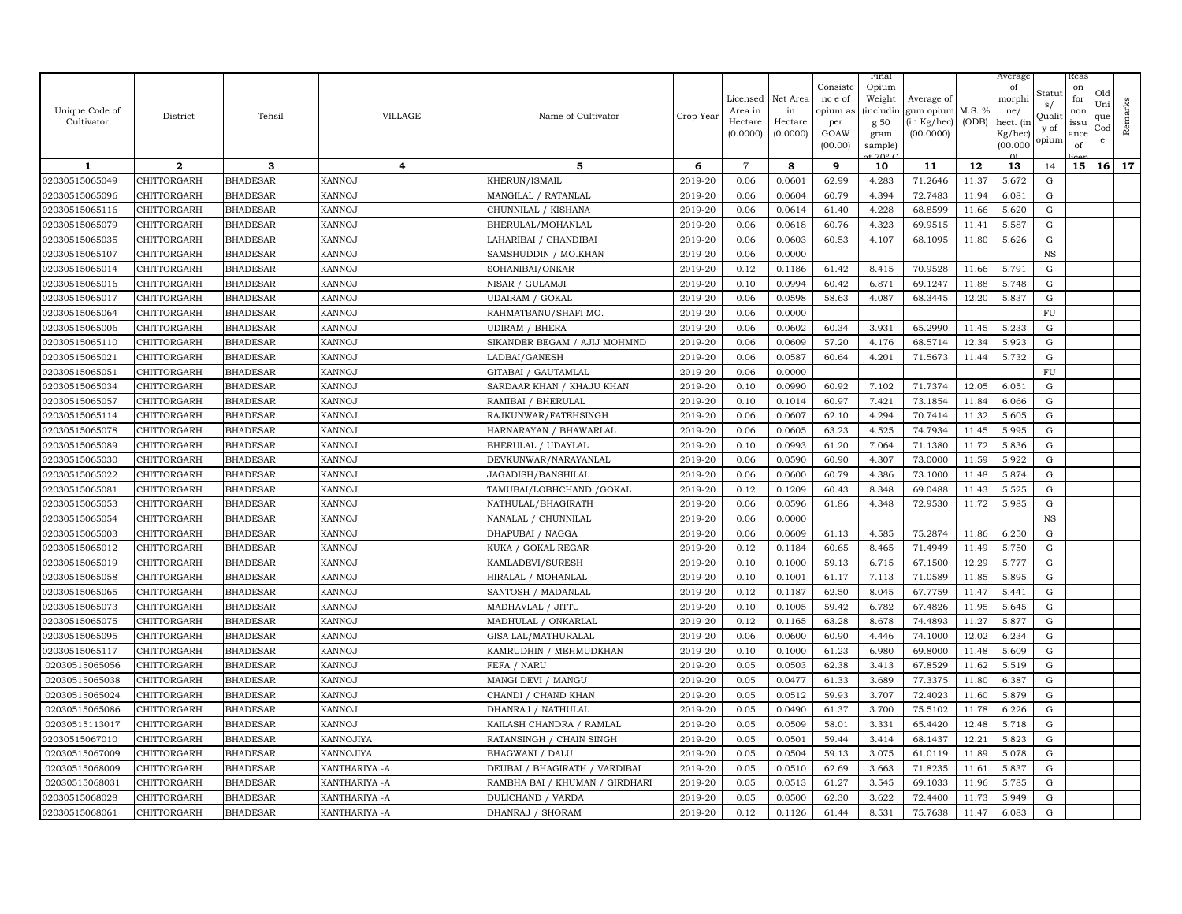| Unique Code of Cultivator | District | Tehsil | VILLAGE | Name of Cultivator | Crop Year | Licensed Area in Hectare (0.0000) | Net Area in Hectare (0.0000) | Consistence of opium as per GOAW (00.00) | Final Opium Weight (including 50 gram sample) at 70° C | Average of gum opium (in Kg/hec) (00.0000) | M.S. % (ODB) | Average of morphine/ hect. (in Kg/hec) (00.000) | Status/ Quality of opium | Reason for non issuance of licence | Old Unique Code | Remarks |
|---|---|---|---|---|---|---|---|---|---|---|---|---|---|---|---|---|
| 1 | 2 | 3 | 4 | 5 | 6 | 7 | 8 | 9 | 10 | 11 | 12 | 13 | 14 | 15 | 16 | 17 |
| 02030515065049 | CHITTORGARH | BHADESAR | KANNOJ | KHERUN/ISMAIL | 2019-20 | 0.06 | 0.0601 | 62.99 | 4.283 | 71.2646 | 11.37 | 5.672 | G | | | |
| 02030515065096 | CHITTORGARH | BHADESAR | KANNOJ | MANGILAL / RATANLAL | 2019-20 | 0.06 | 0.0604 | 60.79 | 4.394 | 72.7483 | 11.94 | 6.081 | G | | | |
| 02030515065116 | CHITTORGARH | BHADESAR | KANNOJ | CHUNNILAL / KISHANA | 2019-20 | 0.06 | 0.0614 | 61.40 | 4.228 | 68.8599 | 11.66 | 5.620 | G | | | |
| 02030515065079 | CHITTORGARH | BHADESAR | KANNOJ | BHERULAL/MOHANLAL | 2019-20 | 0.06 | 0.0618 | 60.76 | 4.323 | 69.9515 | 11.41 | 5.587 | G | | | |
| 02030515065035 | CHITTORGARH | BHADESAR | KANNOJ | LAHARIBAI / CHANDIBAI | 2019-20 | 0.06 | 0.0603 | 60.53 | 4.107 | 68.1095 | 11.80 | 5.626 | G | | | |
| 02030515065107 | CHITTORGARH | BHADESAR | KANNOJ | SAMSHUDDIN / MO.KHAN | 2019-20 | 0.06 | 0.0000 | | | | | | NS | | | |
| 02030515065014 | CHITTORGARH | BHADESAR | KANNOJ | SOHANIBAI/ONKAR | 2019-20 | 0.12 | 0.1186 | 61.42 | 8.415 | 70.9528 | 11.66 | 5.791 | G | | | |
| 02030515065016 | CHITTORGARH | BHADESAR | KANNOJ | NISAR / GULAMJI | 2019-20 | 0.10 | 0.0994 | 60.42 | 6.871 | 69.1247 | 11.88 | 5.748 | G | | | |
| 02030515065017 | CHITTORGARH | BHADESAR | KANNOJ | UDAIRAM / GOKAL | 2019-20 | 0.06 | 0.0598 | 58.63 | 4.087 | 68.3445 | 12.20 | 5.837 | G | | | |
| 02030515065064 | CHITTORGARH | BHADESAR | KANNOJ | RAHMATBANU/SHAFI MO. | 2019-20 | 0.06 | 0.0000 | | | | | | FU | | | |
| 02030515065006 | CHITTORGARH | BHADESAR | KANNOJ | UDIRAM / BHERA | 2019-20 | 0.06 | 0.0602 | 60.34 | 3.931 | 65.2990 | 11.45 | 5.233 | G | | | |
| 02030515065110 | CHITTORGARH | BHADESAR | KANNOJ | SIKANDER BEGAM / AJIJ MOHMND | 2019-20 | 0.06 | 0.0609 | 57.20 | 4.176 | 68.5714 | 12.34 | 5.923 | G | | | |
| 02030515065021 | CHITTORGARH | BHADESAR | KANNOJ | LADBAI/GANESH | 2019-20 | 0.06 | 0.0587 | 60.64 | 4.201 | 71.5673 | 11.44 | 5.732 | G | | | |
| 02030515065051 | CHITTORGARH | BHADESAR | KANNOJ | GITABAI / GAUTAMLAL | 2019-20 | 0.06 | 0.0000 | | | | | | FU | | | |
| 02030515065034 | CHITTORGARH | BHADESAR | KANNOJ | SARDAAR KHAN / KHAJU KHAN | 2019-20 | 0.10 | 0.0990 | 60.92 | 7.102 | 71.7374 | 12.05 | 6.051 | G | | | |
| 02030515065057 | CHITTORGARH | BHADESAR | KANNOJ | RAMIBAI / BHERULAL | 2019-20 | 0.10 | 0.1014 | 60.97 | 7.421 | 73.1854 | 11.84 | 6.066 | G | | | |
| 02030515065114 | CHITTORGARH | BHADESAR | KANNOJ | RAJKUNWAR/FATEHSINGH | 2019-20 | 0.06 | 0.0607 | 62.10 | 4.294 | 70.7414 | 11.32 | 5.605 | G | | | |
| 02030515065078 | CHITTORGARH | BHADESAR | KANNOJ | HARNARAYAN / BHAWARLAL | 2019-20 | 0.06 | 0.0605 | 63.23 | 4.525 | 74.7934 | 11.45 | 5.995 | G | | | |
| 02030515065089 | CHITTORGARH | BHADESAR | KANNOJ | BHERULAL / UDAYLAL | 2019-20 | 0.10 | 0.0993 | 61.20 | 7.064 | 71.1380 | 11.72 | 5.836 | G | | | |
| 02030515065030 | CHITTORGARH | BHADESAR | KANNOJ | DEVKUNWAR/NARAYANLAL | 2019-20 | 0.06 | 0.0590 | 60.90 | 4.307 | 73.0000 | 11.59 | 5.922 | G | | | |
| 02030515065022 | CHITTORGARH | BHADESAR | KANNOJ | JAGADISH/BANSHILAL | 2019-20 | 0.06 | 0.0600 | 60.79 | 4.386 | 73.1000 | 11.48 | 5.874 | G | | | |
| 02030515065081 | CHITTORGARH | BHADESAR | KANNOJ | TAMUBAI/LOBHCHAND /GOKAL | 2019-20 | 0.12 | 0.1209 | 60.43 | 8.348 | 69.0488 | 11.43 | 5.525 | G | | | |
| 02030515065053 | CHITTORGARH | BHADESAR | KANNOJ | NATHULAL/BHAGIRATH | 2019-20 | 0.06 | 0.0596 | 61.86 | 4.348 | 72.9530 | 11.72 | 5.985 | G | | | |
| 02030515065054 | CHITTORGARH | BHADESAR | KANNOJ | NANALAL / CHUNNILAL | 2019-20 | 0.06 | 0.0000 | | | | | | NS | | | |
| 02030515065003 | CHITTORGARH | BHADESAR | KANNOJ | DHAPUBAI / NAGGA | 2019-20 | 0.06 | 0.0609 | 61.13 | 4.585 | 75.2874 | 11.86 | 6.250 | G | | | |
| 02030515065012 | CHITTORGARH | BHADESAR | KANNOJ | KUKA / GOKAL REGAR | 2019-20 | 0.12 | 0.1184 | 60.65 | 8.465 | 71.4949 | 11.49 | 5.750 | G | | | |
| 02030515065019 | CHITTORGARH | BHADESAR | KANNOJ | KAMLADEVI/SURESH | 2019-20 | 0.10 | 0.1000 | 59.13 | 6.715 | 67.1500 | 12.29 | 5.777 | G | | | |
| 02030515065058 | CHITTORGARH | BHADESAR | KANNOJ | HIRALAL / MOHANLAL | 2019-20 | 0.10 | 0.1001 | 61.17 | 7.113 | 71.0589 | 11.85 | 5.895 | G | | | |
| 02030515065065 | CHITTORGARH | BHADESAR | KANNOJ | SANTOSH / MADANLAL | 2019-20 | 0.12 | 0.1187 | 62.50 | 8.045 | 67.7759 | 11.47 | 5.441 | G | | | |
| 02030515065073 | CHITTORGARH | BHADESAR | KANNOJ | MADHAVLAL / JITTU | 2019-20 | 0.10 | 0.1005 | 59.42 | 6.782 | 67.4826 | 11.95 | 5.645 | G | | | |
| 02030515065075 | CHITTORGARH | BHADESAR | KANNOJ | MADHULAL / ONKARLAL | 2019-20 | 0.12 | 0.1165 | 63.28 | 8.678 | 74.4893 | 11.27 | 5.877 | G | | | |
| 02030515065095 | CHITTORGARH | BHADESAR | KANNOJ | GISA LAL/MATHURALAL | 2019-20 | 0.06 | 0.0600 | 60.90 | 4.446 | 74.1000 | 12.02 | 6.234 | G | | | |
| 02030515065117 | CHITTORGARH | BHADESAR | KANNOJ | KAMRUDHIN / MEHMUDKHAN | 2019-20 | 0.10 | 0.1000 | 61.23 | 6.980 | 69.8000 | 11.48 | 5.609 | G | | | |
| 02030515065056 | CHITTORGARH | BHADESAR | KANNOJ | FEFA / NARU | 2019-20 | 0.05 | 0.0503 | 62.38 | 3.413 | 67.8529 | 11.62 | 5.519 | G | | | |
| 02030515065038 | CHITTORGARH | BHADESAR | KANNOJ | MANGI DEVI / MANGU | 2019-20 | 0.05 | 0.0477 | 61.33 | 3.689 | 77.3375 | 11.80 | 6.387 | G | | | |
| 02030515065024 | CHITTORGARH | BHADESAR | KANNOJ | CHANDI / CHAND KHAN | 2019-20 | 0.05 | 0.0512 | 59.93 | 3.707 | 72.4023 | 11.60 | 5.879 | G | | | |
| 02030515065086 | CHITTORGARH | BHADESAR | KANNOJ | DHANRAJ / NATHULAL | 2019-20 | 0.05 | 0.0490 | 61.37 | 3.700 | 75.5102 | 11.78 | 6.226 | G | | | |
| 02030515113017 | CHITTORGARH | BHADESAR | KANNOJ | KAILASH CHANDRA / RAMLAL | 2019-20 | 0.05 | 0.0509 | 58.01 | 3.331 | 65.4420 | 12.48 | 5.718 | G | | | |
| 02030515067010 | CHITTORGARH | BHADESAR | KANNOJIYA | RATANSINGH / CHAIN SINGH | 2019-20 | 0.05 | 0.0501 | 59.44 | 3.414 | 68.1437 | 12.21 | 5.823 | G | | | |
| 02030515067009 | CHITTORGARH | BHADESAR | KANNOJIYA | BHAGWANI / DALU | 2019-20 | 0.05 | 0.0504 | 59.13 | 3.075 | 61.0119 | 11.89 | 5.078 | G | | | |
| 02030515068009 | CHITTORGARH | BHADESAR | KANTHARIYA -A | DEUBAI / BHAGIRATH / VARDIBAI | 2019-20 | 0.05 | 0.0510 | 62.69 | 3.663 | 71.8235 | 11.61 | 5.837 | G | | | |
| 02030515068031 | CHITTORGARH | BHADESAR | KANTHARIYA -A | RAMBHA BAI / KHUMAN / GIRDHARI | 2019-20 | 0.05 | 0.0513 | 61.27 | 3.545 | 69.1033 | 11.96 | 5.785 | G | | | |
| 02030515068028 | CHITTORGARH | BHADESAR | KANTHARIYA -A | DULICHAND / VARDA | 2019-20 | 0.05 | 0.0500 | 62.30 | 3.622 | 72.4400 | 11.73 | 5.949 | G | | | |
| 02030515068061 | CHITTORGARH | BHADESAR | KANTHARIYA -A | DHANRAJ / SHORAM | 2019-20 | 0.12 | 0.1126 | 61.44 | 8.531 | 75.7638 | 11.47 | 6.083 | G | | | |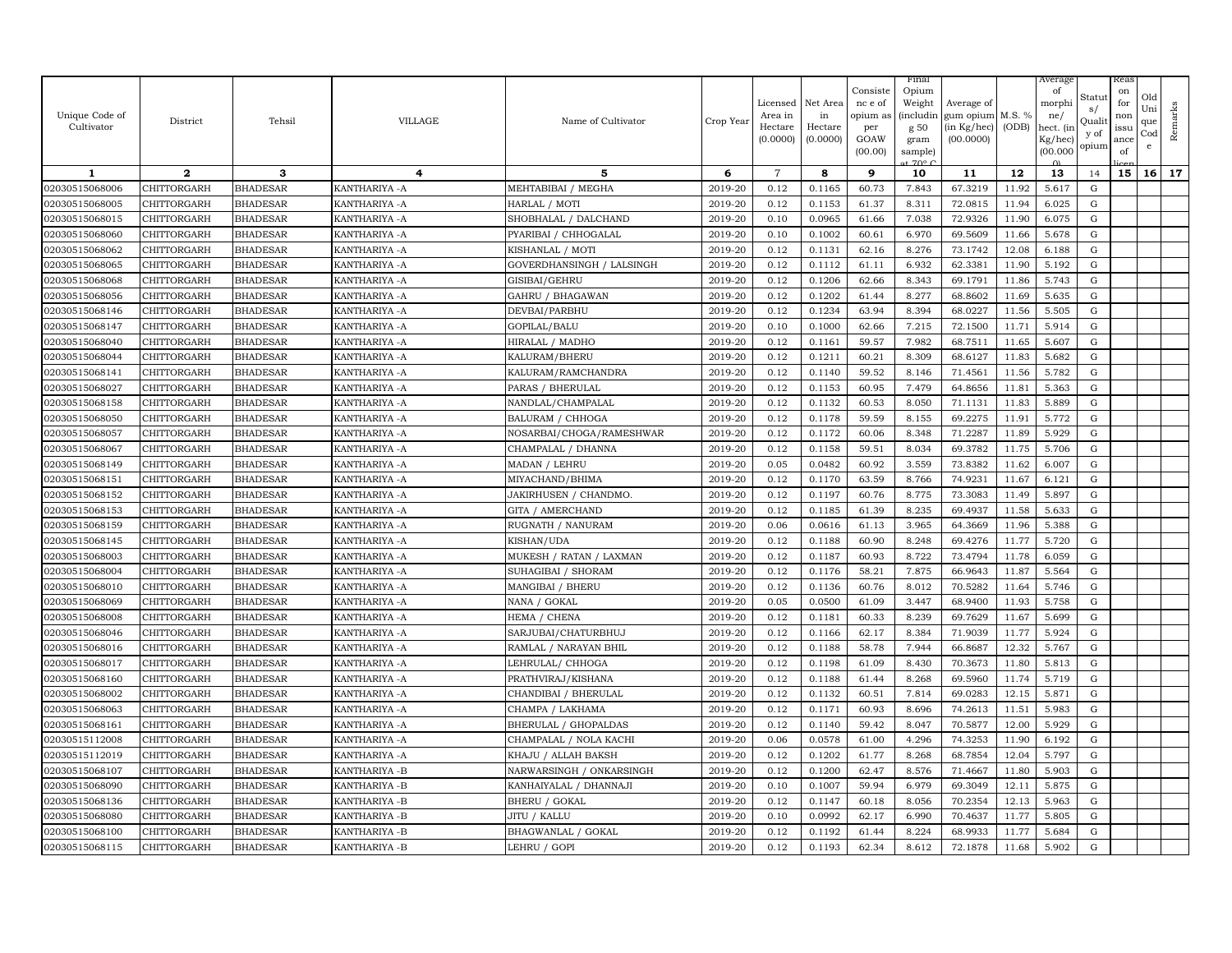| Unique Code of Cultivator | District | Tehsil | VILLAGE | Name of Cultivator | Crop Year | Licensed Area in Hectare (0.0000) | Net Area in Hectare (0.0000) | Consistence of opium as per GOAW (00.00) | Final Opium Weight (including 50 gram sample) at 70° C | Average of gum opium (in Kg/hec) (00.0000) | M.S. % (ODB) | Average of morphine/ hect. (in Kg/hec) (00.000) | Status/ Quality of opium | Reason for non issuance of licence | Old Unique Code | Remarks |
|---|---|---|---|---|---|---|---|---|---|---|---|---|---|---|---|---|
| 1 | 2 | 3 | 4 | 5 | 6 | 7 | 8 | 9 | 10 | 11 | 12 | 13 | 14 | 15 | 16 | 17 |
| 02030515068006 | CHITTORGARH | BHADESAR | KANTHARIYA -A | MEHTABIBAI / MEGHA | 2019-20 | 0.12 | 0.1165 | 60.73 | 7.843 | 67.3219 | 11.92 | 5.617 | G | | | |
| 02030515068005 | CHITTORGARH | BHADESAR | KANTHARIYA -A | HARLAL / MOTI | 2019-20 | 0.12 | 0.1153 | 61.37 | 8.311 | 72.0815 | 11.94 | 6.025 | G | | | |
| 02030515068015 | CHITTORGARH | BHADESAR | KANTHARIYA -A | SHOBHALAL / DALCHAND | 2019-20 | 0.10 | 0.0965 | 61.66 | 7.038 | 72.9326 | 11.90 | 6.075 | G | | | |
| 02030515068060 | CHITTORGARH | BHADESAR | KANTHARIYA -A | PYARIBAI / CHHOGALAL | 2019-20 | 0.10 | 0.1002 | 60.61 | 6.970 | 69.5609 | 11.66 | 5.678 | G | | | |
| 02030515068062 | CHITTORGARH | BHADESAR | KANTHARIYA -A | KISHANLAL / MOTI | 2019-20 | 0.12 | 0.1131 | 62.16 | 8.276 | 73.1742 | 12.08 | 6.188 | G | | | |
| 02030515068065 | CHITTORGARH | BHADESAR | KANTHARIYA -A | GOVERDHANSINGH / LALSINGH | 2019-20 | 0.12 | 0.1112 | 61.11 | 6.932 | 62.3381 | 11.90 | 5.192 | G | | | |
| 02030515068068 | CHITTORGARH | BHADESAR | KANTHARIYA -A | GISIBAI/GEHRU | 2019-20 | 0.12 | 0.1206 | 62.66 | 8.343 | 69.1791 | 11.86 | 5.743 | G | | | |
| 02030515068056 | CHITTORGARH | BHADESAR | KANTHARIYA -A | GAHRU / BHAGAWAN | 2019-20 | 0.12 | 0.1202 | 61.44 | 8.277 | 68.8602 | 11.69 | 5.635 | G | | | |
| 02030515068146 | CHITTORGARH | BHADESAR | KANTHARIYA -A | DEVBAI/PARBHU | 2019-20 | 0.12 | 0.1234 | 63.94 | 8.394 | 68.0227 | 11.56 | 5.505 | G | | | |
| 02030515068147 | CHITTORGARH | BHADESAR | KANTHARIYA -A | GOPILAL/BALU | 2019-20 | 0.10 | 0.1000 | 62.66 | 7.215 | 72.1500 | 11.71 | 5.914 | G | | | |
| 02030515068040 | CHITTORGARH | BHADESAR | KANTHARIYA -A | HIRALAL / MADHO | 2019-20 | 0.12 | 0.1161 | 59.57 | 7.982 | 68.7511 | 11.65 | 5.607 | G | | | |
| 02030515068044 | CHITTORGARH | BHADESAR | KANTHARIYA -A | KALURAM/BHERU | 2019-20 | 0.12 | 0.1211 | 60.21 | 8.309 | 68.6127 | 11.83 | 5.682 | G | | | |
| 02030515068141 | CHITTORGARH | BHADESAR | KANTHARIYA -A | KALURAM/RAMCHANDRA | 2019-20 | 0.12 | 0.1140 | 59.52 | 8.146 | 71.4561 | 11.56 | 5.782 | G | | | |
| 02030515068027 | CHITTORGARH | BHADESAR | KANTHARIYA -A | PARAS / BHERULAL | 2019-20 | 0.12 | 0.1153 | 60.95 | 7.479 | 64.8656 | 11.81 | 5.363 | G | | | |
| 02030515068158 | CHITTORGARH | BHADESAR | KANTHARIYA -A | NANDLAL/CHAMPALAL | 2019-20 | 0.12 | 0.1132 | 60.53 | 8.050 | 71.1131 | 11.83 | 5.889 | G | | | |
| 02030515068050 | CHITTORGARH | BHADESAR | KANTHARIYA -A | BALURAM / CHHOGA | 2019-20 | 0.12 | 0.1178 | 59.59 | 8.155 | 69.2275 | 11.91 | 5.772 | G | | | |
| 02030515068057 | CHITTORGARH | BHADESAR | KANTHARIYA -A | NOSARBAI/CHOGA/RAMESHWAR | 2019-20 | 0.12 | 0.1172 | 60.06 | 8.348 | 71.2287 | 11.89 | 5.929 | G | | | |
| 02030515068067 | CHITTORGARH | BHADESAR | KANTHARIYA -A | CHAMPALAL / DHANNA | 2019-20 | 0.12 | 0.1158 | 59.51 | 8.034 | 69.3782 | 11.75 | 5.706 | G | | | |
| 02030515068149 | CHITTORGARH | BHADESAR | KANTHARIYA -A | MADAN / LEHRU | 2019-20 | 0.05 | 0.0482 | 60.92 | 3.559 | 73.8382 | 11.62 | 6.007 | G | | | |
| 02030515068151 | CHITTORGARH | BHADESAR | KANTHARIYA -A | MIYACHAND/BHIMA | 2019-20 | 0.12 | 0.1170 | 63.59 | 8.766 | 74.9231 | 11.67 | 6.121 | G | | | |
| 02030515068152 | CHITTORGARH | BHADESAR | KANTHARIYA -A | JAKIRHUSEN / CHANDMO. | 2019-20 | 0.12 | 0.1197 | 60.76 | 8.775 | 73.3083 | 11.49 | 5.897 | G | | | |
| 02030515068153 | CHITTORGARH | BHADESAR | KANTHARIYA -A | GITA / AMERCHAND | 2019-20 | 0.12 | 0.1185 | 61.39 | 8.235 | 69.4937 | 11.58 | 5.633 | G | | | |
| 02030515068159 | CHITTORGARH | BHADESAR | KANTHARIYA -A | RUGNATH / NANURAM | 2019-20 | 0.06 | 0.0616 | 61.13 | 3.965 | 64.3669 | 11.96 | 5.388 | G | | | |
| 02030515068145 | CHITTORGARH | BHADESAR | KANTHARIYA -A | KISHAN/UDA | 2019-20 | 0.12 | 0.1188 | 60.90 | 8.248 | 69.4276 | 11.77 | 5.720 | G | | | |
| 02030515068003 | CHITTORGARH | BHADESAR | KANTHARIYA -A | MUKESH / RATAN / LAXMAN | 2019-20 | 0.12 | 0.1187 | 60.93 | 8.722 | 73.4794 | 11.78 | 6.059 | G | | | |
| 02030515068004 | CHITTORGARH | BHADESAR | KANTHARIYA -A | SUHAGIBAI / SHORAM | 2019-20 | 0.12 | 0.1176 | 58.21 | 7.875 | 66.9643 | 11.87 | 5.564 | G | | | |
| 02030515068010 | CHITTORGARH | BHADESAR | KANTHARIYA -A | MANGIBAI / BHERU | 2019-20 | 0.12 | 0.1136 | 60.76 | 8.012 | 70.5282 | 11.64 | 5.746 | G | | | |
| 02030515068069 | CHITTORGARH | BHADESAR | KANTHARIYA -A | NANA / GOKAL | 2019-20 | 0.05 | 0.0500 | 61.09 | 3.447 | 68.9400 | 11.93 | 5.758 | G | | | |
| 02030515068008 | CHITTORGARH | BHADESAR | KANTHARIYA -A | HEMA / CHENA | 2019-20 | 0.12 | 0.1181 | 60.33 | 8.239 | 69.7629 | 11.67 | 5.699 | G | | | |
| 02030515068046 | CHITTORGARH | BHADESAR | KANTHARIYA -A | SARJUBAI/CHATURBHUJ | 2019-20 | 0.12 | 0.1166 | 62.17 | 8.384 | 71.9039 | 11.77 | 5.924 | G | | | |
| 02030515068016 | CHITTORGARH | BHADESAR | KANTHARIYA -A | RAMLAL / NARAYAN BHIL | 2019-20 | 0.12 | 0.1188 | 58.78 | 7.944 | 66.8687 | 12.32 | 5.767 | G | | | |
| 02030515068017 | CHITTORGARH | BHADESAR | KANTHARIYA -A | LEHRULAL/ CHHOGA | 2019-20 | 0.12 | 0.1198 | 61.09 | 8.430 | 70.3673 | 11.80 | 5.813 | G | | | |
| 02030515068160 | CHITTORGARH | BHADESAR | KANTHARIYA -A | PRATHVIRAJ/KISHANA | 2019-20 | 0.12 | 0.1188 | 61.44 | 8.268 | 69.5960 | 11.74 | 5.719 | G | | | |
| 02030515068002 | CHITTORGARH | BHADESAR | KANTHARIYA -A | CHANDIBAI / BHERULAL | 2019-20 | 0.12 | 0.1132 | 60.51 | 7.814 | 69.0283 | 12.15 | 5.871 | G | | | |
| 02030515068063 | CHITTORGARH | BHADESAR | KANTHARIYA -A | CHAMPA / LAKHAMA | 2019-20 | 0.12 | 0.1171 | 60.93 | 8.696 | 74.2613 | 11.51 | 5.983 | G | | | |
| 02030515068161 | CHITTORGARH | BHADESAR | KANTHARIYA -A | BHERULAL / GHOPALDAS | 2019-20 | 0.12 | 0.1140 | 59.42 | 8.047 | 70.5877 | 12.00 | 5.929 | G | | | |
| 02030515112008 | CHITTORGARH | BHADESAR | KANTHARIYA -A | CHAMPALAL / NOLA KACHI | 2019-20 | 0.06 | 0.0578 | 61.00 | 4.296 | 74.3253 | 11.90 | 6.192 | G | | | |
| 02030515112019 | CHITTORGARH | BHADESAR | KANTHARIYA -A | KHAJU / ALLAH BAKSH | 2019-20 | 0.12 | 0.1202 | 61.77 | 8.268 | 68.7854 | 12.04 | 5.797 | G | | | |
| 02030515068107 | CHITTORGARH | BHADESAR | KANTHARIYA -B | NARWARSINGH / ONKARSINGH | 2019-20 | 0.12 | 0.1200 | 62.47 | 8.576 | 71.4667 | 11.80 | 5.903 | G | | | |
| 02030515068090 | CHITTORGARH | BHADESAR | KANTHARIYA -B | KANHAIYALAL / DHANNAJI | 2019-20 | 0.10 | 0.1007 | 59.94 | 6.979 | 69.3049 | 12.11 | 5.875 | G | | | |
| 02030515068136 | CHITTORGARH | BHADESAR | KANTHARIYA -B | BHERU / GOKAL | 2019-20 | 0.12 | 0.1147 | 60.18 | 8.056 | 70.2354 | 12.13 | 5.963 | G | | | |
| 02030515068080 | CHITTORGARH | BHADESAR | KANTHARIYA -B | JITU / KALLU | 2019-20 | 0.10 | 0.0992 | 62.17 | 6.990 | 70.4637 | 11.77 | 5.805 | G | | | |
| 02030515068100 | CHITTORGARH | BHADESAR | KANTHARIYA -B | BHAGWANLAL / GOKAL | 2019-20 | 0.12 | 0.1192 | 61.44 | 8.224 | 68.9933 | 11.77 | 5.684 | G | | | |
| 02030515068115 | CHITTORGARH | BHADESAR | KANTHARIYA -B | LEHRU / GOPI | 2019-20 | 0.12 | 0.1193 | 62.34 | 8.612 | 72.1878 | 11.68 | 5.902 | G | | | |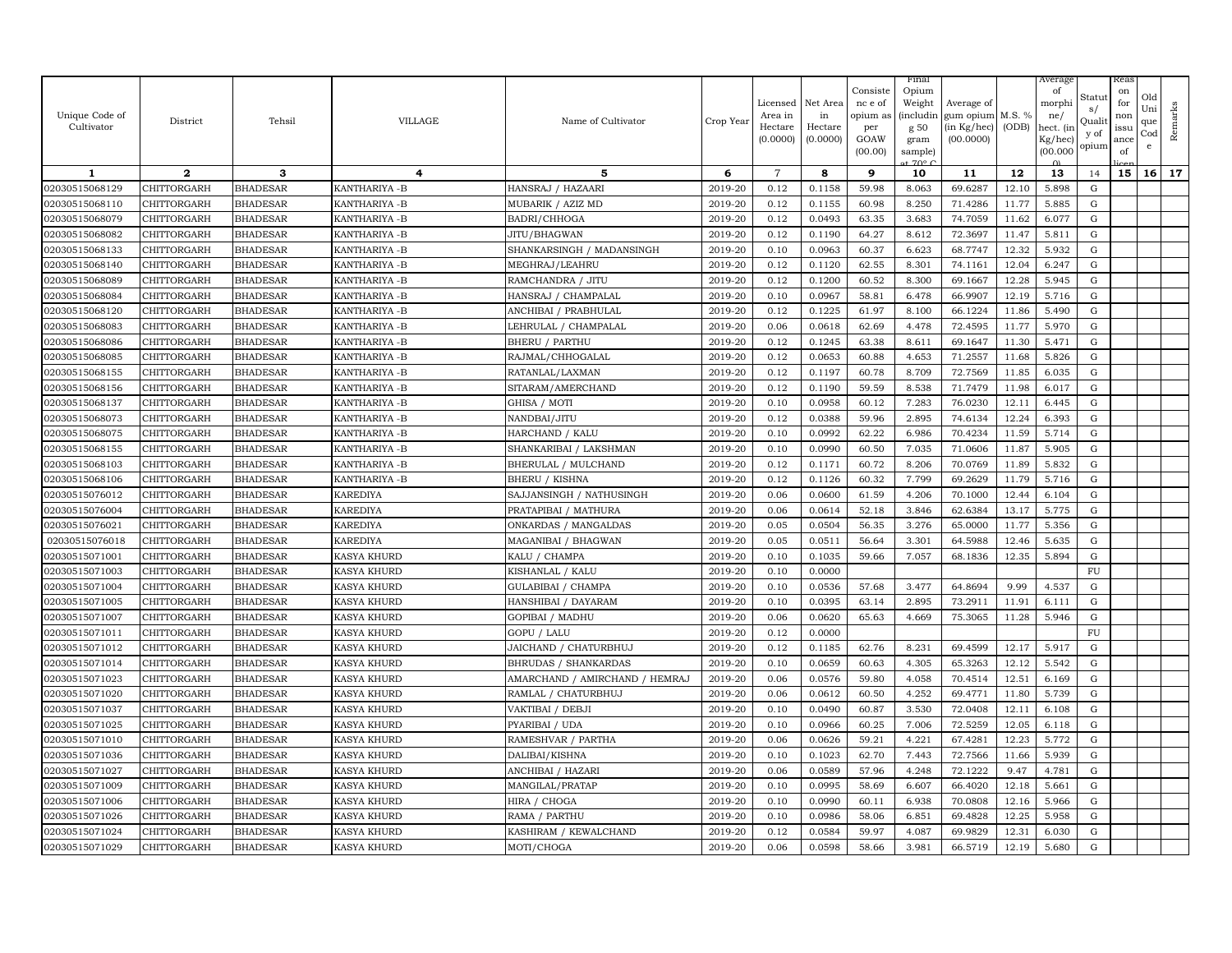| Unique Code of Cultivator | District | Tehsil | VILLAGE | Name of Cultivator | Crop Year | Licensed Area in Hectare (0.0000) | Net Area in Hectare (0.0000) | Consistence of opium as per GOAW (00.00) | Final Opium Weight (including g 50 gram sample) at 70° C | Average of gum opium (in Kg/hec) (00.0000) | M.S. % (ODB) | Average of morphine/ hect. (in Kg/hec) (00.000 0) | Status/ Quality of opium | Reason for non issuance of licence | Old Unique Code | Remarks |
|---|---|---|---|---|---|---|---|---|---|---|---|---|---|---|---|---|
| 1 | 2 | 3 | 4 | 5 | 6 | 7 | 8 | 9 | 10 | 11 | 12 | 13 | 14 | 15 | 16 | 17 |
| 02030515068129 | CHITTORGARH | BHADESAR | KANTHARIYA -B | HANSRAJ / HAZAARI | 2019-20 | 0.12 | 0.1158 | 59.98 | 8.063 | 69.6287 | 12.10 | 5.898 | G | | | |
| 02030515068110 | CHITTORGARH | BHADESAR | KANTHARIYA -B | MUBARIK / AZIZ MD | 2019-20 | 0.12 | 0.1155 | 60.98 | 8.250 | 71.4286 | 11.77 | 5.885 | G | | | |
| 02030515068079 | CHITTORGARH | BHADESAR | KANTHARIYA -B | BADRI/CHHOGA | 2019-20 | 0.12 | 0.0493 | 63.35 | 3.683 | 74.7059 | 11.62 | 6.077 | G | | | |
| 02030515068082 | CHITTORGARH | BHADESAR | KANTHARIYA -B | JITU/BHAGWAN | 2019-20 | 0.12 | 0.1190 | 64.27 | 8.612 | 72.3697 | 11.47 | 5.811 | G | | | |
| 02030515068133 | CHITTORGARH | BHADESAR | KANTHARIYA -B | SHANKARSINGH / MADANSINGH | 2019-20 | 0.10 | 0.0963 | 60.37 | 6.623 | 68.7747 | 12.32 | 5.932 | G | | | |
| 02030515068140 | CHITTORGARH | BHADESAR | KANTHARIYA -B | MEGHRAJ/LEAHRU | 2019-20 | 0.12 | 0.1120 | 62.55 | 8.301 | 74.1161 | 12.04 | 6.247 | G | | | |
| 02030515068089 | CHITTORGARH | BHADESAR | KANTHARIYA -B | RAMCHANDRA / JITU | 2019-20 | 0.12 | 0.1200 | 60.52 | 8.300 | 69.1667 | 12.28 | 5.945 | G | | | |
| 02030515068084 | CHITTORGARH | BHADESAR | KANTHARIYA -B | HANSRAJ / CHAMPALAL | 2019-20 | 0.10 | 0.0967 | 58.81 | 6.478 | 66.9907 | 12.19 | 5.716 | G | | | |
| 02030515068120 | CHITTORGARH | BHADESAR | KANTHARIYA -B | ANCHIBAI / PRABHULAL | 2019-20 | 0.12 | 0.1225 | 61.97 | 8.100 | 66.1224 | 11.86 | 5.490 | G | | | |
| 02030515068083 | CHITTORGARH | BHADESAR | KANTHARIYA -B | LEHRULAL / CHAMPALAL | 2019-20 | 0.06 | 0.0618 | 62.69 | 4.478 | 72.4595 | 11.77 | 5.970 | G | | | |
| 02030515068086 | CHITTORGARH | BHADESAR | KANTHARIYA -B | BHERU / PARTHU | 2019-20 | 0.12 | 0.1245 | 63.38 | 8.611 | 69.1647 | 11.30 | 5.471 | G | | | |
| 02030515068085 | CHITTORGARH | BHADESAR | KANTHARIYA -B | RAJMAL/CHHOGALAL | 2019-20 | 0.12 | 0.0653 | 60.88 | 4.653 | 71.2557 | 11.68 | 5.826 | G | | | |
| 02030515068155 | CHITTORGARH | BHADESAR | KANTHARIYA -B | RATANLAL/LAXMAN | 2019-20 | 0.12 | 0.1197 | 60.78 | 8.709 | 72.7569 | 11.85 | 6.035 | G | | | |
| 02030515068156 | CHITTORGARH | BHADESAR | KANTHARIYA -B | SITARAM/AMERCHAND | 2019-20 | 0.12 | 0.1190 | 59.59 | 8.538 | 71.7479 | 11.98 | 6.017 | G | | | |
| 02030515068137 | CHITTORGARH | BHADESAR | KANTHARIYA -B | GHISA / MOTI | 2019-20 | 0.10 | 0.0958 | 60.12 | 7.283 | 76.0230 | 12.11 | 6.445 | G | | | |
| 02030515068073 | CHITTORGARH | BHADESAR | KANTHARIYA -B | NANDBAI/JITU | 2019-20 | 0.12 | 0.0388 | 59.96 | 2.895 | 74.6134 | 12.24 | 6.393 | G | | | |
| 02030515068075 | CHITTORGARH | BHADESAR | KANTHARIYA -B | HARCHAND / KALU | 2019-20 | 0.10 | 0.0992 | 62.22 | 6.986 | 70.4234 | 11.59 | 5.714 | G | | | |
| 02030515068155 | CHITTORGARH | BHADESAR | KANTHARIYA -B | SHANKARIBAI / LAKSHMAN | 2019-20 | 0.10 | 0.0990 | 60.50 | 7.035 | 71.0606 | 11.87 | 5.905 | G | | | |
| 02030515068103 | CHITTORGARH | BHADESAR | KANTHARIYA -B | BHERULAL / MULCHAND | 2019-20 | 0.12 | 0.1171 | 60.72 | 8.206 | 70.0769 | 11.89 | 5.832 | G | | | |
| 02030515068106 | CHITTORGARH | BHADESAR | KANTHARIYA -B | BHERU / KISHNA | 2019-20 | 0.12 | 0.1126 | 60.32 | 7.799 | 69.2629 | 11.79 | 5.716 | G | | | |
| 02030515076012 | CHITTORGARH | BHADESAR | KAREDIYA | SAJJANSINGH / NATHUSINGH | 2019-20 | 0.06 | 0.0600 | 61.59 | 4.206 | 70.1000 | 12.44 | 6.104 | G | | | |
| 02030515076004 | CHITTORGARH | BHADESAR | KAREDIYA | PRATAPIBAI / MATHURA | 2019-20 | 0.06 | 0.0614 | 52.18 | 3.846 | 62.6384 | 13.17 | 5.775 | G | | | |
| 02030515076021 | CHITTORGARH | BHADESAR | KAREDIYA | ONKARDAS / MANGALDAS | 2019-20 | 0.05 | 0.0504 | 56.35 | 3.276 | 65.0000 | 11.77 | 5.356 | G | | | |
| 02030515076018 | CHITTORGARH | BHADESAR | KAREDIYA | MAGANIBAI / BHAGWAN | 2019-20 | 0.05 | 0.0511 | 56.64 | 3.301 | 64.5988 | 12.46 | 5.635 | G | | | |
| 02030515071001 | CHITTORGARH | BHADESAR | KASYA KHURD | KALU / CHAMPA | 2019-20 | 0.10 | 0.1035 | 59.66 | 7.057 | 68.1836 | 12.35 | 5.894 | G | | | |
| 02030515071003 | CHITTORGARH | BHADESAR | KASYA KHURD | KISHANLAL / KALU | 2019-20 | 0.10 | 0.0000 | | | | | | FU | | | |
| 02030515071004 | CHITTORGARH | BHADESAR | KASYA KHURD | GULABIBAI / CHAMPA | 2019-20 | 0.10 | 0.0536 | 57.68 | 3.477 | 64.8694 | 9.99 | 4.537 | G | | | |
| 02030515071005 | CHITTORGARH | BHADESAR | KASYA KHURD | HANSHIBAI / DAYARAM | 2019-20 | 0.10 | 0.0395 | 63.14 | 2.895 | 73.2911 | 11.91 | 6.111 | G | | | |
| 02030515071007 | CHITTORGARH | BHADESAR | KASYA KHURD | GOPIBAI / MADHU | 2019-20 | 0.06 | 0.0620 | 65.63 | 4.669 | 75.3065 | 11.28 | 5.946 | G | | | |
| 02030515071011 | CHITTORGARH | BHADESAR | KASYA KHURD | GOPU / LALU | 2019-20 | 0.12 | 0.0000 | | | | | | FU | | | |
| 02030515071012 | CHITTORGARH | BHADESAR | KASYA KHURD | JAICHAND / CHATURBHUJ | 2019-20 | 0.12 | 0.1185 | 62.76 | 8.231 | 69.4599 | 12.17 | 5.917 | G | | | |
| 02030515071014 | CHITTORGARH | BHADESAR | KASYA KHURD | BHRUDAS / SHANKARDAS | 2019-20 | 0.10 | 0.0659 | 60.63 | 4.305 | 65.3263 | 12.12 | 5.542 | G | | | |
| 02030515071023 | CHITTORGARH | BHADESAR | KASYA KHURD | AMARCHAND / AMIRCHAND / HEMRAJ | 2019-20 | 0.06 | 0.0576 | 59.80 | 4.058 | 70.4514 | 12.51 | 6.169 | G | | | |
| 02030515071020 | CHITTORGARH | BHADESAR | KASYA KHURD | RAMLAL / CHATURBHUJ | 2019-20 | 0.06 | 0.0612 | 60.50 | 4.252 | 69.4771 | 11.80 | 5.739 | G | | | |
| 02030515071037 | CHITTORGARH | BHADESAR | KASYA KHURD | VAKTIBAI / DEBJI | 2019-20 | 0.10 | 0.0490 | 60.87 | 3.530 | 72.0408 | 12.11 | 6.108 | G | | | |
| 02030515071025 | CHITTORGARH | BHADESAR | KASYA KHURD | PYARIBAI / UDA | 2019-20 | 0.10 | 0.0966 | 60.25 | 7.006 | 72.5259 | 12.05 | 6.118 | G | | | |
| 02030515071010 | CHITTORGARH | BHADESAR | KASYA KHURD | RAMESHVAR / PARTHA | 2019-20 | 0.06 | 0.0626 | 59.21 | 4.221 | 67.4281 | 12.23 | 5.772 | G | | | |
| 02030515071036 | CHITTORGARH | BHADESAR | KASYA KHURD | DALIBAI/KISHNA | 2019-20 | 0.10 | 0.1023 | 62.70 | 7.443 | 72.7566 | 11.66 | 5.939 | G | | | |
| 02030515071027 | CHITTORGARH | BHADESAR | KASYA KHURD | ANCHIBAI / HAZARI | 2019-20 | 0.06 | 0.0589 | 57.96 | 4.248 | 72.1222 | 9.47 | 4.781 | G | | | |
| 02030515071009 | CHITTORGARH | BHADESAR | KASYA KHURD | MANGILAL/PRATAP | 2019-20 | 0.10 | 0.0995 | 58.69 | 6.607 | 66.4020 | 12.18 | 5.661 | G | | | |
| 02030515071006 | CHITTORGARH | BHADESAR | KASYA KHURD | HIRA / CHOGA | 2019-20 | 0.10 | 0.0990 | 60.11 | 6.938 | 70.0808 | 12.16 | 5.966 | G | | | |
| 02030515071026 | CHITTORGARH | BHADESAR | KASYA KHURD | RAMA / PARTHU | 2019-20 | 0.10 | 0.0986 | 58.06 | 6.851 | 69.4828 | 12.25 | 5.958 | G | | | |
| 02030515071024 | CHITTORGARH | BHADESAR | KASYA KHURD | KASHIRAM / KEWALCHAND | 2019-20 | 0.12 | 0.0584 | 59.97 | 4.087 | 69.9829 | 12.31 | 6.030 | G | | | |
| 02030515071029 | CHITTORGARH | BHADESAR | KASYA KHURD | MOTI/CHOGA | 2019-20 | 0.06 | 0.0598 | 58.66 | 3.981 | 66.5719 | 12.19 | 5.680 | G | | | |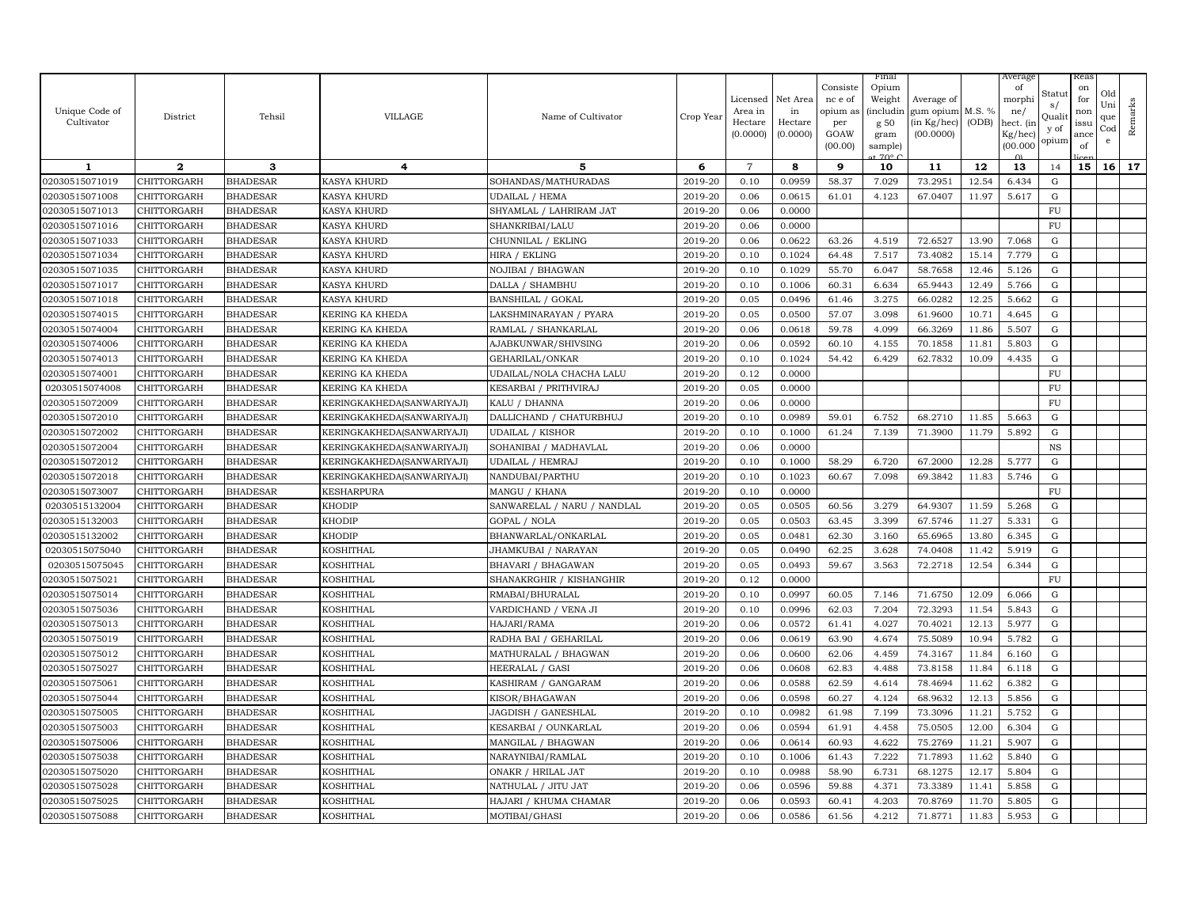| Unique Code of Cultivator | District | Tehsil | VILLAGE | Name of Cultivator | Crop Year | Licensed Area in Hectare (0.0000) | Net Area in Hectare (0.0000) | Consistence of opium as per GOAW (00.00) | Final Opium Weight (including 50 gram sample) at 70° C | Average of gum opium (in Kg/hec) (00.0000) | M.S. % (ODB) | Average of morphine/ hect. (in Kg/hec) (00.000) | Status/ Quality of opium | Reason for non issuance of licence | Old Unique Code | Remarks |
|---|---|---|---|---|---|---|---|---|---|---|---|---|---|---|---|---|
| 1 | 2 | 3 | 4 | 5 | 6 | 7 | 8 | 9 | 10 | 11 | 12 | 13 | 14 | 15 | 16 | 17 |
| 02030515071019 | CHITTORGARH | BHADESAR | KASYA KHURD | SOHANDAS/MATHURADAS | 2019-20 | 0.10 | 0.0959 | 58.37 | 7.029 | 73.2951 | 12.54 | 6.434 | G | | | |
| 02030515071008 | CHITTORGARH | BHADESAR | KASYA KHURD | UDAILAL / HEMA | 2019-20 | 0.06 | 0.0615 | 61.01 | 4.123 | 67.0407 | 11.97 | 5.617 | G | | | |
| 02030515071013 | CHITTORGARH | BHADESAR | KASYA KHURD | SHYAMLAL / LAHRIRAM JAT | 2019-20 | 0.06 | 0.0000 | | | | | | FU | | | |
| 02030515071016 | CHITTORGARH | BHADESAR | KASYA KHURD | SHANKRIBAI/LALU | 2019-20 | 0.06 | 0.0000 | | | | | | FU | | | |
| 02030515071033 | CHITTORGARH | BHADESAR | KASYA KHURD | CHUNNILAL / EKLING | 2019-20 | 0.06 | 0.0622 | 63.26 | 4.519 | 72.6527 | 13.90 | 7.068 | G | | | |
| 02030515071034 | CHITTORGARH | BHADESAR | KASYA KHURD | HIRA / EKLING | 2019-20 | 0.10 | 0.1024 | 64.48 | 7.517 | 73.4082 | 15.14 | 7.779 | G | | | |
| 02030515071035 | CHITTORGARH | BHADESAR | KASYA KHURD | NOJIBAI / BHAGWAN | 2019-20 | 0.10 | 0.1029 | 55.70 | 6.047 | 58.7658 | 12.46 | 5.126 | G | | | |
| 02030515071017 | CHITTORGARH | BHADESAR | KASYA KHURD | DALLA / SHAMBHU | 2019-20 | 0.10 | 0.1006 | 60.31 | 6.634 | 65.9443 | 12.49 | 5.766 | G | | | |
| 02030515071018 | CHITTORGARH | BHADESAR | KASYA KHURD | BANSHILAL / GOKAL | 2019-20 | 0.05 | 0.0496 | 61.46 | 3.275 | 66.0282 | 12.25 | 5.662 | G | | | |
| 02030515074015 | CHITTORGARH | BHADESAR | KERING KA KHEDA | LAKSHMINARAYAN / PYARA | 2019-20 | 0.05 | 0.0500 | 57.07 | 3.098 | 61.9600 | 10.71 | 4.645 | G | | | |
| 02030515074004 | CHITTORGARH | BHADESAR | KERING KA KHEDA | RAMLAL / SHANKARLAL | 2019-20 | 0.06 | 0.0618 | 59.78 | 4.099 | 66.3269 | 11.86 | 5.507 | G | | | |
| 02030515074006 | CHITTORGARH | BHADESAR | KERING KA KHEDA | AJABKUNWAR/SHIVSING | 2019-20 | 0.06 | 0.0592 | 60.10 | 4.155 | 70.1858 | 11.81 | 5.803 | G | | | |
| 02030515074013 | CHITTORGARH | BHADESAR | KERING KA KHEDA | GEHARILAL/ONKAR | 2019-20 | 0.10 | 0.1024 | 54.42 | 6.429 | 62.7832 | 10.09 | 4.435 | G | | | |
| 02030515074001 | CHITTORGARH | BHADESAR | KERING KA KHEDA | UDAILAL/NOLA CHACHA LALU | 2019-20 | 0.12 | 0.0000 | | | | | | FU | | | |
| 02030515074008 | CHITTORGARH | BHADESAR | KERING KA KHEDA | KESARBAI / PRITHVIRAJ | 2019-20 | 0.05 | 0.0000 | | | | | | FU | | | |
| 02030515072009 | CHITTORGARH | BHADESAR | KERINGKAKHEDA(SANWARIYAJI) | KALU / DHANNA | 2019-20 | 0.06 | 0.0000 | | | | | | FU | | | |
| 02030515072010 | CHITTORGARH | BHADESAR | KERINGKAKHEDA(SANWARIYAJI) | DALLICHAND / CHATURBHUJ | 2019-20 | 0.10 | 0.0989 | 59.01 | 6.752 | 68.2710 | 11.85 | 5.663 | G | | | |
| 02030515072002 | CHITTORGARH | BHADESAR | KERINGKAKHEDA(SANWARIYAJI) | UDAILAL / KISHOR | 2019-20 | 0.10 | 0.1000 | 61.24 | 7.139 | 71.3900 | 11.79 | 5.892 | G | | | |
| 02030515072004 | CHITTORGARH | BHADESAR | KERINGKAKHEDA(SANWARIYAJI) | SOHANIBAI / MADHAVLAL | 2019-20 | 0.06 | 0.0000 | | | | | | NS | | | |
| 02030515072012 | CHITTORGARH | BHADESAR | KERINGKAKHEDA(SANWARIYAJI) | UDAILAL / HEMRAJ | 2019-20 | 0.10 | 0.1000 | 58.29 | 6.720 | 67.2000 | 12.28 | 5.777 | G | | | |
| 02030515072018 | CHITTORGARH | BHADESAR | KERINGKAKHEDA(SANWARIYAJI) | NANDUBAI/PARTHU | 2019-20 | 0.10 | 0.1023 | 60.67 | 7.098 | 69.3842 | 11.83 | 5.746 | G | | | |
| 02030515073007 | CHITTORGARH | BHADESAR | KESHARPURA | MANGU / KHANA | 2019-20 | 0.10 | 0.0000 | | | | | | FU | | | |
| 02030515132004 | CHITTORGARH | BHADESAR | KHODIP | SANWARELAL / NARU / NANDLAL | 2019-20 | 0.05 | 0.0505 | 60.56 | 3.279 | 64.9307 | 11.59 | 5.268 | G | | | |
| 02030515132003 | CHITTORGARH | BHADESAR | KHODIP | GOPAL / NOLA | 2019-20 | 0.05 | 0.0503 | 63.45 | 3.399 | 67.5746 | 11.27 | 5.331 | G | | | |
| 02030515132002 | CHITTORGARH | BHADESAR | KHODIP | BHANWARLAL/ONKARLAL | 2019-20 | 0.05 | 0.0481 | 62.30 | 3.160 | 65.6965 | 13.80 | 6.345 | G | | | |
| 02030515075040 | CHITTORGARH | BHADESAR | KOSHITHAL | JHAMKUBAI / NARAYAN | 2019-20 | 0.05 | 0.0490 | 62.25 | 3.628 | 74.0408 | 11.42 | 5.919 | G | | | |
| 02030515075045 | CHITTORGARH | BHADESAR | KOSHITHAL | BHAVARI / BHAGAWAN | 2019-20 | 0.05 | 0.0493 | 59.67 | 3.563 | 72.2718 | 12.54 | 6.344 | G | | | |
| 02030515075021 | CHITTORGARH | BHADESAR | KOSHITHAL | SHANAKRGHIR / KISHANGHIR | 2019-20 | 0.12 | 0.0000 | | | | | | FU | | | |
| 02030515075014 | CHITTORGARH | BHADESAR | KOSHITHAL | RMABAI/BHURALAL | 2019-20 | 0.10 | 0.0997 | 60.05 | 7.146 | 71.6750 | 12.09 | 6.066 | G | | | |
| 02030515075036 | CHITTORGARH | BHADESAR | KOSHITHAL | VARDICHAND / VENA JI | 2019-20 | 0.10 | 0.0996 | 62.03 | 7.204 | 72.3293 | 11.54 | 5.843 | G | | | |
| 02030515075013 | CHITTORGARH | BHADESAR | KOSHITHAL | HAJARI/RAMA | 2019-20 | 0.06 | 0.0572 | 61.41 | 4.027 | 70.4021 | 12.13 | 5.977 | G | | | |
| 02030515075019 | CHITTORGARH | BHADESAR | KOSHITHAL | RADHA BAI / GEHARILAL | 2019-20 | 0.06 | 0.0619 | 63.90 | 4.674 | 75.5089 | 10.94 | 5.782 | G | | | |
| 02030515075012 | CHITTORGARH | BHADESAR | KOSHITHAL | MATHURALAL / BHAGWAN | 2019-20 | 0.06 | 0.0600 | 62.06 | 4.459 | 74.3167 | 11.84 | 6.160 | G | | | |
| 02030515075027 | CHITTORGARH | BHADESAR | KOSHITHAL | HEERALAL / GASI | 2019-20 | 0.06 | 0.0608 | 62.83 | 4.488 | 73.8158 | 11.84 | 6.118 | G | | | |
| 02030515075061 | CHITTORGARH | BHADESAR | KOSHITHAL | KASHIRAM / GANGARAM | 2019-20 | 0.06 | 0.0588 | 62.59 | 4.614 | 78.4694 | 11.62 | 6.382 | G | | | |
| 02030515075044 | CHITTORGARH | BHADESAR | KOSHITHAL | KISOR/BHAGAWAN | 2019-20 | 0.06 | 0.0598 | 60.27 | 4.124 | 68.9632 | 12.13 | 5.856 | G | | | |
| 02030515075005 | CHITTORGARH | BHADESAR | KOSHITHAL | JAGDISH / GANESHLAL | 2019-20 | 0.10 | 0.0982 | 61.98 | 7.199 | 73.3096 | 11.21 | 5.752 | G | | | |
| 02030515075003 | CHITTORGARH | BHADESAR | KOSHITHAL | KESARBAI / OUNKARLAL | 2019-20 | 0.06 | 0.0594 | 61.91 | 4.458 | 75.0505 | 12.00 | 6.304 | G | | | |
| 02030515075006 | CHITTORGARH | BHADESAR | KOSHITHAL | MANGILAL / BHAGWAN | 2019-20 | 0.06 | 0.0614 | 60.93 | 4.622 | 75.2769 | 11.21 | 5.907 | G | | | |
| 02030515075038 | CHITTORGARH | BHADESAR | KOSHITHAL | NARAYNIBAI/RAMLAL | 2019-20 | 0.10 | 0.1006 | 61.43 | 7.222 | 71.7893 | 11.62 | 5.840 | G | | | |
| 02030515075020 | CHITTORGARH | BHADESAR | KOSHITHAL | ONAKR / HRILAL JAT | 2019-20 | 0.10 | 0.0988 | 58.90 | 6.731 | 68.1275 | 12.17 | 5.804 | G | | | |
| 02030515075028 | CHITTORGARH | BHADESAR | KOSHITHAL | NATHULAL / JITU JAT | 2019-20 | 0.06 | 0.0596 | 59.88 | 4.371 | 73.3389 | 11.41 | 5.858 | G | | | |
| 02030515075025 | CHITTORGARH | BHADESAR | KOSHITHAL | HAJARI / KHUMA CHAMAR | 2019-20 | 0.06 | 0.0593 | 60.41 | 4.203 | 70.8769 | 11.70 | 5.805 | G | | | |
| 02030515075088 | CHITTORGARH | BHADESAR | KOSHITHAL | MOTIBAI/GHASI | 2019-20 | 0.06 | 0.0586 | 61.56 | 4.212 | 71.8771 | 11.83 | 5.953 | G | | | |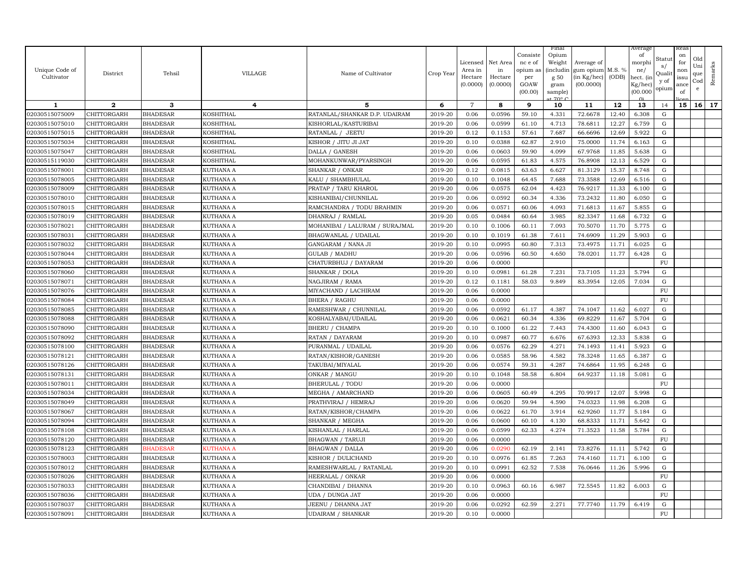| Unique Code of Cultivator | District | Tehsil | VILLAGE | Name of Cultivator | Crop Year | Licensed Area in Hectare (0.0000) | Net Area in Hectare (0.0000) | Consistence of opium as per GOAW (00.00) | Final Opium Weight (including 50 gram sample) at 70° C | Average of gum opium (in Kg/hec) (00.0000) | M.S. % (ODB) | Average of morphine/ hect. (in Kg/hec) (00.0000) | Status/ Quality of opium | Reason for non issuance of licence | Old Unique Code | Remarks |
|---|---|---|---|---|---|---|---|---|---|---|---|---|---|---|---|---|
| 1 | 2 | 3 | 4 | 5 | 6 | 7 | 8 | 9 | 10 | 11 | 12 | 13 | 14 | 15 | 16 | 17 |
| 02030515075009 | CHITTORGARH | BHADESAR | KOSHITHAL | RATANLAL/SHANKAR D.P. UDAIRAM | 2019-20 | 0.06 | 0.0596 | 59.10 | 4.331 | 72.6678 | 12.40 | 6.308 | G | | | |
| 02030515075010 | CHITTORGARH | BHADESAR | KOSHITHAL | KISHORLAL/KASTURIBAI | 2019-20 | 0.06 | 0.0599 | 61.10 | 4.713 | 78.6811 | 12.27 | 6.759 | G | | | |
| 02030515075015 | CHITTORGARH | BHADESAR | KOSHITHAL | RATANLAL / JEETU | 2019-20 | 0.12 | 0.1153 | 57.61 | 7.687 | 66.6696 | 12.69 | 5.922 | G | | | |
| 02030515075034 | CHITTORGARH | BHADESAR | KOSHITHAL | KISHOR / JITU JI JAT | 2019-20 | 0.10 | 0.0388 | 62.87 | 2.910 | 75.0000 | 11.74 | 6.163 | G | | | |
| 02030515075047 | CHITTORGARH | BHADESAR | KOSHITHAL | DALLA / GANESH | 2019-20 | 0.06 | 0.0603 | 59.90 | 4.099 | 67.9768 | 11.85 | 5.638 | G | | | |
| 02030515119030 | CHITTORGARH | BHADESAR | KOSHITHAL | MOHANKUNWAR/PYARSINGH | 2019-20 | 0.06 | 0.0595 | 61.83 | 4.575 | 76.8908 | 12.13 | 6.529 | G | | | |
| 02030515078001 | CHITTORGARH | BHADESAR | KUTHANA A | SHANKAR / ONKAR | 2019-20 | 0.12 | 0.0815 | 63.63 | 6.627 | 81.3129 | 15.37 | 8.748 | G | | | |
| 02030515078005 | CHITTORGARH | BHADESAR | KUTHANA A | KALU / SHAMBHULAL | 2019-20 | 0.10 | 0.1048 | 64.45 | 7.688 | 73.3588 | 12.69 | 6.516 | G | | | |
| 02030515078009 | CHITTORGARH | BHADESAR | KUTHANA A | PRATAP / TARU KHAROL | 2019-20 | 0.06 | 0.0575 | 62.04 | 4.423 | 76.9217 | 11.33 | 6.100 | G | | | |
| 02030515078010 | CHITTORGARH | BHADESAR | KUTHANA A | KISHANIBAI/CHUNNILAL | 2019-20 | 0.06 | 0.0592 | 60.34 | 4.336 | 73.2432 | 11.80 | 6.050 | G | | | |
| 02030515078015 | CHITTORGARH | BHADESAR | KUTHANA A | RAMCHANDRA / TODU BRAHMIN | 2019-20 | 0.06 | 0.0571 | 60.06 | 4.093 | 71.6813 | 11.67 | 5.855 | G | | | |
| 02030515078019 | CHITTORGARH | BHADESAR | KUTHANA A | DHANRAJ / RAMLAL | 2019-20 | 0.05 | 0.0484 | 60.64 | 3.985 | 82.3347 | 11.68 | 6.732 | G | | | |
| 02030515078021 | CHITTORGARH | BHADESAR | KUTHANA A | MOHANIBAI / LALURAM / SURAJMAL | 2019-20 | 0.10 | 0.1006 | 60.11 | 7.093 | 70.5070 | 11.70 | 5.775 | G | | | |
| 02030515078031 | CHITTORGARH | BHADESAR | KUTHANA A | BHAGWANLAL / UDAILAL | 2019-20 | 0.10 | 0.1019 | 61.38 | 7.611 | 74.6909 | 11.29 | 5.903 | G | | | |
| 02030515078032 | CHITTORGARH | BHADESAR | KUTHANA A | GANGARAM / NANA JI | 2019-20 | 0.10 | 0.0995 | 60.80 | 7.313 | 73.4975 | 11.71 | 6.025 | G | | | |
| 02030515078044 | CHITTORGARH | BHADESAR | KUTHANA A | GULAB / MADHU | 2019-20 | 0.06 | 0.0596 | 60.50 | 4.650 | 78.0201 | 11.77 | 6.428 | G | | | |
| 02030515078053 | CHITTORGARH | BHADESAR | KUTHANA A | CHATURBHUJ / DAYARAM | 2019-20 | 0.06 | 0.0000 | | | | | | FU | | | |
| 02030515078060 | CHITTORGARH | BHADESAR | KUTHANA A | SHANKAR / DOLA | 2019-20 | 0.10 | 0.0981 | 61.28 | 7.231 | 73.7105 | 11.23 | 5.794 | G | | | |
| 02030515078071 | CHITTORGARH | BHADESAR | KUTHANA A | NAGJIRAM / RAMA | 2019-20 | 0.12 | 0.1181 | 58.03 | 9.849 | 83.3954 | 12.05 | 7.034 | G | | | |
| 02030515078076 | CHITTORGARH | BHADESAR | KUTHANA A | MIYACHAND / LACHIRAM | 2019-20 | 0.06 | 0.0000 | | | | | | FU | | | |
| 02030515078084 | CHITTORGARH | BHADESAR | KUTHANA A | BHERA / RAGHU | 2019-20 | 0.06 | 0.0000 | | | | | | FU | | | |
| 02030515078085 | CHITTORGARH | BHADESAR | KUTHANA A | RAMESHWAR / CHUNNILAL | 2019-20 | 0.06 | 0.0592 | 61.17 | 4.387 | 74.1047 | 11.62 | 6.027 | G | | | |
| 02030515078088 | CHITTORGARH | BHADESAR | KUTHANA A | KOSHALYABAI/UDAILAL | 2019-20 | 0.06 | 0.0621 | 60.34 | 4.336 | 69.8229 | 11.67 | 5.704 | G | | | |
| 02030515078090 | CHITTORGARH | BHADESAR | KUTHANA A | BHERU / CHAMPA | 2019-20 | 0.10 | 0.1000 | 61.22 | 7.443 | 74.4300 | 11.60 | 6.043 | G | | | |
| 02030515078092 | CHITTORGARH | BHADESAR | KUTHANA A | RATAN / DAYARAM | 2019-20 | 0.10 | 0.0987 | 60.77 | 6.676 | 67.6393 | 12.33 | 5.838 | G | | | |
| 02030515078100 | CHITTORGARH | BHADESAR | KUTHANA A | PURANMAL / UDAILAL | 2019-20 | 0.06 | 0.0576 | 62.29 | 4.271 | 74.1493 | 11.41 | 5.923 | G | | | |
| 02030515078121 | CHITTORGARH | BHADESAR | KUTHANA A | RATAN/KISHOR/GANESH | 2019-20 | 0.06 | 0.0585 | 58.96 | 4.582 | 78.3248 | 11.65 | 6.387 | G | | | |
| 02030515078126 | CHITTORGARH | BHADESAR | KUTHANA A | TAKUBAI/MIYALAL | 2019-20 | 0.06 | 0.0574 | 59.31 | 4.287 | 74.6864 | 11.95 | 6.248 | G | | | |
| 02030515078131 | CHITTORGARH | BHADESAR | KUTHANA A | ONKAR / MANGU | 2019-20 | 0.10 | 0.1048 | 58.58 | 6.804 | 64.9237 | 11.18 | 5.081 | G | | | |
| 02030515078011 | CHITTORGARH | BHADESAR | KUTHANA A | BHERULAL / TODU | 2019-20 | 0.06 | 0.0000 | | | | | | FU | | | |
| 02030515078034 | CHITTORGARH | BHADESAR | KUTHANA A | MEGHA / AMARCHAND | 2019-20 | 0.06 | 0.0605 | 60.49 | 4.295 | 70.9917 | 12.07 | 5.998 | G | | | |
| 02030515078049 | CHITTORGARH | BHADESAR | KUTHANA A | PRATHVIRAJ / HEMRAJ | 2019-20 | 0.06 | 0.0620 | 59.94 | 4.590 | 74.0323 | 11.98 | 6.208 | G | | | |
| 02030515078067 | CHITTORGARH | BHADESAR | KUTHANA A | RATAN/KISHOR/CHAMPA | 2019-20 | 0.06 | 0.0622 | 61.70 | 3.914 | 62.9260 | 11.77 | 5.184 | G | | | |
| 02030515078094 | CHITTORGARH | BHADESAR | KUTHANA A | SHANKAR / MEGHA | 2019-20 | 0.06 | 0.0600 | 60.10 | 4.130 | 68.8333 | 11.71 | 5.642 | G | | | |
| 02030515078108 | CHITTORGARH | BHADESAR | KUTHANA A | KISHANLAL / HARLAL | 2019-20 | 0.06 | 0.0599 | 62.33 | 4.274 | 71.3523 | 11.58 | 5.784 | G | | | |
| 02030515078120 | CHITTORGARH | BHADESAR | KUTHANA A | BHAGWAN / TARUJI | 2019-20 | 0.06 | 0.0000 | | | | | | FU | | | |
| 02030515078123 | CHITTORGARH | BHADESAR | KUTHANA A | BHAGWAN / DALLA | 2019-20 | 0.06 | 0.0290 | 62.19 | 2.141 | 73.8276 | 11.11 | 5.742 | G | | | |
| 02030515078003 | CHITTORGARH | BHADESAR | KUTHANA A | KISHOR / DULICHAND | 2019-20 | 0.10 | 0.0976 | 61.85 | 7.263 | 74.4160 | 11.71 | 6.100 | G | | | |
| 02030515078012 | CHITTORGARH | BHADESAR | KUTHANA A | RAMESHWARLAL / RATANLAL | 2019-20 | 0.10 | 0.0991 | 62.52 | 7.538 | 76.0646 | 11.26 | 5.996 | G | | | |
| 02030515078026 | CHITTORGARH | BHADESAR | KUTHANA A | HEERALAL / ONKAR | 2019-20 | 0.06 | 0.0000 | | | | | | FU | | | |
| 02030515078033 | CHITTORGARH | BHADESAR | KUTHANA A | CHANDIBAI / DHANNA | 2019-20 | 0.10 | 0.0963 | 60.16 | 6.987 | 72.5545 | 11.82 | 6.003 | G | | | |
| 02030515078036 | CHITTORGARH | BHADESAR | KUTHANA A | UDA / DUNGA JAT | 2019-20 | 0.06 | 0.0000 | | | | | | FU | | | |
| 02030515078037 | CHITTORGARH | BHADESAR | KUTHANA A | JEENU / DHANNA JAT | 2019-20 | 0.06 | 0.0292 | 62.59 | 2.271 | 77.7740 | 11.79 | 6.419 | G | | | |
| 02030515078091 | CHITTORGARH | BHADESAR | KUTHANA A | UDAIRAM / SHANKAR | 2019-20 | 0.10 | 0.0000 | | | | | | FU | | | |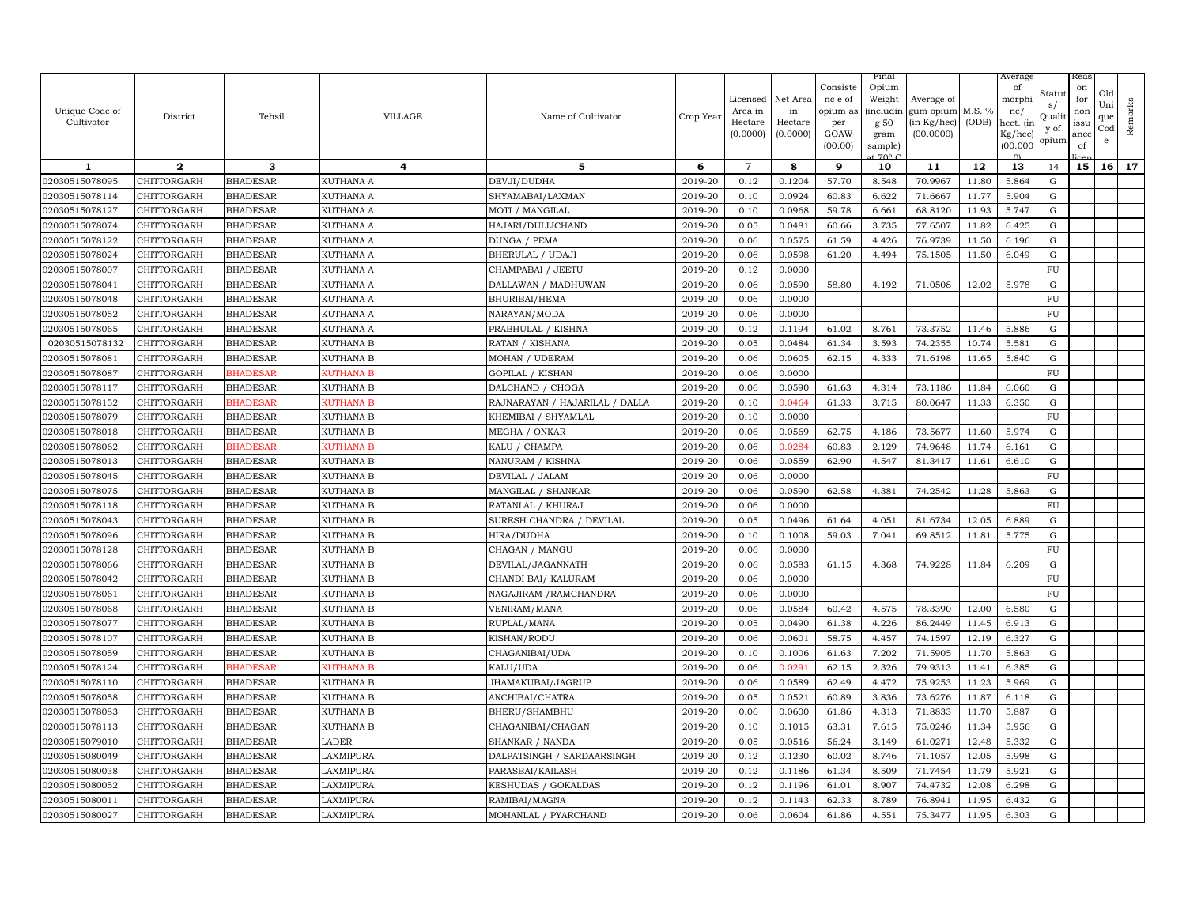| Unique Code of Cultivator | District | Tehsil | VILLAGE | Name of Cultivator | Crop Year | Licensed Area in Hectare (0.0000) | Net Area in Hectare (0.0000) | Consistence of opium as per GOAW (00.00) | Final Opium Weight (including 50 gram sample) at 70° C | Average of gum opium (in Kg/hec) (00.0000) | M.S. % (ODB) | Average of morphine/ hect. (in Kg/hec) (00.0000) | Status/ Quality of opium | Reason for non issuance of licence | Old Unique Code | Remarks |
|---|---|---|---|---|---|---|---|---|---|---|---|---|---|---|---|---|
| 1 | 2 | 3 | 4 | 5 | 6 | 7 | 8 | 9 | 10 | 11 | 12 | 13 | 14 | 15 | 16 | 17 |
| 02030515078095 | CHITTORGARH | BHADESAR | KUTHANA A | DEVJI/DUDHA | 2019-20 | 0.12 | 0.1204 | 57.70 | 8.548 | 70.9967 | 11.80 | 5.864 | G | | | |
| 02030515078114 | CHITTORGARH | BHADESAR | KUTHANA A | SHYAMABAI/LAXMAN | 2019-20 | 0.10 | 0.0924 | 60.83 | 6.622 | 71.6667 | 11.77 | 5.904 | G | | | |
| 02030515078127 | CHITTORGARH | BHADESAR | KUTHANA A | MOTI / MANGILAL | 2019-20 | 0.10 | 0.0968 | 59.78 | 6.661 | 68.8120 | 11.93 | 5.747 | G | | | |
| 02030515078074 | CHITTORGARH | BHADESAR | KUTHANA A | HAJARI/DULLICHAND | 2019-20 | 0.05 | 0.0481 | 60.66 | 3.735 | 77.6507 | 11.82 | 6.425 | G | | | |
| 02030515078122 | CHITTORGARH | BHADESAR | KUTHANA A | DUNGA / PEMA | 2019-20 | 0.06 | 0.0575 | 61.59 | 4.426 | 76.9739 | 11.50 | 6.196 | G | | | |
| 02030515078024 | CHITTORGARH | BHADESAR | KUTHANA A | BHERULAL / UDAJI | 2019-20 | 0.06 | 0.0598 | 61.20 | 4.494 | 75.1505 | 11.50 | 6.049 | G | | | |
| 02030515078007 | CHITTORGARH | BHADESAR | KUTHANA A | CHAMPABAI / JEETU | 2019-20 | 0.12 | 0.0000 | | | | | | FU | | | |
| 02030515078041 | CHITTORGARH | BHADESAR | KUTHANA A | DALLAWAN / MADHUWAN | 2019-20 | 0.06 | 0.0590 | 58.80 | 4.192 | 71.0508 | 12.02 | 5.978 | G | | | |
| 02030515078048 | CHITTORGARH | BHADESAR | KUTHANA A | BHURIBAI/HEMA | 2019-20 | 0.06 | 0.0000 | | | | | | FU | | | |
| 02030515078052 | CHITTORGARH | BHADESAR | KUTHANA A | NARAYAN/MODA | 2019-20 | 0.06 | 0.0000 | | | | | | FU | | | |
| 02030515078065 | CHITTORGARH | BHADESAR | KUTHANA A | PRABHULAL / KISHNA | 2019-20 | 0.12 | 0.1194 | 61.02 | 8.761 | 73.3752 | 11.46 | 5.886 | G | | | |
| 02030515078132 | CHITTORGARH | BHADESAR | KUTHANA B | RATAN / KISHANA | 2019-20 | 0.05 | 0.0484 | 61.34 | 3.593 | 74.2355 | 10.74 | 5.581 | G | | | |
| 02030515078081 | CHITTORGARH | BHADESAR | KUTHANA B | MOHAN / UDERAM | 2019-20 | 0.06 | 0.0605 | 62.15 | 4.333 | 71.6198 | 11.65 | 5.840 | G | | | |
| 02030515078087 | CHITTORGARH | BHADESAR | KUTHANA B | GOPILAL / KISHAN | 2019-20 | 0.06 | 0.0000 | | | | | | FU | | | |
| 02030515078117 | CHITTORGARH | BHADESAR | KUTHANA B | DALCHAND / CHOGA | 2019-20 | 0.06 | 0.0590 | 61.63 | 4.314 | 73.1186 | 11.84 | 6.060 | G | | | |
| 02030515078152 | CHITTORGARH | BHADESAR | KUTHANA B | RAJNARAYAN / HAJARILAL / DALLA | 2019-20 | 0.10 | 0.0464 | 61.33 | 3.715 | 80.0647 | 11.33 | 6.350 | G | | | |
| 02030515078079 | CHITTORGARH | BHADESAR | KUTHANA B | KHEMIBAI / SHYAMLAL | 2019-20 | 0.10 | 0.0000 | | | | | | FU | | | |
| 02030515078018 | CHITTORGARH | BHADESAR | KUTHANA B | MEGHA / ONKAR | 2019-20 | 0.06 | 0.0569 | 62.75 | 4.186 | 73.5677 | 11.60 | 5.974 | G | | | |
| 02030515078062 | CHITTORGARH | BHADESAR | KUTHANA B | KALU / CHAMPA | 2019-20 | 0.06 | 0.0284 | 60.83 | 2.129 | 74.9648 | 11.74 | 6.161 | G | | | |
| 02030515078013 | CHITTORGARH | BHADESAR | KUTHANA B | NANURAM / KISHNA | 2019-20 | 0.06 | 0.0559 | 62.90 | 4.547 | 81.3417 | 11.61 | 6.610 | G | | | |
| 02030515078045 | CHITTORGARH | BHADESAR | KUTHANA B | DEVILAL / JALAM | 2019-20 | 0.06 | 0.0000 | | | | | | FU | | | |
| 02030515078075 | CHITTORGARH | BHADESAR | KUTHANA B | MANGILAL / SHANKAR | 2019-20 | 0.06 | 0.0590 | 62.58 | 4.381 | 74.2542 | 11.28 | 5.863 | G | | | |
| 02030515078118 | CHITTORGARH | BHADESAR | KUTHANA B | RATANLAL / KHURAJ | 2019-20 | 0.06 | 0.0000 | | | | | | FU | | | |
| 02030515078043 | CHITTORGARH | BHADESAR | KUTHANA B | SURESH CHANDRA / DEVILAL | 2019-20 | 0.05 | 0.0496 | 61.64 | 4.051 | 81.6734 | 12.05 | 6.889 | G | | | |
| 02030515078096 | CHITTORGARH | BHADESAR | KUTHANA B | HIRA/DUDHA | 2019-20 | 0.10 | 0.1008 | 59.03 | 7.041 | 69.8512 | 11.81 | 5.775 | G | | | |
| 02030515078128 | CHITTORGARH | BHADESAR | KUTHANA B | CHAGAN / MANGU | 2019-20 | 0.06 | 0.0000 | | | | | | FU | | | |
| 02030515078066 | CHITTORGARH | BHADESAR | KUTHANA B | DEVILAL/JAGANNATH | 2019-20 | 0.06 | 0.0583 | 61.15 | 4.368 | 74.9228 | 11.84 | 6.209 | G | | | |
| 02030515078042 | CHITTORGARH | BHADESAR | KUTHANA B | CHANDI BAI/ KALURAM | 2019-20 | 0.06 | 0.0000 | | | | | | FU | | | |
| 02030515078061 | CHITTORGARH | BHADESAR | KUTHANA B | NAGAJIRAM /RAMCHANDRA | 2019-20 | 0.06 | 0.0000 | | | | | | FU | | | |
| 02030515078068 | CHITTORGARH | BHADESAR | KUTHANA B | VENIRAM/MANA | 2019-20 | 0.06 | 0.0584 | 60.42 | 4.575 | 78.3390 | 12.00 | 6.580 | G | | | |
| 02030515078077 | CHITTORGARH | BHADESAR | KUTHANA B | RUPLAL/MANA | 2019-20 | 0.05 | 0.0490 | 61.38 | 4.226 | 86.2449 | 11.45 | 6.913 | G | | | |
| 02030515078107 | CHITTORGARH | BHADESAR | KUTHANA B | KISHAN/RODU | 2019-20 | 0.06 | 0.0601 | 58.75 | 4.457 | 74.1597 | 12.19 | 6.327 | G | | | |
| 02030515078059 | CHITTORGARH | BHADESAR | KUTHANA B | CHAGANIBAI/UDA | 2019-20 | 0.10 | 0.1006 | 61.63 | 7.202 | 71.5905 | 11.70 | 5.863 | G | | | |
| 02030515078124 | CHITTORGARH | BHADESAR | KUTHANA B | KALU/UDA | 2019-20 | 0.06 | 0.0291 | 62.15 | 2.326 | 79.9313 | 11.41 | 6.385 | G | | | |
| 02030515078110 | CHITTORGARH | BHADESAR | KUTHANA B | JHAMAKUBAI/JAGRUP | 2019-20 | 0.06 | 0.0589 | 62.49 | 4.472 | 75.9253 | 11.23 | 5.969 | G | | | |
| 02030515078058 | CHITTORGARH | BHADESAR | KUTHANA B | ANCHIBAI/CHATRA | 2019-20 | 0.05 | 0.0521 | 60.89 | 3.836 | 73.6276 | 11.87 | 6.118 | G | | | |
| 02030515078083 | CHITTORGARH | BHADESAR | KUTHANA B | BHERU/SHAMBHU | 2019-20 | 0.06 | 0.0600 | 61.86 | 4.313 | 71.8833 | 11.70 | 5.887 | G | | | |
| 02030515078113 | CHITTORGARH | BHADESAR | KUTHANA B | CHAGANIBAI/CHAGAN | 2019-20 | 0.10 | 0.1015 | 63.31 | 7.615 | 75.0246 | 11.34 | 5.956 | G | | | |
| 02030515079010 | CHITTORGARH | BHADESAR | LADER | SHANKAR / NANDA | 2019-20 | 0.05 | 0.0516 | 56.24 | 3.149 | 61.0271 | 12.48 | 5.332 | G | | | |
| 02030515080049 | CHITTORGARH | BHADESAR | LAXMIPURA | DALPATSINGH / SARDAARSINGH | 2019-20 | 0.12 | 0.1230 | 60.02 | 8.746 | 71.1057 | 12.05 | 5.998 | G | | | |
| 02030515080038 | CHITTORGARH | BHADESAR | LAXMIPURA | PARASBAI/KAILASH | 2019-20 | 0.12 | 0.1186 | 61.34 | 8.509 | 71.7454 | 11.79 | 5.921 | G | | | |
| 02030515080052 | CHITTORGARH | BHADESAR | LAXMIPURA | KESHUDAS / GOKALDAS | 2019-20 | 0.12 | 0.1196 | 61.01 | 8.907 | 74.4732 | 12.08 | 6.298 | G | | | |
| 02030515080011 | CHITTORGARH | BHADESAR | LAXMIPURA | RAMIBAI/MAGNA | 2019-20 | 0.12 | 0.1143 | 62.33 | 8.789 | 76.8941 | 11.95 | 6.432 | G | | | |
| 02030515080027 | CHITTORGARH | BHADESAR | LAXMIPURA | MOHANLAL / PYARCHAND | 2019-20 | 0.06 | 0.0604 | 61.86 | 4.551 | 75.3477 | 11.95 | 6.303 | G | | | |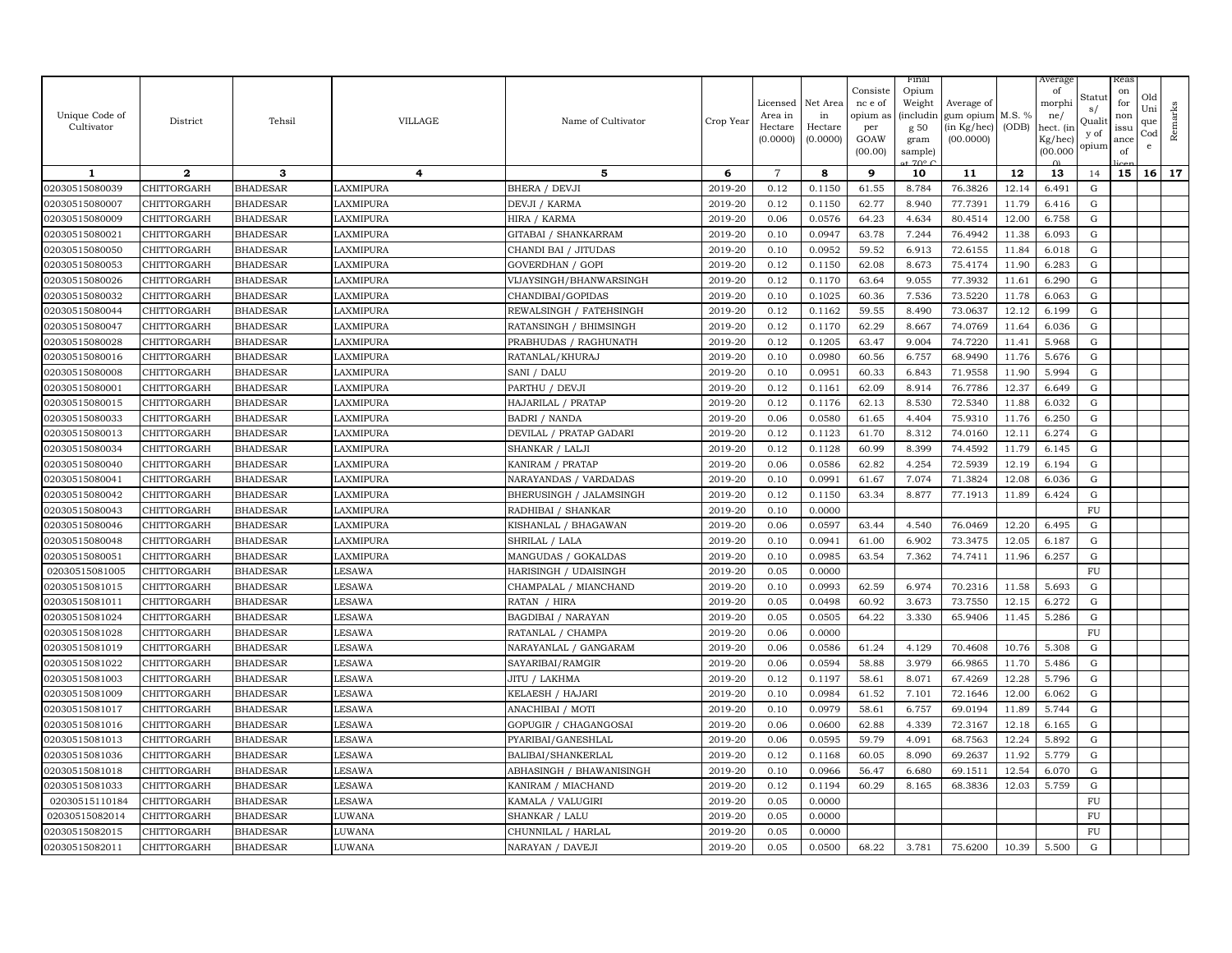| Unique Code of Cultivator | District | Tehsil | VILLAGE | Name of Cultivator | Crop Year | Licensed Area in Hectare (0.0000) | Net Area in Hectare (0.0000) | Consistence of opium as per GOAW (00.00) | Final Opium Weight (including 50 gram sample) at 70° C | Average of gum opium (in Kg/hec) (00.0000) | M.S. % (ODB) | Average of morphine/ hect. (in Kg/hec) (00.000) | Status/ Quality of opium | Reason for non issuance of licence | Old Unique Code | Remarks |
|---|---|---|---|---|---|---|---|---|---|---|---|---|---|---|---|---|
| 1 | 2 | 3 | 4 | 5 | 6 | 7 | 8 | 9 | 10 | 11 | 12 | 13 | 14 | 15 | 16 | 17 |
| 02030515080039 | CHITTORGARH | BHADESAR | LAXMIPURA | BHERA / DEVJI | 2019-20 | 0.12 | 0.1150 | 61.55 | 8.784 | 76.3826 | 12.14 | 6.491 | G | | | |
| 02030515080007 | CHITTORGARH | BHADESAR | LAXMIPURA | DEVJI / KARMA | 2019-20 | 0.12 | 0.1150 | 62.77 | 8.940 | 77.7391 | 11.79 | 6.416 | G | | | |
| 02030515080009 | CHITTORGARH | BHADESAR | LAXMIPURA | HIRA / KARMA | 2019-20 | 0.06 | 0.0576 | 64.23 | 4.634 | 80.4514 | 12.00 | 6.758 | G | | | |
| 02030515080021 | CHITTORGARH | BHADESAR | LAXMIPURA | GITABAI / SHANKARRAM | 2019-20 | 0.10 | 0.0947 | 63.78 | 7.244 | 76.4942 | 11.38 | 6.093 | G | | | |
| 02030515080050 | CHITTORGARH | BHADESAR | LAXMIPURA | CHANDI BAI / JITUDAS | 2019-20 | 0.10 | 0.0952 | 59.52 | 6.913 | 72.6155 | 11.84 | 6.018 | G | | | |
| 02030515080053 | CHITTORGARH | BHADESAR | LAXMIPURA | GOVERDHAN / GOPI | 2019-20 | 0.12 | 0.1150 | 62.08 | 8.673 | 75.4174 | 11.90 | 6.283 | G | | | |
| 02030515080026 | CHITTORGARH | BHADESAR | LAXMIPURA | VIJAYSINGH/BHANWARSINGH | 2019-20 | 0.12 | 0.1170 | 63.64 | 9.055 | 77.3932 | 11.61 | 6.290 | G | | | |
| 02030515080032 | CHITTORGARH | BHADESAR | LAXMIPURA | CHANDIBAI/GOPIDAS | 2019-20 | 0.10 | 0.1025 | 60.36 | 7.536 | 73.5220 | 11.78 | 6.063 | G | | | |
| 02030515080044 | CHITTORGARH | BHADESAR | LAXMIPURA | REWALSINGH / FATEHSINGH | 2019-20 | 0.12 | 0.1162 | 59.55 | 8.490 | 73.0637 | 12.12 | 6.199 | G | | | |
| 02030515080047 | CHITTORGARH | BHADESAR | LAXMIPURA | RATANSINGH / BHIMSINGH | 2019-20 | 0.12 | 0.1170 | 62.29 | 8.667 | 74.0769 | 11.64 | 6.036 | G | | | |
| 02030515080028 | CHITTORGARH | BHADESAR | LAXMIPURA | PRABHUDAS / RAGHUNATH | 2019-20 | 0.12 | 0.1205 | 63.47 | 9.004 | 74.7220 | 11.41 | 5.968 | G | | | |
| 02030515080016 | CHITTORGARH | BHADESAR | LAXMIPURA | RATANLAL/KHURAJ | 2019-20 | 0.10 | 0.0980 | 60.56 | 6.757 | 68.9490 | 11.76 | 5.676 | G | | | |
| 02030515080008 | CHITTORGARH | BHADESAR | LAXMIPURA | SANI / DALU | 2019-20 | 0.10 | 0.0951 | 60.33 | 6.843 | 71.9558 | 11.90 | 5.994 | G | | | |
| 02030515080001 | CHITTORGARH | BHADESAR | LAXMIPURA | PARTHU / DEVJI | 2019-20 | 0.12 | 0.1161 | 62.09 | 8.914 | 76.7786 | 12.37 | 6.649 | G | | | |
| 02030515080015 | CHITTORGARH | BHADESAR | LAXMIPURA | HAJARILAL / PRATAP | 2019-20 | 0.12 | 0.1176 | 62.13 | 8.530 | 72.5340 | 11.88 | 6.032 | G | | | |
| 02030515080033 | CHITTORGARH | BHADESAR | LAXMIPURA | BADRI / NANDA | 2019-20 | 0.06 | 0.0580 | 61.65 | 4.404 | 75.9310 | 11.76 | 6.250 | G | | | |
| 02030515080013 | CHITTORGARH | BHADESAR | LAXMIPURA | DEVILAL / PRATAP GADARI | 2019-20 | 0.12 | 0.1123 | 61.70 | 8.312 | 74.0160 | 12.11 | 6.274 | G | | | |
| 02030515080034 | CHITTORGARH | BHADESAR | LAXMIPURA | SHANKAR / LALJI | 2019-20 | 0.12 | 0.1128 | 60.99 | 8.399 | 74.4592 | 11.79 | 6.145 | G | | | |
| 02030515080040 | CHITTORGARH | BHADESAR | LAXMIPURA | KANIRAM / PRATAP | 2019-20 | 0.06 | 0.0586 | 62.82 | 4.254 | 72.5939 | 12.19 | 6.194 | G | | | |
| 02030515080041 | CHITTORGARH | BHADESAR | LAXMIPURA | NARAYANDAS / VARDADAS | 2019-20 | 0.10 | 0.0991 | 61.67 | 7.074 | 71.3824 | 12.08 | 6.036 | G | | | |
| 02030515080042 | CHITTORGARH | BHADESAR | LAXMIPURA | BHERUSINGH / JALAMSINGH | 2019-20 | 0.12 | 0.1150 | 63.34 | 8.877 | 77.1913 | 11.89 | 6.424 | G | | | |
| 02030515080043 | CHITTORGARH | BHADESAR | LAXMIPURA | RADHIBAI / SHANKAR | 2019-20 | 0.10 | 0.0000 | | | | | | FU | | | |
| 02030515080046 | CHITTORGARH | BHADESAR | LAXMIPURA | KISHANLAL / BHAGAWAN | 2019-20 | 0.06 | 0.0597 | 63.44 | 4.540 | 76.0469 | 12.20 | 6.495 | G | | | |
| 02030515080048 | CHITTORGARH | BHADESAR | LAXMIPURA | SHRILAL / LALA | 2019-20 | 0.10 | 0.0941 | 61.00 | 6.902 | 73.3475 | 12.05 | 6.187 | G | | | |
| 02030515080051 | CHITTORGARH | BHADESAR | LAXMIPURA | MANGUDAS / GOKALDAS | 2019-20 | 0.10 | 0.0985 | 63.54 | 7.362 | 74.7411 | 11.96 | 6.257 | G | | | |
| 02030515081005 | CHITTORGARH | BHADESAR | LESAWA | HARISINGH / UDAISINGH | 2019-20 | 0.05 | 0.0000 | | | | | | FU | | | |
| 02030515081015 | CHITTORGARH | BHADESAR | LESAWA | CHAMPALAL / MIANCHAND | 2019-20 | 0.10 | 0.0993 | 62.59 | 6.974 | 70.2316 | 11.58 | 5.693 | G | | | |
| 02030515081011 | CHITTORGARH | BHADESAR | LESAWA | RATAN / HIRA | 2019-20 | 0.05 | 0.0498 | 60.92 | 3.673 | 73.7550 | 12.15 | 6.272 | G | | | |
| 02030515081024 | CHITTORGARH | BHADESAR | LESAWA | BAGDIBAI / NARAYAN | 2019-20 | 0.05 | 0.0505 | 64.22 | 3.330 | 65.9406 | 11.45 | 5.286 | G | | | |
| 02030515081028 | CHITTORGARH | BHADESAR | LESAWA | RATANLAL / CHAMPA | 2019-20 | 0.06 | 0.0000 | | | | | | FU | | | |
| 02030515081019 | CHITTORGARH | BHADESAR | LESAWA | NARAYANLAL / GANGARAM | 2019-20 | 0.06 | 0.0586 | 61.24 | 4.129 | 70.4608 | 10.76 | 5.308 | G | | | |
| 02030515081022 | CHITTORGARH | BHADESAR | LESAWA | SAYARIBAI/RAMGIR | 2019-20 | 0.06 | 0.0594 | 58.88 | 3.979 | 66.9865 | 11.70 | 5.486 | G | | | |
| 02030515081003 | CHITTORGARH | BHADESAR | LESAWA | JITU / LAKHMA | 2019-20 | 0.12 | 0.1197 | 58.61 | 8.071 | 67.4269 | 12.28 | 5.796 | G | | | |
| 02030515081009 | CHITTORGARH | BHADESAR | LESAWA | KELAESH / HAJARI | 2019-20 | 0.10 | 0.0984 | 61.52 | 7.101 | 72.1646 | 12.00 | 6.062 | G | | | |
| 02030515081017 | CHITTORGARH | BHADESAR | LESAWA | ANACHIBAI / MOTI | 2019-20 | 0.10 | 0.0979 | 58.61 | 6.757 | 69.0194 | 11.89 | 5.744 | G | | | |
| 02030515081016 | CHITTORGARH | BHADESAR | LESAWA | GOPUGIR / CHAGANGOSAI | 2019-20 | 0.06 | 0.0600 | 62.88 | 4.339 | 72.3167 | 12.18 | 6.165 | G | | | |
| 02030515081013 | CHITTORGARH | BHADESAR | LESAWA | PYARIBAI/GANESHLAL | 2019-20 | 0.06 | 0.0595 | 59.79 | 4.091 | 68.7563 | 12.24 | 5.892 | G | | | |
| 02030515081036 | CHITTORGARH | BHADESAR | LESAWA | BALIBAI/SHANKERLAL | 2019-20 | 0.12 | 0.1168 | 60.05 | 8.090 | 69.2637 | 11.92 | 5.779 | G | | | |
| 02030515081018 | CHITTORGARH | BHADESAR | LESAWA | ABHASINGH / BHAWANISINGH | 2019-20 | 0.10 | 0.0966 | 56.47 | 6.680 | 69.1511 | 12.54 | 6.070 | G | | | |
| 02030515081033 | CHITTORGARH | BHADESAR | LESAWA | KANIRAM / MIACHAND | 2019-20 | 0.12 | 0.1194 | 60.29 | 8.165 | 68.3836 | 12.03 | 5.759 | G | | | |
| 02030515110184 | CHITTORGARH | BHADESAR | LESAWA | KAMALA / VALUGIRI | 2019-20 | 0.05 | 0.0000 | | | | | | FU | | | |
| 02030515082014 | CHITTORGARH | BHADESAR | LUWANA | SHANKAR / LALU | 2019-20 | 0.05 | 0.0000 | | | | | | FU | | | |
| 02030515082015 | CHITTORGARH | BHADESAR | LUWANA | CHUNNILAL / HARLAL | 2019-20 | 0.05 | 0.0000 | | | | | | FU | | | |
| 02030515082011 | CHITTORGARH | BHADESAR | LUWANA | NARAYAN / DAVEJI | 2019-20 | 0.05 | 0.0500 | 68.22 | 3.781 | 75.6200 | 10.39 | 5.500 | G | | | |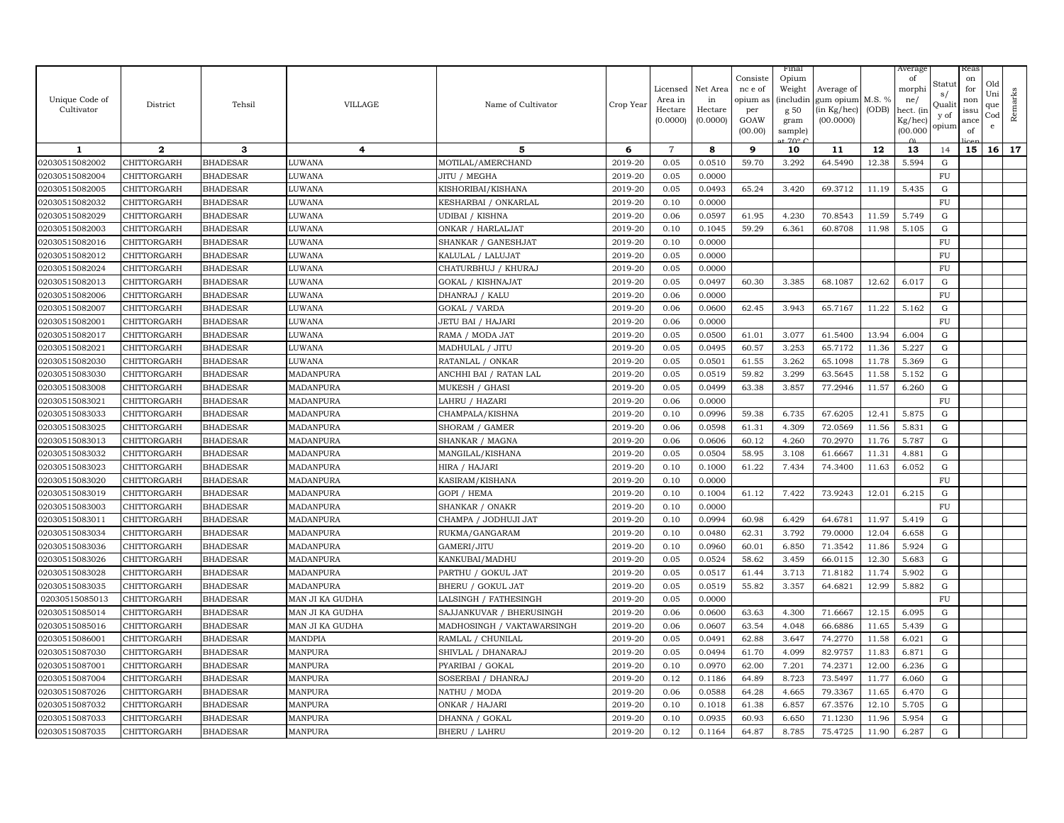| Unique Code of Cultivator | District | Tehsil | VILLAGE | Name of Cultivator | Crop Year | Licensed Area in Hectare (0.0000) | Net Area in Hectare (0.0000) | Consistence of opium as per GOAW (00.00) | Final Opium Weight (including 50 gram sample) at 70° C | Average of gum opium (in Kg/hec) (00.0000) | M.S. % (ODB) | Average of morphine/ hect. (in Kg/hec) (00.0000) | Status/ Quality of opium | Reason for non issuance of licence | Old Unique Code | Remarks |
|---|---|---|---|---|---|---|---|---|---|---|---|---|---|---|---|---|
| 1 | 2 | 3 | 4 | 5 | 6 | 7 | 8 | 9 | 10 | 11 | 12 | 13 | 14 | 15 | 16 | 17 |
| 02030515082002 | CHITTORGARH | BHADESAR | LUWANA | MOTILAL/AMERCHAND | 2019-20 | 0.05 | 0.0510 | 59.70 | 3.292 | 64.5490 | 12.38 | 5.594 | G | | | |
| 02030515082004 | CHITTORGARH | BHADESAR | LUWANA | JITU / MEGHA | 2019-20 | 0.05 | 0.0000 | | | | | | FU | | | |
| 02030515082005 | CHITTORGARH | BHADESAR | LUWANA | KISHORIBAI/KISHANA | 2019-20 | 0.05 | 0.0493 | 65.24 | 3.420 | 69.3712 | 11.19 | 5.435 | G | | | |
| 02030515082032 | CHITTORGARH | BHADESAR | LUWANA | KESHARBAI / ONKARLAL | 2019-20 | 0.10 | 0.0000 | | | | | | FU | | | |
| 02030515082029 | CHITTORGARH | BHADESAR | LUWANA | UDIBAI / KISHNA | 2019-20 | 0.06 | 0.0597 | 61.95 | 4.230 | 70.8543 | 11.59 | 5.749 | G | | | |
| 02030515082003 | CHITTORGARH | BHADESAR | LUWANA | ONKAR / HARLALJAT | 2019-20 | 0.10 | 0.1045 | 59.29 | 6.361 | 60.8708 | 11.98 | 5.105 | G | | | |
| 02030515082016 | CHITTORGARH | BHADESAR | LUWANA | SHANKAR / GANESHJAT | 2019-20 | 0.10 | 0.0000 | | | | | | FU | | | |
| 02030515082012 | CHITTORGARH | BHADESAR | LUWANA | KALULAL / LALUJAT | 2019-20 | 0.05 | 0.0000 | | | | | | FU | | | |
| 02030515082024 | CHITTORGARH | BHADESAR | LUWANA | CHATURBHUJ / KHURAJ | 2019-20 | 0.05 | 0.0000 | | | | | | FU | | | |
| 02030515082013 | CHITTORGARH | BHADESAR | LUWANA | GOKAL / KISHNAJAT | 2019-20 | 0.05 | 0.0497 | 60.30 | 3.385 | 68.1087 | 12.62 | 6.017 | G | | | |
| 02030515082006 | CHITTORGARH | BHADESAR | LUWANA | DHANRAJ / KALU | 2019-20 | 0.06 | 0.0000 | | | | | | FU | | | |
| 02030515082007 | CHITTORGARH | BHADESAR | LUWANA | GOKAL / VARDA | 2019-20 | 0.06 | 0.0600 | 62.45 | 3.943 | 65.7167 | 11.22 | 5.162 | G | | | |
| 02030515082001 | CHITTORGARH | BHADESAR | LUWANA | JETU BAI / HAJARI | 2019-20 | 0.06 | 0.0000 | | | | | | FU | | | |
| 02030515082017 | CHITTORGARH | BHADESAR | LUWANA | RAMA / MODA JAT | 2019-20 | 0.05 | 0.0500 | 61.01 | 3.077 | 61.5400 | 13.94 | 6.004 | G | | | |
| 02030515082021 | CHITTORGARH | BHADESAR | LUWANA | MADHULAL / JITU | 2019-20 | 0.05 | 0.0495 | 60.57 | 3.253 | 65.7172 | 11.36 | 5.227 | G | | | |
| 02030515082030 | CHITTORGARH | BHADESAR | LUWANA | RATANLAL / ONKAR | 2019-20 | 0.05 | 0.0501 | 61.55 | 3.262 | 65.1098 | 11.78 | 5.369 | G | | | |
| 02030515083030 | CHITTORGARH | BHADESAR | MADANPURA | ANCHHI BAI / RATAN LAL | 2019-20 | 0.05 | 0.0519 | 59.82 | 3.299 | 63.5645 | 11.58 | 5.152 | G | | | |
| 02030515083008 | CHITTORGARH | BHADESAR | MADANPURA | MUKESH / GHASI | 2019-20 | 0.05 | 0.0499 | 63.38 | 3.857 | 77.2946 | 11.57 | 6.260 | G | | | |
| 02030515083021 | CHITTORGARH | BHADESAR | MADANPURA | LAHRU / HAZARI | 2019-20 | 0.06 | 0.0000 | | | | | | FU | | | |
| 02030515083033 | CHITTORGARH | BHADESAR | MADANPURA | CHAMPALA/KISHNA | 2019-20 | 0.10 | 0.0996 | 59.38 | 6.735 | 67.6205 | 12.41 | 5.875 | G | | | |
| 02030515083025 | CHITTORGARH | BHADESAR | MADANPURA | SHORAM / GAMER | 2019-20 | 0.06 | 0.0598 | 61.31 | 4.309 | 72.0569 | 11.56 | 5.831 | G | | | |
| 02030515083013 | CHITTORGARH | BHADESAR | MADANPURA | SHANKAR / MAGNA | 2019-20 | 0.06 | 0.0606 | 60.12 | 4.260 | 70.2970 | 11.76 | 5.787 | G | | | |
| 02030515083032 | CHITTORGARH | BHADESAR | MADANPURA | MANGILAL/KISHANA | 2019-20 | 0.05 | 0.0504 | 58.95 | 3.108 | 61.6667 | 11.31 | 4.881 | G | | | |
| 02030515083023 | CHITTORGARH | BHADESAR | MADANPURA | HIRA / HAJARI | 2019-20 | 0.10 | 0.1000 | 61.22 | 7.434 | 74.3400 | 11.63 | 6.052 | G | | | |
| 02030515083020 | CHITTORGARH | BHADESAR | MADANPURA | KASIRAM/KISHANA | 2019-20 | 0.10 | 0.0000 | | | | | | FU | | | |
| 02030515083019 | CHITTORGARH | BHADESAR | MADANPURA | GOPI / HEMA | 2019-20 | 0.10 | 0.1004 | 61.12 | 7.422 | 73.9243 | 12.01 | 6.215 | G | | | |
| 02030515083003 | CHITTORGARH | BHADESAR | MADANPURA | SHANKAR / ONAKR | 2019-20 | 0.10 | 0.0000 | | | | | | FU | | | |
| 02030515083011 | CHITTORGARH | BHADESAR | MADANPURA | CHAMPA / JODHUJI JAT | 2019-20 | 0.10 | 0.0994 | 60.98 | 6.429 | 64.6781 | 11.97 | 5.419 | G | | | |
| 02030515083034 | CHITTORGARH | BHADESAR | MADANPURA | RUKMA/GANGARAM | 2019-20 | 0.10 | 0.0480 | 62.31 | 3.792 | 79.0000 | 12.04 | 6.658 | G | | | |
| 02030515083036 | CHITTORGARH | BHADESAR | MADANPURA | GAMERI/JITU | 2019-20 | 0.10 | 0.0960 | 60.01 | 6.850 | 71.3542 | 11.86 | 5.924 | G | | | |
| 02030515083026 | CHITTORGARH | BHADESAR | MADANPURA | KANKUBAI/MADHU | 2019-20 | 0.05 | 0.0524 | 58.62 | 3.459 | 66.0115 | 12.30 | 5.683 | G | | | |
| 02030515083028 | CHITTORGARH | BHADESAR | MADANPURA | PARTHU / GOKUL JAT | 2019-20 | 0.05 | 0.0517 | 61.44 | 3.713 | 71.8182 | 11.74 | 5.902 | G | | | |
| 02030515083035 | CHITTORGARH | BHADESAR | MADANPURA | BHERU / GOKUL JAT | 2019-20 | 0.05 | 0.0519 | 55.82 | 3.357 | 64.6821 | 12.99 | 5.882 | G | | | |
| 02030515085013 | CHITTORGARH | BHADESAR | MAN JI KA GUDHA | LALSINGH / FATHESINGH | 2019-20 | 0.05 | 0.0000 | | | | | | FU | | | |
| 02030515085014 | CHITTORGARH | BHADESAR | MAN JI KA GUDHA | SAJJANKUVAR / BHERUSINGH | 2019-20 | 0.06 | 0.0600 | 63.63 | 4.300 | 71.6667 | 12.15 | 6.095 | G | | | |
| 02030515085016 | CHITTORGARH | BHADESAR | MAN JI KA GUDHA | MADHOSINGH / VAKTAWARSINGH | 2019-20 | 0.06 | 0.0607 | 63.54 | 4.048 | 66.6886 | 11.65 | 5.439 | G | | | |
| 02030515086001 | CHITTORGARH | BHADESAR | MANDPIA | RAMLAL / CHUNILAL | 2019-20 | 0.05 | 0.0491 | 62.88 | 3.647 | 74.2770 | 11.58 | 6.021 | G | | | |
| 02030515087030 | CHITTORGARH | BHADESAR | MANPURA | SHIVLAL / DHANARAJ | 2019-20 | 0.05 | 0.0494 | 61.70 | 4.099 | 82.9757 | 11.83 | 6.871 | G | | | |
| 02030515087001 | CHITTORGARH | BHADESAR | MANPURA | PYARIBAI / GOKAL | 2019-20 | 0.10 | 0.0970 | 62.00 | 7.201 | 74.2371 | 12.00 | 6.236 | G | | | |
| 02030515087004 | CHITTORGARH | BHADESAR | MANPURA | SOSERBAI / DHANRAJ | 2019-20 | 0.12 | 0.1186 | 64.89 | 8.723 | 73.5497 | 11.77 | 6.060 | G | | | |
| 02030515087026 | CHITTORGARH | BHADESAR | MANPURA | NATHU / MODA | 2019-20 | 0.06 | 0.0588 | 64.28 | 4.665 | 79.3367 | 11.65 | 6.470 | G | | | |
| 02030515087032 | CHITTORGARH | BHADESAR | MANPURA | ONKAR / HAJARI | 2019-20 | 0.10 | 0.1018 | 61.38 | 6.857 | 67.3576 | 12.10 | 5.705 | G | | | |
| 02030515087033 | CHITTORGARH | BHADESAR | MANPURA | DHANNA / GOKAL | 2019-20 | 0.10 | 0.0935 | 60.93 | 6.650 | 71.1230 | 11.96 | 5.954 | G | | | |
| 02030515087035 | CHITTORGARH | BHADESAR | MANPURA | BHERU / LAHRU | 2019-20 | 0.12 | 0.1164 | 64.87 | 8.785 | 75.4725 | 11.90 | 6.287 | G | | | |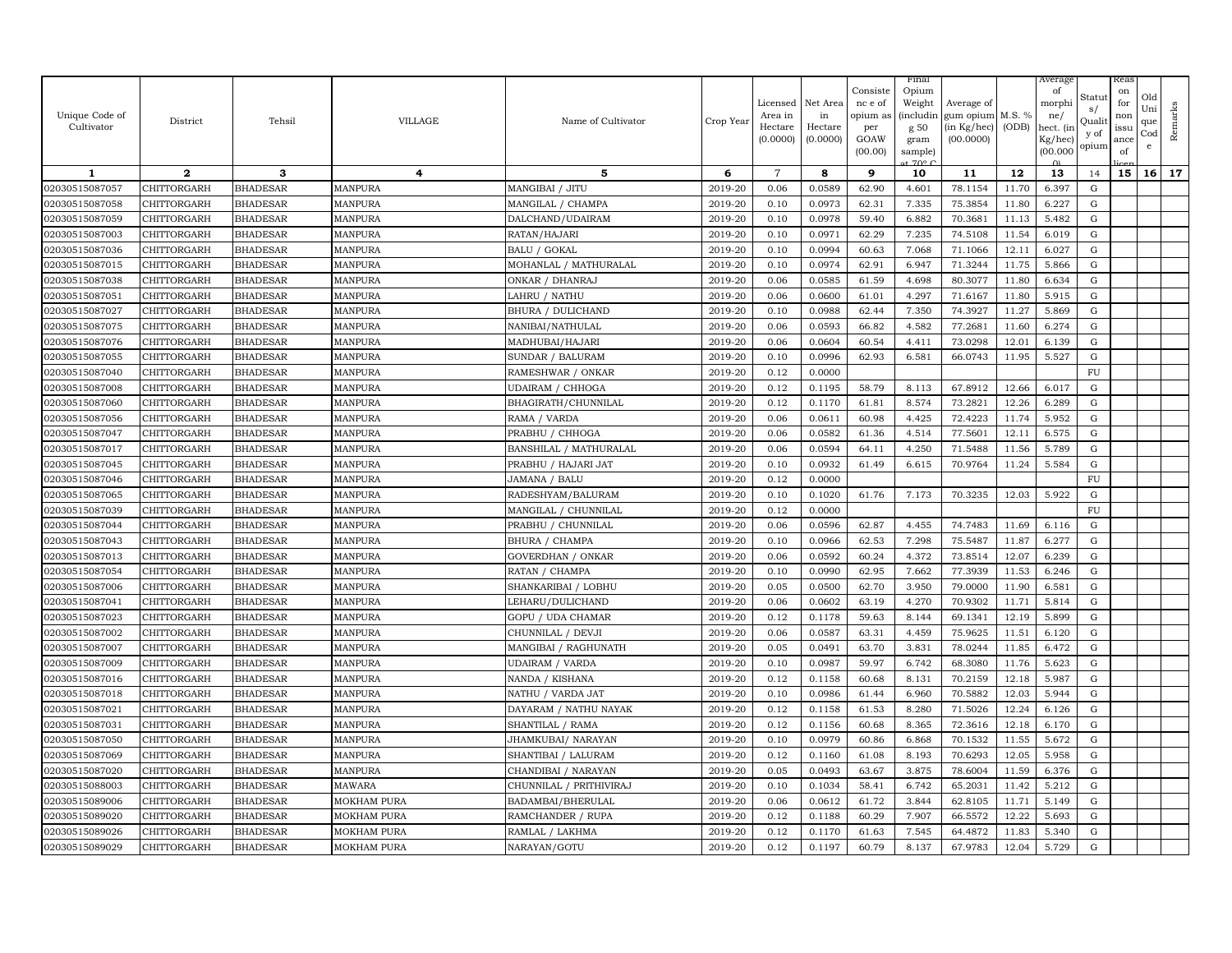| Unique Code of Cultivator | District | Tehsil | VILLAGE | Name of Cultivator | Crop Year | Licensed Area in Hectare (0.0000) | Net Area in Hectare (0.0000) | Consistence of opium as per GOAW (00.00) | Final Opium Weight (including g 50 gram sample) at 70° C | Average of gum opium (in Kg/hec) (00.0000) | M.S. % (ODB) | Average of morphine/ hect. (in Kg/hec) (00.0000) | Status/ Quality of opium | Reason for non issuance of licence | Old Unique Code | Remarks |
|---|---|---|---|---|---|---|---|---|---|---|---|---|---|---|---|---|
| 1 | 2 | 3 | 4 | 5 | 6 | 7 | 8 | 9 | 10 | 11 | 12 | 13 | 14 | 15 | 16 | 17 |
| 02030515087057 | CHITTORGARH | BHADESAR | MANPURA | MANGIBAI / JITU | 2019-20 | 0.06 | 0.0589 | 62.90 | 4.601 | 78.1154 | 11.70 | 6.397 | G | | | |
| 02030515087058 | CHITTORGARH | BHADESAR | MANPURA | MANGILAL / CHAMPA | 2019-20 | 0.10 | 0.0973 | 62.31 | 7.335 | 75.3854 | 11.80 | 6.227 | G | | | |
| 02030515087059 | CHITTORGARH | BHADESAR | MANPURA | DALCHAND/UDAIRAM | 2019-20 | 0.10 | 0.0978 | 59.40 | 6.882 | 70.3681 | 11.13 | 5.482 | G | | | |
| 02030515087003 | CHITTORGARH | BHADESAR | MANPURA | RATAN/HAJARI | 2019-20 | 0.10 | 0.0971 | 62.29 | 7.235 | 74.5108 | 11.54 | 6.019 | G | | | |
| 02030515087036 | CHITTORGARH | BHADESAR | MANPURA | BALU / GOKAL | 2019-20 | 0.10 | 0.0994 | 60.63 | 7.068 | 71.1066 | 12.11 | 6.027 | G | | | |
| 02030515087015 | CHITTORGARH | BHADESAR | MANPURA | MOHANLAL / MATHURALAL | 2019-20 | 0.10 | 0.0974 | 62.91 | 6.947 | 71.3244 | 11.75 | 5.866 | G | | | |
| 02030515087038 | CHITTORGARH | BHADESAR | MANPURA | ONKAR / DHANRAJ | 2019-20 | 0.06 | 0.0585 | 61.59 | 4.698 | 80.3077 | 11.80 | 6.634 | G | | | |
| 02030515087051 | CHITTORGARH | BHADESAR | MANPURA | LAHRU / NATHU | 2019-20 | 0.06 | 0.0600 | 61.01 | 4.297 | 71.6167 | 11.80 | 5.915 | G | | | |
| 02030515087027 | CHITTORGARH | BHADESAR | MANPURA | BHURA / DULICHAND | 2019-20 | 0.10 | 0.0988 | 62.44 | 7.350 | 74.3927 | 11.27 | 5.869 | G | | | |
| 02030515087075 | CHITTORGARH | BHADESAR | MANPURA | NANIBAI/NATHULAL | 2019-20 | 0.06 | 0.0593 | 66.82 | 4.582 | 77.2681 | 11.60 | 6.274 | G | | | |
| 02030515087076 | CHITTORGARH | BHADESAR | MANPURA | MADHUBAI/HAJARI | 2019-20 | 0.06 | 0.0604 | 60.54 | 4.411 | 73.0298 | 12.01 | 6.139 | G | | | |
| 02030515087055 | CHITTORGARH | BHADESAR | MANPURA | SUNDAR / BALURAM | 2019-20 | 0.10 | 0.0996 | 62.93 | 6.581 | 66.0743 | 11.95 | 5.527 | G | | | |
| 02030515087040 | CHITTORGARH | BHADESAR | MANPURA | RAMESHWAR / ONKAR | 2019-20 | 0.12 | 0.0000 | | | | | | FU | | | |
| 02030515087008 | CHITTORGARH | BHADESAR | MANPURA | UDAIRAM / CHHOGA | 2019-20 | 0.12 | 0.1195 | 58.79 | 8.113 | 67.8912 | 12.66 | 6.017 | G | | | |
| 02030515087060 | CHITTORGARH | BHADESAR | MANPURA | BHAGIRATH/CHUNNILAL | 2019-20 | 0.12 | 0.1170 | 61.81 | 8.574 | 73.2821 | 12.26 | 6.289 | G | | | |
| 02030515087056 | CHITTORGARH | BHADESAR | MANPURA | RAMA / VARDA | 2019-20 | 0.06 | 0.0611 | 60.98 | 4.425 | 72.4223 | 11.74 | 5.952 | G | | | |
| 02030515087047 | CHITTORGARH | BHADESAR | MANPURA | PRABHU / CHHOGA | 2019-20 | 0.06 | 0.0582 | 61.36 | 4.514 | 77.5601 | 12.11 | 6.575 | G | | | |
| 02030515087017 | CHITTORGARH | BHADESAR | MANPURA | BANSHILAL / MATHURALAL | 2019-20 | 0.06 | 0.0594 | 64.11 | 4.250 | 71.5488 | 11.56 | 5.789 | G | | | |
| 02030515087045 | CHITTORGARH | BHADESAR | MANPURA | PRABHU / HAJARI JAT | 2019-20 | 0.10 | 0.0932 | 61.49 | 6.615 | 70.9764 | 11.24 | 5.584 | G | | | |
| 02030515087046 | CHITTORGARH | BHADESAR | MANPURA | JAMANA / BALU | 2019-20 | 0.12 | 0.0000 | | | | | | FU | | | |
| 02030515087065 | CHITTORGARH | BHADESAR | MANPURA | RADESHYAM/BALURAM | 2019-20 | 0.10 | 0.1020 | 61.76 | 7.173 | 70.3235 | 12.03 | 5.922 | G | | | |
| 02030515087039 | CHITTORGARH | BHADESAR | MANPURA | MANGILAL / CHUNNILAL | 2019-20 | 0.12 | 0.0000 | | | | | | FU | | | |
| 02030515087044 | CHITTORGARH | BHADESAR | MANPURA | PRABHU / CHUNNILAL | 2019-20 | 0.06 | 0.0596 | 62.87 | 4.455 | 74.7483 | 11.69 | 6.116 | G | | | |
| 02030515087043 | CHITTORGARH | BHADESAR | MANPURA | BHURA / CHAMPA | 2019-20 | 0.10 | 0.0966 | 62.53 | 7.298 | 75.5487 | 11.87 | 6.277 | G | | | |
| 02030515087013 | CHITTORGARH | BHADESAR | MANPURA | GOVERDHAN / ONKAR | 2019-20 | 0.06 | 0.0592 | 60.24 | 4.372 | 73.8514 | 12.07 | 6.239 | G | | | |
| 02030515087054 | CHITTORGARH | BHADESAR | MANPURA | RATAN / CHAMPA | 2019-20 | 0.10 | 0.0990 | 62.95 | 7.662 | 77.3939 | 11.53 | 6.246 | G | | | |
| 02030515087006 | CHITTORGARH | BHADESAR | MANPURA | SHANKARIBAI / LOBHU | 2019-20 | 0.05 | 0.0500 | 62.70 | 3.950 | 79.0000 | 11.90 | 6.581 | G | | | |
| 02030515087041 | CHITTORGARH | BHADESAR | MANPURA | LEHARU/DULICHAND | 2019-20 | 0.06 | 0.0602 | 63.19 | 4.270 | 70.9302 | 11.71 | 5.814 | G | | | |
| 02030515087023 | CHITTORGARH | BHADESAR | MANPURA | GOPU / UDA CHAMAR | 2019-20 | 0.12 | 0.1178 | 59.63 | 8.144 | 69.1341 | 12.19 | 5.899 | G | | | |
| 02030515087002 | CHITTORGARH | BHADESAR | MANPURA | CHUNNILAL / DEVJI | 2019-20 | 0.06 | 0.0587 | 63.31 | 4.459 | 75.9625 | 11.51 | 6.120 | G | | | |
| 02030515087007 | CHITTORGARH | BHADESAR | MANPURA | MANGIBAI / RAGHUNATH | 2019-20 | 0.05 | 0.0491 | 63.70 | 3.831 | 78.0244 | 11.85 | 6.472 | G | | | |
| 02030515087009 | CHITTORGARH | BHADESAR | MANPURA | UDAIRAM / VARDA | 2019-20 | 0.10 | 0.0987 | 59.97 | 6.742 | 68.3080 | 11.76 | 5.623 | G | | | |
| 02030515087016 | CHITTORGARH | BHADESAR | MANPURA | NANDA / KISHANA | 2019-20 | 0.12 | 0.1158 | 60.68 | 8.131 | 70.2159 | 12.18 | 5.987 | G | | | |
| 02030515087018 | CHITTORGARH | BHADESAR | MANPURA | NATHU / VARDA JAT | 2019-20 | 0.10 | 0.0986 | 61.44 | 6.960 | 70.5882 | 12.03 | 5.944 | G | | | |
| 02030515087021 | CHITTORGARH | BHADESAR | MANPURA | DAYARAM / NATHU NAYAK | 2019-20 | 0.12 | 0.1158 | 61.53 | 8.280 | 71.5026 | 12.24 | 6.126 | G | | | |
| 02030515087031 | CHITTORGARH | BHADESAR | MANPURA | SHANTILAL / RAMA | 2019-20 | 0.12 | 0.1156 | 60.68 | 8.365 | 72.3616 | 12.18 | 6.170 | G | | | |
| 02030515087050 | CHITTORGARH | BHADESAR | MANPURA | JHAMKUBAI/ NARAYAN | 2019-20 | 0.10 | 0.0979 | 60.86 | 6.868 | 70.1532 | 11.55 | 5.672 | G | | | |
| 02030515087069 | CHITTORGARH | BHADESAR | MANPURA | SHANTIBAI / LALURAM | 2019-20 | 0.12 | 0.1160 | 61.08 | 8.193 | 70.6293 | 12.05 | 5.958 | G | | | |
| 02030515087020 | CHITTORGARH | BHADESAR | MANPURA | CHANDIBAI / NARAYAN | 2019-20 | 0.05 | 0.0493 | 63.67 | 3.875 | 78.6004 | 11.59 | 6.376 | G | | | |
| 02030515088003 | CHITTORGARH | BHADESAR | MAWARA | CHUNNILAL / PRITHIVIRAJ | 2019-20 | 0.10 | 0.1034 | 58.41 | 6.742 | 65.2031 | 11.42 | 5.212 | G | | | |
| 02030515089006 | CHITTORGARH | BHADESAR | MOKHAM PURA | BADAMBAI/BHERULAL | 2019-20 | 0.06 | 0.0612 | 61.72 | 3.844 | 62.8105 | 11.71 | 5.149 | G | | | |
| 02030515089020 | CHITTORGARH | BHADESAR | MOKHAM PURA | RAMCHANDER / RUPA | 2019-20 | 0.12 | 0.1188 | 60.29 | 7.907 | 66.5572 | 12.22 | 5.693 | G | | | |
| 02030515089026 | CHITTORGARH | BHADESAR | MOKHAM PURA | RAMLAL / LAKHMA | 2019-20 | 0.12 | 0.1170 | 61.63 | 7.545 | 64.4872 | 11.83 | 5.340 | G | | | |
| 02030515089029 | CHITTORGARH | BHADESAR | MOKHAM PURA | NARAYAN/GOTU | 2019-20 | 0.12 | 0.1197 | 60.79 | 8.137 | 67.9783 | 12.04 | 5.729 | G | | | |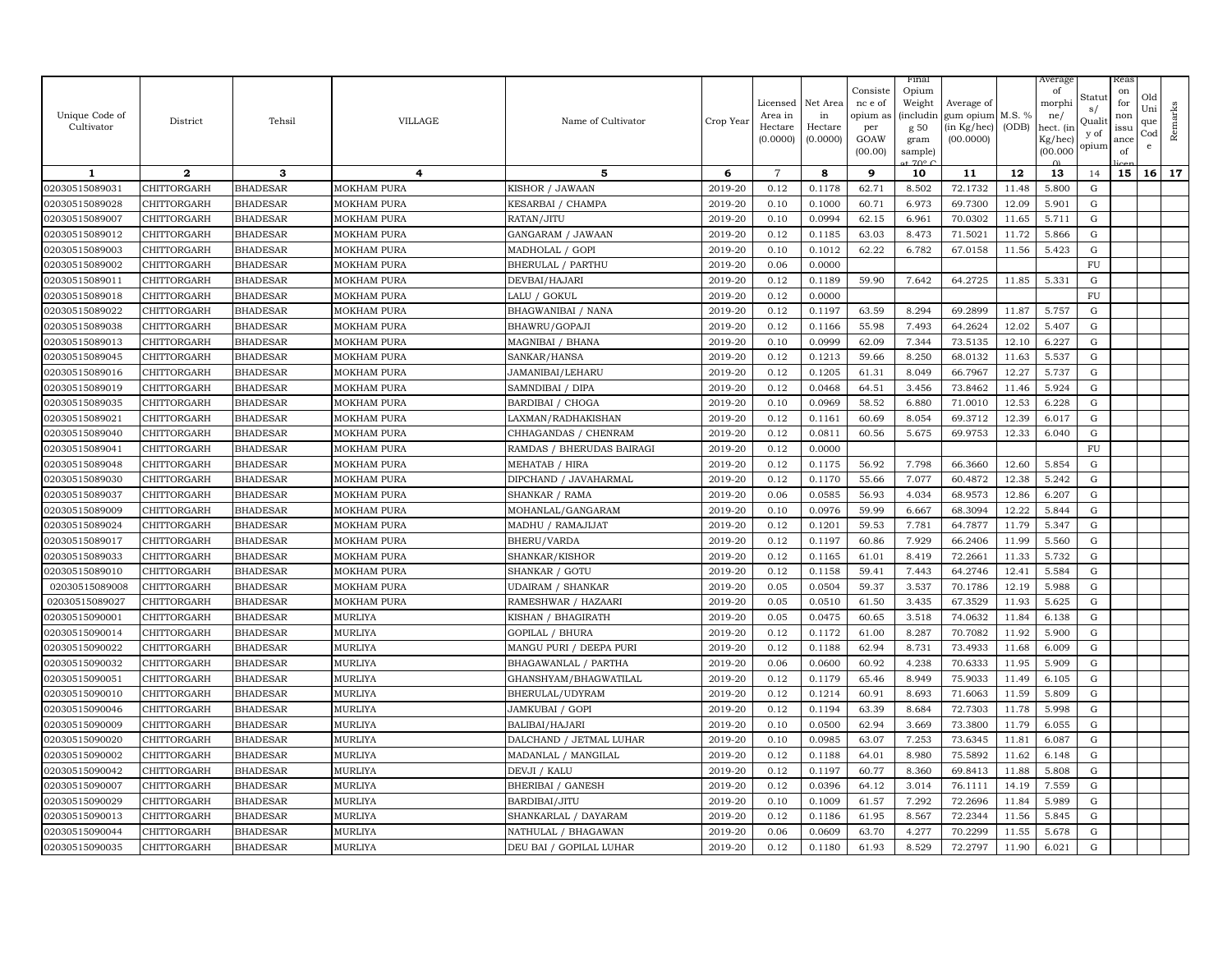| Unique Code of Cultivator | District | Tehsil | VILLAGE | Name of Cultivator | Crop Year | Licensed Area in Hectare (0.0000) | Net Area in Hectare (0.0000) | Consistence of opium as per GOAW (00.00) | Final Opium Weight (including 50 gram sample) at 70° C | Average of gum opium (in Kg/hec) (00.0000) | M.S. % (ODB) | Average of morphine/ hect. (in Kg/hec) (00.0000) | Status/ Quality of opium | Reason for non issuance of licence | Old Unique Code | Remarks |
|---|---|---|---|---|---|---|---|---|---|---|---|---|---|---|---|---|
| 1 | 2 | 3 | 4 | 5 | 6 | 7 | 8 | 9 | 10 | 11 | 12 | 13 | 14 | 15 | 16 | 17 |
| 02030515089031 | CHITTORGARH | BHADESAR | MOKHAM PURA | KISHOR / JAWAAN | 2019-20 | 0.12 | 0.1178 | 62.71 | 8.502 | 72.1732 | 11.48 | 5.800 | G | | | |
| 02030515089028 | CHITTORGARH | BHADESAR | MOKHAM PURA | KESARBAI / CHAMPA | 2019-20 | 0.10 | 0.1000 | 60.71 | 6.973 | 69.7300 | 12.09 | 5.901 | G | | | |
| 02030515089007 | CHITTORGARH | BHADESAR | MOKHAM PURA | RATAN/JITU | 2019-20 | 0.10 | 0.0994 | 62.15 | 6.961 | 70.0302 | 11.65 | 5.711 | G | | | |
| 02030515089012 | CHITTORGARH | BHADESAR | MOKHAM PURA | GANGARAM / JAWAAN | 2019-20 | 0.12 | 0.1185 | 63.03 | 8.473 | 71.5021 | 11.72 | 5.866 | G | | | |
| 02030515089003 | CHITTORGARH | BHADESAR | MOKHAM PURA | MADHOLAL / GOPI | 2019-20 | 0.10 | 0.1012 | 62.22 | 6.782 | 67.0158 | 11.56 | 5.423 | G | | | |
| 02030515089002 | CHITTORGARH | BHADESAR | MOKHAM PURA | BHERULAL / PARTHU | 2019-20 | 0.06 | 0.0000 | | | | | | FU | | | |
| 02030515089011 | CHITTORGARH | BHADESAR | MOKHAM PURA | DEVBAI/HAJARI | 2019-20 | 0.12 | 0.1189 | 59.90 | 7.642 | 64.2725 | 11.85 | 5.331 | G | | | |
| 02030515089018 | CHITTORGARH | BHADESAR | MOKHAM PURA | LALU / GOKUL | 2019-20 | 0.12 | 0.0000 | | | | | | FU | | | |
| 02030515089022 | CHITTORGARH | BHADESAR | MOKHAM PURA | BHAGWANIBAI / NANA | 2019-20 | 0.12 | 0.1197 | 63.59 | 8.294 | 69.2899 | 11.87 | 5.757 | G | | | |
| 02030515089038 | CHITTORGARH | BHADESAR | MOKHAM PURA | BHAWRU/GOPAJI | 2019-20 | 0.12 | 0.1166 | 55.98 | 7.493 | 64.2624 | 12.02 | 5.407 | G | | | |
| 02030515089013 | CHITTORGARH | BHADESAR | MOKHAM PURA | MAGNIBAI / BHANA | 2019-20 | 0.10 | 0.0999 | 62.09 | 7.344 | 73.5135 | 12.10 | 6.227 | G | | | |
| 02030515089045 | CHITTORGARH | BHADESAR | MOKHAM PURA | SANKAR/HANSA | 2019-20 | 0.12 | 0.1213 | 59.66 | 8.250 | 68.0132 | 11.63 | 5.537 | G | | | |
| 02030515089016 | CHITTORGARH | BHADESAR | MOKHAM PURA | JAMANIBAI/LEHARU | 2019-20 | 0.12 | 0.1205 | 61.31 | 8.049 | 66.7967 | 12.27 | 5.737 | G | | | |
| 02030515089019 | CHITTORGARH | BHADESAR | MOKHAM PURA | SAMNDIBAI / DIPA | 2019-20 | 0.12 | 0.0468 | 64.51 | 3.456 | 73.8462 | 11.46 | 5.924 | G | | | |
| 02030515089035 | CHITTORGARH | BHADESAR | MOKHAM PURA | BARDIBAI / CHOGA | 2019-20 | 0.10 | 0.0969 | 58.52 | 6.880 | 71.0010 | 12.53 | 6.228 | G | | | |
| 02030515089021 | CHITTORGARH | BHADESAR | MOKHAM PURA | LAXMAN/RADHAKISHAN | 2019-20 | 0.12 | 0.1161 | 60.69 | 8.054 | 69.3712 | 12.39 | 6.017 | G | | | |
| 02030515089040 | CHITTORGARH | BHADESAR | MOKHAM PURA | CHHAGANDAS / CHENRAM | 2019-20 | 0.12 | 0.0811 | 60.56 | 5.675 | 69.9753 | 12.33 | 6.040 | G | | | |
| 02030515089041 | CHITTORGARH | BHADESAR | MOKHAM PURA | RAMDAS / BHERUDAS BAIRAGI | 2019-20 | 0.12 | 0.0000 | | | | | | FU | | | |
| 02030515089048 | CHITTORGARH | BHADESAR | MOKHAM PURA | MEHATAB / HIRA | 2019-20 | 0.12 | 0.1175 | 56.92 | 7.798 | 66.3660 | 12.60 | 5.854 | G | | | |
| 02030515089030 | CHITTORGARH | BHADESAR | MOKHAM PURA | DIPCHAND / JAVAHARMAL | 2019-20 | 0.12 | 0.1170 | 55.66 | 7.077 | 60.4872 | 12.38 | 5.242 | G | | | |
| 02030515089037 | CHITTORGARH | BHADESAR | MOKHAM PURA | SHANKAR / RAMA | 2019-20 | 0.06 | 0.0585 | 56.93 | 4.034 | 68.9573 | 12.86 | 6.207 | G | | | |
| 02030515089009 | CHITTORGARH | BHADESAR | MOKHAM PURA | MOHANLAL/GANGARAM | 2019-20 | 0.10 | 0.0976 | 59.99 | 6.667 | 68.3094 | 12.22 | 5.844 | G | | | |
| 02030515089024 | CHITTORGARH | BHADESAR | MOKHAM PURA | MADHU / RAMAJIJAT | 2019-20 | 0.12 | 0.1201 | 59.53 | 7.781 | 64.7877 | 11.79 | 5.347 | G | | | |
| 02030515089017 | CHITTORGARH | BHADESAR | MOKHAM PURA | BHERU/VARDA | 2019-20 | 0.12 | 0.1197 | 60.86 | 7.929 | 66.2406 | 11.99 | 5.560 | G | | | |
| 02030515089033 | CHITTORGARH | BHADESAR | MOKHAM PURA | SHANKAR/KISHOR | 2019-20 | 0.12 | 0.1165 | 61.01 | 8.419 | 72.2661 | 11.33 | 5.732 | G | | | |
| 02030515089010 | CHITTORGARH | BHADESAR | MOKHAM PURA | SHANKAR / GOTU | 2019-20 | 0.12 | 0.1158 | 59.41 | 7.443 | 64.2746 | 12.41 | 5.584 | G | | | |
| 02030515089008 | CHITTORGARH | BHADESAR | MOKHAM PURA | UDAIRAM / SHANKAR | 2019-20 | 0.05 | 0.0504 | 59.37 | 3.537 | 70.1786 | 12.19 | 5.988 | G | | | |
| 02030515089027 | CHITTORGARH | BHADESAR | MOKHAM PURA | RAMESHWAR / HAZAARI | 2019-20 | 0.05 | 0.0510 | 61.50 | 3.435 | 67.3529 | 11.93 | 5.625 | G | | | |
| 02030515090001 | CHITTORGARH | BHADESAR | MURLIYA | KISHAN / BHAGIRATH | 2019-20 | 0.05 | 0.0475 | 60.65 | 3.518 | 74.0632 | 11.84 | 6.138 | G | | | |
| 02030515090014 | CHITTORGARH | BHADESAR | MURLIYA | GOPILAL / BHURA | 2019-20 | 0.12 | 0.1172 | 61.00 | 8.287 | 70.7082 | 11.92 | 5.900 | G | | | |
| 02030515090022 | CHITTORGARH | BHADESAR | MURLIYA | MANGU PURI / DEEPA PURI | 2019-20 | 0.12 | 0.1188 | 62.94 | 8.731 | 73.4933 | 11.68 | 6.009 | G | | | |
| 02030515090032 | CHITTORGARH | BHADESAR | MURLIYA | BHAGAWANLAL / PARTHA | 2019-20 | 0.06 | 0.0600 | 60.92 | 4.238 | 70.6333 | 11.95 | 5.909 | G | | | |
| 02030515090051 | CHITTORGARH | BHADESAR | MURLIYA | GHANSHYAM/BHAGWATILAL | 2019-20 | 0.12 | 0.1179 | 65.46 | 8.949 | 75.9033 | 11.49 | 6.105 | G | | | |
| 02030515090010 | CHITTORGARH | BHADESAR | MURLIYA | BHERULAL/UDYRAM | 2019-20 | 0.12 | 0.1214 | 60.91 | 8.693 | 71.6063 | 11.59 | 5.809 | G | | | |
| 02030515090046 | CHITTORGARH | BHADESAR | MURLIYA | JAMKUBAI / GOPI | 2019-20 | 0.12 | 0.1194 | 63.39 | 8.684 | 72.7303 | 11.78 | 5.998 | G | | | |
| 02030515090009 | CHITTORGARH | BHADESAR | MURLIYA | BALIBAI/HAJARI | 2019-20 | 0.10 | 0.0500 | 62.94 | 3.669 | 73.3800 | 11.79 | 6.055 | G | | | |
| 02030515090020 | CHITTORGARH | BHADESAR | MURLIYA | DALCHAND / JETMAL LUHAR | 2019-20 | 0.10 | 0.0985 | 63.07 | 7.253 | 73.6345 | 11.81 | 6.087 | G | | | |
| 02030515090002 | CHITTORGARH | BHADESAR | MURLIYA | MADANLAL / MANGILAL | 2019-20 | 0.12 | 0.1188 | 64.01 | 8.980 | 75.5892 | 11.62 | 6.148 | G | | | |
| 02030515090042 | CHITTORGARH | BHADESAR | MURLIYA | DEVJI / KALU | 2019-20 | 0.12 | 0.1197 | 60.77 | 8.360 | 69.8413 | 11.88 | 5.808 | G | | | |
| 02030515090007 | CHITTORGARH | BHADESAR | MURLIYA | BHERIBAI / GANESH | 2019-20 | 0.12 | 0.0396 | 64.12 | 3.014 | 76.1111 | 14.19 | 7.559 | G | | | |
| 02030515090029 | CHITTORGARH | BHADESAR | MURLIYA | BARDIBAI/JITU | 2019-20 | 0.10 | 0.1009 | 61.57 | 7.292 | 72.2696 | 11.84 | 5.989 | G | | | |
| 02030515090013 | CHITTORGARH | BHADESAR | MURLIYA | SHANKARLAL / DAYARAM | 2019-20 | 0.12 | 0.1186 | 61.95 | 8.567 | 72.2344 | 11.56 | 5.845 | G | | | |
| 02030515090044 | CHITTORGARH | BHADESAR | MURLIYA | NATHULAL / BHAGAWAN | 2019-20 | 0.06 | 0.0609 | 63.70 | 4.277 | 70.2299 | 11.55 | 5.678 | G | | | |
| 02030515090035 | CHITTORGARH | BHADESAR | MURLIYA | DEU BAI / GOPILAL LUHAR | 2019-20 | 0.12 | 0.1180 | 61.93 | 8.529 | 72.2797 | 11.90 | 6.021 | G | | | |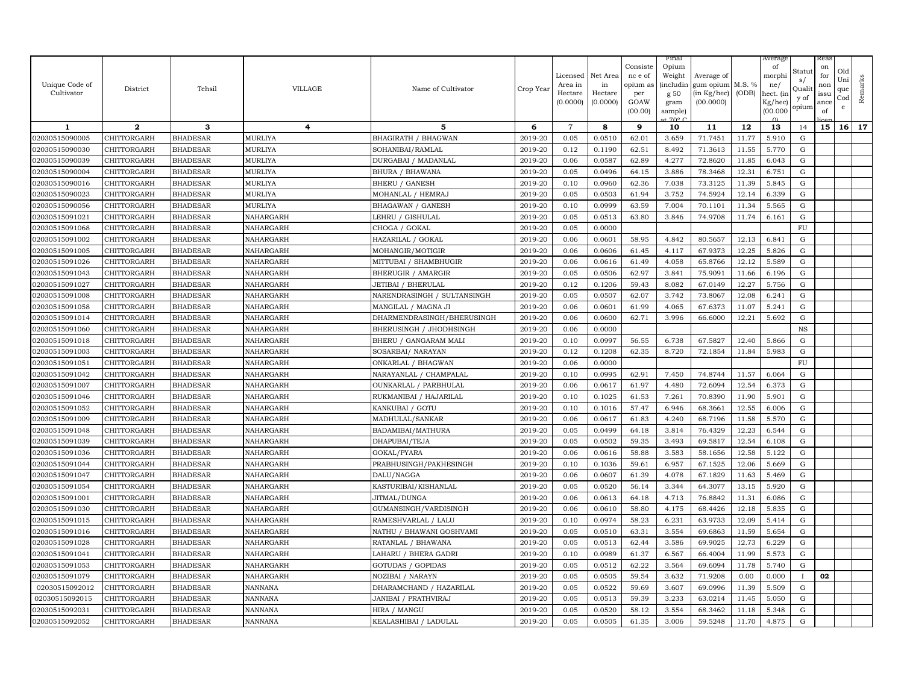| Unique Code of Cultivator | District | Tehsil | VILLAGE | Name of Cultivator | Crop Year | Licensed Area in Hectare (0.0000) | Net Area in Hectare (0.0000) | Consistence of opium as per GOAW (00.00) | Final Opium Weight (including 50 gram sample) at 70° C | Average of gum opium (in Kg/hec) (00.0000) | M.S. % (ODB) | Average of morphine/ hect. (in Kg/hec) (00.000) | Status/ Quality of opium | Reason for non issuance of licence | Old Unique Code | Remarks |
|---|---|---|---|---|---|---|---|---|---|---|---|---|---|---|---|---|
| 1 | 2 | 3 | 4 | 5 | 6 | 7 | 8 | 9 | 10 | 11 | 12 | 13 | 14 | 15 | 16 | 17 |
| 02030515090005 | CHITTORGARH | BHADESAR | MURLIYA | BHAGIRATH / BHAGWAN | 2019-20 | 0.05 | 0.0510 | 62.01 | 3.659 | 71.7451 | 11.77 | 5.910 | G | | | |
| 02030515090030 | CHITTORGARH | BHADESAR | MURLIYA | SOHANIBAI/RAMLAL | 2019-20 | 0.12 | 0.1190 | 62.51 | 8.492 | 71.3613 | 11.55 | 5.770 | G | | | |
| 02030515090039 | CHITTORGARH | BHADESAR | MURLIYA | DURGABAI / MADANLAL | 2019-20 | 0.06 | 0.0587 | 62.89 | 4.277 | 72.8620 | 11.85 | 6.043 | G | | | |
| 02030515090004 | CHITTORGARH | BHADESAR | MURLIYA | BHURA / BHAWANA | 2019-20 | 0.05 | 0.0496 | 64.15 | 3.886 | 78.3468 | 12.31 | 6.751 | G | | | |
| 02030515090016 | CHITTORGARH | BHADESAR | MURLIYA | BHERU / GANESH | 2019-20 | 0.10 | 0.0960 | 62.36 | 7.038 | 73.3125 | 11.39 | 5.845 | G | | | |
| 02030515090023 | CHITTORGARH | BHADESAR | MURLIYA | MOHANLAL / HEMRAJ | 2019-20 | 0.05 | 0.0503 | 61.94 | 3.752 | 74.5924 | 12.14 | 6.339 | G | | | |
| 02030515090056 | CHITTORGARH | BHADESAR | MURLIYA | BHAGAWAN / GANESH | 2019-20 | 0.10 | 0.0999 | 63.59 | 7.004 | 70.1101 | 11.34 | 5.565 | G | | | |
| 02030515091021 | CHITTORGARH | BHADESAR | NAHARGARH | LEHRU / GISHULAL | 2019-20 | 0.05 | 0.0513 | 63.80 | 3.846 | 74.9708 | 11.74 | 6.161 | G | | | |
| 02030515091068 | CHITTORGARH | BHADESAR | NAHARGARH | CHOGA / GOKAL | 2019-20 | 0.05 | 0.0000 | | | | | | FU | | | |
| 02030515091002 | CHITTORGARH | BHADESAR | NAHARGARH | HAZARILAL / GOKAL | 2019-20 | 0.06 | 0.0601 | 58.95 | 4.842 | 80.5657 | 12.13 | 6.841 | G | | | |
| 02030515091005 | CHITTORGARH | BHADESAR | NAHARGARH | MOHANGIR/MOTIGIR | 2019-20 | 0.06 | 0.0606 | 61.45 | 4.117 | 67.9373 | 12.25 | 5.826 | G | | | |
| 02030515091026 | CHITTORGARH | BHADESAR | NAHARGARH | MITTUBAI / SHAMBHUGIR | 2019-20 | 0.06 | 0.0616 | 61.49 | 4.058 | 65.8766 | 12.12 | 5.589 | G | | | |
| 02030515091043 | CHITTORGARH | BHADESAR | NAHARGARH | BHERUGIR / AMARGIR | 2019-20 | 0.05 | 0.0506 | 62.97 | 3.841 | 75.9091 | 11.66 | 6.196 | G | | | |
| 02030515091027 | CHITTORGARH | BHADESAR | NAHARGARH | JETIBAI / BHERULAL | 2019-20 | 0.12 | 0.1206 | 59.43 | 8.082 | 67.0149 | 12.27 | 5.756 | G | | | |
| 02030515091008 | CHITTORGARH | BHADESAR | NAHARGARH | NARENDRASINGH / SULTANSINGH | 2019-20 | 0.05 | 0.0507 | 62.07 | 3.742 | 73.8067 | 12.08 | 6.241 | G | | | |
| 02030515091058 | CHITTORGARH | BHADESAR | NAHARGARH | MANGILAL / MAGNA JI | 2019-20 | 0.06 | 0.0601 | 61.99 | 4.065 | 67.6373 | 11.07 | 5.241 | G | | | |
| 02030515091014 | CHITTORGARH | BHADESAR | NAHARGARH | DHARMENDRASINGH/BHERUSINGH | 2019-20 | 0.06 | 0.0600 | 62.71 | 3.996 | 66.6000 | 12.21 | 5.692 | G | | | |
| 02030515091060 | CHITTORGARH | BHADESAR | NAHARGARH | BHERUSINGH / JHODHSINGH | 2019-20 | 0.06 | 0.0000 | | | | | | NS | | | |
| 02030515091018 | CHITTORGARH | BHADESAR | NAHARGARH | BHERU / GANGARAM MALI | 2019-20 | 0.10 | 0.0997 | 56.55 | 6.738 | 67.5827 | 12.40 | 5.866 | G | | | |
| 02030515091003 | CHITTORGARH | BHADESAR | NAHARGARH | SOSARBAI/ NARAYAN | 2019-20 | 0.12 | 0.1208 | 62.35 | 8.720 | 72.1854 | 11.84 | 5.983 | G | | | |
| 02030515091051 | CHITTORGARH | BHADESAR | NAHARGARH | ONKARLAL / BHAGWAN | 2019-20 | 0.06 | 0.0000 | | | | | | FU | | | |
| 02030515091042 | CHITTORGARH | BHADESAR | NAHARGARH | NARAYANLAL / CHAMPALAL | 2019-20 | 0.10 | 0.0995 | 62.91 | 7.450 | 74.8744 | 11.57 | 6.064 | G | | | |
| 02030515091007 | CHITTORGARH | BHADESAR | NAHARGARH | OUNKARLAL / PARBHULAL | 2019-20 | 0.06 | 0.0617 | 61.97 | 4.480 | 72.6094 | 12.54 | 6.373 | G | | | |
| 02030515091046 | CHITTORGARH | BHADESAR | NAHARGARH | RUKMANIBAI / HAJARILAL | 2019-20 | 0.10 | 0.1025 | 61.53 | 7.261 | 70.8390 | 11.90 | 5.901 | G | | | |
| 02030515091052 | CHITTORGARH | BHADESAR | NAHARGARH | KANKUBAI / GOTU | 2019-20 | 0.10 | 0.1016 | 57.47 | 6.946 | 68.3661 | 12.55 | 6.006 | G | | | |
| 02030515091009 | CHITTORGARH | BHADESAR | NAHARGARH | MADHULAL/SANKAR | 2019-20 | 0.06 | 0.0617 | 61.83 | 4.240 | 68.7196 | 11.58 | 5.570 | G | | | |
| 02030515091048 | CHITTORGARH | BHADESAR | NAHARGARH | BADAMIBAI/MATHURA | 2019-20 | 0.05 | 0.0499 | 64.18 | 3.814 | 76.4329 | 12.23 | 6.544 | G | | | |
| 02030515091039 | CHITTORGARH | BHADESAR | NAHARGARH | DHAPUBAI/TEJA | 2019-20 | 0.05 | 0.0502 | 59.35 | 3.493 | 69.5817 | 12.54 | 6.108 | G | | | |
| 02030515091036 | CHITTORGARH | BHADESAR | NAHARGARH | GOKAL/PYARA | 2019-20 | 0.06 | 0.0616 | 58.88 | 3.583 | 58.1656 | 12.58 | 5.122 | G | | | |
| 02030515091044 | CHITTORGARH | BHADESAR | NAHARGARH | PRABHUSINGH/PAKHESINGH | 2019-20 | 0.10 | 0.1036 | 59.61 | 6.957 | 67.1525 | 12.06 | 5.669 | G | | | |
| 02030515091047 | CHITTORGARH | BHADESAR | NAHARGARH | DALU/NAGGA | 2019-20 | 0.06 | 0.0607 | 61.39 | 4.078 | 67.1829 | 11.63 | 5.469 | G | | | |
| 02030515091054 | CHITTORGARH | BHADESAR | NAHARGARH | KASTURIBAI/KISHANLAL | 2019-20 | 0.05 | 0.0520 | 56.14 | 3.344 | 64.3077 | 13.15 | 5.920 | G | | | |
| 02030515091001 | CHITTORGARH | BHADESAR | NAHARGARH | JITMAL/DUNGA | 2019-20 | 0.06 | 0.0613 | 64.18 | 4.713 | 76.8842 | 11.31 | 6.086 | G | | | |
| 02030515091030 | CHITTORGARH | BHADESAR | NAHARGARH | GUMANSINGH/VARDISINGH | 2019-20 | 0.06 | 0.0610 | 58.80 | 4.175 | 68.4426 | 12.18 | 5.835 | G | | | |
| 02030515091015 | CHITTORGARH | BHADESAR | NAHARGARH | RAMESHVARLAL / LALU | 2019-20 | 0.10 | 0.0974 | 58.23 | 6.231 | 63.9733 | 12.09 | 5.414 | G | | | |
| 02030515091016 | CHITTORGARH | BHADESAR | NAHARGARH | NATHU / BHAWANI GOSHVAMI | 2019-20 | 0.05 | 0.0510 | 63.31 | 3.554 | 69.6863 | 11.59 | 5.654 | G | | | |
| 02030515091028 | CHITTORGARH | BHADESAR | NAHARGARH | RATANLAL / BHAWANA | 2019-20 | 0.05 | 0.0513 | 62.44 | 3.586 | 69.9025 | 12.73 | 6.229 | G | | | |
| 02030515091041 | CHITTORGARH | BHADESAR | NAHARGARH | LAHARU / BHERA GADRI | 2019-20 | 0.10 | 0.0989 | 61.37 | 6.567 | 66.4004 | 11.99 | 5.573 | G | | | |
| 02030515091053 | CHITTORGARH | BHADESAR | NAHARGARH | GOTUDAS / GOPIDAS | 2019-20 | 0.05 | 0.0512 | 62.22 | 3.564 | 69.6094 | 11.78 | 5.740 | G | | | |
| 02030515091079 | CHITTORGARH | BHADESAR | NAHARGARH | NOZIBAI / NARAYN | 2019-20 | 0.05 | 0.0505 | 59.54 | 3.632 | 71.9208 | 0.00 | 0.000 | I | 02 | | |
| 02030515092012 | CHITTORGARH | BHADESAR | NANNANA | DHARAMCHAND / HAZARILAL | 2019-20 | 0.05 | 0.0522 | 59.69 | 3.607 | 69.0996 | 11.39 | 5.509 | G | | | |
| 02030515092015 | CHITTORGARH | BHADESAR | NANNANA | JANIBAI / PRATHVIRAJ | 2019-20 | 0.05 | 0.0513 | 59.39 | 3.233 | 63.0214 | 11.45 | 5.050 | G | | | |
| 02030515092031 | CHITTORGARH | BHADESAR | NANNANA | HIRA / MANGU | 2019-20 | 0.05 | 0.0520 | 58.12 | 3.554 | 68.3462 | 11.18 | 5.348 | G | | | |
| 02030515092052 | CHITTORGARH | BHADESAR | NANNANA | KEALASHIBAI / LADULAL | 2019-20 | 0.05 | 0.0505 | 61.35 | 3.006 | 59.5248 | 11.70 | 4.875 | G | | | |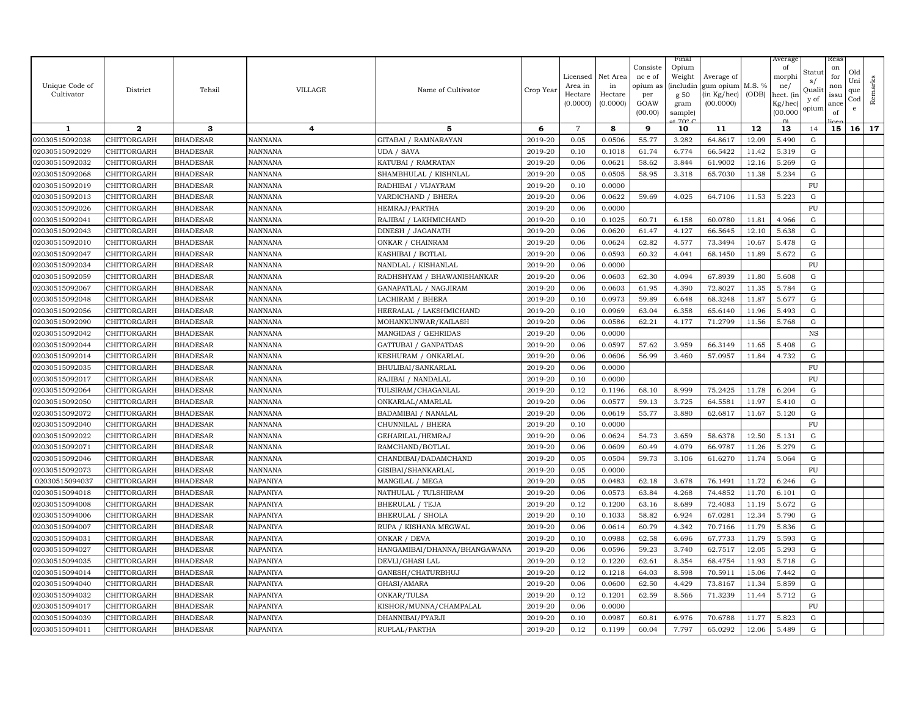| Unique Code of Cultivator | District | Tehsil | VILLAGE | Name of Cultivator | Crop Year | Licensed Area in Hectare (0.0000) | Net Area in Hectare (0.0000) | Consistence of opium as per GOAW (00.00) | Final Opium Weight (including 50 gram sample) at 70° C | Average of gum opium (in Kg/hec) (00.0000) | M.S. % (ODB) | Average of morphine/hect. (in Kg/hec) (00.000) | Status/Quality of opium | Reason for non issuance of licence | Old Unique Code | Remarks |
|---|---|---|---|---|---|---|---|---|---|---|---|---|---|---|---|---|
| 1 | 2 | 3 | 4 | 5 | 6 | 7 | 8 | 9 | 10 | 11 | 12 | 13 | 14 | 15 | 16 | 17 |
| 02030515092038 | CHITTORGARH | BHADESAR | NANNANA | GITABAI / RAMNARAYAN | 2019-20 | 0.05 | 0.0506 | 55.77 | 3.282 | 64.8617 | 12.09 | 5.490 | G | | | |
| 02030515092029 | CHITTORGARH | BHADESAR | NANNANA | UDA / SAVA | 2019-20 | 0.10 | 0.1018 | 61.74 | 6.774 | 66.5422 | 11.42 | 5.319 | G | | | |
| 02030515092032 | CHITTORGARH | BHADESAR | NANNANA | KATUBAI / RAMRATAN | 2019-20 | 0.06 | 0.0621 | 58.62 | 3.844 | 61.9002 | 12.16 | 5.269 | G | | | |
| 02030515092068 | CHITTORGARH | BHADESAR | NANNANA | SHAMBHULAL / KISHNLAL | 2019-20 | 0.05 | 0.0505 | 58.95 | 3.318 | 65.7030 | 11.38 | 5.234 | G | | | |
| 02030515092019 | CHITTORGARH | BHADESAR | NANNANA | RADHIBAI / VIJAYRAM | 2019-20 | 0.10 | 0.0000 | | | | | | FU | | | |
| 02030515092013 | CHITTORGARH | BHADESAR | NANNANA | VARDICHAND / BHERA | 2019-20 | 0.06 | 0.0622 | 59.69 | 4.025 | 64.7106 | 11.53 | 5.223 | G | | | |
| 02030515092026 | CHITTORGARH | BHADESAR | NANNANA | HEMRAJ/PARTHA | 2019-20 | 0.06 | 0.0000 | | | | | | FU | | | |
| 02030515092041 | CHITTORGARH | BHADESAR | NANNANA | RAJIBAI / LAKHMICHAND | 2019-20 | 0.10 | 0.1025 | 60.71 | 6.158 | 60.0780 | 11.81 | 4.966 | G | | | |
| 02030515092043 | CHITTORGARH | BHADESAR | NANNANA | DINESH / JAGANATH | 2019-20 | 0.06 | 0.0620 | 61.47 | 4.127 | 66.5645 | 12.10 | 5.638 | G | | | |
| 02030515092010 | CHITTORGARH | BHADESAR | NANNANA | ONKAR / CHAINRAM | 2019-20 | 0.06 | 0.0624 | 62.82 | 4.577 | 73.3494 | 10.67 | 5.478 | G | | | |
| 02030515092047 | CHITTORGARH | BHADESAR | NANNANA | KASHIBAI / BOTLAL | 2019-20 | 0.06 | 0.0593 | 60.32 | 4.041 | 68.1450 | 11.89 | 5.672 | G | | | |
| 02030515092034 | CHITTORGARH | BHADESAR | NANNANA | NANDLAL / KISHANLAL | 2019-20 | 0.06 | 0.0000 | | | | | | FU | | | |
| 02030515092059 | CHITTORGARH | BHADESAR | NANNANA | RADHSHYAM / BHAWANISHANKAR | 2019-20 | 0.06 | 0.0603 | 62.30 | 4.094 | 67.8939 | 11.80 | 5.608 | G | | | |
| 02030515092067 | CHITTORGARH | BHADESAR | NANNANA | GANAPATLAL / NAGJIRAM | 2019-20 | 0.06 | 0.0603 | 61.95 | 4.390 | 72.8027 | 11.35 | 5.784 | G | | | |
| 02030515092048 | CHITTORGARH | BHADESAR | NANNANA | LACHIRAM / BHERA | 2019-20 | 0.10 | 0.0973 | 59.89 | 6.648 | 68.3248 | 11.87 | 5.677 | G | | | |
| 02030515092056 | CHITTORGARH | BHADESAR | NANNANA | HEERALAL / LAKSHMICHAND | 2019-20 | 0.10 | 0.0969 | 63.04 | 6.358 | 65.6140 | 11.96 | 5.493 | G | | | |
| 02030515092090 | CHITTORGARH | BHADESAR | NANNANA | MOHANKUNWAR/KAILASH | 2019-20 | 0.06 | 0.0586 | 62.21 | 4.177 | 71.2799 | 11.56 | 5.768 | G | | | |
| 02030515092042 | CHITTORGARH | BHADESAR | NANNANA | MANGIDAS / GEHRIDAS | 2019-20 | 0.06 | 0.0000 | | | | | | NS | | | |
| 02030515092044 | CHITTORGARH | BHADESAR | NANNANA | GATTUBAI / GANPATDAS | 2019-20 | 0.06 | 0.0597 | 57.62 | 3.959 | 66.3149 | 11.65 | 5.408 | G | | | |
| 02030515092014 | CHITTORGARH | BHADESAR | NANNANA | KESHURAM / ONKARLAL | 2019-20 | 0.06 | 0.0606 | 56.99 | 3.460 | 57.0957 | 11.84 | 4.732 | G | | | |
| 02030515092035 | CHITTORGARH | BHADESAR | NANNANA | BHULIBAI/SANKARLAL | 2019-20 | 0.06 | 0.0000 | | | | | | FU | | | |
| 02030515092017 | CHITTORGARH | BHADESAR | NANNANA | RAJIBAI / NANDALAL | 2019-20 | 0.10 | 0.0000 | | | | | | FU | | | |
| 02030515092064 | CHITTORGARH | BHADESAR | NANNANA | TULSIRAM/CHAGANLAL | 2019-20 | 0.12 | 0.1196 | 68.10 | 8.999 | 75.2425 | 11.78 | 6.204 | G | | | |
| 02030515092050 | CHITTORGARH | BHADESAR | NANNANA | ONKARLAL/AMARLAL | 2019-20 | 0.06 | 0.0577 | 59.13 | 3.725 | 64.5581 | 11.97 | 5.410 | G | | | |
| 02030515092072 | CHITTORGARH | BHADESAR | NANNANA | BADAMIBAI / NANALAL | 2019-20 | 0.06 | 0.0619 | 55.77 | 3.880 | 62.6817 | 11.67 | 5.120 | G | | | |
| 02030515092040 | CHITTORGARH | BHADESAR | NANNANA | CHUNNILAL / BHERA | 2019-20 | 0.10 | 0.0000 | | | | | | FU | | | |
| 02030515092022 | CHITTORGARH | BHADESAR | NANNANA | GEHARILAL/HEMRAJ | 2019-20 | 0.06 | 0.0624 | 54.73 | 3.659 | 58.6378 | 12.50 | 5.131 | G | | | |
| 02030515092071 | CHITTORGARH | BHADESAR | NANNANA | RAMCHAND/BOTLAL | 2019-20 | 0.06 | 0.0609 | 60.49 | 4.079 | 66.9787 | 11.26 | 5.279 | G | | | |
| 02030515092046 | CHITTORGARH | BHADESAR | NANNANA | CHANDIBAI/DADAMCHAND | 2019-20 | 0.05 | 0.0504 | 59.73 | 3.106 | 61.6270 | 11.74 | 5.064 | G | | | |
| 02030515092073 | CHITTORGARH | BHADESAR | NANNANA | GISIBAI/SHANKARLAL | 2019-20 | 0.05 | 0.0000 | | | | | | FU | | | |
| 02030515094037 | CHITTORGARH | BHADESAR | NAPANIYA | MANGILAL / MEGA | 2019-20 | 0.05 | 0.0483 | 62.18 | 3.678 | 76.1491 | 11.72 | 6.246 | G | | | |
| 02030515094018 | CHITTORGARH | BHADESAR | NAPANIYA | NATHULAL / TULSHIRAM | 2019-20 | 0.06 | 0.0573 | 63.84 | 4.268 | 74.4852 | 11.70 | 6.101 | G | | | |
| 02030515094008 | CHITTORGARH | BHADESAR | NAPANIYA | BHERULAL / TEJA | 2019-20 | 0.12 | 0.1200 | 63.16 | 8.689 | 72.4083 | 11.19 | 5.672 | G | | | |
| 02030515094006 | CHITTORGARH | BHADESAR | NAPANIYA | BHERULAL / SHOLA | 2019-20 | 0.10 | 0.1033 | 58.82 | 6.924 | 67.0281 | 12.34 | 5.790 | G | | | |
| 02030515094007 | CHITTORGARH | BHADESAR | NAPANIYA | RUPA / KISHANA MEGWAL | 2019-20 | 0.06 | 0.0614 | 60.79 | 4.342 | 70.7166 | 11.79 | 5.836 | G | | | |
| 02030515094031 | CHITTORGARH | BHADESAR | NAPANIYA | ONKAR / DEVA | 2019-20 | 0.10 | 0.0988 | 62.58 | 6.696 | 67.7733 | 11.79 | 5.593 | G | | | |
| 02030515094027 | CHITTORGARH | BHADESAR | NAPANIYA | HANGAMIBAI/DHANNA/BHANGAWANA | 2019-20 | 0.06 | 0.0596 | 59.23 | 3.740 | 62.7517 | 12.05 | 5.293 | G | | | |
| 02030515094035 | CHITTORGARH | BHADESAR | NAPANIYA | DEVLI/GHASI LAL | 2019-20 | 0.12 | 0.1220 | 62.61 | 8.354 | 68.4754 | 11.93 | 5.718 | G | | | |
| 02030515094014 | CHITTORGARH | BHADESAR | NAPANIYA | GANESH/CHATURBHUJ | 2019-20 | 0.12 | 0.1218 | 64.03 | 8.598 | 70.5911 | 15.06 | 7.442 | G | | | |
| 02030515094040 | CHITTORGARH | BHADESAR | NAPANIYA | GHASI/AMARA | 2019-20 | 0.06 | 0.0600 | 62.50 | 4.429 | 73.8167 | 11.34 | 5.859 | G | | | |
| 02030515094032 | CHITTORGARH | BHADESAR | NAPANIYA | ONKAR/TULSA | 2019-20 | 0.12 | 0.1201 | 62.59 | 8.566 | 71.3239 | 11.44 | 5.712 | G | | | |
| 02030515094017 | CHITTORGARH | BHADESAR | NAPANIYA | KISHOR/MUNNA/CHAMPALAL | 2019-20 | 0.06 | 0.0000 | | | | | | FU | | | |
| 02030515094039 | CHITTORGARH | BHADESAR | NAPANIYA | DHANNIBAI/PYARJI | 2019-20 | 0.10 | 0.0987 | 60.81 | 6.976 | 70.6788 | 11.77 | 5.823 | G | | | |
| 02030515094011 | CHITTORGARH | BHADESAR | NAPANIYA | RUPLAL/PARTHA | 2019-20 | 0.12 | 0.1199 | 60.04 | 7.797 | 65.0292 | 12.06 | 5.489 | G | | | |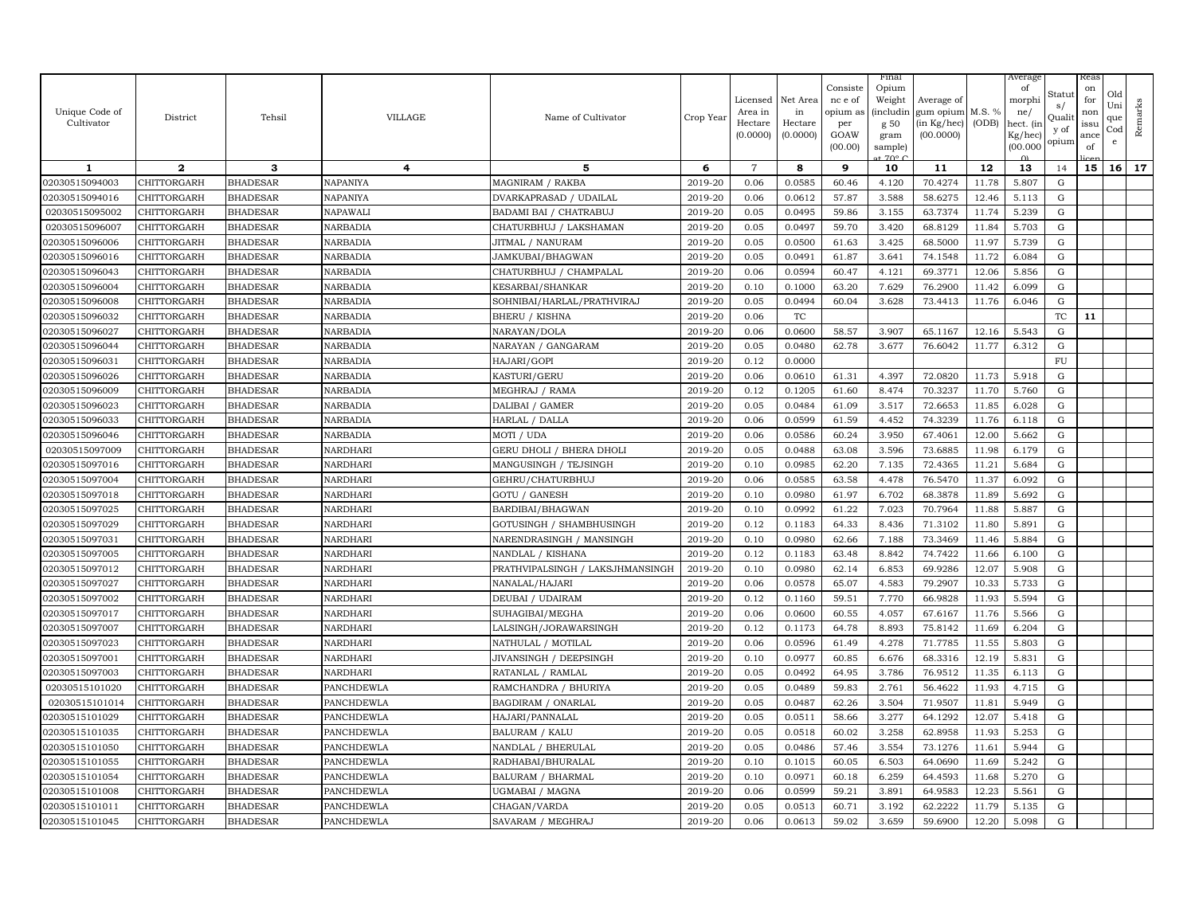| Unique Code of Cultivator | District | Tehsil | VILLAGE | Name of Cultivator | Crop Year | Licensed Area in Hectare (0.0000) | Net Area in Hectare (0.0000) | Consistence of opium as per GOAW (00.00) | Final Opium Weight (including 50 gram sample) at 70° C | Average of gum opium (in Kg/hec) (00.0000) | M.S. % (ODB) | Average of morphine/ hect. (in Kg/hec) (00.000 0) | Status/ Quality of opium | Reason for non issuance of licence | Old Unique Code | Remarks |
|---|---|---|---|---|---|---|---|---|---|---|---|---|---|---|---|---|
| 1 | 2 | 3 | 4 | 5 | 6 | 7 | 8 | 9 | 10 | 11 | 12 | 13 | 14 | 15 | 16 | 17 |
| 02030515094003 | CHITTORGARH | BHADESAR | NAPANIYA | MAGNIRAM / RAKBA | 2019-20 | 0.06 | 0.0585 | 60.46 | 4.120 | 70.4274 | 11.78 | 5.807 | G | | | |
| 02030515094016 | CHITTORGARH | BHADESAR | NAPANIYA | DVARKAPRASAD / UDAILAL | 2019-20 | 0.06 | 0.0612 | 57.87 | 3.588 | 58.6275 | 12.46 | 5.113 | G | | | |
| 02030515095002 | CHITTORGARH | BHADESAR | NAPAWALI | BADAMI BAI / CHATRABUJ | 2019-20 | 0.05 | 0.0495 | 59.86 | 3.155 | 63.7374 | 11.74 | 5.239 | G | | | |
| 02030515096007 | CHITTORGARH | BHADESAR | NARBADIA | CHATURBHUJ / LAKSHAMAN | 2019-20 | 0.05 | 0.0497 | 59.70 | 3.420 | 68.8129 | 11.84 | 5.703 | G | | | |
| 02030515096006 | CHITTORGARH | BHADESAR | NARBADIA | JITMAL / NANURAM | 2019-20 | 0.05 | 0.0500 | 61.63 | 3.425 | 68.5000 | 11.97 | 5.739 | G | | | |
| 02030515096016 | CHITTORGARH | BHADESAR | NARBADIA | JAMKUBAI/BHAGWAN | 2019-20 | 0.05 | 0.0491 | 61.87 | 3.641 | 74.1548 | 11.72 | 6.084 | G | | | |
| 02030515096043 | CHITTORGARH | BHADESAR | NARBADIA | CHATURBHUJ / CHAMPALAL | 2019-20 | 0.06 | 0.0594 | 60.47 | 4.121 | 69.3771 | 12.06 | 5.856 | G | | | |
| 02030515096004 | CHITTORGARH | BHADESAR | NARBADIA | KESARBAI/SHANKAR | 2019-20 | 0.10 | 0.1000 | 63.20 | 7.629 | 76.2900 | 11.42 | 6.099 | G | | | |
| 02030515096008 | CHITTORGARH | BHADESAR | NARBADIA | SOHNIBAI/HARLAL/PRATHVIRAJ | 2019-20 | 0.05 | 0.0494 | 60.04 | 3.628 | 73.4413 | 11.76 | 6.046 | G | | | |
| 02030515096032 | CHITTORGARH | BHADESAR | NARBADIA | BHERU / KISHNA | 2019-20 | 0.06 | TC | | | | | | TC | 11 | | |
| 02030515096027 | CHITTORGARH | BHADESAR | NARBADIA | NARAYAN/DOLA | 2019-20 | 0.06 | 0.0600 | 58.57 | 3.907 | 65.1167 | 12.16 | 5.543 | G | | | |
| 02030515096044 | CHITTORGARH | BHADESAR | NARBADIA | NARAYAN / GANGARAM | 2019-20 | 0.05 | 0.0480 | 62.78 | 3.677 | 76.6042 | 11.77 | 6.312 | G | | | |
| 02030515096031 | CHITTORGARH | BHADESAR | NARBADIA | HAJARI/GOPI | 2019-20 | 0.12 | 0.0000 | | | | | | FU | | | |
| 02030515096026 | CHITTORGARH | BHADESAR | NARBADIA | KASTURI/GERU | 2019-20 | 0.06 | 0.0610 | 61.31 | 4.397 | 72.0820 | 11.73 | 5.918 | G | | | |
| 02030515096009 | CHITTORGARH | BHADESAR | NARBADIA | MEGHRAJ / RAMA | 2019-20 | 0.12 | 0.1205 | 61.60 | 8.474 | 70.3237 | 11.70 | 5.760 | G | | | |
| 02030515096023 | CHITTORGARH | BHADESAR | NARBADIA | DALIBAI / GAMER | 2019-20 | 0.05 | 0.0484 | 61.09 | 3.517 | 72.6653 | 11.85 | 6.028 | G | | | |
| 02030515096033 | CHITTORGARH | BHADESAR | NARBADIA | HARLAL / DALLA | 2019-20 | 0.06 | 0.0599 | 61.59 | 4.452 | 74.3239 | 11.76 | 6.118 | G | | | |
| 02030515096046 | CHITTORGARH | BHADESAR | NARBADIA | MOTI / UDA | 2019-20 | 0.06 | 0.0586 | 60.24 | 3.950 | 67.4061 | 12.00 | 5.662 | G | | | |
| 02030515097009 | CHITTORGARH | BHADESAR | NARDHARI | GERU DHOLI / BHERA DHOLI | 2019-20 | 0.05 | 0.0488 | 63.08 | 3.596 | 73.6885 | 11.98 | 6.179 | G | | | |
| 02030515097016 | CHITTORGARH | BHADESAR | NARDHARI | MANGUSINGH / TEJSINGH | 2019-20 | 0.10 | 0.0985 | 62.20 | 7.135 | 72.4365 | 11.21 | 5.684 | G | | | |
| 02030515097004 | CHITTORGARH | BHADESAR | NARDHARI | GEHRU/CHATURBHUJ | 2019-20 | 0.06 | 0.0585 | 63.58 | 4.478 | 76.5470 | 11.37 | 6.092 | G | | | |
| 02030515097018 | CHITTORGARH | BHADESAR | NARDHARI | GOTU / GANESH | 2019-20 | 0.10 | 0.0980 | 61.97 | 6.702 | 68.3878 | 11.89 | 5.692 | G | | | |
| 02030515097025 | CHITTORGARH | BHADESAR | NARDHARI | BARDIBAI/BHAGWAN | 2019-20 | 0.10 | 0.0992 | 61.22 | 7.023 | 70.7964 | 11.88 | 5.887 | G | | | |
| 02030515097029 | CHITTORGARH | BHADESAR | NARDHARI | GOTUSINGH / SHAMBHUSINGH | 2019-20 | 0.12 | 0.1183 | 64.33 | 8.436 | 71.3102 | 11.80 | 5.891 | G | | | |
| 02030515097031 | CHITTORGARH | BHADESAR | NARDHARI | NARENDRASINGH / MANSINGH | 2019-20 | 0.10 | 0.0980 | 62.66 | 7.188 | 73.3469 | 11.46 | 5.884 | G | | | |
| 02030515097005 | CHITTORGARH | BHADESAR | NARDHARI | NANDLAL / KISHANA | 2019-20 | 0.12 | 0.1183 | 63.48 | 8.842 | 74.7422 | 11.66 | 6.100 | G | | | |
| 02030515097012 | CHITTORGARH | BHADESAR | NARDHARI | PRATHVIPALSINGH / LAKSJHMANSINGH | 2019-20 | 0.10 | 0.0980 | 62.14 | 6.853 | 69.9286 | 12.07 | 5.908 | G | | | |
| 02030515097027 | CHITTORGARH | BHADESAR | NARDHARI | NANALAL/HAJARI | 2019-20 | 0.06 | 0.0578 | 65.07 | 4.583 | 79.2907 | 10.33 | 5.733 | G | | | |
| 02030515097002 | CHITTORGARH | BHADESAR | NARDHARI | DEUBAI / UDAIRAM | 2019-20 | 0.12 | 0.1160 | 59.51 | 7.770 | 66.9828 | 11.93 | 5.594 | G | | | |
| 02030515097017 | CHITTORGARH | BHADESAR | NARDHARI | SUHAGIBAI/MEGHA | 2019-20 | 0.06 | 0.0600 | 60.55 | 4.057 | 67.6167 | 11.76 | 5.566 | G | | | |
| 02030515097007 | CHITTORGARH | BHADESAR | NARDHARI | LALSINGH/JORAWARSINGH | 2019-20 | 0.12 | 0.1173 | 64.78 | 8.893 | 75.8142 | 11.69 | 6.204 | G | | | |
| 02030515097023 | CHITTORGARH | BHADESAR | NARDHARI | NATHULAL / MOTILAL | 2019-20 | 0.06 | 0.0596 | 61.49 | 4.278 | 71.7785 | 11.55 | 5.803 | G | | | |
| 02030515097001 | CHITTORGARH | BHADESAR | NARDHARI | JIVANSINGH / DEEPSINGH | 2019-20 | 0.10 | 0.0977 | 60.85 | 6.676 | 68.3316 | 12.19 | 5.831 | G | | | |
| 02030515097003 | CHITTORGARH | BHADESAR | NARDHARI | RATANLAL / RAMLAL | 2019-20 | 0.05 | 0.0492 | 64.95 | 3.786 | 76.9512 | 11.35 | 6.113 | G | | | |
| 02030515101020 | CHITTORGARH | BHADESAR | PANCHDEWLA | RAMCHANDRA / BHURIYA | 2019-20 | 0.05 | 0.0489 | 59.83 | 2.761 | 56.4622 | 11.93 | 4.715 | G | | | |
| 02030515101014 | CHITTORGARH | BHADESAR | PANCHDEWLA | BAGDIRAM / ONARLAL | 2019-20 | 0.05 | 0.0487 | 62.26 | 3.504 | 71.9507 | 11.81 | 5.949 | G | | | |
| 02030515101029 | CHITTORGARH | BHADESAR | PANCHDEWLA | HAJARI/PANNALAL | 2019-20 | 0.05 | 0.0511 | 58.66 | 3.277 | 64.1292 | 12.07 | 5.418 | G | | | |
| 02030515101035 | CHITTORGARH | BHADESAR | PANCHDEWLA | BALURAM / KALU | 2019-20 | 0.05 | 0.0518 | 60.02 | 3.258 | 62.8958 | 11.93 | 5.253 | G | | | |
| 02030515101050 | CHITTORGARH | BHADESAR | PANCHDEWLA | NANDLAL / BHERULAL | 2019-20 | 0.05 | 0.0486 | 57.46 | 3.554 | 73.1276 | 11.61 | 5.944 | G | | | |
| 02030515101055 | CHITTORGARH | BHADESAR | PANCHDEWLA | RADHABAI/BHURALAL | 2019-20 | 0.10 | 0.1015 | 60.05 | 6.503 | 64.0690 | 11.69 | 5.242 | G | | | |
| 02030515101054 | CHITTORGARH | BHADESAR | PANCHDEWLA | BALURAM / BHARMAL | 2019-20 | 0.10 | 0.0971 | 60.18 | 6.259 | 64.4593 | 11.68 | 5.270 | G | | | |
| 02030515101008 | CHITTORGARH | BHADESAR | PANCHDEWLA | UGMABAI / MAGNA | 2019-20 | 0.06 | 0.0599 | 59.21 | 3.891 | 64.9583 | 12.23 | 5.561 | G | | | |
| 02030515101011 | CHITTORGARH | BHADESAR | PANCHDEWLA | CHAGAN/VARDA | 2019-20 | 0.05 | 0.0513 | 60.71 | 3.192 | 62.2222 | 11.79 | 5.135 | G | | | |
| 02030515101045 | CHITTORGARH | BHADESAR | PANCHDEWLA | SAVARAM / MEGHRAJ | 2019-20 | 0.06 | 0.0613 | 59.02 | 3.659 | 59.6900 | 12.20 | 5.098 | G | | | |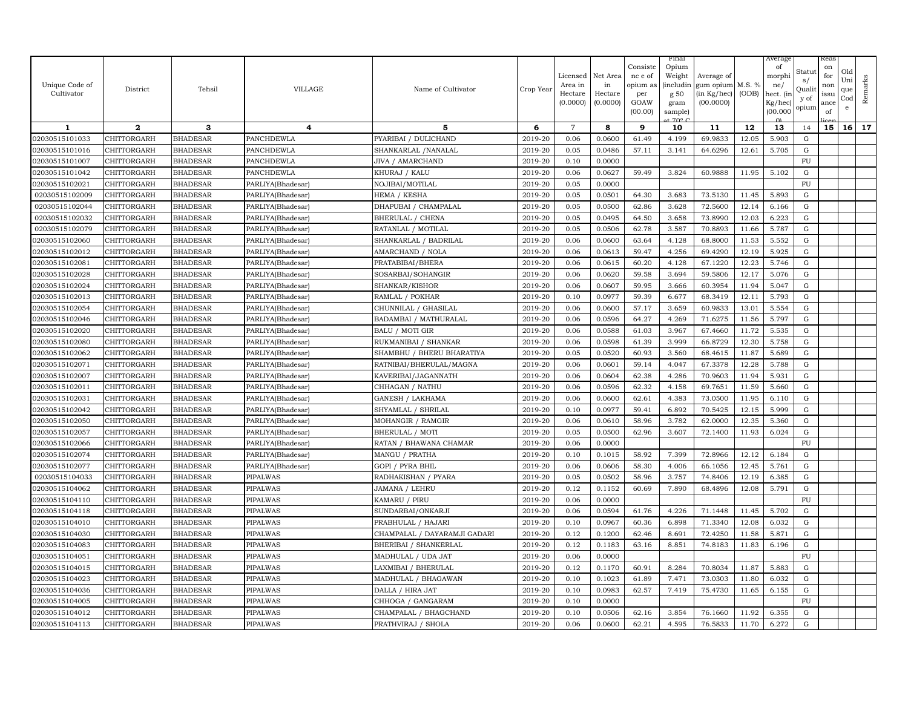| Unique Code of Cultivator | District | Tehsil | VILLAGE | Name of Cultivator | Crop Year | Licensed Area in Hectare (0.0000) | Net Area in Hectare (0.0000) | Consistence of opium as per GOAW (00.00) | Final Opium Weight (including 50 gram sample) at 70° C | Average of gum opium (in Kg/hec) (00.0000) | M.S. % (ODB) | Average of morphine/ hect. (in Kg/hec) (00.000) | Status/ Quality of opium | Reason for non issuance of licence | Old Unique Code | Remarks |
|---|---|---|---|---|---|---|---|---|---|---|---|---|---|---|---|---|
| 1 | 2 | 3 | 4 | 5 | 6 | 7 | 8 | 9 | 10 | 11 | 12 | 13 | 14 | 15 | 16 | 17 |
| 02030515101033 | CHITTORGARH | BHADESAR | PANCHDEWLA | PYARIBAI / DULICHAND | 2019-20 | 0.06 | 0.0600 | 61.49 | 4.199 | 69.9833 | 12.05 | 5.903 | G | | | |
| 02030515101016 | CHITTORGARH | BHADESAR | PANCHDEWLA | SHANKARLAL /NANALAL | 2019-20 | 0.05 | 0.0486 | 57.11 | 3.141 | 64.6296 | 12.61 | 5.705 | G | | | |
| 02030515101007 | CHITTORGARH | BHADESAR | PANCHDEWLA | JIVA / AMARCHAND | 2019-20 | 0.10 | 0.0000 | | | | | | FU | | | |
| 02030515101042 | CHITTORGARH | BHADESAR | PANCHDEWLA | KHURAJ / KALU | 2019-20 | 0.06 | 0.0627 | 59.49 | 3.824 | 60.9888 | 11.95 | 5.102 | G | | | |
| 02030515102021 | CHITTORGARH | BHADESAR | PARLIYA(Bhadesar) | NOJIBAI/MOTILAL | 2019-20 | 0.05 | 0.0000 | | | | | | FU | | | |
| 02030515102009 | CHITTORGARH | BHADESAR | PARLIYA(Bhadesar) | HEMA / KESHA | 2019-20 | 0.05 | 0.0501 | 64.30 | 3.683 | 73.5130 | 11.45 | 5.893 | G | | | |
| 02030515102044 | CHITTORGARH | BHADESAR | PARLIYA(Bhadesar) | DHAPUBAI / CHAMPALAL | 2019-20 | 0.05 | 0.0500 | 62.86 | 3.628 | 72.5600 | 12.14 | 6.166 | G | | | |
| 02030515102032 | CHITTORGARH | BHADESAR | PARLIYA(Bhadesar) | BHERULAL / CHENA | 2019-20 | 0.05 | 0.0495 | 64.50 | 3.658 | 73.8990 | 12.03 | 6.223 | G | | | |
| 02030515102079 | CHITTORGARH | BHADESAR | PARLIYA(Bhadesar) | RATANLAL / MOTILAL | 2019-20 | 0.05 | 0.0506 | 62.78 | 3.587 | 70.8893 | 11.66 | 5.787 | G | | | |
| 02030515102060 | CHITTORGARH | BHADESAR | PARLIYA(Bhadesar) | SHANKARLAL / BADRILAL | 2019-20 | 0.06 | 0.0600 | 63.64 | 4.128 | 68.8000 | 11.53 | 5.552 | G | | | |
| 02030515102012 | CHITTORGARH | BHADESAR | PARLIYA(Bhadesar) | AMARCHAND / NOLA | 2019-20 | 0.06 | 0.0613 | 59.47 | 4.256 | 69.4290 | 12.19 | 5.925 | G | | | |
| 02030515102081 | CHITTORGARH | BHADESAR | PARLIYA(Bhadesar) | PRATABIBAI/BHERA | 2019-20 | 0.06 | 0.0615 | 60.20 | 4.128 | 67.1220 | 12.23 | 5.746 | G | | | |
| 02030515102028 | CHITTORGARH | BHADESAR | PARLIYA(Bhadesar) | SOSARBAI/SOHANGIR | 2019-20 | 0.06 | 0.0620 | 59.58 | 3.694 | 59.5806 | 12.17 | 5.076 | G | | | |
| 02030515102024 | CHITTORGARH | BHADESAR | PARLIYA(Bhadesar) | SHANKAR/KISHOR | 2019-20 | 0.06 | 0.0607 | 59.95 | 3.666 | 60.3954 | 11.94 | 5.047 | G | | | |
| 02030515102013 | CHITTORGARH | BHADESAR | PARLIYA(Bhadesar) | RAMLAL / POKHAR | 2019-20 | 0.10 | 0.0977 | 59.39 | 6.677 | 68.3419 | 12.11 | 5.793 | G | | | |
| 02030515102054 | CHITTORGARH | BHADESAR | PARLIYA(Bhadesar) | CHUNNILAL / GHASILAL | 2019-20 | 0.06 | 0.0600 | 57.17 | 3.659 | 60.9833 | 13.01 | 5.554 | G | | | |
| 02030515102046 | CHITTORGARH | BHADESAR | PARLIYA(Bhadesar) | BADAMBAI / MATHURALAL | 2019-20 | 0.06 | 0.0596 | 64.27 | 4.269 | 71.6275 | 11.56 | 5.797 | G | | | |
| 02030515102020 | CHITTORGARH | BHADESAR | PARLIYA(Bhadesar) | BALU / MOTI GIR | 2019-20 | 0.06 | 0.0588 | 61.03 | 3.967 | 67.4660 | 11.72 | 5.535 | G | | | |
| 02030515102080 | CHITTORGARH | BHADESAR | PARLIYA(Bhadesar) | RUKMANIBAI / SHANKAR | 2019-20 | 0.06 | 0.0598 | 61.39 | 3.999 | 66.8729 | 12.30 | 5.758 | G | | | |
| 02030515102062 | CHITTORGARH | BHADESAR | PARLIYA(Bhadesar) | SHAMBHU / BHERU BHARATIYA | 2019-20 | 0.05 | 0.0520 | 60.93 | 3.560 | 68.4615 | 11.87 | 5.689 | G | | | |
| 02030515102071 | CHITTORGARH | BHADESAR | PARLIYA(Bhadesar) | RATNIBAI/BHERULAL/MAGNA | 2019-20 | 0.06 | 0.0601 | 59.14 | 4.047 | 67.3378 | 12.28 | 5.788 | G | | | |
| 02030515102007 | CHITTORGARH | BHADESAR | PARLIYA(Bhadesar) | KAVERIBAI/JAGANNATH | 2019-20 | 0.06 | 0.0604 | 62.38 | 4.286 | 70.9603 | 11.94 | 5.931 | G | | | |
| 02030515102011 | CHITTORGARH | BHADESAR | PARLIYA(Bhadesar) | CHHAGAN / NATHU | 2019-20 | 0.06 | 0.0596 | 62.32 | 4.158 | 69.7651 | 11.59 | 5.660 | G | | | |
| 02030515102031 | CHITTORGARH | BHADESAR | PARLIYA(Bhadesar) | GANESH / LAKHAMA | 2019-20 | 0.06 | 0.0600 | 62.61 | 4.383 | 73.0500 | 11.95 | 6.110 | G | | | |
| 02030515102042 | CHITTORGARH | BHADESAR | PARLIYA(Bhadesar) | SHYAMLAL / SHRILAL | 2019-20 | 0.10 | 0.0977 | 59.41 | 6.892 | 70.5425 | 12.15 | 5.999 | G | | | |
| 02030515102050 | CHITTORGARH | BHADESAR | PARLIYA(Bhadesar) | MOHANGIR / RAMGIR | 2019-20 | 0.06 | 0.0610 | 58.96 | 3.782 | 62.0000 | 12.35 | 5.360 | G | | | |
| 02030515102057 | CHITTORGARH | BHADESAR | PARLIYA(Bhadesar) | BHERULAL / MOTI | 2019-20 | 0.05 | 0.0500 | 62.96 | 3.607 | 72.1400 | 11.93 | 6.024 | G | | | |
| 02030515102066 | CHITTORGARH | BHADESAR | PARLIYA(Bhadesar) | RATAN / BHAWANA CHAMAR | 2019-20 | 0.06 | 0.0000 | | | | | | FU | | | |
| 02030515102074 | CHITTORGARH | BHADESAR | PARLIYA(Bhadesar) | MANGU / PRATHA | 2019-20 | 0.10 | 0.1015 | 58.92 | 7.399 | 72.8966 | 12.12 | 6.184 | G | | | |
| 02030515102077 | CHITTORGARH | BHADESAR | PARLIYA(Bhadesar) | GOPI / PYRA BHIL | 2019-20 | 0.06 | 0.0606 | 58.30 | 4.006 | 66.1056 | 12.45 | 5.761 | G | | | |
| 02030515104033 | CHITTORGARH | BHADESAR | PIPALWAS | RADHAKISHAN / PYARA | 2019-20 | 0.05 | 0.0502 | 58.96 | 3.757 | 74.8406 | 12.19 | 6.385 | G | | | |
| 02030515104062 | CHITTORGARH | BHADESAR | PIPALWAS | JAMANA / LEHRU | 2019-20 | 0.12 | 0.1152 | 60.69 | 7.890 | 68.4896 | 12.08 | 5.791 | G | | | |
| 02030515104110 | CHITTORGARH | BHADESAR | PIPALWAS | KAMARU / PIRU | 2019-20 | 0.06 | 0.0000 | | | | | | FU | | | |
| 02030515104118 | CHITTORGARH | BHADESAR | PIPALWAS | SUNDARBAI/ONKARJI | 2019-20 | 0.06 | 0.0594 | 61.76 | 4.226 | 71.1448 | 11.45 | 5.702 | G | | | |
| 02030515104010 | CHITTORGARH | BHADESAR | PIPALWAS | PRABHULAL / HAJARI | 2019-20 | 0.10 | 0.0967 | 60.36 | 6.898 | 71.3340 | 12.08 | 6.032 | G | | | |
| 02030515104030 | CHITTORGARH | BHADESAR | PIPALWAS | CHAMPALAL / DAYARAMJI GADARI | 2019-20 | 0.12 | 0.1200 | 62.46 | 8.691 | 72.4250 | 11.58 | 5.871 | G | | | |
| 02030515104083 | CHITTORGARH | BHADESAR | PIPALWAS | BHERIBAI / SHANKERLAL | 2019-20 | 0.12 | 0.1183 | 63.16 | 8.851 | 74.8183 | 11.83 | 6.196 | G | | | |
| 02030515104051 | CHITTORGARH | BHADESAR | PIPALWAS | MADHULAL / UDA JAT | 2019-20 | 0.06 | 0.0000 | | | | | | FU | | | |
| 02030515104015 | CHITTORGARH | BHADESAR | PIPALWAS | LAXMIBAI / BHERULAL | 2019-20 | 0.12 | 0.1170 | 60.91 | 8.284 | 70.8034 | 11.87 | 5.883 | G | | | |
| 02030515104023 | CHITTORGARH | BHADESAR | PIPALWAS | MADHULAL / BHAGAWAN | 2019-20 | 0.10 | 0.1023 | 61.89 | 7.471 | 73.0303 | 11.80 | 6.032 | G | | | |
| 02030515104036 | CHITTORGARH | BHADESAR | PIPALWAS | DALLA / HIRA JAT | 2019-20 | 0.10 | 0.0983 | 62.57 | 7.419 | 75.4730 | 11.65 | 6.155 | G | | | |
| 02030515104005 | CHITTORGARH | BHADESAR | PIPALWAS | CHHOGA / GANGARAM | 2019-20 | 0.10 | 0.0000 | | | | | | FU | | | |
| 02030515104012 | CHITTORGARH | BHADESAR | PIPALWAS | CHAMPALAL / BHAGCHAND | 2019-20 | 0.10 | 0.0506 | 62.16 | 3.854 | 76.1660 | 11.92 | 6.355 | G | | | |
| 02030515104113 | CHITTORGARH | BHADESAR | PIPALWAS | PRATHVIRAJ / SHOLA | 2019-20 | 0.06 | 0.0600 | 62.21 | 4.595 | 76.5833 | 11.70 | 6.272 | G | | | |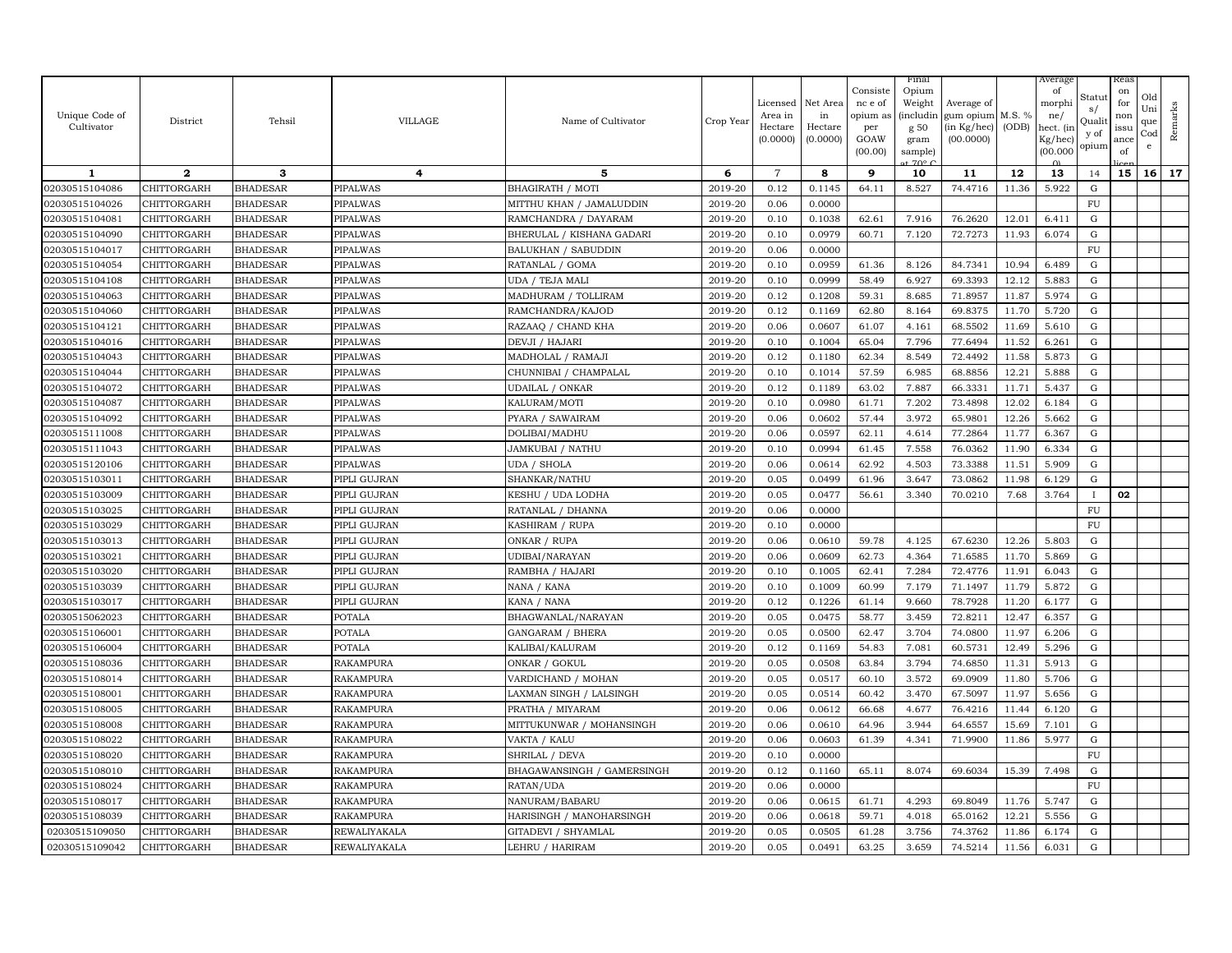| Unique Code of Cultivator | District | Tehsil | VILLAGE | Name of Cultivator | Crop Year | Licensed Area in Hectare (0.0000) | Net Area in Hectare (0.0000) | Consistence of opium as per GOAW (00.00) | Final Opium Weight (including 50 gram sample) at 70° C | Average of gum opium (in Kg/hec) (00.0000) | M.S. % (ODB) | Average of morphine/ hect. (in Kg/hec) (00.0000) | Status/ Quality of opium | Reason for non issuance of licence | Old Unique Code | Remarks |
|---|---|---|---|---|---|---|---|---|---|---|---|---|---|---|---|---|
| 1 | 2 | 3 | 4 | 5 | 6 | 7 | 8 | 9 | 10 | 11 | 12 | 13 | 14 | 15 | 16 | 17 |
| 02030515104086 | CHITTORGARH | BHADESAR | PIPALWAS | BHAGIRATH / MOTI | 2019-20 | 0.12 | 0.1145 | 64.11 | 8.527 | 74.4716 | 11.36 | 5.922 | G | | | |
| 02030515104026 | CHITTORGARH | BHADESAR | PIPALWAS | MITTHU KHAN / JAMALUDDIN | 2019-20 | 0.06 | 0.0000 | | | | | | FU | | | |
| 02030515104081 | CHITTORGARH | BHADESAR | PIPALWAS | RAMCHANDRA / DAYARAM | 2019-20 | 0.10 | 0.1038 | 62.61 | 7.916 | 76.2620 | 12.01 | 6.411 | G | | | |
| 02030515104090 | CHITTORGARH | BHADESAR | PIPALWAS | BHERULAL / KISHANA GADARI | 2019-20 | 0.10 | 0.0979 | 60.71 | 7.120 | 72.7273 | 11.93 | 6.074 | G | | | |
| 02030515104017 | CHITTORGARH | BHADESAR | PIPALWAS | BALUKHAN / SABUDDIN | 2019-20 | 0.06 | 0.0000 | | | | | | FU | | | |
| 02030515104054 | CHITTORGARH | BHADESAR | PIPALWAS | RATANLAL / GOMA | 2019-20 | 0.10 | 0.0959 | 61.36 | 8.126 | 84.7341 | 10.94 | 6.489 | G | | | |
| 02030515104108 | CHITTORGARH | BHADESAR | PIPALWAS | UDA / TEJA MALI | 2019-20 | 0.10 | 0.0999 | 58.49 | 6.927 | 69.3393 | 12.12 | 5.883 | G | | | |
| 02030515104063 | CHITTORGARH | BHADESAR | PIPALWAS | MADHURAM / TOLLIRAM | 2019-20 | 0.12 | 0.1208 | 59.31 | 8.685 | 71.8957 | 11.87 | 5.974 | G | | | |
| 02030515104060 | CHITTORGARH | BHADESAR | PIPALWAS | RAMCHANDRA/KAJOD | 2019-20 | 0.12 | 0.1169 | 62.80 | 8.164 | 69.8375 | 11.70 | 5.720 | G | | | |
| 02030515104121 | CHITTORGARH | BHADESAR | PIPALWAS | RAZAAQ / CHAND KHA | 2019-20 | 0.06 | 0.0607 | 61.07 | 4.161 | 68.5502 | 11.69 | 5.610 | G | | | |
| 02030515104016 | CHITTORGARH | BHADESAR | PIPALWAS | DEVJI / HAJARI | 2019-20 | 0.10 | 0.1004 | 65.04 | 7.796 | 77.6494 | 11.52 | 6.261 | G | | | |
| 02030515104043 | CHITTORGARH | BHADESAR | PIPALWAS | MADHOLAL / RAMAJI | 2019-20 | 0.12 | 0.1180 | 62.34 | 8.549 | 72.4492 | 11.58 | 5.873 | G | | | |
| 02030515104044 | CHITTORGARH | BHADESAR | PIPALWAS | CHUNNIBAI / CHAMPALAL | 2019-20 | 0.10 | 0.1014 | 57.59 | 6.985 | 68.8856 | 12.21 | 5.888 | G | | | |
| 02030515104072 | CHITTORGARH | BHADESAR | PIPALWAS | UDAILAL / ONKAR | 2019-20 | 0.12 | 0.1189 | 63.02 | 7.887 | 66.3331 | 11.71 | 5.437 | G | | | |
| 02030515104087 | CHITTORGARH | BHADESAR | PIPALWAS | KALURAM/MOTI | 2019-20 | 0.10 | 0.0980 | 61.71 | 7.202 | 73.4898 | 12.02 | 6.184 | G | | | |
| 02030515104092 | CHITTORGARH | BHADESAR | PIPALWAS | PYARA / SAWAIRAM | 2019-20 | 0.06 | 0.0602 | 57.44 | 3.972 | 65.9801 | 12.26 | 5.662 | G | | | |
| 02030515111008 | CHITTORGARH | BHADESAR | PIPALWAS | DOLIBAI/MADHU | 2019-20 | 0.06 | 0.0597 | 62.11 | 4.614 | 77.2864 | 11.77 | 6.367 | G | | | |
| 02030515111043 | CHITTORGARH | BHADESAR | PIPALWAS | JAMKUBAI / NATHU | 2019-20 | 0.10 | 0.0994 | 61.45 | 7.558 | 76.0362 | 11.90 | 6.334 | G | | | |
| 02030515120106 | CHITTORGARH | BHADESAR | PIPALWAS | UDA / SHOLA | 2019-20 | 0.06 | 0.0614 | 62.92 | 4.503 | 73.3388 | 11.51 | 5.909 | G | | | |
| 02030515103011 | CHITTORGARH | BHADESAR | PIPLI GUJRAN | SHANKAR/NATHU | 2019-20 | 0.05 | 0.0499 | 61.96 | 3.647 | 73.0862 | 11.98 | 6.129 | G | | | |
| 02030515103009 | CHITTORGARH | BHADESAR | PIPLI GUJRAN | KESHU / UDA LODHA | 2019-20 | 0.05 | 0.0477 | 56.61 | 3.340 | 70.0210 | 7.68 | 3.764 | I | 02 | | |
| 02030515103025 | CHITTORGARH | BHADESAR | PIPLI GUJRAN | RATANLAL / DHANNA | 2019-20 | 0.06 | 0.0000 | | | | | | FU | | | |
| 02030515103029 | CHITTORGARH | BHADESAR | PIPLI GUJRAN | KASHIRAM / RUPA | 2019-20 | 0.10 | 0.0000 | | | | | | FU | | | |
| 02030515103013 | CHITTORGARH | BHADESAR | PIPLI GUJRAN | ONKAR / RUPA | 2019-20 | 0.06 | 0.0610 | 59.78 | 4.125 | 67.6230 | 12.26 | 5.803 | G | | | |
| 02030515103021 | CHITTORGARH | BHADESAR | PIPLI GUJRAN | UDIBAI/NARAYAN | 2019-20 | 0.06 | 0.0609 | 62.73 | 4.364 | 71.6585 | 11.70 | 5.869 | G | | | |
| 02030515103020 | CHITTORGARH | BHADESAR | PIPLI GUJRAN | RAMBHA / HAJARI | 2019-20 | 0.10 | 0.1005 | 62.41 | 7.284 | 72.4776 | 11.91 | 6.043 | G | | | |
| 02030515103039 | CHITTORGARH | BHADESAR | PIPLI GUJRAN | NANA / KANA | 2019-20 | 0.10 | 0.1009 | 60.99 | 7.179 | 71.1497 | 11.79 | 5.872 | G | | | |
| 02030515103017 | CHITTORGARH | BHADESAR | PIPLI GUJRAN | KANA / NANA | 2019-20 | 0.12 | 0.1226 | 61.14 | 9.660 | 78.7928 | 11.20 | 6.177 | G | | | |
| 02030515062023 | CHITTORGARH | BHADESAR | POTALA | BHAGWANLAL/NARAYAN | 2019-20 | 0.05 | 0.0475 | 58.77 | 3.459 | 72.8211 | 12.47 | 6.357 | G | | | |
| 02030515106001 | CHITTORGARH | BHADESAR | POTALA | GANGARAM / BHERA | 2019-20 | 0.05 | 0.0500 | 62.47 | 3.704 | 74.0800 | 11.97 | 6.206 | G | | | |
| 02030515106004 | CHITTORGARH | BHADESAR | POTALA | KALIBAI/KALURAM | 2019-20 | 0.12 | 0.1169 | 54.83 | 7.081 | 60.5731 | 12.49 | 5.296 | G | | | |
| 02030515108036 | CHITTORGARH | BHADESAR | RAKAMPURA | ONKAR / GOKUL | 2019-20 | 0.05 | 0.0508 | 63.84 | 3.794 | 74.6850 | 11.31 | 5.913 | G | | | |
| 02030515108014 | CHITTORGARH | BHADESAR | RAKAMPURA | VARDICHAND / MOHAN | 2019-20 | 0.05 | 0.0517 | 60.10 | 3.572 | 69.0909 | 11.80 | 5.706 | G | | | |
| 02030515108001 | CHITTORGARH | BHADESAR | RAKAMPURA | LAXMAN SINGH / LALSINGH | 2019-20 | 0.05 | 0.0514 | 60.42 | 3.470 | 67.5097 | 11.97 | 5.656 | G | | | |
| 02030515108005 | CHITTORGARH | BHADESAR | RAKAMPURA | PRATHA / MIYARAM | 2019-20 | 0.06 | 0.0612 | 66.68 | 4.677 | 76.4216 | 11.44 | 6.120 | G | | | |
| 02030515108008 | CHITTORGARH | BHADESAR | RAKAMPURA | MITTUKUNWAR / MOHANSINGH | 2019-20 | 0.06 | 0.0610 | 64.96 | 3.944 | 64.6557 | 15.69 | 7.101 | G | | | |
| 02030515108022 | CHITTORGARH | BHADESAR | RAKAMPURA | VAKTA / KALU | 2019-20 | 0.06 | 0.0603 | 61.39 | 4.341 | 71.9900 | 11.86 | 5.977 | G | | | |
| 02030515108020 | CHITTORGARH | BHADESAR | RAKAMPURA | SHRILAL / DEVA | 2019-20 | 0.10 | 0.0000 | | | | | | FU | | | |
| 02030515108010 | CHITTORGARH | BHADESAR | RAKAMPURA | BHAGAWANSINGH / GAMERSINGH | 2019-20 | 0.12 | 0.1160 | 65.11 | 8.074 | 69.6034 | 15.39 | 7.498 | G | | | |
| 02030515108024 | CHITTORGARH | BHADESAR | RAKAMPURA | RATAN/UDA | 2019-20 | 0.06 | 0.0000 | | | | | | FU | | | |
| 02030515108017 | CHITTORGARH | BHADESAR | RAKAMPURA | NANURAM/BABARU | 2019-20 | 0.06 | 0.0615 | 61.71 | 4.293 | 69.8049 | 11.76 | 5.747 | G | | | |
| 02030515108039 | CHITTORGARH | BHADESAR | RAKAMPURA | HARISINGH / MANOHARSINGH | 2019-20 | 0.06 | 0.0618 | 59.71 | 4.018 | 65.0162 | 12.21 | 5.556 | G | | | |
| 02030515109050 | CHITTORGARH | BHADESAR | REWALIYAKALA | GITADEVI / SHYAMLAL | 2019-20 | 0.05 | 0.0505 | 61.28 | 3.756 | 74.3762 | 11.86 | 6.174 | G | | | |
| 02030515109042 | CHITTORGARH | BHADESAR | REWALIYAKALA | LEHRU / HARIRAM | 2019-20 | 0.05 | 0.0491 | 63.25 | 3.659 | 74.5214 | 11.56 | 6.031 | G | | | |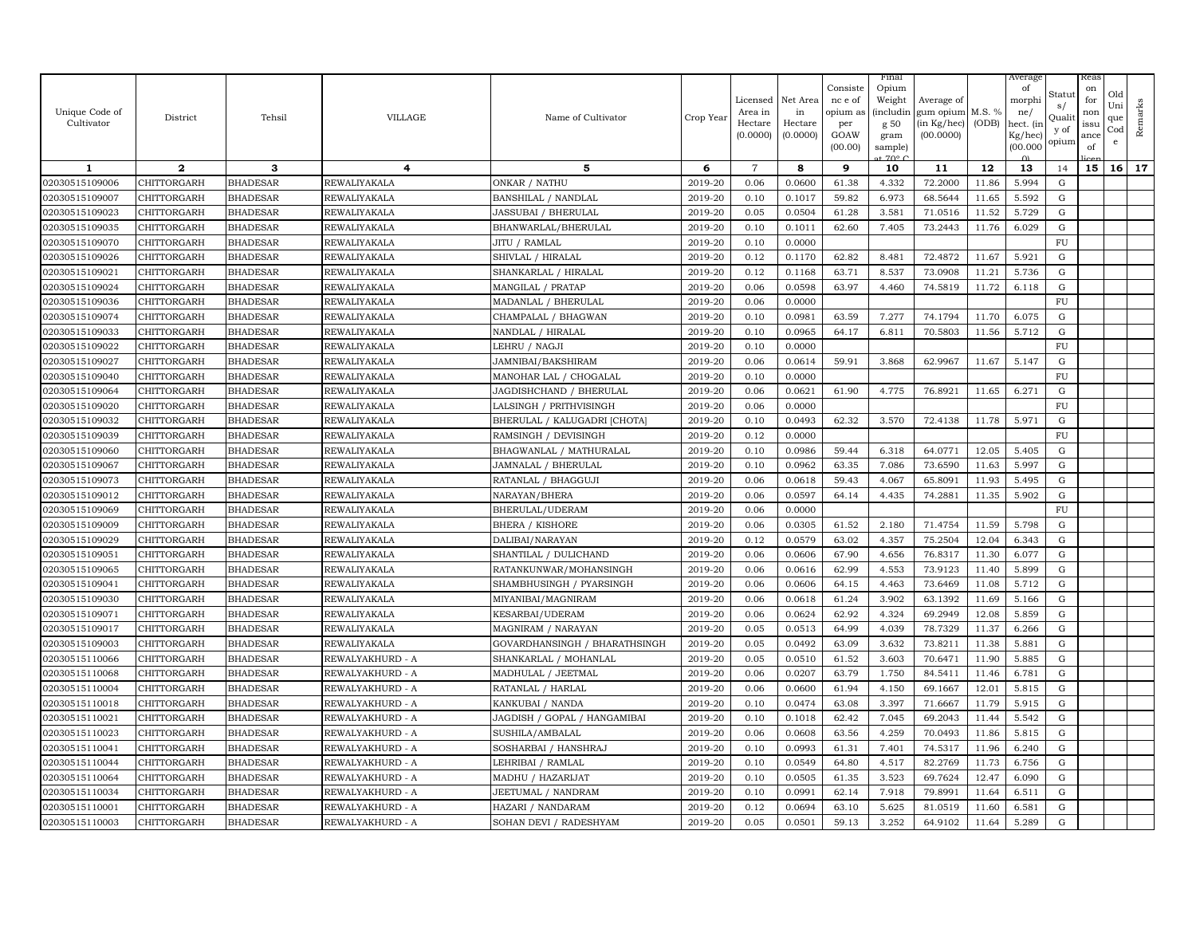| Unique Code of Cultivator | District | Tehsil | VILLAGE | Name of Cultivator | Crop Year | Licensed Area in Hectare (0.0000) | Net Area in Hectare (0.0000) | Consistence of opium as per GOAW (00.00) | Final Opium Weight (including g 50 gram sample) at 70° C | Average of gum opium (in Kg/hec) (00.0000) | M.S. % (ODB) | Average of morphine/ hect. (in Kg/hec) (00.000) | Status/ Quality of opium | Reason for non issuance of licence | Old Unique Code | Remarks |
|---|---|---|---|---|---|---|---|---|---|---|---|---|---|---|---|---|
| 1 | 2 | 3 | 4 | 5 | 6 | 7 | 8 | 9 | 10 | 11 | 12 | 13 | 14 | 15 | 16 | 17 |
| 02030515109006 | CHITTORGARH | BHADESAR | REWALIYAKALA | ONKAR / NATHU | 2019-20 | 0.06 | 0.0600 | 61.38 | 4.332 | 72.2000 | 11.86 | 5.994 | G | | | |
| 02030515109007 | CHITTORGARH | BHADESAR | REWALIYAKALA | BANSHILAL / NANDLAL | 2019-20 | 0.10 | 0.1017 | 59.82 | 6.973 | 68.5644 | 11.65 | 5.592 | G | | | |
| 02030515109023 | CHITTORGARH | BHADESAR | REWALIYAKALA | JASSUBAI / BHERULAL | 2019-20 | 0.05 | 0.0504 | 61.28 | 3.581 | 71.0516 | 11.52 | 5.729 | G | | | |
| 02030515109035 | CHITTORGARH | BHADESAR | REWALIYAKALA | BHANWARLAL/BHERULAL | 2019-20 | 0.10 | 0.1011 | 62.60 | 7.405 | 73.2443 | 11.76 | 6.029 | G | | | |
| 02030515109070 | CHITTORGARH | BHADESAR | REWALIYAKALA | JITU / RAMLAL | 2019-20 | 0.10 | 0.0000 | | | | | | FU | | | |
| 02030515109026 | CHITTORGARH | BHADESAR | REWALIYAKALA | SHIVLAL / HIRALAL | 2019-20 | 0.12 | 0.1170 | 62.82 | 8.481 | 72.4872 | 11.67 | 5.921 | G | | | |
| 02030515109021 | CHITTORGARH | BHADESAR | REWALIYAKALA | SHANKARLAL / HIRALAL | 2019-20 | 0.12 | 0.1168 | 63.71 | 8.537 | 73.0908 | 11.21 | 5.736 | G | | | |
| 02030515109024 | CHITTORGARH | BHADESAR | REWALIYAKALA | MANGILAL / PRATAP | 2019-20 | 0.06 | 0.0598 | 63.97 | 4.460 | 74.5819 | 11.72 | 6.118 | G | | | |
| 02030515109036 | CHITTORGARH | BHADESAR | REWALIYAKALA | MADANLAL / BHERULAL | 2019-20 | 0.06 | 0.0000 | | | | | | FU | | | |
| 02030515109074 | CHITTORGARH | BHADESAR | REWALIYAKALA | CHAMPALAL / BHAGWAN | 2019-20 | 0.10 | 0.0981 | 63.59 | 7.277 | 74.1794 | 11.70 | 6.075 | G | | | |
| 02030515109033 | CHITTORGARH | BHADESAR | REWALIYAKALA | NANDLAL / HIRALAL | 2019-20 | 0.10 | 0.0965 | 64.17 | 6.811 | 70.5803 | 11.56 | 5.712 | G | | | |
| 02030515109022 | CHITTORGARH | BHADESAR | REWALIYAKALA | LEHRU / NAGJI | 2019-20 | 0.10 | 0.0000 | | | | | | FU | | | |
| 02030515109027 | CHITTORGARH | BHADESAR | REWALIYAKALA | JAMNIBAI/BAKSHIRAM | 2019-20 | 0.06 | 0.0614 | 59.91 | 3.868 | 62.9967 | 11.67 | 5.147 | G | | | |
| 02030515109040 | CHITTORGARH | BHADESAR | REWALIYAKALA | MANOHAR LAL / CHOGALAL | 2019-20 | 0.10 | 0.0000 | | | | | | FU | | | |
| 02030515109064 | CHITTORGARH | BHADESAR | REWALIYAKALA | JAGDISHCHAND / BHERULAL | 2019-20 | 0.06 | 0.0621 | 61.90 | 4.775 | 76.8921 | 11.65 | 6.271 | G | | | |
| 02030515109020 | CHITTORGARH | BHADESAR | REWALIYAKALA | LALSINGH / PRITHVISINGH | 2019-20 | 0.06 | 0.0000 | | | | | | FU | | | |
| 02030515109032 | CHITTORGARH | BHADESAR | REWALIYAKALA | BHERULAL / KALUGADRI [CHOTA] | 2019-20 | 0.10 | 0.0493 | 62.32 | 3.570 | 72.4138 | 11.78 | 5.971 | G | | | |
| 02030515109039 | CHITTORGARH | BHADESAR | REWALIYAKALA | RAMSINGH / DEVISINGH | 2019-20 | 0.12 | 0.0000 | | | | | | FU | | | |
| 02030515109060 | CHITTORGARH | BHADESAR | REWALIYAKALA | BHAGWANLAL / MATHURALAL | 2019-20 | 0.10 | 0.0986 | 59.44 | 6.318 | 64.0771 | 12.05 | 5.405 | G | | | |
| 02030515109067 | CHITTORGARH | BHADESAR | REWALIYAKALA | JAMNALAL / BHERULAL | 2019-20 | 0.10 | 0.0962 | 63.35 | 7.086 | 73.6590 | 11.63 | 5.997 | G | | | |
| 02030515109073 | CHITTORGARH | BHADESAR | REWALIYAKALA | RATANLAL / BHAGGUJI | 2019-20 | 0.06 | 0.0618 | 59.43 | 4.067 | 65.8091 | 11.93 | 5.495 | G | | | |
| 02030515109012 | CHITTORGARH | BHADESAR | REWALIYAKALA | NARAYAN/BHERA | 2019-20 | 0.06 | 0.0597 | 64.14 | 4.435 | 74.2881 | 11.35 | 5.902 | G | | | |
| 02030515109069 | CHITTORGARH | BHADESAR | REWALIYAKALA | BHERULAL/UDERAM | 2019-20 | 0.06 | 0.0000 | | | | | | FU | | | |
| 02030515109009 | CHITTORGARH | BHADESAR | REWALIYAKALA | BHERA / KISHORE | 2019-20 | 0.06 | 0.0305 | 61.52 | 2.180 | 71.4754 | 11.59 | 5.798 | G | | | |
| 02030515109029 | CHITTORGARH | BHADESAR | REWALIYAKALA | DALIBAI/NARAYAN | 2019-20 | 0.12 | 0.0579 | 63.02 | 4.357 | 75.2504 | 12.04 | 6.343 | G | | | |
| 02030515109051 | CHITTORGARH | BHADESAR | REWALIYAKALA | SHANTILAL / DULICHAND | 2019-20 | 0.06 | 0.0606 | 67.90 | 4.656 | 76.8317 | 11.30 | 6.077 | G | | | |
| 02030515109065 | CHITTORGARH | BHADESAR | REWALIYAKALA | RATANKUNWAR/MOHANSINGH | 2019-20 | 0.06 | 0.0616 | 62.99 | 4.553 | 73.9123 | 11.40 | 5.899 | G | | | |
| 02030515109041 | CHITTORGARH | BHADESAR | REWALIYAKALA | SHAMBHUSINGH / PYARSINGH | 2019-20 | 0.06 | 0.0606 | 64.15 | 4.463 | 73.6469 | 11.08 | 5.712 | G | | | |
| 02030515109030 | CHITTORGARH | BHADESAR | REWALIYAKALA | MIYANIBAI/MAGNIRAM | 2019-20 | 0.06 | 0.0618 | 61.24 | 3.902 | 63.1392 | 11.69 | 5.166 | G | | | |
| 02030515109071 | CHITTORGARH | BHADESAR | REWALIYAKALA | KESARBAI/UDERAM | 2019-20 | 0.06 | 0.0624 | 62.92 | 4.324 | 69.2949 | 12.08 | 5.859 | G | | | |
| 02030515109017 | CHITTORGARH | BHADESAR | REWALIYAKALA | MAGNIRAM / NARAYAN | 2019-20 | 0.05 | 0.0513 | 64.99 | 4.039 | 78.7329 | 11.37 | 6.266 | G | | | |
| 02030515109003 | CHITTORGARH | BHADESAR | REWALIYAKALA | GOVARDHANSINGH / BHARATHSINGH | 2019-20 | 0.05 | 0.0492 | 63.09 | 3.632 | 73.8211 | 11.38 | 5.881 | G | | | |
| 02030515110066 | CHITTORGARH | BHADESAR | REWALYAKHURD - A | SHANKARLAL / MOHANLAL | 2019-20 | 0.05 | 0.0510 | 61.52 | 3.603 | 70.6471 | 11.90 | 5.885 | G | | | |
| 02030515110068 | CHITTORGARH | BHADESAR | REWALYAKHURD - A | MADHULAL / JEETMAL | 2019-20 | 0.06 | 0.0207 | 63.79 | 1.750 | 84.5411 | 11.46 | 6.781 | G | | | |
| 02030515110004 | CHITTORGARH | BHADESAR | REWALYAKHURD - A | RATANLAL / HARLAL | 2019-20 | 0.06 | 0.0600 | 61.94 | 4.150 | 69.1667 | 12.01 | 5.815 | G | | | |
| 02030515110018 | CHITTORGARH | BHADESAR | REWALYAKHURD - A | KANKUBAI / NANDA | 2019-20 | 0.10 | 0.0474 | 63.08 | 3.397 | 71.6667 | 11.79 | 5.915 | G | | | |
| 02030515110021 | CHITTORGARH | BHADESAR | REWALYAKHURD - A | JAGDISH / GOPAL / HANGAMIBAI | 2019-20 | 0.10 | 0.1018 | 62.42 | 7.045 | 69.2043 | 11.44 | 5.542 | G | | | |
| 02030515110023 | CHITTORGARH | BHADESAR | REWALYAKHURD - A | SUSHILA/AMBALAL | 2019-20 | 0.06 | 0.0608 | 63.56 | 4.259 | 70.0493 | 11.86 | 5.815 | G | | | |
| 02030515110041 | CHITTORGARH | BHADESAR | REWALYAKHURD - A | SOSHARBAI / HANSHRAJ | 2019-20 | 0.10 | 0.0993 | 61.31 | 7.401 | 74.5317 | 11.96 | 6.240 | G | | | |
| 02030515110044 | CHITTORGARH | BHADESAR | REWALYAKHURD - A | LEHRIBAI / RAMLAL | 2019-20 | 0.10 | 0.0549 | 64.80 | 4.517 | 82.2769 | 11.73 | 6.756 | G | | | |
| 02030515110064 | CHITTORGARH | BHADESAR | REWALYAKHURD - A | MADHU / HAZARIJAT | 2019-20 | 0.10 | 0.0505 | 61.35 | 3.523 | 69.7624 | 12.47 | 6.090 | G | | | |
| 02030515110034 | CHITTORGARH | BHADESAR | REWALYAKHURD - A | JEETUMAL / NANDRAM | 2019-20 | 0.10 | 0.0991 | 62.14 | 7.918 | 79.8991 | 11.64 | 6.511 | G | | | |
| 02030515110001 | CHITTORGARH | BHADESAR | REWALYAKHURD - A | HAZARI / NANDARAM | 2019-20 | 0.12 | 0.0694 | 63.10 | 5.625 | 81.0519 | 11.60 | 6.581 | G | | | |
| 02030515110003 | CHITTORGARH | BHADESAR | REWALYAKHURD - A | SOHAN DEVI / RADESHYAM | 2019-20 | 0.05 | 0.0501 | 59.13 | 3.252 | 64.9102 | 11.64 | 5.289 | G | | | |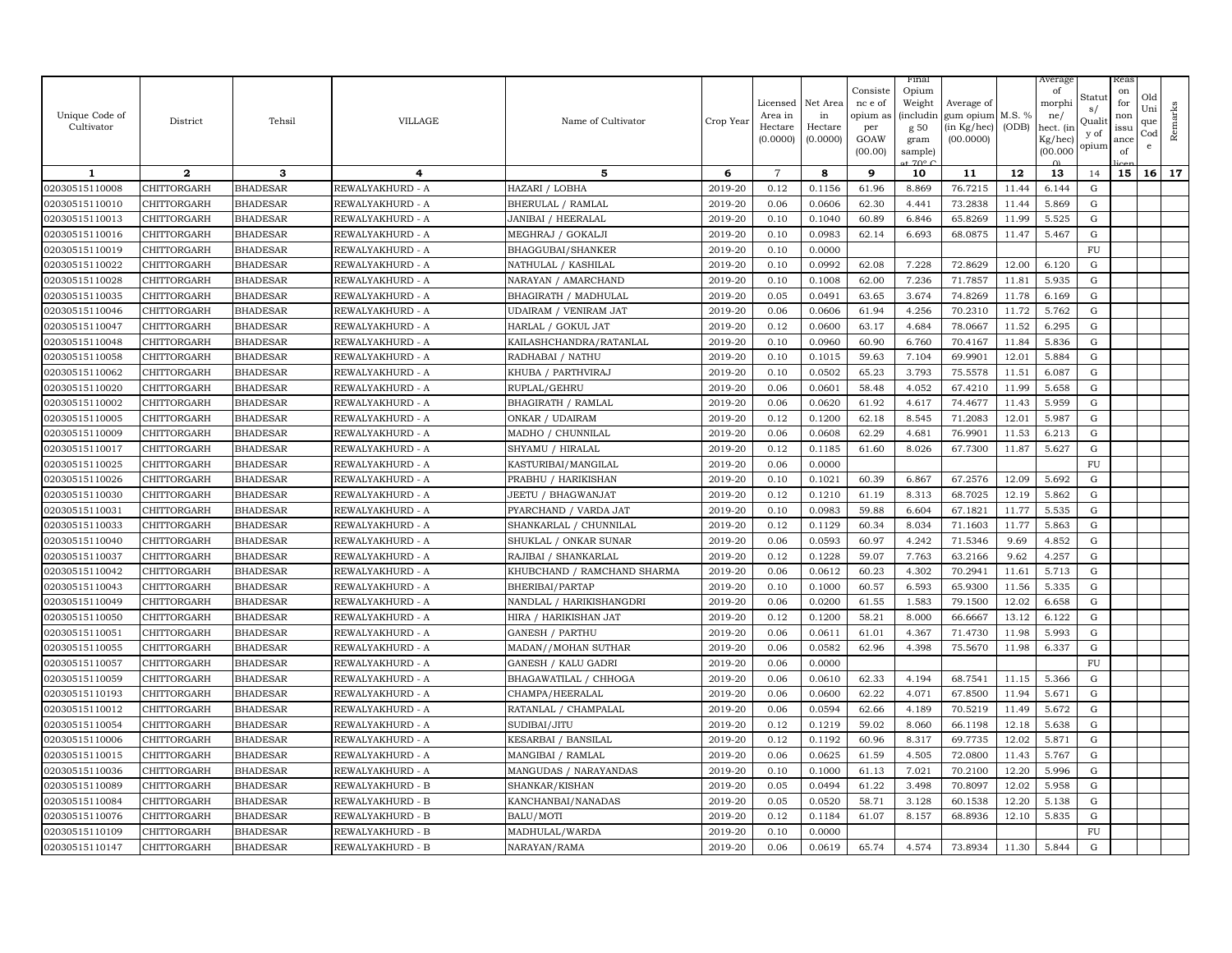| Unique Code of Cultivator | District | Tehsil | VILLAGE | Name of Cultivator | Crop Year | Licensed Area in Hectare (0.0000) | Net Area in Hectare (0.0000) | Consistence of opium as per GOAW (00.00) | Final Opium Weight (including 50 gram sample) at 70° C | Average of gum opium (in Kg/hec) (00.0000) | M.S. % (ODB) | Average of morphine/ hect. (in Kg/hec) (00.0000) | Status/ Quality of opium | Reason for non issuance of licence | Old Unique Code | Remarks |
|---|---|---|---|---|---|---|---|---|---|---|---|---|---|---|---|---|
| 1 | 2 | 3 | 4 | 5 | 6 | 7 | 8 | 9 | 10 | 11 | 12 | 13 | 14 | 15 | 16 | 17 |
| 02030515110008 | CHITTORGARH | BHADESAR | REWALYAKHURD - A | HAZARI / LOBHA | 2019-20 | 0.12 | 0.1156 | 61.96 | 8.869 | 76.7215 | 11.44 | 6.144 | G | | | |
| 02030515110010 | CHITTORGARH | BHADESAR | REWALYAKHURD - A | BHERULAL / RAMLAL | 2019-20 | 0.06 | 0.0606 | 62.30 | 4.441 | 73.2838 | 11.44 | 5.869 | G | | | |
| 02030515110013 | CHITTORGARH | BHADESAR | REWALYAKHURD - A | JANIBAI / HEERALAL | 2019-20 | 0.10 | 0.1040 | 60.89 | 6.846 | 65.8269 | 11.99 | 5.525 | G | | | |
| 02030515110016 | CHITTORGARH | BHADESAR | REWALYAKHURD - A | MEGHRAJ / GOKALJI | 2019-20 | 0.10 | 0.0983 | 62.14 | 6.693 | 68.0875 | 11.47 | 5.467 | G | | | |
| 02030515110019 | CHITTORGARH | BHADESAR | REWALYAKHURD - A | BHAGGUBAI/SHANKER | 2019-20 | 0.10 | 0.0000 | | | | | | FU | | | |
| 02030515110022 | CHITTORGARH | BHADESAR | REWALYAKHURD - A | NATHULAL / KASHILAL | 2019-20 | 0.10 | 0.0992 | 62.08 | 7.228 | 72.8629 | 12.00 | 6.120 | G | | | |
| 02030515110028 | CHITTORGARH | BHADESAR | REWALYAKHURD - A | NARAYAN / AMARCHAND | 2019-20 | 0.10 | 0.1008 | 62.00 | 7.236 | 71.7857 | 11.81 | 5.935 | G | | | |
| 02030515110035 | CHITTORGARH | BHADESAR | REWALYAKHURD - A | BHAGIRATH / MADHULAL | 2019-20 | 0.05 | 0.0491 | 63.65 | 3.674 | 74.8269 | 11.78 | 6.169 | G | | | |
| 02030515110046 | CHITTORGARH | BHADESAR | REWALYAKHURD - A | UDAIRAM / VENIRAM JAT | 2019-20 | 0.06 | 0.0606 | 61.94 | 4.256 | 70.2310 | 11.72 | 5.762 | G | | | |
| 02030515110047 | CHITTORGARH | BHADESAR | REWALYAKHURD - A | HARLAL / GOKUL JAT | 2019-20 | 0.12 | 0.0600 | 63.17 | 4.684 | 78.0667 | 11.52 | 6.295 | G | | | |
| 02030515110048 | CHITTORGARH | BHADESAR | REWALYAKHURD - A | KAILASHCHANDRA/RATANLAL | 2019-20 | 0.10 | 0.0960 | 60.90 | 6.760 | 70.4167 | 11.84 | 5.836 | G | | | |
| 02030515110058 | CHITTORGARH | BHADESAR | REWALYAKHURD - A | RADHABAI / NATHU | 2019-20 | 0.10 | 0.1015 | 59.63 | 7.104 | 69.9901 | 12.01 | 5.884 | G | | | |
| 02030515110062 | CHITTORGARH | BHADESAR | REWALYAKHURD - A | KHUBA / PARTHVIRAJ | 2019-20 | 0.10 | 0.0502 | 65.23 | 3.793 | 75.5578 | 11.51 | 6.087 | G | | | |
| 02030515110020 | CHITTORGARH | BHADESAR | REWALYAKHURD - A | RUPLAL/GEHRU | 2019-20 | 0.06 | 0.0601 | 58.48 | 4.052 | 67.4210 | 11.99 | 5.658 | G | | | |
| 02030515110002 | CHITTORGARH | BHADESAR | REWALYAKHURD - A | BHAGIRATH / RAMLAL | 2019-20 | 0.06 | 0.0620 | 61.92 | 4.617 | 74.4677 | 11.43 | 5.959 | G | | | |
| 02030515110005 | CHITTORGARH | BHADESAR | REWALYAKHURD - A | ONKAR / UDAIRAM | 2019-20 | 0.12 | 0.1200 | 62.18 | 8.545 | 71.2083 | 12.01 | 5.987 | G | | | |
| 02030515110009 | CHITTORGARH | BHADESAR | REWALYAKHURD - A | MADHO / CHUNNILAL | 2019-20 | 0.06 | 0.0608 | 62.29 | 4.681 | 76.9901 | 11.53 | 6.213 | G | | | |
| 02030515110017 | CHITTORGARH | BHADESAR | REWALYAKHURD - A | SHYAMU / HIRALAL | 2019-20 | 0.12 | 0.1185 | 61.60 | 8.026 | 67.7300 | 11.87 | 5.627 | G | | | |
| 02030515110025 | CHITTORGARH | BHADESAR | REWALYAKHURD - A | KASTURIBAI/MANGILAL | 2019-20 | 0.06 | 0.0000 | | | | | | FU | | | |
| 02030515110026 | CHITTORGARH | BHADESAR | REWALYAKHURD - A | PRABHU / HARIKISHAN | 2019-20 | 0.10 | 0.1021 | 60.39 | 6.867 | 67.2576 | 12.09 | 5.692 | G | | | |
| 02030515110030 | CHITTORGARH | BHADESAR | REWALYAKHURD - A | JEETU / BHAGWANJAT | 2019-20 | 0.12 | 0.1210 | 61.19 | 8.313 | 68.7025 | 12.19 | 5.862 | G | | | |
| 02030515110031 | CHITTORGARH | BHADESAR | REWALYAKHURD - A | PYARCHAND / VARDA JAT | 2019-20 | 0.10 | 0.0983 | 59.88 | 6.604 | 67.1821 | 11.77 | 5.535 | G | | | |
| 02030515110033 | CHITTORGARH | BHADESAR | REWALYAKHURD - A | SHANKARLAL / CHUNNILAL | 2019-20 | 0.12 | 0.1129 | 60.34 | 8.034 | 71.1603 | 11.77 | 5.863 | G | | | |
| 02030515110040 | CHITTORGARH | BHADESAR | REWALYAKHURD - A | SHUKLAL / ONKAR SUNAR | 2019-20 | 0.06 | 0.0593 | 60.97 | 4.242 | 71.5346 | 9.69 | 4.852 | G | | | |
| 02030515110037 | CHITTORGARH | BHADESAR | REWALYAKHURD - A | RAJIBAI / SHANKARLAL | 2019-20 | 0.12 | 0.1228 | 59.07 | 7.763 | 63.2166 | 9.62 | 4.257 | G | | | |
| 02030515110042 | CHITTORGARH | BHADESAR | REWALYAKHURD - A | KHUBCHAND / RAMCHAND SHARMA | 2019-20 | 0.06 | 0.0612 | 60.23 | 4.302 | 70.2941 | 11.61 | 5.713 | G | | | |
| 02030515110043 | CHITTORGARH | BHADESAR | REWALYAKHURD - A | BHERIBAI/PARTAP | 2019-20 | 0.10 | 0.1000 | 60.57 | 6.593 | 65.9300 | 11.56 | 5.335 | G | | | |
| 02030515110049 | CHITTORGARH | BHADESAR | REWALYAKHURD - A | NANDLAL / HARIKISHANGDRI | 2019-20 | 0.06 | 0.0200 | 61.55 | 1.583 | 79.1500 | 12.02 | 6.658 | G | | | |
| 02030515110050 | CHITTORGARH | BHADESAR | REWALYAKHURD - A | HIRA / HARIKISHAN JAT | 2019-20 | 0.12 | 0.1200 | 58.21 | 8.000 | 66.6667 | 13.12 | 6.122 | G | | | |
| 02030515110051 | CHITTORGARH | BHADESAR | REWALYAKHURD - A | GANESH / PARTHU | 2019-20 | 0.06 | 0.0611 | 61.01 | 4.367 | 71.4730 | 11.98 | 5.993 | G | | | |
| 02030515110055 | CHITTORGARH | BHADESAR | REWALYAKHURD - A | MADAN//MOHAN SUTHAR | 2019-20 | 0.06 | 0.0582 | 62.96 | 4.398 | 75.5670 | 11.98 | 6.337 | G | | | |
| 02030515110057 | CHITTORGARH | BHADESAR | REWALYAKHURD - A | GANESH / KALU GADRI | 2019-20 | 0.06 | 0.0000 | | | | | | FU | | | |
| 02030515110059 | CHITTORGARH | BHADESAR | REWALYAKHURD - A | BHAGAWATILAL / CHHOGA | 2019-20 | 0.06 | 0.0610 | 62.33 | 4.194 | 68.7541 | 11.15 | 5.366 | G | | | |
| 02030515110193 | CHITTORGARH | BHADESAR | REWALYAKHURD - A | CHAMPA/HEERALAL | 2019-20 | 0.06 | 0.0600 | 62.22 | 4.071 | 67.8500 | 11.94 | 5.671 | G | | | |
| 02030515110012 | CHITTORGARH | BHADESAR | REWALYAKHURD - A | RATANLAL / CHAMPALAL | 2019-20 | 0.06 | 0.0594 | 62.66 | 4.189 | 70.5219 | 11.49 | 5.672 | G | | | |
| 02030515110054 | CHITTORGARH | BHADESAR | REWALYAKHURD - A | SUDIBAI/JITU | 2019-20 | 0.12 | 0.1219 | 59.02 | 8.060 | 66.1198 | 12.18 | 5.638 | G | | | |
| 02030515110006 | CHITTORGARH | BHADESAR | REWALYAKHURD - A | KESARBAI / BANSILAL | 2019-20 | 0.12 | 0.1192 | 60.96 | 8.317 | 69.7735 | 12.02 | 5.871 | G | | | |
| 02030515110015 | CHITTORGARH | BHADESAR | REWALYAKHURD - A | MANGIBAI / RAMLAL | 2019-20 | 0.06 | 0.0625 | 61.59 | 4.505 | 72.0800 | 11.43 | 5.767 | G | | | |
| 02030515110036 | CHITTORGARH | BHADESAR | REWALYAKHURD - A | MANGUDAS / NARAYANDAS | 2019-20 | 0.10 | 0.1000 | 61.13 | 7.021 | 70.2100 | 12.20 | 5.996 | G | | | |
| 02030515110089 | CHITTORGARH | BHADESAR | REWALYAKHURD - B | SHANKAR/KISHAN | 2019-20 | 0.05 | 0.0494 | 61.22 | 3.498 | 70.8097 | 12.02 | 5.958 | G | | | |
| 02030515110084 | CHITTORGARH | BHADESAR | REWALYAKHURD - B | KANCHANBAI/NANADAS | 2019-20 | 0.05 | 0.0520 | 58.71 | 3.128 | 60.1538 | 12.20 | 5.138 | G | | | |
| 02030515110076 | CHITTORGARH | BHADESAR | REWALYAKHURD - B | BALU/MOTI | 2019-20 | 0.12 | 0.1184 | 61.07 | 8.157 | 68.8936 | 12.10 | 5.835 | G | | | |
| 02030515110109 | CHITTORGARH | BHADESAR | REWALYAKHURD - B | MADHULAL/WARDA | 2019-20 | 0.10 | 0.0000 | | | | | | FU | | | |
| 02030515110147 | CHITTORGARH | BHADESAR | REWALYAKHURD - B | NARAYAN/RAMA | 2019-20 | 0.06 | 0.0619 | 65.74 | 4.574 | 73.8934 | 11.30 | 5.844 | G | | | |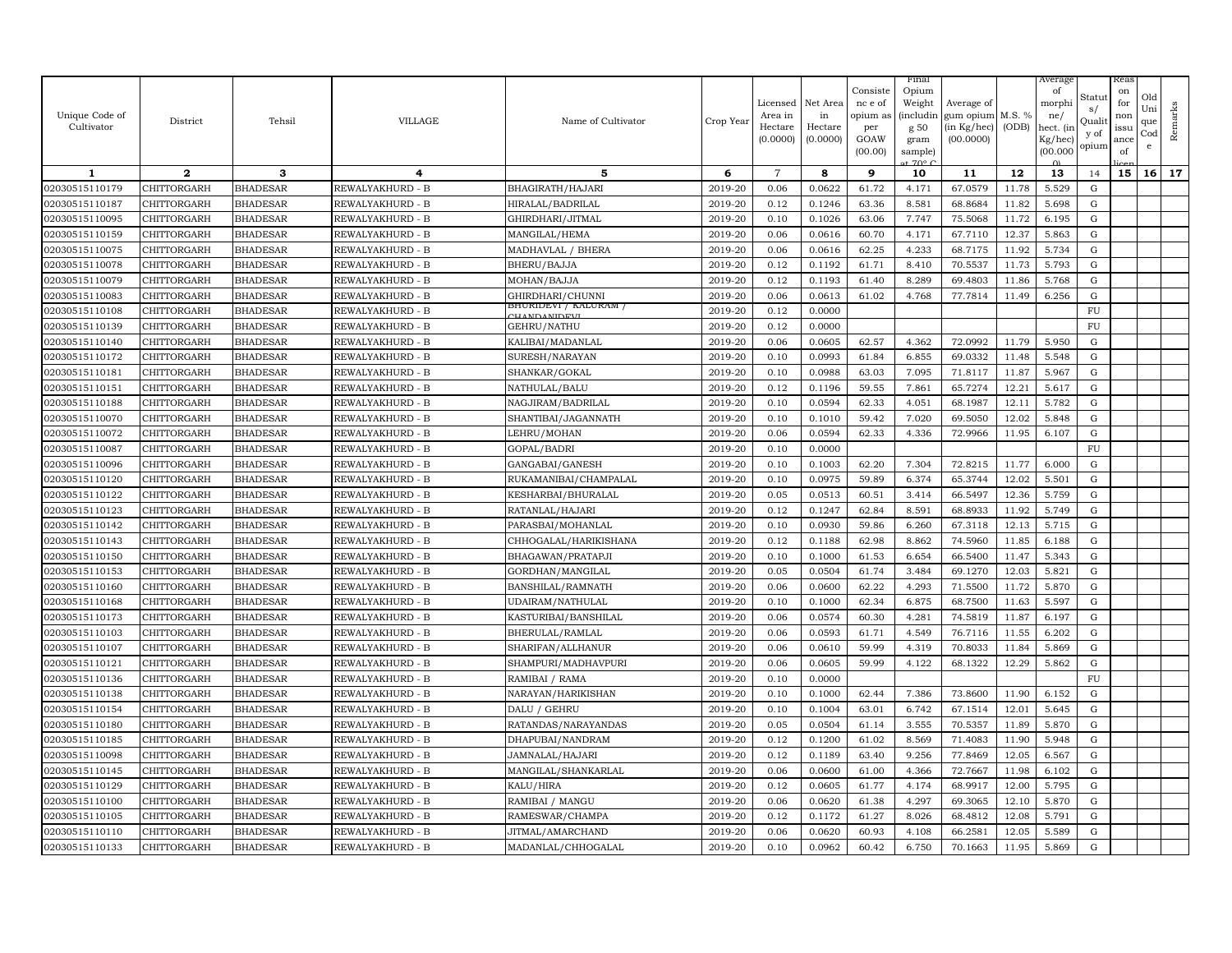| Unique Code of Cultivator | District | Tehsil | VILLAGE | Name of Cultivator | Crop Year | Licensed Area in Hectare (0.0000) | Net Area in Hectare (0.0000) | Consistence of opium as per GOAW (00.00) | Final Opium Weight (including 50 gram sample) at 70° C | Average of gum opium (in Kg/hec) (00.0000) | M.S. % (ODB) | Average of morphine/ hect. (in Kg/hec) (00.000) | Status/ Quality of opium | Reason for non issuance of licence | Old Unique Code | Remarks |
|---|---|---|---|---|---|---|---|---|---|---|---|---|---|---|---|---|
| 1 | 2 | 3 | 4 | 5 | 6 | 7 | 8 | 9 | 10 | 11 | 12 | 13 | 14 | 15 | 16 | 17 |
| 02030515110179 | CHITTORGARH | BHADESAR | REWALYAKHURD - B | BHAGIRATH/HAJARI | 2019-20 | 0.06 | 0.0622 | 61.72 | 4.171 | 67.0579 | 11.78 | 5.529 | G | | | |
| 02030515110187 | CHITTORGARH | BHADESAR | REWALYAKHURD - B | HIRALAL/BADRILAL | 2019-20 | 0.12 | 0.1246 | 63.36 | 8.581 | 68.8684 | 11.82 | 5.698 | G | | | |
| 02030515110095 | CHITTORGARH | BHADESAR | REWALYAKHURD - B | GHIRDHARI/JITMAL | 2019-20 | 0.10 | 0.1026 | 63.06 | 7.747 | 75.5068 | 11.72 | 6.195 | G | | | |
| 02030515110159 | CHITTORGARH | BHADESAR | REWALYAKHURD - B | MANGILAL/HEMA | 2019-20 | 0.06 | 0.0616 | 60.70 | 4.171 | 67.7110 | 12.37 | 5.863 | G | | | |
| 02030515110075 | CHITTORGARH | BHADESAR | REWALYAKHURD - B | MADHAVLAL / BHERA | 2019-20 | 0.06 | 0.0616 | 62.25 | 4.233 | 68.7175 | 11.92 | 5.734 | G | | | |
| 02030515110078 | CHITTORGARH | BHADESAR | REWALYAKHURD - B | BHERU/BAJJA | 2019-20 | 0.12 | 0.1192 | 61.71 | 8.410 | 70.5537 | 11.73 | 5.793 | G | | | |
| 02030515110079 | CHITTORGARH | BHADESAR | REWALYAKHURD - B | MOHAN/BAJJA | 2019-20 | 0.12 | 0.1193 | 61.40 | 8.289 | 69.4803 | 11.86 | 5.768 | G | | | |
| 02030515110083 | CHITTORGARH | BHADESAR | REWALYAKHURD - B | GHIRDHARI/CHUNNI | 2019-20 | 0.06 | 0.0613 | 61.02 | 4.768 | 77.7814 | 11.49 | 6.256 | G | | | |
| 02030515110108 | CHITTORGARH | BHADESAR | REWALYAKHURD - B | BHURIDEVI / KALURAM / CHANDANIDEVI | 2019-20 | 0.12 | 0.0000 | | | | | | FU | | | |
| 02030515110139 | CHITTORGARH | BHADESAR | REWALYAKHURD - B | GEHRU/NATHU | 2019-20 | 0.12 | 0.0000 | | | | | | FU | | | |
| 02030515110140 | CHITTORGARH | BHADESAR | REWALYAKHURD - B | KALIBAI/MADANLAL | 2019-20 | 0.06 | 0.0605 | 62.57 | 4.362 | 72.0992 | 11.79 | 5.950 | G | | | |
| 02030515110172 | CHITTORGARH | BHADESAR | REWALYAKHURD - B | SURESH/NARAYAN | 2019-20 | 0.10 | 0.0993 | 61.84 | 6.855 | 69.0332 | 11.48 | 5.548 | G | | | |
| 02030515110181 | CHITTORGARH | BHADESAR | REWALYAKHURD - B | SHANKAR/GOKAL | 2019-20 | 0.10 | 0.0988 | 63.03 | 7.095 | 71.8117 | 11.87 | 5.967 | G | | | |
| 02030515110151 | CHITTORGARH | BHADESAR | REWALYAKHURD - B | NATHULAL/BALU | 2019-20 | 0.12 | 0.1196 | 59.55 | 7.861 | 65.7274 | 12.21 | 5.617 | G | | | |
| 02030515110188 | CHITTORGARH | BHADESAR | REWALYAKHURD - B | NAGJIRAM/BADRILAL | 2019-20 | 0.10 | 0.0594 | 62.33 | 4.051 | 68.1987 | 12.11 | 5.782 | G | | | |
| 02030515110070 | CHITTORGARH | BHADESAR | REWALYAKHURD - B | SHANTIBAI/JAGANNATH | 2019-20 | 0.10 | 0.1010 | 59.42 | 7.020 | 69.5050 | 12.02 | 5.848 | G | | | |
| 02030515110072 | CHITTORGARH | BHADESAR | REWALYAKHURD - B | LEHRU/MOHAN | 2019-20 | 0.06 | 0.0594 | 62.33 | 4.336 | 72.9966 | 11.95 | 6.107 | G | | | |
| 02030515110087 | CHITTORGARH | BHADESAR | REWALYAKHURD - B | GOPAL/BADRI | 2019-20 | 0.10 | 0.0000 | | | | | | FU | | | |
| 02030515110096 | CHITTORGARH | BHADESAR | REWALYAKHURD - B | GANGABAI/GANESH | 2019-20 | 0.10 | 0.1003 | 62.20 | 7.304 | 72.8215 | 11.77 | 6.000 | G | | | |
| 02030515110120 | CHITTORGARH | BHADESAR | REWALYAKHURD - B | RUKAMANIBAI/CHAMPALAL | 2019-20 | 0.10 | 0.0975 | 59.89 | 6.374 | 65.3744 | 12.02 | 5.501 | G | | | |
| 02030515110122 | CHITTORGARH | BHADESAR | REWALYAKHURD - B | KESHARBAI/BHURALAL | 2019-20 | 0.05 | 0.0513 | 60.51 | 3.414 | 66.5497 | 12.36 | 5.759 | G | | | |
| 02030515110123 | CHITTORGARH | BHADESAR | REWALYAKHURD - B | RATANLAL/HAJARI | 2019-20 | 0.12 | 0.1247 | 62.84 | 8.591 | 68.8933 | 11.92 | 5.749 | G | | | |
| 02030515110142 | CHITTORGARH | BHADESAR | REWALYAKHURD - B | PARASBAI/MOHANLAL | 2019-20 | 0.10 | 0.0930 | 59.86 | 6.260 | 67.3118 | 12.13 | 5.715 | G | | | |
| 02030515110143 | CHITTORGARH | BHADESAR | REWALYAKHURD - B | CHHOGALAL/HARIKISHANA | 2019-20 | 0.12 | 0.1188 | 62.98 | 8.862 | 74.5960 | 11.85 | 6.188 | G | | | |
| 02030515110150 | CHITTORGARH | BHADESAR | REWALYAKHURD - B | BHAGAWAN/PRATAPJI | 2019-20 | 0.10 | 0.1000 | 61.53 | 6.654 | 66.5400 | 11.47 | 5.343 | G | | | |
| 02030515110153 | CHITTORGARH | BHADESAR | REWALYAKHURD - B | GORDHAN/MANGILAL | 2019-20 | 0.05 | 0.0504 | 61.74 | 3.484 | 69.1270 | 12.03 | 5.821 | G | | | |
| 02030515110160 | CHITTORGARH | BHADESAR | REWALYAKHURD - B | BANSHILAL/RAMNATH | 2019-20 | 0.06 | 0.0600 | 62.22 | 4.293 | 71.5500 | 11.72 | 5.870 | G | | | |
| 02030515110168 | CHITTORGARH | BHADESAR | REWALYAKHURD - B | UDAIRAM/NATHULAL | 2019-20 | 0.10 | 0.1000 | 62.34 | 6.875 | 68.7500 | 11.63 | 5.597 | G | | | |
| 02030515110173 | CHITTORGARH | BHADESAR | REWALYAKHURD - B | KASTURIBAI/BANSHILAL | 2019-20 | 0.06 | 0.0574 | 60.30 | 4.281 | 74.5819 | 11.87 | 6.197 | G | | | |
| 02030515110103 | CHITTORGARH | BHADESAR | REWALYAKHURD - B | BHERULAL/RAMLAL | 2019-20 | 0.06 | 0.0593 | 61.71 | 4.549 | 76.7116 | 11.55 | 6.202 | G | | | |
| 02030515110107 | CHITTORGARH | BHADESAR | REWALYAKHURD - B | SHARIFAN/ALLHANUR | 2019-20 | 0.06 | 0.0610 | 59.99 | 4.319 | 70.8033 | 11.84 | 5.869 | G | | | |
| 02030515110121 | CHITTORGARH | BHADESAR | REWALYAKHURD - B | SHAMPURI/MADHAVPURI | 2019-20 | 0.06 | 0.0605 | 59.99 | 4.122 | 68.1322 | 12.29 | 5.862 | G | | | |
| 02030515110136 | CHITTORGARH | BHADESAR | REWALYAKHURD - B | RAMIBAI / RAMA | 2019-20 | 0.10 | 0.0000 | | | | | | FU | | | |
| 02030515110138 | CHITTORGARH | BHADESAR | REWALYAKHURD - B | NARAYAN/HARIKISHAN | 2019-20 | 0.10 | 0.1000 | 62.44 | 7.386 | 73.8600 | 11.90 | 6.152 | G | | | |
| 02030515110154 | CHITTORGARH | BHADESAR | REWALYAKHURD - B | DALU / GEHRU | 2019-20 | 0.10 | 0.1004 | 63.01 | 6.742 | 67.1514 | 12.01 | 5.645 | G | | | |
| 02030515110180 | CHITTORGARH | BHADESAR | REWALYAKHURD - B | RATANDAS/NARAYANDAS | 2019-20 | 0.05 | 0.0504 | 61.14 | 3.555 | 70.5357 | 11.89 | 5.870 | G | | | |
| 02030515110185 | CHITTORGARH | BHADESAR | REWALYAKHURD - B | DHAPUBAI/NANDRAM | 2019-20 | 0.12 | 0.1200 | 61.02 | 8.569 | 71.4083 | 11.90 | 5.948 | G | | | |
| 02030515110098 | CHITTORGARH | BHADESAR | REWALYAKHURD - B | JAMNALAL/HAJARI | 2019-20 | 0.12 | 0.1189 | 63.40 | 9.256 | 77.8469 | 12.05 | 6.567 | G | | | |
| 02030515110145 | CHITTORGARH | BHADESAR | REWALYAKHURD - B | MANGILAL/SHANKARLAL | 2019-20 | 0.06 | 0.0600 | 61.00 | 4.366 | 72.7667 | 11.98 | 6.102 | G | | | |
| 02030515110129 | CHITTORGARH | BHADESAR | REWALYAKHURD - B | KALU/HIRA | 2019-20 | 0.12 | 0.0605 | 61.77 | 4.174 | 68.9917 | 12.00 | 5.795 | G | | | |
| 02030515110100 | CHITTORGARH | BHADESAR | REWALYAKHURD - B | RAMIBAI / MANGU | 2019-20 | 0.06 | 0.0620 | 61.38 | 4.297 | 69.3065 | 12.10 | 5.870 | G | | | |
| 02030515110105 | CHITTORGARH | BHADESAR | REWALYAKHURD - B | RAMESWAR/CHAMPA | 2019-20 | 0.12 | 0.1172 | 61.27 | 8.026 | 68.4812 | 12.08 | 5.791 | G | | | |
| 02030515110110 | CHITTORGARH | BHADESAR | REWALYAKHURD - B | JITMAL/AMARCHAND | 2019-20 | 0.06 | 0.0620 | 60.93 | 4.108 | 66.2581 | 12.05 | 5.589 | G | | | |
| 02030515110133 | CHITTORGARH | BHADESAR | REWALYAKHURD - B | MADANLAL/CHHOGALAL | 2019-20 | 0.10 | 0.0962 | 60.42 | 6.750 | 70.1663 | 11.95 | 5.869 | G | | | |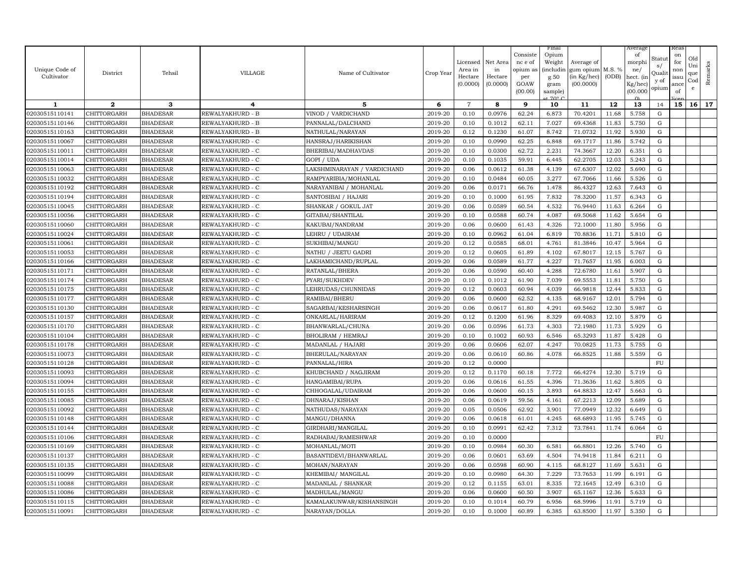| Unique Code of Cultivator | District | Tehsil | VILLAGE | Name of Cultivator | Crop Year | Licensed Area in Hectare (0.0000) | Net Area in Hectare (0.0000) | Consistence of opium as per GOAW (00.00) | Final Opium Weight (including 50 gram sample) at 70° C | Average of gum opium (in Kg/hec) (00.0000) | M.S. % (ODB) | Average of morphine/ hect. (in Kg/hec) (00.0000) | Status/ Quality of opium | Reason for non issuance of licence | Old Unique Code | Remarks |
|---|---|---|---|---|---|---|---|---|---|---|---|---|---|---|---|---|
| 1 | 2 | 3 | 4 | 5 | 6 | 7 | 8 | 9 | 10 | 11 | 12 | 13 | 14 | 15 | 16 | 17 |
| 02030515110141 | CHITTORGARH | BHADESAR | REWALYAKHURD - B | VINOD / VARDICHAND | 2019-20 | 0.10 | 0.0976 | 62.24 | 6.873 | 70.4201 | 11.68 | 5.758 | G | | | |
| 02030515110146 | CHITTORGARH | BHADESAR | REWALYAKHURD - B | PANNALAL/DALCHAND | 2019-20 | 0.10 | 0.1012 | 62.11 | 7.027 | 69.4368 | 11.83 | 5.750 | G | | | |
| 02030515110163 | CHITTORGARH | BHADESAR | REWALYAKHURD - B | NATHULAL/NARAYAN | 2019-20 | 0.12 | 0.1230 | 61.07 | 8.742 | 71.0732 | 11.92 | 5.930 | G | | | |
| 02030515110067 | CHITTORGARH | BHADESAR | REWALYAKHURD - C | HANSRAJ/HARIKISHAN | 2019-20 | 0.10 | 0.0990 | 62.25 | 6.848 | 69.1717 | 11.86 | 5.742 | G | | | |
| 02030515110011 | CHITTORGARH | BHADESAR | REWALYAKHURD - C | BHERIBAI/MADHAVDAS | 2019-20 | 0.10 | 0.0300 | 62.72 | 2.231 | 74.3667 | 12.20 | 6.351 | G | | | |
| 02030515110014 | CHITTORGARH | BHADESAR | REWALYAKHURD - C | GOPI / UDA | 2019-20 | 0.10 | 0.1035 | 59.91 | 6.445 | 62.2705 | 12.03 | 5.243 | G | | | |
| 02030515110063 | CHITTORGARH | BHADESAR | REWALYAKHURD - C | LAKSHMINARAYAN / VARDICHAND | 2019-20 | 0.06 | 0.0612 | 61.38 | 4.139 | 67.6307 | 12.02 | 5.690 | G | | | |
| 02030515110032 | CHITTORGARH | BHADESAR | REWALYAKHURD - C | RAMPYARIBIA/MOHANLAL | 2019-20 | 0.10 | 0.0484 | 60.05 | 3.277 | 67.7066 | 11.66 | 5.526 | G | | | |
| 02030515110192 | CHITTORGARH | BHADESAR | REWALYAKHURD - C | NARAYANIBAI / MOHANLAL | 2019-20 | 0.06 | 0.0171 | 66.76 | 1.478 | 86.4327 | 12.63 | 7.643 | G | | | |
| 02030515110194 | CHITTORGARH | BHADESAR | REWALYAKHURD - C | SANTOSIBAI / HAJARI | 2019-20 | 0.10 | 0.1000 | 61.95 | 7.832 | 78.3200 | 11.57 | 6.343 | G | | | |
| 02030515110045 | CHITTORGARH | BHADESAR | REWALYAKHURD - C | SHANKAR / GOKUL JAT | 2019-20 | 0.06 | 0.0589 | 60.54 | 4.532 | 76.9440 | 11.63 | 6.264 | G | | | |
| 02030515110056 | CHITTORGARH | BHADESAR | REWALYAKHURD - C | GITABAI/SHANTILAL | 2019-20 | 0.10 | 0.0588 | 60.74 | 4.087 | 69.5068 | 11.62 | 5.654 | G | | | |
| 02030515110060 | CHITTORGARH | BHADESAR | REWALYAKHURD - C | KAKUBAI/NANDRAM | 2019-20 | 0.06 | 0.0600 | 61.43 | 4.326 | 72.1000 | 11.80 | 5.956 | G | | | |
| 02030515110024 | CHITTORGARH | BHADESAR | REWALYAKHURD - C | LEHRU / UDAIRAM | 2019-20 | 0.10 | 0.0962 | 61.04 | 6.819 | 70.8836 | 11.71 | 5.810 | G | | | |
| 02030515110061 | CHITTORGARH | BHADESAR | REWALYAKHURD - C | SUKHIBAI/MANGU | 2019-20 | 0.12 | 0.0585 | 68.01 | 4.761 | 81.3846 | 10.47 | 5.964 | G | | | |
| 02030515110053 | CHITTORGARH | BHADESAR | REWALYAKHURD - C | NATHU / JEETU GADRI | 2019-20 | 0.12 | 0.0605 | 61.89 | 4.102 | 67.8017 | 12.15 | 5.767 | G | | | |
| 02030515110166 | CHITTORGARH | BHADESAR | REWALYAKHURD - C | LAKHAMICHAND/RUPLAL | 2019-20 | 0.06 | 0.0589 | 61.77 | 4.227 | 71.7657 | 11.95 | 6.003 | G | | | |
| 02030515110171 | CHITTORGARH | BHADESAR | REWALYAKHURD - C | RATANLAL/BHERA | 2019-20 | 0.06 | 0.0590 | 60.40 | 4.288 | 72.6780 | 11.61 | 5.907 | G | | | |
| 02030515110174 | CHITTORGARH | BHADESAR | REWALYAKHURD - C | PYARI/SUKHDEV | 2019-20 | 0.10 | 0.1012 | 61.90 | 7.039 | 69.5553 | 11.81 | 5.750 | G | | | |
| 02030515110175 | CHITTORGARH | BHADESAR | REWALYAKHURD - C | LEHRUDAS/CHUNNIDAS | 2019-20 | 0.12 | 0.0603 | 60.94 | 4.039 | 66.9818 | 12.44 | 5.833 | G | | | |
| 02030515110177 | CHITTORGARH | BHADESAR | REWALYAKHURD - C | RAMIBAI/BHERU | 2019-20 | 0.06 | 0.0600 | 62.52 | 4.135 | 68.9167 | 12.01 | 5.794 | G | | | |
| 02030515110130 | CHITTORGARH | BHADESAR | REWALYAKHURD - C | SAGARBAI/KESHARSINGH | 2019-20 | 0.06 | 0.0617 | 61.80 | 4.291 | 69.5462 | 12.30 | 5.987 | G | | | |
| 02030515110157 | CHITTORGARH | BHADESAR | REWALYAKHURD - C | ONKARLAL/HARIRAM | 2019-20 | 0.12 | 0.1200 | 61.96 | 8.329 | 69.4083 | 12.10 | 5.879 | G | | | |
| 02030515110170 | CHITTORGARH | BHADESAR | REWALYAKHURD - C | BHANWARLAL/CHUNA | 2019-20 | 0.06 | 0.0596 | 61.73 | 4.303 | 72.1980 | 11.73 | 5.929 | G | | | |
| 02030515110104 | CHITTORGARH | BHADESAR | REWALYAKHURD - C | BHOLIRAM / HEMRAJ | 2019-20 | 0.10 | 0.1002 | 60.93 | 6.546 | 65.3293 | 11.87 | 5.428 | G | | | |
| 02030515110178 | CHITTORGARH | BHADESAR | REWALYAKHURD - C | MADANLAL / HAJARI | 2019-20 | 0.06 | 0.0606 | 62.07 | 4.247 | 70.0825 | 11.73 | 5.755 | G | | | |
| 02030515110073 | CHITTORGARH | BHADESAR | REWALYAKHURD - C | BHERULAL/NARAYAN | 2019-20 | 0.06 | 0.0610 | 60.86 | 4.078 | 66.8525 | 11.88 | 5.559 | G | | | |
| 02030515110128 | CHITTORGARH | BHADESAR | REWALYAKHURD - C | PANNALAL/HIRA | 2019-20 | 0.12 | 0.0000 | | | | | | FU | | | |
| 02030515110093 | CHITTORGARH | BHADESAR | REWALYAKHURD - C | KHUBCHAND / NAGJIRAM | 2019-20 | 0.12 | 0.1170 | 60.18 | 7.772 | 66.4274 | 12.30 | 5.719 | G | | | |
| 02030515110094 | CHITTORGARH | BHADESAR | REWALYAKHURD - C | HANGAMIBAI/RUPA | 2019-20 | 0.06 | 0.0616 | 61.55 | 4.396 | 71.3636 | 11.62 | 5.805 | G | | | |
| 02030515110155 | CHITTORGARH | BHADESAR | REWALYAKHURD - C | CHHOGALAL/UDAIRAM | 2019-20 | 0.06 | 0.0600 | 60.15 | 3.893 | 64.8833 | 12.47 | 5.663 | G | | | |
| 02030515110085 | CHITTORGARH | BHADESAR | REWALYAKHURD - C | DHNARAJ/KISHAN | 2019-20 | 0.06 | 0.0619 | 59.56 | 4.161 | 67.2213 | 12.09 | 5.689 | G | | | |
| 02030515110092 | CHITTORGARH | BHADESAR | REWALYAKHURD - C | NATHUDAS/NARAYAN | 2019-20 | 0.05 | 0.0506 | 62.92 | 3.901 | 77.0949 | 12.32 | 6.649 | G | | | |
| 02030515110148 | CHITTORGARH | BHADESAR | REWALYAKHURD - C | MANGU/DHANNA | 2019-20 | 0.06 | 0.0618 | 61.01 | 4.245 | 68.6893 | 11.95 | 5.745 | G | | | |
| 02030515110144 | CHITTORGARH | BHADESAR | REWALYAKHURD - C | GIRDHARI/MANGILAL | 2019-20 | 0.10 | 0.0991 | 62.42 | 7.312 | 73.7841 | 11.74 | 6.064 | G | | | |
| 02030515110106 | CHITTORGARH | BHADESAR | REWALYAKHURD - C | RADHABAI/RAMESHWAR | 2019-20 | 0.10 | 0.0000 | | | | | | FU | | | |
| 02030515110169 | CHITTORGARH | BHADESAR | REWALYAKHURD - C | MOHANLAL/MOTI | 2019-20 | 0.10 | 0.0984 | 60.30 | 6.581 | 66.8801 | 12.26 | 5.740 | G | | | |
| 02030515110137 | CHITTORGARH | BHADESAR | REWALYAKHURD - C | BASANTIDEVI/BHANWARLAL | 2019-20 | 0.06 | 0.0601 | 63.69 | 4.504 | 74.9418 | 11.84 | 6.211 | G | | | |
| 02030515110135 | CHITTORGARH | BHADESAR | REWALYAKHURD - C | MOHAN/NARAYAN | 2019-20 | 0.06 | 0.0598 | 60.90 | 4.115 | 68.8127 | 11.69 | 5.631 | G | | | |
| 02030515110099 | CHITTORGARH | BHADESAR | REWALYAKHURD - C | KHEMIBAI/ MANGILAL | 2019-20 | 0.10 | 0.0980 | 64.30 | 7.229 | 73.7653 | 11.99 | 6.191 | G | | | |
| 02030515110088 | CHITTORGARH | BHADESAR | REWALYAKHURD - C | MADANLAL / SHANKAR | 2019-20 | 0.12 | 0.1155 | 63.01 | 8.335 | 72.1645 | 12.49 | 6.310 | G | | | |
| 02030515110086 | CHITTORGARH | BHADESAR | REWALYAKHURD - C | MADHULAL/MANGU | 2019-20 | 0.06 | 0.0600 | 60.50 | 3.907 | 65.1167 | 12.36 | 5.633 | G | | | |
| 02030515110115 | CHITTORGARH | BHADESAR | REWALYAKHURD - C | KAMALAKUNWAR/KISHANSINGH | 2019-20 | 0.10 | 0.1014 | 60.79 | 6.956 | 68.5996 | 11.91 | 5.719 | G | | | |
| 02030515110091 | CHITTORGARH | BHADESAR | REWALYAKHURD - C | NARAYAN/DOLLA | 2019-20 | 0.10 | 0.1000 | 60.89 | 6.385 | 63.8500 | 11.97 | 5.350 | G | | | |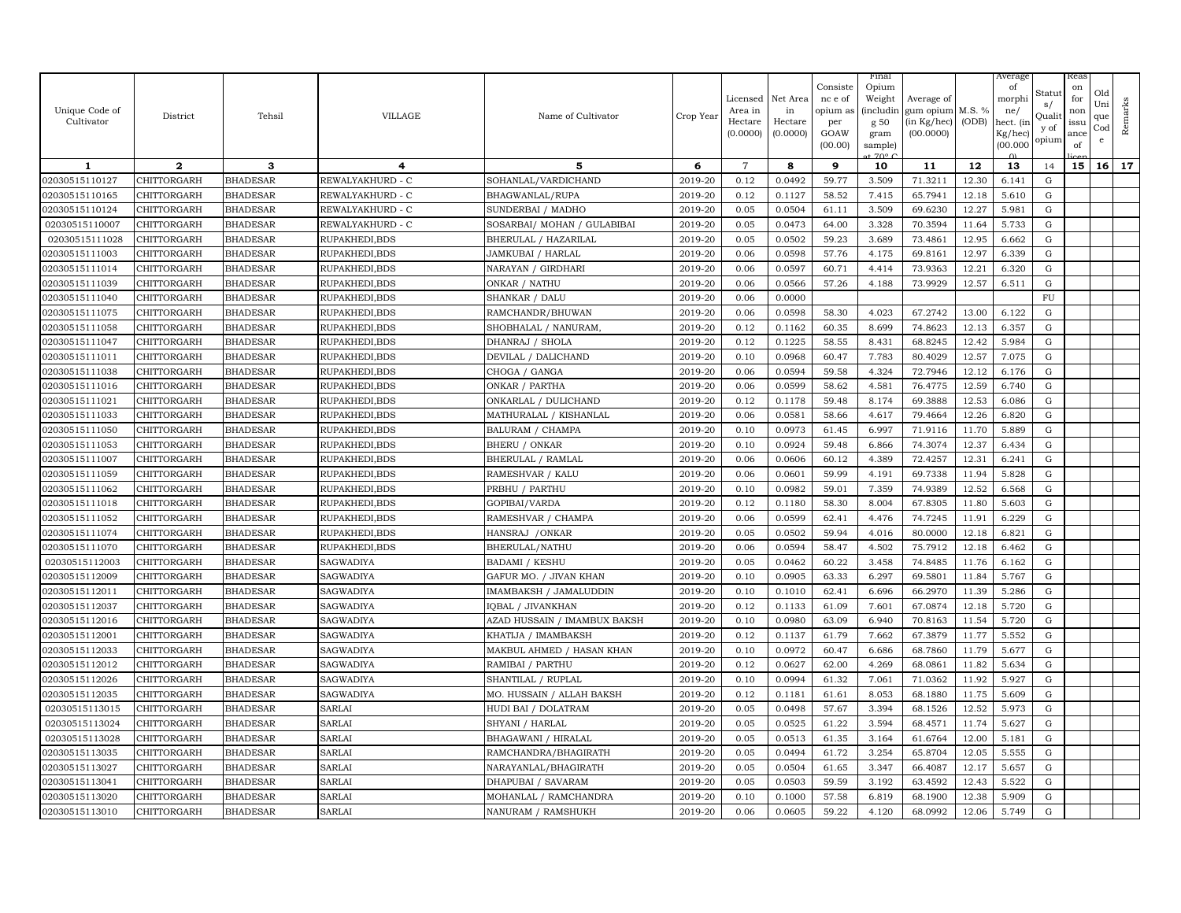| Unique Code of Cultivator | District | Tehsil | VILLAGE | Name of Cultivator | Crop Year | Licensed Area in Hectare (0.0000) | Net Area in Hectare (0.0000) | Consistence of opium as per GOAW (00.00) | Final Opium Weight (including 50 gram sample) at 70° C | Average of gum opium (in Kg/hec) (00.0000) | M.S. % (ODB) | Average of morphine/ hect. (in Kg/hec) (00.0000) | Status/ Quality of opium | Reason for non issuance of licence | Old Unique Code | Remarks |
|---|---|---|---|---|---|---|---|---|---|---|---|---|---|---|---|---|
| 1 | 2 | 3 | 4 | 5 | 6 | 7 | 8 | 9 | 10 | 11 | 12 | 13 | 14 | 15 | 16 | 17 |
| 02030515110127 | CHITTORGARH | BHADESAR | REWALYAKHURD - C | SOHANLAL/VARDICHAND | 2019-20 | 0.12 | 0.0492 | 59.77 | 3.509 | 71.3211 | 12.30 | 6.141 | G | | | |
| 02030515110165 | CHITTORGARH | BHADESAR | REWALYAKHURD - C | BHAGWANLAL/RUPA | 2019-20 | 0.12 | 0.1127 | 58.52 | 7.415 | 65.7941 | 12.18 | 5.610 | G | | | |
| 02030515110124 | CHITTORGARH | BHADESAR | REWALYAKHURD - C | SUNDERBAI / MADHO | 2019-20 | 0.05 | 0.0504 | 61.11 | 3.509 | 69.6230 | 12.27 | 5.981 | G | | | |
| 02030515110007 | CHITTORGARH | BHADESAR | REWALYAKHURD - C | SOSARBAI/ MOHAN / GULABIBAI | 2019-20 | 0.05 | 0.0473 | 64.00 | 3.328 | 70.3594 | 11.64 | 5.733 | G | | | |
| 02030515111028 | CHITTORGARH | BHADESAR | RUPAKHEDI,BDS | BHERULAL / HAZARILAL | 2019-20 | 0.05 | 0.0502 | 59.23 | 3.689 | 73.4861 | 12.95 | 6.662 | G | | | |
| 02030515111003 | CHITTORGARH | BHADESAR | RUPAKHEDI,BDS | JAMKUBAI / HARLAL | 2019-20 | 0.06 | 0.0598 | 57.76 | 4.175 | 69.8161 | 12.97 | 6.339 | G | | | |
| 02030515111014 | CHITTORGARH | BHADESAR | RUPAKHEDI,BDS | NARAYAN / GIRDHARI | 2019-20 | 0.06 | 0.0597 | 60.71 | 4.414 | 73.9363 | 12.21 | 6.320 | G | | | |
| 02030515111039 | CHITTORGARH | BHADESAR | RUPAKHEDI,BDS | ONKAR / NATHU | 2019-20 | 0.06 | 0.0566 | 57.26 | 4.188 | 73.9929 | 12.57 | 6.511 | G | | | |
| 02030515111040 | CHITTORGARH | BHADESAR | RUPAKHEDI,BDS | SHANKAR / DALU | 2019-20 | 0.06 | 0.0000 | | | | | | FU | | | |
| 02030515111075 | CHITTORGARH | BHADESAR | RUPAKHEDI,BDS | RAMCHANDR/BHUWAN | 2019-20 | 0.06 | 0.0598 | 58.30 | 4.023 | 67.2742 | 13.00 | 6.122 | G | | | |
| 02030515111058 | CHITTORGARH | BHADESAR | RUPAKHEDI,BDS | SHOBHALAL / NANURAM, | 2019-20 | 0.12 | 0.1162 | 60.35 | 8.699 | 74.8623 | 12.13 | 6.357 | G | | | |
| 02030515111047 | CHITTORGARH | BHADESAR | RUPAKHEDI,BDS | DHANRAJ / SHOLA | 2019-20 | 0.12 | 0.1225 | 58.55 | 8.431 | 68.8245 | 12.42 | 5.984 | G | | | |
| 02030515111011 | CHITTORGARH | BHADESAR | RUPAKHEDI,BDS | DEVILAL / DALICHAND | 2019-20 | 0.10 | 0.0968 | 60.47 | 7.783 | 80.4029 | 12.57 | 7.075 | G | | | |
| 02030515111038 | CHITTORGARH | BHADESAR | RUPAKHEDI,BDS | CHOGA / GANGA | 2019-20 | 0.06 | 0.0594 | 59.58 | 4.324 | 72.7946 | 12.12 | 6.176 | G | | | |
| 02030515111016 | CHITTORGARH | BHADESAR | RUPAKHEDI,BDS | ONKAR / PARTHA | 2019-20 | 0.06 | 0.0599 | 58.62 | 4.581 | 76.4775 | 12.59 | 6.740 | G | | | |
| 02030515111021 | CHITTORGARH | BHADESAR | RUPAKHEDI,BDS | ONKARLAL / DULICHAND | 2019-20 | 0.12 | 0.1178 | 59.48 | 8.174 | 69.3888 | 12.53 | 6.086 | G | | | |
| 02030515111033 | CHITTORGARH | BHADESAR | RUPAKHEDI,BDS | MATHURALAL / KISHANLAL | 2019-20 | 0.06 | 0.0581 | 58.66 | 4.617 | 79.4664 | 12.26 | 6.820 | G | | | |
| 02030515111050 | CHITTORGARH | BHADESAR | RUPAKHEDI,BDS | BALURAM / CHAMPA | 2019-20 | 0.10 | 0.0973 | 61.45 | 6.997 | 71.9116 | 11.70 | 5.889 | G | | | |
| 02030515111053 | CHITTORGARH | BHADESAR | RUPAKHEDI,BDS | BHERU / ONKAR | 2019-20 | 0.10 | 0.0924 | 59.48 | 6.866 | 74.3074 | 12.37 | 6.434 | G | | | |
| 02030515111007 | CHITTORGARH | BHADESAR | RUPAKHEDI,BDS | BHERULAL / RAMLAL | 2019-20 | 0.06 | 0.0606 | 60.12 | 4.389 | 72.4257 | 12.31 | 6.241 | G | | | |
| 02030515111059 | CHITTORGARH | BHADESAR | RUPAKHEDI,BDS | RAMESHVAR / KALU | 2019-20 | 0.06 | 0.0601 | 59.99 | 4.191 | 69.7338 | 11.94 | 5.828 | G | | | |
| 02030515111062 | CHITTORGARH | BHADESAR | RUPAKHEDI,BDS | PRBHU / PARTHU | 2019-20 | 0.10 | 0.0982 | 59.01 | 7.359 | 74.9389 | 12.52 | 6.568 | G | | | |
| 02030515111018 | CHITTORGARH | BHADESAR | RUPAKHEDI,BDS | GOPIBAI/VARDA | 2019-20 | 0.12 | 0.1180 | 58.30 | 8.004 | 67.8305 | 11.80 | 5.603 | G | | | |
| 02030515111052 | CHITTORGARH | BHADESAR | RUPAKHEDI,BDS | RAMESHVAR / CHAMPA | 2019-20 | 0.06 | 0.0599 | 62.41 | 4.476 | 74.7245 | 11.91 | 6.229 | G | | | |
| 02030515111074 | CHITTORGARH | BHADESAR | RUPAKHEDI,BDS | HANSRAJ /ONKAR | 2019-20 | 0.05 | 0.0502 | 59.94 | 4.016 | 80.0000 | 12.18 | 6.821 | G | | | |
| 02030515111070 | CHITTORGARH | BHADESAR | RUPAKHEDI,BDS | BHERULAL/NATHU | 2019-20 | 0.06 | 0.0594 | 58.47 | 4.502 | 75.7912 | 12.18 | 6.462 | G | | | |
| 02030515112003 | CHITTORGARH | BHADESAR | SAGWADIYA | BADAMI / KESHU | 2019-20 | 0.05 | 0.0462 | 60.22 | 3.458 | 74.8485 | 11.76 | 6.162 | G | | | |
| 02030515112009 | CHITTORGARH | BHADESAR | SAGWADIYA | GAFUR MO. / JIVAN KHAN | 2019-20 | 0.10 | 0.0905 | 63.33 | 6.297 | 69.5801 | 11.84 | 5.767 | G | | | |
| 02030515112011 | CHITTORGARH | BHADESAR | SAGWADIYA | IMAMBAKSH / JAMALUDDIN | 2019-20 | 0.10 | 0.1010 | 62.41 | 6.696 | 66.2970 | 11.39 | 5.286 | G | | | |
| 02030515112037 | CHITTORGARH | BHADESAR | SAGWADIYA | IQBAL / JIVANKHAN | 2019-20 | 0.12 | 0.1133 | 61.09 | 7.601 | 67.0874 | 12.18 | 5.720 | G | | | |
| 02030515112016 | CHITTORGARH | BHADESAR | SAGWADIYA | AZAD HUSSAIN / IMAMBUX BAKSH | 2019-20 | 0.10 | 0.0980 | 63.09 | 6.940 | 70.8163 | 11.54 | 5.720 | G | | | |
| 02030515112001 | CHITTORGARH | BHADESAR | SAGWADIYA | KHATIJA / IMAMBAKSH | 2019-20 | 0.12 | 0.1137 | 61.79 | 7.662 | 67.3879 | 11.77 | 5.552 | G | | | |
| 02030515112033 | CHITTORGARH | BHADESAR | SAGWADIYA | MAKBUL AHMED / HASAN KHAN | 2019-20 | 0.10 | 0.0972 | 60.47 | 6.686 | 68.7860 | 11.79 | 5.677 | G | | | |
| 02030515112012 | CHITTORGARH | BHADESAR | SAGWADIYA | RAMIBAI / PARTHU | 2019-20 | 0.12 | 0.0627 | 62.00 | 4.269 | 68.0861 | 11.82 | 5.634 | G | | | |
| 02030515112026 | CHITTORGARH | BHADESAR | SAGWADIYA | SHANTILAL / RUPLAL | 2019-20 | 0.10 | 0.0994 | 61.32 | 7.061 | 71.0362 | 11.92 | 5.927 | G | | | |
| 02030515112035 | CHITTORGARH | BHADESAR | SAGWADIYA | MO. HUSSAIN / ALLAH BAKSH | 2019-20 | 0.12 | 0.1181 | 61.61 | 8.053 | 68.1880 | 11.75 | 5.609 | G | | | |
| 02030515113015 | CHITTORGARH | BHADESAR | SARLAI | HUDI BAI / DOLATRAM | 2019-20 | 0.05 | 0.0498 | 57.67 | 3.394 | 68.1526 | 12.52 | 5.973 | G | | | |
| 02030515113024 | CHITTORGARH | BHADESAR | SARLAI | SHYANI / HARLAL | 2019-20 | 0.05 | 0.0525 | 61.22 | 3.594 | 68.4571 | 11.74 | 5.627 | G | | | |
| 02030515113028 | CHITTORGARH | BHADESAR | SARLAI | BHAGAWANI / HIRALAL | 2019-20 | 0.05 | 0.0513 | 61.35 | 3.164 | 61.6764 | 12.00 | 5.181 | G | | | |
| 02030515113035 | CHITTORGARH | BHADESAR | SARLAI | RAMCHANDRA/BHAGIRATH | 2019-20 | 0.05 | 0.0494 | 61.72 | 3.254 | 65.8704 | 12.05 | 5.555 | G | | | |
| 02030515113027 | CHITTORGARH | BHADESAR | SARLAI | NARAYANLAL/BHAGIRATH | 2019-20 | 0.05 | 0.0504 | 61.65 | 3.347 | 66.4087 | 12.17 | 5.657 | G | | | |
| 02030515113041 | CHITTORGARH | BHADESAR | SARLAI | DHAPUBAI / SAVARAM | 2019-20 | 0.05 | 0.0503 | 59.59 | 3.192 | 63.4592 | 12.43 | 5.522 | G | | | |
| 02030515113020 | CHITTORGARH | BHADESAR | SARLAI | MOHANLAL / RAMCHANDRA | 2019-20 | 0.10 | 0.1000 | 57.58 | 6.819 | 68.1900 | 12.38 | 5.909 | G | | | |
| 02030515113010 | CHITTORGARH | BHADESAR | SARLAI | NANURAM / RAMSHUKH | 2019-20 | 0.06 | 0.0605 | 59.22 | 4.120 | 68.0992 | 12.06 | 5.749 | G | | | |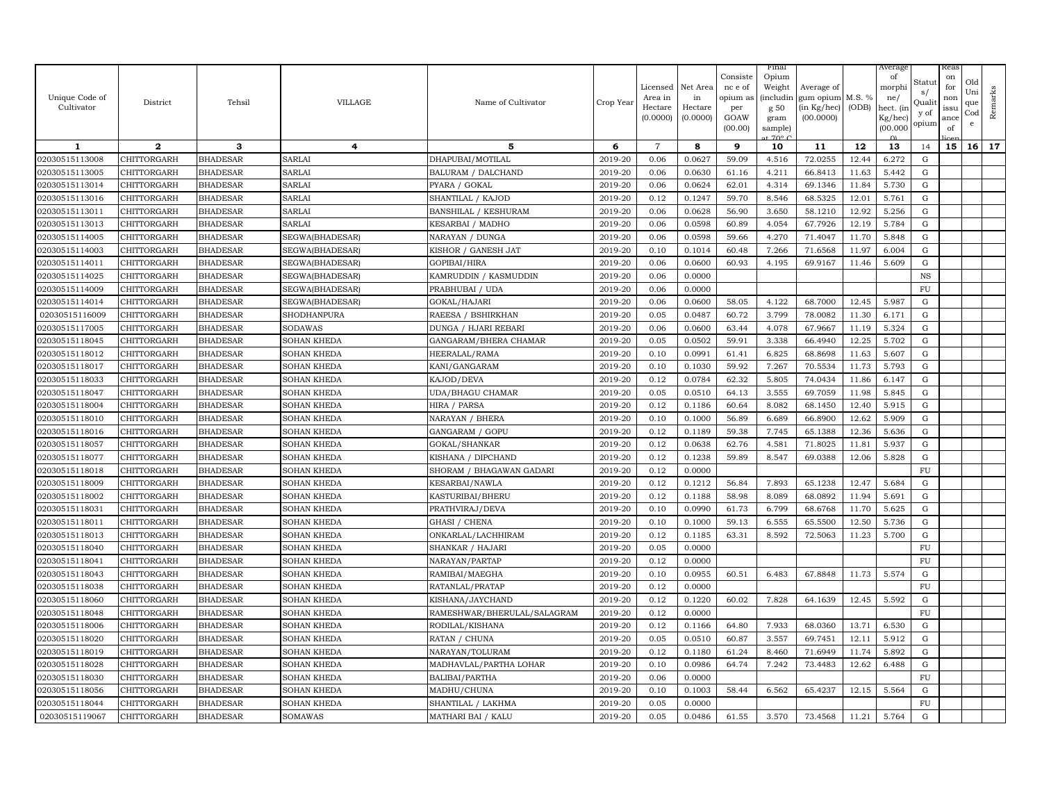| Unique Code of Cultivator | District | Tehsil | VILLAGE | Name of Cultivator | Crop Year | Licensed Area in Hectare (0.0000) | Net Area in Hectare (0.0000) | Consistence of opium as per GOAW (00.00) | Final Opium Weight (including 50 gram sample) at 70° C | Average of gum opium (in Kg/hec) (00.0000) | M.S. % (ODB) | Average of morphine/ hect. (in Kg/hec) (00.000) | Status/ Quality of opium | Reason for non issuance of licence | Old Unique Code | Remarks |
|---|---|---|---|---|---|---|---|---|---|---|---|---|---|---|---|---|
| 1 | 2 | 3 | 4 | 5 | 6 | 7 | 8 | 9 | 10 | 11 | 12 | 13 | 14 | 15 | 16 | 17 |
| 02030515113008 | CHITTORGARH | BHADESAR | SARLAI | DHAPUBAI/MOTILAL | 2019-20 | 0.06 | 0.0627 | 59.09 | 4.516 | 72.0255 | 12.44 | 6.272 | G | | | |
| 02030515113005 | CHITTORGARH | BHADESAR | SARLAI | BALURAM / DALCHAND | 2019-20 | 0.06 | 0.0630 | 61.16 | 4.211 | 66.8413 | 11.63 | 5.442 | G | | | |
| 02030515113014 | CHITTORGARH | BHADESAR | SARLAI | PYARA / GOKAL | 2019-20 | 0.06 | 0.0624 | 62.01 | 4.314 | 69.1346 | 11.84 | 5.730 | G | | | |
| 02030515113016 | CHITTORGARH | BHADESAR | SARLAI | SHANTILAL / KAJOD | 2019-20 | 0.12 | 0.1247 | 59.70 | 8.546 | 68.5325 | 12.01 | 5.761 | G | | | |
| 02030515113011 | CHITTORGARH | BHADESAR | SARLAI | BANSHILAL / KESHURAM | 2019-20 | 0.06 | 0.0628 | 56.90 | 3.650 | 58.1210 | 12.92 | 5.256 | G | | | |
| 02030515113013 | CHITTORGARH | BHADESAR | SARLAI | KESARBAI / MADHO | 2019-20 | 0.06 | 0.0598 | 60.89 | 4.054 | 67.7926 | 12.19 | 5.784 | G | | | |
| 02030515114005 | CHITTORGARH | BHADESAR | SEGWA(BHADESAR) | NARAYAN / DUNGA | 2019-20 | 0.06 | 0.0598 | 59.66 | 4.270 | 71.4047 | 11.70 | 5.848 | G | | | |
| 02030515114003 | CHITTORGARH | BHADESAR | SEGWA(BHADESAR) | KISHOR / GANESH JAT | 2019-20 | 0.10 | 0.1014 | 60.48 | 7.266 | 71.6568 | 11.97 | 6.004 | G | | | |
| 02030515114011 | CHITTORGARH | BHADESAR | SEGWA(BHADESAR) | GOPIBAI/HIRA | 2019-20 | 0.06 | 0.0600 | 60.93 | 4.195 | 69.9167 | 11.46 | 5.609 | G | | | |
| 02030515114025 | CHITTORGARH | BHADESAR | SEGWA(BHADESAR) | KAMRUDDIN / KASMUDDIN | 2019-20 | 0.06 | 0.0000 | | | | | | NS | | | |
| 02030515114009 | CHITTORGARH | BHADESAR | SEGWA(BHADESAR) | PRABHUBAI / UDA | 2019-20 | 0.06 | 0.0000 | | | | | | FU | | | |
| 02030515114014 | CHITTORGARH | BHADESAR | SEGWA(BHADESAR) | GOKAL/HAJARI | 2019-20 | 0.06 | 0.0600 | 58.05 | 4.122 | 68.7000 | 12.45 | 5.987 | G | | | |
| 02030515116009 | CHITTORGARH | BHADESAR | SHODHANPURA | RAEESA / BSHIRKHAN | 2019-20 | 0.05 | 0.0487 | 60.72 | 3.799 | 78.0082 | 11.30 | 6.171 | G | | | |
| 02030515117005 | CHITTORGARH | BHADESAR | SODAWAS | DUNGA / HJARI REBARI | 2019-20 | 0.06 | 0.0600 | 63.44 | 4.078 | 67.9667 | 11.19 | 5.324 | G | | | |
| 02030515118045 | CHITTORGARH | BHADESAR | SOHAN KHEDA | GANGARAM/BHERA CHAMAR | 2019-20 | 0.05 | 0.0502 | 59.91 | 3.338 | 66.4940 | 12.25 | 5.702 | G | | | |
| 02030515118012 | CHITTORGARH | BHADESAR | SOHAN KHEDA | HEERALAL/RAMA | 2019-20 | 0.10 | 0.0991 | 61.41 | 6.825 | 68.8698 | 11.63 | 5.607 | G | | | |
| 02030515118017 | CHITTORGARH | BHADESAR | SOHAN KHEDA | KANI/GANGARAM | 2019-20 | 0.10 | 0.1030 | 59.92 | 7.267 | 70.5534 | 11.73 | 5.793 | G | | | |
| 02030515118033 | CHITTORGARH | BHADESAR | SOHAN KHEDA | KAJOD/DEVA | 2019-20 | 0.12 | 0.0784 | 62.32 | 5.805 | 74.0434 | 11.86 | 6.147 | G | | | |
| 02030515118047 | CHITTORGARH | BHADESAR | SOHAN KHEDA | UDA/BHAGU CHAMAR | 2019-20 | 0.05 | 0.0510 | 64.13 | 3.555 | 69.7059 | 11.98 | 5.845 | G | | | |
| 02030515118004 | CHITTORGARH | BHADESAR | SOHAN KHEDA | HIRA / PARSA | 2019-20 | 0.12 | 0.1186 | 60.64 | 8.082 | 68.1450 | 12.40 | 5.915 | G | | | |
| 02030515118010 | CHITTORGARH | BHADESAR | SOHAN KHEDA | NARAYAN / BHERA | 2019-20 | 0.10 | 0.1000 | 56.89 | 6.689 | 66.8900 | 12.62 | 5.909 | G | | | |
| 02030515118016 | CHITTORGARH | BHADESAR | SOHAN KHEDA | GANGARAM / GOPU | 2019-20 | 0.12 | 0.1189 | 59.38 | 7.745 | 65.1388 | 12.36 | 5.636 | G | | | |
| 02030515118057 | CHITTORGARH | BHADESAR | SOHAN KHEDA | GOKAL/SHANKAR | 2019-20 | 0.12 | 0.0638 | 62.76 | 4.581 | 71.8025 | 11.81 | 5.937 | G | | | |
| 02030515118077 | CHITTORGARH | BHADESAR | SOHAN KHEDA | KISHANA / DIPCHAND | 2019-20 | 0.12 | 0.1238 | 59.89 | 8.547 | 69.0388 | 12.06 | 5.828 | G | | | |
| 02030515118018 | CHITTORGARH | BHADESAR | SOHAN KHEDA | SHORAM / BHAGAWAN GADARI | 2019-20 | 0.12 | 0.0000 | | | | | | FU | | | |
| 02030515118009 | CHITTORGARH | BHADESAR | SOHAN KHEDA | KESARBAI/NAWLA | 2019-20 | 0.12 | 0.1212 | 56.84 | 7.893 | 65.1238 | 12.47 | 5.684 | G | | | |
| 02030515118002 | CHITTORGARH | BHADESAR | SOHAN KHEDA | KASTURIBAI/BHERU | 2019-20 | 0.12 | 0.1188 | 58.98 | 8.089 | 68.0892 | 11.94 | 5.691 | G | | | |
| 02030515118031 | CHITTORGARH | BHADESAR | SOHAN KHEDA | PRATHVIRAJ/DEVA | 2019-20 | 0.10 | 0.0990 | 61.73 | 6.799 | 68.6768 | 11.70 | 5.625 | G | | | |
| 02030515118011 | CHITTORGARH | BHADESAR | SOHAN KHEDA | GHASI / CHENA | 2019-20 | 0.10 | 0.1000 | 59.13 | 6.555 | 65.5500 | 12.50 | 5.736 | G | | | |
| 02030515118013 | CHITTORGARH | BHADESAR | SOHAN KHEDA | ONKARLAL/LACHHIRAM | 2019-20 | 0.12 | 0.1185 | 63.31 | 8.592 | 72.5063 | 11.23 | 5.700 | G | | | |
| 02030515118040 | CHITTORGARH | BHADESAR | SOHAN KHEDA | SHANKAR / HAJARI | 2019-20 | 0.05 | 0.0000 | | | | | | FU | | | |
| 02030515118041 | CHITTORGARH | BHADESAR | SOHAN KHEDA | NARAYAN/PARTAP | 2019-20 | 0.12 | 0.0000 | | | | | | FU | | | |
| 02030515118043 | CHITTORGARH | BHADESAR | SOHAN KHEDA | RAMIBAI/MAEGHA | 2019-20 | 0.10 | 0.0955 | 60.51 | 6.483 | 67.8848 | 11.73 | 5.574 | G | | | |
| 02030515118038 | CHITTORGARH | BHADESAR | SOHAN KHEDA | RATANLAL/PRATAP | 2019-20 | 0.12 | 0.0000 | | | | | | FU | | | |
| 02030515118060 | CHITTORGARH | BHADESAR | SOHAN KHEDA | KISHANA/JAYCHAND | 2019-20 | 0.12 | 0.1220 | 60.02 | 7.828 | 64.1639 | 12.45 | 5.592 | G | | | |
| 02030515118048 | CHITTORGARH | BHADESAR | SOHAN KHEDA | RAMESHWAR/BHERULAL/SALAGRAM | 2019-20 | 0.12 | 0.0000 | | | | | | FU | | | |
| 02030515118006 | CHITTORGARH | BHADESAR | SOHAN KHEDA | RODILAL/KISHANA | 2019-20 | 0.12 | 0.1166 | 64.80 | 7.933 | 68.0360 | 13.71 | 6.530 | G | | | |
| 02030515118020 | CHITTORGARH | BHADESAR | SOHAN KHEDA | RATAN / CHUNA | 2019-20 | 0.05 | 0.0510 | 60.87 | 3.557 | 69.7451 | 12.11 | 5.912 | G | | | |
| 02030515118019 | CHITTORGARH | BHADESAR | SOHAN KHEDA | NARAYAN/TOLURAM | 2019-20 | 0.12 | 0.1180 | 61.24 | 8.460 | 71.6949 | 11.74 | 5.892 | G | | | |
| 02030515118028 | CHITTORGARH | BHADESAR | SOHAN KHEDA | MADHAVLAL/PARTHA LOHAR | 2019-20 | 0.10 | 0.0986 | 64.75 | 7.242 | 73.4483 | 12.62 | 6.488 | G | | | |
| 02030515118030 | CHITTORGARH | BHADESAR | SOHAN KHEDA | BALIBAI/PARTHA | 2019-20 | 0.06 | 0.0000 | | | | | | FU | | | |
| 02030515118056 | CHITTORGARH | BHADESAR | SOHAN KHEDA | MADHU/CHUNA | 2019-20 | 0.10 | 0.1003 | 58.44 | 6.562 | 65.4237 | 12.15 | 5.564 | G | | | |
| 02030515118044 | CHITTORGARH | BHADESAR | SOHAN KHEDA | SHANTILAL / LAKHMA | 2019-20 | 0.05 | 0.0000 | | | | | | FU | | | |
| 02030515119067 | CHITTORGARH | BHADESAR | SOMAWAS | MATHARI BAI / KALU | 2019-20 | 0.05 | 0.0486 | 61.55 | 3.570 | 73.4568 | 11.21 | 5.764 | G | | | |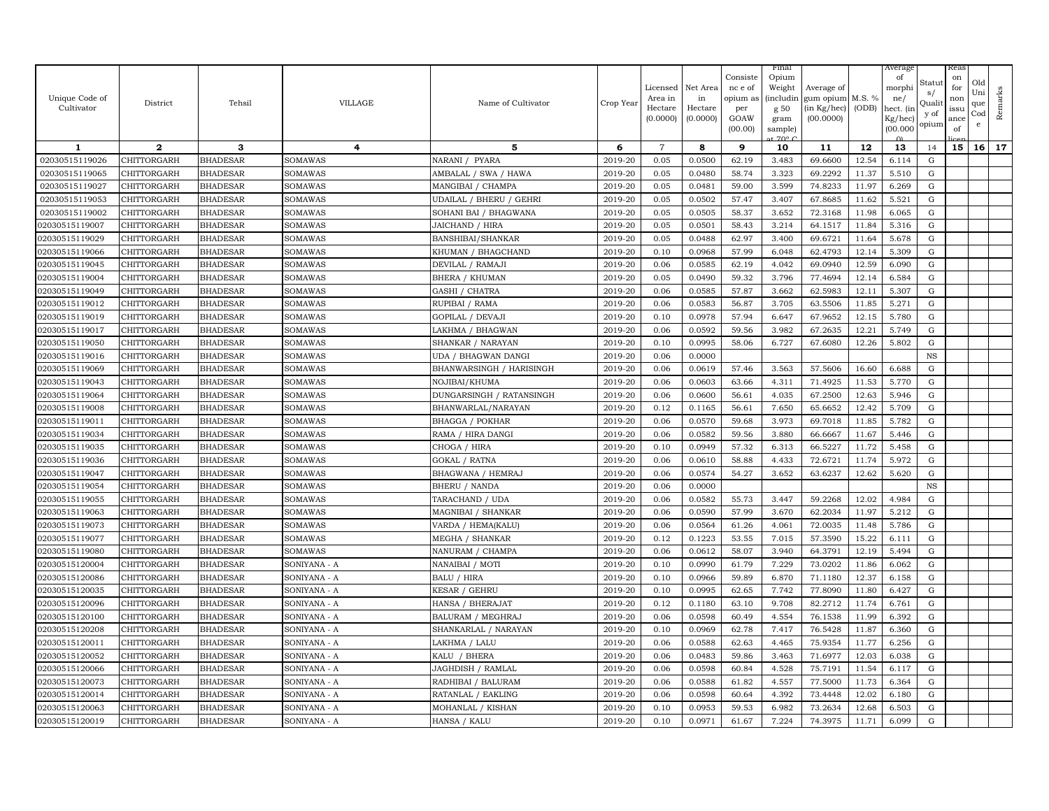| Unique Code of Cultivator | District | Tehsil | VILLAGE | Name of Cultivator | Crop Year | Licensed Area in Hectare (0.0000) | Net Area in Hectare (0.0000) | Consistence of opium as per GOAW (00.00) | Final Opium Weight (including 50 gram sample) at 70° C | Average of gum opium (in Kg/hec) (00.0000) | M.S. % (ODB) | Average of morphine/ hect. (in Kg/hec) (00.0000) | Status/ Quality of opium | Reason for non issuance of licence | Old Unique Code | Remarks |
|---|---|---|---|---|---|---|---|---|---|---|---|---|---|---|---|---|
| 1 | 2 | 3 | 4 | 5 | 6 | 7 | 8 | 9 | 10 | 11 | 12 | 13 | 14 | 15 | 16 | 17 |
| 02030515119026 | CHITTORGARH | BHADESAR | SOMAWAS | NARANI / PYARA | 2019-20 | 0.05 | 0.0500 | 62.19 | 3.483 | 69.6600 | 12.54 | 6.114 | G | | | |
| 02030515119065 | CHITTORGARH | BHADESAR | SOMAWAS | AMBALAL / SWA / HAWA | 2019-20 | 0.05 | 0.0480 | 58.74 | 3.323 | 69.2292 | 11.37 | 5.510 | G | | | |
| 02030515119027 | CHITTORGARH | BHADESAR | SOMAWAS | MANGIBAI / CHAMPA | 2019-20 | 0.05 | 0.0481 | 59.00 | 3.599 | 74.8233 | 11.97 | 6.269 | G | | | |
| 02030515119053 | CHITTORGARH | BHADESAR | SOMAWAS | UDAILAL / BHERU / GEHRI | 2019-20 | 0.05 | 0.0502 | 57.47 | 3.407 | 67.8685 | 11.62 | 5.521 | G | | | |
| 02030515119002 | CHITTORGARH | BHADESAR | SOMAWAS | SOHANI BAI / BHAGWANA | 2019-20 | 0.05 | 0.0505 | 58.37 | 3.652 | 72.3168 | 11.98 | 6.065 | G | | | |
| 02030515119007 | CHITTORGARH | BHADESAR | SOMAWAS | JAICHAND / HIRA | 2019-20 | 0.05 | 0.0501 | 58.43 | 3.214 | 64.1517 | 11.84 | 5.316 | G | | | |
| 02030515119029 | CHITTORGARH | BHADESAR | SOMAWAS | BANSHIBAI/SHANKAR | 2019-20 | 0.05 | 0.0488 | 62.97 | 3.400 | 69.6721 | 11.64 | 5.678 | G | | | |
| 02030515119066 | CHITTORGARH | BHADESAR | SOMAWAS | KHUMAN / BHAGCHAND | 2019-20 | 0.10 | 0.0968 | 57.99 | 6.048 | 62.4793 | 12.14 | 5.309 | G | | | |
| 02030515119045 | CHITTORGARH | BHADESAR | SOMAWAS | DEVILAL / RAMAJI | 2019-20 | 0.06 | 0.0585 | 62.19 | 4.042 | 69.0940 | 12.59 | 6.090 | G | | | |
| 02030515119004 | CHITTORGARH | BHADESAR | SOMAWAS | BHERA / KHUMAN | 2019-20 | 0.05 | 0.0490 | 59.32 | 3.796 | 77.4694 | 12.14 | 6.584 | G | | | |
| 02030515119049 | CHITTORGARH | BHADESAR | SOMAWAS | GASHI / CHATRA | 2019-20 | 0.06 | 0.0585 | 57.87 | 3.662 | 62.5983 | 12.11 | 5.307 | G | | | |
| 02030515119012 | CHITTORGARH | BHADESAR | SOMAWAS | RUPIBAI / RAMA | 2019-20 | 0.06 | 0.0583 | 56.87 | 3.705 | 63.5506 | 11.85 | 5.271 | G | | | |
| 02030515119019 | CHITTORGARH | BHADESAR | SOMAWAS | GOPILAL / DEVAJI | 2019-20 | 0.10 | 0.0978 | 57.94 | 6.647 | 67.9652 | 12.15 | 5.780 | G | | | |
| 02030515119017 | CHITTORGARH | BHADESAR | SOMAWAS | LAKHMA / BHAGWAN | 2019-20 | 0.06 | 0.0592 | 59.56 | 3.982 | 67.2635 | 12.21 | 5.749 | G | | | |
| 02030515119050 | CHITTORGARH | BHADESAR | SOMAWAS | SHANKAR / NARAYAN | 2019-20 | 0.10 | 0.0995 | 58.06 | 6.727 | 67.6080 | 12.26 | 5.802 | G | | | |
| 02030515119016 | CHITTORGARH | BHADESAR | SOMAWAS | UDA / BHAGWAN DANGI | 2019-20 | 0.06 | 0.0000 | | | | | | NS | | | |
| 02030515119069 | CHITTORGARH | BHADESAR | SOMAWAS | BHANWARSINGH / HARISINGH | 2019-20 | 0.06 | 0.0619 | 57.46 | 3.563 | 57.5606 | 16.60 | 6.688 | G | | | |
| 02030515119043 | CHITTORGARH | BHADESAR | SOMAWAS | NOJIBAI/KHUMA | 2019-20 | 0.06 | 0.0603 | 63.66 | 4.311 | 71.4925 | 11.53 | 5.770 | G | | | |
| 02030515119064 | CHITTORGARH | BHADESAR | SOMAWAS | DUNGARSINGH / RATANSINGH | 2019-20 | 0.06 | 0.0600 | 56.61 | 4.035 | 67.2500 | 12.63 | 5.946 | G | | | |
| 02030515119008 | CHITTORGARH | BHADESAR | SOMAWAS | BHANWARLAL/NARAYAN | 2019-20 | 0.12 | 0.1165 | 56.61 | 7.650 | 65.6652 | 12.42 | 5.709 | G | | | |
| 02030515119011 | CHITTORGARH | BHADESAR | SOMAWAS | BHAGGA / POKHAR | 2019-20 | 0.06 | 0.0570 | 59.68 | 3.973 | 69.7018 | 11.85 | 5.782 | G | | | |
| 02030515119034 | CHITTORGARH | BHADESAR | SOMAWAS | RAMA / HIRA DANGI | 2019-20 | 0.06 | 0.0582 | 59.56 | 3.880 | 66.6667 | 11.67 | 5.446 | G | | | |
| 02030515119035 | CHITTORGARH | BHADESAR | SOMAWAS | CHOGA / HIRA | 2019-20 | 0.10 | 0.0949 | 57.32 | 6.313 | 66.5227 | 11.72 | 5.458 | G | | | |
| 02030515119036 | CHITTORGARH | BHADESAR | SOMAWAS | GOKAL / RATNA | 2019-20 | 0.06 | 0.0610 | 58.88 | 4.433 | 72.6721 | 11.74 | 5.972 | G | | | |
| 02030515119047 | CHITTORGARH | BHADESAR | SOMAWAS | BHAGWANA / HEMRAJ | 2019-20 | 0.06 | 0.0574 | 54.27 | 3.652 | 63.6237 | 12.62 | 5.620 | G | | | |
| 02030515119054 | CHITTORGARH | BHADESAR | SOMAWAS | BHERU / NANDA | 2019-20 | 0.06 | 0.0000 | | | | | | NS | | | |
| 02030515119055 | CHITTORGARH | BHADESAR | SOMAWAS | TARACHAND / UDA | 2019-20 | 0.06 | 0.0582 | 55.73 | 3.447 | 59.2268 | 12.02 | 4.984 | G | | | |
| 02030515119063 | CHITTORGARH | BHADESAR | SOMAWAS | MAGNIBAI / SHANKAR | 2019-20 | 0.06 | 0.0590 | 57.99 | 3.670 | 62.2034 | 11.97 | 5.212 | G | | | |
| 02030515119073 | CHITTORGARH | BHADESAR | SOMAWAS | VARDA / HEMA(KALU) | 2019-20 | 0.06 | 0.0564 | 61.26 | 4.061 | 72.0035 | 11.48 | 5.786 | G | | | |
| 02030515119077 | CHITTORGARH | BHADESAR | SOMAWAS | MEGHA / SHANKAR | 2019-20 | 0.12 | 0.1223 | 53.55 | 7.015 | 57.3590 | 15.22 | 6.111 | G | | | |
| 02030515119080 | CHITTORGARH | BHADESAR | SOMAWAS | NANURAM / CHAMPA | 2019-20 | 0.06 | 0.0612 | 58.07 | 3.940 | 64.3791 | 12.19 | 5.494 | G | | | |
| 02030515120004 | CHITTORGARH | BHADESAR | SONIYANA - A | NANAIBAI / MOTI | 2019-20 | 0.10 | 0.0990 | 61.79 | 7.229 | 73.0202 | 11.86 | 6.062 | G | | | |
| 02030515120086 | CHITTORGARH | BHADESAR | SONIYANA - A | BALU / HIRA | 2019-20 | 0.10 | 0.0966 | 59.89 | 6.870 | 71.1180 | 12.37 | 6.158 | G | | | |
| 02030515120035 | CHITTORGARH | BHADESAR | SONIYANA - A | KESAR / GEHRU | 2019-20 | 0.10 | 0.0995 | 62.65 | 7.742 | 77.8090 | 11.80 | 6.427 | G | | | |
| 02030515120096 | CHITTORGARH | BHADESAR | SONIYANA - A | HANSA / BHERAJAT | 2019-20 | 0.12 | 0.1180 | 63.10 | 9.708 | 82.2712 | 11.74 | 6.761 | G | | | |
| 02030515120100 | CHITTORGARH | BHADESAR | SONIYANA - A | BALURAM / MEGHRAJ | 2019-20 | 0.06 | 0.0598 | 60.49 | 4.554 | 76.1538 | 11.99 | 6.392 | G | | | |
| 02030515120208 | CHITTORGARH | BHADESAR | SONIYANA - A | SHANKARLAL / NARAYAN | 2019-20 | 0.10 | 0.0969 | 62.78 | 7.417 | 76.5428 | 11.87 | 6.360 | G | | | |
| 02030515120011 | CHITTORGARH | BHADESAR | SONIYANA - A | LAKHMA / LALU | 2019-20 | 0.06 | 0.0588 | 62.63 | 4.465 | 75.9354 | 11.77 | 6.256 | G | | | |
| 02030515120052 | CHITTORGARH | BHADESAR | SONIYANA - A | KALU / BHERA | 2019-20 | 0.06 | 0.0483 | 59.86 | 3.463 | 71.6977 | 12.03 | 6.038 | G | | | |
| 02030515120066 | CHITTORGARH | BHADESAR | SONIYANA - A | JAGHDISH / RAMLAL | 2019-20 | 0.06 | 0.0598 | 60.84 | 4.528 | 75.7191 | 11.54 | 6.117 | G | | | |
| 02030515120073 | CHITTORGARH | BHADESAR | SONIYANA - A | RADHIBAI / BALURAM | 2019-20 | 0.06 | 0.0588 | 61.82 | 4.557 | 77.5000 | 11.73 | 6.364 | G | | | |
| 02030515120014 | CHITTORGARH | BHADESAR | SONIYANA - A | RATANLAL / EAKLING | 2019-20 | 0.06 | 0.0598 | 60.64 | 4.392 | 73.4448 | 12.02 | 6.180 | G | | | |
| 02030515120063 | CHITTORGARH | BHADESAR | SONIYANA - A | MOHANLAL / KISHAN | 2019-20 | 0.10 | 0.0953 | 59.53 | 6.982 | 73.2634 | 12.68 | 6.503 | G | | | |
| 02030515120019 | CHITTORGARH | BHADESAR | SONIYANA - A | HANSA / KALU | 2019-20 | 0.10 | 0.0971 | 61.67 | 7.224 | 74.3975 | 11.71 | 6.099 | G | | | |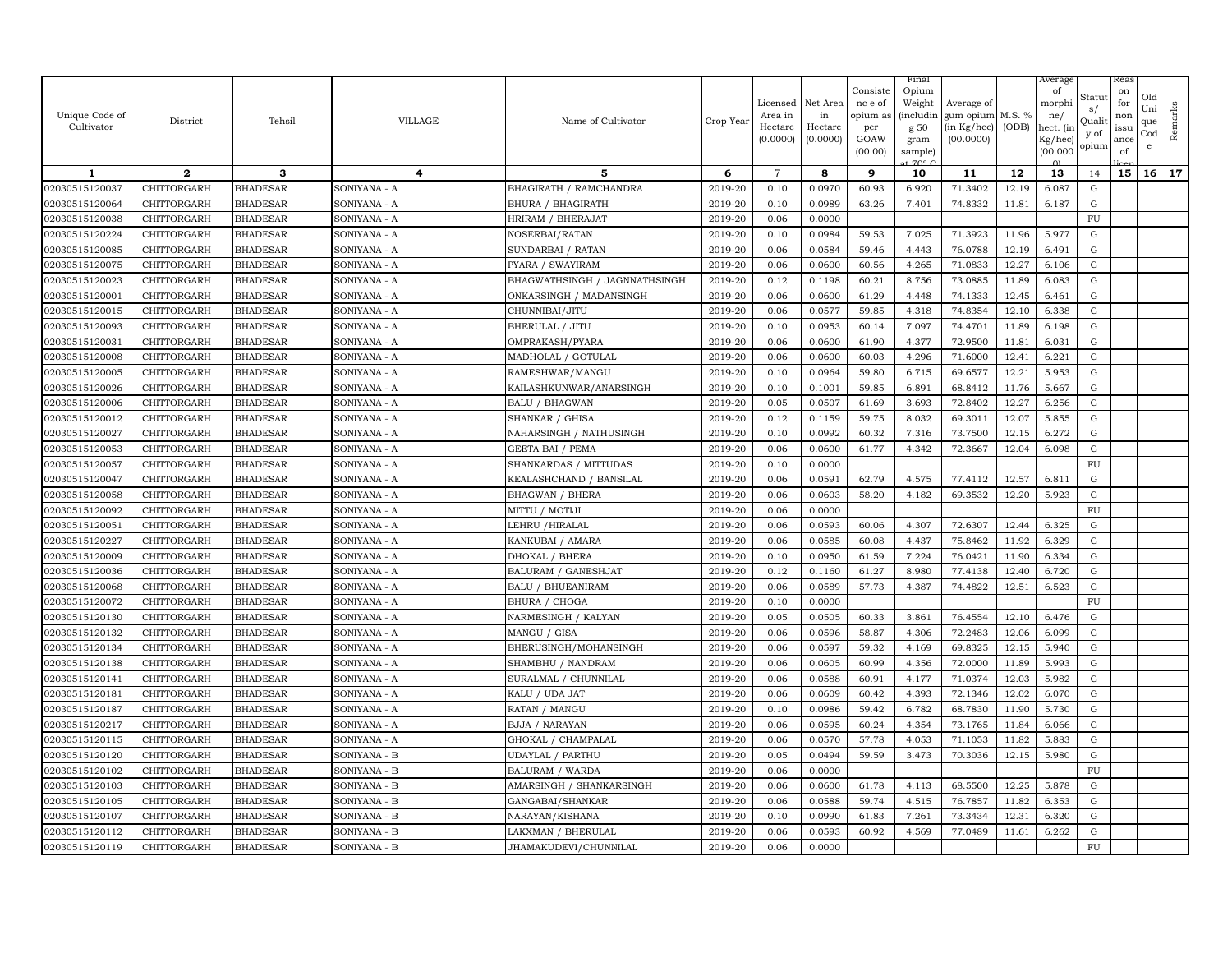| Unique Code of Cultivator | District | Tehsil | VILLAGE | Name of Cultivator | Crop Year | Licensed Area in Hectare (0.0000) | Net Area in Hectare (0.0000) | Consistence of opium as per GOAW (00.00) | Final Opium Weight (including 50 gram sample) at 70° C | Average of gum opium (in Kg/hec) (00.0000) | M.S. % (ODB) | Average of morphine/ hect. (in Kg/hec) (00.0000) | Status/ Quality of opium | Reason for non issuance of licence | Old Unique Code | Remarks |
|---|---|---|---|---|---|---|---|---|---|---|---|---|---|---|---|---|
| 1 | 2 | 3 | 4 | 5 | 6 | 7 | 8 | 9 | 10 | 11 | 12 | 13 | 14 | 15 | 16 | 17 |
| 02030515120037 | CHITTORGARH | BHADESAR | SONIYANA - A | BHAGIRATH / RAMCHANDRA | 2019-20 | 0.10 | 0.0970 | 60.93 | 6.920 | 71.3402 | 12.19 | 6.087 | G | | | |
| 02030515120064 | CHITTORGARH | BHADESAR | SONIYANA - A | BHURA / BHAGIRATH | 2019-20 | 0.10 | 0.0989 | 63.26 | 7.401 | 74.8332 | 11.81 | 6.187 | G | | | |
| 02030515120038 | CHITTORGARH | BHADESAR | SONIYANA - A | HRIRAM / BHERAJAT | 2019-20 | 0.06 | 0.0000 | | | | | | FU | | | |
| 02030515120224 | CHITTORGARH | BHADESAR | SONIYANA - A | NOSERBAI/RATAN | 2019-20 | 0.10 | 0.0984 | 59.53 | 7.025 | 71.3923 | 11.96 | 5.977 | G | | | |
| 02030515120085 | CHITTORGARH | BHADESAR | SONIYANA - A | SUNDARBAI / RATAN | 2019-20 | 0.06 | 0.0584 | 59.46 | 4.443 | 76.0788 | 12.19 | 6.491 | G | | | |
| 02030515120075 | CHITTORGARH | BHADESAR | SONIYANA - A | PYARA / SWAYIRAM | 2019-20 | 0.06 | 0.0600 | 60.56 | 4.265 | 71.0833 | 12.27 | 6.106 | G | | | |
| 02030515120023 | CHITTORGARH | BHADESAR | SONIYANA - A | BHAGWATHSINGH / JAGNNATHSINGH | 2019-20 | 0.12 | 0.1198 | 60.21 | 8.756 | 73.0885 | 11.89 | 6.083 | G | | | |
| 02030515120001 | CHITTORGARH | BHADESAR | SONIYANA - A | ONKARSINGH / MADANSINGH | 2019-20 | 0.06 | 0.0600 | 61.29 | 4.448 | 74.1333 | 12.45 | 6.461 | G | | | |
| 02030515120015 | CHITTORGARH | BHADESAR | SONIYANA - A | CHUNNIBAI/JITU | 2019-20 | 0.06 | 0.0577 | 59.85 | 4.318 | 74.8354 | 12.10 | 6.338 | G | | | |
| 02030515120093 | CHITTORGARH | BHADESAR | SONIYANA - A | BHERULAL / JITU | 2019-20 | 0.10 | 0.0953 | 60.14 | 7.097 | 74.4701 | 11.89 | 6.198 | G | | | |
| 02030515120031 | CHITTORGARH | BHADESAR | SONIYANA - A | OMPRAKASH/PYARA | 2019-20 | 0.06 | 0.0600 | 61.90 | 4.377 | 72.9500 | 11.81 | 6.031 | G | | | |
| 02030515120008 | CHITTORGARH | BHADESAR | SONIYANA - A | MADHOLAL / GOTULAL | 2019-20 | 0.06 | 0.0600 | 60.03 | 4.296 | 71.6000 | 12.41 | 6.221 | G | | | |
| 02030515120005 | CHITTORGARH | BHADESAR | SONIYANA - A | RAMESHWAR/MANGU | 2019-20 | 0.10 | 0.0964 | 59.80 | 6.715 | 69.6577 | 12.21 | 5.953 | G | | | |
| 02030515120026 | CHITTORGARH | BHADESAR | SONIYANA - A | KAILASHKUNWAR/ANARSINGH | 2019-20 | 0.10 | 0.1001 | 59.85 | 6.891 | 68.8412 | 11.76 | 5.667 | G | | | |
| 02030515120006 | CHITTORGARH | BHADESAR | SONIYANA - A | BALU / BHAGWAN | 2019-20 | 0.05 | 0.0507 | 61.69 | 3.693 | 72.8402 | 12.27 | 6.256 | G | | | |
| 02030515120012 | CHITTORGARH | BHADESAR | SONIYANA - A | SHANKAR / GHISA | 2019-20 | 0.12 | 0.1159 | 59.75 | 8.032 | 69.3011 | 12.07 | 5.855 | G | | | |
| 02030515120027 | CHITTORGARH | BHADESAR | SONIYANA - A | NAHARSINGH / NATHUSINGH | 2019-20 | 0.10 | 0.0992 | 60.32 | 7.316 | 73.7500 | 12.15 | 6.272 | G | | | |
| 02030515120053 | CHITTORGARH | BHADESAR | SONIYANA - A | GEETA BAI / PEMA | 2019-20 | 0.06 | 0.0600 | 61.77 | 4.342 | 72.3667 | 12.04 | 6.098 | G | | | |
| 02030515120057 | CHITTORGARH | BHADESAR | SONIYANA - A | SHANKARDAS / MITTUDAS | 2019-20 | 0.10 | 0.0000 | | | | | | FU | | | |
| 02030515120047 | CHITTORGARH | BHADESAR | SONIYANA - A | KEALASHCHAND / BANSILAL | 2019-20 | 0.06 | 0.0591 | 62.79 | 4.575 | 77.4112 | 12.57 | 6.811 | G | | | |
| 02030515120058 | CHITTORGARH | BHADESAR | SONIYANA - A | BHAGWAN / BHERA | 2019-20 | 0.06 | 0.0603 | 58.20 | 4.182 | 69.3532 | 12.20 | 5.923 | G | | | |
| 02030515120092 | CHITTORGARH | BHADESAR | SONIYANA - A | MITTU / MOTIJI | 2019-20 | 0.06 | 0.0000 | | | | | | FU | | | |
| 02030515120051 | CHITTORGARH | BHADESAR | SONIYANA - A | LEHRU /HIRALAL | 2019-20 | 0.06 | 0.0593 | 60.06 | 4.307 | 72.6307 | 12.44 | 6.325 | G | | | |
| 02030515120227 | CHITTORGARH | BHADESAR | SONIYANA - A | KANKUBAI / AMARA | 2019-20 | 0.06 | 0.0585 | 60.08 | 4.437 | 75.8462 | 11.92 | 6.329 | G | | | |
| 02030515120009 | CHITTORGARH | BHADESAR | SONIYANA - A | DHOKAL / BHERA | 2019-20 | 0.10 | 0.0950 | 61.59 | 7.224 | 76.0421 | 11.90 | 6.334 | G | | | |
| 02030515120036 | CHITTORGARH | BHADESAR | SONIYANA - A | BALURAM / GANESHJAT | 2019-20 | 0.12 | 0.1160 | 61.27 | 8.980 | 77.4138 | 12.40 | 6.720 | G | | | |
| 02030515120068 | CHITTORGARH | BHADESAR | SONIYANA - A | BALU / BHUEANIRAM | 2019-20 | 0.06 | 0.0589 | 57.73 | 4.387 | 74.4822 | 12.51 | 6.523 | G | | | |
| 02030515120072 | CHITTORGARH | BHADESAR | SONIYANA - A | BHURA / CHOGA | 2019-20 | 0.10 | 0.0000 | | | | | | FU | | | |
| 02030515120130 | CHITTORGARH | BHADESAR | SONIYANA - A | NARMESINGH / KALYAN | 2019-20 | 0.05 | 0.0505 | 60.33 | 3.861 | 76.4554 | 12.10 | 6.476 | G | | | |
| 02030515120132 | CHITTORGARH | BHADESAR | SONIYANA - A | MANGU / GISA | 2019-20 | 0.06 | 0.0596 | 58.87 | 4.306 | 72.2483 | 12.06 | 6.099 | G | | | |
| 02030515120134 | CHITTORGARH | BHADESAR | SONIYANA - A | BHERUSINGH/MOHANSINGH | 2019-20 | 0.06 | 0.0597 | 59.32 | 4.169 | 69.8325 | 12.15 | 5.940 | G | | | |
| 02030515120138 | CHITTORGARH | BHADESAR | SONIYANA - A | SHAMBHU / NANDRAM | 2019-20 | 0.06 | 0.0605 | 60.99 | 4.356 | 72.0000 | 11.89 | 5.993 | G | | | |
| 02030515120141 | CHITTORGARH | BHADESAR | SONIYANA - A | SURALMAL / CHUNNILAL | 2019-20 | 0.06 | 0.0588 | 60.91 | 4.177 | 71.0374 | 12.03 | 5.982 | G | | | |
| 02030515120181 | CHITTORGARH | BHADESAR | SONIYANA - A | KALU / UDA JAT | 2019-20 | 0.06 | 0.0609 | 60.42 | 4.393 | 72.1346 | 12.02 | 6.070 | G | | | |
| 02030515120187 | CHITTORGARH | BHADESAR | SONIYANA - A | RATAN / MANGU | 2019-20 | 0.10 | 0.0986 | 59.42 | 6.782 | 68.7830 | 11.90 | 5.730 | G | | | |
| 02030515120217 | CHITTORGARH | BHADESAR | SONIYANA - A | BJJA / NARAYAN | 2019-20 | 0.06 | 0.0595 | 60.24 | 4.354 | 73.1765 | 11.84 | 6.066 | G | | | |
| 02030515120115 | CHITTORGARH | BHADESAR | SONIYANA - A | GHOKAL / CHAMPALAL | 2019-20 | 0.06 | 0.0570 | 57.78 | 4.053 | 71.1053 | 11.82 | 5.883 | G | | | |
| 02030515120120 | CHITTORGARH | BHADESAR | SONIYANA - B | UDAYLAL / PARTHU | 2019-20 | 0.05 | 0.0494 | 59.59 | 3.473 | 70.3036 | 12.15 | 5.980 | G | | | |
| 02030515120102 | CHITTORGARH | BHADESAR | SONIYANA - B | BALURAM / WARDA | 2019-20 | 0.06 | 0.0000 | | | | | | FU | | | |
| 02030515120103 | CHITTORGARH | BHADESAR | SONIYANA - B | AMARSINGH / SHANKARSINGH | 2019-20 | 0.06 | 0.0600 | 61.78 | 4.113 | 68.5500 | 12.25 | 5.878 | G | | | |
| 02030515120105 | CHITTORGARH | BHADESAR | SONIYANA - B | GANGABAI/SHANKAR | 2019-20 | 0.06 | 0.0588 | 59.74 | 4.515 | 76.7857 | 11.82 | 6.353 | G | | | |
| 02030515120107 | CHITTORGARH | BHADESAR | SONIYANA - B | NARAYAN/KISHANA | 2019-20 | 0.10 | 0.0990 | 61.83 | 7.261 | 73.3434 | 12.31 | 6.320 | G | | | |
| 02030515120112 | CHITTORGARH | BHADESAR | SONIYANA - B | LAKXMAN / BHERULAL | 2019-20 | 0.06 | 0.0593 | 60.92 | 4.569 | 77.0489 | 11.61 | 6.262 | G | | | |
| 02030515120119 | CHITTORGARH | BHADESAR | SONIYANA - B | JHAMAKUDEVI/CHUNNILAL | 2019-20 | 0.06 | 0.0000 | | | | | | FU | | | |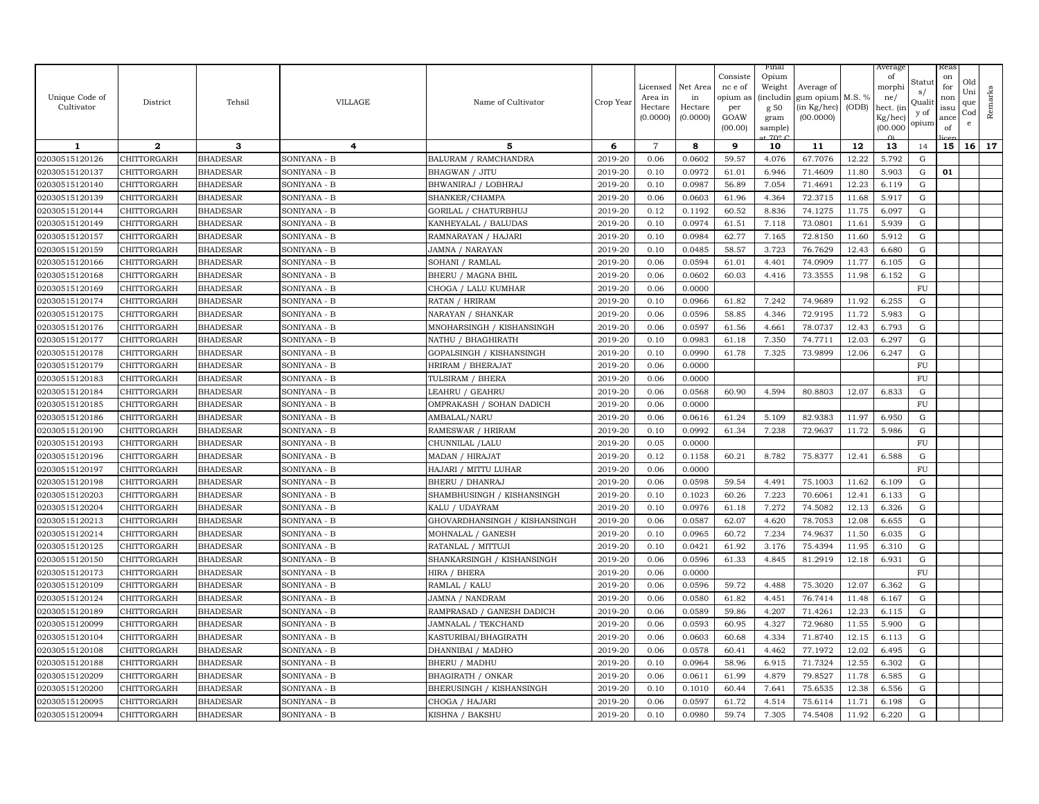| Unique Code of Cultivator | District | Tehsil | VILLAGE | Name of Cultivator | Crop Year | Licensed Area in Hectare (0.0000) | Net Area in Hectare (0.0000) | Consistence of opium as per GOAW (00.00) | Final Opium Weight (including 50 gram sample) at 70° C | Average of gum opium (in Kg/hec) (00.0000) | M.S. % (ODB) | Average of morphine/ hect. (in Kg/hec) (00.000) | Status/ Quality of opium | Reason for non issuance of licence | Old Unique Code | Remarks |
|---|---|---|---|---|---|---|---|---|---|---|---|---|---|---|---|---|
| 1 | 2 | 3 | 4 | 5 | 6 | 7 | 8 | 9 | 10 | 11 | 12 | 13 | 14 | 15 | 16 | 17 |
| 02030515120126 | CHITTORGARH | BHADESAR | SONIYANA - B | BALURAM / RAMCHANDRA | 2019-20 | 0.06 | 0.0602 | 59.57 | 4.076 | 67.7076 | 12.22 | 5.792 | G | | | |
| 02030515120137 | CHITTORGARH | BHADESAR | SONIYANA - B | BHAGWAN / JITU | 2019-20 | 0.10 | 0.0972 | 61.01 | 6.946 | 71.4609 | 11.80 | 5.903 | G | 01 | | |
| 02030515120140 | CHITTORGARH | BHADESAR | SONIYANA - B | BHWANIRAJ / LOBHRAJ | 2019-20 | 0.10 | 0.0987 | 56.89 | 7.054 | 71.4691 | 12.23 | 6.119 | G | | | |
| 02030515120139 | CHITTORGARH | BHADESAR | SONIYANA - B | SHANKER/CHAMPA | 2019-20 | 0.06 | 0.0603 | 61.96 | 4.364 | 72.3715 | 11.68 | 5.917 | G | | | |
| 02030515120144 | CHITTORGARH | BHADESAR | SONIYANA - B | GORILAL / CHATURBHUJ | 2019-20 | 0.12 | 0.1192 | 60.52 | 8.836 | 74.1275 | 11.75 | 6.097 | G | | | |
| 02030515120149 | CHITTORGARH | BHADESAR | SONIYANA - B | KANHEYALAL / BALUDAS | 2019-20 | 0.10 | 0.0974 | 61.51 | 7.118 | 73.0801 | 11.61 | 5.939 | G | | | |
| 02030515120157 | CHITTORGARH | BHADESAR | SONIYANA - B | RAMNARAYAN / HAJARI | 2019-20 | 0.10 | 0.0984 | 62.77 | 7.165 | 72.8150 | 11.60 | 5.912 | G | | | |
| 02030515120159 | CHITTORGARH | BHADESAR | SONIYANA - B | JAMNA / NARAYAN | 2019-20 | 0.10 | 0.0485 | 58.57 | 3.723 | 76.7629 | 12.43 | 6.680 | G | | | |
| 02030515120166 | CHITTORGARH | BHADESAR | SONIYANA - B | SOHANI / RAMLAL | 2019-20 | 0.06 | 0.0594 | 61.01 | 4.401 | 74.0909 | 11.77 | 6.105 | G | | | |
| 02030515120168 | CHITTORGARH | BHADESAR | SONIYANA - B | BHERU / MAGNA BHIL | 2019-20 | 0.06 | 0.0602 | 60.03 | 4.416 | 73.3555 | 11.98 | 6.152 | G | | | |
| 02030515120169 | CHITTORGARH | BHADESAR | SONIYANA - B | CHOGA / LALU KUMHAR | 2019-20 | 0.06 | 0.0000 | | | | | | FU | | | |
| 02030515120174 | CHITTORGARH | BHADESAR | SONIYANA - B | RATAN / HRIRAM | 2019-20 | 0.10 | 0.0966 | 61.82 | 7.242 | 74.9689 | 11.92 | 6.255 | G | | | |
| 02030515120175 | CHITTORGARH | BHADESAR | SONIYANA - B | NARAYAN / SHANKAR | 2019-20 | 0.06 | 0.0596 | 58.85 | 4.346 | 72.9195 | 11.72 | 5.983 | G | | | |
| 02030515120176 | CHITTORGARH | BHADESAR | SONIYANA - B | MNOHARSINGH / KISHANSINGH | 2019-20 | 0.06 | 0.0597 | 61.56 | 4.661 | 78.0737 | 12.43 | 6.793 | G | | | |
| 02030515120177 | CHITTORGARH | BHADESAR | SONIYANA - B | NATHU / BHAGHIRATH | 2019-20 | 0.10 | 0.0983 | 61.18 | 7.350 | 74.7711 | 12.03 | 6.297 | G | | | |
| 02030515120178 | CHITTORGARH | BHADESAR | SONIYANA - B | GOPALSINGH / KISHANSINGH | 2019-20 | 0.10 | 0.0990 | 61.78 | 7.325 | 73.9899 | 12.06 | 6.247 | G | | | |
| 02030515120179 | CHITTORGARH | BHADESAR | SONIYANA - B | HRIRAM / BHERAJAT | 2019-20 | 0.06 | 0.0000 | | | | | | FU | | | |
| 02030515120183 | CHITTORGARH | BHADESAR | SONIYANA - B | TULSIRAM / BHERA | 2019-20 | 0.06 | 0.0000 | | | | | | FU | | | |
| 02030515120184 | CHITTORGARH | BHADESAR | SONIYANA - B | LEAHRU / GEAHRU | 2019-20 | 0.06 | 0.0568 | 60.90 | 4.594 | 80.8803 | 12.07 | 6.833 | G | | | |
| 02030515120185 | CHITTORGARH | BHADESAR | SONIYANA - B | OMPRAKASH / SOHAN DADICH | 2019-20 | 0.06 | 0.0000 | | | | | | FU | | | |
| 02030515120186 | CHITTORGARH | BHADESAR | SONIYANA - B | AMBALAL/NARU | 2019-20 | 0.06 | 0.0616 | 61.24 | 5.109 | 82.9383 | 11.97 | 6.950 | G | | | |
| 02030515120190 | CHITTORGARH | BHADESAR | SONIYANA - B | RAMESWAR / HRIRAM | 2019-20 | 0.10 | 0.0992 | 61.34 | 7.238 | 72.9637 | 11.72 | 5.986 | G | | | |
| 02030515120193 | CHITTORGARH | BHADESAR | SONIYANA - B | CHUNNILAL /LALU | 2019-20 | 0.05 | 0.0000 | | | | | | FU | | | |
| 02030515120196 | CHITTORGARH | BHADESAR | SONIYANA - B | MADAN / HIRAJAT | 2019-20 | 0.12 | 0.1158 | 60.21 | 8.782 | 75.8377 | 12.41 | 6.588 | G | | | |
| 02030515120197 | CHITTORGARH | BHADESAR | SONIYANA - B | HAJARI / MITTU LUHAR | 2019-20 | 0.06 | 0.0000 | | | | | | FU | | | |
| 02030515120198 | CHITTORGARH | BHADESAR | SONIYANA - B | BHERU / DHANRAJ | 2019-20 | 0.06 | 0.0598 | 59.54 | 4.491 | 75.1003 | 11.62 | 6.109 | G | | | |
| 02030515120203 | CHITTORGARH | BHADESAR | SONIYANA - B | SHAMBHUSINGH / KISHANSINGH | 2019-20 | 0.10 | 0.1023 | 60.26 | 7.223 | 70.6061 | 12.41 | 6.133 | G | | | |
| 02030515120204 | CHITTORGARH | BHADESAR | SONIYANA - B | KALU / UDAYRAM | 2019-20 | 0.10 | 0.0976 | 61.18 | 7.272 | 74.5082 | 12.13 | 6.326 | G | | | |
| 02030515120213 | CHITTORGARH | BHADESAR | SONIYANA - B | GHOVARDHANSINGH / KISHANSINGH | 2019-20 | 0.06 | 0.0587 | 62.07 | 4.620 | 78.7053 | 12.08 | 6.655 | G | | | |
| 02030515120214 | CHITTORGARH | BHADESAR | SONIYANA - B | MOHNALAL / GANESH | 2019-20 | 0.10 | 0.0965 | 60.72 | 7.234 | 74.9637 | 11.50 | 6.035 | G | | | |
| 02030515120125 | CHITTORGARH | BHADESAR | SONIYANA - B | RATANLAL / MITTUJI | 2019-20 | 0.10 | 0.0421 | 61.92 | 3.176 | 75.4394 | 11.95 | 6.310 | G | | | |
| 02030515120150 | CHITTORGARH | BHADESAR | SONIYANA - B | SHANKARSINGH / KISHANSINGH | 2019-20 | 0.06 | 0.0596 | 61.33 | 4.845 | 81.2919 | 12.18 | 6.931 | G | | | |
| 02030515120173 | CHITTORGARH | BHADESAR | SONIYANA - B | HIRA / BHERA | 2019-20 | 0.06 | 0.0000 | | | | | | FU | | | |
| 02030515120109 | CHITTORGARH | BHADESAR | SONIYANA - B | RAMLAL / KALU | 2019-20 | 0.06 | 0.0596 | 59.72 | 4.488 | 75.3020 | 12.07 | 6.362 | G | | | |
| 02030515120124 | CHITTORGARH | BHADESAR | SONIYANA - B | JAMNA / NANDRAM | 2019-20 | 0.06 | 0.0580 | 61.82 | 4.451 | 76.7414 | 11.48 | 6.167 | G | | | |
| 02030515120189 | CHITTORGARH | BHADESAR | SONIYANA - B | RAMPRASAD / GANESH DADICH | 2019-20 | 0.06 | 0.0589 | 59.86 | 4.207 | 71.4261 | 12.23 | 6.115 | G | | | |
| 02030515120099 | CHITTORGARH | BHADESAR | SONIYANA - B | JAMNALAL / TEKCHAND | 2019-20 | 0.06 | 0.0593 | 60.95 | 4.327 | 72.9680 | 11.55 | 5.900 | G | | | |
| 02030515120104 | CHITTORGARH | BHADESAR | SONIYANA - B | KASTURIBAI/BHAGIRATH | 2019-20 | 0.06 | 0.0603 | 60.68 | 4.334 | 71.8740 | 12.15 | 6.113 | G | | | |
| 02030515120108 | CHITTORGARH | BHADESAR | SONIYANA - B | DHANNIBAI / MADHO | 2019-20 | 0.06 | 0.0578 | 60.41 | 4.462 | 77.1972 | 12.02 | 6.495 | G | | | |
| 02030515120188 | CHITTORGARH | BHADESAR | SONIYANA - B | BHERU / MADHU | 2019-20 | 0.10 | 0.0964 | 58.96 | 6.915 | 71.7324 | 12.55 | 6.302 | G | | | |
| 02030515120209 | CHITTORGARH | BHADESAR | SONIYANA - B | BHAGIRATH / ONKAR | 2019-20 | 0.06 | 0.0611 | 61.99 | 4.879 | 79.8527 | 11.78 | 6.585 | G | | | |
| 02030515120200 | CHITTORGARH | BHADESAR | SONIYANA - B | BHERUSINGH / KISHANSINGH | 2019-20 | 0.10 | 0.1010 | 60.44 | 7.641 | 75.6535 | 12.38 | 6.556 | G | | | |
| 02030515120095 | CHITTORGARH | BHADESAR | SONIYANA - B | CHOGA / HAJARI | 2019-20 | 0.06 | 0.0597 | 61.72 | 4.514 | 75.6114 | 11.71 | 6.198 | G | | | |
| 02030515120094 | CHITTORGARH | BHADESAR | SONIYANA - B | KISHNA / BAKSHU | 2019-20 | 0.10 | 0.0980 | 59.74 | 7.305 | 74.5408 | 11.92 | 6.220 | G | | | |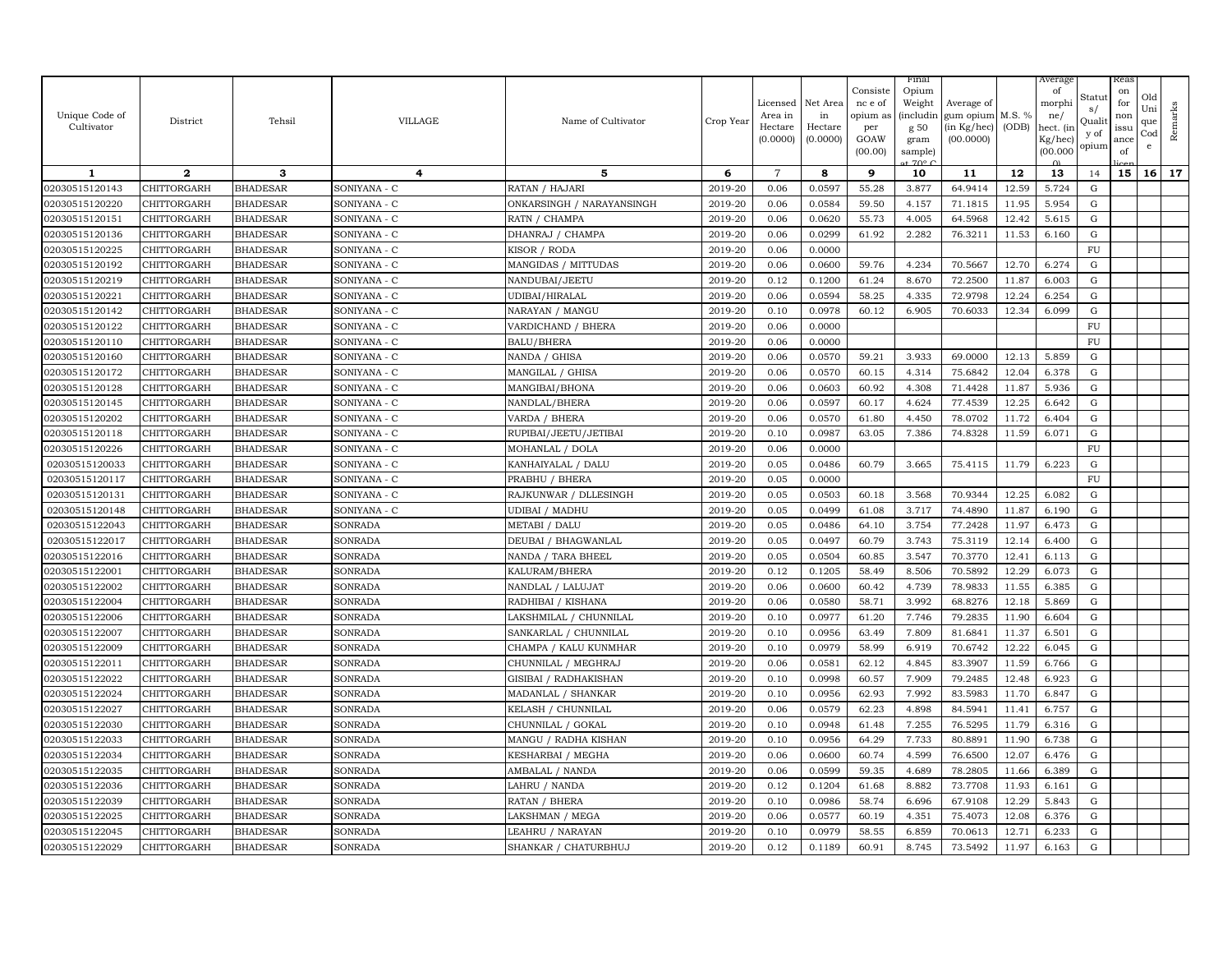| Unique Code of Cultivator | District | Tehsil | VILLAGE | Name of Cultivator | Crop Year | Licensed Area in Hectare (0.0000) | Net Area in Hectare (0.0000) | Consistence of opium as per GOAW (00.00) | Final Opium Weight (including 50 gram sample) at 70° C | Average of gum opium (in Kg/hec) (00.0000) | M.S. % (ODB) | Average of morphine/ hect. (in Kg/hec) (00.000) | Status/ Quality of opium | Reason for non issuance of licence | Old Unique Code | Remarks |
|---|---|---|---|---|---|---|---|---|---|---|---|---|---|---|---|---|
| 1 | 2 | 3 | 4 | 5 | 6 | 7 | 8 | 9 | 10 | 11 | 12 | 13 | 14 | 15 | 16 | 17 |
| 02030515120143 | CHITTORGARH | BHADESAR | SONIYANA - C | RATAN / HAJARI | 2019-20 | 0.06 | 0.0597 | 55.28 | 3.877 | 64.9414 | 12.59 | 5.724 | G | | | |
| 02030515120220 | CHITTORGARH | BHADESAR | SONIYANA - C | ONKARSINGH / NARAYANSINGH | 2019-20 | 0.06 | 0.0584 | 59.50 | 4.157 | 71.1815 | 11.95 | 5.954 | G | | | |
| 02030515120151 | CHITTORGARH | BHADESAR | SONIYANA - C | RATN / CHAMPA | 2019-20 | 0.06 | 0.0620 | 55.73 | 4.005 | 64.5968 | 12.42 | 5.615 | G | | | |
| 02030515120136 | CHITTORGARH | BHADESAR | SONIYANA - C | DHANRAJ / CHAMPA | 2019-20 | 0.06 | 0.0299 | 61.92 | 2.282 | 76.3211 | 11.53 | 6.160 | G | | | |
| 02030515120225 | CHITTORGARH | BHADESAR | SONIYANA - C | KISOR / RODA | 2019-20 | 0.06 | 0.0000 | | | | | | FU | | | |
| 02030515120192 | CHITTORGARH | BHADESAR | SONIYANA - C | MANGIDAS / MITTUDAS | 2019-20 | 0.06 | 0.0600 | 59.76 | 4.234 | 70.5667 | 12.70 | 6.274 | G | | | |
| 02030515120219 | CHITTORGARH | BHADESAR | SONIYANA - C | NANDUBAI/JEETU | 2019-20 | 0.12 | 0.1200 | 61.24 | 8.670 | 72.2500 | 11.87 | 6.003 | G | | | |
| 02030515120221 | CHITTORGARH | BHADESAR | SONIYANA - C | UDIBAI/HIRALAL | 2019-20 | 0.06 | 0.0594 | 58.25 | 4.335 | 72.9798 | 12.24 | 6.254 | G | | | |
| 02030515120142 | CHITTORGARH | BHADESAR | SONIYANA - C | NARAYAN / MANGU | 2019-20 | 0.10 | 0.0978 | 60.12 | 6.905 | 70.6033 | 12.34 | 6.099 | G | | | |
| 02030515120122 | CHITTORGARH | BHADESAR | SONIYANA - C | VARDICHAND / BHERA | 2019-20 | 0.06 | 0.0000 | | | | | | FU | | | |
| 02030515120110 | CHITTORGARH | BHADESAR | SONIYANA - C | BALU/BHERA | 2019-20 | 0.06 | 0.0000 | | | | | | FU | | | |
| 02030515120160 | CHITTORGARH | BHADESAR | SONIYANA - C | NANDA / GHISA | 2019-20 | 0.06 | 0.0570 | 59.21 | 3.933 | 69.0000 | 12.13 | 5.859 | G | | | |
| 02030515120172 | CHITTORGARH | BHADESAR | SONIYANA - C | MANGILAL / GHISA | 2019-20 | 0.06 | 0.0570 | 60.15 | 4.314 | 75.6842 | 12.04 | 6.378 | G | | | |
| 02030515120128 | CHITTORGARH | BHADESAR | SONIYANA - C | MANGIBAI/BHONA | 2019-20 | 0.06 | 0.0603 | 60.92 | 4.308 | 71.4428 | 11.87 | 5.936 | G | | | |
| 02030515120145 | CHITTORGARH | BHADESAR | SONIYANA - C | NANDLAL/BHERA | 2019-20 | 0.06 | 0.0597 | 60.17 | 4.624 | 77.4539 | 12.25 | 6.642 | G | | | |
| 02030515120202 | CHITTORGARH | BHADESAR | SONIYANA - C | VARDA / BHERA | 2019-20 | 0.06 | 0.0570 | 61.80 | 4.450 | 78.0702 | 11.72 | 6.404 | G | | | |
| 02030515120118 | CHITTORGARH | BHADESAR | SONIYANA - C | RUPIBAI/JEETU/JETIBAI | 2019-20 | 0.10 | 0.0987 | 63.05 | 7.386 | 74.8328 | 11.59 | 6.071 | G | | | |
| 02030515120226 | CHITTORGARH | BHADESAR | SONIYANA - C | MOHANLAL / DOLA | 2019-20 | 0.06 | 0.0000 | | | | | | FU | | | |
| 02030515120033 | CHITTORGARH | BHADESAR | SONIYANA - C | KANHAIYALAL / DALU | 2019-20 | 0.05 | 0.0486 | 60.79 | 3.665 | 75.4115 | 11.79 | 6.223 | G | | | |
| 02030515120117 | CHITTORGARH | BHADESAR | SONIYANA - C | PRABHU / BHERA | 2019-20 | 0.05 | 0.0000 | | | | | | FU | | | |
| 02030515120131 | CHITTORGARH | BHADESAR | SONIYANA - C | RAJKUNWAR / DLLESINGH | 2019-20 | 0.05 | 0.0503 | 60.18 | 3.568 | 70.9344 | 12.25 | 6.082 | G | | | |
| 02030515120148 | CHITTORGARH | BHADESAR | SONIYANA - C | UDIBAI / MADHU | 2019-20 | 0.05 | 0.0499 | 61.08 | 3.717 | 74.4890 | 11.87 | 6.190 | G | | | |
| 02030515122043 | CHITTORGARH | BHADESAR | SONRADA | METABI / DALU | 2019-20 | 0.05 | 0.0486 | 64.10 | 3.754 | 77.2428 | 11.97 | 6.473 | G | | | |
| 02030515122017 | CHITTORGARH | BHADESAR | SONRADA | DEUBAI / BHAGWANLAL | 2019-20 | 0.05 | 0.0497 | 60.79 | 3.743 | 75.3119 | 12.14 | 6.400 | G | | | |
| 02030515122016 | CHITTORGARH | BHADESAR | SONRADA | NANDA / TARA BHEEL | 2019-20 | 0.05 | 0.0504 | 60.85 | 3.547 | 70.3770 | 12.41 | 6.113 | G | | | |
| 02030515122001 | CHITTORGARH | BHADESAR | SONRADA | KALURAM/BHERA | 2019-20 | 0.12 | 0.1205 | 58.49 | 8.506 | 70.5892 | 12.29 | 6.073 | G | | | |
| 02030515122002 | CHITTORGARH | BHADESAR | SONRADA | NANDLAL / LALUJAT | 2019-20 | 0.06 | 0.0600 | 60.42 | 4.739 | 78.9833 | 11.55 | 6.385 | G | | | |
| 02030515122004 | CHITTORGARH | BHADESAR | SONRADA | RADHIBAI / KISHANA | 2019-20 | 0.06 | 0.0580 | 58.71 | 3.992 | 68.8276 | 12.18 | 5.869 | G | | | |
| 02030515122006 | CHITTORGARH | BHADESAR | SONRADA | LAKSHMILAL / CHUNNILAL | 2019-20 | 0.10 | 0.0977 | 61.20 | 7.746 | 79.2835 | 11.90 | 6.604 | G | | | |
| 02030515122007 | CHITTORGARH | BHADESAR | SONRADA | SANKARLAL / CHUNNILAL | 2019-20 | 0.10 | 0.0956 | 63.49 | 7.809 | 81.6841 | 11.37 | 6.501 | G | | | |
| 02030515122009 | CHITTORGARH | BHADESAR | SONRADA | CHAMPA / KALU KUNMHAR | 2019-20 | 0.10 | 0.0979 | 58.99 | 6.919 | 70.6742 | 12.22 | 6.045 | G | | | |
| 02030515122011 | CHITTORGARH | BHADESAR | SONRADA | CHUNNILAL / MEGHRAJ | 2019-20 | 0.06 | 0.0581 | 62.12 | 4.845 | 83.3907 | 11.59 | 6.766 | G | | | |
| 02030515122022 | CHITTORGARH | BHADESAR | SONRADA | GISIBAI / RADHAKISHAN | 2019-20 | 0.10 | 0.0998 | 60.57 | 7.909 | 79.2485 | 12.48 | 6.923 | G | | | |
| 02030515122024 | CHITTORGARH | BHADESAR | SONRADA | MADANLAL / SHANKAR | 2019-20 | 0.10 | 0.0956 | 62.93 | 7.992 | 83.5983 | 11.70 | 6.847 | G | | | |
| 02030515122027 | CHITTORGARH | BHADESAR | SONRADA | KELASH / CHUNNILAL | 2019-20 | 0.06 | 0.0579 | 62.23 | 4.898 | 84.5941 | 11.41 | 6.757 | G | | | |
| 02030515122030 | CHITTORGARH | BHADESAR | SONRADA | CHUNNILAL / GOKAL | 2019-20 | 0.10 | 0.0948 | 61.48 | 7.255 | 76.5295 | 11.79 | 6.316 | G | | | |
| 02030515122033 | CHITTORGARH | BHADESAR | SONRADA | MANGU / RADHA KISHAN | 2019-20 | 0.10 | 0.0956 | 64.29 | 7.733 | 80.8891 | 11.90 | 6.738 | G | | | |
| 02030515122034 | CHITTORGARH | BHADESAR | SONRADA | KESHARBAI / MEGHA | 2019-20 | 0.06 | 0.0600 | 60.74 | 4.599 | 76.6500 | 12.07 | 6.476 | G | | | |
| 02030515122035 | CHITTORGARH | BHADESAR | SONRADA | AMBALAL / NANDA | 2019-20 | 0.06 | 0.0599 | 59.35 | 4.689 | 78.2805 | 11.66 | 6.389 | G | | | |
| 02030515122036 | CHITTORGARH | BHADESAR | SONRADA | LAHRU / NANDA | 2019-20 | 0.12 | 0.1204 | 61.68 | 8.882 | 73.7708 | 11.93 | 6.161 | G | | | |
| 02030515122039 | CHITTORGARH | BHADESAR | SONRADA | RATAN / BHERA | 2019-20 | 0.10 | 0.0986 | 58.74 | 6.696 | 67.9108 | 12.29 | 5.843 | G | | | |
| 02030515122025 | CHITTORGARH | BHADESAR | SONRADA | LAKSHMAN / MEGA | 2019-20 | 0.06 | 0.0577 | 60.19 | 4.351 | 75.4073 | 12.08 | 6.376 | G | | | |
| 02030515122045 | CHITTORGARH | BHADESAR | SONRADA | LEAHRU / NARAYAN | 2019-20 | 0.10 | 0.0979 | 58.55 | 6.859 | 70.0613 | 12.71 | 6.233 | G | | | |
| 02030515122029 | CHITTORGARH | BHADESAR | SONRADA | SHANKAR / CHATURBHUJ | 2019-20 | 0.12 | 0.1189 | 60.91 | 8.745 | 73.5492 | 11.97 | 6.163 | G | | | |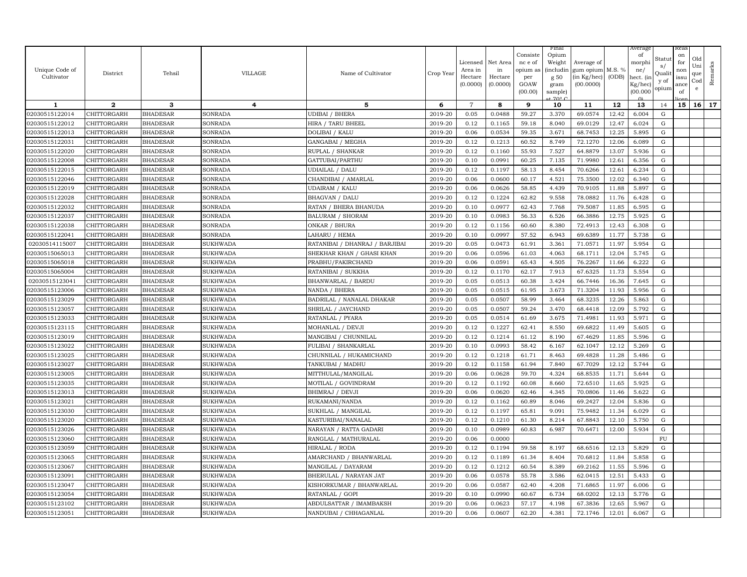| Unique Code of Cultivator | District | Tehsil | VILLAGE | Name of Cultivator | Crop Year | Licensed Area in Hectare (0.0000) | Net Area in Hectare (0.0000) | Consistence of opium as per GOAW (00.00) | Final Opium Weight (including 50 gram sample) at 70° C | Average of gum opium (in Kg/hec) (00.0000) | M.S. % (ODB) | Average of morphine/ hect. (in Kg/hec) (00.000) | Status/ Quality of opium | Reason for non issuance of licence | Old Unique Code | Remarks |
|---|---|---|---|---|---|---|---|---|---|---|---|---|---|---|---|---|
| 1 | 2 | 3 | 4 | 5 | 6 | 7 | 8 | 9 | 10 | 11 | 12 | 13 | 14 | 15 | 16 | 17 |
| 02030515122014 | CHITTORGARH | BHADESAR | SONRADA | UDIBAI / BHERA | 2019-20 | 0.05 | 0.0488 | 59.27 | 3.370 | 69.0574 | 12.42 | 6.004 | G | | | |
| 02030515122012 | CHITTORGARH | BHADESAR | SONRADA | HIRA / TARU BHEEL | 2019-20 | 0.12 | 0.1165 | 59.18 | 8.040 | 69.0129 | 12.47 | 6.024 | G | | | |
| 02030515122013 | CHITTORGARH | BHADESAR | SONRADA | DOLIBAI / KALU | 2019-20 | 0.06 | 0.0534 | 59.35 | 3.671 | 68.7453 | 12.25 | 5.895 | G | | | |
| 02030515122031 | CHITTORGARH | BHADESAR | SONRADA | GANGABAI / MEGHA | 2019-20 | 0.12 | 0.1213 | 60.52 | 8.749 | 72.1270 | 12.06 | 6.089 | G | | | |
| 02030515122020 | CHITTORGARH | BHADESAR | SONRADA | RUPLAL / SHANKAR | 2019-20 | 0.12 | 0.1160 | 55.93 | 7.527 | 64.8879 | 13.07 | 5.936 | G | | | |
| 02030515122008 | CHITTORGARH | BHADESAR | SONRADA | GATTUBAI/PARTHU | 2019-20 | 0.10 | 0.0991 | 60.25 | 7.135 | 71.9980 | 12.61 | 6.356 | G | | | |
| 02030515122015 | CHITTORGARH | BHADESAR | SONRADA | UDAILAL / DALU | 2019-20 | 0.12 | 0.1197 | 58.13 | 8.454 | 70.6266 | 12.61 | 6.234 | G | | | |
| 02030515122046 | CHITTORGARH | BHADESAR | SONRADA | CHANDIBAI / AMARLAL | 2019-20 | 0.06 | 0.0600 | 60.17 | 4.521 | 75.3500 | 12.02 | 6.340 | G | | | |
| 02030515122019 | CHITTORGARH | BHADESAR | SONRADA | UDAIRAM / KALU | 2019-20 | 0.06 | 0.0626 | 58.85 | 4.439 | 70.9105 | 11.88 | 5.897 | G | | | |
| 02030515122028 | CHITTORGARH | BHADESAR | SONRADA | BHAGVAN / DALU | 2019-20 | 0.12 | 0.1224 | 62.82 | 9.558 | 78.0882 | 11.76 | 6.428 | G | | | |
| 02030515122032 | CHITTORGARH | BHADESAR | SONRADA | RATAN / BHERA BHANUDA | 2019-20 | 0.10 | 0.0977 | 62.43 | 7.768 | 79.5087 | 11.85 | 6.595 | G | | | |
| 02030515122037 | CHITTORGARH | BHADESAR | SONRADA | BALURAM / SHORAM | 2019-20 | 0.10 | 0.0983 | 56.33 | 6.526 | 66.3886 | 12.75 | 5.925 | G | | | |
| 02030515122038 | CHITTORGARH | BHADESAR | SONRADA | ONKAR / BHURA | 2019-20 | 0.12 | 0.1156 | 60.60 | 8.380 | 72.4913 | 12.43 | 6.308 | G | | | |
| 02030515122041 | CHITTORGARH | BHADESAR | SONRADA | LAHARU / HEMA | 2019-20 | 0.10 | 0.0997 | 57.52 | 6.943 | 69.6389 | 11.77 | 5.738 | G | | | |
| 02030514115007 | CHITTORGARH | BHADESAR | SUKHWADA | RATANIBAI / DHANRAJ / BARJIBAI | 2019-20 | 0.05 | 0.0473 | 61.91 | 3.361 | 71.0571 | 11.97 | 5.954 | G | | | |
| 02030515065013 | CHITTORGARH | BHADESAR | SUKHWADA | SHEKHAR KHAN / GHASI KHAN | 2019-20 | 0.06 | 0.0596 | 61.03 | 4.063 | 68.1711 | 12.04 | 5.745 | G | | | |
| 02030515065018 | CHITTORGARH | BHADESAR | SUKHWADA | PRABHU/FAKIRCHAND | 2019-20 | 0.06 | 0.0591 | 65.43 | 4.505 | 76.2267 | 11.66 | 6.222 | G | | | |
| 02030515065004 | CHITTORGARH | BHADESAR | SUKHWADA | RATANIBAI / SUKKHA | 2019-20 | 0.12 | 0.1170 | 62.17 | 7.913 | 67.6325 | 11.73 | 5.554 | G | | | |
| 02030515123041 | CHITTORGARH | BHADESAR | SUKHWADA | BHANWARLAL / BARDU | 2019-20 | 0.05 | 0.0513 | 60.38 | 3.424 | 66.7446 | 16.36 | 7.645 | G | | | |
| 02030515123006 | CHITTORGARH | BHADESAR | SUKHWADA | NANDA / BHERA | 2019-20 | 0.05 | 0.0515 | 61.95 | 3.673 | 71.3204 | 11.93 | 5.956 | G | | | |
| 02030515123029 | CHITTORGARH | BHADESAR | SUKHWADA | BADRILAL / NANALAL DHAKAR | 2019-20 | 0.05 | 0.0507 | 58.99 | 3.464 | 68.3235 | 12.26 | 5.863 | G | | | |
| 02030515123057 | CHITTORGARH | BHADESAR | SUKHWADA | SHRILAL / JAYCHAND | 2019-20 | 0.05 | 0.0507 | 59.24 | 3.470 | 68.4418 | 12.09 | 5.792 | G | | | |
| 02030515123033 | CHITTORGARH | BHADESAR | SUKHWADA | RATANLAL / PYARA | 2019-20 | 0.05 | 0.0514 | 61.69 | 3.675 | 71.4981 | 11.93 | 5.971 | G | | | |
| 02030515123115 | CHITTORGARH | BHADESAR | SUKHWADA | MOHANLAL / DEVJI | 2019-20 | 0.12 | 0.1227 | 62.41 | 8.550 | 69.6822 | 11.49 | 5.605 | G | | | |
| 02030515123019 | CHITTORGARH | BHADESAR | SUKHWADA | MANGIBAI / CHUNNILAL | 2019-20 | 0.12 | 0.1214 | 61.12 | 8.190 | 67.4629 | 11.85 | 5.596 | G | | | |
| 02030515123022 | CHITTORGARH | BHADESAR | SUKHWADA | FULIBAI / SHANKARLAL | 2019-20 | 0.10 | 0.0993 | 58.42 | 6.167 | 62.1047 | 12.12 | 5.269 | G | | | |
| 02030515123025 | CHITTORGARH | BHADESAR | SUKHWADA | CHUNNILAL / HUKAMICHAND | 2019-20 | 0.12 | 0.1218 | 61.71 | 8.463 | 69.4828 | 11.28 | 5.486 | G | | | |
| 02030515123027 | CHITTORGARH | BHADESAR | SUKHWADA | TANKUBAI / MADHU | 2019-20 | 0.12 | 0.1158 | 61.94 | 7.840 | 67.7029 | 12.12 | 5.744 | G | | | |
| 02030515123005 | CHITTORGARH | BHADESAR | SUKHWADA | MITTHULAL/MANGILAL | 2019-20 | 0.06 | 0.0628 | 59.70 | 4.324 | 68.8535 | 11.71 | 5.644 | G | | | |
| 02030515123035 | CHITTORGARH | BHADESAR | SUKHWADA | MOTILAL / GOVINDRAM | 2019-20 | 0.12 | 0.1192 | 60.08 | 8.660 | 72.6510 | 11.65 | 5.925 | G | | | |
| 02030515123013 | CHITTORGARH | BHADESAR | SUKHWADA | BHIMRAJ / DEVJI | 2019-20 | 0.06 | 0.0620 | 62.46 | 4.345 | 70.0806 | 11.46 | 5.622 | G | | | |
| 02030515123021 | CHITTORGARH | BHADESAR | SUKHWADA | RUKAMANI/NANDA | 2019-20 | 0.12 | 0.1162 | 60.89 | 8.046 | 69.2427 | 12.04 | 5.836 | G | | | |
| 02030515123030 | CHITTORGARH | BHADESAR | SUKHWADA | SUKHLAL / MANGILAL | 2019-20 | 0.12 | 0.1197 | 65.81 | 9.091 | 75.9482 | 11.34 | 6.029 | G | | | |
| 02030515123020 | CHITTORGARH | BHADESAR | SUKHWADA | KASTURIBAI/NANALAL | 2019-20 | 0.12 | 0.1210 | 61.30 | 8.214 | 67.8843 | 12.10 | 5.750 | G | | | |
| 02030515123026 | CHITTORGARH | BHADESAR | SUKHWADA | NARAYAN / RATTA GADARI | 2019-20 | 0.10 | 0.0989 | 60.83 | 6.987 | 70.6471 | 12.00 | 5.934 | G | | | |
| 02030515123060 | CHITTORGARH | BHADESAR | SUKHWADA | RANGLAL / MATHURALAL | 2019-20 | 0.06 | 0.0000 | | | | | | FU | | | |
| 02030515123059 | CHITTORGARH | BHADESAR | SUKHWADA | HIRALAL / RODA | 2019-20 | 0.12 | 0.1194 | 59.58 | 8.197 | 68.6516 | 12.13 | 5.829 | G | | | |
| 02030515123065 | CHITTORGARH | BHADESAR | SUKHWADA | AMARCHAND / BHANWARLAL | 2019-20 | 0.12 | 0.1189 | 61.34 | 8.404 | 70.6812 | 11.84 | 5.858 | G | | | |
| 02030515123067 | CHITTORGARH | BHADESAR | SUKHWADA | MANGILAL / DAYARAM | 2019-20 | 0.12 | 0.1212 | 60.54 | 8.389 | 69.2162 | 11.55 | 5.596 | G | | | |
| 02030515123091 | CHITTORGARH | BHADESAR | SUKHWADA | BHERULAL / NARAYAN JAT | 2019-20 | 0.06 | 0.0578 | 55.78 | 3.586 | 62.0415 | 12.51 | 5.433 | G | | | |
| 02030515123047 | CHITTORGARH | BHADESAR | SUKHWADA | KISHORKUMAR / BHANWARLAL | 2019-20 | 0.06 | 0.0587 | 62.40 | 4.208 | 71.6865 | 11.97 | 6.006 | G | | | |
| 02030515123054 | CHITTORGARH | BHADESAR | SUKHWADA | RATANLAL / GOPI | 2019-20 | 0.10 | 0.0990 | 60.67 | 6.734 | 68.0202 | 12.13 | 5.776 | G | | | |
| 02030515123102 | CHITTORGARH | BHADESAR | SUKHWADA | ABDULSATTAR / IMAMBAKSH | 2019-20 | 0.06 | 0.0623 | 57.17 | 4.198 | 67.3836 | 12.65 | 5.967 | G | | | |
| 02030515123051 | CHITTORGARH | BHADESAR | SUKHWADA | NANDUBAI / CHHAGANLAL | 2019-20 | 0.06 | 0.0607 | 62.20 | 4.381 | 72.1746 | 12.01 | 6.067 | G | | | |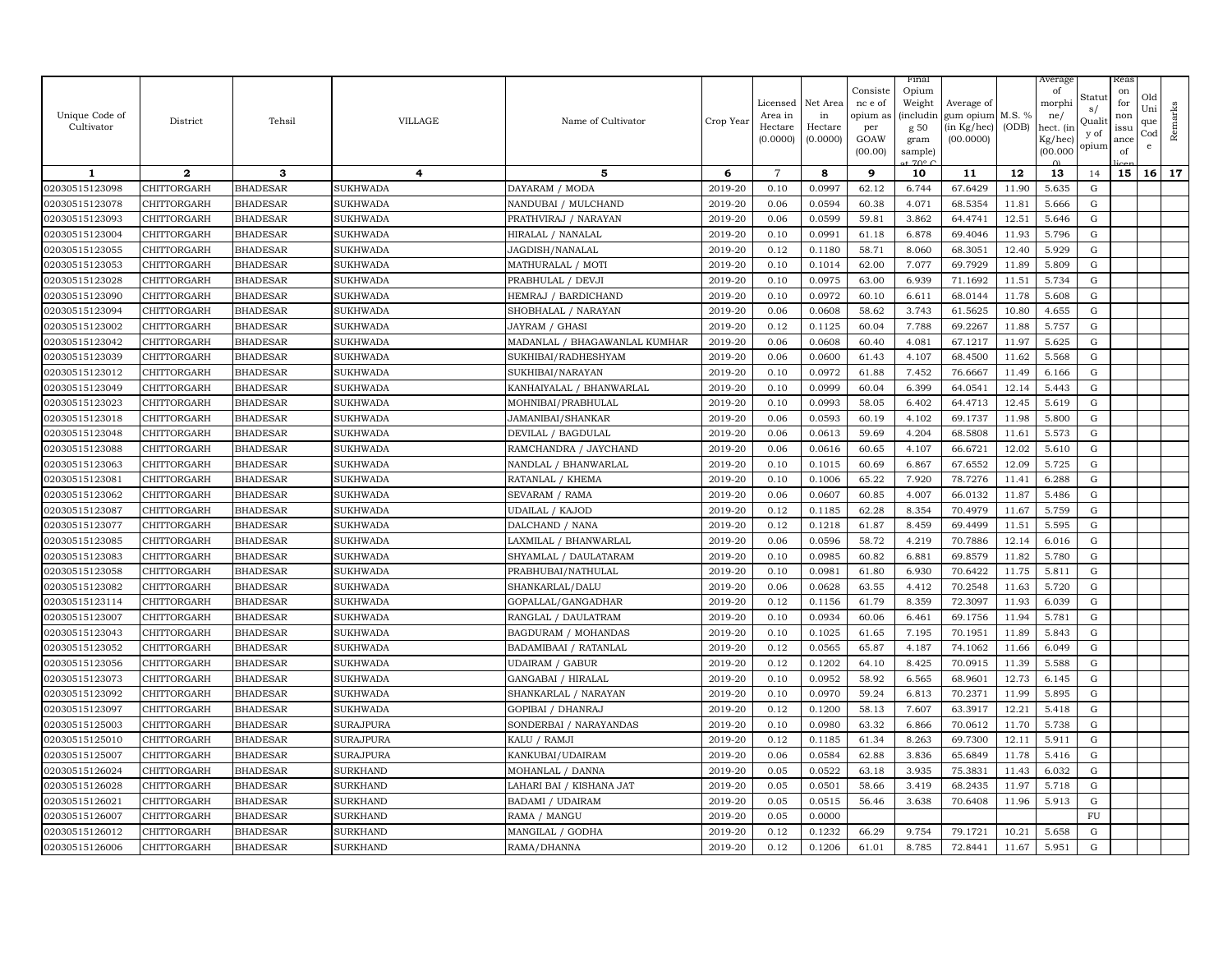| Unique Code of Cultivator | District | Tehsil | VILLAGE | Name of Cultivator | Crop Year | Licensed Area in Hectare (0.0000) | Net Area in Hectare (0.0000) | Consistence of opium as per GOAW (00.00) | Final Opium Weight (including 50 gram sample) at 70° C | Average of gum opium (in Kg/hec) (00.0000) | M.S. % (ODB) | Average of morphine/hect. (in Kg/hec) (00.0000) | Status/Quality of opium | Reason for non issuance of licence | Old Unique Code | Remarks |
|---|---|---|---|---|---|---|---|---|---|---|---|---|---|---|---|---|
| 1 | 2 | 3 | 4 | 5 | 6 | 7 | 8 | 9 | 10 | 11 | 12 | 13 | 14 | 15 | 16 | 17 |
| 02030515123098 | CHITTORGARH | BHADESAR | SUKHWADA | DAYARAM / MODA | 2019-20 | 0.10 | 0.0997 | 62.12 | 6.744 | 67.6429 | 11.90 | 5.635 | G | | | |
| 02030515123078 | CHITTORGARH | BHADESAR | SUKHWADA | NANDUBAI / MULCHAND | 2019-20 | 0.06 | 0.0594 | 60.38 | 4.071 | 68.5354 | 11.81 | 5.666 | G | | | |
| 02030515123093 | CHITTORGARH | BHADESAR | SUKHWADA | PRATHVIRAJ / NARAYAN | 2019-20 | 0.06 | 0.0599 | 59.81 | 3.862 | 64.4741 | 12.51 | 5.646 | G | | | |
| 02030515123004 | CHITTORGARH | BHADESAR | SUKHWADA | HIRALAL / NANALAL | 2019-20 | 0.10 | 0.0991 | 61.18 | 6.878 | 69.4046 | 11.93 | 5.796 | G | | | |
| 02030515123055 | CHITTORGARH | BHADESAR | SUKHWADA | JAGDISH/NANALAL | 2019-20 | 0.12 | 0.1180 | 58.71 | 8.060 | 68.3051 | 12.40 | 5.929 | G | | | |
| 02030515123053 | CHITTORGARH | BHADESAR | SUKHWADA | MATHURALAL / MOTI | 2019-20 | 0.10 | 0.1014 | 62.00 | 7.077 | 69.7929 | 11.89 | 5.809 | G | | | |
| 02030515123028 | CHITTORGARH | BHADESAR | SUKHWADA | PRABHULAL / DEVJI | 2019-20 | 0.10 | 0.0975 | 63.00 | 6.939 | 71.1692 | 11.51 | 5.734 | G | | | |
| 02030515123090 | CHITTORGARH | BHADESAR | SUKHWADA | HEMRAJ / BARDICHAND | 2019-20 | 0.10 | 0.0972 | 60.10 | 6.611 | 68.0144 | 11.78 | 5.608 | G | | | |
| 02030515123094 | CHITTORGARH | BHADESAR | SUKHWADA | SHOBHALAL / NARAYAN | 2019-20 | 0.06 | 0.0608 | 58.62 | 3.743 | 61.5625 | 10.80 | 4.655 | G | | | |
| 02030515123002 | CHITTORGARH | BHADESAR | SUKHWADA | JAYRAM / GHASI | 2019-20 | 0.12 | 0.1125 | 60.04 | 7.788 | 69.2267 | 11.88 | 5.757 | G | | | |
| 02030515123042 | CHITTORGARH | BHADESAR | SUKHWADA | MADANLAL / BHAGAWANLAL KUMHAR | 2019-20 | 0.06 | 0.0608 | 60.40 | 4.081 | 67.1217 | 11.97 | 5.625 | G | | | |
| 02030515123039 | CHITTORGARH | BHADESAR | SUKHWADA | SUKHIBAI/RADHESHYAM | 2019-20 | 0.06 | 0.0600 | 61.43 | 4.107 | 68.4500 | 11.62 | 5.568 | G | | | |
| 02030515123012 | CHITTORGARH | BHADESAR | SUKHWADA | SUKHIBAI/NARAYAN | 2019-20 | 0.10 | 0.0972 | 61.88 | 7.452 | 76.6667 | 11.49 | 6.166 | G | | | |
| 02030515123049 | CHITTORGARH | BHADESAR | SUKHWADA | KANHAIYALAL / BHANWARLAL | 2019-20 | 0.10 | 0.0999 | 60.04 | 6.399 | 64.0541 | 12.14 | 5.443 | G | | | |
| 02030515123023 | CHITTORGARH | BHADESAR | SUKHWADA | MOHNIBAI/PRABHULAL | 2019-20 | 0.10 | 0.0993 | 58.05 | 6.402 | 64.4713 | 12.45 | 5.619 | G | | | |
| 02030515123018 | CHITTORGARH | BHADESAR | SUKHWADA | JAMANIBAI/SHANKAR | 2019-20 | 0.06 | 0.0593 | 60.19 | 4.102 | 69.1737 | 11.98 | 5.800 | G | | | |
| 02030515123048 | CHITTORGARH | BHADESAR | SUKHWADA | DEVILAL / BAGDULAL | 2019-20 | 0.06 | 0.0613 | 59.69 | 4.204 | 68.5808 | 11.61 | 5.573 | G | | | |
| 02030515123088 | CHITTORGARH | BHADESAR | SUKHWADA | RAMCHANDRA / JAYCHAND | 2019-20 | 0.06 | 0.0616 | 60.65 | 4.107 | 66.6721 | 12.02 | 5.610 | G | | | |
| 02030515123063 | CHITTORGARH | BHADESAR | SUKHWADA | NANDLAL / BHANWARLAL | 2019-20 | 0.10 | 0.1015 | 60.69 | 6.867 | 67.6552 | 12.09 | 5.725 | G | | | |
| 02030515123081 | CHITTORGARH | BHADESAR | SUKHWADA | RATANLAL / KHEMA | 2019-20 | 0.10 | 0.1006 | 65.22 | 7.920 | 78.7276 | 11.41 | 6.288 | G | | | |
| 02030515123062 | CHITTORGARH | BHADESAR | SUKHWADA | SEVARAM / RAMA | 2019-20 | 0.06 | 0.0607 | 60.85 | 4.007 | 66.0132 | 11.87 | 5.486 | G | | | |
| 02030515123087 | CHITTORGARH | BHADESAR | SUKHWADA | UDAILAL / KAJOD | 2019-20 | 0.12 | 0.1185 | 62.28 | 8.354 | 70.4979 | 11.67 | 5.759 | G | | | |
| 02030515123077 | CHITTORGARH | BHADESAR | SUKHWADA | DALCHAND / NANA | 2019-20 | 0.12 | 0.1218 | 61.87 | 8.459 | 69.4499 | 11.51 | 5.595 | G | | | |
| 02030515123085 | CHITTORGARH | BHADESAR | SUKHWADA | LAXMILAL / BHANWARLAL | 2019-20 | 0.06 | 0.0596 | 58.72 | 4.219 | 70.7886 | 12.14 | 6.016 | G | | | |
| 02030515123083 | CHITTORGARH | BHADESAR | SUKHWADA | SHYAMLAL / DAULATARAM | 2019-20 | 0.10 | 0.0985 | 60.82 | 6.881 | 69.8579 | 11.82 | 5.780 | G | | | |
| 02030515123058 | CHITTORGARH | BHADESAR | SUKHWADA | PRABHUBAI/NATHULAL | 2019-20 | 0.10 | 0.0981 | 61.80 | 6.930 | 70.6422 | 11.75 | 5.811 | G | | | |
| 02030515123082 | CHITTORGARH | BHADESAR | SUKHWADA | SHANKARLAL/DALU | 2019-20 | 0.06 | 0.0628 | 63.55 | 4.412 | 70.2548 | 11.63 | 5.720 | G | | | |
| 02030515123114 | CHITTORGARH | BHADESAR | SUKHWADA | GOPALLAL/GANGADHAR | 2019-20 | 0.12 | 0.1156 | 61.79 | 8.359 | 72.3097 | 11.93 | 6.039 | G | | | |
| 02030515123007 | CHITTORGARH | BHADESAR | SUKHWADA | RANGLAL / DAULATRAM | 2019-20 | 0.10 | 0.0934 | 60.06 | 6.461 | 69.1756 | 11.94 | 5.781 | G | | | |
| 02030515123043 | CHITTORGARH | BHADESAR | SUKHWADA | BAGDURAM / MOHANDAS | 2019-20 | 0.10 | 0.1025 | 61.65 | 7.195 | 70.1951 | 11.89 | 5.843 | G | | | |
| 02030515123052 | CHITTORGARH | BHADESAR | SUKHWADA | BADAMIBAAI / RATANLAL | 2019-20 | 0.12 | 0.0565 | 65.87 | 4.187 | 74.1062 | 11.66 | 6.049 | G | | | |
| 02030515123056 | CHITTORGARH | BHADESAR | SUKHWADA | UDAIRAM / GABUR | 2019-20 | 0.12 | 0.1202 | 64.10 | 8.425 | 70.0915 | 11.39 | 5.588 | G | | | |
| 02030515123073 | CHITTORGARH | BHADESAR | SUKHWADA | GANGABAI / HIRALAL | 2019-20 | 0.10 | 0.0952 | 58.92 | 6.565 | 68.9601 | 12.73 | 6.145 | G | | | |
| 02030515123092 | CHITTORGARH | BHADESAR | SUKHWADA | SHANKARLAL / NARAYAN | 2019-20 | 0.10 | 0.0970 | 59.24 | 6.813 | 70.2371 | 11.99 | 5.895 | G | | | |
| 02030515123097 | CHITTORGARH | BHADESAR | SUKHWADA | GOPIBAI / DHANRAJ | 2019-20 | 0.12 | 0.1200 | 58.13 | 7.607 | 63.3917 | 12.21 | 5.418 | G | | | |
| 02030515125003 | CHITTORGARH | BHADESAR | SURAJPURA | SONDERBAI / NARAYANDAS | 2019-20 | 0.10 | 0.0980 | 63.32 | 6.866 | 70.0612 | 11.70 | 5.738 | G | | | |
| 02030515125010 | CHITTORGARH | BHADESAR | SURAJPURA | KALU / RAMJI | 2019-20 | 0.12 | 0.1185 | 61.34 | 8.263 | 69.7300 | 12.11 | 5.911 | G | | | |
| 02030515125007 | CHITTORGARH | BHADESAR | SURAJPURA | KANKUBAI/UDAIRAM | 2019-20 | 0.06 | 0.0584 | 62.88 | 3.836 | 65.6849 | 11.78 | 5.416 | G | | | |
| 02030515126024 | CHITTORGARH | BHADESAR | SURKHAND | MOHANLAL / DANNA | 2019-20 | 0.05 | 0.0522 | 63.18 | 3.935 | 75.3831 | 11.43 | 6.032 | G | | | |
| 02030515126028 | CHITTORGARH | BHADESAR | SURKHAND | LAHARI BAI / KISHANA JAT | 2019-20 | 0.05 | 0.0501 | 58.66 | 3.419 | 68.2435 | 11.97 | 5.718 | G | | | |
| 02030515126021 | CHITTORGARH | BHADESAR | SURKHAND | BADAMI / UDAIRAM | 2019-20 | 0.05 | 0.0515 | 56.46 | 3.638 | 70.6408 | 11.96 | 5.913 | G | | | |
| 02030515126007 | CHITTORGARH | BHADESAR | SURKHAND | RAMA / MANGU | 2019-20 | 0.05 | 0.0000 | | | | | | FU | | | |
| 02030515126012 | CHITTORGARH | BHADESAR | SURKHAND | MANGILAL / GODHA | 2019-20 | 0.12 | 0.1232 | 66.29 | 9.754 | 79.1721 | 10.21 | 5.658 | G | | | |
| 02030515126006 | CHITTORGARH | BHADESAR | SURKHAND | RAMA/DHANNA | 2019-20 | 0.12 | 0.1206 | 61.01 | 8.785 | 72.8441 | 11.67 | 5.951 | G | | | |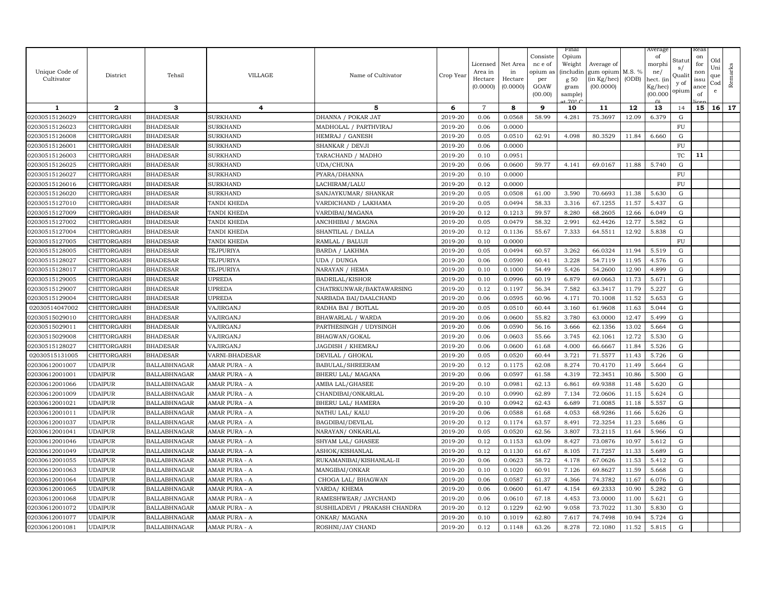| Unique Code of Cultivator | District | Tehsil | VILLAGE | Name of Cultivator | Crop Year | Licensed Area in Hectare (0.0000) | Net Area in Hectare (0.0000) | Consistence of opium as per GOAW (00.00) | Final Opium Weight (including 50 gram sample) at 70° C | Average of gum opium (in Kg/hec) (00.0000) | M.S. % (ODB) | Average of morphine/ hect. (in Kg/hec) (00.000) | Status/ Quality of opium | Reason for non issuance of licence | Old Unique Code | Remarks |
|---|---|---|---|---|---|---|---|---|---|---|---|---|---|---|---|---|
| 1 | 2 | 3 | 4 | 5 | 6 | 7 | 8 | 9 | 10 | 11 | 12 | 13 | 14 | 15 | 16 | 17 |
| 02030515126029 | CHITTORGARH | BHADESAR | SURKHAND | DHANNA / POKAR JAT | 2019-20 | 0.06 | 0.0568 | 58.99 | 4.281 | 75.3697 | 12.09 | 6.379 | G | | | |
| 02030515126023 | CHITTORGARH | BHADESAR | SURKHAND | MADHOLAL / PARTHVIRAJ | 2019-20 | 0.06 | 0.0000 | | | | | | FU | | | |
| 02030515126008 | CHITTORGARH | BHADESAR | SURKHAND | HEMRAJ / GANESH | 2019-20 | 0.05 | 0.0510 | 62.91 | 4.098 | 80.3529 | 11.84 | 6.660 | G | | | |
| 02030515126001 | CHITTORGARH | BHADESAR | SURKHAND | SHANKAR / DEVJI | 2019-20 | 0.06 | 0.0000 | | | | | | FU | | | |
| 02030515126003 | CHITTORGARH | BHADESAR | SURKHAND | TARACHAND / MADHO | 2019-20 | 0.10 | 0.0951 | | | | | | TC | 11 | | |
| 02030515126025 | CHITTORGARH | BHADESAR | SURKHAND | UDA/CHUNA | 2019-20 | 0.06 | 0.0600 | 59.77 | 4.141 | 69.0167 | 11.88 | 5.740 | G | | | |
| 02030515126027 | CHITTORGARH | BHADESAR | SURKHAND | PYARA/DHANNA | 2019-20 | 0.10 | 0.0000 | | | | | | FU | | | |
| 02030515126016 | CHITTORGARH | BHADESAR | SURKHAND | LACHIRAM/LALU | 2019-20 | 0.12 | 0.0000 | | | | | | FU | | | |
| 02030515126020 | CHITTORGARH | BHADESAR | SURKHAND | SANJAYKUMAR/ SHANKAR | 2019-20 | 0.05 | 0.0508 | 61.00 | 3.590 | 70.6693 | 11.38 | 5.630 | G | | | |
| 02030515127010 | CHITTORGARH | BHADESAR | TANDI KHEDA | VARDICHAND / LAKHAMA | 2019-20 | 0.05 | 0.0494 | 58.33 | 3.316 | 67.1255 | 11.57 | 5.437 | G | | | |
| 02030515127009 | CHITTORGARH | BHADESAR | TANDI KHEDA | VARDIBAI/MAGANA | 2019-20 | 0.12 | 0.1213 | 59.57 | 8.280 | 68.2605 | 12.66 | 6.049 | G | | | |
| 02030515127002 | CHITTORGARH | BHADESAR | TANDI KHEDA | ANCHHIBAI / MAGNA | 2019-20 | 0.05 | 0.0479 | 58.32 | 2.991 | 62.4426 | 12.77 | 5.582 | G | | | |
| 02030515127004 | CHITTORGARH | BHADESAR | TANDI KHEDA | SHANTILAL / DALLA | 2019-20 | 0.12 | 0.1136 | 55.67 | 7.333 | 64.5511 | 12.92 | 5.838 | G | | | |
| 02030515127005 | CHITTORGARH | BHADESAR | TANDI KHEDA | RAMLAL / BALUJI | 2019-20 | 0.10 | 0.0000 | | | | | | FU | | | |
| 02030515128005 | CHITTORGARH | BHADESAR | TEJPURIYA | BARDA / LAKHMA | 2019-20 | 0.05 | 0.0494 | 60.57 | 3.262 | 66.0324 | 11.94 | 5.519 | G | | | |
| 02030515128027 | CHITTORGARH | BHADESAR | TEJPURIYA | UDA / DUNGA | 2019-20 | 0.06 | 0.0590 | 60.41 | 3.228 | 54.7119 | 11.95 | 4.576 | G | | | |
| 02030515128017 | CHITTORGARH | BHADESAR | TEJPURIYA | NARAYAN / HEMA | 2019-20 | 0.10 | 0.1000 | 54.49 | 5.426 | 54.2600 | 12.90 | 4.899 | G | | | |
| 02030515129005 | CHITTORGARH | BHADESAR | UPREDA | BADRILAL/KISHOR | 2019-20 | 0.10 | 0.0996 | 60.19 | 6.879 | 69.0663 | 11.73 | 5.671 | G | | | |
| 02030515129007 | CHITTORGARH | BHADESAR | UPREDA | CHATRKUNWAR/BAKTAWARSING | 2019-20 | 0.12 | 0.1197 | 56.34 | 7.582 | 63.3417 | 11.79 | 5.227 | G | | | |
| 02030515129004 | CHITTORGARH | BHADESAR | UPREDA | NARBADA BAI/DAALCHAND | 2019-20 | 0.06 | 0.0595 | 60.96 | 4.171 | 70.1008 | 11.52 | 5.653 | G | | | |
| 02030514047002 | CHITTORGARH | BHADESAR | VAJIRGANJ | RADHA BAI / BOTLAL | 2019-20 | 0.05 | 0.0510 | 60.44 | 3.160 | 61.9608 | 11.63 | 5.044 | G | | | |
| 02030515029010 | CHITTORGARH | BHADESAR | VAJIRGANJ | BHAWARLAL / WARDA | 2019-20 | 0.06 | 0.0600 | 55.82 | 3.780 | 63.0000 | 12.47 | 5.499 | G | | | |
| 02030515029011 | CHITTORGARH | BHADESAR | VAJIRGANJ | PARTHESINGH / UDYSINGH | 2019-20 | 0.06 | 0.0590 | 56.16 | 3.666 | 62.1356 | 13.02 | 5.664 | G | | | |
| 02030515029008 | CHITTORGARH | BHADESAR | VAJIRGANJ | BHAGWAN/GOKAL | 2019-20 | 0.06 | 0.0603 | 55.66 | 3.745 | 62.1061 | 12.72 | 5.530 | G | | | |
| 02030515128027 | CHITTORGARH | BHADESAR | VAJIRGANJ | JAGDISH / KHEMRAJ | 2019-20 | 0.06 | 0.0600 | 61.68 | 4.000 | 66.6667 | 11.84 | 5.526 | G | | | |
| 02030515131005 | CHITTORGARH | BHADESAR | VARNI-BHADESAR | DEVILAL / GHOKAL | 2019-20 | 0.05 | 0.0520 | 60.44 | 3.721 | 71.5577 | 11.43 | 5.726 | G | | | |
| 02030612001007 | UDAIPUR | BALLABHNAGAR | AMAR PURA - A | BABULAL/SHREERAM | 2019-20 | 0.12 | 0.1175 | 62.08 | 8.274 | 70.4170 | 11.49 | 5.664 | G | | | |
| 02030612001001 | UDAIPUR | BALLABHNAGAR | AMAR PURA - A | BHERU LAL/ MAGANA | 2019-20 | 0.06 | 0.0597 | 61.58 | 4.319 | 72.3451 | 10.86 | 5.500 | G | | | |
| 02030612001066 | UDAIPUR | BALLABHNAGAR | AMAR PURA - A | AMBA LAL/GHASEE | 2019-20 | 0.10 | 0.0981 | 62.13 | 6.861 | 69.9388 | 11.48 | 5.620 | G | | | |
| 02030612001009 | UDAIPUR | BALLABHNAGAR | AMAR PURA - A | CHANDIBAI/ONKARLAL | 2019-20 | 0.10 | 0.0990 | 62.89 | 7.134 | 72.0606 | 11.15 | 5.624 | G | | | |
| 02030612001021 | UDAIPUR | BALLABHNAGAR | AMAR PURA - A | BHERU LAL/ HAMERA | 2019-20 | 0.10 | 0.0942 | 62.43 | 6.689 | 71.0085 | 11.18 | 5.557 | G | | | |
| 02030612001011 | UDAIPUR | BALLABHNAGAR | AMAR PURA - A | NATHU LAL/ KALU | 2019-20 | 0.06 | 0.0588 | 61.68 | 4.053 | 68.9286 | 11.66 | 5.626 | G | | | |
| 02030612001037 | UDAIPUR | BALLABHNAGAR | AMAR PURA - A | BAGDIBAI/DEVILAL | 2019-20 | 0.12 | 0.1174 | 63.57 | 8.491 | 72.3254 | 11.23 | 5.686 | G | | | |
| 02030612001041 | UDAIPUR | BALLABHNAGAR | AMAR PURA - A | NARAYAN/ ONKARLAL | 2019-20 | 0.05 | 0.0520 | 62.56 | 3.807 | 73.2115 | 11.64 | 5.966 | G | | | |
| 02030612001046 | UDAIPUR | BALLABHNAGAR | AMAR PURA - A | SHYAM LAL/ GHASEE | 2019-20 | 0.12 | 0.1153 | 63.09 | 8.427 | 73.0876 | 10.97 | 5.612 | G | | | |
| 02030612001049 | UDAIPUR | BALLABHNAGAR | AMAR PURA - A | ASHOK/KISHANLAL | 2019-20 | 0.12 | 0.1130 | 61.67 | 8.105 | 71.7257 | 11.33 | 5.689 | G | | | |
| 02030612001055 | UDAIPUR | BALLABHNAGAR | AMAR PURA - A | RUKAMANIBAI/KISHANLAL-II | 2019-20 | 0.06 | 0.0623 | 58.72 | 4.178 | 67.0626 | 11.53 | 5.412 | G | | | |
| 02030612001063 | UDAIPUR | BALLABHNAGAR | AMAR PURA - A | MANGIBAI/ONKAR | 2019-20 | 0.10 | 0.1020 | 60.91 | 7.126 | 69.8627 | 11.59 | 5.668 | G | | | |
| 02030612001064 | UDAIPUR | BALLABHNAGAR | AMAR PURA - A | CHOGA LAL/ BHAGWAN | 2019-20 | 0.06 | 0.0587 | 61.37 | 4.366 | 74.3782 | 11.67 | 6.076 | G | | | |
| 02030612001065 | UDAIPUR | BALLABHNAGAR | AMAR PURA - A | VARDA/ KHEMA | 2019-20 | 0.06 | 0.0600 | 61.47 | 4.154 | 69.2333 | 10.90 | 5.282 | G | | | |
| 02030612001068 | UDAIPUR | BALLABHNAGAR | AMAR PURA - A | RAMESHWEAR/ JAYCHAND | 2019-20 | 0.06 | 0.0610 | 67.18 | 4.453 | 73.0000 | 11.00 | 5.621 | G | | | |
| 02030612001072 | UDAIPUR | BALLABHNAGAR | AMAR PURA - A | SUSHILADEVI / PRAKASH CHANDRA | 2019-20 | 0.12 | 0.1229 | 62.90 | 9.058 | 73.7022 | 11.30 | 5.830 | G | | | |
| 02030612001077 | UDAIPUR | BALLABHNAGAR | AMAR PURA - A | ONKAR/ MAGANA | 2019-20 | 0.10 | 0.1019 | 62.80 | 7.617 | 74.7498 | 10.94 | 5.724 | G | | | |
| 02030612001081 | UDAIPUR | BALLABHNAGAR | AMAR PURA - A | ROSHNI/JAY CHAND | 2019-20 | 0.12 | 0.1148 | 63.26 | 8.278 | 72.1080 | 11.52 | 5.815 | G | | | |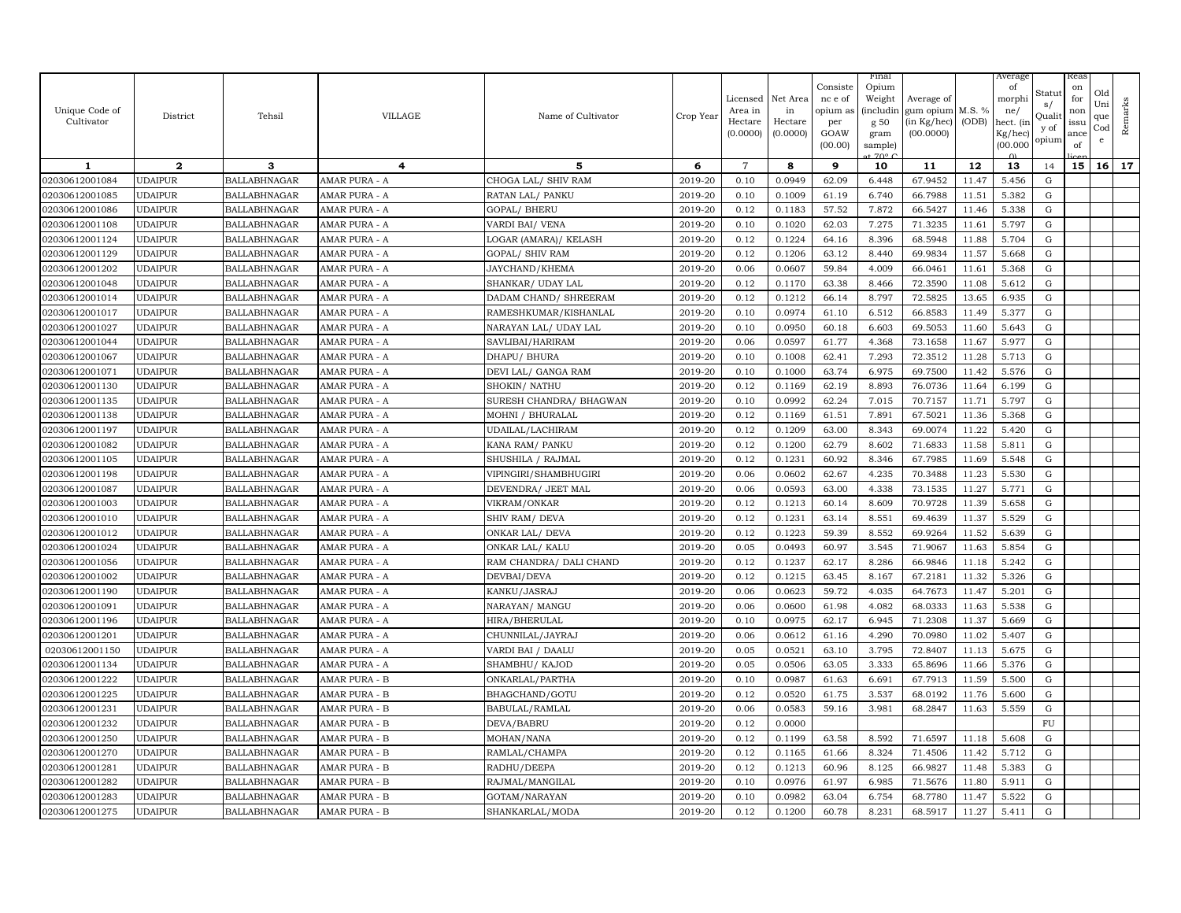| Unique Code of Cultivator | District | Tehsil | VILLAGE | Name of Cultivator | Crop Year | Licensed Area in Hectare (0.0000) | Net Area in Hectare (0.0000) | Consistence of opium as per GOAW (00.00) | Final Opium Weight (including 50 gram sample) at 70° C | Average of gum opium (in Kg/hec) (00.0000) | M.S. % (ODB) | Average of morphine/ hect. (in Kg/hec) (00.000) | Status/ Quality of opium | Reason for non issuance of licence | Old Unique Code | Remarks |
|---|---|---|---|---|---|---|---|---|---|---|---|---|---|---|---|---|
| 1 | 2 | 3 | 4 | 5 | 6 | 7 | 8 | 9 | 10 | 11 | 12 | 13 | 14 | 15 | 16 | 17 |
| 02030612001084 | UDAIPUR | BALLABHNAGAR | AMAR PURA - A | CHOGA LAL/ SHIV RAM | 2019-20 | 0.10 | 0.0949 | 62.09 | 6.448 | 67.9452 | 11.47 | 5.456 | G | | | |
| 02030612001085 | UDAIPUR | BALLABHNAGAR | AMAR PURA - A | RATAN LAL/ PANKU | 2019-20 | 0.10 | 0.1009 | 61.19 | 6.740 | 66.7988 | 11.51 | 5.382 | G | | | |
| 02030612001086 | UDAIPUR | BALLABHNAGAR | AMAR PURA - A | GOPAL/ BHERU | 2019-20 | 0.12 | 0.1183 | 57.52 | 7.872 | 66.5427 | 11.46 | 5.338 | G | | | |
| 02030612001108 | UDAIPUR | BALLABHNAGAR | AMAR PURA - A | VARDI BAI/ VENA | 2019-20 | 0.10 | 0.1020 | 62.03 | 7.275 | 71.3235 | 11.61 | 5.797 | G | | | |
| 02030612001124 | UDAIPUR | BALLABHNAGAR | AMAR PURA - A | LOGAR (AMARA)/ KELASH | 2019-20 | 0.12 | 0.1224 | 64.16 | 8.396 | 68.5948 | 11.88 | 5.704 | G | | | |
| 02030612001129 | UDAIPUR | BALLABHNAGAR | AMAR PURA - A | GOPAL/ SHIV RAM | 2019-20 | 0.12 | 0.1206 | 63.12 | 8.440 | 69.9834 | 11.57 | 5.668 | G | | | |
| 02030612001202 | UDAIPUR | BALLABHNAGAR | AMAR PURA - A | JAYCHAND/KHEMA | 2019-20 | 0.06 | 0.0607 | 59.84 | 4.009 | 66.0461 | 11.61 | 5.368 | G | | | |
| 02030612001048 | UDAIPUR | BALLABHNAGAR | AMAR PURA - A | SHANKAR/ UDAY LAL | 2019-20 | 0.12 | 0.1170 | 63.38 | 8.466 | 72.3590 | 11.08 | 5.612 | G | | | |
| 02030612001014 | UDAIPUR | BALLABHNAGAR | AMAR PURA - A | DADAM CHAND/ SHREERAM | 2019-20 | 0.12 | 0.1212 | 66.14 | 8.797 | 72.5825 | 13.65 | 6.935 | G | | | |
| 02030612001017 | UDAIPUR | BALLABHNAGAR | AMAR PURA - A | RAMESHKUMAR/KISHANLAL | 2019-20 | 0.10 | 0.0974 | 61.10 | 6.512 | 66.8583 | 11.49 | 5.377 | G | | | |
| 02030612001027 | UDAIPUR | BALLABHNAGAR | AMAR PURA - A | NARAYAN LAL/ UDAY LAL | 2019-20 | 0.10 | 0.0950 | 60.18 | 6.603 | 69.5053 | 11.60 | 5.643 | G | | | |
| 02030612001044 | UDAIPUR | BALLABHNAGAR | AMAR PURA - A | SAVLIBAI/HARIRAM | 2019-20 | 0.06 | 0.0597 | 61.77 | 4.368 | 73.1658 | 11.67 | 5.977 | G | | | |
| 02030612001067 | UDAIPUR | BALLABHNAGAR | AMAR PURA - A | DHAPU/ BHURA | 2019-20 | 0.10 | 0.1008 | 62.41 | 7.293 | 72.3512 | 11.28 | 5.713 | G | | | |
| 02030612001071 | UDAIPUR | BALLABHNAGAR | AMAR PURA - A | DEVI LAL/ GANGA RAM | 2019-20 | 0.10 | 0.1000 | 63.74 | 6.975 | 69.7500 | 11.42 | 5.576 | G | | | |
| 02030612001130 | UDAIPUR | BALLABHNAGAR | AMAR PURA - A | SHOKIN/ NATHU | 2019-20 | 0.12 | 0.1169 | 62.19 | 8.893 | 76.0736 | 11.64 | 6.199 | G | | | |
| 02030612001135 | UDAIPUR | BALLABHNAGAR | AMAR PURA - A | SURESH CHANDRA/ BHAGWAN | 2019-20 | 0.10 | 0.0992 | 62.24 | 7.015 | 70.7157 | 11.71 | 5.797 | G | | | |
| 02030612001138 | UDAIPUR | BALLABHNAGAR | AMAR PURA - A | MOHNI / BHURALAL | 2019-20 | 0.12 | 0.1169 | 61.51 | 7.891 | 67.5021 | 11.36 | 5.368 | G | | | |
| 02030612001197 | UDAIPUR | BALLABHNAGAR | AMAR PURA - A | UDAILAL/LACHIRAM | 2019-20 | 0.12 | 0.1209 | 63.00 | 8.343 | 69.0074 | 11.22 | 5.420 | G | | | |
| 02030612001082 | UDAIPUR | BALLABHNAGAR | AMAR PURA - A | KANA RAM/ PANKU | 2019-20 | 0.12 | 0.1200 | 62.79 | 8.602 | 71.6833 | 11.58 | 5.811 | G | | | |
| 02030612001105 | UDAIPUR | BALLABHNAGAR | AMAR PURA - A | SHUSHILA / RAJMAL | 2019-20 | 0.12 | 0.1231 | 60.92 | 8.346 | 67.7985 | 11.69 | 5.548 | G | | | |
| 02030612001198 | UDAIPUR | BALLABHNAGAR | AMAR PURA - A | VIPINGIRI/SHAMBHUGIRI | 2019-20 | 0.06 | 0.0602 | 62.67 | 4.235 | 70.3488 | 11.23 | 5.530 | G | | | |
| 02030612001087 | UDAIPUR | BALLABHNAGAR | AMAR PURA - A | DEVENDRA/ JEET MAL | 2019-20 | 0.06 | 0.0593 | 63.00 | 4.338 | 73.1535 | 11.27 | 5.771 | G | | | |
| 02030612001003 | UDAIPUR | BALLABHNAGAR | AMAR PURA - A | VIKRAM/ONKAR | 2019-20 | 0.12 | 0.1213 | 60.14 | 8.609 | 70.9728 | 11.39 | 5.658 | G | | | |
| 02030612001010 | UDAIPUR | BALLABHNAGAR | AMAR PURA - A | SHIV RAM/ DEVA | 2019-20 | 0.12 | 0.1231 | 63.14 | 8.551 | 69.4639 | 11.37 | 5.529 | G | | | |
| 02030612001012 | UDAIPUR | BALLABHNAGAR | AMAR PURA - A | ONKAR LAL/ DEVA | 2019-20 | 0.12 | 0.1223 | 59.39 | 8.552 | 69.9264 | 11.52 | 5.639 | G | | | |
| 02030612001024 | UDAIPUR | BALLABHNAGAR | AMAR PURA - A | ONKAR LAL/ KALU | 2019-20 | 0.05 | 0.0493 | 60.97 | 3.545 | 71.9067 | 11.63 | 5.854 | G | | | |
| 02030612001056 | UDAIPUR | BALLABHNAGAR | AMAR PURA - A | RAM CHANDRA/ DALI CHAND | 2019-20 | 0.12 | 0.1237 | 62.17 | 8.286 | 66.9846 | 11.18 | 5.242 | G | | | |
| 02030612001002 | UDAIPUR | BALLABHNAGAR | AMAR PURA - A | DEVBAI/DEVA | 2019-20 | 0.12 | 0.1215 | 63.45 | 8.167 | 67.2181 | 11.32 | 5.326 | G | | | |
| 02030612001190 | UDAIPUR | BALLABHNAGAR | AMAR PURA - A | KANKU/JASRAJ | 2019-20 | 0.06 | 0.0623 | 59.72 | 4.035 | 64.7673 | 11.47 | 5.201 | G | | | |
| 02030612001091 | UDAIPUR | BALLABHNAGAR | AMAR PURA - A | NARAYAN/ MANGU | 2019-20 | 0.06 | 0.0600 | 61.98 | 4.082 | 68.0333 | 11.63 | 5.538 | G | | | |
| 02030612001196 | UDAIPUR | BALLABHNAGAR | AMAR PURA - A | HIRA/BHERULAL | 2019-20 | 0.10 | 0.0975 | 62.17 | 6.945 | 71.2308 | 11.37 | 5.669 | G | | | |
| 02030612001201 | UDAIPUR | BALLABHNAGAR | AMAR PURA - A | CHUNNILAL/JAYRAJ | 2019-20 | 0.06 | 0.0612 | 61.16 | 4.290 | 70.0980 | 11.02 | 5.407 | G | | | |
| 02030612001150 | UDAIPUR | BALLABHNAGAR | AMAR PURA - A | VARDI BAI / DAALU | 2019-20 | 0.05 | 0.0521 | 63.10 | 3.795 | 72.8407 | 11.13 | 5.675 | G | | | |
| 02030612001134 | UDAIPUR | BALLABHNAGAR | AMAR PURA - A | SHAMBHU/ KAJOD | 2019-20 | 0.05 | 0.0506 | 63.05 | 3.333 | 65.8696 | 11.66 | 5.376 | G | | | |
| 02030612001222 | UDAIPUR | BALLABHNAGAR | AMAR PURA - B | ONKARLAL/PARTHA | 2019-20 | 0.10 | 0.0987 | 61.63 | 6.691 | 67.7913 | 11.59 | 5.500 | G | | | |
| 02030612001225 | UDAIPUR | BALLABHNAGAR | AMAR PURA - B | BHAGCHAND/GOTU | 2019-20 | 0.12 | 0.0520 | 61.75 | 3.537 | 68.0192 | 11.76 | 5.600 | G | | | |
| 02030612001231 | UDAIPUR | BALLABHNAGAR | AMAR PURA - B | BABULAL/RAMLAL | 2019-20 | 0.06 | 0.0583 | 59.16 | 3.981 | 68.2847 | 11.63 | 5.559 | G | | | |
| 02030612001232 | UDAIPUR | BALLABHNAGAR | AMAR PURA - B | DEVA/BABRU | 2019-20 | 0.12 | 0.0000 | | | | | | FU | | | |
| 02030612001250 | UDAIPUR | BALLABHNAGAR | AMAR PURA - B | MOHAN/NANA | 2019-20 | 0.12 | 0.1199 | 63.58 | 8.592 | 71.6597 | 11.18 | 5.608 | G | | | |
| 02030612001270 | UDAIPUR | BALLABHNAGAR | AMAR PURA - B | RAMLAL/CHAMPA | 2019-20 | 0.12 | 0.1165 | 61.66 | 8.324 | 71.4506 | 11.42 | 5.712 | G | | | |
| 02030612001281 | UDAIPUR | BALLABHNAGAR | AMAR PURA - B | RADHU/DEEPA | 2019-20 | 0.12 | 0.1213 | 60.96 | 8.125 | 66.9827 | 11.48 | 5.383 | G | | | |
| 02030612001282 | UDAIPUR | BALLABHNAGAR | AMAR PURA - B | RAJMAL/MANGILAL | 2019-20 | 0.10 | 0.0976 | 61.97 | 6.985 | 71.5676 | 11.80 | 5.911 | G | | | |
| 02030612001283 | UDAIPUR | BALLABHNAGAR | AMAR PURA - B | GOTAM/NARAYAN | 2019-20 | 0.10 | 0.0982 | 63.04 | 6.754 | 68.7780 | 11.47 | 5.522 | G | | | |
| 02030612001275 | UDAIPUR | BALLABHNAGAR | AMAR PURA - B | SHANKARLAL/MODA | 2019-20 | 0.12 | 0.1200 | 60.78 | 8.231 | 68.5917 | 11.27 | 5.411 | G | | | |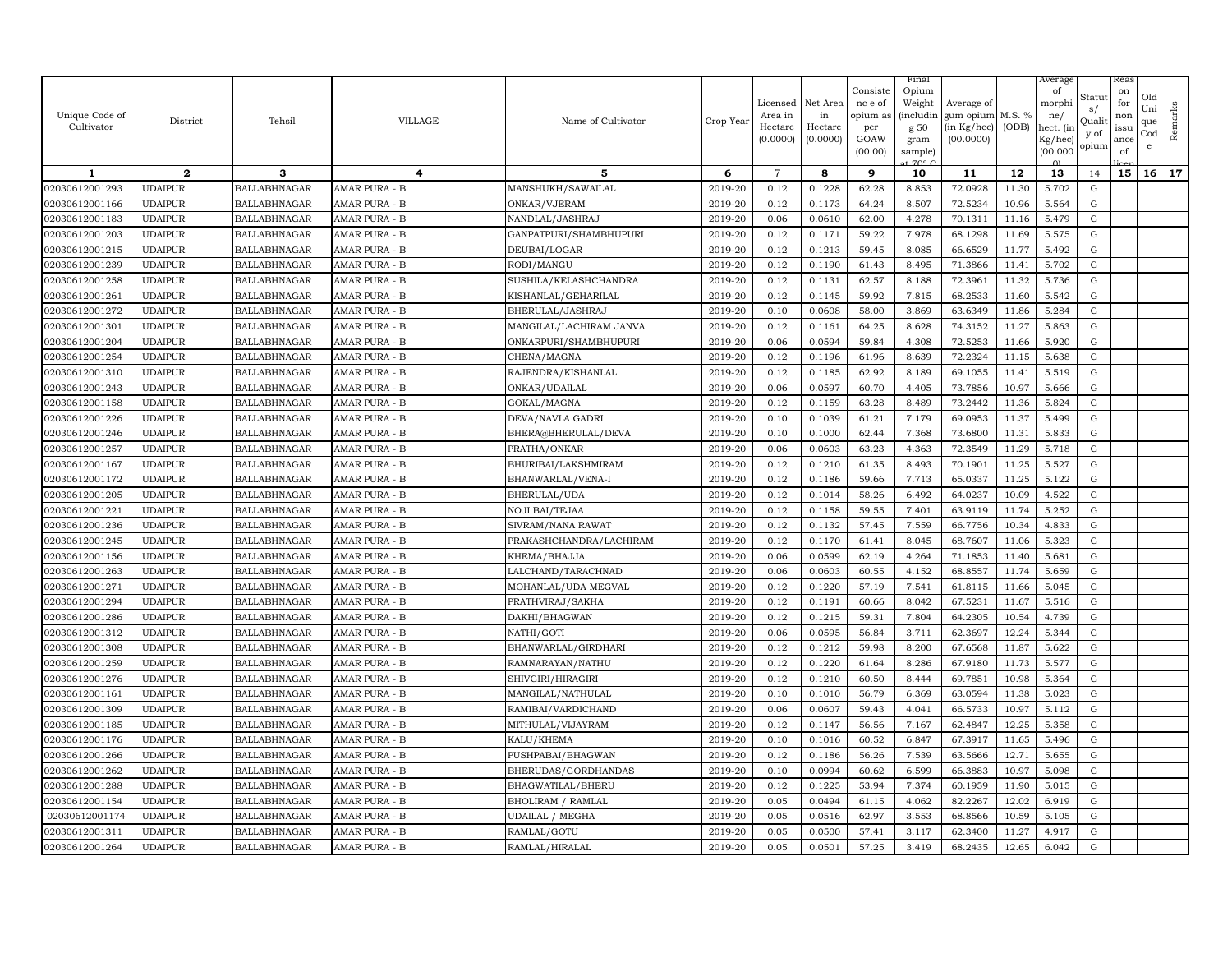| Unique Code of Cultivator | District | Tehsil | VILLAGE | Name of Cultivator | Crop Year | Licensed Area in Hectare (0.0000) | Net Area in Hectare (0.0000) | Consistence of opium as per GOAW (00.00) | Final Opium Weight (including 50 gram sample) at 70° C | Average of gum opium (in Kg/hec) (00.0000) | M.S. % (ODB) | Average of morphine/ hect. (in Kg/hec) (00.0000) | Status/ Quality of opium | Reason for non issuance of licence | Old Unique Code | Remarks |
|---|---|---|---|---|---|---|---|---|---|---|---|---|---|---|---|---|
| 1 | 2 | 3 | 4 | 5 | 6 | 7 | 8 | 9 | 10 | 11 | 12 | 13 | 14 | 15 | 16 | 17 |
| 02030612001293 | UDAIPUR | BALLABHNAGAR | AMAR PURA - B | MANSHUKH/SAWAILAL | 2019-20 | 0.12 | 0.1228 | 62.28 | 8.853 | 72.0928 | 11.30 | 5.702 | G | | | |
| 02030612001166 | UDAIPUR | BALLABHNAGAR | AMAR PURA - B | ONKAR/VJERAM | 2019-20 | 0.12 | 0.1173 | 64.24 | 8.507 | 72.5234 | 10.96 | 5.564 | G | | | |
| 02030612001183 | UDAIPUR | BALLABHNAGAR | AMAR PURA - B | NANDLAL/JASHRAJ | 2019-20 | 0.06 | 0.0610 | 62.00 | 4.278 | 70.1311 | 11.16 | 5.479 | G | | | |
| 02030612001203 | UDAIPUR | BALLABHNAGAR | AMAR PURA - B | GANPATPURI/SHAMBHUPURI | 2019-20 | 0.12 | 0.1171 | 59.22 | 7.978 | 68.1298 | 11.69 | 5.575 | G | | | |
| 02030612001215 | UDAIPUR | BALLABHNAGAR | AMAR PURA - B | DEUBAI/LOGAR | 2019-20 | 0.12 | 0.1213 | 59.45 | 8.085 | 66.6529 | 11.77 | 5.492 | G | | | |
| 02030612001239 | UDAIPUR | BALLABHNAGAR | AMAR PURA - B | RODI/MANGU | 2019-20 | 0.12 | 0.1190 | 61.43 | 8.495 | 71.3866 | 11.41 | 5.702 | G | | | |
| 02030612001258 | UDAIPUR | BALLABHNAGAR | AMAR PURA - B | SUSHILA/KELASHCHANDRA | 2019-20 | 0.12 | 0.1131 | 62.57 | 8.188 | 72.3961 | 11.32 | 5.736 | G | | | |
| 02030612001261 | UDAIPUR | BALLABHNAGAR | AMAR PURA - B | KISHANLAL/GEHARILAL | 2019-20 | 0.12 | 0.1145 | 59.92 | 7.815 | 68.2533 | 11.60 | 5.542 | G | | | |
| 02030612001272 | UDAIPUR | BALLABHNAGAR | AMAR PURA - B | BHERULAL/JASHRAJ | 2019-20 | 0.10 | 0.0608 | 58.00 | 3.869 | 63.6349 | 11.86 | 5.284 | G | | | |
| 02030612001301 | UDAIPUR | BALLABHNAGAR | AMAR PURA - B | MANGILAL/LACHIRAM JANVA | 2019-20 | 0.12 | 0.1161 | 64.25 | 8.628 | 74.3152 | 11.27 | 5.863 | G | | | |
| 02030612001204 | UDAIPUR | BALLABHNAGAR | AMAR PURA - B | ONKARPURI/SHAMBHUPURI | 2019-20 | 0.06 | 0.0594 | 59.84 | 4.308 | 72.5253 | 11.66 | 5.920 | G | | | |
| 02030612001254 | UDAIPUR | BALLABHNAGAR | AMAR PURA - B | CHENA/MAGNA | 2019-20 | 0.12 | 0.1196 | 61.96 | 8.639 | 72.2324 | 11.15 | 5.638 | G | | | |
| 02030612001310 | UDAIPUR | BALLABHNAGAR | AMAR PURA - B | RAJENDRA/KISHANLAL | 2019-20 | 0.12 | 0.1185 | 62.92 | 8.189 | 69.1055 | 11.41 | 5.519 | G | | | |
| 02030612001243 | UDAIPUR | BALLABHNAGAR | AMAR PURA - B | ONKAR/UDAILAL | 2019-20 | 0.06 | 0.0597 | 60.70 | 4.405 | 73.7856 | 10.97 | 5.666 | G | | | |
| 02030612001158 | UDAIPUR | BALLABHNAGAR | AMAR PURA - B | GOKAL/MAGNA | 2019-20 | 0.12 | 0.1159 | 63.28 | 8.489 | 73.2442 | 11.36 | 5.824 | G | | | |
| 02030612001226 | UDAIPUR | BALLABHNAGAR | AMAR PURA - B | DEVA/NAVLA GADRI | 2019-20 | 0.10 | 0.1039 | 61.21 | 7.179 | 69.0953 | 11.37 | 5.499 | G | | | |
| 02030612001246 | UDAIPUR | BALLABHNAGAR | AMAR PURA - B | BHERA@BHERULAL/DEVA | 2019-20 | 0.10 | 0.1000 | 62.44 | 7.368 | 73.6800 | 11.31 | 5.833 | G | | | |
| 02030612001257 | UDAIPUR | BALLABHNAGAR | AMAR PURA - B | PRATHA/ONKAR | 2019-20 | 0.06 | 0.0603 | 63.23 | 4.363 | 72.3549 | 11.29 | 5.718 | G | | | |
| 02030612001167 | UDAIPUR | BALLABHNAGAR | AMAR PURA - B | BHURIBAI/LAKSHMIRAM | 2019-20 | 0.12 | 0.1210 | 61.35 | 8.493 | 70.1901 | 11.25 | 5.527 | G | | | |
| 02030612001172 | UDAIPUR | BALLABHNAGAR | AMAR PURA - B | BHANWARLAL/VENA-I | 2019-20 | 0.12 | 0.1186 | 59.66 | 7.713 | 65.0337 | 11.25 | 5.122 | G | | | |
| 02030612001205 | UDAIPUR | BALLABHNAGAR | AMAR PURA - B | BHERULAL/UDA | 2019-20 | 0.12 | 0.1014 | 58.26 | 6.492 | 64.0237 | 10.09 | 4.522 | G | | | |
| 02030612001221 | UDAIPUR | BALLABHNAGAR | AMAR PURA - B | NOJI BAI/TEJAA | 2019-20 | 0.12 | 0.1158 | 59.55 | 7.401 | 63.9119 | 11.74 | 5.252 | G | | | |
| 02030612001236 | UDAIPUR | BALLABHNAGAR | AMAR PURA - B | SIVRAM/NANA RAWAT | 2019-20 | 0.12 | 0.1132 | 57.45 | 7.559 | 66.7756 | 10.34 | 4.833 | G | | | |
| 02030612001245 | UDAIPUR | BALLABHNAGAR | AMAR PURA - B | PRAKASHCHANDRA/LACHIRAM | 2019-20 | 0.12 | 0.1170 | 61.41 | 8.045 | 68.7607 | 11.06 | 5.323 | G | | | |
| 02030612001156 | UDAIPUR | BALLABHNAGAR | AMAR PURA - B | KHEMA/BHAJJA | 2019-20 | 0.06 | 0.0599 | 62.19 | 4.264 | 71.1853 | 11.40 | 5.681 | G | | | |
| 02030612001263 | UDAIPUR | BALLABHNAGAR | AMAR PURA - B | LALCHAND/TARACHNAD | 2019-20 | 0.06 | 0.0603 | 60.55 | 4.152 | 68.8557 | 11.74 | 5.659 | G | | | |
| 02030612001271 | UDAIPUR | BALLABHNAGAR | AMAR PURA - B | MOHANLAL/UDA MEGVAL | 2019-20 | 0.12 | 0.1220 | 57.19 | 7.541 | 61.8115 | 11.66 | 5.045 | G | | | |
| 02030612001294 | UDAIPUR | BALLABHNAGAR | AMAR PURA - B | PRATHVIRAJ/SAKHA | 2019-20 | 0.12 | 0.1191 | 60.66 | 8.042 | 67.5231 | 11.67 | 5.516 | G | | | |
| 02030612001286 | UDAIPUR | BALLABHNAGAR | AMAR PURA - B | DAKHI/BHAGWAN | 2019-20 | 0.12 | 0.1215 | 59.31 | 7.804 | 64.2305 | 10.54 | 4.739 | G | | | |
| 02030612001312 | UDAIPUR | BALLABHNAGAR | AMAR PURA - B | NATHI/GOTI | 2019-20 | 0.06 | 0.0595 | 56.84 | 3.711 | 62.3697 | 12.24 | 5.344 | G | | | |
| 02030612001308 | UDAIPUR | BALLABHNAGAR | AMAR PURA - B | BHANWARLAL/GIRDHARI | 2019-20 | 0.12 | 0.1212 | 59.98 | 8.200 | 67.6568 | 11.87 | 5.622 | G | | | |
| 02030612001259 | UDAIPUR | BALLABHNAGAR | AMAR PURA - B | RAMNARAYAN/NATHU | 2019-20 | 0.12 | 0.1220 | 61.64 | 8.286 | 67.9180 | 11.73 | 5.577 | G | | | |
| 02030612001276 | UDAIPUR | BALLABHNAGAR | AMAR PURA - B | SHIVGIRI/HIRAGIRI | 2019-20 | 0.12 | 0.1210 | 60.50 | 8.444 | 69.7851 | 10.98 | 5.364 | G | | | |
| 02030612001161 | UDAIPUR | BALLABHNAGAR | AMAR PURA - B | MANGILAL/NATHULAL | 2019-20 | 0.10 | 0.1010 | 56.79 | 6.369 | 63.0594 | 11.38 | 5.023 | G | | | |
| 02030612001309 | UDAIPUR | BALLABHNAGAR | AMAR PURA - B | RAMIBAI/VARDICHAND | 2019-20 | 0.06 | 0.0607 | 59.43 | 4.041 | 66.5733 | 10.97 | 5.112 | G | | | |
| 02030612001185 | UDAIPUR | BALLABHNAGAR | AMAR PURA - B | MITHULAL/VIJAYRAM | 2019-20 | 0.12 | 0.1147 | 56.56 | 7.167 | 62.4847 | 12.25 | 5.358 | G | | | |
| 02030612001176 | UDAIPUR | BALLABHNAGAR | AMAR PURA - B | KALU/KHEMA | 2019-20 | 0.10 | 0.1016 | 60.52 | 6.847 | 67.3917 | 11.65 | 5.496 | G | | | |
| 02030612001266 | UDAIPUR | BALLABHNAGAR | AMAR PURA - B | PUSHPABAI/BHAGWAN | 2019-20 | 0.12 | 0.1186 | 56.26 | 7.539 | 63.5666 | 12.71 | 5.655 | G | | | |
| 02030612001262 | UDAIPUR | BALLABHNAGAR | AMAR PURA - B | BHERUDAS/GORDHANDAS | 2019-20 | 0.10 | 0.0994 | 60.62 | 6.599 | 66.3883 | 10.97 | 5.098 | G | | | |
| 02030612001288 | UDAIPUR | BALLABHNAGAR | AMAR PURA - B | BHAGWATILAL/BHERU | 2019-20 | 0.12 | 0.1225 | 53.94 | 7.374 | 60.1959 | 11.90 | 5.015 | G | | | |
| 02030612001154 | UDAIPUR | BALLABHNAGAR | AMAR PURA - B | BHOLIRAM / RAMLAL | 2019-20 | 0.05 | 0.0494 | 61.15 | 4.062 | 82.2267 | 12.02 | 6.919 | G | | | |
| 02030612001174 | UDAIPUR | BALLABHNAGAR | AMAR PURA - B | UDAILAL / MEGHA | 2019-20 | 0.05 | 0.0516 | 62.97 | 3.553 | 68.8566 | 10.59 | 5.105 | G | | | |
| 02030612001311 | UDAIPUR | BALLABHNAGAR | AMAR PURA - B | RAMLAL/GOTU | 2019-20 | 0.05 | 0.0500 | 57.41 | 3.117 | 62.3400 | 11.27 | 4.917 | G | | | |
| 02030612001264 | UDAIPUR | BALLABHNAGAR | AMAR PURA - B | RAMLAL/HIRALAL | 2019-20 | 0.05 | 0.0501 | 57.25 | 3.419 | 68.2435 | 12.65 | 6.042 | G | | | |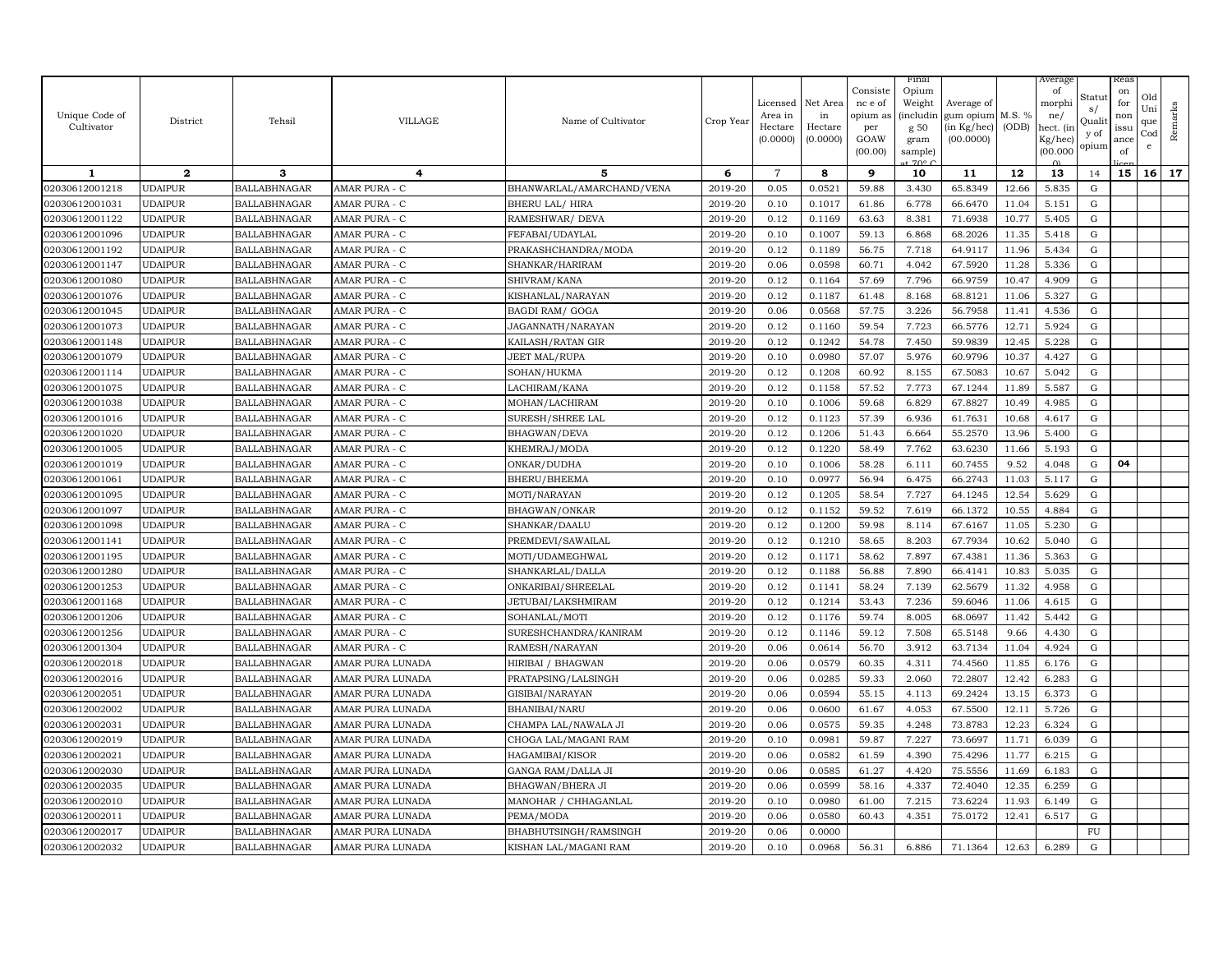| Unique Code of Cultivator | District | Tehsil | VILLAGE | Name of Cultivator | Crop Year | Licensed Area in Hectare (0.0000) | Net Area in Hectare (0.0000) | Consistence of opium as per GOAW (00.00) | Final Opium Weight (including 50 gram sample) at 70° C | Average of gum opium (in Kg/hec) (00.0000) | M.S. % (ODB) | Average of morphine/hect. (in Kg/hec) (00.000) | Status/Quality of opium | Reason for non issuance of licence | Old Unique Code | Remarks |
|---|---|---|---|---|---|---|---|---|---|---|---|---|---|---|---|---|
| 1 | 2 | 3 | 4 | 5 | 6 | 7 | 8 | 9 | 10 | 11 | 12 | 13 | 14 | 15 | 16 | 17 |
| 02030612001218 | UDAIPUR | BALLABHNAGAR | AMAR PURA - C | BHANWARLAL/AMARCHAND/VENA | 2019-20 | 0.05 | 0.0521 | 59.88 | 3.430 | 65.8349 | 12.66 | 5.835 | G | | | |
| 02030612001031 | UDAIPUR | BALLABHNAGAR | AMAR PURA - C | BHERU LAL/ HIRA | 2019-20 | 0.10 | 0.1017 | 61.86 | 6.778 | 66.6470 | 11.04 | 5.151 | G | | | |
| 02030612001122 | UDAIPUR | BALLABHNAGAR | AMAR PURA - C | RAMESHWAR/ DEVA | 2019-20 | 0.12 | 0.1169 | 63.63 | 8.381 | 71.6938 | 10.77 | 5.405 | G | | | |
| 02030612001096 | UDAIPUR | BALLABHNAGAR | AMAR PURA - C | FEFABAI/UDAYLAL | 2019-20 | 0.10 | 0.1007 | 59.13 | 6.868 | 68.2026 | 11.35 | 5.418 | G | | | |
| 02030612001192 | UDAIPUR | BALLABHNAGAR | AMAR PURA - C | PRAKASHCHANDRA/MODA | 2019-20 | 0.12 | 0.1189 | 56.75 | 7.718 | 64.9117 | 11.96 | 5.434 | G | | | |
| 02030612001147 | UDAIPUR | BALLABHNAGAR | AMAR PURA - C | SHANKAR/HARIRAM | 2019-20 | 0.06 | 0.0598 | 60.71 | 4.042 | 67.5920 | 11.28 | 5.336 | G | | | |
| 02030612001080 | UDAIPUR | BALLABHNAGAR | AMAR PURA - C | SHIVRAM/KANA | 2019-20 | 0.12 | 0.1164 | 57.69 | 7.796 | 66.9759 | 10.47 | 4.909 | G | | | |
| 02030612001076 | UDAIPUR | BALLABHNAGAR | AMAR PURA - C | KISHANLAL/NARAYAN | 2019-20 | 0.12 | 0.1187 | 61.48 | 8.168 | 68.8121 | 11.06 | 5.327 | G | | | |
| 02030612001045 | UDAIPUR | BALLABHNAGAR | AMAR PURA - C | BAGDI RAM/ GOGA | 2019-20 | 0.06 | 0.0568 | 57.75 | 3.226 | 56.7958 | 11.41 | 4.536 | G | | | |
| 02030612001073 | UDAIPUR | BALLABHNAGAR | AMAR PURA - C | JAGANNATH/NARAYAN | 2019-20 | 0.12 | 0.1160 | 59.54 | 7.723 | 66.5776 | 12.71 | 5.924 | G | | | |
| 02030612001148 | UDAIPUR | BALLABHNAGAR | AMAR PURA - C | KAILASH/RATAN GIR | 2019-20 | 0.12 | 0.1242 | 54.78 | 7.450 | 59.9839 | 12.45 | 5.228 | G | | | |
| 02030612001079 | UDAIPUR | BALLABHNAGAR | AMAR PURA - C | JEET MAL/RUPA | 2019-20 | 0.10 | 0.0980 | 57.07 | 5.976 | 60.9796 | 10.37 | 4.427 | G | | | |
| 02030612001114 | UDAIPUR | BALLABHNAGAR | AMAR PURA - C | SOHAN/HUKMA | 2019-20 | 0.12 | 0.1208 | 60.92 | 8.155 | 67.5083 | 10.67 | 5.042 | G | | | |
| 02030612001075 | UDAIPUR | BALLABHNAGAR | AMAR PURA - C | LACHIRAM/KANA | 2019-20 | 0.12 | 0.1158 | 57.52 | 7.773 | 67.1244 | 11.89 | 5.587 | G | | | |
| 02030612001038 | UDAIPUR | BALLABHNAGAR | AMAR PURA - C | MOHAN/LACHIRAM | 2019-20 | 0.10 | 0.1006 | 59.68 | 6.829 | 67.8827 | 10.49 | 4.985 | G | | | |
| 02030612001016 | UDAIPUR | BALLABHNAGAR | AMAR PURA - C | SURESH/SHREE LAL | 2019-20 | 0.12 | 0.1123 | 57.39 | 6.936 | 61.7631 | 10.68 | 4.617 | G | | | |
| 02030612001020 | UDAIPUR | BALLABHNAGAR | AMAR PURA - C | BHAGWAN/DEVA | 2019-20 | 0.12 | 0.1206 | 51.43 | 6.664 | 55.2570 | 13.96 | 5.400 | G | | | |
| 02030612001005 | UDAIPUR | BALLABHNAGAR | AMAR PURA - C | KHEMRAJ/MODA | 2019-20 | 0.12 | 0.1220 | 58.49 | 7.762 | 63.6230 | 11.66 | 5.193 | G | | | |
| 02030612001019 | UDAIPUR | BALLABHNAGAR | AMAR PURA - C | ONKAR/DUDHA | 2019-20 | 0.10 | 0.1006 | 58.28 | 6.111 | 60.7455 | 9.52 | 4.048 | G | 04 | | |
| 02030612001061 | UDAIPUR | BALLABHNAGAR | AMAR PURA - C | BHERU/BHEEMA | 2019-20 | 0.10 | 0.0977 | 56.94 | 6.475 | 66.2743 | 11.03 | 5.117 | G | | | |
| 02030612001095 | UDAIPUR | BALLABHNAGAR | AMAR PURA - C | MOTI/NARAYAN | 2019-20 | 0.12 | 0.1205 | 58.54 | 7.727 | 64.1245 | 12.54 | 5.629 | G | | | |
| 02030612001097 | UDAIPUR | BALLABHNAGAR | AMAR PURA - C | BHAGWAN/ONKAR | 2019-20 | 0.12 | 0.1152 | 59.52 | 7.619 | 66.1372 | 10.55 | 4.884 | G | | | |
| 02030612001098 | UDAIPUR | BALLABHNAGAR | AMAR PURA - C | SHANKAR/DAALU | 2019-20 | 0.12 | 0.1200 | 59.98 | 8.114 | 67.6167 | 11.05 | 5.230 | G | | | |
| 02030612001141 | UDAIPUR | BALLABHNAGAR | AMAR PURA - C | PREMDEVI/SAWAILAL | 2019-20 | 0.12 | 0.1210 | 58.65 | 8.203 | 67.7934 | 10.62 | 5.040 | G | | | |
| 02030612001195 | UDAIPUR | BALLABHNAGAR | AMAR PURA - C | MOTI/UDAMEGHWAL | 2019-20 | 0.12 | 0.1171 | 58.62 | 7.897 | 67.4381 | 11.36 | 5.363 | G | | | |
| 02030612001280 | UDAIPUR | BALLABHNAGAR | AMAR PURA - C | SHANKARLAL/DALLA | 2019-20 | 0.12 | 0.1188 | 56.88 | 7.890 | 66.4141 | 10.83 | 5.035 | G | | | |
| 02030612001253 | UDAIPUR | BALLABHNAGAR | AMAR PURA - C | ONKARIBAI/SHREELAL | 2019-20 | 0.12 | 0.1141 | 58.24 | 7.139 | 62.5679 | 11.32 | 4.958 | G | | | |
| 02030612001168 | UDAIPUR | BALLABHNAGAR | AMAR PURA - C | JETUBAI/LAKSHMIRAM | 2019-20 | 0.12 | 0.1214 | 53.43 | 7.236 | 59.6046 | 11.06 | 4.615 | G | | | |
| 02030612001206 | UDAIPUR | BALLABHNAGAR | AMAR PURA - C | SOHANLAL/MOTI | 2019-20 | 0.12 | 0.1176 | 59.74 | 8.005 | 68.0697 | 11.42 | 5.442 | G | | | |
| 02030612001256 | UDAIPUR | BALLABHNAGAR | AMAR PURA - C | SURESHCHANDRA/KANIRAM | 2019-20 | 0.12 | 0.1146 | 59.12 | 7.508 | 65.5148 | 9.66 | 4.430 | G | | | |
| 02030612001304 | UDAIPUR | BALLABHNAGAR | AMAR PURA - C | RAMESH/NARAYAN | 2019-20 | 0.06 | 0.0614 | 56.70 | 3.912 | 63.7134 | 11.04 | 4.924 | G | | | |
| 02030612002018 | UDAIPUR | BALLABHNAGAR | AMAR PURA LUNADA | HIRIBAI / BHAGWAN | 2019-20 | 0.06 | 0.0579 | 60.35 | 4.311 | 74.4560 | 11.85 | 6.176 | G | | | |
| 02030612002016 | UDAIPUR | BALLABHNAGAR | AMAR PURA LUNADA | PRATAPSING/LALSINGH | 2019-20 | 0.06 | 0.0285 | 59.33 | 2.060 | 72.2807 | 12.42 | 6.283 | G | | | |
| 02030612002051 | UDAIPUR | BALLABHNAGAR | AMAR PURA LUNADA | GISIBAI/NARAYAN | 2019-20 | 0.06 | 0.0594 | 55.15 | 4.113 | 69.2424 | 13.15 | 6.373 | G | | | |
| 02030612002002 | UDAIPUR | BALLABHNAGAR | AMAR PURA LUNADA | BHANIBAI/NARU | 2019-20 | 0.06 | 0.0600 | 61.67 | 4.053 | 67.5500 | 12.11 | 5.726 | G | | | |
| 02030612002031 | UDAIPUR | BALLABHNAGAR | AMAR PURA LUNADA | CHAMPA LAL/NAWALA JI | 2019-20 | 0.06 | 0.0575 | 59.35 | 4.248 | 73.8783 | 12.23 | 6.324 | G | | | |
| 02030612002019 | UDAIPUR | BALLABHNAGAR | AMAR PURA LUNADA | CHOGA LAL/MAGANI RAM | 2019-20 | 0.10 | 0.0981 | 59.87 | 7.227 | 73.6697 | 11.71 | 6.039 | G | | | |
| 02030612002021 | UDAIPUR | BALLABHNAGAR | AMAR PURA LUNADA | HAGAMIBAI/KISOR | 2019-20 | 0.06 | 0.0582 | 61.59 | 4.390 | 75.4296 | 11.77 | 6.215 | G | | | |
| 02030612002030 | UDAIPUR | BALLABHNAGAR | AMAR PURA LUNADA | GANGA RAM/DALLA JI | 2019-20 | 0.06 | 0.0585 | 61.27 | 4.420 | 75.5556 | 11.69 | 6.183 | G | | | |
| 02030612002035 | UDAIPUR | BALLABHNAGAR | AMAR PURA LUNADA | BHAGWAN/BHERA JI | 2019-20 | 0.06 | 0.0599 | 58.16 | 4.337 | 72.4040 | 12.35 | 6.259 | G | | | |
| 02030612002010 | UDAIPUR | BALLABHNAGAR | AMAR PURA LUNADA | MANOHAR / CHHAGANLAL | 2019-20 | 0.10 | 0.0980 | 61.00 | 7.215 | 73.6224 | 11.93 | 6.149 | G | | | |
| 02030612002011 | UDAIPUR | BALLABHNAGAR | AMAR PURA LUNADA | PEMA/MODA | 2019-20 | 0.06 | 0.0580 | 60.43 | 4.351 | 75.0172 | 12.41 | 6.517 | G | | | |
| 02030612002017 | UDAIPUR | BALLABHNAGAR | AMAR PURA LUNADA | BHABHUTSINGH/RAMSINGH | 2019-20 | 0.06 | 0.0000 | | | | | | FU | | | |
| 02030612002032 | UDAIPUR | BALLABHNAGAR | AMAR PURA LUNADA | KISHAN LAL/MAGANI RAM | 2019-20 | 0.10 | 0.0968 | 56.31 | 6.886 | 71.1364 | 12.63 | 6.289 | G | | | |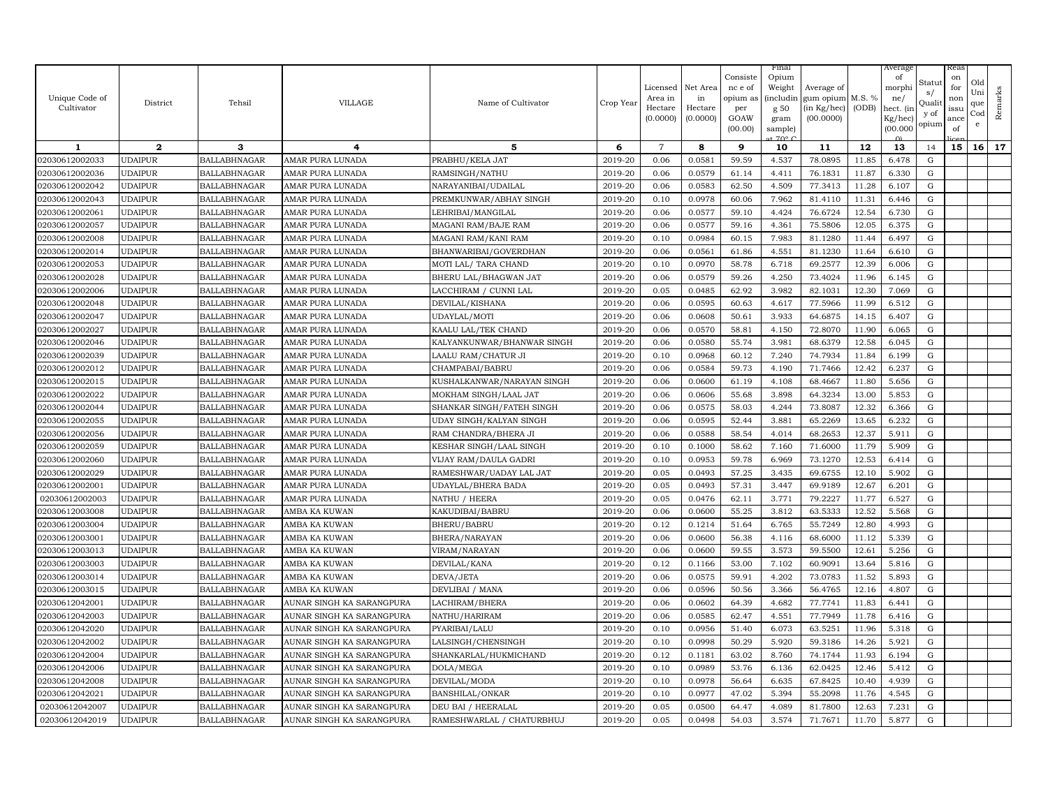| Unique Code of Cultivator | District | Tehsil | VILLAGE | Name of Cultivator | Crop Year | Licensed Area in Hectare (0.0000) | Net Area in Hectare (0.0000) | Consistence of opium as per GOAW (00.00) | Final Opium Weight (including 50 gram sample) at 70° C | Average of gum opium (in Kg/hec) (00.0000) | M.S. % (ODB) | Average of morphine/hect. (in Kg/hec) (00.000) | Status/Quality of opium | Reason for non issuance of licence | Old Unique Code | Remarks |
|---|---|---|---|---|---|---|---|---|---|---|---|---|---|---|---|---|
| 1 | 2 | 3 | 4 | 5 | 6 | 7 | 8 | 9 | 10 | 11 | 12 | 13 | 14 | 15 | 16 | 17 |
| 02030612002033 | UDAIPUR | BALLABHNAGAR | AMAR PURA LUNADA | PRABHU/KELA JAT | 2019-20 | 0.06 | 0.0581 | 59.59 | 4.537 | 78.0895 | 11.85 | 6.478 | G | | | |
| 02030612002036 | UDAIPUR | BALLABHNAGAR | AMAR PURA LUNADA | RAMSINGH/NATHU | 2019-20 | 0.06 | 0.0579 | 61.14 | 4.411 | 76.1831 | 11.87 | 6.330 | G | | | |
| 02030612002042 | UDAIPUR | BALLABHNAGAR | AMAR PURA LUNADA | NARAYANIBAI/UDAILAL | 2019-20 | 0.06 | 0.0583 | 62.50 | 4.509 | 77.3413 | 11.28 | 6.107 | G | | | |
| 02030612002043 | UDAIPUR | BALLABHNAGAR | AMAR PURA LUNADA | PREMKUNWAR/ABHAY SINGH | 2019-20 | 0.10 | 0.0978 | 60.06 | 7.962 | 81.4110 | 11.31 | 6.446 | G | | | |
| 02030612002061 | UDAIPUR | BALLABHNAGAR | AMAR PURA LUNADA | LEHRIBAI/MANGILAL | 2019-20 | 0.06 | 0.0577 | 59.10 | 4.424 | 76.6724 | 12.54 | 6.730 | G | | | |
| 02030612002057 | UDAIPUR | BALLABHNAGAR | AMAR PURA LUNADA | MAGANI RAM/BAJE RAM | 2019-20 | 0.06 | 0.0577 | 59.16 | 4.361 | 75.5806 | 12.05 | 6.375 | G | | | |
| 02030612002008 | UDAIPUR | BALLABHNAGAR | AMAR PURA LUNADA | MAGANI RAM/KANI RAM | 2019-20 | 0.10 | 0.0984 | 60.15 | 7.983 | 81.1280 | 11.44 | 6.497 | G | | | |
| 02030612002014 | UDAIPUR | BALLABHNAGAR | AMAR PURA LUNADA | BHANWARIBAI/GOVERDHAN | 2019-20 | 0.06 | 0.0561 | 61.86 | 4.551 | 81.1230 | 11.64 | 6.610 | G | | | |
| 02030612002053 | UDAIPUR | BALLABHNAGAR | AMAR PURA LUNADA | MOTI LAL/ TARA CHAND | 2019-20 | 0.10 | 0.0970 | 58.78 | 6.718 | 69.2577 | 12.39 | 6.006 | G | | | |
| 02030612002028 | UDAIPUR | BALLABHNAGAR | AMAR PURA LUNADA | BHERU LAL/BHAGWAN JAT | 2019-20 | 0.06 | 0.0579 | 59.26 | 4.250 | 73.4024 | 11.96 | 6.145 | G | | | |
| 02030612002006 | UDAIPUR | BALLABHNAGAR | AMAR PURA LUNADA | LACCHIRAM / CUNNI LAL | 2019-20 | 0.05 | 0.0485 | 62.92 | 3.982 | 82.1031 | 12.30 | 7.069 | G | | | |
| 02030612002048 | UDAIPUR | BALLABHNAGAR | AMAR PURA LUNADA | DEVILAL/KISHANA | 2019-20 | 0.06 | 0.0595 | 60.63 | 4.617 | 77.5966 | 11.99 | 6.512 | G | | | |
| 02030612002047 | UDAIPUR | BALLABHNAGAR | AMAR PURA LUNADA | UDAYLAL/MOTI | 2019-20 | 0.06 | 0.0608 | 50.61 | 3.933 | 64.6875 | 14.15 | 6.407 | G | | | |
| 02030612002027 | UDAIPUR | BALLABHNAGAR | AMAR PURA LUNADA | KAALU LAL/TEK CHAND | 2019-20 | 0.06 | 0.0570 | 58.81 | 4.150 | 72.8070 | 11.90 | 6.065 | G | | | |
| 02030612002046 | UDAIPUR | BALLABHNAGAR | AMAR PURA LUNADA | KALYANKUNWAR/BHANWAR SINGH | 2019-20 | 0.06 | 0.0580 | 55.74 | 3.981 | 68.6379 | 12.58 | 6.045 | G | | | |
| 02030612002039 | UDAIPUR | BALLABHNAGAR | AMAR PURA LUNADA | LAALU RAM/CHATUR JI | 2019-20 | 0.10 | 0.0968 | 60.12 | 7.240 | 74.7934 | 11.84 | 6.199 | G | | | |
| 02030612002012 | UDAIPUR | BALLABHNAGAR | AMAR PURA LUNADA | CHAMPABAI/BABRU | 2019-20 | 0.06 | 0.0584 | 59.73 | 4.190 | 71.7466 | 12.42 | 6.237 | G | | | |
| 02030612002015 | UDAIPUR | BALLABHNAGAR | AMAR PURA LUNADA | KUSHALKANWAR/NARAYAN SINGH | 2019-20 | 0.06 | 0.0600 | 61.19 | 4.108 | 68.4667 | 11.80 | 5.656 | G | | | |
| 02030612002022 | UDAIPUR | BALLABHNAGAR | AMAR PURA LUNADA | MOKHAM SINGH/LAAL JAT | 2019-20 | 0.06 | 0.0606 | 55.68 | 3.898 | 64.3234 | 13.00 | 5.853 | G | | | |
| 02030612002044 | UDAIPUR | BALLABHNAGAR | AMAR PURA LUNADA | SHANKAR SINGH/FATEH SINGH | 2019-20 | 0.06 | 0.0575 | 58.03 | 4.244 | 73.8087 | 12.32 | 6.366 | G | | | |
| 02030612002055 | UDAIPUR | BALLABHNAGAR | AMAR PURA LUNADA | UDAY SINGH/KALYAN SINGH | 2019-20 | 0.06 | 0.0595 | 52.44 | 3.881 | 65.2269 | 13.65 | 6.232 | G | | | |
| 02030612002056 | UDAIPUR | BALLABHNAGAR | AMAR PURA LUNADA | RAM CHANDRA/BHERA JI | 2019-20 | 0.06 | 0.0588 | 58.54 | 4.014 | 68.2653 | 12.37 | 5.911 | G | | | |
| 02030612002059 | UDAIPUR | BALLABHNAGAR | AMAR PURA LUNADA | KESHAR SINGH/LAAL SINGH | 2019-20 | 0.10 | 0.1000 | 58.62 | 7.160 | 71.6000 | 11.79 | 5.909 | G | | | |
| 02030612002060 | UDAIPUR | BALLABHNAGAR | AMAR PURA LUNADA | VIJAY RAM/DAULA GADRI | 2019-20 | 0.10 | 0.0953 | 59.78 | 6.969 | 73.1270 | 12.53 | 6.414 | G | | | |
| 02030612002029 | UDAIPUR | BALLABHNAGAR | AMAR PURA LUNADA | RAMESHWAR/UADAY LAL JAT | 2019-20 | 0.05 | 0.0493 | 57.25 | 3.435 | 69.6755 | 12.10 | 5.902 | G | | | |
| 02030612002001 | UDAIPUR | BALLABHNAGAR | AMAR PURA LUNADA | UDAYLAL/BHERA BADA | 2019-20 | 0.05 | 0.0493 | 57.31 | 3.447 | 69.9189 | 12.67 | 6.201 | G | | | |
| 02030612002003 | UDAIPUR | BALLABHNAGAR | AMAR PURA LUNADA | NATHU / HEERA | 2019-20 | 0.05 | 0.0476 | 62.11 | 3.771 | 79.2227 | 11.77 | 6.527 | G | | | |
| 02030612003008 | UDAIPUR | BALLABHNAGAR | AMBA KA KUWAN | KAKUDIBAI/BABRU | 2019-20 | 0.06 | 0.0600 | 55.25 | 3.812 | 63.5333 | 12.52 | 5.568 | G | | | |
| 02030612003004 | UDAIPUR | BALLABHNAGAR | AMBA KA KUWAN | BHERU/BABRU | 2019-20 | 0.12 | 0.1214 | 51.64 | 6.765 | 55.7249 | 12.80 | 4.993 | G | | | |
| 02030612003001 | UDAIPUR | BALLABHNAGAR | AMBA KA KUWAN | BHERA/NARAYAN | 2019-20 | 0.06 | 0.0600 | 56.38 | 4.116 | 68.6000 | 11.12 | 5.339 | G | | | |
| 02030612003013 | UDAIPUR | BALLABHNAGAR | AMBA KA KUWAN | VIRAM/NARAYAN | 2019-20 | 0.06 | 0.0600 | 59.55 | 3.573 | 59.5500 | 12.61 | 5.256 | G | | | |
| 02030612003003 | UDAIPUR | BALLABHNAGAR | AMBA KA KUWAN | DEVILAL/KANA | 2019-20 | 0.12 | 0.1166 | 53.00 | 7.102 | 60.9091 | 13.64 | 5.816 | G | | | |
| 02030612003014 | UDAIPUR | BALLABHNAGAR | AMBA KA KUWAN | DEVA/JETA | 2019-20 | 0.06 | 0.0575 | 59.91 | 4.202 | 73.0783 | 11.52 | 5.893 | G | | | |
| 02030612003015 | UDAIPUR | BALLABHNAGAR | AMBA KA KUWAN | DEVLIBAI / MANA | 2019-20 | 0.06 | 0.0596 | 50.56 | 3.366 | 56.4765 | 12.16 | 4.807 | G | | | |
| 02030612042001 | UDAIPUR | BALLABHNAGAR | AUNAR SINGH KA SARANGPURA | LACHIRAM/BHERA | 2019-20 | 0.06 | 0.0602 | 64.39 | 4.682 | 77.7741 | 11.83 | 6.441 | G | | | |
| 02030612042003 | UDAIPUR | BALLABHNAGAR | AUNAR SINGH KA SARANGPURA | NATHU/HARIRAM | 2019-20 | 0.06 | 0.0585 | 62.47 | 4.551 | 77.7949 | 11.78 | 6.416 | G | | | |
| 02030612042020 | UDAIPUR | BALLABHNAGAR | AUNAR SINGH KA SARANGPURA | PYARIBAI/LALU | 2019-20 | 0.10 | 0.0956 | 51.40 | 6.073 | 63.5251 | 11.96 | 5.318 | G | | | |
| 02030612042002 | UDAIPUR | BALLABHNAGAR | AUNAR SINGH KA SARANGPURA | LALSINGH/CHENSINGH | 2019-20 | 0.10 | 0.0998 | 50.29 | 5.920 | 59.3186 | 14.26 | 5.921 | G | | | |
| 02030612042004 | UDAIPUR | BALLABHNAGAR | AUNAR SINGH KA SARANGPURA | SHANKARLAL/HUKMICHAND | 2019-20 | 0.12 | 0.1181 | 63.02 | 8.760 | 74.1744 | 11.93 | 6.194 | G | | | |
| 02030612042006 | UDAIPUR | BALLABHNAGAR | AUNAR SINGH KA SARANGPURA | DOLA/MEGA | 2019-20 | 0.10 | 0.0989 | 53.76 | 6.136 | 62.0425 | 12.46 | 5.412 | G | | | |
| 02030612042008 | UDAIPUR | BALLABHNAGAR | AUNAR SINGH KA SARANGPURA | DEVILAL/MODA | 2019-20 | 0.10 | 0.0978 | 56.64 | 6.635 | 67.8425 | 10.40 | 4.939 | G | | | |
| 02030612042021 | UDAIPUR | BALLABHNAGAR | AUNAR SINGH KA SARANGPURA | BANSHILAL/ONKAR | 2019-20 | 0.10 | 0.0977 | 47.02 | 5.394 | 55.2098 | 11.76 | 4.545 | G | | | |
| 02030612042007 | UDAIPUR | BALLABHNAGAR | AUNAR SINGH KA SARANGPURA | DEU BAI / HEERALAL | 2019-20 | 0.05 | 0.0500 | 64.47 | 4.089 | 81.7800 | 12.63 | 7.231 | G | | | |
| 02030612042019 | UDAIPUR | BALLABHNAGAR | AUNAR SINGH KA SARANGPURA | RAMESHWARLAL / CHATURBHUJ | 2019-20 | 0.05 | 0.0498 | 54.03 | 3.574 | 71.7671 | 11.70 | 5.877 | G | | | |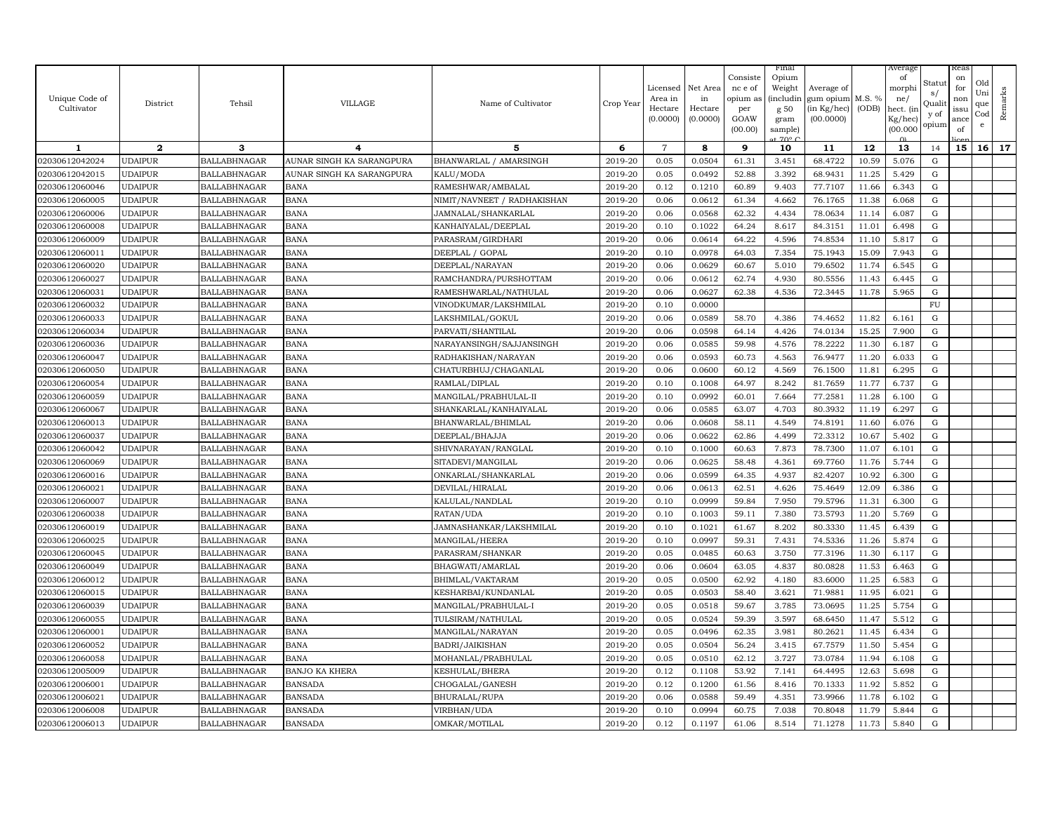| Unique Code of Cultivator | District | Tehsil | VILLAGE | Name of Cultivator | Crop Year | Licensed Area in Hectare (0.0000) | Net Area in Hectare (0.0000) | Consistence of opium as per GOAW (00.00) | Final Opium Weight (including 50 gram sample) at 70° C | Average of gum opium (in Kg/hec) (00.0000) | M.S. % (ODB) | Average of morphine/ hect. (in Kg/hec) (00.000) | Status/ Quality of opium | Reason for non issuance of licence | Old Unique Code | Remarks |
|---|---|---|---|---|---|---|---|---|---|---|---|---|---|---|---|---|
| 1 | 2 | 3 | 4 | 5 | 6 | 7 | 8 | 9 | 10 | 11 | 12 | 13 | 14 | 15 | 16 | 17 |
| 02030612042024 | UDAIPUR | BALLABHNAGAR | AUNAR SINGH KA SARANGPURA | BHANWARLAL / AMARSINGH | 2019-20 | 0.05 | 0.0504 | 61.31 | 3.451 | 68.4722 | 10.59 | 5.076 | G | | | |
| 02030612042015 | UDAIPUR | BALLABHNAGAR | AUNAR SINGH KA SARANGPURA | KALU/MODA | 2019-20 | 0.05 | 0.0492 | 52.88 | 3.392 | 68.9431 | 11.25 | 5.429 | G | | | |
| 02030612060046 | UDAIPUR | BALLABHNAGAR | BANA | RAMESHWAR/AMBALAL | 2019-20 | 0.12 | 0.1210 | 60.89 | 9.403 | 77.7107 | 11.66 | 6.343 | G | | | |
| 02030612060005 | UDAIPUR | BALLABHNAGAR | BANA | NIMIT/NAVNEET / RADHAKISHAN | 2019-20 | 0.06 | 0.0612 | 61.34 | 4.662 | 76.1765 | 11.38 | 6.068 | G | | | |
| 02030612060006 | UDAIPUR | BALLABHNAGAR | BANA | JAMNALAL/SHANKARLAL | 2019-20 | 0.06 | 0.0568 | 62.32 | 4.434 | 78.0634 | 11.14 | 6.087 | G | | | |
| 02030612060008 | UDAIPUR | BALLABHNAGAR | BANA | KANHAIYALAL/DEEPLAL | 2019-20 | 0.10 | 0.1022 | 64.24 | 8.617 | 84.3151 | 11.01 | 6.498 | G | | | |
| 02030612060009 | UDAIPUR | BALLABHNAGAR | BANA | PARASRAM/GIRDHARI | 2019-20 | 0.06 | 0.0614 | 64.22 | 4.596 | 74.8534 | 11.10 | 5.817 | G | | | |
| 02030612060011 | UDAIPUR | BALLABHNAGAR | BANA | DEEPLAL / GOPAL | 2019-20 | 0.10 | 0.0978 | 64.03 | 7.354 | 75.1943 | 15.09 | 7.943 | G | | | |
| 02030612060020 | UDAIPUR | BALLABHNAGAR | BANA | DEEPLAL/NARAYAN | 2019-20 | 0.06 | 0.0629 | 60.67 | 5.010 | 79.6502 | 11.74 | 6.545 | G | | | |
| 02030612060027 | UDAIPUR | BALLABHNAGAR | BANA | RAMCHANDRA/PURSHOTTAM | 2019-20 | 0.06 | 0.0612 | 62.74 | 4.930 | 80.5556 | 11.43 | 6.445 | G | | | |
| 02030612060031 | UDAIPUR | BALLABHNAGAR | BANA | RAMESHWARLAL/NATHULAL | 2019-20 | 0.06 | 0.0627 | 62.38 | 4.536 | 72.3445 | 11.78 | 5.965 | G | | | |
| 02030612060032 | UDAIPUR | BALLABHNAGAR | BANA | VINODKUMAR/LAKSHMILAL | 2019-20 | 0.10 | 0.0000 | | | | | | FU | | | |
| 02030612060033 | UDAIPUR | BALLABHNAGAR | BANA | LAKSHMILAL/GOKUL | 2019-20 | 0.06 | 0.0589 | 58.70 | 4.386 | 74.4652 | 11.82 | 6.161 | G | | | |
| 02030612060034 | UDAIPUR | BALLABHNAGAR | BANA | PARVATI/SHANTILAL | 2019-20 | 0.06 | 0.0598 | 64.14 | 4.426 | 74.0134 | 15.25 | 7.900 | G | | | |
| 02030612060036 | UDAIPUR | BALLABHNAGAR | BANA | NARAYANSINGH/SAJJANSINGH | 2019-20 | 0.06 | 0.0585 | 59.98 | 4.576 | 78.2222 | 11.30 | 6.187 | G | | | |
| 02030612060047 | UDAIPUR | BALLABHNAGAR | BANA | RADHAKISHAN/NARAYAN | 2019-20 | 0.06 | 0.0593 | 60.73 | 4.563 | 76.9477 | 11.20 | 6.033 | G | | | |
| 02030612060050 | UDAIPUR | BALLABHNAGAR | BANA | CHATURBHUJ/CHAGANLAL | 2019-20 | 0.06 | 0.0600 | 60.12 | 4.569 | 76.1500 | 11.81 | 6.295 | G | | | |
| 02030612060054 | UDAIPUR | BALLABHNAGAR | BANA | RAMLAL/DIPLAL | 2019-20 | 0.10 | 0.1008 | 64.97 | 8.242 | 81.7659 | 11.77 | 6.737 | G | | | |
| 02030612060059 | UDAIPUR | BALLABHNAGAR | BANA | MANGILAL/PRABHULAL-II | 2019-20 | 0.10 | 0.0992 | 60.01 | 7.664 | 77.2581 | 11.28 | 6.100 | G | | | |
| 02030612060067 | UDAIPUR | BALLABHNAGAR | BANA | SHANKARLAL/KANHAIYALAL | 2019-20 | 0.06 | 0.0585 | 63.07 | 4.703 | 80.3932 | 11.19 | 6.297 | G | | | |
| 02030612060013 | UDAIPUR | BALLABHNAGAR | BANA | BHANWARLAL/BHIMLAL | 2019-20 | 0.06 | 0.0608 | 58.11 | 4.549 | 74.8191 | 11.60 | 6.076 | G | | | |
| 02030612060037 | UDAIPUR | BALLABHNAGAR | BANA | DEEPLAL/BHAJJA | 2019-20 | 0.06 | 0.0622 | 62.86 | 4.499 | 72.3312 | 10.67 | 5.402 | G | | | |
| 02030612060042 | UDAIPUR | BALLABHNAGAR | BANA | SHIVNARAYAN/RANGLAL | 2019-20 | 0.10 | 0.1000 | 60.63 | 7.873 | 78.7300 | 11.07 | 6.101 | G | | | |
| 02030612060069 | UDAIPUR | BALLABHNAGAR | BANA | SITADEVI/MANGILAL | 2019-20 | 0.06 | 0.0625 | 58.48 | 4.361 | 69.7760 | 11.76 | 5.744 | G | | | |
| 02030612060016 | UDAIPUR | BALLABHNAGAR | BANA | ONKARLAL/SHANKARLAL | 2019-20 | 0.06 | 0.0599 | 64.35 | 4.937 | 82.4207 | 10.92 | 6.300 | G | | | |
| 02030612060021 | UDAIPUR | BALLABHNAGAR | BANA | DEVILAL/HIRALAL | 2019-20 | 0.06 | 0.0613 | 62.51 | 4.626 | 75.4649 | 12.09 | 6.386 | G | | | |
| 02030612060007 | UDAIPUR | BALLABHNAGAR | BANA | KALULAL/NANDLAL | 2019-20 | 0.10 | 0.0999 | 59.84 | 7.950 | 79.5796 | 11.31 | 6.300 | G | | | |
| 02030612060038 | UDAIPUR | BALLABHNAGAR | BANA | RATAN/UDA | 2019-20 | 0.10 | 0.1003 | 59.11 | 7.380 | 73.5793 | 11.20 | 5.769 | G | | | |
| 02030612060019 | UDAIPUR | BALLABHNAGAR | BANA | JAMNASHANKAR/LAKSHMILAL | 2019-20 | 0.10 | 0.1021 | 61.67 | 8.202 | 80.3330 | 11.45 | 6.439 | G | | | |
| 02030612060025 | UDAIPUR | BALLABHNAGAR | BANA | MANGILAL/HEERA | 2019-20 | 0.10 | 0.0997 | 59.31 | 7.431 | 74.5336 | 11.26 | 5.874 | G | | | |
| 02030612060045 | UDAIPUR | BALLABHNAGAR | BANA | PARASRAM/SHANKAR | 2019-20 | 0.05 | 0.0485 | 60.63 | 3.750 | 77.3196 | 11.30 | 6.117 | G | | | |
| 02030612060049 | UDAIPUR | BALLABHNAGAR | BANA | BHAGWATI/AMARLAL | 2019-20 | 0.06 | 0.0604 | 63.05 | 4.837 | 80.0828 | 11.53 | 6.463 | G | | | |
| 02030612060012 | UDAIPUR | BALLABHNAGAR | BANA | BHIMLAL/VAKTARAM | 2019-20 | 0.05 | 0.0500 | 62.92 | 4.180 | 83.6000 | 11.25 | 6.583 | G | | | |
| 02030612060015 | UDAIPUR | BALLABHNAGAR | BANA | KESHARBAI/KUNDANLAL | 2019-20 | 0.05 | 0.0503 | 58.40 | 3.621 | 71.9881 | 11.95 | 6.021 | G | | | |
| 02030612060039 | UDAIPUR | BALLABHNAGAR | BANA | MANGILAL/PRABHULAL-I | 2019-20 | 0.05 | 0.0518 | 59.67 | 3.785 | 73.0695 | 11.25 | 5.754 | G | | | |
| 02030612060055 | UDAIPUR | BALLABHNAGAR | BANA | TULSIRAM/NATHULAL | 2019-20 | 0.05 | 0.0524 | 59.39 | 3.597 | 68.6450 | 11.47 | 5.512 | G | | | |
| 02030612060001 | UDAIPUR | BALLABHNAGAR | BANA | MANGILAL/NARAYAN | 2019-20 | 0.05 | 0.0496 | 62.35 | 3.981 | 80.2621 | 11.45 | 6.434 | G | | | |
| 02030612060052 | UDAIPUR | BALLABHNAGAR | BANA | BADRI/JAIKISHAN | 2019-20 | 0.05 | 0.0504 | 56.24 | 3.415 | 67.7579 | 11.50 | 5.454 | G | | | |
| 02030612060058 | UDAIPUR | BALLABHNAGAR | BANA | MOHANLAL/PRABHULAL | 2019-20 | 0.05 | 0.0510 | 62.12 | 3.727 | 73.0784 | 11.94 | 6.108 | G | | | |
| 02030612005009 | UDAIPUR | BALLABHNAGAR | BANJO KA KHERA | KESHULAL/BHERA | 2019-20 | 0.12 | 0.1108 | 53.92 | 7.141 | 64.4495 | 12.63 | 5.698 | G | | | |
| 02030612006001 | UDAIPUR | BALLABHNAGAR | BANSADA | CHOGALAL/GANESH | 2019-20 | 0.12 | 0.1200 | 61.56 | 8.416 | 70.1333 | 11.92 | 5.852 | G | | | |
| 02030612006021 | UDAIPUR | BALLABHNAGAR | BANSADA | BHURALAL/RUPA | 2019-20 | 0.06 | 0.0588 | 59.49 | 4.351 | 73.9966 | 11.78 | 6.102 | G | | | |
| 02030612006008 | UDAIPUR | BALLABHNAGAR | BANSADA | VIRBHAN/UDA | 2019-20 | 0.10 | 0.0994 | 60.75 | 7.038 | 70.8048 | 11.79 | 5.844 | G | | | |
| 02030612006013 | UDAIPUR | BALLABHNAGAR | BANSADA | OMKAR/MOTILAL | 2019-20 | 0.12 | 0.1197 | 61.06 | 8.514 | 71.1278 | 11.73 | 5.840 | G | | | |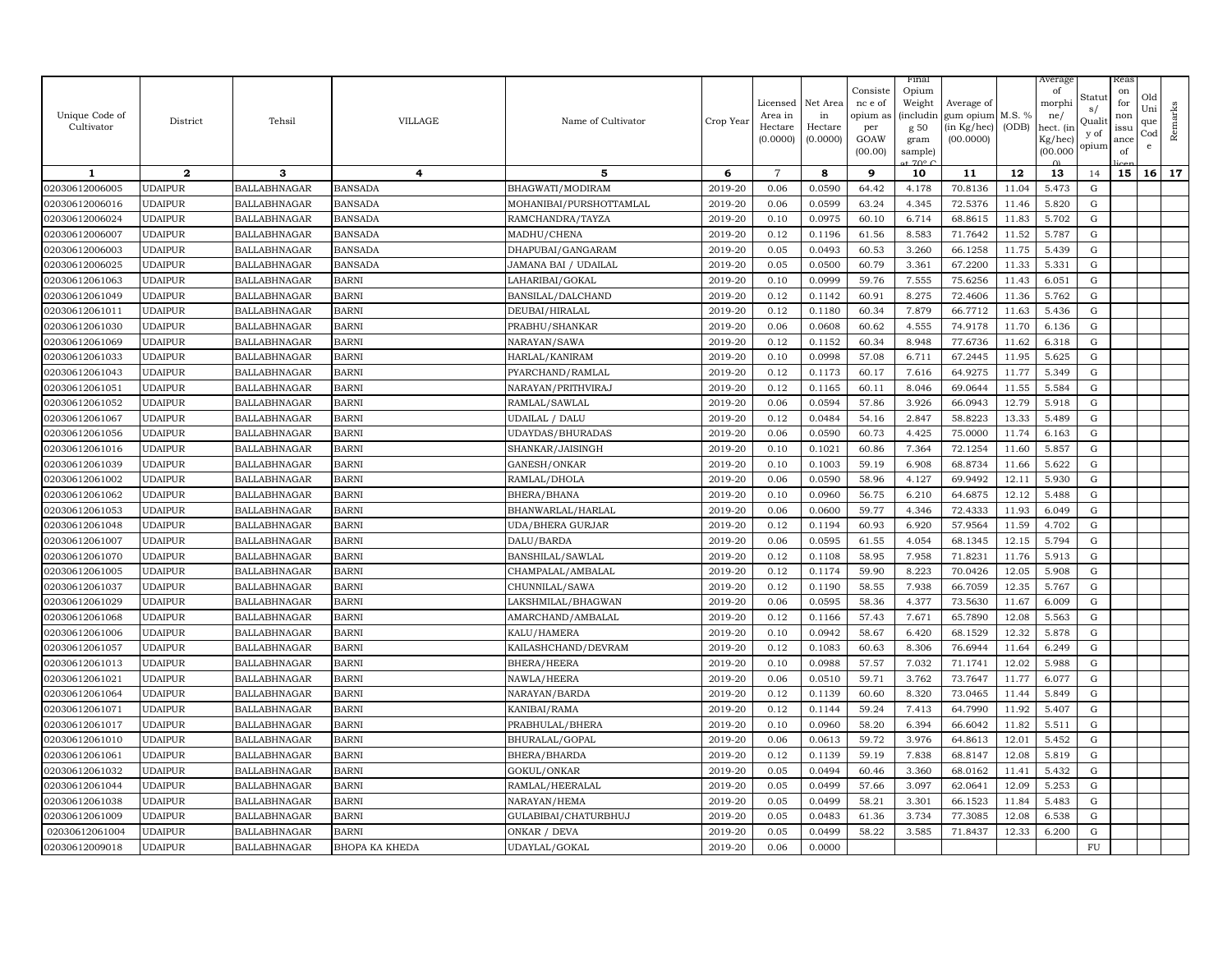| Unique Code of Cultivator | District | Tehsil | VILLAGE | Name of Cultivator | Crop Year | Licensed Area in Hectare (0.0000) | Net Area in Hectare (0.0000) | Consistence of opium as per GOAW (00.00) | Final Opium Weight (including 50 gram sample) at 70° C | Average of gum opium (in Kg/hec) (00.0000) | M.S. % (ODB) | Average of morphine/hect. (in Kg/hec) (00.000) | Status/Quality of opium | Reason for non issuance of licence | Old Unique Code | Remarks |
|---|---|---|---|---|---|---|---|---|---|---|---|---|---|---|---|---|
| 1 | 2 | 3 | 4 | 5 | 6 | 7 | 8 | 9 | 10 | 11 | 12 | 13 | 14 | 15 | 16 | 17 |
| 02030612006005 | UDAIPUR | BALLABHNAGAR | BANSADA | BHAGWATI/MODIRAM | 2019-20 | 0.06 | 0.0590 | 64.42 | 4.178 | 70.8136 | 11.04 | 5.473 | G | | | |
| 02030612006016 | UDAIPUR | BALLABHNAGAR | BANSADA | MOHANIBAI/PURSHOTTAMLAL | 2019-20 | 0.06 | 0.0599 | 63.24 | 4.345 | 72.5376 | 11.46 | 5.820 | G | | | |
| 02030612006024 | UDAIPUR | BALLABHNAGAR | BANSADA | RAMCHANDRA/TAYZA | 2019-20 | 0.10 | 0.0975 | 60.10 | 6.714 | 68.8615 | 11.83 | 5.702 | G | | | |
| 02030612006007 | UDAIPUR | BALLABHNAGAR | BANSADA | MADHU/CHENA | 2019-20 | 0.12 | 0.1196 | 61.56 | 8.583 | 71.7642 | 11.52 | 5.787 | G | | | |
| 02030612006003 | UDAIPUR | BALLABHNAGAR | BANSADA | DHAPUBAI/GANGARAM | 2019-20 | 0.05 | 0.0493 | 60.53 | 3.260 | 66.1258 | 11.75 | 5.439 | G | | | |
| 02030612006025 | UDAIPUR | BALLABHNAGAR | BANSADA | JAMANA BAI / UDAILAL | 2019-20 | 0.05 | 0.0500 | 60.79 | 3.361 | 67.2200 | 11.33 | 5.331 | G | | | |
| 02030612061063 | UDAIPUR | BALLABHNAGAR | BARNI | LAHARIBAI/GOKAL | 2019-20 | 0.10 | 0.0999 | 59.76 | 7.555 | 75.6256 | 11.43 | 6.051 | G | | | |
| 02030612061049 | UDAIPUR | BALLABHNAGAR | BARNI | BANSILAL/DALCHAND | 2019-20 | 0.12 | 0.1142 | 60.91 | 8.275 | 72.4606 | 11.36 | 5.762 | G | | | |
| 02030612061011 | UDAIPUR | BALLABHNAGAR | BARNI | DEUBAI/HIRALAL | 2019-20 | 0.12 | 0.1180 | 60.34 | 7.879 | 66.7712 | 11.63 | 5.436 | G | | | |
| 02030612061030 | UDAIPUR | BALLABHNAGAR | BARNI | PRABHU/SHANKAR | 2019-20 | 0.06 | 0.0608 | 60.62 | 4.555 | 74.9178 | 11.70 | 6.136 | G | | | |
| 02030612061069 | UDAIPUR | BALLABHNAGAR | BARNI | NARAYAN/SAWA | 2019-20 | 0.12 | 0.1152 | 60.34 | 8.948 | 77.6736 | 11.62 | 6.318 | G | | | |
| 02030612061033 | UDAIPUR | BALLABHNAGAR | BARNI | HARLAL/KANIRAM | 2019-20 | 0.10 | 0.0998 | 57.08 | 6.711 | 67.2445 | 11.95 | 5.625 | G | | | |
| 02030612061043 | UDAIPUR | BALLABHNAGAR | BARNI | PYARCHAND/RAMLAL | 2019-20 | 0.12 | 0.1173 | 60.17 | 7.616 | 64.9275 | 11.77 | 5.349 | G | | | |
| 02030612061051 | UDAIPUR | BALLABHNAGAR | BARNI | NARAYAN/PRITHVIRAJ | 2019-20 | 0.12 | 0.1165 | 60.11 | 8.046 | 69.0644 | 11.55 | 5.584 | G | | | |
| 02030612061052 | UDAIPUR | BALLABHNAGAR | BARNI | RAMLAL/SAWLAL | 2019-20 | 0.06 | 0.0594 | 57.86 | 3.926 | 66.0943 | 12.79 | 5.918 | G | | | |
| 02030612061067 | UDAIPUR | BALLABHNAGAR | BARNI | UDAILAL / DALU | 2019-20 | 0.12 | 0.0484 | 54.16 | 2.847 | 58.8223 | 13.33 | 5.489 | G | | | |
| 02030612061056 | UDAIPUR | BALLABHNAGAR | BARNI | UDAYDAS/BHURADAS | 2019-20 | 0.06 | 0.0590 | 60.73 | 4.425 | 75.0000 | 11.74 | 6.163 | G | | | |
| 02030612061016 | UDAIPUR | BALLABHNAGAR | BARNI | SHANKAR/JAISINGH | 2019-20 | 0.10 | 0.1021 | 60.86 | 7.364 | 72.1254 | 11.60 | 5.857 | G | | | |
| 02030612061039 | UDAIPUR | BALLABHNAGAR | BARNI | GANESH/ONKAR | 2019-20 | 0.10 | 0.1003 | 59.19 | 6.908 | 68.8734 | 11.66 | 5.622 | G | | | |
| 02030612061002 | UDAIPUR | BALLABHNAGAR | BARNI | RAMLAL/DHOLA | 2019-20 | 0.06 | 0.0590 | 58.96 | 4.127 | 69.9492 | 12.11 | 5.930 | G | | | |
| 02030612061062 | UDAIPUR | BALLABHNAGAR | BARNI | BHERA/BHANA | 2019-20 | 0.10 | 0.0960 | 56.75 | 6.210 | 64.6875 | 12.12 | 5.488 | G | | | |
| 02030612061053 | UDAIPUR | BALLABHNAGAR | BARNI | BHANWARLAL/HARLAL | 2019-20 | 0.06 | 0.0600 | 59.77 | 4.346 | 72.4333 | 11.93 | 6.049 | G | | | |
| 02030612061048 | UDAIPUR | BALLABHNAGAR | BARNI | UDA/BHERA GURJAR | 2019-20 | 0.12 | 0.1194 | 60.93 | 6.920 | 57.9564 | 11.59 | 4.702 | G | | | |
| 02030612061007 | UDAIPUR | BALLABHNAGAR | BARNI | DALU/BARDA | 2019-20 | 0.06 | 0.0595 | 61.55 | 4.054 | 68.1345 | 12.15 | 5.794 | G | | | |
| 02030612061070 | UDAIPUR | BALLABHNAGAR | BARNI | BANSHILAL/SAWLAL | 2019-20 | 0.12 | 0.1108 | 58.95 | 7.958 | 71.8231 | 11.76 | 5.913 | G | | | |
| 02030612061005 | UDAIPUR | BALLABHNAGAR | BARNI | CHAMPALAL/AMBALAL | 2019-20 | 0.12 | 0.1174 | 59.90 | 8.223 | 70.0426 | 12.05 | 5.908 | G | | | |
| 02030612061037 | UDAIPUR | BALLABHNAGAR | BARNI | CHUNNILAL/SAWA | 2019-20 | 0.12 | 0.1190 | 58.55 | 7.938 | 66.7059 | 12.35 | 5.767 | G | | | |
| 02030612061029 | UDAIPUR | BALLABHNAGAR | BARNI | LAKSHMILAL/BHAGWAN | 2019-20 | 0.06 | 0.0595 | 58.36 | 4.377 | 73.5630 | 11.67 | 6.009 | G | | | |
| 02030612061068 | UDAIPUR | BALLABHNAGAR | BARNI | AMARCHAND/AMBALAL | 2019-20 | 0.12 | 0.1166 | 57.43 | 7.671 | 65.7890 | 12.08 | 5.563 | G | | | |
| 02030612061006 | UDAIPUR | BALLABHNAGAR | BARNI | KALU/HAMERA | 2019-20 | 0.10 | 0.0942 | 58.67 | 6.420 | 68.1529 | 12.32 | 5.878 | G | | | |
| 02030612061057 | UDAIPUR | BALLABHNAGAR | BARNI | KAILASHCHAND/DEVRAM | 2019-20 | 0.12 | 0.1083 | 60.63 | 8.306 | 76.6944 | 11.64 | 6.249 | G | | | |
| 02030612061013 | UDAIPUR | BALLABHNAGAR | BARNI | BHERA/HEERA | 2019-20 | 0.10 | 0.0988 | 57.57 | 7.032 | 71.1741 | 12.02 | 5.988 | G | | | |
| 02030612061021 | UDAIPUR | BALLABHNAGAR | BARNI | NAWLA/HEERA | 2019-20 | 0.06 | 0.0510 | 59.71 | 3.762 | 73.7647 | 11.77 | 6.077 | G | | | |
| 02030612061064 | UDAIPUR | BALLABHNAGAR | BARNI | NARAYAN/BARDA | 2019-20 | 0.12 | 0.1139 | 60.60 | 8.320 | 73.0465 | 11.44 | 5.849 | G | | | |
| 02030612061071 | UDAIPUR | BALLABHNAGAR | BARNI | KANIBAI/RAMA | 2019-20 | 0.12 | 0.1144 | 59.24 | 7.413 | 64.7990 | 11.92 | 5.407 | G | | | |
| 02030612061017 | UDAIPUR | BALLABHNAGAR | BARNI | PRABHULAL/BHERA | 2019-20 | 0.10 | 0.0960 | 58.20 | 6.394 | 66.6042 | 11.82 | 5.511 | G | | | |
| 02030612061010 | UDAIPUR | BALLABHNAGAR | BARNI | BHURALAL/GOPAL | 2019-20 | 0.06 | 0.0613 | 59.72 | 3.976 | 64.8613 | 12.01 | 5.452 | G | | | |
| 02030612061061 | UDAIPUR | BALLABHNAGAR | BARNI | BHERA/BHARDA | 2019-20 | 0.12 | 0.1139 | 59.19 | 7.838 | 68.8147 | 12.08 | 5.819 | G | | | |
| 02030612061032 | UDAIPUR | BALLABHNAGAR | BARNI | GOKUL/ONKAR | 2019-20 | 0.05 | 0.0494 | 60.46 | 3.360 | 68.0162 | 11.41 | 5.432 | G | | | |
| 02030612061044 | UDAIPUR | BALLABHNAGAR | BARNI | RAMLAL/HEERALAL | 2019-20 | 0.05 | 0.0499 | 57.66 | 3.097 | 62.0641 | 12.09 | 5.253 | G | | | |
| 02030612061038 | UDAIPUR | BALLABHNAGAR | BARNI | NARAYAN/HEMA | 2019-20 | 0.05 | 0.0499 | 58.21 | 3.301 | 66.1523 | 11.84 | 5.483 | G | | | |
| 02030612061009 | UDAIPUR | BALLABHNAGAR | BARNI | GULABIBAI/CHATURBHUJ | 2019-20 | 0.05 | 0.0483 | 61.36 | 3.734 | 77.3085 | 12.08 | 6.538 | G | | | |
| 02030612061004 | UDAIPUR | BALLABHNAGAR | BARNI | ONKAR / DEVA | 2019-20 | 0.05 | 0.0499 | 58.22 | 3.585 | 71.8437 | 12.33 | 6.200 | G | | | |
| 02030612009018 | UDAIPUR | BALLABHNAGAR | BHOPA KA KHEDA | UDAYLAL/GOKAL | 2019-20 | 0.06 | 0.0000 | | | | | | FU | | | |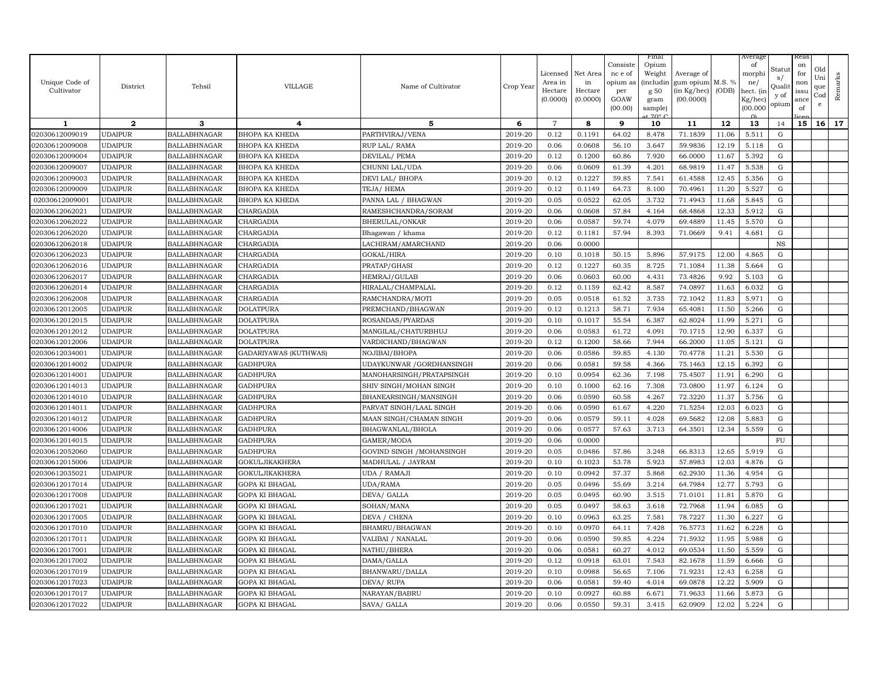| Unique Code of Cultivator | District | Tehsil | VILLAGE | Name of Cultivator | Crop Year | Licensed Area in Hectare (0.0000) | Net Area in Hectare (0.0000) | Consistence of opium as per GOAW (00.00) | Final Opium Weight (including 50 gram sample) at 70° C | Average of gum opium (in Kg/hec) (00.0000) | M.S. % (ODB) | Average of morphine/hect. (in Kg/hec) (00.000) | Status/Quality of opium | Reason for non issuance of licence | Old Unique Code | Remarks |
|---|---|---|---|---|---|---|---|---|---|---|---|---|---|---|---|---|
| 1 | 2 | 3 | 4 | 5 | 6 | 7 | 8 | 9 | 10 | 11 | 12 | 13 | 14 | 15 | 16 | 17 |
| 02030612009019 | UDAIPUR | BALLABHNAGAR | BHOPA KA KHEDA | PARTHVIRAJ/VENA | 2019-20 | 0.12 | 0.1191 | 64.02 | 8.478 | 71.1839 | 11.06 | 5.511 | G | | | |
| 02030612009008 | UDAIPUR | BALLABHNAGAR | BHOPA KA KHEDA | RUP LAL/ RAMA | 2019-20 | 0.06 | 0.0608 | 56.10 | 3.647 | 59.9836 | 12.19 | 5.118 | G | | | |
| 02030612009004 | UDAIPUR | BALLABHNAGAR | BHOPA KA KHEDA | DEVILAL/ PEMA | 2019-20 | 0.12 | 0.1200 | 60.86 | 7.920 | 66.0000 | 11.67 | 5.392 | G | | | |
| 02030612009007 | UDAIPUR | BALLABHNAGAR | BHOPA KA KHEDA | CHUNNI LAL/UDA | 2019-20 | 0.06 | 0.0609 | 61.39 | 4.201 | 68.9819 | 11.47 | 5.538 | G | | | |
| 02030612009003 | UDAIPUR | BALLABHNAGAR | BHOPA KA KHEDA | DEVI LAL/ BHOPA | 2019-20 | 0.12 | 0.1227 | 59.85 | 7.541 | 61.4588 | 12.45 | 5.356 | G | | | |
| 02030612009009 | UDAIPUR | BALLABHNAGAR | BHOPA KA KHEDA | TEJA/ HEMA | 2019-20 | 0.12 | 0.1149 | 64.73 | 8.100 | 70.4961 | 11.20 | 5.527 | G | | | |
| 02030612009001 | UDAIPUR | BALLABHNAGAR | BHOPA KA KHEDA | PANNA LAL / BHAGWAN | 2019-20 | 0.05 | 0.0522 | 62.05 | 3.732 | 71.4943 | 11.68 | 5.845 | G | | | |
| 02030612062021 | UDAIPUR | BALLABHNAGAR | CHARGADIA | RAMESHCHANDRA/SORAM | 2019-20 | 0.06 | 0.0608 | 57.84 | 4.164 | 68.4868 | 12.33 | 5.912 | G | | | |
| 02030612062022 | UDAIPUR | BALLABHNAGAR | CHARGADIA | BHERULAL/ONKAR | 2019-20 | 0.06 | 0.0587 | 59.74 | 4.079 | 69.4889 | 11.45 | 5.570 | G | | | |
| 02030612062020 | UDAIPUR | BALLABHNAGAR | CHARGADIA | Bhagawan / khama | 2019-20 | 0.12 | 0.1181 | 57.94 | 8.393 | 71.0669 | 9.41 | 4.681 | G | | | |
| 02030612062018 | UDAIPUR | BALLABHNAGAR | CHARGADIA | LACHIRAM/AMARCHAND | 2019-20 | 0.06 | 0.0000 | | | | | | NS | | | |
| 02030612062023 | UDAIPUR | BALLABHNAGAR | CHARGADIA | GOKAL/HIRA | 2019-20 | 0.10 | 0.1018 | 50.15 | 5.896 | 57.9175 | 12.00 | 4.865 | G | | | |
| 02030612062016 | UDAIPUR | BALLABHNAGAR | CHARGADIA | PRATAP/GHASI | 2019-20 | 0.12 | 0.1227 | 60.35 | 8.725 | 71.1084 | 11.38 | 5.664 | G | | | |
| 02030612062017 | UDAIPUR | BALLABHNAGAR | CHARGADIA | HEMRAJ/GULAB | 2019-20 | 0.06 | 0.0603 | 60.00 | 4.431 | 73.4826 | 9.92 | 5.103 | G | | | |
| 02030612062014 | UDAIPUR | BALLABHNAGAR | CHARGADIA | HIRALAL/CHAMPALAL | 2019-20 | 0.12 | 0.1159 | 62.42 | 8.587 | 74.0897 | 11.63 | 6.032 | G | | | |
| 02030612062008 | UDAIPUR | BALLABHNAGAR | CHARGADIA | RAMCHANDRA/MOTI | 2019-20 | 0.05 | 0.0518 | 61.52 | 3.735 | 72.1042 | 11.83 | 5.971 | G | | | |
| 02030612012005 | UDAIPUR | BALLABHNAGAR | DOLATPURA | PREMCHAND/BHAGWAN | 2019-20 | 0.12 | 0.1213 | 58.71 | 7.934 | 65.4081 | 11.50 | 5.266 | G | | | |
| 02030612012015 | UDAIPUR | BALLABHNAGAR | DOLATPURA | ROSANDAS/PYARDAS | 2019-20 | 0.10 | 0.1017 | 55.54 | 6.387 | 62.8024 | 11.99 | 5.271 | G | | | |
| 02030612012012 | UDAIPUR | BALLABHNAGAR | DOLATPURA | MANGILAL/CHATURBHUJ | 2019-20 | 0.06 | 0.0583 | 61.72 | 4.091 | 70.1715 | 12.90 | 6.337 | G | | | |
| 02030612012006 | UDAIPUR | BALLABHNAGAR | DOLATPURA | VARDICHAND/BHAGWAN | 2019-20 | 0.12 | 0.1200 | 58.66 | 7.944 | 66.2000 | 11.05 | 5.121 | G | | | |
| 02030612034001 | UDAIPUR | BALLABHNAGAR | GADARIYAWAS (KUTHWAS) | NOJIBAI/BHOPA | 2019-20 | 0.06 | 0.0586 | 59.85 | 4.130 | 70.4778 | 11.21 | 5.530 | G | | | |
| 02030612014002 | UDAIPUR | BALLABHNAGAR | GADHPURA | UDAYKUNWAR /GORDHANSINGH | 2019-20 | 0.06 | 0.0581 | 59.58 | 4.366 | 75.1463 | 12.15 | 6.392 | G | | | |
| 02030612014001 | UDAIPUR | BALLABHNAGAR | GADHPURA | MANOHARSINGH/PRATAPSINGH | 2019-20 | 0.10 | 0.0954 | 62.36 | 7.198 | 75.4507 | 11.91 | 6.290 | G | | | |
| 02030612014013 | UDAIPUR | BALLABHNAGAR | GADHPURA | SHIV SINGH/MOHAN SINGH | 2019-20 | 0.10 | 0.1000 | 62.16 | 7.308 | 73.0800 | 11.97 | 6.124 | G | | | |
| 02030612014010 | UDAIPUR | BALLABHNAGAR | GADHPURA | BHANEARSINGH/MANSINGH | 2019-20 | 0.06 | 0.0590 | 60.58 | 4.267 | 72.3220 | 11.37 | 5.756 | G | | | |
| 02030612014011 | UDAIPUR | BALLABHNAGAR | GADHPURA | PARVAT SINGH/LAAL SINGH | 2019-20 | 0.06 | 0.0590 | 61.67 | 4.220 | 71.5254 | 12.03 | 6.023 | G | | | |
| 02030612014012 | UDAIPUR | BALLABHNAGAR | GADHPURA | MAAN SINGH/CHAMAN SINGH | 2019-20 | 0.06 | 0.0579 | 59.11 | 4.028 | 69.5682 | 12.08 | 5.883 | G | | | |
| 02030612014006 | UDAIPUR | BALLABHNAGAR | GADHPURA | BHAGWANLAL/BHOLA | 2019-20 | 0.06 | 0.0577 | 57.63 | 3.713 | 64.3501 | 12.34 | 5.559 | G | | | |
| 02030612014015 | UDAIPUR | BALLABHNAGAR | GADHPURA | GAMER/MODA | 2019-20 | 0.06 | 0.0000 | | | | | | FU | | | |
| 02030612052060 | UDAIPUR | BALLABHNAGAR | GADHPURA | GOVIND SINGH /MOHANSINGH | 2019-20 | 0.05 | 0.0486 | 57.86 | 3.248 | 66.8313 | 12.65 | 5.919 | G | | | |
| 02030612015006 | UDAIPUR | BALLABHNAGAR | GOKULJIKAKHERA | MADHULAL / JAYRAM | 2019-20 | 0.10 | 0.1023 | 53.78 | 5.923 | 57.8983 | 12.03 | 4.876 | G | | | |
| 02030612035021 | UDAIPUR | BALLABHNAGAR | GOKULJIKAKHERA | UDA / RAMAJI | 2019-20 | 0.10 | 0.0942 | 57.37 | 5.868 | 62.2930 | 11.36 | 4.954 | G | | | |
| 02030612017014 | UDAIPUR | BALLABHNAGAR | GOPA KI BHAGAL | UDA/RAMA | 2019-20 | 0.05 | 0.0496 | 55.69 | 3.214 | 64.7984 | 12.77 | 5.793 | G | | | |
| 02030612017008 | UDAIPUR | BALLABHNAGAR | GOPA KI BHAGAL | DEVA/ GALLA | 2019-20 | 0.05 | 0.0495 | 60.90 | 3.515 | 71.0101 | 11.81 | 5.870 | G | | | |
| 02030612017021 | UDAIPUR | BALLABHNAGAR | GOPA KI BHAGAL | SOHAN/MANA | 2019-20 | 0.05 | 0.0497 | 58.63 | 3.618 | 72.7968 | 11.94 | 6.085 | G | | | |
| 02030612017005 | UDAIPUR | BALLABHNAGAR | GOPA KI BHAGAL | DEVA / CHENA | 2019-20 | 0.10 | 0.0963 | 63.25 | 7.581 | 78.7227 | 11.30 | 6.227 | G | | | |
| 02030612017010 | UDAIPUR | BALLABHNAGAR | GOPA KI BHAGAL | BHAMRU/BHAGWAN | 2019-20 | 0.10 | 0.0970 | 64.11 | 7.428 | 76.5773 | 11.62 | 6.228 | G | | | |
| 02030612017011 | UDAIPUR | BALLABHNAGAR | GOPA KI BHAGAL | VALIBAI / NANALAL | 2019-20 | 0.06 | 0.0590 | 59.85 | 4.224 | 71.5932 | 11.95 | 5.988 | G | | | |
| 02030612017001 | UDAIPUR | BALLABHNAGAR | GOPA KI BHAGAL | NATHU/BHERA | 2019-20 | 0.06 | 0.0581 | 60.27 | 4.012 | 69.0534 | 11.50 | 5.559 | G | | | |
| 02030612017002 | UDAIPUR | BALLABHNAGAR | GOPA KI BHAGAL | DAMA/GALLA | 2019-20 | 0.12 | 0.0918 | 63.01 | 7.543 | 82.1678 | 11.59 | 6.666 | G | | | |
| 02030612017019 | UDAIPUR | BALLABHNAGAR | GOPA KI BHAGAL | BHANWARU/DALLA | 2019-20 | 0.10 | 0.0988 | 56.65 | 7.106 | 71.9231 | 12.43 | 6.258 | G | | | |
| 02030612017023 | UDAIPUR | BALLABHNAGAR | GOPA KI BHAGAL | DEVA/ RUPA | 2019-20 | 0.06 | 0.0581 | 59.40 | 4.014 | 69.0878 | 12.22 | 5.909 | G | | | |
| 02030612017017 | UDAIPUR | BALLABHNAGAR | GOPA KI BHAGAL | NARAYAN/BABRU | 2019-20 | 0.10 | 0.0927 | 60.88 | 6.671 | 71.9633 | 11.66 | 5.873 | G | | | |
| 02030612017022 | UDAIPUR | BALLABHNAGAR | GOPA KI BHAGAL | SAVA/ GALLA | 2019-20 | 0.06 | 0.0550 | 59.31 | 3.415 | 62.0909 | 12.02 | 5.224 | G | | | |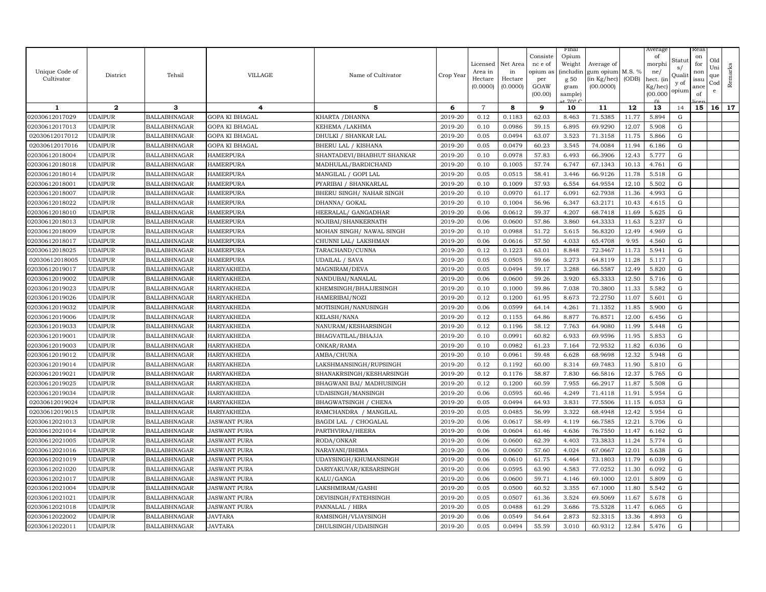| Unique Code of Cultivator | District | Tehsil | VILLAGE | Name of Cultivator | Crop Year | Licensed Area in Hectare (0.0000) | Net Area in Hectare (0.0000) | Consistence of opium as per GOAW (00.00) | Final Opium Weight (including 50 gram sample) at 70° C | Average of gum opium (in Kg/hec) (00.0000) | M.S. % (ODB) | Average of morphine/ hect. (in Kg/hec) (00.0000) | Status/ Quality of opium | Reason for non issuance of licence | Old Unique Code | Remarks |
|---|---|---|---|---|---|---|---|---|---|---|---|---|---|---|---|---|
| 1 | 2 | 3 | 4 | 5 | 6 | 7 | 8 | 9 | 10 | 11 | 12 | 13 | 14 | 15 | 16 | 17 |
| 02030612017029 | UDAIPUR | BALLABHNAGAR | GOPA KI BHAGAL | KHARTA /DHANNA | 2019-20 | 0.12 | 0.1183 | 62.03 | 8.463 | 71.5385 | 11.77 | 5.894 | G | | | |
| 02030612017013 | UDAIPUR | BALLABHNAGAR | GOPA KI BHAGAL | KEHEMA /LAKHMA | 2019-20 | 0.10 | 0.0986 | 59.15 | 6.895 | 69.9290 | 12.07 | 5.908 | G | | | |
| 02030612017012 | UDAIPUR | BALLABHNAGAR | GOPA KI BHAGAL | DHULKI / SHANKAR LAL | 2019-20 | 0.05 | 0.0494 | 63.07 | 3.523 | 71.3158 | 11.75 | 5.866 | G | | | |
| 02030612017016 | UDAIPUR | BALLABHNAGAR | GOPA KI BHAGAL | BHERU LAL / KISHANA | 2019-20 | 0.05 | 0.0479 | 60.23 | 3.545 | 74.0084 | 11.94 | 6.186 | G | | | |
| 02030612018004 | UDAIPUR | BALLABHNAGAR | HAMERPURA | SHANTADEVI/BHABHUT SHANKAR | 2019-20 | 0.10 | 0.0978 | 57.83 | 6.493 | 66.3906 | 12.43 | 5.777 | G | | | |
| 02030612018018 | UDAIPUR | BALLABHNAGAR | HAMERPURA | MADHULAL/BARDICHAND | 2019-20 | 0.10 | 0.1005 | 57.74 | 6.747 | 67.1343 | 10.13 | 4.761 | G | | | |
| 02030612018014 | UDAIPUR | BALLABHNAGAR | HAMERPURA | MANGILAL / GOPI LAL | 2019-20 | 0.05 | 0.0515 | 58.41 | 3.446 | 66.9126 | 11.78 | 5.518 | G | | | |
| 02030612018001 | UDAIPUR | BALLABHNAGAR | HAMERPURA | PYARIBAI / SHANKARLAL | 2019-20 | 0.10 | 0.1009 | 57.93 | 6.554 | 64.9554 | 12.10 | 5.502 | G | | | |
| 02030612018007 | UDAIPUR | BALLABHNAGAR | HAMERPURA | BHERU SINGH/ NAHAR SINGH | 2019-20 | 0.10 | 0.0970 | 61.17 | 6.091 | 62.7938 | 11.36 | 4.993 | G | | | |
| 02030612018022 | UDAIPUR | BALLABHNAGAR | HAMERPURA | DHANNA/ GOKAL | 2019-20 | 0.10 | 0.1004 | 56.96 | 6.347 | 63.2171 | 10.43 | 4.615 | G | | | |
| 02030612018010 | UDAIPUR | BALLABHNAGAR | HAMERPURA | HEERALAL/ GANGADHAR | 2019-20 | 0.06 | 0.0612 | 59.37 | 4.207 | 68.7418 | 11.69 | 5.625 | G | | | |
| 02030612018013 | UDAIPUR | BALLABHNAGAR | HAMERPURA | NOJIBAI/SHANKERNATH | 2019-20 | 0.06 | 0.0600 | 57.86 | 3.860 | 64.3333 | 11.63 | 5.237 | G | | | |
| 02030612018009 | UDAIPUR | BALLABHNAGAR | HAMERPURA | MOHAN SINGH/ NAWAL SINGH | 2019-20 | 0.10 | 0.0988 | 51.72 | 5.615 | 56.8320 | 12.49 | 4.969 | G | | | |
| 02030612018017 | UDAIPUR | BALLABHNAGAR | HAMERPURA | CHUNNI LAL/ LAKSHMAN | 2019-20 | 0.06 | 0.0616 | 57.50 | 4.033 | 65.4708 | 9.95 | 4.560 | G | | | |
| 02030612018025 | UDAIPUR | BALLABHNAGAR | HAMERPURA | TARACHAND/CUNNA | 2019-20 | 0.12 | 0.1223 | 63.01 | 8.848 | 72.3467 | 11.73 | 5.941 | G | | | |
| 02030612018005 | UDAIPUR | BALLABHNAGAR | HAMERPURA | UDAILAL / SAVA | 2019-20 | 0.05 | 0.0505 | 59.66 | 3.273 | 64.8119 | 11.28 | 5.117 | G | | | |
| 02030612019017 | UDAIPUR | BALLABHNAGAR | HARIYAKHEDA | MAGNIRAM/DEVA | 2019-20 | 0.05 | 0.0494 | 59.17 | 3.288 | 66.5587 | 12.49 | 5.820 | G | | | |
| 02030612019002 | UDAIPUR | BALLABHNAGAR | HARIYAKHEDA | NANDUBAI/NANALAL | 2019-20 | 0.06 | 0.0600 | 59.26 | 3.920 | 65.3333 | 12.50 | 5.716 | G | | | |
| 02030612019023 | UDAIPUR | BALLABHNAGAR | HARIYAKHEDA | KHEMSINGH/BHAJJESINGH | 2019-20 | 0.10 | 0.1000 | 59.86 | 7.038 | 70.3800 | 11.33 | 5.582 | G | | | |
| 02030612019026 | UDAIPUR | BALLABHNAGAR | HARIYAKHEDA | HAMERIBAI/NOZI | 2019-20 | 0.12 | 0.1200 | 61.95 | 8.673 | 72.2750 | 11.07 | 5.601 | G | | | |
| 02030612019032 | UDAIPUR | BALLABHNAGAR | HARIYAKHEDA | MOTISINGH/NANUSINGH | 2019-20 | 0.06 | 0.0599 | 64.14 | 4.261 | 71.1352 | 11.85 | 5.900 | G | | | |
| 02030612019006 | UDAIPUR | BALLABHNAGAR | HARIYAKHEDA | KELASH/NANA | 2019-20 | 0.12 | 0.1155 | 64.86 | 8.877 | 76.8571 | 12.00 | 6.456 | G | | | |
| 02030612019033 | UDAIPUR | BALLABHNAGAR | HARIYAKHEDA | NANURAM/KESHARSINGH | 2019-20 | 0.12 | 0.1196 | 58.12 | 7.763 | 64.9080 | 11.99 | 5.448 | G | | | |
| 02030612019001 | UDAIPUR | BALLABHNAGAR | HARIYAKHEDA | BHAGVATILAL/BHAJJA | 2019-20 | 0.10 | 0.0991 | 60.82 | 6.933 | 69.9596 | 11.95 | 5.853 | G | | | |
| 02030612019003 | UDAIPUR | BALLABHNAGAR | HARIYAKHEDA | ONKAR/RAMA | 2019-20 | 0.10 | 0.0982 | 61.23 | 7.164 | 72.9532 | 11.82 | 6.036 | G | | | |
| 02030612019012 | UDAIPUR | BALLABHNAGAR | HARIYAKHEDA | AMBA/CHUNA | 2019-20 | 0.10 | 0.0961 | 59.48 | 6.628 | 68.9698 | 12.32 | 5.948 | G | | | |
| 02030612019014 | UDAIPUR | BALLABHNAGAR | HARIYAKHEDA | LAKSHMANSINGH/RUPSINGH | 2019-20 | 0.12 | 0.1192 | 60.00 | 8.314 | 69.7483 | 11.90 | 5.810 | G | | | |
| 02030612019021 | UDAIPUR | BALLABHNAGAR | HARIYAKHEDA | SHANAKRSINGH/KESHARSINGH | 2019-20 | 0.12 | 0.1176 | 58.87 | 7.830 | 66.5816 | 12.37 | 5.765 | G | | | |
| 02030612019025 | UDAIPUR | BALLABHNAGAR | HARIYAKHEDA | BHAGWANI BAI/ MADHUSINGH | 2019-20 | 0.12 | 0.1200 | 60.59 | 7.955 | 66.2917 | 11.87 | 5.508 | G | | | |
| 02030612019034 | UDAIPUR | BALLABHNAGAR | HARIYAKHEDA | UDAISINGH/MANSINGH | 2019-20 | 0.06 | 0.0595 | 60.46 | 4.249 | 71.4118 | 11.91 | 5.954 | G | | | |
| 02030612019024 | UDAIPUR | BALLABHNAGAR | HARIYAKHEDA | BHAGWATSINGH / CHENA | 2019-20 | 0.05 | 0.0494 | 64.93 | 3.831 | 77.5506 | 11.15 | 6.053 | G | | | |
| 02030612019015 | UDAIPUR | BALLABHNAGAR | HARIYAKHEDA | RAMCHANDRA / MANGILAL | 2019-20 | 0.05 | 0.0485 | 56.99 | 3.322 | 68.4948 | 12.42 | 5.954 | G | | | |
| 02030612021013 | UDAIPUR | BALLABHNAGAR | JASWANT PURA | BAGDI LAL / CHOGALAL | 2019-20 | 0.06 | 0.0617 | 58.49 | 4.119 | 66.7585 | 12.21 | 5.706 | G | | | |
| 02030612021014 | UDAIPUR | BALLABHNAGAR | JASWANT PURA | PARTHVIRAJ/HEERA | 2019-20 | 0.06 | 0.0604 | 61.46 | 4.636 | 76.7550 | 11.47 | 6.162 | G | | | |
| 02030612021005 | UDAIPUR | BALLABHNAGAR | JASWANT PURA | RODA/ONKAR | 2019-20 | 0.06 | 0.0600 | 62.39 | 4.403 | 73.3833 | 11.24 | 5.774 | G | | | |
| 02030612021016 | UDAIPUR | BALLABHNAGAR | JASWANT PURA | NARAYANI/BHIMA | 2019-20 | 0.06 | 0.0600 | 57.60 | 4.024 | 67.0667 | 12.01 | 5.638 | G | | | |
| 02030612021019 | UDAIPUR | BALLABHNAGAR | JASWANT PURA | UDAYSINGH/KHUMANSINGH | 2019-20 | 0.06 | 0.0610 | 61.75 | 4.464 | 73.1803 | 11.79 | 6.039 | G | | | |
| 02030612021020 | UDAIPUR | BALLABHNAGAR | JASWANT PURA | DARIYAKUVAR/KESARSINGH | 2019-20 | 0.06 | 0.0595 | 63.90 | 4.583 | 77.0252 | 11.30 | 6.092 | G | | | |
| 02030612021017 | UDAIPUR | BALLABHNAGAR | JASWANT PURA | KALU/GANGA | 2019-20 | 0.06 | 0.0600 | 59.71 | 4.146 | 69.1000 | 12.01 | 5.809 | G | | | |
| 02030612021004 | UDAIPUR | BALLABHNAGAR | JASWANT PURA | LAKSHMIRAM/GASHI | 2019-20 | 0.05 | 0.0500 | 60.52 | 3.355 | 67.1000 | 11.80 | 5.542 | G | | | |
| 02030612021021 | UDAIPUR | BALLABHNAGAR | JASWANT PURA | DEVISINGH/FATEHSINGH | 2019-20 | 0.05 | 0.0507 | 61.36 | 3.524 | 69.5069 | 11.67 | 5.678 | G | | | |
| 02030612021018 | UDAIPUR | BALLABHNAGAR | JASWANT PURA | PANNALAL / HIRA | 2019-20 | 0.05 | 0.0488 | 61.29 | 3.686 | 75.5328 | 11.47 | 6.065 | G | | | |
| 02030612022002 | UDAIPUR | BALLABHNAGAR | JAVTARA | RAMSINGH/VIJAYSINGH | 2019-20 | 0.06 | 0.0549 | 54.64 | 2.873 | 52.3315 | 13.36 | 4.893 | G | | | |
| 02030612022011 | UDAIPUR | BALLABHNAGAR | JAVTARA | DHULSINGH/UDAISINGH | 2019-20 | 0.05 | 0.0494 | 55.59 | 3.010 | 60.9312 | 12.84 | 5.476 | G | | | |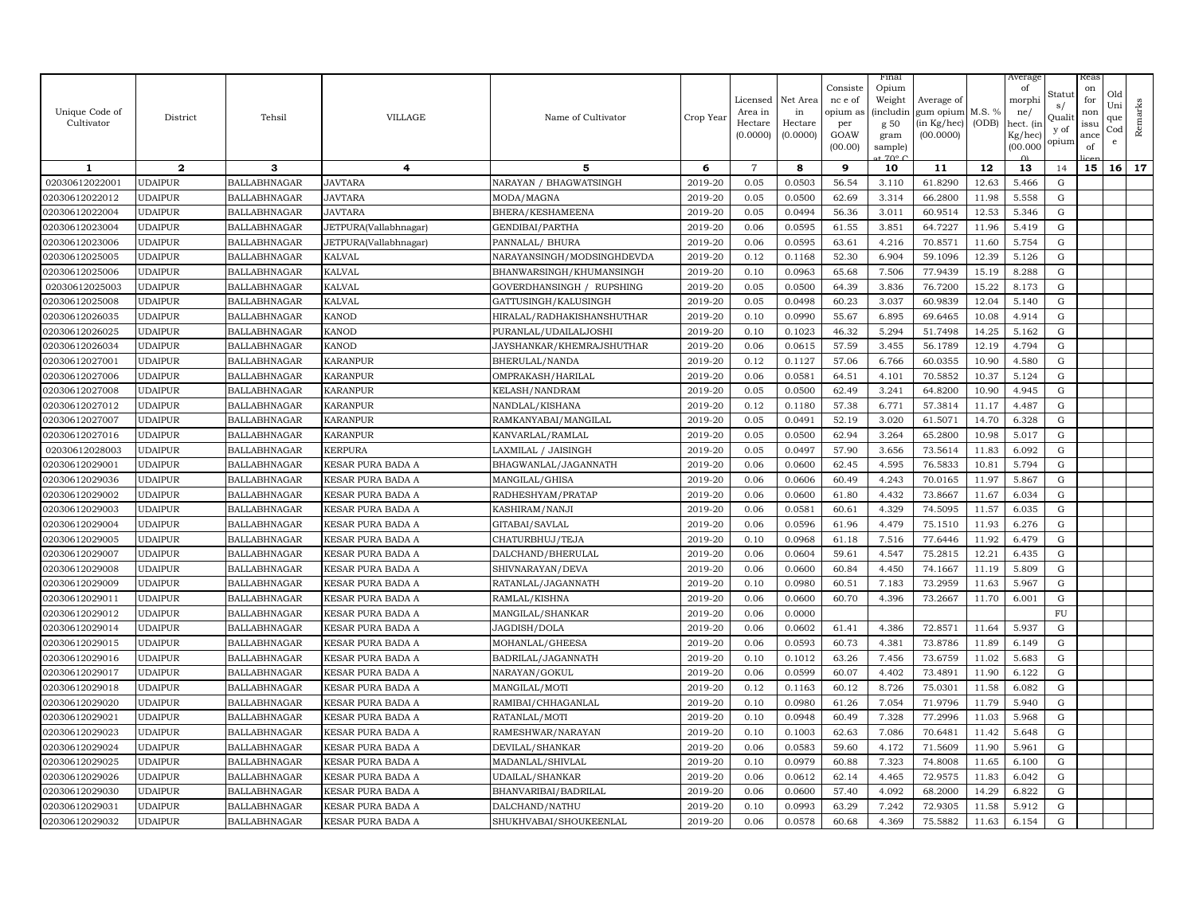| Unique Code of Cultivator | District | Tehsil | VILLAGE | Name of Cultivator | Crop Year | Licensed Area in Hectare (0.0000) | Net Area in Hectare (0.0000) | Consistence of opium as per GOAW (00.00) | Final Opium Weight (including 50 gram sample) at 70° C | Average of gum opium (in Kg/hec) (00.0000) | M.S. % (ODB) | Average of morphine/hect. (in Kg/hec) (00.0000) | Status/Quality of opium | Reason for non issuance of licence | Old Unique Code | Remarks |
|---|---|---|---|---|---|---|---|---|---|---|---|---|---|---|---|---|
| 1 | 2 | 3 | 4 | 5 | 6 | 7 | 8 | 9 | 10 | 11 | 12 | 13 | 14 | 15 | 16 | 17 |
| 02030612022001 | UDAIPUR | BALLABHNAGAR | JAVTARA | NARAYAN / BHAGWATSINGH | 2019-20 | 0.05 | 0.0503 | 56.54 | 3.110 | 61.8290 | 12.63 | 5.466 | G | | | |
| 02030612022012 | UDAIPUR | BALLABHNAGAR | JAVTARA | MODA/MAGNA | 2019-20 | 0.05 | 0.0500 | 62.69 | 3.314 | 66.2800 | 11.98 | 5.558 | G | | | |
| 02030612022004 | UDAIPUR | BALLABHNAGAR | JAVTARA | BHERA/KESHAMEENA | 2019-20 | 0.05 | 0.0494 | 56.36 | 3.011 | 60.9514 | 12.53 | 5.346 | G | | | |
| 02030612023004 | UDAIPUR | BALLABHNAGAR | JETPURA(Vallabhnagar) | GENDIBAI/PARTHA | 2019-20 | 0.06 | 0.0595 | 61.55 | 3.851 | 64.7227 | 11.96 | 5.419 | G | | | |
| 02030612023006 | UDAIPUR | BALLABHNAGAR | JETPURA(Vallabhnagar) | PANNALAL/ BHURA | 2019-20 | 0.06 | 0.0595 | 63.61 | 4.216 | 70.8571 | 11.60 | 5.754 | G | | | |
| 02030612025005 | UDAIPUR | BALLABHNAGAR | KALVAL | NARAYANSINGH/MODSINGHDEVDA | 2019-20 | 0.12 | 0.1168 | 52.30 | 6.904 | 59.1096 | 12.39 | 5.126 | G | | | |
| 02030612025006 | UDAIPUR | BALLABHNAGAR | KALVAL | BHANWARSINGH/KHUMANSINGH | 2019-20 | 0.10 | 0.0963 | 65.68 | 7.506 | 77.9439 | 15.19 | 8.288 | G | | | |
| 02030612025003 | UDAIPUR | BALLABHNAGAR | KALVAL | GOVERDHANSINGH / RUPSHING | 2019-20 | 0.05 | 0.0500 | 64.39 | 3.836 | 76.7200 | 15.22 | 8.173 | G | | | |
| 02030612025008 | UDAIPUR | BALLABHNAGAR | KALVAL | GATTUSINGH/KALUSINGH | 2019-20 | 0.05 | 0.0498 | 60.23 | 3.037 | 60.9839 | 12.04 | 5.140 | G | | | |
| 02030612026035 | UDAIPUR | BALLABHNAGAR | KANOD | HIRALAL/RADHAKISHANSHUTHAR | 2019-20 | 0.10 | 0.0990 | 55.67 | 6.895 | 69.6465 | 10.08 | 4.914 | G | | | |
| 02030612026025 | UDAIPUR | BALLABHNAGAR | KANOD | PURANLAL/UDAILALJOSHI | 2019-20 | 0.10 | 0.1023 | 46.32 | 5.294 | 51.7498 | 14.25 | 5.162 | G | | | |
| 02030612026034 | UDAIPUR | BALLABHNAGAR | KANOD | JAYSHANKAR/KHEMRAJSHUTHAR | 2019-20 | 0.06 | 0.0615 | 57.59 | 3.455 | 56.1789 | 12.19 | 4.794 | G | | | |
| 02030612027001 | UDAIPUR | BALLABHNAGAR | KARANPUR | BHERULAL/NANDA | 2019-20 | 0.12 | 0.1127 | 57.06 | 6.766 | 60.0355 | 10.90 | 4.580 | G | | | |
| 02030612027006 | UDAIPUR | BALLABHNAGAR | KARANPUR | OMPRAKASH/HARILAL | 2019-20 | 0.06 | 0.0581 | 64.51 | 4.101 | 70.5852 | 10.37 | 5.124 | G | | | |
| 02030612027008 | UDAIPUR | BALLABHNAGAR | KARANPUR | KELASH/NANDRAM | 2019-20 | 0.05 | 0.0500 | 62.49 | 3.241 | 64.8200 | 10.90 | 4.945 | G | | | |
| 02030612027012 | UDAIPUR | BALLABHNAGAR | KARANPUR | NANDLAL/KISHANA | 2019-20 | 0.12 | 0.1180 | 57.38 | 6.771 | 57.3814 | 11.17 | 4.487 | G | | | |
| 02030612027007 | UDAIPUR | BALLABHNAGAR | KARANPUR | RAMKANYABAI/MANGILAL | 2019-20 | 0.05 | 0.0491 | 52.19 | 3.020 | 61.5071 | 14.70 | 6.328 | G | | | |
| 02030612027016 | UDAIPUR | BALLABHNAGAR | KARANPUR | KANVARLAL/RAMLAL | 2019-20 | 0.05 | 0.0500 | 62.94 | 3.264 | 65.2800 | 10.98 | 5.017 | G | | | |
| 02030612028003 | UDAIPUR | BALLABHNAGAR | KERPURA | LAXMILAL / JAISINGH | 2019-20 | 0.05 | 0.0497 | 57.90 | 3.656 | 73.5614 | 11.83 | 6.092 | G | | | |
| 02030612029001 | UDAIPUR | BALLABHNAGAR | KESAR PURA BADA A | BHAGWANLAL/JAGANNATH | 2019-20 | 0.06 | 0.0600 | 62.45 | 4.595 | 76.5833 | 10.81 | 5.794 | G | | | |
| 02030612029036 | UDAIPUR | BALLABHNAGAR | KESAR PURA BADA A | MANGILAL/GHISA | 2019-20 | 0.06 | 0.0606 | 60.49 | 4.243 | 70.0165 | 11.97 | 5.867 | G | | | |
| 02030612029002 | UDAIPUR | BALLABHNAGAR | KESAR PURA BADA A | RADHESHYAM/PRATAP | 2019-20 | 0.06 | 0.0600 | 61.80 | 4.432 | 73.8667 | 11.67 | 6.034 | G | | | |
| 02030612029003 | UDAIPUR | BALLABHNAGAR | KESAR PURA BADA A | KASHIRAM/NANJI | 2019-20 | 0.06 | 0.0581 | 60.61 | 4.329 | 74.5095 | 11.57 | 6.035 | G | | | |
| 02030612029004 | UDAIPUR | BALLABHNAGAR | KESAR PURA BADA A | GITABAI/SAVLAL | 2019-20 | 0.06 | 0.0596 | 61.96 | 4.479 | 75.1510 | 11.93 | 6.276 | G | | | |
| 02030612029005 | UDAIPUR | BALLABHNAGAR | KESAR PURA BADA A | CHATURBHUJ/TEJA | 2019-20 | 0.10 | 0.0968 | 61.18 | 7.516 | 77.6446 | 11.92 | 6.479 | G | | | |
| 02030612029007 | UDAIPUR | BALLABHNAGAR | KESAR PURA BADA A | DALCHAND/BHERULAL | 2019-20 | 0.06 | 0.0604 | 59.61 | 4.547 | 75.2815 | 12.21 | 6.435 | G | | | |
| 02030612029008 | UDAIPUR | BALLABHNAGAR | KESAR PURA BADA A | SHIVNARAYAN/DEVA | 2019-20 | 0.06 | 0.0600 | 60.84 | 4.450 | 74.1667 | 11.19 | 5.809 | G | | | |
| 02030612029009 | UDAIPUR | BALLABHNAGAR | KESAR PURA BADA A | RATANLAL/JAGANNATH | 2019-20 | 0.10 | 0.0980 | 60.51 | 7.183 | 73.2959 | 11.63 | 5.967 | G | | | |
| 02030612029011 | UDAIPUR | BALLABHNAGAR | KESAR PURA BADA A | RAMLAL/KISHNA | 2019-20 | 0.06 | 0.0600 | 60.70 | 4.396 | 73.2667 | 11.70 | 6.001 | G | | | |
| 02030612029012 | UDAIPUR | BALLABHNAGAR | KESAR PURA BADA A | MANGILAL/SHANKAR | 2019-20 | 0.06 | 0.0000 | | | | | | FU | | | |
| 02030612029014 | UDAIPUR | BALLABHNAGAR | KESAR PURA BADA A | JAGDISH/DOLA | 2019-20 | 0.06 | 0.0602 | 61.41 | 4.386 | 72.8571 | 11.64 | 5.937 | G | | | |
| 02030612029015 | UDAIPUR | BALLABHNAGAR | KESAR PURA BADA A | MOHANLAL/GHEESA | 2019-20 | 0.06 | 0.0593 | 60.73 | 4.381 | 73.8786 | 11.89 | 6.149 | G | | | |
| 02030612029016 | UDAIPUR | BALLABHNAGAR | KESAR PURA BADA A | BADRILAL/JAGANNATH | 2019-20 | 0.10 | 0.1012 | 63.26 | 7.456 | 73.6759 | 11.02 | 5.683 | G | | | |
| 02030612029017 | UDAIPUR | BALLABHNAGAR | KESAR PURA BADA A | NARAYAN/GOKUL | 2019-20 | 0.06 | 0.0599 | 60.07 | 4.402 | 73.4891 | 11.90 | 6.122 | G | | | |
| 02030612029018 | UDAIPUR | BALLABHNAGAR | KESAR PURA BADA A | MANGILAL/MOTI | 2019-20 | 0.12 | 0.1163 | 60.12 | 8.726 | 75.0301 | 11.58 | 6.082 | G | | | |
| 02030612029020 | UDAIPUR | BALLABHNAGAR | KESAR PURA BADA A | RAMIBAI/CHHAGANLAL | 2019-20 | 0.10 | 0.0980 | 61.26 | 7.054 | 71.9796 | 11.79 | 5.940 | G | | | |
| 02030612029021 | UDAIPUR | BALLABHNAGAR | KESAR PURA BADA A | RATANLAL/MOTI | 2019-20 | 0.10 | 0.0948 | 60.49 | 7.328 | 77.2996 | 11.03 | 5.968 | G | | | |
| 02030612029023 | UDAIPUR | BALLABHNAGAR | KESAR PURA BADA A | RAMESHWAR/NARAYAN | 2019-20 | 0.10 | 0.1003 | 62.63 | 7.086 | 70.6481 | 11.42 | 5.648 | G | | | |
| 02030612029024 | UDAIPUR | BALLABHNAGAR | KESAR PURA BADA A | DEVILAL/SHANKAR | 2019-20 | 0.06 | 0.0583 | 59.60 | 4.172 | 71.5609 | 11.90 | 5.961 | G | | | |
| 02030612029025 | UDAIPUR | BALLABHNAGAR | KESAR PURA BADA A | MADANLAL/SHIVLAL | 2019-20 | 0.10 | 0.0979 | 60.88 | 7.323 | 74.8008 | 11.65 | 6.100 | G | | | |
| 02030612029026 | UDAIPUR | BALLABHNAGAR | KESAR PURA BADA A | UDAILAL/SHANKAR | 2019-20 | 0.06 | 0.0612 | 62.14 | 4.465 | 72.9575 | 11.83 | 6.042 | G | | | |
| 02030612029030 | UDAIPUR | BALLABHNAGAR | KESAR PURA BADA A | BHANVARIBAI/BADRILAL | 2019-20 | 0.06 | 0.0600 | 57.40 | 4.092 | 68.2000 | 14.29 | 6.822 | G | | | |
| 02030612029031 | UDAIPUR | BALLABHNAGAR | KESAR PURA BADA A | DALCHAND/NATHU | 2019-20 | 0.10 | 0.0993 | 63.29 | 7.242 | 72.9305 | 11.58 | 5.912 | G | | | |
| 02030612029032 | UDAIPUR | BALLABHNAGAR | KESAR PURA BADA A | SHUKHVABAI/SHOUKEENLAL | 2019-20 | 0.06 | 0.0578 | 60.68 | 4.369 | 75.5882 | 11.63 | 6.154 | G | | | |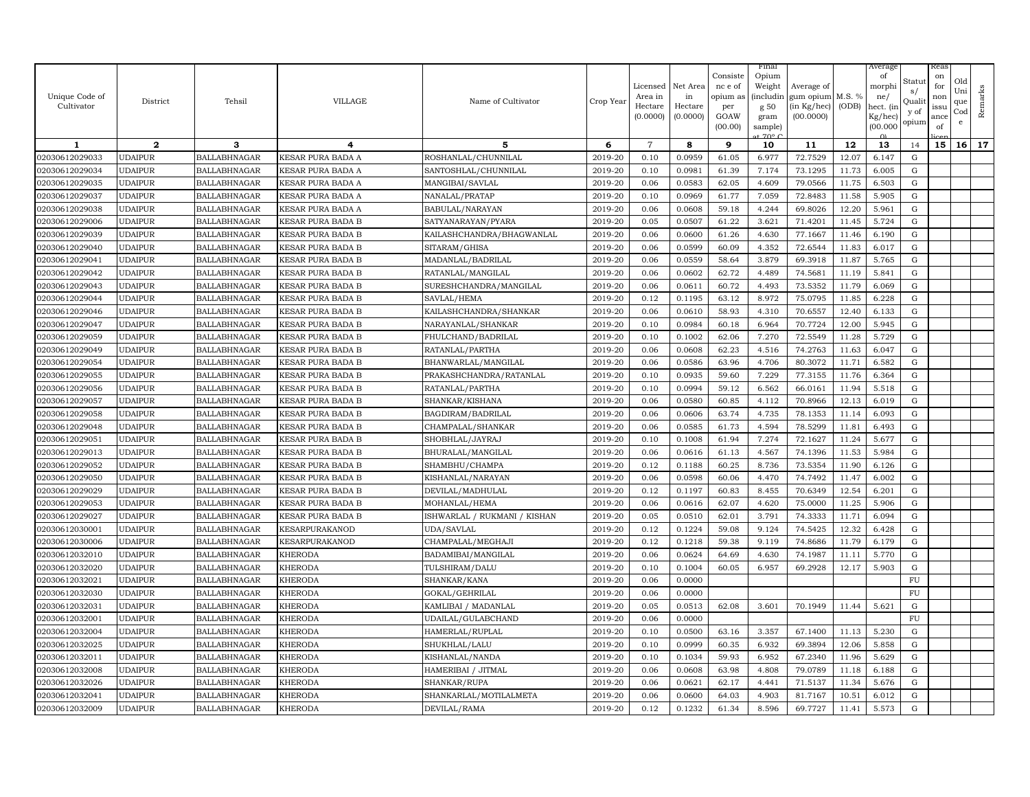| Unique Code of Cultivator | District | Tehsil | VILLAGE | Name of Cultivator | Crop Year | Licensed Area in Hectare (0.0000) | Net Area in Hectare (0.0000) | Consistence of opium as per GOAW (00.00) | Final Opium Weight (including 50 gram sample) at 70° C | Average of gum opium (in Kg/hec) (00.0000) | M.S. % (ODB) | Average of morphine/ hect. (in Kg/hec) (00.000) | Status/ Quality of opium | Reason for non issuance of licence | Old Unique Code | Remarks |
|---|---|---|---|---|---|---|---|---|---|---|---|---|---|---|---|---|
| 1 | 2 | 3 | 4 | 5 | 6 | 7 | 8 | 9 | 10 | 11 | 12 | 13 | 14 | 15 | 16 | 17 |
| 02030612029033 | UDAIPUR | BALLABHNAGAR | KESAR PURA BADA A | ROSHANLAL/CHUNNILAL | 2019-20 | 0.10 | 0.0959 | 61.05 | 6.977 | 72.7529 | 12.07 | 6.147 | G | | | |
| 02030612029034 | UDAIPUR | BALLABHNAGAR | KESAR PURA BADA A | SANTOSHLAL/CHUNNILAL | 2019-20 | 0.10 | 0.0981 | 61.39 | 7.174 | 73.1295 | 11.73 | 6.005 | G | | | |
| 02030612029035 | UDAIPUR | BALLABHNAGAR | KESAR PURA BADA A | MANGIBAI/SAVLAL | 2019-20 | 0.06 | 0.0583 | 62.05 | 4.609 | 79.0566 | 11.75 | 6.503 | G | | | |
| 02030612029037 | UDAIPUR | BALLABHNAGAR | KESAR PURA BADA A | NANALAL/PRATAP | 2019-20 | 0.10 | 0.0969 | 61.77 | 7.059 | 72.8483 | 11.58 | 5.905 | G | | | |
| 02030612029038 | UDAIPUR | BALLABHNAGAR | KESAR PURA BADA A | BABULAL/NARAYAN | 2019-20 | 0.06 | 0.0608 | 59.18 | 4.244 | 69.8026 | 12.20 | 5.961 | G | | | |
| 02030612029006 | UDAIPUR | BALLABHNAGAR | KESAR PURA BADA B | SATYANARAYAN/PYARA | 2019-20 | 0.05 | 0.0507 | 61.22 | 3.621 | 71.4201 | 11.45 | 5.724 | G | | | |
| 02030612029039 | UDAIPUR | BALLABHNAGAR | KESAR PURA BADA B | KAILASHCHANDRA/BHAGWANLAL | 2019-20 | 0.06 | 0.0600 | 61.26 | 4.630 | 77.1667 | 11.46 | 6.190 | G | | | |
| 02030612029040 | UDAIPUR | BALLABHNAGAR | KESAR PURA BADA B | SITARAM/GHISA | 2019-20 | 0.06 | 0.0599 | 60.09 | 4.352 | 72.6544 | 11.83 | 6.017 | G | | | |
| 02030612029041 | UDAIPUR | BALLABHNAGAR | KESAR PURA BADA B | MADANLAL/BADRILAL | 2019-20 | 0.06 | 0.0559 | 58.64 | 3.879 | 69.3918 | 11.87 | 5.765 | G | | | |
| 02030612029042 | UDAIPUR | BALLABHNAGAR | KESAR PURA BADA B | RATANLAL/MANGILAL | 2019-20 | 0.06 | 0.0602 | 62.72 | 4.489 | 74.5681 | 11.19 | 5.841 | G | | | |
| 02030612029043 | UDAIPUR | BALLABHNAGAR | KESAR PURA BADA B | SURESHCHANDRA/MANGILAL | 2019-20 | 0.06 | 0.0611 | 60.72 | 4.493 | 73.5352 | 11.79 | 6.069 | G | | | |
| 02030612029044 | UDAIPUR | BALLABHNAGAR | KESAR PURA BADA B | SAVLAL/HEMA | 2019-20 | 0.12 | 0.1195 | 63.12 | 8.972 | 75.0795 | 11.85 | 6.228 | G | | | |
| 02030612029046 | UDAIPUR | BALLABHNAGAR | KESAR PURA BADA B | KAILASHCHANDRA/SHANKAR | 2019-20 | 0.06 | 0.0610 | 58.93 | 4.310 | 70.6557 | 12.40 | 6.133 | G | | | |
| 02030612029047 | UDAIPUR | BALLABHNAGAR | KESAR PURA BADA B | NARAYANLAL/SHANKAR | 2019-20 | 0.10 | 0.0984 | 60.18 | 6.964 | 70.7724 | 12.00 | 5.945 | G | | | |
| 02030612029059 | UDAIPUR | BALLABHNAGAR | KESAR PURA BADA B | FHULCHAND/BADRILAL | 2019-20 | 0.10 | 0.1002 | 62.06 | 7.270 | 72.5549 | 11.28 | 5.729 | G | | | |
| 02030612029049 | UDAIPUR | BALLABHNAGAR | KESAR PURA BADA B | RATANLAL/PARTHA | 2019-20 | 0.06 | 0.0608 | 62.23 | 4.516 | 74.2763 | 11.63 | 6.047 | G | | | |
| 02030612029054 | UDAIPUR | BALLABHNAGAR | KESAR PURA BADA B | BHANWARLAL/MANGILAL | 2019-20 | 0.06 | 0.0586 | 63.96 | 4.706 | 80.3072 | 11.71 | 6.582 | G | | | |
| 02030612029055 | UDAIPUR | BALLABHNAGAR | KESAR PURA BADA B | PRAKASHCHANDRA/RATANLAL | 2019-20 | 0.10 | 0.0935 | 59.60 | 7.229 | 77.3155 | 11.76 | 6.364 | G | | | |
| 02030612029056 | UDAIPUR | BALLABHNAGAR | KESAR PURA BADA B | RATANLAL/PARTHA | 2019-20 | 0.10 | 0.0994 | 59.12 | 6.562 | 66.0161 | 11.94 | 5.518 | G | | | |
| 02030612029057 | UDAIPUR | BALLABHNAGAR | KESAR PURA BADA B | SHANKAR/KISHANA | 2019-20 | 0.06 | 0.0580 | 60.85 | 4.112 | 70.8966 | 12.13 | 6.019 | G | | | |
| 02030612029058 | UDAIPUR | BALLABHNAGAR | KESAR PURA BADA B | BAGDIRAM/BADRILAL | 2019-20 | 0.06 | 0.0606 | 63.74 | 4.735 | 78.1353 | 11.14 | 6.093 | G | | | |
| 02030612029048 | UDAIPUR | BALLABHNAGAR | KESAR PURA BADA B | CHAMPALAL/SHANKAR | 2019-20 | 0.06 | 0.0585 | 61.73 | 4.594 | 78.5299 | 11.81 | 6.493 | G | | | |
| 02030612029051 | UDAIPUR | BALLABHNAGAR | KESAR PURA BADA B | SHOBHLAL/JAYRAJ | 2019-20 | 0.10 | 0.1008 | 61.94 | 7.274 | 72.1627 | 11.24 | 5.677 | G | | | |
| 02030612029013 | UDAIPUR | BALLABHNAGAR | KESAR PURA BADA B | BHURALAL/MANGILAL | 2019-20 | 0.06 | 0.0616 | 61.13 | 4.567 | 74.1396 | 11.53 | 5.984 | G | | | |
| 02030612029052 | UDAIPUR | BALLABHNAGAR | KESAR PURA BADA B | SHAMBHU/CHAMPA | 2019-20 | 0.12 | 0.1188 | 60.25 | 8.736 | 73.5354 | 11.90 | 6.126 | G | | | |
| 02030612029050 | UDAIPUR | BALLABHNAGAR | KESAR PURA BADA B | KISHANLAL/NARAYAN | 2019-20 | 0.06 | 0.0598 | 60.06 | 4.470 | 74.7492 | 11.47 | 6.002 | G | | | |
| 02030612029029 | UDAIPUR | BALLABHNAGAR | KESAR PURA BADA B | DEVILAL/MADHULAL | 2019-20 | 0.12 | 0.1197 | 60.83 | 8.455 | 70.6349 | 12.54 | 6.201 | G | | | |
| 02030612029053 | UDAIPUR | BALLABHNAGAR | KESAR PURA BADA B | MOHANLAL/HEMA | 2019-20 | 0.06 | 0.0616 | 62.07 | 4.620 | 75.0000 | 11.25 | 5.906 | G | | | |
| 02030612029027 | UDAIPUR | BALLABHNAGAR | KESAR PURA BADA B | ISHWARLAL / RUKMANI / KISHAN | 2019-20 | 0.05 | 0.0510 | 62.01 | 3.791 | 74.3333 | 11.71 | 6.094 | G | | | |
| 02030612030001 | UDAIPUR | BALLABHNAGAR | KESARPURAKANOD | UDA/SAVLAL | 2019-20 | 0.12 | 0.1224 | 59.08 | 9.124 | 74.5425 | 12.32 | 6.428 | G | | | |
| 02030612030006 | UDAIPUR | BALLABHNAGAR | KESARPURAKANOD | CHAMPALAL/MEGHAJI | 2019-20 | 0.12 | 0.1218 | 59.38 | 9.119 | 74.8686 | 11.79 | 6.179 | G | | | |
| 02030612032010 | UDAIPUR | BALLABHNAGAR | KHERODA | BADAMIBAI/MANGILAL | 2019-20 | 0.06 | 0.0624 | 64.69 | 4.630 | 74.1987 | 11.11 | 5.770 | G | | | |
| 02030612032020 | UDAIPUR | BALLABHNAGAR | KHERODA | TULSHIRAM/DALU | 2019-20 | 0.10 | 0.1004 | 60.05 | 6.957 | 69.2928 | 12.17 | 5.903 | G | | | |
| 02030612032021 | UDAIPUR | BALLABHNAGAR | KHERODA | SHANKAR/KANA | 2019-20 | 0.06 | 0.0000 | | | | | | FU | | | |
| 02030612032030 | UDAIPUR | BALLABHNAGAR | KHERODA | GOKAL/GEHRILAL | 2019-20 | 0.06 | 0.0000 | | | | | | FU | | | |
| 02030612032031 | UDAIPUR | BALLABHNAGAR | KHERODA | KAMLIBAI / MADANLAL | 2019-20 | 0.05 | 0.0513 | 62.08 | 3.601 | 70.1949 | 11.44 | 5.621 | G | | | |
| 02030612032001 | UDAIPUR | BALLABHNAGAR | KHERODA | UDAILAL/GULABCHAND | 2019-20 | 0.06 | 0.0000 | | | | | | FU | | | |
| 02030612032004 | UDAIPUR | BALLABHNAGAR | KHERODA | HAMERLAL/RUPLAL | 2019-20 | 0.10 | 0.0500 | 63.16 | 3.357 | 67.1400 | 11.13 | 5.230 | G | | | |
| 02030612032025 | UDAIPUR | BALLABHNAGAR | KHERODA | SHUKHLAL/LALU | 2019-20 | 0.10 | 0.0999 | 60.35 | 6.932 | 69.3894 | 12.06 | 5.858 | G | | | |
| 02030612032011 | UDAIPUR | BALLABHNAGAR | KHERODA | KISHANLAL/NANDA | 2019-20 | 0.10 | 0.1034 | 59.93 | 6.952 | 67.2340 | 11.96 | 5.629 | G | | | |
| 02030612032008 | UDAIPUR | BALLABHNAGAR | KHERODA | HAMERIBAI / JITMAL | 2019-20 | 0.06 | 0.0608 | 63.98 | 4.808 | 79.0789 | 11.18 | 6.188 | G | | | |
| 02030612032026 | UDAIPUR | BALLABHNAGAR | KHERODA | SHANKAR/RUPA | 2019-20 | 0.06 | 0.0621 | 62.17 | 4.441 | 71.5137 | 11.34 | 5.676 | G | | | |
| 02030612032041 | UDAIPUR | BALLABHNAGAR | KHERODA | SHANKARLAL/MOTILALMETA | 2019-20 | 0.06 | 0.0600 | 64.03 | 4.903 | 81.7167 | 10.51 | 6.012 | G | | | |
| 02030612032009 | UDAIPUR | BALLABHNAGAR | KHERODA | DEVILAL/RAMA | 2019-20 | 0.12 | 0.1232 | 61.34 | 8.596 | 69.7727 | 11.41 | 5.573 | G | | | |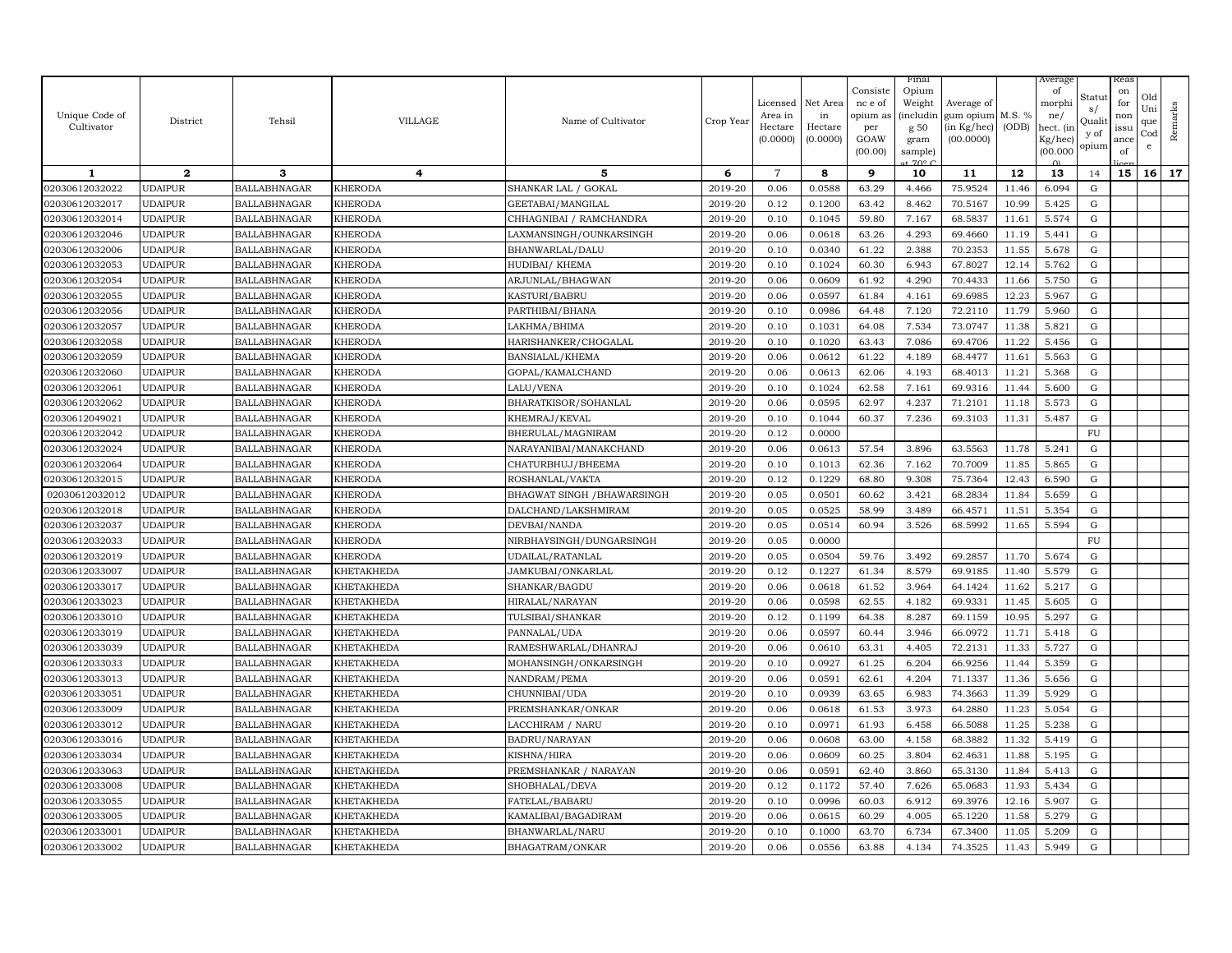| Unique Code of Cultivator | District | Tehsil | VILLAGE | Name of Cultivator | Crop Year | Licensed Area in Hectare (0.0000) | Net Area in Hectare (0.0000) | Consistence of opium as per GOAW (00.00) | Final Opium Weight (including 50 gram sample) at 70° C | Average of gum opium (in Kg/hec) (00.0000) | M.S. % (ODB) | Average of morphine/hect. (in Kg/hec) (00.000) | Status/Quality of opium | Reason for non issuance of licence | Old Unique Code | Remarks |
|---|---|---|---|---|---|---|---|---|---|---|---|---|---|---|---|---|
| 1 | 2 | 3 | 4 | 5 | 6 | 7 | 8 | 9 | 10 | 11 | 12 | 13 | 14 | 15 | 16 | 17 |
| 02030612032022 | UDAIPUR | BALLABHNAGAR | KHERODA | SHANKAR LAL / GOKAL | 2019-20 | 0.06 | 0.0588 | 63.29 | 4.466 | 75.9524 | 11.46 | 6.094 | G | | | |
| 02030612032017 | UDAIPUR | BALLABHNAGAR | KHERODA | GEETABAI/MANGILAL | 2019-20 | 0.12 | 0.1200 | 63.42 | 8.462 | 70.5167 | 10.99 | 5.425 | G | | | |
| 02030612032014 | UDAIPUR | BALLABHNAGAR | KHERODA | CHHAGNIBAI / RAMCHANDRA | 2019-20 | 0.10 | 0.1045 | 59.80 | 7.167 | 68.5837 | 11.61 | 5.574 | G | | | |
| 02030612032046 | UDAIPUR | BALLABHNAGAR | KHERODA | LAXMANSINGH/OUNKARSINGH | 2019-20 | 0.06 | 0.0618 | 63.26 | 4.293 | 69.4660 | 11.19 | 5.441 | G | | | |
| 02030612032006 | UDAIPUR | BALLABHNAGAR | KHERODA | BHANWARLAL/DALU | 2019-20 | 0.10 | 0.0340 | 61.22 | 2.388 | 70.2353 | 11.55 | 5.678 | G | | | |
| 02030612032053 | UDAIPUR | BALLABHNAGAR | KHERODA | HUDIBAI/ KHEMA | 2019-20 | 0.10 | 0.1024 | 60.30 | 6.943 | 67.8027 | 12.14 | 5.762 | G | | | |
| 02030612032054 | UDAIPUR | BALLABHNAGAR | KHERODA | ARJUNLAL/BHAGWAN | 2019-20 | 0.06 | 0.0609 | 61.92 | 4.290 | 70.4433 | 11.66 | 5.750 | G | | | |
| 02030612032055 | UDAIPUR | BALLABHNAGAR | KHERODA | KASTURI/BABRU | 2019-20 | 0.06 | 0.0597 | 61.84 | 4.161 | 69.6985 | 12.23 | 5.967 | G | | | |
| 02030612032056 | UDAIPUR | BALLABHNAGAR | KHERODA | PARTHIBAI/BHANA | 2019-20 | 0.10 | 0.0986 | 64.48 | 7.120 | 72.2110 | 11.79 | 5.960 | G | | | |
| 02030612032057 | UDAIPUR | BALLABHNAGAR | KHERODA | LAKHMA/BHIMA | 2019-20 | 0.10 | 0.1031 | 64.08 | 7.534 | 73.0747 | 11.38 | 5.821 | G | | | |
| 02030612032058 | UDAIPUR | BALLABHNAGAR | KHERODA | HARISHANKER/CHOGALAL | 2019-20 | 0.10 | 0.1020 | 63.43 | 7.086 | 69.4706 | 11.22 | 5.456 | G | | | |
| 02030612032059 | UDAIPUR | BALLABHNAGAR | KHERODA | BANSIALAL/KHEMA | 2019-20 | 0.06 | 0.0612 | 61.22 | 4.189 | 68.4477 | 11.61 | 5.563 | G | | | |
| 02030612032060 | UDAIPUR | BALLABHNAGAR | KHERODA | GOPAL/KAMALCHAND | 2019-20 | 0.06 | 0.0613 | 62.06 | 4.193 | 68.4013 | 11.21 | 5.368 | G | | | |
| 02030612032061 | UDAIPUR | BALLABHNAGAR | KHERODA | LALU/VENA | 2019-20 | 0.10 | 0.1024 | 62.58 | 7.161 | 69.9316 | 11.44 | 5.600 | G | | | |
| 02030612032062 | UDAIPUR | BALLABHNAGAR | KHERODA | BHARATKISOR/SOHANLAL | 2019-20 | 0.06 | 0.0595 | 62.97 | 4.237 | 71.2101 | 11.18 | 5.573 | G | | | |
| 02030612049021 | UDAIPUR | BALLABHNAGAR | KHERODA | KHEMRAJ/KEVAL | 2019-20 | 0.10 | 0.1044 | 60.37 | 7.236 | 69.3103 | 11.31 | 5.487 | G | | | |
| 02030612032042 | UDAIPUR | BALLABHNAGAR | KHERODA | BHERULAL/MAGNIRAM | 2019-20 | 0.12 | 0.0000 | | | | | | FU | | | |
| 02030612032024 | UDAIPUR | BALLABHNAGAR | KHERODA | NARAYANIBAI/MANAKCHAND | 2019-20 | 0.06 | 0.0613 | 57.54 | 3.896 | 63.5563 | 11.78 | 5.241 | G | | | |
| 02030612032064 | UDAIPUR | BALLABHNAGAR | KHERODA | CHATURBHUJ/BHEEMA | 2019-20 | 0.10 | 0.1013 | 62.36 | 7.162 | 70.7009 | 11.85 | 5.865 | G | | | |
| 02030612032015 | UDAIPUR | BALLABHNAGAR | KHERODA | ROSHANLAL/VAKTA | 2019-20 | 0.12 | 0.1229 | 68.80 | 9.308 | 75.7364 | 12.43 | 6.590 | G | | | |
| 02030612032012 | UDAIPUR | BALLABHNAGAR | KHERODA | BHAGWAT SINGH /BHAWARSINGH | 2019-20 | 0.05 | 0.0501 | 60.62 | 3.421 | 68.2834 | 11.84 | 5.659 | G | | | |
| 02030612032018 | UDAIPUR | BALLABHNAGAR | KHERODA | DALCHAND/LAKSHMIRAM | 2019-20 | 0.05 | 0.0525 | 58.99 | 3.489 | 66.4571 | 11.51 | 5.354 | G | | | |
| 02030612032037 | UDAIPUR | BALLABHNAGAR | KHERODA | DEVBAI/NANDA | 2019-20 | 0.05 | 0.0514 | 60.94 | 3.526 | 68.5992 | 11.65 | 5.594 | G | | | |
| 02030612032033 | UDAIPUR | BALLABHNAGAR | KHERODA | NIRBHAYSINGH/DUNGARSINGH | 2019-20 | 0.05 | 0.0000 | | | | | | FU | | | |
| 02030612032019 | UDAIPUR | BALLABHNAGAR | KHERODA | UDAILAL/RATANLAL | 2019-20 | 0.05 | 0.0504 | 59.76 | 3.492 | 69.2857 | 11.70 | 5.674 | G | | | |
| 02030612033007 | UDAIPUR | BALLABHNAGAR | KHETAKHEDA | JAMKUBAI/ONKARLAL | 2019-20 | 0.12 | 0.1227 | 61.34 | 8.579 | 69.9185 | 11.40 | 5.579 | G | | | |
| 02030612033017 | UDAIPUR | BALLABHNAGAR | KHETAKHEDA | SHANKAR/BAGDU | 2019-20 | 0.06 | 0.0618 | 61.52 | 3.964 | 64.1424 | 11.62 | 5.217 | G | | | |
| 02030612033023 | UDAIPUR | BALLABHNAGAR | KHETAKHEDA | HIRALAL/NARAYAN | 2019-20 | 0.06 | 0.0598 | 62.55 | 4.182 | 69.9331 | 11.45 | 5.605 | G | | | |
| 02030612033010 | UDAIPUR | BALLABHNAGAR | KHETAKHEDA | TULSIBAI/SHANKAR | 2019-20 | 0.12 | 0.1199 | 64.38 | 8.287 | 69.1159 | 10.95 | 5.297 | G | | | |
| 02030612033019 | UDAIPUR | BALLABHNAGAR | KHETAKHEDA | PANNALAL/UDA | 2019-20 | 0.06 | 0.0597 | 60.44 | 3.946 | 66.0972 | 11.71 | 5.418 | G | | | |
| 02030612033039 | UDAIPUR | BALLABHNAGAR | KHETAKHEDA | RAMESHWARLAL/DHANRAJ | 2019-20 | 0.06 | 0.0610 | 63.31 | 4.405 | 72.2131 | 11.33 | 5.727 | G | | | |
| 02030612033033 | UDAIPUR | BALLABHNAGAR | KHETAKHEDA | MOHANSINGH/ONKARSINGH | 2019-20 | 0.10 | 0.0927 | 61.25 | 6.204 | 66.9256 | 11.44 | 5.359 | G | | | |
| 02030612033013 | UDAIPUR | BALLABHNAGAR | KHETAKHEDA | NANDRAM/PEMA | 2019-20 | 0.06 | 0.0591 | 62.61 | 4.204 | 71.1337 | 11.36 | 5.656 | G | | | |
| 02030612033051 | UDAIPUR | BALLABHNAGAR | KHETAKHEDA | CHUNNIBAI/UDA | 2019-20 | 0.10 | 0.0939 | 63.65 | 6.983 | 74.3663 | 11.39 | 5.929 | G | | | |
| 02030612033009 | UDAIPUR | BALLABHNAGAR | KHETAKHEDA | PREMSHANKAR/ONKAR | 2019-20 | 0.06 | 0.0618 | 61.53 | 3.973 | 64.2880 | 11.23 | 5.054 | G | | | |
| 02030612033012 | UDAIPUR | BALLABHNAGAR | KHETAKHEDA | LACCHIRAM / NARU | 2019-20 | 0.10 | 0.0971 | 61.93 | 6.458 | 66.5088 | 11.25 | 5.238 | G | | | |
| 02030612033016 | UDAIPUR | BALLABHNAGAR | KHETAKHEDA | BADRU/NARAYAN | 2019-20 | 0.06 | 0.0608 | 63.00 | 4.158 | 68.3882 | 11.32 | 5.419 | G | | | |
| 02030612033034 | UDAIPUR | BALLABHNAGAR | KHETAKHEDA | KISHNA/HIRA | 2019-20 | 0.06 | 0.0609 | 60.25 | 3.804 | 62.4631 | 11.88 | 5.195 | G | | | |
| 02030612033063 | UDAIPUR | BALLABHNAGAR | KHETAKHEDA | PREMSHANKAR / NARAYAN | 2019-20 | 0.06 | 0.0591 | 62.40 | 3.860 | 65.3130 | 11.84 | 5.413 | G | | | |
| 02030612033008 | UDAIPUR | BALLABHNAGAR | KHETAKHEDA | SHOBHALAL/DEVA | 2019-20 | 0.12 | 0.1172 | 57.40 | 7.626 | 65.0683 | 11.93 | 5.434 | G | | | |
| 02030612033055 | UDAIPUR | BALLABHNAGAR | KHETAKHEDA | FATELAL/BABARU | 2019-20 | 0.10 | 0.0996 | 60.03 | 6.912 | 69.3976 | 12.16 | 5.907 | G | | | |
| 02030612033005 | UDAIPUR | BALLABHNAGAR | KHETAKHEDA | KAMALIBAI/BAGADIRAM | 2019-20 | 0.06 | 0.0615 | 60.29 | 4.005 | 65.1220 | 11.58 | 5.279 | G | | | |
| 02030612033001 | UDAIPUR | BALLABHNAGAR | KHETAKHEDA | BHANWARLAL/NARU | 2019-20 | 0.10 | 0.1000 | 63.70 | 6.734 | 67.3400 | 11.05 | 5.209 | G | | | |
| 02030612033002 | UDAIPUR | BALLABHNAGAR | KHETAKHEDA | BHAGATRAM/ONKAR | 2019-20 | 0.06 | 0.0556 | 63.88 | 4.134 | 74.3525 | 11.43 | 5.949 | G | | | |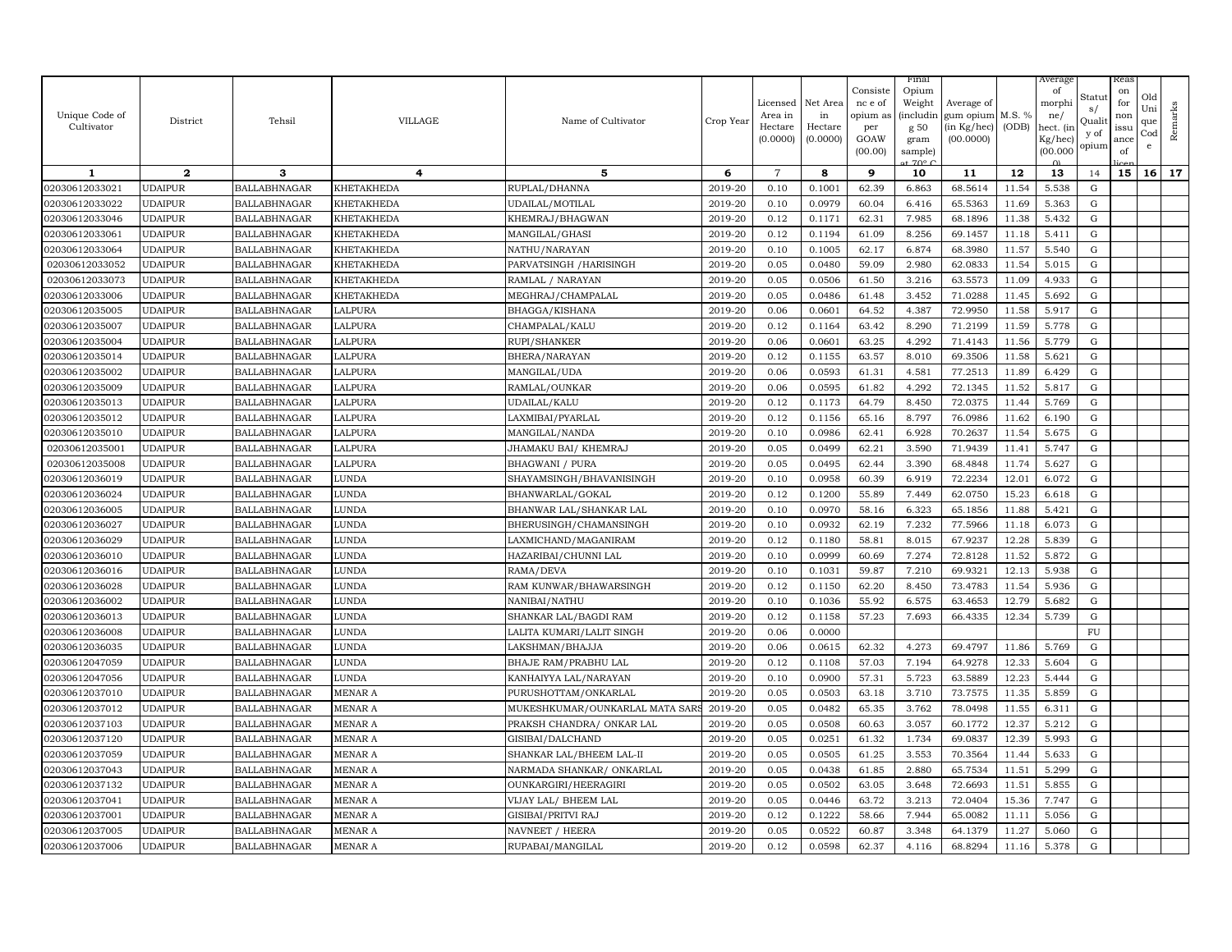| Unique Code of Cultivator | District | Tehsil | VILLAGE | Name of Cultivator | Crop Year | Licensed Area in Hectare (0.0000) | Net Area in Hectare (0.0000) | Consistence of opium as per GOAW (00.00) | Final Opium Weight (including 50 gram sample) at 70° C | Average of gum opium (in Kg/hec) (00.0000) | M.S. % (ODB) | Average of morphine/hect. (in Kg/hec) (00.0000) | Status/Quality of opium | Reason for non issuance of licence | Old Unique Code | Remarks |
|---|---|---|---|---|---|---|---|---|---|---|---|---|---|---|---|---|
| 1 | 2 | 3 | 4 | 5 | 6 | 7 | 8 | 9 | 10 | 11 | 12 | 13 | 14 | 15 | 16 | 17 |
| 02030612033021 | UDAIPUR | BALLABHNAGAR | KHETAKHEDA | RUPLAL/DHANNA | 2019-20 | 0.10 | 0.1001 | 62.39 | 6.863 | 68.5614 | 11.54 | 5.538 | G | | | |
| 02030612033022 | UDAIPUR | BALLABHNAGAR | KHETAKHEDA | UDAILAL/MOTILAL | 2019-20 | 0.10 | 0.0979 | 60.04 | 6.416 | 65.5363 | 11.69 | 5.363 | G | | | |
| 02030612033046 | UDAIPUR | BALLABHNAGAR | KHETAKHEDA | KHEMRAJ/BHAGWAN | 2019-20 | 0.12 | 0.1171 | 62.31 | 7.985 | 68.1896 | 11.38 | 5.432 | G | | | |
| 02030612033061 | UDAIPUR | BALLABHNAGAR | KHETAKHEDA | MANGILAL/GHASI | 2019-20 | 0.12 | 0.1194 | 61.09 | 8.256 | 69.1457 | 11.18 | 5.411 | G | | | |
| 02030612033064 | UDAIPUR | BALLABHNAGAR | KHETAKHEDA | NATHU/NARAYAN | 2019-20 | 0.10 | 0.1005 | 62.17 | 6.874 | 68.3980 | 11.57 | 5.540 | G | | | |
| 02030612033052 | UDAIPUR | BALLABHNAGAR | KHETAKHEDA | PARVATSINGH /HARISINGH | 2019-20 | 0.05 | 0.0480 | 59.09 | 2.980 | 62.0833 | 11.54 | 5.015 | G | | | |
| 02030612033073 | UDAIPUR | BALLABHNAGAR | KHETAKHEDA | RAMLAL / NARAYAN | 2019-20 | 0.05 | 0.0506 | 61.50 | 3.216 | 63.5573 | 11.09 | 4.933 | G | | | |
| 02030612033006 | UDAIPUR | BALLABHNAGAR | KHETAKHEDA | MEGHRAJ/CHAMPALAL | 2019-20 | 0.05 | 0.0486 | 61.48 | 3.452 | 71.0288 | 11.45 | 5.692 | G | | | |
| 02030612035005 | UDAIPUR | BALLABHNAGAR | LALPURA | BHAGGA/KISHANA | 2019-20 | 0.06 | 0.0601 | 64.52 | 4.387 | 72.9950 | 11.58 | 5.917 | G | | | |
| 02030612035007 | UDAIPUR | BALLABHNAGAR | LALPURA | CHAMPALAL/KALU | 2019-20 | 0.12 | 0.1164 | 63.42 | 8.290 | 71.2199 | 11.59 | 5.778 | G | | | |
| 02030612035004 | UDAIPUR | BALLABHNAGAR | LALPURA | RUPI/SHANKER | 2019-20 | 0.06 | 0.0601 | 63.25 | 4.292 | 71.4143 | 11.56 | 5.779 | G | | | |
| 02030612035014 | UDAIPUR | BALLABHNAGAR | LALPURA | BHERA/NARAYAN | 2019-20 | 0.12 | 0.1155 | 63.57 | 8.010 | 69.3506 | 11.58 | 5.621 | G | | | |
| 02030612035002 | UDAIPUR | BALLABHNAGAR | LALPURA | MANGILAL/UDA | 2019-20 | 0.06 | 0.0593 | 61.31 | 4.581 | 77.2513 | 11.89 | 6.429 | G | | | |
| 02030612035009 | UDAIPUR | BALLABHNAGAR | LALPURA | RAMLAL/OUNKAR | 2019-20 | 0.06 | 0.0595 | 61.82 | 4.292 | 72.1345 | 11.52 | 5.817 | G | | | |
| 02030612035013 | UDAIPUR | BALLABHNAGAR | LALPURA | UDAILAL/KALU | 2019-20 | 0.12 | 0.1173 | 64.79 | 8.450 | 72.0375 | 11.44 | 5.769 | G | | | |
| 02030612035012 | UDAIPUR | BALLABHNAGAR | LALPURA | LAXMIBAI/PYARLAL | 2019-20 | 0.12 | 0.1156 | 65.16 | 8.797 | 76.0986 | 11.62 | 6.190 | G | | | |
| 02030612035010 | UDAIPUR | BALLABHNAGAR | LALPURA | MANGILAL/NANDA | 2019-20 | 0.10 | 0.0986 | 62.41 | 6.928 | 70.2637 | 11.54 | 5.675 | G | | | |
| 02030612035001 | UDAIPUR | BALLABHNAGAR | LALPURA | JHAMAKU BAI/ KHEMRAJ | 2019-20 | 0.05 | 0.0499 | 62.21 | 3.590 | 71.9439 | 11.41 | 5.747 | G | | | |
| 02030612035008 | UDAIPUR | BALLABHNAGAR | LALPURA | BHAGWANI / PURA | 2019-20 | 0.05 | 0.0495 | 62.44 | 3.390 | 68.4848 | 11.74 | 5.627 | G | | | |
| 02030612036019 | UDAIPUR | BALLABHNAGAR | LUNDA | SHAYAMSINGH/BHAVANISINGH | 2019-20 | 0.10 | 0.0958 | 60.39 | 6.919 | 72.2234 | 12.01 | 6.072 | G | | | |
| 02030612036024 | UDAIPUR | BALLABHNAGAR | LUNDA | BHANWARLAL/GOKAL | 2019-20 | 0.12 | 0.1200 | 55.89 | 7.449 | 62.0750 | 15.23 | 6.618 | G | | | |
| 02030612036005 | UDAIPUR | BALLABHNAGAR | LUNDA | BHANWAR LAL/SHANKAR LAL | 2019-20 | 0.10 | 0.0970 | 58.16 | 6.323 | 65.1856 | 11.88 | 5.421 | G | | | |
| 02030612036027 | UDAIPUR | BALLABHNAGAR | LUNDA | BHERUSINGH/CHAMANSINGH | 2019-20 | 0.10 | 0.0932 | 62.19 | 7.232 | 77.5966 | 11.18 | 6.073 | G | | | |
| 02030612036029 | UDAIPUR | BALLABHNAGAR | LUNDA | LAXMICHAND/MAGANIRAM | 2019-20 | 0.12 | 0.1180 | 58.81 | 8.015 | 67.9237 | 12.28 | 5.839 | G | | | |
| 02030612036010 | UDAIPUR | BALLABHNAGAR | LUNDA | HAZARIBAI/CHUNNI LAL | 2019-20 | 0.10 | 0.0999 | 60.69 | 7.274 | 72.8128 | 11.52 | 5.872 | G | | | |
| 02030612036016 | UDAIPUR | BALLABHNAGAR | LUNDA | RAMA/DEVA | 2019-20 | 0.10 | 0.1031 | 59.87 | 7.210 | 69.9321 | 12.13 | 5.938 | G | | | |
| 02030612036028 | UDAIPUR | BALLABHNAGAR | LUNDA | RAM KUNWAR/BHAWARSINGH | 2019-20 | 0.12 | 0.1150 | 62.20 | 8.450 | 73.4783 | 11.54 | 5.936 | G | | | |
| 02030612036002 | UDAIPUR | BALLABHNAGAR | LUNDA | NANIBAI/NATHU | 2019-20 | 0.10 | 0.1036 | 55.92 | 6.575 | 63.4653 | 12.79 | 5.682 | G | | | |
| 02030612036013 | UDAIPUR | BALLABHNAGAR | LUNDA | SHANKAR LAL/BAGDI RAM | 2019-20 | 0.12 | 0.1158 | 57.23 | 7.693 | 66.4335 | 12.34 | 5.739 | G | | | |
| 02030612036008 | UDAIPUR | BALLABHNAGAR | LUNDA | LALITA KUMARI/LALIT SINGH | 2019-20 | 0.06 | 0.0000 | | | | | | FU | | | |
| 02030612036035 | UDAIPUR | BALLABHNAGAR | LUNDA | LAKSHMAN/BHAJJA | 2019-20 | 0.06 | 0.0615 | 62.32 | 4.273 | 69.4797 | 11.86 | 5.769 | G | | | |
| 02030612047059 | UDAIPUR | BALLABHNAGAR | LUNDA | BHAJE RAM/PRABHU LAL | 2019-20 | 0.12 | 0.1108 | 57.03 | 7.194 | 64.9278 | 12.33 | 5.604 | G | | | |
| 02030612047056 | UDAIPUR | BALLABHNAGAR | LUNDA | KANHAIYYA LAL/NARAYAN | 2019-20 | 0.10 | 0.0900 | 57.31 | 5.723 | 63.5889 | 12.23 | 5.444 | G | | | |
| 02030612037010 | UDAIPUR | BALLABHNAGAR | MENAR A | PURUSHOTTAM/ONKARLAL | 2019-20 | 0.05 | 0.0503 | 63.18 | 3.710 | 73.7575 | 11.35 | 5.859 | G | | | |
| 02030612037012 | UDAIPUR | BALLABHNAGAR | MENAR A | MUKESHKUMAR/OUNKARLAL MATA SARS | 2019-20 | 0.05 | 0.0482 | 65.35 | 3.762 | 78.0498 | 11.55 | 6.311 | G | | | |
| 02030612037103 | UDAIPUR | BALLABHNAGAR | MENAR A | PRAKSH CHANDRA/ ONKAR LAL | 2019-20 | 0.05 | 0.0508 | 60.63 | 3.057 | 60.1772 | 12.37 | 5.212 | G | | | |
| 02030612037120 | UDAIPUR | BALLABHNAGAR | MENAR A | GISIBAI/DALCHAND | 2019-20 | 0.05 | 0.0251 | 61.32 | 1.734 | 69.0837 | 12.39 | 5.993 | G | | | |
| 02030612037059 | UDAIPUR | BALLABHNAGAR | MENAR A | SHANKAR LAL/BHEEM LAL-II | 2019-20 | 0.05 | 0.0505 | 61.25 | 3.553 | 70.3564 | 11.44 | 5.633 | G | | | |
| 02030612037043 | UDAIPUR | BALLABHNAGAR | MENAR A | NARMADA SHANKAR/ ONKARLAL | 2019-20 | 0.05 | 0.0438 | 61.85 | 2.880 | 65.7534 | 11.51 | 5.299 | G | | | |
| 02030612037132 | UDAIPUR | BALLABHNAGAR | MENAR A | OUNKARGIRI/HEERAGIRI | 2019-20 | 0.05 | 0.0502 | 63.05 | 3.648 | 72.6693 | 11.51 | 5.855 | G | | | |
| 02030612037041 | UDAIPUR | BALLABHNAGAR | MENAR A | VIJAY LAL/ BHEEM LAL | 2019-20 | 0.05 | 0.0446 | 63.72 | 3.213 | 72.0404 | 15.36 | 7.747 | G | | | |
| 02030612037001 | UDAIPUR | BALLABHNAGAR | MENAR A | GISIBAI/PRITVI RAJ | 2019-20 | 0.12 | 0.1222 | 58.66 | 7.944 | 65.0082 | 11.11 | 5.056 | G | | | |
| 02030612037005 | UDAIPUR | BALLABHNAGAR | MENAR A | NAVNEET / HEERA | 2019-20 | 0.05 | 0.0522 | 60.87 | 3.348 | 64.1379 | 11.27 | 5.060 | G | | | |
| 02030612037006 | UDAIPUR | BALLABHNAGAR | MENAR A | RUPABAI/MANGILAL | 2019-20 | 0.12 | 0.0598 | 62.37 | 4.116 | 68.8294 | 11.16 | 5.378 | G | | | |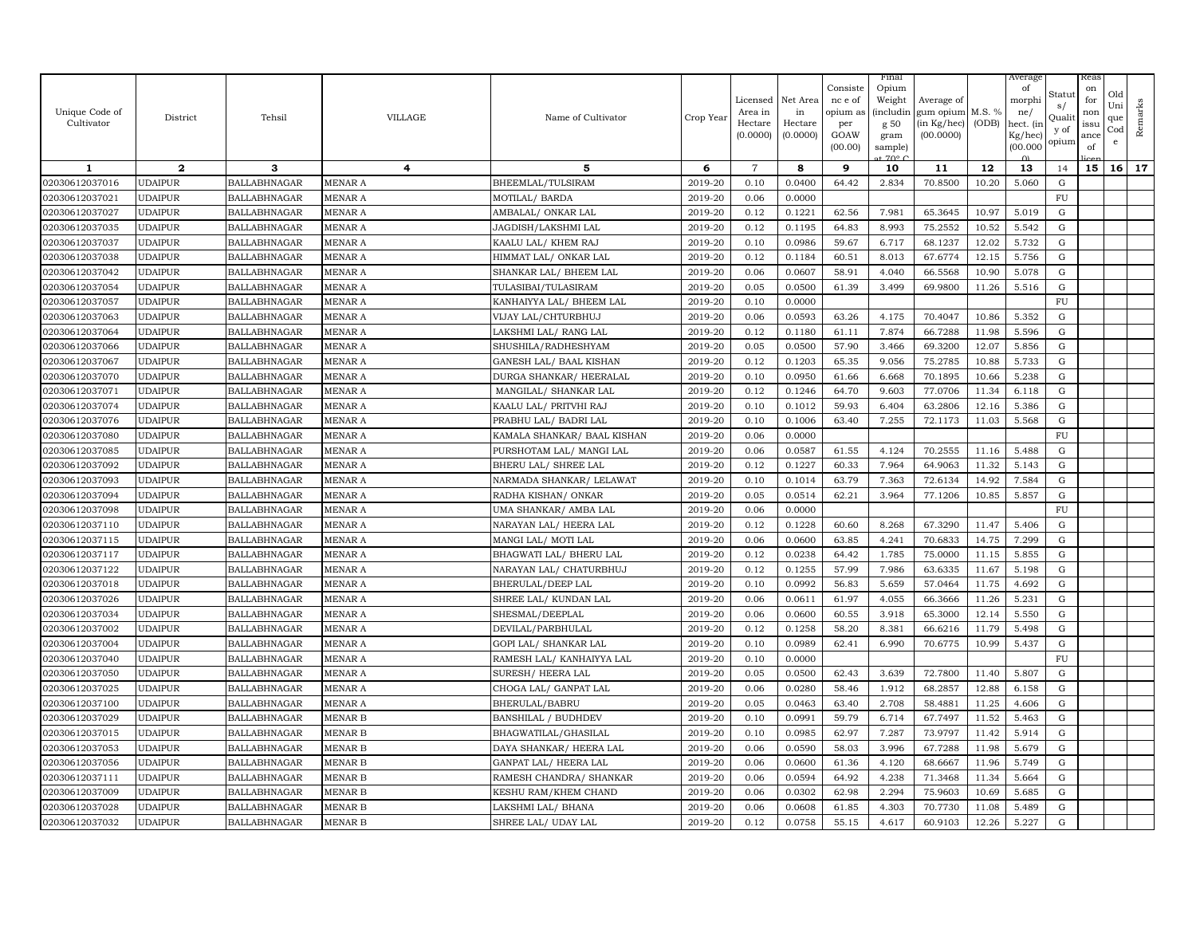| Unique Code of Cultivator | District | Tehsil | VILLAGE | Name of Cultivator | Crop Year | Licensed Area in Hectare (0.0000) | Net Area in Hectare (0.0000) | Consistence of opium as per GOAW (00.00) | Final Opium Weight (including g 50 gram sample) at 70° C | Average of gum opium (in Kg/hec) (00.0000) | M.S. % (ODB) | Average of morphine/ hect. (in Kg/hec) (00.000) | Status/ Quality of opium | Reason for non issuance of licence | Old Unique Code | Remarks |
|---|---|---|---|---|---|---|---|---|---|---|---|---|---|---|---|---|
| 1 | 2 | 3 | 4 | 5 | 6 | 7 | 8 | 9 | 10 | 11 | 12 | 13 | 14 | 15 | 16 | 17 |
| 02030612037016 | UDAIPUR | BALLABHNAGAR | MENAR A | BHEEMLAL/TULSIRAM | 2019-20 | 0.10 | 0.0400 | 64.42 | 2.834 | 70.8500 | 10.20 | 5.060 | G | | | |
| 02030612037021 | UDAIPUR | BALLABHNAGAR | MENAR A | MOTILAL/ BARDA | 2019-20 | 0.06 | 0.0000 | | | | | | FU | | | |
| 02030612037027 | UDAIPUR | BALLABHNAGAR | MENAR A | AMBALAL/ ONKAR LAL | 2019-20 | 0.12 | 0.1221 | 62.56 | 7.981 | 65.3645 | 10.97 | 5.019 | G | | | |
| 02030612037035 | UDAIPUR | BALLABHNAGAR | MENAR A | JAGDISH/LAKSHMI LAL | 2019-20 | 0.12 | 0.1195 | 64.83 | 8.993 | 75.2552 | 10.52 | 5.542 | G | | | |
| 02030612037037 | UDAIPUR | BALLABHNAGAR | MENAR A | KAALU LAL/ KHEM RAJ | 2019-20 | 0.10 | 0.0986 | 59.67 | 6.717 | 68.1237 | 12.02 | 5.732 | G | | | |
| 02030612037038 | UDAIPUR | BALLABHNAGAR | MENAR A | HIMMAT LAL/ ONKAR LAL | 2019-20 | 0.12 | 0.1184 | 60.51 | 8.013 | 67.6774 | 12.15 | 5.756 | G | | | |
| 02030612037042 | UDAIPUR | BALLABHNAGAR | MENAR A | SHANKAR LAL/ BHEEM LAL | 2019-20 | 0.06 | 0.0607 | 58.91 | 4.040 | 66.5568 | 10.90 | 5.078 | G | | | |
| 02030612037054 | UDAIPUR | BALLABHNAGAR | MENAR A | TULASIBAI/TULASIRAM | 2019-20 | 0.05 | 0.0500 | 61.39 | 3.499 | 69.9800 | 11.26 | 5.516 | G | | | |
| 02030612037057 | UDAIPUR | BALLABHNAGAR | MENAR A | KANHAIYYA LAL/ BHEEM LAL | 2019-20 | 0.10 | 0.0000 | | | | | | FU | | | |
| 02030612037063 | UDAIPUR | BALLABHNAGAR | MENAR A | VIJAY LAL/CHTURBHUJ | 2019-20 | 0.06 | 0.0593 | 63.26 | 4.175 | 70.4047 | 10.86 | 5.352 | G | | | |
| 02030612037064 | UDAIPUR | BALLABHNAGAR | MENAR A | LAKSHMI LAL/ RANG LAL | 2019-20 | 0.12 | 0.1180 | 61.11 | 7.874 | 66.7288 | 11.98 | 5.596 | G | | | |
| 02030612037066 | UDAIPUR | BALLABHNAGAR | MENAR A | SHUSHILA/RADHESHYAM | 2019-20 | 0.05 | 0.0500 | 57.90 | 3.466 | 69.3200 | 12.07 | 5.856 | G | | | |
| 02030612037067 | UDAIPUR | BALLABHNAGAR | MENAR A | GANESH LAL/ BAAL KISHAN | 2019-20 | 0.12 | 0.1203 | 65.35 | 9.056 | 75.2785 | 10.88 | 5.733 | G | | | |
| 02030612037070 | UDAIPUR | BALLABHNAGAR | MENAR A | DURGA SHANKAR/ HEERALAL | 2019-20 | 0.10 | 0.0950 | 61.66 | 6.668 | 70.1895 | 10.66 | 5.238 | G | | | |
| 02030612037071 | UDAIPUR | BALLABHNAGAR | MENAR A | MANGILAL/ SHANKAR LAL | 2019-20 | 0.12 | 0.1246 | 64.70 | 9.603 | 77.0706 | 11.34 | 6.118 | G | | | |
| 02030612037074 | UDAIPUR | BALLABHNAGAR | MENAR A | KAALU LAL/ PRITVHI RAJ | 2019-20 | 0.10 | 0.1012 | 59.93 | 6.404 | 63.2806 | 12.16 | 5.386 | G | | | |
| 02030612037076 | UDAIPUR | BALLABHNAGAR | MENAR A | PRABHU LAL/ BADRI LAL | 2019-20 | 0.10 | 0.1006 | 63.40 | 7.255 | 72.1173 | 11.03 | 5.568 | G | | | |
| 02030612037080 | UDAIPUR | BALLABHNAGAR | MENAR A | KAMALA SHANKAR/ BAAL KISHAN | 2019-20 | 0.06 | 0.0000 | | | | | | FU | | | |
| 02030612037085 | UDAIPUR | BALLABHNAGAR | MENAR A | PURSHOTAM LAL/ MANGI LAL | 2019-20 | 0.06 | 0.0587 | 61.55 | 4.124 | 70.2555 | 11.16 | 5.488 | G | | | |
| 02030612037092 | UDAIPUR | BALLABHNAGAR | MENAR A | BHERU LAL/ SHREE LAL | 2019-20 | 0.12 | 0.1227 | 60.33 | 7.964 | 64.9063 | 11.32 | 5.143 | G | | | |
| 02030612037093 | UDAIPUR | BALLABHNAGAR | MENAR A | NARMADA SHANKAR/ LELAWAT | 2019-20 | 0.10 | 0.1014 | 63.79 | 7.363 | 72.6134 | 14.92 | 7.584 | G | | | |
| 02030612037094 | UDAIPUR | BALLABHNAGAR | MENAR A | RADHA KISHAN/ ONKAR | 2019-20 | 0.05 | 0.0514 | 62.21 | 3.964 | 77.1206 | 10.85 | 5.857 | G | | | |
| 02030612037098 | UDAIPUR | BALLABHNAGAR | MENAR A | UMA SHANKAR/ AMBA LAL | 2019-20 | 0.06 | 0.0000 | | | | | | FU | | | |
| 02030612037110 | UDAIPUR | BALLABHNAGAR | MENAR A | NARAYAN LAL/ HEERA LAL | 2019-20 | 0.12 | 0.1228 | 60.60 | 8.268 | 67.3290 | 11.47 | 5.406 | G | | | |
| 02030612037115 | UDAIPUR | BALLABHNAGAR | MENAR A | MANGI LAL/ MOTI LAL | 2019-20 | 0.06 | 0.0600 | 63.85 | 4.241 | 70.6833 | 14.75 | 7.299 | G | | | |
| 02030612037117 | UDAIPUR | BALLABHNAGAR | MENAR A | BHAGWATI LAL/ BHERU LAL | 2019-20 | 0.12 | 0.0238 | 64.42 | 1.785 | 75.0000 | 11.15 | 5.855 | G | | | |
| 02030612037122 | UDAIPUR | BALLABHNAGAR | MENAR A | NARAYAN LAL/ CHATURBHUJ | 2019-20 | 0.12 | 0.1255 | 57.99 | 7.986 | 63.6335 | 11.67 | 5.198 | G | | | |
| 02030612037018 | UDAIPUR | BALLABHNAGAR | MENAR A | BHERULAL/DEEP LAL | 2019-20 | 0.10 | 0.0992 | 56.83 | 5.659 | 57.0464 | 11.75 | 4.692 | G | | | |
| 02030612037026 | UDAIPUR | BALLABHNAGAR | MENAR A | SHREE LAL/ KUNDAN LAL | 2019-20 | 0.06 | 0.0611 | 61.97 | 4.055 | 66.3666 | 11.26 | 5.231 | G | | | |
| 02030612037034 | UDAIPUR | BALLABHNAGAR | MENAR A | SHESMAL/DEEPLAL | 2019-20 | 0.06 | 0.0600 | 60.55 | 3.918 | 65.3000 | 12.14 | 5.550 | G | | | |
| 02030612037002 | UDAIPUR | BALLABHNAGAR | MENAR A | DEVILAL/PARBHULAL | 2019-20 | 0.12 | 0.1258 | 58.20 | 8.381 | 66.6216 | 11.79 | 5.498 | G | | | |
| 02030612037004 | UDAIPUR | BALLABHNAGAR | MENAR A | GOPI LAL/ SHANKAR LAL | 2019-20 | 0.10 | 0.0989 | 62.41 | 6.990 | 70.6775 | 10.99 | 5.437 | G | | | |
| 02030612037040 | UDAIPUR | BALLABHNAGAR | MENAR A | RAMESH LAL/ KANHAIYYA LAL | 2019-20 | 0.10 | 0.0000 | | | | | | FU | | | |
| 02030612037050 | UDAIPUR | BALLABHNAGAR | MENAR A | SURESH/ HEERA LAL | 2019-20 | 0.05 | 0.0500 | 62.43 | 3.639 | 72.7800 | 11.40 | 5.807 | G | | | |
| 02030612037025 | UDAIPUR | BALLABHNAGAR | MENAR A | CHOGA LAL/ GANPAT LAL | 2019-20 | 0.06 | 0.0280 | 58.46 | 1.912 | 68.2857 | 12.88 | 6.158 | G | | | |
| 02030612037100 | UDAIPUR | BALLABHNAGAR | MENAR A | BHERULAL/BABRU | 2019-20 | 0.05 | 0.0463 | 63.40 | 2.708 | 58.4881 | 11.25 | 4.606 | G | | | |
| 02030612037029 | UDAIPUR | BALLABHNAGAR | MENAR B | BANSHILAL / BUDHDEV | 2019-20 | 0.10 | 0.0991 | 59.79 | 6.714 | 67.7497 | 11.52 | 5.463 | G | | | |
| 02030612037015 | UDAIPUR | BALLABHNAGAR | MENAR B | BHAGWATILAL/GHASILAL | 2019-20 | 0.10 | 0.0985 | 62.97 | 7.287 | 73.9797 | 11.42 | 5.914 | G | | | |
| 02030612037053 | UDAIPUR | BALLABHNAGAR | MENAR B | DAYA SHANKAR/ HEERA LAL | 2019-20 | 0.06 | 0.0590 | 58.03 | 3.996 | 67.7288 | 11.98 | 5.679 | G | | | |
| 02030612037056 | UDAIPUR | BALLABHNAGAR | MENAR B | GANPAT LAL/ HEERA LAL | 2019-20 | 0.06 | 0.0600 | 61.36 | 4.120 | 68.6667 | 11.96 | 5.749 | G | | | |
| 02030612037111 | UDAIPUR | BALLABHNAGAR | MENAR B | RAMESH CHANDRA/ SHANKAR | 2019-20 | 0.06 | 0.0594 | 64.92 | 4.238 | 71.3468 | 11.34 | 5.664 | G | | | |
| 02030612037009 | UDAIPUR | BALLABHNAGAR | MENAR B | KESHU RAM/KHEM CHAND | 2019-20 | 0.06 | 0.0302 | 62.98 | 2.294 | 75.9603 | 10.69 | 5.685 | G | | | |
| 02030612037028 | UDAIPUR | BALLABHNAGAR | MENAR B | LAKSHMI LAL/ BHANA | 2019-20 | 0.06 | 0.0608 | 61.85 | 4.303 | 70.7730 | 11.08 | 5.489 | G | | | |
| 02030612037032 | UDAIPUR | BALLABHNAGAR | MENAR B | SHREE LAL/ UDAY LAL | 2019-20 | 0.12 | 0.0758 | 55.15 | 4.617 | 60.9103 | 12.26 | 5.227 | G | | | |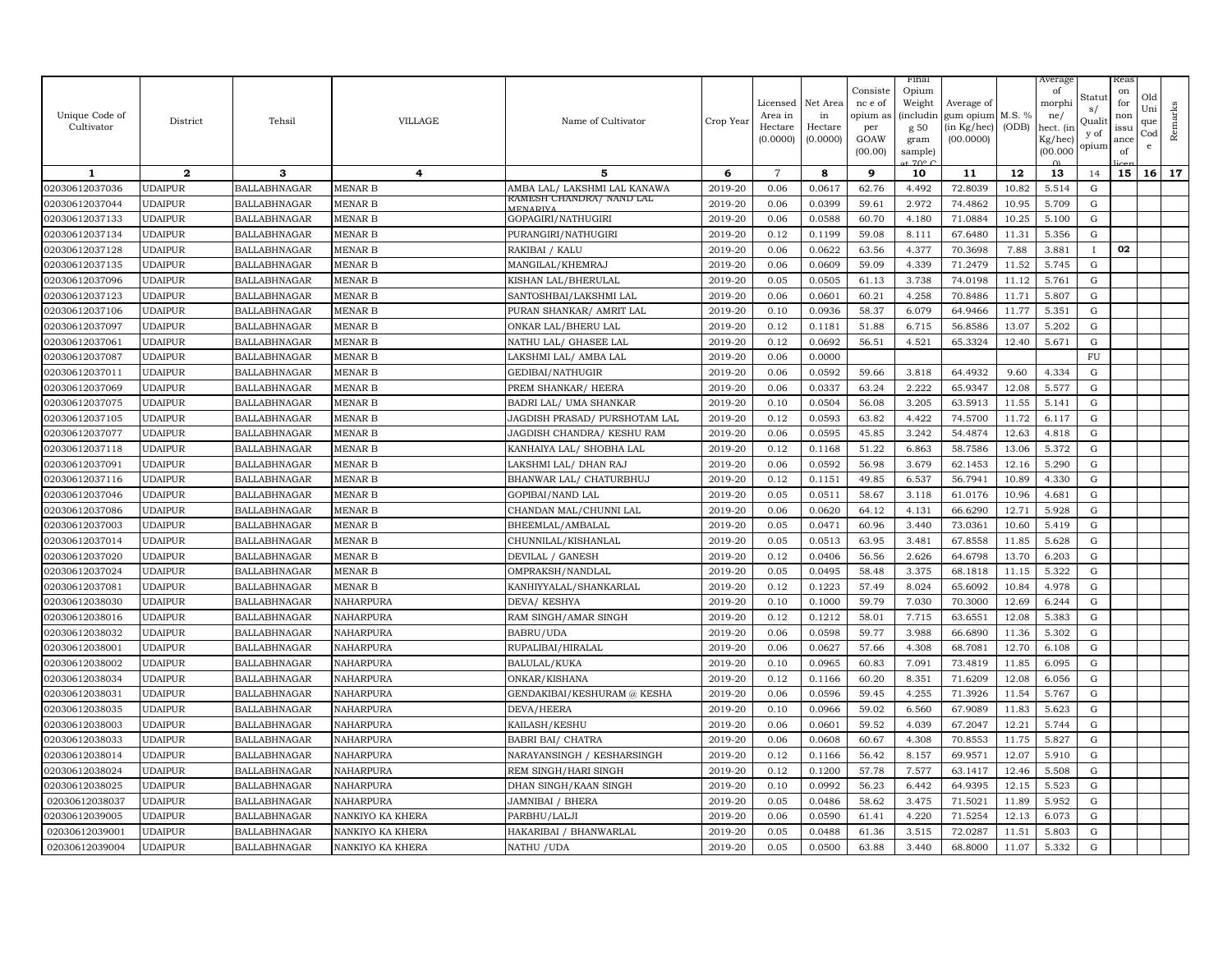| Unique Code of Cultivator | District | Tehsil | VILLAGE | Name of Cultivator | Crop Year | Licensed Area in Hectare (0.0000) | Net Area in Hectare (0.0000) | Consistence of opium as per GOAW (00.00) | Final Opium Weight (including 50 gram sample) at 70° C | Average of gum opium (in Kg/hec) (00.0000) | M.S. % (ODB) | Average of morphine/ hect. (in Kg/hec) (00.000) | Status/ Quality of opium | Reason for non issuance of licence | Old Unique Code | Remarks |
|---|---|---|---|---|---|---|---|---|---|---|---|---|---|---|---|---|
| 1 | 2 | 3 | 4 | 5 | 6 | 7 | 8 | 9 | 10 | 11 | 12 | 13 | 14 | 15 | 16 | 17 |
| 02030612037036 | UDAIPUR | BALLABHNAGAR | MENAR B | AMBA LAL/ LAKSHMI LAL KANAWA | 2019-20 | 0.06 | 0.0617 | 62.76 | 4.492 | 72.8039 | 10.82 | 5.514 | G | | | |
| 02030612037044 | UDAIPUR | BALLABHNAGAR | MENAR B | RAMESH CHANDRA/ NAND LAL MENARIYA | 2019-20 | 0.06 | 0.0399 | 59.61 | 2.972 | 74.4862 | 10.95 | 5.709 | G | | | |
| 02030612037133 | UDAIPUR | BALLABHNAGAR | MENAR B | GOPAGIRI/NATHUGIRI | 2019-20 | 0.06 | 0.0588 | 60.70 | 4.180 | 71.0884 | 10.25 | 5.100 | G | | | |
| 02030612037134 | UDAIPUR | BALLABHNAGAR | MENAR B | PURANGIRI/NATHUGIRI | 2019-20 | 0.12 | 0.1199 | 59.08 | 8.111 | 67.6480 | 11.31 | 5.356 | G | | | |
| 02030612037128 | UDAIPUR | BALLABHNAGAR | MENAR B | RAKIBAI / KALU | 2019-20 | 0.06 | 0.0622 | 63.56 | 4.377 | 70.3698 | 7.88 | 3.881 | I | 02 | | |
| 02030612037135 | UDAIPUR | BALLABHNAGAR | MENAR B | MANGILAL/KHEMRAJ | 2019-20 | 0.06 | 0.0609 | 59.09 | 4.339 | 71.2479 | 11.52 | 5.745 | G | | | |
| 02030612037096 | UDAIPUR | BALLABHNAGAR | MENAR B | KISHAN LAL/BHERULAL | 2019-20 | 0.05 | 0.0505 | 61.13 | 3.738 | 74.0198 | 11.12 | 5.761 | G | | | |
| 02030612037123 | UDAIPUR | BALLABHNAGAR | MENAR B | SANTOSHBAI/LAKSHMI LAL | 2019-20 | 0.06 | 0.0601 | 60.21 | 4.258 | 70.8486 | 11.71 | 5.807 | G | | | |
| 02030612037106 | UDAIPUR | BALLABHNAGAR | MENAR B | PURAN SHANKAR/ AMRIT LAL | 2019-20 | 0.10 | 0.0936 | 58.37 | 6.079 | 64.9466 | 11.77 | 5.351 | G | | | |
| 02030612037097 | UDAIPUR | BALLABHNAGAR | MENAR B | ONKAR LAL/BHERU LAL | 2019-20 | 0.12 | 0.1181 | 51.88 | 6.715 | 56.8586 | 13.07 | 5.202 | G | | | |
| 02030612037061 | UDAIPUR | BALLABHNAGAR | MENAR B | NATHU LAL/ GHASEE LAL | 2019-20 | 0.12 | 0.0692 | 56.51 | 4.521 | 65.3324 | 12.40 | 5.671 | G | | | |
| 02030612037087 | UDAIPUR | BALLABHNAGAR | MENAR B | LAKSHMI LAL/ AMBA LAL | 2019-20 | 0.06 | 0.0000 | | | | | | FU | | | |
| 02030612037011 | UDAIPUR | BALLABHNAGAR | MENAR B | GEDIBAI/NATHUGIR | 2019-20 | 0.06 | 0.0592 | 59.66 | 3.818 | 64.4932 | 9.60 | 4.334 | G | | | |
| 02030612037069 | UDAIPUR | BALLABHNAGAR | MENAR B | PREM SHANKAR/ HEERA | 2019-20 | 0.06 | 0.0337 | 63.24 | 2.222 | 65.9347 | 12.08 | 5.577 | G | | | |
| 02030612037075 | UDAIPUR | BALLABHNAGAR | MENAR B | BADRI LAL/ UMA SHANKAR | 2019-20 | 0.10 | 0.0504 | 56.08 | 3.205 | 63.5913 | 11.55 | 5.141 | G | | | |
| 02030612037105 | UDAIPUR | BALLABHNAGAR | MENAR B | JAGDISH PRASAD/ PURSHOTAM LAL | 2019-20 | 0.12 | 0.0593 | 63.82 | 4.422 | 74.5700 | 11.72 | 6.117 | G | | | |
| 02030612037077 | UDAIPUR | BALLABHNAGAR | MENAR B | JAGDISH CHANDRA/ KESHU RAM | 2019-20 | 0.06 | 0.0595 | 45.85 | 3.242 | 54.4874 | 12.63 | 4.818 | G | | | |
| 02030612037118 | UDAIPUR | BALLABHNAGAR | MENAR B | KANHAIYA LAL/ SHOBHA LAL | 2019-20 | 0.12 | 0.1168 | 51.22 | 6.863 | 58.7586 | 13.06 | 5.372 | G | | | |
| 02030612037091 | UDAIPUR | BALLABHNAGAR | MENAR B | LAKSHMI LAL/ DHAN RAJ | 2019-20 | 0.06 | 0.0592 | 56.98 | 3.679 | 62.1453 | 12.16 | 5.290 | G | | | |
| 02030612037116 | UDAIPUR | BALLABHNAGAR | MENAR B | BHANWAR LAL/ CHATURBHUJ | 2019-20 | 0.12 | 0.1151 | 49.85 | 6.537 | 56.7941 | 10.89 | 4.330 | G | | | |
| 02030612037046 | UDAIPUR | BALLABHNAGAR | MENAR B | GOPIBAI/NAND LAL | 2019-20 | 0.05 | 0.0511 | 58.67 | 3.118 | 61.0176 | 10.96 | 4.681 | G | | | |
| 02030612037086 | UDAIPUR | BALLABHNAGAR | MENAR B | CHANDAN MAL/CHUNNI LAL | 2019-20 | 0.06 | 0.0620 | 64.12 | 4.131 | 66.6290 | 12.71 | 5.928 | G | | | |
| 02030612037003 | UDAIPUR | BALLABHNAGAR | MENAR B | BHEEMLAL/AMBALAL | 2019-20 | 0.05 | 0.0471 | 60.96 | 3.440 | 73.0361 | 10.60 | 5.419 | G | | | |
| 02030612037014 | UDAIPUR | BALLABHNAGAR | MENAR B | CHUNNILAL/KISHANLAL | 2019-20 | 0.05 | 0.0513 | 63.95 | 3.481 | 67.8558 | 11.85 | 5.628 | G | | | |
| 02030612037020 | UDAIPUR | BALLABHNAGAR | MENAR B | DEVILAL / GANESH | 2019-20 | 0.12 | 0.0406 | 56.56 | 2.626 | 64.6798 | 13.70 | 6.203 | G | | | |
| 02030612037024 | UDAIPUR | BALLABHNAGAR | MENAR B | OMPRAKSH/NANDLAL | 2019-20 | 0.05 | 0.0495 | 58.48 | 3.375 | 68.1818 | 11.15 | 5.322 | G | | | |
| 02030612037081 | UDAIPUR | BALLABHNAGAR | MENAR B | KANHIYYALAL/SHANKARLAL | 2019-20 | 0.12 | 0.1223 | 57.49 | 8.024 | 65.6092 | 10.84 | 4.978 | G | | | |
| 02030612038030 | UDAIPUR | BALLABHNAGAR | NAHARPURA | DEVA/ KESHYA | 2019-20 | 0.10 | 0.1000 | 59.79 | 7.030 | 70.3000 | 12.69 | 6.244 | G | | | |
| 02030612038016 | UDAIPUR | BALLABHNAGAR | NAHARPURA | RAM SINGH/AMAR SINGH | 2019-20 | 0.12 | 0.1212 | 58.01 | 7.715 | 63.6551 | 12.08 | 5.383 | G | | | |
| 02030612038032 | UDAIPUR | BALLABHNAGAR | NAHARPURA | BABRU/UDA | 2019-20 | 0.06 | 0.0598 | 59.77 | 3.988 | 66.6890 | 11.36 | 5.302 | G | | | |
| 02030612038001 | UDAIPUR | BALLABHNAGAR | NAHARPURA | RUPALIBAI/HIRALAL | 2019-20 | 0.06 | 0.0627 | 57.66 | 4.308 | 68.7081 | 12.70 | 6.108 | G | | | |
| 02030612038002 | UDAIPUR | BALLABHNAGAR | NAHARPURA | BALULAL/KUKA | 2019-20 | 0.10 | 0.0965 | 60.83 | 7.091 | 73.4819 | 11.85 | 6.095 | G | | | |
| 02030612038034 | UDAIPUR | BALLABHNAGAR | NAHARPURA | ONKAR/KISHANA | 2019-20 | 0.12 | 0.1166 | 60.20 | 8.351 | 71.6209 | 12.08 | 6.056 | G | | | |
| 02030612038031 | UDAIPUR | BALLABHNAGAR | NAHARPURA | GENDAKIBAI/KESHURAM @ KESHA | 2019-20 | 0.06 | 0.0596 | 59.45 | 4.255 | 71.3926 | 11.54 | 5.767 | G | | | |
| 02030612038035 | UDAIPUR | BALLABHNAGAR | NAHARPURA | DEVA/HEERA | 2019-20 | 0.10 | 0.0966 | 59.02 | 6.560 | 67.9089 | 11.83 | 5.623 | G | | | |
| 02030612038003 | UDAIPUR | BALLABHNAGAR | NAHARPURA | KAILASH/KESHU | 2019-20 | 0.06 | 0.0601 | 59.52 | 4.039 | 67.2047 | 12.21 | 5.744 | G | | | |
| 02030612038033 | UDAIPUR | BALLABHNAGAR | NAHARPURA | BABRI BAI/ CHATRA | 2019-20 | 0.06 | 0.0608 | 60.67 | 4.308 | 70.8553 | 11.75 | 5.827 | G | | | |
| 02030612038014 | UDAIPUR | BALLABHNAGAR | NAHARPURA | NARAYANSINGH / KESHARSINGH | 2019-20 | 0.12 | 0.1166 | 56.42 | 8.157 | 69.9571 | 12.07 | 5.910 | G | | | |
| 02030612038024 | UDAIPUR | BALLABHNAGAR | NAHARPURA | REM SINGH/HARI SINGH | 2019-20 | 0.12 | 0.1200 | 57.78 | 7.577 | 63.1417 | 12.46 | 5.508 | G | | | |
| 02030612038025 | UDAIPUR | BALLABHNAGAR | NAHARPURA | DHAN SINGH/KAAN SINGH | 2019-20 | 0.10 | 0.0992 | 56.23 | 6.442 | 64.9395 | 12.15 | 5.523 | G | | | |
| 02030612038037 | UDAIPUR | BALLABHNAGAR | NAHARPURA | JAMNIBAI / BHERA | 2019-20 | 0.05 | 0.0486 | 58.62 | 3.475 | 71.5021 | 11.89 | 5.952 | G | | | |
| 02030612039005 | UDAIPUR | BALLABHNAGAR | NANKIYO KA KHERA | PARBHU/LALJI | 2019-20 | 0.06 | 0.0590 | 61.41 | 4.220 | 71.5254 | 12.13 | 6.073 | G | | | |
| 02030612039001 | UDAIPUR | BALLABHNAGAR | NANKIYO KA KHERA | HAKARIBAI / BHANWARLAL | 2019-20 | 0.05 | 0.0488 | 61.36 | 3.515 | 72.0287 | 11.51 | 5.803 | G | | | |
| 02030612039004 | UDAIPUR | BALLABHNAGAR | NANKIYO KA KHERA | NATHU /UDA | 2019-20 | 0.05 | 0.0500 | 63.88 | 3.440 | 68.8000 | 11.07 | 5.332 | G | | | |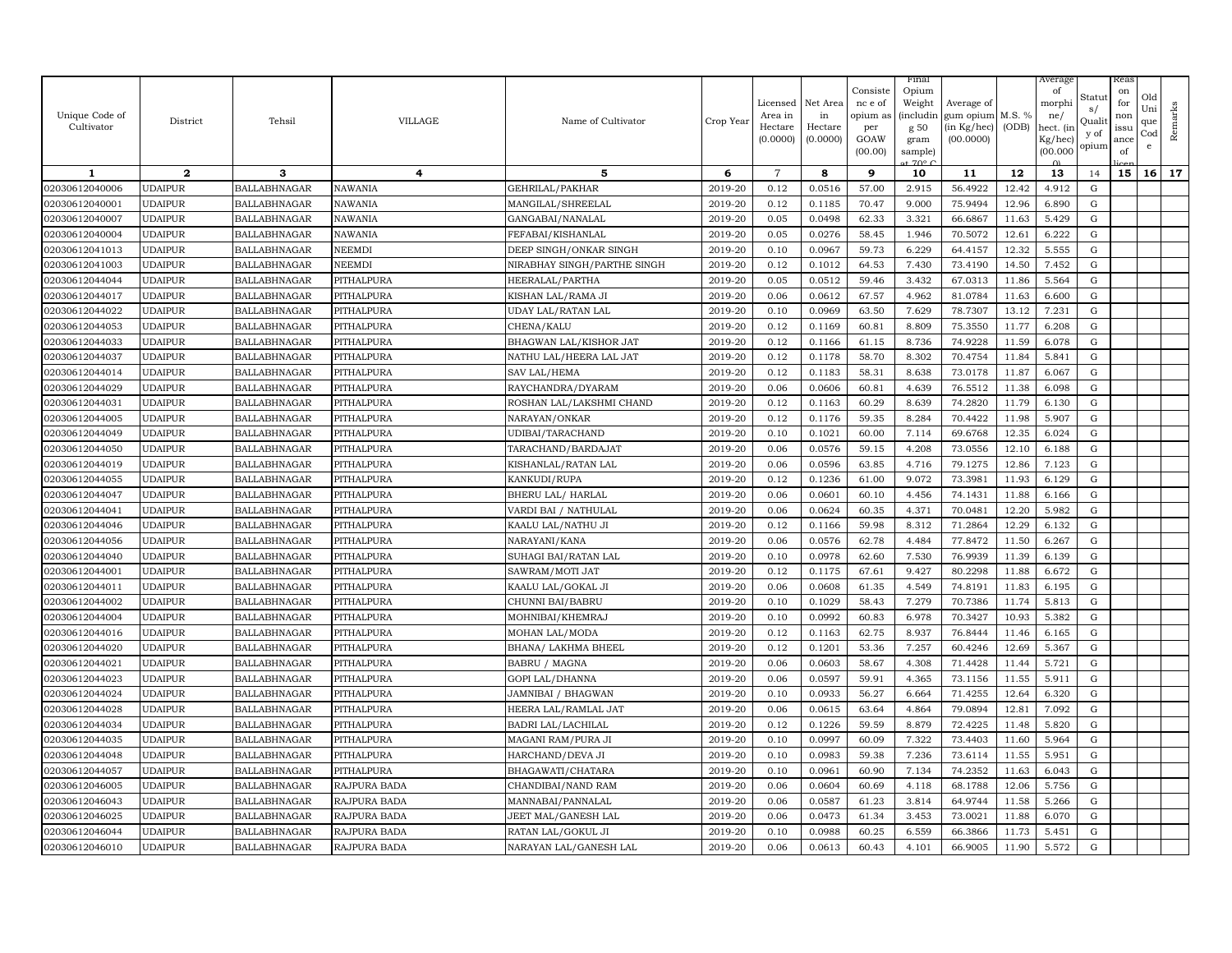| Unique Code of Cultivator | District | Tehsil | VILLAGE | Name of Cultivator | Crop Year | Licensed Area in Hectare (0.0000) | Net Area in Hectare (0.0000) | Consistence of opium as per GOAW (00.00) | Final Opium Weight (including 50 gram sample) at 70° C | Average of gum opium (in Kg/hec) (00.0000) | M.S. % (ODB) | Average of morphine/ hect. (in Kg/hec) (00.000) | Status/ Quality of opium | Reason for non issuance of licence | Old Unique Code | Remarks |
|---|---|---|---|---|---|---|---|---|---|---|---|---|---|---|---|---|
| 1 | 2 | 3 | 4 | 5 | 6 | 7 | 8 | 9 | 10 | 11 | 12 | 13 | 14 | 15 | 16 | 17 |
| 02030612040006 | UDAIPUR | BALLABHNAGAR | NAWANIA | GEHRILAL/PAKHAR | 2019-20 | 0.12 | 0.0516 | 57.00 | 2.915 | 56.4922 | 12.42 | 4.912 | G | | | |
| 02030612040001 | UDAIPUR | BALLABHNAGAR | NAWANIA | MANGILAL/SHREELAL | 2019-20 | 0.12 | 0.1185 | 70.47 | 9.000 | 75.9494 | 12.96 | 6.890 | G | | | |
| 02030612040007 | UDAIPUR | BALLABHNAGAR | NAWANIA | GANGABAI/NANALAL | 2019-20 | 0.05 | 0.0498 | 62.33 | 3.321 | 66.6867 | 11.63 | 5.429 | G | | | |
| 02030612040004 | UDAIPUR | BALLABHNAGAR | NAWANIA | FEFABAI/KISHANLAL | 2019-20 | 0.05 | 0.0276 | 58.45 | 1.946 | 70.5072 | 12.61 | 6.222 | G | | | |
| 02030612041013 | UDAIPUR | BALLABHNAGAR | NEEMDI | DEEP SINGH/ONKAR SINGH | 2019-20 | 0.10 | 0.0967 | 59.73 | 6.229 | 64.4157 | 12.32 | 5.555 | G | | | |
| 02030612041003 | UDAIPUR | BALLABHNAGAR | NEEMDI | NIRABHAY SINGH/PARTHE SINGH | 2019-20 | 0.12 | 0.1012 | 64.53 | 7.430 | 73.4190 | 14.50 | 7.452 | G | | | |
| 02030612044044 | UDAIPUR | BALLABHNAGAR | PITHALPURA | HEERALAL/PARTHA | 2019-20 | 0.05 | 0.0512 | 59.46 | 3.432 | 67.0313 | 11.86 | 5.564 | G | | | |
| 02030612044017 | UDAIPUR | BALLABHNAGAR | PITHALPURA | KISHAN LAL/RAMA JI | 2019-20 | 0.06 | 0.0612 | 67.57 | 4.962 | 81.0784 | 11.63 | 6.600 | G | | | |
| 02030612044022 | UDAIPUR | BALLABHNAGAR | PITHALPURA | UDAY LAL/RATAN LAL | 2019-20 | 0.10 | 0.0969 | 63.50 | 7.629 | 78.7307 | 13.12 | 7.231 | G | | | |
| 02030612044053 | UDAIPUR | BALLABHNAGAR | PITHALPURA | CHENA/KALU | 2019-20 | 0.12 | 0.1169 | 60.81 | 8.809 | 75.3550 | 11.77 | 6.208 | G | | | |
| 02030612044033 | UDAIPUR | BALLABHNAGAR | PITHALPURA | BHAGWAN LAL/KISHOR JAT | 2019-20 | 0.12 | 0.1166 | 61.15 | 8.736 | 74.9228 | 11.59 | 6.078 | G | | | |
| 02030612044037 | UDAIPUR | BALLABHNAGAR | PITHALPURA | NATHU LAL/HEERA LAL JAT | 2019-20 | 0.12 | 0.1178 | 58.70 | 8.302 | 70.4754 | 11.84 | 5.841 | G | | | |
| 02030612044014 | UDAIPUR | BALLABHNAGAR | PITHALPURA | SAV LAL/HEMA | 2019-20 | 0.12 | 0.1183 | 58.31 | 8.638 | 73.0178 | 11.87 | 6.067 | G | | | |
| 02030612044029 | UDAIPUR | BALLABHNAGAR | PITHALPURA | RAYCHANDRA/DYARAM | 2019-20 | 0.06 | 0.0606 | 60.81 | 4.639 | 76.5512 | 11.38 | 6.098 | G | | | |
| 02030612044031 | UDAIPUR | BALLABHNAGAR | PITHALPURA | ROSHAN LAL/LAKSHMI CHAND | 2019-20 | 0.12 | 0.1163 | 60.29 | 8.639 | 74.2820 | 11.79 | 6.130 | G | | | |
| 02030612044005 | UDAIPUR | BALLABHNAGAR | PITHALPURA | NARAYAN/ONKAR | 2019-20 | 0.12 | 0.1176 | 59.35 | 8.284 | 70.4422 | 11.98 | 5.907 | G | | | |
| 02030612044049 | UDAIPUR | BALLABHNAGAR | PITHALPURA | UDIBAI/TARACHAND | 2019-20 | 0.10 | 0.1021 | 60.00 | 7.114 | 69.6768 | 12.35 | 6.024 | G | | | |
| 02030612044050 | UDAIPUR | BALLABHNAGAR | PITHALPURA | TARACHAND/BARDAJAT | 2019-20 | 0.06 | 0.0576 | 59.15 | 4.208 | 73.0556 | 12.10 | 6.188 | G | | | |
| 02030612044019 | UDAIPUR | BALLABHNAGAR | PITHALPURA | KISHANLAL/RATAN LAL | 2019-20 | 0.06 | 0.0596 | 63.85 | 4.716 | 79.1275 | 12.86 | 7.123 | G | | | |
| 02030612044055 | UDAIPUR | BALLABHNAGAR | PITHALPURA | KANKUDI/RUPA | 2019-20 | 0.12 | 0.1236 | 61.00 | 9.072 | 73.3981 | 11.93 | 6.129 | G | | | |
| 02030612044047 | UDAIPUR | BALLABHNAGAR | PITHALPURA | BHERU LAL/ HARLAL | 2019-20 | 0.06 | 0.0601 | 60.10 | 4.456 | 74.1431 | 11.88 | 6.166 | G | | | |
| 02030612044041 | UDAIPUR | BALLABHNAGAR | PITHALPURA | VARDI BAI / NATHULAL | 2019-20 | 0.06 | 0.0624 | 60.35 | 4.371 | 70.0481 | 12.20 | 5.982 | G | | | |
| 02030612044046 | UDAIPUR | BALLABHNAGAR | PITHALPURA | KAALU LAL/NATHU JI | 2019-20 | 0.12 | 0.1166 | 59.98 | 8.312 | 71.2864 | 12.29 | 6.132 | G | | | |
| 02030612044056 | UDAIPUR | BALLABHNAGAR | PITHALPURA | NARAYANI/KANA | 2019-20 | 0.06 | 0.0576 | 62.78 | 4.484 | 77.8472 | 11.50 | 6.267 | G | | | |
| 02030612044040 | UDAIPUR | BALLABHNAGAR | PITHALPURA | SUHAGI BAI/RATAN LAL | 2019-20 | 0.10 | 0.0978 | 62.60 | 7.530 | 76.9939 | 11.39 | 6.139 | G | | | |
| 02030612044001 | UDAIPUR | BALLABHNAGAR | PITHALPURA | SAWRAM/MOTI JAT | 2019-20 | 0.12 | 0.1175 | 67.61 | 9.427 | 80.2298 | 11.88 | 6.672 | G | | | |
| 02030612044011 | UDAIPUR | BALLABHNAGAR | PITHALPURA | KAALU LAL/GOKAL JI | 2019-20 | 0.06 | 0.0608 | 61.35 | 4.549 | 74.8191 | 11.83 | 6.195 | G | | | |
| 02030612044002 | UDAIPUR | BALLABHNAGAR | PITHALPURA | CHUNNI BAI/BABRU | 2019-20 | 0.10 | 0.1029 | 58.43 | 7.279 | 70.7386 | 11.74 | 5.813 | G | | | |
| 02030612044004 | UDAIPUR | BALLABHNAGAR | PITHALPURA | MOHNIBAI/KHEMRAJ | 2019-20 | 0.10 | 0.0992 | 60.83 | 6.978 | 70.3427 | 10.93 | 5.382 | G | | | |
| 02030612044016 | UDAIPUR | BALLABHNAGAR | PITHALPURA | MOHAN LAL/MODA | 2019-20 | 0.12 | 0.1163 | 62.75 | 8.937 | 76.8444 | 11.46 | 6.165 | G | | | |
| 02030612044020 | UDAIPUR | BALLABHNAGAR | PITHALPURA | BHANA/ LAKHMA BHEEL | 2019-20 | 0.12 | 0.1201 | 53.36 | 7.257 | 60.4246 | 12.69 | 5.367 | G | | | |
| 02030612044021 | UDAIPUR | BALLABHNAGAR | PITHALPURA | BABRU / MAGNA | 2019-20 | 0.06 | 0.0603 | 58.67 | 4.308 | 71.4428 | 11.44 | 5.721 | G | | | |
| 02030612044023 | UDAIPUR | BALLABHNAGAR | PITHALPURA | GOPI LAL/DHANNA | 2019-20 | 0.06 | 0.0597 | 59.91 | 4.365 | 73.1156 | 11.55 | 5.911 | G | | | |
| 02030612044024 | UDAIPUR | BALLABHNAGAR | PITHALPURA | JAMNIBAI / BHAGWAN | 2019-20 | 0.10 | 0.0933 | 56.27 | 6.664 | 71.4255 | 12.64 | 6.320 | G | | | |
| 02030612044028 | UDAIPUR | BALLABHNAGAR | PITHALPURA | HEERA LAL/RAMLAL JAT | 2019-20 | 0.06 | 0.0615 | 63.64 | 4.864 | 79.0894 | 12.81 | 7.092 | G | | | |
| 02030612044034 | UDAIPUR | BALLABHNAGAR | PITHALPURA | BADRI LAL/LACHILAL | 2019-20 | 0.12 | 0.1226 | 59.59 | 8.879 | 72.4225 | 11.48 | 5.820 | G | | | |
| 02030612044035 | UDAIPUR | BALLABHNAGAR | PITHALPURA | MAGANI RAM/PURA JI | 2019-20 | 0.10 | 0.0997 | 60.09 | 7.322 | 73.4403 | 11.60 | 5.964 | G | | | |
| 02030612044048 | UDAIPUR | BALLABHNAGAR | PITHALPURA | HARCHAND/DEVA JI | 2019-20 | 0.10 | 0.0983 | 59.38 | 7.236 | 73.6114 | 11.55 | 5.951 | G | | | |
| 02030612044057 | UDAIPUR | BALLABHNAGAR | PITHALPURA | BHAGAWATI/CHATARA | 2019-20 | 0.10 | 0.0961 | 60.90 | 7.134 | 74.2352 | 11.63 | 6.043 | G | | | |
| 02030612046005 | UDAIPUR | BALLABHNAGAR | RAJPURA BADA | CHANDIBAI/NAND RAM | 2019-20 | 0.06 | 0.0604 | 60.69 | 4.118 | 68.1788 | 12.06 | 5.756 | G | | | |
| 02030612046043 | UDAIPUR | BALLABHNAGAR | RAJPURA BADA | MANNABAI/PANNALAL | 2019-20 | 0.06 | 0.0587 | 61.23 | 3.814 | 64.9744 | 11.58 | 5.266 | G | | | |
| 02030612046025 | UDAIPUR | BALLABHNAGAR | RAJPURA BADA | JEET MAL/GANESH LAL | 2019-20 | 0.06 | 0.0473 | 61.34 | 3.453 | 73.0021 | 11.88 | 6.070 | G | | | |
| 02030612046044 | UDAIPUR | BALLABHNAGAR | RAJPURA BADA | RATAN LAL/GOKUL JI | 2019-20 | 0.10 | 0.0988 | 60.25 | 6.559 | 66.3866 | 11.73 | 5.451 | G | | | |
| 02030612046010 | UDAIPUR | BALLABHNAGAR | RAJPURA BADA | NARAYAN LAL/GANESH LAL | 2019-20 | 0.06 | 0.0613 | 60.43 | 4.101 | 66.9005 | 11.90 | 5.572 | G | | | |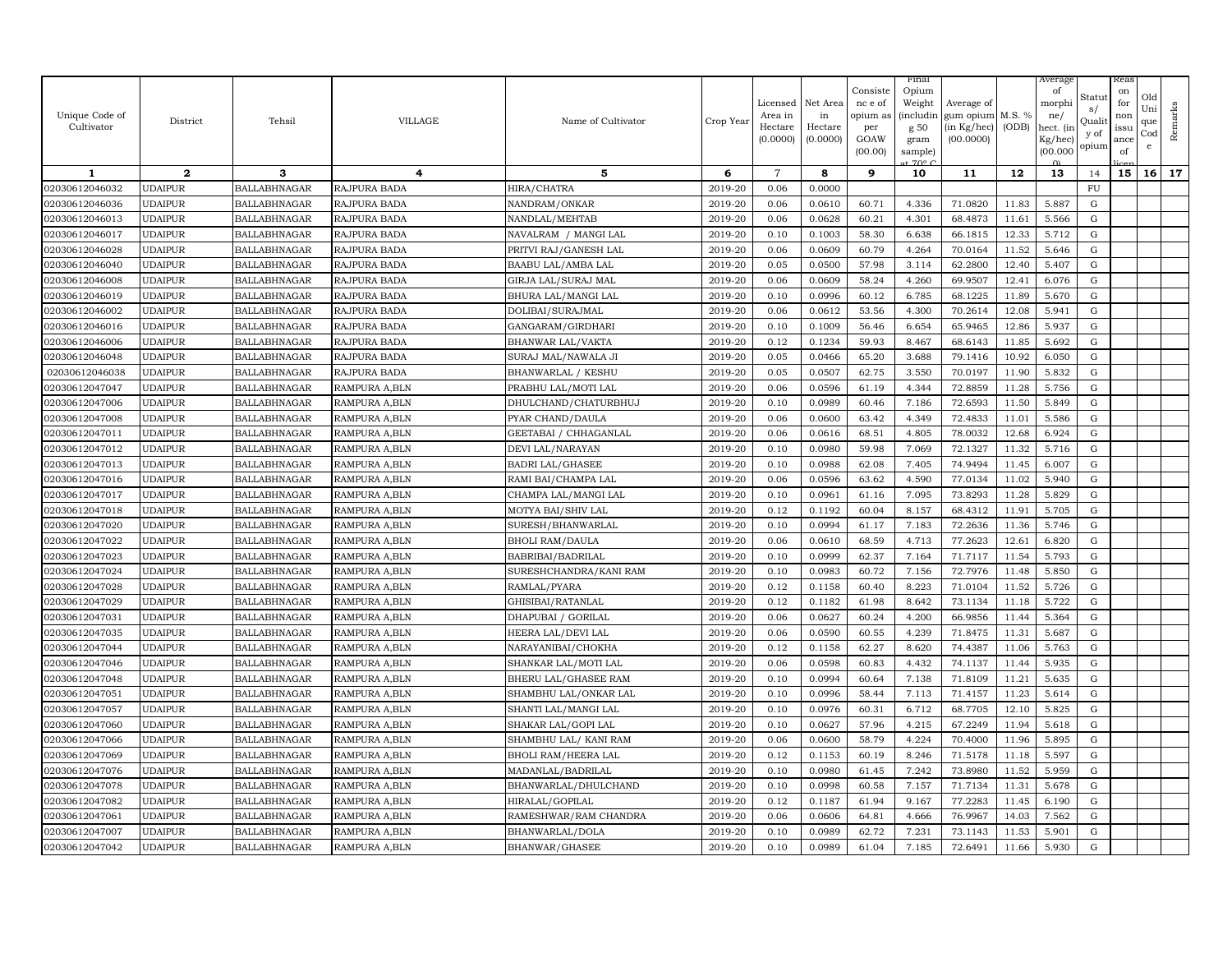| Unique Code of Cultivator | District | Tehsil | VILLAGE | Name of Cultivator | Crop Year | Licensed Area in Hectare (0.0000) | Net Area in Hectare (0.0000) | Consistence of opium as per GOAW (00.00) | Final Opium Weight (including 50 gram sample) at 70° C | Average of gum opium (in Kg/hec) (00.0000) | M.S. % (ODB) | Average of morphine/ hect. (in Kg/hec) (00.000) | Status/ Quality of opium | Reason for non issuance of licence | Old Unique Code | Remarks |
|---|---|---|---|---|---|---|---|---|---|---|---|---|---|---|---|---|
| 1 | 2 | 3 | 4 | 5 | 6 | 7 | 8 | 9 | 10 | 11 | 12 | 13 | 14 | 15 | 16 | 17 |
| 02030612046032 | UDAIPUR | BALLABHNAGAR | RAJPURA BADA | HIRA/CHATRA | 2019-20 | 0.06 | 0.0000 | | | | | | FU | | | |
| 02030612046036 | UDAIPUR | BALLABHNAGAR | RAJPURA BADA | NANDRAM/ONKAR | 2019-20 | 0.06 | 0.0610 | 60.71 | 4.336 | 71.0820 | 11.83 | 5.887 | G | | | |
| 02030612046013 | UDAIPUR | BALLABHNAGAR | RAJPURA BADA | NANDLAL/MEHTAB | 2019-20 | 0.06 | 0.0628 | 60.21 | 4.301 | 68.4873 | 11.61 | 5.566 | G | | | |
| 02030612046017 | UDAIPUR | BALLABHNAGAR | RAJPURA BADA | NAVALRAM / MANGI LAL | 2019-20 | 0.10 | 0.1003 | 58.30 | 6.638 | 66.1815 | 12.33 | 5.712 | G | | | |
| 02030612046028 | UDAIPUR | BALLABHNAGAR | RAJPURA BADA | PRITVI RAJ/GANESH LAL | 2019-20 | 0.06 | 0.0609 | 60.79 | 4.264 | 70.0164 | 11.52 | 5.646 | G | | | |
| 02030612046040 | UDAIPUR | BALLABHNAGAR | RAJPURA BADA | BAABU LAL/AMBA LAL | 2019-20 | 0.05 | 0.0500 | 57.98 | 3.114 | 62.2800 | 12.40 | 5.407 | G | | | |
| 02030612046008 | UDAIPUR | BALLABHNAGAR | RAJPURA BADA | GIRJA LAL/SURAJ MAL | 2019-20 | 0.06 | 0.0609 | 58.24 | 4.260 | 69.9507 | 12.41 | 6.076 | G | | | |
| 02030612046019 | UDAIPUR | BALLABHNAGAR | RAJPURA BADA | BHURA LAL/MANGI LAL | 2019-20 | 0.10 | 0.0996 | 60.12 | 6.785 | 68.1225 | 11.89 | 5.670 | G | | | |
| 02030612046002 | UDAIPUR | BALLABHNAGAR | RAJPURA BADA | DOLIBAI/SURAJMAL | 2019-20 | 0.06 | 0.0612 | 53.56 | 4.300 | 70.2614 | 12.08 | 5.941 | G | | | |
| 02030612046016 | UDAIPUR | BALLABHNAGAR | RAJPURA BADA | GANGARAM/GIRDHARI | 2019-20 | 0.10 | 0.1009 | 56.46 | 6.654 | 65.9465 | 12.86 | 5.937 | G | | | |
| 02030612046006 | UDAIPUR | BALLABHNAGAR | RAJPURA BADA | BHANWAR LAL/VAKTA | 2019-20 | 0.12 | 0.1234 | 59.93 | 8.467 | 68.6143 | 11.85 | 5.692 | G | | | |
| 02030612046048 | UDAIPUR | BALLABHNAGAR | RAJPURA BADA | SURAJ MAL/NAWALA JI | 2019-20 | 0.05 | 0.0466 | 65.20 | 3.688 | 79.1416 | 10.92 | 6.050 | G | | | |
| 02030612046038 | UDAIPUR | BALLABHNAGAR | RAJPURA BADA | BHANWARLAL / KESHU | 2019-20 | 0.05 | 0.0507 | 62.75 | 3.550 | 70.0197 | 11.90 | 5.832 | G | | | |
| 02030612047047 | UDAIPUR | BALLABHNAGAR | RAMPURA A,BLN | PRABHU LAL/MOTI LAL | 2019-20 | 0.06 | 0.0596 | 61.19 | 4.344 | 72.8859 | 11.28 | 5.756 | G | | | |
| 02030612047006 | UDAIPUR | BALLABHNAGAR | RAMPURA A,BLN | DHULCHAND/CHATURBHUJ | 2019-20 | 0.10 | 0.0989 | 60.46 | 7.186 | 72.6593 | 11.50 | 5.849 | G | | | |
| 02030612047008 | UDAIPUR | BALLABHNAGAR | RAMPURA A,BLN | PYAR CHAND/DAULA | 2019-20 | 0.06 | 0.0600 | 63.42 | 4.349 | 72.4833 | 11.01 | 5.586 | G | | | |
| 02030612047011 | UDAIPUR | BALLABHNAGAR | RAMPURA A,BLN | GEETABAI / CHHAGANLAL | 2019-20 | 0.06 | 0.0616 | 68.51 | 4.805 | 78.0032 | 12.68 | 6.924 | G | | | |
| 02030612047012 | UDAIPUR | BALLABHNAGAR | RAMPURA A,BLN | DEVI LAL/NARAYAN | 2019-20 | 0.10 | 0.0980 | 59.98 | 7.069 | 72.1327 | 11.32 | 5.716 | G | | | |
| 02030612047013 | UDAIPUR | BALLABHNAGAR | RAMPURA A,BLN | BADRI LAL/GHASEE | 2019-20 | 0.10 | 0.0988 | 62.08 | 7.405 | 74.9494 | 11.45 | 6.007 | G | | | |
| 02030612047016 | UDAIPUR | BALLABHNAGAR | RAMPURA A,BLN | RAMI BAI/CHAMPA LAL | 2019-20 | 0.06 | 0.0596 | 63.62 | 4.590 | 77.0134 | 11.02 | 5.940 | G | | | |
| 02030612047017 | UDAIPUR | BALLABHNAGAR | RAMPURA A,BLN | CHAMPA LAL/MANGI LAL | 2019-20 | 0.10 | 0.0961 | 61.16 | 7.095 | 73.8293 | 11.28 | 5.829 | G | | | |
| 02030612047018 | UDAIPUR | BALLABHNAGAR | RAMPURA A,BLN | MOTYA BAI/SHIV LAL | 2019-20 | 0.12 | 0.1192 | 60.04 | 8.157 | 68.4312 | 11.91 | 5.705 | G | | | |
| 02030612047020 | UDAIPUR | BALLABHNAGAR | RAMPURA A,BLN | SURESH/BHANWARLAL | 2019-20 | 0.10 | 0.0994 | 61.17 | 7.183 | 72.2636 | 11.36 | 5.746 | G | | | |
| 02030612047022 | UDAIPUR | BALLABHNAGAR | RAMPURA A,BLN | BHOLI RAM/DAULA | 2019-20 | 0.06 | 0.0610 | 68.59 | 4.713 | 77.2623 | 12.61 | 6.820 | G | | | |
| 02030612047023 | UDAIPUR | BALLABHNAGAR | RAMPURA A,BLN | BABRIBAI/BADRILAL | 2019-20 | 0.10 | 0.0999 | 62.37 | 7.164 | 71.7117 | 11.54 | 5.793 | G | | | |
| 02030612047024 | UDAIPUR | BALLABHNAGAR | RAMPURA A,BLN | SURESHCHANDRA/KANI RAM | 2019-20 | 0.10 | 0.0983 | 60.72 | 7.156 | 72.7976 | 11.48 | 5.850 | G | | | |
| 02030612047028 | UDAIPUR | BALLABHNAGAR | RAMPURA A,BLN | RAMLAL/PYARA | 2019-20 | 0.12 | 0.1158 | 60.40 | 8.223 | 71.0104 | 11.52 | 5.726 | G | | | |
| 02030612047029 | UDAIPUR | BALLABHNAGAR | RAMPURA A,BLN | GHISIBAI/RATANLAL | 2019-20 | 0.12 | 0.1182 | 61.98 | 8.642 | 73.1134 | 11.18 | 5.722 | G | | | |
| 02030612047031 | UDAIPUR | BALLABHNAGAR | RAMPURA A,BLN | DHAPUBAI / GORILAL | 2019-20 | 0.06 | 0.0627 | 60.24 | 4.200 | 66.9856 | 11.44 | 5.364 | G | | | |
| 02030612047035 | UDAIPUR | BALLABHNAGAR | RAMPURA A,BLN | HEERA LAL/DEVI LAL | 2019-20 | 0.06 | 0.0590 | 60.55 | 4.239 | 71.8475 | 11.31 | 5.687 | G | | | |
| 02030612047044 | UDAIPUR | BALLABHNAGAR | RAMPURA A,BLN | NARAYANIBAI/CHOKHA | 2019-20 | 0.12 | 0.1158 | 62.27 | 8.620 | 74.4387 | 11.06 | 5.763 | G | | | |
| 02030612047046 | UDAIPUR | BALLABHNAGAR | RAMPURA A,BLN | SHANKAR LAL/MOTI LAL | 2019-20 | 0.06 | 0.0598 | 60.83 | 4.432 | 74.1137 | 11.44 | 5.935 | G | | | |
| 02030612047048 | UDAIPUR | BALLABHNAGAR | RAMPURA A,BLN | BHERU LAL/GHASEE RAM | 2019-20 | 0.10 | 0.0994 | 60.64 | 7.138 | 71.8109 | 11.21 | 5.635 | G | | | |
| 02030612047051 | UDAIPUR | BALLABHNAGAR | RAMPURA A,BLN | SHAMBHU LAL/ONKAR LAL | 2019-20 | 0.10 | 0.0996 | 58.44 | 7.113 | 71.4157 | 11.23 | 5.614 | G | | | |
| 02030612047057 | UDAIPUR | BALLABHNAGAR | RAMPURA A,BLN | SHANTI LAL/MANGI LAL | 2019-20 | 0.10 | 0.0976 | 60.31 | 6.712 | 68.7705 | 12.10 | 5.825 | G | | | |
| 02030612047060 | UDAIPUR | BALLABHNAGAR | RAMPURA A,BLN | SHAKAR LAL/GOPI LAL | 2019-20 | 0.10 | 0.0627 | 57.96 | 4.215 | 67.2249 | 11.94 | 5.618 | G | | | |
| 02030612047066 | UDAIPUR | BALLABHNAGAR | RAMPURA A,BLN | SHAMBHU LAL/ KANI RAM | 2019-20 | 0.06 | 0.0600 | 58.79 | 4.224 | 70.4000 | 11.96 | 5.895 | G | | | |
| 02030612047069 | UDAIPUR | BALLABHNAGAR | RAMPURA A,BLN | BHOLI RAM/HEERA LAL | 2019-20 | 0.12 | 0.1153 | 60.19 | 8.246 | 71.5178 | 11.18 | 5.597 | G | | | |
| 02030612047076 | UDAIPUR | BALLABHNAGAR | RAMPURA A,BLN | MADANLAL/BADRILAL | 2019-20 | 0.10 | 0.0980 | 61.45 | 7.242 | 73.8980 | 11.52 | 5.959 | G | | | |
| 02030612047078 | UDAIPUR | BALLABHNAGAR | RAMPURA A,BLN | BHANWARLAL/DHULCHAND | 2019-20 | 0.10 | 0.0998 | 60.58 | 7.157 | 71.7134 | 11.31 | 5.678 | G | | | |
| 02030612047082 | UDAIPUR | BALLABHNAGAR | RAMPURA A,BLN | HIRALAL/GOPILAL | 2019-20 | 0.12 | 0.1187 | 61.94 | 9.167 | 77.2283 | 11.45 | 6.190 | G | | | |
| 02030612047061 | UDAIPUR | BALLABHNAGAR | RAMPURA A,BLN | RAMESHWAR/RAM CHANDRA | 2019-20 | 0.06 | 0.0606 | 64.81 | 4.666 | 76.9967 | 14.03 | 7.562 | G | | | |
| 02030612047007 | UDAIPUR | BALLABHNAGAR | RAMPURA A,BLN | BHANWARLAL/DOLA | 2019-20 | 0.10 | 0.0989 | 62.72 | 7.231 | 73.1143 | 11.53 | 5.901 | G | | | |
| 02030612047042 | UDAIPUR | BALLABHNAGAR | RAMPURA A,BLN | BHANWAR/GHASEE | 2019-20 | 0.10 | 0.0989 | 61.04 | 7.185 | 72.6491 | 11.66 | 5.930 | G | | | |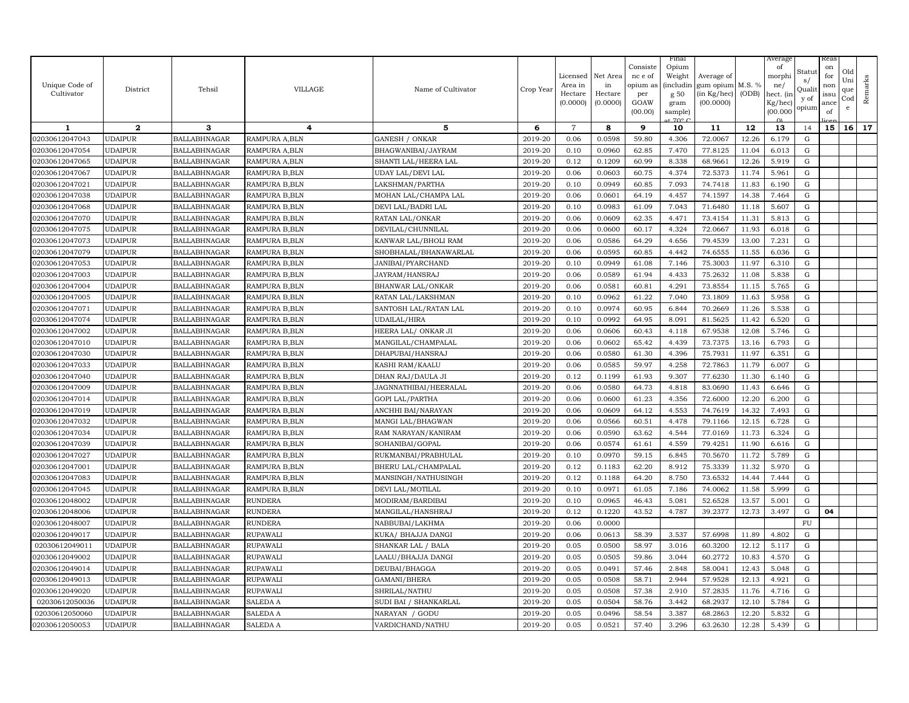| Unique Code of Cultivator | District | Tehsil | VILLAGE | Name of Cultivator | Crop Year | Licensed Area in Hectare (0.0000) | Net Area in Hectare (0.0000) | Consistence of opium as per GOAW (00.00) | Final Opium Weight (including 50 gram sample) at 70° C | Average of gum opium (in Kg/hec) (00.0000) | M.S. % (ODB) | Average of morphine/ hect. (in Kg/hec) (00.000) | Status/ Quality of opium | Reason for non issuance of licence | Old Unique Code | Remarks |
|---|---|---|---|---|---|---|---|---|---|---|---|---|---|---|---|---|
| 1 | 2 | 3 | 4 | 5 | 6 | 7 | 8 | 9 | 10 | 11 | 12 | 13 | 14 | 15 | 16 | 17 |
| 02030612047043 | UDAIPUR | BALLABHNAGAR | RAMPURA A,BLN | GANESH / ONKAR | 2019-20 | 0.06 | 0.0598 | 59.80 | 4.306 | 72.0067 | 12.26 | 6.179 | G | | | |
| 02030612047054 | UDAIPUR | BALLABHNAGAR | RAMPURA A,BLN | BHAGWANIBAI/JAYRAM | 2019-20 | 0.10 | 0.0960 | 62.85 | 7.470 | 77.8125 | 11.04 | 6.013 | G | | | |
| 02030612047065 | UDAIPUR | BALLABHNAGAR | RAMPURA A,BLN | SHANTI LAL/HEERA LAL | 2019-20 | 0.12 | 0.1209 | 60.99 | 8.338 | 68.9661 | 12.26 | 5.919 | G | | | |
| 02030612047067 | UDAIPUR | BALLABHNAGAR | RAMPURA B,BLN | UDAY LAL/DEVI LAL | 2019-20 | 0.06 | 0.0603 | 60.75 | 4.374 | 72.5373 | 11.74 | 5.961 | G | | | |
| 02030612047021 | UDAIPUR | BALLABHNAGAR | RAMPURA B,BLN | LAKSHMAN/PARTHA | 2019-20 | 0.10 | 0.0949 | 60.85 | 7.093 | 74.7418 | 11.83 | 6.190 | G | | | |
| 02030612047038 | UDAIPUR | BALLABHNAGAR | RAMPURA B,BLN | MOHAN LAL/CHAMPA LAL | 2019-20 | 0.06 | 0.0601 | 64.19 | 4.457 | 74.1597 | 14.38 | 7.464 | G | | | |
| 02030612047068 | UDAIPUR | BALLABHNAGAR | RAMPURA B,BLN | DEVI LAL/BADRI LAL | 2019-20 | 0.10 | 0.0983 | 61.09 | 7.043 | 71.6480 | 11.18 | 5.607 | G | | | |
| 02030612047070 | UDAIPUR | BALLABHNAGAR | RAMPURA B,BLN | RATAN LAL/ONKAR | 2019-20 | 0.06 | 0.0609 | 62.35 | 4.471 | 73.4154 | 11.31 | 5.813 | G | | | |
| 02030612047075 | UDAIPUR | BALLABHNAGAR | RAMPURA B,BLN | DEVILAL/CHUNNILAL | 2019-20 | 0.06 | 0.0600 | 60.17 | 4.324 | 72.0667 | 11.93 | 6.018 | G | | | |
| 02030612047073 | UDAIPUR | BALLABHNAGAR | RAMPURA B,BLN | KANWAR LAL/BHOLI RAM | 2019-20 | 0.06 | 0.0586 | 64.29 | 4.656 | 79.4539 | 13.00 | 7.231 | G | | | |
| 02030612047079 | UDAIPUR | BALLABHNAGAR | RAMPURA B,BLN | SHOBHALAL/BHANAWARLAL | 2019-20 | 0.06 | 0.0595 | 60.85 | 4.442 | 74.6555 | 11.55 | 6.036 | G | | | |
| 02030612047053 | UDAIPUR | BALLABHNAGAR | RAMPURA B,BLN | JANIBAI/PYARCHAND | 2019-20 | 0.10 | 0.0949 | 61.08 | 7.146 | 75.3003 | 11.97 | 6.310 | G | | | |
| 02030612047003 | UDAIPUR | BALLABHNAGAR | RAMPURA B,BLN | JAYRAM/HANSRAJ | 2019-20 | 0.06 | 0.0589 | 61.94 | 4.433 | 75.2632 | 11.08 | 5.838 | G | | | |
| 02030612047004 | UDAIPUR | BALLABHNAGAR | RAMPURA B,BLN | BHANWAR LAL/ONKAR | 2019-20 | 0.06 | 0.0581 | 60.81 | 4.291 | 73.8554 | 11.15 | 5.765 | G | | | |
| 02030612047005 | UDAIPUR | BALLABHNAGAR | RAMPURA B,BLN | RATAN LAL/LAKSHMAN | 2019-20 | 0.10 | 0.0962 | 61.22 | 7.040 | 73.1809 | 11.63 | 5.958 | G | | | |
| 02030612047071 | UDAIPUR | BALLABHNAGAR | RAMPURA B,BLN | SANTOSH LAL/RATAN LAL | 2019-20 | 0.10 | 0.0974 | 60.95 | 6.844 | 70.2669 | 11.26 | 5.538 | G | | | |
| 02030612047074 | UDAIPUR | BALLABHNAGAR | RAMPURA B,BLN | UDAILAL/HIRA | 2019-20 | 0.10 | 0.0992 | 64.95 | 8.091 | 81.5625 | 11.42 | 6.520 | G | | | |
| 02030612047002 | UDAIPUR | BALLABHNAGAR | RAMPURA B,BLN | HEERA LAL/ ONKAR JI | 2019-20 | 0.06 | 0.0606 | 60.43 | 4.118 | 67.9538 | 12.08 | 5.746 | G | | | |
| 02030612047010 | UDAIPUR | BALLABHNAGAR | RAMPURA B,BLN | MANGILAL/CHAMPALAL | 2019-20 | 0.06 | 0.0602 | 65.42 | 4.439 | 73.7375 | 13.16 | 6.793 | G | | | |
| 02030612047030 | UDAIPUR | BALLABHNAGAR | RAMPURA B,BLN | DHAPUBAI/HANSRAJ | 2019-20 | 0.06 | 0.0580 | 61.30 | 4.396 | 75.7931 | 11.97 | 6.351 | G | | | |
| 02030612047033 | UDAIPUR | BALLABHNAGAR | RAMPURA B,BLN | KASHI RAM/KAALU | 2019-20 | 0.06 | 0.0585 | 59.97 | 4.258 | 72.7863 | 11.79 | 6.007 | G | | | |
| 02030612047040 | UDAIPUR | BALLABHNAGAR | RAMPURA B,BLN | DHAN RAJ/DAULA JI | 2019-20 | 0.12 | 0.1199 | 61.93 | 9.307 | 77.6230 | 11.30 | 6.140 | G | | | |
| 02030612047009 | UDAIPUR | BALLABHNAGAR | RAMPURA B,BLN | JAGNNATHIBAI/HEERALAL | 2019-20 | 0.06 | 0.0580 | 64.73 | 4.818 | 83.0690 | 11.43 | 6.646 | G | | | |
| 02030612047014 | UDAIPUR | BALLABHNAGAR | RAMPURA B,BLN | GOPI LAL/PARTHA | 2019-20 | 0.06 | 0.0600 | 61.23 | 4.356 | 72.6000 | 12.20 | 6.200 | G | | | |
| 02030612047019 | UDAIPUR | BALLABHNAGAR | RAMPURA B,BLN | ANCHHI BAI/NARAYAN | 2019-20 | 0.06 | 0.0609 | 64.12 | 4.553 | 74.7619 | 14.32 | 7.493 | G | | | |
| 02030612047032 | UDAIPUR | BALLABHNAGAR | RAMPURA B,BLN | MANGI LAL/BHAGWAN | 2019-20 | 0.06 | 0.0566 | 60.51 | 4.478 | 79.1166 | 12.15 | 6.728 | G | | | |
| 02030612047034 | UDAIPUR | BALLABHNAGAR | RAMPURA B,BLN | RAM NARAYAN/KANIRAM | 2019-20 | 0.06 | 0.0590 | 63.62 | 4.544 | 77.0169 | 11.73 | 6.324 | G | | | |
| 02030612047039 | UDAIPUR | BALLABHNAGAR | RAMPURA B,BLN | SOHANIBAI/GOPAL | 2019-20 | 0.06 | 0.0574 | 61.61 | 4.559 | 79.4251 | 11.90 | 6.616 | G | | | |
| 02030612047027 | UDAIPUR | BALLABHNAGAR | RAMPURA B,BLN | RUKMANBAI/PRABHULAL | 2019-20 | 0.10 | 0.0970 | 59.15 | 6.845 | 70.5670 | 11.72 | 5.789 | G | | | |
| 02030612047001 | UDAIPUR | BALLABHNAGAR | RAMPURA B,BLN | BHERU LAL/CHAMPALAL | 2019-20 | 0.12 | 0.1183 | 62.20 | 8.912 | 75.3339 | 11.32 | 5.970 | G | | | |
| 02030612047083 | UDAIPUR | BALLABHNAGAR | RAMPURA B,BLN | MANSINGH/NATHUSINGH | 2019-20 | 0.12 | 0.1188 | 64.20 | 8.750 | 73.6532 | 14.44 | 7.444 | G | | | |
| 02030612047045 | UDAIPUR | BALLABHNAGAR | RAMPURA B,BLN | DEVI LAL/MOTILAL | 2019-20 | 0.10 | 0.0971 | 61.05 | 7.186 | 74.0062 | 11.58 | 5.999 | G | | | |
| 02030612048002 | UDAIPUR | BALLABHNAGAR | RUNDERA | MODIRAM/BARDIBAI | 2019-20 | 0.10 | 0.0965 | 46.43 | 5.081 | 52.6528 | 13.57 | 5.001 | G | | | |
| 02030612048006 | UDAIPUR | BALLABHNAGAR | RUNDERA | MANGILAL/HANSHRAJ | 2019-20 | 0.12 | 0.1220 | 43.52 | 4.787 | 39.2377 | 12.73 | 3.497 | G | 04 | | |
| 02030612048007 | UDAIPUR | BALLABHNAGAR | RUNDERA | NABBUBAI/LAKHMA | 2019-20 | 0.06 | 0.0000 | | | | | | FU | | | |
| 02030612049017 | UDAIPUR | BALLABHNAGAR | RUPAWALI | KUKA/ BHAJJA DANGI | 2019-20 | 0.06 | 0.0613 | 58.39 | 3.537 | 57.6998 | 11.89 | 4.802 | G | | | |
| 02030612049011 | UDAIPUR | BALLABHNAGAR | RUPAWALI | SHANKAR LAL / BALA | 2019-20 | 0.05 | 0.0500 | 58.97 | 3.016 | 60.3200 | 12.12 | 5.117 | G | | | |
| 02030612049002 | UDAIPUR | BALLABHNAGAR | RUPAWALI | LAALU/BHAJJA DANGI | 2019-20 | 0.05 | 0.0505 | 59.86 | 3.044 | 60.2772 | 10.83 | 4.570 | G | | | |
| 02030612049014 | UDAIPUR | BALLABHNAGAR | RUPAWALI | DEUBAI/BHAGGA | 2019-20 | 0.05 | 0.0491 | 57.46 | 2.848 | 58.0041 | 12.43 | 5.048 | G | | | |
| 02030612049013 | UDAIPUR | BALLABHNAGAR | RUPAWALI | GAMANI/BHERA | 2019-20 | 0.05 | 0.0508 | 58.71 | 2.944 | 57.9528 | 12.13 | 4.921 | G | | | |
| 02030612049020 | UDAIPUR | BALLABHNAGAR | RUPAWALI | SHRILAL/NATHU | 2019-20 | 0.05 | 0.0508 | 57.38 | 2.910 | 57.2835 | 11.76 | 4.716 | G | | | |
| 02030612050036 | UDAIPUR | BALLABHNAGAR | SALEDA A | SUDI BAI / SHANKARLAL | 2019-20 | 0.05 | 0.0504 | 58.76 | 3.442 | 68.2937 | 12.10 | 5.784 | G | | | |
| 02030612050060 | UDAIPUR | BALLABHNAGAR | SALEDA A | NARAYAN / GODU | 2019-20 | 0.05 | 0.0496 | 58.54 | 3.387 | 68.2863 | 12.20 | 5.832 | G | | | |
| 02030612050053 | UDAIPUR | BALLABHNAGAR | SALEDA A | VARDICHAND/NATHU | 2019-20 | 0.05 | 0.0521 | 57.40 | 3.296 | 63.2630 | 12.28 | 5.439 | G | | | |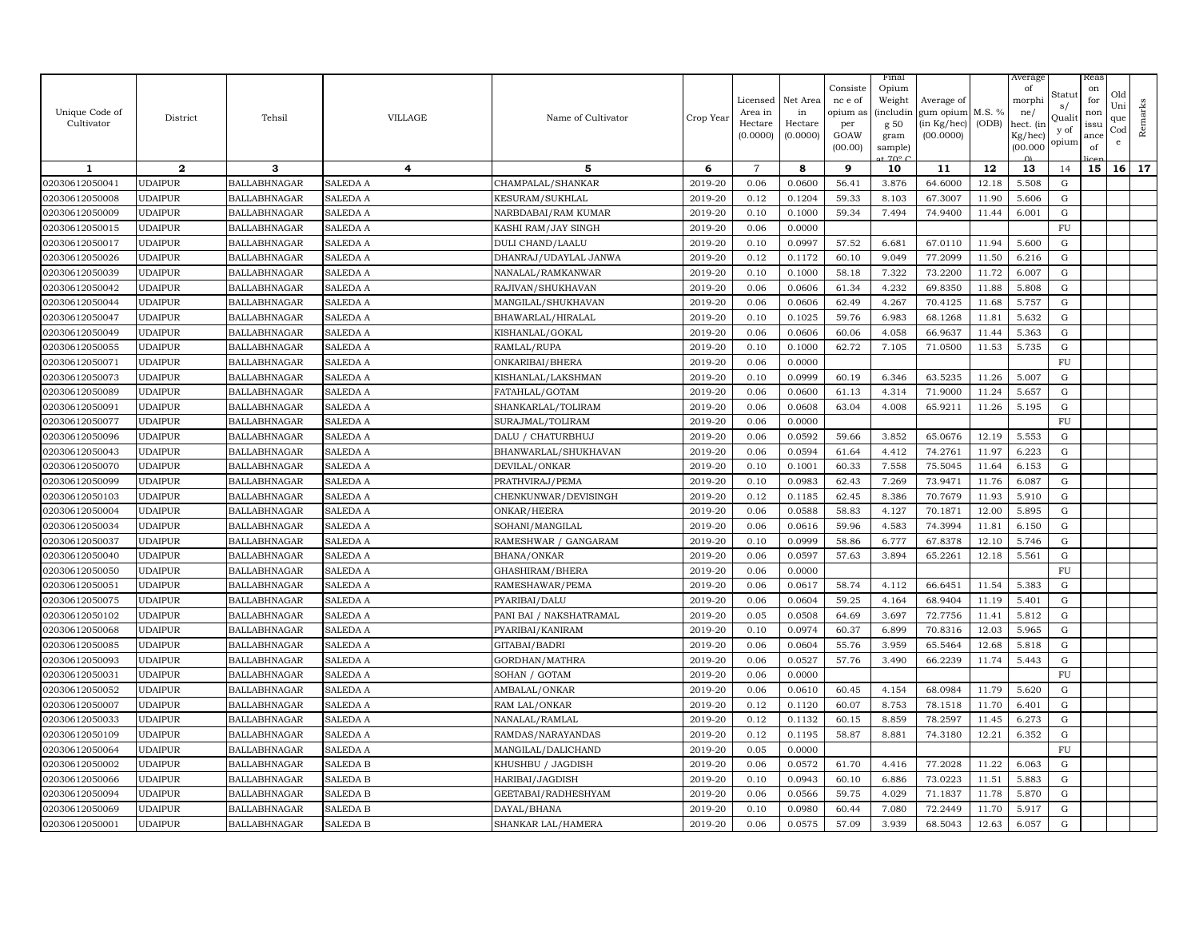| Unique Code of Cultivator | District | Tehsil | VILLAGE | Name of Cultivator | Crop Year | Licensed Area in Hectare (0.0000) | Net Area in Hectare (0.0000) | Consistence of opium as per GOAW (00.00) | Final Opium Weight (including 50 gram sample) at 70° C | Average of gum opium (in Kg/hec) (00.0000) | M.S. % (ODB) | Average of morphine/ hect. (in Kg/hec) (00.000) | Status/ Quality of opium | Reason for non issuance of licence | Old Unique Code | Remarks |
|---|---|---|---|---|---|---|---|---|---|---|---|---|---|---|---|---|
| 1 | 2 | 3 | 4 | 5 | 6 | 7 | 8 | 9 | 10 | 11 | 12 | 13 | 14 | 15 | 16 | 17 |
| 02030612050041 | UDAIPUR | BALLABHNAGAR | SALEDA A | CHAMPALAL/SHANKAR | 2019-20 | 0.06 | 0.0600 | 56.41 | 3.876 | 64.6000 | 12.18 | 5.508 | G | | | |
| 02030612050008 | UDAIPUR | BALLABHNAGAR | SALEDA A | KESURAM/SUKHLAL | 2019-20 | 0.12 | 0.1204 | 59.33 | 8.103 | 67.3007 | 11.90 | 5.606 | G | | | |
| 02030612050009 | UDAIPUR | BALLABHNAGAR | SALEDA A | NARBDABAI/RAM KUMAR | 2019-20 | 0.10 | 0.1000 | 59.34 | 7.494 | 74.9400 | 11.44 | 6.001 | G | | | |
| 02030612050015 | UDAIPUR | BALLABHNAGAR | SALEDA A | KASHI RAM/JAY SINGH | 2019-20 | 0.06 | 0.0000 | | | | | | FU | | | |
| 02030612050017 | UDAIPUR | BALLABHNAGAR | SALEDA A | DULI CHAND/LAALU | 2019-20 | 0.10 | 0.0997 | 57.52 | 6.681 | 67.0110 | 11.94 | 5.600 | G | | | |
| 02030612050026 | UDAIPUR | BALLABHNAGAR | SALEDA A | DHANRAJ/UDAYLAL JANWA | 2019-20 | 0.12 | 0.1172 | 60.10 | 9.049 | 77.2099 | 11.50 | 6.216 | G | | | |
| 02030612050039 | UDAIPUR | BALLABHNAGAR | SALEDA A | NANALAL/RAMKANWAR | 2019-20 | 0.10 | 0.1000 | 58.18 | 7.322 | 73.2200 | 11.72 | 6.007 | G | | | |
| 02030612050042 | UDAIPUR | BALLABHNAGAR | SALEDA A | RAJIVAN/SHUKHAVAN | 2019-20 | 0.06 | 0.0606 | 61.34 | 4.232 | 69.8350 | 11.88 | 5.808 | G | | | |
| 02030612050044 | UDAIPUR | BALLABHNAGAR | SALEDA A | MANGILAL/SHUKHAVAN | 2019-20 | 0.06 | 0.0606 | 62.49 | 4.267 | 70.4125 | 11.68 | 5.757 | G | | | |
| 02030612050047 | UDAIPUR | BALLABHNAGAR | SALEDA A | BHAWARLAL/HIRALAL | 2019-20 | 0.10 | 0.1025 | 59.76 | 6.983 | 68.1268 | 11.81 | 5.632 | G | | | |
| 02030612050049 | UDAIPUR | BALLABHNAGAR | SALEDA A | KISHANLAL/GOKAL | 2019-20 | 0.06 | 0.0606 | 60.06 | 4.058 | 66.9637 | 11.44 | 5.363 | G | | | |
| 02030612050055 | UDAIPUR | BALLABHNAGAR | SALEDA A | RAMLAL/RUPA | 2019-20 | 0.10 | 0.1000 | 62.72 | 7.105 | 71.0500 | 11.53 | 5.735 | G | | | |
| 02030612050071 | UDAIPUR | BALLABHNAGAR | SALEDA A | ONKARIBAI/BHERA | 2019-20 | 0.06 | 0.0000 | | | | | | FU | | | |
| 02030612050073 | UDAIPUR | BALLABHNAGAR | SALEDA A | KISHANLAL/LAKSHMAN | 2019-20 | 0.10 | 0.0999 | 60.19 | 6.346 | 63.5235 | 11.26 | 5.007 | G | | | |
| 02030612050089 | UDAIPUR | BALLABHNAGAR | SALEDA A | FATAHLAL/GOTAM | 2019-20 | 0.06 | 0.0600 | 61.13 | 4.314 | 71.9000 | 11.24 | 5.657 | G | | | |
| 02030612050091 | UDAIPUR | BALLABHNAGAR | SALEDA A | SHANKARLAL/TOLIRAM | 2019-20 | 0.06 | 0.0608 | 63.04 | 4.008 | 65.9211 | 11.26 | 5.195 | G | | | |
| 02030612050077 | UDAIPUR | BALLABHNAGAR | SALEDA A | SURAJMAL/TOLIRAM | 2019-20 | 0.06 | 0.0000 | | | | | | FU | | | |
| 02030612050096 | UDAIPUR | BALLABHNAGAR | SALEDA A | DALU / CHATURBHUJ | 2019-20 | 0.06 | 0.0592 | 59.66 | 3.852 | 65.0676 | 12.19 | 5.553 | G | | | |
| 02030612050043 | UDAIPUR | BALLABHNAGAR | SALEDA A | BHANWARLAL/SHUKHAVAN | 2019-20 | 0.06 | 0.0594 | 61.64 | 4.412 | 74.2761 | 11.97 | 6.223 | G | | | |
| 02030612050070 | UDAIPUR | BALLABHNAGAR | SALEDA A | DEVILAL/ONKAR | 2019-20 | 0.10 | 0.1001 | 60.33 | 7.558 | 75.5045 | 11.64 | 6.153 | G | | | |
| 02030612050099 | UDAIPUR | BALLABHNAGAR | SALEDA A | PRATHVIRAJ/PEMA | 2019-20 | 0.10 | 0.0983 | 62.43 | 7.269 | 73.9471 | 11.76 | 6.087 | G | | | |
| 02030612050103 | UDAIPUR | BALLABHNAGAR | SALEDA A | CHENKUNWAR/DEVISINGH | 2019-20 | 0.12 | 0.1185 | 62.45 | 8.386 | 70.7679 | 11.93 | 5.910 | G | | | |
| 02030612050004 | UDAIPUR | BALLABHNAGAR | SALEDA A | ONKAR/HEERA | 2019-20 | 0.06 | 0.0588 | 58.83 | 4.127 | 70.1871 | 12.00 | 5.895 | G | | | |
| 02030612050034 | UDAIPUR | BALLABHNAGAR | SALEDA A | SOHANI/MANGILAL | 2019-20 | 0.06 | 0.0616 | 59.96 | 4.583 | 74.3994 | 11.81 | 6.150 | G | | | |
| 02030612050037 | UDAIPUR | BALLABHNAGAR | SALEDA A | RAMESHWAR / GANGARAM | 2019-20 | 0.10 | 0.0999 | 58.86 | 6.777 | 67.8378 | 12.10 | 5.746 | G | | | |
| 02030612050040 | UDAIPUR | BALLABHNAGAR | SALEDA A | BHANA/ONKAR | 2019-20 | 0.06 | 0.0597 | 57.63 | 3.894 | 65.2261 | 12.18 | 5.561 | G | | | |
| 02030612050050 | UDAIPUR | BALLABHNAGAR | SALEDA A | GHASHIRAM/BHERA | 2019-20 | 0.06 | 0.0000 | | | | | | FU | | | |
| 02030612050051 | UDAIPUR | BALLABHNAGAR | SALEDA A | RAMESHAWAR/PEMA | 2019-20 | 0.06 | 0.0617 | 58.74 | 4.112 | 66.6451 | 11.54 | 5.383 | G | | | |
| 02030612050075 | UDAIPUR | BALLABHNAGAR | SALEDA A | PYARIBAI/DALU | 2019-20 | 0.06 | 0.0604 | 59.25 | 4.164 | 68.9404 | 11.19 | 5.401 | G | | | |
| 02030612050102 | UDAIPUR | BALLABHNAGAR | SALEDA A | PANI BAI / NAKSHATRAMAL | 2019-20 | 0.05 | 0.0508 | 64.69 | 3.697 | 72.7756 | 11.41 | 5.812 | G | | | |
| 02030612050068 | UDAIPUR | BALLABHNAGAR | SALEDA A | PYARIBAI/KANIRAM | 2019-20 | 0.10 | 0.0974 | 60.37 | 6.899 | 70.8316 | 12.03 | 5.965 | G | | | |
| 02030612050085 | UDAIPUR | BALLABHNAGAR | SALEDA A | GITABAI/BADRI | 2019-20 | 0.06 | 0.0604 | 55.76 | 3.959 | 65.5464 | 12.68 | 5.818 | G | | | |
| 02030612050093 | UDAIPUR | BALLABHNAGAR | SALEDA A | GORDHAN/MATHRA | 2019-20 | 0.06 | 0.0527 | 57.76 | 3.490 | 66.2239 | 11.74 | 5.443 | G | | | |
| 02030612050031 | UDAIPUR | BALLABHNAGAR | SALEDA A | SOHAN / GOTAM | 2019-20 | 0.06 | 0.0000 | | | | | | FU | | | |
| 02030612050052 | UDAIPUR | BALLABHNAGAR | SALEDA A | AMBALAL/ONKAR | 2019-20 | 0.06 | 0.0610 | 60.45 | 4.154 | 68.0984 | 11.79 | 5.620 | G | | | |
| 02030612050007 | UDAIPUR | BALLABHNAGAR | SALEDA A | RAM LAL/ONKAR | 2019-20 | 0.12 | 0.1120 | 60.07 | 8.753 | 78.1518 | 11.70 | 6.401 | G | | | |
| 02030612050033 | UDAIPUR | BALLABHNAGAR | SALEDA A | NANALAL/RAMLAL | 2019-20 | 0.12 | 0.1132 | 60.15 | 8.859 | 78.2597 | 11.45 | 6.273 | G | | | |
| 02030612050109 | UDAIPUR | BALLABHNAGAR | SALEDA A | RAMDAS/NARAYANDAS | 2019-20 | 0.12 | 0.1195 | 58.87 | 8.881 | 74.3180 | 12.21 | 6.352 | G | | | |
| 02030612050064 | UDAIPUR | BALLABHNAGAR | SALEDA A | MANGILAL/DALICHAND | 2019-20 | 0.05 | 0.0000 | | | | | | FU | | | |
| 02030612050002 | UDAIPUR | BALLABHNAGAR | SALEDA B | KHUSHBU / JAGDISH | 2019-20 | 0.06 | 0.0572 | 61.70 | 4.416 | 77.2028 | 11.22 | 6.063 | G | | | |
| 02030612050066 | UDAIPUR | BALLABHNAGAR | SALEDA B | HARIBAI/JAGDISH | 2019-20 | 0.10 | 0.0943 | 60.10 | 6.886 | 73.0223 | 11.51 | 5.883 | G | | | |
| 02030612050094 | UDAIPUR | BALLABHNAGAR | SALEDA B | GEETABAI/RADHESHYAM | 2019-20 | 0.06 | 0.0566 | 59.75 | 4.029 | 71.1837 | 11.78 | 5.870 | G | | | |
| 02030612050069 | UDAIPUR | BALLABHNAGAR | SALEDA B | DAYAL/BHANA | 2019-20 | 0.10 | 0.0980 | 60.44 | 7.080 | 72.2449 | 11.70 | 5.917 | G | | | |
| 02030612050001 | UDAIPUR | BALLABHNAGAR | SALEDA B | SHANKAR LAL/HAMERA | 2019-20 | 0.06 | 0.0575 | 57.09 | 3.939 | 68.5043 | 12.63 | 6.057 | G | | | |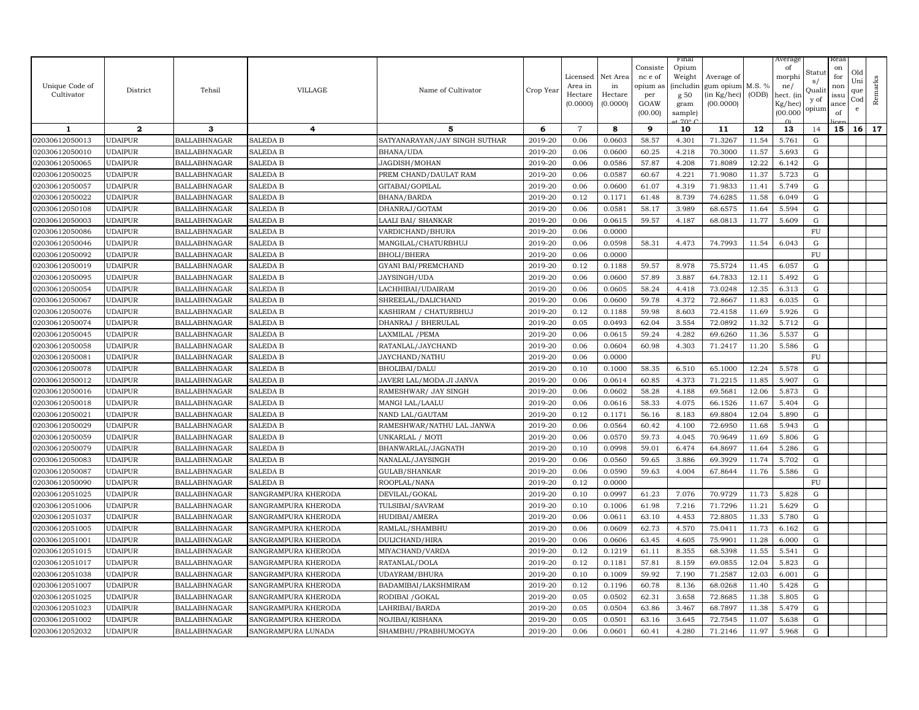| Unique Code of Cultivator | District | Tehsil | VILLAGE | Name of Cultivator | Crop Year | Licensed Area in Hectare (0.0000) | Net Area in Hectare (0.0000) | Consistence of opium as per GOAW (00.00) | Final Opium Weight (including 50 gram sample) at 70° C | Average of gum opium (in Kg/hec) (00.0000) | M.S. % (ODB) | Average of morphine/ hect. (in Kg/hec) (00.000) | Status/ Quality of opium | Reason for non issuance of licence | Old Unique Code | Remarks |
|---|---|---|---|---|---|---|---|---|---|---|---|---|---|---|---|---|
| 1 | 2 | 3 | 4 | 5 | 6 | 7 | 8 | 9 | 10 | 11 | 12 | 13 | 14 | 15 | 16 | 17 |
| 02030612050013 | UDAIPUR | BALLABHNAGAR | SALEDA B | SATYANARAYAN/JAY SINGH SUTHAR | 2019-20 | 0.06 | 0.0603 | 58.57 | 4.301 | 71.3267 | 11.54 | 5.761 | G | | | |
| 02030612050010 | UDAIPUR | BALLABHNAGAR | SALEDA B | BHANA/UDA | 2019-20 | 0.06 | 0.0600 | 60.25 | 4.218 | 70.3000 | 11.57 | 5.693 | G | | | |
| 02030612050065 | UDAIPUR | BALLABHNAGAR | SALEDA B | JAGDISH/MOHAN | 2019-20 | 0.06 | 0.0586 | 57.87 | 4.208 | 71.8089 | 12.22 | 6.142 | G | | | |
| 02030612050025 | UDAIPUR | BALLABHNAGAR | SALEDA B | PREM CHAND/DAULAT RAM | 2019-20 | 0.06 | 0.0587 | 60.67 | 4.221 | 71.9080 | 11.37 | 5.723 | G | | | |
| 02030612050057 | UDAIPUR | BALLABHNAGAR | SALEDA B | GITABAI/GOPILAL | 2019-20 | 0.06 | 0.0600 | 61.07 | 4.319 | 71.9833 | 11.41 | 5.749 | G | | | |
| 02030612050022 | UDAIPUR | BALLABHNAGAR | SALEDA B | BHANA/BARDA | 2019-20 | 0.12 | 0.1171 | 61.48 | 8.739 | 74.6285 | 11.58 | 6.049 | G | | | |
| 02030612050108 | UDAIPUR | BALLABHNAGAR | SALEDA B | DHANRAJ/GOTAM | 2019-20 | 0.06 | 0.0581 | 58.17 | 3.989 | 68.6575 | 11.64 | 5.594 | G | | | |
| 02030612050003 | UDAIPUR | BALLABHNAGAR | SALEDA B | LAALI BAI/ SHANKAR | 2019-20 | 0.06 | 0.0615 | 59.57 | 4.187 | 68.0813 | 11.77 | 5.609 | G | | | |
| 02030612050086 | UDAIPUR | BALLABHNAGAR | SALEDA B | VARDICHAND/BHURA | 2019-20 | 0.06 | 0.0000 | | | | | | FU | | | |
| 02030612050046 | UDAIPUR | BALLABHNAGAR | SALEDA B | MANGILAL/CHATURBHUJ | 2019-20 | 0.06 | 0.0598 | 58.31 | 4.473 | 74.7993 | 11.54 | 6.043 | G | | | |
| 02030612050092 | UDAIPUR | BALLABHNAGAR | SALEDA B | BHOLI/BHERA | 2019-20 | 0.06 | 0.0000 | | | | | | FU | | | |
| 02030612050019 | UDAIPUR | BALLABHNAGAR | SALEDA B | GYANI BAI/PREMCHAND | 2019-20 | 0.12 | 0.1188 | 59.57 | 8.978 | 75.5724 | 11.45 | 6.057 | G | | | |
| 02030612050095 | UDAIPUR | BALLABHNAGAR | SALEDA B | JAYSINGH/UDA | 2019-20 | 0.06 | 0.0600 | 57.89 | 3.887 | 64.7833 | 12.11 | 5.492 | G | | | |
| 02030612050054 | UDAIPUR | BALLABHNAGAR | SALEDA B | LACHHIBAI/UDAIRAM | 2019-20 | 0.06 | 0.0605 | 58.24 | 4.418 | 73.0248 | 12.35 | 6.313 | G | | | |
| 02030612050067 | UDAIPUR | BALLABHNAGAR | SALEDA B | SHREELAL/DALICHAND | 2019-20 | 0.06 | 0.0600 | 59.78 | 4.372 | 72.8667 | 11.83 | 6.035 | G | | | |
| 02030612050076 | UDAIPUR | BALLABHNAGAR | SALEDA B | KASHIRAM / CHATURBHUJ | 2019-20 | 0.12 | 0.1188 | 59.98 | 8.603 | 72.4158 | 11.69 | 5.926 | G | | | |
| 02030612050074 | UDAIPUR | BALLABHNAGAR | SALEDA B | DHANRAJ / BHERULAL | 2019-20 | 0.05 | 0.0493 | 62.04 | 3.554 | 72.0892 | 11.32 | 5.712 | G | | | |
| 02030612050045 | UDAIPUR | BALLABHNAGAR | SALEDA B | LAXMILAL /PEMA | 2019-20 | 0.06 | 0.0615 | 59.24 | 4.282 | 69.6260 | 11.36 | 5.537 | G | | | |
| 02030612050058 | UDAIPUR | BALLABHNAGAR | SALEDA B | RATANLAL/JAYCHAND | 2019-20 | 0.06 | 0.0604 | 60.98 | 4.303 | 71.2417 | 11.20 | 5.586 | G | | | |
| 02030612050081 | UDAIPUR | BALLABHNAGAR | SALEDA B | JAYCHAND/NATHU | 2019-20 | 0.06 | 0.0000 | | | | | | FU | | | |
| 02030612050078 | UDAIPUR | BALLABHNAGAR | SALEDA B | BHOLIBAI/DALU | 2019-20 | 0.10 | 0.1000 | 58.35 | 6.510 | 65.1000 | 12.24 | 5.578 | G | | | |
| 02030612050012 | UDAIPUR | BALLABHNAGAR | SALEDA B | JAVERI LAL/MODA JI JANVA | 2019-20 | 0.06 | 0.0614 | 60.85 | 4.373 | 71.2215 | 11.85 | 5.907 | G | | | |
| 02030612050016 | UDAIPUR | BALLABHNAGAR | SALEDA B | RAMESHWAR/ JAY SINGH | 2019-20 | 0.06 | 0.0602 | 58.28 | 4.188 | 69.5681 | 12.06 | 5.873 | G | | | |
| 02030612050018 | UDAIPUR | BALLABHNAGAR | SALEDA B | MANGI LAL/LAALU | 2019-20 | 0.06 | 0.0616 | 58.33 | 4.075 | 66.1526 | 11.67 | 5.404 | G | | | |
| 02030612050021 | UDAIPUR | BALLABHNAGAR | SALEDA B | NAND LAL/GAUTAM | 2019-20 | 0.12 | 0.1171 | 56.16 | 8.183 | 69.8804 | 12.04 | 5.890 | G | | | |
| 02030612050029 | UDAIPUR | BALLABHNAGAR | SALEDA B | RAMESHWAR/NATHU LAL JANWA | 2019-20 | 0.06 | 0.0564 | 60.42 | 4.100 | 72.6950 | 11.68 | 5.943 | G | | | |
| 02030612050059 | UDAIPUR | BALLABHNAGAR | SALEDA B | UNKARLAL / MOTI | 2019-20 | 0.06 | 0.0570 | 59.73 | 4.045 | 70.9649 | 11.69 | 5.806 | G | | | |
| 02030612050079 | UDAIPUR | BALLABHNAGAR | SALEDA B | BHANWARLAL/JAGNATH | 2019-20 | 0.10 | 0.0998 | 59.01 | 6.474 | 64.8697 | 11.64 | 5.286 | G | | | |
| 02030612050083 | UDAIPUR | BALLABHNAGAR | SALEDA B | NANALAL/JAYSINGH | 2019-20 | 0.06 | 0.0560 | 59.65 | 3.886 | 69.3929 | 11.74 | 5.702 | G | | | |
| 02030612050087 | UDAIPUR | BALLABHNAGAR | SALEDA B | GULAB/SHANKAR | 2019-20 | 0.06 | 0.0590 | 59.63 | 4.004 | 67.8644 | 11.76 | 5.586 | G | | | |
| 02030612050090 | UDAIPUR | BALLABHNAGAR | SALEDA B | ROOPLAL/NANA | 2019-20 | 0.12 | 0.0000 | | | | | | FU | | | |
| 02030612051025 | UDAIPUR | BALLABHNAGAR | SANGRAMPURA KHERODA | DEVILAL/GOKAL | 2019-20 | 0.10 | 0.0997 | 61.23 | 7.076 | 70.9729 | 11.73 | 5.828 | G | | | |
| 02030612051006 | UDAIPUR | BALLABHNAGAR | SANGRAMPURA KHERODA | TULSIBAI/SAVRAM | 2019-20 | 0.10 | 0.1006 | 61.98 | 7.216 | 71.7296 | 11.21 | 5.629 | G | | | |
| 02030612051037 | UDAIPUR | BALLABHNAGAR | SANGRAMPURA KHERODA | HUDIBAI/AMERA | 2019-20 | 0.06 | 0.0611 | 63.10 | 4.453 | 72.8805 | 11.33 | 5.780 | G | | | |
| 02030612051005 | UDAIPUR | BALLABHNAGAR | SANGRAMPURA KHERODA | RAMLAL/SHAMBHU | 2019-20 | 0.06 | 0.0609 | 62.73 | 4.570 | 75.0411 | 11.73 | 6.162 | G | | | |
| 02030612051001 | UDAIPUR | BALLABHNAGAR | SANGRAMPURA KHERODA | DULICHAND/HIRA | 2019-20 | 0.06 | 0.0606 | 63.45 | 4.605 | 75.9901 | 11.28 | 6.000 | G | | | |
| 02030612051015 | UDAIPUR | BALLABHNAGAR | SANGRAMPURA KHERODA | MIYACHAND/VARDA | 2019-20 | 0.12 | 0.1219 | 61.11 | 8.355 | 68.5398 | 11.55 | 5.541 | G | | | |
| 02030612051017 | UDAIPUR | BALLABHNAGAR | SANGRAMPURA KHERODA | RATANLAL/DOLA | 2019-20 | 0.12 | 0.1181 | 57.81 | 8.159 | 69.0855 | 12.04 | 5.823 | G | | | |
| 02030612051038 | UDAIPUR | BALLABHNAGAR | SANGRAMPURA KHERODA | UDAYRAM/BHURA | 2019-20 | 0.10 | 0.1009 | 59.92 | 7.190 | 71.2587 | 12.03 | 6.001 | G | | | |
| 02030612051007 | UDAIPUR | BALLABHNAGAR | SANGRAMPURA KHERODA | BADAMIBAI/LAKSHMIRAM | 2019-20 | 0.12 | 0.1196 | 60.78 | 8.136 | 68.0268 | 11.40 | 5.428 | G | | | |
| 02030612051025 | UDAIPUR | BALLABHNAGAR | SANGRAMPURA KHERODA | RODIBAI /GOKAL | 2019-20 | 0.05 | 0.0502 | 62.31 | 3.658 | 72.8685 | 11.38 | 5.805 | G | | | |
| 02030612051023 | UDAIPUR | BALLABHNAGAR | SANGRAMPURA KHERODA | LAHRIBAI/BARDA | 2019-20 | 0.05 | 0.0504 | 63.86 | 3.467 | 68.7897 | 11.38 | 5.479 | G | | | |
| 02030612051002 | UDAIPUR | BALLABHNAGAR | SANGRAMPURA KHERODA | NOJIBAI/KISHANA | 2019-20 | 0.05 | 0.0501 | 63.16 | 3.645 | 72.7545 | 11.07 | 5.638 | G | | | |
| 02030612052032 | UDAIPUR | BALLABHNAGAR | SANGRAMPURA LUNADA | SHAMBHU/PRABHUMOGYA | 2019-20 | 0.06 | 0.0601 | 60.41 | 4.280 | 71.2146 | 11.97 | 5.968 | G | | | |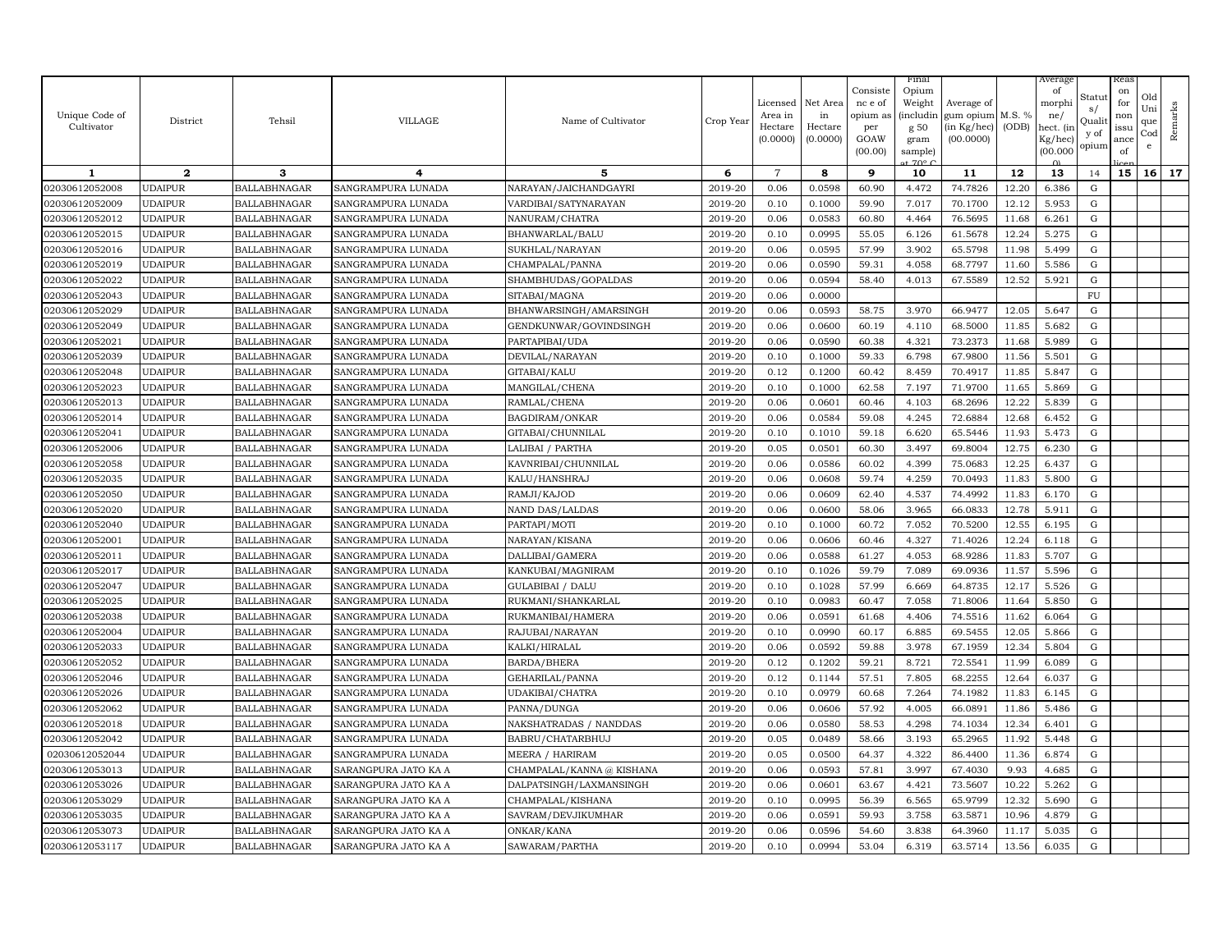| Unique Code of Cultivator | District | Tehsil | VILLAGE | Name of Cultivator | Crop Year | Licensed Area in Hectare (0.0000) | Net Area in Hectare (0.0000) | Consistence of opium as per GOAW (00.00) | Final Opium Weight (including 50 gram sample) at 70° C | Average of gum opium (in Kg/hec) (00.0000) | M.S. % (ODB) | Average of morphine/hect. (in Kg/hec) (00.000) | Status/Quality of opium | Reason for non issuance of licence | Old Unique Code | Remarks |
|---|---|---|---|---|---|---|---|---|---|---|---|---|---|---|---|---|
| 1 | 2 | 3 | 4 | 5 | 6 | 7 | 8 | 9 | 10 | 11 | 12 | 13 | 14 | 15 | 16 | 17 |
| 02030612052008 | UDAIPUR | BALLABHNAGAR | SANGRAMPURA LUNADA | NARAYAN/JAICHANDGAYRI | 2019-20 | 0.06 | 0.0598 | 60.90 | 4.472 | 74.7826 | 12.20 | 6.386 | G | | | |
| 02030612052009 | UDAIPUR | BALLABHNAGAR | SANGRAMPURA LUNADA | VARDIBAI/SATYNARAYAN | 2019-20 | 0.10 | 0.1000 | 59.90 | 7.017 | 70.1700 | 12.12 | 5.953 | G | | | |
| 02030612052012 | UDAIPUR | BALLABHNAGAR | SANGRAMPURA LUNADA | NANURAM/CHATRA | 2019-20 | 0.06 | 0.0583 | 60.80 | 4.464 | 76.5695 | 11.68 | 6.261 | G | | | |
| 02030612052015 | UDAIPUR | BALLABHNAGAR | SANGRAMPURA LUNADA | BHANWARLAL/BALU | 2019-20 | 0.10 | 0.0995 | 55.05 | 6.126 | 61.5678 | 12.24 | 5.275 | G | | | |
| 02030612052016 | UDAIPUR | BALLABHNAGAR | SANGRAMPURA LUNADA | SUKHLAL/NARAYAN | 2019-20 | 0.06 | 0.0595 | 57.99 | 3.902 | 65.5798 | 11.98 | 5.499 | G | | | |
| 02030612052019 | UDAIPUR | BALLABHNAGAR | SANGRAMPURA LUNADA | CHAMPALAL/PANNA | 2019-20 | 0.06 | 0.0590 | 59.31 | 4.058 | 68.7797 | 11.60 | 5.586 | G | | | |
| 02030612052022 | UDAIPUR | BALLABHNAGAR | SANGRAMPURA LUNADA | SHAMBHUDAS/GOPALDAS | 2019-20 | 0.06 | 0.0594 | 58.40 | 4.013 | 67.5589 | 12.52 | 5.921 | G | | | |
| 02030612052043 | UDAIPUR | BALLABHNAGAR | SANGRAMPURA LUNADA | SITABAI/MAGNA | 2019-20 | 0.06 | 0.0000 | | | | | | FU | | | |
| 02030612052029 | UDAIPUR | BALLABHNAGAR | SANGRAMPURA LUNADA | BHANWARSINGH/AMARSINGH | 2019-20 | 0.06 | 0.0593 | 58.75 | 3.970 | 66.9477 | 12.05 | 5.647 | G | | | |
| 02030612052049 | UDAIPUR | BALLABHNAGAR | SANGRAMPURA LUNADA | GENDKUNWAR/GOVINDSINGH | 2019-20 | 0.06 | 0.0600 | 60.19 | 4.110 | 68.5000 | 11.85 | 5.682 | G | | | |
| 02030612052021 | UDAIPUR | BALLABHNAGAR | SANGRAMPURA LUNADA | PARTAPIBAI/UDA | 2019-20 | 0.06 | 0.0590 | 60.38 | 4.321 | 73.2373 | 11.68 | 5.989 | G | | | |
| 02030612052039 | UDAIPUR | BALLABHNAGAR | SANGRAMPURA LUNADA | DEVILAL/NARAYAN | 2019-20 | 0.10 | 0.1000 | 59.33 | 6.798 | 67.9800 | 11.56 | 5.501 | G | | | |
| 02030612052048 | UDAIPUR | BALLABHNAGAR | SANGRAMPURA LUNADA | GITABAI/KALU | 2019-20 | 0.12 | 0.1200 | 60.42 | 8.459 | 70.4917 | 11.85 | 5.847 | G | | | |
| 02030612052023 | UDAIPUR | BALLABHNAGAR | SANGRAMPURA LUNADA | MANGILAL/CHENA | 2019-20 | 0.10 | 0.1000 | 62.58 | 7.197 | 71.9700 | 11.65 | 5.869 | G | | | |
| 02030612052013 | UDAIPUR | BALLABHNAGAR | SANGRAMPURA LUNADA | RAMLAL/CHENA | 2019-20 | 0.06 | 0.0601 | 60.46 | 4.103 | 68.2696 | 12.22 | 5.839 | G | | | |
| 02030612052014 | UDAIPUR | BALLABHNAGAR | SANGRAMPURA LUNADA | BAGDIRAM/ONKAR | 2019-20 | 0.06 | 0.0584 | 59.08 | 4.245 | 72.6884 | 12.68 | 6.452 | G | | | |
| 02030612052041 | UDAIPUR | BALLABHNAGAR | SANGRAMPURA LUNADA | GITABAI/CHUNNILAL | 2019-20 | 0.10 | 0.1010 | 59.18 | 6.620 | 65.5446 | 11.93 | 5.473 | G | | | |
| 02030612052006 | UDAIPUR | BALLABHNAGAR | SANGRAMPURA LUNADA | LALIBAI / PARTHA | 2019-20 | 0.05 | 0.0501 | 60.30 | 3.497 | 69.8004 | 12.75 | 6.230 | G | | | |
| 02030612052058 | UDAIPUR | BALLABHNAGAR | SANGRAMPURA LUNADA | KAVNRIBAI/CHUNNILAL | 2019-20 | 0.06 | 0.0586 | 60.02 | 4.399 | 75.0683 | 12.25 | 6.437 | G | | | |
| 02030612052035 | UDAIPUR | BALLABHNAGAR | SANGRAMPURA LUNADA | KALU/HANSHRAJ | 2019-20 | 0.06 | 0.0608 | 59.74 | 4.259 | 70.0493 | 11.83 | 5.800 | G | | | |
| 02030612052050 | UDAIPUR | BALLABHNAGAR | SANGRAMPURA LUNADA | RAMJI/KAJOD | 2019-20 | 0.06 | 0.0609 | 62.40 | 4.537 | 74.4992 | 11.83 | 6.170 | G | | | |
| 02030612052020 | UDAIPUR | BALLABHNAGAR | SANGRAMPURA LUNADA | NAND DAS/LALDAS | 2019-20 | 0.06 | 0.0600 | 58.06 | 3.965 | 66.0833 | 12.78 | 5.911 | G | | | |
| 02030612052040 | UDAIPUR | BALLABHNAGAR | SANGRAMPURA LUNADA | PARTAPI/MOTI | 2019-20 | 0.10 | 0.1000 | 60.72 | 7.052 | 70.5200 | 12.55 | 6.195 | G | | | |
| 02030612052001 | UDAIPUR | BALLABHNAGAR | SANGRAMPURA LUNADA | NARAYAN/KISANA | 2019-20 | 0.06 | 0.0606 | 60.46 | 4.327 | 71.4026 | 12.24 | 6.118 | G | | | |
| 02030612052011 | UDAIPUR | BALLABHNAGAR | SANGRAMPURA LUNADA | DALLIBAI/GAMERA | 2019-20 | 0.06 | 0.0588 | 61.27 | 4.053 | 68.9286 | 11.83 | 5.707 | G | | | |
| 02030612052017 | UDAIPUR | BALLABHNAGAR | SANGRAMPURA LUNADA | KANKUBAI/MAGNIRAM | 2019-20 | 0.10 | 0.1026 | 59.79 | 7.089 | 69.0936 | 11.57 | 5.596 | G | | | |
| 02030612052047 | UDAIPUR | BALLABHNAGAR | SANGRAMPURA LUNADA | GULABIBAI / DALU | 2019-20 | 0.10 | 0.1028 | 57.99 | 6.669 | 64.8735 | 12.17 | 5.526 | G | | | |
| 02030612052025 | UDAIPUR | BALLABHNAGAR | SANGRAMPURA LUNADA | RUKMANI/SHANKARLAL | 2019-20 | 0.10 | 0.0983 | 60.47 | 7.058 | 71.8006 | 11.64 | 5.850 | G | | | |
| 02030612052038 | UDAIPUR | BALLABHNAGAR | SANGRAMPURA LUNADA | RUKMANIBAI/HAMERA | 2019-20 | 0.06 | 0.0591 | 61.68 | 4.406 | 74.5516 | 11.62 | 6.064 | G | | | |
| 02030612052004 | UDAIPUR | BALLABHNAGAR | SANGRAMPURA LUNADA | RAJUBAI/NARAYAN | 2019-20 | 0.10 | 0.0990 | 60.17 | 6.885 | 69.5455 | 12.05 | 5.866 | G | | | |
| 02030612052033 | UDAIPUR | BALLABHNAGAR | SANGRAMPURA LUNADA | KALKI/HIRALAL | 2019-20 | 0.06 | 0.0592 | 59.88 | 3.978 | 67.1959 | 12.34 | 5.804 | G | | | |
| 02030612052052 | UDAIPUR | BALLABHNAGAR | SANGRAMPURA LUNADA | BARDA/BHERA | 2019-20 | 0.12 | 0.1202 | 59.21 | 8.721 | 72.5541 | 11.99 | 6.089 | G | | | |
| 02030612052046 | UDAIPUR | BALLABHNAGAR | SANGRAMPURA LUNADA | GEHARILAL/PANNA | 2019-20 | 0.12 | 0.1144 | 57.51 | 7.805 | 68.2255 | 12.64 | 6.037 | G | | | |
| 02030612052026 | UDAIPUR | BALLABHNAGAR | SANGRAMPURA LUNADA | UDAKIBAI/CHATRA | 2019-20 | 0.10 | 0.0979 | 60.68 | 7.264 | 74.1982 | 11.83 | 6.145 | G | | | |
| 02030612052062 | UDAIPUR | BALLABHNAGAR | SANGRAMPURA LUNADA | PANNA/DUNGA | 2019-20 | 0.06 | 0.0606 | 57.92 | 4.005 | 66.0891 | 11.86 | 5.486 | G | | | |
| 02030612052018 | UDAIPUR | BALLABHNAGAR | SANGRAMPURA LUNADA | NAKSHATRADAS / NANDDAS | 2019-20 | 0.06 | 0.0580 | 58.53 | 4.298 | 74.1034 | 12.34 | 6.401 | G | | | |
| 02030612052042 | UDAIPUR | BALLABHNAGAR | SANGRAMPURA LUNADA | BABRU/CHATARBHUJ | 2019-20 | 0.05 | 0.0489 | 58.66 | 3.193 | 65.2965 | 11.92 | 5.448 | G | | | |
| 02030612052044 | UDAIPUR | BALLABHNAGAR | SANGRAMPURA LUNADA | MEERA / HARIRAM | 2019-20 | 0.05 | 0.0500 | 64.37 | 4.322 | 86.4400 | 11.36 | 6.874 | G | | | |
| 02030612053013 | UDAIPUR | BALLABHNAGAR | SARANGPURA JATO KA A | CHAMPALAL/KANNA @ KISHANA | 2019-20 | 0.06 | 0.0593 | 57.81 | 3.997 | 67.4030 | 9.93 | 4.685 | G | | | |
| 02030612053026 | UDAIPUR | BALLABHNAGAR | SARANGPURA JATO KA A | DALPATSINGH/LAXMANSINGH | 2019-20 | 0.06 | 0.0601 | 63.67 | 4.421 | 73.5607 | 10.22 | 5.262 | G | | | |
| 02030612053029 | UDAIPUR | BALLABHNAGAR | SARANGPURA JATO KA A | CHAMPALAL/KISHANA | 2019-20 | 0.10 | 0.0995 | 56.39 | 6.565 | 65.9799 | 12.32 | 5.690 | G | | | |
| 02030612053035 | UDAIPUR | BALLABHNAGAR | SARANGPURA JATO KA A | SAVRAM/DEVJIKUMHAR | 2019-20 | 0.06 | 0.0591 | 59.93 | 3.758 | 63.5871 | 10.96 | 4.879 | G | | | |
| 02030612053073 | UDAIPUR | BALLABHNAGAR | SARANGPURA JATO KA A | ONKAR/KANA | 2019-20 | 0.06 | 0.0596 | 54.60 | 3.838 | 64.3960 | 11.17 | 5.035 | G | | | |
| 02030612053117 | UDAIPUR | BALLABHNAGAR | SARANGPURA JATO KA A | SAWARAM/PARTHA | 2019-20 | 0.10 | 0.0994 | 53.04 | 6.319 | 63.5714 | 13.56 | 6.035 | G | | | |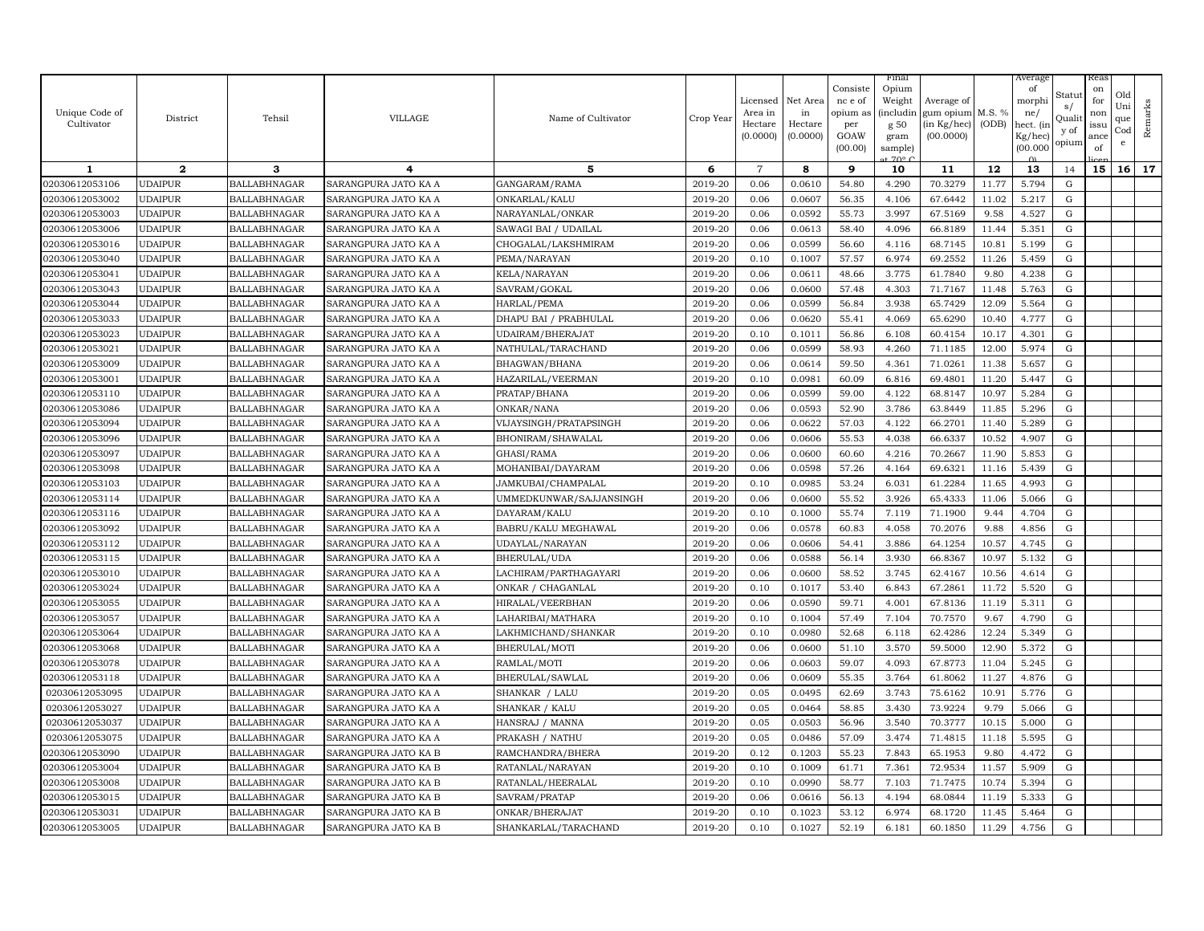| Unique Code of Cultivator | District | Tehsil | VILLAGE | Name of Cultivator | Crop Year | Licensed Area in Hectare (0.0000) | Net Area in Hectare (0.0000) | Consistence of opium as per GOAW (00.00) | Final Opium Weight (including 50 gram sample) at 70° C | Average of gum opium (in Kg/hec) (00.0000) | M.S. % (ODB) | Average of morphine/ hect. (in Kg/hec) (00.0000) | Status/ Quality of opium | Reason for non issuance of licence | Old Unique Code | Remarks |
|---|---|---|---|---|---|---|---|---|---|---|---|---|---|---|---|---|
| 1 | 2 | 3 | 4 | 5 | 6 | 7 | 8 | 9 | 10 | 11 | 12 | 13 | 14 | 15 | 16 | 17 |
| 02030612053106 | UDAIPUR | BALLABHNAGAR | SARANGPURA JATO KA A | GANGARAM/RAMA | 2019-20 | 0.06 | 0.0610 | 54.80 | 4.290 | 70.3279 | 11.77 | 5.794 | G | | | |
| 02030612053002 | UDAIPUR | BALLABHNAGAR | SARANGPURA JATO KA A | ONKARLAL/KALU | 2019-20 | 0.06 | 0.0607 | 56.35 | 4.106 | 67.6442 | 11.02 | 5.217 | G | | | |
| 02030612053003 | UDAIPUR | BALLABHNAGAR | SARANGPURA JATO KA A | NARAYANLAL/ONKAR | 2019-20 | 0.06 | 0.0592 | 55.73 | 3.997 | 67.5169 | 9.58 | 4.527 | G | | | |
| 02030612053006 | UDAIPUR | BALLABHNAGAR | SARANGPURA JATO KA A | SAWAGI BAI / UDAILAL | 2019-20 | 0.06 | 0.0613 | 58.40 | 4.096 | 66.8189 | 11.44 | 5.351 | G | | | |
| 02030612053016 | UDAIPUR | BALLABHNAGAR | SARANGPURA JATO KA A | CHOGALAL/LAKSHMIRAM | 2019-20 | 0.06 | 0.0599 | 56.60 | 4.116 | 68.7145 | 10.81 | 5.199 | G | | | |
| 02030612053040 | UDAIPUR | BALLABHNAGAR | SARANGPURA JATO KA A | PEMA/NARAYAN | 2019-20 | 0.10 | 0.1007 | 57.57 | 6.974 | 69.2552 | 11.26 | 5.459 | G | | | |
| 02030612053041 | UDAIPUR | BALLABHNAGAR | SARANGPURA JATO KA A | KELA/NARAYAN | 2019-20 | 0.06 | 0.0611 | 48.66 | 3.775 | 61.7840 | 9.80 | 4.238 | G | | | |
| 02030612053043 | UDAIPUR | BALLABHNAGAR | SARANGPURA JATO KA A | SAVRAM/GOKAL | 2019-20 | 0.06 | 0.0600 | 57.48 | 4.303 | 71.7167 | 11.48 | 5.763 | G | | | |
| 02030612053044 | UDAIPUR | BALLABHNAGAR | SARANGPURA JATO KA A | HARLAL/PEMA | 2019-20 | 0.06 | 0.0599 | 56.84 | 3.938 | 65.7429 | 12.09 | 5.564 | G | | | |
| 02030612053033 | UDAIPUR | BALLABHNAGAR | SARANGPURA JATO KA A | DHAPU BAI / PRABHULAL | 2019-20 | 0.06 | 0.0620 | 55.41 | 4.069 | 65.6290 | 10.40 | 4.777 | G | | | |
| 02030612053023 | UDAIPUR | BALLABHNAGAR | SARANGPURA JATO KA A | UDAIRAM/BHERAJAT | 2019-20 | 0.10 | 0.1011 | 56.86 | 6.108 | 60.4154 | 10.17 | 4.301 | G | | | |
| 02030612053021 | UDAIPUR | BALLABHNAGAR | SARANGPURA JATO KA A | NATHULAL/TARACHAND | 2019-20 | 0.06 | 0.0599 | 58.93 | 4.260 | 71.1185 | 12.00 | 5.974 | G | | | |
| 02030612053009 | UDAIPUR | BALLABHNAGAR | SARANGPURA JATO KA A | BHAGWAN/BHANA | 2019-20 | 0.06 | 0.0614 | 59.50 | 4.361 | 71.0261 | 11.38 | 5.657 | G | | | |
| 02030612053001 | UDAIPUR | BALLABHNAGAR | SARANGPURA JATO KA A | HAZARILAL/VEERMAN | 2019-20 | 0.10 | 0.0981 | 60.09 | 6.816 | 69.4801 | 11.20 | 5.447 | G | | | |
| 02030612053110 | UDAIPUR | BALLABHNAGAR | SARANGPURA JATO KA A | PRATAP/BHANA | 2019-20 | 0.06 | 0.0599 | 59.00 | 4.122 | 68.8147 | 10.97 | 5.284 | G | | | |
| 02030612053086 | UDAIPUR | BALLABHNAGAR | SARANGPURA JATO KA A | ONKAR/NANA | 2019-20 | 0.06 | 0.0593 | 52.90 | 3.786 | 63.8449 | 11.85 | 5.296 | G | | | |
| 02030612053094 | UDAIPUR | BALLABHNAGAR | SARANGPURA JATO KA A | VIJAYSINGH/PRATAPSINGH | 2019-20 | 0.06 | 0.0622 | 57.03 | 4.122 | 66.2701 | 11.40 | 5.289 | G | | | |
| 02030612053096 | UDAIPUR | BALLABHNAGAR | SARANGPURA JATO KA A | BHONIRAM/SHAWALAL | 2019-20 | 0.06 | 0.0606 | 55.53 | 4.038 | 66.6337 | 10.52 | 4.907 | G | | | |
| 02030612053097 | UDAIPUR | BALLABHNAGAR | SARANGPURA JATO KA A | GHASI/RAMA | 2019-20 | 0.06 | 0.0600 | 60.60 | 4.216 | 70.2667 | 11.90 | 5.853 | G | | | |
| 02030612053098 | UDAIPUR | BALLABHNAGAR | SARANGPURA JATO KA A | MOHANIBAI/DAYARAM | 2019-20 | 0.06 | 0.0598 | 57.26 | 4.164 | 69.6321 | 11.16 | 5.439 | G | | | |
| 02030612053103 | UDAIPUR | BALLABHNAGAR | SARANGPURA JATO KA A | JAMKUBAI/CHAMPALAL | 2019-20 | 0.10 | 0.0985 | 53.24 | 6.031 | 61.2284 | 11.65 | 4.993 | G | | | |
| 02030612053114 | UDAIPUR | BALLABHNAGAR | SARANGPURA JATO KA A | UMMEDKUNWAR/SAJJANSINGH | 2019-20 | 0.06 | 0.0600 | 55.52 | 3.926 | 65.4333 | 11.06 | 5.066 | G | | | |
| 02030612053116 | UDAIPUR | BALLABHNAGAR | SARANGPURA JATO KA A | DAYARAM/KALU | 2019-20 | 0.10 | 0.1000 | 55.74 | 7.119 | 71.1900 | 9.44 | 4.704 | G | | | |
| 02030612053092 | UDAIPUR | BALLABHNAGAR | SARANGPURA JATO KA A | BABRU/KALU MEGHAWAL | 2019-20 | 0.06 | 0.0578 | 60.83 | 4.058 | 70.2076 | 9.88 | 4.856 | G | | | |
| 02030612053112 | UDAIPUR | BALLABHNAGAR | SARANGPURA JATO KA A | UDAYLAL/NARAYAN | 2019-20 | 0.06 | 0.0606 | 54.41 | 3.886 | 64.1254 | 10.57 | 4.745 | G | | | |
| 02030612053115 | UDAIPUR | BALLABHNAGAR | SARANGPURA JATO KA A | BHERULAL/UDA | 2019-20 | 0.06 | 0.0588 | 56.14 | 3.930 | 66.8367 | 10.97 | 5.132 | G | | | |
| 02030612053010 | UDAIPUR | BALLABHNAGAR | SARANGPURA JATO KA A | LACHIRAM/PARTHAGAYARI | 2019-20 | 0.06 | 0.0600 | 58.52 | 3.745 | 62.4167 | 10.56 | 4.614 | G | | | |
| 02030612053024 | UDAIPUR | BALLABHNAGAR | SARANGPURA JATO KA A | ONKAR / CHAGANLAL | 2019-20 | 0.10 | 0.1017 | 53.40 | 6.843 | 67.2861 | 11.72 | 5.520 | G | | | |
| 02030612053055 | UDAIPUR | BALLABHNAGAR | SARANGPURA JATO KA A | HIRALAL/VEERBHAN | 2019-20 | 0.06 | 0.0590 | 59.71 | 4.001 | 67.8136 | 11.19 | 5.311 | G | | | |
| 02030612053057 | UDAIPUR | BALLABHNAGAR | SARANGPURA JATO KA A | LAHARIBAI/MATHARA | 2019-20 | 0.10 | 0.1004 | 57.49 | 7.104 | 70.7570 | 9.67 | 4.790 | G | | | |
| 02030612053064 | UDAIPUR | BALLABHNAGAR | SARANGPURA JATO KA A | LAKHMICHAND/SHANKAR | 2019-20 | 0.10 | 0.0980 | 52.68 | 6.118 | 62.4286 | 12.24 | 5.349 | G | | | |
| 02030612053068 | UDAIPUR | BALLABHNAGAR | SARANGPURA JATO KA A | BHERULAL/MOTI | 2019-20 | 0.06 | 0.0600 | 51.10 | 3.570 | 59.5000 | 12.90 | 5.372 | G | | | |
| 02030612053078 | UDAIPUR | BALLABHNAGAR | SARANGPURA JATO KA A | RAMLAL/MOTI | 2019-20 | 0.06 | 0.0603 | 59.07 | 4.093 | 67.8773 | 11.04 | 5.245 | G | | | |
| 02030612053118 | UDAIPUR | BALLABHNAGAR | SARANGPURA JATO KA A | BHERULAL/SAWLAL | 2019-20 | 0.06 | 0.0609 | 55.35 | 3.764 | 61.8062 | 11.27 | 4.876 | G | | | |
| 02030612053095 | UDAIPUR | BALLABHNAGAR | SARANGPURA JATO KA A | SHANKAR / LALU | 2019-20 | 0.05 | 0.0495 | 62.69 | 3.743 | 75.6162 | 10.91 | 5.776 | G | | | |
| 02030612053027 | UDAIPUR | BALLABHNAGAR | SARANGPURA JATO KA A | SHANKAR / KALU | 2019-20 | 0.05 | 0.0464 | 58.85 | 3.430 | 73.9224 | 9.79 | 5.066 | G | | | |
| 02030612053037 | UDAIPUR | BALLABHNAGAR | SARANGPURA JATO KA A | HANSRAJ / MANNA | 2019-20 | 0.05 | 0.0503 | 56.96 | 3.540 | 70.3777 | 10.15 | 5.000 | G | | | |
| 02030612053075 | UDAIPUR | BALLABHNAGAR | SARANGPURA JATO KA A | PRAKASH / NATHU | 2019-20 | 0.05 | 0.0486 | 57.09 | 3.474 | 71.4815 | 11.18 | 5.595 | G | | | |
| 02030612053090 | UDAIPUR | BALLABHNAGAR | SARANGPURA JATO KA B | RAMCHANDRA/BHERA | 2019-20 | 0.12 | 0.1203 | 55.23 | 7.843 | 65.1953 | 9.80 | 4.472 | G | | | |
| 02030612053004 | UDAIPUR | BALLABHNAGAR | SARANGPURA JATO KA B | RATANLAL/NARAYAN | 2019-20 | 0.10 | 0.1009 | 61.71 | 7.361 | 72.9534 | 11.57 | 5.909 | G | | | |
| 02030612053008 | UDAIPUR | BALLABHNAGAR | SARANGPURA JATO KA B | RATANLAL/HEERALAL | 2019-20 | 0.10 | 0.0990 | 58.77 | 7.103 | 71.7475 | 10.74 | 5.394 | G | | | |
| 02030612053015 | UDAIPUR | BALLABHNAGAR | SARANGPURA JATO KA B | SAVRAM/PRATAP | 2019-20 | 0.06 | 0.0616 | 56.13 | 4.194 | 68.0844 | 11.19 | 5.333 | G | | | |
| 02030612053031 | UDAIPUR | BALLABHNAGAR | SARANGPURA JATO KA B | ONKAR/BHERAJAT | 2019-20 | 0.10 | 0.1023 | 53.12 | 6.974 | 68.1720 | 11.45 | 5.464 | G | | | |
| 02030612053005 | UDAIPUR | BALLABHNAGAR | SARANGPURA JATO KA B | SHANKARLAL/TARACHAND | 2019-20 | 0.10 | 0.1027 | 52.19 | 6.181 | 60.1850 | 11.29 | 4.756 | G | | | |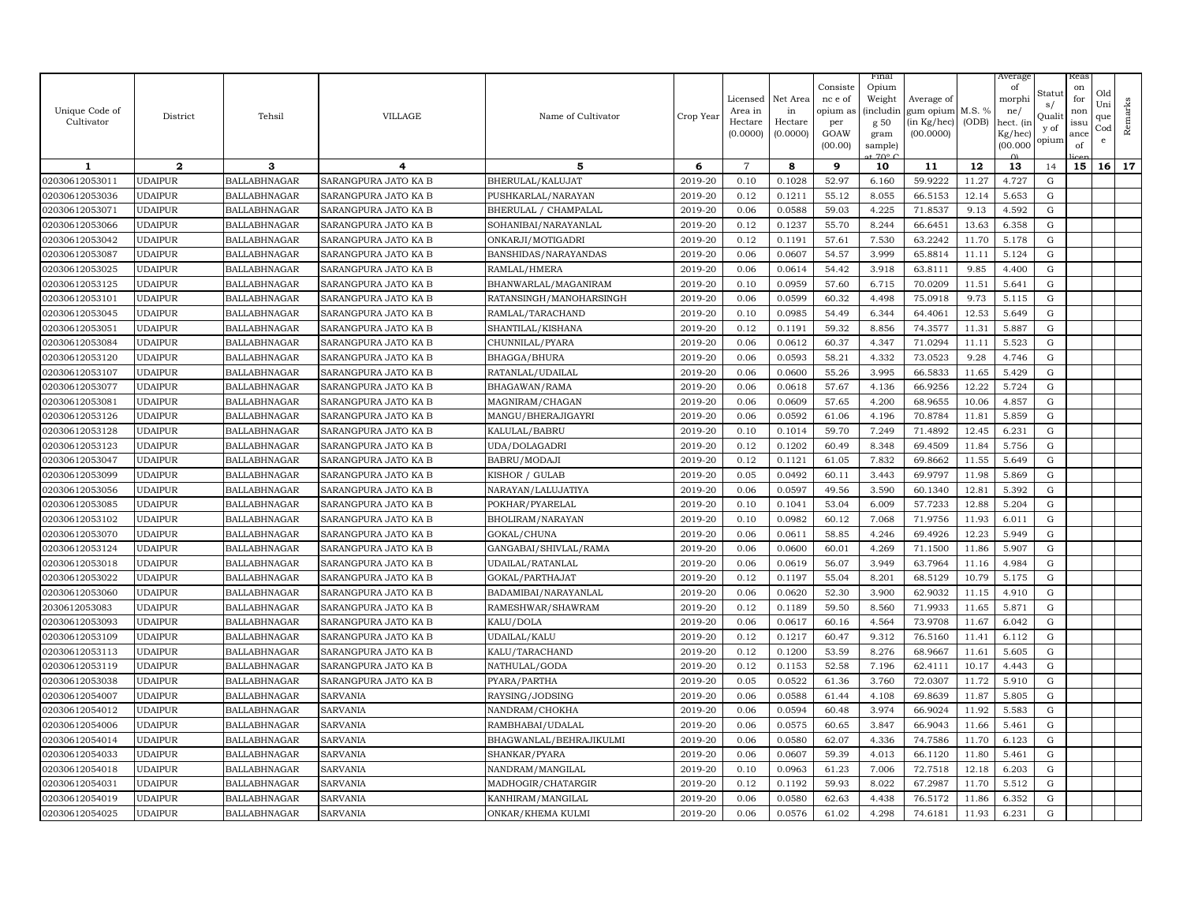| Unique Code of Cultivator | District | Tehsil | VILLAGE | Name of Cultivator | Crop Year | Licensed Area in Hectare (0.0000) | Net Area in Hectare (0.0000) | Consistence of opium as per GOAW (00.00) | Final Opium Weight (including 50 gram sample) at 70° C | Average of gum opium (in Kg/hec) (00.0000) | M.S. % (ODB) | Average of morphine/ hect. (in Kg/hec) (00.0000) | Status/ Quality of opium | Reason for non issuance of licence | Old Unique Code | Remarks |
|---|---|---|---|---|---|---|---|---|---|---|---|---|---|---|---|---|
| 1 | 2 | 3 | 4 | 5 | 6 | 7 | 8 | 9 | 10 | 11 | 12 | 13 | 14 | 15 | 16 | 17 |
| 02030612053011 | UDAIPUR | BALLABHNAGAR | SARANGPURA JATO KA B | BHERULAL/KALUJAT | 2019-20 | 0.10 | 0.1028 | 52.97 | 6.160 | 59.9222 | 11.27 | 4.727 | G | | | |
| 02030612053036 | UDAIPUR | BALLABHNAGAR | SARANGPURA JATO KA B | PUSHKARLAL/NARAYAN | 2019-20 | 0.12 | 0.1211 | 55.12 | 8.055 | 66.5153 | 12.14 | 5.653 | G | | | |
| 02030612053071 | UDAIPUR | BALLABHNAGAR | SARANGPURA JATO KA B | BHERULAL / CHAMPALAL | 2019-20 | 0.06 | 0.0588 | 59.03 | 4.225 | 71.8537 | 9.13 | 4.592 | G | | | |
| 02030612053066 | UDAIPUR | BALLABHNAGAR | SARANGPURA JATO KA B | SOHANIBAI/NARAYANLAL | 2019-20 | 0.12 | 0.1237 | 55.70 | 8.244 | 66.6451 | 13.63 | 6.358 | G | | | |
| 02030612053042 | UDAIPUR | BALLABHNAGAR | SARANGPURA JATO KA B | ONKARJI/MOTIGADRI | 2019-20 | 0.12 | 0.1191 | 57.61 | 7.530 | 63.2242 | 11.70 | 5.178 | G | | | |
| 02030612053087 | UDAIPUR | BALLABHNAGAR | SARANGPURA JATO KA B | BANSHIDAS/NARAYANDAS | 2019-20 | 0.06 | 0.0607 | 54.57 | 3.999 | 65.8814 | 11.11 | 5.124 | G | | | |
| 02030612053025 | UDAIPUR | BALLABHNAGAR | SARANGPURA JATO KA B | RAMLAL/HMERA | 2019-20 | 0.06 | 0.0614 | 54.42 | 3.918 | 63.8111 | 9.85 | 4.400 | G | | | |
| 02030612053125 | UDAIPUR | BALLABHNAGAR | SARANGPURA JATO KA B | BHANWARLAL/MAGANIRAM | 2019-20 | 0.10 | 0.0959 | 57.60 | 6.715 | 70.0209 | 11.51 | 5.641 | G | | | |
| 02030612053101 | UDAIPUR | BALLABHNAGAR | SARANGPURA JATO KA B | RATANSINGH/MANOHARSINGH | 2019-20 | 0.06 | 0.0599 | 60.32 | 4.498 | 75.0918 | 9.73 | 5.115 | G | | | |
| 02030612053045 | UDAIPUR | BALLABHNAGAR | SARANGPURA JATO KA B | RAMLAL/TARACHAND | 2019-20 | 0.10 | 0.0985 | 54.49 | 6.344 | 64.4061 | 12.53 | 5.649 | G | | | |
| 02030612053051 | UDAIPUR | BALLABHNAGAR | SARANGPURA JATO KA B | SHANTILAL/KISHANA | 2019-20 | 0.12 | 0.1191 | 59.32 | 8.856 | 74.3577 | 11.31 | 5.887 | G | | | |
| 02030612053084 | UDAIPUR | BALLABHNAGAR | SARANGPURA JATO KA B | CHUNNILAL/PYARA | 2019-20 | 0.06 | 0.0612 | 60.37 | 4.347 | 71.0294 | 11.11 | 5.523 | G | | | |
| 02030612053120 | UDAIPUR | BALLABHNAGAR | SARANGPURA JATO KA B | BHAGGA/BHURA | 2019-20 | 0.06 | 0.0593 | 58.21 | 4.332 | 73.0523 | 9.28 | 4.746 | G | | | |
| 02030612053107 | UDAIPUR | BALLABHNAGAR | SARANGPURA JATO KA B | RATANLAL/UDAILAL | 2019-20 | 0.06 | 0.0600 | 55.26 | 3.995 | 66.5833 | 11.65 | 5.429 | G | | | |
| 02030612053077 | UDAIPUR | BALLABHNAGAR | SARANGPURA JATO KA B | BHAGAWAN/RAMA | 2019-20 | 0.06 | 0.0618 | 57.67 | 4.136 | 66.9256 | 12.22 | 5.724 | G | | | |
| 02030612053081 | UDAIPUR | BALLABHNAGAR | SARANGPURA JATO KA B | MAGNIRAM/CHAGAN | 2019-20 | 0.06 | 0.0609 | 57.65 | 4.200 | 68.9655 | 10.06 | 4.857 | G | | | |
| 02030612053126 | UDAIPUR | BALLABHNAGAR | SARANGPURA JATO KA B | MANGU/BHERAJIGAYRI | 2019-20 | 0.06 | 0.0592 | 61.06 | 4.196 | 70.8784 | 11.81 | 5.859 | G | | | |
| 02030612053128 | UDAIPUR | BALLABHNAGAR | SARANGPURA JATO KA B | KALULAL/BABRU | 2019-20 | 0.10 | 0.1014 | 59.70 | 7.249 | 71.4892 | 12.45 | 6.231 | G | | | |
| 02030612053123 | UDAIPUR | BALLABHNAGAR | SARANGPURA JATO KA B | UDA/DOLAGADRI | 2019-20 | 0.12 | 0.1202 | 60.49 | 8.348 | 69.4509 | 11.84 | 5.756 | G | | | |
| 02030612053047 | UDAIPUR | BALLABHNAGAR | SARANGPURA JATO KA B | BABRU/MODAJI | 2019-20 | 0.12 | 0.1121 | 61.05 | 7.832 | 69.8662 | 11.55 | 5.649 | G | | | |
| 02030612053099 | UDAIPUR | BALLABHNAGAR | SARANGPURA JATO KA B | KISHOR / GULAB | 2019-20 | 0.05 | 0.0492 | 60.11 | 3.443 | 69.9797 | 11.98 | 5.869 | G | | | |
| 02030612053056 | UDAIPUR | BALLABHNAGAR | SARANGPURA JATO KA B | NARAYAN/LALUJATIYA | 2019-20 | 0.06 | 0.0597 | 49.56 | 3.590 | 60.1340 | 12.81 | 5.392 | G | | | |
| 02030612053085 | UDAIPUR | BALLABHNAGAR | SARANGPURA JATO KA B | POKHAR/PYARELAL | 2019-20 | 0.10 | 0.1041 | 53.04 | 6.009 | 57.7233 | 12.88 | 5.204 | G | | | |
| 02030612053102 | UDAIPUR | BALLABHNAGAR | SARANGPURA JATO KA B | BHOLIRAM/NARAYAN | 2019-20 | 0.10 | 0.0982 | 60.12 | 7.068 | 71.9756 | 11.93 | 6.011 | G | | | |
| 02030612053070 | UDAIPUR | BALLABHNAGAR | SARANGPURA JATO KA B | GOKAL/CHUNA | 2019-20 | 0.06 | 0.0611 | 58.85 | 4.246 | 69.4926 | 12.23 | 5.949 | G | | | |
| 02030612053124 | UDAIPUR | BALLABHNAGAR | SARANGPURA JATO KA B | GANGABAI/SHIVLAL/RAMA | 2019-20 | 0.06 | 0.0600 | 60.01 | 4.269 | 71.1500 | 11.86 | 5.907 | G | | | |
| 02030612053018 | UDAIPUR | BALLABHNAGAR | SARANGPURA JATO KA B | UDAILAL/RATANLAL | 2019-20 | 0.06 | 0.0619 | 56.07 | 3.949 | 63.7964 | 11.16 | 4.984 | G | | | |
| 02030612053022 | UDAIPUR | BALLABHNAGAR | SARANGPURA JATO KA B | GOKAL/PARTHAJAT | 2019-20 | 0.12 | 0.1197 | 55.04 | 8.201 | 68.5129 | 10.79 | 5.175 | G | | | |
| 02030612053060 | UDAIPUR | BALLABHNAGAR | SARANGPURA JATO KA B | BADAMIBAI/NARAYANLAL | 2019-20 | 0.06 | 0.0620 | 52.30 | 3.900 | 62.9032 | 11.15 | 4.910 | G | | | |
| 2030612053083 | UDAIPUR | BALLABHNAGAR | SARANGPURA JATO KA B | RAMESHWAR/SHAWRAM | 2019-20 | 0.12 | 0.1189 | 59.50 | 8.560 | 71.9933 | 11.65 | 5.871 | G | | | |
| 02030612053093 | UDAIPUR | BALLABHNAGAR | SARANGPURA JATO KA B | KALU/DOLA | 2019-20 | 0.06 | 0.0617 | 60.16 | 4.564 | 73.9708 | 11.67 | 6.042 | G | | | |
| 02030612053109 | UDAIPUR | BALLABHNAGAR | SARANGPURA JATO KA B | UDAILAL/KALU | 2019-20 | 0.12 | 0.1217 | 60.47 | 9.312 | 76.5160 | 11.41 | 6.112 | G | | | |
| 02030612053113 | UDAIPUR | BALLABHNAGAR | SARANGPURA JATO KA B | KALU/TARACHAND | 2019-20 | 0.12 | 0.1200 | 53.59 | 8.276 | 68.9667 | 11.61 | 5.605 | G | | | |
| 02030612053119 | UDAIPUR | BALLABHNAGAR | SARANGPURA JATO KA B | NATHULAL/GODA | 2019-20 | 0.12 | 0.1153 | 52.58 | 7.196 | 62.4111 | 10.17 | 4.443 | G | | | |
| 02030612053038 | UDAIPUR | BALLABHNAGAR | SARANGPURA JATO KA B | PYARA/PARTHA | 2019-20 | 0.05 | 0.0522 | 61.36 | 3.760 | 72.0307 | 11.72 | 5.910 | G | | | |
| 02030612054007 | UDAIPUR | BALLABHNAGAR | SARVANIA | RAYSING/JODSING | 2019-20 | 0.06 | 0.0588 | 61.44 | 4.108 | 69.8639 | 11.87 | 5.805 | G | | | |
| 02030612054012 | UDAIPUR | BALLABHNAGAR | SARVANIA | NANDRAM/CHOKHA | 2019-20 | 0.06 | 0.0594 | 60.48 | 3.974 | 66.9024 | 11.92 | 5.583 | G | | | |
| 02030612054006 | UDAIPUR | BALLABHNAGAR | SARVANIA | RAMBHABAI/UDALAL | 2019-20 | 0.06 | 0.0575 | 60.65 | 3.847 | 66.9043 | 11.66 | 5.461 | G | | | |
| 02030612054014 | UDAIPUR | BALLABHNAGAR | SARVANIA | BHAGWANLAL/BEHRAJIKULMI | 2019-20 | 0.06 | 0.0580 | 62.07 | 4.336 | 74.7586 | 11.70 | 6.123 | G | | | |
| 02030612054033 | UDAIPUR | BALLABHNAGAR | SARVANIA | SHANKAR/PYARA | 2019-20 | 0.06 | 0.0607 | 59.39 | 4.013 | 66.1120 | 11.80 | 5.461 | G | | | |
| 02030612054018 | UDAIPUR | BALLABHNAGAR | SARVANIA | NANDRAM/MANGILAL | 2019-20 | 0.10 | 0.0963 | 61.23 | 7.006 | 72.7518 | 12.18 | 6.203 | G | | | |
| 02030612054031 | UDAIPUR | BALLABHNAGAR | SARVANIA | MADHOGIR/CHATARGIR | 2019-20 | 0.12 | 0.1192 | 59.93 | 8.022 | 67.2987 | 11.70 | 5.512 | G | | | |
| 02030612054019 | UDAIPUR | BALLABHNAGAR | SARVANIA | KANHIRAM/MANGILAL | 2019-20 | 0.06 | 0.0580 | 62.63 | 4.438 | 76.5172 | 11.86 | 6.352 | G | | | |
| 02030612054025 | UDAIPUR | BALLABHNAGAR | SARVANIA | ONKAR/KHEMA KULMI | 2019-20 | 0.06 | 0.0576 | 61.02 | 4.298 | 74.6181 | 11.93 | 6.231 | G | | | |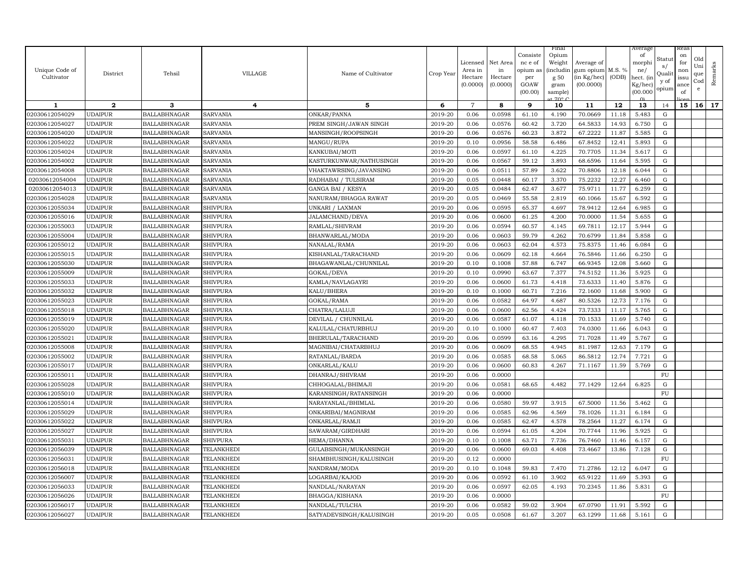| Unique Code of Cultivator | District | Tehsil | VILLAGE | Name of Cultivator | Crop Year | Licensed Area in Hectare (0.0000) | Net Area in Hectare (0.0000) | Consistence of opium as per GOAW (00.00) | Final Opium Weight (including 50 gram sample) at 70° C | Average of gum opium (in Kg/hec) (00.0000) | M.S. % (ODB) | Average of morphine/ hect. (in Kg/hec) (00.000) | Status/ Quality of opium | Reason for non issuance of licence | Old Unique Code | Remarks |
|---|---|---|---|---|---|---|---|---|---|---|---|---|---|---|---|---|
| 1 | 2 | 3 | 4 | 5 | 6 | 7 | 8 | 9 | 10 | 11 | 12 | 13 | 14 | 15 | 16 | 17 |
| 02030612054029 | UDAIPUR | BALLABHNAGAR | SARVANIA | ONKAR/PANNA | 2019-20 | 0.06 | 0.0598 | 61.10 | 4.190 | 70.0669 | 11.18 | 5.483 | G | | | |
| 02030612054027 | UDAIPUR | BALLABHNAGAR | SARVANIA | PREM SINGH/JAWAN SINGH | 2019-20 | 0.06 | 0.0576 | 60.42 | 3.720 | 64.5833 | 14.93 | 6.750 | G | | | |
| 02030612054020 | UDAIPUR | BALLABHNAGAR | SARVANIA | MANSINGH/ROOPSINGH | 2019-20 | 0.06 | 0.0576 | 60.23 | 3.872 | 67.2222 | 11.87 | 5.585 | G | | | |
| 02030612054022 | UDAIPUR | BALLABHNAGAR | SARVANIA | MANGU/RUPA | 2019-20 | 0.10 | 0.0956 | 58.58 | 6.486 | 67.8452 | 12.41 | 5.893 | G | | | |
| 02030612054024 | UDAIPUR | BALLABHNAGAR | SARVANIA | KANKUBAI/MOTI | 2019-20 | 0.06 | 0.0597 | 61.10 | 4.225 | 70.7705 | 11.34 | 5.617 | G | | | |
| 02030612054002 | UDAIPUR | BALLABHNAGAR | SARVANIA | KASTURKUNWAR/NATHUSINGH | 2019-20 | 0.06 | 0.0567 | 59.12 | 3.893 | 68.6596 | 11.64 | 5.595 | G | | | |
| 02030612054008 | UDAIPUR | BALLABHNAGAR | SARVANIA | VHAKTAWRSING/JAVANSING | 2019-20 | 0.06 | 0.0511 | 57.89 | 3.622 | 70.8806 | 12.18 | 6.044 | G | | | |
| 02030612054004 | UDAIPUR | BALLABHNAGAR | SARVANIA | RADHABAI / TULSIRAM | 2019-20 | 0.05 | 0.0448 | 60.17 | 3.370 | 75.2232 | 12.27 | 6.460 | G | | | |
| 02030612054013 | UDAIPUR | BALLABHNAGAR | SARVANIA | GANGA BAI / KESYA | 2019-20 | 0.05 | 0.0484 | 62.47 | 3.677 | 75.9711 | 11.77 | 6.259 | G | | | |
| 02030612054028 | UDAIPUR | BALLABHNAGAR | SARVANIA | NANURAM/BHAGGA RAWAT | 2019-20 | 0.05 | 0.0469 | 55.58 | 2.819 | 60.1066 | 15.67 | 6.592 | G | | | |
| 02030612055034 | UDAIPUR | BALLABHNAGAR | SHIVPURA | UNKARI / LAXMAN | 2019-20 | 0.06 | 0.0595 | 65.37 | 4.697 | 78.9412 | 12.64 | 6.985 | G | | | |
| 02030612055016 | UDAIPUR | BALLABHNAGAR | SHIVPURA | JALAMCHAND/DEVA | 2019-20 | 0.06 | 0.0600 | 61.25 | 4.200 | 70.0000 | 11.54 | 5.655 | G | | | |
| 02030612055003 | UDAIPUR | BALLABHNAGAR | SHIVPURA | RAMLAL/SHIVRAM | 2019-20 | 0.06 | 0.0594 | 60.57 | 4.145 | 69.7811 | 12.17 | 5.944 | G | | | |
| 02030612055004 | UDAIPUR | BALLABHNAGAR | SHIVPURA | BHANWARLAL/MODA | 2019-20 | 0.06 | 0.0603 | 59.79 | 4.262 | 70.6799 | 11.84 | 5.858 | G | | | |
| 02030612055012 | UDAIPUR | BALLABHNAGAR | SHIVPURA | NANALAL/RAMA | 2019-20 | 0.06 | 0.0603 | 62.04 | 4.573 | 75.8375 | 11.46 | 6.084 | G | | | |
| 02030612055015 | UDAIPUR | BALLABHNAGAR | SHIVPURA | KISHANLAL/TARACHAND | 2019-20 | 0.06 | 0.0609 | 62.18 | 4.664 | 76.5846 | 11.66 | 6.250 | G | | | |
| 02030612055030 | UDAIPUR | BALLABHNAGAR | SHIVPURA | BHAGAWANLAL/CHUNNILAL | 2019-20 | 0.10 | 0.1008 | 57.88 | 6.747 | 66.9345 | 12.08 | 5.660 | G | | | |
| 02030612055009 | UDAIPUR | BALLABHNAGAR | SHIVPURA | GOKAL/DEVA | 2019-20 | 0.10 | 0.0990 | 63.67 | 7.377 | 74.5152 | 11.36 | 5.925 | G | | | |
| 02030612055033 | UDAIPUR | BALLABHNAGAR | SHIVPURA | KAMLA/NAVLAGAYRI | 2019-20 | 0.06 | 0.0600 | 61.73 | 4.418 | 73.6333 | 11.40 | 5.876 | G | | | |
| 02030612055032 | UDAIPUR | BALLABHNAGAR | SHIVPURA | KALU/BHERA | 2019-20 | 0.10 | 0.1000 | 60.71 | 7.216 | 72.1600 | 11.68 | 5.900 | G | | | |
| 02030612055023 | UDAIPUR | BALLABHNAGAR | SHIVPURA | GOKAL/RAMA | 2019-20 | 0.06 | 0.0582 | 64.97 | 4.687 | 80.5326 | 12.73 | 7.176 | G | | | |
| 02030612055018 | UDAIPUR | BALLABHNAGAR | SHIVPURA | CHATRA/LALUJI | 2019-20 | 0.06 | 0.0600 | 62.56 | 4.424 | 73.7333 | 11.17 | 5.765 | G | | | |
| 02030612055019 | UDAIPUR | BALLABHNAGAR | SHIVPURA | DEVILAL / CHUNNILAL | 2019-20 | 0.06 | 0.0587 | 61.07 | 4.118 | 70.1533 | 11.69 | 5.740 | G | | | |
| 02030612055020 | UDAIPUR | BALLABHNAGAR | SHIVPURA | KALULAL/CHATURBHUJ | 2019-20 | 0.10 | 0.1000 | 60.47 | 7.403 | 74.0300 | 11.66 | 6.043 | G | | | |
| 02030612055021 | UDAIPUR | BALLABHNAGAR | SHIVPURA | BHERULAL/TARACHAND | 2019-20 | 0.06 | 0.0599 | 63.16 | 4.295 | 71.7028 | 11.49 | 5.767 | G | | | |
| 02030612055008 | UDAIPUR | BALLABHNAGAR | SHIVPURA | MAGNIBAI/CHATARBHUJ | 2019-20 | 0.06 | 0.0609 | 68.55 | 4.945 | 81.1987 | 12.63 | 7.179 | G | | | |
| 02030612055002 | UDAIPUR | BALLABHNAGAR | SHIVPURA | RATANLAL/BARDA | 2019-20 | 0.06 | 0.0585 | 68.58 | 5.065 | 86.5812 | 12.74 | 7.721 | G | | | |
| 02030612055017 | UDAIPUR | BALLABHNAGAR | SHIVPURA | ONKARLAL/KALU | 2019-20 | 0.06 | 0.0600 | 60.83 | 4.267 | 71.1167 | 11.59 | 5.769 | G | | | |
| 02030612055011 | UDAIPUR | BALLABHNAGAR | SHIVPURA | DHANRAJ/SHIVRAM | 2019-20 | 0.06 | 0.0000 | | | | | | FU | | | |
| 02030612055028 | UDAIPUR | BALLABHNAGAR | SHIVPURA | CHHOGALAL/BHIMAJI | 2019-20 | 0.06 | 0.0581 | 68.65 | 4.482 | 77.1429 | 12.64 | 6.825 | G | | | |
| 02030612055010 | UDAIPUR | BALLABHNAGAR | SHIVPURA | KARANSINGH/RATANSINGH | 2019-20 | 0.06 | 0.0000 | | | | | | FU | | | |
| 02030612055014 | UDAIPUR | BALLABHNAGAR | SHIVPURA | NARAYANLAL/BHIMLAL | 2019-20 | 0.06 | 0.0580 | 59.97 | 3.915 | 67.5000 | 11.56 | 5.462 | G | | | |
| 02030612055029 | UDAIPUR | BALLABHNAGAR | SHIVPURA | ONKARIBAI/MAGNIRAM | 2019-20 | 0.06 | 0.0585 | 62.96 | 4.569 | 78.1026 | 11.31 | 6.184 | G | | | |
| 02030612055022 | UDAIPUR | BALLABHNAGAR | SHIVPURA | ONKARLAL/RAMJI | 2019-20 | 0.06 | 0.0585 | 62.47 | 4.578 | 78.2564 | 11.27 | 6.174 | G | | | |
| 02030612055027 | UDAIPUR | BALLABHNAGAR | SHIVPURA | SAWARAM/GIRDHARI | 2019-20 | 0.06 | 0.0594 | 61.05 | 4.204 | 70.7744 | 11.96 | 5.925 | G | | | |
| 02030612055031 | UDAIPUR | BALLABHNAGAR | SHIVPURA | HEMA/DHANNA | 2019-20 | 0.10 | 0.1008 | 63.71 | 7.736 | 76.7460 | 11.46 | 6.157 | G | | | |
| 02030612056039 | UDAIPUR | BALLABHNAGAR | TELANKHEDI | GULABSINGH/MUKANSINGH | 2019-20 | 0.06 | 0.0600 | 69.03 | 4.408 | 73.4667 | 13.86 | 7.128 | G | | | |
| 02030612056031 | UDAIPUR | BALLABHNAGAR | TELANKHEDI | SHAMBHUSINGH/KALUSINGH | 2019-20 | 0.12 | 0.0000 | | | | | | FU | | | |
| 02030612056018 | UDAIPUR | BALLABHNAGAR | TELANKHEDI | NANDRAM/MODA | 2019-20 | 0.10 | 0.1048 | 59.83 | 7.470 | 71.2786 | 12.12 | 6.047 | G | | | |
| 02030612056007 | UDAIPUR | BALLABHNAGAR | TELANKHEDI | LOGARBAI/KAJOD | 2019-20 | 0.06 | 0.0592 | 61.10 | 3.902 | 65.9122 | 11.69 | 5.393 | G | | | |
| 02030612056033 | UDAIPUR | BALLABHNAGAR | TELANKHEDI | NANDLAL/NARAYAN | 2019-20 | 0.06 | 0.0597 | 62.05 | 4.193 | 70.2345 | 11.86 | 5.831 | G | | | |
| 02030612056026 | UDAIPUR | BALLABHNAGAR | TELANKHEDI | BHAGGA/KISHANA | 2019-20 | 0.06 | 0.0000 | | | | | | FU | | | |
| 02030612056017 | UDAIPUR | BALLABHNAGAR | TELANKHEDI | NANDLAL/TULCHA | 2019-20 | 0.06 | 0.0582 | 59.02 | 3.904 | 67.0790 | 11.91 | 5.592 | G | | | |
| 02030612056027 | UDAIPUR | BALLABHNAGAR | TELANKHEDI | SATYADEVSINGH/KALUSINGH | 2019-20 | 0.05 | 0.0508 | 61.67 | 3.207 | 63.1299 | 11.68 | 5.161 | G | | | |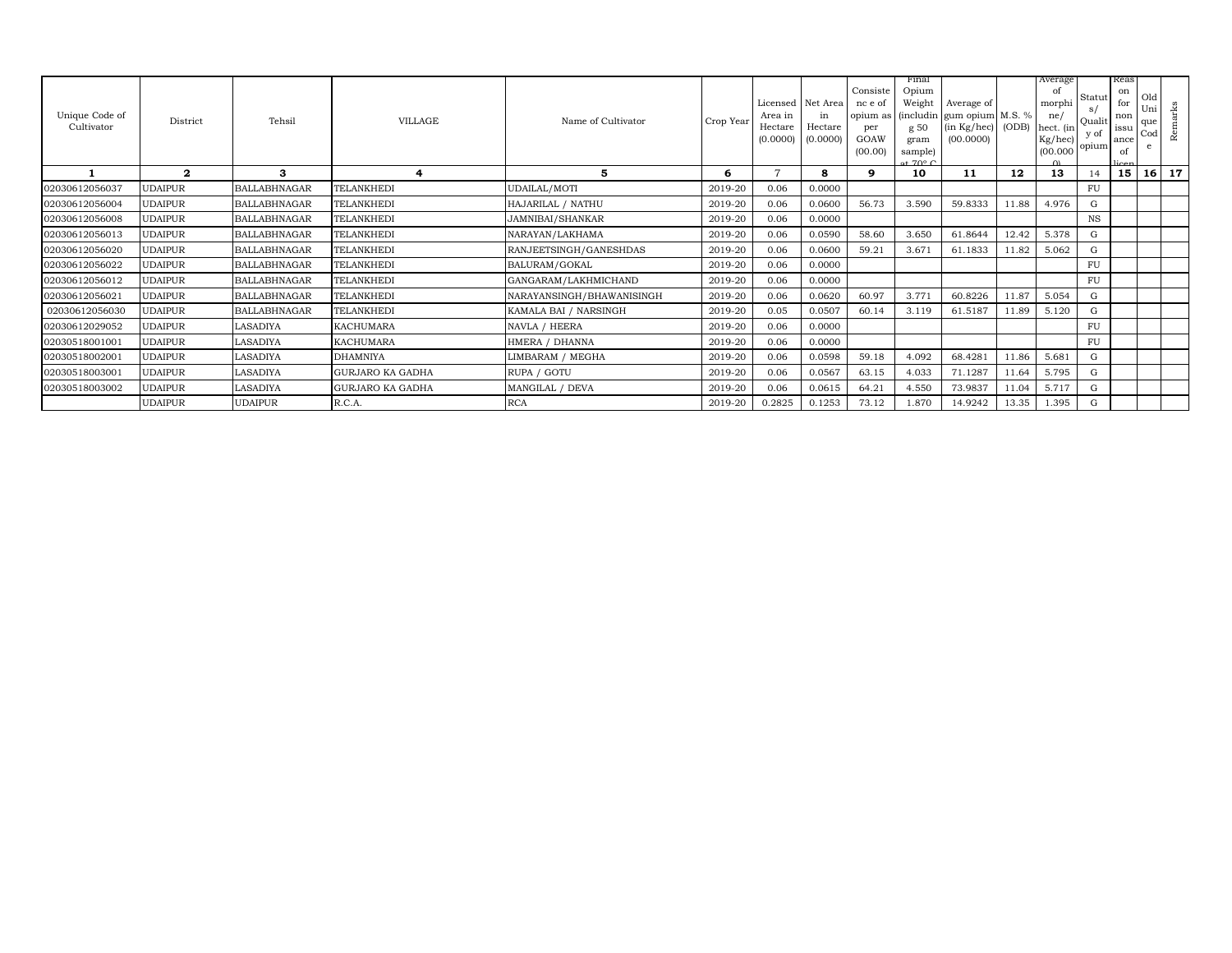| Unique Code of Cultivator | District | Tehsil | VILLAGE | Name of Cultivator | Crop Year | Licensed Area in Hectare (0.0000) | Net Area in Hectare (0.0000) | Consistence of opium as per GOAW (00.00) | Final Opium Weight (including 50 gram sample) at 70° C | Average of gum opium (in Kg/hec) (00.0000) | M.S. % (ODB) | Average of morphine/ hect. (in Kg/hec) (00.0000) | Status/ Quality of opium | Reason for non issuance of licence | Old Unique Code | Remarks |
|---|---|---|---|---|---|---|---|---|---|---|---|---|---|---|---|---|
| **1** | **2** | **3** | **4** | **5** | **6** | 7 | **8** | **9** | **10** | **11** | **12** | **13** | 14 | **15** | **16** | **17** |
| 02030612056037 | UDAIPUR | BALLABHNAGAR | TELANKHEDI | UDAILAL/MOTI | 2019-20 | 0.06 | 0.0000 | | | | | | FU | | | |
| 02030612056004 | UDAIPUR | BALLABHNAGAR | TELANKHEDI | HAJARILAL / NATHU | 2019-20 | 0.06 | 0.0600 | 56.73 | 3.590 | 59.8333 | 11.88 | 4.976 | G | | | |
| 02030612056008 | UDAIPUR | BALLABHNAGAR | TELANKHEDI | JAMNIBAI/SHANKAR | 2019-20 | 0.06 | 0.0000 | | | | | | NS | | | |
| 02030612056013 | UDAIPUR | BALLABHNAGAR | TELANKHEDI | NARAYAN/LAKHAMA | 2019-20 | 0.06 | 0.0590 | 58.60 | 3.650 | 61.8644 | 12.42 | 5.378 | G | | | |
| 02030612056020 | UDAIPUR | BALLABHNAGAR | TELANKHEDI | RANJEETSINGH/GANESHDAS | 2019-20 | 0.06 | 0.0600 | 59.21 | 3.671 | 61.1833 | 11.82 | 5.062 | G | | | |
| 02030612056022 | UDAIPUR | BALLABHNAGAR | TELANKHEDI | BALURAM/GOKAL | 2019-20 | 0.06 | 0.0000 | | | | | | FU | | | |
| 02030612056012 | UDAIPUR | BALLABHNAGAR | TELANKHEDI | GANGARAM/LAKHMICHAND | 2019-20 | 0.06 | 0.0000 | | | | | | FU | | | |
| 02030612056021 | UDAIPUR | BALLABHNAGAR | TELANKHEDI | NARAYANSINGH/BHAWANISINGH | 2019-20 | 0.06 | 0.0620 | 60.97 | 3.771 | 60.8226 | 11.87 | 5.054 | G | | | |
| 02030612056030 | UDAIPUR | BALLABHNAGAR | TELANKHEDI | KAMALA BAI / NARSINGH | 2019-20 | 0.05 | 0.0507 | 60.14 | 3.119 | 61.5187 | 11.89 | 5.120 | G | | | |
| 02030612029052 | UDAIPUR | LASADIYA | KACHUMARA | NAVLA / HEERA | 2019-20 | 0.06 | 0.0000 | | | | | | FU | | | |
| 02030518001001 | UDAIPUR | LASADIYA | KACHUMARA | HMERA / DHANNA | 2019-20 | 0.06 | 0.0000 | | | | | | FU | | | |
| 02030518002001 | UDAIPUR | LASADIYA | DHAMNIYA | LIMBARAM / MEGHA | 2019-20 | 0.06 | 0.0598 | 59.18 | 4.092 | 68.4281 | 11.86 | 5.681 | G | | | |
| 02030518003001 | UDAIPUR | LASADIYA | GURJARO KA GADHA | RUPA / GOTU | 2019-20 | 0.06 | 0.0567 | 63.15 | 4.033 | 71.1287 | 11.64 | 5.795 | G | | | |
| 02030518003002 | UDAIPUR | LASADIYA | GURJARO KA GADHA | MANGILAL / DEVA | 2019-20 | 0.06 | 0.0615 | 64.21 | 4.550 | 73.9837 | 11.04 | 5.717 | G | | | |
| | UDAIPUR | UDAIPUR | R.C.A. | RCA | 2019-20 | 0.2825 | 0.1253 | 73.12 | 1.870 | 14.9242 | 13.35 | 1.395 | G | | | |